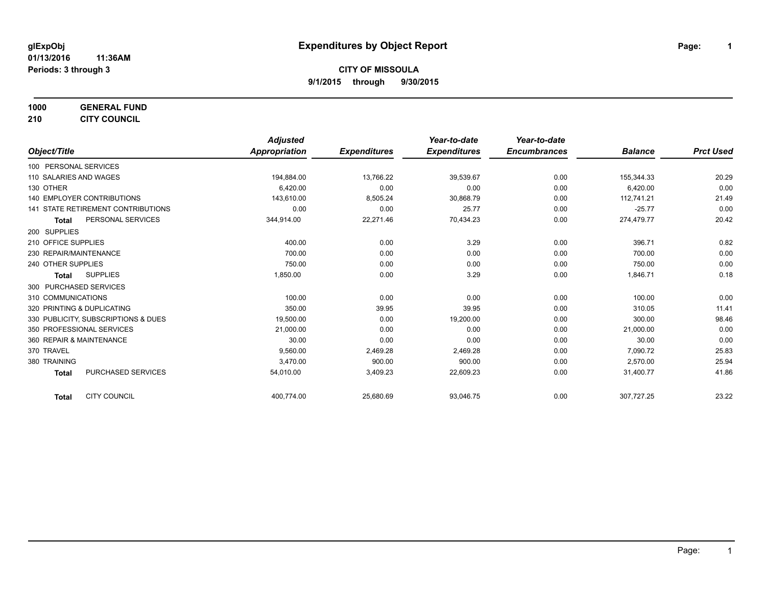**glExpObj**
**01/13/2016 11:36AM**
**Periods: 3 through 3**

# Expenditures by Object Report

**CITY OF MISSOULA**
**9/1/2015 through 9/30/2015**

**1000 GENERAL FUND**
**210 CITY COUNCIL**

| Object/Title | Adjusted Appropriation | Expenditures | Year-to-date Expenditures | Year-to-date Encumbrances | Balance | Prct Used |
|---|---|---|---|---|---|---|
| 100 PERSONAL SERVICES | | | | | | |
| 110 SALARIES AND WAGES | 194,884.00 | 13,766.22 | 39,539.67 | 0.00 | 155,344.33 | 20.29 |
| 130 OTHER | 6,420.00 | 0.00 | 0.00 | 0.00 | 6,420.00 | 0.00 |
| 140 EMPLOYER CONTRIBUTIONS | 143,610.00 | 8,505.24 | 30,868.79 | 0.00 | 112,741.21 | 21.49 |
| 141 STATE RETIREMENT CONTRIBUTIONS | 0.00 | 0.00 | 25.77 | 0.00 | -25.77 | 0.00 |
| **Total** PERSONAL SERVICES | 344,914.00 | 22,271.46 | 70,434.23 | 0.00 | 274,479.77 | 20.42 |
| 200 SUPPLIES | | | | | | |
| 210 OFFICE SUPPLIES | 400.00 | 0.00 | 3.29 | 0.00 | 396.71 | 0.82 |
| 230 REPAIR/MAINTENANCE | 700.00 | 0.00 | 0.00 | 0.00 | 700.00 | 0.00 |
| 240 OTHER SUPPLIES | 750.00 | 0.00 | 0.00 | 0.00 | 750.00 | 0.00 |
| **Total** SUPPLIES | 1,850.00 | 0.00 | 3.29 | 0.00 | 1,846.71 | 0.18 |
| 300 PURCHASED SERVICES | | | | | | |
| 310 COMMUNICATIONS | 100.00 | 0.00 | 0.00 | 0.00 | 100.00 | 0.00 |
| 320 PRINTING & DUPLICATING | 350.00 | 39.95 | 39.95 | 0.00 | 310.05 | 11.41 |
| 330 PUBLICITY, SUBSCRIPTIONS & DUES | 19,500.00 | 0.00 | 19,200.00 | 0.00 | 300.00 | 98.46 |
| 350 PROFESSIONAL SERVICES | 21,000.00 | 0.00 | 0.00 | 0.00 | 21,000.00 | 0.00 |
| 360 REPAIR & MAINTENANCE | 30.00 | 0.00 | 0.00 | 0.00 | 30.00 | 0.00 |
| 370 TRAVEL | 9,560.00 | 2,469.28 | 2,469.28 | 0.00 | 7,090.72 | 25.83 |
| 380 TRAINING | 3,470.00 | 900.00 | 900.00 | 0.00 | 2,570.00 | 25.94 |
| **Total** PURCHASED SERVICES | 54,010.00 | 3,409.23 | 22,609.23 | 0.00 | 31,400.77 | 41.86 |
| **Total** CITY COUNCIL | 400,774.00 | 25,680.69 | 93,046.75 | 0.00 | 307,727.25 | 23.22 |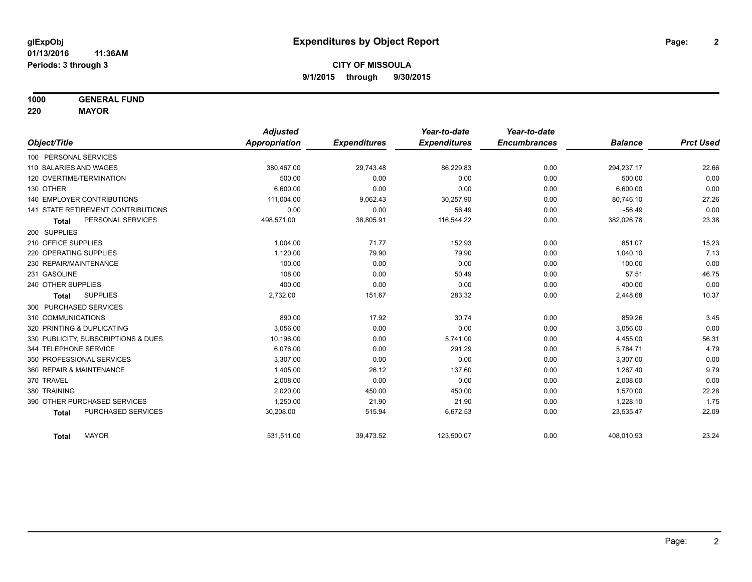glExpObj
01/13/2016 11:36AM
Periods: 3 through 3

# Expenditures by Object Report

**CITY OF MISSOULA**

**9/1/2015 through 9/30/2015**

**1000 GENERAL FUND**
**220 MAYOR**

| Object/Title | Adjusted Appropriation | Expenditures | Year-to-date Expenditures | Year-to-date Encumbrances | Balance | Prct Used |
|---|---|---|---|---|---|---|
| 100 PERSONAL SERVICES | | | | | | |
| 110 SALARIES AND WAGES | 380,467.00 | 29,743.48 | 86,229.83 | 0.00 | 294,237.17 | 22.66 |
| 120 OVERTIME/TERMINATION | 500.00 | 0.00 | 0.00 | 0.00 | 500.00 | 0.00 |
| 130 OTHER | 6,600.00 | 0.00 | 0.00 | 0.00 | 6,600.00 | 0.00 |
| 140 EMPLOYER CONTRIBUTIONS | 111,004.00 | 9,062.43 | 30,257.90 | 0.00 | 80,746.10 | 27.26 |
| 141 STATE RETIREMENT CONTRIBUTIONS | 0.00 | 0.00 | 56.49 | 0.00 | -56.49 | 0.00 |
| **Total** PERSONAL SERVICES | 498,571.00 | 38,805.91 | 116,544.22 | 0.00 | 382,026.78 | 23.38 |
| 200 SUPPLIES | | | | | | |
| 210 OFFICE SUPPLIES | 1,004.00 | 71.77 | 152.93 | 0.00 | 851.07 | 15.23 |
| 220 OPERATING SUPPLIES | 1,120.00 | 79.90 | 79.90 | 0.00 | 1,040.10 | 7.13 |
| 230 REPAIR/MAINTENANCE | 100.00 | 0.00 | 0.00 | 0.00 | 100.00 | 0.00 |
| 231 GASOLINE | 108.00 | 0.00 | 50.49 | 0.00 | 57.51 | 46.75 |
| 240 OTHER SUPPLIES | 400.00 | 0.00 | 0.00 | 0.00 | 400.00 | 0.00 |
| **Total** SUPPLIES | 2,732.00 | 151.67 | 283.32 | 0.00 | 2,448.68 | 10.37 |
| 300 PURCHASED SERVICES | | | | | | |
| 310 COMMUNICATIONS | 890.00 | 17.92 | 30.74 | 0.00 | 859.26 | 3.45 |
| 320 PRINTING & DUPLICATING | 3,056.00 | 0.00 | 0.00 | 0.00 | 3,056.00 | 0.00 |
| 330 PUBLICITY, SUBSCRIPTIONS & DUES | 10,196.00 | 0.00 | 5,741.00 | 0.00 | 4,455.00 | 56.31 |
| 344 TELEPHONE SERVICE | 6,076.00 | 0.00 | 291.29 | 0.00 | 5,784.71 | 4.79 |
| 350 PROFESSIONAL SERVICES | 3,307.00 | 0.00 | 0.00 | 0.00 | 3,307.00 | 0.00 |
| 360 REPAIR & MAINTENANCE | 1,405.00 | 26.12 | 137.60 | 0.00 | 1,267.40 | 9.79 |
| 370 TRAVEL | 2,008.00 | 0.00 | 0.00 | 0.00 | 2,008.00 | 0.00 |
| 380 TRAINING | 2,020.00 | 450.00 | 450.00 | 0.00 | 1,570.00 | 22.28 |
| 390 OTHER PURCHASED SERVICES | 1,250.00 | 21.90 | 21.90 | 0.00 | 1,228.10 | 1.75 |
| **Total** PURCHASED SERVICES | 30,208.00 | 515.94 | 6,672.53 | 0.00 | 23,535.47 | 22.09 |
| **Total** MAYOR | 531,511.00 | 39,473.52 | 123,500.07 | 0.00 | 408,010.93 | 23.24 |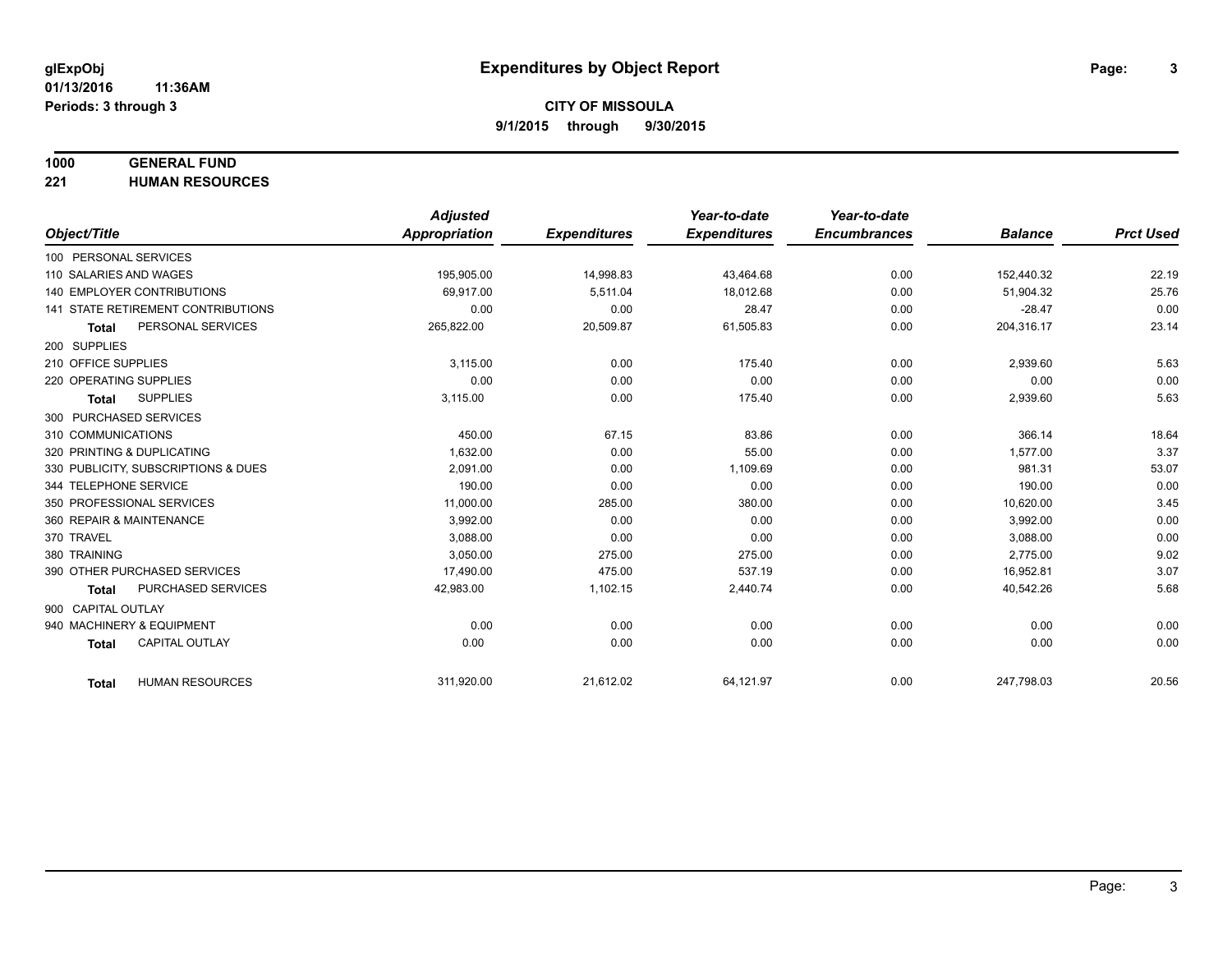**glExpObj** **Expenditures by Object Report**

**01/13/2016 11:36AM**

**Periods: 3 through 3**

**CITY OF MISSOULA**

**9/1/2015 through 9/30/2015**

**1000 GENERAL FUND**

**221 HUMAN RESOURCES**

| Object/Title | Adjusted Appropriation | Expenditures | Year-to-date Expenditures | Year-to-date Encumbrances | Balance | Prct Used |
|---|---|---|---|---|---|---|
| 100 PERSONAL SERVICES | | | | | | |
| 110 SALARIES AND WAGES | 195,905.00 | 14,998.83 | 43,464.68 | 0.00 | 152,440.32 | 22.19 |
| 140 EMPLOYER CONTRIBUTIONS | 69,917.00 | 5,511.04 | 18,012.68 | 0.00 | 51,904.32 | 25.76 |
| 141 STATE RETIREMENT CONTRIBUTIONS | 0.00 | 0.00 | 28.47 | 0.00 | -28.47 | 0.00 |
| **Total** PERSONAL SERVICES | 265,822.00 | 20,509.87 | 61,505.83 | 0.00 | 204,316.17 | 23.14 |
| 200 SUPPLIES | | | | | | |
| 210 OFFICE SUPPLIES | 3,115.00 | 0.00 | 175.40 | 0.00 | 2,939.60 | 5.63 |
| 220 OPERATING SUPPLIES | 0.00 | 0.00 | 0.00 | 0.00 | 0.00 | 0.00 |
| **Total** SUPPLIES | 3,115.00 | 0.00 | 175.40 | 0.00 | 2,939.60 | 5.63 |
| 300 PURCHASED SERVICES | | | | | | |
| 310 COMMUNICATIONS | 450.00 | 67.15 | 83.86 | 0.00 | 366.14 | 18.64 |
| 320 PRINTING & DUPLICATING | 1,632.00 | 0.00 | 55.00 | 0.00 | 1,577.00 | 3.37 |
| 330 PUBLICITY, SUBSCRIPTIONS & DUES | 2,091.00 | 0.00 | 1,109.69 | 0.00 | 981.31 | 53.07 |
| 344 TELEPHONE SERVICE | 190.00 | 0.00 | 0.00 | 0.00 | 190.00 | 0.00 |
| 350 PROFESSIONAL SERVICES | 11,000.00 | 285.00 | 380.00 | 0.00 | 10,620.00 | 3.45 |
| 360 REPAIR & MAINTENANCE | 3,992.00 | 0.00 | 0.00 | 0.00 | 3,992.00 | 0.00 |
| 370 TRAVEL | 3,088.00 | 0.00 | 0.00 | 0.00 | 3,088.00 | 0.00 |
| 380 TRAINING | 3,050.00 | 275.00 | 275.00 | 0.00 | 2,775.00 | 9.02 |
| 390 OTHER PURCHASED SERVICES | 17,490.00 | 475.00 | 537.19 | 0.00 | 16,952.81 | 3.07 |
| **Total** PURCHASED SERVICES | 42,983.00 | 1,102.15 | 2,440.74 | 0.00 | 40,542.26 | 5.68 |
| 900 CAPITAL OUTLAY | | | | | | |
| 940 MACHINERY & EQUIPMENT | 0.00 | 0.00 | 0.00 | 0.00 | 0.00 | 0.00 |
| **Total** CAPITAL OUTLAY | 0.00 | 0.00 | 0.00 | 0.00 | 0.00 | 0.00 |
| **Total** HUMAN RESOURCES | 311,920.00 | 21,612.02 | 64,121.97 | 0.00 | 247,798.03 | 20.56 |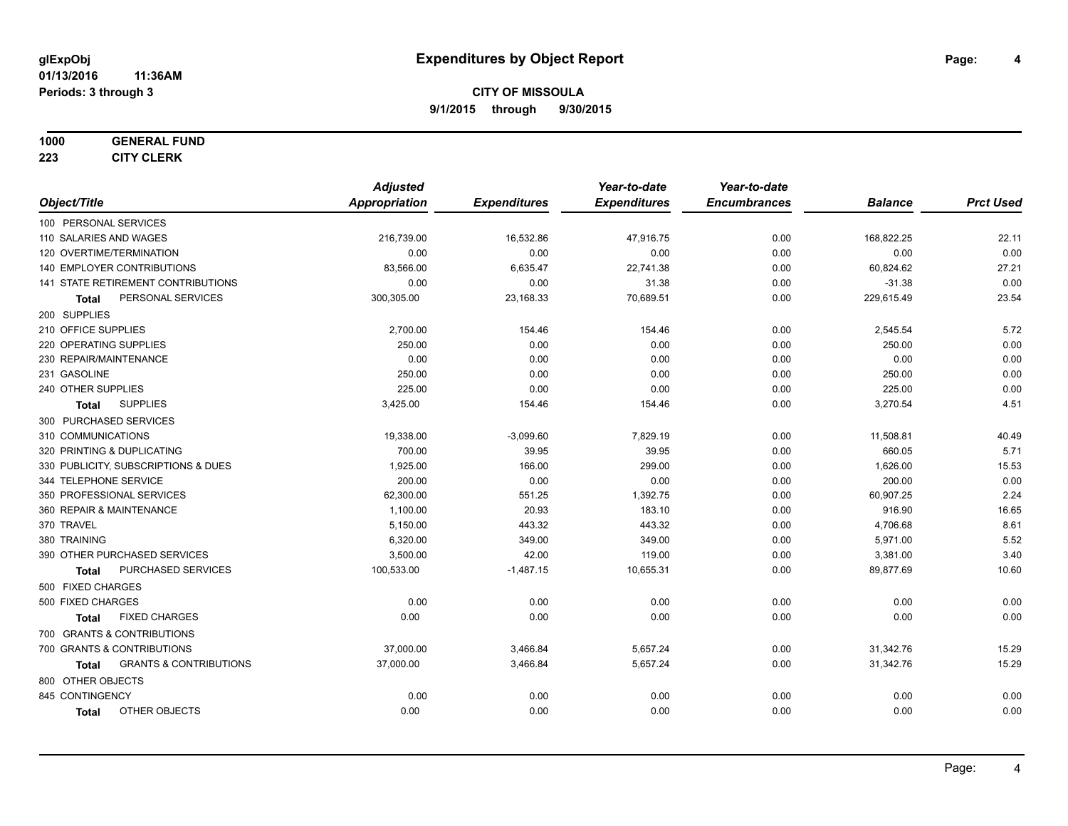**glExpObj** 
**01/13/2016 11:36AM** 
**Periods: 3 through 3**

# Expenditures by Object Report

**CITY OF MISSOULA** 
**9/1/2015 through 9/30/2015**

**1000 GENERAL FUND** 
**223 CITY CLERK**

| Object/Title | Adjusted Appropriation | Expenditures | Year-to-date Expenditures | Year-to-date Encumbrances | Balance | Prct Used |
|---|---|---|---|---|---|---|
| 100 PERSONAL SERVICES | | | | | | |
| 110 SALARIES AND WAGES | 216,739.00 | 16,532.86 | 47,916.75 | 0.00 | 168,822.25 | 22.11 |
| 120 OVERTIME/TERMINATION | 0.00 | 0.00 | 0.00 | 0.00 | 0.00 | 0.00 |
| 140 EMPLOYER CONTRIBUTIONS | 83,566.00 | 6,635.47 | 22,741.38 | 0.00 | 60,824.62 | 27.21 |
| 141 STATE RETIREMENT CONTRIBUTIONS | 0.00 | 0.00 | 31.38 | 0.00 | -31.38 | 0.00 |
| **Total** PERSONAL SERVICES | 300,305.00 | 23,168.33 | 70,689.51 | 0.00 | 229,615.49 | 23.54 |
| 200 SUPPLIES | | | | | | |
| 210 OFFICE SUPPLIES | 2,700.00 | 154.46 | 154.46 | 0.00 | 2,545.54 | 5.72 |
| 220 OPERATING SUPPLIES | 250.00 | 0.00 | 0.00 | 0.00 | 250.00 | 0.00 |
| 230 REPAIR/MAINTENANCE | 0.00 | 0.00 | 0.00 | 0.00 | 0.00 | 0.00 |
| 231 GASOLINE | 250.00 | 0.00 | 0.00 | 0.00 | 250.00 | 0.00 |
| 240 OTHER SUPPLIES | 225.00 | 0.00 | 0.00 | 0.00 | 225.00 | 0.00 |
| **Total** SUPPLIES | 3,425.00 | 154.46 | 154.46 | 0.00 | 3,270.54 | 4.51 |
| 300 PURCHASED SERVICES | | | | | | |
| 310 COMMUNICATIONS | 19,338.00 | -3,099.60 | 7,829.19 | 0.00 | 11,508.81 | 40.49 |
| 320 PRINTING & DUPLICATING | 700.00 | 39.95 | 39.95 | 0.00 | 660.05 | 5.71 |
| 330 PUBLICITY, SUBSCRIPTIONS & DUES | 1,925.00 | 166.00 | 299.00 | 0.00 | 1,626.00 | 15.53 |
| 344 TELEPHONE SERVICE | 200.00 | 0.00 | 0.00 | 0.00 | 200.00 | 0.00 |
| 350 PROFESSIONAL SERVICES | 62,300.00 | 551.25 | 1,392.75 | 0.00 | 60,907.25 | 2.24 |
| 360 REPAIR & MAINTENANCE | 1,100.00 | 20.93 | 183.10 | 0.00 | 916.90 | 16.65 |
| 370 TRAVEL | 5,150.00 | 443.32 | 443.32 | 0.00 | 4,706.68 | 8.61 |
| 380 TRAINING | 6,320.00 | 349.00 | 349.00 | 0.00 | 5,971.00 | 5.52 |
| 390 OTHER PURCHASED SERVICES | 3,500.00 | 42.00 | 119.00 | 0.00 | 3,381.00 | 3.40 |
| **Total** PURCHASED SERVICES | 100,533.00 | -1,487.15 | 10,655.31 | 0.00 | 89,877.69 | 10.60 |
| 500 FIXED CHARGES | | | | | | |
| 500 FIXED CHARGES | 0.00 | 0.00 | 0.00 | 0.00 | 0.00 | 0.00 |
| **Total** FIXED CHARGES | 0.00 | 0.00 | 0.00 | 0.00 | 0.00 | 0.00 |
| 700 GRANTS & CONTRIBUTIONS | | | | | | |
| 700 GRANTS & CONTRIBUTIONS | 37,000.00 | 3,466.84 | 5,657.24 | 0.00 | 31,342.76 | 15.29 |
| **Total** GRANTS & CONTRIBUTIONS | 37,000.00 | 3,466.84 | 5,657.24 | 0.00 | 31,342.76 | 15.29 |
| 800 OTHER OBJECTS | | | | | | |
| 845 CONTINGENCY | 0.00 | 0.00 | 0.00 | 0.00 | 0.00 | 0.00 |
| **Total** OTHER OBJECTS | 0.00 | 0.00 | 0.00 | 0.00 | 0.00 | 0.00 |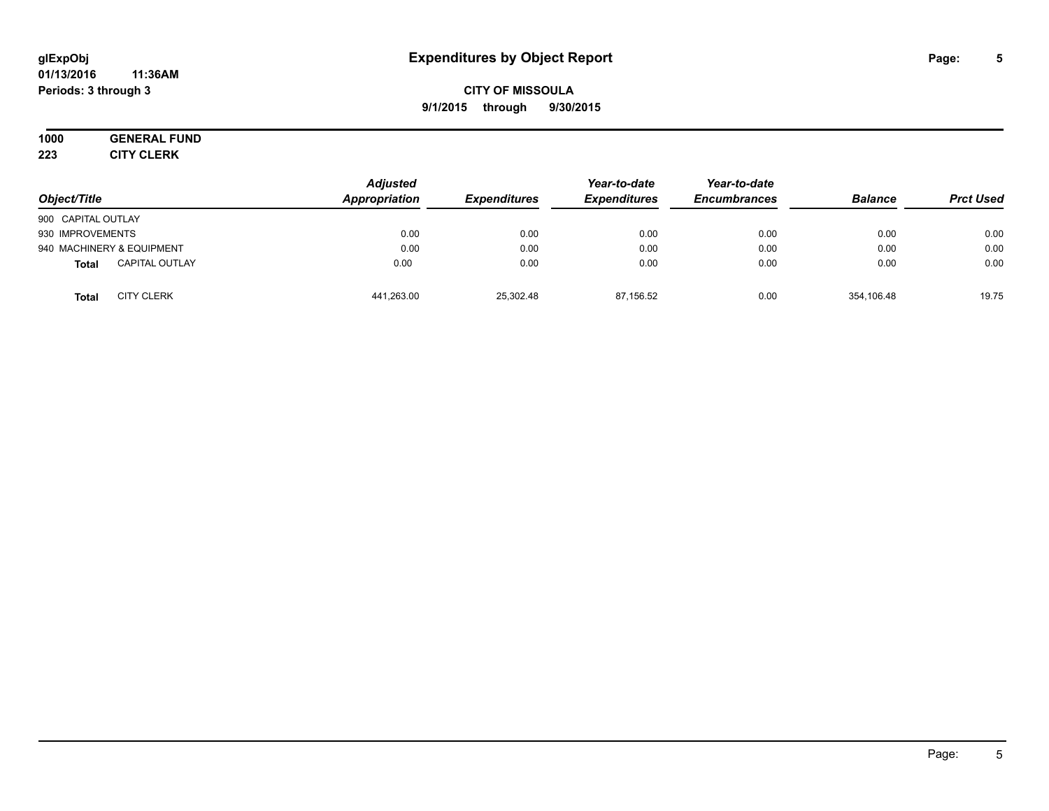# Expenditures by Object Report

glExpObj
01/13/2016 11:36AM
Periods: 3 through 3

**CITY OF MISSOULA**
**9/1/2015 through 9/30/2015**

**1000 GENERAL FUND**
**223 CITY CLERK**

| Object/Title | | Adjusted Appropriation | Expenditures | Year-to-date Expenditures | Year-to-date Encumbrances | Balance | Prct Used |
|---|---|---|---|---|---|---|---|
| 900 CAPITAL OUTLAY | | | | | | | |
| 930 IMPROVEMENTS | | 0.00 | 0.00 | 0.00 | 0.00 | 0.00 | 0.00 |
| 940 MACHINERY & EQUIPMENT | | 0.00 | 0.00 | 0.00 | 0.00 | 0.00 | 0.00 |
| **Total** | CAPITAL OUTLAY | 0.00 | 0.00 | 0.00 | 0.00 | 0.00 | 0.00 |
| **Total** | CITY CLERK | 441,263.00 | 25,302.48 | 87,156.52 | 0.00 | 354,106.48 | 19.75 |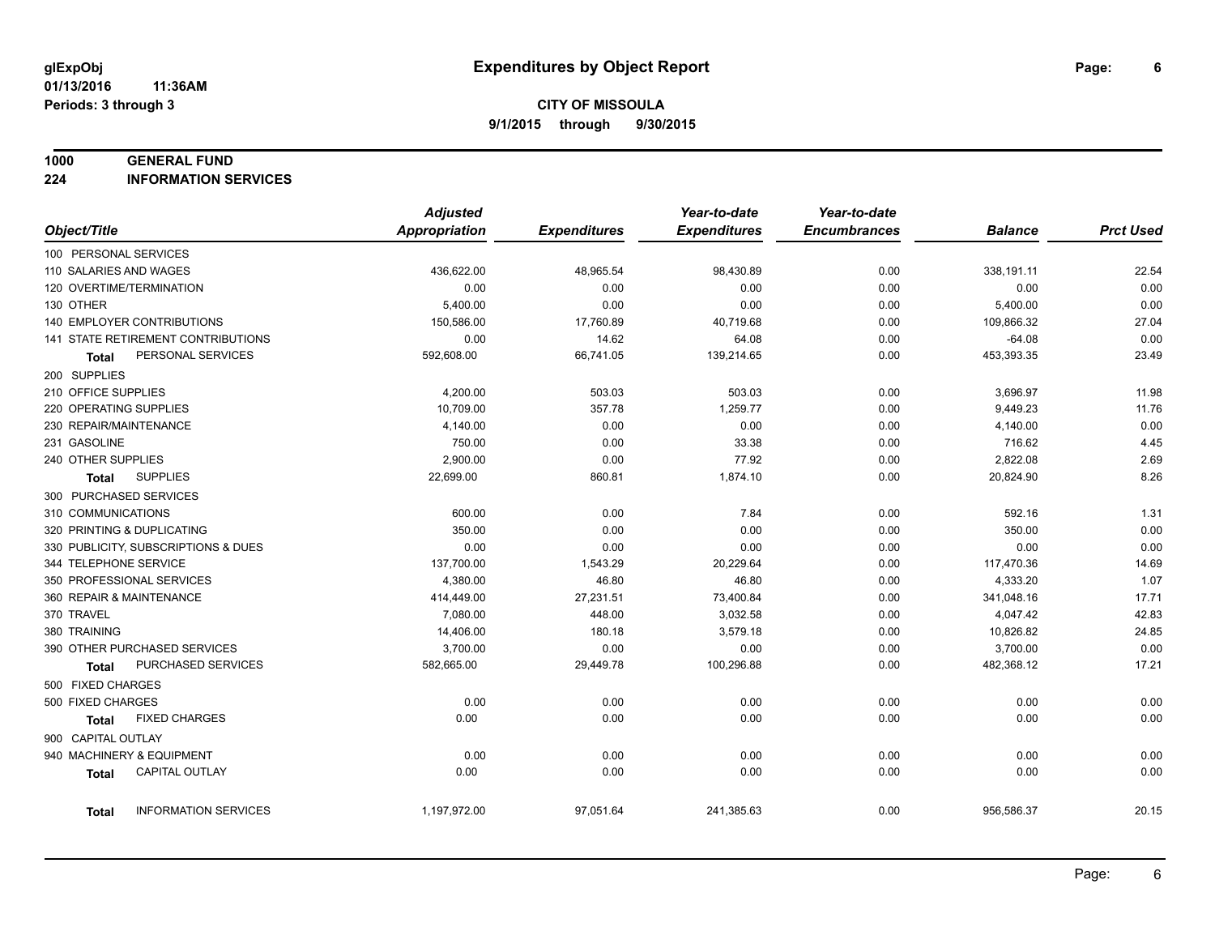# Expenditures by Object Report

glExpObj
01/13/2016 11:36AM
Periods: 3 through 3

**CITY OF MISSOULA**
**9/1/2015 through 9/30/2015**

## 1000 GENERAL FUND
## 224 INFORMATION SERVICES

| Object/Title | Adjusted Appropriation | Expenditures | Year-to-date Expenditures | Year-to-date Encumbrances | Balance | Prct Used |
|---|---|---|---|---|---|---|
| 100 PERSONAL SERVICES | | | | | | |
| 110 SALARIES AND WAGES | 436,622.00 | 48,965.54 | 98,430.89 | 0.00 | 338,191.11 | 22.54 |
| 120 OVERTIME/TERMINATION | 0.00 | 0.00 | 0.00 | 0.00 | 0.00 | 0.00 |
| 130 OTHER | 5,400.00 | 0.00 | 0.00 | 0.00 | 5,400.00 | 0.00 |
| 140 EMPLOYER CONTRIBUTIONS | 150,586.00 | 17,760.89 | 40,719.68 | 0.00 | 109,866.32 | 27.04 |
| 141 STATE RETIREMENT CONTRIBUTIONS | 0.00 | 14.62 | 64.08 | 0.00 | -64.08 | 0.00 |
| **Total** PERSONAL SERVICES | 592,608.00 | 66,741.05 | 139,214.65 | 0.00 | 453,393.35 | 23.49 |
| 200 SUPPLIES | | | | | | |
| 210 OFFICE SUPPLIES | 4,200.00 | 503.03 | 503.03 | 0.00 | 3,696.97 | 11.98 |
| 220 OPERATING SUPPLIES | 10,709.00 | 357.78 | 1,259.77 | 0.00 | 9,449.23 | 11.76 |
| 230 REPAIR/MAINTENANCE | 4,140.00 | 0.00 | 0.00 | 0.00 | 4,140.00 | 0.00 |
| 231 GASOLINE | 750.00 | 0.00 | 33.38 | 0.00 | 716.62 | 4.45 |
| 240 OTHER SUPPLIES | 2,900.00 | 0.00 | 77.92 | 0.00 | 2,822.08 | 2.69 |
| **Total** SUPPLIES | 22,699.00 | 860.81 | 1,874.10 | 0.00 | 20,824.90 | 8.26 |
| 300 PURCHASED SERVICES | | | | | | |
| 310 COMMUNICATIONS | 600.00 | 0.00 | 7.84 | 0.00 | 592.16 | 1.31 |
| 320 PRINTING & DUPLICATING | 350.00 | 0.00 | 0.00 | 0.00 | 350.00 | 0.00 |
| 330 PUBLICITY, SUBSCRIPTIONS & DUES | 0.00 | 0.00 | 0.00 | 0.00 | 0.00 | 0.00 |
| 344 TELEPHONE SERVICE | 137,700.00 | 1,543.29 | 20,229.64 | 0.00 | 117,470.36 | 14.69 |
| 350 PROFESSIONAL SERVICES | 4,380.00 | 46.80 | 46.80 | 0.00 | 4,333.20 | 1.07 |
| 360 REPAIR & MAINTENANCE | 414,449.00 | 27,231.51 | 73,400.84 | 0.00 | 341,048.16 | 17.71 |
| 370 TRAVEL | 7,080.00 | 448.00 | 3,032.58 | 0.00 | 4,047.42 | 42.83 |
| 380 TRAINING | 14,406.00 | 180.18 | 3,579.18 | 0.00 | 10,826.82 | 24.85 |
| 390 OTHER PURCHASED SERVICES | 3,700.00 | 0.00 | 0.00 | 0.00 | 3,700.00 | 0.00 |
| **Total** PURCHASED SERVICES | 582,665.00 | 29,449.78 | 100,296.88 | 0.00 | 482,368.12 | 17.21 |
| 500 FIXED CHARGES | | | | | | |
| 500 FIXED CHARGES | 0.00 | 0.00 | 0.00 | 0.00 | 0.00 | 0.00 |
| **Total** FIXED CHARGES | 0.00 | 0.00 | 0.00 | 0.00 | 0.00 | 0.00 |
| 900 CAPITAL OUTLAY | | | | | | |
| 940 MACHINERY & EQUIPMENT | 0.00 | 0.00 | 0.00 | 0.00 | 0.00 | 0.00 |
| **Total** CAPITAL OUTLAY | 0.00 | 0.00 | 0.00 | 0.00 | 0.00 | 0.00 |
| **Total** INFORMATION SERVICES | 1,197,972.00 | 97,051.64 | 241,385.63 | 0.00 | 956,586.37 | 20.15 |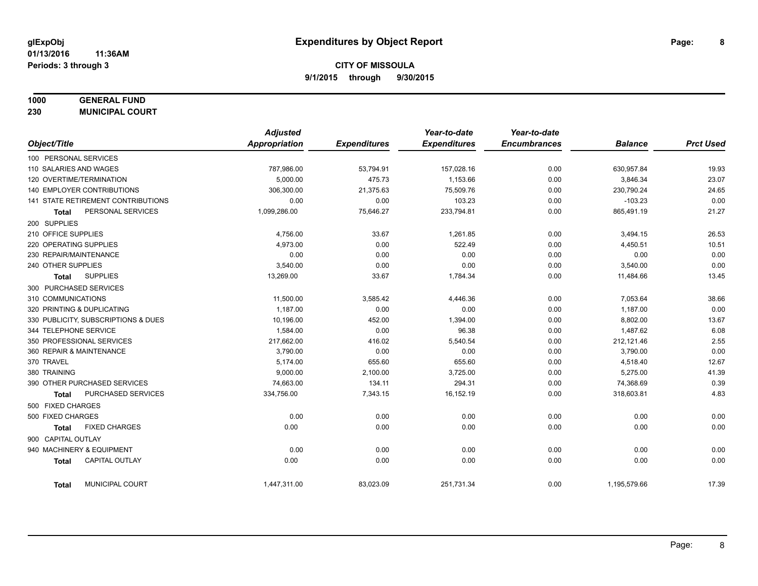glExpObj
01/13/2016 11:36AM
Periods: 3 through 3

# Expenditures by Object Report

**CITY OF MISSOULA**
**9/1/2015 through 9/30/2015**

**1000 GENERAL FUND**
**230 MUNICIPAL COURT**

| Object/Title | Adjusted Appropriation | Expenditures | Year-to-date Expenditures | Year-to-date Encumbrances | Balance | Prct Used |
|---|---|---|---|---|---|---|
| 100 PERSONAL SERVICES | | | | | | |
| 110 SALARIES AND WAGES | 787,986.00 | 53,794.91 | 157,028.16 | 0.00 | 630,957.84 | 19.93 |
| 120 OVERTIME/TERMINATION | 5,000.00 | 475.73 | 1,153.66 | 0.00 | 3,846.34 | 23.07 |
| 140 EMPLOYER CONTRIBUTIONS | 306,300.00 | 21,375.63 | 75,509.76 | 0.00 | 230,790.24 | 24.65 |
| 141 STATE RETIREMENT CONTRIBUTIONS | 0.00 | 0.00 | 103.23 | 0.00 | -103.23 | 0.00 |
| **Total** PERSONAL SERVICES | 1,099,286.00 | 75,646.27 | 233,794.81 | 0.00 | 865,491.19 | 21.27 |
| 200 SUPPLIES | | | | | | |
| 210 OFFICE SUPPLIES | 4,756.00 | 33.67 | 1,261.85 | 0.00 | 3,494.15 | 26.53 |
| 220 OPERATING SUPPLIES | 4,973.00 | 0.00 | 522.49 | 0.00 | 4,450.51 | 10.51 |
| 230 REPAIR/MAINTENANCE | 0.00 | 0.00 | 0.00 | 0.00 | 0.00 | 0.00 |
| 240 OTHER SUPPLIES | 3,540.00 | 0.00 | 0.00 | 0.00 | 3,540.00 | 0.00 |
| **Total** SUPPLIES | 13,269.00 | 33.67 | 1,784.34 | 0.00 | 11,484.66 | 13.45 |
| 300 PURCHASED SERVICES | | | | | | |
| 310 COMMUNICATIONS | 11,500.00 | 3,585.42 | 4,446.36 | 0.00 | 7,053.64 | 38.66 |
| 320 PRINTING & DUPLICATING | 1,187.00 | 0.00 | 0.00 | 0.00 | 1,187.00 | 0.00 |
| 330 PUBLICITY, SUBSCRIPTIONS & DUES | 10,196.00 | 452.00 | 1,394.00 | 0.00 | 8,802.00 | 13.67 |
| 344 TELEPHONE SERVICE | 1,584.00 | 0.00 | 96.38 | 0.00 | 1,487.62 | 6.08 |
| 350 PROFESSIONAL SERVICES | 217,662.00 | 416.02 | 5,540.54 | 0.00 | 212,121.46 | 2.55 |
| 360 REPAIR & MAINTENANCE | 3,790.00 | 0.00 | 0.00 | 0.00 | 3,790.00 | 0.00 |
| 370 TRAVEL | 5,174.00 | 655.60 | 655.60 | 0.00 | 4,518.40 | 12.67 |
| 380 TRAINING | 9,000.00 | 2,100.00 | 3,725.00 | 0.00 | 5,275.00 | 41.39 |
| 390 OTHER PURCHASED SERVICES | 74,663.00 | 134.11 | 294.31 | 0.00 | 74,368.69 | 0.39 |
| **Total** PURCHASED SERVICES | 334,756.00 | 7,343.15 | 16,152.19 | 0.00 | 318,603.81 | 4.83 |
| 500 FIXED CHARGES | | | | | | |
| 500 FIXED CHARGES | 0.00 | 0.00 | 0.00 | 0.00 | 0.00 | 0.00 |
| **Total** FIXED CHARGES | 0.00 | 0.00 | 0.00 | 0.00 | 0.00 | 0.00 |
| 900 CAPITAL OUTLAY | | | | | | |
| 940 MACHINERY & EQUIPMENT | 0.00 | 0.00 | 0.00 | 0.00 | 0.00 | 0.00 |
| **Total** CAPITAL OUTLAY | 0.00 | 0.00 | 0.00 | 0.00 | 0.00 | 0.00 |
| **Total** MUNICIPAL COURT | 1,447,311.00 | 83,023.09 | 251,731.34 | 0.00 | 1,195,579.66 | 17.39 |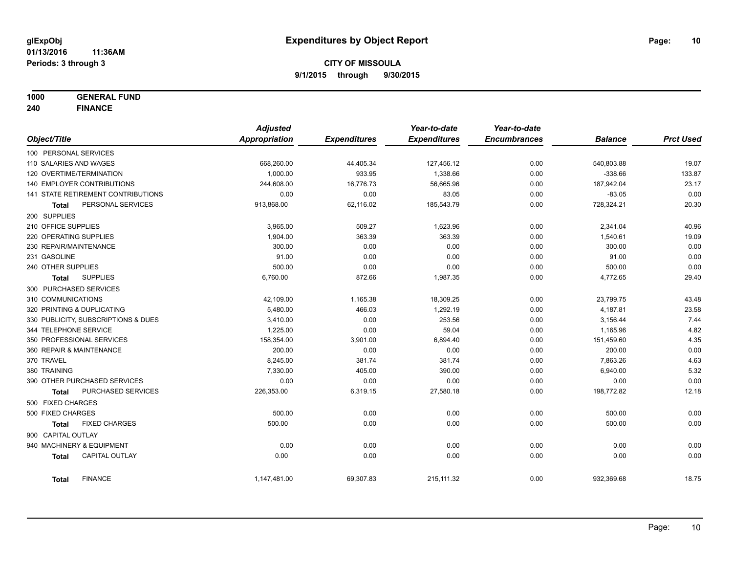**glExpObj** 
**01/13/2016 11:36AM**
**Periods: 3 through 3**

# Expenditures by Object Report

**CITY OF MISSOULA**
**9/1/2015 through 9/30/2015**

**1000 GENERAL FUND**
**240 FINANCE**

| Object/Title | Adjusted Appropriation | Expenditures | Year-to-date Expenditures | Year-to-date Encumbrances | Balance | Prct Used |
|---|---|---|---|---|---|---|
| 100 PERSONAL SERVICES | | | | | | |
| 110 SALARIES AND WAGES | 668,260.00 | 44,405.34 | 127,456.12 | 0.00 | 540,803.88 | 19.07 |
| 120 OVERTIME/TERMINATION | 1,000.00 | 933.95 | 1,338.66 | 0.00 | -338.66 | 133.87 |
| 140 EMPLOYER CONTRIBUTIONS | 244,608.00 | 16,776.73 | 56,665.96 | 0.00 | 187,942.04 | 23.17 |
| 141 STATE RETIREMENT CONTRIBUTIONS | 0.00 | 0.00 | 83.05 | 0.00 | -83.05 | 0.00 |
| **Total** PERSONAL SERVICES | 913,868.00 | 62,116.02 | 185,543.79 | 0.00 | 728,324.21 | 20.30 |
| 200 SUPPLIES | | | | | | |
| 210 OFFICE SUPPLIES | 3,965.00 | 509.27 | 1,623.96 | 0.00 | 2,341.04 | 40.96 |
| 220 OPERATING SUPPLIES | 1,904.00 | 363.39 | 363.39 | 0.00 | 1,540.61 | 19.09 |
| 230 REPAIR/MAINTENANCE | 300.00 | 0.00 | 0.00 | 0.00 | 300.00 | 0.00 |
| 231 GASOLINE | 91.00 | 0.00 | 0.00 | 0.00 | 91.00 | 0.00 |
| 240 OTHER SUPPLIES | 500.00 | 0.00 | 0.00 | 0.00 | 500.00 | 0.00 |
| **Total** SUPPLIES | 6,760.00 | 872.66 | 1,987.35 | 0.00 | 4,772.65 | 29.40 |
| 300 PURCHASED SERVICES | | | | | | |
| 310 COMMUNICATIONS | 42,109.00 | 1,165.38 | 18,309.25 | 0.00 | 23,799.75 | 43.48 |
| 320 PRINTING & DUPLICATING | 5,480.00 | 466.03 | 1,292.19 | 0.00 | 4,187.81 | 23.58 |
| 330 PUBLICITY, SUBSCRIPTIONS & DUES | 3,410.00 | 0.00 | 253.56 | 0.00 | 3,156.44 | 7.44 |
| 344 TELEPHONE SERVICE | 1,225.00 | 0.00 | 59.04 | 0.00 | 1,165.96 | 4.82 |
| 350 PROFESSIONAL SERVICES | 158,354.00 | 3,901.00 | 6,894.40 | 0.00 | 151,459.60 | 4.35 |
| 360 REPAIR & MAINTENANCE | 200.00 | 0.00 | 0.00 | 0.00 | 200.00 | 0.00 |
| 370 TRAVEL | 8,245.00 | 381.74 | 381.74 | 0.00 | 7,863.26 | 4.63 |
| 380 TRAINING | 7,330.00 | 405.00 | 390.00 | 0.00 | 6,940.00 | 5.32 |
| 390 OTHER PURCHASED SERVICES | 0.00 | 0.00 | 0.00 | 0.00 | 0.00 | 0.00 |
| **Total** PURCHASED SERVICES | 226,353.00 | 6,319.15 | 27,580.18 | 0.00 | 198,772.82 | 12.18 |
| 500 FIXED CHARGES | | | | | | |
| 500 FIXED CHARGES | 500.00 | 0.00 | 0.00 | 0.00 | 500.00 | 0.00 |
| **Total** FIXED CHARGES | 500.00 | 0.00 | 0.00 | 0.00 | 500.00 | 0.00 |
| 900 CAPITAL OUTLAY | | | | | | |
| 940 MACHINERY & EQUIPMENT | 0.00 | 0.00 | 0.00 | 0.00 | 0.00 | 0.00 |
| **Total** CAPITAL OUTLAY | 0.00 | 0.00 | 0.00 | 0.00 | 0.00 | 0.00 |
| **Total** FINANCE | 1,147,481.00 | 69,307.83 | 215,111.32 | 0.00 | 932,369.68 | 18.75 |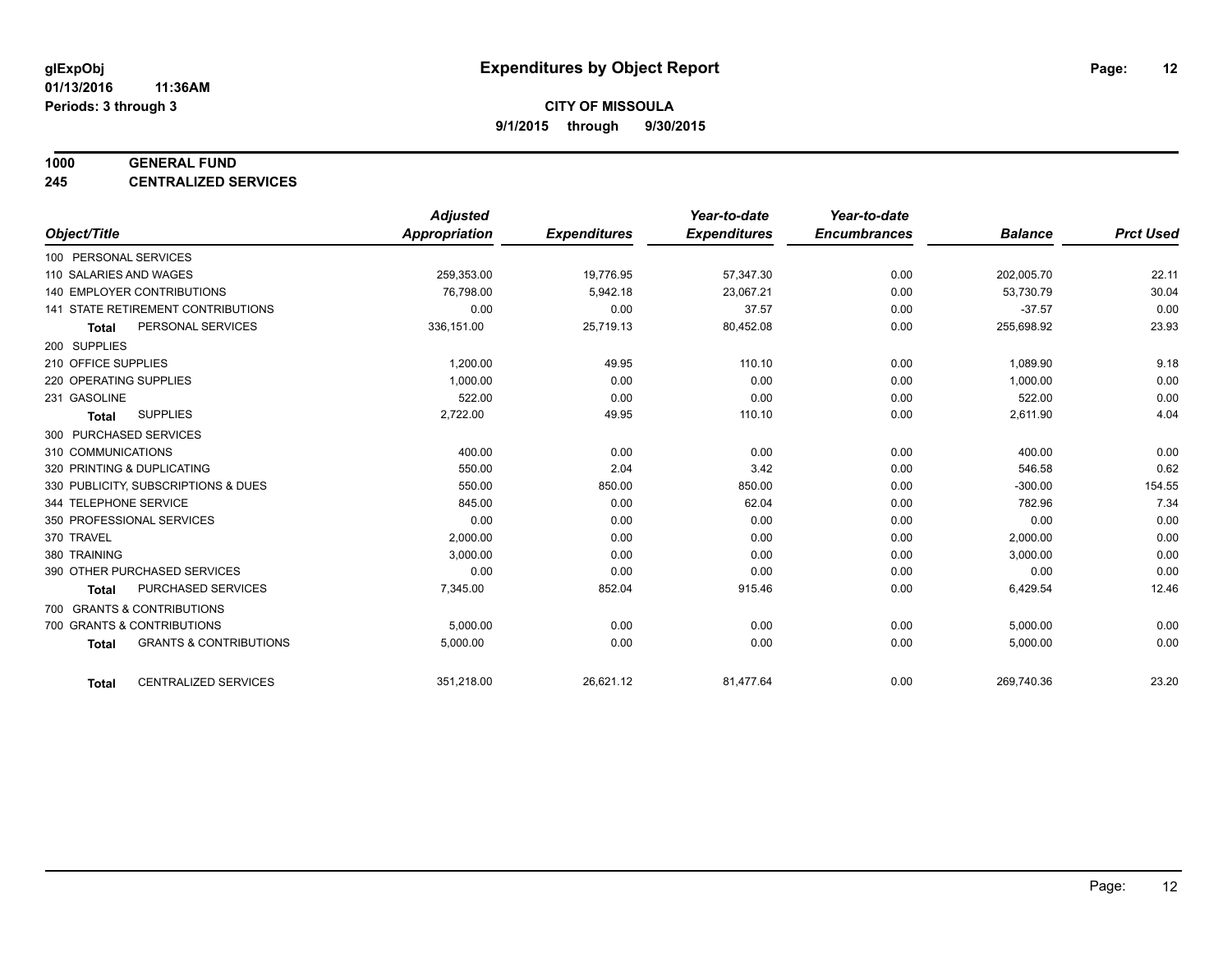**glExpObj** **Expenditures by Object Report**

**01/13/2016 11:36AM**

**Periods: 3 through 3**

**CITY OF MISSOULA**

**9/1/2015 through 9/30/2015**

**1000 GENERAL FUND**

**245 CENTRALIZED SERVICES**

| Object/Title | Adjusted Appropriation | Expenditures | Year-to-date Expenditures | Year-to-date Encumbrances | Balance | Prct Used |
|---|---|---|---|---|---|---|
| 100 PERSONAL SERVICES | | | | | | |
| 110 SALARIES AND WAGES | 259,353.00 | 19,776.95 | 57,347.30 | 0.00 | 202,005.70 | 22.11 |
| 140 EMPLOYER CONTRIBUTIONS | 76,798.00 | 5,942.18 | 23,067.21 | 0.00 | 53,730.79 | 30.04 |
| 141 STATE RETIREMENT CONTRIBUTIONS | 0.00 | 0.00 | 37.57 | 0.00 | -37.57 | 0.00 |
| **Total** PERSONAL SERVICES | 336,151.00 | 25,719.13 | 80,452.08 | 0.00 | 255,698.92 | 23.93 |
| 200 SUPPLIES | | | | | | |
| 210 OFFICE SUPPLIES | 1,200.00 | 49.95 | 110.10 | 0.00 | 1,089.90 | 9.18 |
| 220 OPERATING SUPPLIES | 1,000.00 | 0.00 | 0.00 | 0.00 | 1,000.00 | 0.00 |
| 231 GASOLINE | 522.00 | 0.00 | 0.00 | 0.00 | 522.00 | 0.00 |
| **Total** SUPPLIES | 2,722.00 | 49.95 | 110.10 | 0.00 | 2,611.90 | 4.04 |
| 300 PURCHASED SERVICES | | | | | | |
| 310 COMMUNICATIONS | 400.00 | 0.00 | 0.00 | 0.00 | 400.00 | 0.00 |
| 320 PRINTING & DUPLICATING | 550.00 | 2.04 | 3.42 | 0.00 | 546.58 | 0.62 |
| 330 PUBLICITY, SUBSCRIPTIONS & DUES | 550.00 | 850.00 | 850.00 | 0.00 | -300.00 | 154.55 |
| 344 TELEPHONE SERVICE | 845.00 | 0.00 | 62.04 | 0.00 | 782.96 | 7.34 |
| 350 PROFESSIONAL SERVICES | 0.00 | 0.00 | 0.00 | 0.00 | 0.00 | 0.00 |
| 370 TRAVEL | 2,000.00 | 0.00 | 0.00 | 0.00 | 2,000.00 | 0.00 |
| 380 TRAINING | 3,000.00 | 0.00 | 0.00 | 0.00 | 3,000.00 | 0.00 |
| 390 OTHER PURCHASED SERVICES | 0.00 | 0.00 | 0.00 | 0.00 | 0.00 | 0.00 |
| **Total** PURCHASED SERVICES | 7,345.00 | 852.04 | 915.46 | 0.00 | 6,429.54 | 12.46 |
| 700 GRANTS & CONTRIBUTIONS | | | | | | |
| 700 GRANTS & CONTRIBUTIONS | 5,000.00 | 0.00 | 0.00 | 0.00 | 5,000.00 | 0.00 |
| **Total** GRANTS & CONTRIBUTIONS | 5,000.00 | 0.00 | 0.00 | 0.00 | 5,000.00 | 0.00 |
| **Total** CENTRALIZED SERVICES | 351,218.00 | 26,621.12 | 81,477.64 | 0.00 | 269,740.36 | 23.20 |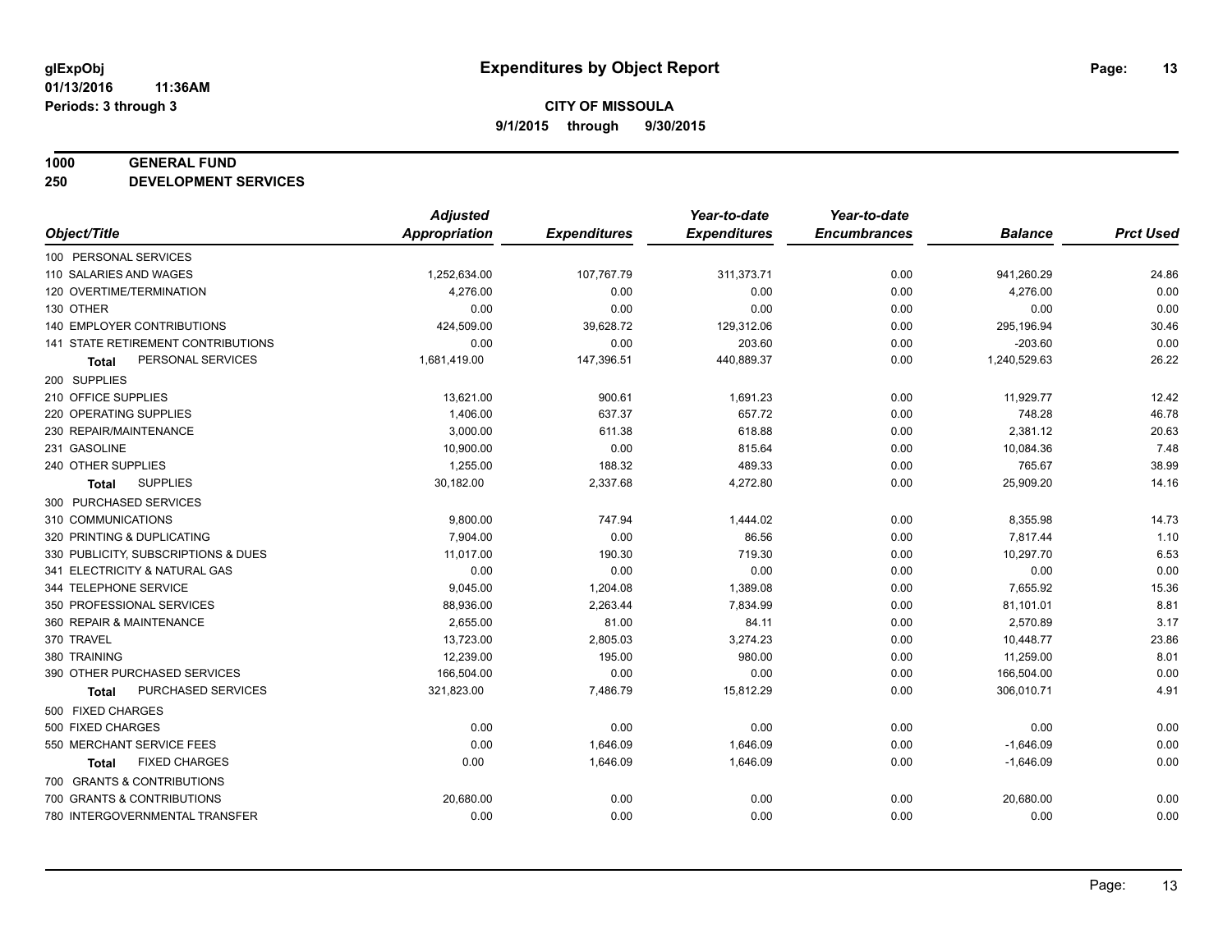**glExpObj**
**01/13/2016 11:36AM**
**Periods: 3 through 3**

# Expenditures by Object Report

**CITY OF MISSOULA**
**9/1/2015 through 9/30/2015**

**1000 GENERAL FUND**
**250 DEVELOPMENT SERVICES**

| Object/Title | Adjusted Appropriation | Expenditures | Year-to-date Expenditures | Year-to-date Encumbrances | Balance | Prct Used |
|---|---|---|---|---|---|---|
| 100 PERSONAL SERVICES | | | | | | |
| 110 SALARIES AND WAGES | 1,252,634.00 | 107,767.79 | 311,373.71 | 0.00 | 941,260.29 | 24.86 |
| 120 OVERTIME/TERMINATION | 4,276.00 | 0.00 | 0.00 | 0.00 | 4,276.00 | 0.00 |
| 130 OTHER | 0.00 | 0.00 | 0.00 | 0.00 | 0.00 | 0.00 |
| 140 EMPLOYER CONTRIBUTIONS | 424,509.00 | 39,628.72 | 129,312.06 | 0.00 | 295,196.94 | 30.46 |
| 141 STATE RETIREMENT CONTRIBUTIONS | 0.00 | 0.00 | 203.60 | 0.00 | -203.60 | 0.00 |
| **Total** PERSONAL SERVICES | 1,681,419.00 | 147,396.51 | 440,889.37 | 0.00 | 1,240,529.63 | 26.22 |
| 200 SUPPLIES | | | | | | |
| 210 OFFICE SUPPLIES | 13,621.00 | 900.61 | 1,691.23 | 0.00 | 11,929.77 | 12.42 |
| 220 OPERATING SUPPLIES | 1,406.00 | 637.37 | 657.72 | 0.00 | 748.28 | 46.78 |
| 230 REPAIR/MAINTENANCE | 3,000.00 | 611.38 | 618.88 | 0.00 | 2,381.12 | 20.63 |
| 231 GASOLINE | 10,900.00 | 0.00 | 815.64 | 0.00 | 10,084.36 | 7.48 |
| 240 OTHER SUPPLIES | 1,255.00 | 188.32 | 489.33 | 0.00 | 765.67 | 38.99 |
| **Total** SUPPLIES | 30,182.00 | 2,337.68 | 4,272.80 | 0.00 | 25,909.20 | 14.16 |
| 300 PURCHASED SERVICES | | | | | | |
| 310 COMMUNICATIONS | 9,800.00 | 747.94 | 1,444.02 | 0.00 | 8,355.98 | 14.73 |
| 320 PRINTING & DUPLICATING | 7,904.00 | 0.00 | 86.56 | 0.00 | 7,817.44 | 1.10 |
| 330 PUBLICITY, SUBSCRIPTIONS & DUES | 11,017.00 | 190.30 | 719.30 | 0.00 | 10,297.70 | 6.53 |
| 341 ELECTRICITY & NATURAL GAS | 0.00 | 0.00 | 0.00 | 0.00 | 0.00 | 0.00 |
| 344 TELEPHONE SERVICE | 9,045.00 | 1,204.08 | 1,389.08 | 0.00 | 7,655.92 | 15.36 |
| 350 PROFESSIONAL SERVICES | 88,936.00 | 2,263.44 | 7,834.99 | 0.00 | 81,101.01 | 8.81 |
| 360 REPAIR & MAINTENANCE | 2,655.00 | 81.00 | 84.11 | 0.00 | 2,570.89 | 3.17 |
| 370 TRAVEL | 13,723.00 | 2,805.03 | 3,274.23 | 0.00 | 10,448.77 | 23.86 |
| 380 TRAINING | 12,239.00 | 195.00 | 980.00 | 0.00 | 11,259.00 | 8.01 |
| 390 OTHER PURCHASED SERVICES | 166,504.00 | 0.00 | 0.00 | 0.00 | 166,504.00 | 0.00 |
| **Total** PURCHASED SERVICES | 321,823.00 | 7,486.79 | 15,812.29 | 0.00 | 306,010.71 | 4.91 |
| 500 FIXED CHARGES | | | | | | |
| 500 FIXED CHARGES | 0.00 | 0.00 | 0.00 | 0.00 | 0.00 | 0.00 |
| 550 MERCHANT SERVICE FEES | 0.00 | 1,646.09 | 1,646.09 | 0.00 | -1,646.09 | 0.00 |
| **Total** FIXED CHARGES | 0.00 | 1,646.09 | 1,646.09 | 0.00 | -1,646.09 | 0.00 |
| 700 GRANTS & CONTRIBUTIONS | | | | | | |
| 700 GRANTS & CONTRIBUTIONS | 20,680.00 | 0.00 | 0.00 | 0.00 | 20,680.00 | 0.00 |
| 780 INTERGOVERNMENTAL TRANSFER | 0.00 | 0.00 | 0.00 | 0.00 | 0.00 | 0.00 |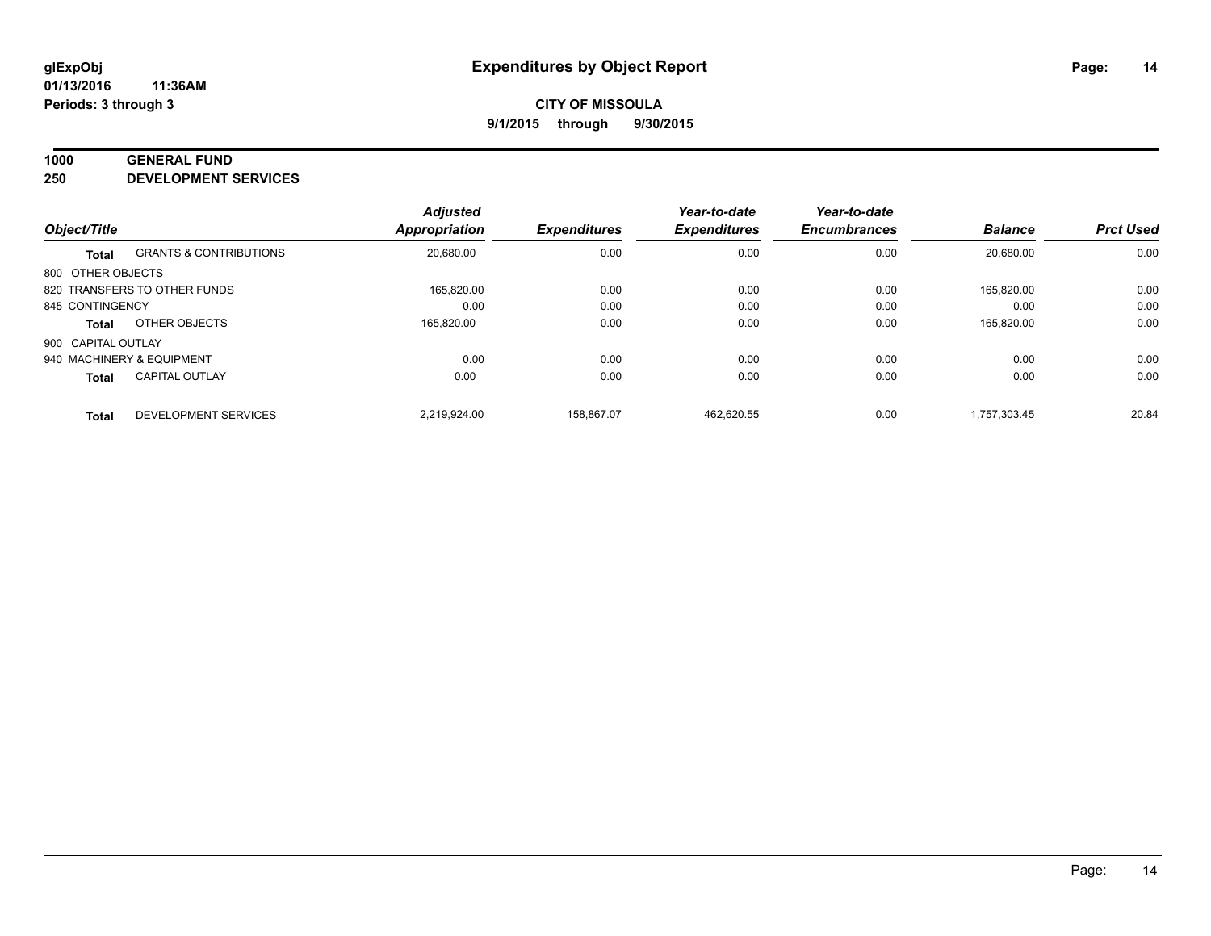**glExpObj** **Expenditures by Object Report**
**01/13/2016 11:36AM**
**Periods: 3 through 3**

**CITY OF MISSOULA**
**9/1/2015 through 9/30/2015**

**1000 GENERAL FUND**
**250 DEVELOPMENT SERVICES**

| Object/Title | | Adjusted Appropriation | Expenditures | Year-to-date Expenditures | Year-to-date Encumbrances | Balance | Prct Used |
|---|---|---|---|---|---|---|---|
| **Total** | GRANTS & CONTRIBUTIONS | 20,680.00 | 0.00 | 0.00 | 0.00 | 20,680.00 | 0.00 |
| 800 OTHER OBJECTS | | | | | | | |
| 820 TRANSFERS TO OTHER FUNDS | | 165,820.00 | 0.00 | 0.00 | 0.00 | 165,820.00 | 0.00 |
| 845 CONTINGENCY | | 0.00 | 0.00 | 0.00 | 0.00 | 0.00 | 0.00 |
| **Total** | OTHER OBJECTS | 165,820.00 | 0.00 | 0.00 | 0.00 | 165,820.00 | 0.00 |
| 900 CAPITAL OUTLAY | | | | | | | |
| 940 MACHINERY & EQUIPMENT | | 0.00 | 0.00 | 0.00 | 0.00 | 0.00 | 0.00 |
| **Total** | CAPITAL OUTLAY | 0.00 | 0.00 | 0.00 | 0.00 | 0.00 | 0.00 |
| **Total** | DEVELOPMENT SERVICES | 2,219,924.00 | 158,867.07 | 462,620.55 | 0.00 | 1,757,303.45 | 20.84 |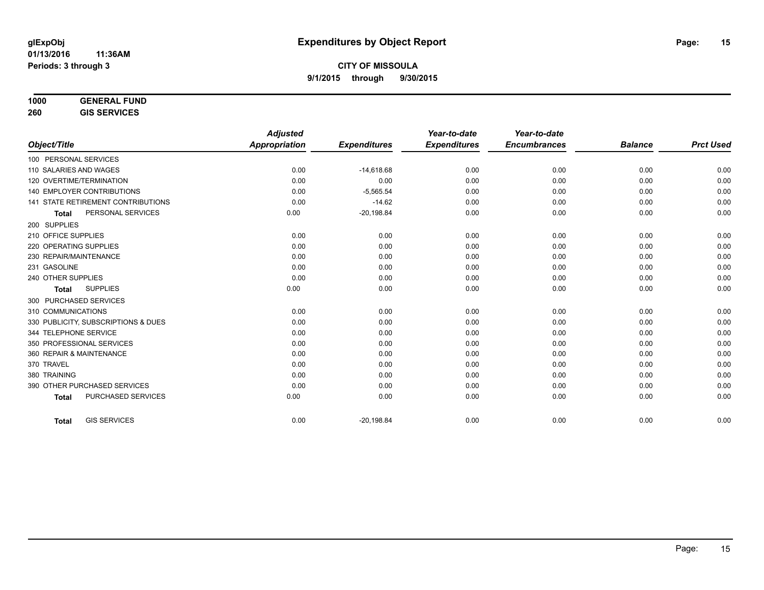**glExpObj** **Expenditures by Object Report**
**01/13/2016 11:36AM**
**Periods: 3 through 3**

**CITY OF MISSOULA**
**9/1/2015 through 9/30/2015**

**1000 GENERAL FUND**
**260 GIS SERVICES**

| Object/Title | Adjusted Appropriation | Expenditures | Year-to-date Expenditures | Year-to-date Encumbrances | Balance | Prct Used |
|---|---|---|---|---|---|---|
| 100 PERSONAL SERVICES | | | | | | |
| 110 SALARIES AND WAGES | 0.00 | -14,618.68 | 0.00 | 0.00 | 0.00 | 0.00 |
| 120 OVERTIME/TERMINATION | 0.00 | 0.00 | 0.00 | 0.00 | 0.00 | 0.00 |
| 140 EMPLOYER CONTRIBUTIONS | 0.00 | -5,565.54 | 0.00 | 0.00 | 0.00 | 0.00 |
| 141 STATE RETIREMENT CONTRIBUTIONS | 0.00 | -14.62 | 0.00 | 0.00 | 0.00 | 0.00 |
| **Total** PERSONAL SERVICES | 0.00 | -20,198.84 | 0.00 | 0.00 | 0.00 | 0.00 |
| 200 SUPPLIES | | | | | | |
| 210 OFFICE SUPPLIES | 0.00 | 0.00 | 0.00 | 0.00 | 0.00 | 0.00 |
| 220 OPERATING SUPPLIES | 0.00 | 0.00 | 0.00 | 0.00 | 0.00 | 0.00 |
| 230 REPAIR/MAINTENANCE | 0.00 | 0.00 | 0.00 | 0.00 | 0.00 | 0.00 |
| 231 GASOLINE | 0.00 | 0.00 | 0.00 | 0.00 | 0.00 | 0.00 |
| 240 OTHER SUPPLIES | 0.00 | 0.00 | 0.00 | 0.00 | 0.00 | 0.00 |
| **Total** SUPPLIES | 0.00 | 0.00 | 0.00 | 0.00 | 0.00 | 0.00 |
| 300 PURCHASED SERVICES | | | | | | |
| 310 COMMUNICATIONS | 0.00 | 0.00 | 0.00 | 0.00 | 0.00 | 0.00 |
| 330 PUBLICITY, SUBSCRIPTIONS & DUES | 0.00 | 0.00 | 0.00 | 0.00 | 0.00 | 0.00 |
| 344 TELEPHONE SERVICE | 0.00 | 0.00 | 0.00 | 0.00 | 0.00 | 0.00 |
| 350 PROFESSIONAL SERVICES | 0.00 | 0.00 | 0.00 | 0.00 | 0.00 | 0.00 |
| 360 REPAIR & MAINTENANCE | 0.00 | 0.00 | 0.00 | 0.00 | 0.00 | 0.00 |
| 370 TRAVEL | 0.00 | 0.00 | 0.00 | 0.00 | 0.00 | 0.00 |
| 380 TRAINING | 0.00 | 0.00 | 0.00 | 0.00 | 0.00 | 0.00 |
| 390 OTHER PURCHASED SERVICES | 0.00 | 0.00 | 0.00 | 0.00 | 0.00 | 0.00 |
| **Total** PURCHASED SERVICES | 0.00 | 0.00 | 0.00 | 0.00 | 0.00 | 0.00 |
| **Total** GIS SERVICES | 0.00 | -20,198.84 | 0.00 | 0.00 | 0.00 | 0.00 |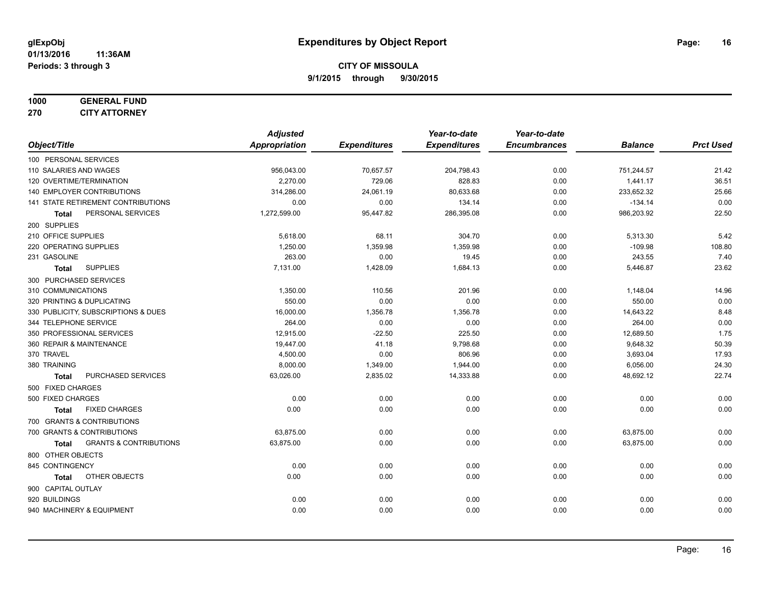**glExpObj**
**01/13/2016 11:36AM**
**Periods: 3 through 3**

# Expenditures by Object Report

## CITY OF MISSOULA

**9/1/2015 through 9/30/2015**

**1000 GENERAL FUND**
**270 CITY ATTORNEY**

| Object/Title | Adjusted Appropriation | Expenditures | Year-to-date Expenditures | Year-to-date Encumbrances | Balance | Prct Used |
|---|---|---|---|---|---|---|
| 100 PERSONAL SERVICES | | | | | | |
| 110 SALARIES AND WAGES | 956,043.00 | 70,657.57 | 204,798.43 | 0.00 | 751,244.57 | 21.42 |
| 120 OVERTIME/TERMINATION | 2,270.00 | 729.06 | 828.83 | 0.00 | 1,441.17 | 36.51 |
| 140 EMPLOYER CONTRIBUTIONS | 314,286.00 | 24,061.19 | 80,633.68 | 0.00 | 233,652.32 | 25.66 |
| 141 STATE RETIREMENT CONTRIBUTIONS | 0.00 | 0.00 | 134.14 | 0.00 | -134.14 | 0.00 |
| **Total** PERSONAL SERVICES | 1,272,599.00 | 95,447.82 | 286,395.08 | 0.00 | 986,203.92 | 22.50 |
| 200 SUPPLIES | | | | | | |
| 210 OFFICE SUPPLIES | 5,618.00 | 68.11 | 304.70 | 0.00 | 5,313.30 | 5.42 |
| 220 OPERATING SUPPLIES | 1,250.00 | 1,359.98 | 1,359.98 | 0.00 | -109.98 | 108.80 |
| 231 GASOLINE | 263.00 | 0.00 | 19.45 | 0.00 | 243.55 | 7.40 |
| **Total** SUPPLIES | 7,131.00 | 1,428.09 | 1,684.13 | 0.00 | 5,446.87 | 23.62 |
| 300 PURCHASED SERVICES | | | | | | |
| 310 COMMUNICATIONS | 1,350.00 | 110.56 | 201.96 | 0.00 | 1,148.04 | 14.96 |
| 320 PRINTING & DUPLICATING | 550.00 | 0.00 | 0.00 | 0.00 | 550.00 | 0.00 |
| 330 PUBLICITY, SUBSCRIPTIONS & DUES | 16,000.00 | 1,356.78 | 1,356.78 | 0.00 | 14,643.22 | 8.48 |
| 344 TELEPHONE SERVICE | 264.00 | 0.00 | 0.00 | 0.00 | 264.00 | 0.00 |
| 350 PROFESSIONAL SERVICES | 12,915.00 | -22.50 | 225.50 | 0.00 | 12,689.50 | 1.75 |
| 360 REPAIR & MAINTENANCE | 19,447.00 | 41.18 | 9,798.68 | 0.00 | 9,648.32 | 50.39 |
| 370 TRAVEL | 4,500.00 | 0.00 | 806.96 | 0.00 | 3,693.04 | 17.93 |
| 380 TRAINING | 8,000.00 | 1,349.00 | 1,944.00 | 0.00 | 6,056.00 | 24.30 |
| **Total** PURCHASED SERVICES | 63,026.00 | 2,835.02 | 14,333.88 | 0.00 | 48,692.12 | 22.74 |
| 500 FIXED CHARGES | | | | | | |
| 500 FIXED CHARGES | 0.00 | 0.00 | 0.00 | 0.00 | 0.00 | 0.00 |
| **Total** FIXED CHARGES | 0.00 | 0.00 | 0.00 | 0.00 | 0.00 | 0.00 |
| 700 GRANTS & CONTRIBUTIONS | | | | | | |
| 700 GRANTS & CONTRIBUTIONS | 63,875.00 | 0.00 | 0.00 | 0.00 | 63,875.00 | 0.00 |
| **Total** GRANTS & CONTRIBUTIONS | 63,875.00 | 0.00 | 0.00 | 0.00 | 63,875.00 | 0.00 |
| 800 OTHER OBJECTS | | | | | | |
| 845 CONTINGENCY | 0.00 | 0.00 | 0.00 | 0.00 | 0.00 | 0.00 |
| **Total** OTHER OBJECTS | 0.00 | 0.00 | 0.00 | 0.00 | 0.00 | 0.00 |
| 900 CAPITAL OUTLAY | | | | | | |
| 920 BUILDINGS | 0.00 | 0.00 | 0.00 | 0.00 | 0.00 | 0.00 |
| 940 MACHINERY & EQUIPMENT | 0.00 | 0.00 | 0.00 | 0.00 | 0.00 | 0.00 |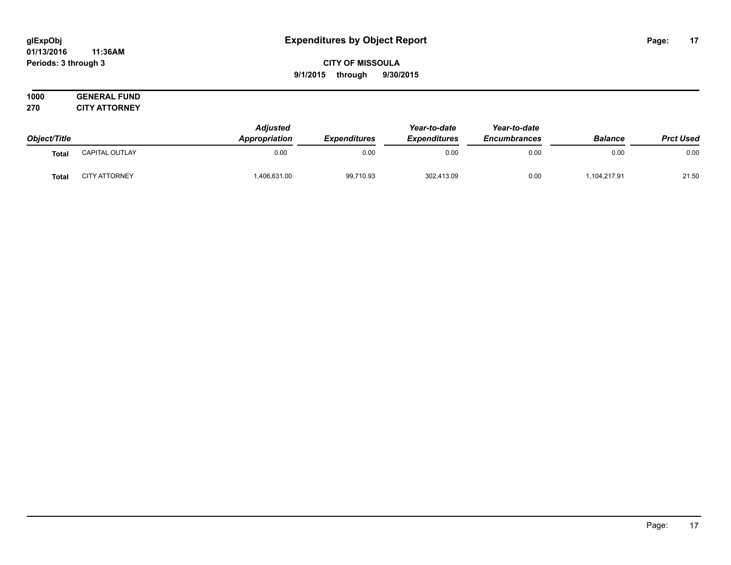# Expenditures by Object Report

glExpObj
01/13/2016 11:36AM
Periods: 3 through 3

**CITY OF MISSOULA**
**9/1/2015 through 9/30/2015**

**1000 GENERAL FUND**
**270 CITY ATTORNEY**

| Object/Title | | Adjusted Appropriation | Expenditures | Year-to-date Expenditures | Year-to-date Encumbrances | Balance | Prct Used |
|---|---|---|---|---|---|---|---|
| **Total** | CAPITAL OUTLAY | 0.00 | 0.00 | 0.00 | 0.00 | 0.00 | 0.00 |
| **Total** | CITY ATTORNEY | 1,406,631.00 | 99,710.93 | 302,413.09 | 0.00 | 1,104,217.91 | 21.50 |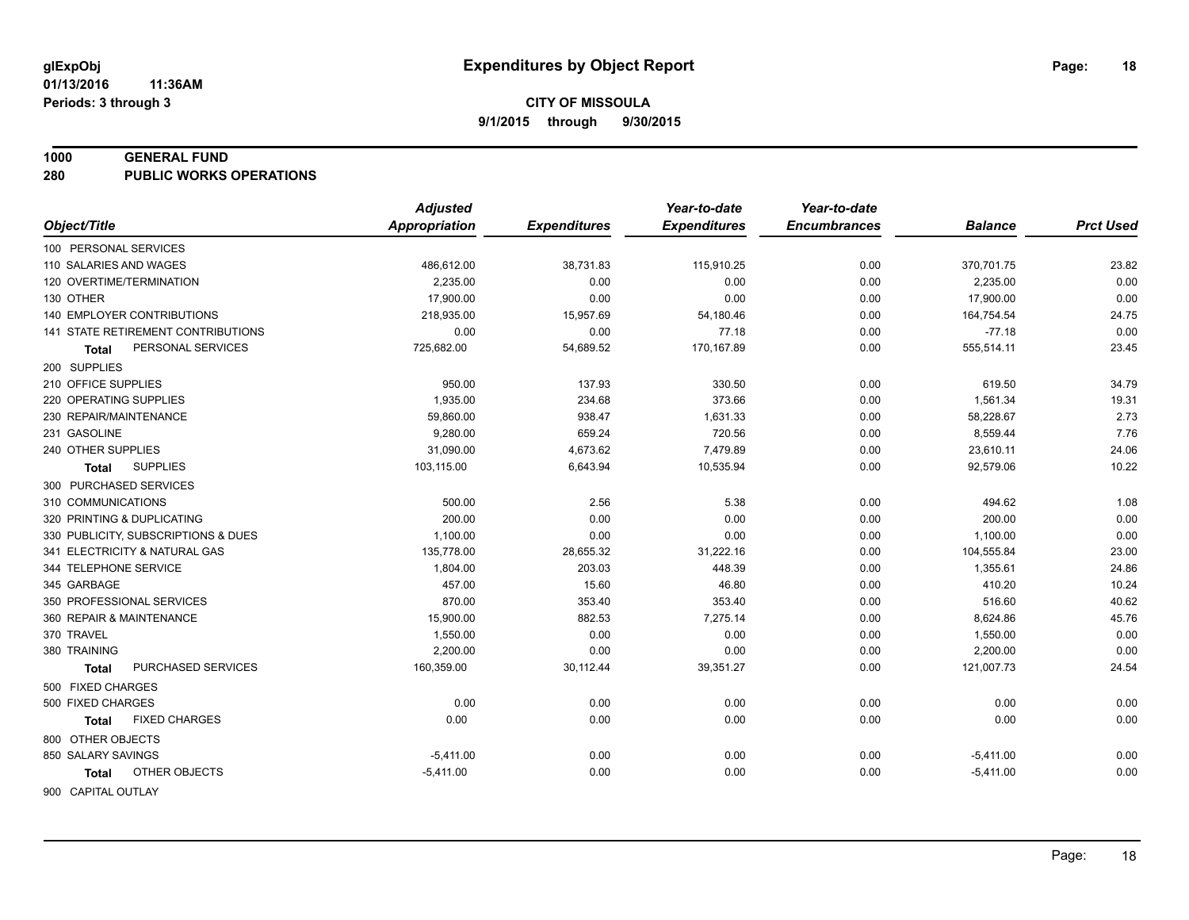# Expenditures by Object Report

glExpObj
01/13/2016 11:36AM
Periods: 3 through 3

**CITY OF MISSOULA**
**9/1/2015 through 9/30/2015**

## 1000 GENERAL FUND
## 280 PUBLIC WORKS OPERATIONS

| Object/Title | Adjusted Appropriation | Expenditures | Year-to-date Expenditures | Year-to-date Encumbrances | Balance | Prct Used |
|---|---|---|---|---|---|---|
| 100 PERSONAL SERVICES | | | | | | |
| 110 SALARIES AND WAGES | 486,612.00 | 38,731.83 | 115,910.25 | 0.00 | 370,701.75 | 23.82 |
| 120 OVERTIME/TERMINATION | 2,235.00 | 0.00 | 0.00 | 0.00 | 2,235.00 | 0.00 |
| 130 OTHER | 17,900.00 | 0.00 | 0.00 | 0.00 | 17,900.00 | 0.00 |
| 140 EMPLOYER CONTRIBUTIONS | 218,935.00 | 15,957.69 | 54,180.46 | 0.00 | 164,754.54 | 24.75 |
| 141 STATE RETIREMENT CONTRIBUTIONS | 0.00 | 0.00 | 77.18 | 0.00 | -77.18 | 0.00 |
| **Total** PERSONAL SERVICES | 725,682.00 | 54,689.52 | 170,167.89 | 0.00 | 555,514.11 | 23.45 |
| 200 SUPPLIES | | | | | | |
| 210 OFFICE SUPPLIES | 950.00 | 137.93 | 330.50 | 0.00 | 619.50 | 34.79 |
| 220 OPERATING SUPPLIES | 1,935.00 | 234.68 | 373.66 | 0.00 | 1,561.34 | 19.31 |
| 230 REPAIR/MAINTENANCE | 59,860.00 | 938.47 | 1,631.33 | 0.00 | 58,228.67 | 2.73 |
| 231 GASOLINE | 9,280.00 | 659.24 | 720.56 | 0.00 | 8,559.44 | 7.76 |
| 240 OTHER SUPPLIES | 31,090.00 | 4,673.62 | 7,479.89 | 0.00 | 23,610.11 | 24.06 |
| **Total** SUPPLIES | 103,115.00 | 6,643.94 | 10,535.94 | 0.00 | 92,579.06 | 10.22 |
| 300 PURCHASED SERVICES | | | | | | |
| 310 COMMUNICATIONS | 500.00 | 2.56 | 5.38 | 0.00 | 494.62 | 1.08 |
| 320 PRINTING & DUPLICATING | 200.00 | 0.00 | 0.00 | 0.00 | 200.00 | 0.00 |
| 330 PUBLICITY, SUBSCRIPTIONS & DUES | 1,100.00 | 0.00 | 0.00 | 0.00 | 1,100.00 | 0.00 |
| 341 ELECTRICITY & NATURAL GAS | 135,778.00 | 28,655.32 | 31,222.16 | 0.00 | 104,555.84 | 23.00 |
| 344 TELEPHONE SERVICE | 1,804.00 | 203.03 | 448.39 | 0.00 | 1,355.61 | 24.86 |
| 345 GARBAGE | 457.00 | 15.60 | 46.80 | 0.00 | 410.20 | 10.24 |
| 350 PROFESSIONAL SERVICES | 870.00 | 353.40 | 353.40 | 0.00 | 516.60 | 40.62 |
| 360 REPAIR & MAINTENANCE | 15,900.00 | 882.53 | 7,275.14 | 0.00 | 8,624.86 | 45.76 |
| 370 TRAVEL | 1,550.00 | 0.00 | 0.00 | 0.00 | 1,550.00 | 0.00 |
| 380 TRAINING | 2,200.00 | 0.00 | 0.00 | 0.00 | 2,200.00 | 0.00 |
| **Total** PURCHASED SERVICES | 160,359.00 | 30,112.44 | 39,351.27 | 0.00 | 121,007.73 | 24.54 |
| 500 FIXED CHARGES | | | | | | |
| 500 FIXED CHARGES | 0.00 | 0.00 | 0.00 | 0.00 | 0.00 | 0.00 |
| **Total** FIXED CHARGES | 0.00 | 0.00 | 0.00 | 0.00 | 0.00 | 0.00 |
| 800 OTHER OBJECTS | | | | | | |
| 850 SALARY SAVINGS | -5,411.00 | 0.00 | 0.00 | 0.00 | -5,411.00 | 0.00 |
| **Total** OTHER OBJECTS | -5,411.00 | 0.00 | 0.00 | 0.00 | -5,411.00 | 0.00 |
| 900 CAPITAL OUTLAY | | | | | | |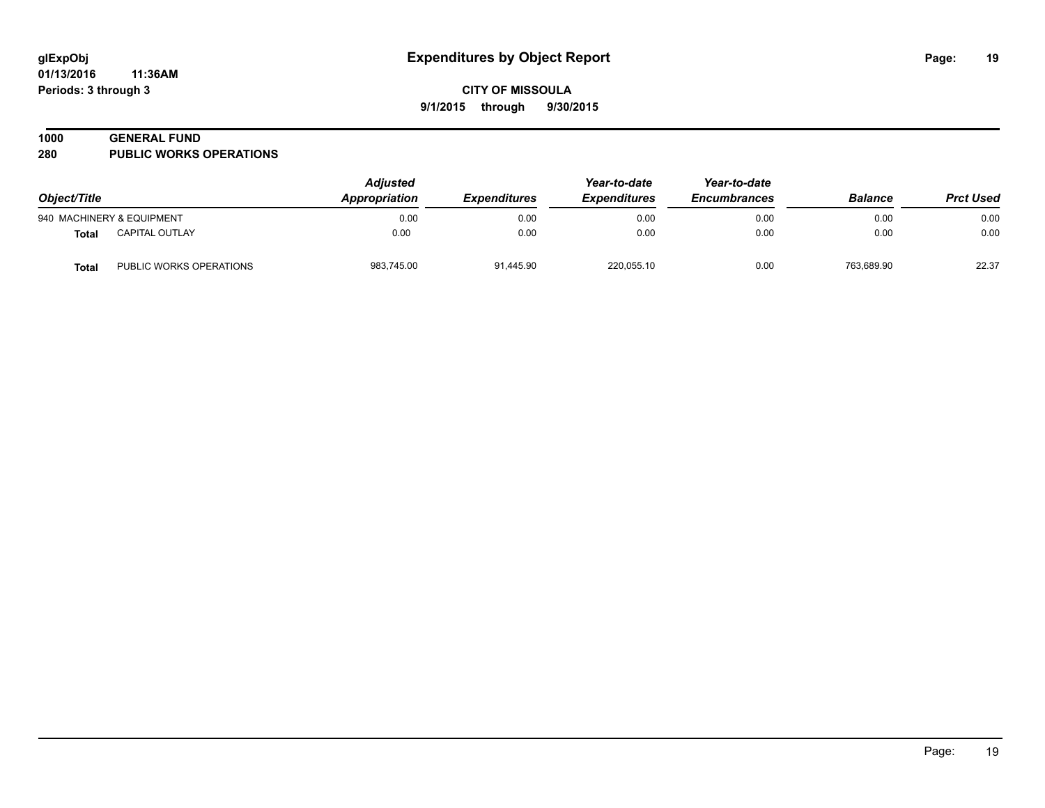# Expenditures by Object Report

**CITY OF MISSOULA**

**9/1/2015 through 9/30/2015**

glExpObj
01/13/2016 11:36AM
Periods: 3 through 3

## 1000 GENERAL FUND
## 280 PUBLIC WORKS OPERATIONS

| Object/Title | | Adjusted Appropriation | Expenditures | Year-to-date Expenditures | Year-to-date Encumbrances | Balance | Prct Used |
|---|---|---|---|---|---|---|---|
| 940 MACHINERY & EQUIPMENT | | 0.00 | 0.00 | 0.00 | 0.00 | 0.00 | 0.00 |
| **Total** | CAPITAL OUTLAY | 0.00 | 0.00 | 0.00 | 0.00 | 0.00 | 0.00 |
| **Total** | PUBLIC WORKS OPERATIONS | 983,745.00 | 91,445.90 | 220,055.10 | 0.00 | 763,689.90 | 22.37 |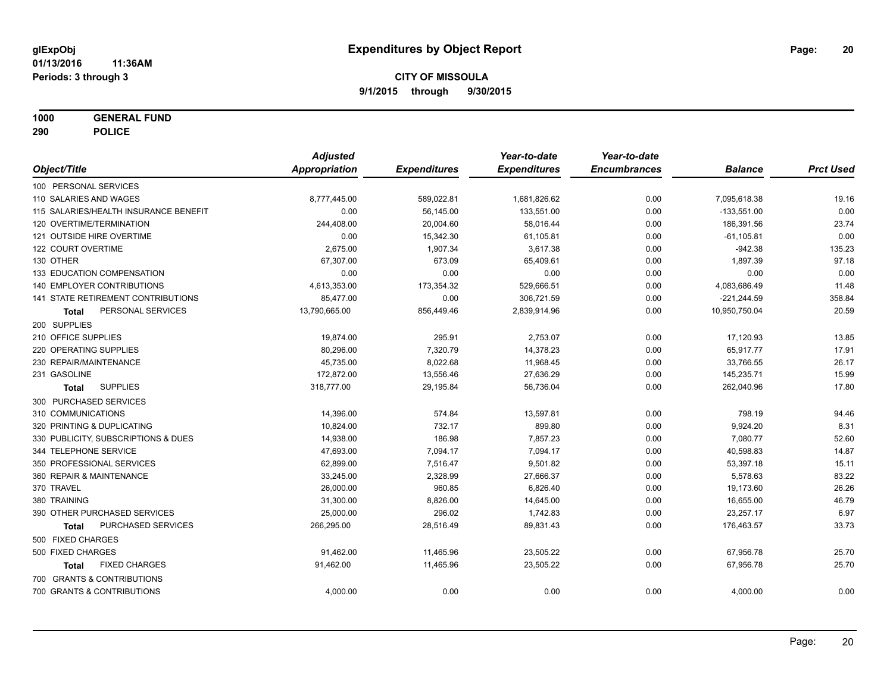**glExpObj**
**01/13/2016 11:36AM**
**Periods: 3 through 3**

# Expenditures by Object Report

**CITY OF MISSOULA**
**9/1/2015 through 9/30/2015**

**1000 GENERAL FUND**
**290 POLICE**

| Object/Title | Adjusted Appropriation | Expenditures | Year-to-date Expenditures | Year-to-date Encumbrances | Balance | Prct Used |
|---|---|---|---|---|---|---|
| 100 PERSONAL SERVICES | | | | | | |
| 110 SALARIES AND WAGES | 8,777,445.00 | 589,022.81 | 1,681,826.62 | 0.00 | 7,095,618.38 | 19.16 |
| 115 SALARIES/HEALTH INSURANCE BENEFIT | 0.00 | 56,145.00 | 133,551.00 | 0.00 | -133,551.00 | 0.00 |
| 120 OVERTIME/TERMINATION | 244,408.00 | 20,004.60 | 58,016.44 | 0.00 | 186,391.56 | 23.74 |
| 121 OUTSIDE HIRE OVERTIME | 0.00 | 15,342.30 | 61,105.81 | 0.00 | -61,105.81 | 0.00 |
| 122 COURT OVERTIME | 2,675.00 | 1,907.34 | 3,617.38 | 0.00 | -942.38 | 135.23 |
| 130 OTHER | 67,307.00 | 673.09 | 65,409.61 | 0.00 | 1,897.39 | 97.18 |
| 133 EDUCATION COMPENSATION | 0.00 | 0.00 | 0.00 | 0.00 | 0.00 | 0.00 |
| 140 EMPLOYER CONTRIBUTIONS | 4,613,353.00 | 173,354.32 | 529,666.51 | 0.00 | 4,083,686.49 | 11.48 |
| 141 STATE RETIREMENT CONTRIBUTIONS | 85,477.00 | 0.00 | 306,721.59 | 0.00 | -221,244.59 | 358.84 |
| **Total** PERSONAL SERVICES | 13,790,665.00 | 856,449.46 | 2,839,914.96 | 0.00 | 10,950,750.04 | 20.59 |
| 200 SUPPLIES | | | | | | |
| 210 OFFICE SUPPLIES | 19,874.00 | 295.91 | 2,753.07 | 0.00 | 17,120.93 | 13.85 |
| 220 OPERATING SUPPLIES | 80,296.00 | 7,320.79 | 14,378.23 | 0.00 | 65,917.77 | 17.91 |
| 230 REPAIR/MAINTENANCE | 45,735.00 | 8,022.68 | 11,968.45 | 0.00 | 33,766.55 | 26.17 |
| 231 GASOLINE | 172,872.00 | 13,556.46 | 27,636.29 | 0.00 | 145,235.71 | 15.99 |
| **Total** SUPPLIES | 318,777.00 | 29,195.84 | 56,736.04 | 0.00 | 262,040.96 | 17.80 |
| 300 PURCHASED SERVICES | | | | | | |
| 310 COMMUNICATIONS | 14,396.00 | 574.84 | 13,597.81 | 0.00 | 798.19 | 94.46 |
| 320 PRINTING & DUPLICATING | 10,824.00 | 732.17 | 899.80 | 0.00 | 9,924.20 | 8.31 |
| 330 PUBLICITY, SUBSCRIPTIONS & DUES | 14,938.00 | 186.98 | 7,857.23 | 0.00 | 7,080.77 | 52.60 |
| 344 TELEPHONE SERVICE | 47,693.00 | 7,094.17 | 7,094.17 | 0.00 | 40,598.83 | 14.87 |
| 350 PROFESSIONAL SERVICES | 62,899.00 | 7,516.47 | 9,501.82 | 0.00 | 53,397.18 | 15.11 |
| 360 REPAIR & MAINTENANCE | 33,245.00 | 2,328.99 | 27,666.37 | 0.00 | 5,578.63 | 83.22 |
| 370 TRAVEL | 26,000.00 | 960.85 | 6,826.40 | 0.00 | 19,173.60 | 26.26 |
| 380 TRAINING | 31,300.00 | 8,826.00 | 14,645.00 | 0.00 | 16,655.00 | 46.79 |
| 390 OTHER PURCHASED SERVICES | 25,000.00 | 296.02 | 1,742.83 | 0.00 | 23,257.17 | 6.97 |
| **Total** PURCHASED SERVICES | 266,295.00 | 28,516.49 | 89,831.43 | 0.00 | 176,463.57 | 33.73 |
| 500 FIXED CHARGES | | | | | | |
| 500 FIXED CHARGES | 91,462.00 | 11,465.96 | 23,505.22 | 0.00 | 67,956.78 | 25.70 |
| **Total** FIXED CHARGES | 91,462.00 | 11,465.96 | 23,505.22 | 0.00 | 67,956.78 | 25.70 |
| 700 GRANTS & CONTRIBUTIONS | | | | | | |
| 700 GRANTS & CONTRIBUTIONS | 4,000.00 | 0.00 | 0.00 | 0.00 | 4,000.00 | 0.00 |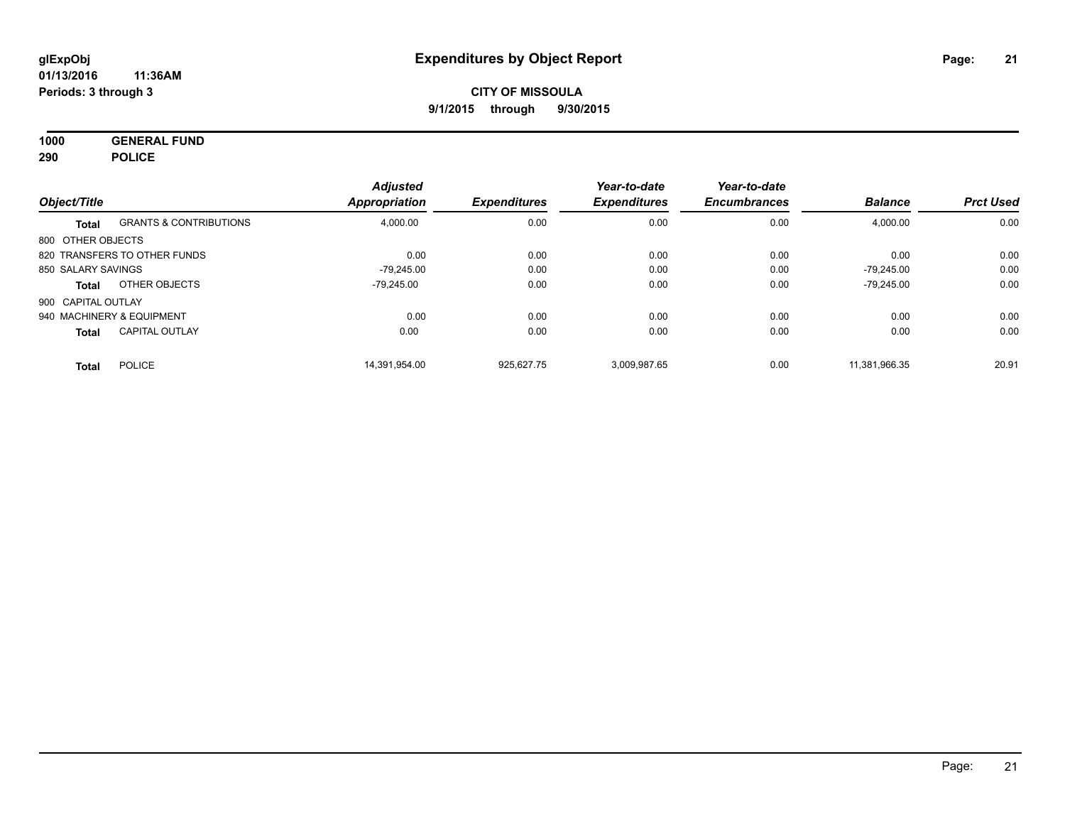**glExpObj**
**01/13/2016 11:36AM**
**Periods: 3 through 3**

# Expenditures by Object Report

**CITY OF MISSOULA**
**9/1/2015 through 9/30/2015**

**1000 GENERAL FUND**
**290 POLICE**

| Object/Title | | Adjusted Appropriation | Expenditures | Year-to-date Expenditures | Year-to-date Encumbrances | Balance | Prct Used |
|---|---|---|---|---|---|---|---|
| **Total** | GRANTS & CONTRIBUTIONS | 4,000.00 | 0.00 | 0.00 | 0.00 | 4,000.00 | 0.00 |
| 800 OTHER OBJECTS | | | | | | | |
| 820 TRANSFERS TO OTHER FUNDS | | 0.00 | 0.00 | 0.00 | 0.00 | 0.00 | 0.00 |
| 850 SALARY SAVINGS | | -79,245.00 | 0.00 | 0.00 | 0.00 | -79,245.00 | 0.00 |
| **Total** | OTHER OBJECTS | -79,245.00 | 0.00 | 0.00 | 0.00 | -79,245.00 | 0.00 |
| 900 CAPITAL OUTLAY | | | | | | | |
| 940 MACHINERY & EQUIPMENT | | 0.00 | 0.00 | 0.00 | 0.00 | 0.00 | 0.00 |
| **Total** | CAPITAL OUTLAY | 0.00 | 0.00 | 0.00 | 0.00 | 0.00 | 0.00 |
| **Total** | POLICE | 14,391,954.00 | 925,627.75 | 3,009,987.65 | 0.00 | 11,381,966.35 | 20.91 |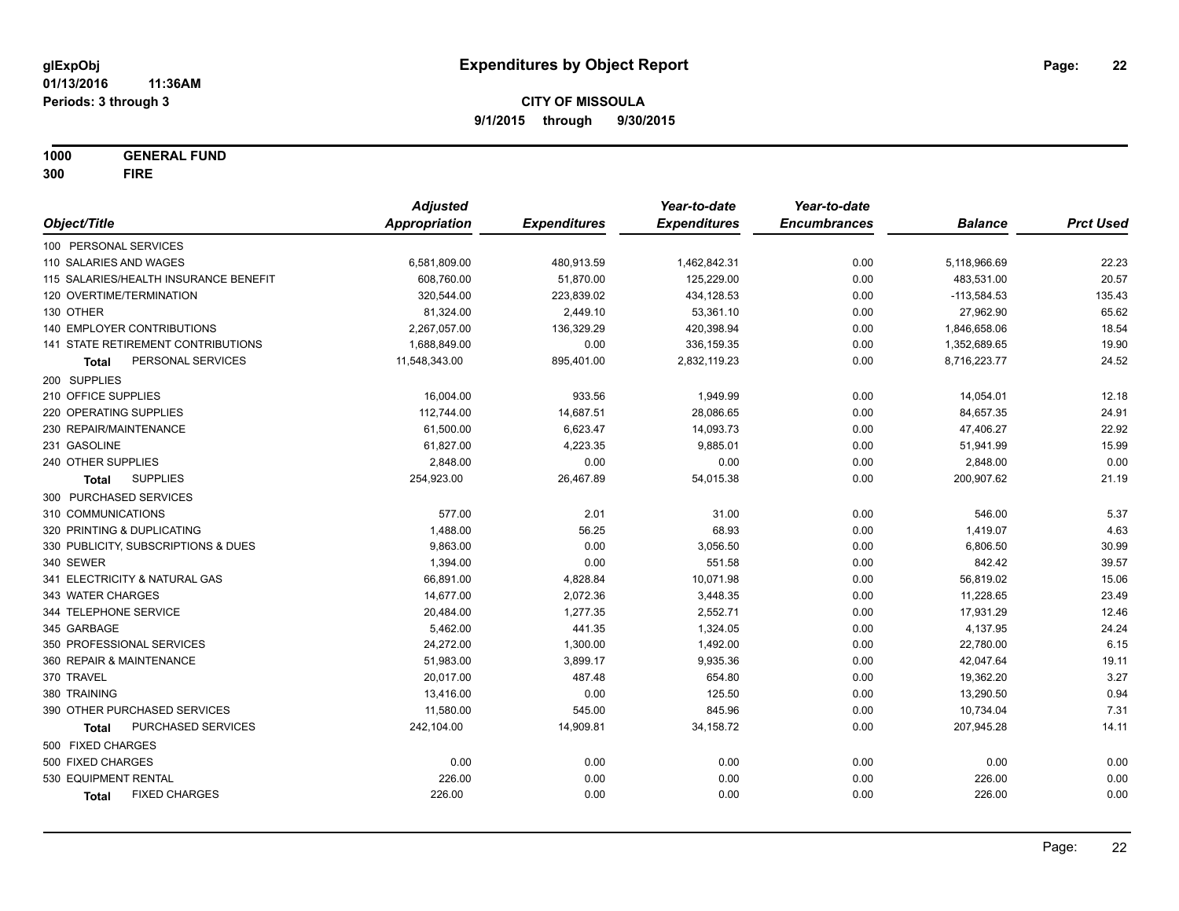**glExpObj**
**01/13/2016 11:36AM**
**Periods: 3 through 3**

# Expenditures by Object Report

**CITY OF MISSOULA**
**9/1/2015 through 9/30/2015**

**1000 GENERAL FUND**
**300 FIRE**

| Object/Title | Adjusted Appropriation | Expenditures | Year-to-date Expenditures | Year-to-date Encumbrances | Balance | Prct Used |
|---|---|---|---|---|---|---|
| 100 PERSONAL SERVICES | | | | | | |
| 110 SALARIES AND WAGES | 6,581,809.00 | 480,913.59 | 1,462,842.31 | 0.00 | 5,118,966.69 | 22.23 |
| 115 SALARIES/HEALTH INSURANCE BENEFIT | 608,760.00 | 51,870.00 | 125,229.00 | 0.00 | 483,531.00 | 20.57 |
| 120 OVERTIME/TERMINATION | 320,544.00 | 223,839.02 | 434,128.53 | 0.00 | -113,584.53 | 135.43 |
| 130 OTHER | 81,324.00 | 2,449.10 | 53,361.10 | 0.00 | 27,962.90 | 65.62 |
| 140 EMPLOYER CONTRIBUTIONS | 2,267,057.00 | 136,329.29 | 420,398.94 | 0.00 | 1,846,658.06 | 18.54 |
| 141 STATE RETIREMENT CONTRIBUTIONS | 1,688,849.00 | 0.00 | 336,159.35 | 0.00 | 1,352,689.65 | 19.90 |
| **Total** PERSONAL SERVICES | 11,548,343.00 | 895,401.00 | 2,832,119.23 | 0.00 | 8,716,223.77 | 24.52 |
| 200 SUPPLIES | | | | | | |
| 210 OFFICE SUPPLIES | 16,004.00 | 933.56 | 1,949.99 | 0.00 | 14,054.01 | 12.18 |
| 220 OPERATING SUPPLIES | 112,744.00 | 14,687.51 | 28,086.65 | 0.00 | 84,657.35 | 24.91 |
| 230 REPAIR/MAINTENANCE | 61,500.00 | 6,623.47 | 14,093.73 | 0.00 | 47,406.27 | 22.92 |
| 231 GASOLINE | 61,827.00 | 4,223.35 | 9,885.01 | 0.00 | 51,941.99 | 15.99 |
| 240 OTHER SUPPLIES | 2,848.00 | 0.00 | 0.00 | 0.00 | 2,848.00 | 0.00 |
| **Total** SUPPLIES | 254,923.00 | 26,467.89 | 54,015.38 | 0.00 | 200,907.62 | 21.19 |
| 300 PURCHASED SERVICES | | | | | | |
| 310 COMMUNICATIONS | 577.00 | 2.01 | 31.00 | 0.00 | 546.00 | 5.37 |
| 320 PRINTING & DUPLICATING | 1,488.00 | 56.25 | 68.93 | 0.00 | 1,419.07 | 4.63 |
| 330 PUBLICITY, SUBSCRIPTIONS & DUES | 9,863.00 | 0.00 | 3,056.50 | 0.00 | 6,806.50 | 30.99 |
| 340 SEWER | 1,394.00 | 0.00 | 551.58 | 0.00 | 842.42 | 39.57 |
| 341 ELECTRICITY & NATURAL GAS | 66,891.00 | 4,828.84 | 10,071.98 | 0.00 | 56,819.02 | 15.06 |
| 343 WATER CHARGES | 14,677.00 | 2,072.36 | 3,448.35 | 0.00 | 11,228.65 | 23.49 |
| 344 TELEPHONE SERVICE | 20,484.00 | 1,277.35 | 2,552.71 | 0.00 | 17,931.29 | 12.46 |
| 345 GARBAGE | 5,462.00 | 441.35 | 1,324.05 | 0.00 | 4,137.95 | 24.24 |
| 350 PROFESSIONAL SERVICES | 24,272.00 | 1,300.00 | 1,492.00 | 0.00 | 22,780.00 | 6.15 |
| 360 REPAIR & MAINTENANCE | 51,983.00 | 3,899.17 | 9,935.36 | 0.00 | 42,047.64 | 19.11 |
| 370 TRAVEL | 20,017.00 | 487.48 | 654.80 | 0.00 | 19,362.20 | 3.27 |
| 380 TRAINING | 13,416.00 | 0.00 | 125.50 | 0.00 | 13,290.50 | 0.94 |
| 390 OTHER PURCHASED SERVICES | 11,580.00 | 545.00 | 845.96 | 0.00 | 10,734.04 | 7.31 |
| **Total** PURCHASED SERVICES | 242,104.00 | 14,909.81 | 34,158.72 | 0.00 | 207,945.28 | 14.11 |
| 500 FIXED CHARGES | | | | | | |
| 500 FIXED CHARGES | 0.00 | 0.00 | 0.00 | 0.00 | 0.00 | 0.00 |
| 530 EQUIPMENT RENTAL | 226.00 | 0.00 | 0.00 | 0.00 | 226.00 | 0.00 |
| **Total** FIXED CHARGES | 226.00 | 0.00 | 0.00 | 0.00 | 226.00 | 0.00 |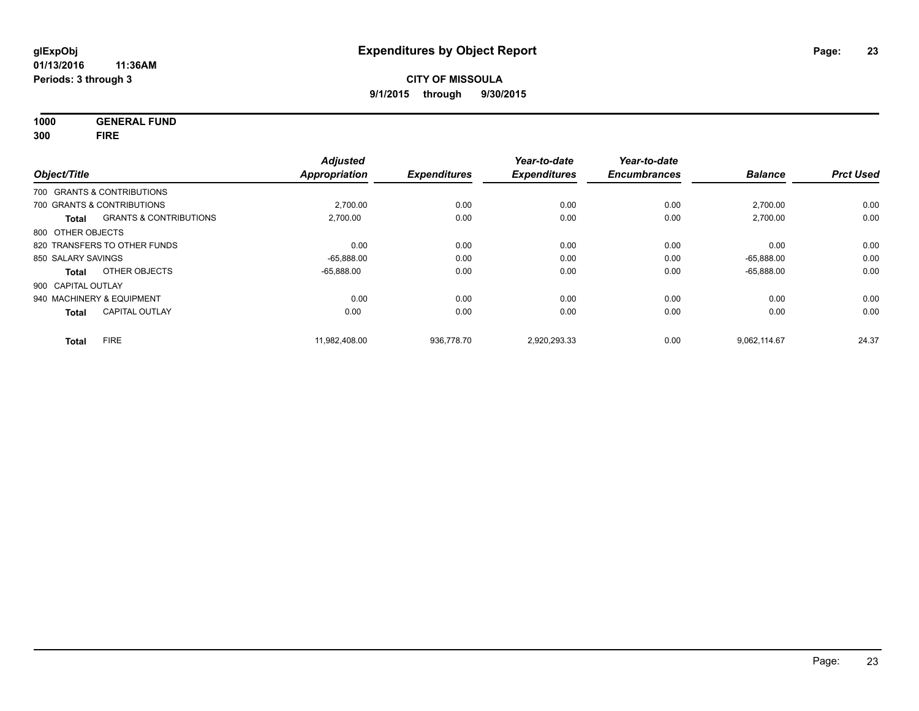# Expenditures by Object Report

glExpObj
01/13/2016 11:36AM
Periods: 3 through 3

**CITY OF MISSOULA**
**9/1/2015 through 9/30/2015**

**1000 GENERAL FUND**
**300 FIRE**

| Object/Title | | Adjusted Appropriation | Expenditures | Year-to-date Expenditures | Year-to-date Encumbrances | Balance | Prct Used |
|---|---|---|---|---|---|---|---|
| 700 GRANTS & CONTRIBUTIONS | | | | | | | |
| 700 GRANTS & CONTRIBUTIONS | | 2,700.00 | 0.00 | 0.00 | 0.00 | 2,700.00 | 0.00 |
| **Total** | GRANTS & CONTRIBUTIONS | 2,700.00 | 0.00 | 0.00 | 0.00 | 2,700.00 | 0.00 |
| 800 OTHER OBJECTS | | | | | | | |
| 820 TRANSFERS TO OTHER FUNDS | | 0.00 | 0.00 | 0.00 | 0.00 | 0.00 | 0.00 |
| 850 SALARY SAVINGS | | -65,888.00 | 0.00 | 0.00 | 0.00 | -65,888.00 | 0.00 |
| **Total** | OTHER OBJECTS | -65,888.00 | 0.00 | 0.00 | 0.00 | -65,888.00 | 0.00 |
| 900 CAPITAL OUTLAY | | | | | | | |
| 940 MACHINERY & EQUIPMENT | | 0.00 | 0.00 | 0.00 | 0.00 | 0.00 | 0.00 |
| **Total** | CAPITAL OUTLAY | 0.00 | 0.00 | 0.00 | 0.00 | 0.00 | 0.00 |
| **Total** | FIRE | 11,982,408.00 | 936,778.70 | 2,920,293.33 | 0.00 | 9,062,114.67 | 24.37 |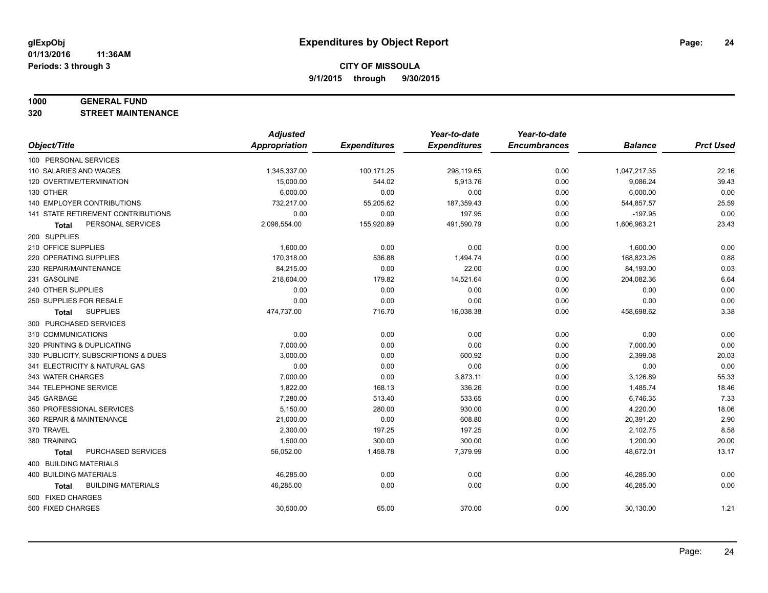**glExpObj** 01/13/2016 11:36AM
**Periods: 3 through 3**

# Expenditures by Object Report

**CITY OF MISSOULA**
**9/1/2015 through 9/30/2015**

**1000 GENERAL FUND**
**320 STREET MAINTENANCE**

| Object/Title | Adjusted Appropriation | Expenditures | Year-to-date Expenditures | Year-to-date Encumbrances | Balance | Prct Used |
|---|---|---|---|---|---|---|
| 100 PERSONAL SERVICES | | | | | | |
| 110 SALARIES AND WAGES | 1,345,337.00 | 100,171.25 | 298,119.65 | 0.00 | 1,047,217.35 | 22.16 |
| 120 OVERTIME/TERMINATION | 15,000.00 | 544.02 | 5,913.76 | 0.00 | 9,086.24 | 39.43 |
| 130 OTHER | 6,000.00 | 0.00 | 0.00 | 0.00 | 6,000.00 | 0.00 |
| 140 EMPLOYER CONTRIBUTIONS | 732,217.00 | 55,205.62 | 187,359.43 | 0.00 | 544,857.57 | 25.59 |
| 141 STATE RETIREMENT CONTRIBUTIONS | 0.00 | 0.00 | 197.95 | 0.00 | -197.95 | 0.00 |
| **Total** PERSONAL SERVICES | 2,098,554.00 | 155,920.89 | 491,590.79 | 0.00 | 1,606,963.21 | 23.43 |
| 200 SUPPLIES | | | | | | |
| 210 OFFICE SUPPLIES | 1,600.00 | 0.00 | 0.00 | 0.00 | 1,600.00 | 0.00 |
| 220 OPERATING SUPPLIES | 170,318.00 | 536.88 | 1,494.74 | 0.00 | 168,823.26 | 0.88 |
| 230 REPAIR/MAINTENANCE | 84,215.00 | 0.00 | 22.00 | 0.00 | 84,193.00 | 0.03 |
| 231 GASOLINE | 218,604.00 | 179.82 | 14,521.64 | 0.00 | 204,082.36 | 6.64 |
| 240 OTHER SUPPLIES | 0.00 | 0.00 | 0.00 | 0.00 | 0.00 | 0.00 |
| 250 SUPPLIES FOR RESALE | 0.00 | 0.00 | 0.00 | 0.00 | 0.00 | 0.00 |
| **Total** SUPPLIES | 474,737.00 | 716.70 | 16,038.38 | 0.00 | 458,698.62 | 3.38 |
| 300 PURCHASED SERVICES | | | | | | |
| 310 COMMUNICATIONS | 0.00 | 0.00 | 0.00 | 0.00 | 0.00 | 0.00 |
| 320 PRINTING & DUPLICATING | 7,000.00 | 0.00 | 0.00 | 0.00 | 7,000.00 | 0.00 |
| 330 PUBLICITY, SUBSCRIPTIONS & DUES | 3,000.00 | 0.00 | 600.92 | 0.00 | 2,399.08 | 20.03 |
| 341 ELECTRICITY & NATURAL GAS | 0.00 | 0.00 | 0.00 | 0.00 | 0.00 | 0.00 |
| 343 WATER CHARGES | 7,000.00 | 0.00 | 3,873.11 | 0.00 | 3,126.89 | 55.33 |
| 344 TELEPHONE SERVICE | 1,822.00 | 168.13 | 336.26 | 0.00 | 1,485.74 | 18.46 |
| 345 GARBAGE | 7,280.00 | 513.40 | 533.65 | 0.00 | 6,746.35 | 7.33 |
| 350 PROFESSIONAL SERVICES | 5,150.00 | 280.00 | 930.00 | 0.00 | 4,220.00 | 18.06 |
| 360 REPAIR & MAINTENANCE | 21,000.00 | 0.00 | 608.80 | 0.00 | 20,391.20 | 2.90 |
| 370 TRAVEL | 2,300.00 | 197.25 | 197.25 | 0.00 | 2,102.75 | 8.58 |
| 380 TRAINING | 1,500.00 | 300.00 | 300.00 | 0.00 | 1,200.00 | 20.00 |
| **Total** PURCHASED SERVICES | 56,052.00 | 1,458.78 | 7,379.99 | 0.00 | 48,672.01 | 13.17 |
| 400 BUILDING MATERIALS | | | | | | |
| 400 BUILDING MATERIALS | 46,285.00 | 0.00 | 0.00 | 0.00 | 46,285.00 | 0.00 |
| **Total** BUILDING MATERIALS | 46,285.00 | 0.00 | 0.00 | 0.00 | 46,285.00 | 0.00 |
| 500 FIXED CHARGES | | | | | | |
| 500 FIXED CHARGES | 30,500.00 | 65.00 | 370.00 | 0.00 | 30,130.00 | 1.21 |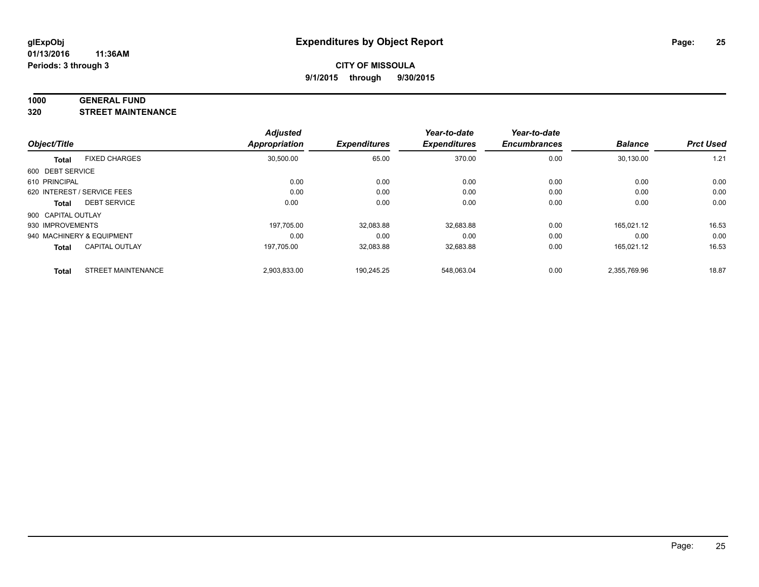**CITY OF MISSOULA**

**9/1/2015 through 9/30/2015**

**1000 GENERAL FUND**

**320 STREET MAINTENANCE**

| Object/Title | | Adjusted Appropriation | Expenditures | Year-to-date Expenditures | Year-to-date Encumbrances | Balance | Prct Used |
|---|---|---|---|---|---|---|---|
| **Total** | FIXED CHARGES | 30,500.00 | 65.00 | 370.00 | 0.00 | 30,130.00 | 1.21 |
| 600 DEBT SERVICE | | | | | | | |
| 610 PRINCIPAL | | 0.00 | 0.00 | 0.00 | 0.00 | 0.00 | 0.00 |
| 620 INTEREST / SERVICE FEES | | 0.00 | 0.00 | 0.00 | 0.00 | 0.00 | 0.00 |
| **Total** | DEBT SERVICE | 0.00 | 0.00 | 0.00 | 0.00 | 0.00 | 0.00 |
| 900 CAPITAL OUTLAY | | | | | | | |
| 930 IMPROVEMENTS | | 197,705.00 | 32,083.88 | 32,683.88 | 0.00 | 165,021.12 | 16.53 |
| 940 MACHINERY & EQUIPMENT | | 0.00 | 0.00 | 0.00 | 0.00 | 0.00 | 0.00 |
| **Total** | CAPITAL OUTLAY | 197,705.00 | 32,083.88 | 32,683.88 | 0.00 | 165,021.12 | 16.53 |
| **Total** | STREET MAINTENANCE | 2,903,833.00 | 190,245.25 | 548,063.04 | 0.00 | 2,355,769.96 | 18.87 |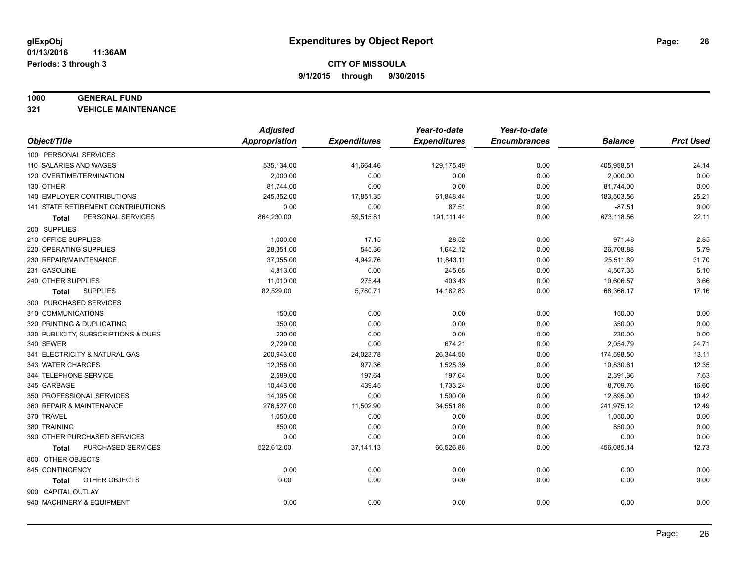glExpObj
01/13/2016 11:36AM
Periods: 3 through 3

# Expenditures by Object Report

**CITY OF MISSOULA**

**9/1/2015 through 9/30/2015**

**1000 GENERAL FUND**
**321 VEHICLE MAINTENANCE**

| Object/Title | Adjusted Appropriation | Expenditures | Year-to-date Expenditures | Year-to-date Encumbrances | Balance | Prct Used |
|---|---|---|---|---|---|---|
| 100 PERSONAL SERVICES | | | | | | |
| 110 SALARIES AND WAGES | 535,134.00 | 41,664.46 | 129,175.49 | 0.00 | 405,958.51 | 24.14 |
| 120 OVERTIME/TERMINATION | 2,000.00 | 0.00 | 0.00 | 0.00 | 2,000.00 | 0.00 |
| 130 OTHER | 81,744.00 | 0.00 | 0.00 | 0.00 | 81,744.00 | 0.00 |
| 140 EMPLOYER CONTRIBUTIONS | 245,352.00 | 17,851.35 | 61,848.44 | 0.00 | 183,503.56 | 25.21 |
| 141 STATE RETIREMENT CONTRIBUTIONS | 0.00 | 0.00 | 87.51 | 0.00 | -87.51 | 0.00 |
| **Total** PERSONAL SERVICES | 864,230.00 | 59,515.81 | 191,111.44 | 0.00 | 673,118.56 | 22.11 |
| 200 SUPPLIES | | | | | | |
| 210 OFFICE SUPPLIES | 1,000.00 | 17.15 | 28.52 | 0.00 | 971.48 | 2.85 |
| 220 OPERATING SUPPLIES | 28,351.00 | 545.36 | 1,642.12 | 0.00 | 26,708.88 | 5.79 |
| 230 REPAIR/MAINTENANCE | 37,355.00 | 4,942.76 | 11,843.11 | 0.00 | 25,511.89 | 31.70 |
| 231 GASOLINE | 4,813.00 | 0.00 | 245.65 | 0.00 | 4,567.35 | 5.10 |
| 240 OTHER SUPPLIES | 11,010.00 | 275.44 | 403.43 | 0.00 | 10,606.57 | 3.66 |
| **Total** SUPPLIES | 82,529.00 | 5,780.71 | 14,162.83 | 0.00 | 68,366.17 | 17.16 |
| 300 PURCHASED SERVICES | | | | | | |
| 310 COMMUNICATIONS | 150.00 | 0.00 | 0.00 | 0.00 | 150.00 | 0.00 |
| 320 PRINTING & DUPLICATING | 350.00 | 0.00 | 0.00 | 0.00 | 350.00 | 0.00 |
| 330 PUBLICITY, SUBSCRIPTIONS & DUES | 230.00 | 0.00 | 0.00 | 0.00 | 230.00 | 0.00 |
| 340 SEWER | 2,729.00 | 0.00 | 674.21 | 0.00 | 2,054.79 | 24.71 |
| 341 ELECTRICITY & NATURAL GAS | 200,943.00 | 24,023.78 | 26,344.50 | 0.00 | 174,598.50 | 13.11 |
| 343 WATER CHARGES | 12,356.00 | 977.36 | 1,525.39 | 0.00 | 10,830.61 | 12.35 |
| 344 TELEPHONE SERVICE | 2,589.00 | 197.64 | 197.64 | 0.00 | 2,391.36 | 7.63 |
| 345 GARBAGE | 10,443.00 | 439.45 | 1,733.24 | 0.00 | 8,709.76 | 16.60 |
| 350 PROFESSIONAL SERVICES | 14,395.00 | 0.00 | 1,500.00 | 0.00 | 12,895.00 | 10.42 |
| 360 REPAIR & MAINTENANCE | 276,527.00 | 11,502.90 | 34,551.88 | 0.00 | 241,975.12 | 12.49 |
| 370 TRAVEL | 1,050.00 | 0.00 | 0.00 | 0.00 | 1,050.00 | 0.00 |
| 380 TRAINING | 850.00 | 0.00 | 0.00 | 0.00 | 850.00 | 0.00 |
| 390 OTHER PURCHASED SERVICES | 0.00 | 0.00 | 0.00 | 0.00 | 0.00 | 0.00 |
| **Total** PURCHASED SERVICES | 522,612.00 | 37,141.13 | 66,526.86 | 0.00 | 456,085.14 | 12.73 |
| 800 OTHER OBJECTS | | | | | | |
| 845 CONTINGENCY | 0.00 | 0.00 | 0.00 | 0.00 | 0.00 | 0.00 |
| **Total** OTHER OBJECTS | 0.00 | 0.00 | 0.00 | 0.00 | 0.00 | 0.00 |
| 900 CAPITAL OUTLAY | | | | | | |
| 940 MACHINERY & EQUIPMENT | 0.00 | 0.00 | 0.00 | 0.00 | 0.00 | 0.00 |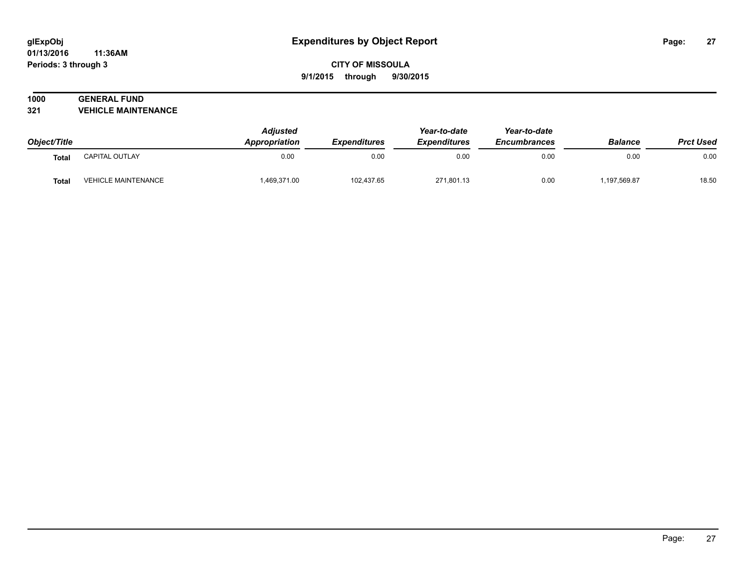# Expenditures by Object Report

glExpObj
01/13/2016 11:36AM
Periods: 3 through 3

**CITY OF MISSOULA**
**9/1/2015 through 9/30/2015**

**1000 GENERAL FUND**
**321 VEHICLE MAINTENANCE**

| Object/Title | | Adjusted Appropriation | Expenditures | Year-to-date Expenditures | Year-to-date Encumbrances | Balance | Prct Used |
|---|---|---|---|---|---|---|---|
| **Total** | CAPITAL OUTLAY | 0.00 | 0.00 | 0.00 | 0.00 | 0.00 | 0.00 |
| **Total** | VEHICLE MAINTENANCE | 1,469,371.00 | 102,437.65 | 271,801.13 | 0.00 | 1,197,569.87 | 18.50 |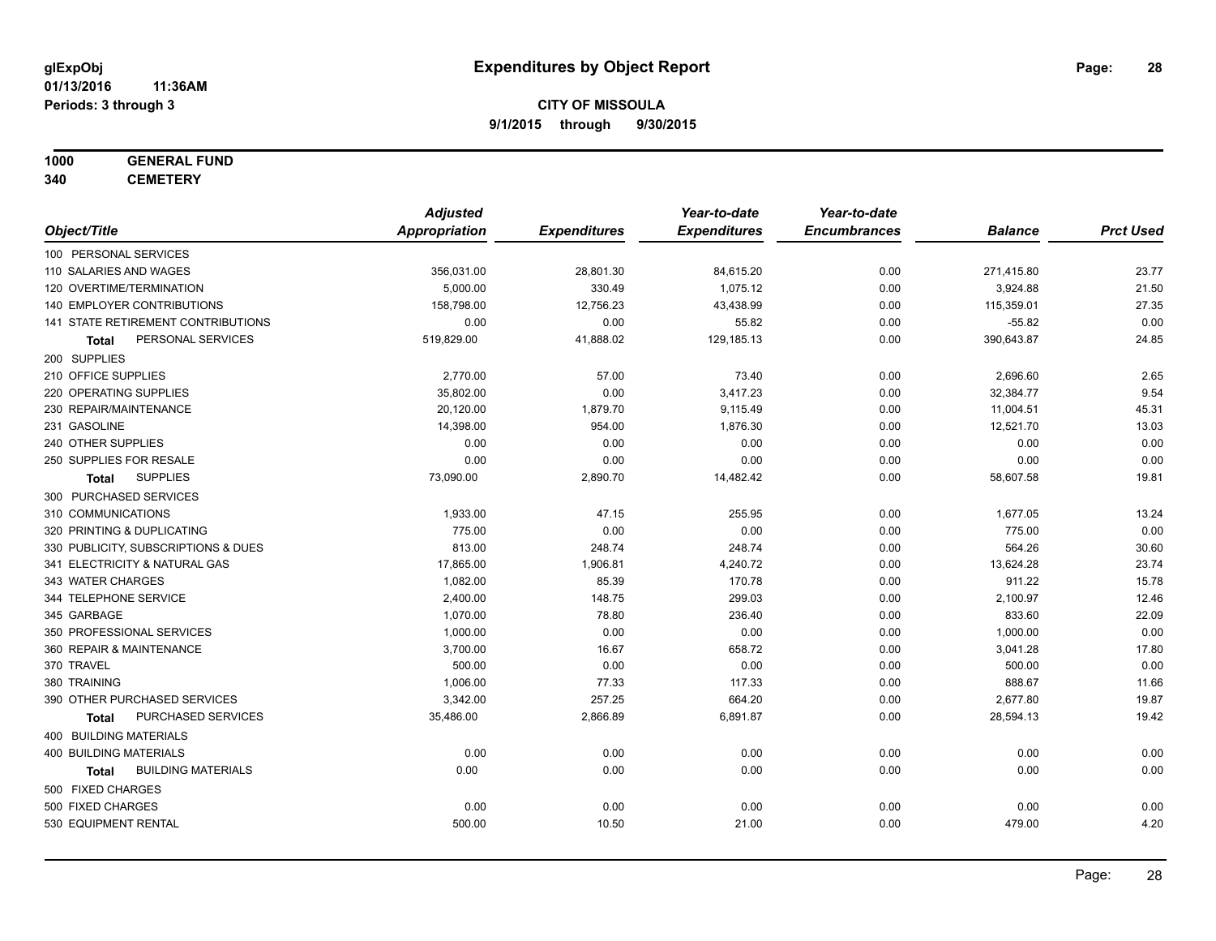**glExpObj** 01/13/2016 11:36AM
**Periods: 3 through 3**

# Expenditures by Object Report

**CITY OF MISSOULA**
**9/1/2015 through 9/30/2015**

**1000 GENERAL FUND**
**340 CEMETERY**

| Object/Title | Adjusted Appropriation | Expenditures | Year-to-date Expenditures | Year-to-date Encumbrances | Balance | Prct Used |
|---|---|---|---|---|---|---|
| 100 PERSONAL SERVICES | | | | | | |
| 110 SALARIES AND WAGES | 356,031.00 | 28,801.30 | 84,615.20 | 0.00 | 271,415.80 | 23.77 |
| 120 OVERTIME/TERMINATION | 5,000.00 | 330.49 | 1,075.12 | 0.00 | 3,924.88 | 21.50 |
| 140 EMPLOYER CONTRIBUTIONS | 158,798.00 | 12,756.23 | 43,438.99 | 0.00 | 115,359.01 | 27.35 |
| 141 STATE RETIREMENT CONTRIBUTIONS | 0.00 | 0.00 | 55.82 | 0.00 | -55.82 | 0.00 |
| **Total** PERSONAL SERVICES | 519,829.00 | 41,888.02 | 129,185.13 | 0.00 | 390,643.87 | 24.85 |
| 200 SUPPLIES | | | | | | |
| 210 OFFICE SUPPLIES | 2,770.00 | 57.00 | 73.40 | 0.00 | 2,696.60 | 2.65 |
| 220 OPERATING SUPPLIES | 35,802.00 | 0.00 | 3,417.23 | 0.00 | 32,384.77 | 9.54 |
| 230 REPAIR/MAINTENANCE | 20,120.00 | 1,879.70 | 9,115.49 | 0.00 | 11,004.51 | 45.31 |
| 231 GASOLINE | 14,398.00 | 954.00 | 1,876.30 | 0.00 | 12,521.70 | 13.03 |
| 240 OTHER SUPPLIES | 0.00 | 0.00 | 0.00 | 0.00 | 0.00 | 0.00 |
| 250 SUPPLIES FOR RESALE | 0.00 | 0.00 | 0.00 | 0.00 | 0.00 | 0.00 |
| **Total** SUPPLIES | 73,090.00 | 2,890.70 | 14,482.42 | 0.00 | 58,607.58 | 19.81 |
| 300 PURCHASED SERVICES | | | | | | |
| 310 COMMUNICATIONS | 1,933.00 | 47.15 | 255.95 | 0.00 | 1,677.05 | 13.24 |
| 320 PRINTING & DUPLICATING | 775.00 | 0.00 | 0.00 | 0.00 | 775.00 | 0.00 |
| 330 PUBLICITY, SUBSCRIPTIONS & DUES | 813.00 | 248.74 | 248.74 | 0.00 | 564.26 | 30.60 |
| 341 ELECTRICITY & NATURAL GAS | 17,865.00 | 1,906.81 | 4,240.72 | 0.00 | 13,624.28 | 23.74 |
| 343 WATER CHARGES | 1,082.00 | 85.39 | 170.78 | 0.00 | 911.22 | 15.78 |
| 344 TELEPHONE SERVICE | 2,400.00 | 148.75 | 299.03 | 0.00 | 2,100.97 | 12.46 |
| 345 GARBAGE | 1,070.00 | 78.80 | 236.40 | 0.00 | 833.60 | 22.09 |
| 350 PROFESSIONAL SERVICES | 1,000.00 | 0.00 | 0.00 | 0.00 | 1,000.00 | 0.00 |
| 360 REPAIR & MAINTENANCE | 3,700.00 | 16.67 | 658.72 | 0.00 | 3,041.28 | 17.80 |
| 370 TRAVEL | 500.00 | 0.00 | 0.00 | 0.00 | 500.00 | 0.00 |
| 380 TRAINING | 1,006.00 | 77.33 | 117.33 | 0.00 | 888.67 | 11.66 |
| 390 OTHER PURCHASED SERVICES | 3,342.00 | 257.25 | 664.20 | 0.00 | 2,677.80 | 19.87 |
| **Total** PURCHASED SERVICES | 35,486.00 | 2,866.89 | 6,891.87 | 0.00 | 28,594.13 | 19.42 |
| 400 BUILDING MATERIALS | | | | | | |
| 400 BUILDING MATERIALS | 0.00 | 0.00 | 0.00 | 0.00 | 0.00 | 0.00 |
| **Total** BUILDING MATERIALS | 0.00 | 0.00 | 0.00 | 0.00 | 0.00 | 0.00 |
| 500 FIXED CHARGES | | | | | | |
| 500 FIXED CHARGES | 0.00 | 0.00 | 0.00 | 0.00 | 0.00 | 0.00 |
| 530 EQUIPMENT RENTAL | 500.00 | 10.50 | 21.00 | 0.00 | 479.00 | 4.20 |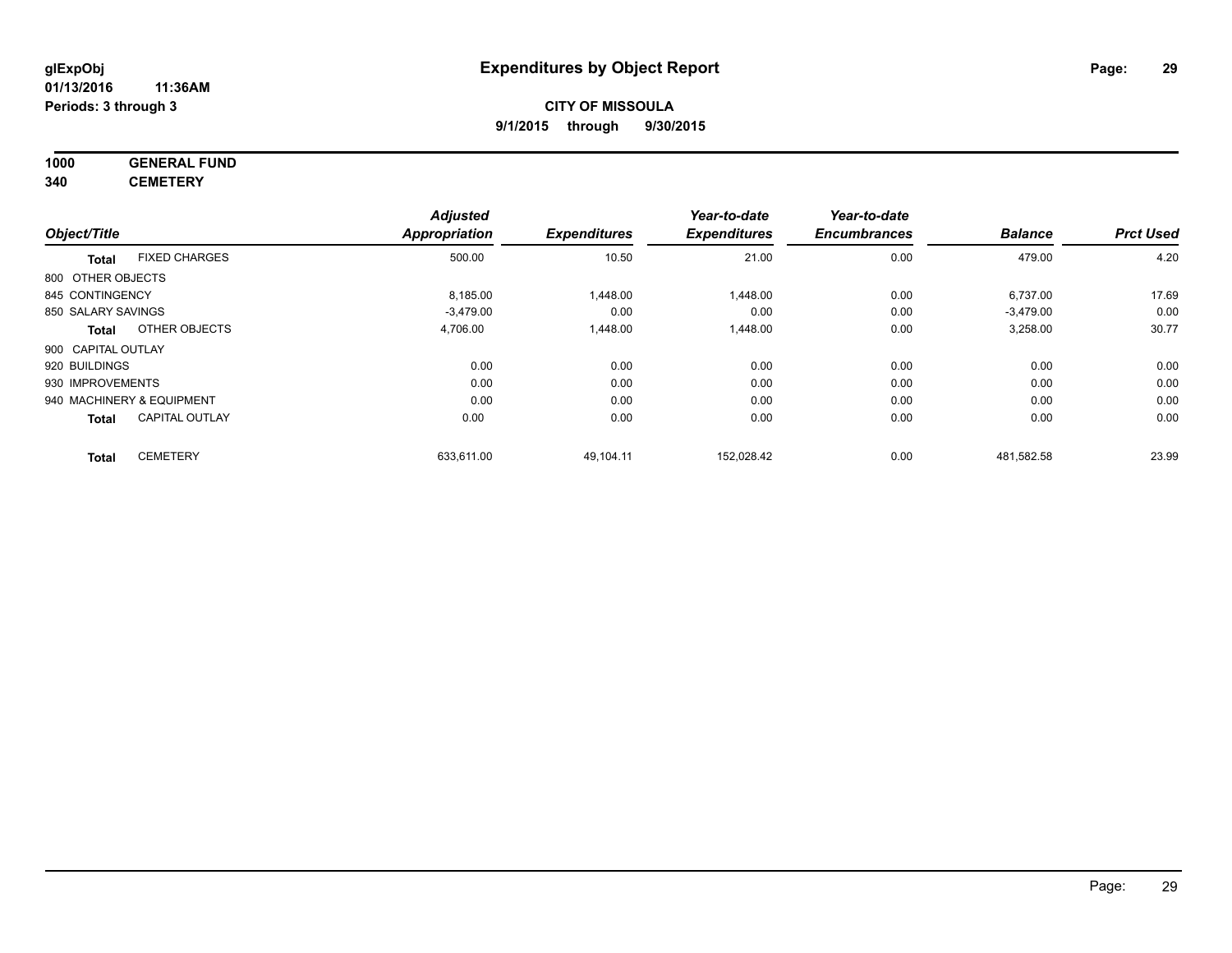# Expenditures by Object Report

glExpObj
01/13/2016 11:36AM
Periods: 3 through 3

**CITY OF MISSOULA**
**9/1/2015 through 9/30/2015**

**1000 GENERAL FUND**
**340 CEMETERY**

| Object/Title | | Adjusted Appropriation | Expenditures | Year-to-date Expenditures | Year-to-date Encumbrances | Balance | Prct Used |
|---|---|---|---|---|---|---|---|
| **Total** | FIXED CHARGES | 500.00 | 10.50 | 21.00 | 0.00 | 479.00 | 4.20 |
| 800 OTHER OBJECTS | | | | | | | |
| 845 CONTINGENCY | | 8,185.00 | 1,448.00 | 1,448.00 | 0.00 | 6,737.00 | 17.69 |
| 850 SALARY SAVINGS | | -3,479.00 | 0.00 | 0.00 | 0.00 | -3,479.00 | 0.00 |
| **Total** | OTHER OBJECTS | 4,706.00 | 1,448.00 | 1,448.00 | 0.00 | 3,258.00 | 30.77 |
| 900 CAPITAL OUTLAY | | | | | | | |
| 920 BUILDINGS | | 0.00 | 0.00 | 0.00 | 0.00 | 0.00 | 0.00 |
| 930 IMPROVEMENTS | | 0.00 | 0.00 | 0.00 | 0.00 | 0.00 | 0.00 |
| 940 MACHINERY & EQUIPMENT | | 0.00 | 0.00 | 0.00 | 0.00 | 0.00 | 0.00 |
| **Total** | CAPITAL OUTLAY | 0.00 | 0.00 | 0.00 | 0.00 | 0.00 | 0.00 |
| **Total** | CEMETERY | 633,611.00 | 49,104.11 | 152,028.42 | 0.00 | 481,582.58 | 23.99 |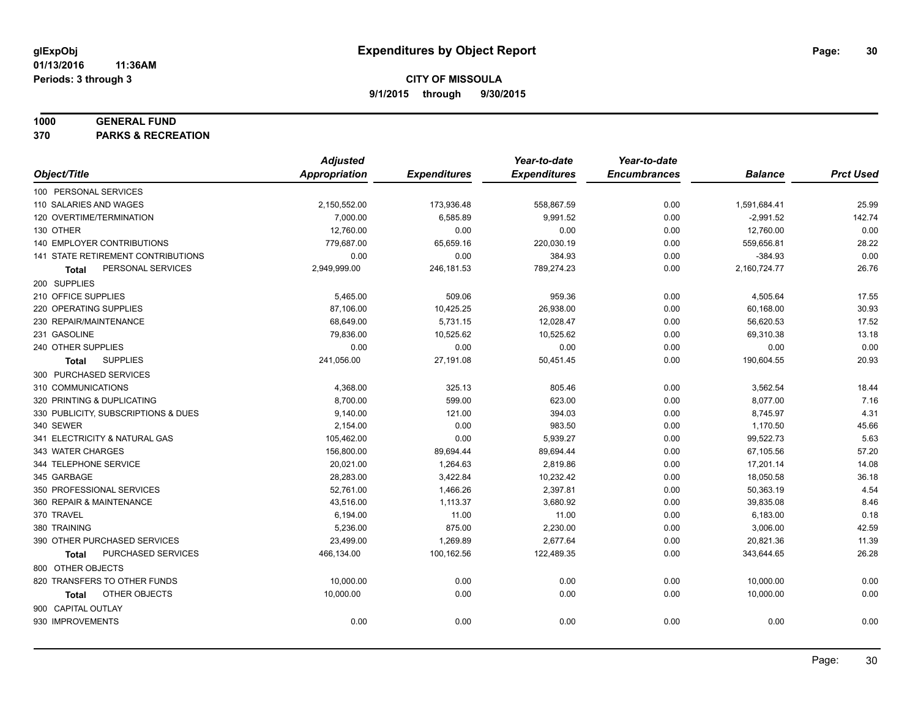# Expenditures by Object Report

glExpObj
01/13/2016 11:36AM
Periods: 3 through 3

**CITY OF MISSOULA**
**9/1/2015 through 9/30/2015**

**1000 GENERAL FUND**
**370 PARKS & RECREATION**

| Object/Title | Adjusted Appropriation | Expenditures | Year-to-date Expenditures | Year-to-date Encumbrances | Balance | Prct Used |
|---|---|---|---|---|---|---|
| 100 PERSONAL SERVICES | | | | | | |
| 110 SALARIES AND WAGES | 2,150,552.00 | 173,936.48 | 558,867.59 | 0.00 | 1,591,684.41 | 25.99 |
| 120 OVERTIME/TERMINATION | 7,000.00 | 6,585.89 | 9,991.52 | 0.00 | -2,991.52 | 142.74 |
| 130 OTHER | 12,760.00 | 0.00 | 0.00 | 0.00 | 12,760.00 | 0.00 |
| 140 EMPLOYER CONTRIBUTIONS | 779,687.00 | 65,659.16 | 220,030.19 | 0.00 | 559,656.81 | 28.22 |
| 141 STATE RETIREMENT CONTRIBUTIONS | 0.00 | 0.00 | 384.93 | 0.00 | -384.93 | 0.00 |
| **Total** PERSONAL SERVICES | 2,949,999.00 | 246,181.53 | 789,274.23 | 0.00 | 2,160,724.77 | 26.76 |
| 200 SUPPLIES | | | | | | |
| 210 OFFICE SUPPLIES | 5,465.00 | 509.06 | 959.36 | 0.00 | 4,505.64 | 17.55 |
| 220 OPERATING SUPPLIES | 87,106.00 | 10,425.25 | 26,938.00 | 0.00 | 60,168.00 | 30.93 |
| 230 REPAIR/MAINTENANCE | 68,649.00 | 5,731.15 | 12,028.47 | 0.00 | 56,620.53 | 17.52 |
| 231 GASOLINE | 79,836.00 | 10,525.62 | 10,525.62 | 0.00 | 69,310.38 | 13.18 |
| 240 OTHER SUPPLIES | 0.00 | 0.00 | 0.00 | 0.00 | 0.00 | 0.00 |
| **Total** SUPPLIES | 241,056.00 | 27,191.08 | 50,451.45 | 0.00 | 190,604.55 | 20.93 |
| 300 PURCHASED SERVICES | | | | | | |
| 310 COMMUNICATIONS | 4,368.00 | 325.13 | 805.46 | 0.00 | 3,562.54 | 18.44 |
| 320 PRINTING & DUPLICATING | 8,700.00 | 599.00 | 623.00 | 0.00 | 8,077.00 | 7.16 |
| 330 PUBLICITY, SUBSCRIPTIONS & DUES | 9,140.00 | 121.00 | 394.03 | 0.00 | 8,745.97 | 4.31 |
| 340 SEWER | 2,154.00 | 0.00 | 983.50 | 0.00 | 1,170.50 | 45.66 |
| 341 ELECTRICITY & NATURAL GAS | 105,462.00 | 0.00 | 5,939.27 | 0.00 | 99,522.73 | 5.63 |
| 343 WATER CHARGES | 156,800.00 | 89,694.44 | 89,694.44 | 0.00 | 67,105.56 | 57.20 |
| 344 TELEPHONE SERVICE | 20,021.00 | 1,264.63 | 2,819.86 | 0.00 | 17,201.14 | 14.08 |
| 345 GARBAGE | 28,283.00 | 3,422.84 | 10,232.42 | 0.00 | 18,050.58 | 36.18 |
| 350 PROFESSIONAL SERVICES | 52,761.00 | 1,466.26 | 2,397.81 | 0.00 | 50,363.19 | 4.54 |
| 360 REPAIR & MAINTENANCE | 43,516.00 | 1,113.37 | 3,680.92 | 0.00 | 39,835.08 | 8.46 |
| 370 TRAVEL | 6,194.00 | 11.00 | 11.00 | 0.00 | 6,183.00 | 0.18 |
| 380 TRAINING | 5,236.00 | 875.00 | 2,230.00 | 0.00 | 3,006.00 | 42.59 |
| 390 OTHER PURCHASED SERVICES | 23,499.00 | 1,269.89 | 2,677.64 | 0.00 | 20,821.36 | 11.39 |
| **Total** PURCHASED SERVICES | 466,134.00 | 100,162.56 | 122,489.35 | 0.00 | 343,644.65 | 26.28 |
| 800 OTHER OBJECTS | | | | | | |
| 820 TRANSFERS TO OTHER FUNDS | 10,000.00 | 0.00 | 0.00 | 0.00 | 10,000.00 | 0.00 |
| **Total** OTHER OBJECTS | 10,000.00 | 0.00 | 0.00 | 0.00 | 10,000.00 | 0.00 |
| 900 CAPITAL OUTLAY | | | | | | |
| 930 IMPROVEMENTS | 0.00 | 0.00 | 0.00 | 0.00 | 0.00 | 0.00 |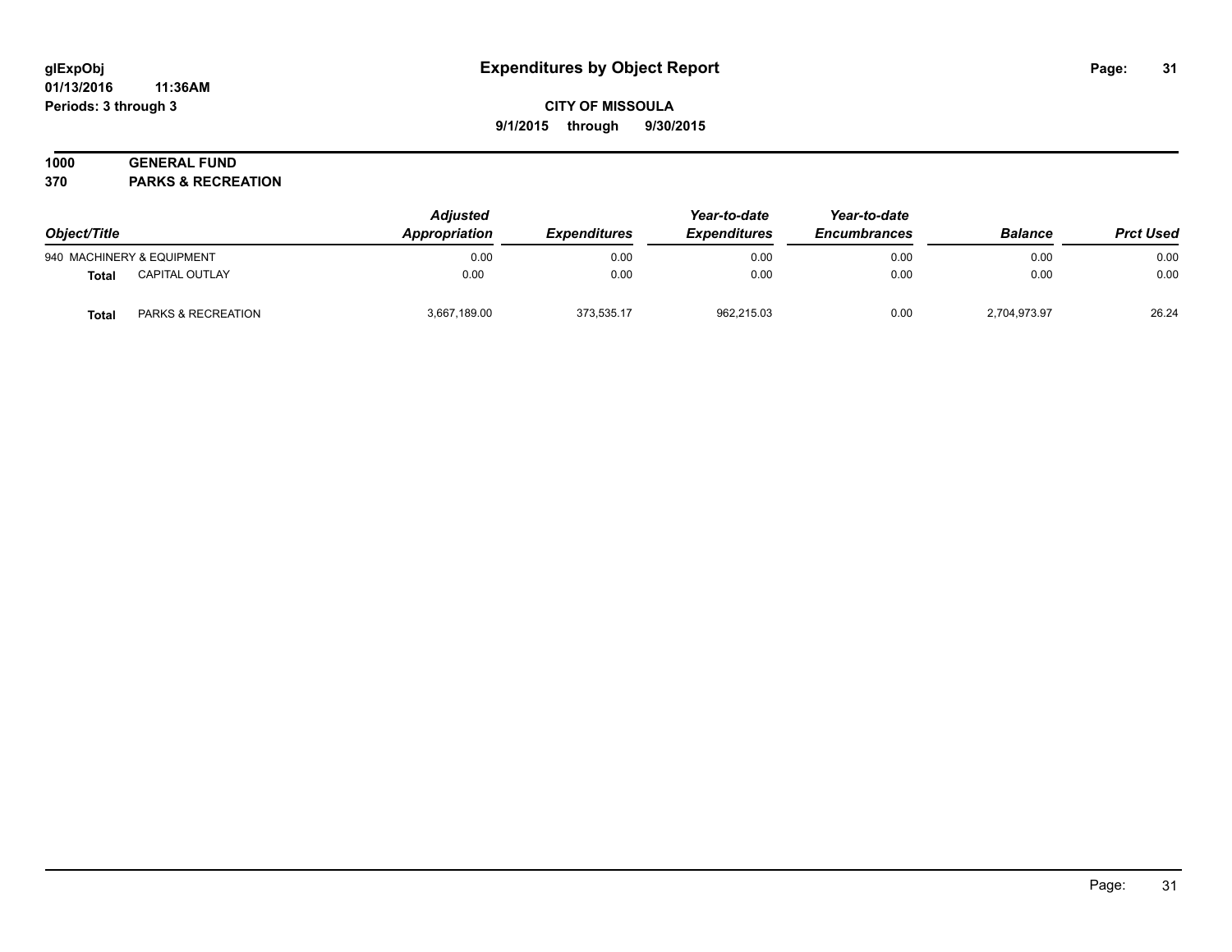**glExpObj** **Expenditures by Object Report**
**01/13/2016 11:36AM**
**Periods: 3 through 3**

**CITY OF MISSOULA**
**9/1/2015 through 9/30/2015**

**1000 GENERAL FUND**
**370 PARKS & RECREATION**

| Object/Title | | Adjusted Appropriation | Expenditures | Year-to-date Expenditures | Year-to-date Encumbrances | Balance | Prct Used |
|---|---|---|---|---|---|---|---|
| 940 MACHINERY & EQUIPMENT | | 0.00 | 0.00 | 0.00 | 0.00 | 0.00 | 0.00 |
| **Total** | CAPITAL OUTLAY | 0.00 | 0.00 | 0.00 | 0.00 | 0.00 | 0.00 |
| **Total** | PARKS & RECREATION | 3,667,189.00 | 373,535.17 | 962,215.03 | 0.00 | 2,704,973.97 | 26.24 |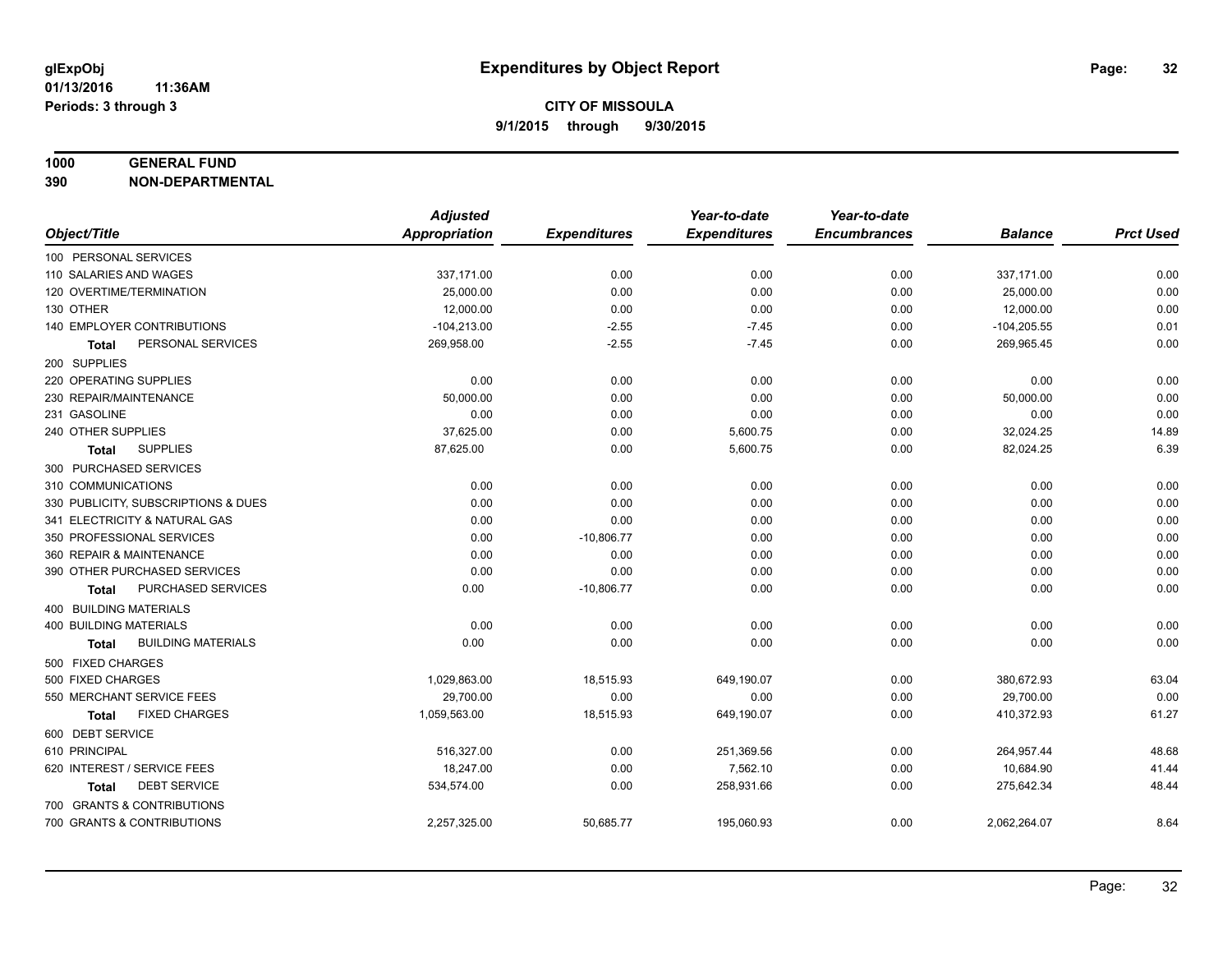glExpObj
01/13/2016 11:36AM
Periods: 3 through 3

# Expenditures by Object Report

**CITY OF MISSOULA**
**9/1/2015 through 9/30/2015**

**1000 GENERAL FUND**
**390 NON-DEPARTMENTAL**

| Object/Title | Adjusted Appropriation | Expenditures | Year-to-date Expenditures | Year-to-date Encumbrances | Balance | Prct Used |
|---|---|---|---|---|---|---|
| 100 PERSONAL SERVICES | | | | | | |
| 110 SALARIES AND WAGES | 337,171.00 | 0.00 | 0.00 | 0.00 | 337,171.00 | 0.00 |
| 120 OVERTIME/TERMINATION | 25,000.00 | 0.00 | 0.00 | 0.00 | 25,000.00 | 0.00 |
| 130 OTHER | 12,000.00 | 0.00 | 0.00 | 0.00 | 12,000.00 | 0.00 |
| 140 EMPLOYER CONTRIBUTIONS | -104,213.00 | -2.55 | -7.45 | 0.00 | -104,205.55 | 0.01 |
| **Total** PERSONAL SERVICES | 269,958.00 | -2.55 | -7.45 | 0.00 | 269,965.45 | 0.00 |
| 200 SUPPLIES | | | | | | |
| 220 OPERATING SUPPLIES | 0.00 | 0.00 | 0.00 | 0.00 | 0.00 | 0.00 |
| 230 REPAIR/MAINTENANCE | 50,000.00 | 0.00 | 0.00 | 0.00 | 50,000.00 | 0.00 |
| 231 GASOLINE | 0.00 | 0.00 | 0.00 | 0.00 | 0.00 | 0.00 |
| 240 OTHER SUPPLIES | 37,625.00 | 0.00 | 5,600.75 | 0.00 | 32,024.25 | 14.89 |
| **Total** SUPPLIES | 87,625.00 | 0.00 | 5,600.75 | 0.00 | 82,024.25 | 6.39 |
| 300 PURCHASED SERVICES | | | | | | |
| 310 COMMUNICATIONS | 0.00 | 0.00 | 0.00 | 0.00 | 0.00 | 0.00 |
| 330 PUBLICITY, SUBSCRIPTIONS & DUES | 0.00 | 0.00 | 0.00 | 0.00 | 0.00 | 0.00 |
| 341 ELECTRICITY & NATURAL GAS | 0.00 | 0.00 | 0.00 | 0.00 | 0.00 | 0.00 |
| 350 PROFESSIONAL SERVICES | 0.00 | -10,806.77 | 0.00 | 0.00 | 0.00 | 0.00 |
| 360 REPAIR & MAINTENANCE | 0.00 | 0.00 | 0.00 | 0.00 | 0.00 | 0.00 |
| 390 OTHER PURCHASED SERVICES | 0.00 | 0.00 | 0.00 | 0.00 | 0.00 | 0.00 |
| **Total** PURCHASED SERVICES | 0.00 | -10,806.77 | 0.00 | 0.00 | 0.00 | 0.00 |
| 400 BUILDING MATERIALS | | | | | | |
| 400 BUILDING MATERIALS | 0.00 | 0.00 | 0.00 | 0.00 | 0.00 | 0.00 |
| **Total** BUILDING MATERIALS | 0.00 | 0.00 | 0.00 | 0.00 | 0.00 | 0.00 |
| 500 FIXED CHARGES | | | | | | |
| 500 FIXED CHARGES | 1,029,863.00 | 18,515.93 | 649,190.07 | 0.00 | 380,672.93 | 63.04 |
| 550 MERCHANT SERVICE FEES | 29,700.00 | 0.00 | 0.00 | 0.00 | 29,700.00 | 0.00 |
| **Total** FIXED CHARGES | 1,059,563.00 | 18,515.93 | 649,190.07 | 0.00 | 410,372.93 | 61.27 |
| 600 DEBT SERVICE | | | | | | |
| 610 PRINCIPAL | 516,327.00 | 0.00 | 251,369.56 | 0.00 | 264,957.44 | 48.68 |
| 620 INTEREST / SERVICE FEES | 18,247.00 | 0.00 | 7,562.10 | 0.00 | 10,684.90 | 41.44 |
| **Total** DEBT SERVICE | 534,574.00 | 0.00 | 258,931.66 | 0.00 | 275,642.34 | 48.44 |
| 700 GRANTS & CONTRIBUTIONS | | | | | | |
| 700 GRANTS & CONTRIBUTIONS | 2,257,325.00 | 50,685.77 | 195,060.93 | 0.00 | 2,062,264.07 | 8.64 |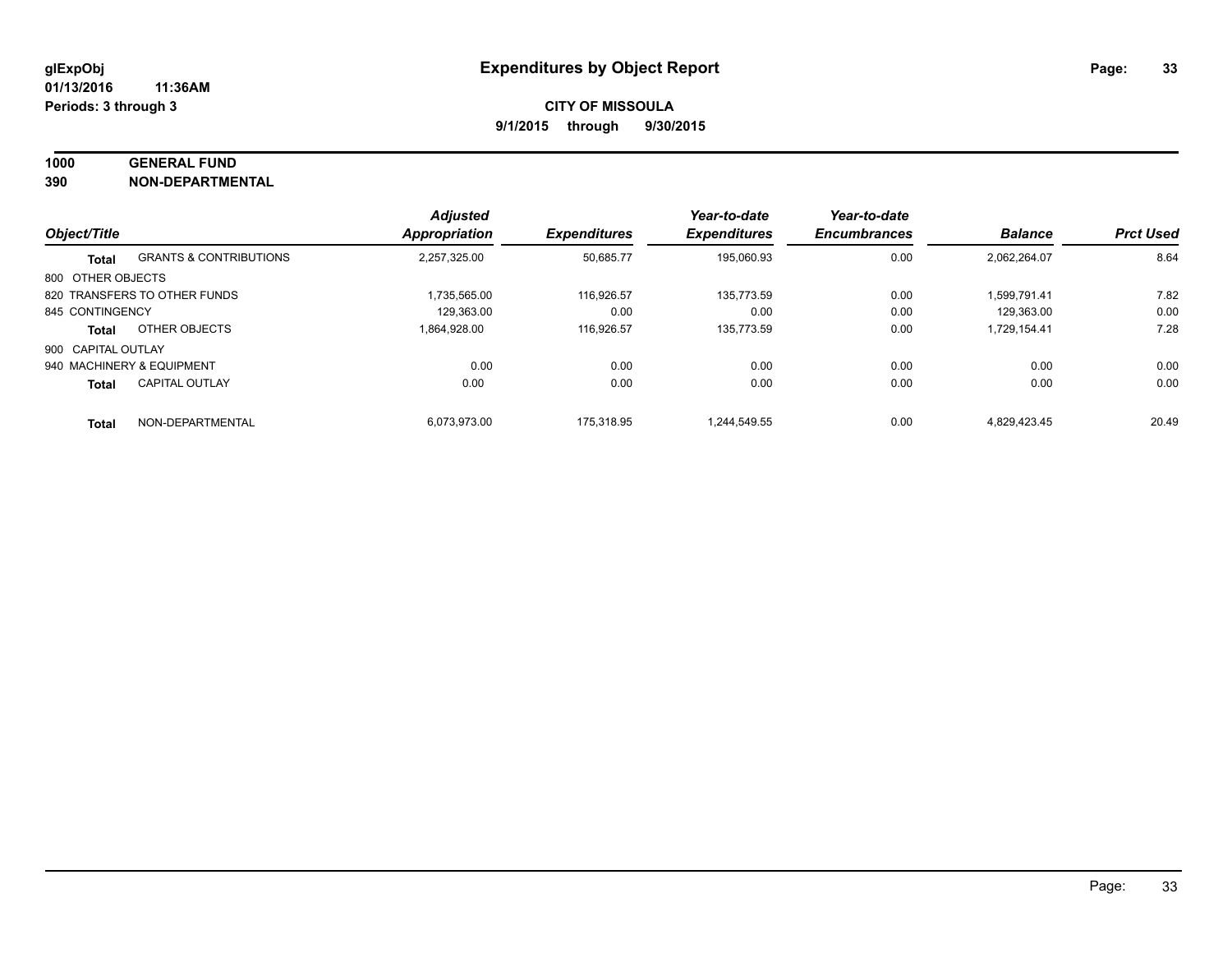**glExpObj**
**01/13/2016 11:36AM**
**Periods: 3 through 3**

# Expenditures by Object Report

**CITY OF MISSOULA**
**9/1/2015 through 9/30/2015**

**1000 GENERAL FUND**
**390 NON-DEPARTMENTAL**

| Object/Title | | Adjusted Appropriation | Expenditures | Year-to-date Expenditures | Year-to-date Encumbrances | Balance | Prct Used |
|---|---|---|---|---|---|---|---|
| **Total** | GRANTS & CONTRIBUTIONS | 2,257,325.00 | 50,685.77 | 195,060.93 | 0.00 | 2,062,264.07 | 8.64 |
| 800 OTHER OBJECTS | | | | | | | |
| 820 TRANSFERS TO OTHER FUNDS | | 1,735,565.00 | 116,926.57 | 135,773.59 | 0.00 | 1,599,791.41 | 7.82 |
| 845 CONTINGENCY | | 129,363.00 | 0.00 | 0.00 | 0.00 | 129,363.00 | 0.00 |
| **Total** | OTHER OBJECTS | 1,864,928.00 | 116,926.57 | 135,773.59 | 0.00 | 1,729,154.41 | 7.28 |
| 900 CAPITAL OUTLAY | | | | | | | |
| 940 MACHINERY & EQUIPMENT | | 0.00 | 0.00 | 0.00 | 0.00 | 0.00 | 0.00 |
| **Total** | CAPITAL OUTLAY | 0.00 | 0.00 | 0.00 | 0.00 | 0.00 | 0.00 |
| **Total** | NON-DEPARTMENTAL | 6,073,973.00 | 175,318.95 | 1,244,549.55 | 0.00 | 4,829,423.45 | 20.49 |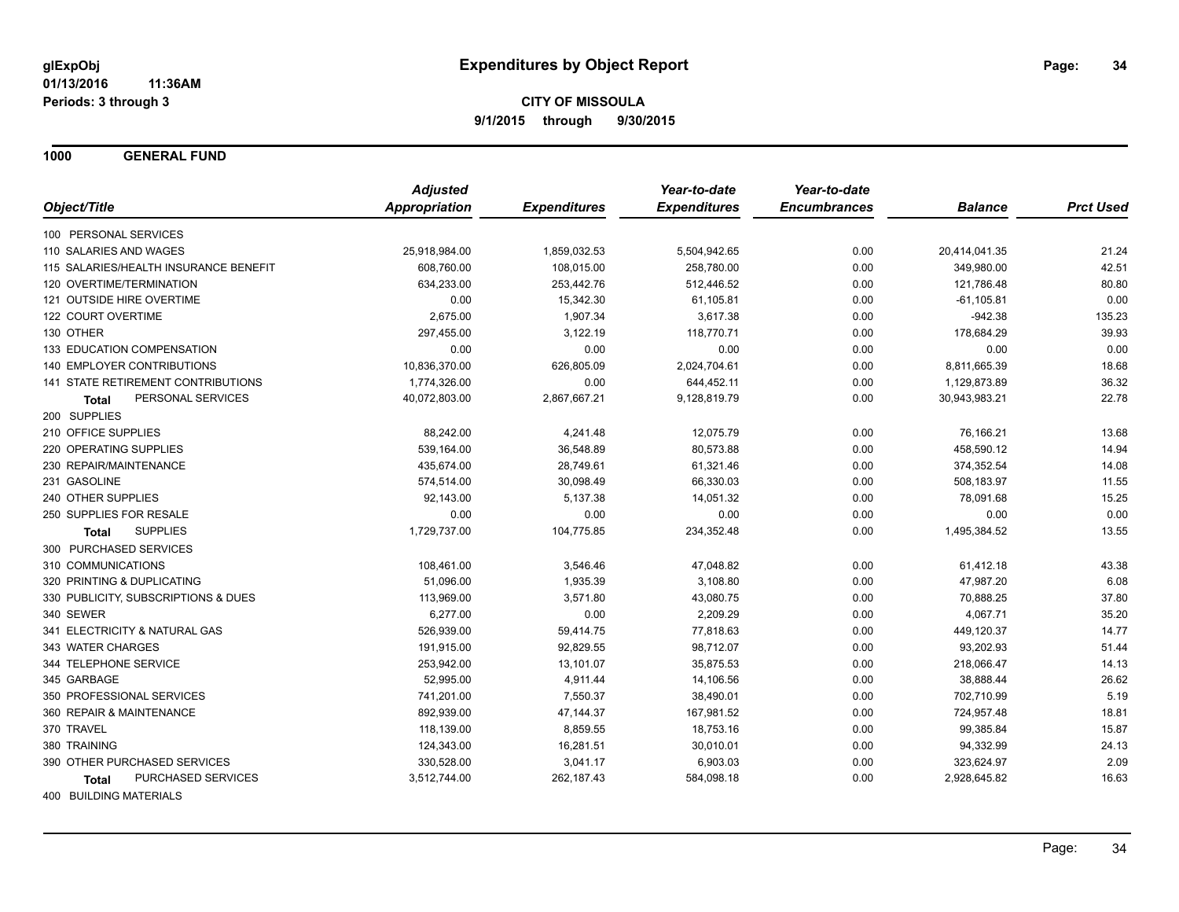glExpObj
01/13/2016 11:36AM
Periods: 3 through 3

# Expenditures by Object Report

**CITY OF MISSOULA**
**9/1/2015 through 9/30/2015**

## 1000 GENERAL FUND

| Object/Title | Adjusted Appropriation | Expenditures | Year-to-date Expenditures | Year-to-date Encumbrances | Balance | Prct Used |
|---|---|---|---|---|---|---|
| 100 PERSONAL SERVICES | | | | | | |
| 110 SALARIES AND WAGES | 25,918,984.00 | 1,859,032.53 | 5,504,942.65 | 0.00 | 20,414,041.35 | 21.24 |
| 115 SALARIES/HEALTH INSURANCE BENEFIT | 608,760.00 | 108,015.00 | 258,780.00 | 0.00 | 349,980.00 | 42.51 |
| 120 OVERTIME/TERMINATION | 634,233.00 | 253,442.76 | 512,446.52 | 0.00 | 121,786.48 | 80.80 |
| 121 OUTSIDE HIRE OVERTIME | 0.00 | 15,342.30 | 61,105.81 | 0.00 | -61,105.81 | 0.00 |
| 122 COURT OVERTIME | 2,675.00 | 1,907.34 | 3,617.38 | 0.00 | -942.38 | 135.23 |
| 130 OTHER | 297,455.00 | 3,122.19 | 118,770.71 | 0.00 | 178,684.29 | 39.93 |
| 133 EDUCATION COMPENSATION | 0.00 | 0.00 | 0.00 | 0.00 | 0.00 | 0.00 |
| 140 EMPLOYER CONTRIBUTIONS | 10,836,370.00 | 626,805.09 | 2,024,704.61 | 0.00 | 8,811,665.39 | 18.68 |
| 141 STATE RETIREMENT CONTRIBUTIONS | 1,774,326.00 | 0.00 | 644,452.11 | 0.00 | 1,129,873.89 | 36.32 |
| **Total** PERSONAL SERVICES | 40,072,803.00 | 2,867,667.21 | 9,128,819.79 | 0.00 | 30,943,983.21 | 22.78 |
| 200 SUPPLIES | | | | | | |
| 210 OFFICE SUPPLIES | 88,242.00 | 4,241.48 | 12,075.79 | 0.00 | 76,166.21 | 13.68 |
| 220 OPERATING SUPPLIES | 539,164.00 | 36,548.89 | 80,573.88 | 0.00 | 458,590.12 | 14.94 |
| 230 REPAIR/MAINTENANCE | 435,674.00 | 28,749.61 | 61,321.46 | 0.00 | 374,352.54 | 14.08 |
| 231 GASOLINE | 574,514.00 | 30,098.49 | 66,330.03 | 0.00 | 508,183.97 | 11.55 |
| 240 OTHER SUPPLIES | 92,143.00 | 5,137.38 | 14,051.32 | 0.00 | 78,091.68 | 15.25 |
| 250 SUPPLIES FOR RESALE | 0.00 | 0.00 | 0.00 | 0.00 | 0.00 | 0.00 |
| **Total** SUPPLIES | 1,729,737.00 | 104,775.85 | 234,352.48 | 0.00 | 1,495,384.52 | 13.55 |
| 300 PURCHASED SERVICES | | | | | | |
| 310 COMMUNICATIONS | 108,461.00 | 3,546.46 | 47,048.82 | 0.00 | 61,412.18 | 43.38 |
| 320 PRINTING & DUPLICATING | 51,096.00 | 1,935.39 | 3,108.80 | 0.00 | 47,987.20 | 6.08 |
| 330 PUBLICITY, SUBSCRIPTIONS & DUES | 113,969.00 | 3,571.80 | 43,080.75 | 0.00 | 70,888.25 | 37.80 |
| 340 SEWER | 6,277.00 | 0.00 | 2,209.29 | 0.00 | 4,067.71 | 35.20 |
| 341 ELECTRICITY & NATURAL GAS | 526,939.00 | 59,414.75 | 77,818.63 | 0.00 | 449,120.37 | 14.77 |
| 343 WATER CHARGES | 191,915.00 | 92,829.55 | 98,712.07 | 0.00 | 93,202.93 | 51.44 |
| 344 TELEPHONE SERVICE | 253,942.00 | 13,101.07 | 35,875.53 | 0.00 | 218,066.47 | 14.13 |
| 345 GARBAGE | 52,995.00 | 4,911.44 | 14,106.56 | 0.00 | 38,888.44 | 26.62 |
| 350 PROFESSIONAL SERVICES | 741,201.00 | 7,550.37 | 38,490.01 | 0.00 | 702,710.99 | 5.19 |
| 360 REPAIR & MAINTENANCE | 892,939.00 | 47,144.37 | 167,981.52 | 0.00 | 724,957.48 | 18.81 |
| 370 TRAVEL | 118,139.00 | 8,859.55 | 18,753.16 | 0.00 | 99,385.84 | 15.87 |
| 380 TRAINING | 124,343.00 | 16,281.51 | 30,010.01 | 0.00 | 94,332.99 | 24.13 |
| 390 OTHER PURCHASED SERVICES | 330,528.00 | 3,041.17 | 6,903.03 | 0.00 | 323,624.97 | 2.09 |
| **Total** PURCHASED SERVICES | 3,512,744.00 | 262,187.43 | 584,098.18 | 0.00 | 2,928,645.82 | 16.63 |
| 400 BUILDING MATERIALS | | | | | | |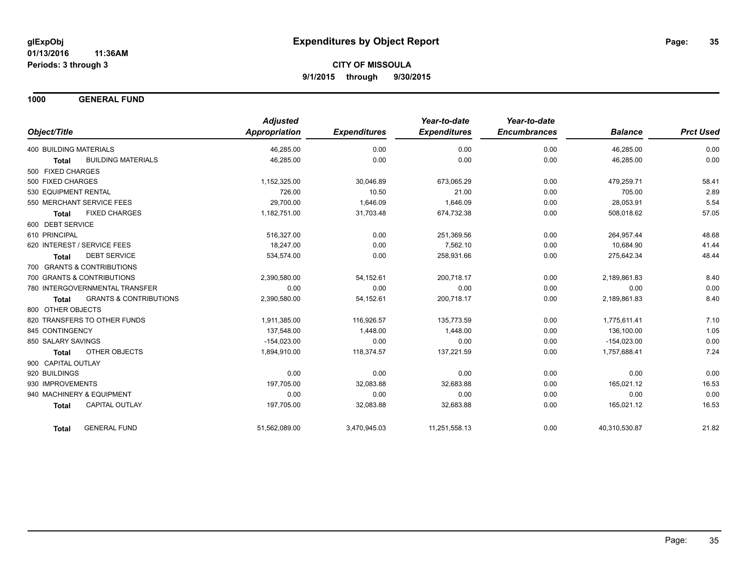# Expenditures by Object Report

glExpObj
01/13/2016 11:36AM
Periods: 3 through 3

**CITY OF MISSOULA**
**9/1/2015 through 9/30/2015**

## 1000 GENERAL FUND

| Object/Title | | Adjusted Appropriation | Expenditures | Year-to-date Expenditures | Year-to-date Encumbrances | Balance | Prct Used |
|---|---|---|---|---|---|---|---|
| 400 BUILDING MATERIALS | | 46,285.00 | 0.00 | 0.00 | 0.00 | 46,285.00 | 0.00 |
| **Total** | BUILDING MATERIALS | 46,285.00 | 0.00 | 0.00 | 0.00 | 46,285.00 | 0.00 |
| 500 FIXED CHARGES | | | | | | | |
| 500 FIXED CHARGES | | 1,152,325.00 | 30,046.89 | 673,065.29 | 0.00 | 479,259.71 | 58.41 |
| 530 EQUIPMENT RENTAL | | 726.00 | 10.50 | 21.00 | 0.00 | 705.00 | 2.89 |
| 550 MERCHANT SERVICE FEES | | 29,700.00 | 1,646.09 | 1,646.09 | 0.00 | 28,053.91 | 5.54 |
| **Total** | FIXED CHARGES | 1,182,751.00 | 31,703.48 | 674,732.38 | 0.00 | 508,018.62 | 57.05 |
| 600 DEBT SERVICE | | | | | | | |
| 610 PRINCIPAL | | 516,327.00 | 0.00 | 251,369.56 | 0.00 | 264,957.44 | 48.68 |
| 620 INTEREST / SERVICE FEES | | 18,247.00 | 0.00 | 7,562.10 | 0.00 | 10,684.90 | 41.44 |
| **Total** | DEBT SERVICE | 534,574.00 | 0.00 | 258,931.66 | 0.00 | 275,642.34 | 48.44 |
| 700 GRANTS & CONTRIBUTIONS | | | | | | | |
| 700 GRANTS & CONTRIBUTIONS | | 2,390,580.00 | 54,152.61 | 200,718.17 | 0.00 | 2,189,861.83 | 8.40 |
| 780 INTERGOVERNMENTAL TRANSFER | | 0.00 | 0.00 | 0.00 | 0.00 | 0.00 | 0.00 |
| **Total** | GRANTS & CONTRIBUTIONS | 2,390,580.00 | 54,152.61 | 200,718.17 | 0.00 | 2,189,861.83 | 8.40 |
| 800 OTHER OBJECTS | | | | | | | |
| 820 TRANSFERS TO OTHER FUNDS | | 1,911,385.00 | 116,926.57 | 135,773.59 | 0.00 | 1,775,611.41 | 7.10 |
| 845 CONTINGENCY | | 137,548.00 | 1,448.00 | 1,448.00 | 0.00 | 136,100.00 | 1.05 |
| 850 SALARY SAVINGS | | -154,023.00 | 0.00 | 0.00 | 0.00 | -154,023.00 | 0.00 |
| **Total** | OTHER OBJECTS | 1,894,910.00 | 118,374.57 | 137,221.59 | 0.00 | 1,757,688.41 | 7.24 |
| 900 CAPITAL OUTLAY | | | | | | | |
| 920 BUILDINGS | | 0.00 | 0.00 | 0.00 | 0.00 | 0.00 | 0.00 |
| 930 IMPROVEMENTS | | 197,705.00 | 32,083.88 | 32,683.88 | 0.00 | 165,021.12 | 16.53 |
| 940 MACHINERY & EQUIPMENT | | 0.00 | 0.00 | 0.00 | 0.00 | 0.00 | 0.00 |
| **Total** | CAPITAL OUTLAY | 197,705.00 | 32,083.88 | 32,683.88 | 0.00 | 165,021.12 | 16.53 |
| **Total** | GENERAL FUND | 51,562,089.00 | 3,470,945.03 | 11,251,558.13 | 0.00 | 40,310,530.87 | 21.82 |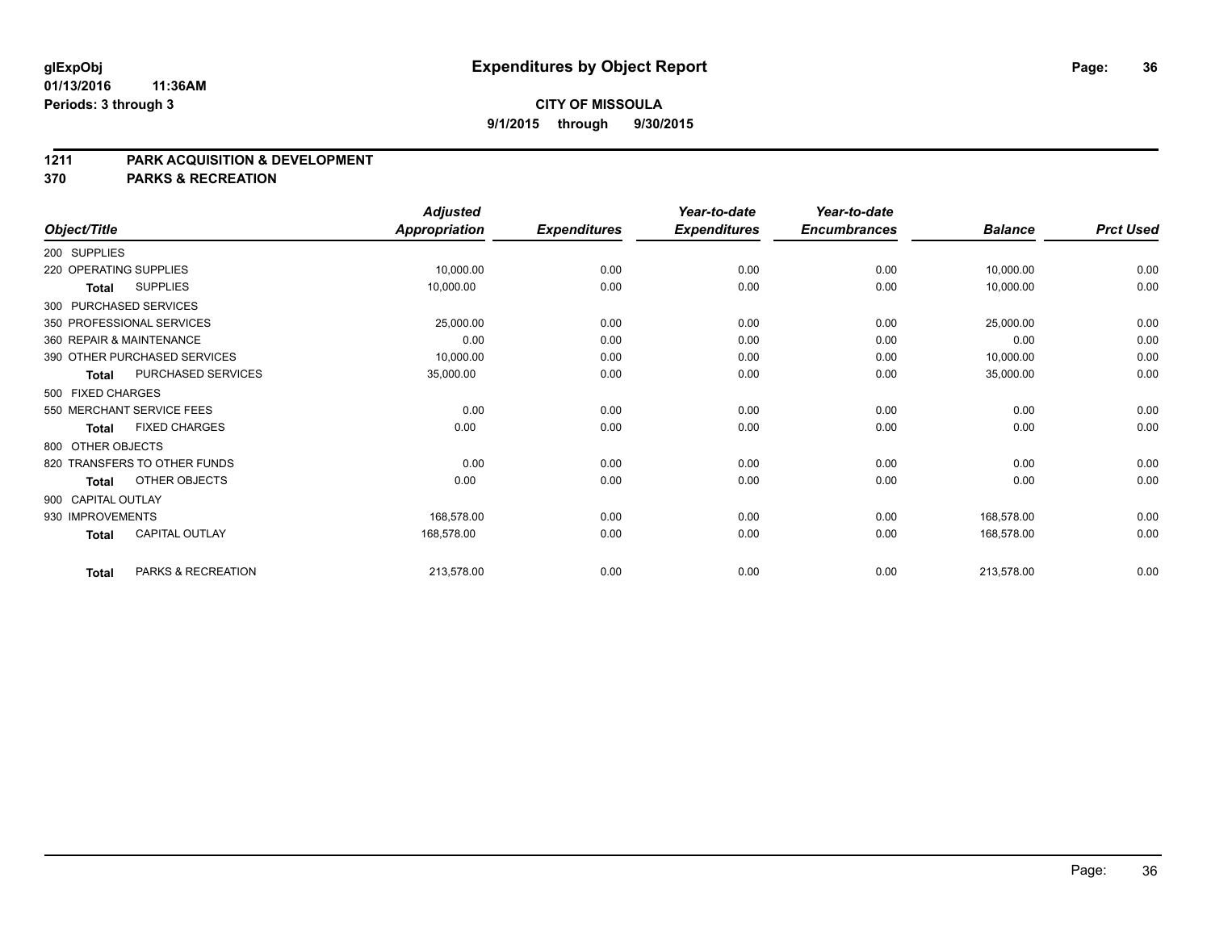# Expenditures by Object Report

glExpObj
01/13/2016 11:36AM
Periods: 3 through 3

**CITY OF MISSOULA**
**9/1/2015 through 9/30/2015**

## 1211 PARK ACQUISITION & DEVELOPMENT
## 370 PARKS & RECREATION

| Object/Title | Adjusted Appropriation | Expenditures | Year-to-date Expenditures | Year-to-date Encumbrances | Balance | Prct Used |
|---|---|---|---|---|---|---|
| 200 SUPPLIES | | | | | | |
| 220 OPERATING SUPPLIES | 10,000.00 | 0.00 | 0.00 | 0.00 | 10,000.00 | 0.00 |
| **Total** SUPPLIES | 10,000.00 | 0.00 | 0.00 | 0.00 | 10,000.00 | 0.00 |
| 300 PURCHASED SERVICES | | | | | | |
| 350 PROFESSIONAL SERVICES | 25,000.00 | 0.00 | 0.00 | 0.00 | 25,000.00 | 0.00 |
| 360 REPAIR & MAINTENANCE | 0.00 | 0.00 | 0.00 | 0.00 | 0.00 | 0.00 |
| 390 OTHER PURCHASED SERVICES | 10,000.00 | 0.00 | 0.00 | 0.00 | 10,000.00 | 0.00 |
| **Total** PURCHASED SERVICES | 35,000.00 | 0.00 | 0.00 | 0.00 | 35,000.00 | 0.00 |
| 500 FIXED CHARGES | | | | | | |
| 550 MERCHANT SERVICE FEES | 0.00 | 0.00 | 0.00 | 0.00 | 0.00 | 0.00 |
| **Total** FIXED CHARGES | 0.00 | 0.00 | 0.00 | 0.00 | 0.00 | 0.00 |
| 800 OTHER OBJECTS | | | | | | |
| 820 TRANSFERS TO OTHER FUNDS | 0.00 | 0.00 | 0.00 | 0.00 | 0.00 | 0.00 |
| **Total** OTHER OBJECTS | 0.00 | 0.00 | 0.00 | 0.00 | 0.00 | 0.00 |
| 900 CAPITAL OUTLAY | | | | | | |
| 930 IMPROVEMENTS | 168,578.00 | 0.00 | 0.00 | 0.00 | 168,578.00 | 0.00 |
| **Total** CAPITAL OUTLAY | 168,578.00 | 0.00 | 0.00 | 0.00 | 168,578.00 | 0.00 |
| **Total** PARKS & RECREATION | 213,578.00 | 0.00 | 0.00 | 0.00 | 213,578.00 | 0.00 |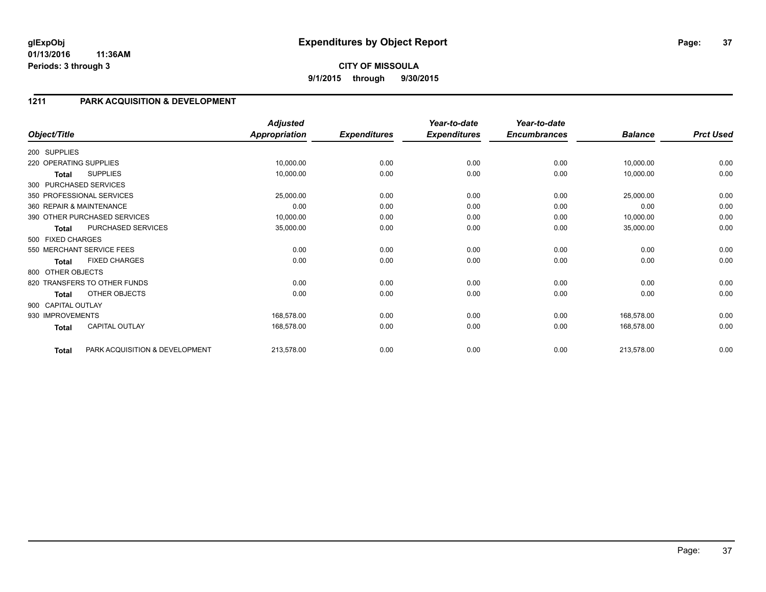**glExpObj** **Expenditures by Object Report**

**01/13/2016 11:36AM**

**Periods: 3 through 3**

**CITY OF MISSOULA**

**9/1/2015 through 9/30/2015**

## 1211 PARK ACQUISITION & DEVELOPMENT

| Object/Title | | Adjusted Appropriation | Expenditures | Year-to-date Expenditures | Year-to-date Encumbrances | Balance | Prct Used |
|---|---|---|---|---|---|---|---|
| 200 SUPPLIES | | | | | | | |
| 220 OPERATING SUPPLIES | | 10,000.00 | 0.00 | 0.00 | 0.00 | 10,000.00 | 0.00 |
| **Total** | SUPPLIES | 10,000.00 | 0.00 | 0.00 | 0.00 | 10,000.00 | 0.00 |
| 300 PURCHASED SERVICES | | | | | | | |
| 350 PROFESSIONAL SERVICES | | 25,000.00 | 0.00 | 0.00 | 0.00 | 25,000.00 | 0.00 |
| 360 REPAIR & MAINTENANCE | | 0.00 | 0.00 | 0.00 | 0.00 | 0.00 | 0.00 |
| 390 OTHER PURCHASED SERVICES | | 10,000.00 | 0.00 | 0.00 | 0.00 | 10,000.00 | 0.00 |
| **Total** | PURCHASED SERVICES | 35,000.00 | 0.00 | 0.00 | 0.00 | 35,000.00 | 0.00 |
| 500 FIXED CHARGES | | | | | | | |
| 550 MERCHANT SERVICE FEES | | 0.00 | 0.00 | 0.00 | 0.00 | 0.00 | 0.00 |
| **Total** | FIXED CHARGES | 0.00 | 0.00 | 0.00 | 0.00 | 0.00 | 0.00 |
| 800 OTHER OBJECTS | | | | | | | |
| 820 TRANSFERS TO OTHER FUNDS | | 0.00 | 0.00 | 0.00 | 0.00 | 0.00 | 0.00 |
| **Total** | OTHER OBJECTS | 0.00 | 0.00 | 0.00 | 0.00 | 0.00 | 0.00 |
| 900 CAPITAL OUTLAY | | | | | | | |
| 930 IMPROVEMENTS | | 168,578.00 | 0.00 | 0.00 | 0.00 | 168,578.00 | 0.00 |
| **Total** | CAPITAL OUTLAY | 168,578.00 | 0.00 | 0.00 | 0.00 | 168,578.00 | 0.00 |
| **Total** | PARK ACQUISITION & DEVELOPMENT | 213,578.00 | 0.00 | 0.00 | 0.00 | 213,578.00 | 0.00 |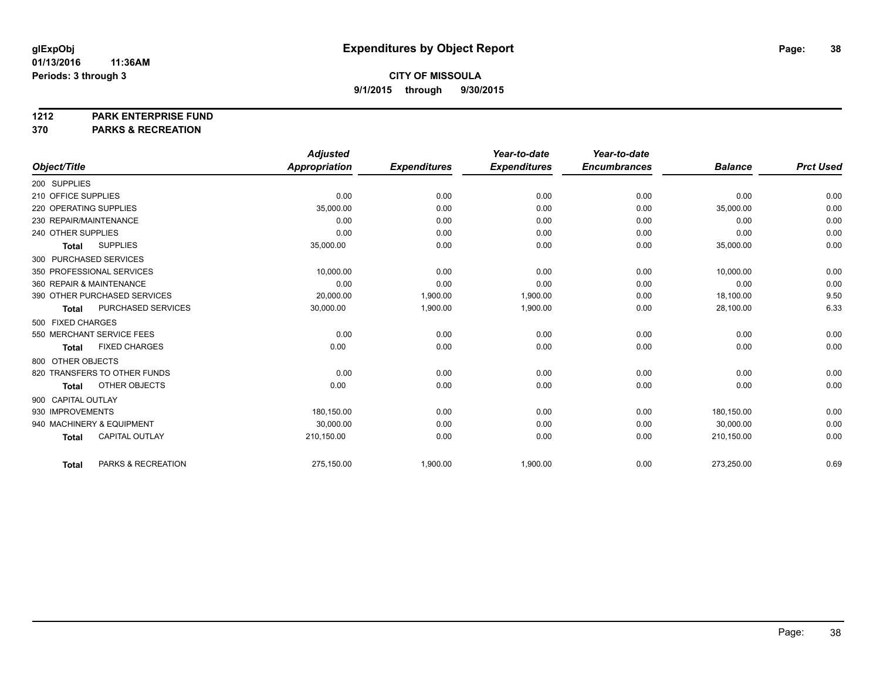**glExpObj** **Expenditures by Object Report**

**01/13/2016 11:36AM**

**Periods: 3 through 3**

**CITY OF MISSOULA**

**9/1/2015 through 9/30/2015**

## 1212 PARK ENTERPRISE FUND

## 370 PARKS & RECREATION

| Object/Title | Adjusted Appropriation | Expenditures | Year-to-date Expenditures | Year-to-date Encumbrances | Balance | Prct Used |
|---|---|---|---|---|---|---|
| 200 SUPPLIES | | | | | | |
| 210 OFFICE SUPPLIES | 0.00 | 0.00 | 0.00 | 0.00 | 0.00 | 0.00 |
| 220 OPERATING SUPPLIES | 35,000.00 | 0.00 | 0.00 | 0.00 | 35,000.00 | 0.00 |
| 230 REPAIR/MAINTENANCE | 0.00 | 0.00 | 0.00 | 0.00 | 0.00 | 0.00 |
| 240 OTHER SUPPLIES | 0.00 | 0.00 | 0.00 | 0.00 | 0.00 | 0.00 |
| **Total** SUPPLIES | 35,000.00 | 0.00 | 0.00 | 0.00 | 35,000.00 | 0.00 |
| 300 PURCHASED SERVICES | | | | | | |
| 350 PROFESSIONAL SERVICES | 10,000.00 | 0.00 | 0.00 | 0.00 | 10,000.00 | 0.00 |
| 360 REPAIR & MAINTENANCE | 0.00 | 0.00 | 0.00 | 0.00 | 0.00 | 0.00 |
| 390 OTHER PURCHASED SERVICES | 20,000.00 | 1,900.00 | 1,900.00 | 0.00 | 18,100.00 | 9.50 |
| **Total** PURCHASED SERVICES | 30,000.00 | 1,900.00 | 1,900.00 | 0.00 | 28,100.00 | 6.33 |
| 500 FIXED CHARGES | | | | | | |
| 550 MERCHANT SERVICE FEES | 0.00 | 0.00 | 0.00 | 0.00 | 0.00 | 0.00 |
| **Total** FIXED CHARGES | 0.00 | 0.00 | 0.00 | 0.00 | 0.00 | 0.00 |
| 800 OTHER OBJECTS | | | | | | |
| 820 TRANSFERS TO OTHER FUNDS | 0.00 | 0.00 | 0.00 | 0.00 | 0.00 | 0.00 |
| **Total** OTHER OBJECTS | 0.00 | 0.00 | 0.00 | 0.00 | 0.00 | 0.00 |
| 900 CAPITAL OUTLAY | | | | | | |
| 930 IMPROVEMENTS | 180,150.00 | 0.00 | 0.00 | 0.00 | 180,150.00 | 0.00 |
| 940 MACHINERY & EQUIPMENT | 30,000.00 | 0.00 | 0.00 | 0.00 | 30,000.00 | 0.00 |
| **Total** CAPITAL OUTLAY | 210,150.00 | 0.00 | 0.00 | 0.00 | 210,150.00 | 0.00 |
| **Total** PARKS & RECREATION | 275,150.00 | 1,900.00 | 1,900.00 | 0.00 | 273,250.00 | 0.69 |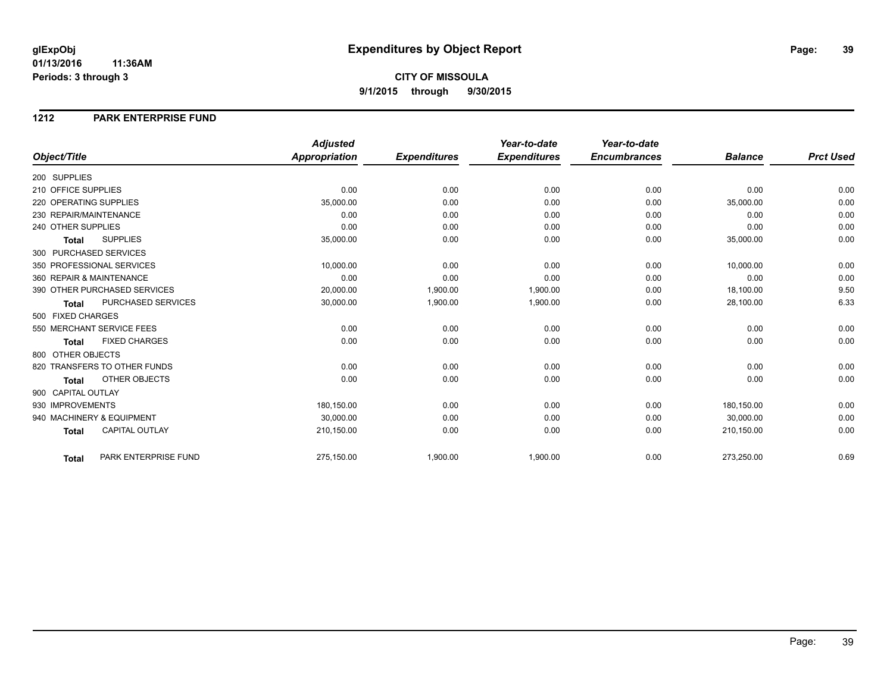**glExpObj** **Expenditures by Object Report**

**01/13/2016 11:36AM**

**Periods: 3 through 3**

**CITY OF MISSOULA**

**9/1/2015 through 9/30/2015**

## 1212 PARK ENTERPRISE FUND

| Object/Title | Adjusted Appropriation | Expenditures | Year-to-date Expenditures | Year-to-date Encumbrances | Balance | Prct Used |
|---|---|---|---|---|---|---|
| 200 SUPPLIES | | | | | | |
| 210 OFFICE SUPPLIES | 0.00 | 0.00 | 0.00 | 0.00 | 0.00 | 0.00 |
| 220 OPERATING SUPPLIES | 35,000.00 | 0.00 | 0.00 | 0.00 | 35,000.00 | 0.00 |
| 230 REPAIR/MAINTENANCE | 0.00 | 0.00 | 0.00 | 0.00 | 0.00 | 0.00 |
| 240 OTHER SUPPLIES | 0.00 | 0.00 | 0.00 | 0.00 | 0.00 | 0.00 |
| **Total** SUPPLIES | 35,000.00 | 0.00 | 0.00 | 0.00 | 35,000.00 | 0.00 |
| 300 PURCHASED SERVICES | | | | | | |
| 350 PROFESSIONAL SERVICES | 10,000.00 | 0.00 | 0.00 | 0.00 | 10,000.00 | 0.00 |
| 360 REPAIR & MAINTENANCE | 0.00 | 0.00 | 0.00 | 0.00 | 0.00 | 0.00 |
| 390 OTHER PURCHASED SERVICES | 20,000.00 | 1,900.00 | 1,900.00 | 0.00 | 18,100.00 | 9.50 |
| **Total** PURCHASED SERVICES | 30,000.00 | 1,900.00 | 1,900.00 | 0.00 | 28,100.00 | 6.33 |
| 500 FIXED CHARGES | | | | | | |
| 550 MERCHANT SERVICE FEES | 0.00 | 0.00 | 0.00 | 0.00 | 0.00 | 0.00 |
| **Total** FIXED CHARGES | 0.00 | 0.00 | 0.00 | 0.00 | 0.00 | 0.00 |
| 800 OTHER OBJECTS | | | | | | |
| 820 TRANSFERS TO OTHER FUNDS | 0.00 | 0.00 | 0.00 | 0.00 | 0.00 | 0.00 |
| **Total** OTHER OBJECTS | 0.00 | 0.00 | 0.00 | 0.00 | 0.00 | 0.00 |
| 900 CAPITAL OUTLAY | | | | | | |
| 930 IMPROVEMENTS | 180,150.00 | 0.00 | 0.00 | 0.00 | 180,150.00 | 0.00 |
| 940 MACHINERY & EQUIPMENT | 30,000.00 | 0.00 | 0.00 | 0.00 | 30,000.00 | 0.00 |
| **Total** CAPITAL OUTLAY | 210,150.00 | 0.00 | 0.00 | 0.00 | 210,150.00 | 0.00 |
| **Total** PARK ENTERPRISE FUND | 275,150.00 | 1,900.00 | 1,900.00 | 0.00 | 273,250.00 | 0.69 |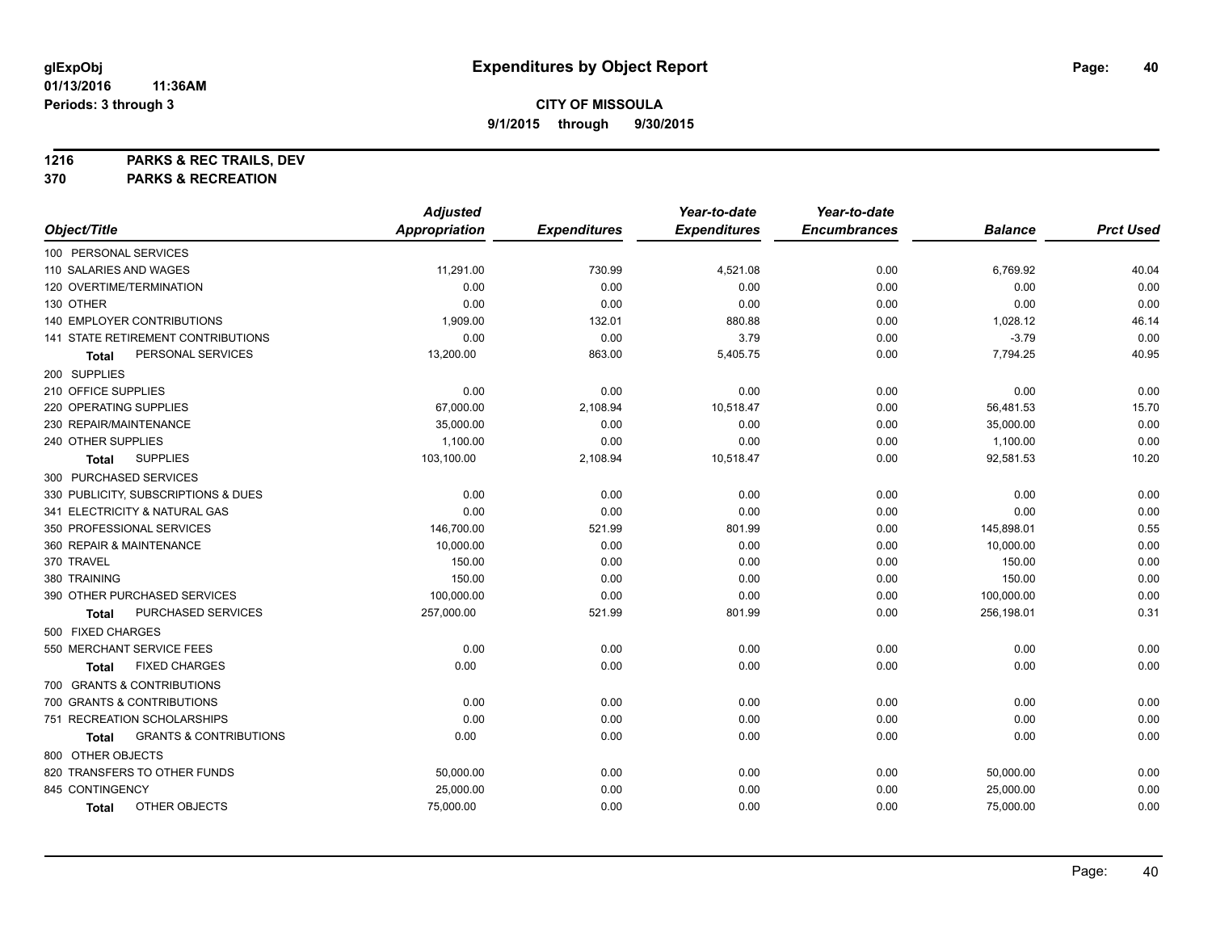# Expenditures by Object Report

glExpObj
01/13/2016 11:36AM
Periods: 3 through 3

**CITY OF MISSOULA**
**9/1/2015 through 9/30/2015**

**1216 PARKS & REC TRAILS, DEV**
**370 PARKS & RECREATION**

| Object/Title | Adjusted Appropriation | Expenditures | Year-to-date Expenditures | Year-to-date Encumbrances | Balance | Prct Used |
|---|---|---|---|---|---|---|
| 100 PERSONAL SERVICES | | | | | | |
| 110 SALARIES AND WAGES | 11,291.00 | 730.99 | 4,521.08 | 0.00 | 6,769.92 | 40.04 |
| 120 OVERTIME/TERMINATION | 0.00 | 0.00 | 0.00 | 0.00 | 0.00 | 0.00 |
| 130 OTHER | 0.00 | 0.00 | 0.00 | 0.00 | 0.00 | 0.00 |
| 140 EMPLOYER CONTRIBUTIONS | 1,909.00 | 132.01 | 880.88 | 0.00 | 1,028.12 | 46.14 |
| 141 STATE RETIREMENT CONTRIBUTIONS | 0.00 | 0.00 | 3.79 | 0.00 | -3.79 | 0.00 |
| **Total** PERSONAL SERVICES | 13,200.00 | 863.00 | 5,405.75 | 0.00 | 7,794.25 | 40.95 |
| 200 SUPPLIES | | | | | | |
| 210 OFFICE SUPPLIES | 0.00 | 0.00 | 0.00 | 0.00 | 0.00 | 0.00 |
| 220 OPERATING SUPPLIES | 67,000.00 | 2,108.94 | 10,518.47 | 0.00 | 56,481.53 | 15.70 |
| 230 REPAIR/MAINTENANCE | 35,000.00 | 0.00 | 0.00 | 0.00 | 35,000.00 | 0.00 |
| 240 OTHER SUPPLIES | 1,100.00 | 0.00 | 0.00 | 0.00 | 1,100.00 | 0.00 |
| **Total** SUPPLIES | 103,100.00 | 2,108.94 | 10,518.47 | 0.00 | 92,581.53 | 10.20 |
| 300 PURCHASED SERVICES | | | | | | |
| 330 PUBLICITY, SUBSCRIPTIONS & DUES | 0.00 | 0.00 | 0.00 | 0.00 | 0.00 | 0.00 |
| 341 ELECTRICITY & NATURAL GAS | 0.00 | 0.00 | 0.00 | 0.00 | 0.00 | 0.00 |
| 350 PROFESSIONAL SERVICES | 146,700.00 | 521.99 | 801.99 | 0.00 | 145,898.01 | 0.55 |
| 360 REPAIR & MAINTENANCE | 10,000.00 | 0.00 | 0.00 | 0.00 | 10,000.00 | 0.00 |
| 370 TRAVEL | 150.00 | 0.00 | 0.00 | 0.00 | 150.00 | 0.00 |
| 380 TRAINING | 150.00 | 0.00 | 0.00 | 0.00 | 150.00 | 0.00 |
| 390 OTHER PURCHASED SERVICES | 100,000.00 | 0.00 | 0.00 | 0.00 | 100,000.00 | 0.00 |
| **Total** PURCHASED SERVICES | 257,000.00 | 521.99 | 801.99 | 0.00 | 256,198.01 | 0.31 |
| 500 FIXED CHARGES | | | | | | |
| 550 MERCHANT SERVICE FEES | 0.00 | 0.00 | 0.00 | 0.00 | 0.00 | 0.00 |
| **Total** FIXED CHARGES | 0.00 | 0.00 | 0.00 | 0.00 | 0.00 | 0.00 |
| 700 GRANTS & CONTRIBUTIONS | | | | | | |
| 700 GRANTS & CONTRIBUTIONS | 0.00 | 0.00 | 0.00 | 0.00 | 0.00 | 0.00 |
| 751 RECREATION SCHOLARSHIPS | 0.00 | 0.00 | 0.00 | 0.00 | 0.00 | 0.00 |
| **Total** GRANTS & CONTRIBUTIONS | 0.00 | 0.00 | 0.00 | 0.00 | 0.00 | 0.00 |
| 800 OTHER OBJECTS | | | | | | |
| 820 TRANSFERS TO OTHER FUNDS | 50,000.00 | 0.00 | 0.00 | 0.00 | 50,000.00 | 0.00 |
| 845 CONTINGENCY | 25,000.00 | 0.00 | 0.00 | 0.00 | 25,000.00 | 0.00 |
| **Total** OTHER OBJECTS | 75,000.00 | 0.00 | 0.00 | 0.00 | 75,000.00 | 0.00 |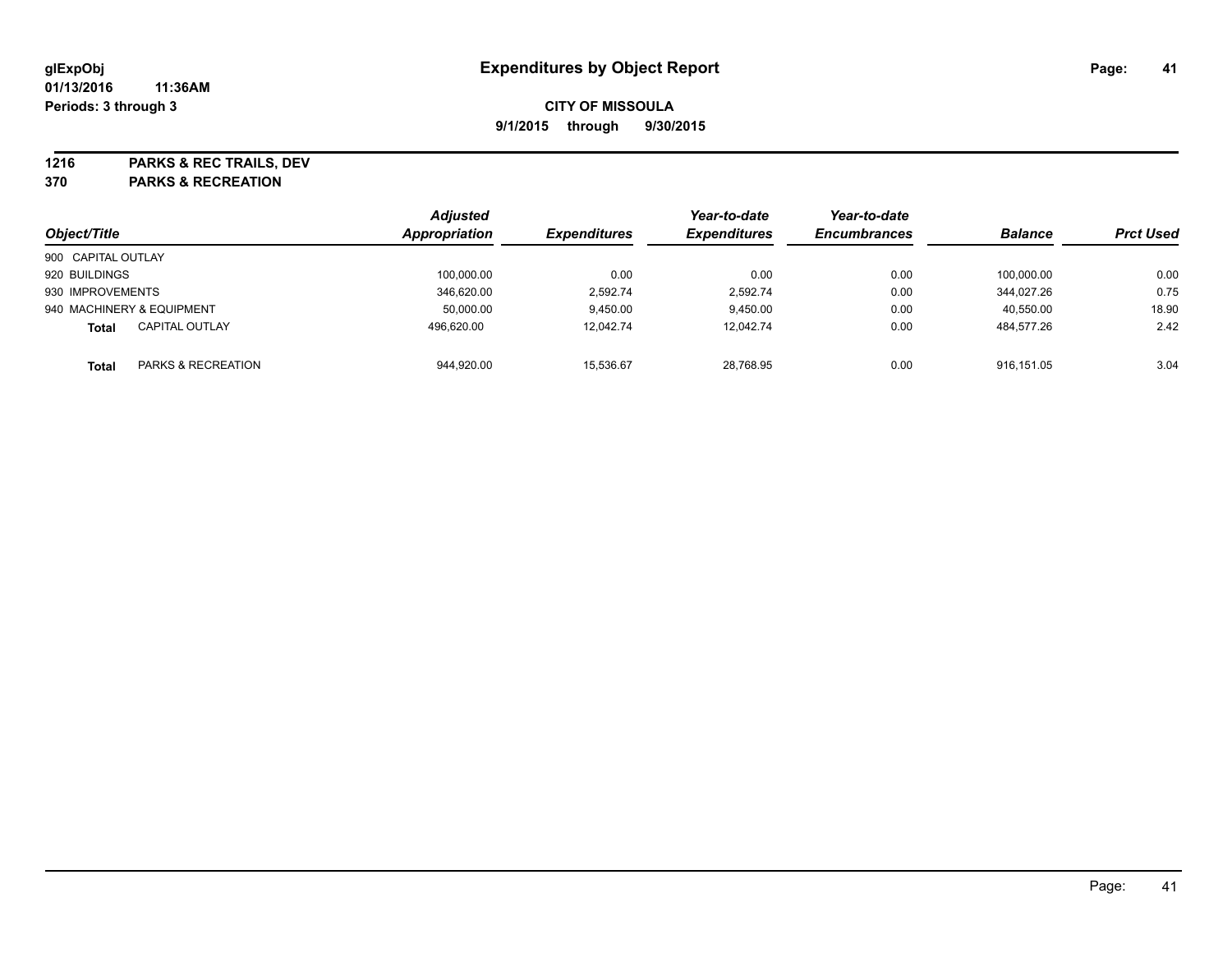glExpObj
01/13/2016 11:36AM
Periods: 3 through 3

# Expenditures by Object Report

**CITY OF MISSOULA**
**9/1/2015 through 9/30/2015**

**1216 PARKS & REC TRAILS, DEV**
**370 PARKS & RECREATION**

| Object/Title | | Adjusted Appropriation | Expenditures | Year-to-date Expenditures | Year-to-date Encumbrances | Balance | Prct Used |
|---|---|---|---|---|---|---|---|
| 900 CAPITAL OUTLAY | | | | | | | |
| 920 BUILDINGS | | 100,000.00 | 0.00 | 0.00 | 0.00 | 100,000.00 | 0.00 |
| 930 IMPROVEMENTS | | 346,620.00 | 2,592.74 | 2,592.74 | 0.00 | 344,027.26 | 0.75 |
| 940 MACHINERY & EQUIPMENT | | 50,000.00 | 9,450.00 | 9,450.00 | 0.00 | 40,550.00 | 18.90 |
| **Total** | CAPITAL OUTLAY | 496,620.00 | 12,042.74 | 12,042.74 | 0.00 | 484,577.26 | 2.42 |
| **Total** | PARKS & RECREATION | 944,920.00 | 15,536.67 | 28,768.95 | 0.00 | 916,151.05 | 3.04 |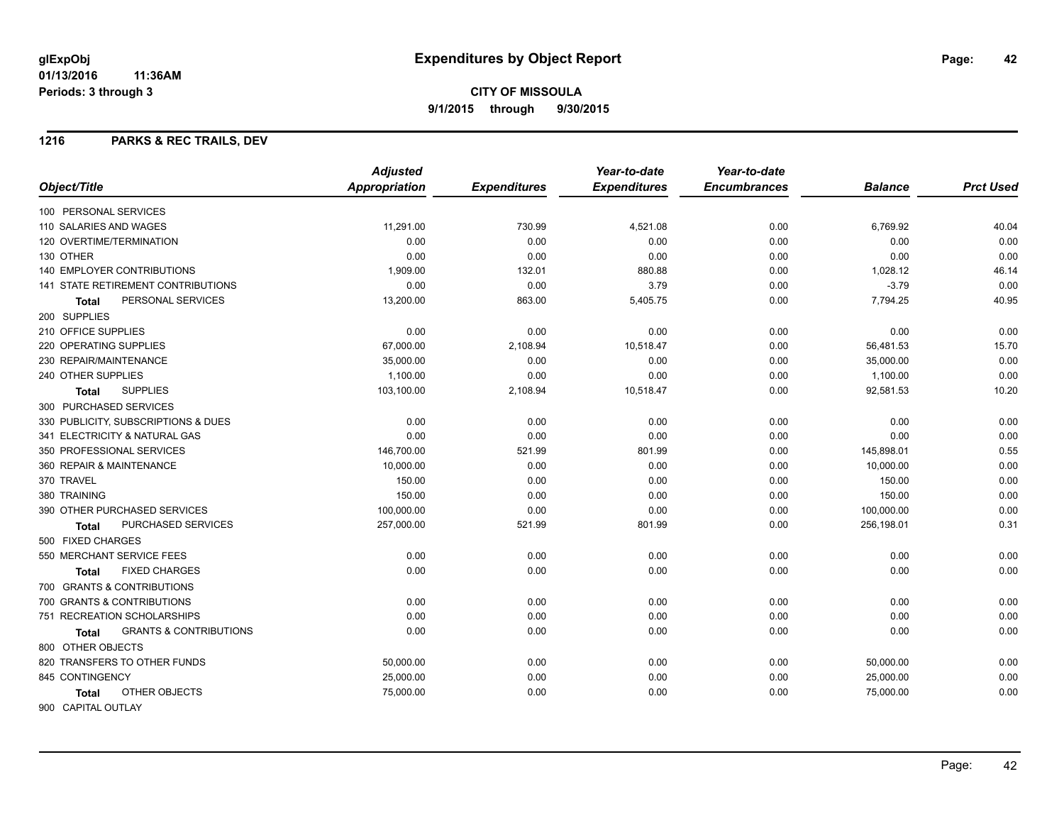# Expenditures by Object Report

glExpObj
01/13/2016 11:36AM
Periods: 3 through 3

**CITY OF MISSOULA**
**9/1/2015 through 9/30/2015**

## 1216 PARKS & REC TRAILS, DEV

| Object/Title | Adjusted Appropriation | Expenditures | Year-to-date Expenditures | Year-to-date Encumbrances | Balance | Prct Used |
|---|---|---|---|---|---|---|
| 100 PERSONAL SERVICES | | | | | | |
| 110 SALARIES AND WAGES | 11,291.00 | 730.99 | 4,521.08 | 0.00 | 6,769.92 | 40.04 |
| 120 OVERTIME/TERMINATION | 0.00 | 0.00 | 0.00 | 0.00 | 0.00 | 0.00 |
| 130 OTHER | 0.00 | 0.00 | 0.00 | 0.00 | 0.00 | 0.00 |
| 140 EMPLOYER CONTRIBUTIONS | 1,909.00 | 132.01 | 880.88 | 0.00 | 1,028.12 | 46.14 |
| 141 STATE RETIREMENT CONTRIBUTIONS | 0.00 | 0.00 | 3.79 | 0.00 | -3.79 | 0.00 |
| **Total** PERSONAL SERVICES | 13,200.00 | 863.00 | 5,405.75 | 0.00 | 7,794.25 | 40.95 |
| 200 SUPPLIES | | | | | | |
| 210 OFFICE SUPPLIES | 0.00 | 0.00 | 0.00 | 0.00 | 0.00 | 0.00 |
| 220 OPERATING SUPPLIES | 67,000.00 | 2,108.94 | 10,518.47 | 0.00 | 56,481.53 | 15.70 |
| 230 REPAIR/MAINTENANCE | 35,000.00 | 0.00 | 0.00 | 0.00 | 35,000.00 | 0.00 |
| 240 OTHER SUPPLIES | 1,100.00 | 0.00 | 0.00 | 0.00 | 1,100.00 | 0.00 |
| **Total** SUPPLIES | 103,100.00 | 2,108.94 | 10,518.47 | 0.00 | 92,581.53 | 10.20 |
| 300 PURCHASED SERVICES | | | | | | |
| 330 PUBLICITY, SUBSCRIPTIONS & DUES | 0.00 | 0.00 | 0.00 | 0.00 | 0.00 | 0.00 |
| 341 ELECTRICITY & NATURAL GAS | 0.00 | 0.00 | 0.00 | 0.00 | 0.00 | 0.00 |
| 350 PROFESSIONAL SERVICES | 146,700.00 | 521.99 | 801.99 | 0.00 | 145,898.01 | 0.55 |
| 360 REPAIR & MAINTENANCE | 10,000.00 | 0.00 | 0.00 | 0.00 | 10,000.00 | 0.00 |
| 370 TRAVEL | 150.00 | 0.00 | 0.00 | 0.00 | 150.00 | 0.00 |
| 380 TRAINING | 150.00 | 0.00 | 0.00 | 0.00 | 150.00 | 0.00 |
| 390 OTHER PURCHASED SERVICES | 100,000.00 | 0.00 | 0.00 | 0.00 | 100,000.00 | 0.00 |
| **Total** PURCHASED SERVICES | 257,000.00 | 521.99 | 801.99 | 0.00 | 256,198.01 | 0.31 |
| 500 FIXED CHARGES | | | | | | |
| 550 MERCHANT SERVICE FEES | 0.00 | 0.00 | 0.00 | 0.00 | 0.00 | 0.00 |
| **Total** FIXED CHARGES | 0.00 | 0.00 | 0.00 | 0.00 | 0.00 | 0.00 |
| 700 GRANTS & CONTRIBUTIONS | | | | | | |
| 700 GRANTS & CONTRIBUTIONS | 0.00 | 0.00 | 0.00 | 0.00 | 0.00 | 0.00 |
| 751 RECREATION SCHOLARSHIPS | 0.00 | 0.00 | 0.00 | 0.00 | 0.00 | 0.00 |
| **Total** GRANTS & CONTRIBUTIONS | 0.00 | 0.00 | 0.00 | 0.00 | 0.00 | 0.00 |
| 800 OTHER OBJECTS | | | | | | |
| 820 TRANSFERS TO OTHER FUNDS | 50,000.00 | 0.00 | 0.00 | 0.00 | 50,000.00 | 0.00 |
| 845 CONTINGENCY | 25,000.00 | 0.00 | 0.00 | 0.00 | 25,000.00 | 0.00 |
| **Total** OTHER OBJECTS | 75,000.00 | 0.00 | 0.00 | 0.00 | 75,000.00 | 0.00 |
| 900 CAPITAL OUTLAY | | | | | | |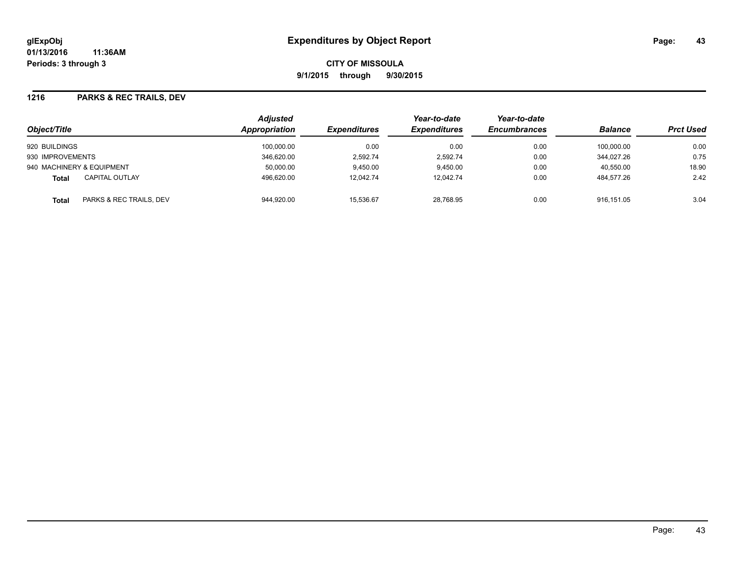**glExpObj**
**01/13/2016 11:36AM**
**Periods: 3 through 3**

# Expenditures by Object Report

**CITY OF MISSOULA**
**9/1/2015 through 9/30/2015**

## 1216 PARKS & REC TRAILS, DEV

| Object/Title | | Adjusted Appropriation | Expenditures | Year-to-date Expenditures | Year-to-date Encumbrances | Balance | Prct Used |
|---|---|---|---|---|---|---|---|
| 920 BUILDINGS | | 100,000.00 | 0.00 | 0.00 | 0.00 | 100,000.00 | 0.00 |
| 930 IMPROVEMENTS | | 346,620.00 | 2,592.74 | 2,592.74 | 0.00 | 344,027.26 | 0.75 |
| 940 MACHINERY & EQUIPMENT | | 50,000.00 | 9,450.00 | 9,450.00 | 0.00 | 40,550.00 | 18.90 |
| **Total** | CAPITAL OUTLAY | 496,620.00 | 12,042.74 | 12,042.74 | 0.00 | 484,577.26 | 2.42 |
| **Total** | PARKS & REC TRAILS, DEV | 944,920.00 | 15,536.67 | 28,768.95 | 0.00 | 916,151.05 | 3.04 |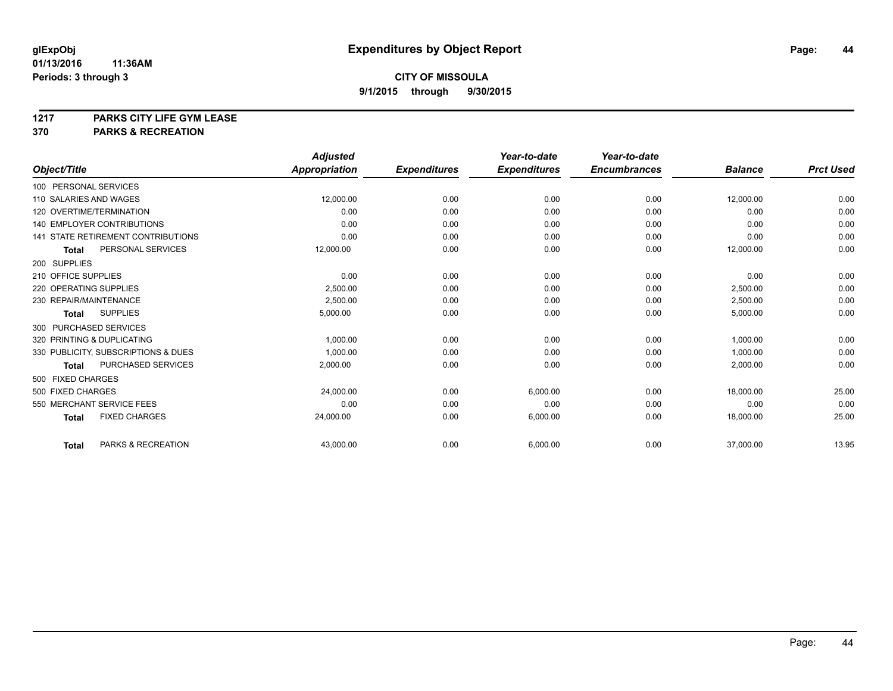**glExpObj**
**01/13/2016 11:36AM**
**Periods: 3 through 3**

# Expenditures by Object Report

**CITY OF MISSOULA**
**9/1/2015 through 9/30/2015**

**1217 PARKS CITY LIFE GYM LEASE**
**370 PARKS & RECREATION**

| Object/Title | Adjusted Appropriation | Expenditures | Year-to-date Expenditures | Year-to-date Encumbrances | Balance | Prct Used |
|---|---|---|---|---|---|---|
| 100 PERSONAL SERVICES | | | | | | |
| 110 SALARIES AND WAGES | 12,000.00 | 0.00 | 0.00 | 0.00 | 12,000.00 | 0.00 |
| 120 OVERTIME/TERMINATION | 0.00 | 0.00 | 0.00 | 0.00 | 0.00 | 0.00 |
| 140 EMPLOYER CONTRIBUTIONS | 0.00 | 0.00 | 0.00 | 0.00 | 0.00 | 0.00 |
| 141 STATE RETIREMENT CONTRIBUTIONS | 0.00 | 0.00 | 0.00 | 0.00 | 0.00 | 0.00 |
| **Total** PERSONAL SERVICES | 12,000.00 | 0.00 | 0.00 | 0.00 | 12,000.00 | 0.00 |
| 200 SUPPLIES | | | | | | |
| 210 OFFICE SUPPLIES | 0.00 | 0.00 | 0.00 | 0.00 | 0.00 | 0.00 |
| 220 OPERATING SUPPLIES | 2,500.00 | 0.00 | 0.00 | 0.00 | 2,500.00 | 0.00 |
| 230 REPAIR/MAINTENANCE | 2,500.00 | 0.00 | 0.00 | 0.00 | 2,500.00 | 0.00 |
| **Total** SUPPLIES | 5,000.00 | 0.00 | 0.00 | 0.00 | 5,000.00 | 0.00 |
| 300 PURCHASED SERVICES | | | | | | |
| 320 PRINTING & DUPLICATING | 1,000.00 | 0.00 | 0.00 | 0.00 | 1,000.00 | 0.00 |
| 330 PUBLICITY, SUBSCRIPTIONS & DUES | 1,000.00 | 0.00 | 0.00 | 0.00 | 1,000.00 | 0.00 |
| **Total** PURCHASED SERVICES | 2,000.00 | 0.00 | 0.00 | 0.00 | 2,000.00 | 0.00 |
| 500 FIXED CHARGES | | | | | | |
| 500 FIXED CHARGES | 24,000.00 | 0.00 | 6,000.00 | 0.00 | 18,000.00 | 25.00 |
| 550 MERCHANT SERVICE FEES | 0.00 | 0.00 | 0.00 | 0.00 | 0.00 | 0.00 |
| **Total** FIXED CHARGES | 24,000.00 | 0.00 | 6,000.00 | 0.00 | 18,000.00 | 25.00 |
| **Total** PARKS & RECREATION | 43,000.00 | 0.00 | 6,000.00 | 0.00 | 37,000.00 | 13.95 |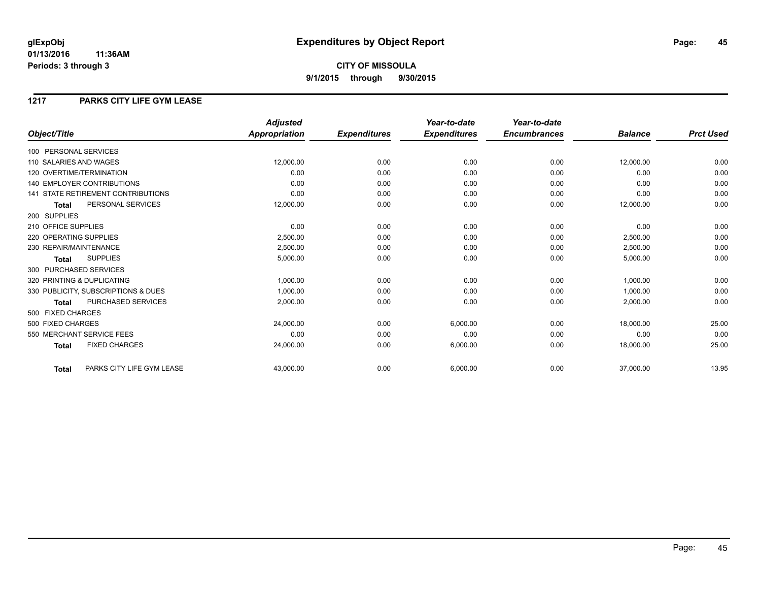# Expenditures by Object Report

glExpObj
01/13/2016 11:36AM
Periods: 3 through 3

**CITY OF MISSOULA**
**9/1/2015 through 9/30/2015**

## 1217 PARKS CITY LIFE GYM LEASE

| Object/Title | | Adjusted Appropriation | Expenditures | Year-to-date Expenditures | Year-to-date Encumbrances | Balance | Prct Used |
|---|---|---|---|---|---|---|---|
| 100 PERSONAL SERVICES | | | | | | | |
| 110 SALARIES AND WAGES | | 12,000.00 | 0.00 | 0.00 | 0.00 | 12,000.00 | 0.00 |
| 120 OVERTIME/TERMINATION | | 0.00 | 0.00 | 0.00 | 0.00 | 0.00 | 0.00 |
| 140 EMPLOYER CONTRIBUTIONS | | 0.00 | 0.00 | 0.00 | 0.00 | 0.00 | 0.00 |
| 141 STATE RETIREMENT CONTRIBUTIONS | | 0.00 | 0.00 | 0.00 | 0.00 | 0.00 | 0.00 |
| **Total** | PERSONAL SERVICES | 12,000.00 | 0.00 | 0.00 | 0.00 | 12,000.00 | 0.00 |
| 200 SUPPLIES | | | | | | | |
| 210 OFFICE SUPPLIES | | 0.00 | 0.00 | 0.00 | 0.00 | 0.00 | 0.00 |
| 220 OPERATING SUPPLIES | | 2,500.00 | 0.00 | 0.00 | 0.00 | 2,500.00 | 0.00 |
| 230 REPAIR/MAINTENANCE | | 2,500.00 | 0.00 | 0.00 | 0.00 | 2,500.00 | 0.00 |
| **Total** | SUPPLIES | 5,000.00 | 0.00 | 0.00 | 0.00 | 5,000.00 | 0.00 |
| 300 PURCHASED SERVICES | | | | | | | |
| 320 PRINTING & DUPLICATING | | 1,000.00 | 0.00 | 0.00 | 0.00 | 1,000.00 | 0.00 |
| 330 PUBLICITY, SUBSCRIPTIONS & DUES | | 1,000.00 | 0.00 | 0.00 | 0.00 | 1,000.00 | 0.00 |
| **Total** | PURCHASED SERVICES | 2,000.00 | 0.00 | 0.00 | 0.00 | 2,000.00 | 0.00 |
| 500 FIXED CHARGES | | | | | | | |
| 500 FIXED CHARGES | | 24,000.00 | 0.00 | 6,000.00 | 0.00 | 18,000.00 | 25.00 |
| 550 MERCHANT SERVICE FEES | | 0.00 | 0.00 | 0.00 | 0.00 | 0.00 | 0.00 |
| **Total** | FIXED CHARGES | 24,000.00 | 0.00 | 6,000.00 | 0.00 | 18,000.00 | 25.00 |
| **Total** | PARKS CITY LIFE GYM LEASE | 43,000.00 | 0.00 | 6,000.00 | 0.00 | 37,000.00 | 13.95 |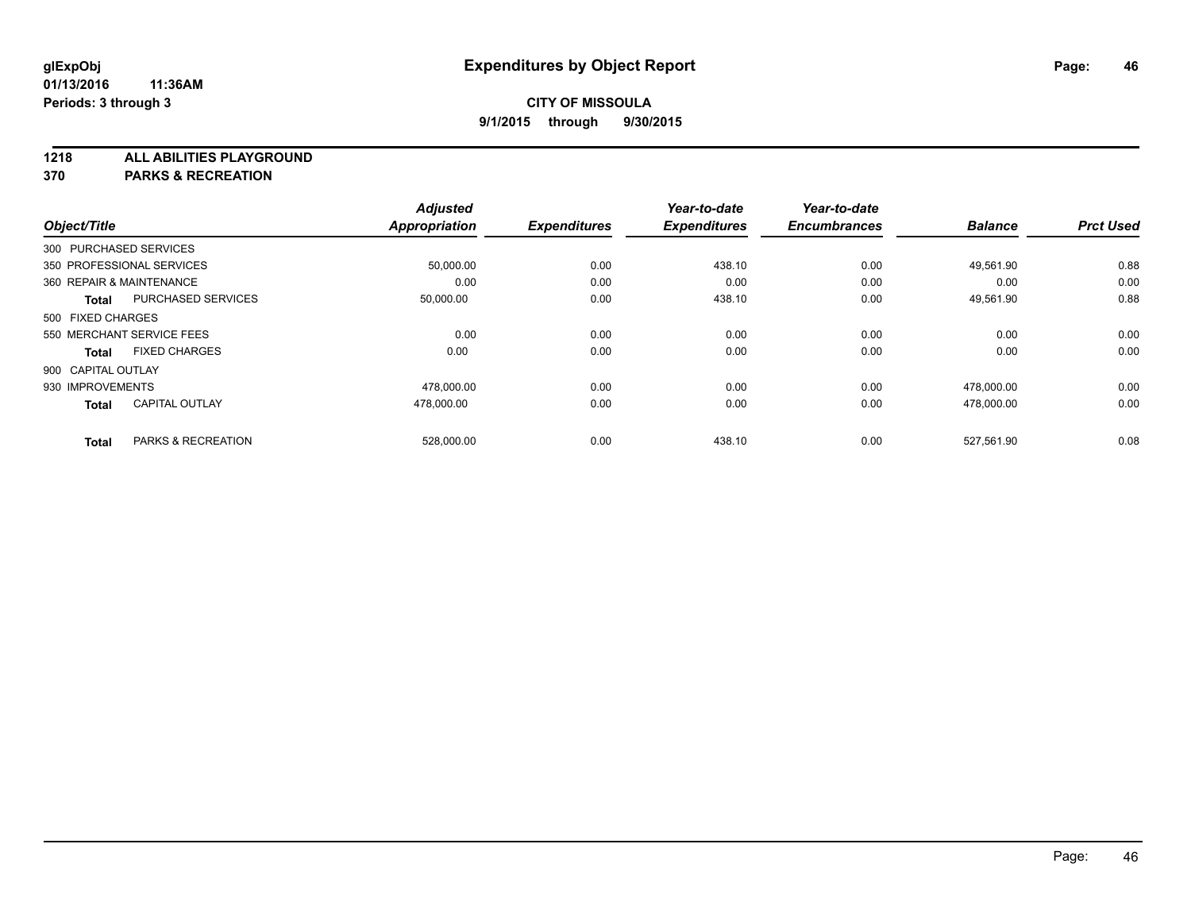glExpObj
01/13/2016 11:36AM
Periods: 3 through 3

# Expenditures by Object Report

**CITY OF MISSOULA**
**9/1/2015 through 9/30/2015**

**1218 ALL ABILITIES PLAYGROUND**
**370 PARKS & RECREATION**

| Object/Title | | Adjusted Appropriation | Expenditures | Year-to-date Expenditures | Year-to-date Encumbrances | Balance | Prct Used |
|---|---|---|---|---|---|---|---|
| 300 PURCHASED SERVICES | | | | | | | |
| 350 PROFESSIONAL SERVICES | | 50,000.00 | 0.00 | 438.10 | 0.00 | 49,561.90 | 0.88 |
| 360 REPAIR & MAINTENANCE | | 0.00 | 0.00 | 0.00 | 0.00 | 0.00 | 0.00 |
| **Total** | PURCHASED SERVICES | 50,000.00 | 0.00 | 438.10 | 0.00 | 49,561.90 | 0.88 |
| 500 FIXED CHARGES | | | | | | | |
| 550 MERCHANT SERVICE FEES | | 0.00 | 0.00 | 0.00 | 0.00 | 0.00 | 0.00 |
| **Total** | FIXED CHARGES | 0.00 | 0.00 | 0.00 | 0.00 | 0.00 | 0.00 |
| 900 CAPITAL OUTLAY | | | | | | | |
| 930 IMPROVEMENTS | | 478,000.00 | 0.00 | 0.00 | 0.00 | 478,000.00 | 0.00 |
| **Total** | CAPITAL OUTLAY | 478,000.00 | 0.00 | 0.00 | 0.00 | 478,000.00 | 0.00 |
| **Total** | PARKS & RECREATION | 528,000.00 | 0.00 | 438.10 | 0.00 | 527,561.90 | 0.08 |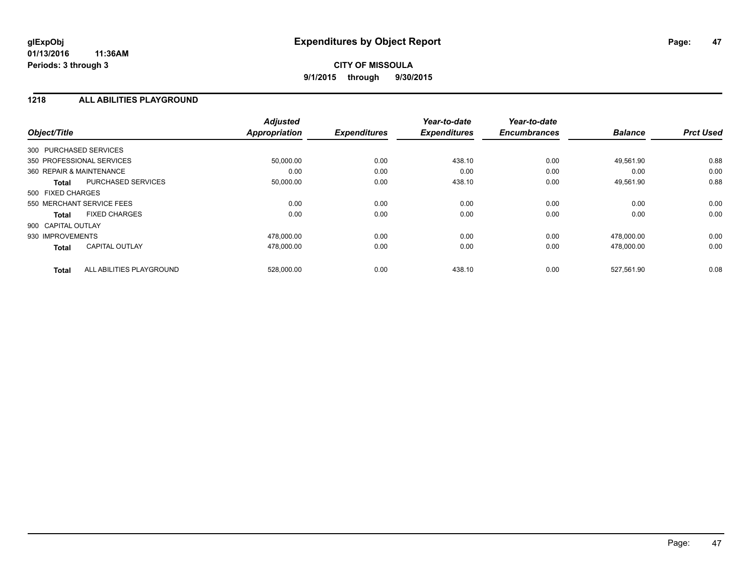**glExpObj** **Expenditures by Object Report**
**01/13/2016 11:36AM**
**Periods: 3 through 3**

**CITY OF MISSOULA**
**9/1/2015 through 9/30/2015**

## 1218 ALL ABILITIES PLAYGROUND

| Object/Title | | Adjusted Appropriation | Expenditures | Year-to-date Expenditures | Year-to-date Encumbrances | Balance | Prct Used |
|---|---|---|---|---|---|---|---|
| 300 PURCHASED SERVICES | | | | | | | |
| 350 PROFESSIONAL SERVICES | | 50,000.00 | 0.00 | 438.10 | 0.00 | 49,561.90 | 0.88 |
| 360 REPAIR & MAINTENANCE | | 0.00 | 0.00 | 0.00 | 0.00 | 0.00 | 0.00 |
| **Total** | PURCHASED SERVICES | 50,000.00 | 0.00 | 438.10 | 0.00 | 49,561.90 | 0.88 |
| 500 FIXED CHARGES | | | | | | | |
| 550 MERCHANT SERVICE FEES | | 0.00 | 0.00 | 0.00 | 0.00 | 0.00 | 0.00 |
| **Total** | FIXED CHARGES | 0.00 | 0.00 | 0.00 | 0.00 | 0.00 | 0.00 |
| 900 CAPITAL OUTLAY | | | | | | | |
| 930 IMPROVEMENTS | | 478,000.00 | 0.00 | 0.00 | 0.00 | 478,000.00 | 0.00 |
| **Total** | CAPITAL OUTLAY | 478,000.00 | 0.00 | 0.00 | 0.00 | 478,000.00 | 0.00 |
| **Total** | ALL ABILITIES PLAYGROUND | 528,000.00 | 0.00 | 438.10 | 0.00 | 527,561.90 | 0.08 |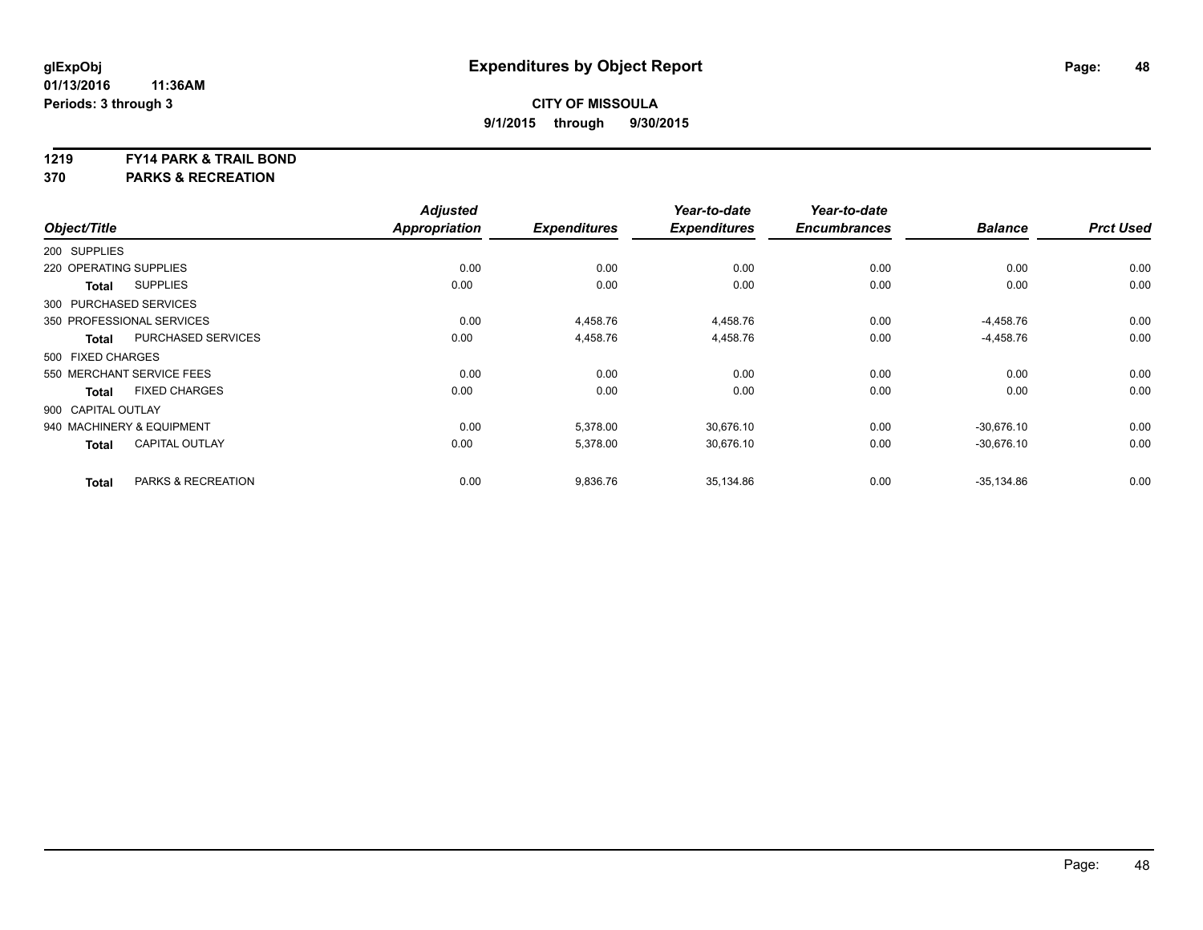glExpObj
01/13/2016 11:36AM
Periods: 3 through 3

# Expenditures by Object Report

**CITY OF MISSOULA**
**9/1/2015 through 9/30/2015**

**1219 FY14 PARK & TRAIL BOND**
**370 PARKS & RECREATION**

| Object/Title | Adjusted Appropriation | Expenditures | Year-to-date Expenditures | Year-to-date Encumbrances | Balance | Prct Used |
|---|---|---|---|---|---|---|
| 200 SUPPLIES | | | | | | |
| 220 OPERATING SUPPLIES | 0.00 | 0.00 | 0.00 | 0.00 | 0.00 | 0.00 |
| **Total** SUPPLIES | 0.00 | 0.00 | 0.00 | 0.00 | 0.00 | 0.00 |
| 300 PURCHASED SERVICES | | | | | | |
| 350 PROFESSIONAL SERVICES | 0.00 | 4,458.76 | 4,458.76 | 0.00 | -4,458.76 | 0.00 |
| **Total** PURCHASED SERVICES | 0.00 | 4,458.76 | 4,458.76 | 0.00 | -4,458.76 | 0.00 |
| 500 FIXED CHARGES | | | | | | |
| 550 MERCHANT SERVICE FEES | 0.00 | 0.00 | 0.00 | 0.00 | 0.00 | 0.00 |
| **Total** FIXED CHARGES | 0.00 | 0.00 | 0.00 | 0.00 | 0.00 | 0.00 |
| 900 CAPITAL OUTLAY | | | | | | |
| 940 MACHINERY & EQUIPMENT | 0.00 | 5,378.00 | 30,676.10 | 0.00 | -30,676.10 | 0.00 |
| **Total** CAPITAL OUTLAY | 0.00 | 5,378.00 | 30,676.10 | 0.00 | -30,676.10 | 0.00 |
| **Total** PARKS & RECREATION | 0.00 | 9,836.76 | 35,134.86 | 0.00 | -35,134.86 | 0.00 |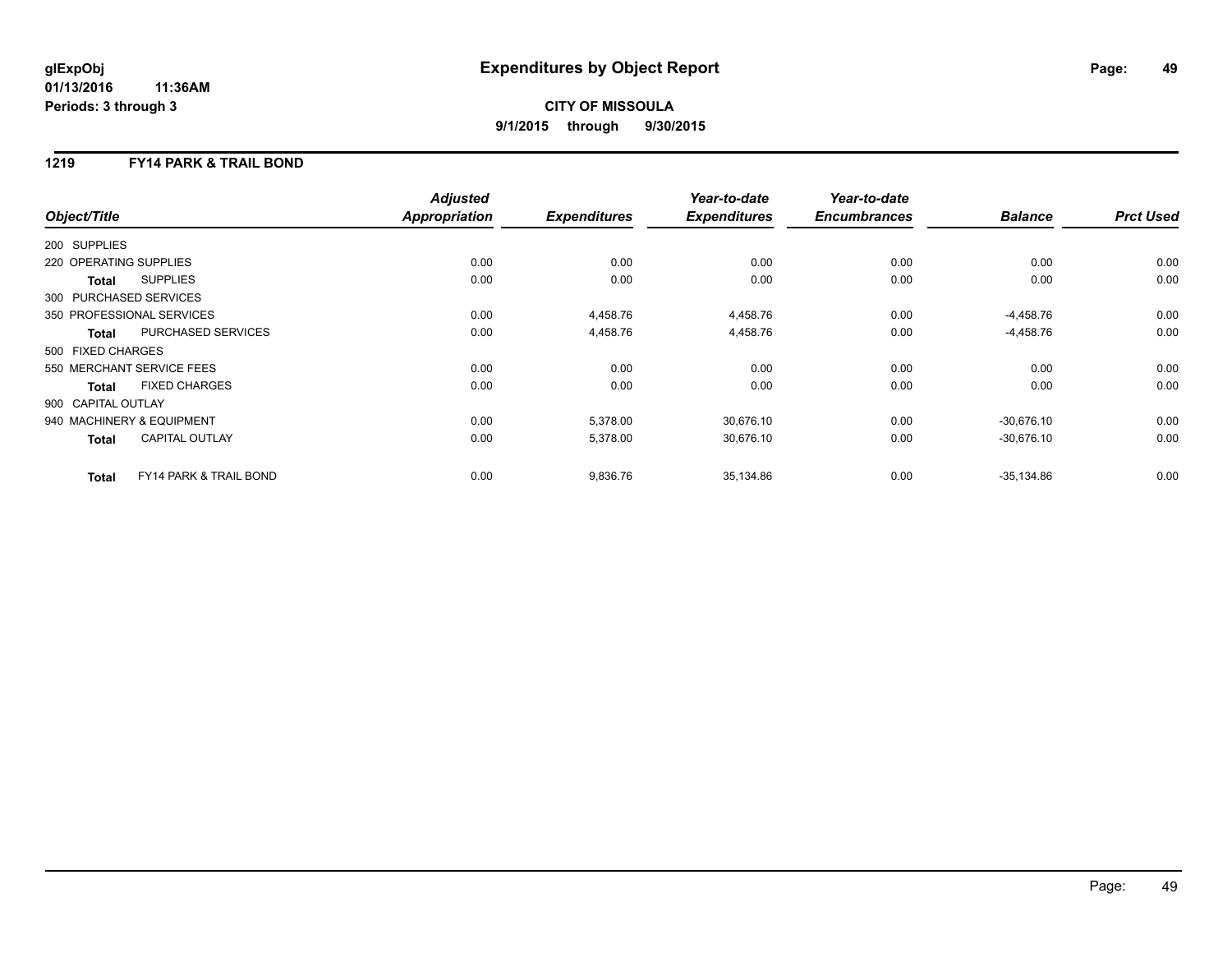**glExpObj** **Expenditures by Object Report**
**01/13/2016 11:36AM**
**Periods: 3 through 3**

**CITY OF MISSOULA**
**9/1/2015 through 9/30/2015**

## 1219 FY14 PARK & TRAIL BOND

| Object/Title | | Adjusted Appropriation | Expenditures | Year-to-date Expenditures | Year-to-date Encumbrances | Balance | Prct Used |
|---|---|---|---|---|---|---|---|
| 200 SUPPLIES | | | | | | | |
| 220 OPERATING SUPPLIES | | 0.00 | 0.00 | 0.00 | 0.00 | 0.00 | 0.00 |
| **Total** | SUPPLIES | 0.00 | 0.00 | 0.00 | 0.00 | 0.00 | 0.00 |
| 300 PURCHASED SERVICES | | | | | | | |
| 350 PROFESSIONAL SERVICES | | 0.00 | 4,458.76 | 4,458.76 | 0.00 | -4,458.76 | 0.00 |
| **Total** | PURCHASED SERVICES | 0.00 | 4,458.76 | 4,458.76 | 0.00 | -4,458.76 | 0.00 |
| 500 FIXED CHARGES | | | | | | | |
| 550 MERCHANT SERVICE FEES | | 0.00 | 0.00 | 0.00 | 0.00 | 0.00 | 0.00 |
| **Total** | FIXED CHARGES | 0.00 | 0.00 | 0.00 | 0.00 | 0.00 | 0.00 |
| 900 CAPITAL OUTLAY | | | | | | | |
| 940 MACHINERY & EQUIPMENT | | 0.00 | 5,378.00 | 30,676.10 | 0.00 | -30,676.10 | 0.00 |
| **Total** | CAPITAL OUTLAY | 0.00 | 5,378.00 | 30,676.10 | 0.00 | -30,676.10 | 0.00 |
| **Total** | FY14 PARK & TRAIL BOND | 0.00 | 9,836.76 | 35,134.86 | 0.00 | -35,134.86 | 0.00 |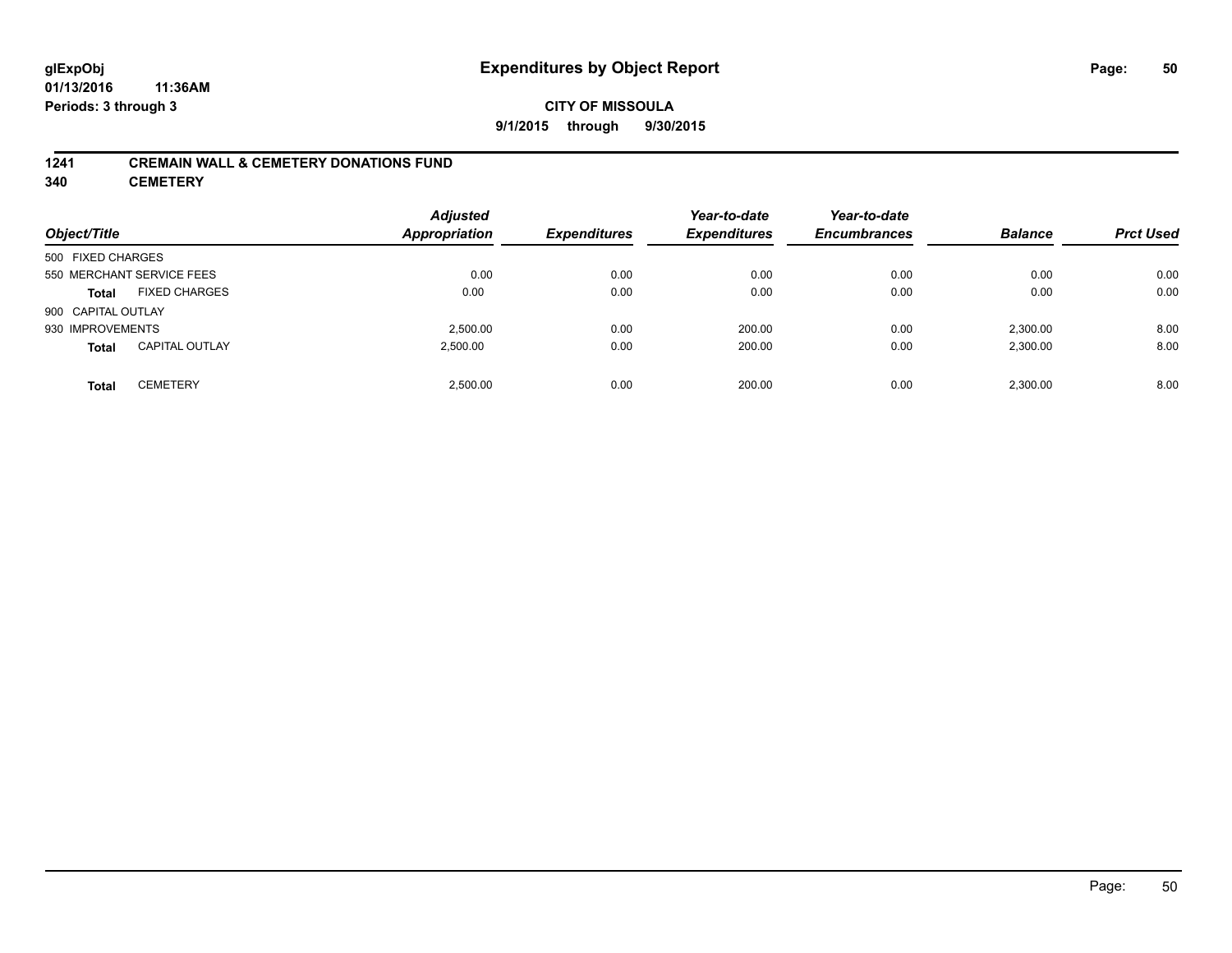**glExpObj**
**01/13/2016 11:36AM**
**Periods: 3 through 3**

# Expenditures by Object Report

**CITY OF MISSOULA**
**9/1/2015 through 9/30/2015**

## 1241 CREMAIN WALL & CEMETERY DONATIONS FUND
## 340 CEMETERY

| Object/Title | | Adjusted Appropriation | Expenditures | Year-to-date Expenditures | Year-to-date Encumbrances | Balance | Prct Used |
|---|---|---|---|---|---|---|---|
| 500 FIXED CHARGES | | | | | | | |
| 550 MERCHANT SERVICE FEES | | 0.00 | 0.00 | 0.00 | 0.00 | 0.00 | 0.00 |
| **Total** | FIXED CHARGES | 0.00 | 0.00 | 0.00 | 0.00 | 0.00 | 0.00 |
| 900 CAPITAL OUTLAY | | | | | | | |
| 930 IMPROVEMENTS | | 2,500.00 | 0.00 | 200.00 | 0.00 | 2,300.00 | 8.00 |
| **Total** | CAPITAL OUTLAY | 2,500.00 | 0.00 | 200.00 | 0.00 | 2,300.00 | 8.00 |
| **Total** | CEMETERY | 2,500.00 | 0.00 | 200.00 | 0.00 | 2,300.00 | 8.00 |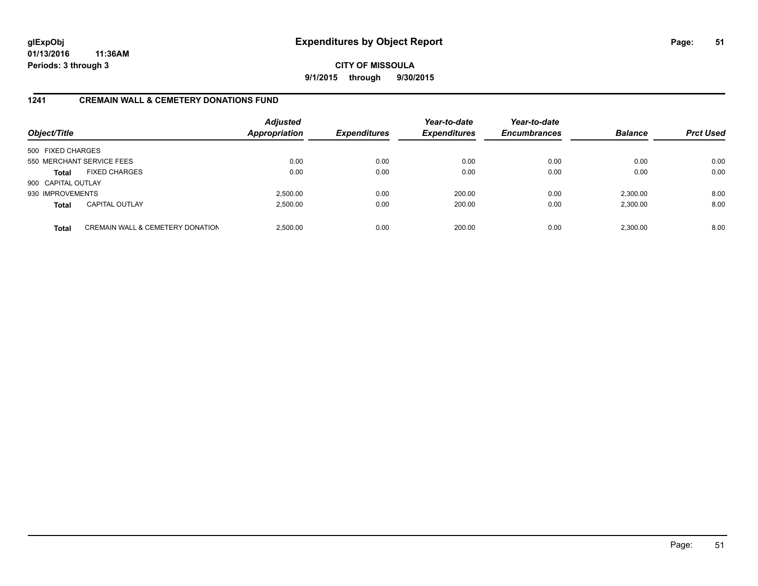**glExpObj**
**01/13/2016 11:36AM**
**Periods: 3 through 3**

# Expenditures by Object Report

**CITY OF MISSOULA**
**9/1/2015 through 9/30/2015**

## 1241 CREMAIN WALL & CEMETERY DONATIONS FUND

| Object/Title | | Adjusted Appropriation | Expenditures | Year-to-date Expenditures | Year-to-date Encumbrances | Balance | Prct Used |
|---|---|---|---|---|---|---|---|
| 500 FIXED CHARGES | | | | | | | |
| 550 MERCHANT SERVICE FEES | | 0.00 | 0.00 | 0.00 | 0.00 | 0.00 | 0.00 |
| **Total** | FIXED CHARGES | 0.00 | 0.00 | 0.00 | 0.00 | 0.00 | 0.00 |
| 900 CAPITAL OUTLAY | | | | | | | |
| 930 IMPROVEMENTS | | 2,500.00 | 0.00 | 200.00 | 0.00 | 2,300.00 | 8.00 |
| **Total** | CAPITAL OUTLAY | 2,500.00 | 0.00 | 200.00 | 0.00 | 2,300.00 | 8.00 |
| **Total** | CREMAIN WALL & CEMETERY DONATION | 2,500.00 | 0.00 | 200.00 | 0.00 | 2,300.00 | 8.00 |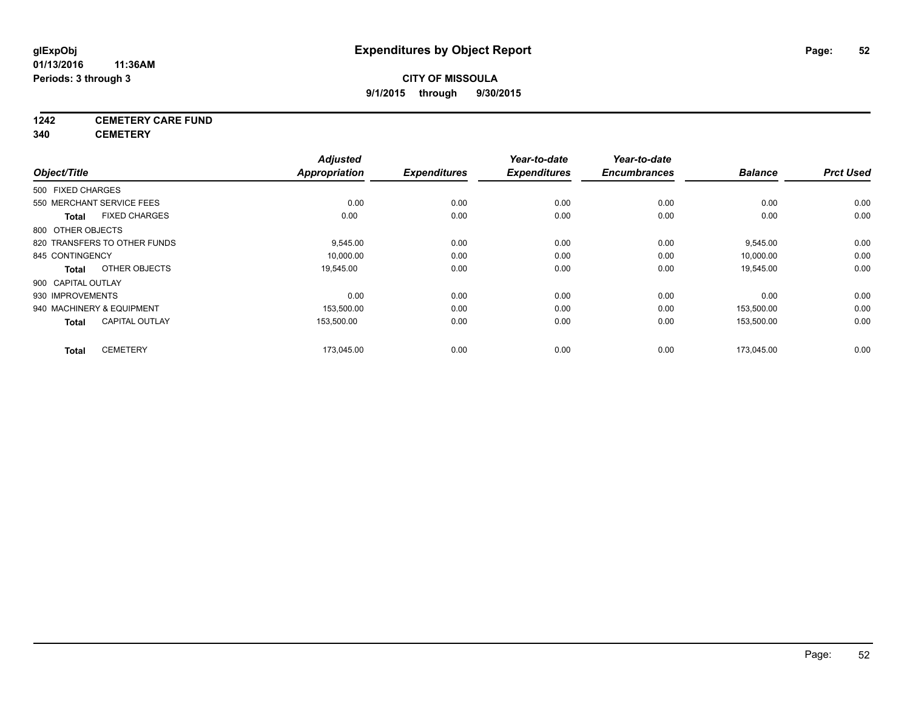**glExpObj**
**01/13/2016 11:36AM**
**Periods: 3 through 3**

# Expenditures by Object Report

**CITY OF MISSOULA**
**9/1/2015 through 9/30/2015**

**1242 CEMETERY CARE FUND**
**340 CEMETERY**

| Object/Title | Adjusted Appropriation | Expenditures | Year-to-date Expenditures | Year-to-date Encumbrances | Balance | Prct Used |
|---|---|---|---|---|---|---|
| 500 FIXED CHARGES | | | | | | |
| 550 MERCHANT SERVICE FEES | 0.00 | 0.00 | 0.00 | 0.00 | 0.00 | 0.00 |
| **Total** FIXED CHARGES | 0.00 | 0.00 | 0.00 | 0.00 | 0.00 | 0.00 |
| 800 OTHER OBJECTS | | | | | | |
| 820 TRANSFERS TO OTHER FUNDS | 9,545.00 | 0.00 | 0.00 | 0.00 | 9,545.00 | 0.00 |
| 845 CONTINGENCY | 10,000.00 | 0.00 | 0.00 | 0.00 | 10,000.00 | 0.00 |
| **Total** OTHER OBJECTS | 19,545.00 | 0.00 | 0.00 | 0.00 | 19,545.00 | 0.00 |
| 900 CAPITAL OUTLAY | | | | | | |
| 930 IMPROVEMENTS | 0.00 | 0.00 | 0.00 | 0.00 | 0.00 | 0.00 |
| 940 MACHINERY & EQUIPMENT | 153,500.00 | 0.00 | 0.00 | 0.00 | 153,500.00 | 0.00 |
| **Total** CAPITAL OUTLAY | 153,500.00 | 0.00 | 0.00 | 0.00 | 153,500.00 | 0.00 |
| **Total** CEMETERY | 173,045.00 | 0.00 | 0.00 | 0.00 | 173,045.00 | 0.00 |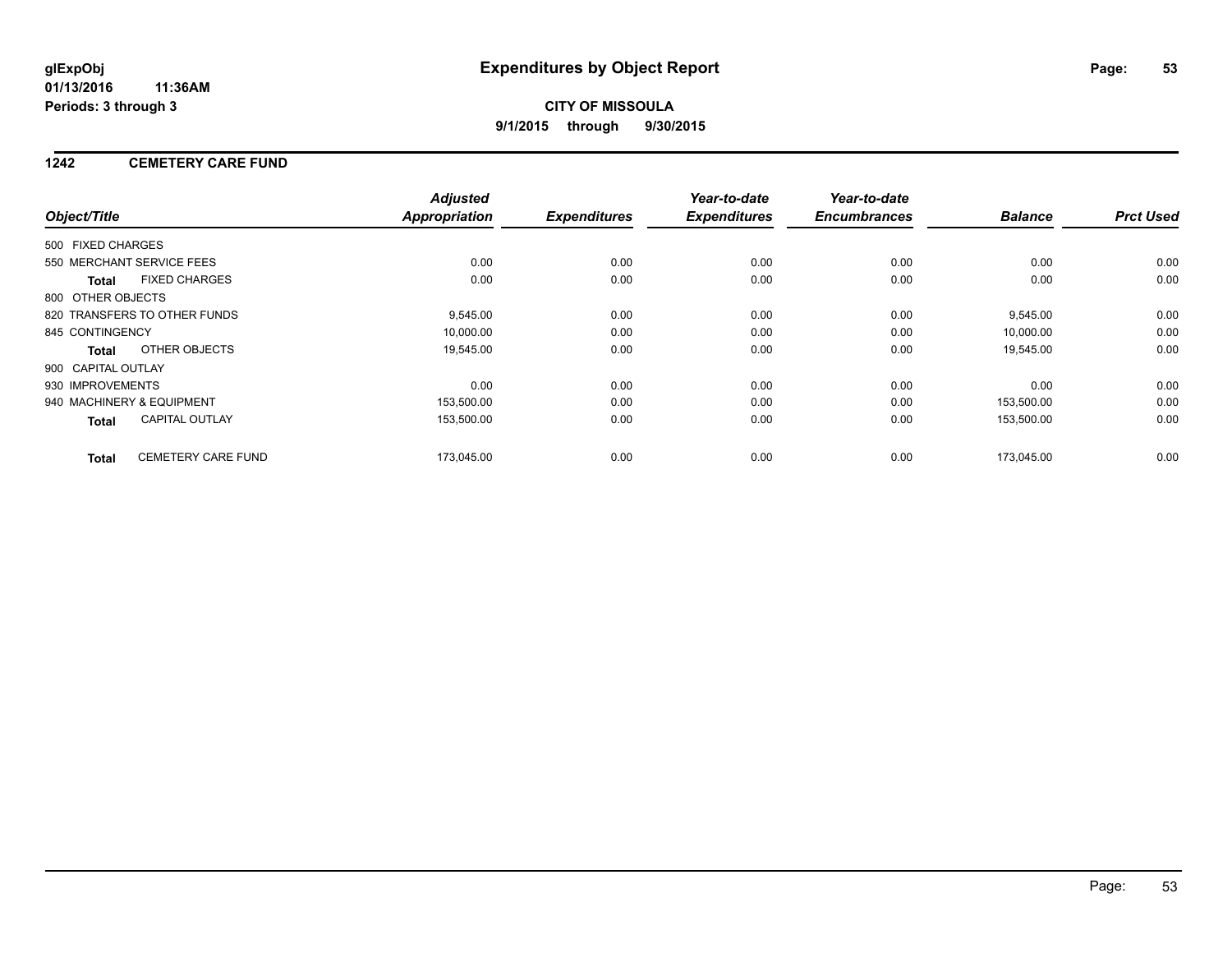**glExpObj**
**01/13/2016 11:36AM**
**Periods: 3 through 3**

# Expenditures by Object Report

**CITY OF MISSOULA**
**9/1/2015 through 9/30/2015**

## 1242 CEMETERY CARE FUND

| Object/Title | | Adjusted Appropriation | Expenditures | Year-to-date Expenditures | Year-to-date Encumbrances | Balance | Prct Used |
|---|---|---|---|---|---|---|---|
| 500 FIXED CHARGES | | | | | | | |
| 550 MERCHANT SERVICE FEES | | 0.00 | 0.00 | 0.00 | 0.00 | 0.00 | 0.00 |
| **Total** | FIXED CHARGES | 0.00 | 0.00 | 0.00 | 0.00 | 0.00 | 0.00 |
| 800 OTHER OBJECTS | | | | | | | |
| 820 TRANSFERS TO OTHER FUNDS | | 9,545.00 | 0.00 | 0.00 | 0.00 | 9,545.00 | 0.00 |
| 845 CONTINGENCY | | 10,000.00 | 0.00 | 0.00 | 0.00 | 10,000.00 | 0.00 |
| **Total** | OTHER OBJECTS | 19,545.00 | 0.00 | 0.00 | 0.00 | 19,545.00 | 0.00 |
| 900 CAPITAL OUTLAY | | | | | | | |
| 930 IMPROVEMENTS | | 0.00 | 0.00 | 0.00 | 0.00 | 0.00 | 0.00 |
| 940 MACHINERY & EQUIPMENT | | 153,500.00 | 0.00 | 0.00 | 0.00 | 153,500.00 | 0.00 |
| **Total** | CAPITAL OUTLAY | 153,500.00 | 0.00 | 0.00 | 0.00 | 153,500.00 | 0.00 |
| **Total** | CEMETERY CARE FUND | 173,045.00 | 0.00 | 0.00 | 0.00 | 173,045.00 | 0.00 |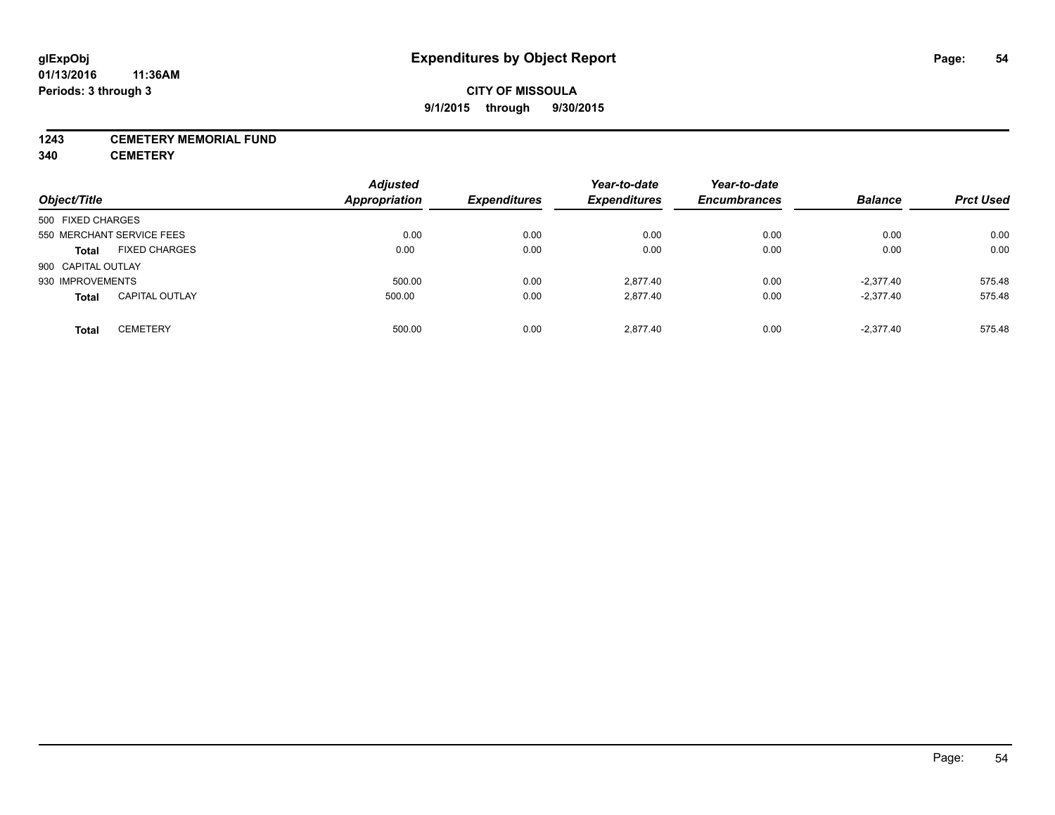# Expenditures by Object Report

glExpObj
01/13/2016 11:36AM
Periods: 3 through 3

**CITY OF MISSOULA**
**9/1/2015 through 9/30/2015**

**1243 CEMETERY MEMORIAL FUND**
**340 CEMETERY**

| Object/Title | Adjusted Appropriation | Expenditures | Year-to-date Expenditures | Year-to-date Encumbrances | Balance | Prct Used |
|---|---|---|---|---|---|---|
| 500 FIXED CHARGES | | | | | | |
| 550 MERCHANT SERVICE FEES | 0.00 | 0.00 | 0.00 | 0.00 | 0.00 | 0.00 |
| **Total** FIXED CHARGES | 0.00 | 0.00 | 0.00 | 0.00 | 0.00 | 0.00 |
| 900 CAPITAL OUTLAY | | | | | | |
| 930 IMPROVEMENTS | 500.00 | 0.00 | 2,877.40 | 0.00 | -2,377.40 | 575.48 |
| **Total** CAPITAL OUTLAY | 500.00 | 0.00 | 2,877.40 | 0.00 | -2,377.40 | 575.48 |
| **Total** CEMETERY | 500.00 | 0.00 | 2,877.40 | 0.00 | -2,377.40 | 575.48 |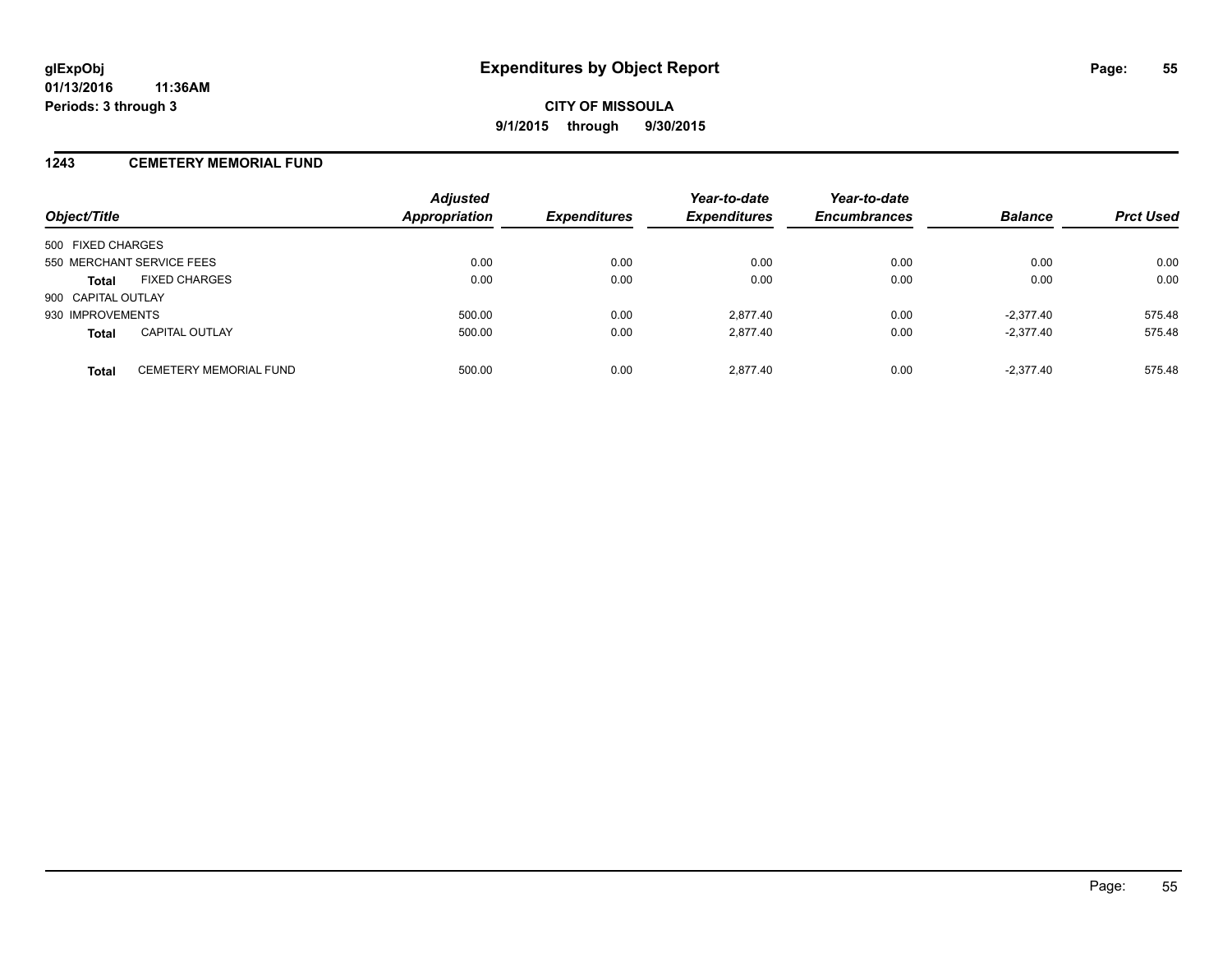# Expenditures by Object Report

glExpObj
01/13/2016 11:36AM
Periods: 3 through 3

**CITY OF MISSOULA**

**9/1/2015 through 9/30/2015**

## 1243 CEMETERY MEMORIAL FUND

| Object/Title | | Adjusted Appropriation | Expenditures | Year-to-date Expenditures | Year-to-date Encumbrances | Balance | Prct Used |
|---|---|---|---|---|---|---|---|
| 500 FIXED CHARGES | | | | | | | |
| 550 MERCHANT SERVICE FEES | | 0.00 | 0.00 | 0.00 | 0.00 | 0.00 | 0.00 |
| **Total** | FIXED CHARGES | 0.00 | 0.00 | 0.00 | 0.00 | 0.00 | 0.00 |
| 900 CAPITAL OUTLAY | | | | | | | |
| 930 IMPROVEMENTS | | 500.00 | 0.00 | 2,877.40 | 0.00 | -2,377.40 | 575.48 |
| **Total** | CAPITAL OUTLAY | 500.00 | 0.00 | 2,877.40 | 0.00 | -2,377.40 | 575.48 |
| **Total** | CEMETERY MEMORIAL FUND | 500.00 | 0.00 | 2,877.40 | 0.00 | -2,377.40 | 575.48 |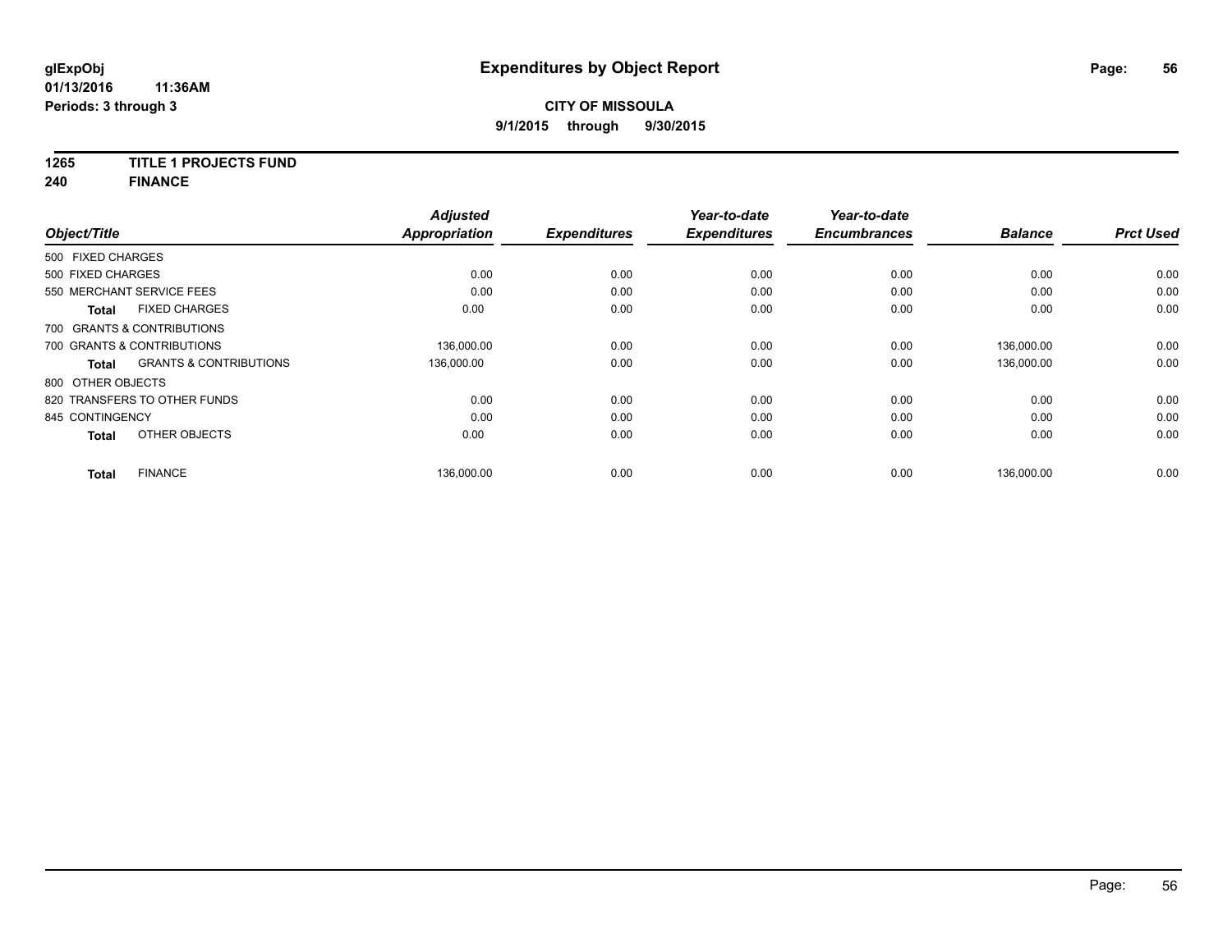# Expenditures by Object Report

glExpObj
01/13/2016 11:36AM
Periods: 3 through 3

**CITY OF MISSOULA**
**9/1/2015 through 9/30/2015**

**1265 TITLE 1 PROJECTS FUND**
**240 FINANCE**

| Object/Title | Adjusted Appropriation | Expenditures | Year-to-date Expenditures | Year-to-date Encumbrances | Balance | Prct Used |
|---|---|---|---|---|---|---|
| 500 FIXED CHARGES | | | | | | |
| 500 FIXED CHARGES | 0.00 | 0.00 | 0.00 | 0.00 | 0.00 | 0.00 |
| 550 MERCHANT SERVICE FEES | 0.00 | 0.00 | 0.00 | 0.00 | 0.00 | 0.00 |
| **Total** FIXED CHARGES | 0.00 | 0.00 | 0.00 | 0.00 | 0.00 | 0.00 |
| 700 GRANTS & CONTRIBUTIONS | | | | | | |
| 700 GRANTS & CONTRIBUTIONS | 136,000.00 | 0.00 | 0.00 | 0.00 | 136,000.00 | 0.00 |
| **Total** GRANTS & CONTRIBUTIONS | 136,000.00 | 0.00 | 0.00 | 0.00 | 136,000.00 | 0.00 |
| 800 OTHER OBJECTS | | | | | | |
| 820 TRANSFERS TO OTHER FUNDS | 0.00 | 0.00 | 0.00 | 0.00 | 0.00 | 0.00 |
| 845 CONTINGENCY | 0.00 | 0.00 | 0.00 | 0.00 | 0.00 | 0.00 |
| **Total** OTHER OBJECTS | 0.00 | 0.00 | 0.00 | 0.00 | 0.00 | 0.00 |
| **Total** FINANCE | 136,000.00 | 0.00 | 0.00 | 0.00 | 136,000.00 | 0.00 |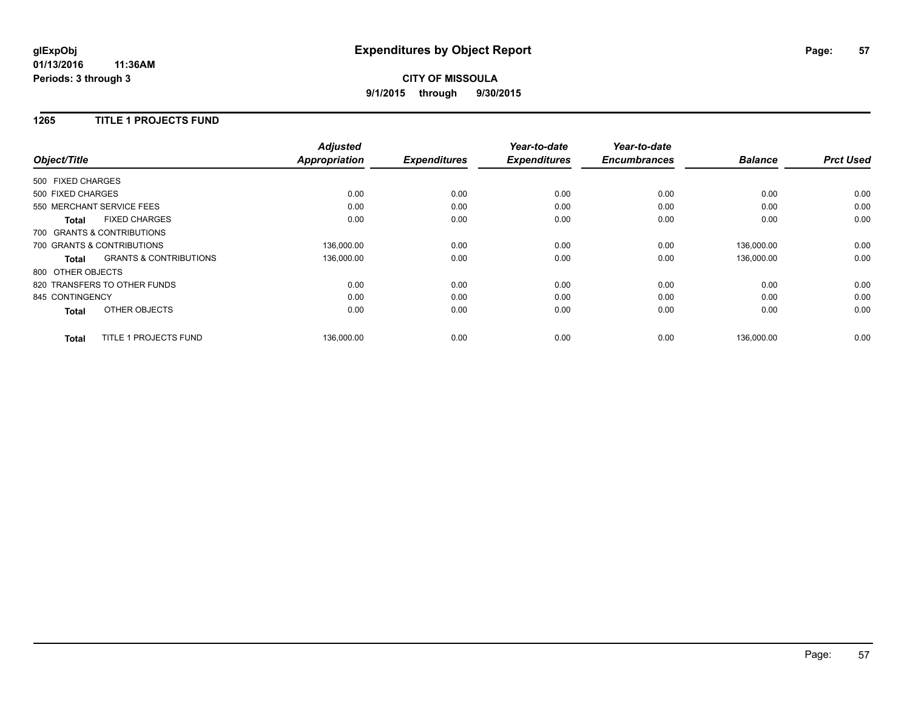**glExpObj**
**01/13/2016 11:36AM**
**Periods: 3 through 3**

# Expenditures by Object Report

**CITY OF MISSOULA**
**9/1/2015 through 9/30/2015**

## 1265 TITLE 1 PROJECTS FUND

| Object/Title | | *Adjusted Appropriation* | *Expenditures* | *Year-to-date Expenditures* | *Year-to-date Encumbrances* | *Balance* | *Prct Used* |
|---|---|---|---|---|---|---|---|
| 500 FIXED CHARGES | | | | | | | |
| 500 FIXED CHARGES | | 0.00 | 0.00 | 0.00 | 0.00 | 0.00 | 0.00 |
| 550 MERCHANT SERVICE FEES | | 0.00 | 0.00 | 0.00 | 0.00 | 0.00 | 0.00 |
| **Total** | FIXED CHARGES | 0.00 | 0.00 | 0.00 | 0.00 | 0.00 | 0.00 |
| 700 GRANTS & CONTRIBUTIONS | | | | | | | |
| 700 GRANTS & CONTRIBUTIONS | | 136,000.00 | 0.00 | 0.00 | 0.00 | 136,000.00 | 0.00 |
| **Total** | GRANTS & CONTRIBUTIONS | 136,000.00 | 0.00 | 0.00 | 0.00 | 136,000.00 | 0.00 |
| 800 OTHER OBJECTS | | | | | | | |
| 820 TRANSFERS TO OTHER FUNDS | | 0.00 | 0.00 | 0.00 | 0.00 | 0.00 | 0.00 |
| 845 CONTINGENCY | | 0.00 | 0.00 | 0.00 | 0.00 | 0.00 | 0.00 |
| **Total** | OTHER OBJECTS | 0.00 | 0.00 | 0.00 | 0.00 | 0.00 | 0.00 |
| **Total** | TITLE 1 PROJECTS FUND | 136,000.00 | 0.00 | 0.00 | 0.00 | 136,000.00 | 0.00 |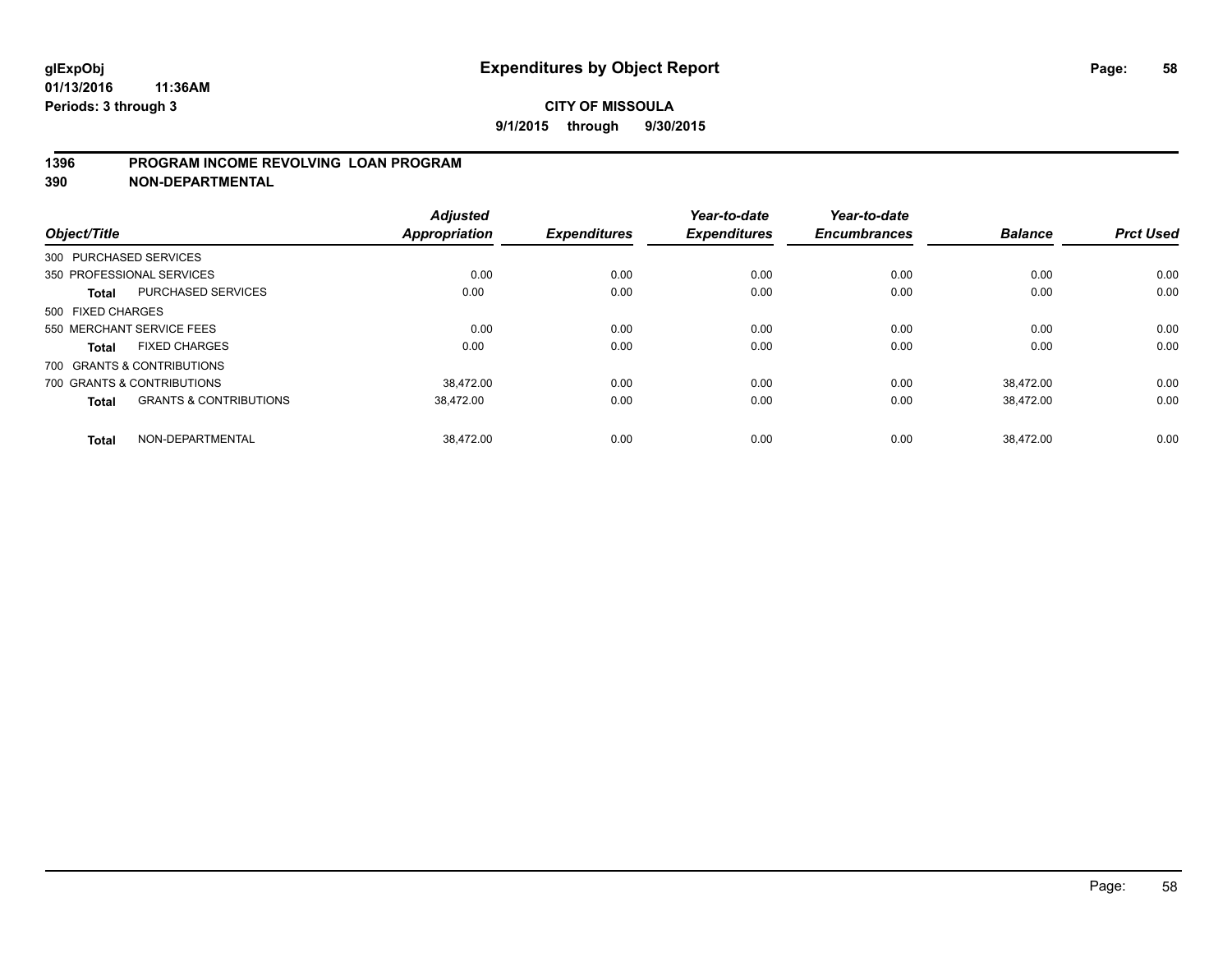**glExpObj**
**01/13/2016 11:36AM**
**Periods: 3 through 3**

# Expenditures by Object Report

**CITY OF MISSOULA**
**9/1/2015 through 9/30/2015**

## 1396 PROGRAM INCOME REVOLVING LOAN PROGRAM
## 390 NON-DEPARTMENTAL

| Object/Title | | Adjusted Appropriation | Expenditures | Year-to-date Expenditures | Year-to-date Encumbrances | Balance | Prct Used |
|---|---|---|---|---|---|---|---|
| 300 PURCHASED SERVICES | | | | | | | |
| 350 PROFESSIONAL SERVICES | | 0.00 | 0.00 | 0.00 | 0.00 | 0.00 | 0.00 |
| **Total** | PURCHASED SERVICES | 0.00 | 0.00 | 0.00 | 0.00 | 0.00 | 0.00 |
| 500 FIXED CHARGES | | | | | | | |
| 550 MERCHANT SERVICE FEES | | 0.00 | 0.00 | 0.00 | 0.00 | 0.00 | 0.00 |
| **Total** | FIXED CHARGES | 0.00 | 0.00 | 0.00 | 0.00 | 0.00 | 0.00 |
| 700 GRANTS & CONTRIBUTIONS | | | | | | | |
| 700 GRANTS & CONTRIBUTIONS | | 38,472.00 | 0.00 | 0.00 | 0.00 | 38,472.00 | 0.00 |
| **Total** | GRANTS & CONTRIBUTIONS | 38,472.00 | 0.00 | 0.00 | 0.00 | 38,472.00 | 0.00 |
| **Total** | NON-DEPARTMENTAL | 38,472.00 | 0.00 | 0.00 | 0.00 | 38,472.00 | 0.00 |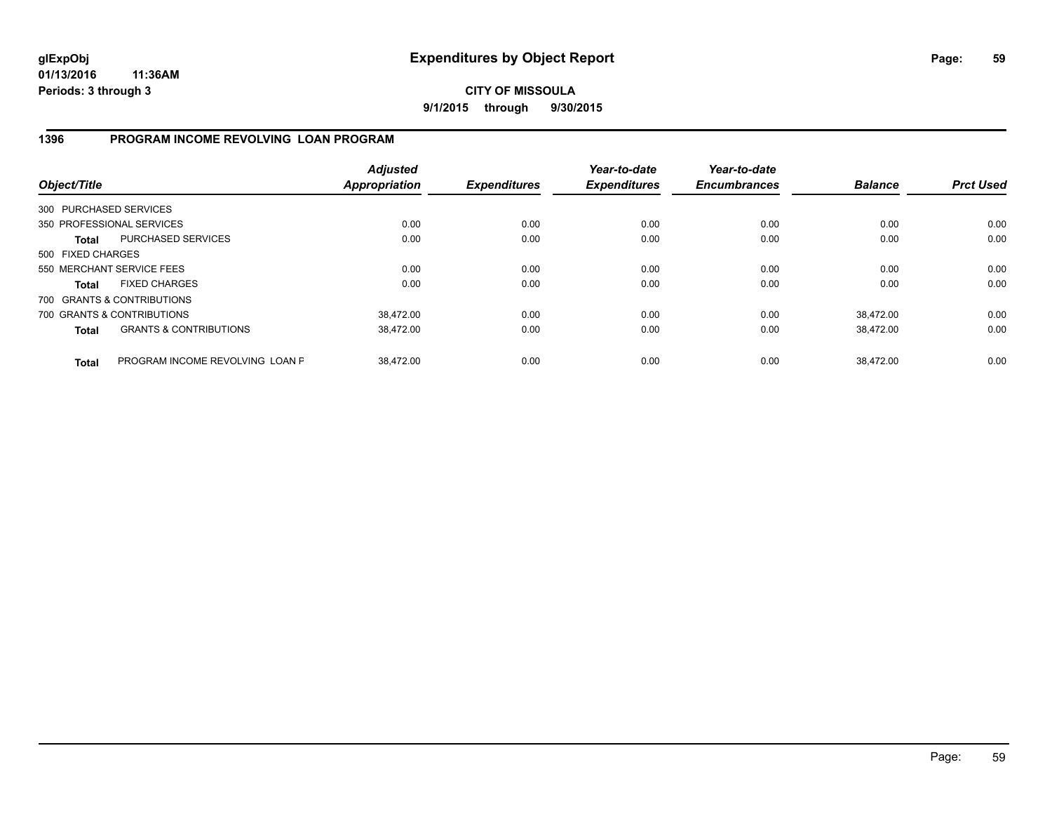**glExpObj**
**01/13/2016 11:36AM**
**Periods: 3 through 3**

# Expenditures by Object Report

**CITY OF MISSOULA**
**9/1/2015 through 9/30/2015**

## 1396 PROGRAM INCOME REVOLVING LOAN PROGRAM

| Object/Title | | Adjusted Appropriation | Expenditures | Year-to-date Expenditures | Year-to-date Encumbrances | Balance | Prct Used |
|---|---|---|---|---|---|---|---|
| 300 PURCHASED SERVICES | | | | | | | |
| 350 PROFESSIONAL SERVICES | | 0.00 | 0.00 | 0.00 | 0.00 | 0.00 | 0.00 |
| **Total** | PURCHASED SERVICES | 0.00 | 0.00 | 0.00 | 0.00 | 0.00 | 0.00 |
| 500 FIXED CHARGES | | | | | | | |
| 550 MERCHANT SERVICE FEES | | 0.00 | 0.00 | 0.00 | 0.00 | 0.00 | 0.00 |
| **Total** | FIXED CHARGES | 0.00 | 0.00 | 0.00 | 0.00 | 0.00 | 0.00 |
| 700 GRANTS & CONTRIBUTIONS | | | | | | | |
| 700 GRANTS & CONTRIBUTIONS | | 38,472.00 | 0.00 | 0.00 | 0.00 | 38,472.00 | 0.00 |
| **Total** | GRANTS & CONTRIBUTIONS | 38,472.00 | 0.00 | 0.00 | 0.00 | 38,472.00 | 0.00 |
| **Total** | PROGRAM INCOME REVOLVING LOAN F | 38,472.00 | 0.00 | 0.00 | 0.00 | 38,472.00 | 0.00 |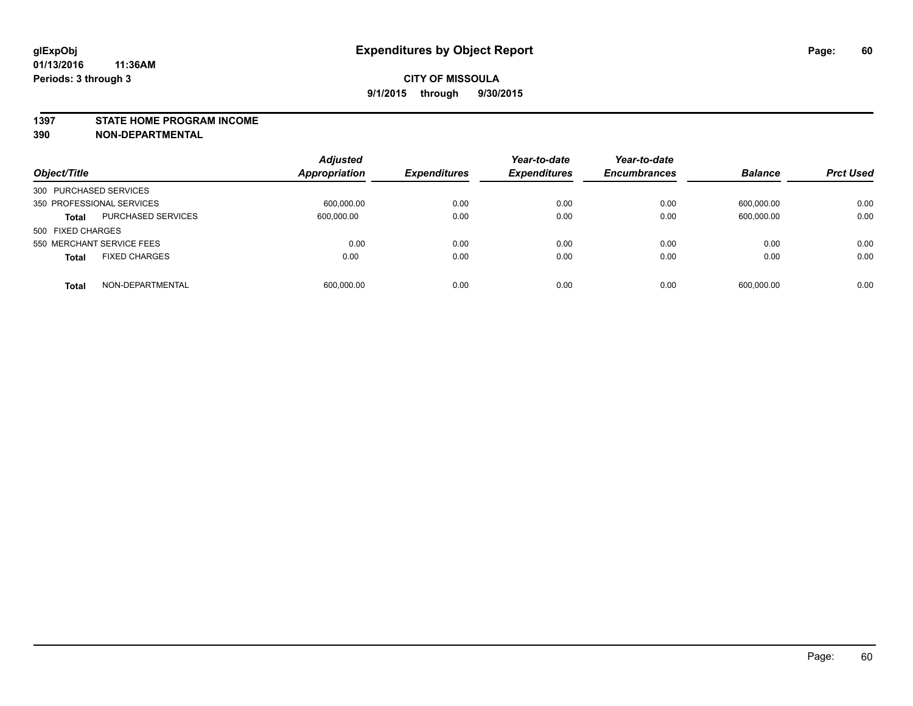**glExpObj**
**01/13/2016 11:36AM**
**Periods: 3 through 3**

# Expenditures by Object Report

**CITY OF MISSOULA**
**9/1/2015 through 9/30/2015**

**1397 STATE HOME PROGRAM INCOME**
**390 NON-DEPARTMENTAL**

| Object/Title | | Adjusted Appropriation | Expenditures | Year-to-date Expenditures | Year-to-date Encumbrances | Balance | Prct Used |
|---|---|---|---|---|---|---|---|
| 300 PURCHASED SERVICES | | | | | | | |
| 350 PROFESSIONAL SERVICES | | 600,000.00 | 0.00 | 0.00 | 0.00 | 600,000.00 | 0.00 |
| **Total** | PURCHASED SERVICES | 600,000.00 | 0.00 | 0.00 | 0.00 | 600,000.00 | 0.00 |
| 500 FIXED CHARGES | | | | | | | |
| 550 MERCHANT SERVICE FEES | | 0.00 | 0.00 | 0.00 | 0.00 | 0.00 | 0.00 |
| **Total** | FIXED CHARGES | 0.00 | 0.00 | 0.00 | 0.00 | 0.00 | 0.00 |
| **Total** | NON-DEPARTMENTAL | 600,000.00 | 0.00 | 0.00 | 0.00 | 600,000.00 | 0.00 |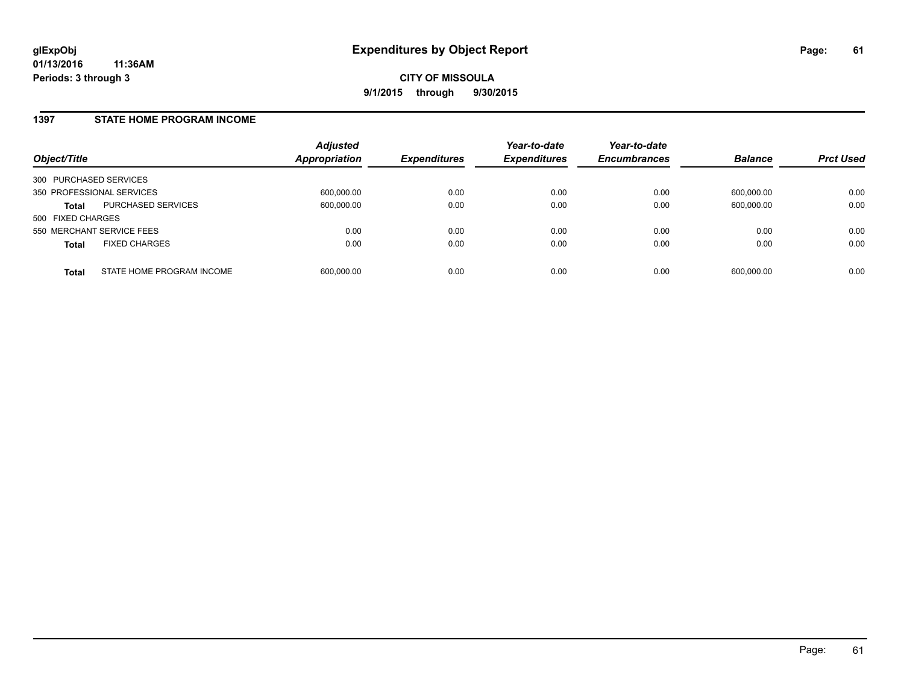# Expenditures by Object Report

glExpObj
01/13/2016 11:36AM
Periods: 3 through 3

**CITY OF MISSOULA**
**9/1/2015 through 9/30/2015**

## 1397 STATE HOME PROGRAM INCOME

| Object/Title | | Adjusted Appropriation | Expenditures | Year-to-date Expenditures | Year-to-date Encumbrances | Balance | Prct Used |
|---|---|---|---|---|---|---|---|
| 300 PURCHASED SERVICES | | | | | | | |
| 350 PROFESSIONAL SERVICES | | 600,000.00 | 0.00 | 0.00 | 0.00 | 600,000.00 | 0.00 |
| **Total** | PURCHASED SERVICES | 600,000.00 | 0.00 | 0.00 | 0.00 | 600,000.00 | 0.00 |
| 500 FIXED CHARGES | | | | | | | |
| 550 MERCHANT SERVICE FEES | | 0.00 | 0.00 | 0.00 | 0.00 | 0.00 | 0.00 |
| **Total** | FIXED CHARGES | 0.00 | 0.00 | 0.00 | 0.00 | 0.00 | 0.00 |
| **Total** | STATE HOME PROGRAM INCOME | 600,000.00 | 0.00 | 0.00 | 0.00 | 600,000.00 | 0.00 |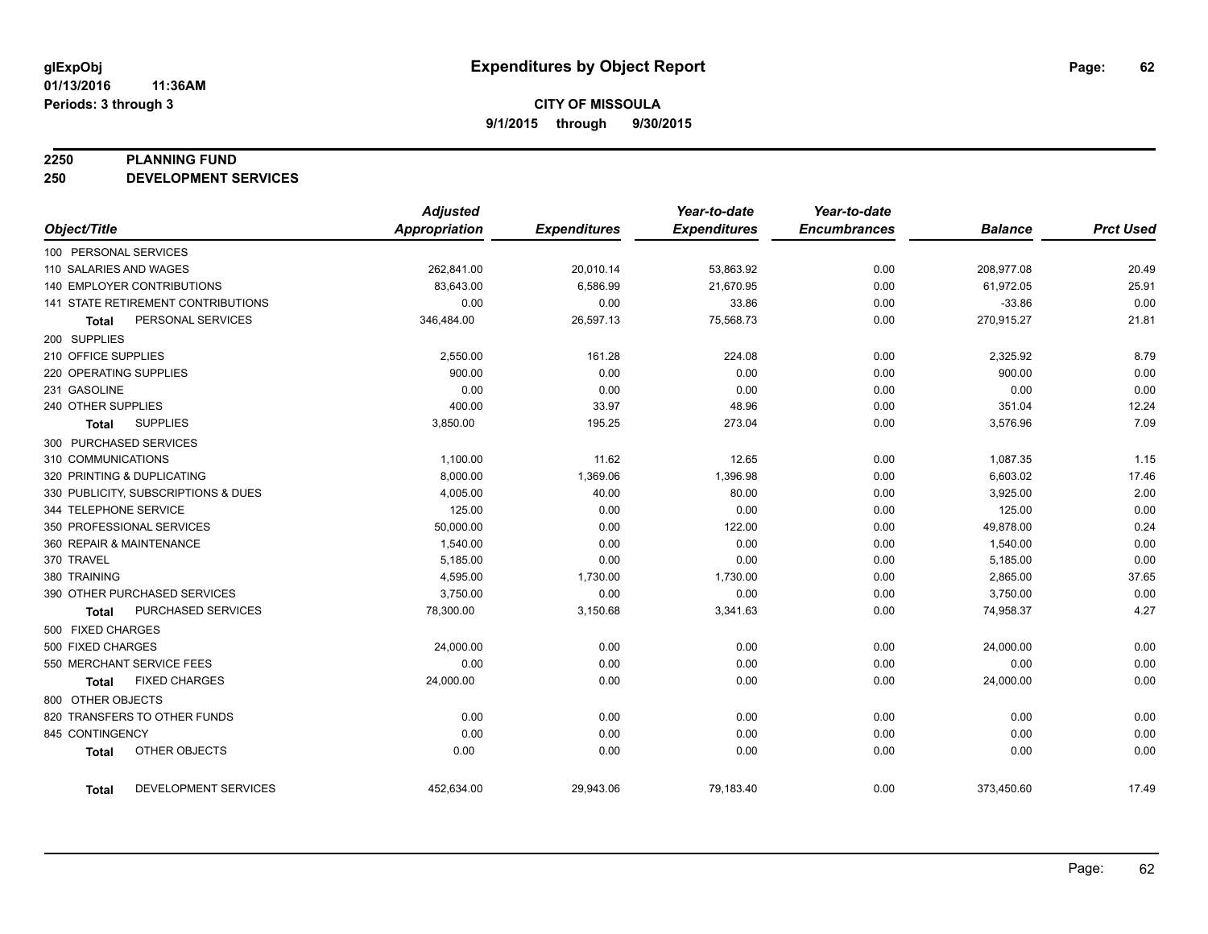**glExpObj**
**01/13/2016 11:36AM**
**Periods: 3 through 3**

# Expenditures by Object Report

**CITY OF MISSOULA**
**9/1/2015 through 9/30/2015**

## 2250 PLANNING FUND
## 250 DEVELOPMENT SERVICES

| Object/Title | Adjusted Appropriation | Expenditures | Year-to-date Expenditures | Year-to-date Encumbrances | Balance | Prct Used |
|---|---|---|---|---|---|---|
| 100 PERSONAL SERVICES | | | | | | |
| 110 SALARIES AND WAGES | 262,841.00 | 20,010.14 | 53,863.92 | 0.00 | 208,977.08 | 20.49 |
| 140 EMPLOYER CONTRIBUTIONS | 83,643.00 | 6,586.99 | 21,670.95 | 0.00 | 61,972.05 | 25.91 |
| 141 STATE RETIREMENT CONTRIBUTIONS | 0.00 | 0.00 | 33.86 | 0.00 | -33.86 | 0.00 |
| **Total** PERSONAL SERVICES | 346,484.00 | 26,597.13 | 75,568.73 | 0.00 | 270,915.27 | 21.81 |
| 200 SUPPLIES | | | | | | |
| 210 OFFICE SUPPLIES | 2,550.00 | 161.28 | 224.08 | 0.00 | 2,325.92 | 8.79 |
| 220 OPERATING SUPPLIES | 900.00 | 0.00 | 0.00 | 0.00 | 900.00 | 0.00 |
| 231 GASOLINE | 0.00 | 0.00 | 0.00 | 0.00 | 0.00 | 0.00 |
| 240 OTHER SUPPLIES | 400.00 | 33.97 | 48.96 | 0.00 | 351.04 | 12.24 |
| **Total** SUPPLIES | 3,850.00 | 195.25 | 273.04 | 0.00 | 3,576.96 | 7.09 |
| 300 PURCHASED SERVICES | | | | | | |
| 310 COMMUNICATIONS | 1,100.00 | 11.62 | 12.65 | 0.00 | 1,087.35 | 1.15 |
| 320 PRINTING & DUPLICATING | 8,000.00 | 1,369.06 | 1,396.98 | 0.00 | 6,603.02 | 17.46 |
| 330 PUBLICITY, SUBSCRIPTIONS & DUES | 4,005.00 | 40.00 | 80.00 | 0.00 | 3,925.00 | 2.00 |
| 344 TELEPHONE SERVICE | 125.00 | 0.00 | 0.00 | 0.00 | 125.00 | 0.00 |
| 350 PROFESSIONAL SERVICES | 50,000.00 | 0.00 | 122.00 | 0.00 | 49,878.00 | 0.24 |
| 360 REPAIR & MAINTENANCE | 1,540.00 | 0.00 | 0.00 | 0.00 | 1,540.00 | 0.00 |
| 370 TRAVEL | 5,185.00 | 0.00 | 0.00 | 0.00 | 5,185.00 | 0.00 |
| 380 TRAINING | 4,595.00 | 1,730.00 | 1,730.00 | 0.00 | 2,865.00 | 37.65 |
| 390 OTHER PURCHASED SERVICES | 3,750.00 | 0.00 | 0.00 | 0.00 | 3,750.00 | 0.00 |
| **Total** PURCHASED SERVICES | 78,300.00 | 3,150.68 | 3,341.63 | 0.00 | 74,958.37 | 4.27 |
| 500 FIXED CHARGES | | | | | | |
| 500 FIXED CHARGES | 24,000.00 | 0.00 | 0.00 | 0.00 | 24,000.00 | 0.00 |
| 550 MERCHANT SERVICE FEES | 0.00 | 0.00 | 0.00 | 0.00 | 0.00 | 0.00 |
| **Total** FIXED CHARGES | 24,000.00 | 0.00 | 0.00 | 0.00 | 24,000.00 | 0.00 |
| 800 OTHER OBJECTS | | | | | | |
| 820 TRANSFERS TO OTHER FUNDS | 0.00 | 0.00 | 0.00 | 0.00 | 0.00 | 0.00 |
| 845 CONTINGENCY | 0.00 | 0.00 | 0.00 | 0.00 | 0.00 | 0.00 |
| **Total** OTHER OBJECTS | 0.00 | 0.00 | 0.00 | 0.00 | 0.00 | 0.00 |
| **Total** DEVELOPMENT SERVICES | 452,634.00 | 29,943.06 | 79,183.40 | 0.00 | 373,450.60 | 17.49 |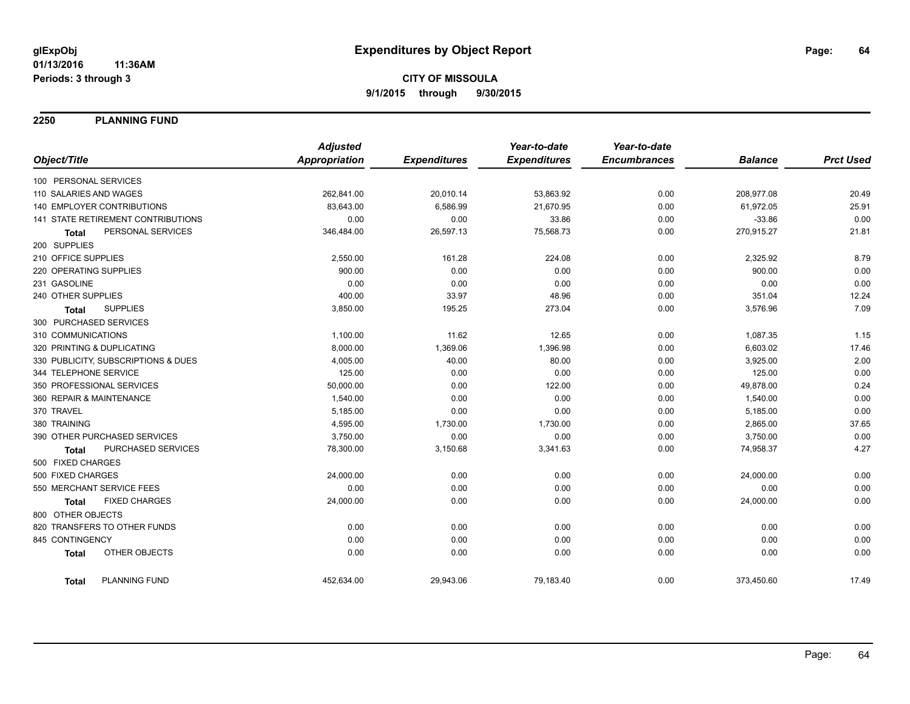**glExpObj** **Expenditures by Object Report**
**01/13/2016 11:36AM**
**Periods: 3 through 3**

**CITY OF MISSOULA**
**9/1/2015 through 9/30/2015**

## 2250 PLANNING FUND

| Object/Title | Adjusted Appropriation | Expenditures | Year-to-date Expenditures | Year-to-date Encumbrances | Balance | Prct Used |
|---|---|---|---|---|---|---|
| 100 PERSONAL SERVICES | | | | | | |
| 110 SALARIES AND WAGES | 262,841.00 | 20,010.14 | 53,863.92 | 0.00 | 208,977.08 | 20.49 |
| 140 EMPLOYER CONTRIBUTIONS | 83,643.00 | 6,586.99 | 21,670.95 | 0.00 | 61,972.05 | 25.91 |
| 141 STATE RETIREMENT CONTRIBUTIONS | 0.00 | 0.00 | 33.86 | 0.00 | -33.86 | 0.00 |
| **Total** PERSONAL SERVICES | 346,484.00 | 26,597.13 | 75,568.73 | 0.00 | 270,915.27 | 21.81 |
| 200 SUPPLIES | | | | | | |
| 210 OFFICE SUPPLIES | 2,550.00 | 161.28 | 224.08 | 0.00 | 2,325.92 | 8.79 |
| 220 OPERATING SUPPLIES | 900.00 | 0.00 | 0.00 | 0.00 | 900.00 | 0.00 |
| 231 GASOLINE | 0.00 | 0.00 | 0.00 | 0.00 | 0.00 | 0.00 |
| 240 OTHER SUPPLIES | 400.00 | 33.97 | 48.96 | 0.00 | 351.04 | 12.24 |
| **Total** SUPPLIES | 3,850.00 | 195.25 | 273.04 | 0.00 | 3,576.96 | 7.09 |
| 300 PURCHASED SERVICES | | | | | | |
| 310 COMMUNICATIONS | 1,100.00 | 11.62 | 12.65 | 0.00 | 1,087.35 | 1.15 |
| 320 PRINTING & DUPLICATING | 8,000.00 | 1,369.06 | 1,396.98 | 0.00 | 6,603.02 | 17.46 |
| 330 PUBLICITY, SUBSCRIPTIONS & DUES | 4,005.00 | 40.00 | 80.00 | 0.00 | 3,925.00 | 2.00 |
| 344 TELEPHONE SERVICE | 125.00 | 0.00 | 0.00 | 0.00 | 125.00 | 0.00 |
| 350 PROFESSIONAL SERVICES | 50,000.00 | 0.00 | 122.00 | 0.00 | 49,878.00 | 0.24 |
| 360 REPAIR & MAINTENANCE | 1,540.00 | 0.00 | 0.00 | 0.00 | 1,540.00 | 0.00 |
| 370 TRAVEL | 5,185.00 | 0.00 | 0.00 | 0.00 | 5,185.00 | 0.00 |
| 380 TRAINING | 4,595.00 | 1,730.00 | 1,730.00 | 0.00 | 2,865.00 | 37.65 |
| 390 OTHER PURCHASED SERVICES | 3,750.00 | 0.00 | 0.00 | 0.00 | 3,750.00 | 0.00 |
| **Total** PURCHASED SERVICES | 78,300.00 | 3,150.68 | 3,341.63 | 0.00 | 74,958.37 | 4.27 |
| 500 FIXED CHARGES | | | | | | |
| 500 FIXED CHARGES | 24,000.00 | 0.00 | 0.00 | 0.00 | 24,000.00 | 0.00 |
| 550 MERCHANT SERVICE FEES | 0.00 | 0.00 | 0.00 | 0.00 | 0.00 | 0.00 |
| **Total** FIXED CHARGES | 24,000.00 | 0.00 | 0.00 | 0.00 | 24,000.00 | 0.00 |
| 800 OTHER OBJECTS | | | | | | |
| 820 TRANSFERS TO OTHER FUNDS | 0.00 | 0.00 | 0.00 | 0.00 | 0.00 | 0.00 |
| 845 CONTINGENCY | 0.00 | 0.00 | 0.00 | 0.00 | 0.00 | 0.00 |
| **Total** OTHER OBJECTS | 0.00 | 0.00 | 0.00 | 0.00 | 0.00 | 0.00 |
| **Total** PLANNING FUND | 452,634.00 | 29,943.06 | 79,183.40 | 0.00 | 373,450.60 | 17.49 |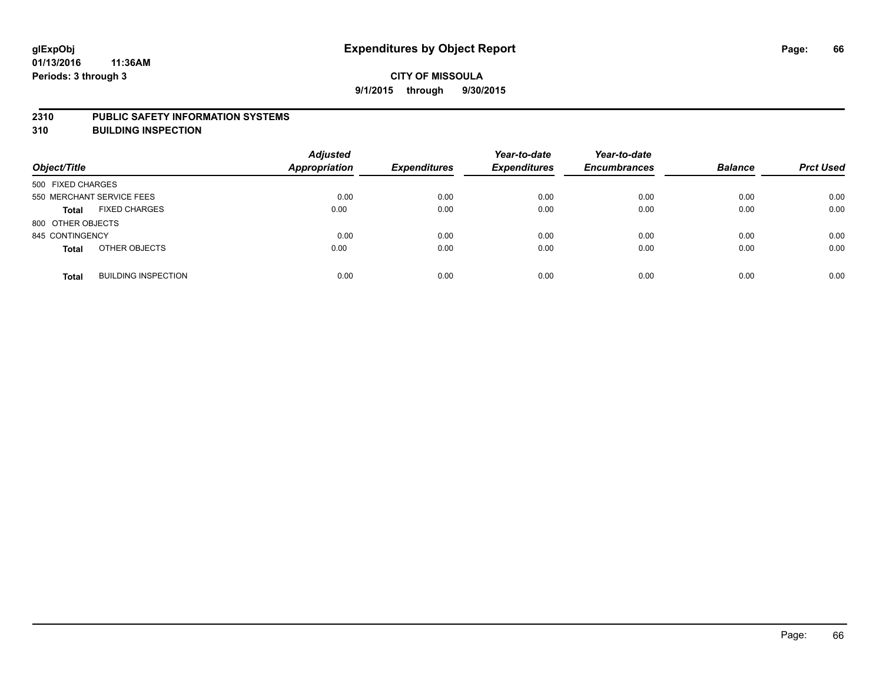glExpObj
01/13/2016 11:36AM
Periods: 3 through 3

# Expenditures by Object Report

**CITY OF MISSOULA**
**9/1/2015 through 9/30/2015**

## 2310 PUBLIC SAFETY INFORMATION SYSTEMS
## 310 BUILDING INSPECTION

| Object/Title | | Adjusted Appropriation | Expenditures | Year-to-date Expenditures | Year-to-date Encumbrances | Balance | Prct Used |
|---|---|---|---|---|---|---|---|
| 500 FIXED CHARGES | | | | | | | |
| 550 MERCHANT SERVICE FEES | | 0.00 | 0.00 | 0.00 | 0.00 | 0.00 | 0.00 |
| **Total** | FIXED CHARGES | 0.00 | 0.00 | 0.00 | 0.00 | 0.00 | 0.00 |
| 800 OTHER OBJECTS | | | | | | | |
| 845 CONTINGENCY | | 0.00 | 0.00 | 0.00 | 0.00 | 0.00 | 0.00 |
| **Total** | OTHER OBJECTS | 0.00 | 0.00 | 0.00 | 0.00 | 0.00 | 0.00 |
| **Total** | BUILDING INSPECTION | 0.00 | 0.00 | 0.00 | 0.00 | 0.00 | 0.00 |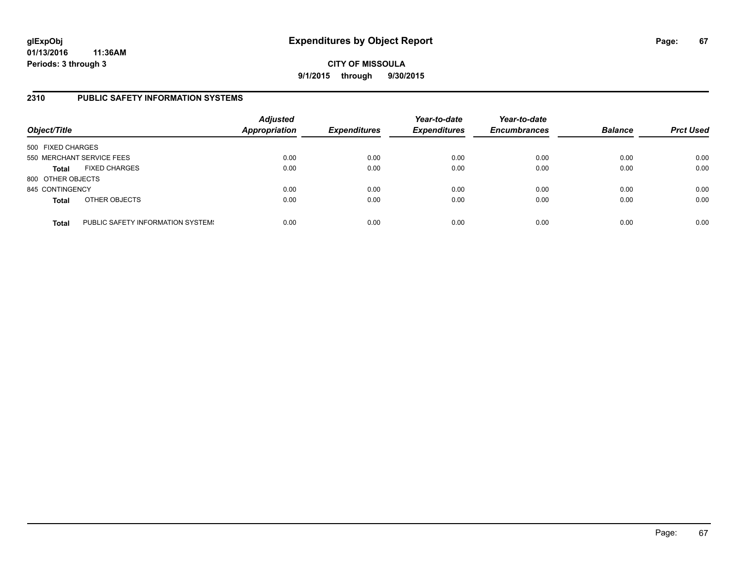# Expenditures by Object Report

glExpObj
01/13/2016 11:36AM
Periods: 3 through 3

**CITY OF MISSOULA**
**9/1/2015 through 9/30/2015**

## 2310 PUBLIC SAFETY INFORMATION SYSTEMS

| Object/Title | | *Adjusted Appropriation* | *Expenditures* | *Year-to-date Expenditures* | *Year-to-date Encumbrances* | *Balance* | *Prct Used* |
|---|---|---|---|---|---|---|---|
| 500 FIXED CHARGES | | | | | | | |
| 550 MERCHANT SERVICE FEES | | 0.00 | 0.00 | 0.00 | 0.00 | 0.00 | 0.00 |
| **Total** | FIXED CHARGES | 0.00 | 0.00 | 0.00 | 0.00 | 0.00 | 0.00 |
| 800 OTHER OBJECTS | | | | | | | |
| 845 CONTINGENCY | | 0.00 | 0.00 | 0.00 | 0.00 | 0.00 | 0.00 |
| **Total** | OTHER OBJECTS | 0.00 | 0.00 | 0.00 | 0.00 | 0.00 | 0.00 |
| **Total** | PUBLIC SAFETY INFORMATION SYSTEMS | 0.00 | 0.00 | 0.00 | 0.00 | 0.00 | 0.00 |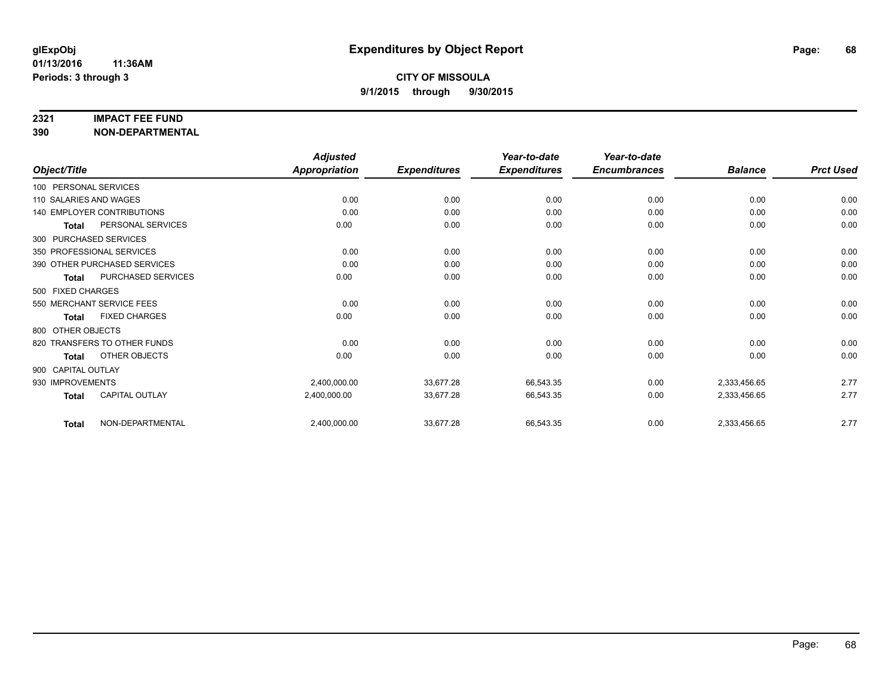**glExpObj**
**01/13/2016 11:36AM**
**Periods: 3 through 3**

# Expenditures by Object Report

**CITY OF MISSOULA**
**9/1/2015 through 9/30/2015**

## 2321 IMPACT FEE FUND
## 390 NON-DEPARTMENTAL

| Object/Title | Adjusted Appropriation | Expenditures | Year-to-date Expenditures | Year-to-date Encumbrances | Balance | Prct Used |
|---|---|---|---|---|---|---|
| 100 PERSONAL SERVICES | | | | | | |
| 110 SALARIES AND WAGES | 0.00 | 0.00 | 0.00 | 0.00 | 0.00 | 0.00 |
| 140 EMPLOYER CONTRIBUTIONS | 0.00 | 0.00 | 0.00 | 0.00 | 0.00 | 0.00 |
| **Total** PERSONAL SERVICES | 0.00 | 0.00 | 0.00 | 0.00 | 0.00 | 0.00 |
| 300 PURCHASED SERVICES | | | | | | |
| 350 PROFESSIONAL SERVICES | 0.00 | 0.00 | 0.00 | 0.00 | 0.00 | 0.00 |
| 390 OTHER PURCHASED SERVICES | 0.00 | 0.00 | 0.00 | 0.00 | 0.00 | 0.00 |
| **Total** PURCHASED SERVICES | 0.00 | 0.00 | 0.00 | 0.00 | 0.00 | 0.00 |
| 500 FIXED CHARGES | | | | | | |
| 550 MERCHANT SERVICE FEES | 0.00 | 0.00 | 0.00 | 0.00 | 0.00 | 0.00 |
| **Total** FIXED CHARGES | 0.00 | 0.00 | 0.00 | 0.00 | 0.00 | 0.00 |
| 800 OTHER OBJECTS | | | | | | |
| 820 TRANSFERS TO OTHER FUNDS | 0.00 | 0.00 | 0.00 | 0.00 | 0.00 | 0.00 |
| **Total** OTHER OBJECTS | 0.00 | 0.00 | 0.00 | 0.00 | 0.00 | 0.00 |
| 900 CAPITAL OUTLAY | | | | | | |
| 930 IMPROVEMENTS | 2,400,000.00 | 33,677.28 | 66,543.35 | 0.00 | 2,333,456.65 | 2.77 |
| **Total** CAPITAL OUTLAY | 2,400,000.00 | 33,677.28 | 66,543.35 | 0.00 | 2,333,456.65 | 2.77 |
| **Total** NON-DEPARTMENTAL | 2,400,000.00 | 33,677.28 | 66,543.35 | 0.00 | 2,333,456.65 | 2.77 |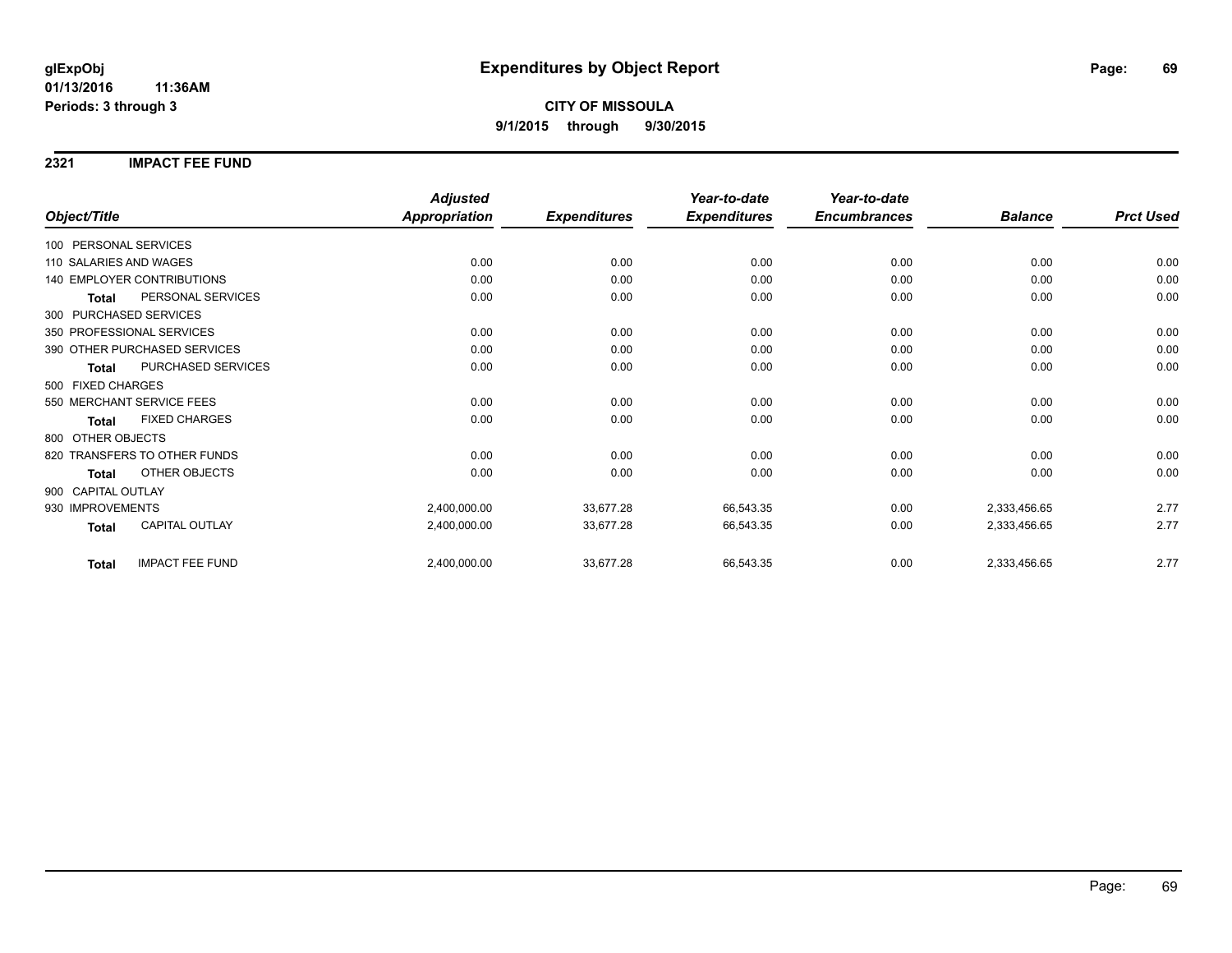# Expenditures by Object Report

glExpObj
01/13/2016 11:36AM
Periods: 3 through 3

**CITY OF MISSOULA**
**9/1/2015 through 9/30/2015**

## 2321 IMPACT FEE FUND

| Object/Title | Adjusted Appropriation | Expenditures | Year-to-date Expenditures | Year-to-date Encumbrances | Balance | Prct Used |
|---|---|---|---|---|---|---|
| 100 PERSONAL SERVICES | | | | | | |
| 110 SALARIES AND WAGES | 0.00 | 0.00 | 0.00 | 0.00 | 0.00 | 0.00 |
| 140 EMPLOYER CONTRIBUTIONS | 0.00 | 0.00 | 0.00 | 0.00 | 0.00 | 0.00 |
| **Total** PERSONAL SERVICES | 0.00 | 0.00 | 0.00 | 0.00 | 0.00 | 0.00 |
| 300 PURCHASED SERVICES | | | | | | |
| 350 PROFESSIONAL SERVICES | 0.00 | 0.00 | 0.00 | 0.00 | 0.00 | 0.00 |
| 390 OTHER PURCHASED SERVICES | 0.00 | 0.00 | 0.00 | 0.00 | 0.00 | 0.00 |
| **Total** PURCHASED SERVICES | 0.00 | 0.00 | 0.00 | 0.00 | 0.00 | 0.00 |
| 500 FIXED CHARGES | | | | | | |
| 550 MERCHANT SERVICE FEES | 0.00 | 0.00 | 0.00 | 0.00 | 0.00 | 0.00 |
| **Total** FIXED CHARGES | 0.00 | 0.00 | 0.00 | 0.00 | 0.00 | 0.00 |
| 800 OTHER OBJECTS | | | | | | |
| 820 TRANSFERS TO OTHER FUNDS | 0.00 | 0.00 | 0.00 | 0.00 | 0.00 | 0.00 |
| **Total** OTHER OBJECTS | 0.00 | 0.00 | 0.00 | 0.00 | 0.00 | 0.00 |
| 900 CAPITAL OUTLAY | | | | | | |
| 930 IMPROVEMENTS | 2,400,000.00 | 33,677.28 | 66,543.35 | 0.00 | 2,333,456.65 | 2.77 |
| **Total** CAPITAL OUTLAY | 2,400,000.00 | 33,677.28 | 66,543.35 | 0.00 | 2,333,456.65 | 2.77 |
| **Total** IMPACT FEE FUND | 2,400,000.00 | 33,677.28 | 66,543.35 | 0.00 | 2,333,456.65 | 2.77 |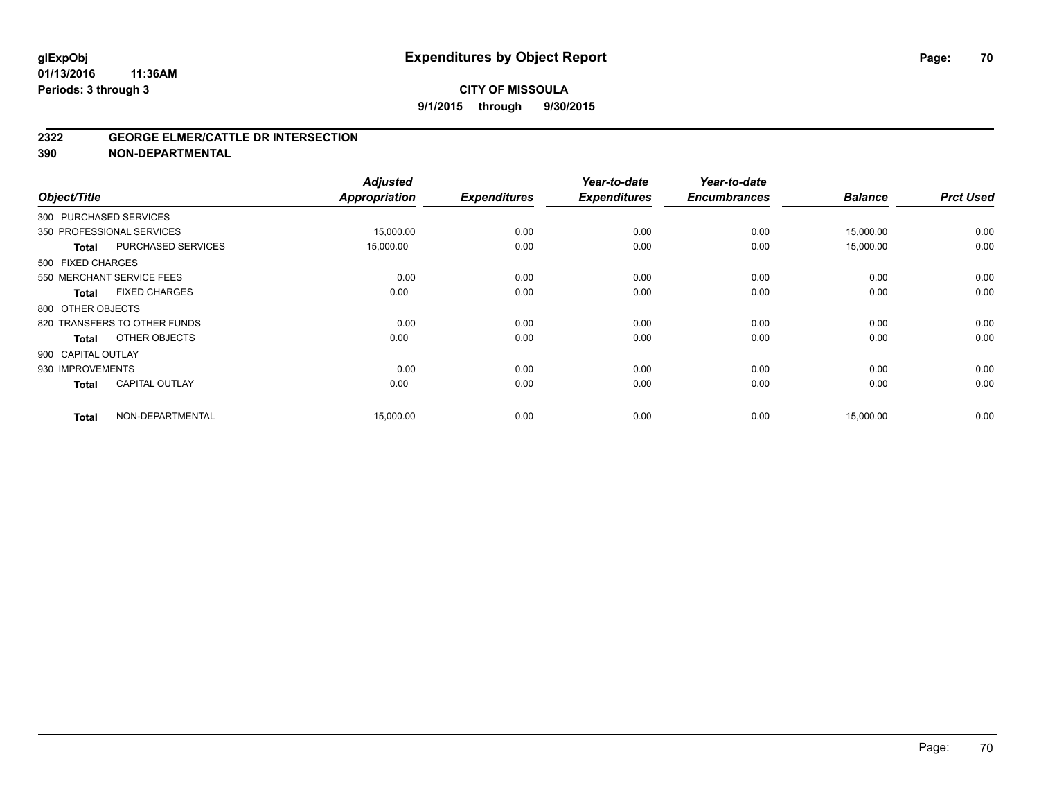**glExpObj** **Expenditures by Object Report**

**01/13/2016 11:36AM**

**Periods: 3 through 3**

**CITY OF MISSOULA**

**9/1/2015 through 9/30/2015**

## 2322 GEORGE ELMER/CATTLE DR INTERSECTION
## 390 NON-DEPARTMENTAL

| Object/Title | | Adjusted Appropriation | Expenditures | Year-to-date Expenditures | Year-to-date Encumbrances | Balance | Prct Used |
|---|---|---|---|---|---|---|---|
| 300 PURCHASED SERVICES | | | | | | | |
| 350 PROFESSIONAL SERVICES | | 15,000.00 | 0.00 | 0.00 | 0.00 | 15,000.00 | 0.00 |
| **Total** | PURCHASED SERVICES | 15,000.00 | 0.00 | 0.00 | 0.00 | 15,000.00 | 0.00 |
| 500 FIXED CHARGES | | | | | | | |
| 550 MERCHANT SERVICE FEES | | 0.00 | 0.00 | 0.00 | 0.00 | 0.00 | 0.00 |
| **Total** | FIXED CHARGES | 0.00 | 0.00 | 0.00 | 0.00 | 0.00 | 0.00 |
| 800 OTHER OBJECTS | | | | | | | |
| 820 TRANSFERS TO OTHER FUNDS | | 0.00 | 0.00 | 0.00 | 0.00 | 0.00 | 0.00 |
| **Total** | OTHER OBJECTS | 0.00 | 0.00 | 0.00 | 0.00 | 0.00 | 0.00 |
| 900 CAPITAL OUTLAY | | | | | | | |
| 930 IMPROVEMENTS | | 0.00 | 0.00 | 0.00 | 0.00 | 0.00 | 0.00 |
| **Total** | CAPITAL OUTLAY | 0.00 | 0.00 | 0.00 | 0.00 | 0.00 | 0.00 |
| **Total** | NON-DEPARTMENTAL | 15,000.00 | 0.00 | 0.00 | 0.00 | 15,000.00 | 0.00 |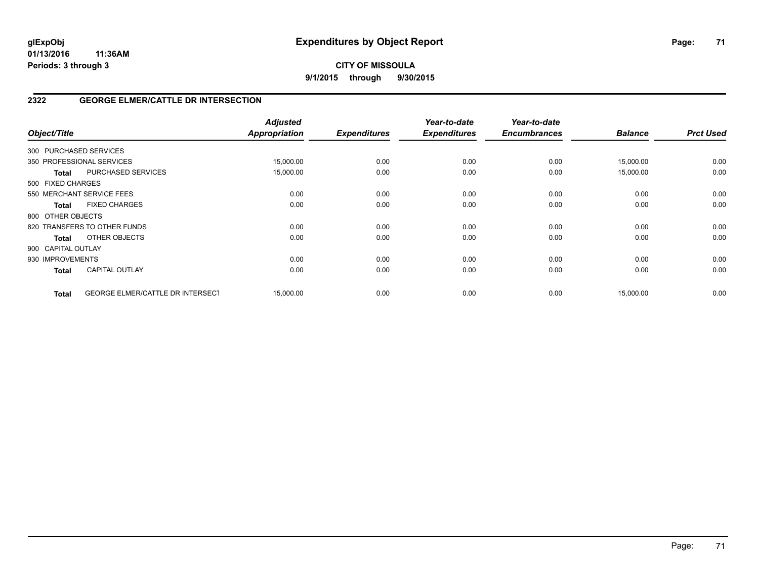# Expenditures by Object Report

**CITY OF MISSOULA**

**9/1/2015 through 9/30/2015**

glExpObj
01/13/2016 11:36AM
Periods: 3 through 3

## 2322 GEORGE ELMER/CATTLE DR INTERSECTION

| Object/Title | | Adjusted Appropriation | Expenditures | Year-to-date Expenditures | Year-to-date Encumbrances | Balance | Prct Used |
|---|---|---|---|---|---|---|---|
| 300 PURCHASED SERVICES | | | | | | | |
| 350 PROFESSIONAL SERVICES | | 15,000.00 | 0.00 | 0.00 | 0.00 | 15,000.00 | 0.00 |
| **Total** | PURCHASED SERVICES | 15,000.00 | 0.00 | 0.00 | 0.00 | 15,000.00 | 0.00 |
| 500 FIXED CHARGES | | | | | | | |
| 550 MERCHANT SERVICE FEES | | 0.00 | 0.00 | 0.00 | 0.00 | 0.00 | 0.00 |
| **Total** | FIXED CHARGES | 0.00 | 0.00 | 0.00 | 0.00 | 0.00 | 0.00 |
| 800 OTHER OBJECTS | | | | | | | |
| 820 TRANSFERS TO OTHER FUNDS | | 0.00 | 0.00 | 0.00 | 0.00 | 0.00 | 0.00 |
| **Total** | OTHER OBJECTS | 0.00 | 0.00 | 0.00 | 0.00 | 0.00 | 0.00 |
| 900 CAPITAL OUTLAY | | | | | | | |
| 930 IMPROVEMENTS | | 0.00 | 0.00 | 0.00 | 0.00 | 0.00 | 0.00 |
| **Total** | CAPITAL OUTLAY | 0.00 | 0.00 | 0.00 | 0.00 | 0.00 | 0.00 |
| **Total** | GEORGE ELMER/CATTLE DR INTERSECT | 15,000.00 | 0.00 | 0.00 | 0.00 | 15,000.00 | 0.00 |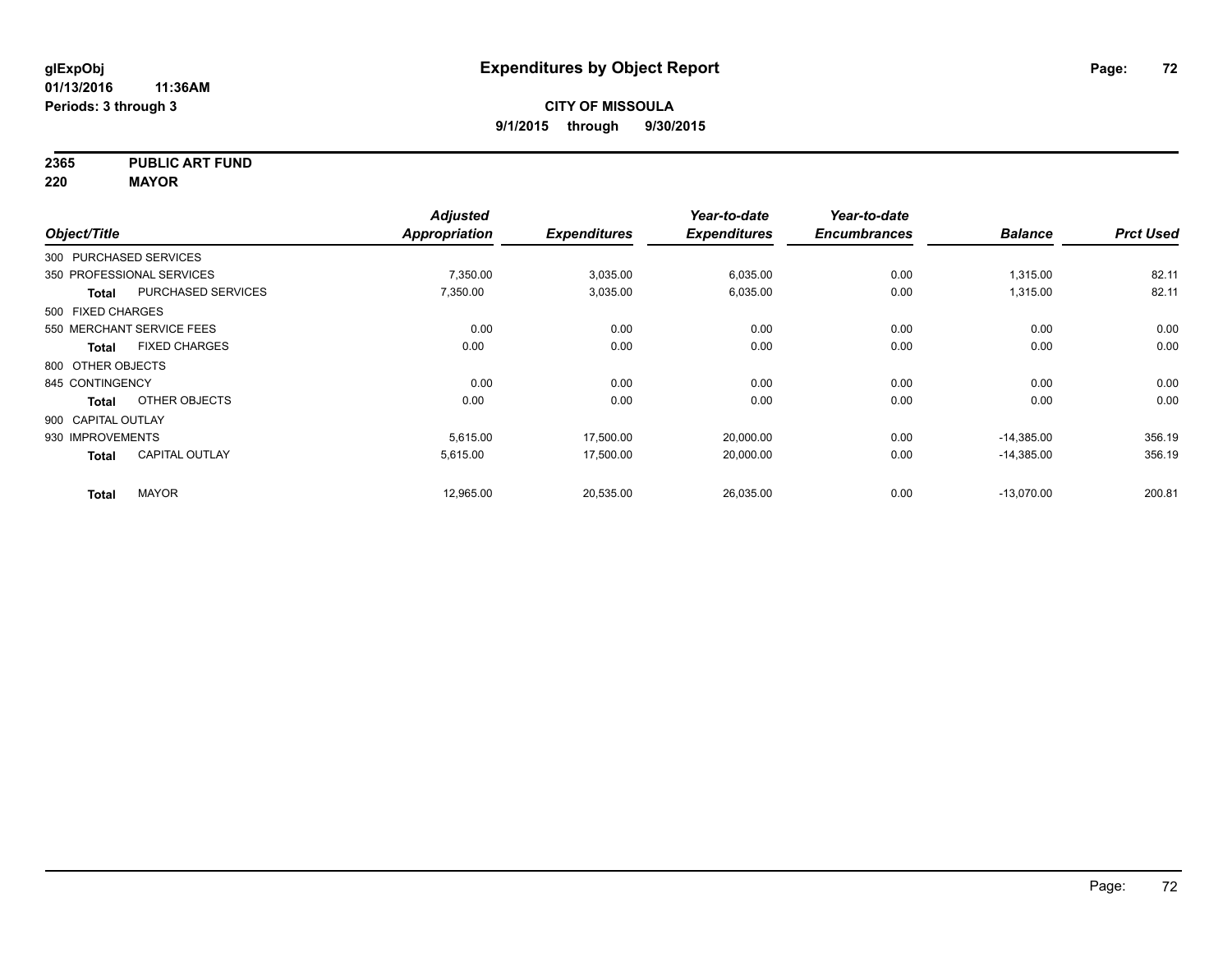**glExpObj**
**01/13/2016 11:36AM**
**Periods: 3 through 3**

# Expenditures by Object Report

**CITY OF MISSOULA**
**9/1/2015 through 9/30/2015**

**2365 PUBLIC ART FUND**
**220 MAYOR**

| Object/Title | | Adjusted Appropriation | Expenditures | Year-to-date Expenditures | Year-to-date Encumbrances | Balance | Prct Used |
|---|---|---|---|---|---|---|---|
| 300 PURCHASED SERVICES | | | | | | | |
| 350 PROFESSIONAL SERVICES | | 7,350.00 | 3,035.00 | 6,035.00 | 0.00 | 1,315.00 | 82.11 |
| **Total** | PURCHASED SERVICES | 7,350.00 | 3,035.00 | 6,035.00 | 0.00 | 1,315.00 | 82.11 |
| 500 FIXED CHARGES | | | | | | | |
| 550 MERCHANT SERVICE FEES | | 0.00 | 0.00 | 0.00 | 0.00 | 0.00 | 0.00 |
| **Total** | FIXED CHARGES | 0.00 | 0.00 | 0.00 | 0.00 | 0.00 | 0.00 |
| 800 OTHER OBJECTS | | | | | | | |
| 845 CONTINGENCY | | 0.00 | 0.00 | 0.00 | 0.00 | 0.00 | 0.00 |
| **Total** | OTHER OBJECTS | 0.00 | 0.00 | 0.00 | 0.00 | 0.00 | 0.00 |
| 900 CAPITAL OUTLAY | | | | | | | |
| 930 IMPROVEMENTS | | 5,615.00 | 17,500.00 | 20,000.00 | 0.00 | -14,385.00 | 356.19 |
| **Total** | CAPITAL OUTLAY | 5,615.00 | 17,500.00 | 20,000.00 | 0.00 | -14,385.00 | 356.19 |
| **Total** | MAYOR | 12,965.00 | 20,535.00 | 26,035.00 | 0.00 | -13,070.00 | 200.81 |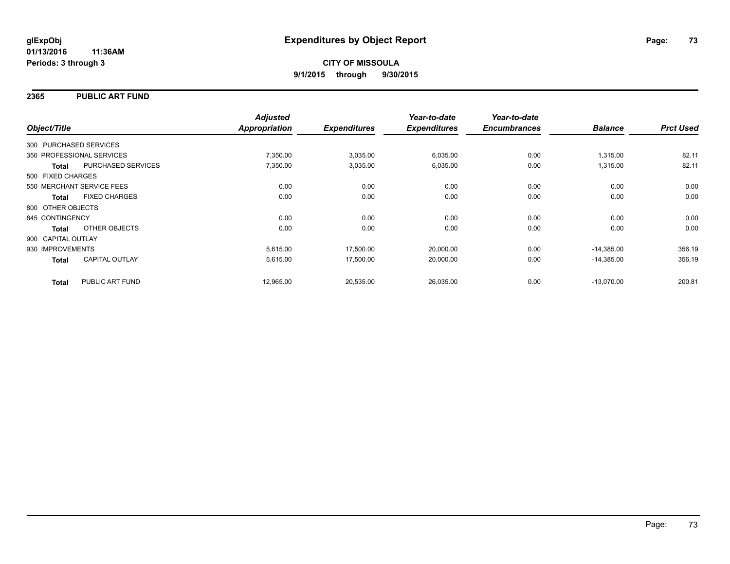**glExpObj**
**01/13/2016 11:36AM**
**Periods: 3 through 3**

# Expenditures by Object Report

**CITY OF MISSOULA**
**9/1/2015 through 9/30/2015**

## 2365 PUBLIC ART FUND

| Object/Title | | Adjusted Appropriation | Expenditures | Year-to-date Expenditures | Year-to-date Encumbrances | Balance | Prct Used |
|---|---|---|---|---|---|---|---|
| 300 PURCHASED SERVICES | | | | | | | |
| 350 PROFESSIONAL SERVICES | | 7,350.00 | 3,035.00 | 6,035.00 | 0.00 | 1,315.00 | 82.11 |
| **Total** | PURCHASED SERVICES | 7,350.00 | 3,035.00 | 6,035.00 | 0.00 | 1,315.00 | 82.11 |
| 500 FIXED CHARGES | | | | | | | |
| 550 MERCHANT SERVICE FEES | | 0.00 | 0.00 | 0.00 | 0.00 | 0.00 | 0.00 |
| **Total** | FIXED CHARGES | 0.00 | 0.00 | 0.00 | 0.00 | 0.00 | 0.00 |
| 800 OTHER OBJECTS | | | | | | | |
| 845 CONTINGENCY | | 0.00 | 0.00 | 0.00 | 0.00 | 0.00 | 0.00 |
| **Total** | OTHER OBJECTS | 0.00 | 0.00 | 0.00 | 0.00 | 0.00 | 0.00 |
| 900 CAPITAL OUTLAY | | | | | | | |
| 930 IMPROVEMENTS | | 5,615.00 | 17,500.00 | 20,000.00 | 0.00 | -14,385.00 | 356.19 |
| **Total** | CAPITAL OUTLAY | 5,615.00 | 17,500.00 | 20,000.00 | 0.00 | -14,385.00 | 356.19 |
| **Total** | PUBLIC ART FUND | 12,965.00 | 20,535.00 | 26,035.00 | 0.00 | -13,070.00 | 200.81 |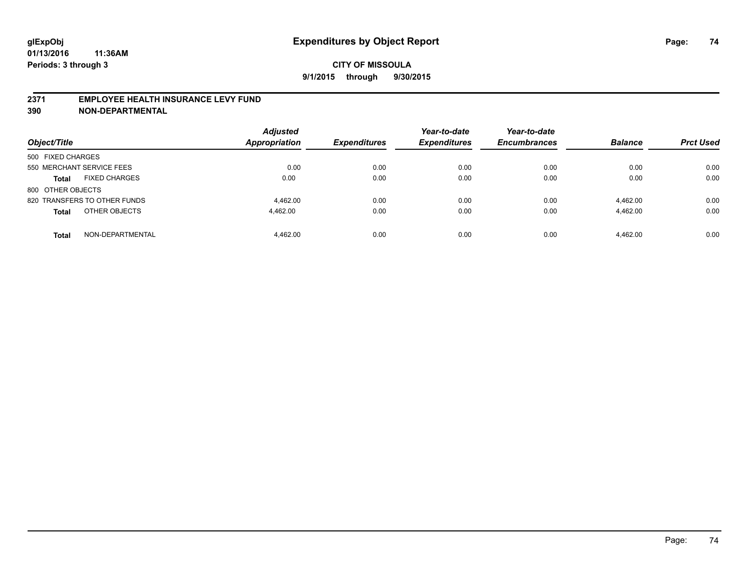**glExpObj** **Expenditures by Object Report**
**01/13/2016 11:36AM**
**Periods: 3 through 3**

**CITY OF MISSOULA**
**9/1/2015 through 9/30/2015**

## 2371 EMPLOYEE HEALTH INSURANCE LEVY FUND
## 390 NON-DEPARTMENTAL

| Object/Title | | Adjusted Appropriation | Expenditures | Year-to-date Expenditures | Year-to-date Encumbrances | Balance | Prct Used |
|---|---|---|---|---|---|---|---|
| 500 FIXED CHARGES | | | | | | | |
| 550 MERCHANT SERVICE FEES | | 0.00 | 0.00 | 0.00 | 0.00 | 0.00 | 0.00 |
| **Total** | FIXED CHARGES | 0.00 | 0.00 | 0.00 | 0.00 | 0.00 | 0.00 |
| 800 OTHER OBJECTS | | | | | | | |
| 820 TRANSFERS TO OTHER FUNDS | | 4,462.00 | 0.00 | 0.00 | 0.00 | 4,462.00 | 0.00 |
| **Total** | OTHER OBJECTS | 4,462.00 | 0.00 | 0.00 | 0.00 | 4,462.00 | 0.00 |
| **Total** | NON-DEPARTMENTAL | 4,462.00 | 0.00 | 0.00 | 0.00 | 4,462.00 | 0.00 |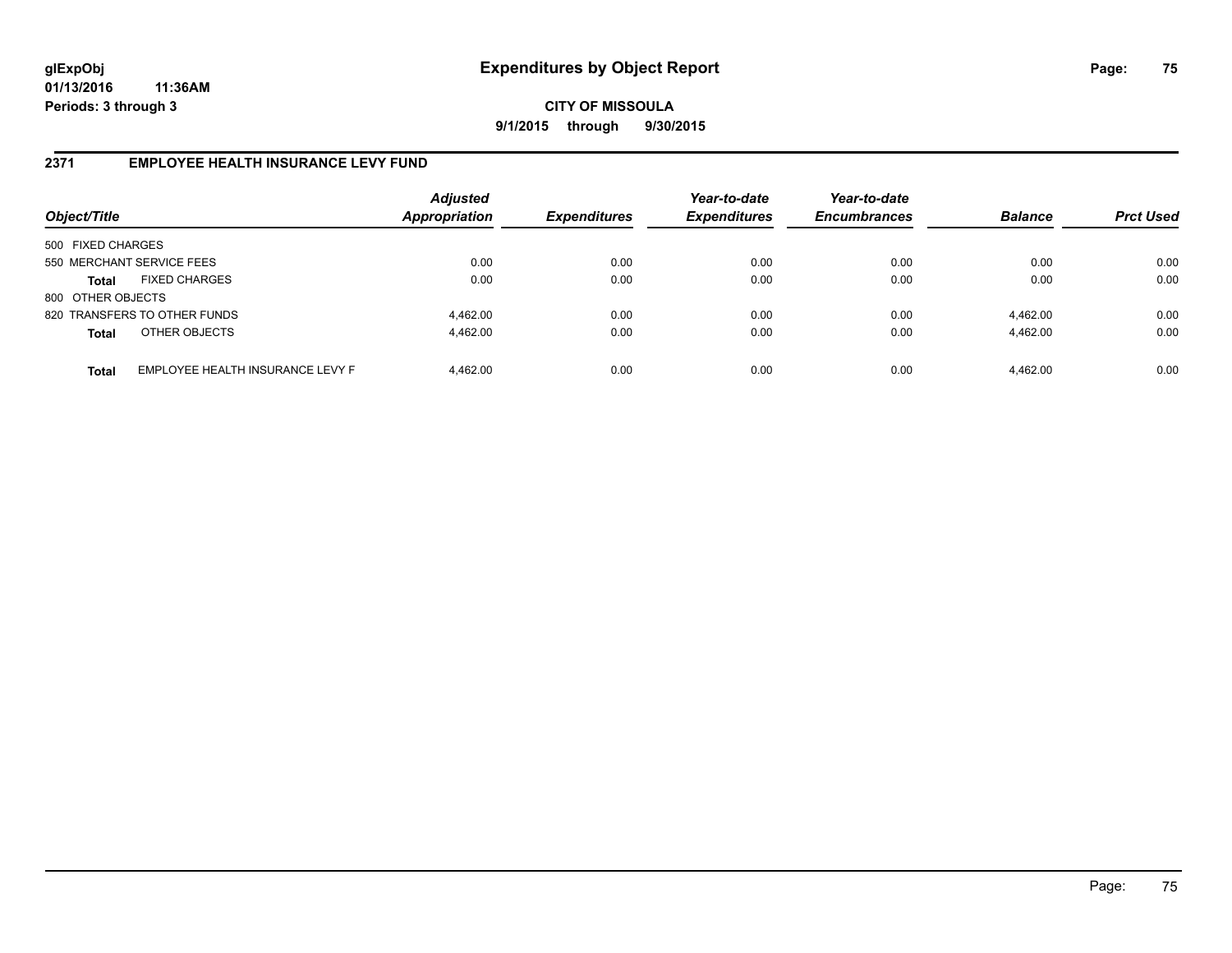# Expenditures by Object Report

**CITY OF MISSOULA**

**9/1/2015 through 9/30/2015**

glExpObj
01/13/2016 11:36AM
Periods: 3 through 3

## 2371 EMPLOYEE HEALTH INSURANCE LEVY FUND

| Object/Title | | Adjusted Appropriation | Expenditures | Year-to-date Expenditures | Year-to-date Encumbrances | Balance | Prct Used |
|---|---|---|---|---|---|---|---|
| 500 FIXED CHARGES | | | | | | | |
| 550 MERCHANT SERVICE FEES | | 0.00 | 0.00 | 0.00 | 0.00 | 0.00 | 0.00 |
| **Total** | FIXED CHARGES | 0.00 | 0.00 | 0.00 | 0.00 | 0.00 | 0.00 |
| 800 OTHER OBJECTS | | | | | | | |
| 820 TRANSFERS TO OTHER FUNDS | | 4,462.00 | 0.00 | 0.00 | 0.00 | 4,462.00 | 0.00 |
| **Total** | OTHER OBJECTS | 4,462.00 | 0.00 | 0.00 | 0.00 | 4,462.00 | 0.00 |
| **Total** | EMPLOYEE HEALTH INSURANCE LEVY F | 4,462.00 | 0.00 | 0.00 | 0.00 | 4,462.00 | 0.00 |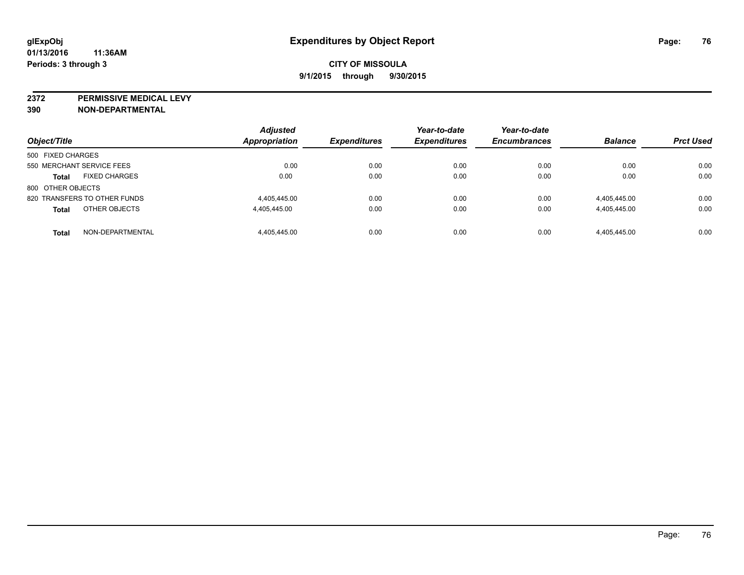# Expenditures by Object Report

**glExpObj**
**01/13/2016 11:36AM**
**Periods: 3 through 3**

**CITY OF MISSOULA**
**9/1/2015 through 9/30/2015**

**2372 PERMISSIVE MEDICAL LEVY**
**390 NON-DEPARTMENTAL**

| Object/Title | | Adjusted Appropriation | Expenditures | Year-to-date Expenditures | Year-to-date Encumbrances | Balance | Prct Used |
|---|---|---|---|---|---|---|---|
| 500 FIXED CHARGES | | | | | | | |
| 550 MERCHANT SERVICE FEES | | 0.00 | 0.00 | 0.00 | 0.00 | 0.00 | 0.00 |
| **Total** | FIXED CHARGES | 0.00 | 0.00 | 0.00 | 0.00 | 0.00 | 0.00 |
| 800 OTHER OBJECTS | | | | | | | |
| 820 TRANSFERS TO OTHER FUNDS | | 4,405,445.00 | 0.00 | 0.00 | 0.00 | 4,405,445.00 | 0.00 |
| **Total** | OTHER OBJECTS | 4,405,445.00 | 0.00 | 0.00 | 0.00 | 4,405,445.00 | 0.00 |
| **Total** | NON-DEPARTMENTAL | 4,405,445.00 | 0.00 | 0.00 | 0.00 | 4,405,445.00 | 0.00 |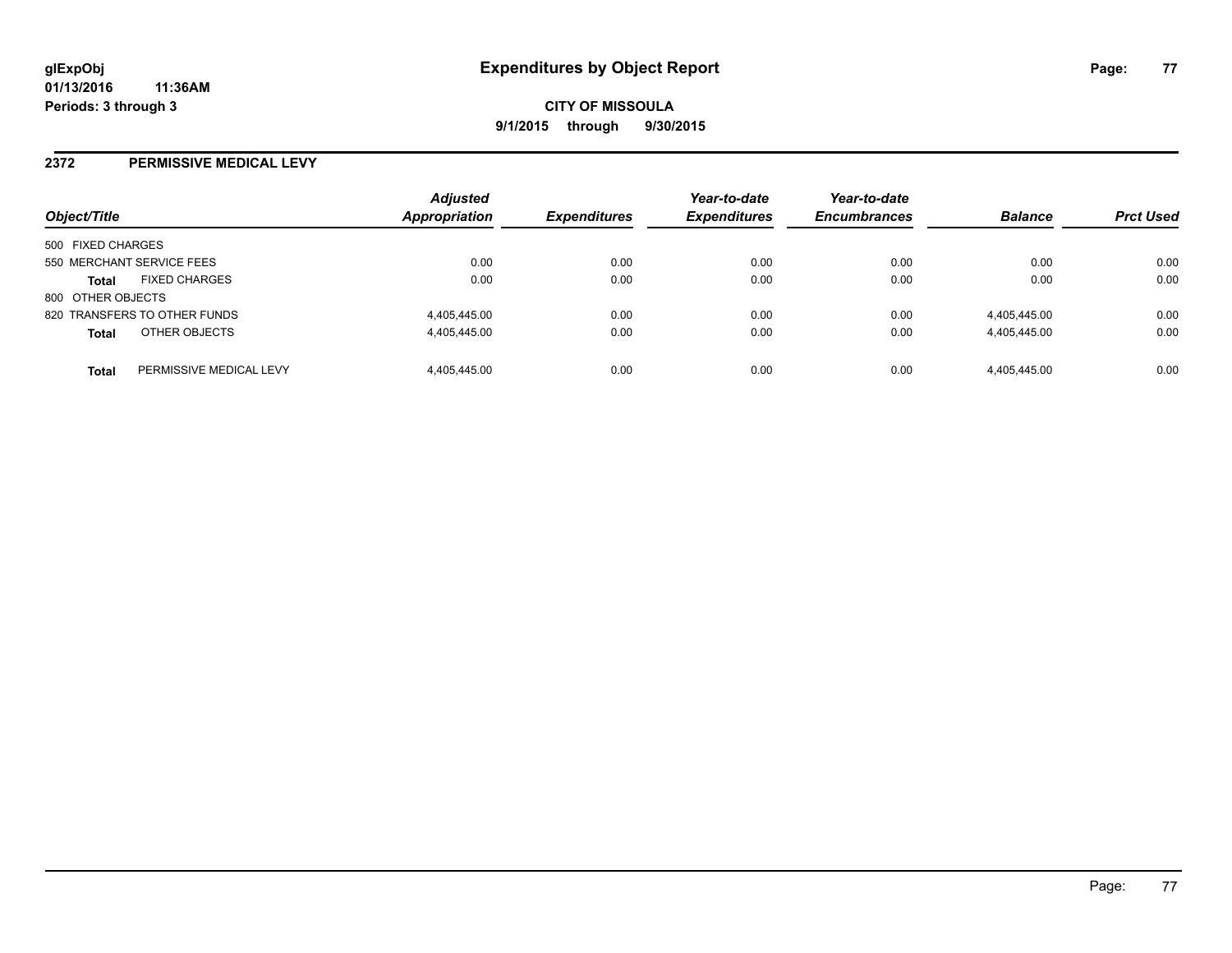# Expenditures by Object Report

glExpObj
01/13/2016 11:36AM
Periods: 3 through 3

**CITY OF MISSOULA**

**9/1/2015 through 9/30/2015**

## 2372 PERMISSIVE MEDICAL LEVY

| Object/Title | | Adjusted Appropriation | Expenditures | Year-to-date Expenditures | Year-to-date Encumbrances | Balance | Prct Used |
|---|---|---|---|---|---|---|---|
| 500 FIXED CHARGES | | | | | | | |
| 550 MERCHANT SERVICE FEES | | 0.00 | 0.00 | 0.00 | 0.00 | 0.00 | 0.00 |
| **Total** | FIXED CHARGES | 0.00 | 0.00 | 0.00 | 0.00 | 0.00 | 0.00 |
| 800 OTHER OBJECTS | | | | | | | |
| 820 TRANSFERS TO OTHER FUNDS | | 4,405,445.00 | 0.00 | 0.00 | 0.00 | 4,405,445.00 | 0.00 |
| **Total** | OTHER OBJECTS | 4,405,445.00 | 0.00 | 0.00 | 0.00 | 4,405,445.00 | 0.00 |
| **Total** | PERMISSIVE MEDICAL LEVY | 4,405,445.00 | 0.00 | 0.00 | 0.00 | 4,405,445.00 | 0.00 |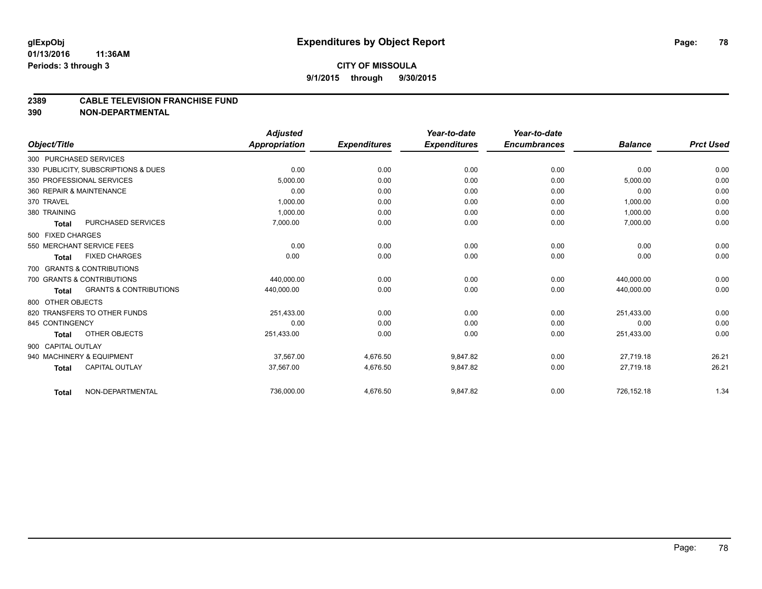# Expenditures by Object Report

glExpObj
01/13/2016 11:36AM
Periods: 3 through 3

**CITY OF MISSOULA**
**9/1/2015 through 9/30/2015**

## 2389 CABLE TELEVISION FRANCHISE FUND
## 390 NON-DEPARTMENTAL

| Object/Title | Adjusted Appropriation | Expenditures | Year-to-date Expenditures | Year-to-date Encumbrances | Balance | Prct Used |
|---|---|---|---|---|---|---|
| 300 PURCHASED SERVICES | | | | | | |
| 330 PUBLICITY, SUBSCRIPTIONS & DUES | 0.00 | 0.00 | 0.00 | 0.00 | 0.00 | 0.00 |
| 350 PROFESSIONAL SERVICES | 5,000.00 | 0.00 | 0.00 | 0.00 | 5,000.00 | 0.00 |
| 360 REPAIR & MAINTENANCE | 0.00 | 0.00 | 0.00 | 0.00 | 0.00 | 0.00 |
| 370 TRAVEL | 1,000.00 | 0.00 | 0.00 | 0.00 | 1,000.00 | 0.00 |
| 380 TRAINING | 1,000.00 | 0.00 | 0.00 | 0.00 | 1,000.00 | 0.00 |
| **Total** PURCHASED SERVICES | 7,000.00 | 0.00 | 0.00 | 0.00 | 7,000.00 | 0.00 |
| 500 FIXED CHARGES | | | | | | |
| 550 MERCHANT SERVICE FEES | 0.00 | 0.00 | 0.00 | 0.00 | 0.00 | 0.00 |
| **Total** FIXED CHARGES | 0.00 | 0.00 | 0.00 | 0.00 | 0.00 | 0.00 |
| 700 GRANTS & CONTRIBUTIONS | | | | | | |
| 700 GRANTS & CONTRIBUTIONS | 440,000.00 | 0.00 | 0.00 | 0.00 | 440,000.00 | 0.00 |
| **Total** GRANTS & CONTRIBUTIONS | 440,000.00 | 0.00 | 0.00 | 0.00 | 440,000.00 | 0.00 |
| 800 OTHER OBJECTS | | | | | | |
| 820 TRANSFERS TO OTHER FUNDS | 251,433.00 | 0.00 | 0.00 | 0.00 | 251,433.00 | 0.00 |
| 845 CONTINGENCY | 0.00 | 0.00 | 0.00 | 0.00 | 0.00 | 0.00 |
| **Total** OTHER OBJECTS | 251,433.00 | 0.00 | 0.00 | 0.00 | 251,433.00 | 0.00 |
| 900 CAPITAL OUTLAY | | | | | | |
| 940 MACHINERY & EQUIPMENT | 37,567.00 | 4,676.50 | 9,847.82 | 0.00 | 27,719.18 | 26.21 |
| **Total** CAPITAL OUTLAY | 37,567.00 | 4,676.50 | 9,847.82 | 0.00 | 27,719.18 | 26.21 |
| **Total** NON-DEPARTMENTAL | 736,000.00 | 4,676.50 | 9,847.82 | 0.00 | 726,152.18 | 1.34 |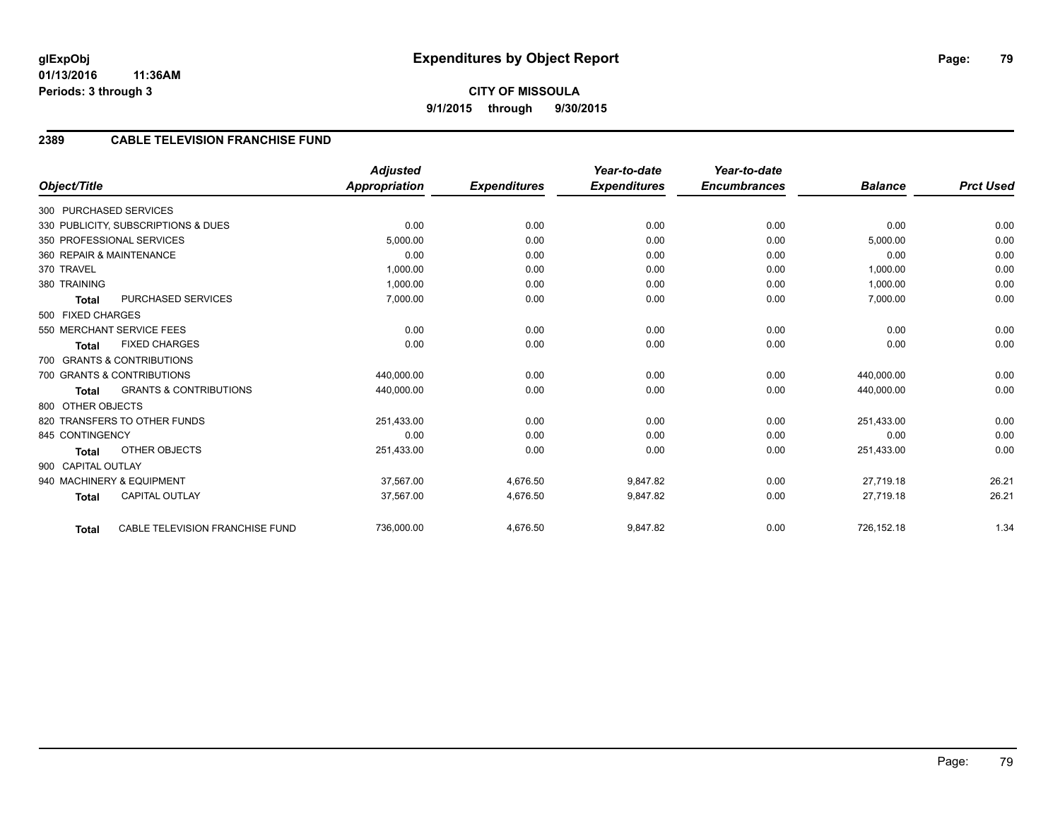**glExpObj**
**01/13/2016 11:36AM**
**Periods: 3 through 3**

# Expenditures by Object Report

**CITY OF MISSOULA**
**9/1/2015 through 9/30/2015**

## 2389 CABLE TELEVISION FRANCHISE FUND

| Object/Title | Adjusted Appropriation | Expenditures | Year-to-date Expenditures | Year-to-date Encumbrances | Balance | Prct Used |
|---|---|---|---|---|---|---|
| 300 PURCHASED SERVICES | | | | | | |
| 330 PUBLICITY, SUBSCRIPTIONS & DUES | 0.00 | 0.00 | 0.00 | 0.00 | 0.00 | 0.00 |
| 350 PROFESSIONAL SERVICES | 5,000.00 | 0.00 | 0.00 | 0.00 | 5,000.00 | 0.00 |
| 360 REPAIR & MAINTENANCE | 0.00 | 0.00 | 0.00 | 0.00 | 0.00 | 0.00 |
| 370 TRAVEL | 1,000.00 | 0.00 | 0.00 | 0.00 | 1,000.00 | 0.00 |
| 380 TRAINING | 1,000.00 | 0.00 | 0.00 | 0.00 | 1,000.00 | 0.00 |
| **Total** PURCHASED SERVICES | 7,000.00 | 0.00 | 0.00 | 0.00 | 7,000.00 | 0.00 |
| 500 FIXED CHARGES | | | | | | |
| 550 MERCHANT SERVICE FEES | 0.00 | 0.00 | 0.00 | 0.00 | 0.00 | 0.00 |
| **Total** FIXED CHARGES | 0.00 | 0.00 | 0.00 | 0.00 | 0.00 | 0.00 |
| 700 GRANTS & CONTRIBUTIONS | | | | | | |
| 700 GRANTS & CONTRIBUTIONS | 440,000.00 | 0.00 | 0.00 | 0.00 | 440,000.00 | 0.00 |
| **Total** GRANTS & CONTRIBUTIONS | 440,000.00 | 0.00 | 0.00 | 0.00 | 440,000.00 | 0.00 |
| 800 OTHER OBJECTS | | | | | | |
| 820 TRANSFERS TO OTHER FUNDS | 251,433.00 | 0.00 | 0.00 | 0.00 | 251,433.00 | 0.00 |
| 845 CONTINGENCY | 0.00 | 0.00 | 0.00 | 0.00 | 0.00 | 0.00 |
| **Total** OTHER OBJECTS | 251,433.00 | 0.00 | 0.00 | 0.00 | 251,433.00 | 0.00 |
| 900 CAPITAL OUTLAY | | | | | | |
| 940 MACHINERY & EQUIPMENT | 37,567.00 | 4,676.50 | 9,847.82 | 0.00 | 27,719.18 | 26.21 |
| **Total** CAPITAL OUTLAY | 37,567.00 | 4,676.50 | 9,847.82 | 0.00 | 27,719.18 | 26.21 |
| **Total** CABLE TELEVISION FRANCHISE FUND | 736,000.00 | 4,676.50 | 9,847.82 | 0.00 | 726,152.18 | 1.34 |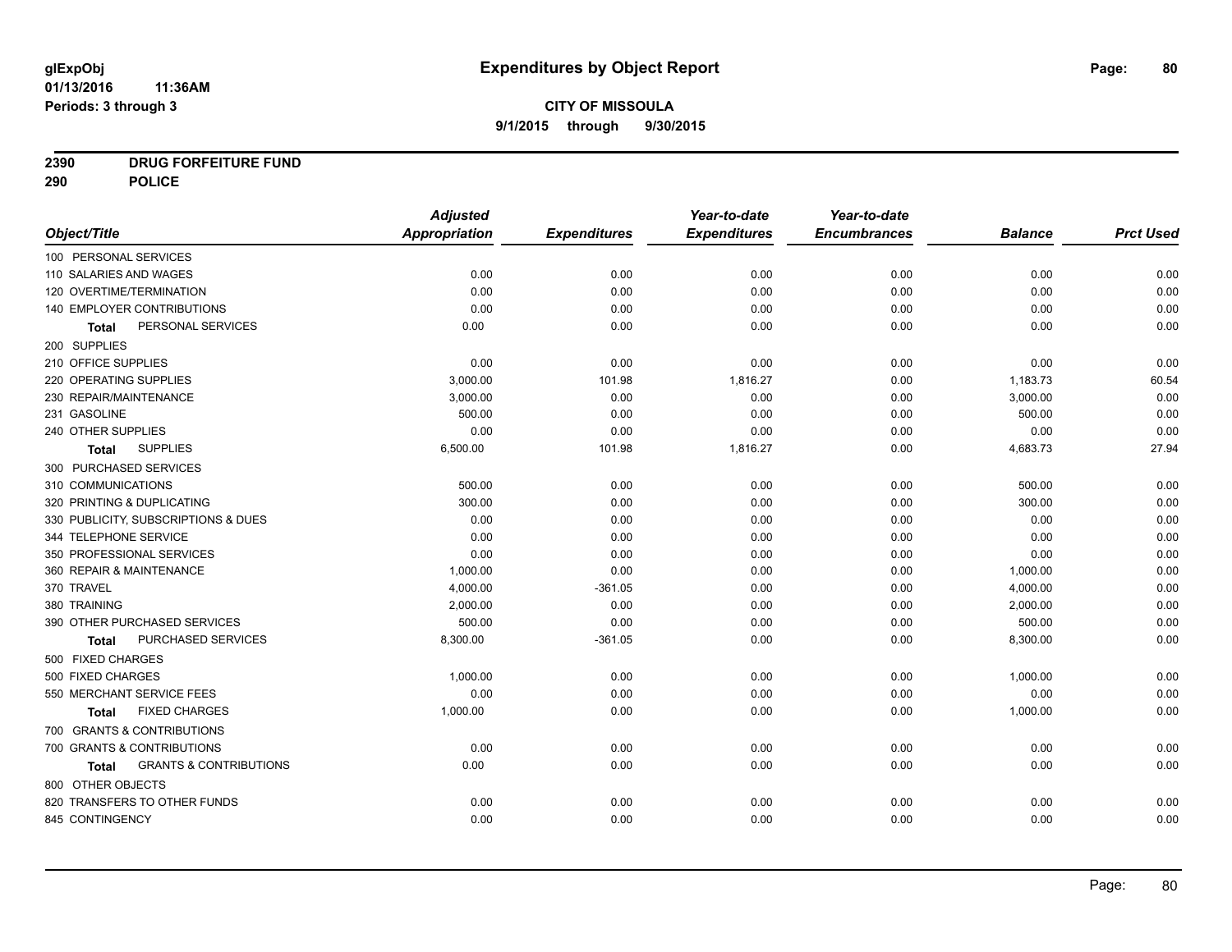glExpObj
01/13/2016 11:36AM
Periods: 3 through 3

# Expenditures by Object Report

**CITY OF MISSOULA**
**9/1/2015 through 9/30/2015**

**2390 DRUG FORFEITURE FUND**
**290 POLICE**

| Object/Title | Adjusted Appropriation | Expenditures | Year-to-date Expenditures | Year-to-date Encumbrances | Balance | Prct Used |
|---|---|---|---|---|---|---|
| 100 PERSONAL SERVICES | | | | | | |
| 110 SALARIES AND WAGES | 0.00 | 0.00 | 0.00 | 0.00 | 0.00 | 0.00 |
| 120 OVERTIME/TERMINATION | 0.00 | 0.00 | 0.00 | 0.00 | 0.00 | 0.00 |
| 140 EMPLOYER CONTRIBUTIONS | 0.00 | 0.00 | 0.00 | 0.00 | 0.00 | 0.00 |
| **Total** PERSONAL SERVICES | 0.00 | 0.00 | 0.00 | 0.00 | 0.00 | 0.00 |
| 200 SUPPLIES | | | | | | |
| 210 OFFICE SUPPLIES | 0.00 | 0.00 | 0.00 | 0.00 | 0.00 | 0.00 |
| 220 OPERATING SUPPLIES | 3,000.00 | 101.98 | 1,816.27 | 0.00 | 1,183.73 | 60.54 |
| 230 REPAIR/MAINTENANCE | 3,000.00 | 0.00 | 0.00 | 0.00 | 3,000.00 | 0.00 |
| 231 GASOLINE | 500.00 | 0.00 | 0.00 | 0.00 | 500.00 | 0.00 |
| 240 OTHER SUPPLIES | 0.00 | 0.00 | 0.00 | 0.00 | 0.00 | 0.00 |
| **Total** SUPPLIES | 6,500.00 | 101.98 | 1,816.27 | 0.00 | 4,683.73 | 27.94 |
| 300 PURCHASED SERVICES | | | | | | |
| 310 COMMUNICATIONS | 500.00 | 0.00 | 0.00 | 0.00 | 500.00 | 0.00 |
| 320 PRINTING & DUPLICATING | 300.00 | 0.00 | 0.00 | 0.00 | 300.00 | 0.00 |
| 330 PUBLICITY, SUBSCRIPTIONS & DUES | 0.00 | 0.00 | 0.00 | 0.00 | 0.00 | 0.00 |
| 344 TELEPHONE SERVICE | 0.00 | 0.00 | 0.00 | 0.00 | 0.00 | 0.00 |
| 350 PROFESSIONAL SERVICES | 0.00 | 0.00 | 0.00 | 0.00 | 0.00 | 0.00 |
| 360 REPAIR & MAINTENANCE | 1,000.00 | 0.00 | 0.00 | 0.00 | 1,000.00 | 0.00 |
| 370 TRAVEL | 4,000.00 | -361.05 | 0.00 | 0.00 | 4,000.00 | 0.00 |
| 380 TRAINING | 2,000.00 | 0.00 | 0.00 | 0.00 | 2,000.00 | 0.00 |
| 390 OTHER PURCHASED SERVICES | 500.00 | 0.00 | 0.00 | 0.00 | 500.00 | 0.00 |
| **Total** PURCHASED SERVICES | 8,300.00 | -361.05 | 0.00 | 0.00 | 8,300.00 | 0.00 |
| 500 FIXED CHARGES | | | | | | |
| 500 FIXED CHARGES | 1,000.00 | 0.00 | 0.00 | 0.00 | 1,000.00 | 0.00 |
| 550 MERCHANT SERVICE FEES | 0.00 | 0.00 | 0.00 | 0.00 | 0.00 | 0.00 |
| **Total** FIXED CHARGES | 1,000.00 | 0.00 | 0.00 | 0.00 | 1,000.00 | 0.00 |
| 700 GRANTS & CONTRIBUTIONS | | | | | | |
| 700 GRANTS & CONTRIBUTIONS | 0.00 | 0.00 | 0.00 | 0.00 | 0.00 | 0.00 |
| **Total** GRANTS & CONTRIBUTIONS | 0.00 | 0.00 | 0.00 | 0.00 | 0.00 | 0.00 |
| 800 OTHER OBJECTS | | | | | | |
| 820 TRANSFERS TO OTHER FUNDS | 0.00 | 0.00 | 0.00 | 0.00 | 0.00 | 0.00 |
| 845 CONTINGENCY | 0.00 | 0.00 | 0.00 | 0.00 | 0.00 | 0.00 |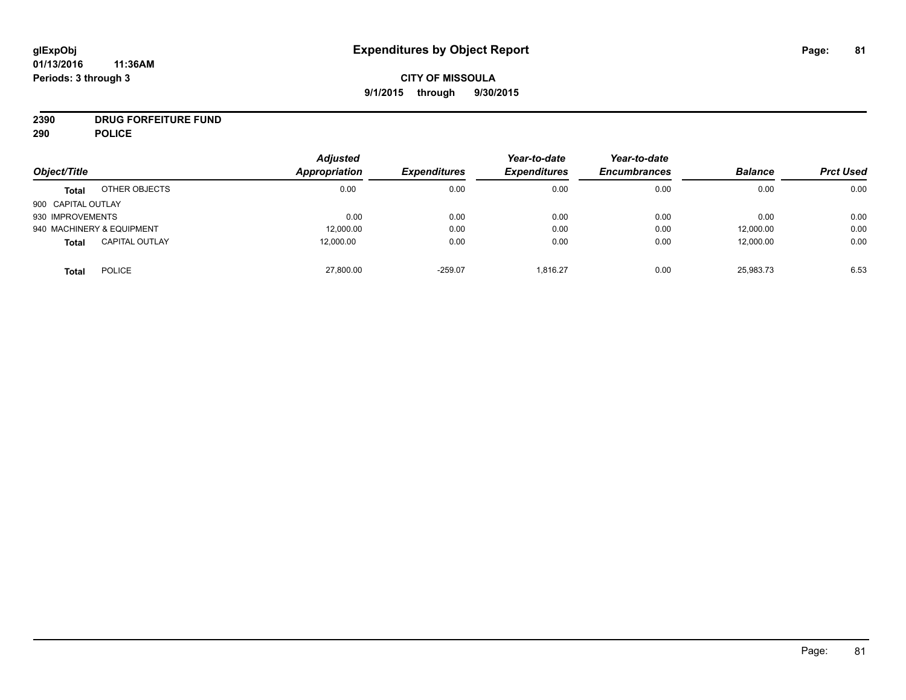**glExpObj**
**01/13/2016 11:36AM**
**Periods: 3 through 3**

# Expenditures by Object Report

**CITY OF MISSOULA**
**9/1/2015 through 9/30/2015**

**2390 DRUG FORFEITURE FUND**
**290 POLICE**

| Object/Title | | *Adjusted Appropriation* | *Expenditures* | *Year-to-date Expenditures* | *Year-to-date Encumbrances* | *Balance* | *Prct Used* |
|---|---|---|---|---|---|---|---|
| **Total** | OTHER OBJECTS | 0.00 | 0.00 | 0.00 | 0.00 | 0.00 | 0.00 |
| 900 CAPITAL OUTLAY | | | | | | | |
| 930 IMPROVEMENTS | | 0.00 | 0.00 | 0.00 | 0.00 | 0.00 | 0.00 |
| 940 MACHINERY & EQUIPMENT | | 12,000.00 | 0.00 | 0.00 | 0.00 | 12,000.00 | 0.00 |
| **Total** | CAPITAL OUTLAY | 12,000.00 | 0.00 | 0.00 | 0.00 | 12,000.00 | 0.00 |
| **Total** | POLICE | 27,800.00 | -259.07 | 1,816.27 | 0.00 | 25,983.73 | 6.53 |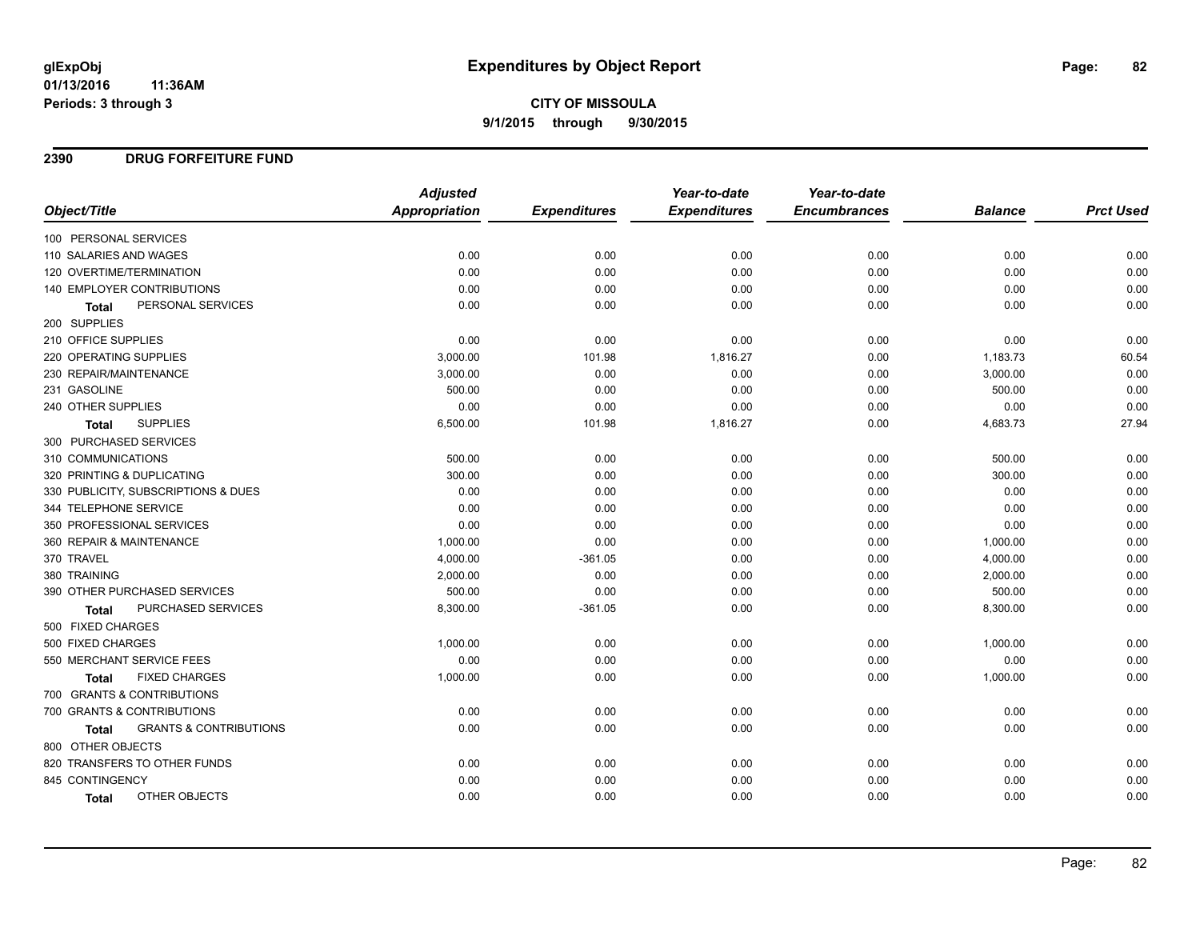# Expenditures by Object Report

glExpObj
01/13/2016 11:36AM
Periods: 3 through 3

**CITY OF MISSOULA**
**9/1/2015 through 9/30/2015**

## 2390 DRUG FORFEITURE FUND

| Object/Title | Adjusted Appropriation | Expenditures | Year-to-date Expenditures | Year-to-date Encumbrances | Balance | Prct Used |
|---|---|---|---|---|---|---|
| 100 PERSONAL SERVICES | | | | | | |
| 110 SALARIES AND WAGES | 0.00 | 0.00 | 0.00 | 0.00 | 0.00 | 0.00 |
| 120 OVERTIME/TERMINATION | 0.00 | 0.00 | 0.00 | 0.00 | 0.00 | 0.00 |
| 140 EMPLOYER CONTRIBUTIONS | 0.00 | 0.00 | 0.00 | 0.00 | 0.00 | 0.00 |
| **Total** PERSONAL SERVICES | 0.00 | 0.00 | 0.00 | 0.00 | 0.00 | 0.00 |
| 200 SUPPLIES | | | | | | |
| 210 OFFICE SUPPLIES | 0.00 | 0.00 | 0.00 | 0.00 | 0.00 | 0.00 |
| 220 OPERATING SUPPLIES | 3,000.00 | 101.98 | 1,816.27 | 0.00 | 1,183.73 | 60.54 |
| 230 REPAIR/MAINTENANCE | 3,000.00 | 0.00 | 0.00 | 0.00 | 3,000.00 | 0.00 |
| 231 GASOLINE | 500.00 | 0.00 | 0.00 | 0.00 | 500.00 | 0.00 |
| 240 OTHER SUPPLIES | 0.00 | 0.00 | 0.00 | 0.00 | 0.00 | 0.00 |
| **Total** SUPPLIES | 6,500.00 | 101.98 | 1,816.27 | 0.00 | 4,683.73 | 27.94 |
| 300 PURCHASED SERVICES | | | | | | |
| 310 COMMUNICATIONS | 500.00 | 0.00 | 0.00 | 0.00 | 500.00 | 0.00 |
| 320 PRINTING & DUPLICATING | 300.00 | 0.00 | 0.00 | 0.00 | 300.00 | 0.00 |
| 330 PUBLICITY, SUBSCRIPTIONS & DUES | 0.00 | 0.00 | 0.00 | 0.00 | 0.00 | 0.00 |
| 344 TELEPHONE SERVICE | 0.00 | 0.00 | 0.00 | 0.00 | 0.00 | 0.00 |
| 350 PROFESSIONAL SERVICES | 0.00 | 0.00 | 0.00 | 0.00 | 0.00 | 0.00 |
| 360 REPAIR & MAINTENANCE | 1,000.00 | 0.00 | 0.00 | 0.00 | 1,000.00 | 0.00 |
| 370 TRAVEL | 4,000.00 | -361.05 | 0.00 | 0.00 | 4,000.00 | 0.00 |
| 380 TRAINING | 2,000.00 | 0.00 | 0.00 | 0.00 | 2,000.00 | 0.00 |
| 390 OTHER PURCHASED SERVICES | 500.00 | 0.00 | 0.00 | 0.00 | 500.00 | 0.00 |
| **Total** PURCHASED SERVICES | 8,300.00 | -361.05 | 0.00 | 0.00 | 8,300.00 | 0.00 |
| 500 FIXED CHARGES | | | | | | |
| 500 FIXED CHARGES | 1,000.00 | 0.00 | 0.00 | 0.00 | 1,000.00 | 0.00 |
| 550 MERCHANT SERVICE FEES | 0.00 | 0.00 | 0.00 | 0.00 | 0.00 | 0.00 |
| **Total** FIXED CHARGES | 1,000.00 | 0.00 | 0.00 | 0.00 | 1,000.00 | 0.00 |
| 700 GRANTS & CONTRIBUTIONS | | | | | | |
| 700 GRANTS & CONTRIBUTIONS | 0.00 | 0.00 | 0.00 | 0.00 | 0.00 | 0.00 |
| **Total** GRANTS & CONTRIBUTIONS | 0.00 | 0.00 | 0.00 | 0.00 | 0.00 | 0.00 |
| 800 OTHER OBJECTS | | | | | | |
| 820 TRANSFERS TO OTHER FUNDS | 0.00 | 0.00 | 0.00 | 0.00 | 0.00 | 0.00 |
| 845 CONTINGENCY | 0.00 | 0.00 | 0.00 | 0.00 | 0.00 | 0.00 |
| **Total** OTHER OBJECTS | 0.00 | 0.00 | 0.00 | 0.00 | 0.00 | 0.00 |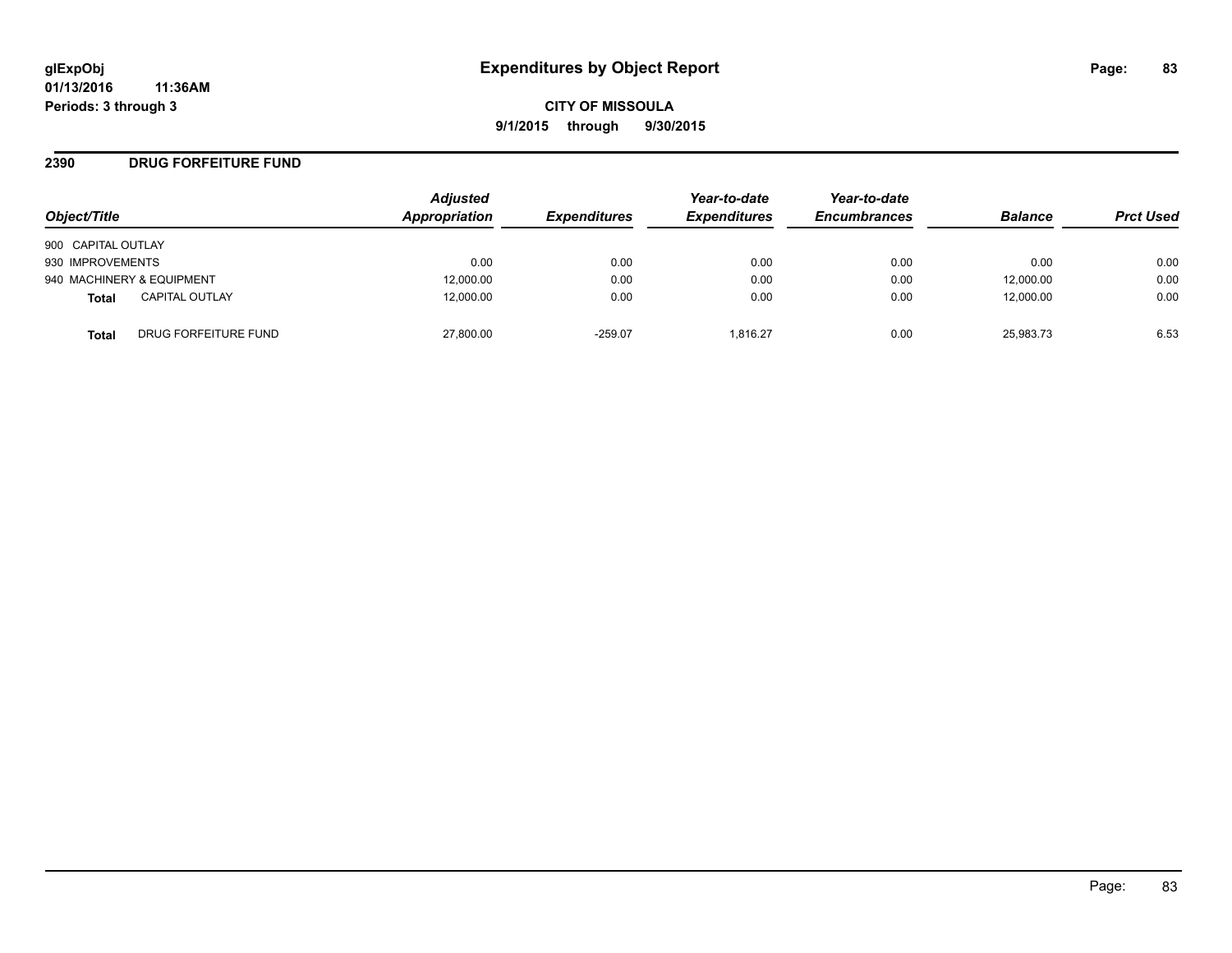**glExpObj** 01/13/2016 11:36AM
**Periods: 3 through 3**

# Expenditures by Object Report

**CITY OF MISSOULA**
**9/1/2015 through 9/30/2015**

## 2390 DRUG FORFEITURE FUND

| Object/Title | Adjusted Appropriation | Expenditures | Year-to-date Expenditures | Year-to-date Encumbrances | Balance | Prct Used |
|---|---|---|---|---|---|---|
| 900 CAPITAL OUTLAY | | | | | | |
| 930 IMPROVEMENTS | 0.00 | 0.00 | 0.00 | 0.00 | 0.00 | 0.00 |
| 940 MACHINERY & EQUIPMENT | 12,000.00 | 0.00 | 0.00 | 0.00 | 12,000.00 | 0.00 |
| **Total** CAPITAL OUTLAY | 12,000.00 | 0.00 | 0.00 | 0.00 | 12,000.00 | 0.00 |
| **Total** DRUG FORFEITURE FUND | 27,800.00 | -259.07 | 1,816.27 | 0.00 | 25,983.73 | 6.53 |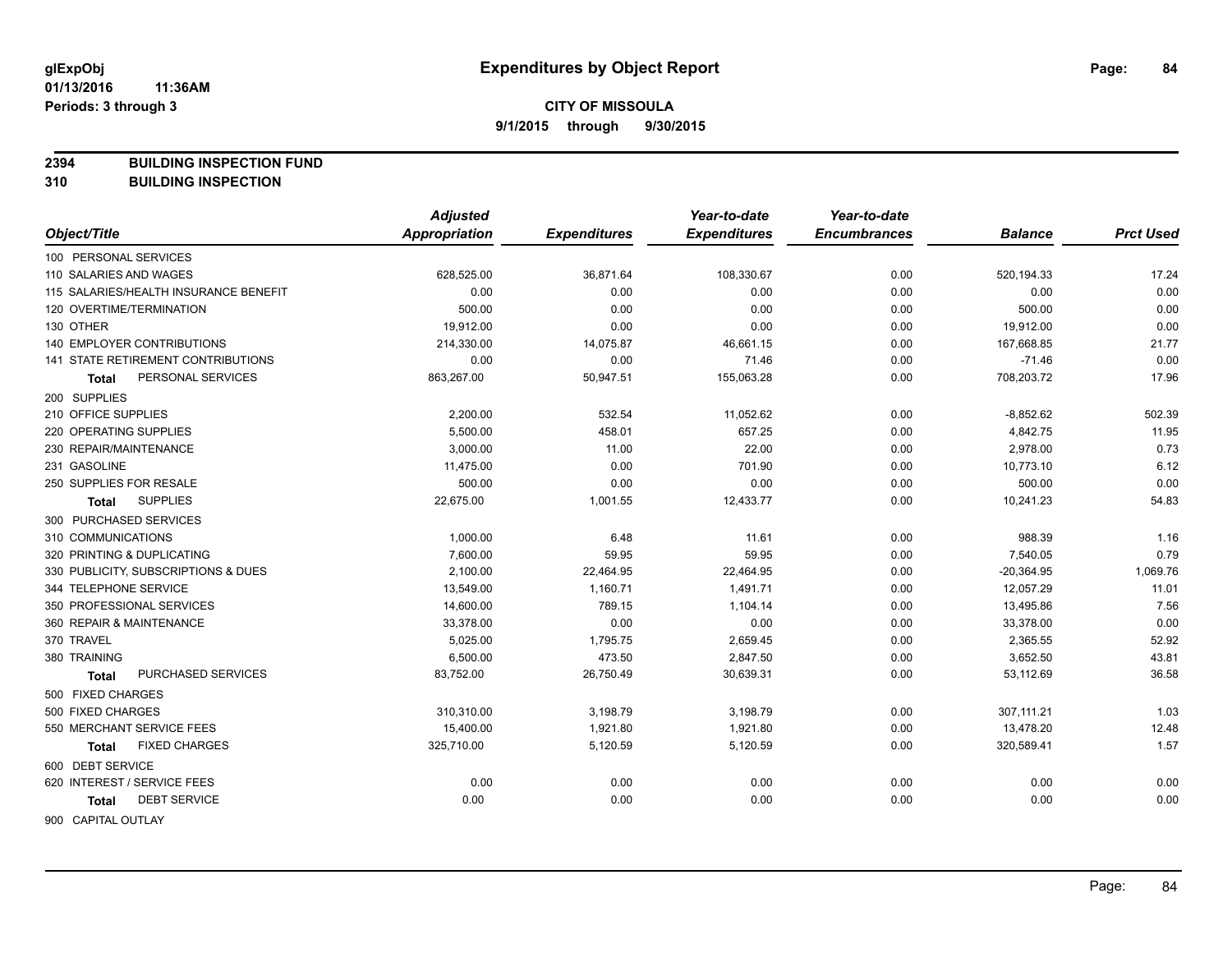# Expenditures by Object Report

glExpObj
01/13/2016 11:36AM
Periods: 3 through 3

**CITY OF MISSOULA**
**9/1/2015 through 9/30/2015**

**2394 BUILDING INSPECTION FUND**
**310 BUILDING INSPECTION**

| Object/Title | Adjusted Appropriation | Expenditures | Year-to-date Expenditures | Year-to-date Encumbrances | Balance | Prct Used |
|---|---|---|---|---|---|---|
| 100 PERSONAL SERVICES | | | | | | |
| 110 SALARIES AND WAGES | 628,525.00 | 36,871.64 | 108,330.67 | 0.00 | 520,194.33 | 17.24 |
| 115 SALARIES/HEALTH INSURANCE BENEFIT | 0.00 | 0.00 | 0.00 | 0.00 | 0.00 | 0.00 |
| 120 OVERTIME/TERMINATION | 500.00 | 0.00 | 0.00 | 0.00 | 500.00 | 0.00 |
| 130 OTHER | 19,912.00 | 0.00 | 0.00 | 0.00 | 19,912.00 | 0.00 |
| 140 EMPLOYER CONTRIBUTIONS | 214,330.00 | 14,075.87 | 46,661.15 | 0.00 | 167,668.85 | 21.77 |
| 141 STATE RETIREMENT CONTRIBUTIONS | 0.00 | 0.00 | 71.46 | 0.00 | -71.46 | 0.00 |
| **Total** PERSONAL SERVICES | 863,267.00 | 50,947.51 | 155,063.28 | 0.00 | 708,203.72 | 17.96 |
| 200 SUPPLIES | | | | | | |
| 210 OFFICE SUPPLIES | 2,200.00 | 532.54 | 11,052.62 | 0.00 | -8,852.62 | 502.39 |
| 220 OPERATING SUPPLIES | 5,500.00 | 458.01 | 657.25 | 0.00 | 4,842.75 | 11.95 |
| 230 REPAIR/MAINTENANCE | 3,000.00 | 11.00 | 22.00 | 0.00 | 2,978.00 | 0.73 |
| 231 GASOLINE | 11,475.00 | 0.00 | 701.90 | 0.00 | 10,773.10 | 6.12 |
| 250 SUPPLIES FOR RESALE | 500.00 | 0.00 | 0.00 | 0.00 | 500.00 | 0.00 |
| **Total** SUPPLIES | 22,675.00 | 1,001.55 | 12,433.77 | 0.00 | 10,241.23 | 54.83 |
| 300 PURCHASED SERVICES | | | | | | |
| 310 COMMUNICATIONS | 1,000.00 | 6.48 | 11.61 | 0.00 | 988.39 | 1.16 |
| 320 PRINTING & DUPLICATING | 7,600.00 | 59.95 | 59.95 | 0.00 | 7,540.05 | 0.79 |
| 330 PUBLICITY, SUBSCRIPTIONS & DUES | 2,100.00 | 22,464.95 | 22,464.95 | 0.00 | -20,364.95 | 1,069.76 |
| 344 TELEPHONE SERVICE | 13,549.00 | 1,160.71 | 1,491.71 | 0.00 | 12,057.29 | 11.01 |
| 350 PROFESSIONAL SERVICES | 14,600.00 | 789.15 | 1,104.14 | 0.00 | 13,495.86 | 7.56 |
| 360 REPAIR & MAINTENANCE | 33,378.00 | 0.00 | 0.00 | 0.00 | 33,378.00 | 0.00 |
| 370 TRAVEL | 5,025.00 | 1,795.75 | 2,659.45 | 0.00 | 2,365.55 | 52.92 |
| 380 TRAINING | 6,500.00 | 473.50 | 2,847.50 | 0.00 | 3,652.50 | 43.81 |
| **Total** PURCHASED SERVICES | 83,752.00 | 26,750.49 | 30,639.31 | 0.00 | 53,112.69 | 36.58 |
| 500 FIXED CHARGES | | | | | | |
| 500 FIXED CHARGES | 310,310.00 | 3,198.79 | 3,198.79 | 0.00 | 307,111.21 | 1.03 |
| 550 MERCHANT SERVICE FEES | 15,400.00 | 1,921.80 | 1,921.80 | 0.00 | 13,478.20 | 12.48 |
| **Total** FIXED CHARGES | 325,710.00 | 5,120.59 | 5,120.59 | 0.00 | 320,589.41 | 1.57 |
| 600 DEBT SERVICE | | | | | | |
| 620 INTEREST / SERVICE FEES | 0.00 | 0.00 | 0.00 | 0.00 | 0.00 | 0.00 |
| **Total** DEBT SERVICE | 0.00 | 0.00 | 0.00 | 0.00 | 0.00 | 0.00 |
| 900 CAPITAL OUTLAY | | | | | | |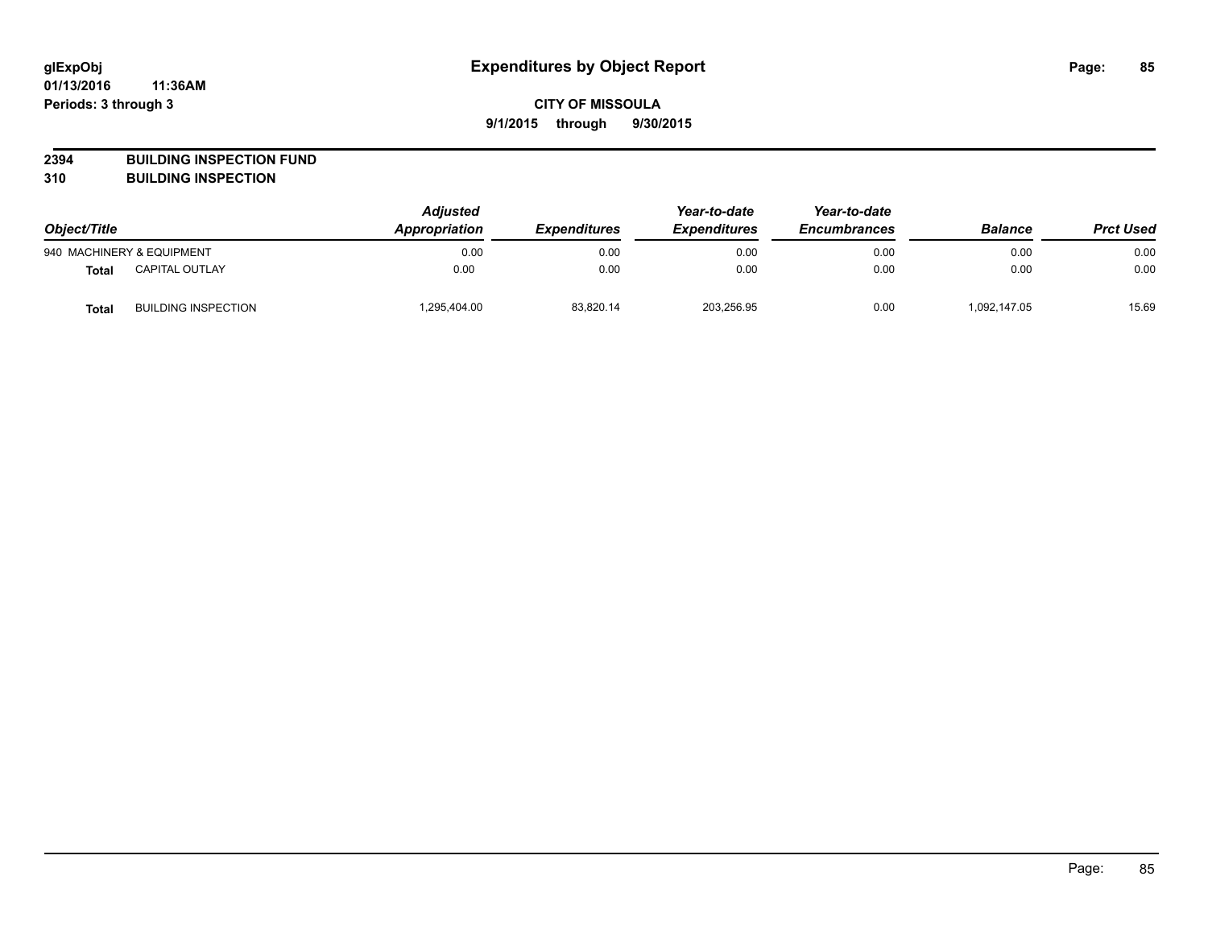# Expenditures by Object Report

glExpObj
01/13/2016 11:36AM
Periods: 3 through 3

**CITY OF MISSOULA**
**9/1/2015 through 9/30/2015**

**2394 BUILDING INSPECTION FUND**
**310 BUILDING INSPECTION**

| Object/Title | | Adjusted Appropriation | Expenditures | Year-to-date Expenditures | Year-to-date Encumbrances | Balance | Prct Used |
|---|---|---|---|---|---|---|---|
| 940 MACHINERY & EQUIPMENT | | 0.00 | 0.00 | 0.00 | 0.00 | 0.00 | 0.00 |
| **Total** | CAPITAL OUTLAY | 0.00 | 0.00 | 0.00 | 0.00 | 0.00 | 0.00 |
| **Total** | BUILDING INSPECTION | 1,295,404.00 | 83,820.14 | 203,256.95 | 0.00 | 1,092,147.05 | 15.69 |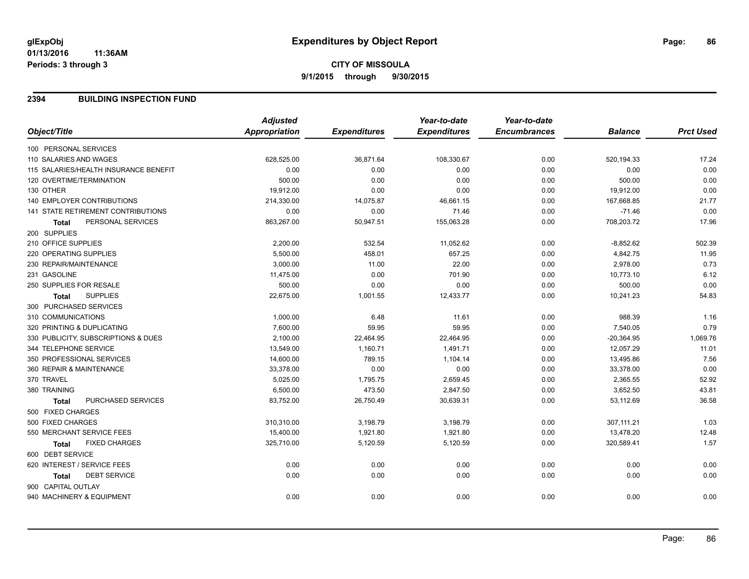# Expenditures by Object Report

glExpObj
01/13/2016 11:36AM
Periods: 3 through 3

**CITY OF MISSOULA**
**9/1/2015 through 9/30/2015**

## 2394 BUILDING INSPECTION FUND

| Object/Title | Adjusted Appropriation | Expenditures | Year-to-date Expenditures | Year-to-date Encumbrances | Balance | Prct Used |
|---|---|---|---|---|---|---|
| 100 PERSONAL SERVICES | | | | | | |
| 110 SALARIES AND WAGES | 628,525.00 | 36,871.64 | 108,330.67 | 0.00 | 520,194.33 | 17.24 |
| 115 SALARIES/HEALTH INSURANCE BENEFIT | 0.00 | 0.00 | 0.00 | 0.00 | 0.00 | 0.00 |
| 120 OVERTIME/TERMINATION | 500.00 | 0.00 | 0.00 | 0.00 | 500.00 | 0.00 |
| 130 OTHER | 19,912.00 | 0.00 | 0.00 | 0.00 | 19,912.00 | 0.00 |
| 140 EMPLOYER CONTRIBUTIONS | 214,330.00 | 14,075.87 | 46,661.15 | 0.00 | 167,668.85 | 21.77 |
| 141 STATE RETIREMENT CONTRIBUTIONS | 0.00 | 0.00 | 71.46 | 0.00 | -71.46 | 0.00 |
| **Total** PERSONAL SERVICES | 863,267.00 | 50,947.51 | 155,063.28 | 0.00 | 708,203.72 | 17.96 |
| 200 SUPPLIES | | | | | | |
| 210 OFFICE SUPPLIES | 2,200.00 | 532.54 | 11,052.62 | 0.00 | -8,852.62 | 502.39 |
| 220 OPERATING SUPPLIES | 5,500.00 | 458.01 | 657.25 | 0.00 | 4,842.75 | 11.95 |
| 230 REPAIR/MAINTENANCE | 3,000.00 | 11.00 | 22.00 | 0.00 | 2,978.00 | 0.73 |
| 231 GASOLINE | 11,475.00 | 0.00 | 701.90 | 0.00 | 10,773.10 | 6.12 |
| 250 SUPPLIES FOR RESALE | 500.00 | 0.00 | 0.00 | 0.00 | 500.00 | 0.00 |
| **Total** SUPPLIES | 22,675.00 | 1,001.55 | 12,433.77 | 0.00 | 10,241.23 | 54.83 |
| 300 PURCHASED SERVICES | | | | | | |
| 310 COMMUNICATIONS | 1,000.00 | 6.48 | 11.61 | 0.00 | 988.39 | 1.16 |
| 320 PRINTING & DUPLICATING | 7,600.00 | 59.95 | 59.95 | 0.00 | 7,540.05 | 0.79 |
| 330 PUBLICITY, SUBSCRIPTIONS & DUES | 2,100.00 | 22,464.95 | 22,464.95 | 0.00 | -20,364.95 | 1,069.76 |
| 344 TELEPHONE SERVICE | 13,549.00 | 1,160.71 | 1,491.71 | 0.00 | 12,057.29 | 11.01 |
| 350 PROFESSIONAL SERVICES | 14,600.00 | 789.15 | 1,104.14 | 0.00 | 13,495.86 | 7.56 |
| 360 REPAIR & MAINTENANCE | 33,378.00 | 0.00 | 0.00 | 0.00 | 33,378.00 | 0.00 |
| 370 TRAVEL | 5,025.00 | 1,795.75 | 2,659.45 | 0.00 | 2,365.55 | 52.92 |
| 380 TRAINING | 6,500.00 | 473.50 | 2,847.50 | 0.00 | 3,652.50 | 43.81 |
| **Total** PURCHASED SERVICES | 83,752.00 | 26,750.49 | 30,639.31 | 0.00 | 53,112.69 | 36.58 |
| 500 FIXED CHARGES | | | | | | |
| 500 FIXED CHARGES | 310,310.00 | 3,198.79 | 3,198.79 | 0.00 | 307,111.21 | 1.03 |
| 550 MERCHANT SERVICE FEES | 15,400.00 | 1,921.80 | 1,921.80 | 0.00 | 13,478.20 | 12.48 |
| **Total** FIXED CHARGES | 325,710.00 | 5,120.59 | 5,120.59 | 0.00 | 320,589.41 | 1.57 |
| 600 DEBT SERVICE | | | | | | |
| 620 INTEREST / SERVICE FEES | 0.00 | 0.00 | 0.00 | 0.00 | 0.00 | 0.00 |
| **Total** DEBT SERVICE | 0.00 | 0.00 | 0.00 | 0.00 | 0.00 | 0.00 |
| 900 CAPITAL OUTLAY | | | | | | |
| 940 MACHINERY & EQUIPMENT | 0.00 | 0.00 | 0.00 | 0.00 | 0.00 | 0.00 |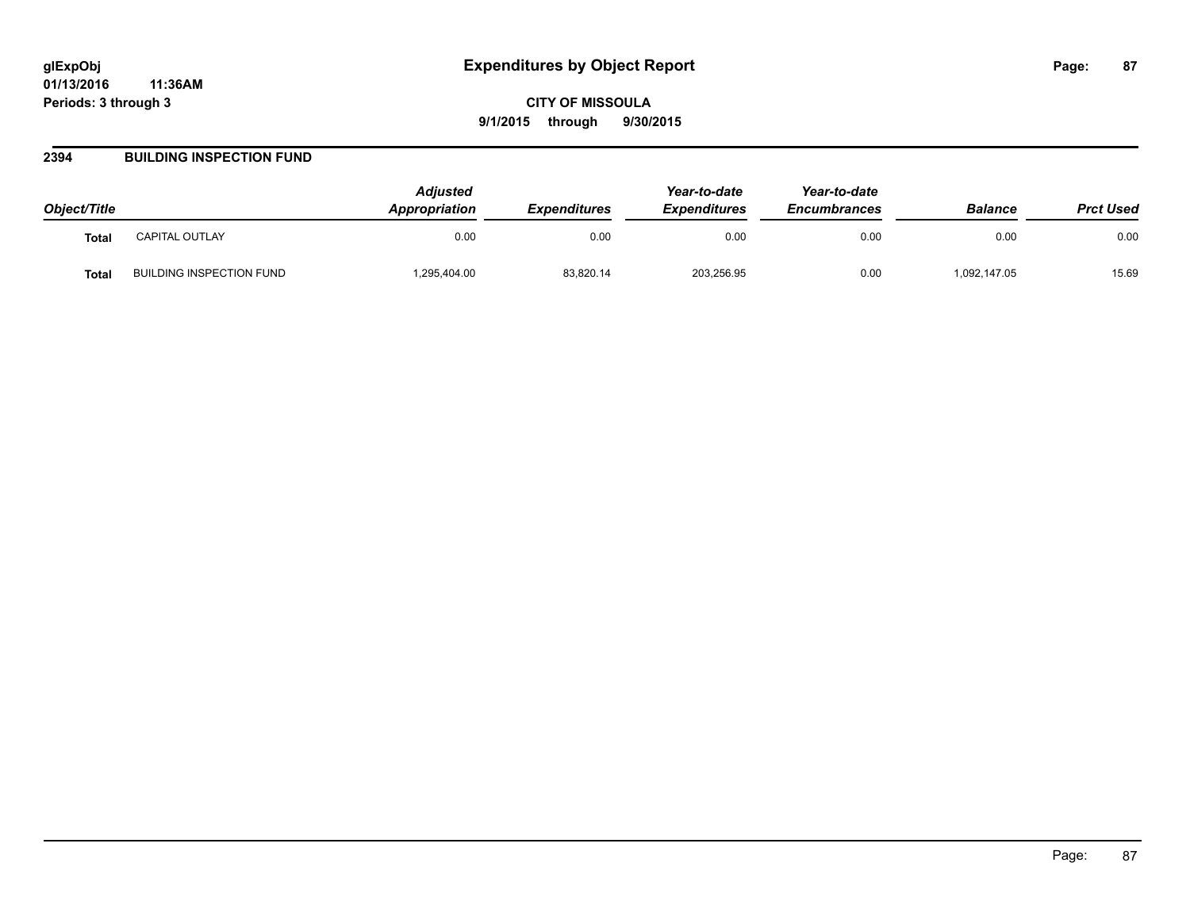## 2394 BUILDING INSPECTION FUND

| Object/Title | | Adjusted Appropriation | Expenditures | Year-to-date Expenditures | Year-to-date Encumbrances | Balance | Prct Used |
|---|---|---|---|---|---|---|---|
| **Total** | CAPITAL OUTLAY | 0.00 | 0.00 | 0.00 | 0.00 | 0.00 | 0.00 |
| **Total** | BUILDING INSPECTION FUND | 1,295,404.00 | 83,820.14 | 203,256.95 | 0.00 | 1,092,147.05 | 15.69 |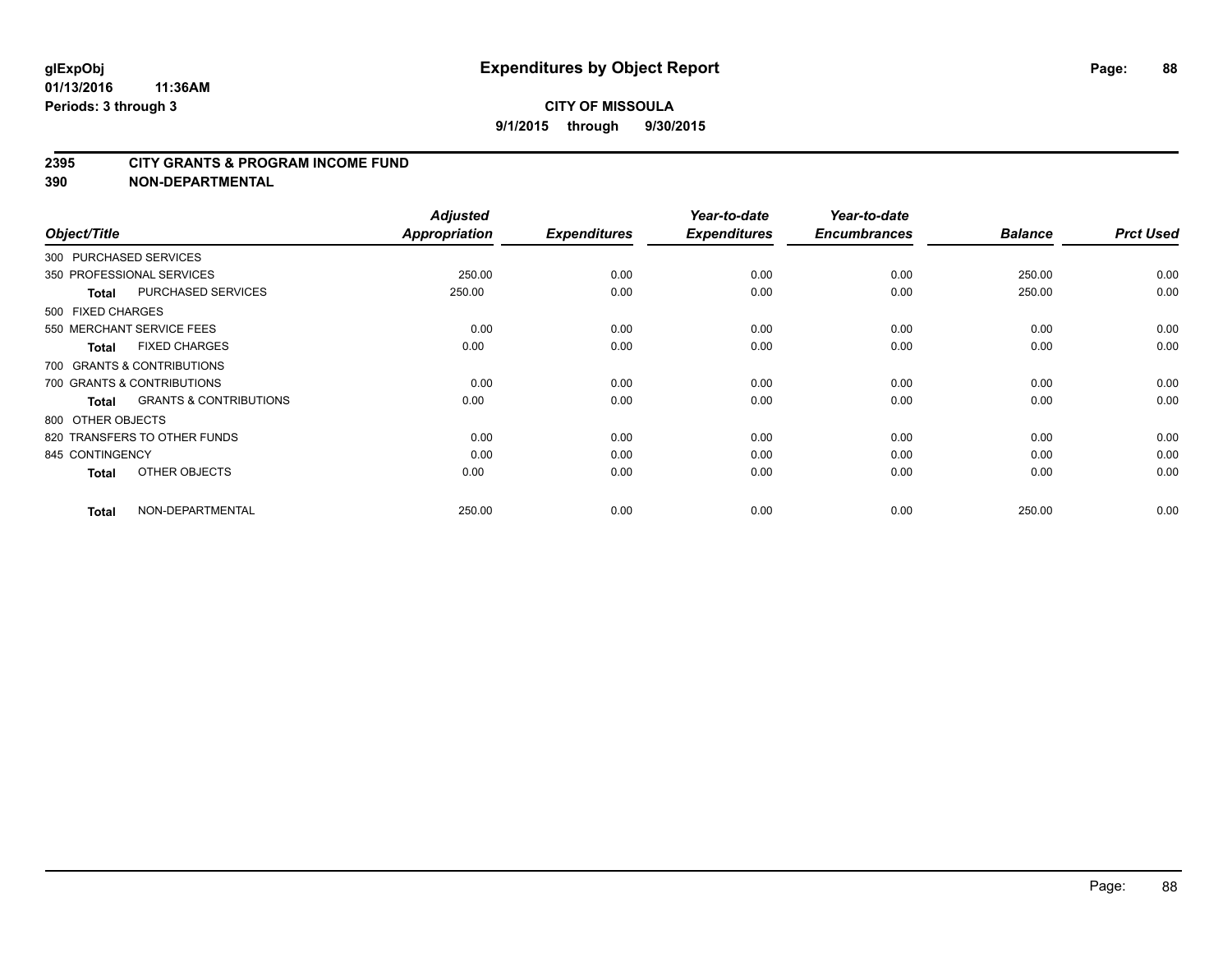**glExpObj** **Expenditures by Object Report**

**01/13/2016 11:36AM**

**Periods: 3 through 3**

**CITY OF MISSOULA**

**9/1/2015 through 9/30/2015**

## 2395 CITY GRANTS & PROGRAM INCOME FUND

## 390 NON-DEPARTMENTAL

| Object/Title | | Adjusted Appropriation | Expenditures | Year-to-date Expenditures | Year-to-date Encumbrances | Balance | Prct Used |
|---|---|---|---|---|---|---|---|
| 300 PURCHASED SERVICES | | | | | | | |
| 350 PROFESSIONAL SERVICES | | 250.00 | 0.00 | 0.00 | 0.00 | 250.00 | 0.00 |
| **Total** | PURCHASED SERVICES | 250.00 | 0.00 | 0.00 | 0.00 | 250.00 | 0.00 |
| 500 FIXED CHARGES | | | | | | | |
| 550 MERCHANT SERVICE FEES | | 0.00 | 0.00 | 0.00 | 0.00 | 0.00 | 0.00 |
| **Total** | FIXED CHARGES | 0.00 | 0.00 | 0.00 | 0.00 | 0.00 | 0.00 |
| 700 GRANTS & CONTRIBUTIONS | | | | | | | |
| 700 GRANTS & CONTRIBUTIONS | | 0.00 | 0.00 | 0.00 | 0.00 | 0.00 | 0.00 |
| **Total** | GRANTS & CONTRIBUTIONS | 0.00 | 0.00 | 0.00 | 0.00 | 0.00 | 0.00 |
| 800 OTHER OBJECTS | | | | | | | |
| 820 TRANSFERS TO OTHER FUNDS | | 0.00 | 0.00 | 0.00 | 0.00 | 0.00 | 0.00 |
| 845 CONTINGENCY | | 0.00 | 0.00 | 0.00 | 0.00 | 0.00 | 0.00 |
| **Total** | OTHER OBJECTS | 0.00 | 0.00 | 0.00 | 0.00 | 0.00 | 0.00 |
| **Total** | NON-DEPARTMENTAL | 250.00 | 0.00 | 0.00 | 0.00 | 250.00 | 0.00 |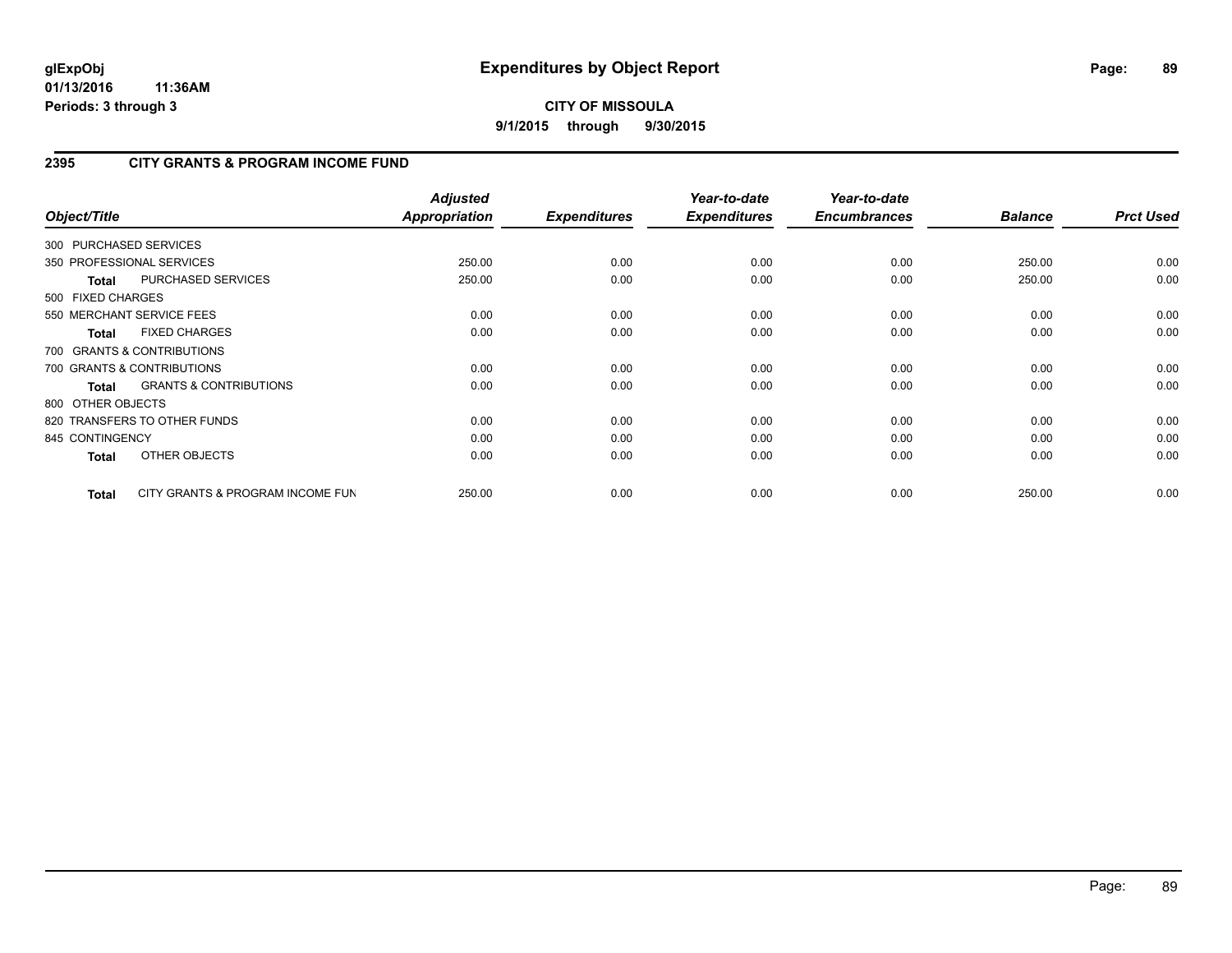# Expenditures by Object Report

glExpObj
01/13/2016 11:36AM
Periods: 3 through 3

**CITY OF MISSOULA**
**9/1/2015 through 9/30/2015**

## 2395 CITY GRANTS & PROGRAM INCOME FUND

| Object/Title | | *Adjusted Appropriation* | *Expenditures* | *Year-to-date Expenditures* | *Year-to-date Encumbrances* | *Balance* | *Prct Used* |
|---|---|---|---|---|---|---|---|
| 300 PURCHASED SERVICES | | | | | | | |
| 350 PROFESSIONAL SERVICES | | 250.00 | 0.00 | 0.00 | 0.00 | 250.00 | 0.00 |
| **Total** | PURCHASED SERVICES | 250.00 | 0.00 | 0.00 | 0.00 | 250.00 | 0.00 |
| 500 FIXED CHARGES | | | | | | | |
| 550 MERCHANT SERVICE FEES | | 0.00 | 0.00 | 0.00 | 0.00 | 0.00 | 0.00 |
| **Total** | FIXED CHARGES | 0.00 | 0.00 | 0.00 | 0.00 | 0.00 | 0.00 |
| 700 GRANTS & CONTRIBUTIONS | | | | | | | |
| 700 GRANTS & CONTRIBUTIONS | | 0.00 | 0.00 | 0.00 | 0.00 | 0.00 | 0.00 |
| **Total** | GRANTS & CONTRIBUTIONS | 0.00 | 0.00 | 0.00 | 0.00 | 0.00 | 0.00 |
| 800 OTHER OBJECTS | | | | | | | |
| 820 TRANSFERS TO OTHER FUNDS | | 0.00 | 0.00 | 0.00 | 0.00 | 0.00 | 0.00 |
| 845 CONTINGENCY | | 0.00 | 0.00 | 0.00 | 0.00 | 0.00 | 0.00 |
| **Total** | OTHER OBJECTS | 0.00 | 0.00 | 0.00 | 0.00 | 0.00 | 0.00 |
| **Total** | CITY GRANTS & PROGRAM INCOME FUN | 250.00 | 0.00 | 0.00 | 0.00 | 250.00 | 0.00 |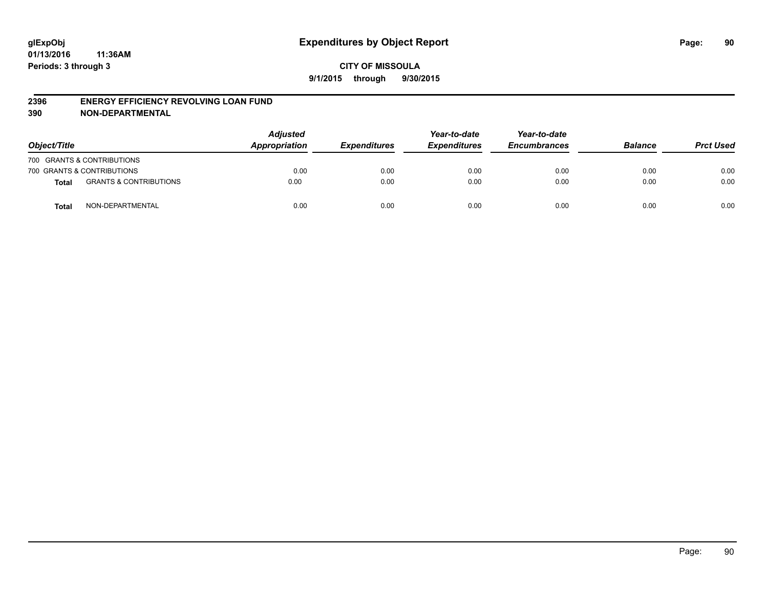# Expenditures by Object Report

glExpObj
01/13/2016 11:36AM
Periods: 3 through 3

**CITY OF MISSOULA**
**9/1/2015 through 9/30/2015**

## 2396 ENERGY EFFICIENCY REVOLVING LOAN FUND
## 390 NON-DEPARTMENTAL

| Object/Title | | Adjusted Appropriation | Expenditures | Year-to-date Expenditures | Year-to-date Encumbrances | Balance | Prct Used |
|---|---|---|---|---|---|---|---|
| 700 GRANTS & CONTRIBUTIONS | | | | | | | |
| 700 GRANTS & CONTRIBUTIONS | | 0.00 | 0.00 | 0.00 | 0.00 | 0.00 | 0.00 |
| **Total** | GRANTS & CONTRIBUTIONS | 0.00 | 0.00 | 0.00 | 0.00 | 0.00 | 0.00 |
| **Total** | NON-DEPARTMENTAL | 0.00 | 0.00 | 0.00 | 0.00 | 0.00 | 0.00 |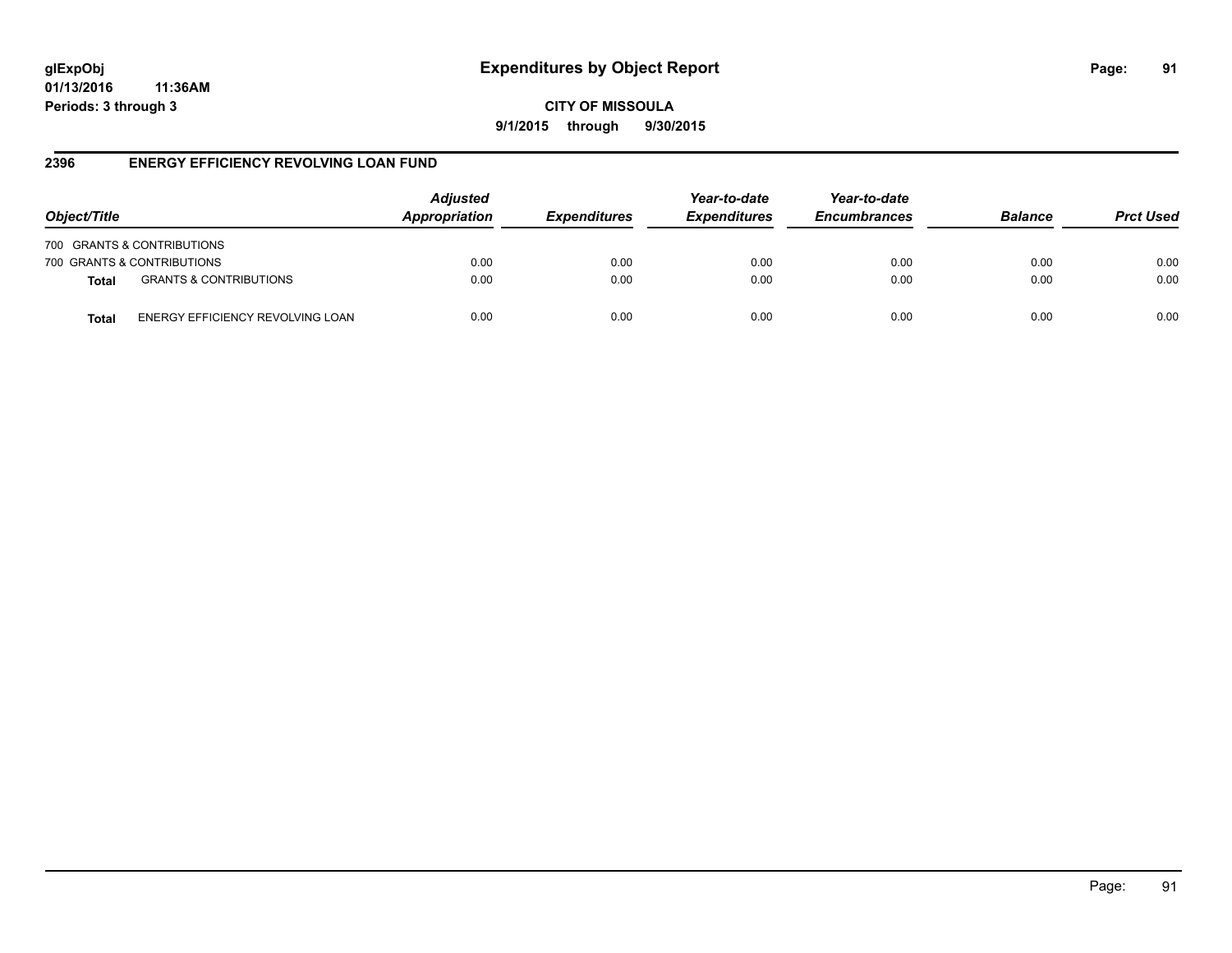**glExpObj**
**01/13/2016 11:36AM**
**Periods: 3 through 3**

# Expenditures by Object Report

**CITY OF MISSOULA**
**9/1/2015 through 9/30/2015**

## 2396 ENERGY EFFICIENCY REVOLVING LOAN FUND

| Object/Title | | Adjusted Appropriation | Expenditures | Year-to-date Expenditures | Year-to-date Encumbrances | Balance | Prct Used |
|---|---|---|---|---|---|---|---|
| 700 GRANTS & CONTRIBUTIONS | | | | | | | |
| 700 GRANTS & CONTRIBUTIONS | | 0.00 | 0.00 | 0.00 | 0.00 | 0.00 | 0.00 |
| **Total** | GRANTS & CONTRIBUTIONS | 0.00 | 0.00 | 0.00 | 0.00 | 0.00 | 0.00 |
| **Total** | ENERGY EFFICIENCY REVOLVING LOAN | 0.00 | 0.00 | 0.00 | 0.00 | 0.00 | 0.00 |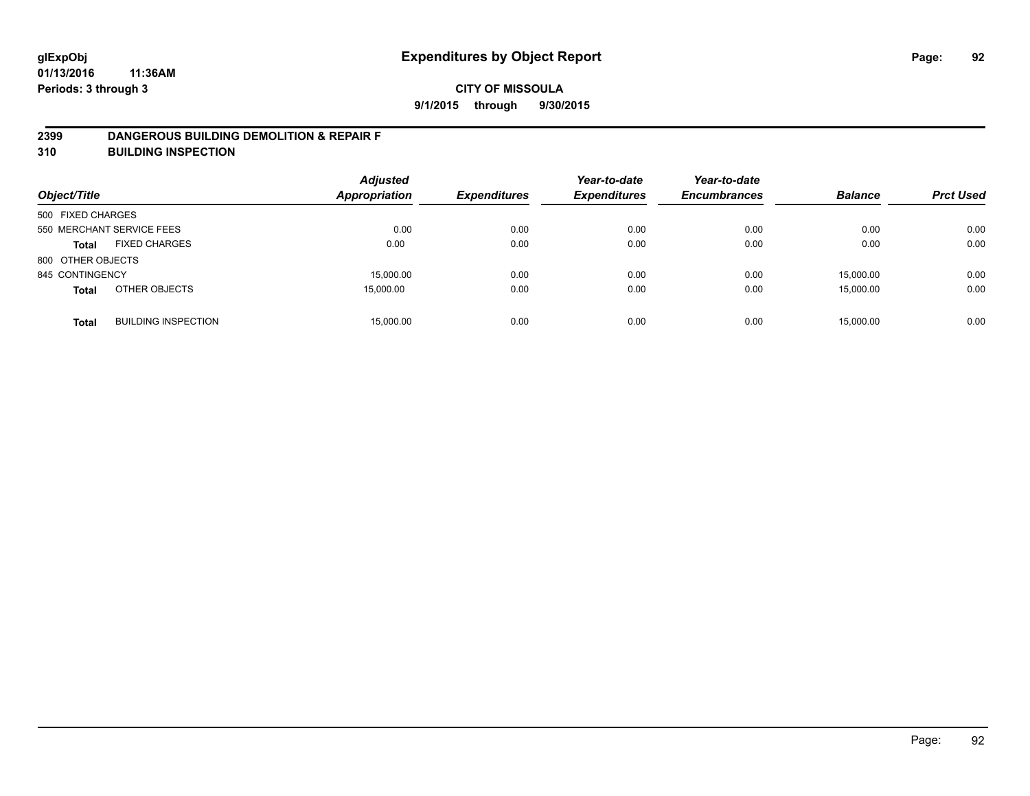**glExpObj** **Expenditures by Object Report**
**01/13/2016 11:36AM**
**Periods: 3 through 3**

**CITY OF MISSOULA**
**9/1/2015 through 9/30/2015**

## 2399 DANGEROUS BUILDING DEMOLITION & REPAIR F
## 310 BUILDING INSPECTION

| Object/Title | | Adjusted Appropriation | Expenditures | Year-to-date Expenditures | Year-to-date Encumbrances | Balance | Prct Used |
|---|---|---|---|---|---|---|---|
| 500 FIXED CHARGES | | | | | | | |
| 550 MERCHANT SERVICE FEES | | 0.00 | 0.00 | 0.00 | 0.00 | 0.00 | 0.00 |
| **Total** | FIXED CHARGES | 0.00 | 0.00 | 0.00 | 0.00 | 0.00 | 0.00 |
| 800 OTHER OBJECTS | | | | | | | |
| 845 CONTINGENCY | | 15,000.00 | 0.00 | 0.00 | 0.00 | 15,000.00 | 0.00 |
| **Total** | OTHER OBJECTS | 15,000.00 | 0.00 | 0.00 | 0.00 | 15,000.00 | 0.00 |
| **Total** | BUILDING INSPECTION | 15,000.00 | 0.00 | 0.00 | 0.00 | 15,000.00 | 0.00 |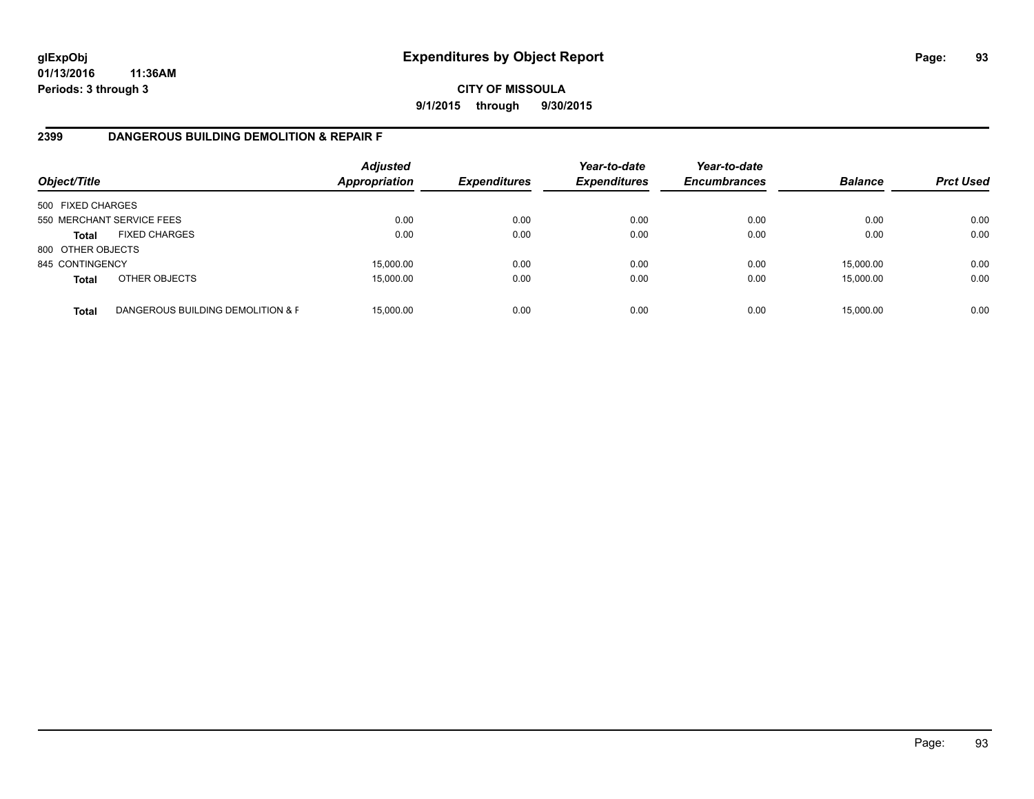glExpObj
01/13/2016 11:36AM
Periods: 3 through 3

# Expenditures by Object Report

**CITY OF MISSOULA**
**9/1/2015 through 9/30/2015**

## 2399 DANGEROUS BUILDING DEMOLITION & REPAIR F

| Object/Title | | Adjusted Appropriation | Expenditures | Year-to-date Expenditures | Year-to-date Encumbrances | Balance | Prct Used |
|---|---|---|---|---|---|---|---|
| 500 FIXED CHARGES | | | | | | | |
| 550 MERCHANT SERVICE FEES | | 0.00 | 0.00 | 0.00 | 0.00 | 0.00 | 0.00 |
| **Total** | FIXED CHARGES | 0.00 | 0.00 | 0.00 | 0.00 | 0.00 | 0.00 |
| 800 OTHER OBJECTS | | | | | | | |
| 845 CONTINGENCY | | 15,000.00 | 0.00 | 0.00 | 0.00 | 15,000.00 | 0.00 |
| **Total** | OTHER OBJECTS | 15,000.00 | 0.00 | 0.00 | 0.00 | 15,000.00 | 0.00 |
| **Total** | DANGEROUS BUILDING DEMOLITION & F | 15,000.00 | 0.00 | 0.00 | 0.00 | 15,000.00 | 0.00 |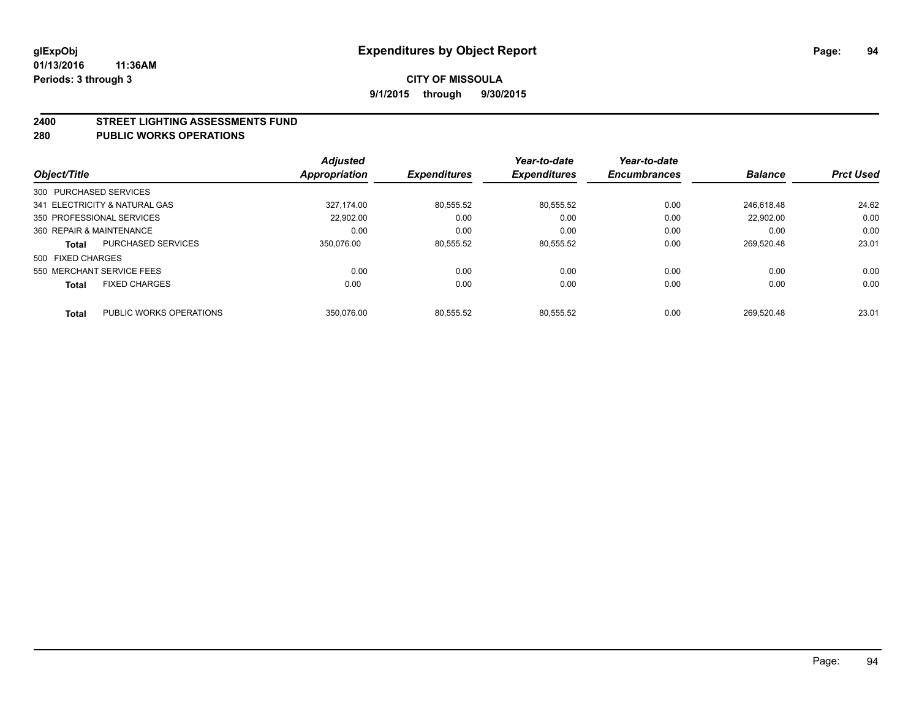**glExpObj** **Expenditures by Object Report**

**01/13/2016 11:36AM**

**Periods: 3 through 3**

**CITY OF MISSOULA**

**9/1/2015 through 9/30/2015**

## 2400 STREET LIGHTING ASSESSMENTS FUND
## 280 PUBLIC WORKS OPERATIONS

| Object/Title | | Adjusted Appropriation | Expenditures | Year-to-date Expenditures | Year-to-date Encumbrances | Balance | Prct Used |
|---|---|---|---|---|---|---|---|
| 300 PURCHASED SERVICES | | | | | | | |
| 341 ELECTRICITY & NATURAL GAS | | 327,174.00 | 80,555.52 | 80,555.52 | 0.00 | 246,618.48 | 24.62 |
| 350 PROFESSIONAL SERVICES | | 22,902.00 | 0.00 | 0.00 | 0.00 | 22,902.00 | 0.00 |
| 360 REPAIR & MAINTENANCE | | 0.00 | 0.00 | 0.00 | 0.00 | 0.00 | 0.00 |
| **Total** | PURCHASED SERVICES | 350,076.00 | 80,555.52 | 80,555.52 | 0.00 | 269,520.48 | 23.01 |
| 500 FIXED CHARGES | | | | | | | |
| 550 MERCHANT SERVICE FEES | | 0.00 | 0.00 | 0.00 | 0.00 | 0.00 | 0.00 |
| **Total** | FIXED CHARGES | 0.00 | 0.00 | 0.00 | 0.00 | 0.00 | 0.00 |
| **Total** | PUBLIC WORKS OPERATIONS | 350,076.00 | 80,555.52 | 80,555.52 | 0.00 | 269,520.48 | 23.01 |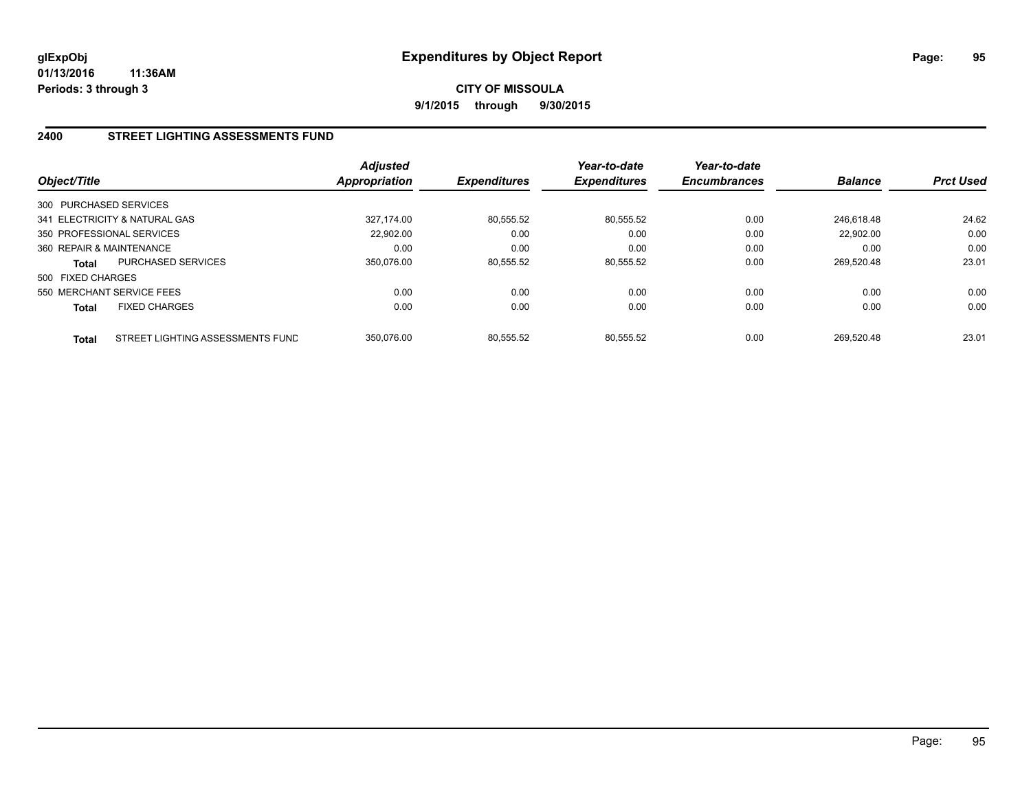**glExpObj**
**01/13/2016 11:36AM**
**Periods: 3 through 3**

# Expenditures by Object Report

**CITY OF MISSOULA**
**9/1/2015 through 9/30/2015**

## 2400 STREET LIGHTING ASSESSMENTS FUND

| Object/Title | | *Adjusted Appropriation* | *Expenditures* | *Year-to-date Expenditures* | *Year-to-date Encumbrances* | *Balance* | *Prct Used* |
|---|---|---|---|---|---|---|---|
| 300 PURCHASED SERVICES | | | | | | | |
| 341 ELECTRICITY & NATURAL GAS | | 327,174.00 | 80,555.52 | 80,555.52 | 0.00 | 246,618.48 | 24.62 |
| 350 PROFESSIONAL SERVICES | | 22,902.00 | 0.00 | 0.00 | 0.00 | 22,902.00 | 0.00 |
| 360 REPAIR & MAINTENANCE | | 0.00 | 0.00 | 0.00 | 0.00 | 0.00 | 0.00 |
| **Total** | PURCHASED SERVICES | 350,076.00 | 80,555.52 | 80,555.52 | 0.00 | 269,520.48 | 23.01 |
| 500 FIXED CHARGES | | | | | | | |
| 550 MERCHANT SERVICE FEES | | 0.00 | 0.00 | 0.00 | 0.00 | 0.00 | 0.00 |
| **Total** | FIXED CHARGES | 0.00 | 0.00 | 0.00 | 0.00 | 0.00 | 0.00 |
| **Total** | STREET LIGHTING ASSESSMENTS FUND | 350,076.00 | 80,555.52 | 80,555.52 | 0.00 | 269,520.48 | 23.01 |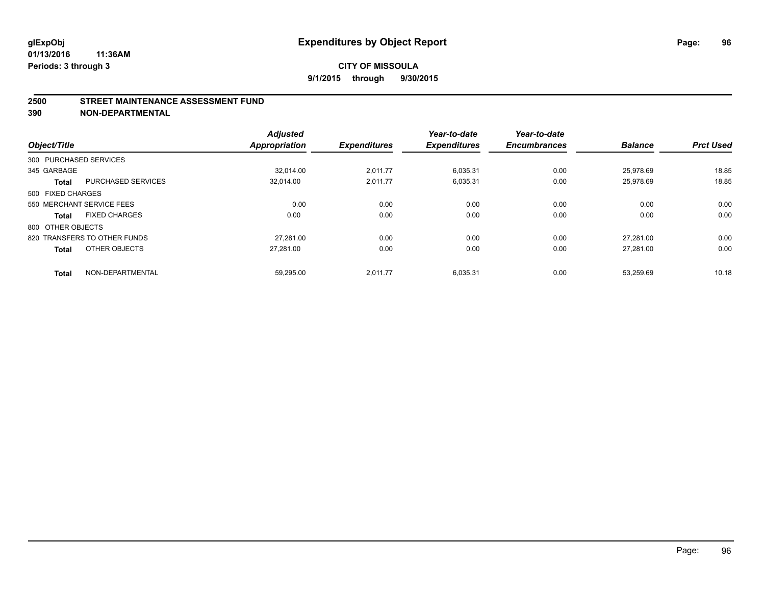**glExpObj**
**01/13/2016 11:36AM**
**Periods: 3 through 3**

# Expenditures by Object Report

**CITY OF MISSOULA**
**9/1/2015 through 9/30/2015**

## 2500 STREET MAINTENANCE ASSESSMENT FUND
## 390 NON-DEPARTMENTAL

| Object/Title | | Adjusted Appropriation | Expenditures | Year-to-date Expenditures | Year-to-date Encumbrances | Balance | Prct Used |
|---|---|---|---|---|---|---|---|
| 300 PURCHASED SERVICES | | | | | | | |
| 345 GARBAGE | | 32,014.00 | 2,011.77 | 6,035.31 | 0.00 | 25,978.69 | 18.85 |
| **Total** | PURCHASED SERVICES | 32,014.00 | 2,011.77 | 6,035.31 | 0.00 | 25,978.69 | 18.85 |
| 500 FIXED CHARGES | | | | | | | |
| 550 MERCHANT SERVICE FEES | | 0.00 | 0.00 | 0.00 | 0.00 | 0.00 | 0.00 |
| **Total** | FIXED CHARGES | 0.00 | 0.00 | 0.00 | 0.00 | 0.00 | 0.00 |
| 800 OTHER OBJECTS | | | | | | | |
| 820 TRANSFERS TO OTHER FUNDS | | 27,281.00 | 0.00 | 0.00 | 0.00 | 27,281.00 | 0.00 |
| **Total** | OTHER OBJECTS | 27,281.00 | 0.00 | 0.00 | 0.00 | 27,281.00 | 0.00 |
| **Total** | NON-DEPARTMENTAL | 59,295.00 | 2,011.77 | 6,035.31 | 0.00 | 53,259.69 | 10.18 |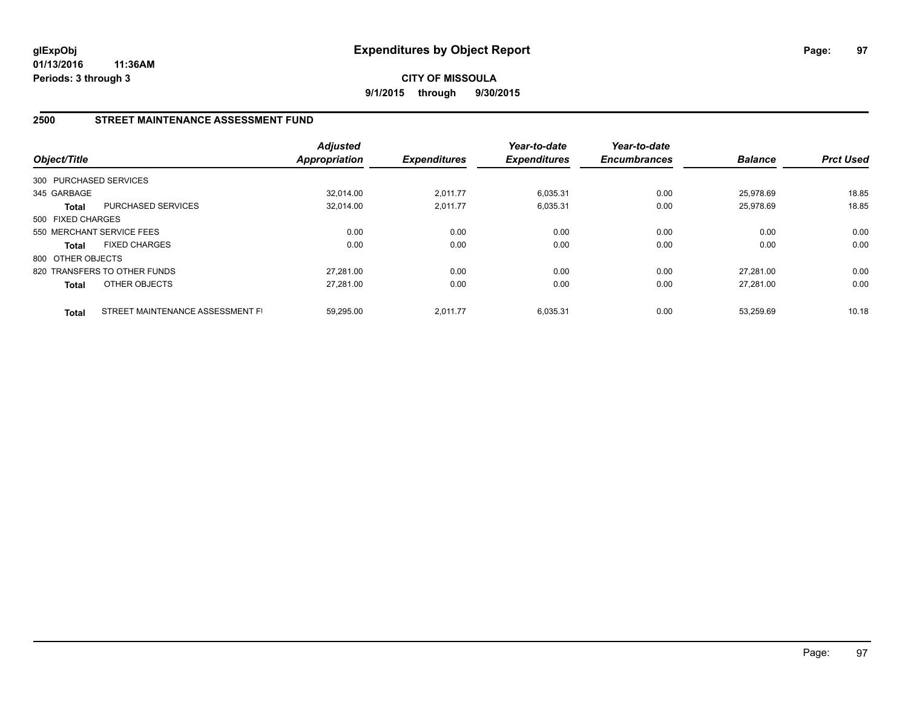**glExpObj**
**01/13/2016 11:36AM**
**Periods: 3 through 3**

# Expenditures by Object Report

**CITY OF MISSOULA**
**9/1/2015 through 9/30/2015**

## 2500 STREET MAINTENANCE ASSESSMENT FUND

| Object/Title | | Adjusted Appropriation | Expenditures | Year-to-date Expenditures | Year-to-date Encumbrances | Balance | Prct Used |
|---|---|---|---|---|---|---|---|
| 300 PURCHASED SERVICES | | | | | | | |
| 345 GARBAGE | | 32,014.00 | 2,011.77 | 6,035.31 | 0.00 | 25,978.69 | 18.85 |
| **Total** | PURCHASED SERVICES | 32,014.00 | 2,011.77 | 6,035.31 | 0.00 | 25,978.69 | 18.85 |
| 500 FIXED CHARGES | | | | | | | |
| 550 MERCHANT SERVICE FEES | | 0.00 | 0.00 | 0.00 | 0.00 | 0.00 | 0.00 |
| **Total** | FIXED CHARGES | 0.00 | 0.00 | 0.00 | 0.00 | 0.00 | 0.00 |
| 800 OTHER OBJECTS | | | | | | | |
| 820 TRANSFERS TO OTHER FUNDS | | 27,281.00 | 0.00 | 0.00 | 0.00 | 27,281.00 | 0.00 |
| **Total** | OTHER OBJECTS | 27,281.00 | 0.00 | 0.00 | 0.00 | 27,281.00 | 0.00 |
| **Total** | STREET MAINTENANCE ASSESSMENT FI | 59,295.00 | 2,011.77 | 6,035.31 | 0.00 | 53,259.69 | 10.18 |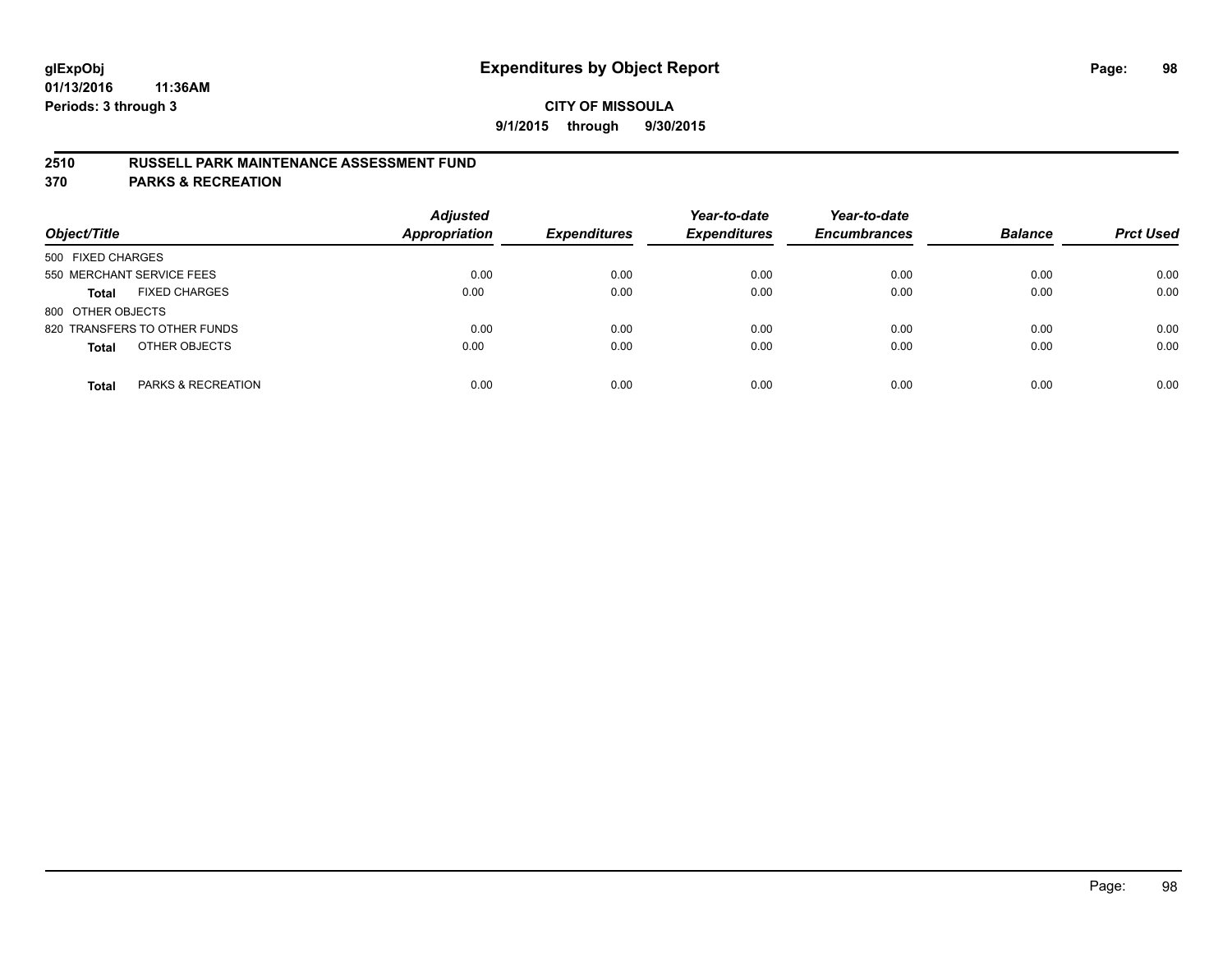# Expenditures by Object Report

glExpObj
01/13/2016 11:36AM
Periods: 3 through 3

**CITY OF MISSOULA**
**9/1/2015 through 9/30/2015**

## 2510 RUSSELL PARK MAINTENANCE ASSESSMENT FUND
## 370 PARKS & RECREATION

| Object/Title | Adjusted Appropriation | Expenditures | Year-to-date Expenditures | Year-to-date Encumbrances | Balance | Prct Used |
|---|---|---|---|---|---|---|
| 500 FIXED CHARGES | | | | | | |
| 550 MERCHANT SERVICE FEES | 0.00 | 0.00 | 0.00 | 0.00 | 0.00 | 0.00 |
| **Total** FIXED CHARGES | 0.00 | 0.00 | 0.00 | 0.00 | 0.00 | 0.00 |
| 800 OTHER OBJECTS | | | | | | |
| 820 TRANSFERS TO OTHER FUNDS | 0.00 | 0.00 | 0.00 | 0.00 | 0.00 | 0.00 |
| **Total** OTHER OBJECTS | 0.00 | 0.00 | 0.00 | 0.00 | 0.00 | 0.00 |
| **Total** PARKS & RECREATION | 0.00 | 0.00 | 0.00 | 0.00 | 0.00 | 0.00 |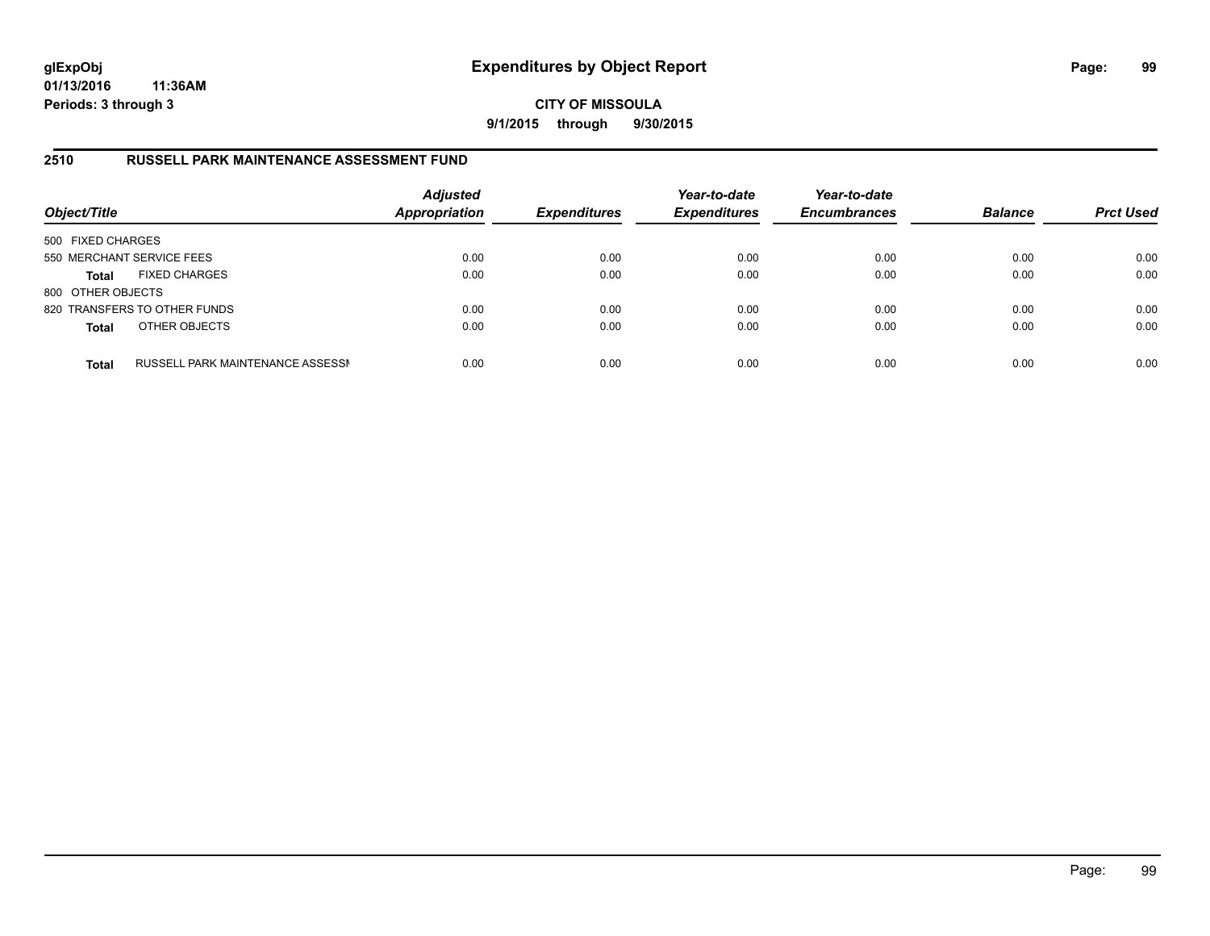**glExpObj**
**01/13/2016 11:36AM**
**Periods: 3 through 3**

# Expenditures by Object Report

**CITY OF MISSOULA**
**9/1/2015 through 9/30/2015**

## 2510 RUSSELL PARK MAINTENANCE ASSESSMENT FUND

| Object/Title | | *Adjusted Appropriation* | *Expenditures* | *Year-to-date Expenditures* | *Year-to-date Encumbrances* | *Balance* | *Prct Used* |
|---|---|---|---|---|---|---|---|
| 500 FIXED CHARGES | | | | | | | |
| 550 MERCHANT SERVICE FEES | | 0.00 | 0.00 | 0.00 | 0.00 | 0.00 | 0.00 |
| **Total** | FIXED CHARGES | 0.00 | 0.00 | 0.00 | 0.00 | 0.00 | 0.00 |
| 800 OTHER OBJECTS | | | | | | | |
| 820 TRANSFERS TO OTHER FUNDS | | 0.00 | 0.00 | 0.00 | 0.00 | 0.00 | 0.00 |
| **Total** | OTHER OBJECTS | 0.00 | 0.00 | 0.00 | 0.00 | 0.00 | 0.00 |
| **Total** | RUSSELL PARK MAINTENANCE ASSESSI | 0.00 | 0.00 | 0.00 | 0.00 | 0.00 | 0.00 |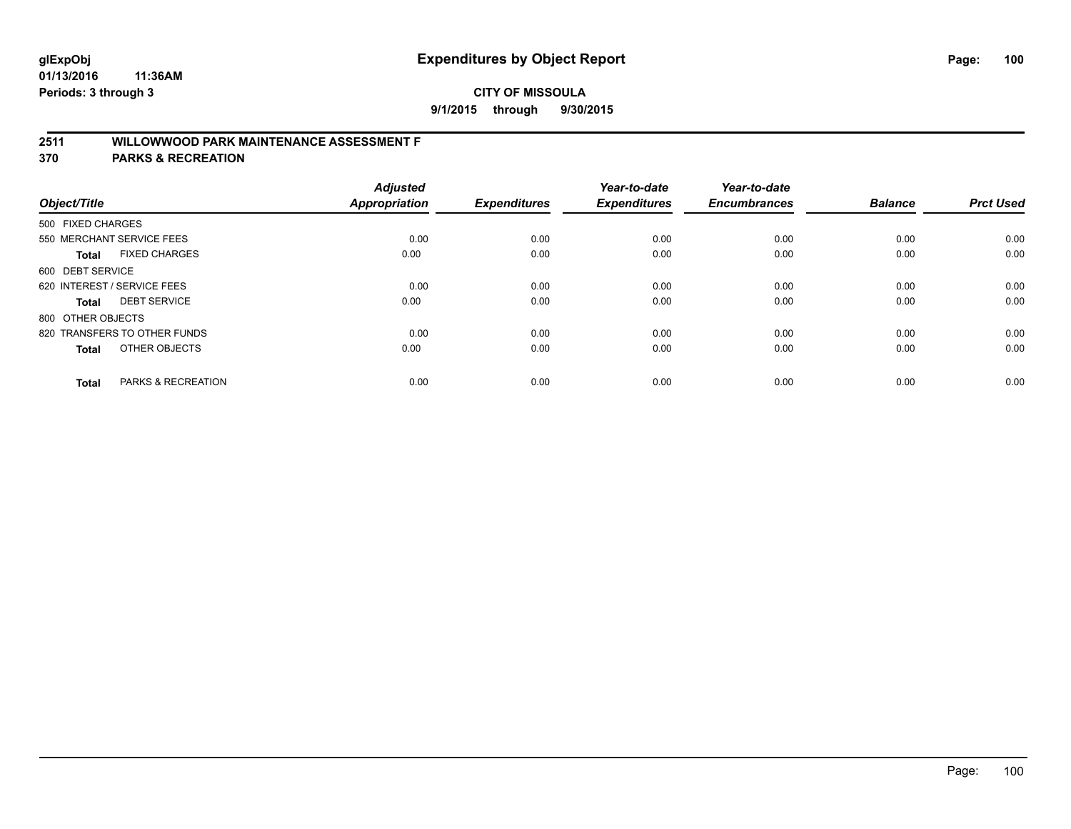**glExpObj**
**01/13/2016 11:36AM**
**Periods: 3 through 3**

# Expenditures by Object Report

**CITY OF MISSOULA**
**9/1/2015 through 9/30/2015**

## 2511 WILLOWWOOD PARK MAINTENANCE ASSESSMENT F
## 370 PARKS & RECREATION

| Object/Title | Adjusted Appropriation | Expenditures | Year-to-date Expenditures | Year-to-date Encumbrances | Balance | Prct Used |
|---|---|---|---|---|---|---|
| 500 FIXED CHARGES | | | | | | |
| 550 MERCHANT SERVICE FEES | 0.00 | 0.00 | 0.00 | 0.00 | 0.00 | 0.00 |
| **Total** FIXED CHARGES | 0.00 | 0.00 | 0.00 | 0.00 | 0.00 | 0.00 |
| 600 DEBT SERVICE | | | | | | |
| 620 INTEREST / SERVICE FEES | 0.00 | 0.00 | 0.00 | 0.00 | 0.00 | 0.00 |
| **Total** DEBT SERVICE | 0.00 | 0.00 | 0.00 | 0.00 | 0.00 | 0.00 |
| 800 OTHER OBJECTS | | | | | | |
| 820 TRANSFERS TO OTHER FUNDS | 0.00 | 0.00 | 0.00 | 0.00 | 0.00 | 0.00 |
| **Total** OTHER OBJECTS | 0.00 | 0.00 | 0.00 | 0.00 | 0.00 | 0.00 |
| **Total** PARKS & RECREATION | 0.00 | 0.00 | 0.00 | 0.00 | 0.00 | 0.00 |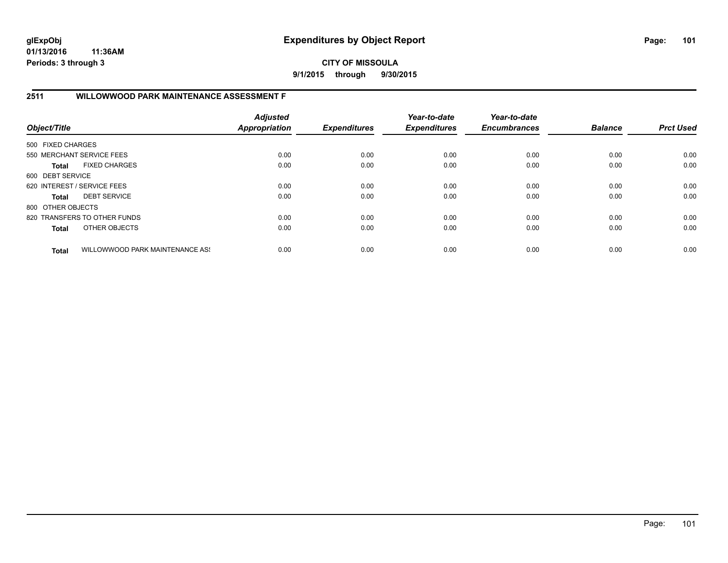glExpObj
01/13/2016 11:36AM
Periods: 3 through 3

# Expenditures by Object Report

**CITY OF MISSOULA**
**9/1/2015 through 9/30/2015**

## 2511 WILLOWWOOD PARK MAINTENANCE ASSESSMENT F

| Object/Title | | Adjusted Appropriation | Expenditures | Year-to-date Expenditures | Year-to-date Encumbrances | Balance | Prct Used |
|---|---|---|---|---|---|---|---|
| 500 FIXED CHARGES | | | | | | | |
| 550 MERCHANT SERVICE FEES | | 0.00 | 0.00 | 0.00 | 0.00 | 0.00 | 0.00 |
| **Total** | FIXED CHARGES | 0.00 | 0.00 | 0.00 | 0.00 | 0.00 | 0.00 |
| 600 DEBT SERVICE | | | | | | | |
| 620 INTEREST / SERVICE FEES | | 0.00 | 0.00 | 0.00 | 0.00 | 0.00 | 0.00 |
| **Total** | DEBT SERVICE | 0.00 | 0.00 | 0.00 | 0.00 | 0.00 | 0.00 |
| 800 OTHER OBJECTS | | | | | | | |
| 820 TRANSFERS TO OTHER FUNDS | | 0.00 | 0.00 | 0.00 | 0.00 | 0.00 | 0.00 |
| **Total** | OTHER OBJECTS | 0.00 | 0.00 | 0.00 | 0.00 | 0.00 | 0.00 |
| **Total** | WILLOWWOOD PARK MAINTENANCE ASS | 0.00 | 0.00 | 0.00 | 0.00 | 0.00 | 0.00 |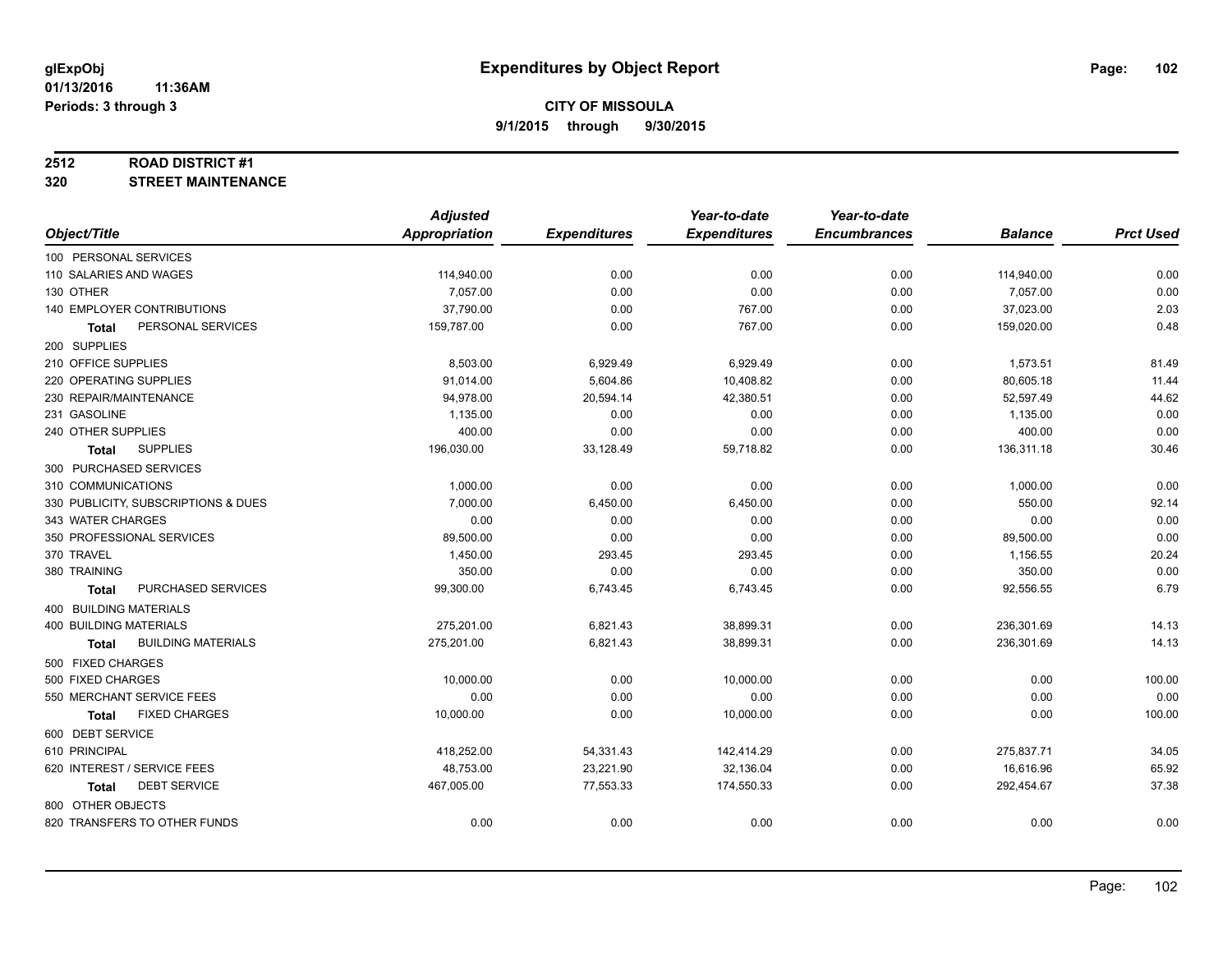# Expenditures by Object Report

glExpObj
01/13/2016 11:36AM
Periods: 3 through 3

**CITY OF MISSOULA**
**9/1/2015 through 9/30/2015**

## 2512 ROAD DISTRICT #1
## 320 STREET MAINTENANCE

| Object/Title | Adjusted Appropriation | Expenditures | Year-to-date Expenditures | Year-to-date Encumbrances | Balance | Prct Used |
|---|---|---|---|---|---|---|
| 100 PERSONAL SERVICES | | | | | | |
| 110 SALARIES AND WAGES | 114,940.00 | 0.00 | 0.00 | 0.00 | 114,940.00 | 0.00 |
| 130 OTHER | 7,057.00 | 0.00 | 0.00 | 0.00 | 7,057.00 | 0.00 |
| 140 EMPLOYER CONTRIBUTIONS | 37,790.00 | 0.00 | 767.00 | 0.00 | 37,023.00 | 2.03 |
| **Total** PERSONAL SERVICES | 159,787.00 | 0.00 | 767.00 | 0.00 | 159,020.00 | 0.48 |
| 200 SUPPLIES | | | | | | |
| 210 OFFICE SUPPLIES | 8,503.00 | 6,929.49 | 6,929.49 | 0.00 | 1,573.51 | 81.49 |
| 220 OPERATING SUPPLIES | 91,014.00 | 5,604.86 | 10,408.82 | 0.00 | 80,605.18 | 11.44 |
| 230 REPAIR/MAINTENANCE | 94,978.00 | 20,594.14 | 42,380.51 | 0.00 | 52,597.49 | 44.62 |
| 231 GASOLINE | 1,135.00 | 0.00 | 0.00 | 0.00 | 1,135.00 | 0.00 |
| 240 OTHER SUPPLIES | 400.00 | 0.00 | 0.00 | 0.00 | 400.00 | 0.00 |
| **Total** SUPPLIES | 196,030.00 | 33,128.49 | 59,718.82 | 0.00 | 136,311.18 | 30.46 |
| 300 PURCHASED SERVICES | | | | | | |
| 310 COMMUNICATIONS | 1,000.00 | 0.00 | 0.00 | 0.00 | 1,000.00 | 0.00 |
| 330 PUBLICITY, SUBSCRIPTIONS & DUES | 7,000.00 | 6,450.00 | 6,450.00 | 0.00 | 550.00 | 92.14 |
| 343 WATER CHARGES | 0.00 | 0.00 | 0.00 | 0.00 | 0.00 | 0.00 |
| 350 PROFESSIONAL SERVICES | 89,500.00 | 0.00 | 0.00 | 0.00 | 89,500.00 | 0.00 |
| 370 TRAVEL | 1,450.00 | 293.45 | 293.45 | 0.00 | 1,156.55 | 20.24 |
| 380 TRAINING | 350.00 | 0.00 | 0.00 | 0.00 | 350.00 | 0.00 |
| **Total** PURCHASED SERVICES | 99,300.00 | 6,743.45 | 6,743.45 | 0.00 | 92,556.55 | 6.79 |
| 400 BUILDING MATERIALS | | | | | | |
| 400 BUILDING MATERIALS | 275,201.00 | 6,821.43 | 38,899.31 | 0.00 | 236,301.69 | 14.13 |
| **Total** BUILDING MATERIALS | 275,201.00 | 6,821.43 | 38,899.31 | 0.00 | 236,301.69 | 14.13 |
| 500 FIXED CHARGES | | | | | | |
| 500 FIXED CHARGES | 10,000.00 | 0.00 | 10,000.00 | 0.00 | 0.00 | 100.00 |
| 550 MERCHANT SERVICE FEES | 0.00 | 0.00 | 0.00 | 0.00 | 0.00 | 0.00 |
| **Total** FIXED CHARGES | 10,000.00 | 0.00 | 10,000.00 | 0.00 | 0.00 | 100.00 |
| 600 DEBT SERVICE | | | | | | |
| 610 PRINCIPAL | 418,252.00 | 54,331.43 | 142,414.29 | 0.00 | 275,837.71 | 34.05 |
| 620 INTEREST / SERVICE FEES | 48,753.00 | 23,221.90 | 32,136.04 | 0.00 | 16,616.96 | 65.92 |
| **Total** DEBT SERVICE | 467,005.00 | 77,553.33 | 174,550.33 | 0.00 | 292,454.67 | 37.38 |
| 800 OTHER OBJECTS | | | | | | |
| 820 TRANSFERS TO OTHER FUNDS | 0.00 | 0.00 | 0.00 | 0.00 | 0.00 | 0.00 |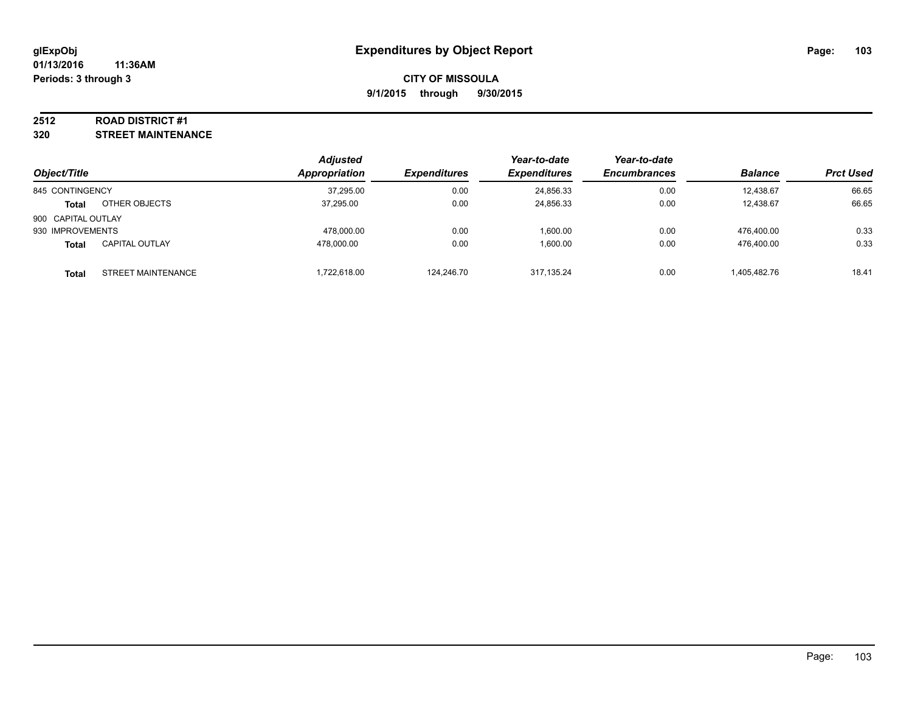# Expenditures by Object Report

glExpObj
01/13/2016 11:36AM
Periods: 3 through 3

**CITY OF MISSOULA**
**9/1/2015 through 9/30/2015**

**2512 ROAD DISTRICT #1**
**320 STREET MAINTENANCE**

| Object/Title | | Adjusted Appropriation | Expenditures | Year-to-date Expenditures | Year-to-date Encumbrances | Balance | Prct Used |
|---|---|---|---|---|---|---|---|
| 845 CONTINGENCY | | 37,295.00 | 0.00 | 24,856.33 | 0.00 | 12,438.67 | 66.65 |
| **Total** | OTHER OBJECTS | 37,295.00 | 0.00 | 24,856.33 | 0.00 | 12,438.67 | 66.65 |
| 900 CAPITAL OUTLAY | | | | | | | |
| 930 IMPROVEMENTS | | 478,000.00 | 0.00 | 1,600.00 | 0.00 | 476,400.00 | 0.33 |
| **Total** | CAPITAL OUTLAY | 478,000.00 | 0.00 | 1,600.00 | 0.00 | 476,400.00 | 0.33 |
| **Total** | STREET MAINTENANCE | 1,722,618.00 | 124,246.70 | 317,135.24 | 0.00 | 1,405,482.76 | 18.41 |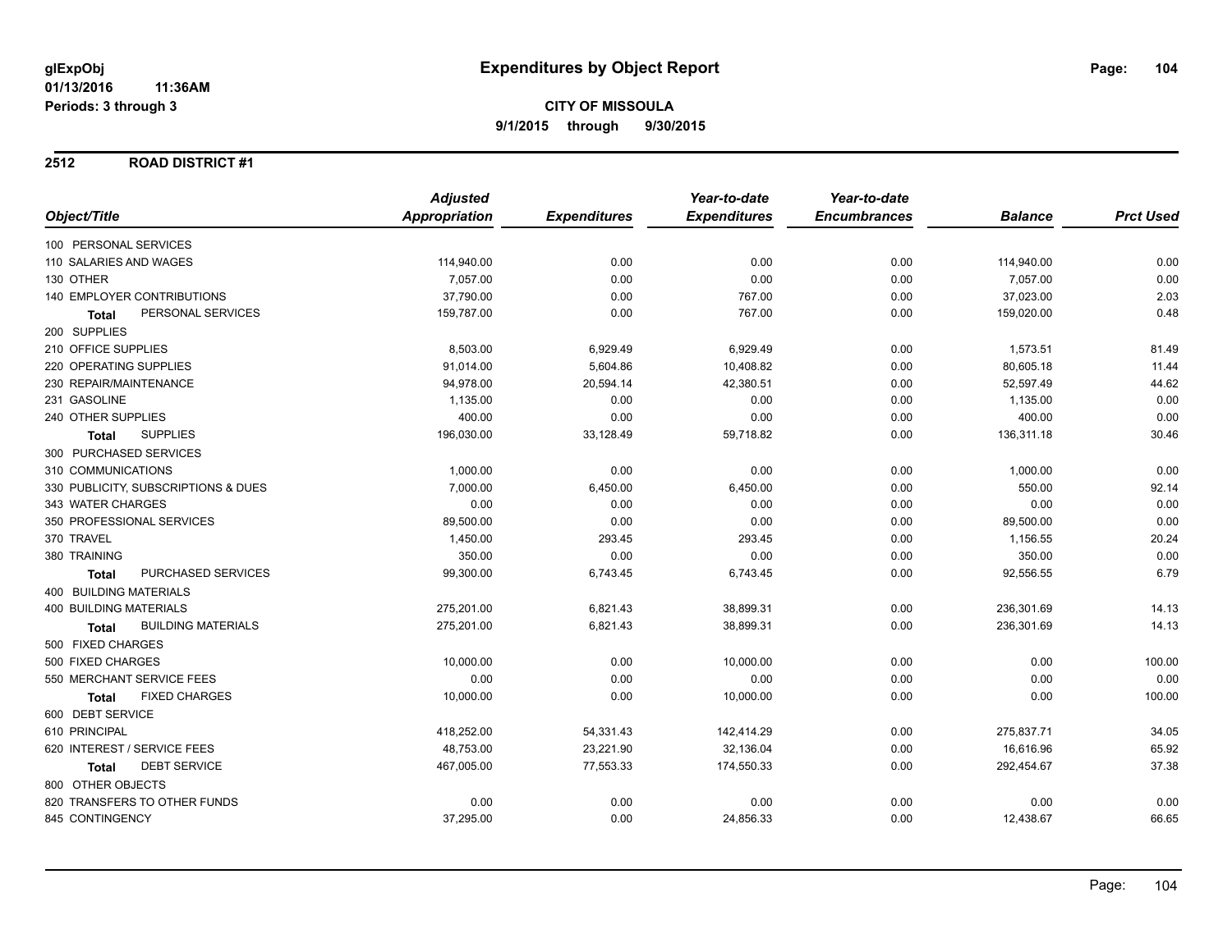# Expenditures by Object Report

glExpObj
01/13/2016 11:36AM
Periods: 3 through 3

**CITY OF MISSOULA**
**9/1/2015 through 9/30/2015**

## 2512 ROAD DISTRICT #1

| Object/Title | Adjusted Appropriation | Expenditures | Year-to-date Expenditures | Year-to-date Encumbrances | Balance | Prct Used |
|---|---|---|---|---|---|---|
| 100 PERSONAL SERVICES | | | | | | |
| 110 SALARIES AND WAGES | 114,940.00 | 0.00 | 0.00 | 0.00 | 114,940.00 | 0.00 |
| 130 OTHER | 7,057.00 | 0.00 | 0.00 | 0.00 | 7,057.00 | 0.00 |
| 140 EMPLOYER CONTRIBUTIONS | 37,790.00 | 0.00 | 767.00 | 0.00 | 37,023.00 | 2.03 |
| **Total** PERSONAL SERVICES | 159,787.00 | 0.00 | 767.00 | 0.00 | 159,020.00 | 0.48 |
| 200 SUPPLIES | | | | | | |
| 210 OFFICE SUPPLIES | 8,503.00 | 6,929.49 | 6,929.49 | 0.00 | 1,573.51 | 81.49 |
| 220 OPERATING SUPPLIES | 91,014.00 | 5,604.86 | 10,408.82 | 0.00 | 80,605.18 | 11.44 |
| 230 REPAIR/MAINTENANCE | 94,978.00 | 20,594.14 | 42,380.51 | 0.00 | 52,597.49 | 44.62 |
| 231 GASOLINE | 1,135.00 | 0.00 | 0.00 | 0.00 | 1,135.00 | 0.00 |
| 240 OTHER SUPPLIES | 400.00 | 0.00 | 0.00 | 0.00 | 400.00 | 0.00 |
| **Total** SUPPLIES | 196,030.00 | 33,128.49 | 59,718.82 | 0.00 | 136,311.18 | 30.46 |
| 300 PURCHASED SERVICES | | | | | | |
| 310 COMMUNICATIONS | 1,000.00 | 0.00 | 0.00 | 0.00 | 1,000.00 | 0.00 |
| 330 PUBLICITY, SUBSCRIPTIONS & DUES | 7,000.00 | 6,450.00 | 6,450.00 | 0.00 | 550.00 | 92.14 |
| 343 WATER CHARGES | 0.00 | 0.00 | 0.00 | 0.00 | 0.00 | 0.00 |
| 350 PROFESSIONAL SERVICES | 89,500.00 | 0.00 | 0.00 | 0.00 | 89,500.00 | 0.00 |
| 370 TRAVEL | 1,450.00 | 293.45 | 293.45 | 0.00 | 1,156.55 | 20.24 |
| 380 TRAINING | 350.00 | 0.00 | 0.00 | 0.00 | 350.00 | 0.00 |
| **Total** PURCHASED SERVICES | 99,300.00 | 6,743.45 | 6,743.45 | 0.00 | 92,556.55 | 6.79 |
| 400 BUILDING MATERIALS | | | | | | |
| 400 BUILDING MATERIALS | 275,201.00 | 6,821.43 | 38,899.31 | 0.00 | 236,301.69 | 14.13 |
| **Total** BUILDING MATERIALS | 275,201.00 | 6,821.43 | 38,899.31 | 0.00 | 236,301.69 | 14.13 |
| 500 FIXED CHARGES | | | | | | |
| 500 FIXED CHARGES | 10,000.00 | 0.00 | 10,000.00 | 0.00 | 0.00 | 100.00 |
| 550 MERCHANT SERVICE FEES | 0.00 | 0.00 | 0.00 | 0.00 | 0.00 | 0.00 |
| **Total** FIXED CHARGES | 10,000.00 | 0.00 | 10,000.00 | 0.00 | 0.00 | 100.00 |
| 600 DEBT SERVICE | | | | | | |
| 610 PRINCIPAL | 418,252.00 | 54,331.43 | 142,414.29 | 0.00 | 275,837.71 | 34.05 |
| 620 INTEREST / SERVICE FEES | 48,753.00 | 23,221.90 | 32,136.04 | 0.00 | 16,616.96 | 65.92 |
| **Total** DEBT SERVICE | 467,005.00 | 77,553.33 | 174,550.33 | 0.00 | 292,454.67 | 37.38 |
| 800 OTHER OBJECTS | | | | | | |
| 820 TRANSFERS TO OTHER FUNDS | 0.00 | 0.00 | 0.00 | 0.00 | 0.00 | 0.00 |
| 845 CONTINGENCY | 37,295.00 | 0.00 | 24,856.33 | 0.00 | 12,438.67 | 66.65 |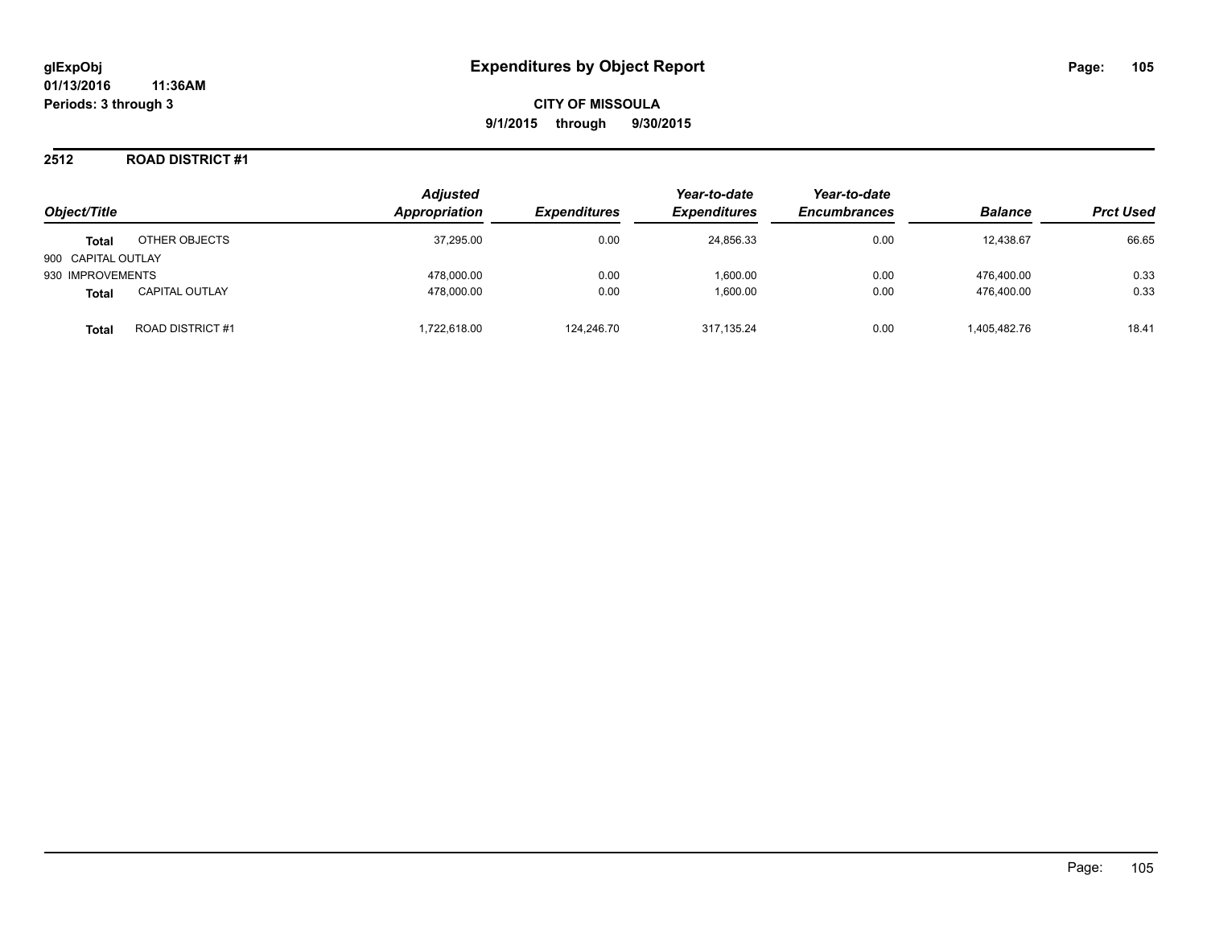**glExpObj**
**01/13/2016 11:36AM**
**Periods: 3 through 3**

# Expenditures by Object Report

**CITY OF MISSOULA**
**9/1/2015 through 9/30/2015**

## 2512 ROAD DISTRICT #1

| Object/Title | | Adjusted Appropriation | Expenditures | Year-to-date Expenditures | Year-to-date Encumbrances | Balance | Prct Used |
|---|---|---|---|---|---|---|---|
| **Total** | OTHER OBJECTS | 37,295.00 | 0.00 | 24,856.33 | 0.00 | 12,438.67 | 66.65 |
| 900 CAPITAL OUTLAY | | | | | | | |
| 930 IMPROVEMENTS | | 478,000.00 | 0.00 | 1,600.00 | 0.00 | 476,400.00 | 0.33 |
| **Total** | CAPITAL OUTLAY | 478,000.00 | 0.00 | 1,600.00 | 0.00 | 476,400.00 | 0.33 |
| **Total** | ROAD DISTRICT #1 | 1,722,618.00 | 124,246.70 | 317,135.24 | 0.00 | 1,405,482.76 | 18.41 |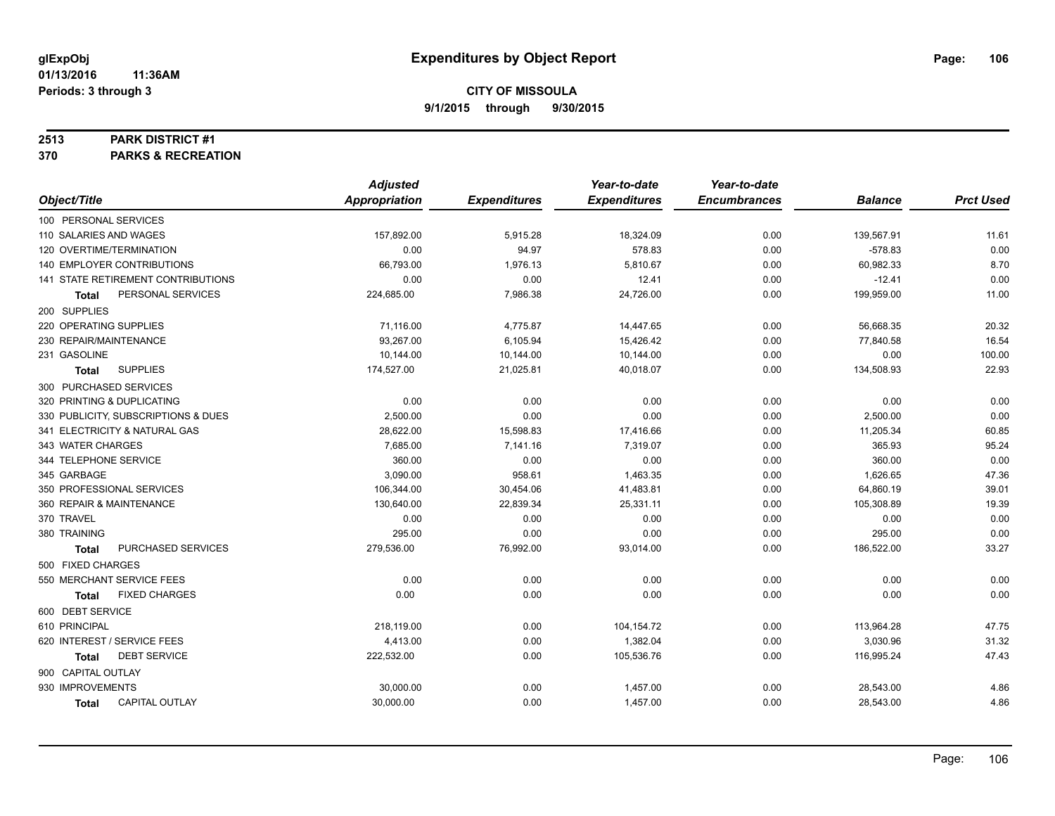glExpObj
01/13/2016 11:36AM
Periods: 3 through 3

# Expenditures by Object Report

**CITY OF MISSOULA**
**9/1/2015 through 9/30/2015**

## 2513 PARK DISTRICT #1
## 370 PARKS & RECREATION

| Object/Title | Adjusted Appropriation | Expenditures | Year-to-date Expenditures | Year-to-date Encumbrances | Balance | Prct Used |
|---|---|---|---|---|---|---|
| 100 PERSONAL SERVICES | | | | | | |
| 110 SALARIES AND WAGES | 157,892.00 | 5,915.28 | 18,324.09 | 0.00 | 139,567.91 | 11.61 |
| 120 OVERTIME/TERMINATION | 0.00 | 94.97 | 578.83 | 0.00 | -578.83 | 0.00 |
| 140 EMPLOYER CONTRIBUTIONS | 66,793.00 | 1,976.13 | 5,810.67 | 0.00 | 60,982.33 | 8.70 |
| 141 STATE RETIREMENT CONTRIBUTIONS | 0.00 | 0.00 | 12.41 | 0.00 | -12.41 | 0.00 |
| **Total** PERSONAL SERVICES | 224,685.00 | 7,986.38 | 24,726.00 | 0.00 | 199,959.00 | 11.00 |
| 200 SUPPLIES | | | | | | |
| 220 OPERATING SUPPLIES | 71,116.00 | 4,775.87 | 14,447.65 | 0.00 | 56,668.35 | 20.32 |
| 230 REPAIR/MAINTENANCE | 93,267.00 | 6,105.94 | 15,426.42 | 0.00 | 77,840.58 | 16.54 |
| 231 GASOLINE | 10,144.00 | 10,144.00 | 10,144.00 | 0.00 | 0.00 | 100.00 |
| **Total** SUPPLIES | 174,527.00 | 21,025.81 | 40,018.07 | 0.00 | 134,508.93 | 22.93 |
| 300 PURCHASED SERVICES | | | | | | |
| 320 PRINTING & DUPLICATING | 0.00 | 0.00 | 0.00 | 0.00 | 0.00 | 0.00 |
| 330 PUBLICITY, SUBSCRIPTIONS & DUES | 2,500.00 | 0.00 | 0.00 | 0.00 | 2,500.00 | 0.00 |
| 341 ELECTRICITY & NATURAL GAS | 28,622.00 | 15,598.83 | 17,416.66 | 0.00 | 11,205.34 | 60.85 |
| 343 WATER CHARGES | 7,685.00 | 7,141.16 | 7,319.07 | 0.00 | 365.93 | 95.24 |
| 344 TELEPHONE SERVICE | 360.00 | 0.00 | 0.00 | 0.00 | 360.00 | 0.00 |
| 345 GARBAGE | 3,090.00 | 958.61 | 1,463.35 | 0.00 | 1,626.65 | 47.36 |
| 350 PROFESSIONAL SERVICES | 106,344.00 | 30,454.06 | 41,483.81 | 0.00 | 64,860.19 | 39.01 |
| 360 REPAIR & MAINTENANCE | 130,640.00 | 22,839.34 | 25,331.11 | 0.00 | 105,308.89 | 19.39 |
| 370 TRAVEL | 0.00 | 0.00 | 0.00 | 0.00 | 0.00 | 0.00 |
| 380 TRAINING | 295.00 | 0.00 | 0.00 | 0.00 | 295.00 | 0.00 |
| **Total** PURCHASED SERVICES | 279,536.00 | 76,992.00 | 93,014.00 | 0.00 | 186,522.00 | 33.27 |
| 500 FIXED CHARGES | | | | | | |
| 550 MERCHANT SERVICE FEES | 0.00 | 0.00 | 0.00 | 0.00 | 0.00 | 0.00 |
| **Total** FIXED CHARGES | 0.00 | 0.00 | 0.00 | 0.00 | 0.00 | 0.00 |
| 600 DEBT SERVICE | | | | | | |
| 610 PRINCIPAL | 218,119.00 | 0.00 | 104,154.72 | 0.00 | 113,964.28 | 47.75 |
| 620 INTEREST / SERVICE FEES | 4,413.00 | 0.00 | 1,382.04 | 0.00 | 3,030.96 | 31.32 |
| **Total** DEBT SERVICE | 222,532.00 | 0.00 | 105,536.76 | 0.00 | 116,995.24 | 47.43 |
| 900 CAPITAL OUTLAY | | | | | | |
| 930 IMPROVEMENTS | 30,000.00 | 0.00 | 1,457.00 | 0.00 | 28,543.00 | 4.86 |
| **Total** CAPITAL OUTLAY | 30,000.00 | 0.00 | 1,457.00 | 0.00 | 28,543.00 | 4.86 |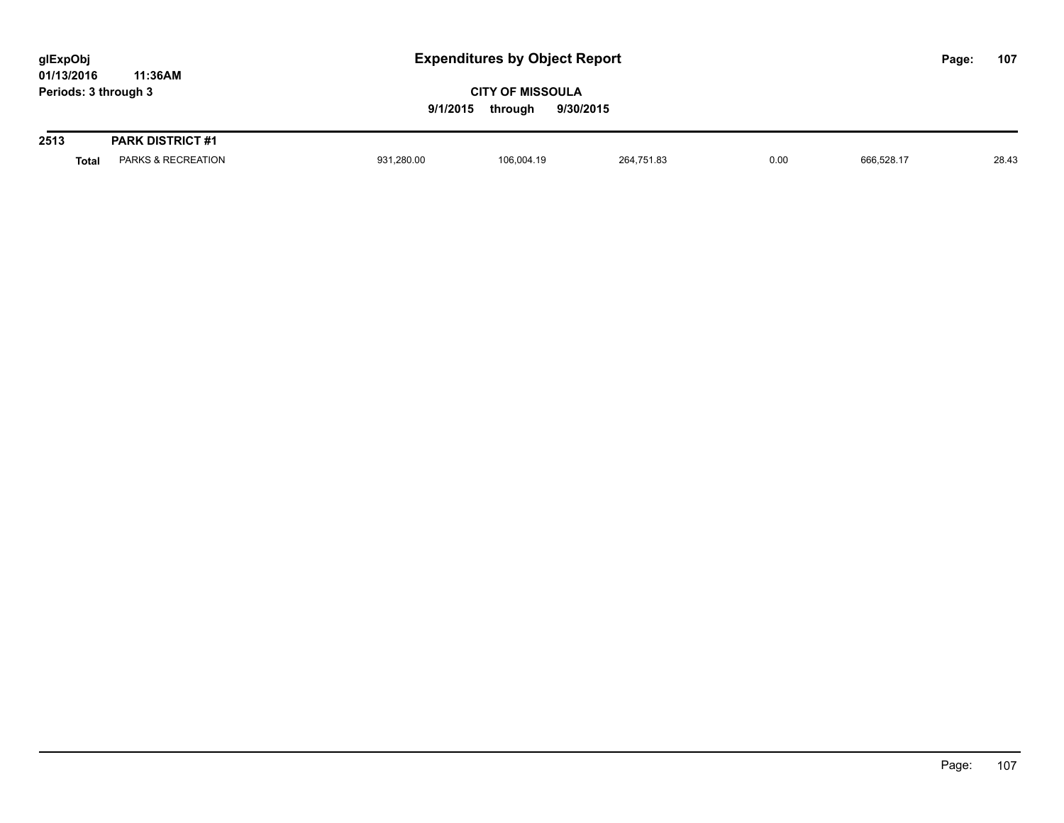# Expenditures by Object Report

glExpObj
01/13/2016 11:36AM
Periods: 3 through 3

**CITY OF MISSOULA**
**9/1/2015 through 9/30/2015**

| 2513 | PARK DISTRICT #1 | | | | | | |
|---|---|---|---|---|---|---|---|
| **Total** | PARKS & RECREATION | 931,280.00 | 106,004.19 | 264,751.83 | 0.00 | 666,528.17 | 28.43 |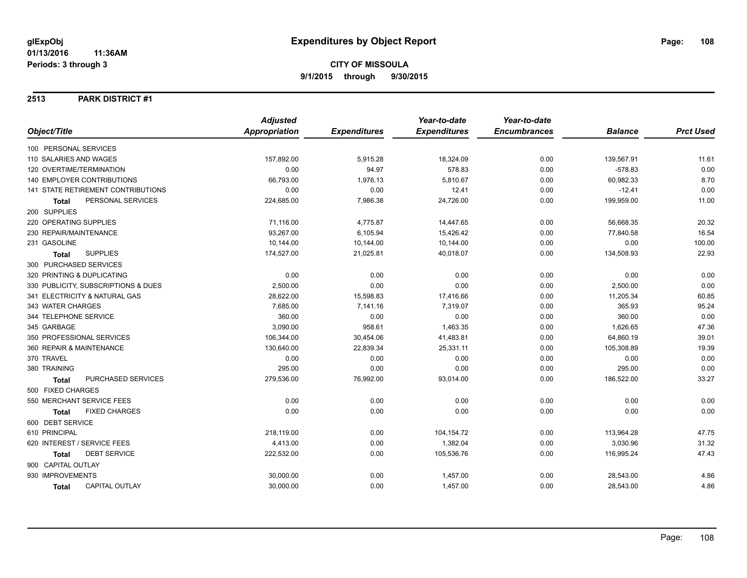# Expenditures by Object Report

glExpObj
01/13/2016 11:36AM
Periods: 3 through 3

**CITY OF MISSOULA**
**9/1/2015 through 9/30/2015**

## 2513 PARK DISTRICT #1

| Object/Title | Adjusted Appropriation | Expenditures | Year-to-date Expenditures | Year-to-date Encumbrances | Balance | Prct Used |
|---|---|---|---|---|---|---|
| 100 PERSONAL SERVICES | | | | | | |
| 110 SALARIES AND WAGES | 157,892.00 | 5,915.28 | 18,324.09 | 0.00 | 139,567.91 | 11.61 |
| 120 OVERTIME/TERMINATION | 0.00 | 94.97 | 578.83 | 0.00 | -578.83 | 0.00 |
| 140 EMPLOYER CONTRIBUTIONS | 66,793.00 | 1,976.13 | 5,810.67 | 0.00 | 60,982.33 | 8.70 |
| 141 STATE RETIREMENT CONTRIBUTIONS | 0.00 | 0.00 | 12.41 | 0.00 | -12.41 | 0.00 |
| **Total** PERSONAL SERVICES | 224,685.00 | 7,986.38 | 24,726.00 | 0.00 | 199,959.00 | 11.00 |
| 200 SUPPLIES | | | | | | |
| 220 OPERATING SUPPLIES | 71,116.00 | 4,775.87 | 14,447.65 | 0.00 | 56,668.35 | 20.32 |
| 230 REPAIR/MAINTENANCE | 93,267.00 | 6,105.94 | 15,426.42 | 0.00 | 77,840.58 | 16.54 |
| 231 GASOLINE | 10,144.00 | 10,144.00 | 10,144.00 | 0.00 | 0.00 | 100.00 |
| **Total** SUPPLIES | 174,527.00 | 21,025.81 | 40,018.07 | 0.00 | 134,508.93 | 22.93 |
| 300 PURCHASED SERVICES | | | | | | |
| 320 PRINTING & DUPLICATING | 0.00 | 0.00 | 0.00 | 0.00 | 0.00 | 0.00 |
| 330 PUBLICITY, SUBSCRIPTIONS & DUES | 2,500.00 | 0.00 | 0.00 | 0.00 | 2,500.00 | 0.00 |
| 341 ELECTRICITY & NATURAL GAS | 28,622.00 | 15,598.83 | 17,416.66 | 0.00 | 11,205.34 | 60.85 |
| 343 WATER CHARGES | 7,685.00 | 7,141.16 | 7,319.07 | 0.00 | 365.93 | 95.24 |
| 344 TELEPHONE SERVICE | 360.00 | 0.00 | 0.00 | 0.00 | 360.00 | 0.00 |
| 345 GARBAGE | 3,090.00 | 958.61 | 1,463.35 | 0.00 | 1,626.65 | 47.36 |
| 350 PROFESSIONAL SERVICES | 106,344.00 | 30,454.06 | 41,483.81 | 0.00 | 64,860.19 | 39.01 |
| 360 REPAIR & MAINTENANCE | 130,640.00 | 22,839.34 | 25,331.11 | 0.00 | 105,308.89 | 19.39 |
| 370 TRAVEL | 0.00 | 0.00 | 0.00 | 0.00 | 0.00 | 0.00 |
| 380 TRAINING | 295.00 | 0.00 | 0.00 | 0.00 | 295.00 | 0.00 |
| **Total** PURCHASED SERVICES | 279,536.00 | 76,992.00 | 93,014.00 | 0.00 | 186,522.00 | 33.27 |
| 500 FIXED CHARGES | | | | | | |
| 550 MERCHANT SERVICE FEES | 0.00 | 0.00 | 0.00 | 0.00 | 0.00 | 0.00 |
| **Total** FIXED CHARGES | 0.00 | 0.00 | 0.00 | 0.00 | 0.00 | 0.00 |
| 600 DEBT SERVICE | | | | | | |
| 610 PRINCIPAL | 218,119.00 | 0.00 | 104,154.72 | 0.00 | 113,964.28 | 47.75 |
| 620 INTEREST / SERVICE FEES | 4,413.00 | 0.00 | 1,382.04 | 0.00 | 3,030.96 | 31.32 |
| **Total** DEBT SERVICE | 222,532.00 | 0.00 | 105,536.76 | 0.00 | 116,995.24 | 47.43 |
| 900 CAPITAL OUTLAY | | | | | | |
| 930 IMPROVEMENTS | 30,000.00 | 0.00 | 1,457.00 | 0.00 | 28,543.00 | 4.86 |
| **Total** CAPITAL OUTLAY | 30,000.00 | 0.00 | 1,457.00 | 0.00 | 28,543.00 | 4.86 |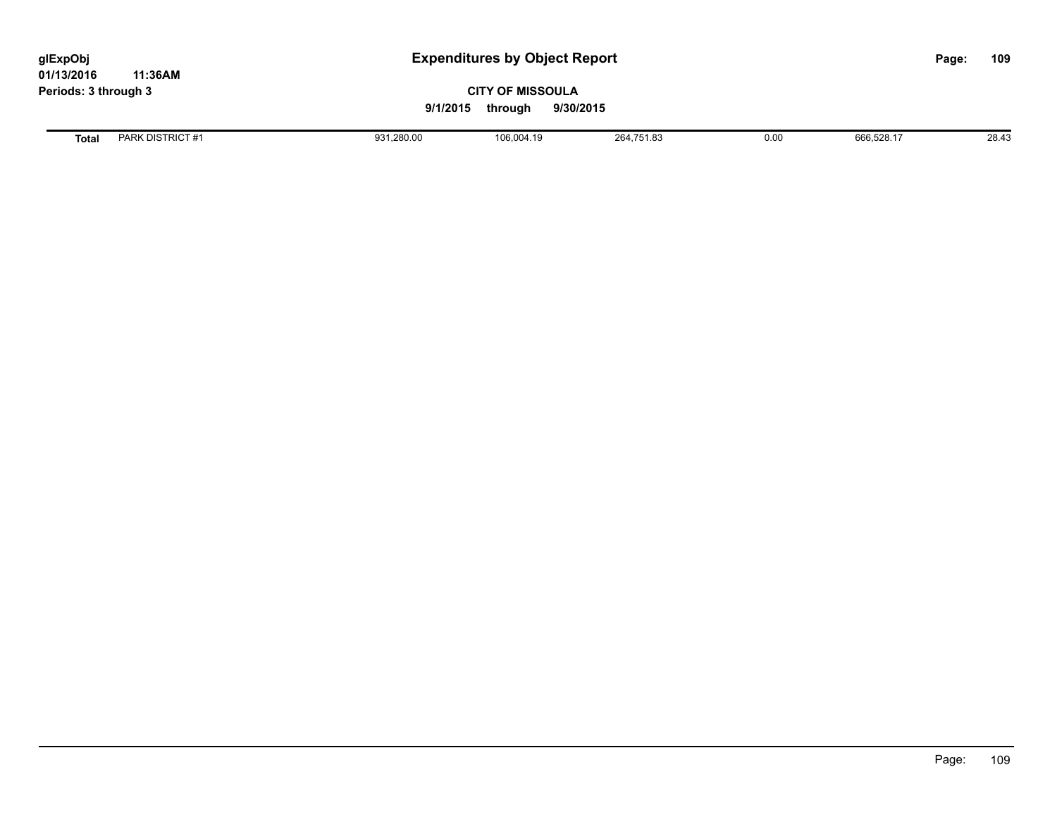| | | | | | | |
|---|---|---|---|---|---|---|
| **Total** | PARK DISTRICT #1 | 931,280.00 | 106,004.19 | 264,751.83 | 0.00 | 666,528.17 | 28.43 |

| | | | | | | | |
|---|---|---|---|---|---|---|---|
| **Total** | PARK DISTRICT #1 | 931,280.00 | 106,004.19 | 264,751.83 | 0.00 | 666,528.17 | 28.43 |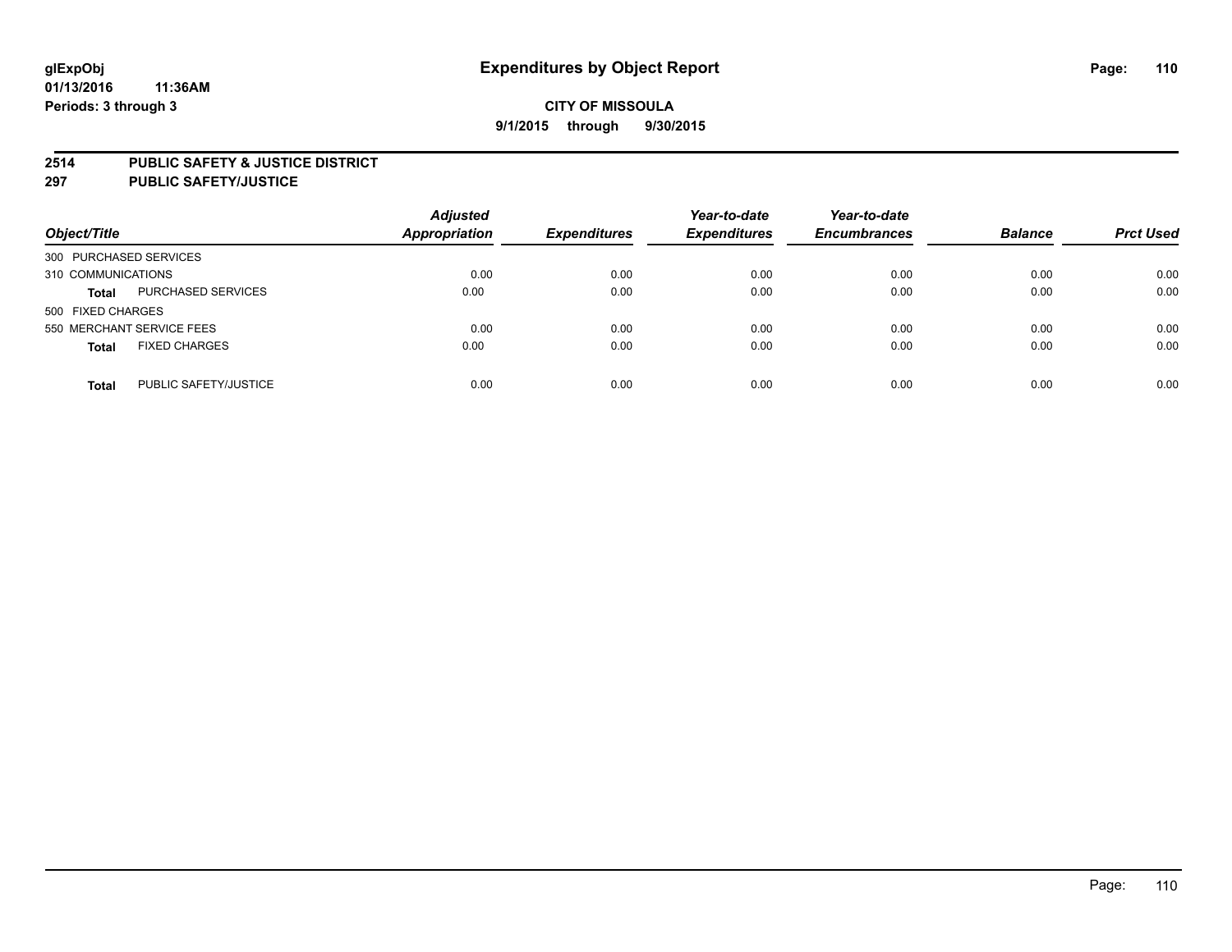**glExpObj**
**01/13/2016 11:36AM**
**Periods: 3 through 3**

# Expenditures by Object Report

**CITY OF MISSOULA**
**9/1/2015 through 9/30/2015**

**2514 PUBLIC SAFETY & JUSTICE DISTRICT**
**297 PUBLIC SAFETY/JUSTICE**

| Object/Title | | Adjusted Appropriation | Expenditures | Year-to-date Expenditures | Year-to-date Encumbrances | Balance | Prct Used |
|---|---|---|---|---|---|---|---|
| 300 PURCHASED SERVICES | | | | | | | |
| 310 COMMUNICATIONS | | 0.00 | 0.00 | 0.00 | 0.00 | 0.00 | 0.00 |
| **Total** | PURCHASED SERVICES | 0.00 | 0.00 | 0.00 | 0.00 | 0.00 | 0.00 |
| 500 FIXED CHARGES | | | | | | | |
| 550 MERCHANT SERVICE FEES | | 0.00 | 0.00 | 0.00 | 0.00 | 0.00 | 0.00 |
| **Total** | FIXED CHARGES | 0.00 | 0.00 | 0.00 | 0.00 | 0.00 | 0.00 |
| **Total** | PUBLIC SAFETY/JUSTICE | 0.00 | 0.00 | 0.00 | 0.00 | 0.00 | 0.00 |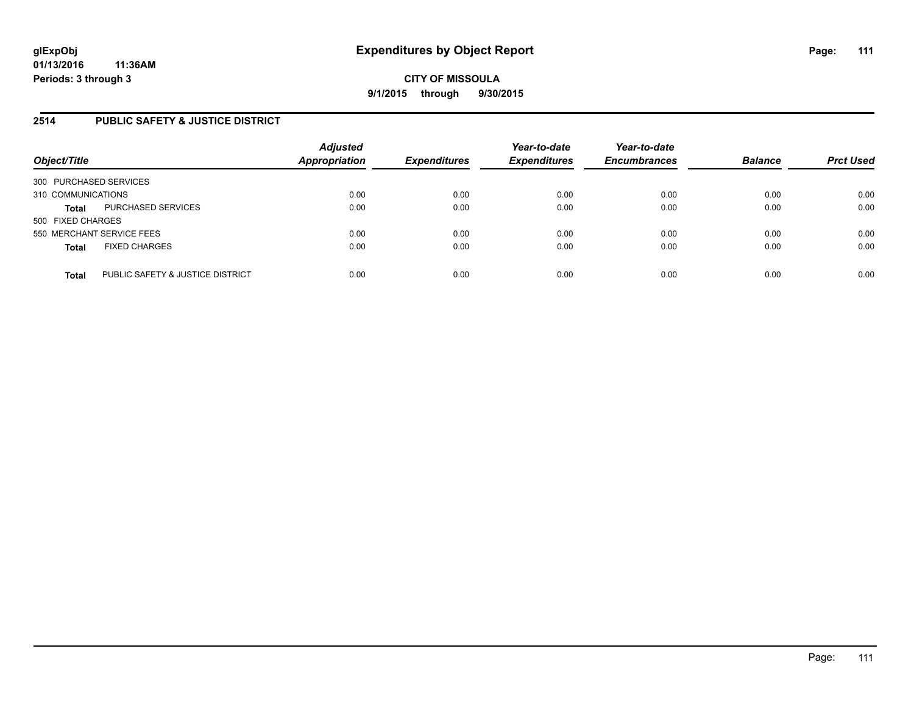# Expenditures by Object Report

glExpObj
01/13/2016 11:36AM
Periods: 3 through 3

**CITY OF MISSOULA**
**9/1/2015 through 9/30/2015**

## 2514 PUBLIC SAFETY & JUSTICE DISTRICT

| Object/Title | | Adjusted Appropriation | Expenditures | Year-to-date Expenditures | Year-to-date Encumbrances | Balance | Prct Used |
|---|---|---|---|---|---|---|---|
| 300 PURCHASED SERVICES | | | | | | | |
| 310 COMMUNICATIONS | | 0.00 | 0.00 | 0.00 | 0.00 | 0.00 | 0.00 |
| **Total** | PURCHASED SERVICES | 0.00 | 0.00 | 0.00 | 0.00 | 0.00 | 0.00 |
| 500 FIXED CHARGES | | | | | | | |
| 550 MERCHANT SERVICE FEES | | 0.00 | 0.00 | 0.00 | 0.00 | 0.00 | 0.00 |
| **Total** | FIXED CHARGES | 0.00 | 0.00 | 0.00 | 0.00 | 0.00 | 0.00 |
| **Total** | PUBLIC SAFETY & JUSTICE DISTRICT | 0.00 | 0.00 | 0.00 | 0.00 | 0.00 | 0.00 |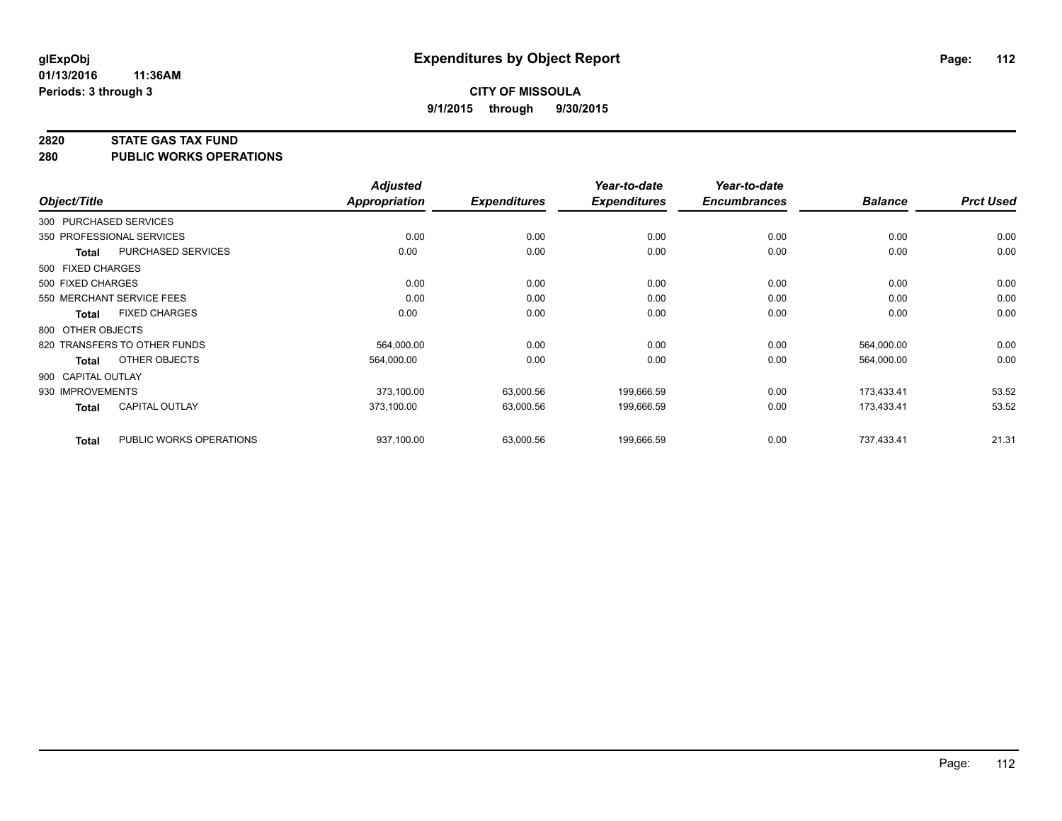# Expenditures by Object Report

glExpObj
01/13/2016 11:36AM
Periods: 3 through 3

**CITY OF MISSOULA**
**9/1/2015 through 9/30/2015**

**2820 STATE GAS TAX FUND**
**280 PUBLIC WORKS OPERATIONS**

| Object/Title | | Adjusted Appropriation | Expenditures | Year-to-date Expenditures | Year-to-date Encumbrances | Balance | Prct Used |
|---|---|---|---|---|---|---|---|
| 300 PURCHASED SERVICES | | | | | | | |
| 350 PROFESSIONAL SERVICES | | 0.00 | 0.00 | 0.00 | 0.00 | 0.00 | 0.00 |
| **Total** | PURCHASED SERVICES | 0.00 | 0.00 | 0.00 | 0.00 | 0.00 | 0.00 |
| 500 FIXED CHARGES | | | | | | | |
| 500 FIXED CHARGES | | 0.00 | 0.00 | 0.00 | 0.00 | 0.00 | 0.00 |
| 550 MERCHANT SERVICE FEES | | 0.00 | 0.00 | 0.00 | 0.00 | 0.00 | 0.00 |
| **Total** | FIXED CHARGES | 0.00 | 0.00 | 0.00 | 0.00 | 0.00 | 0.00 |
| 800 OTHER OBJECTS | | | | | | | |
| 820 TRANSFERS TO OTHER FUNDS | | 564,000.00 | 0.00 | 0.00 | 0.00 | 564,000.00 | 0.00 |
| **Total** | OTHER OBJECTS | 564,000.00 | 0.00 | 0.00 | 0.00 | 564,000.00 | 0.00 |
| 900 CAPITAL OUTLAY | | | | | | | |
| 930 IMPROVEMENTS | | 373,100.00 | 63,000.56 | 199,666.59 | 0.00 | 173,433.41 | 53.52 |
| **Total** | CAPITAL OUTLAY | 373,100.00 | 63,000.56 | 199,666.59 | 0.00 | 173,433.41 | 53.52 |
| **Total** | PUBLIC WORKS OPERATIONS | 937,100.00 | 63,000.56 | 199,666.59 | 0.00 | 737,433.41 | 21.31 |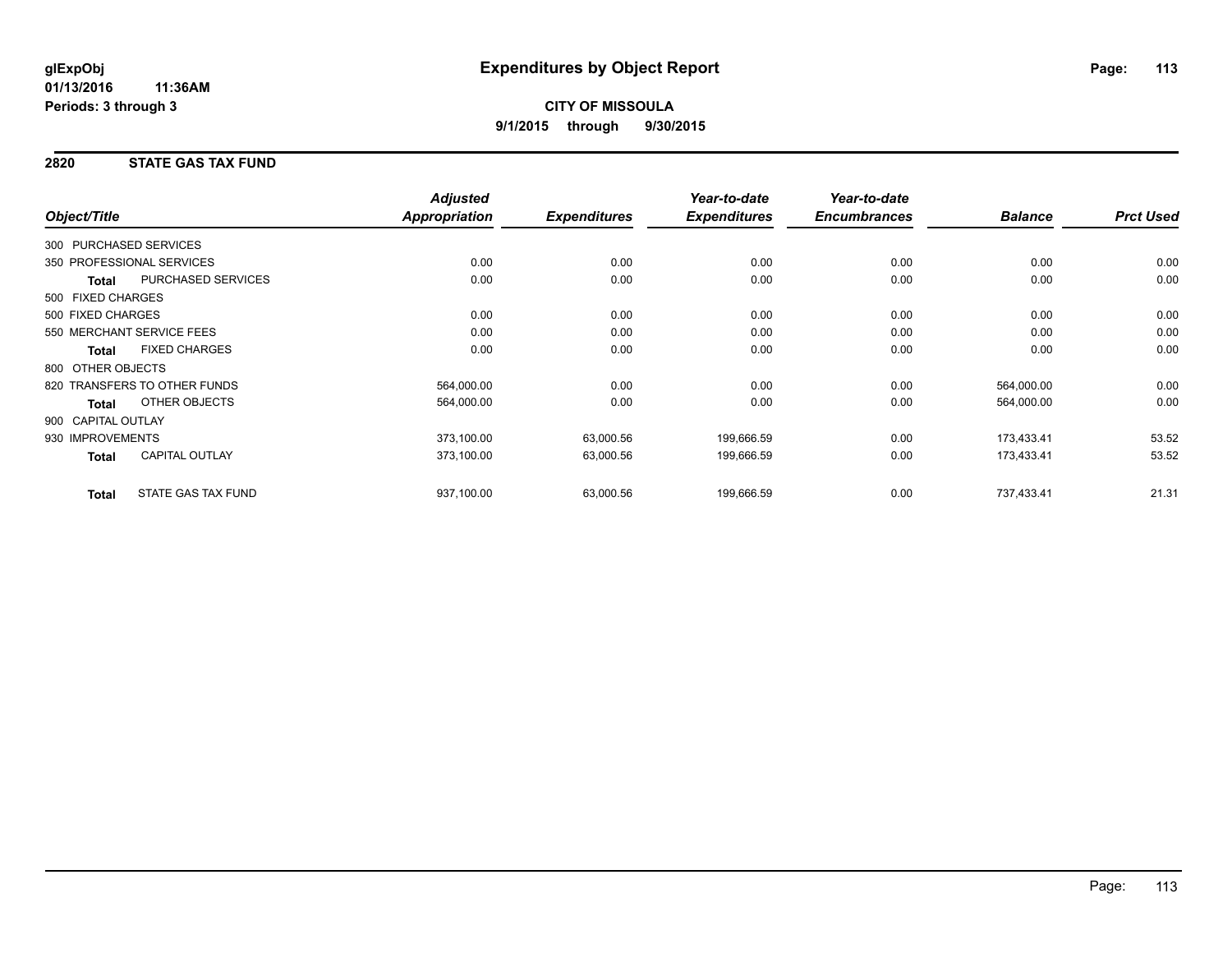**glExpObj** **Expenditures by Object Report**

**01/13/2016 11:36AM**

**Periods: 3 through 3**

**CITY OF MISSOULA**

**9/1/2015 through 9/30/2015**

## 2820 STATE GAS TAX FUND

| Object/Title | | *Adjusted Appropriation* | *Expenditures* | *Year-to-date Expenditures* | *Year-to-date Encumbrances* | *Balance* | *Prct Used* |
|---|---|---|---|---|---|---|---|
| 300 PURCHASED SERVICES | | | | | | | |
| 350 PROFESSIONAL SERVICES | | 0.00 | 0.00 | 0.00 | 0.00 | 0.00 | 0.00 |
| **Total** | PURCHASED SERVICES | 0.00 | 0.00 | 0.00 | 0.00 | 0.00 | 0.00 |
| 500 FIXED CHARGES | | | | | | | |
| 500 FIXED CHARGES | | 0.00 | 0.00 | 0.00 | 0.00 | 0.00 | 0.00 |
| 550 MERCHANT SERVICE FEES | | 0.00 | 0.00 | 0.00 | 0.00 | 0.00 | 0.00 |
| **Total** | FIXED CHARGES | 0.00 | 0.00 | 0.00 | 0.00 | 0.00 | 0.00 |
| 800 OTHER OBJECTS | | | | | | | |
| 820 TRANSFERS TO OTHER FUNDS | | 564,000.00 | 0.00 | 0.00 | 0.00 | 564,000.00 | 0.00 |
| **Total** | OTHER OBJECTS | 564,000.00 | 0.00 | 0.00 | 0.00 | 564,000.00 | 0.00 |
| 900 CAPITAL OUTLAY | | | | | | | |
| 930 IMPROVEMENTS | | 373,100.00 | 63,000.56 | 199,666.59 | 0.00 | 173,433.41 | 53.52 |
| **Total** | CAPITAL OUTLAY | 373,100.00 | 63,000.56 | 199,666.59 | 0.00 | 173,433.41 | 53.52 |
| **Total** | STATE GAS TAX FUND | 937,100.00 | 63,000.56 | 199,666.59 | 0.00 | 737,433.41 | 21.31 |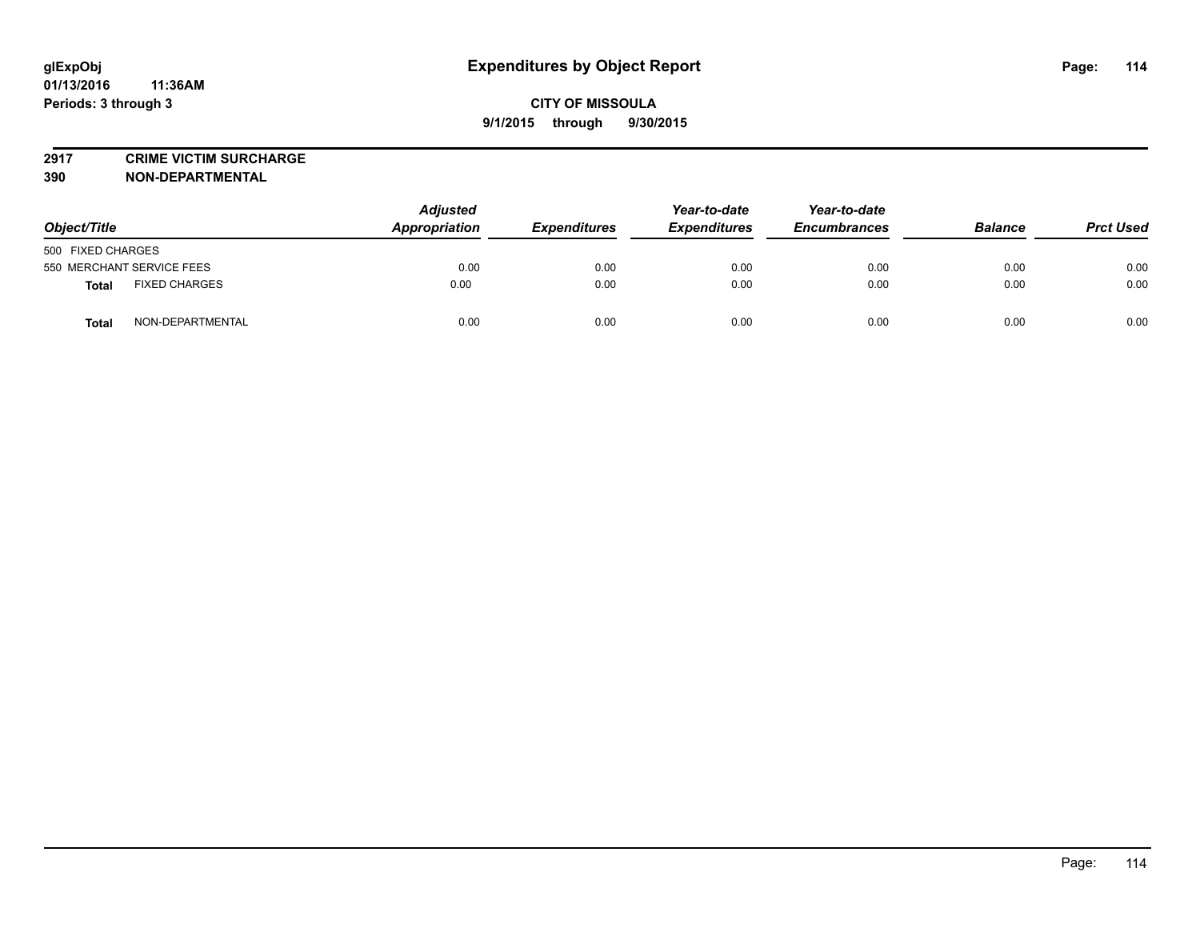**glExpObj** **Expenditures by Object Report**

**01/13/2016 11:36AM**

**Periods: 3 through 3**

**CITY OF MISSOULA**

**9/1/2015 through 9/30/2015**

**2917 CRIME VICTIM SURCHARGE**

**390 NON-DEPARTMENTAL**

| Object/Title | Adjusted Appropriation | Expenditures | Year-to-date Expenditures | Year-to-date Encumbrances | Balance | Prct Used |
|---|---|---|---|---|---|---|
| 500 FIXED CHARGES | | | | | | |
| 550 MERCHANT SERVICE FEES | 0.00 | 0.00 | 0.00 | 0.00 | 0.00 | 0.00 |
| **Total** FIXED CHARGES | 0.00 | 0.00 | 0.00 | 0.00 | 0.00 | 0.00 |
| **Total** NON-DEPARTMENTAL | 0.00 | 0.00 | 0.00 | 0.00 | 0.00 | 0.00 |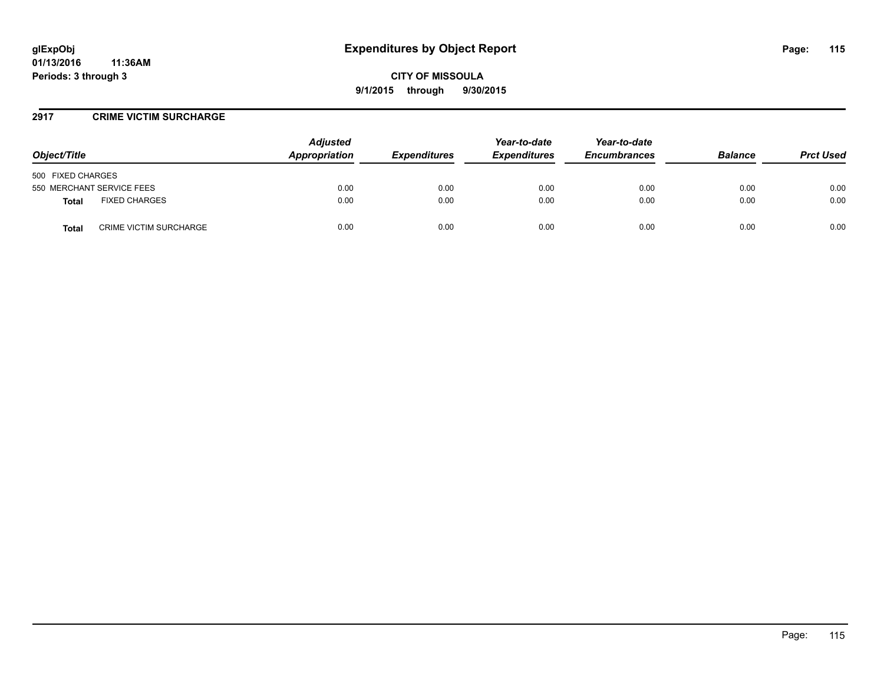# Expenditures by Object Report

glExpObj
01/13/2016 11:36AM
Periods: 3 through 3

**CITY OF MISSOULA**
**9/1/2015 through 9/30/2015**

## 2917 CRIME VICTIM SURCHARGE

| Object/Title | | Adjusted Appropriation | Expenditures | Year-to-date Expenditures | Year-to-date Encumbrances | Balance | Prct Used |
|---|---|---|---|---|---|---|---|
| 500 FIXED CHARGES | | | | | | | |
| 550 MERCHANT SERVICE FEES | | 0.00 | 0.00 | 0.00 | 0.00 | 0.00 | 0.00 |
| **Total** | FIXED CHARGES | 0.00 | 0.00 | 0.00 | 0.00 | 0.00 | 0.00 |
| **Total** | CRIME VICTIM SURCHARGE | 0.00 | 0.00 | 0.00 | 0.00 | 0.00 | 0.00 |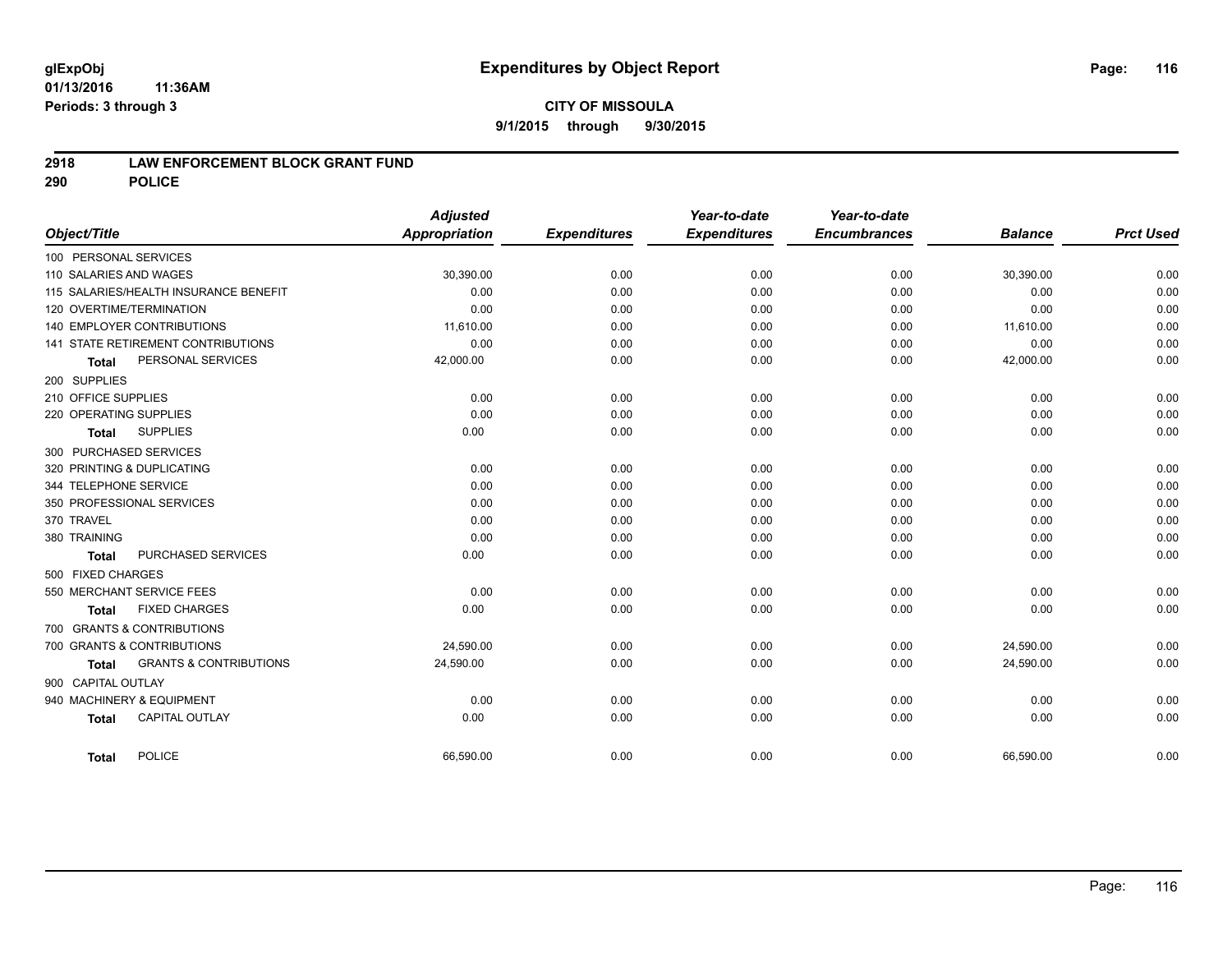glExpObj
01/13/2016 11:36AM
Periods: 3 through 3

# Expenditures by Object Report

**CITY OF MISSOULA**
**9/1/2015 through 9/30/2015**

## 2918 LAW ENFORCEMENT BLOCK GRANT FUND
## 290 POLICE

| Object/Title | Adjusted Appropriation | Expenditures | Year-to-date Expenditures | Year-to-date Encumbrances | Balance | Prct Used |
|---|---|---|---|---|---|---|
| 100 PERSONAL SERVICES | | | | | | |
| 110 SALARIES AND WAGES | 30,390.00 | 0.00 | 0.00 | 0.00 | 30,390.00 | 0.00 |
| 115 SALARIES/HEALTH INSURANCE BENEFIT | 0.00 | 0.00 | 0.00 | 0.00 | 0.00 | 0.00 |
| 120 OVERTIME/TERMINATION | 0.00 | 0.00 | 0.00 | 0.00 | 0.00 | 0.00 |
| 140 EMPLOYER CONTRIBUTIONS | 11,610.00 | 0.00 | 0.00 | 0.00 | 11,610.00 | 0.00 |
| 141 STATE RETIREMENT CONTRIBUTIONS | 0.00 | 0.00 | 0.00 | 0.00 | 0.00 | 0.00 |
| **Total** PERSONAL SERVICES | 42,000.00 | 0.00 | 0.00 | 0.00 | 42,000.00 | 0.00 |
| 200 SUPPLIES | | | | | | |
| 210 OFFICE SUPPLIES | 0.00 | 0.00 | 0.00 | 0.00 | 0.00 | 0.00 |
| 220 OPERATING SUPPLIES | 0.00 | 0.00 | 0.00 | 0.00 | 0.00 | 0.00 |
| **Total** SUPPLIES | 0.00 | 0.00 | 0.00 | 0.00 | 0.00 | 0.00 |
| 300 PURCHASED SERVICES | | | | | | |
| 320 PRINTING & DUPLICATING | 0.00 | 0.00 | 0.00 | 0.00 | 0.00 | 0.00 |
| 344 TELEPHONE SERVICE | 0.00 | 0.00 | 0.00 | 0.00 | 0.00 | 0.00 |
| 350 PROFESSIONAL SERVICES | 0.00 | 0.00 | 0.00 | 0.00 | 0.00 | 0.00 |
| 370 TRAVEL | 0.00 | 0.00 | 0.00 | 0.00 | 0.00 | 0.00 |
| 380 TRAINING | 0.00 | 0.00 | 0.00 | 0.00 | 0.00 | 0.00 |
| **Total** PURCHASED SERVICES | 0.00 | 0.00 | 0.00 | 0.00 | 0.00 | 0.00 |
| 500 FIXED CHARGES | | | | | | |
| 550 MERCHANT SERVICE FEES | 0.00 | 0.00 | 0.00 | 0.00 | 0.00 | 0.00 |
| **Total** FIXED CHARGES | 0.00 | 0.00 | 0.00 | 0.00 | 0.00 | 0.00 |
| 700 GRANTS & CONTRIBUTIONS | | | | | | |
| 700 GRANTS & CONTRIBUTIONS | 24,590.00 | 0.00 | 0.00 | 0.00 | 24,590.00 | 0.00 |
| **Total** GRANTS & CONTRIBUTIONS | 24,590.00 | 0.00 | 0.00 | 0.00 | 24,590.00 | 0.00 |
| 900 CAPITAL OUTLAY | | | | | | |
| 940 MACHINERY & EQUIPMENT | 0.00 | 0.00 | 0.00 | 0.00 | 0.00 | 0.00 |
| **Total** CAPITAL OUTLAY | 0.00 | 0.00 | 0.00 | 0.00 | 0.00 | 0.00 |
| **Total** POLICE | 66,590.00 | 0.00 | 0.00 | 0.00 | 66,590.00 | 0.00 |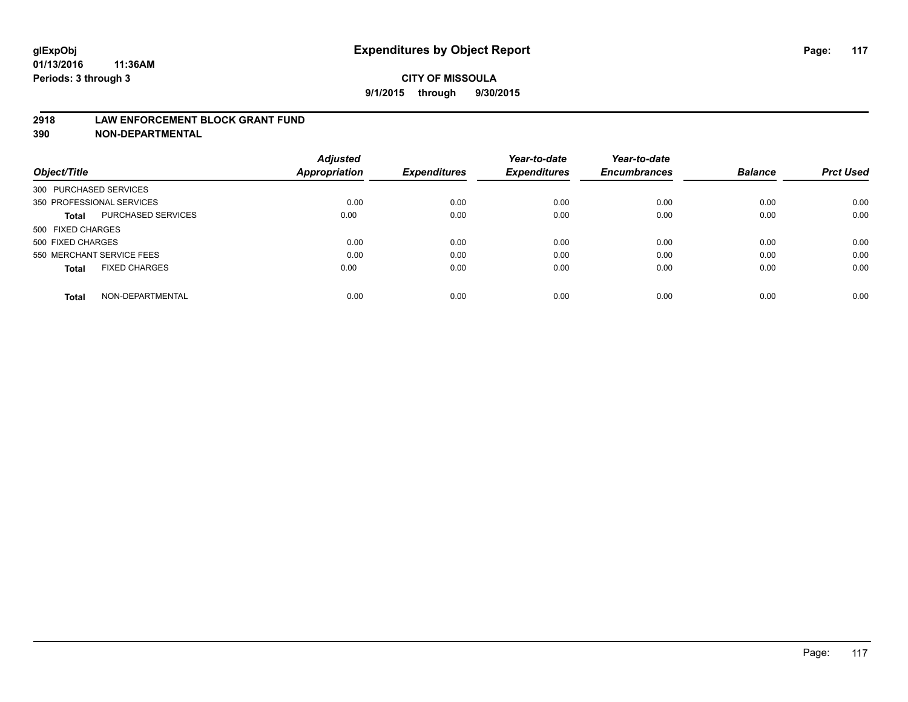**glExpObj** **Expenditures by Object Report**

**01/13/2016 11:36AM**

**Periods: 3 through 3**

**CITY OF MISSOULA**

**9/1/2015 through 9/30/2015**

## 2918 LAW ENFORCEMENT BLOCK GRANT FUND
## 390 NON-DEPARTMENTAL

| Object/Title | | Adjusted Appropriation | Expenditures | Year-to-date Expenditures | Year-to-date Encumbrances | Balance | Prct Used |
|---|---|---|---|---|---|---|---|
| 300 PURCHASED SERVICES | | | | | | | |
| 350 PROFESSIONAL SERVICES | | 0.00 | 0.00 | 0.00 | 0.00 | 0.00 | 0.00 |
| **Total** | PURCHASED SERVICES | 0.00 | 0.00 | 0.00 | 0.00 | 0.00 | 0.00 |
| 500 FIXED CHARGES | | | | | | | |
| 500 FIXED CHARGES | | 0.00 | 0.00 | 0.00 | 0.00 | 0.00 | 0.00 |
| 550 MERCHANT SERVICE FEES | | 0.00 | 0.00 | 0.00 | 0.00 | 0.00 | 0.00 |
| **Total** | FIXED CHARGES | 0.00 | 0.00 | 0.00 | 0.00 | 0.00 | 0.00 |
| **Total** | NON-DEPARTMENTAL | 0.00 | 0.00 | 0.00 | 0.00 | 0.00 | 0.00 |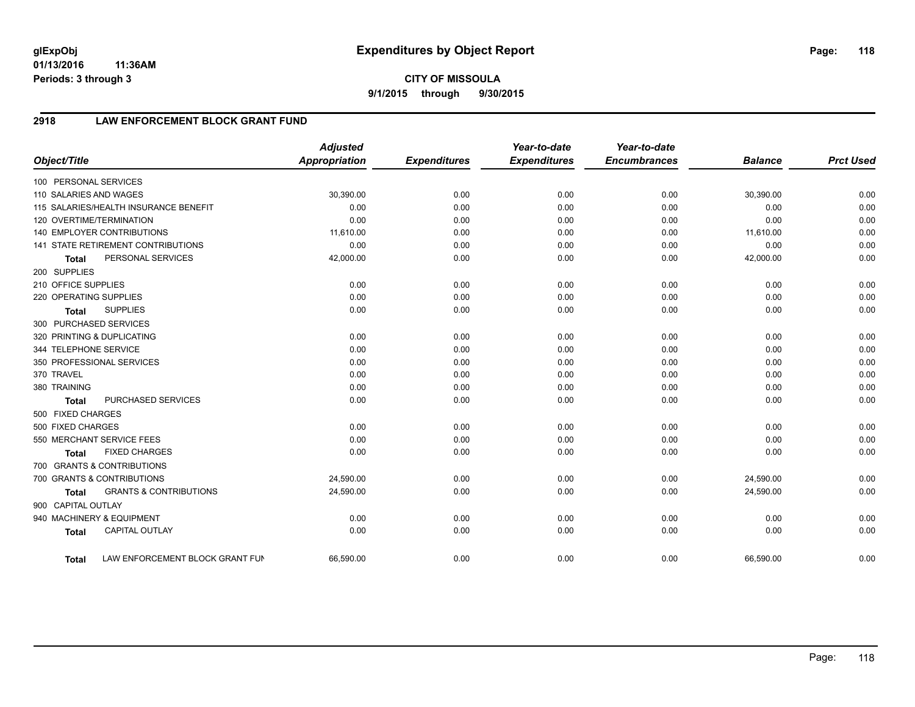# Expenditures by Object Report

glExpObj
01/13/2016 11:36AM
Periods: 3 through 3

**CITY OF MISSOULA**
**9/1/2015 through 9/30/2015**

## 2918 LAW ENFORCEMENT BLOCK GRANT FUND

| Object/Title | Adjusted Appropriation | Expenditures | Year-to-date Expenditures | Year-to-date Encumbrances | Balance | Prct Used |
|---|---|---|---|---|---|---|
| 100 PERSONAL SERVICES | | | | | | |
| 110 SALARIES AND WAGES | 30,390.00 | 0.00 | 0.00 | 0.00 | 30,390.00 | 0.00 |
| 115 SALARIES/HEALTH INSURANCE BENEFIT | 0.00 | 0.00 | 0.00 | 0.00 | 0.00 | 0.00 |
| 120 OVERTIME/TERMINATION | 0.00 | 0.00 | 0.00 | 0.00 | 0.00 | 0.00 |
| 140 EMPLOYER CONTRIBUTIONS | 11,610.00 | 0.00 | 0.00 | 0.00 | 11,610.00 | 0.00 |
| 141 STATE RETIREMENT CONTRIBUTIONS | 0.00 | 0.00 | 0.00 | 0.00 | 0.00 | 0.00 |
| **Total** PERSONAL SERVICES | 42,000.00 | 0.00 | 0.00 | 0.00 | 42,000.00 | 0.00 |
| 200 SUPPLIES | | | | | | |
| 210 OFFICE SUPPLIES | 0.00 | 0.00 | 0.00 | 0.00 | 0.00 | 0.00 |
| 220 OPERATING SUPPLIES | 0.00 | 0.00 | 0.00 | 0.00 | 0.00 | 0.00 |
| **Total** SUPPLIES | 0.00 | 0.00 | 0.00 | 0.00 | 0.00 | 0.00 |
| 300 PURCHASED SERVICES | | | | | | |
| 320 PRINTING & DUPLICATING | 0.00 | 0.00 | 0.00 | 0.00 | 0.00 | 0.00 |
| 344 TELEPHONE SERVICE | 0.00 | 0.00 | 0.00 | 0.00 | 0.00 | 0.00 |
| 350 PROFESSIONAL SERVICES | 0.00 | 0.00 | 0.00 | 0.00 | 0.00 | 0.00 |
| 370 TRAVEL | 0.00 | 0.00 | 0.00 | 0.00 | 0.00 | 0.00 |
| 380 TRAINING | 0.00 | 0.00 | 0.00 | 0.00 | 0.00 | 0.00 |
| **Total** PURCHASED SERVICES | 0.00 | 0.00 | 0.00 | 0.00 | 0.00 | 0.00 |
| 500 FIXED CHARGES | | | | | | |
| 500 FIXED CHARGES | 0.00 | 0.00 | 0.00 | 0.00 | 0.00 | 0.00 |
| 550 MERCHANT SERVICE FEES | 0.00 | 0.00 | 0.00 | 0.00 | 0.00 | 0.00 |
| **Total** FIXED CHARGES | 0.00 | 0.00 | 0.00 | 0.00 | 0.00 | 0.00 |
| 700 GRANTS & CONTRIBUTIONS | | | | | | |
| 700 GRANTS & CONTRIBUTIONS | 24,590.00 | 0.00 | 0.00 | 0.00 | 24,590.00 | 0.00 |
| **Total** GRANTS & CONTRIBUTIONS | 24,590.00 | 0.00 | 0.00 | 0.00 | 24,590.00 | 0.00 |
| 900 CAPITAL OUTLAY | | | | | | |
| 940 MACHINERY & EQUIPMENT | 0.00 | 0.00 | 0.00 | 0.00 | 0.00 | 0.00 |
| **Total** CAPITAL OUTLAY | 0.00 | 0.00 | 0.00 | 0.00 | 0.00 | 0.00 |
| **Total** LAW ENFORCEMENT BLOCK GRANT FUN | 66,590.00 | 0.00 | 0.00 | 0.00 | 66,590.00 | 0.00 |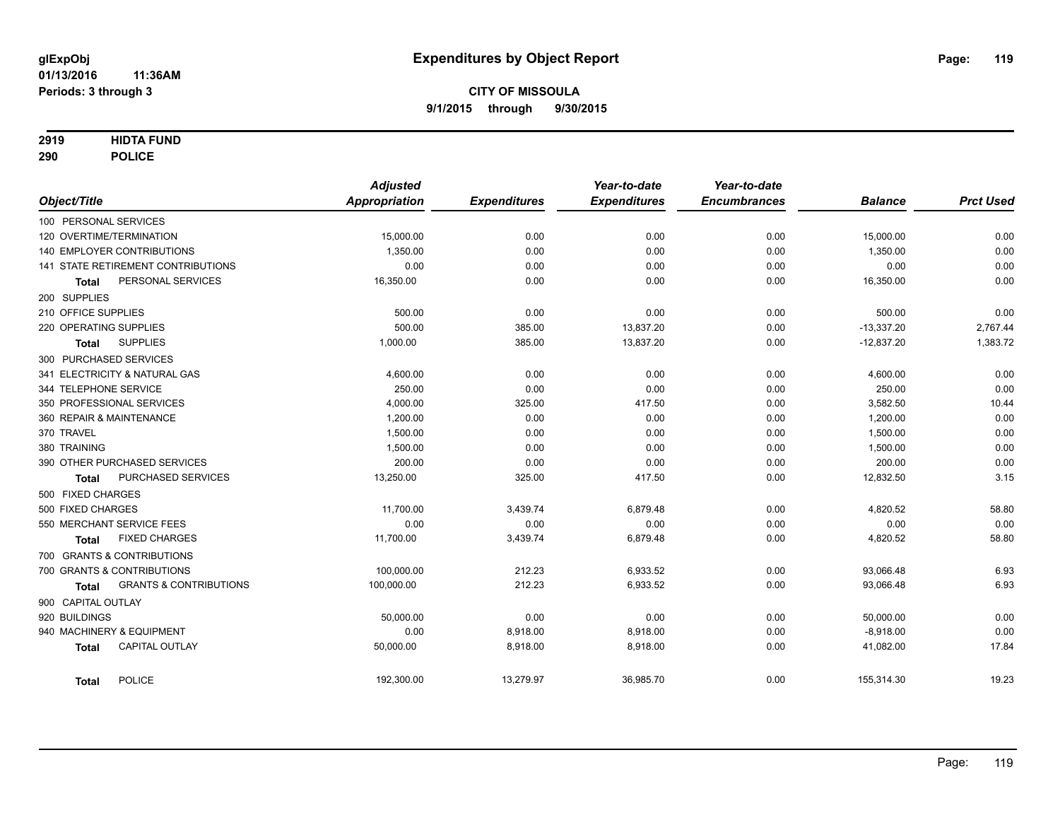# Expenditures by Object Report

glExpObj
01/13/2016 11:36AM
Periods: 3 through 3

**CITY OF MISSOULA**
**9/1/2015 through 9/30/2015**

**2919 HIDTA FUND**
**290 POLICE**

| Object/Title | Adjusted Appropriation | Expenditures | Year-to-date Expenditures | Year-to-date Encumbrances | Balance | Prct Used |
|---|---|---|---|---|---|---|
| 100 PERSONAL SERVICES | | | | | | |
| 120 OVERTIME/TERMINATION | 15,000.00 | 0.00 | 0.00 | 0.00 | 15,000.00 | 0.00 |
| 140 EMPLOYER CONTRIBUTIONS | 1,350.00 | 0.00 | 0.00 | 0.00 | 1,350.00 | 0.00 |
| 141 STATE RETIREMENT CONTRIBUTIONS | 0.00 | 0.00 | 0.00 | 0.00 | 0.00 | 0.00 |
| **Total** PERSONAL SERVICES | 16,350.00 | 0.00 | 0.00 | 0.00 | 16,350.00 | 0.00 |
| 200 SUPPLIES | | | | | | |
| 210 OFFICE SUPPLIES | 500.00 | 0.00 | 0.00 | 0.00 | 500.00 | 0.00 |
| 220 OPERATING SUPPLIES | 500.00 | 385.00 | 13,837.20 | 0.00 | -13,337.20 | 2,767.44 |
| **Total** SUPPLIES | 1,000.00 | 385.00 | 13,837.20 | 0.00 | -12,837.20 | 1,383.72 |
| 300 PURCHASED SERVICES | | | | | | |
| 341 ELECTRICITY & NATURAL GAS | 4,600.00 | 0.00 | 0.00 | 0.00 | 4,600.00 | 0.00 |
| 344 TELEPHONE SERVICE | 250.00 | 0.00 | 0.00 | 0.00 | 250.00 | 0.00 |
| 350 PROFESSIONAL SERVICES | 4,000.00 | 325.00 | 417.50 | 0.00 | 3,582.50 | 10.44 |
| 360 REPAIR & MAINTENANCE | 1,200.00 | 0.00 | 0.00 | 0.00 | 1,200.00 | 0.00 |
| 370 TRAVEL | 1,500.00 | 0.00 | 0.00 | 0.00 | 1,500.00 | 0.00 |
| 380 TRAINING | 1,500.00 | 0.00 | 0.00 | 0.00 | 1,500.00 | 0.00 |
| 390 OTHER PURCHASED SERVICES | 200.00 | 0.00 | 0.00 | 0.00 | 200.00 | 0.00 |
| **Total** PURCHASED SERVICES | 13,250.00 | 325.00 | 417.50 | 0.00 | 12,832.50 | 3.15 |
| 500 FIXED CHARGES | | | | | | |
| 500 FIXED CHARGES | 11,700.00 | 3,439.74 | 6,879.48 | 0.00 | 4,820.52 | 58.80 |
| 550 MERCHANT SERVICE FEES | 0.00 | 0.00 | 0.00 | 0.00 | 0.00 | 0.00 |
| **Total** FIXED CHARGES | 11,700.00 | 3,439.74 | 6,879.48 | 0.00 | 4,820.52 | 58.80 |
| 700 GRANTS & CONTRIBUTIONS | | | | | | |
| 700 GRANTS & CONTRIBUTIONS | 100,000.00 | 212.23 | 6,933.52 | 0.00 | 93,066.48 | 6.93 |
| **Total** GRANTS & CONTRIBUTIONS | 100,000.00 | 212.23 | 6,933.52 | 0.00 | 93,066.48 | 6.93 |
| 900 CAPITAL OUTLAY | | | | | | |
| 920 BUILDINGS | 50,000.00 | 0.00 | 0.00 | 0.00 | 50,000.00 | 0.00 |
| 940 MACHINERY & EQUIPMENT | 0.00 | 8,918.00 | 8,918.00 | 0.00 | -8,918.00 | 0.00 |
| **Total** CAPITAL OUTLAY | 50,000.00 | 8,918.00 | 8,918.00 | 0.00 | 41,082.00 | 17.84 |
| **Total** POLICE | 192,300.00 | 13,279.97 | 36,985.70 | 0.00 | 155,314.30 | 19.23 |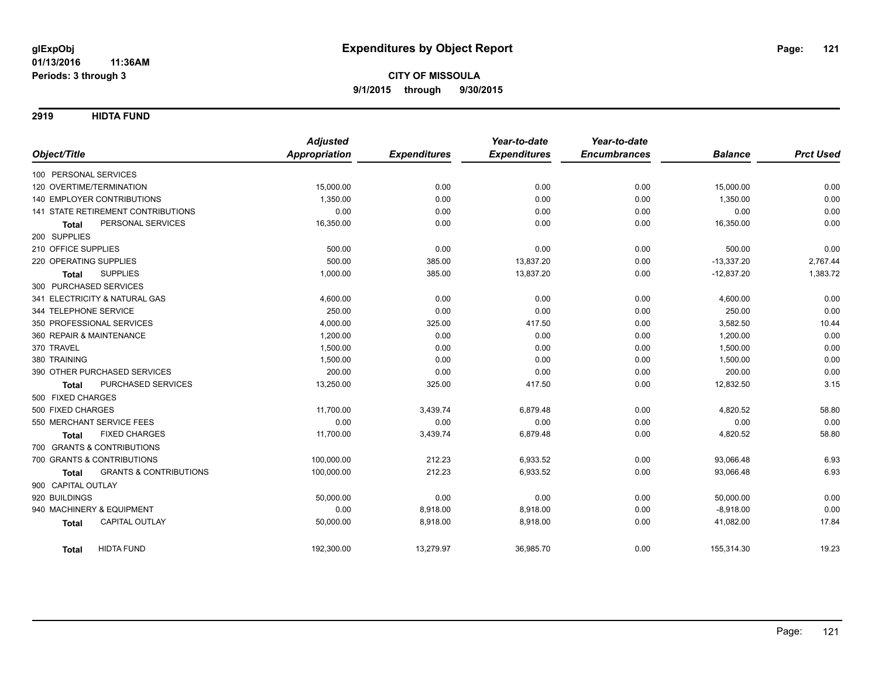glExpObj
01/13/2016 11:36AM
Periods: 3 through 3

# Expenditures by Object Report

**CITY OF MISSOULA**
**9/1/2015 through 9/30/2015**

## 2919 HIDTA FUND

| Object/Title | Adjusted Appropriation | Expenditures | Year-to-date Expenditures | Year-to-date Encumbrances | Balance | Prct Used |
|---|---|---|---|---|---|---|
| 100 PERSONAL SERVICES | | | | | | |
| 120 OVERTIME/TERMINATION | 15,000.00 | 0.00 | 0.00 | 0.00 | 15,000.00 | 0.00 |
| 140 EMPLOYER CONTRIBUTIONS | 1,350.00 | 0.00 | 0.00 | 0.00 | 1,350.00 | 0.00 |
| 141 STATE RETIREMENT CONTRIBUTIONS | 0.00 | 0.00 | 0.00 | 0.00 | 0.00 | 0.00 |
| **Total** PERSONAL SERVICES | 16,350.00 | 0.00 | 0.00 | 0.00 | 16,350.00 | 0.00 |
| 200 SUPPLIES | | | | | | |
| 210 OFFICE SUPPLIES | 500.00 | 0.00 | 0.00 | 0.00 | 500.00 | 0.00 |
| 220 OPERATING SUPPLIES | 500.00 | 385.00 | 13,837.20 | 0.00 | -13,337.20 | 2,767.44 |
| **Total** SUPPLIES | 1,000.00 | 385.00 | 13,837.20 | 0.00 | -12,837.20 | 1,383.72 |
| 300 PURCHASED SERVICES | | | | | | |
| 341 ELECTRICITY & NATURAL GAS | 4,600.00 | 0.00 | 0.00 | 0.00 | 4,600.00 | 0.00 |
| 344 TELEPHONE SERVICE | 250.00 | 0.00 | 0.00 | 0.00 | 250.00 | 0.00 |
| 350 PROFESSIONAL SERVICES | 4,000.00 | 325.00 | 417.50 | 0.00 | 3,582.50 | 10.44 |
| 360 REPAIR & MAINTENANCE | 1,200.00 | 0.00 | 0.00 | 0.00 | 1,200.00 | 0.00 |
| 370 TRAVEL | 1,500.00 | 0.00 | 0.00 | 0.00 | 1,500.00 | 0.00 |
| 380 TRAINING | 1,500.00 | 0.00 | 0.00 | 0.00 | 1,500.00 | 0.00 |
| 390 OTHER PURCHASED SERVICES | 200.00 | 0.00 | 0.00 | 0.00 | 200.00 | 0.00 |
| **Total** PURCHASED SERVICES | 13,250.00 | 325.00 | 417.50 | 0.00 | 12,832.50 | 3.15 |
| 500 FIXED CHARGES | | | | | | |
| 500 FIXED CHARGES | 11,700.00 | 3,439.74 | 6,879.48 | 0.00 | 4,820.52 | 58.80 |
| 550 MERCHANT SERVICE FEES | 0.00 | 0.00 | 0.00 | 0.00 | 0.00 | 0.00 |
| **Total** FIXED CHARGES | 11,700.00 | 3,439.74 | 6,879.48 | 0.00 | 4,820.52 | 58.80 |
| 700 GRANTS & CONTRIBUTIONS | | | | | | |
| 700 GRANTS & CONTRIBUTIONS | 100,000.00 | 212.23 | 6,933.52 | 0.00 | 93,066.48 | 6.93 |
| **Total** GRANTS & CONTRIBUTIONS | 100,000.00 | 212.23 | 6,933.52 | 0.00 | 93,066.48 | 6.93 |
| 900 CAPITAL OUTLAY | | | | | | |
| 920 BUILDINGS | 50,000.00 | 0.00 | 0.00 | 0.00 | 50,000.00 | 0.00 |
| 940 MACHINERY & EQUIPMENT | 0.00 | 8,918.00 | 8,918.00 | 0.00 | -8,918.00 | 0.00 |
| **Total** CAPITAL OUTLAY | 50,000.00 | 8,918.00 | 8,918.00 | 0.00 | 41,082.00 | 17.84 |
| **Total** HIDTA FUND | 192,300.00 | 13,279.97 | 36,985.70 | 0.00 | 155,314.30 | 19.23 |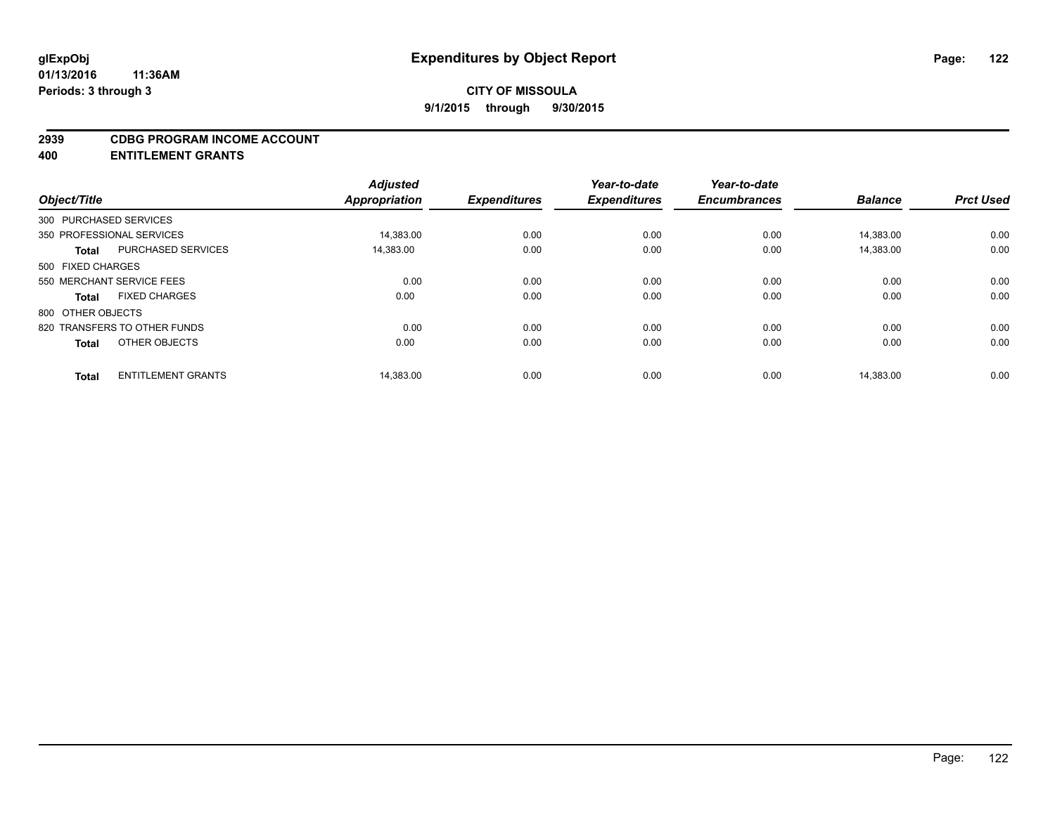# Expenditures by Object Report

glExpObj
01/13/2016 11:36AM
Periods: 3 through 3

**CITY OF MISSOULA**
**9/1/2015 through 9/30/2015**

## 2939 CDBG PROGRAM INCOME ACCOUNT
## 400 ENTITLEMENT GRANTS

| Object/Title | | Adjusted Appropriation | Expenditures | Year-to-date Expenditures | Year-to-date Encumbrances | Balance | Prct Used |
|---|---|---|---|---|---|---|---|
| 300 PURCHASED SERVICES | | | | | | | |
| 350 PROFESSIONAL SERVICES | | 14,383.00 | 0.00 | 0.00 | 0.00 | 14,383.00 | 0.00 |
| **Total** | PURCHASED SERVICES | 14,383.00 | 0.00 | 0.00 | 0.00 | 14,383.00 | 0.00 |
| 500 FIXED CHARGES | | | | | | | |
| 550 MERCHANT SERVICE FEES | | 0.00 | 0.00 | 0.00 | 0.00 | 0.00 | 0.00 |
| **Total** | FIXED CHARGES | 0.00 | 0.00 | 0.00 | 0.00 | 0.00 | 0.00 |
| 800 OTHER OBJECTS | | | | | | | |
| 820 TRANSFERS TO OTHER FUNDS | | 0.00 | 0.00 | 0.00 | 0.00 | 0.00 | 0.00 |
| **Total** | OTHER OBJECTS | 0.00 | 0.00 | 0.00 | 0.00 | 0.00 | 0.00 |
| **Total** | ENTITLEMENT GRANTS | 14,383.00 | 0.00 | 0.00 | 0.00 | 14,383.00 | 0.00 |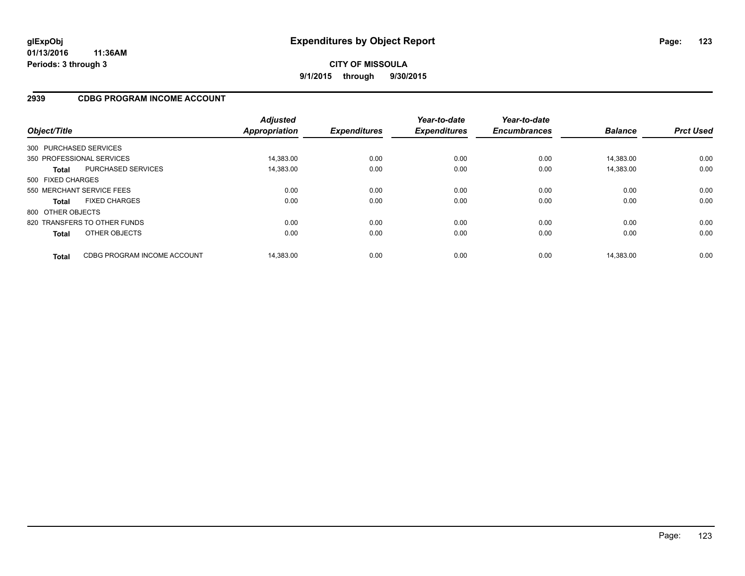# Expenditures by Object Report

glExpObj
01/13/2016 11:36AM
Periods: 3 through 3

**CITY OF MISSOULA**
**9/1/2015 through 9/30/2015**

## 2939 CDBG PROGRAM INCOME ACCOUNT

| Object/Title | | *Adjusted Appropriation* | *Expenditures* | *Year-to-date Expenditures* | *Year-to-date Encumbrances* | *Balance* | *Prct Used* |
|---|---|---|---|---|---|---|---|
| 300 PURCHASED SERVICES | | | | | | | |
| 350 PROFESSIONAL SERVICES | | 14,383.00 | 0.00 | 0.00 | 0.00 | 14,383.00 | 0.00 |
| **Total** | PURCHASED SERVICES | 14,383.00 | 0.00 | 0.00 | 0.00 | 14,383.00 | 0.00 |
| 500 FIXED CHARGES | | | | | | | |
| 550 MERCHANT SERVICE FEES | | 0.00 | 0.00 | 0.00 | 0.00 | 0.00 | 0.00 |
| **Total** | FIXED CHARGES | 0.00 | 0.00 | 0.00 | 0.00 | 0.00 | 0.00 |
| 800 OTHER OBJECTS | | | | | | | |
| 820 TRANSFERS TO OTHER FUNDS | | 0.00 | 0.00 | 0.00 | 0.00 | 0.00 | 0.00 |
| **Total** | OTHER OBJECTS | 0.00 | 0.00 | 0.00 | 0.00 | 0.00 | 0.00 |
| **Total** | CDBG PROGRAM INCOME ACCOUNT | 14,383.00 | 0.00 | 0.00 | 0.00 | 14,383.00 | 0.00 |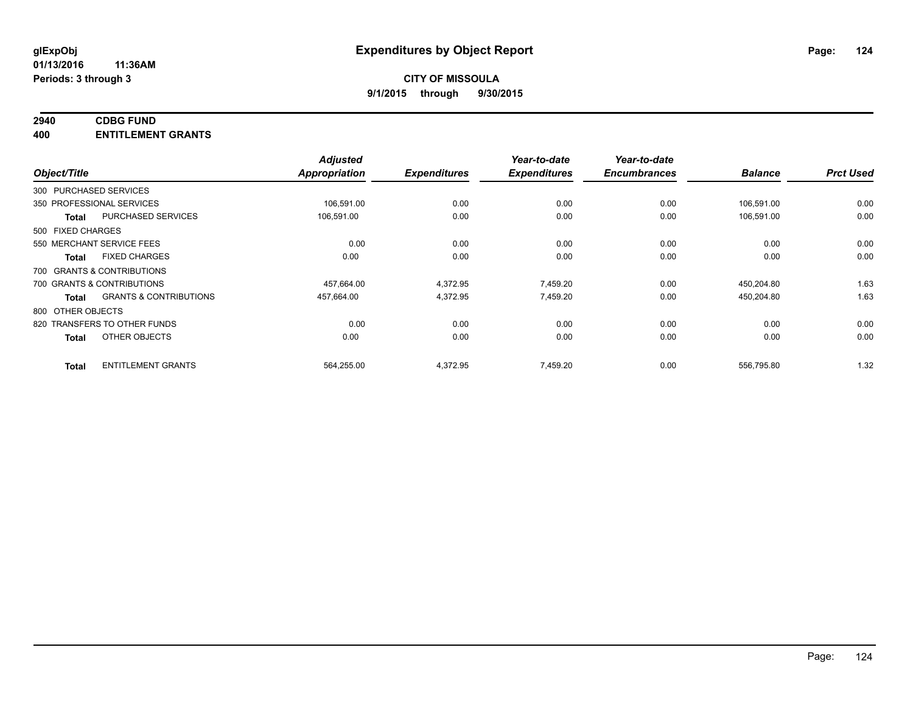glExpObj
01/13/2016 11:36AM
Periods: 3 through 3

# Expenditures by Object Report

**CITY OF MISSOULA**

**9/1/2015 through 9/30/2015**

**2940 CDBG FUND**

**400 ENTITLEMENT GRANTS**

| Object/Title | | Adjusted Appropriation | Expenditures | Year-to-date Expenditures | Year-to-date Encumbrances | Balance | Prct Used |
|---|---|---|---|---|---|---|---|
| 300 PURCHASED SERVICES | | | | | | | |
| 350 PROFESSIONAL SERVICES | | 106,591.00 | 0.00 | 0.00 | 0.00 | 106,591.00 | 0.00 |
| Total | PURCHASED SERVICES | 106,591.00 | 0.00 | 0.00 | 0.00 | 106,591.00 | 0.00 |
| 500 FIXED CHARGES | | | | | | | |
| 550 MERCHANT SERVICE FEES | | 0.00 | 0.00 | 0.00 | 0.00 | 0.00 | 0.00 |
| Total | FIXED CHARGES | 0.00 | 0.00 | 0.00 | 0.00 | 0.00 | 0.00 |
| 700 GRANTS & CONTRIBUTIONS | | | | | | | |
| 700 GRANTS & CONTRIBUTIONS | | 457,664.00 | 4,372.95 | 7,459.20 | 0.00 | 450,204.80 | 1.63 |
| Total | GRANTS & CONTRIBUTIONS | 457,664.00 | 4,372.95 | 7,459.20 | 0.00 | 450,204.80 | 1.63 |
| 800 OTHER OBJECTS | | | | | | | |
| 820 TRANSFERS TO OTHER FUNDS | | 0.00 | 0.00 | 0.00 | 0.00 | 0.00 | 0.00 |
| Total | OTHER OBJECTS | 0.00 | 0.00 | 0.00 | 0.00 | 0.00 | 0.00 |
| Total | ENTITLEMENT GRANTS | 564,255.00 | 4,372.95 | 7,459.20 | 0.00 | 556,795.80 | 1.32 |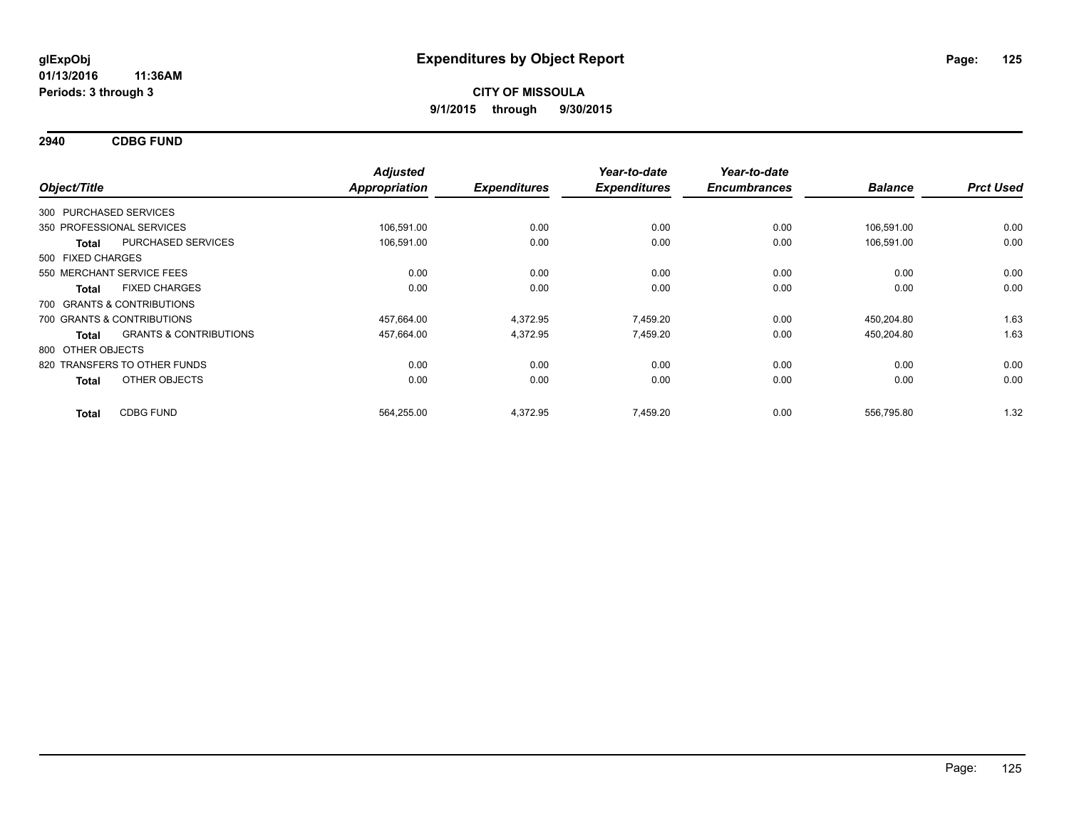# Expenditures by Object Report

glExpObj
01/13/2016 11:36AM
Periods: 3 through 3

**CITY OF MISSOULA**
**9/1/2015 through 9/30/2015**

## 2940 CDBG FUND

| Object/Title | | Adjusted Appropriation | Expenditures | Year-to-date Expenditures | Year-to-date Encumbrances | Balance | Prct Used |
|---|---|---|---|---|---|---|---|
| 300 PURCHASED SERVICES | | | | | | | |
| 350 PROFESSIONAL SERVICES | | 106,591.00 | 0.00 | 0.00 | 0.00 | 106,591.00 | 0.00 |
| **Total** | PURCHASED SERVICES | 106,591.00 | 0.00 | 0.00 | 0.00 | 106,591.00 | 0.00 |
| 500 FIXED CHARGES | | | | | | | |
| 550 MERCHANT SERVICE FEES | | 0.00 | 0.00 | 0.00 | 0.00 | 0.00 | 0.00 |
| **Total** | FIXED CHARGES | 0.00 | 0.00 | 0.00 | 0.00 | 0.00 | 0.00 |
| 700 GRANTS & CONTRIBUTIONS | | | | | | | |
| 700 GRANTS & CONTRIBUTIONS | | 457,664.00 | 4,372.95 | 7,459.20 | 0.00 | 450,204.80 | 1.63 |
| **Total** | GRANTS & CONTRIBUTIONS | 457,664.00 | 4,372.95 | 7,459.20 | 0.00 | 450,204.80 | 1.63 |
| 800 OTHER OBJECTS | | | | | | | |
| 820 TRANSFERS TO OTHER FUNDS | | 0.00 | 0.00 | 0.00 | 0.00 | 0.00 | 0.00 |
| **Total** | OTHER OBJECTS | 0.00 | 0.00 | 0.00 | 0.00 | 0.00 | 0.00 |
| **Total** | CDBG FUND | 564,255.00 | 4,372.95 | 7,459.20 | 0.00 | 556,795.80 | 1.32 |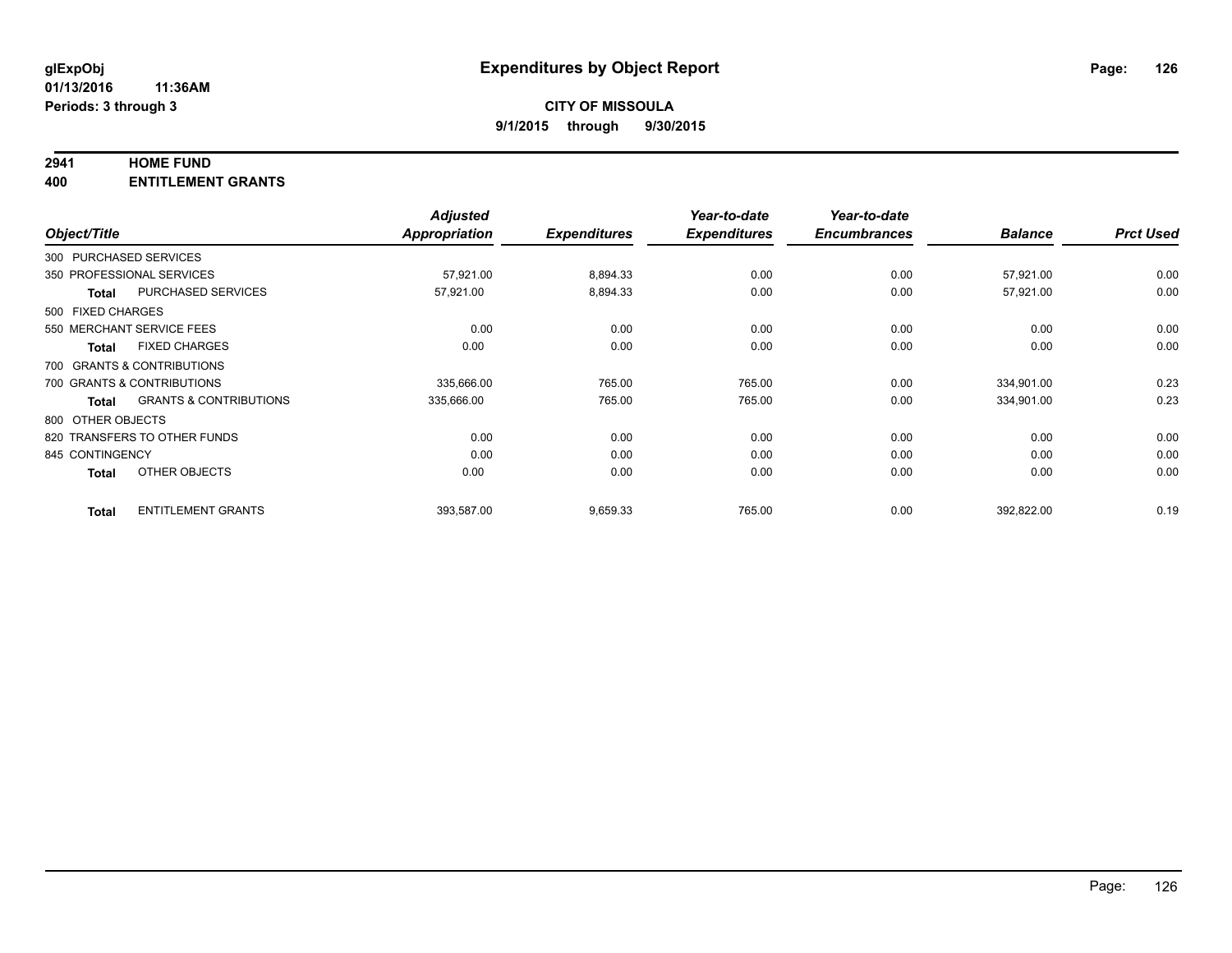**glExpObj** **Expenditures by Object Report**

**01/13/2016 11:36AM**

**Periods: 3 through 3**

**CITY OF MISSOULA**

**9/1/2015 through 9/30/2015**

## 2941 HOME FUND

## 400 ENTITLEMENT GRANTS

| Object/Title | | Adjusted Appropriation | Expenditures | Year-to-date Expenditures | Year-to-date Encumbrances | Balance | Prct Used |
|---|---|---|---|---|---|---|---|
| 300 PURCHASED SERVICES | | | | | | | |
| 350 PROFESSIONAL SERVICES | | 57,921.00 | 8,894.33 | 0.00 | 0.00 | 57,921.00 | 0.00 |
| **Total** | PURCHASED SERVICES | 57,921.00 | 8,894.33 | 0.00 | 0.00 | 57,921.00 | 0.00 |
| 500 FIXED CHARGES | | | | | | | |
| 550 MERCHANT SERVICE FEES | | 0.00 | 0.00 | 0.00 | 0.00 | 0.00 | 0.00 |
| **Total** | FIXED CHARGES | 0.00 | 0.00 | 0.00 | 0.00 | 0.00 | 0.00 |
| 700 GRANTS & CONTRIBUTIONS | | | | | | | |
| 700 GRANTS & CONTRIBUTIONS | | 335,666.00 | 765.00 | 765.00 | 0.00 | 334,901.00 | 0.23 |
| **Total** | GRANTS & CONTRIBUTIONS | 335,666.00 | 765.00 | 765.00 | 0.00 | 334,901.00 | 0.23 |
| 800 OTHER OBJECTS | | | | | | | |
| 820 TRANSFERS TO OTHER FUNDS | | 0.00 | 0.00 | 0.00 | 0.00 | 0.00 | 0.00 |
| 845 CONTINGENCY | | 0.00 | 0.00 | 0.00 | 0.00 | 0.00 | 0.00 |
| **Total** | OTHER OBJECTS | 0.00 | 0.00 | 0.00 | 0.00 | 0.00 | 0.00 |
| **Total** | ENTITLEMENT GRANTS | 393,587.00 | 9,659.33 | 765.00 | 0.00 | 392,822.00 | 0.19 |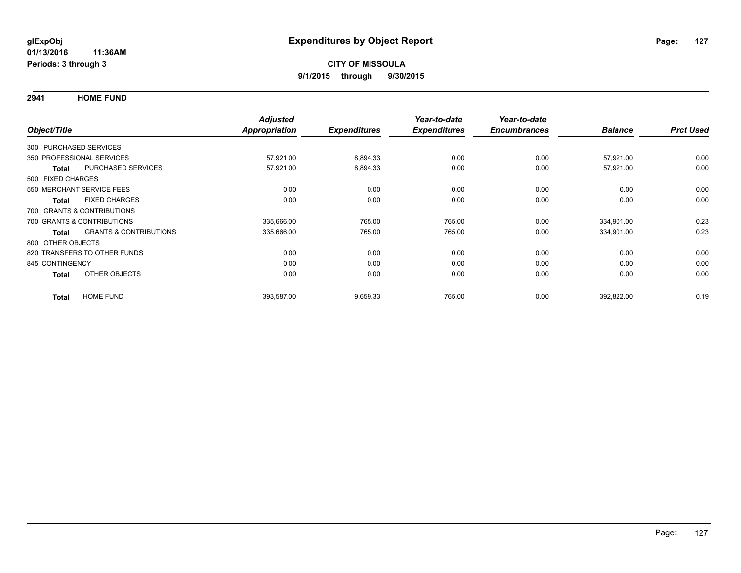**glExpObj** **Expenditures by Object Report**

**01/13/2016 11:36AM**

**Periods: 3 through 3**

**CITY OF MISSOULA**

**9/1/2015 through 9/30/2015**

**2941 HOME FUND**

| Object/Title | | *Adjusted Appropriation* | *Expenditures* | *Year-to-date Expenditures* | *Year-to-date Encumbrances* | *Balance* | *Prct Used* |
|---|---|---|---|---|---|---|---|
| 300 PURCHASED SERVICES | | | | | | | |
| 350 PROFESSIONAL SERVICES | | 57,921.00 | 8,894.33 | 0.00 | 0.00 | 57,921.00 | 0.00 |
| **Total** | PURCHASED SERVICES | 57,921.00 | 8,894.33 | 0.00 | 0.00 | 57,921.00 | 0.00 |
| 500 FIXED CHARGES | | | | | | | |
| 550 MERCHANT SERVICE FEES | | 0.00 | 0.00 | 0.00 | 0.00 | 0.00 | 0.00 |
| **Total** | FIXED CHARGES | 0.00 | 0.00 | 0.00 | 0.00 | 0.00 | 0.00 |
| 700 GRANTS & CONTRIBUTIONS | | | | | | | |
| 700 GRANTS & CONTRIBUTIONS | | 335,666.00 | 765.00 | 765.00 | 0.00 | 334,901.00 | 0.23 |
| **Total** | GRANTS & CONTRIBUTIONS | 335,666.00 | 765.00 | 765.00 | 0.00 | 334,901.00 | 0.23 |
| 800 OTHER OBJECTS | | | | | | | |
| 820 TRANSFERS TO OTHER FUNDS | | 0.00 | 0.00 | 0.00 | 0.00 | 0.00 | 0.00 |
| 845 CONTINGENCY | | 0.00 | 0.00 | 0.00 | 0.00 | 0.00 | 0.00 |
| **Total** | OTHER OBJECTS | 0.00 | 0.00 | 0.00 | 0.00 | 0.00 | 0.00 |
| **Total** | HOME FUND | 393,587.00 | 9,659.33 | 765.00 | 0.00 | 392,822.00 | 0.19 |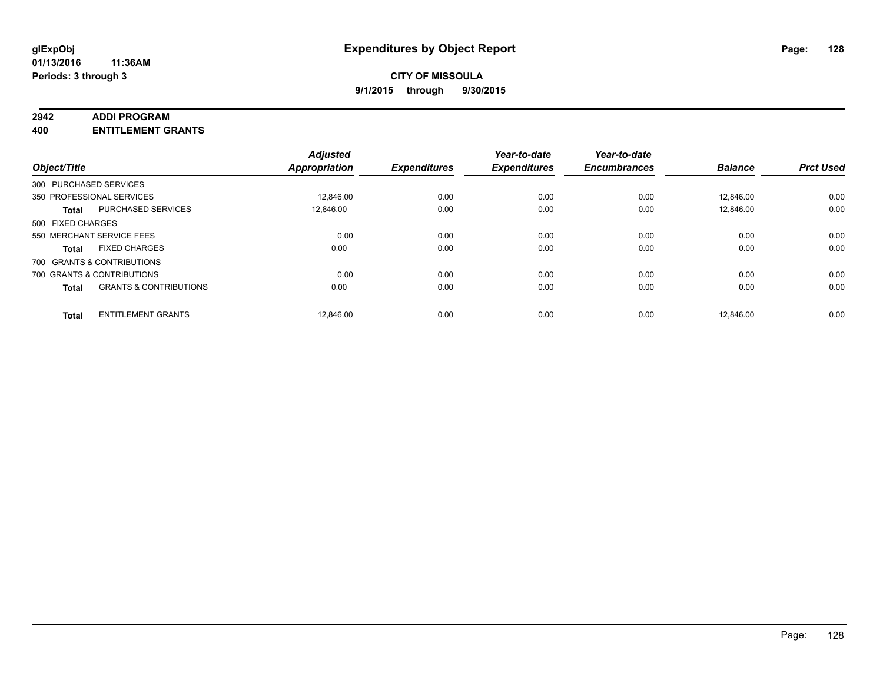**glExpObj**
**01/13/2016 11:36AM**
**Periods: 3 through 3**

# Expenditures by Object Report

**CITY OF MISSOULA**
**9/1/2015 through 9/30/2015**

**2942 ADDI PROGRAM**
**400 ENTITLEMENT GRANTS**

| Object/Title | | Adjusted Appropriation | Expenditures | Year-to-date Expenditures | Year-to-date Encumbrances | Balance | Prct Used |
|---|---|---|---|---|---|---|---|
| 300 PURCHASED SERVICES | | | | | | | |
| 350 PROFESSIONAL SERVICES | | 12,846.00 | 0.00 | 0.00 | 0.00 | 12,846.00 | 0.00 |
| **Total** | PURCHASED SERVICES | 12,846.00 | 0.00 | 0.00 | 0.00 | 12,846.00 | 0.00 |
| 500 FIXED CHARGES | | | | | | | |
| 550 MERCHANT SERVICE FEES | | 0.00 | 0.00 | 0.00 | 0.00 | 0.00 | 0.00 |
| **Total** | FIXED CHARGES | 0.00 | 0.00 | 0.00 | 0.00 | 0.00 | 0.00 |
| 700 GRANTS & CONTRIBUTIONS | | | | | | | |
| 700 GRANTS & CONTRIBUTIONS | | 0.00 | 0.00 | 0.00 | 0.00 | 0.00 | 0.00 |
| **Total** | GRANTS & CONTRIBUTIONS | 0.00 | 0.00 | 0.00 | 0.00 | 0.00 | 0.00 |
| **Total** | ENTITLEMENT GRANTS | 12,846.00 | 0.00 | 0.00 | 0.00 | 12,846.00 | 0.00 |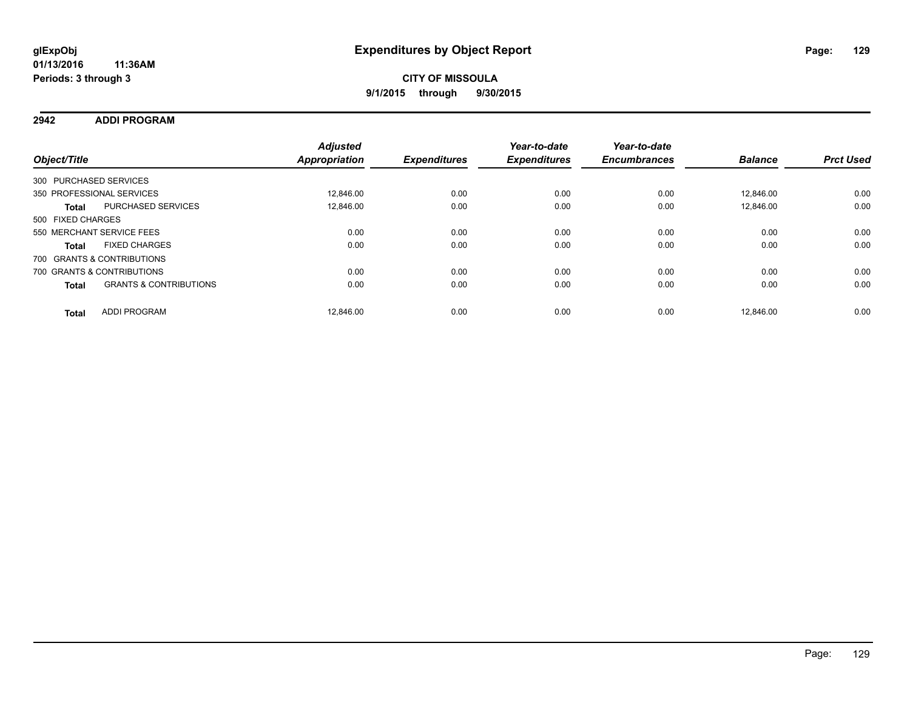**glExpObj** **Expenditures by Object Report**

**01/13/2016 11:36AM**

**Periods: 3 through 3**

**CITY OF MISSOULA**

**9/1/2015 through 9/30/2015**

## 2942 ADDI PROGRAM

| Object/Title | | Adjusted Appropriation | Expenditures | Year-to-date Expenditures | Year-to-date Encumbrances | Balance | Prct Used |
|---|---|---|---|---|---|---|---|
| 300 PURCHASED SERVICES | | | | | | | |
| 350 PROFESSIONAL SERVICES | | 12,846.00 | 0.00 | 0.00 | 0.00 | 12,846.00 | 0.00 |
| **Total** | PURCHASED SERVICES | 12,846.00 | 0.00 | 0.00 | 0.00 | 12,846.00 | 0.00 |
| 500 FIXED CHARGES | | | | | | | |
| 550 MERCHANT SERVICE FEES | | 0.00 | 0.00 | 0.00 | 0.00 | 0.00 | 0.00 |
| **Total** | FIXED CHARGES | 0.00 | 0.00 | 0.00 | 0.00 | 0.00 | 0.00 |
| 700 GRANTS & CONTRIBUTIONS | | | | | | | |
| 700 GRANTS & CONTRIBUTIONS | | 0.00 | 0.00 | 0.00 | 0.00 | 0.00 | 0.00 |
| **Total** | GRANTS & CONTRIBUTIONS | 0.00 | 0.00 | 0.00 | 0.00 | 0.00 | 0.00 |
| **Total** | ADDI PROGRAM | 12,846.00 | 0.00 | 0.00 | 0.00 | 12,846.00 | 0.00 |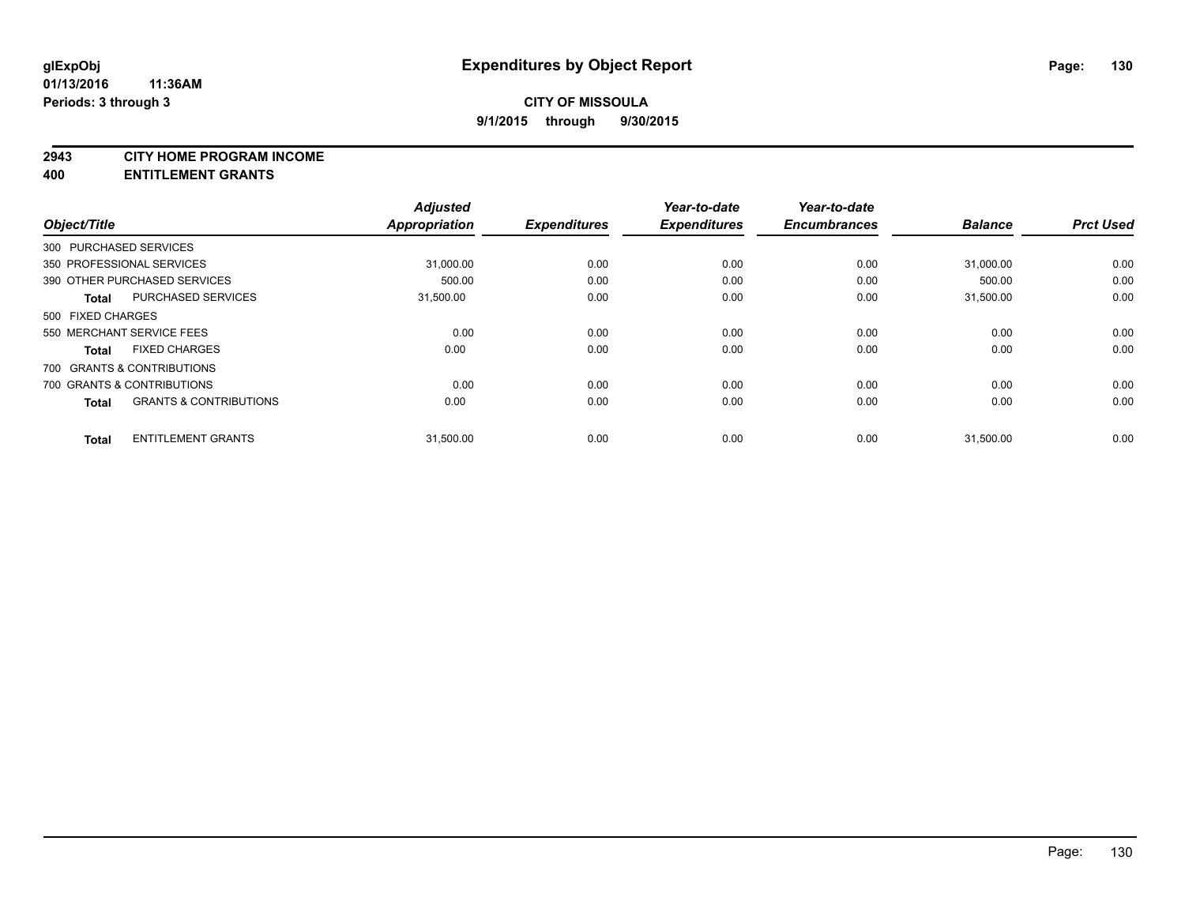**glExpObj** **Expenditures by Object Report**
**01/13/2016 11:36AM**
**Periods: 3 through 3**

**CITY OF MISSOULA**
**9/1/2015 through 9/30/2015**

**2943 CITY HOME PROGRAM INCOME**
**400 ENTITLEMENT GRANTS**

| Object/Title | | Adjusted Appropriation | Expenditures | Year-to-date Expenditures | Year-to-date Encumbrances | Balance | Prct Used |
|---|---|---|---|---|---|---|---|
| 300 PURCHASED SERVICES | | | | | | | |
| 350 PROFESSIONAL SERVICES | | 31,000.00 | 0.00 | 0.00 | 0.00 | 31,000.00 | 0.00 |
| 390 OTHER PURCHASED SERVICES | | 500.00 | 0.00 | 0.00 | 0.00 | 500.00 | 0.00 |
| Total | PURCHASED SERVICES | 31,500.00 | 0.00 | 0.00 | 0.00 | 31,500.00 | 0.00 |
| 500 FIXED CHARGES | | | | | | | |
| 550 MERCHANT SERVICE FEES | | 0.00 | 0.00 | 0.00 | 0.00 | 0.00 | 0.00 |
| Total | FIXED CHARGES | 0.00 | 0.00 | 0.00 | 0.00 | 0.00 | 0.00 |
| 700 GRANTS & CONTRIBUTIONS | | | | | | | |
| 700 GRANTS & CONTRIBUTIONS | | 0.00 | 0.00 | 0.00 | 0.00 | 0.00 | 0.00 |
| Total | GRANTS & CONTRIBUTIONS | 0.00 | 0.00 | 0.00 | 0.00 | 0.00 | 0.00 |
| Total | ENTITLEMENT GRANTS | 31,500.00 | 0.00 | 0.00 | 0.00 | 31,500.00 | 0.00 |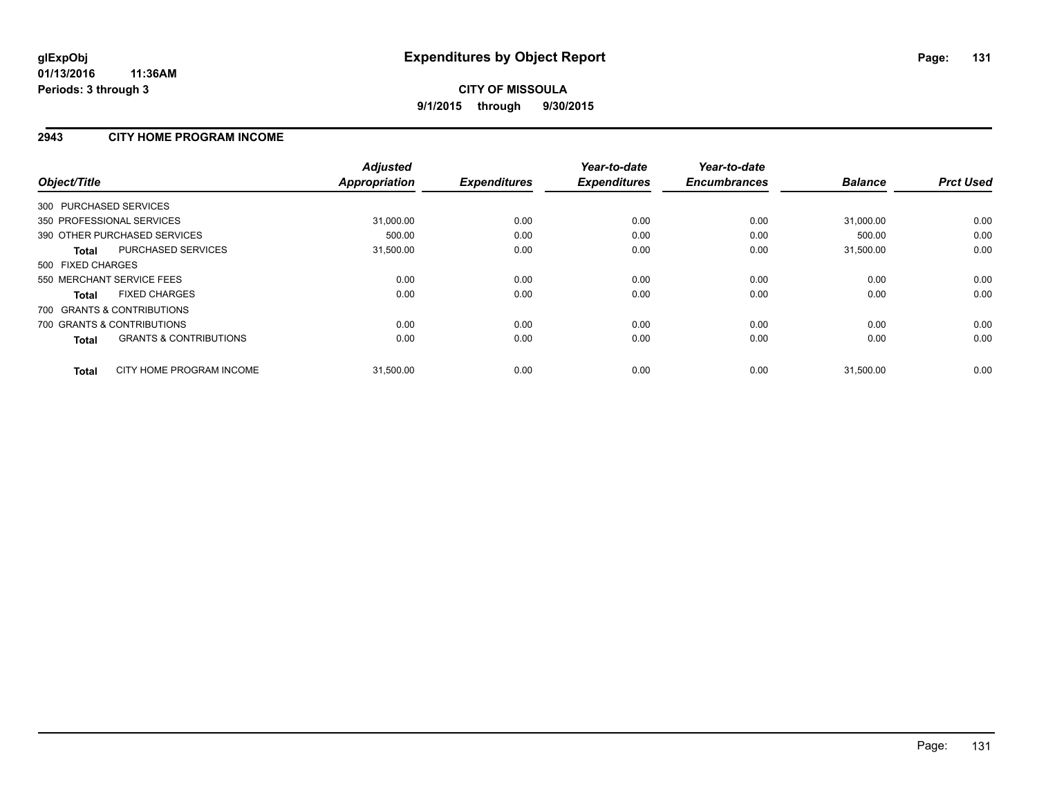# Expenditures by Object Report

glExpObj
01/13/2016 11:36AM
Periods: 3 through 3

**CITY OF MISSOULA**
**9/1/2015 through 9/30/2015**

## 2943 CITY HOME PROGRAM INCOME

| Object/Title | | *Adjusted Appropriation* | *Expenditures* | *Year-to-date Expenditures* | *Year-to-date Encumbrances* | *Balance* | *Prct Used* |
|---|---|---|---|---|---|---|---|
| 300 PURCHASED SERVICES | | | | | | | |
| 350 PROFESSIONAL SERVICES | | 31,000.00 | 0.00 | 0.00 | 0.00 | 31,000.00 | 0.00 |
| 390 OTHER PURCHASED SERVICES | | 500.00 | 0.00 | 0.00 | 0.00 | 500.00 | 0.00 |
| **Total** | PURCHASED SERVICES | 31,500.00 | 0.00 | 0.00 | 0.00 | 31,500.00 | 0.00 |
| 500 FIXED CHARGES | | | | | | | |
| 550 MERCHANT SERVICE FEES | | 0.00 | 0.00 | 0.00 | 0.00 | 0.00 | 0.00 |
| **Total** | FIXED CHARGES | 0.00 | 0.00 | 0.00 | 0.00 | 0.00 | 0.00 |
| 700 GRANTS & CONTRIBUTIONS | | | | | | | |
| 700 GRANTS & CONTRIBUTIONS | | 0.00 | 0.00 | 0.00 | 0.00 | 0.00 | 0.00 |
| **Total** | GRANTS & CONTRIBUTIONS | 0.00 | 0.00 | 0.00 | 0.00 | 0.00 | 0.00 |
| **Total** | CITY HOME PROGRAM INCOME | 31,500.00 | 0.00 | 0.00 | 0.00 | 31,500.00 | 0.00 |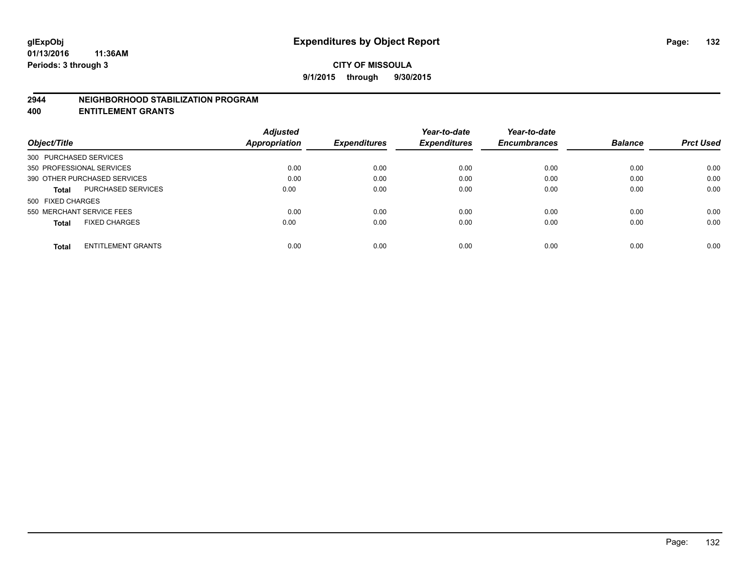**glExpObj** **Expenditures by Object Report**

**01/13/2016 11:36AM**

**Periods: 3 through 3**

**CITY OF MISSOULA**

**9/1/2015 through 9/30/2015**

**2944 NEIGHBORHOOD STABILIZATION PROGRAM**

**400 ENTITLEMENT GRANTS**

| Object/Title | | Adjusted Appropriation | Expenditures | Year-to-date Expenditures | Year-to-date Encumbrances | Balance | Prct Used |
|---|---|---|---|---|---|---|---|
| 300 PURCHASED SERVICES | | | | | | | |
| 350 PROFESSIONAL SERVICES | | 0.00 | 0.00 | 0.00 | 0.00 | 0.00 | 0.00 |
| 390 OTHER PURCHASED SERVICES | | 0.00 | 0.00 | 0.00 | 0.00 | 0.00 | 0.00 |
| **Total** | PURCHASED SERVICES | 0.00 | 0.00 | 0.00 | 0.00 | 0.00 | 0.00 |
| 500 FIXED CHARGES | | | | | | | |
| 550 MERCHANT SERVICE FEES | | 0.00 | 0.00 | 0.00 | 0.00 | 0.00 | 0.00 |
| **Total** | FIXED CHARGES | 0.00 | 0.00 | 0.00 | 0.00 | 0.00 | 0.00 |
| **Total** | ENTITLEMENT GRANTS | 0.00 | 0.00 | 0.00 | 0.00 | 0.00 | 0.00 |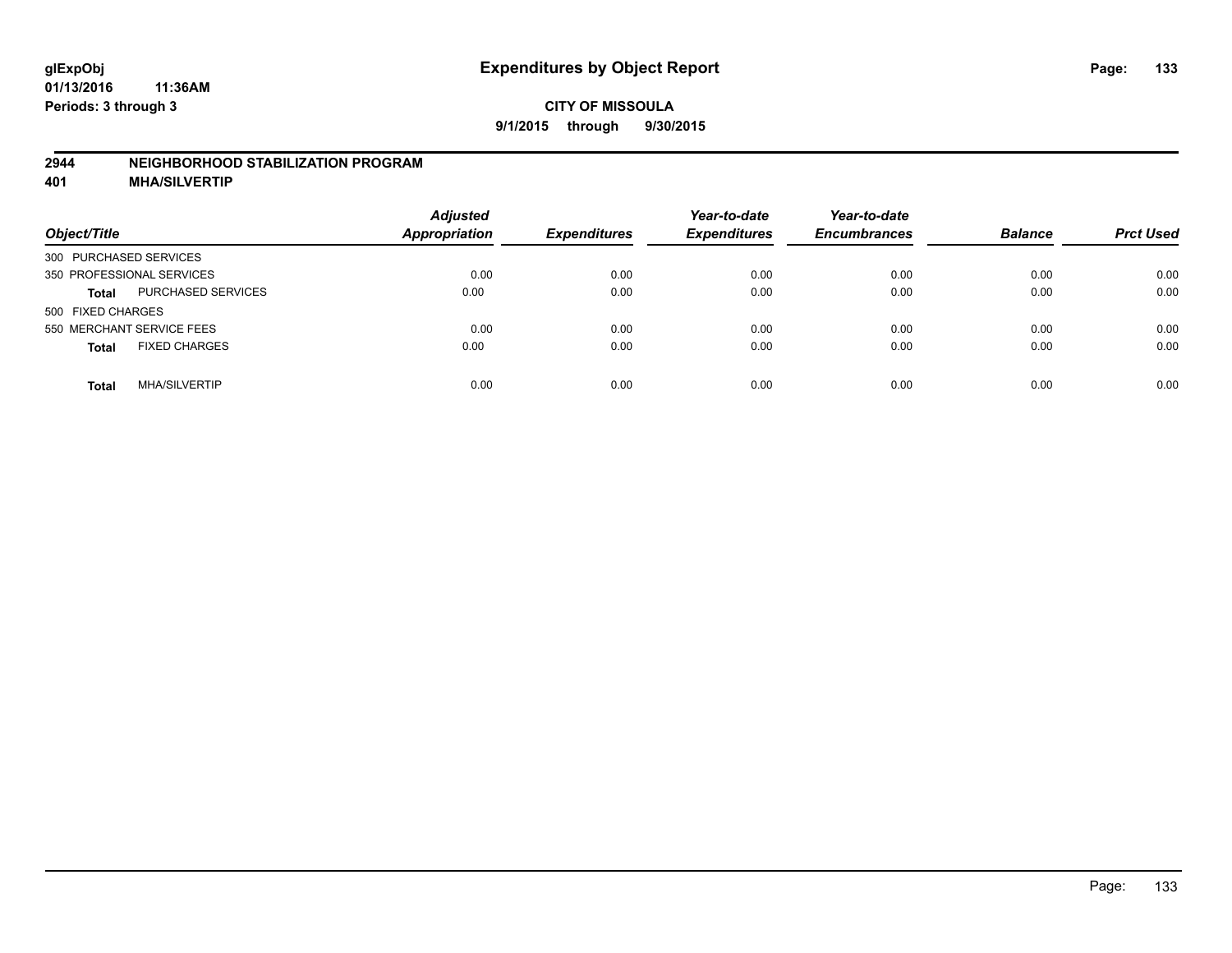# Expenditures by Object Report

glExpObj
01/13/2016 11:36AM
Periods: 3 through 3

**CITY OF MISSOULA**
**9/1/2015 through 9/30/2015**

**2944 NEIGHBORHOOD STABILIZATION PROGRAM**
**401 MHA/SILVERTIP**

| Object/Title | | Adjusted Appropriation | Expenditures | Year-to-date Expenditures | Year-to-date Encumbrances | Balance | Prct Used |
|---|---|---|---|---|---|---|---|
| 300 PURCHASED SERVICES | | | | | | | |
| 350 PROFESSIONAL SERVICES | | 0.00 | 0.00 | 0.00 | 0.00 | 0.00 | 0.00 |
| **Total** | PURCHASED SERVICES | 0.00 | 0.00 | 0.00 | 0.00 | 0.00 | 0.00 |
| 500 FIXED CHARGES | | | | | | | |
| 550 MERCHANT SERVICE FEES | | 0.00 | 0.00 | 0.00 | 0.00 | 0.00 | 0.00 |
| **Total** | FIXED CHARGES | 0.00 | 0.00 | 0.00 | 0.00 | 0.00 | 0.00 |
| **Total** | MHA/SILVERTIP | 0.00 | 0.00 | 0.00 | 0.00 | 0.00 | 0.00 |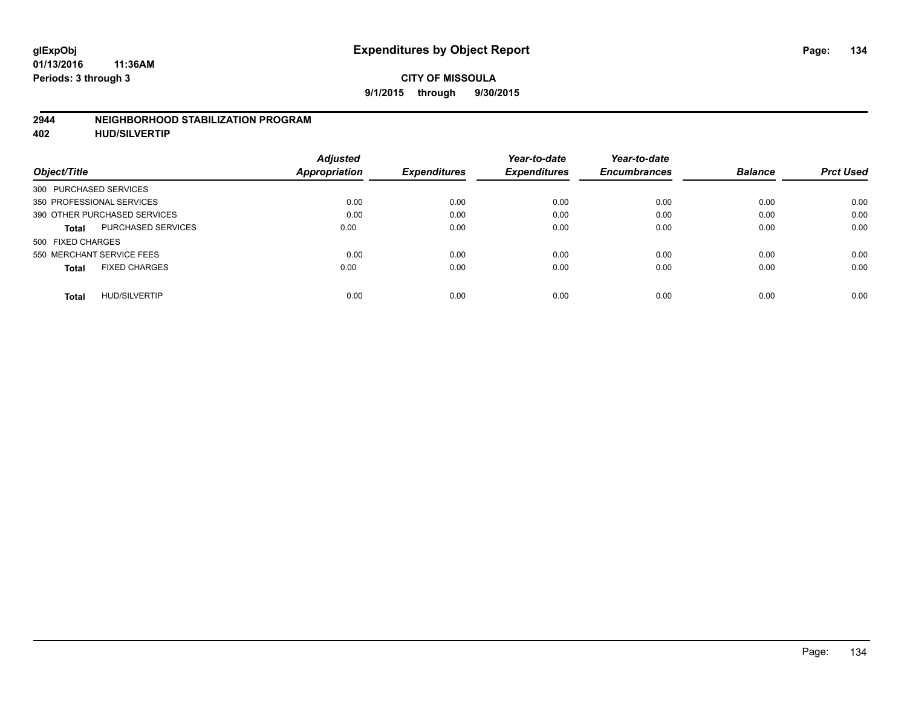# Expenditures by Object Report

glExpObj
01/13/2016 11:36AM
Periods: 3 through 3

**CITY OF MISSOULA**
**9/1/2015 through 9/30/2015**

**2944 NEIGHBORHOOD STABILIZATION PROGRAM**
**402 HUD/SILVERTIP**

| Object/Title | Adjusted Appropriation | Expenditures | Year-to-date Expenditures | Year-to-date Encumbrances | Balance | Prct Used |
|---|---|---|---|---|---|---|
| 300 PURCHASED SERVICES | | | | | | |
| 350 PROFESSIONAL SERVICES | 0.00 | 0.00 | 0.00 | 0.00 | 0.00 | 0.00 |
| 390 OTHER PURCHASED SERVICES | 0.00 | 0.00 | 0.00 | 0.00 | 0.00 | 0.00 |
| **Total** PURCHASED SERVICES | 0.00 | 0.00 | 0.00 | 0.00 | 0.00 | 0.00 |
| 500 FIXED CHARGES | | | | | | |
| 550 MERCHANT SERVICE FEES | 0.00 | 0.00 | 0.00 | 0.00 | 0.00 | 0.00 |
| **Total** FIXED CHARGES | 0.00 | 0.00 | 0.00 | 0.00 | 0.00 | 0.00 |
| **Total** HUD/SILVERTIP | 0.00 | 0.00 | 0.00 | 0.00 | 0.00 | 0.00 |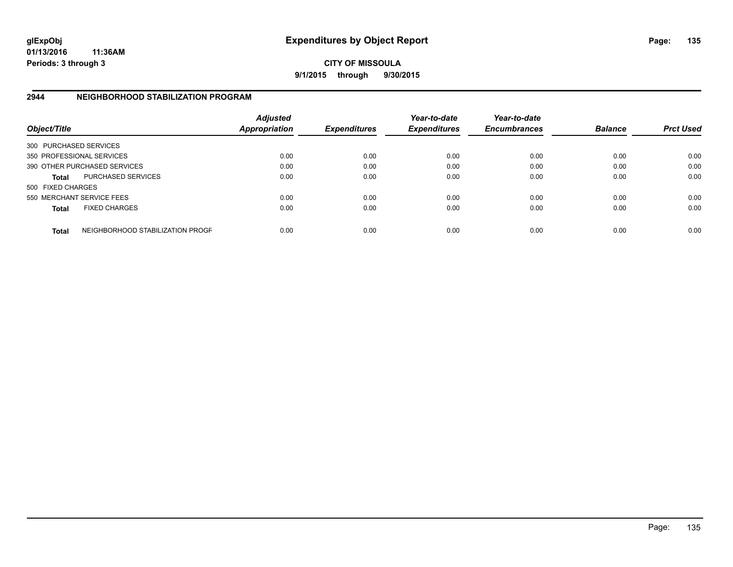**glExpObj**
**01/13/2016 11:36AM**
**Periods: 3 through 3**

# Expenditures by Object Report

**CITY OF MISSOULA**
**9/1/2015 through 9/30/2015**

## 2944 NEIGHBORHOOD STABILIZATION PROGRAM

| Object/Title | | *Adjusted Appropriation* | *Expenditures* | *Year-to-date Expenditures* | *Year-to-date Encumbrances* | *Balance* | *Prct Used* |
|---|---|---|---|---|---|---|---|
| 300 PURCHASED SERVICES | | | | | | | |
| 350 PROFESSIONAL SERVICES | | 0.00 | 0.00 | 0.00 | 0.00 | 0.00 | 0.00 |
| 390 OTHER PURCHASED SERVICES | | 0.00 | 0.00 | 0.00 | 0.00 | 0.00 | 0.00 |
| **Total** | PURCHASED SERVICES | 0.00 | 0.00 | 0.00 | 0.00 | 0.00 | 0.00 |
| 500 FIXED CHARGES | | | | | | | |
| 550 MERCHANT SERVICE FEES | | 0.00 | 0.00 | 0.00 | 0.00 | 0.00 | 0.00 |
| **Total** | FIXED CHARGES | 0.00 | 0.00 | 0.00 | 0.00 | 0.00 | 0.00 |
| **Total** | NEIGHBORHOOD STABILIZATION PROGF | 0.00 | 0.00 | 0.00 | 0.00 | 0.00 | 0.00 |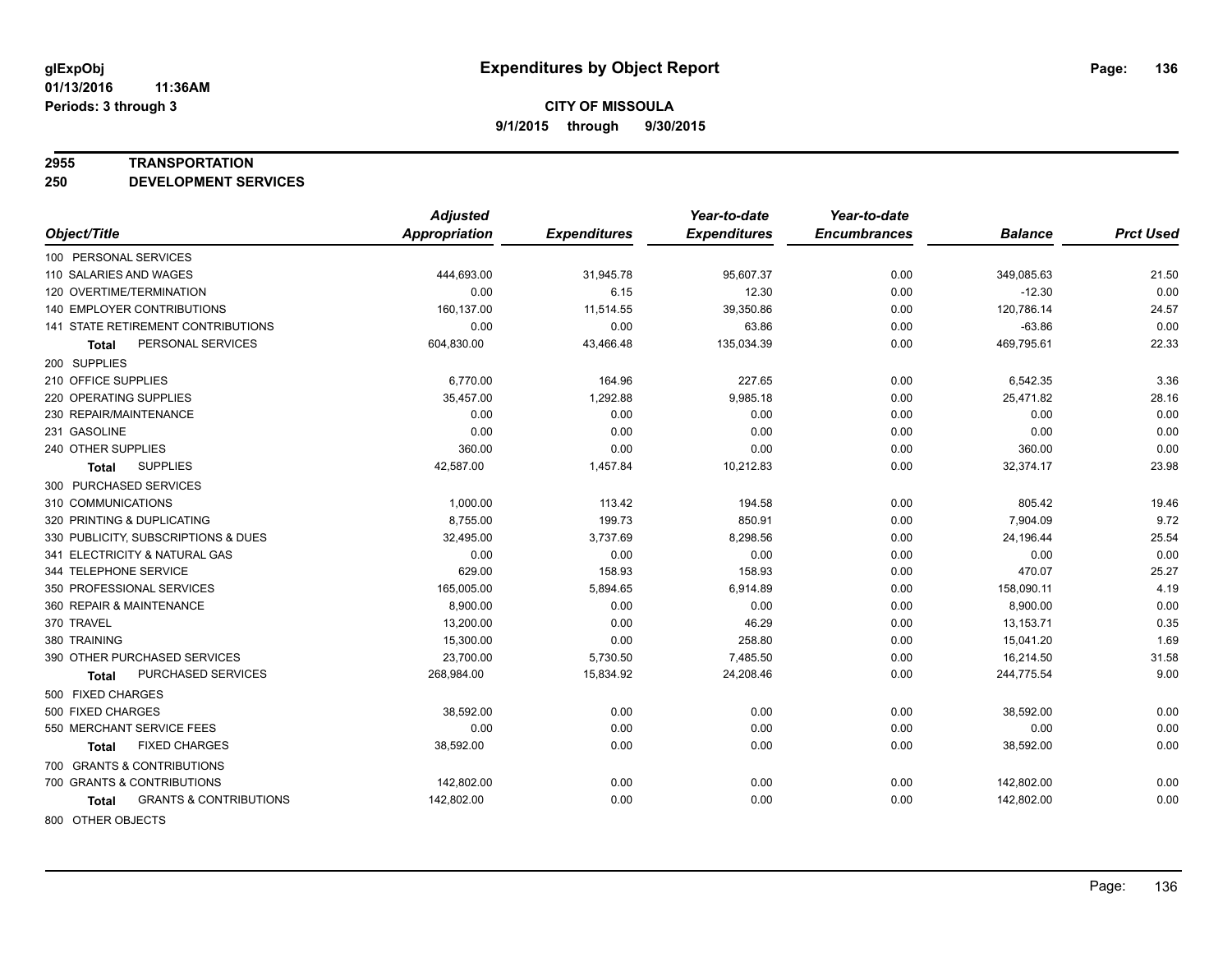**glExpObj**
**01/13/2016 11:36AM**
**Periods: 3 through 3**

# Expenditures by Object Report

**CITY OF MISSOULA**
**9/1/2015 through 9/30/2015**

**2955 TRANSPORTATION**
**250 DEVELOPMENT SERVICES**

| Object/Title | Adjusted Appropriation | Expenditures | Year-to-date Expenditures | Year-to-date Encumbrances | Balance | Prct Used |
|---|---|---|---|---|---|---|
| 100 PERSONAL SERVICES | | | | | | |
| 110 SALARIES AND WAGES | 444,693.00 | 31,945.78 | 95,607.37 | 0.00 | 349,085.63 | 21.50 |
| 120 OVERTIME/TERMINATION | 0.00 | 6.15 | 12.30 | 0.00 | -12.30 | 0.00 |
| 140 EMPLOYER CONTRIBUTIONS | 160,137.00 | 11,514.55 | 39,350.86 | 0.00 | 120,786.14 | 24.57 |
| 141 STATE RETIREMENT CONTRIBUTIONS | 0.00 | 0.00 | 63.86 | 0.00 | -63.86 | 0.00 |
| **Total** PERSONAL SERVICES | 604,830.00 | 43,466.48 | 135,034.39 | 0.00 | 469,795.61 | 22.33 |
| 200 SUPPLIES | | | | | | |
| 210 OFFICE SUPPLIES | 6,770.00 | 164.96 | 227.65 | 0.00 | 6,542.35 | 3.36 |
| 220 OPERATING SUPPLIES | 35,457.00 | 1,292.88 | 9,985.18 | 0.00 | 25,471.82 | 28.16 |
| 230 REPAIR/MAINTENANCE | 0.00 | 0.00 | 0.00 | 0.00 | 0.00 | 0.00 |
| 231 GASOLINE | 0.00 | 0.00 | 0.00 | 0.00 | 0.00 | 0.00 |
| 240 OTHER SUPPLIES | 360.00 | 0.00 | 0.00 | 0.00 | 360.00 | 0.00 |
| **Total** SUPPLIES | 42,587.00 | 1,457.84 | 10,212.83 | 0.00 | 32,374.17 | 23.98 |
| 300 PURCHASED SERVICES | | | | | | |
| 310 COMMUNICATIONS | 1,000.00 | 113.42 | 194.58 | 0.00 | 805.42 | 19.46 |
| 320 PRINTING & DUPLICATING | 8,755.00 | 199.73 | 850.91 | 0.00 | 7,904.09 | 9.72 |
| 330 PUBLICITY, SUBSCRIPTIONS & DUES | 32,495.00 | 3,737.69 | 8,298.56 | 0.00 | 24,196.44 | 25.54 |
| 341 ELECTRICITY & NATURAL GAS | 0.00 | 0.00 | 0.00 | 0.00 | 0.00 | 0.00 |
| 344 TELEPHONE SERVICE | 629.00 | 158.93 | 158.93 | 0.00 | 470.07 | 25.27 |
| 350 PROFESSIONAL SERVICES | 165,005.00 | 5,894.65 | 6,914.89 | 0.00 | 158,090.11 | 4.19 |
| 360 REPAIR & MAINTENANCE | 8,900.00 | 0.00 | 0.00 | 0.00 | 8,900.00 | 0.00 |
| 370 TRAVEL | 13,200.00 | 0.00 | 46.29 | 0.00 | 13,153.71 | 0.35 |
| 380 TRAINING | 15,300.00 | 0.00 | 258.80 | 0.00 | 15,041.20 | 1.69 |
| 390 OTHER PURCHASED SERVICES | 23,700.00 | 5,730.50 | 7,485.50 | 0.00 | 16,214.50 | 31.58 |
| **Total** PURCHASED SERVICES | 268,984.00 | 15,834.92 | 24,208.46 | 0.00 | 244,775.54 | 9.00 |
| 500 FIXED CHARGES | | | | | | |
| 500 FIXED CHARGES | 38,592.00 | 0.00 | 0.00 | 0.00 | 38,592.00 | 0.00 |
| 550 MERCHANT SERVICE FEES | 0.00 | 0.00 | 0.00 | 0.00 | 0.00 | 0.00 |
| **Total** FIXED CHARGES | 38,592.00 | 0.00 | 0.00 | 0.00 | 38,592.00 | 0.00 |
| 700 GRANTS & CONTRIBUTIONS | | | | | | |
| 700 GRANTS & CONTRIBUTIONS | 142,802.00 | 0.00 | 0.00 | 0.00 | 142,802.00 | 0.00 |
| **Total** GRANTS & CONTRIBUTIONS | 142,802.00 | 0.00 | 0.00 | 0.00 | 142,802.00 | 0.00 |
| 800 OTHER OBJECTS | | | | | | |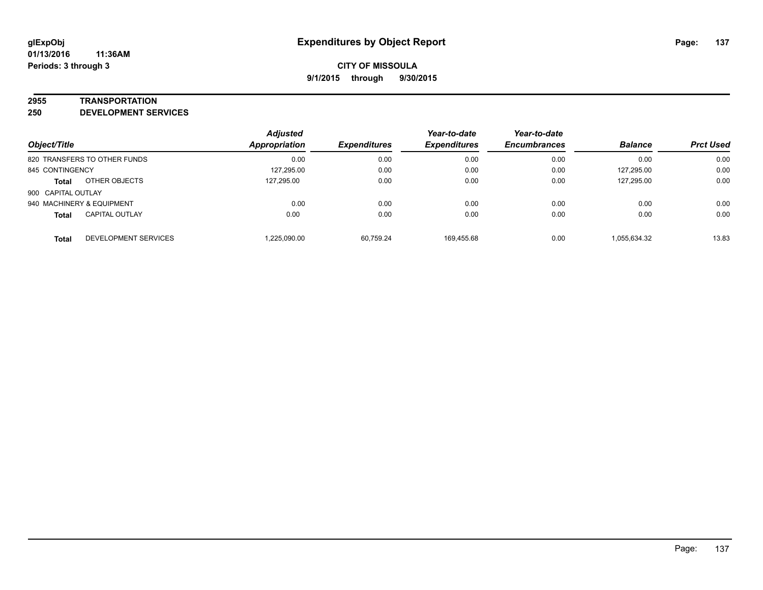**glExpObj** | **Expenditures by Object Report**

**01/13/2016 11:36AM**

**Periods: 3 through 3**

**CITY OF MISSOULA**

**9/1/2015 through 9/30/2015**

## 2955 TRANSPORTATION

## 250 DEVELOPMENT SERVICES

| Object/Title | | Adjusted Appropriation | Expenditures | Year-to-date Expenditures | Year-to-date Encumbrances | Balance | Prct Used |
|---|---|---|---|---|---|---|---|
| 820 TRANSFERS TO OTHER FUNDS | | 0.00 | 0.00 | 0.00 | 0.00 | 0.00 | 0.00 |
| 845 CONTINGENCY | | 127,295.00 | 0.00 | 0.00 | 0.00 | 127,295.00 | 0.00 |
| **Total** | OTHER OBJECTS | 127,295.00 | 0.00 | 0.00 | 0.00 | 127,295.00 | 0.00 |
| 900 CAPITAL OUTLAY | | | | | | | |
| 940 MACHINERY & EQUIPMENT | | 0.00 | 0.00 | 0.00 | 0.00 | 0.00 | 0.00 |
| **Total** | CAPITAL OUTLAY | 0.00 | 0.00 | 0.00 | 0.00 | 0.00 | 0.00 |
| **Total** | DEVELOPMENT SERVICES | 1,225,090.00 | 60,759.24 | 169,455.68 | 0.00 | 1,055,634.32 | 13.83 |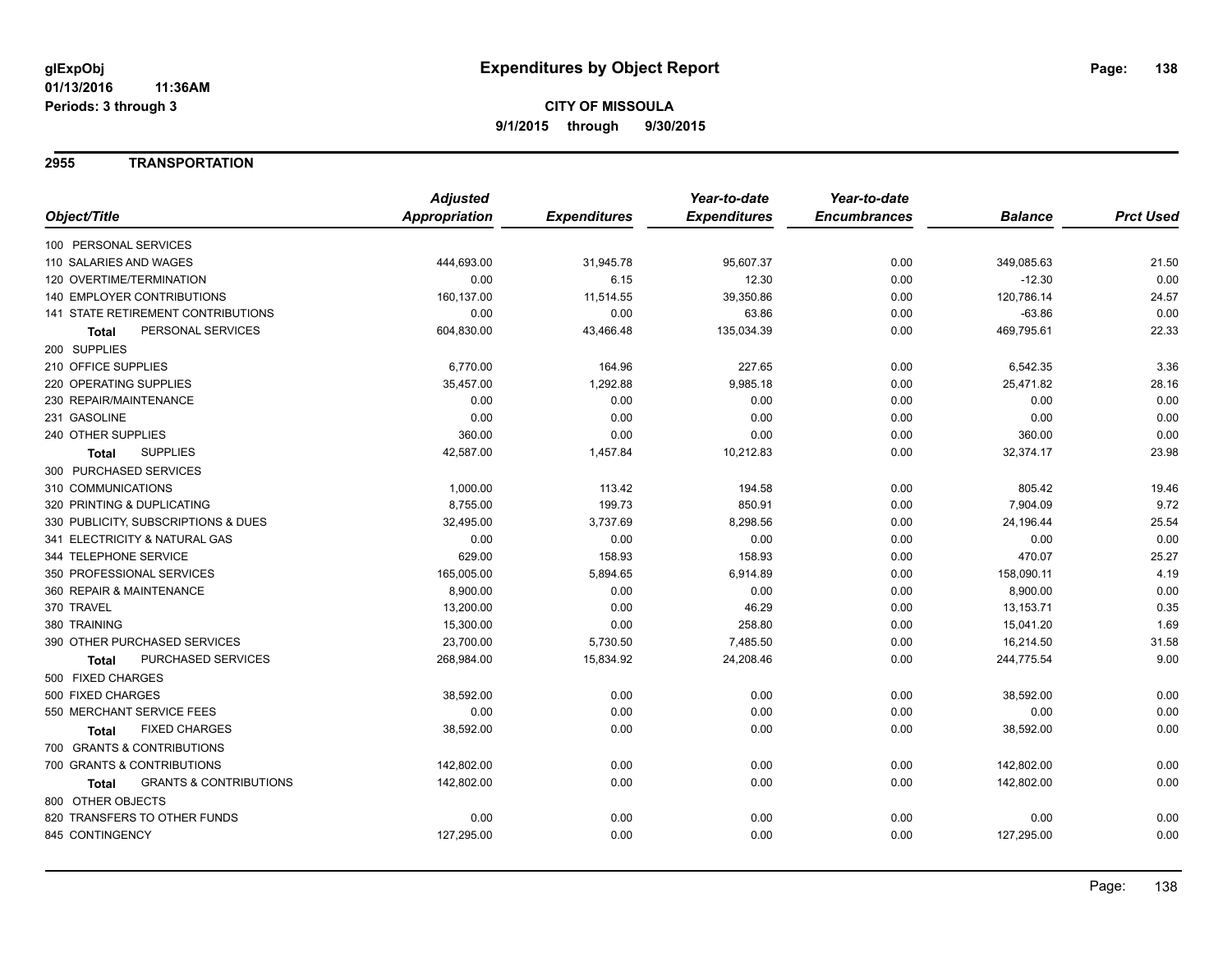glExpObj
01/13/2016 11:36AM
Periods: 3 through 3

# Expenditures by Object Report

**CITY OF MISSOULA**
**9/1/2015 through 9/30/2015**

## 2955 TRANSPORTATION

| Object/Title | Adjusted Appropriation | Expenditures | Year-to-date Expenditures | Year-to-date Encumbrances | Balance | Prct Used |
|---|---|---|---|---|---|---|
| 100 PERSONAL SERVICES | | | | | | |
| 110 SALARIES AND WAGES | 444,693.00 | 31,945.78 | 95,607.37 | 0.00 | 349,085.63 | 21.50 |
| 120 OVERTIME/TERMINATION | 0.00 | 6.15 | 12.30 | 0.00 | -12.30 | 0.00 |
| 140 EMPLOYER CONTRIBUTIONS | 160,137.00 | 11,514.55 | 39,350.86 | 0.00 | 120,786.14 | 24.57 |
| 141 STATE RETIREMENT CONTRIBUTIONS | 0.00 | 0.00 | 63.86 | 0.00 | -63.86 | 0.00 |
| **Total** PERSONAL SERVICES | 604,830.00 | 43,466.48 | 135,034.39 | 0.00 | 469,795.61 | 22.33 |
| 200 SUPPLIES | | | | | | |
| 210 OFFICE SUPPLIES | 6,770.00 | 164.96 | 227.65 | 0.00 | 6,542.35 | 3.36 |
| 220 OPERATING SUPPLIES | 35,457.00 | 1,292.88 | 9,985.18 | 0.00 | 25,471.82 | 28.16 |
| 230 REPAIR/MAINTENANCE | 0.00 | 0.00 | 0.00 | 0.00 | 0.00 | 0.00 |
| 231 GASOLINE | 0.00 | 0.00 | 0.00 | 0.00 | 0.00 | 0.00 |
| 240 OTHER SUPPLIES | 360.00 | 0.00 | 0.00 | 0.00 | 360.00 | 0.00 |
| **Total** SUPPLIES | 42,587.00 | 1,457.84 | 10,212.83 | 0.00 | 32,374.17 | 23.98 |
| 300 PURCHASED SERVICES | | | | | | |
| 310 COMMUNICATIONS | 1,000.00 | 113.42 | 194.58 | 0.00 | 805.42 | 19.46 |
| 320 PRINTING & DUPLICATING | 8,755.00 | 199.73 | 850.91 | 0.00 | 7,904.09 | 9.72 |
| 330 PUBLICITY, SUBSCRIPTIONS & DUES | 32,495.00 | 3,737.69 | 8,298.56 | 0.00 | 24,196.44 | 25.54 |
| 341 ELECTRICITY & NATURAL GAS | 0.00 | 0.00 | 0.00 | 0.00 | 0.00 | 0.00 |
| 344 TELEPHONE SERVICE | 629.00 | 158.93 | 158.93 | 0.00 | 470.07 | 25.27 |
| 350 PROFESSIONAL SERVICES | 165,005.00 | 5,894.65 | 6,914.89 | 0.00 | 158,090.11 | 4.19 |
| 360 REPAIR & MAINTENANCE | 8,900.00 | 0.00 | 0.00 | 0.00 | 8,900.00 | 0.00 |
| 370 TRAVEL | 13,200.00 | 0.00 | 46.29 | 0.00 | 13,153.71 | 0.35 |
| 380 TRAINING | 15,300.00 | 0.00 | 258.80 | 0.00 | 15,041.20 | 1.69 |
| 390 OTHER PURCHASED SERVICES | 23,700.00 | 5,730.50 | 7,485.50 | 0.00 | 16,214.50 | 31.58 |
| **Total** PURCHASED SERVICES | 268,984.00 | 15,834.92 | 24,208.46 | 0.00 | 244,775.54 | 9.00 |
| 500 FIXED CHARGES | | | | | | |
| 500 FIXED CHARGES | 38,592.00 | 0.00 | 0.00 | 0.00 | 38,592.00 | 0.00 |
| 550 MERCHANT SERVICE FEES | 0.00 | 0.00 | 0.00 | 0.00 | 0.00 | 0.00 |
| **Total** FIXED CHARGES | 38,592.00 | 0.00 | 0.00 | 0.00 | 38,592.00 | 0.00 |
| 700 GRANTS & CONTRIBUTIONS | | | | | | |
| 700 GRANTS & CONTRIBUTIONS | 142,802.00 | 0.00 | 0.00 | 0.00 | 142,802.00 | 0.00 |
| **Total** GRANTS & CONTRIBUTIONS | 142,802.00 | 0.00 | 0.00 | 0.00 | 142,802.00 | 0.00 |
| 800 OTHER OBJECTS | | | | | | |
| 820 TRANSFERS TO OTHER FUNDS | 0.00 | 0.00 | 0.00 | 0.00 | 0.00 | 0.00 |
| 845 CONTINGENCY | 127,295.00 | 0.00 | 0.00 | 0.00 | 127,295.00 | 0.00 |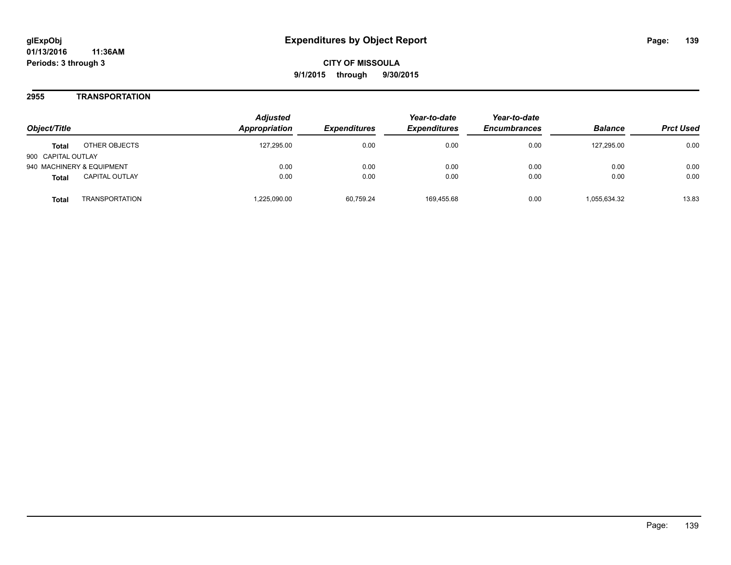# Expenditures by Object Report

glExpObj
01/13/2016 11:36AM
Periods: 3 through 3

**CITY OF MISSOULA**
**9/1/2015 through 9/30/2015**

## 2955 TRANSPORTATION

| Object/Title | | Adjusted Appropriation | Expenditures | Year-to-date Expenditures | Year-to-date Encumbrances | Balance | Prct Used |
|---|---|---|---|---|---|---|---|
| **Total** | OTHER OBJECTS | 127,295.00 | 0.00 | 0.00 | 0.00 | 127,295.00 | 0.00 |
| 900 CAPITAL OUTLAY | | | | | | | |
| 940 MACHINERY & EQUIPMENT | | 0.00 | 0.00 | 0.00 | 0.00 | 0.00 | 0.00 |
| **Total** | CAPITAL OUTLAY | 0.00 | 0.00 | 0.00 | 0.00 | 0.00 | 0.00 |
| **Total** | TRANSPORTATION | 1,225,090.00 | 60,759.24 | 169,455.68 | 0.00 | 1,055,634.32 | 13.83 |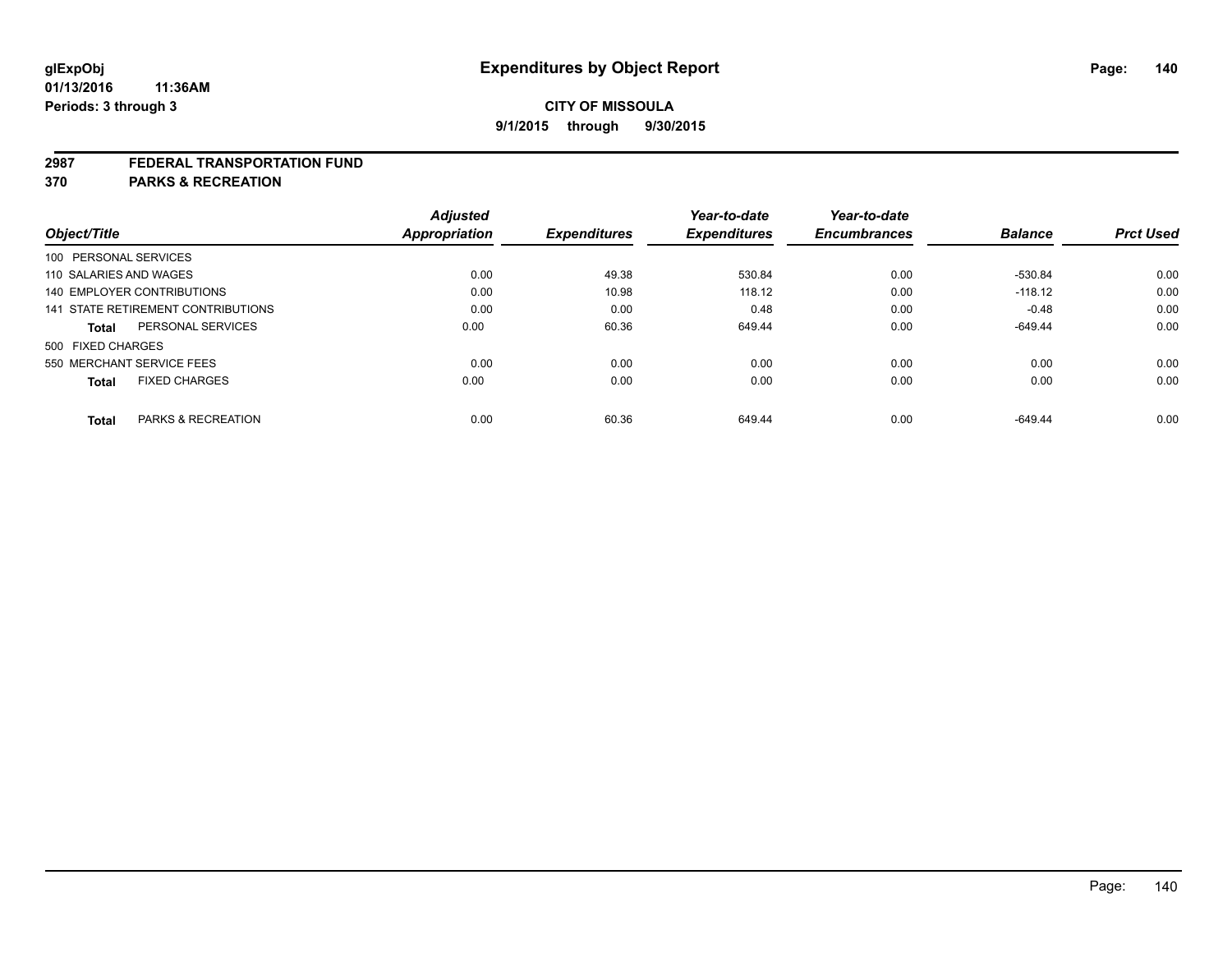**glExpObj**
**01/13/2016 11:36AM**
**Periods: 3 through 3**

# Expenditures by Object Report

**CITY OF MISSOULA**
**9/1/2015 through 9/30/2015**

## 2987 FEDERAL TRANSPORTATION FUND
## 370 PARKS & RECREATION

| Object/Title | Adjusted Appropriation | Expenditures | Year-to-date Expenditures | Year-to-date Encumbrances | Balance | Prct Used |
|---|---|---|---|---|---|---|
| 100 PERSONAL SERVICES | | | | | | |
| 110 SALARIES AND WAGES | 0.00 | 49.38 | 530.84 | 0.00 | -530.84 | 0.00 |
| 140 EMPLOYER CONTRIBUTIONS | 0.00 | 10.98 | 118.12 | 0.00 | -118.12 | 0.00 |
| 141 STATE RETIREMENT CONTRIBUTIONS | 0.00 | 0.00 | 0.48 | 0.00 | -0.48 | 0.00 |
| **Total** PERSONAL SERVICES | 0.00 | 60.36 | 649.44 | 0.00 | -649.44 | 0.00 |
| 500 FIXED CHARGES | | | | | | |
| 550 MERCHANT SERVICE FEES | 0.00 | 0.00 | 0.00 | 0.00 | 0.00 | 0.00 |
| **Total** FIXED CHARGES | 0.00 | 0.00 | 0.00 | 0.00 | 0.00 | 0.00 |
| **Total** PARKS & RECREATION | 0.00 | 60.36 | 649.44 | 0.00 | -649.44 | 0.00 |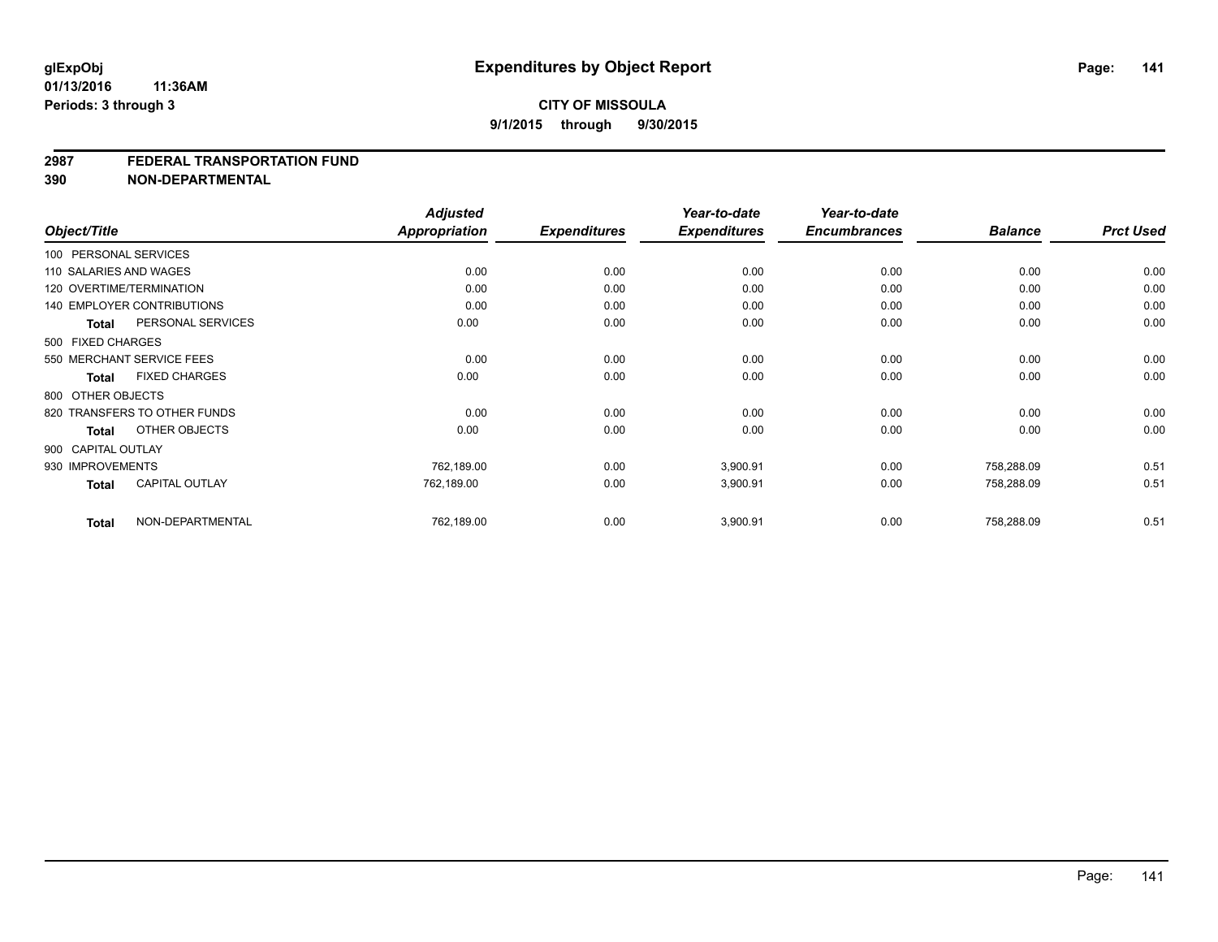**glExpObj** **Expenditures by Object Report**

**01/13/2016 11:36AM**

**Periods: 3 through 3**

**CITY OF MISSOULA**

**9/1/2015 through 9/30/2015**

## 2987 FEDERAL TRANSPORTATION FUND

## 390 NON-DEPARTMENTAL

| Object/Title | Adjusted Appropriation | Expenditures | Year-to-date Expenditures | Year-to-date Encumbrances | Balance | Prct Used |
|---|---|---|---|---|---|---|
| 100 PERSONAL SERVICES | | | | | | |
| 110 SALARIES AND WAGES | 0.00 | 0.00 | 0.00 | 0.00 | 0.00 | 0.00 |
| 120 OVERTIME/TERMINATION | 0.00 | 0.00 | 0.00 | 0.00 | 0.00 | 0.00 |
| 140 EMPLOYER CONTRIBUTIONS | 0.00 | 0.00 | 0.00 | 0.00 | 0.00 | 0.00 |
| **Total** PERSONAL SERVICES | 0.00 | 0.00 | 0.00 | 0.00 | 0.00 | 0.00 |
| 500 FIXED CHARGES | | | | | | |
| 550 MERCHANT SERVICE FEES | 0.00 | 0.00 | 0.00 | 0.00 | 0.00 | 0.00 |
| **Total** FIXED CHARGES | 0.00 | 0.00 | 0.00 | 0.00 | 0.00 | 0.00 |
| 800 OTHER OBJECTS | | | | | | |
| 820 TRANSFERS TO OTHER FUNDS | 0.00 | 0.00 | 0.00 | 0.00 | 0.00 | 0.00 |
| **Total** OTHER OBJECTS | 0.00 | 0.00 | 0.00 | 0.00 | 0.00 | 0.00 |
| 900 CAPITAL OUTLAY | | | | | | |
| 930 IMPROVEMENTS | 762,189.00 | 0.00 | 3,900.91 | 0.00 | 758,288.09 | 0.51 |
| **Total** CAPITAL OUTLAY | 762,189.00 | 0.00 | 3,900.91 | 0.00 | 758,288.09 | 0.51 |
| **Total** NON-DEPARTMENTAL | 762,189.00 | 0.00 | 3,900.91 | 0.00 | 758,288.09 | 0.51 |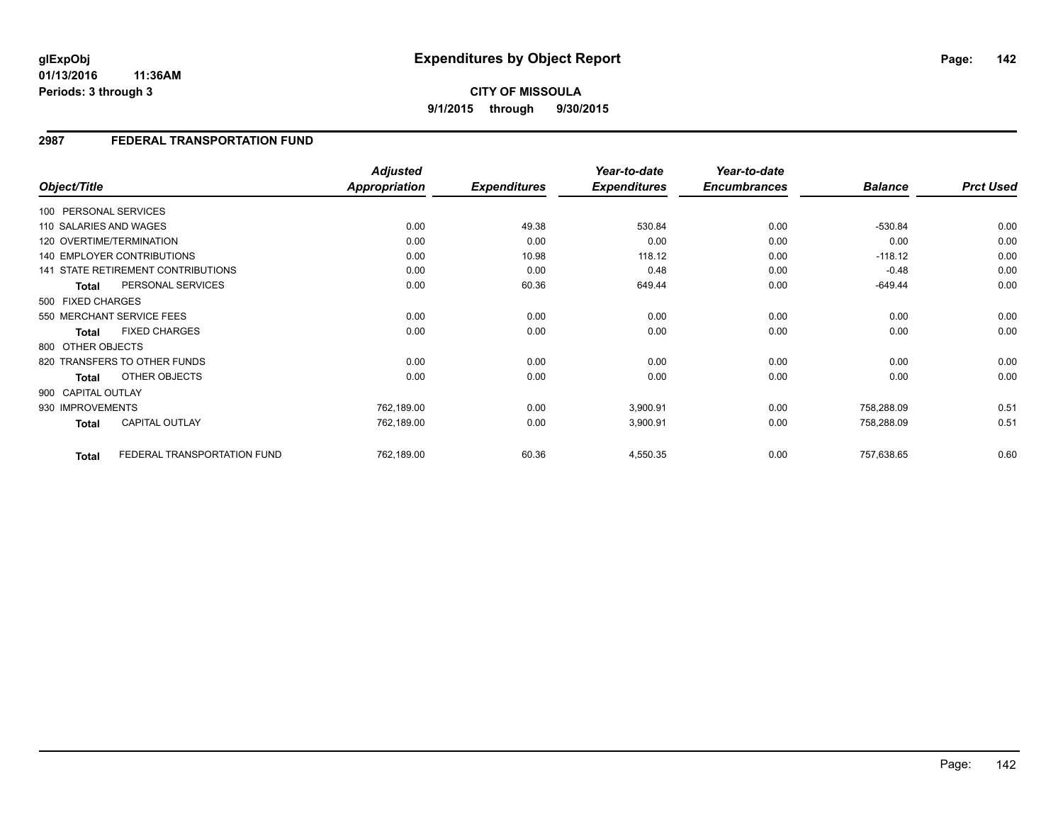# Expenditures by Object Report

glExpObj
01/13/2016 11:36AM
Periods: 3 through 3

**CITY OF MISSOULA**
**9/1/2015 through 9/30/2015**

## 2987 FEDERAL TRANSPORTATION FUND

| Object/Title | | Adjusted Appropriation | Expenditures | Year-to-date Expenditures | Year-to-date Encumbrances | Balance | Prct Used |
|---|---|---|---|---|---|---|---|
| 100 PERSONAL SERVICES | | | | | | | |
| 110 SALARIES AND WAGES | | 0.00 | 49.38 | 530.84 | 0.00 | -530.84 | 0.00 |
| 120 OVERTIME/TERMINATION | | 0.00 | 0.00 | 0.00 | 0.00 | 0.00 | 0.00 |
| 140 EMPLOYER CONTRIBUTIONS | | 0.00 | 10.98 | 118.12 | 0.00 | -118.12 | 0.00 |
| 141 STATE RETIREMENT CONTRIBUTIONS | | 0.00 | 0.00 | 0.48 | 0.00 | -0.48 | 0.00 |
| **Total** | PERSONAL SERVICES | 0.00 | 60.36 | 649.44 | 0.00 | -649.44 | 0.00 |
| 500 FIXED CHARGES | | | | | | | |
| 550 MERCHANT SERVICE FEES | | 0.00 | 0.00 | 0.00 | 0.00 | 0.00 | 0.00 |
| **Total** | FIXED CHARGES | 0.00 | 0.00 | 0.00 | 0.00 | 0.00 | 0.00 |
| 800 OTHER OBJECTS | | | | | | | |
| 820 TRANSFERS TO OTHER FUNDS | | 0.00 | 0.00 | 0.00 | 0.00 | 0.00 | 0.00 |
| **Total** | OTHER OBJECTS | 0.00 | 0.00 | 0.00 | 0.00 | 0.00 | 0.00 |
| 900 CAPITAL OUTLAY | | | | | | | |
| 930 IMPROVEMENTS | | 762,189.00 | 0.00 | 3,900.91 | 0.00 | 758,288.09 | 0.51 |
| **Total** | CAPITAL OUTLAY | 762,189.00 | 0.00 | 3,900.91 | 0.00 | 758,288.09 | 0.51 |
| **Total** | FEDERAL TRANSPORTATION FUND | 762,189.00 | 60.36 | 4,550.35 | 0.00 | 757,638.65 | 0.60 |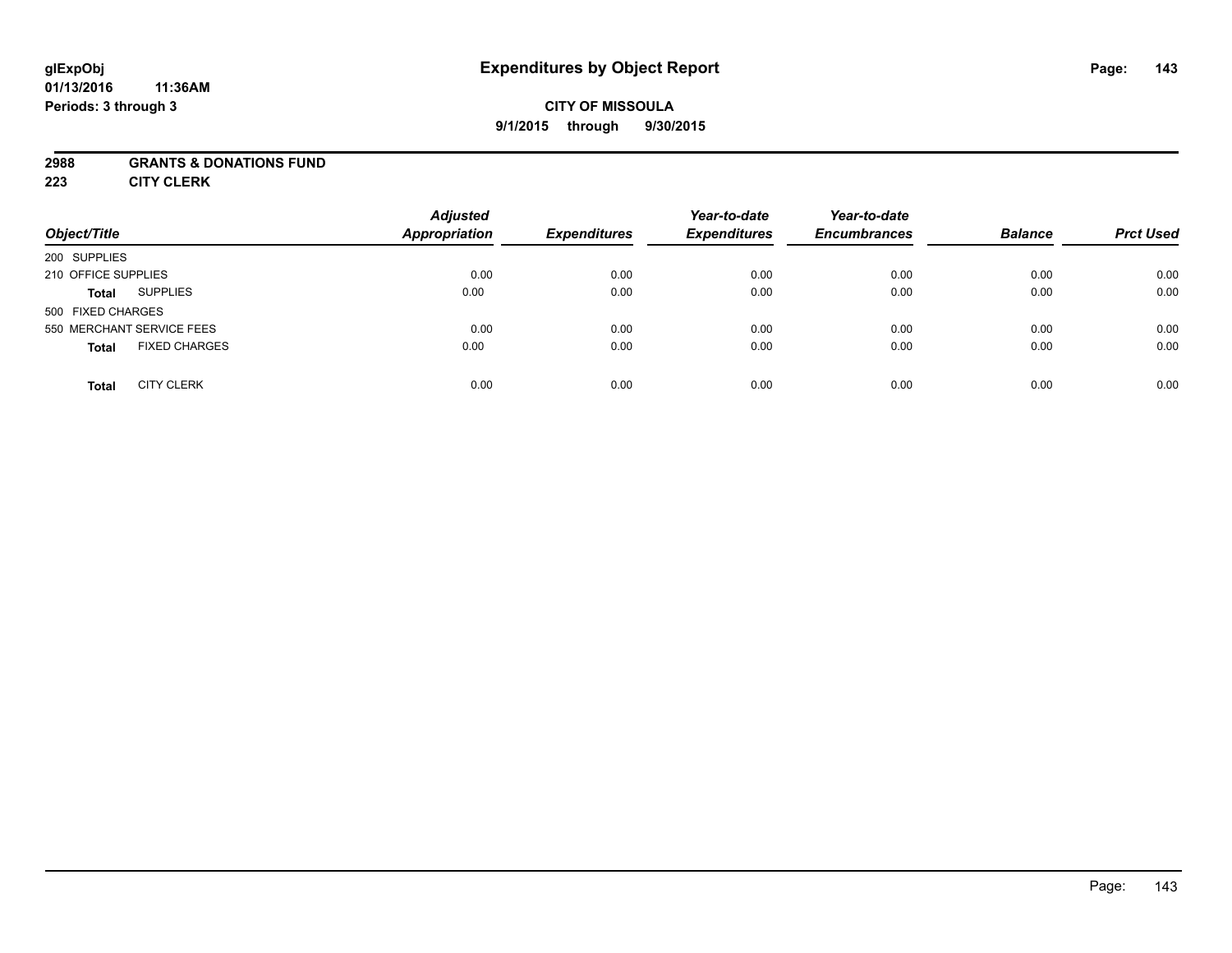# Expenditures by Object Report

glExpObj
01/13/2016 11:36AM
Periods: 3 through 3

**CITY OF MISSOULA**
**9/1/2015 through 9/30/2015**

**2988 GRANTS & DONATIONS FUND**
**223 CITY CLERK**

| Object/Title | | Adjusted Appropriation | Expenditures | Year-to-date Expenditures | Year-to-date Encumbrances | Balance | Prct Used |
|---|---|---|---|---|---|---|---|
| 200 SUPPLIES | | | | | | | |
| 210 OFFICE SUPPLIES | | 0.00 | 0.00 | 0.00 | 0.00 | 0.00 | 0.00 |
| **Total** | SUPPLIES | 0.00 | 0.00 | 0.00 | 0.00 | 0.00 | 0.00 |
| 500 FIXED CHARGES | | | | | | | |
| 550 MERCHANT SERVICE FEES | | 0.00 | 0.00 | 0.00 | 0.00 | 0.00 | 0.00 |
| **Total** | FIXED CHARGES | 0.00 | 0.00 | 0.00 | 0.00 | 0.00 | 0.00 |
| **Total** | CITY CLERK | 0.00 | 0.00 | 0.00 | 0.00 | 0.00 | 0.00 |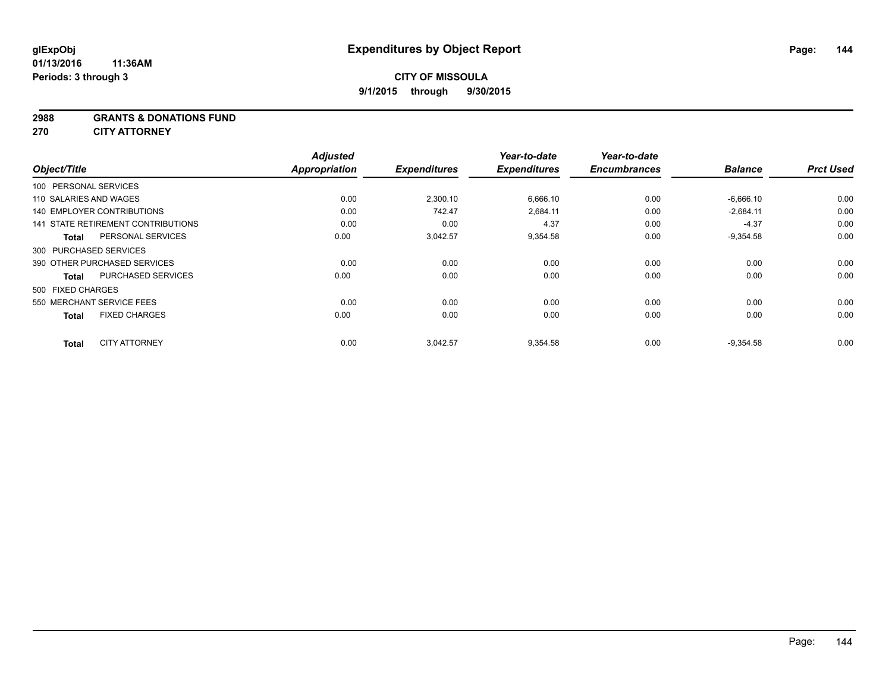# Expenditures by Object Report

glExpObj
01/13/2016 11:36AM
Periods: 3 through 3

**CITY OF MISSOULA**
**9/1/2015 through 9/30/2015**

**2988 GRANTS & DONATIONS FUND**
**270 CITY ATTORNEY**

| Object/Title | Adjusted Appropriation | Expenditures | Year-to-date Expenditures | Year-to-date Encumbrances | Balance | Prct Used |
|---|---|---|---|---|---|---|
| 100 PERSONAL SERVICES | | | | | | |
| 110 SALARIES AND WAGES | 0.00 | 2,300.10 | 6,666.10 | 0.00 | -6,666.10 | 0.00 |
| 140 EMPLOYER CONTRIBUTIONS | 0.00 | 742.47 | 2,684.11 | 0.00 | -2,684.11 | 0.00 |
| 141 STATE RETIREMENT CONTRIBUTIONS | 0.00 | 0.00 | 4.37 | 0.00 | -4.37 | 0.00 |
| **Total** PERSONAL SERVICES | 0.00 | 3,042.57 | 9,354.58 | 0.00 | -9,354.58 | 0.00 |
| 300 PURCHASED SERVICES | | | | | | |
| 390 OTHER PURCHASED SERVICES | 0.00 | 0.00 | 0.00 | 0.00 | 0.00 | 0.00 |
| **Total** PURCHASED SERVICES | 0.00 | 0.00 | 0.00 | 0.00 | 0.00 | 0.00 |
| 500 FIXED CHARGES | | | | | | |
| 550 MERCHANT SERVICE FEES | 0.00 | 0.00 | 0.00 | 0.00 | 0.00 | 0.00 |
| **Total** FIXED CHARGES | 0.00 | 0.00 | 0.00 | 0.00 | 0.00 | 0.00 |
| **Total** CITY ATTORNEY | 0.00 | 3,042.57 | 9,354.58 | 0.00 | -9,354.58 | 0.00 |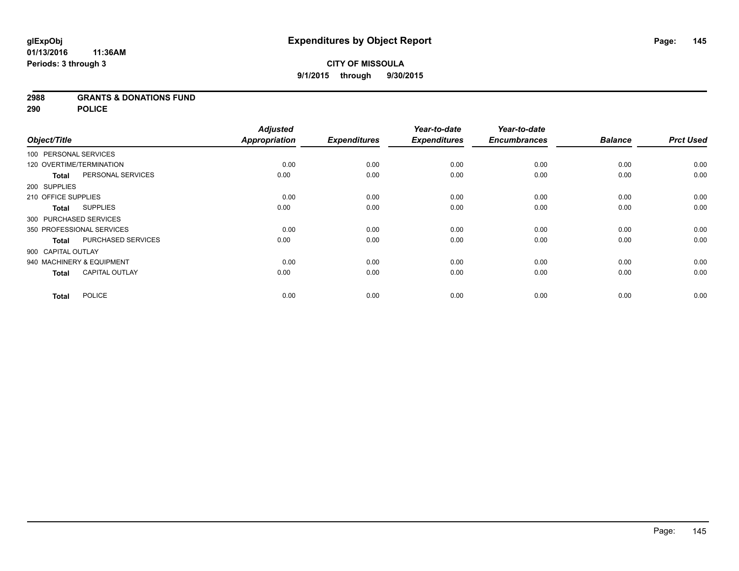# Expenditures by Object Report

glExpObj
01/13/2016 11:36AM
Periods: 3 through 3

**CITY OF MISSOULA**
**9/1/2015 through 9/30/2015**

**2988 GRANTS & DONATIONS FUND**
**290 POLICE**

| Object/Title | | Adjusted Appropriation | Expenditures | Year-to-date Expenditures | Year-to-date Encumbrances | Balance | Prct Used |
|---|---|---|---|---|---|---|---|
| 100 PERSONAL SERVICES | | | | | | | |
| 120 OVERTIME/TERMINATION | | 0.00 | 0.00 | 0.00 | 0.00 | 0.00 | 0.00 |
| **Total** | PERSONAL SERVICES | 0.00 | 0.00 | 0.00 | 0.00 | 0.00 | 0.00 |
| 200 SUPPLIES | | | | | | | |
| 210 OFFICE SUPPLIES | | 0.00 | 0.00 | 0.00 | 0.00 | 0.00 | 0.00 |
| **Total** | SUPPLIES | 0.00 | 0.00 | 0.00 | 0.00 | 0.00 | 0.00 |
| 300 PURCHASED SERVICES | | | | | | | |
| 350 PROFESSIONAL SERVICES | | 0.00 | 0.00 | 0.00 | 0.00 | 0.00 | 0.00 |
| **Total** | PURCHASED SERVICES | 0.00 | 0.00 | 0.00 | 0.00 | 0.00 | 0.00 |
| 900 CAPITAL OUTLAY | | | | | | | |
| 940 MACHINERY & EQUIPMENT | | 0.00 | 0.00 | 0.00 | 0.00 | 0.00 | 0.00 |
| **Total** | CAPITAL OUTLAY | 0.00 | 0.00 | 0.00 | 0.00 | 0.00 | 0.00 |
| **Total** | POLICE | 0.00 | 0.00 | 0.00 | 0.00 | 0.00 | 0.00 |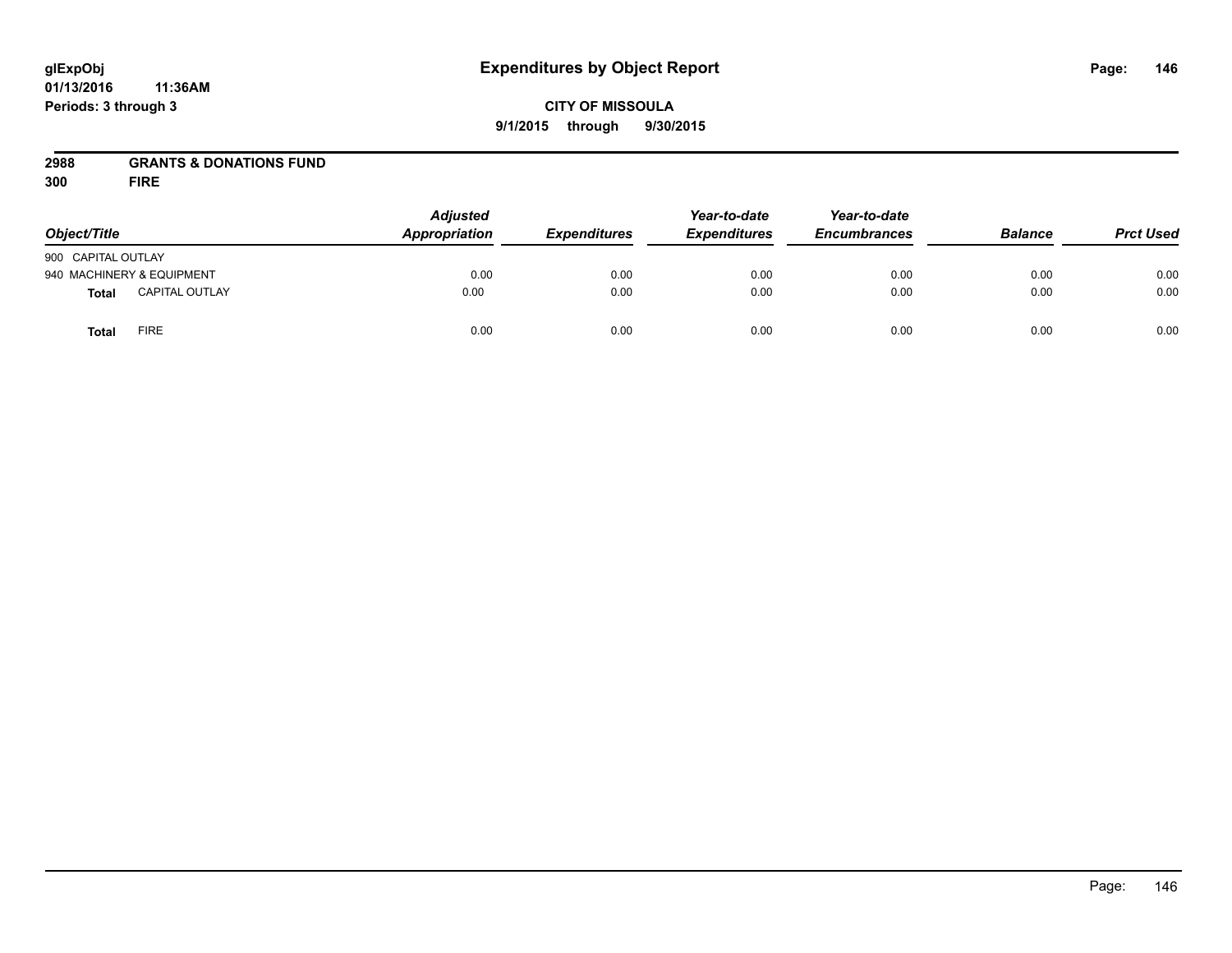# Expenditures by Object Report

glExpObj
01/13/2016 11:36AM
Periods: 3 through 3

**CITY OF MISSOULA**
**9/1/2015 through 9/30/2015**

**2988 GRANTS & DONATIONS FUND**
**300 FIRE**

| Object/Title | | Adjusted Appropriation | Expenditures | Year-to-date Expenditures | Year-to-date Encumbrances | Balance | Prct Used |
|---|---|---|---|---|---|---|---|
| 900 CAPITAL OUTLAY | | | | | | | |
| 940 MACHINERY & EQUIPMENT | | 0.00 | 0.00 | 0.00 | 0.00 | 0.00 | 0.00 |
| **Total** | CAPITAL OUTLAY | 0.00 | 0.00 | 0.00 | 0.00 | 0.00 | 0.00 |
| **Total** | FIRE | 0.00 | 0.00 | 0.00 | 0.00 | 0.00 | 0.00 |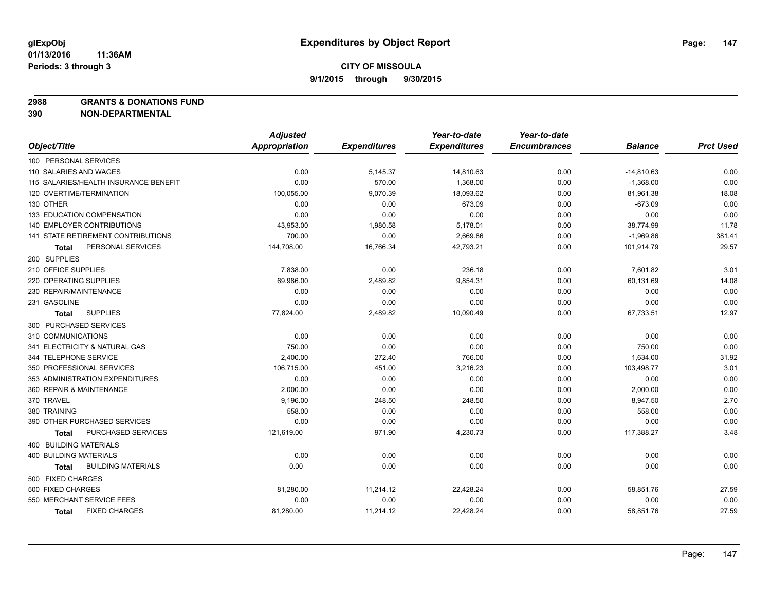**CITY OF MISSOULA**

**9/1/2015 through 9/30/2015**

**Expenditures by Object Report**

glExpObj
01/13/2016 11:36AM
Periods: 3 through 3

**2988 GRANTS & DONATIONS FUND**
**390 NON-DEPARTMENTAL**

| Object/Title | Adjusted Appropriation | Expenditures | Year-to-date Expenditures | Year-to-date Encumbrances | Balance | Prct Used |
|---|---|---|---|---|---|---|
| 100 PERSONAL SERVICES | | | | | | |
| 110 SALARIES AND WAGES | 0.00 | 5,145.37 | 14,810.63 | 0.00 | -14,810.63 | 0.00 |
| 115 SALARIES/HEALTH INSURANCE BENEFIT | 0.00 | 570.00 | 1,368.00 | 0.00 | -1,368.00 | 0.00 |
| 120 OVERTIME/TERMINATION | 100,055.00 | 9,070.39 | 18,093.62 | 0.00 | 81,961.38 | 18.08 |
| 130 OTHER | 0.00 | 0.00 | 673.09 | 0.00 | -673.09 | 0.00 |
| 133 EDUCATION COMPENSATION | 0.00 | 0.00 | 0.00 | 0.00 | 0.00 | 0.00 |
| 140 EMPLOYER CONTRIBUTIONS | 43,953.00 | 1,980.58 | 5,178.01 | 0.00 | 38,774.99 | 11.78 |
| 141 STATE RETIREMENT CONTRIBUTIONS | 700.00 | 0.00 | 2,669.86 | 0.00 | -1,969.86 | 381.41 |
| **Total** PERSONAL SERVICES | 144,708.00 | 16,766.34 | 42,793.21 | 0.00 | 101,914.79 | 29.57 |
| 200 SUPPLIES | | | | | | |
| 210 OFFICE SUPPLIES | 7,838.00 | 0.00 | 236.18 | 0.00 | 7,601.82 | 3.01 |
| 220 OPERATING SUPPLIES | 69,986.00 | 2,489.82 | 9,854.31 | 0.00 | 60,131.69 | 14.08 |
| 230 REPAIR/MAINTENANCE | 0.00 | 0.00 | 0.00 | 0.00 | 0.00 | 0.00 |
| 231 GASOLINE | 0.00 | 0.00 | 0.00 | 0.00 | 0.00 | 0.00 |
| **Total** SUPPLIES | 77,824.00 | 2,489.82 | 10,090.49 | 0.00 | 67,733.51 | 12.97 |
| 300 PURCHASED SERVICES | | | | | | |
| 310 COMMUNICATIONS | 0.00 | 0.00 | 0.00 | 0.00 | 0.00 | 0.00 |
| 341 ELECTRICITY & NATURAL GAS | 750.00 | 0.00 | 0.00 | 0.00 | 750.00 | 0.00 |
| 344 TELEPHONE SERVICE | 2,400.00 | 272.40 | 766.00 | 0.00 | 1,634.00 | 31.92 |
| 350 PROFESSIONAL SERVICES | 106,715.00 | 451.00 | 3,216.23 | 0.00 | 103,498.77 | 3.01 |
| 353 ADMINISTRATION EXPENDITURES | 0.00 | 0.00 | 0.00 | 0.00 | 0.00 | 0.00 |
| 360 REPAIR & MAINTENANCE | 2,000.00 | 0.00 | 0.00 | 0.00 | 2,000.00 | 0.00 |
| 370 TRAVEL | 9,196.00 | 248.50 | 248.50 | 0.00 | 8,947.50 | 2.70 |
| 380 TRAINING | 558.00 | 0.00 | 0.00 | 0.00 | 558.00 | 0.00 |
| 390 OTHER PURCHASED SERVICES | 0.00 | 0.00 | 0.00 | 0.00 | 0.00 | 0.00 |
| **Total** PURCHASED SERVICES | 121,619.00 | 971.90 | 4,230.73 | 0.00 | 117,388.27 | 3.48 |
| 400 BUILDING MATERIALS | | | | | | |
| 400 BUILDING MATERIALS | 0.00 | 0.00 | 0.00 | 0.00 | 0.00 | 0.00 |
| **Total** BUILDING MATERIALS | 0.00 | 0.00 | 0.00 | 0.00 | 0.00 | 0.00 |
| 500 FIXED CHARGES | | | | | | |
| 500 FIXED CHARGES | 81,280.00 | 11,214.12 | 22,428.24 | 0.00 | 58,851.76 | 27.59 |
| 550 MERCHANT SERVICE FEES | 0.00 | 0.00 | 0.00 | 0.00 | 0.00 | 0.00 |
| **Total** FIXED CHARGES | 81,280.00 | 11,214.12 | 22,428.24 | 0.00 | 58,851.76 | 27.59 |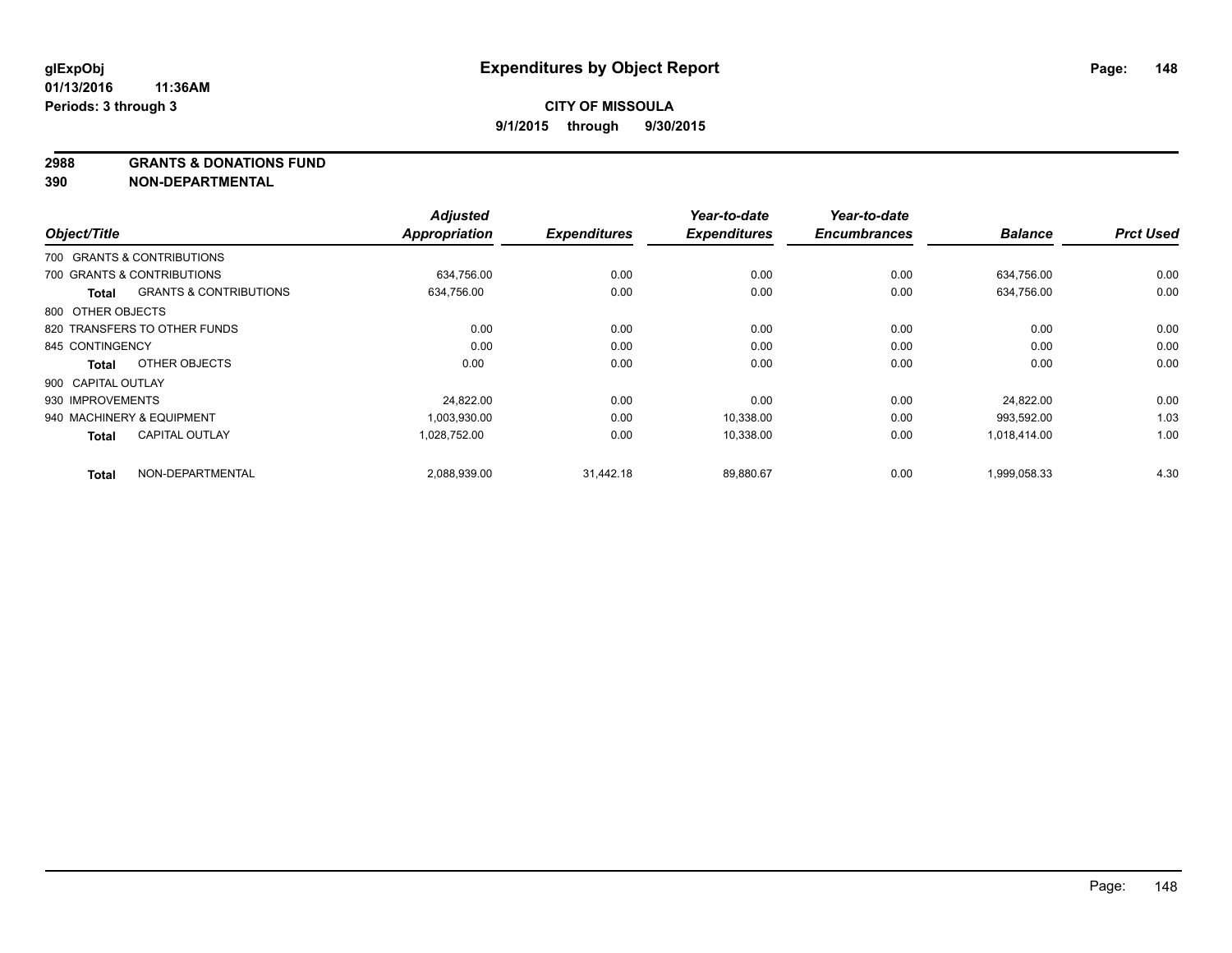**glExpObj** **Expenditures by Object Report**
**01/13/2016 11:36AM**
**Periods: 3 through 3**

**CITY OF MISSOULA**
**9/1/2015 through 9/30/2015**

**2988 GRANTS & DONATIONS FUND**
**390 NON-DEPARTMENTAL**

| Object/Title | Adjusted Appropriation | Expenditures | Year-to-date Expenditures | Year-to-date Encumbrances | Balance | Prct Used |
|---|---|---|---|---|---|---|
| 700 GRANTS & CONTRIBUTIONS | | | | | | |
| 700 GRANTS & CONTRIBUTIONS | 634,756.00 | 0.00 | 0.00 | 0.00 | 634,756.00 | 0.00 |
| **Total** GRANTS & CONTRIBUTIONS | 634,756.00 | 0.00 | 0.00 | 0.00 | 634,756.00 | 0.00 |
| 800 OTHER OBJECTS | | | | | | |
| 820 TRANSFERS TO OTHER FUNDS | 0.00 | 0.00 | 0.00 | 0.00 | 0.00 | 0.00 |
| 845 CONTINGENCY | 0.00 | 0.00 | 0.00 | 0.00 | 0.00 | 0.00 |
| **Total** OTHER OBJECTS | 0.00 | 0.00 | 0.00 | 0.00 | 0.00 | 0.00 |
| 900 CAPITAL OUTLAY | | | | | | |
| 930 IMPROVEMENTS | 24,822.00 | 0.00 | 0.00 | 0.00 | 24,822.00 | 0.00 |
| 940 MACHINERY & EQUIPMENT | 1,003,930.00 | 0.00 | 10,338.00 | 0.00 | 993,592.00 | 1.03 |
| **Total** CAPITAL OUTLAY | 1,028,752.00 | 0.00 | 10,338.00 | 0.00 | 1,018,414.00 | 1.00 |
| **Total** NON-DEPARTMENTAL | 2,088,939.00 | 31,442.18 | 89,880.67 | 0.00 | 1,999,058.33 | 4.30 |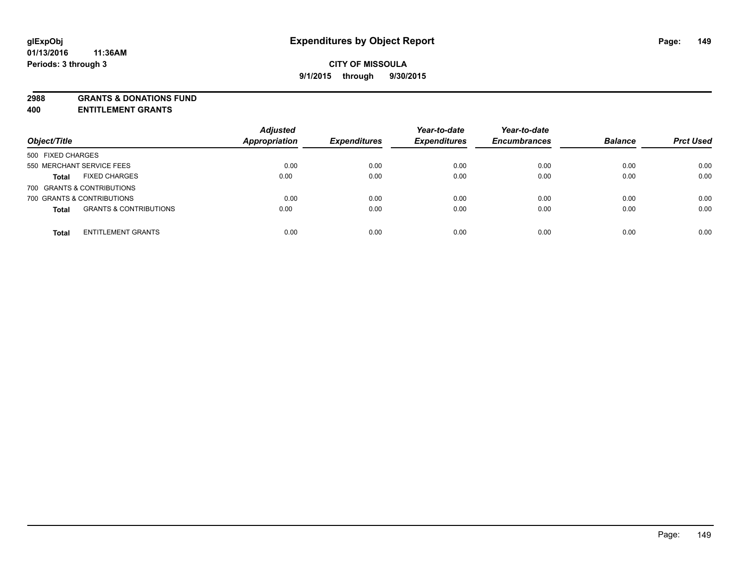# Expenditures by Object Report

glExpObj
01/13/2016 11:36AM
Periods: 3 through 3

**CITY OF MISSOULA**
**9/1/2015 through 9/30/2015**

**2988 GRANTS & DONATIONS FUND**
**400 ENTITLEMENT GRANTS**

| Object/Title | | Adjusted Appropriation | Expenditures | Year-to-date Expenditures | Year-to-date Encumbrances | Balance | Prct Used |
|---|---|---|---|---|---|---|---|
| 500 FIXED CHARGES | | | | | | | |
| 550 MERCHANT SERVICE FEES | | 0.00 | 0.00 | 0.00 | 0.00 | 0.00 | 0.00 |
| **Total** | FIXED CHARGES | 0.00 | 0.00 | 0.00 | 0.00 | 0.00 | 0.00 |
| 700 GRANTS & CONTRIBUTIONS | | | | | | | |
| 700 GRANTS & CONTRIBUTIONS | | 0.00 | 0.00 | 0.00 | 0.00 | 0.00 | 0.00 |
| **Total** | GRANTS & CONTRIBUTIONS | 0.00 | 0.00 | 0.00 | 0.00 | 0.00 | 0.00 |
| **Total** | ENTITLEMENT GRANTS | 0.00 | 0.00 | 0.00 | 0.00 | 0.00 | 0.00 |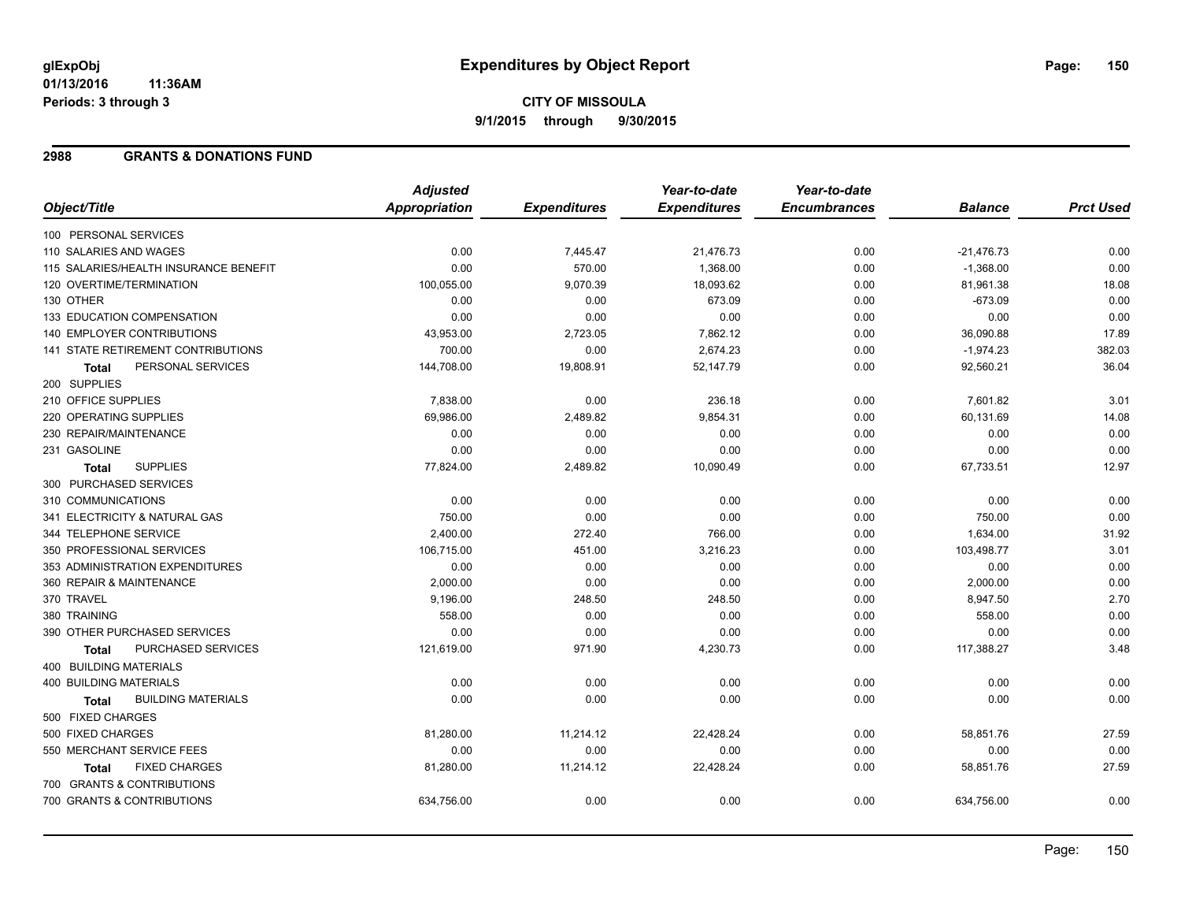**glExpObj** 01/13/2016 11:36AM
**Periods: 3 through 3**

# Expenditures by Object Report

**CITY OF MISSOULA**
**9/1/2015 through 9/30/2015**

## 2988 GRANTS & DONATIONS FUND

| Object/Title | Adjusted Appropriation | Expenditures | Year-to-date Expenditures | Year-to-date Encumbrances | Balance | Prct Used |
|---|---|---|---|---|---|---|
| 100 PERSONAL SERVICES | | | | | | |
| 110 SALARIES AND WAGES | 0.00 | 7,445.47 | 21,476.73 | 0.00 | -21,476.73 | 0.00 |
| 115 SALARIES/HEALTH INSURANCE BENEFIT | 0.00 | 570.00 | 1,368.00 | 0.00 | -1,368.00 | 0.00 |
| 120 OVERTIME/TERMINATION | 100,055.00 | 9,070.39 | 18,093.62 | 0.00 | 81,961.38 | 18.08 |
| 130 OTHER | 0.00 | 0.00 | 673.09 | 0.00 | -673.09 | 0.00 |
| 133 EDUCATION COMPENSATION | 0.00 | 0.00 | 0.00 | 0.00 | 0.00 | 0.00 |
| 140 EMPLOYER CONTRIBUTIONS | 43,953.00 | 2,723.05 | 7,862.12 | 0.00 | 36,090.88 | 17.89 |
| 141 STATE RETIREMENT CONTRIBUTIONS | 700.00 | 0.00 | 2,674.23 | 0.00 | -1,974.23 | 382.03 |
| **Total** PERSONAL SERVICES | 144,708.00 | 19,808.91 | 52,147.79 | 0.00 | 92,560.21 | 36.04 |
| 200 SUPPLIES | | | | | | |
| 210 OFFICE SUPPLIES | 7,838.00 | 0.00 | 236.18 | 0.00 | 7,601.82 | 3.01 |
| 220 OPERATING SUPPLIES | 69,986.00 | 2,489.82 | 9,854.31 | 0.00 | 60,131.69 | 14.08 |
| 230 REPAIR/MAINTENANCE | 0.00 | 0.00 | 0.00 | 0.00 | 0.00 | 0.00 |
| 231 GASOLINE | 0.00 | 0.00 | 0.00 | 0.00 | 0.00 | 0.00 |
| **Total** SUPPLIES | 77,824.00 | 2,489.82 | 10,090.49 | 0.00 | 67,733.51 | 12.97 |
| 300 PURCHASED SERVICES | | | | | | |
| 310 COMMUNICATIONS | 0.00 | 0.00 | 0.00 | 0.00 | 0.00 | 0.00 |
| 341 ELECTRICITY & NATURAL GAS | 750.00 | 0.00 | 0.00 | 0.00 | 750.00 | 0.00 |
| 344 TELEPHONE SERVICE | 2,400.00 | 272.40 | 766.00 | 0.00 | 1,634.00 | 31.92 |
| 350 PROFESSIONAL SERVICES | 106,715.00 | 451.00 | 3,216.23 | 0.00 | 103,498.77 | 3.01 |
| 353 ADMINISTRATION EXPENDITURES | 0.00 | 0.00 | 0.00 | 0.00 | 0.00 | 0.00 |
| 360 REPAIR & MAINTENANCE | 2,000.00 | 0.00 | 0.00 | 0.00 | 2,000.00 | 0.00 |
| 370 TRAVEL | 9,196.00 | 248.50 | 248.50 | 0.00 | 8,947.50 | 2.70 |
| 380 TRAINING | 558.00 | 0.00 | 0.00 | 0.00 | 558.00 | 0.00 |
| 390 OTHER PURCHASED SERVICES | 0.00 | 0.00 | 0.00 | 0.00 | 0.00 | 0.00 |
| **Total** PURCHASED SERVICES | 121,619.00 | 971.90 | 4,230.73 | 0.00 | 117,388.27 | 3.48 |
| 400 BUILDING MATERIALS | | | | | | |
| 400 BUILDING MATERIALS | 0.00 | 0.00 | 0.00 | 0.00 | 0.00 | 0.00 |
| **Total** BUILDING MATERIALS | 0.00 | 0.00 | 0.00 | 0.00 | 0.00 | 0.00 |
| 500 FIXED CHARGES | | | | | | |
| 500 FIXED CHARGES | 81,280.00 | 11,214.12 | 22,428.24 | 0.00 | 58,851.76 | 27.59 |
| 550 MERCHANT SERVICE FEES | 0.00 | 0.00 | 0.00 | 0.00 | 0.00 | 0.00 |
| **Total** FIXED CHARGES | 81,280.00 | 11,214.12 | 22,428.24 | 0.00 | 58,851.76 | 27.59 |
| 700 GRANTS & CONTRIBUTIONS | | | | | | |
| 700 GRANTS & CONTRIBUTIONS | 634,756.00 | 0.00 | 0.00 | 0.00 | 634,756.00 | 0.00 |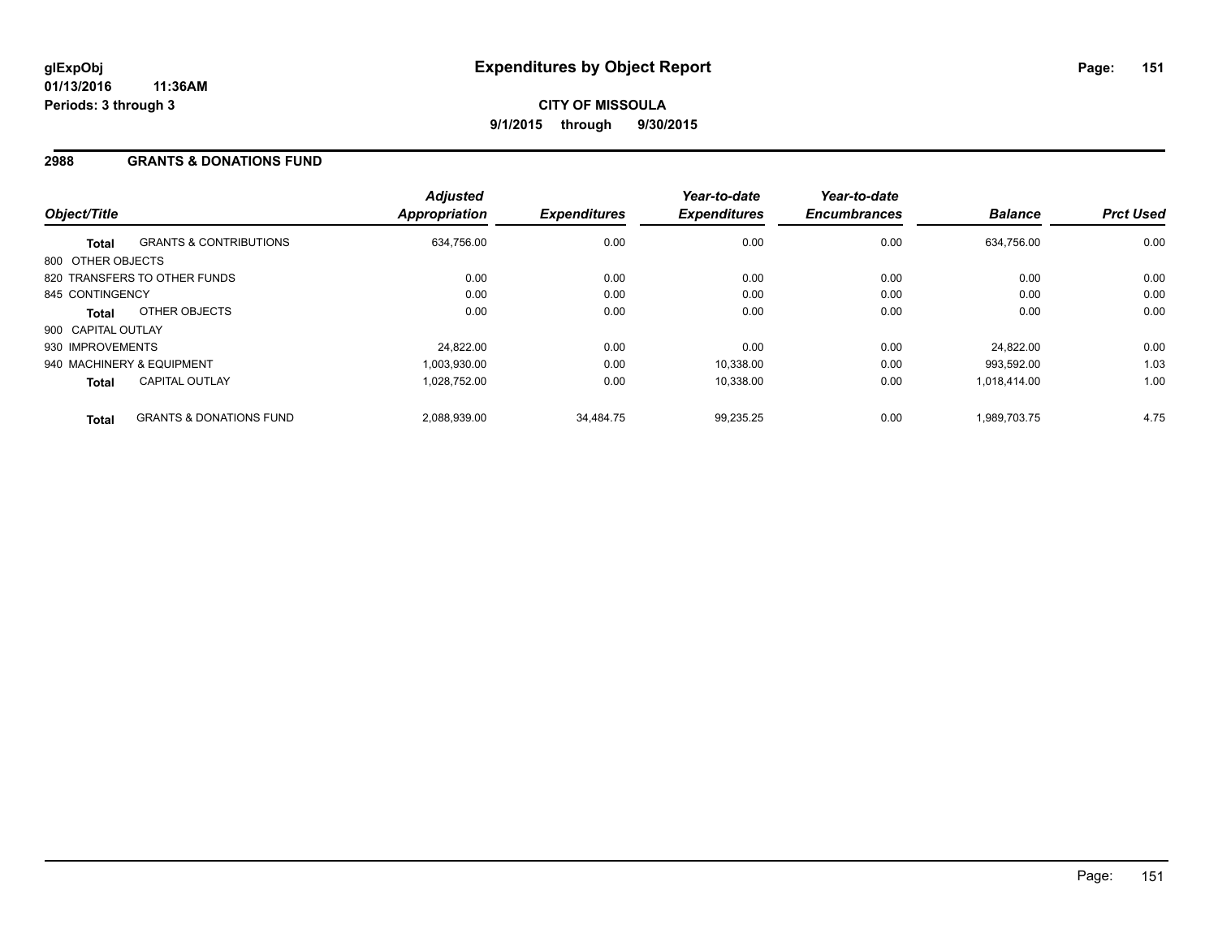**glExpObj**
**01/13/2016 11:36AM**
**Periods: 3 through 3**

# Expenditures by Object Report

**CITY OF MISSOULA**
**9/1/2015 through 9/30/2015**

## 2988 GRANTS & DONATIONS FUND

| Object/Title | | *Adjusted Appropriation* | *Expenditures* | *Year-to-date Expenditures* | *Year-to-date Encumbrances* | *Balance* | *Prct Used* |
|---|---|---|---|---|---|---|---|
| **Total** | GRANTS & CONTRIBUTIONS | 634,756.00 | 0.00 | 0.00 | 0.00 | 634,756.00 | 0.00 |
| 800 OTHER OBJECTS | | | | | | | |
| 820 TRANSFERS TO OTHER FUNDS | | 0.00 | 0.00 | 0.00 | 0.00 | 0.00 | 0.00 |
| 845 CONTINGENCY | | 0.00 | 0.00 | 0.00 | 0.00 | 0.00 | 0.00 |
| **Total** | OTHER OBJECTS | 0.00 | 0.00 | 0.00 | 0.00 | 0.00 | 0.00 |
| 900 CAPITAL OUTLAY | | | | | | | |
| 930 IMPROVEMENTS | | 24,822.00 | 0.00 | 0.00 | 0.00 | 24,822.00 | 0.00 |
| 940 MACHINERY & EQUIPMENT | | 1,003,930.00 | 0.00 | 10,338.00 | 0.00 | 993,592.00 | 1.03 |
| **Total** | CAPITAL OUTLAY | 1,028,752.00 | 0.00 | 10,338.00 | 0.00 | 1,018,414.00 | 1.00 |
| **Total** | GRANTS & DONATIONS FUND | 2,088,939.00 | 34,484.75 | 99,235.25 | 0.00 | 1,989,703.75 | 4.75 |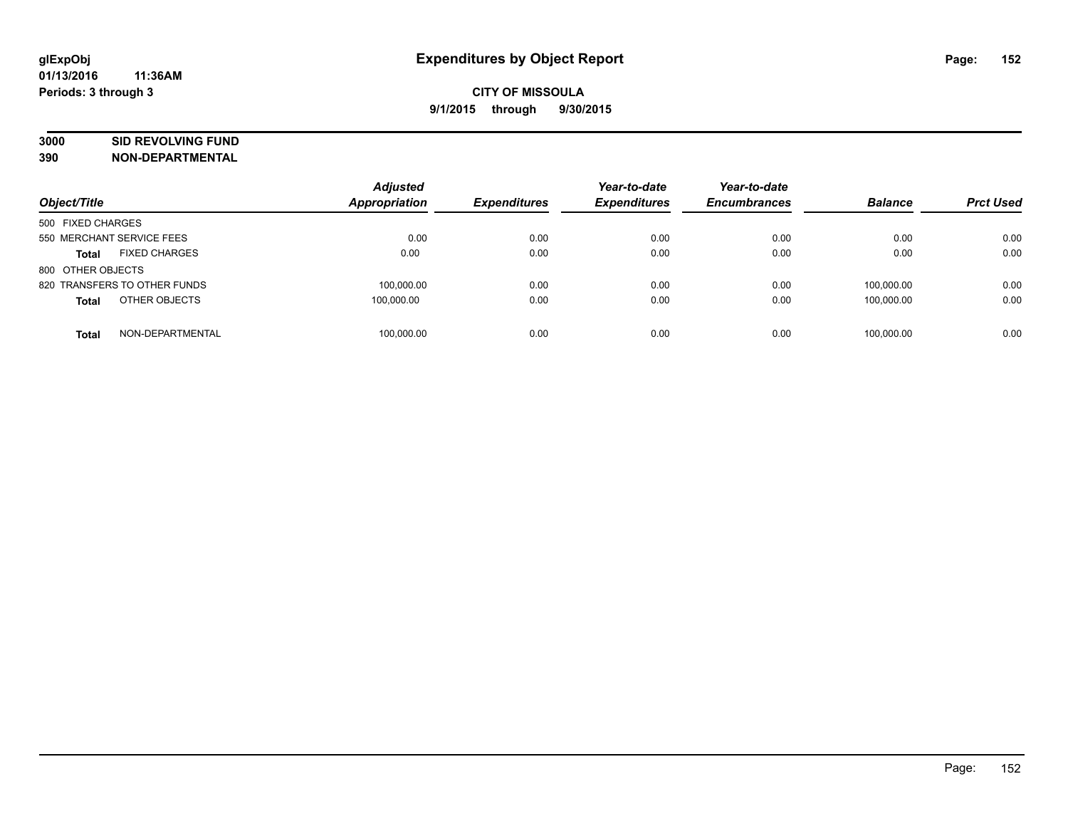**glExpObj**
**01/13/2016 11:36AM**
**Periods: 3 through 3**

# Expenditures by Object Report

**CITY OF MISSOULA**
**9/1/2015 through 9/30/2015**

**3000 SID REVOLVING FUND**
**390 NON-DEPARTMENTAL**

| Object/Title | Adjusted Appropriation | Expenditures | Year-to-date Expenditures | Year-to-date Encumbrances | Balance | Prct Used |
|---|---|---|---|---|---|---|
| 500 FIXED CHARGES | | | | | | |
| 550 MERCHANT SERVICE FEES | 0.00 | 0.00 | 0.00 | 0.00 | 0.00 | 0.00 |
| **Total** FIXED CHARGES | 0.00 | 0.00 | 0.00 | 0.00 | 0.00 | 0.00 |
| 800 OTHER OBJECTS | | | | | | |
| 820 TRANSFERS TO OTHER FUNDS | 100,000.00 | 0.00 | 0.00 | 0.00 | 100,000.00 | 0.00 |
| **Total** OTHER OBJECTS | 100,000.00 | 0.00 | 0.00 | 0.00 | 100,000.00 | 0.00 |
| **Total** NON-DEPARTMENTAL | 100,000.00 | 0.00 | 0.00 | 0.00 | 100,000.00 | 0.00 |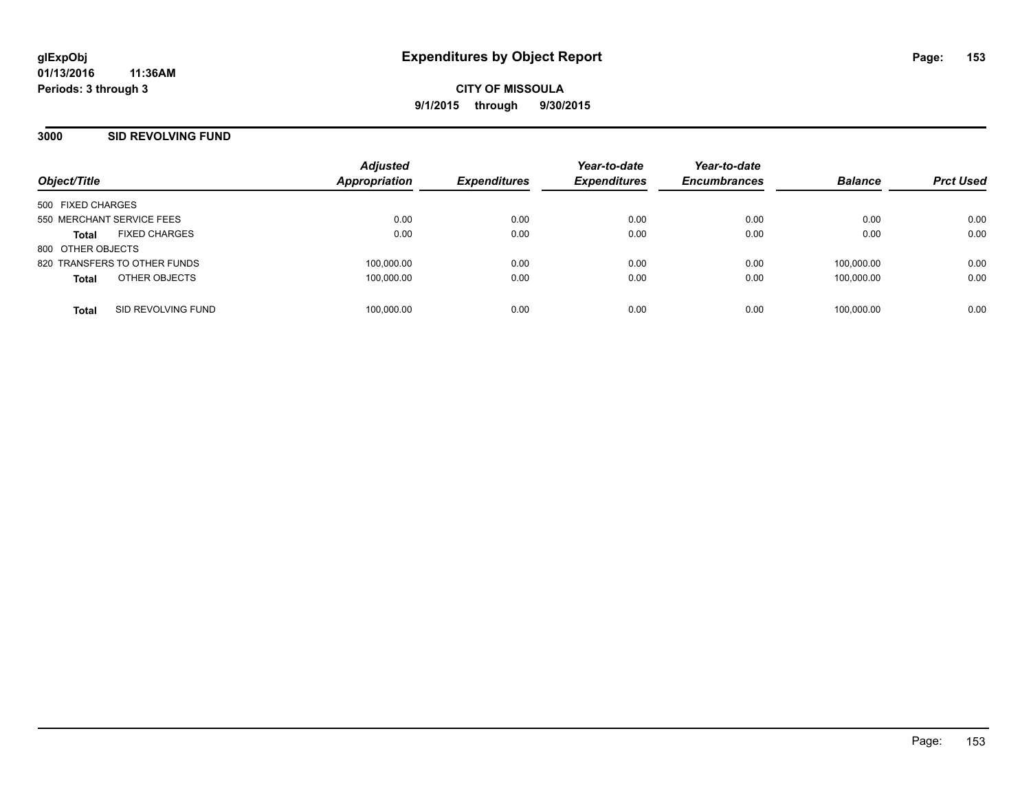# Expenditures by Object Report

glExpObj
01/13/2016 11:36AM
Periods: 3 through 3

**CITY OF MISSOULA**
**9/1/2015 through 9/30/2015**

## 3000 SID REVOLVING FUND

| Object/Title | Adjusted Appropriation | Expenditures | Year-to-date Expenditures | Year-to-date Encumbrances | Balance | Prct Used |
|---|---|---|---|---|---|---|
| 500 FIXED CHARGES | | | | | | |
| 550 MERCHANT SERVICE FEES | 0.00 | 0.00 | 0.00 | 0.00 | 0.00 | 0.00 |
| **Total** FIXED CHARGES | 0.00 | 0.00 | 0.00 | 0.00 | 0.00 | 0.00 |
| 800 OTHER OBJECTS | | | | | | |
| 820 TRANSFERS TO OTHER FUNDS | 100,000.00 | 0.00 | 0.00 | 0.00 | 100,000.00 | 0.00 |
| **Total** OTHER OBJECTS | 100,000.00 | 0.00 | 0.00 | 0.00 | 100,000.00 | 0.00 |
| **Total** SID REVOLVING FUND | 100,000.00 | 0.00 | 0.00 | 0.00 | 100,000.00 | 0.00 |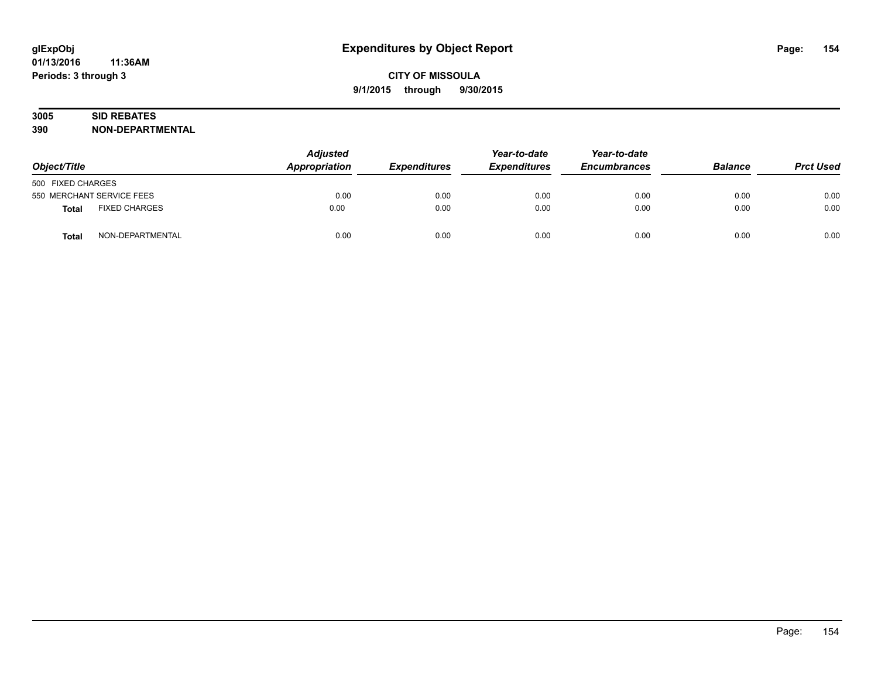# Expenditures by Object Report

glExpObj
01/13/2016 11:36AM
Periods: 3 through 3

**CITY OF MISSOULA**
**9/1/2015 through 9/30/2015**

**3005 SID REBATES**
**390 NON-DEPARTMENTAL**

| Object/Title | | Adjusted Appropriation | Expenditures | Year-to-date Expenditures | Year-to-date Encumbrances | Balance | Prct Used |
|---|---|---|---|---|---|---|---|
| 500 FIXED CHARGES | | | | | | | |
| 550 MERCHANT SERVICE FEES | | 0.00 | 0.00 | 0.00 | 0.00 | 0.00 | 0.00 |
| **Total** | FIXED CHARGES | 0.00 | 0.00 | 0.00 | 0.00 | 0.00 | 0.00 |
| **Total** | NON-DEPARTMENTAL | 0.00 | 0.00 | 0.00 | 0.00 | 0.00 | 0.00 |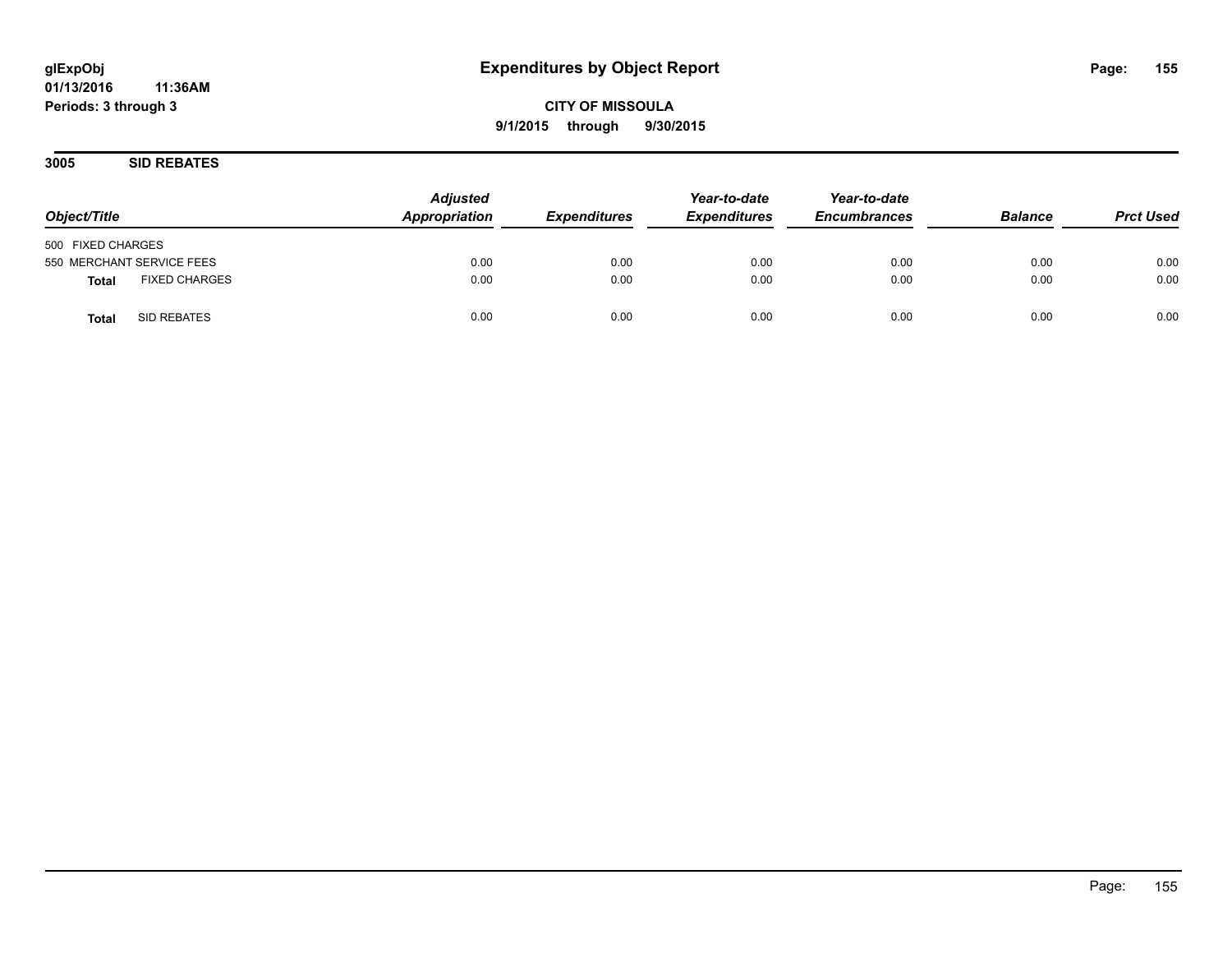**glExpObj**
**01/13/2016 11:36AM**
**Periods: 3 through 3**

# Expenditures by Object Report

**CITY OF MISSOULA**
**9/1/2015 through 9/30/2015**

## 3005 SID REBATES

| Object/Title | Adjusted Appropriation | Expenditures | Year-to-date Expenditures | Year-to-date Encumbrances | Balance | Prct Used |
|---|---|---|---|---|---|---|
| 500 FIXED CHARGES | | | | | | |
| 550 MERCHANT SERVICE FEES | 0.00 | 0.00 | 0.00 | 0.00 | 0.00 | 0.00 |
| **Total** FIXED CHARGES | 0.00 | 0.00 | 0.00 | 0.00 | 0.00 | 0.00 |
| **Total** SID REBATES | 0.00 | 0.00 | 0.00 | 0.00 | 0.00 | 0.00 |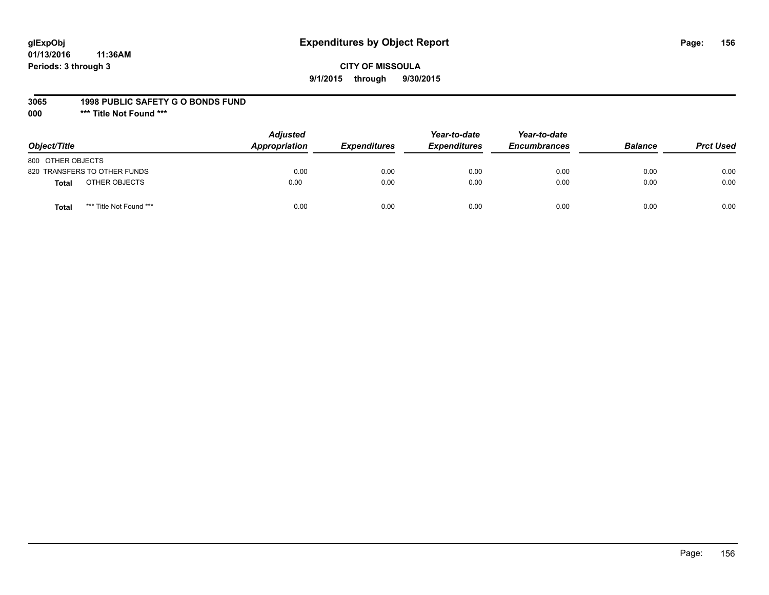# Expenditures by Object Report

glExpObj
01/13/2016 11:36AM
Periods: 3 through 3

**CITY OF MISSOULA**
**9/1/2015 through 9/30/2015**

**3065 1998 PUBLIC SAFETY G O BONDS FUND**
**000 \*\*\* Title Not Found \*\*\***

| Object/Title | Adjusted Appropriation | Expenditures | Year-to-date Expenditures | Year-to-date Encumbrances | Balance | Prct Used |
|---|---|---|---|---|---|---|
| 800 OTHER OBJECTS | | | | | | |
| 820 TRANSFERS TO OTHER FUNDS | 0.00 | 0.00 | 0.00 | 0.00 | 0.00 | 0.00 |
| **Total** OTHER OBJECTS | 0.00 | 0.00 | 0.00 | 0.00 | 0.00 | 0.00 |
| **Total** *** Title Not Found *** | 0.00 | 0.00 | 0.00 | 0.00 | 0.00 | 0.00 |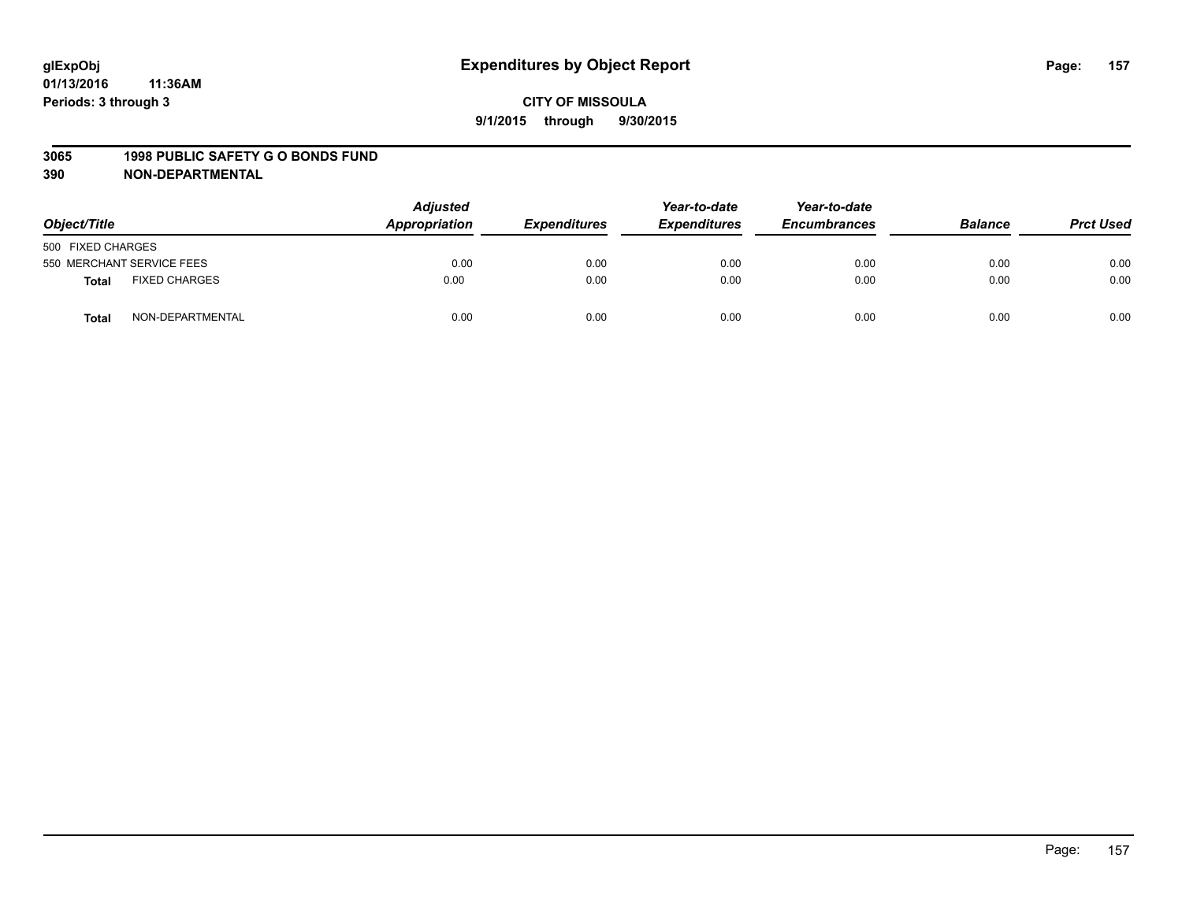**glExpObj** **Expenditures by Object Report**

**01/13/2016 11:36AM**

**Periods: 3 through 3**

**CITY OF MISSOULA**

**9/1/2015 through 9/30/2015**

**3065 1998 PUBLIC SAFETY G O BONDS FUND**

**390 NON-DEPARTMENTAL**

| Object/Title | Adjusted Appropriation | Expenditures | Year-to-date Expenditures | Year-to-date Encumbrances | Balance | Prct Used |
|---|---|---|---|---|---|---|
| 500 FIXED CHARGES | | | | | | |
| 550 MERCHANT SERVICE FEES | 0.00 | 0.00 | 0.00 | 0.00 | 0.00 | 0.00 |
| **Total** FIXED CHARGES | 0.00 | 0.00 | 0.00 | 0.00 | 0.00 | 0.00 |
| **Total** NON-DEPARTMENTAL | 0.00 | 0.00 | 0.00 | 0.00 | 0.00 | 0.00 |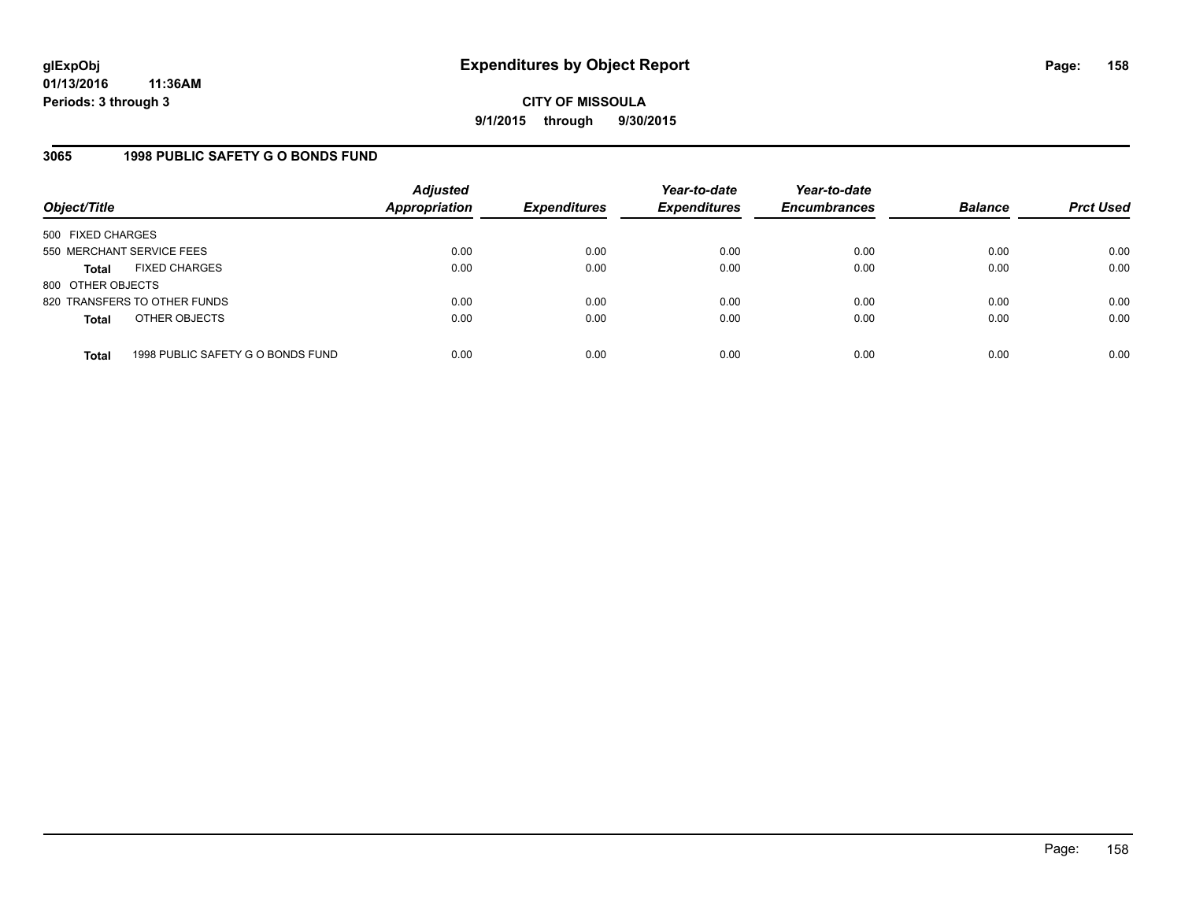# Expenditures by Object Report

glExpObj
01/13/2016 11:36AM
Periods: 3 through 3

**CITY OF MISSOULA**
**9/1/2015 through 9/30/2015**

## 3065 1998 PUBLIC SAFETY G O BONDS FUND

| Object/Title | Adjusted Appropriation | Expenditures | Year-to-date Expenditures | Year-to-date Encumbrances | Balance | Prct Used |
|---|---|---|---|---|---|---|
| 500 FIXED CHARGES | | | | | | |
| 550 MERCHANT SERVICE FEES | 0.00 | 0.00 | 0.00 | 0.00 | 0.00 | 0.00 |
| **Total** FIXED CHARGES | 0.00 | 0.00 | 0.00 | 0.00 | 0.00 | 0.00 |
| 800 OTHER OBJECTS | | | | | | |
| 820 TRANSFERS TO OTHER FUNDS | 0.00 | 0.00 | 0.00 | 0.00 | 0.00 | 0.00 |
| **Total** OTHER OBJECTS | 0.00 | 0.00 | 0.00 | 0.00 | 0.00 | 0.00 |
| **Total** 1998 PUBLIC SAFETY G O BONDS FUND | 0.00 | 0.00 | 0.00 | 0.00 | 0.00 | 0.00 |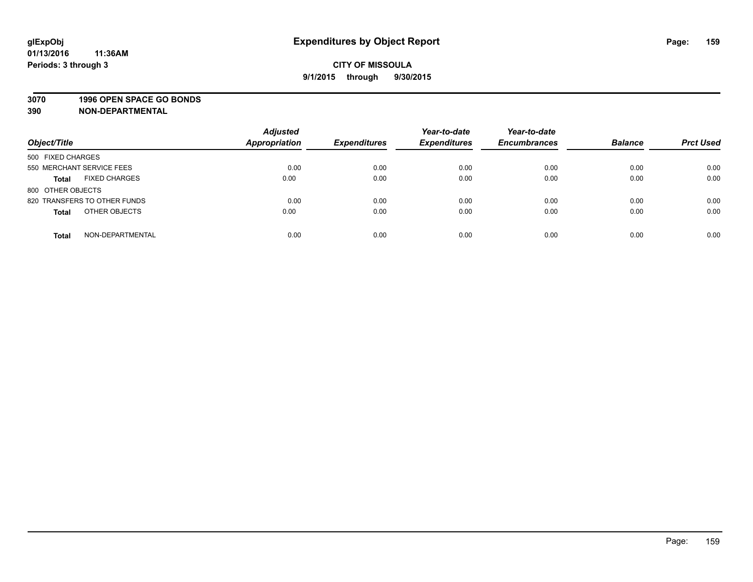**3070 1996 OPEN SPACE GO BONDS**

**390 NON-DEPARTMENTAL**

| Object/Title | | *Adjusted Appropriation* | *Expenditures* | *Year-to-date Expenditures* | *Year-to-date Encumbrances* | *Balance* | *Prct Used* |
|---|---|---|---|---|---|---|---|
| 500 FIXED CHARGES | | | | | | | |
| 550 MERCHANT SERVICE FEES | | 0.00 | 0.00 | 0.00 | 0.00 | 0.00 | 0.00 |
| **Total** | FIXED CHARGES | 0.00 | 0.00 | 0.00 | 0.00 | 0.00 | 0.00 |
| 800 OTHER OBJECTS | | | | | | | |
| 820 TRANSFERS TO OTHER FUNDS | | 0.00 | 0.00 | 0.00 | 0.00 | 0.00 | 0.00 |
| **Total** | OTHER OBJECTS | 0.00 | 0.00 | 0.00 | 0.00 | 0.00 | 0.00 |
| **Total** | NON-DEPARTMENTAL | 0.00 | 0.00 | 0.00 | 0.00 | 0.00 | 0.00 |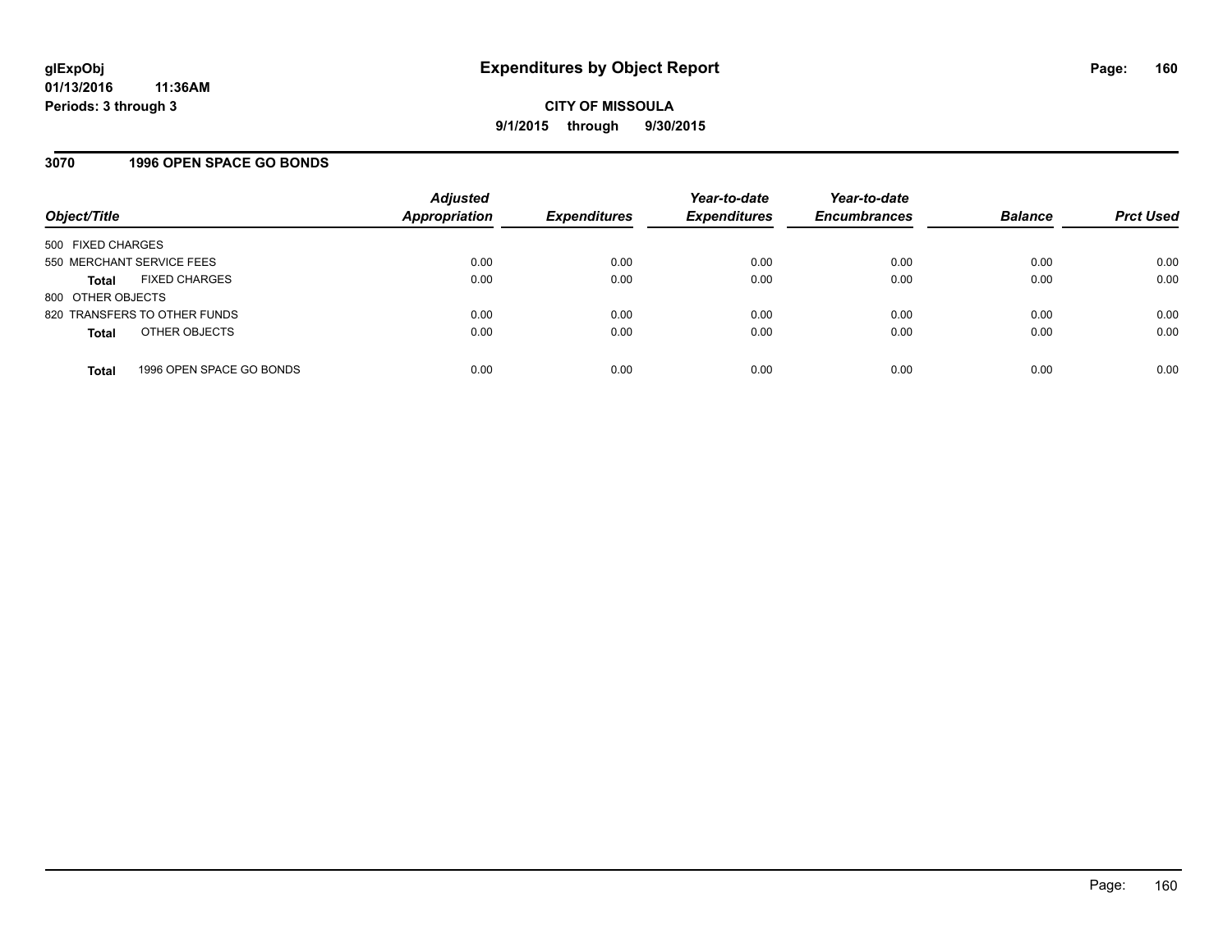**glExpObj** 01/13/2016 11:36AM
**Periods: 3 through 3**

# Expenditures by Object Report

**CITY OF MISSOULA**
**9/1/2015 through 9/30/2015**

## 3070 1996 OPEN SPACE GO BONDS

| Object/Title | | Adjusted Appropriation | Expenditures | Year-to-date Expenditures | Year-to-date Encumbrances | Balance | Prct Used |
|---|---|---|---|---|---|---|---|
| 500 FIXED CHARGES | | | | | | | |
| 550 MERCHANT SERVICE FEES | | 0.00 | 0.00 | 0.00 | 0.00 | 0.00 | 0.00 |
| **Total** | FIXED CHARGES | 0.00 | 0.00 | 0.00 | 0.00 | 0.00 | 0.00 |
| 800 OTHER OBJECTS | | | | | | | |
| 820 TRANSFERS TO OTHER FUNDS | | 0.00 | 0.00 | 0.00 | 0.00 | 0.00 | 0.00 |
| **Total** | OTHER OBJECTS | 0.00 | 0.00 | 0.00 | 0.00 | 0.00 | 0.00 |
| **Total** | 1996 OPEN SPACE GO BONDS | 0.00 | 0.00 | 0.00 | 0.00 | 0.00 | 0.00 |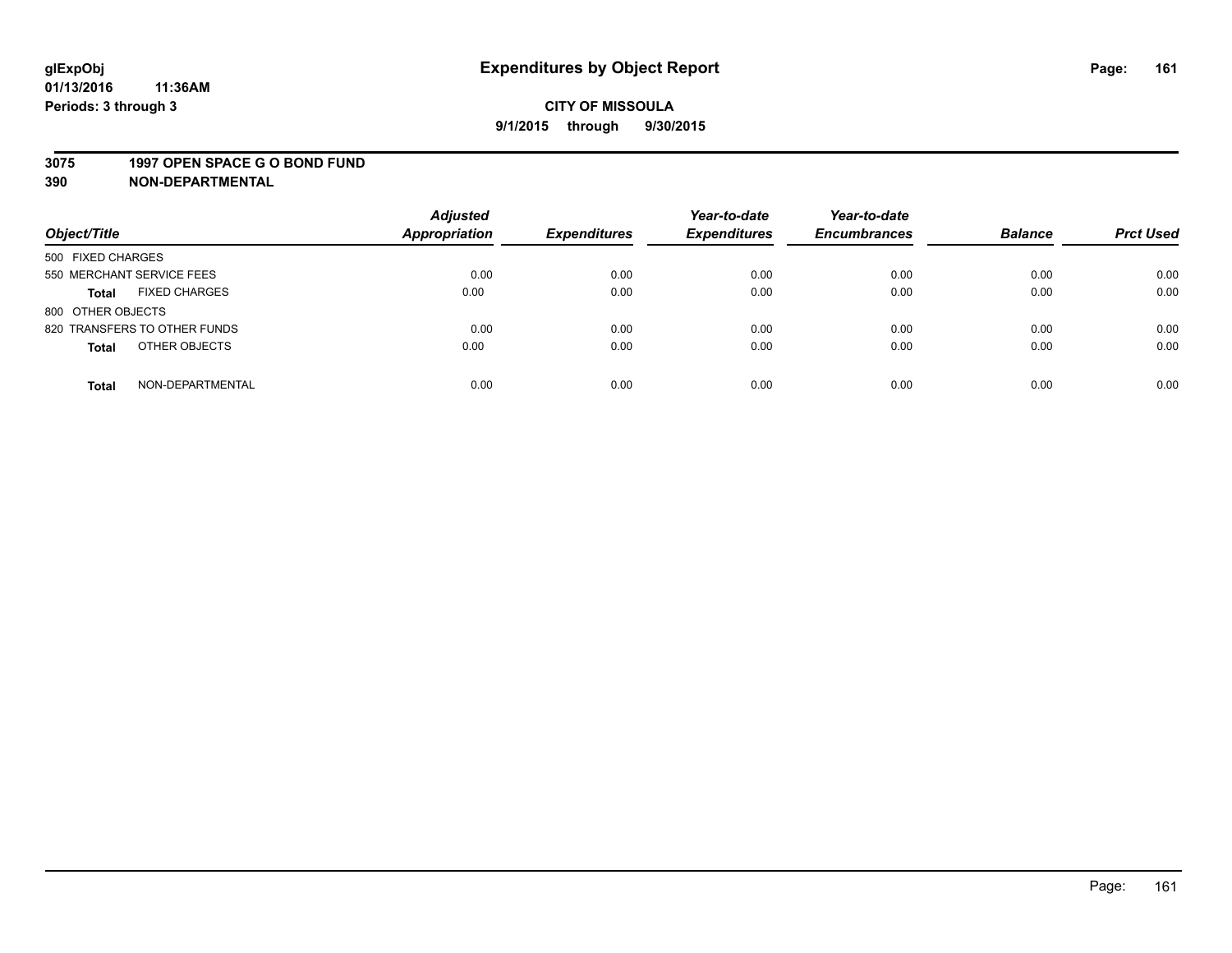**glExpObj**
**01/13/2016 11:36AM**
**Periods: 3 through 3**

# Expenditures by Object Report

**CITY OF MISSOULA**
**9/1/2015 through 9/30/2015**

**3075 1997 OPEN SPACE G O BOND FUND**
**390 NON-DEPARTMENTAL**

| Object/Title | Adjusted Appropriation | Expenditures | Year-to-date Expenditures | Year-to-date Encumbrances | Balance | Prct Used |
|---|---|---|---|---|---|---|
| 500 FIXED CHARGES | | | | | | |
| 550 MERCHANT SERVICE FEES | 0.00 | 0.00 | 0.00 | 0.00 | 0.00 | 0.00 |
| **Total** FIXED CHARGES | 0.00 | 0.00 | 0.00 | 0.00 | 0.00 | 0.00 |
| 800 OTHER OBJECTS | | | | | | |
| 820 TRANSFERS TO OTHER FUNDS | 0.00 | 0.00 | 0.00 | 0.00 | 0.00 | 0.00 |
| **Total** OTHER OBJECTS | 0.00 | 0.00 | 0.00 | 0.00 | 0.00 | 0.00 |
| **Total** NON-DEPARTMENTAL | 0.00 | 0.00 | 0.00 | 0.00 | 0.00 | 0.00 |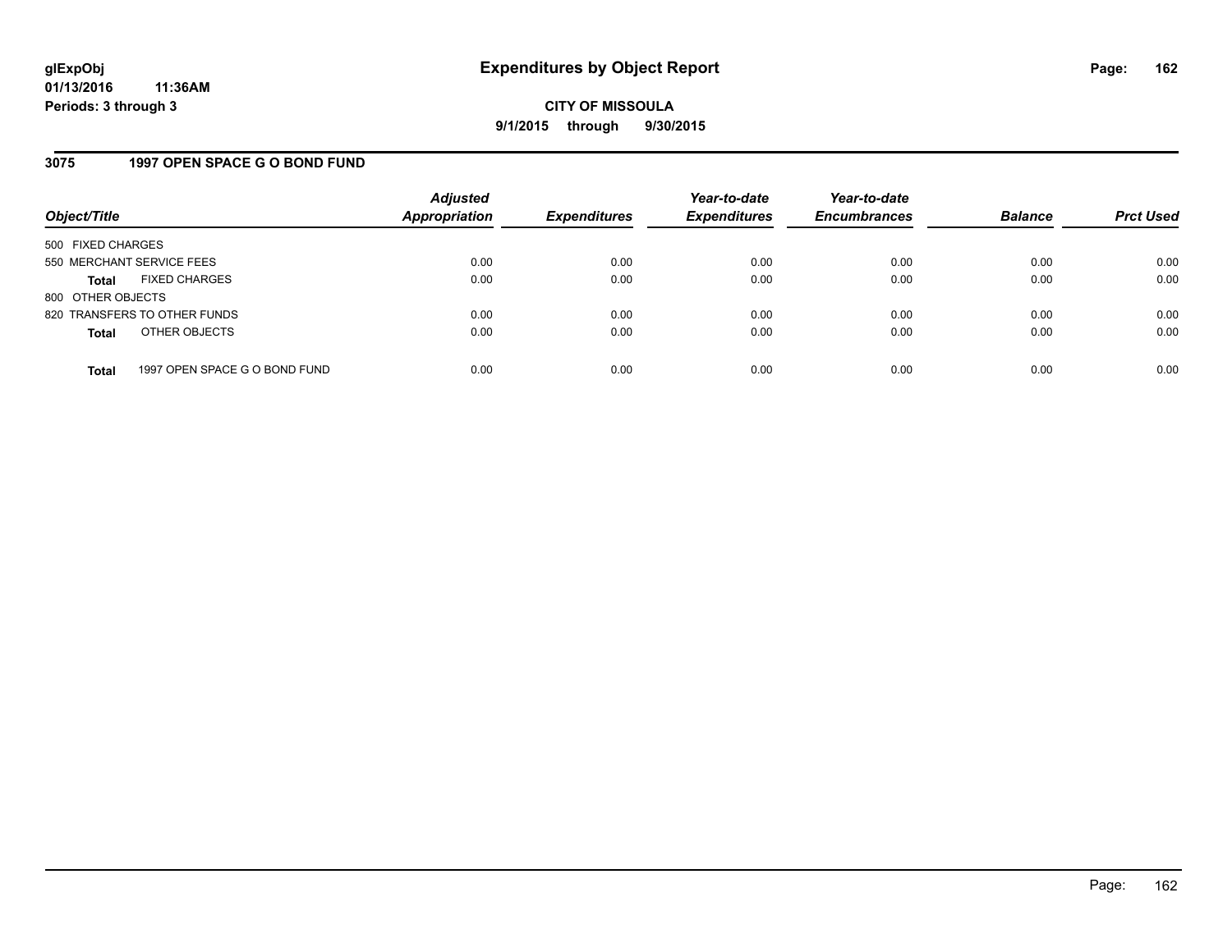**glExpObj**
**01/13/2016 11:36AM**
**Periods: 3 through 3**

# Expenditures by Object Report

**CITY OF MISSOULA**
**9/1/2015 through 9/30/2015**

## 3075 1997 OPEN SPACE G O BOND FUND

| Object/Title | Adjusted Appropriation | Expenditures | Year-to-date Expenditures | Year-to-date Encumbrances | Balance | Prct Used |
|---|---|---|---|---|---|---|
| 500 FIXED CHARGES | | | | | | |
| 550 MERCHANT SERVICE FEES | 0.00 | 0.00 | 0.00 | 0.00 | 0.00 | 0.00 |
| **Total** FIXED CHARGES | 0.00 | 0.00 | 0.00 | 0.00 | 0.00 | 0.00 |
| 800 OTHER OBJECTS | | | | | | |
| 820 TRANSFERS TO OTHER FUNDS | 0.00 | 0.00 | 0.00 | 0.00 | 0.00 | 0.00 |
| **Total** OTHER OBJECTS | 0.00 | 0.00 | 0.00 | 0.00 | 0.00 | 0.00 |
| **Total** 1997 OPEN SPACE G O BOND FUND | 0.00 | 0.00 | 0.00 | 0.00 | 0.00 | 0.00 |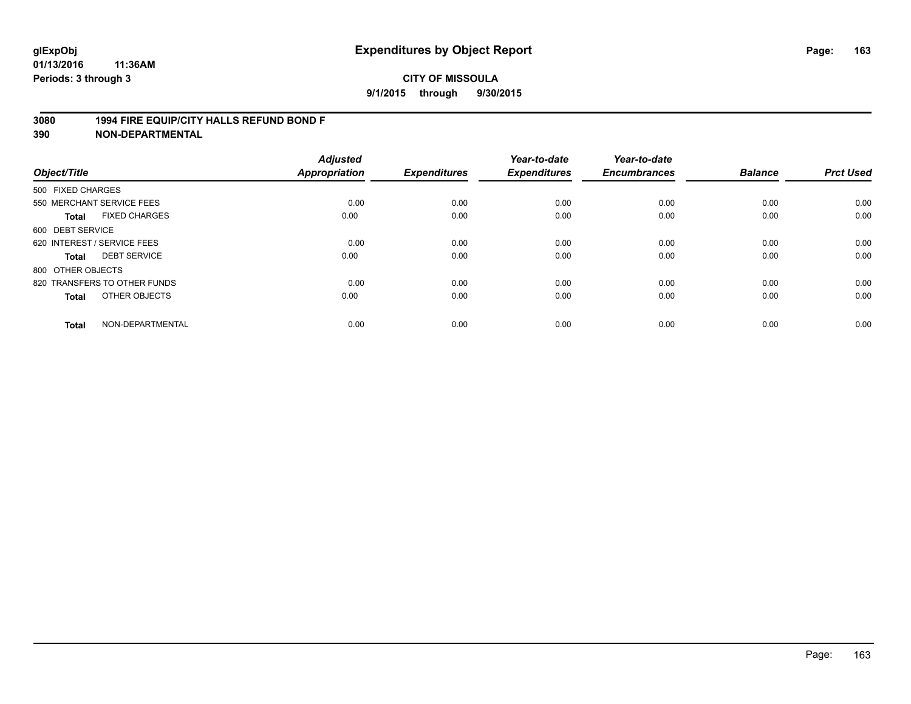# Expenditures by Object Report

glExpObj
01/13/2016 11:36AM
Periods: 3 through 3

**CITY OF MISSOULA**

**9/1/2015 through 9/30/2015**

**3080 1994 FIRE EQUIP/CITY HALLS REFUND BOND F**

**390 NON-DEPARTMENTAL**

| Object/Title | Adjusted Appropriation | Expenditures | Year-to-date Expenditures | Year-to-date Encumbrances | Balance | Prct Used |
|---|---|---|---|---|---|---|
| 500 FIXED CHARGES | | | | | | |
| 550 MERCHANT SERVICE FEES | 0.00 | 0.00 | 0.00 | 0.00 | 0.00 | 0.00 |
| **Total** FIXED CHARGES | 0.00 | 0.00 | 0.00 | 0.00 | 0.00 | 0.00 |
| 600 DEBT SERVICE | | | | | | |
| 620 INTEREST / SERVICE FEES | 0.00 | 0.00 | 0.00 | 0.00 | 0.00 | 0.00 |
| **Total** DEBT SERVICE | 0.00 | 0.00 | 0.00 | 0.00 | 0.00 | 0.00 |
| 800 OTHER OBJECTS | | | | | | |
| 820 TRANSFERS TO OTHER FUNDS | 0.00 | 0.00 | 0.00 | 0.00 | 0.00 | 0.00 |
| **Total** OTHER OBJECTS | 0.00 | 0.00 | 0.00 | 0.00 | 0.00 | 0.00 |
| **Total** NON-DEPARTMENTAL | 0.00 | 0.00 | 0.00 | 0.00 | 0.00 | 0.00 |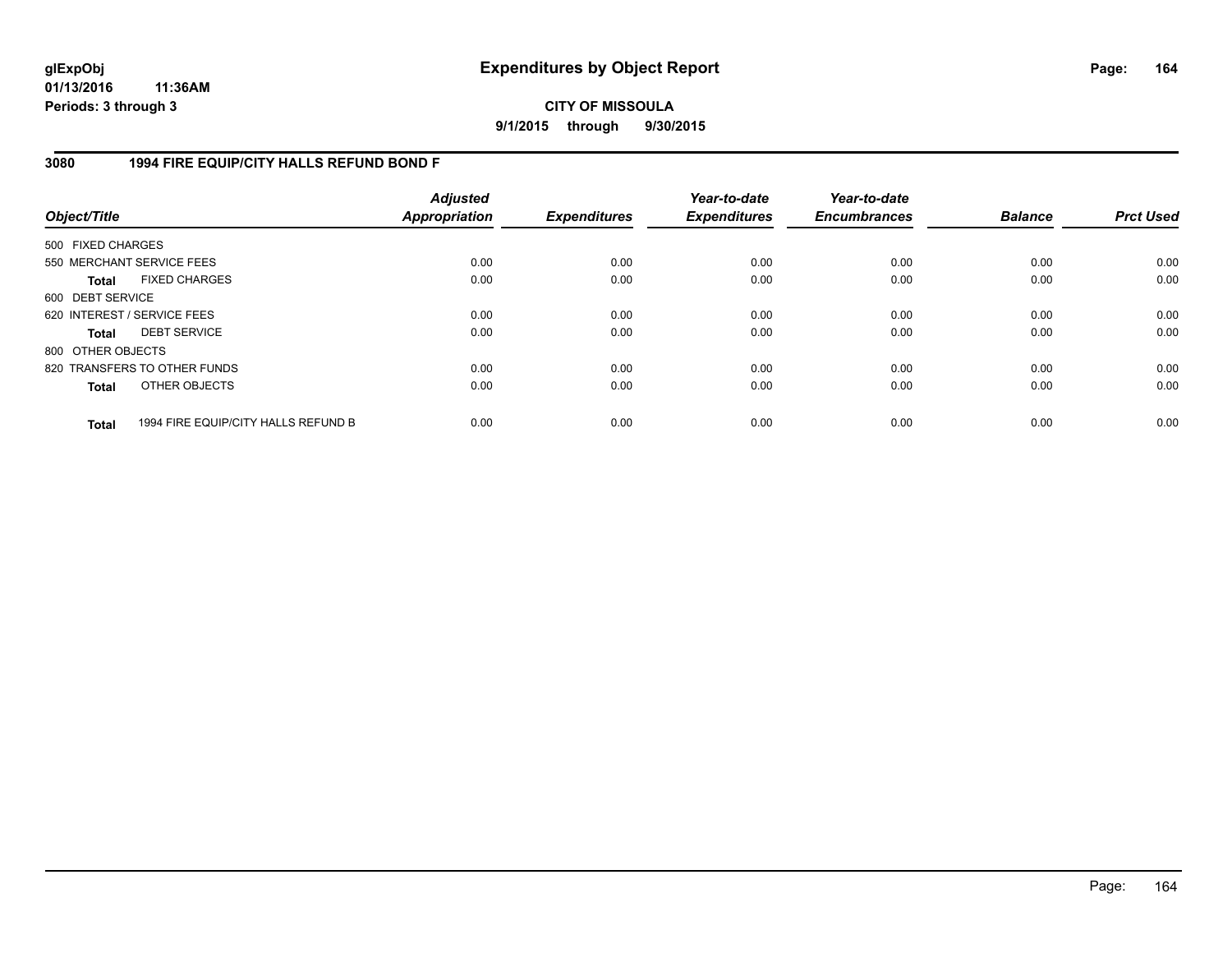**CITY OF MISSOULA**

**9/1/2015 through 9/30/2015**

## 3080 1994 FIRE EQUIP/CITY HALLS REFUND BOND F

| Object/Title | Adjusted Appropriation | Expenditures | Year-to-date Expenditures | Year-to-date Encumbrances | Balance | Prct Used |
|---|---|---|---|---|---|---|
| 500 FIXED CHARGES | | | | | | |
| 550 MERCHANT SERVICE FEES | 0.00 | 0.00 | 0.00 | 0.00 | 0.00 | 0.00 |
| **Total** FIXED CHARGES | 0.00 | 0.00 | 0.00 | 0.00 | 0.00 | 0.00 |
| 600 DEBT SERVICE | | | | | | |
| 620 INTEREST / SERVICE FEES | 0.00 | 0.00 | 0.00 | 0.00 | 0.00 | 0.00 |
| **Total** DEBT SERVICE | 0.00 | 0.00 | 0.00 | 0.00 | 0.00 | 0.00 |
| 800 OTHER OBJECTS | | | | | | |
| 820 TRANSFERS TO OTHER FUNDS | 0.00 | 0.00 | 0.00 | 0.00 | 0.00 | 0.00 |
| **Total** OTHER OBJECTS | 0.00 | 0.00 | 0.00 | 0.00 | 0.00 | 0.00 |
| **Total** 1994 FIRE EQUIP/CITY HALLS REFUND B | 0.00 | 0.00 | 0.00 | 0.00 | 0.00 | 0.00 |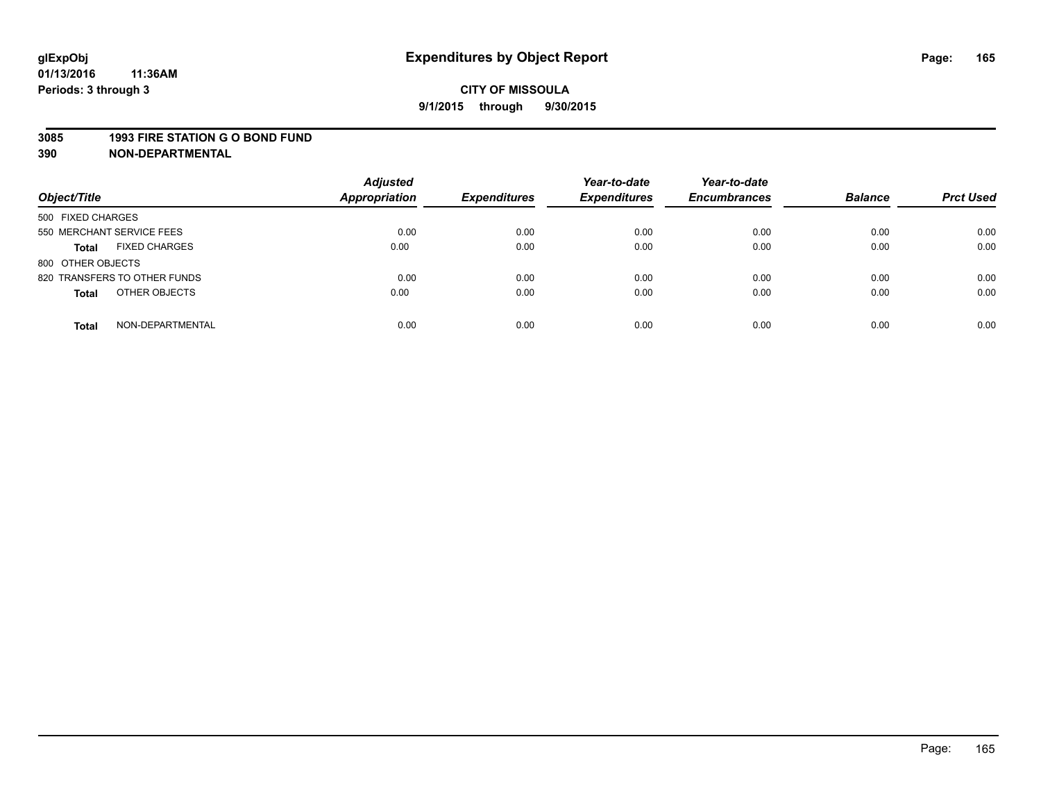**glExpObj**
**01/13/2016 11:36AM**
**Periods: 3 through 3**

# Expenditures by Object Report

**CITY OF MISSOULA**
**9/1/2015 through 9/30/2015**

**3085 1993 FIRE STATION G O BOND FUND**
**390 NON-DEPARTMENTAL**

| Object/Title | | Adjusted Appropriation | Expenditures | Year-to-date Expenditures | Year-to-date Encumbrances | Balance | Prct Used |
|---|---|---|---|---|---|---|---|
| 500 FIXED CHARGES | | | | | | | |
| 550 MERCHANT SERVICE FEES | | 0.00 | 0.00 | 0.00 | 0.00 | 0.00 | 0.00 |
| **Total** | FIXED CHARGES | 0.00 | 0.00 | 0.00 | 0.00 | 0.00 | 0.00 |
| 800 OTHER OBJECTS | | | | | | | |
| 820 TRANSFERS TO OTHER FUNDS | | 0.00 | 0.00 | 0.00 | 0.00 | 0.00 | 0.00 |
| **Total** | OTHER OBJECTS | 0.00 | 0.00 | 0.00 | 0.00 | 0.00 | 0.00 |
| **Total** | NON-DEPARTMENTAL | 0.00 | 0.00 | 0.00 | 0.00 | 0.00 | 0.00 |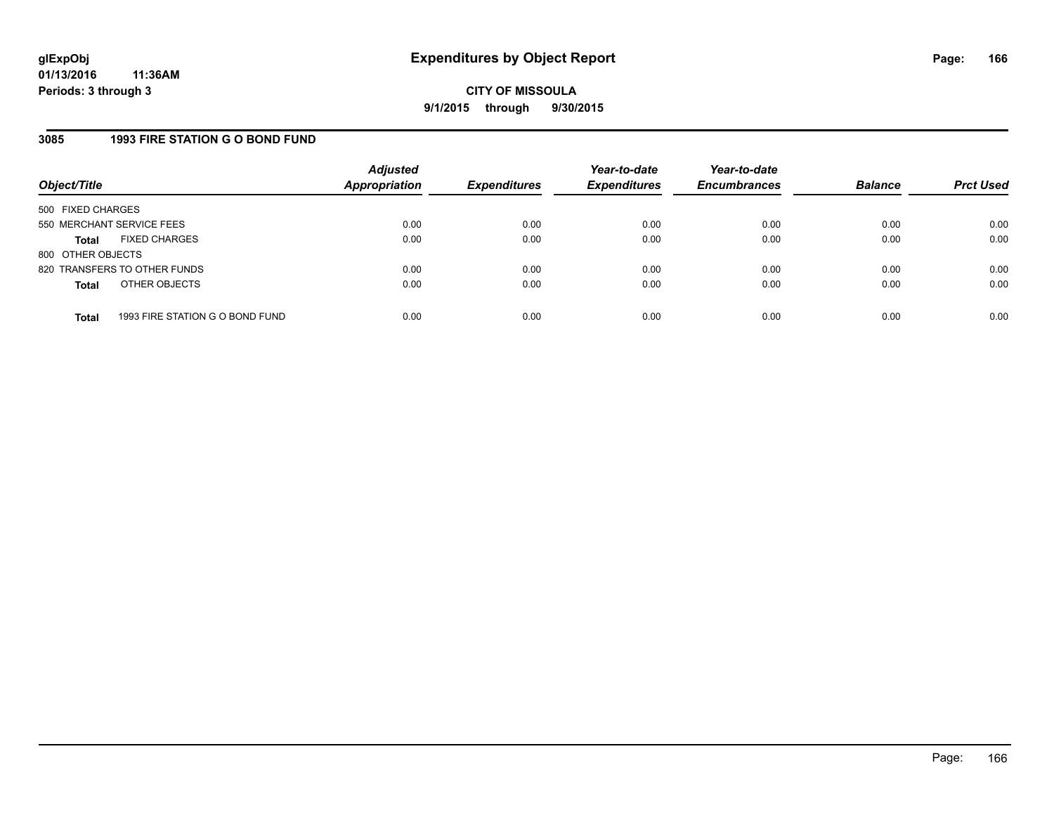## 3085 1993 FIRE STATION G O BOND FUND

| Object/Title | Adjusted Appropriation | Expenditures | Year-to-date Expenditures | Year-to-date Encumbrances | Balance | Prct Used |
|---|---|---|---|---|---|---|
| 500 FIXED CHARGES | | | | | | |
| 550 MERCHANT SERVICE FEES | 0.00 | 0.00 | 0.00 | 0.00 | 0.00 | 0.00 |
| **Total** FIXED CHARGES | 0.00 | 0.00 | 0.00 | 0.00 | 0.00 | 0.00 |
| 800 OTHER OBJECTS | | | | | | |
| 820 TRANSFERS TO OTHER FUNDS | 0.00 | 0.00 | 0.00 | 0.00 | 0.00 | 0.00 |
| **Total** OTHER OBJECTS | 0.00 | 0.00 | 0.00 | 0.00 | 0.00 | 0.00 |
| **Total** 1993 FIRE STATION G O BOND FUND | 0.00 | 0.00 | 0.00 | 0.00 | 0.00 | 0.00 |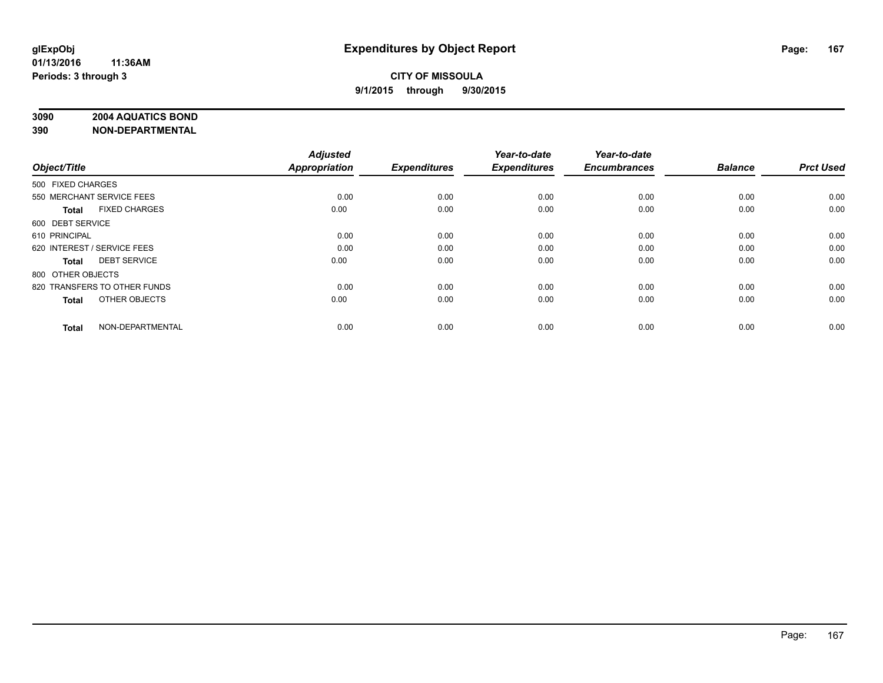# Expenditures by Object Report

glExpObj
01/13/2016 11:36AM
Periods: 3 through 3

**CITY OF MISSOULA**
**9/1/2015 through 9/30/2015**

**3090 2004 AQUATICS BOND**
**390 NON-DEPARTMENTAL**

| Object/Title | Adjusted Appropriation | Expenditures | Year-to-date Expenditures | Year-to-date Encumbrances | Balance | Prct Used |
|---|---|---|---|---|---|---|
| 500 FIXED CHARGES | | | | | | |
| 550 MERCHANT SERVICE FEES | 0.00 | 0.00 | 0.00 | 0.00 | 0.00 | 0.00 |
| **Total** FIXED CHARGES | 0.00 | 0.00 | 0.00 | 0.00 | 0.00 | 0.00 |
| 600 DEBT SERVICE | | | | | | |
| 610 PRINCIPAL | 0.00 | 0.00 | 0.00 | 0.00 | 0.00 | 0.00 |
| 620 INTEREST / SERVICE FEES | 0.00 | 0.00 | 0.00 | 0.00 | 0.00 | 0.00 |
| **Total** DEBT SERVICE | 0.00 | 0.00 | 0.00 | 0.00 | 0.00 | 0.00 |
| 800 OTHER OBJECTS | | | | | | |
| 820 TRANSFERS TO OTHER FUNDS | 0.00 | 0.00 | 0.00 | 0.00 | 0.00 | 0.00 |
| **Total** OTHER OBJECTS | 0.00 | 0.00 | 0.00 | 0.00 | 0.00 | 0.00 |
| **Total** NON-DEPARTMENTAL | 0.00 | 0.00 | 0.00 | 0.00 | 0.00 | 0.00 |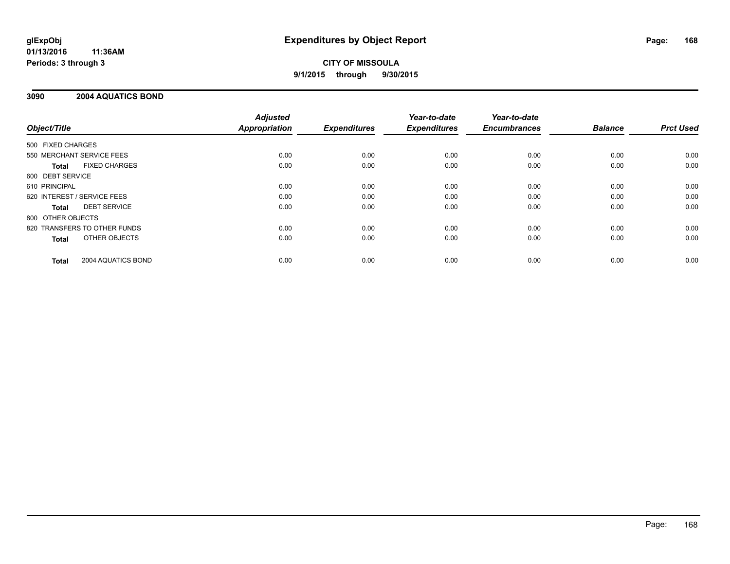# Expenditures by Object Report

glExpObj
01/13/2016 11:36AM
Periods: 3 through 3

**CITY OF MISSOULA**
**9/1/2015 through 9/30/2015**

## 3090 2004 AQUATICS BOND

| Object/Title | Adjusted Appropriation | Expenditures | Year-to-date Expenditures | Year-to-date Encumbrances | Balance | Prct Used |
|---|---|---|---|---|---|---|
| 500 FIXED CHARGES | | | | | | |
| 550 MERCHANT SERVICE FEES | 0.00 | 0.00 | 0.00 | 0.00 | 0.00 | 0.00 |
| **Total** FIXED CHARGES | 0.00 | 0.00 | 0.00 | 0.00 | 0.00 | 0.00 |
| 600 DEBT SERVICE | | | | | | |
| 610 PRINCIPAL | 0.00 | 0.00 | 0.00 | 0.00 | 0.00 | 0.00 |
| 620 INTEREST / SERVICE FEES | 0.00 | 0.00 | 0.00 | 0.00 | 0.00 | 0.00 |
| **Total** DEBT SERVICE | 0.00 | 0.00 | 0.00 | 0.00 | 0.00 | 0.00 |
| 800 OTHER OBJECTS | | | | | | |
| 820 TRANSFERS TO OTHER FUNDS | 0.00 | 0.00 | 0.00 | 0.00 | 0.00 | 0.00 |
| **Total** OTHER OBJECTS | 0.00 | 0.00 | 0.00 | 0.00 | 0.00 | 0.00 |
| **Total** 2004 AQUATICS BOND | 0.00 | 0.00 | 0.00 | 0.00 | 0.00 | 0.00 |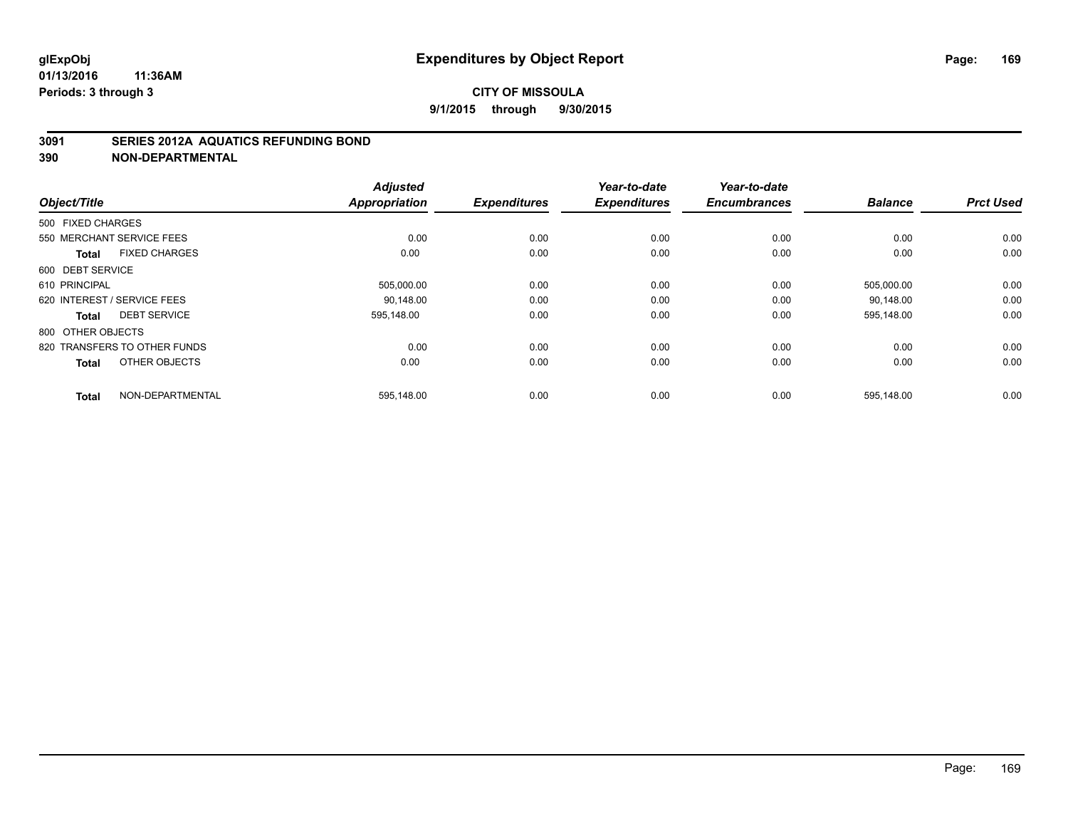**glExpObj**
**01/13/2016 11:36AM**
**Periods: 3 through 3**

# Expenditures by Object Report

**CITY OF MISSOULA**
**9/1/2015 through 9/30/2015**

## 3091 SERIES 2012A AQUATICS REFUNDING BOND
## 390 NON-DEPARTMENTAL

| Object/Title | Adjusted Appropriation | Expenditures | Year-to-date Expenditures | Year-to-date Encumbrances | Balance | Prct Used |
|---|---|---|---|---|---|---|
| 500 FIXED CHARGES | | | | | | |
| 550 MERCHANT SERVICE FEES | 0.00 | 0.00 | 0.00 | 0.00 | 0.00 | 0.00 |
| **Total** FIXED CHARGES | 0.00 | 0.00 | 0.00 | 0.00 | 0.00 | 0.00 |
| 600 DEBT SERVICE | | | | | | |
| 610 PRINCIPAL | 505,000.00 | 0.00 | 0.00 | 0.00 | 505,000.00 | 0.00 |
| 620 INTEREST / SERVICE FEES | 90,148.00 | 0.00 | 0.00 | 0.00 | 90,148.00 | 0.00 |
| **Total** DEBT SERVICE | 595,148.00 | 0.00 | 0.00 | 0.00 | 595,148.00 | 0.00 |
| 800 OTHER OBJECTS | | | | | | |
| 820 TRANSFERS TO OTHER FUNDS | 0.00 | 0.00 | 0.00 | 0.00 | 0.00 | 0.00 |
| **Total** OTHER OBJECTS | 0.00 | 0.00 | 0.00 | 0.00 | 0.00 | 0.00 |
| **Total** NON-DEPARTMENTAL | 595,148.00 | 0.00 | 0.00 | 0.00 | 595,148.00 | 0.00 |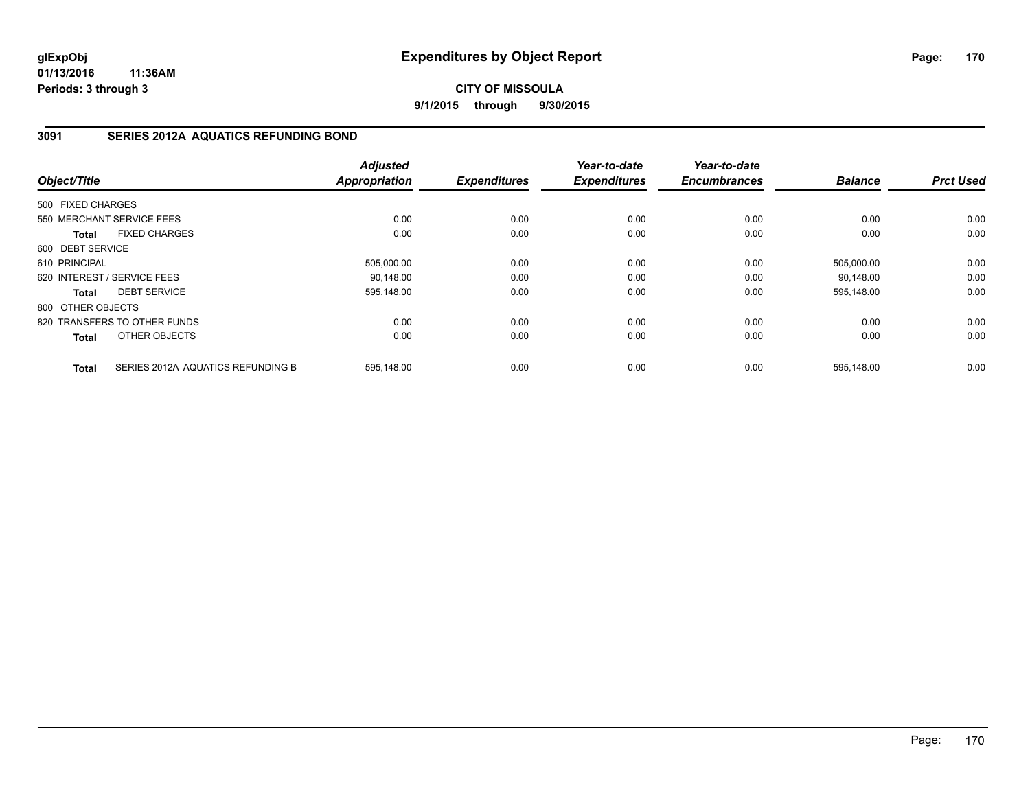# Expenditures by Object Report

glExpObj
01/13/2016 11:36AM
Periods: 3 through 3

**CITY OF MISSOULA**
**9/1/2015 through 9/30/2015**

## 3091 SERIES 2012A AQUATICS REFUNDING BOND

| Object/Title | | Adjusted Appropriation | Expenditures | Year-to-date Expenditures | Year-to-date Encumbrances | Balance | Prct Used |
|---|---|---|---|---|---|---|---|
| 500 FIXED CHARGES | | | | | | | |
| 550 MERCHANT SERVICE FEES | | 0.00 | 0.00 | 0.00 | 0.00 | 0.00 | 0.00 |
| **Total** | FIXED CHARGES | 0.00 | 0.00 | 0.00 | 0.00 | 0.00 | 0.00 |
| 600 DEBT SERVICE | | | | | | | |
| 610 PRINCIPAL | | 505,000.00 | 0.00 | 0.00 | 0.00 | 505,000.00 | 0.00 |
| 620 INTEREST / SERVICE FEES | | 90,148.00 | 0.00 | 0.00 | 0.00 | 90,148.00 | 0.00 |
| **Total** | DEBT SERVICE | 595,148.00 | 0.00 | 0.00 | 0.00 | 595,148.00 | 0.00 |
| 800 OTHER OBJECTS | | | | | | | |
| 820 TRANSFERS TO OTHER FUNDS | | 0.00 | 0.00 | 0.00 | 0.00 | 0.00 | 0.00 |
| **Total** | OTHER OBJECTS | 0.00 | 0.00 | 0.00 | 0.00 | 0.00 | 0.00 |
| **Total** | SERIES 2012A AQUATICS REFUNDING B | 595,148.00 | 0.00 | 0.00 | 0.00 | 595,148.00 | 0.00 |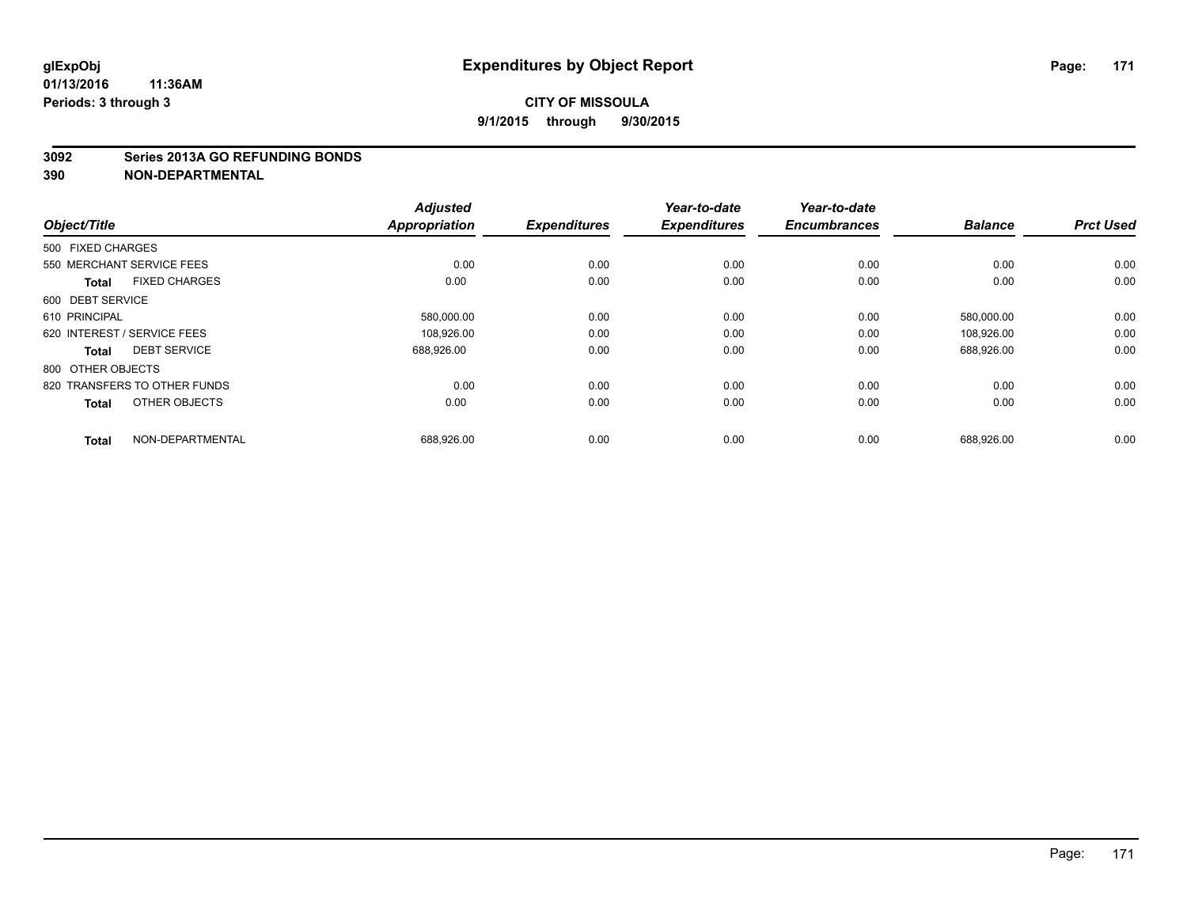**glExpObj**
**01/13/2016 11:36AM**
**Periods: 3 through 3**

# Expenditures by Object Report

**CITY OF MISSOULA**
**9/1/2015 through 9/30/2015**

**3092 Series 2013A GO REFUNDING BONDS**
**390 NON-DEPARTMENTAL**

| Object/Title | Adjusted Appropriation | Expenditures | Year-to-date Expenditures | Year-to-date Encumbrances | Balance | Prct Used |
|---|---|---|---|---|---|---|
| 500 FIXED CHARGES | | | | | | |
| 550 MERCHANT SERVICE FEES | 0.00 | 0.00 | 0.00 | 0.00 | 0.00 | 0.00 |
| **Total** FIXED CHARGES | 0.00 | 0.00 | 0.00 | 0.00 | 0.00 | 0.00 |
| 600 DEBT SERVICE | | | | | | |
| 610 PRINCIPAL | 580,000.00 | 0.00 | 0.00 | 0.00 | 580,000.00 | 0.00 |
| 620 INTEREST / SERVICE FEES | 108,926.00 | 0.00 | 0.00 | 0.00 | 108,926.00 | 0.00 |
| **Total** DEBT SERVICE | 688,926.00 | 0.00 | 0.00 | 0.00 | 688,926.00 | 0.00 |
| 800 OTHER OBJECTS | | | | | | |
| 820 TRANSFERS TO OTHER FUNDS | 0.00 | 0.00 | 0.00 | 0.00 | 0.00 | 0.00 |
| **Total** OTHER OBJECTS | 0.00 | 0.00 | 0.00 | 0.00 | 0.00 | 0.00 |
| **Total** NON-DEPARTMENTAL | 688,926.00 | 0.00 | 0.00 | 0.00 | 688,926.00 | 0.00 |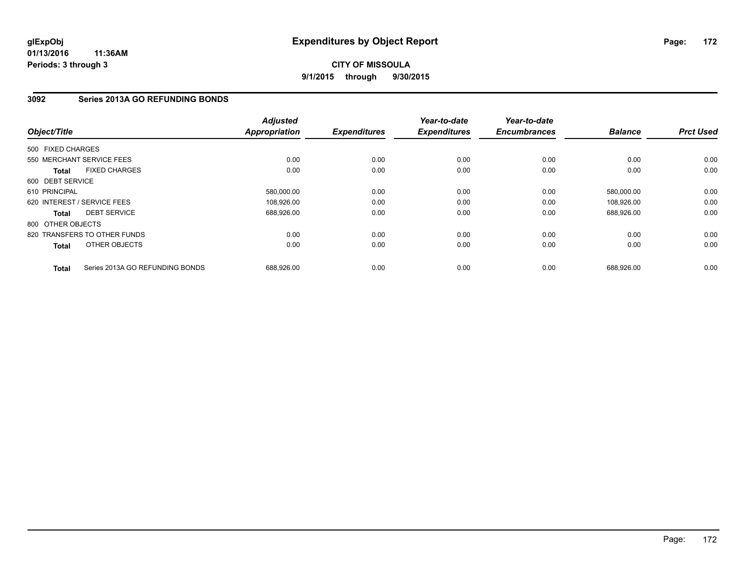**glExpObj**
**01/13/2016 11:36AM**
**Periods: 3 through 3**

# Expenditures by Object Report

**CITY OF MISSOULA**
**9/1/2015 through 9/30/2015**

## 3092 Series 2013A GO REFUNDING BONDS

| Object/Title | | Adjusted Appropriation | Expenditures | Year-to-date Expenditures | Year-to-date Encumbrances | Balance | Prct Used |
|---|---|---|---|---|---|---|---|
| 500 FIXED CHARGES | | | | | | | |
| 550 MERCHANT SERVICE FEES | | 0.00 | 0.00 | 0.00 | 0.00 | 0.00 | 0.00 |
| **Total** | FIXED CHARGES | 0.00 | 0.00 | 0.00 | 0.00 | 0.00 | 0.00 |
| 600 DEBT SERVICE | | | | | | | |
| 610 PRINCIPAL | | 580,000.00 | 0.00 | 0.00 | 0.00 | 580,000.00 | 0.00 |
| 620 INTEREST / SERVICE FEES | | 108,926.00 | 0.00 | 0.00 | 0.00 | 108,926.00 | 0.00 |
| **Total** | DEBT SERVICE | 688,926.00 | 0.00 | 0.00 | 0.00 | 688,926.00 | 0.00 |
| 800 OTHER OBJECTS | | | | | | | |
| 820 TRANSFERS TO OTHER FUNDS | | 0.00 | 0.00 | 0.00 | 0.00 | 0.00 | 0.00 |
| **Total** | OTHER OBJECTS | 0.00 | 0.00 | 0.00 | 0.00 | 0.00 | 0.00 |
| **Total** | Series 2013A GO REFUNDING BONDS | 688,926.00 | 0.00 | 0.00 | 0.00 | 688,926.00 | 0.00 |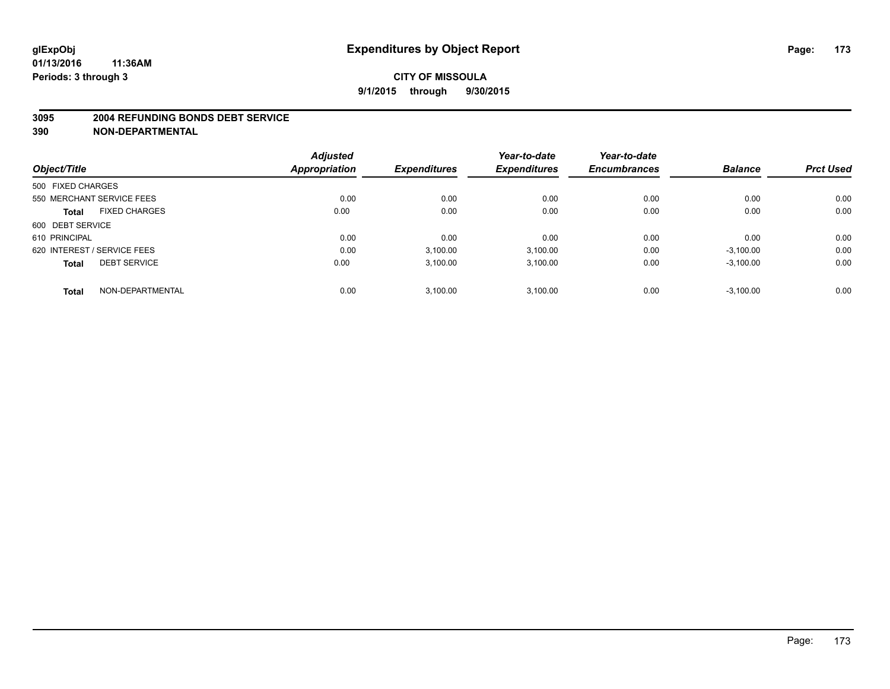glExpObj
01/13/2016 11:36AM
Periods: 3 through 3

# Expenditures by Object Report

**CITY OF MISSOULA**
**9/1/2015 through 9/30/2015**

**3095 2004 REFUNDING BONDS DEBT SERVICE**
**390 NON-DEPARTMENTAL**

| Object/Title | Adjusted Appropriation | Expenditures | Year-to-date Expenditures | Year-to-date Encumbrances | Balance | Prct Used |
|---|---|---|---|---|---|---|
| 500 FIXED CHARGES | | | | | | |
| 550 MERCHANT SERVICE FEES | 0.00 | 0.00 | 0.00 | 0.00 | 0.00 | 0.00 |
| **Total** FIXED CHARGES | 0.00 | 0.00 | 0.00 | 0.00 | 0.00 | 0.00 |
| 600 DEBT SERVICE | | | | | | |
| 610 PRINCIPAL | 0.00 | 0.00 | 0.00 | 0.00 | 0.00 | 0.00 |
| 620 INTEREST / SERVICE FEES | 0.00 | 3,100.00 | 3,100.00 | 0.00 | -3,100.00 | 0.00 |
| **Total** DEBT SERVICE | 0.00 | 3,100.00 | 3,100.00 | 0.00 | -3,100.00 | 0.00 |
| **Total** NON-DEPARTMENTAL | 0.00 | 3,100.00 | 3,100.00 | 0.00 | -3,100.00 | 0.00 |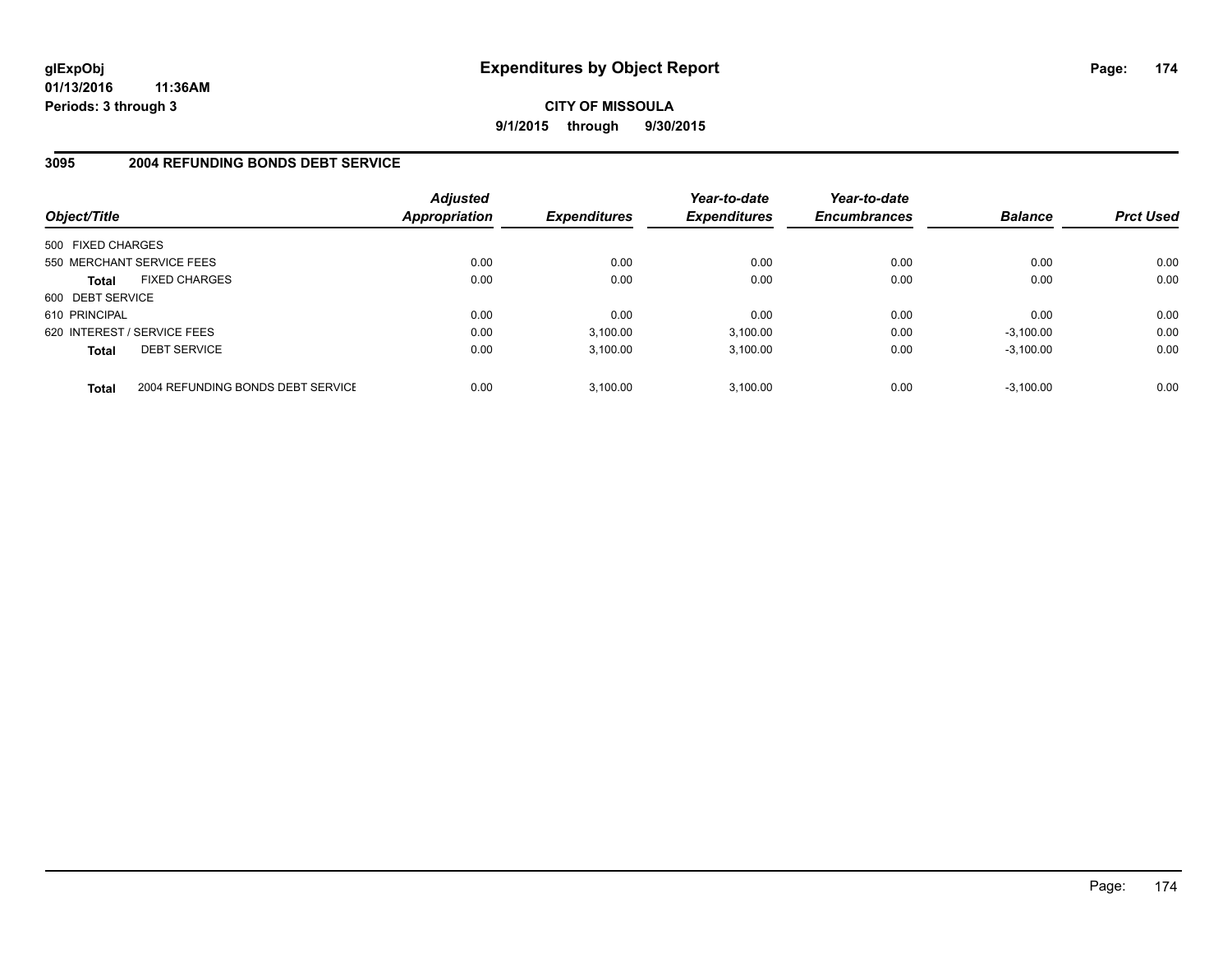# Expenditures by Object Report

glExpObj
01/13/2016 11:36AM
Periods: 3 through 3

**CITY OF MISSOULA**
**9/1/2015 through 9/30/2015**

## 3095 2004 REFUNDING BONDS DEBT SERVICE

| Object/Title | | Adjusted Appropriation | Expenditures | Year-to-date Expenditures | Year-to-date Encumbrances | Balance | Prct Used |
|---|---|---|---|---|---|---|---|
| 500 FIXED CHARGES | | | | | | | |
| 550 MERCHANT SERVICE FEES | | 0.00 | 0.00 | 0.00 | 0.00 | 0.00 | 0.00 |
| **Total** | FIXED CHARGES | 0.00 | 0.00 | 0.00 | 0.00 | 0.00 | 0.00 |
| 600 DEBT SERVICE | | | | | | | |
| 610 PRINCIPAL | | 0.00 | 0.00 | 0.00 | 0.00 | 0.00 | 0.00 |
| 620 INTEREST / SERVICE FEES | | 0.00 | 3,100.00 | 3,100.00 | 0.00 | -3,100.00 | 0.00 |
| **Total** | DEBT SERVICE | 0.00 | 3,100.00 | 3,100.00 | 0.00 | -3,100.00 | 0.00 |
| **Total** | 2004 REFUNDING BONDS DEBT SERVICE | 0.00 | 3,100.00 | 3,100.00 | 0.00 | -3,100.00 | 0.00 |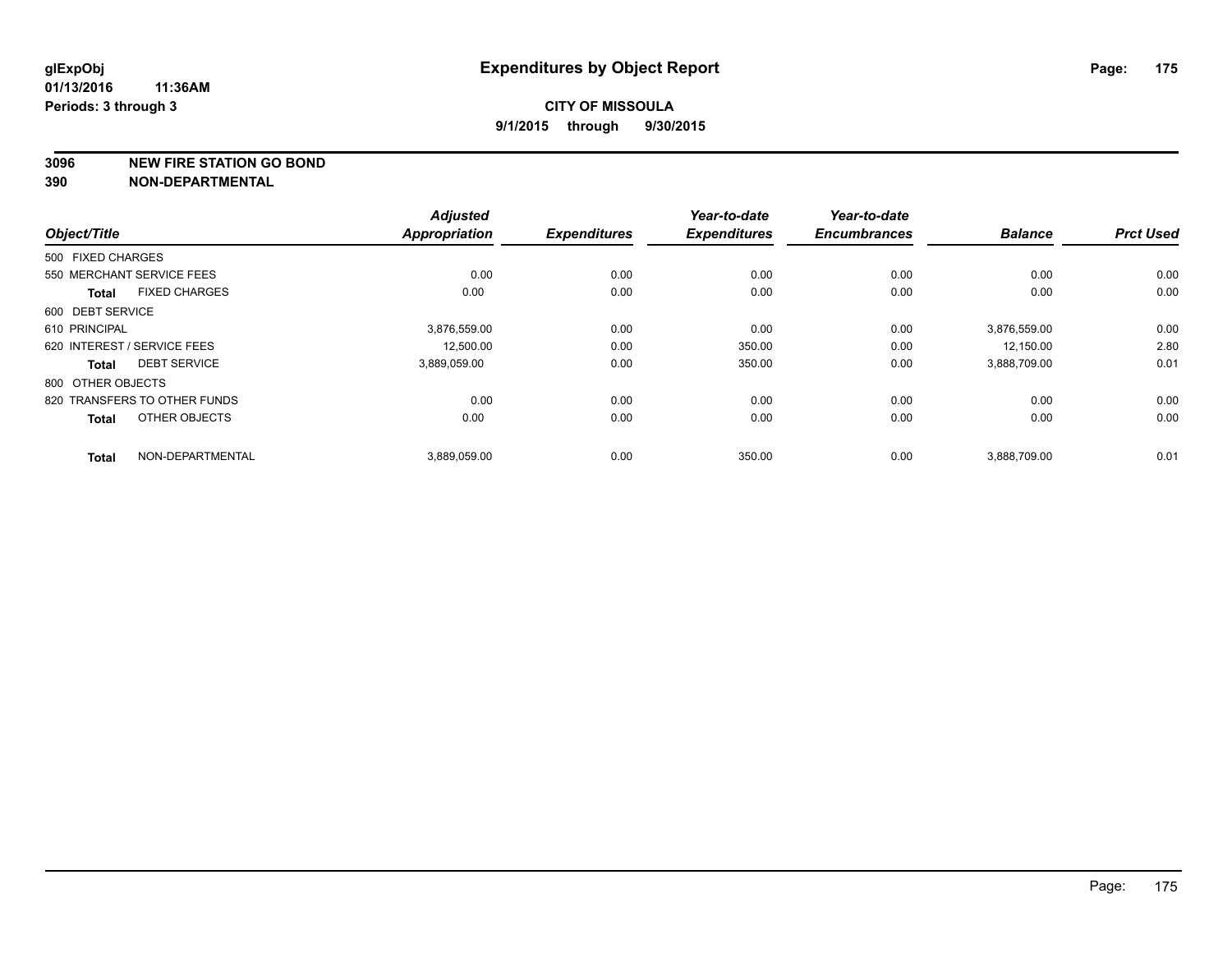**glExpObj**
**01/13/2016 11:36AM**
**Periods: 3 through 3**

# Expenditures by Object Report

**CITY OF MISSOULA**
**9/1/2015 through 9/30/2015**

**3096 NEW FIRE STATION GO BOND**
**390 NON-DEPARTMENTAL**

| Object/Title | Adjusted Appropriation | Expenditures | Year-to-date Expenditures | Year-to-date Encumbrances | Balance | Prct Used |
|---|---|---|---|---|---|---|
| 500 FIXED CHARGES | | | | | | |
| 550 MERCHANT SERVICE FEES | 0.00 | 0.00 | 0.00 | 0.00 | 0.00 | 0.00 |
| **Total** FIXED CHARGES | 0.00 | 0.00 | 0.00 | 0.00 | 0.00 | 0.00 |
| 600 DEBT SERVICE | | | | | | |
| 610 PRINCIPAL | 3,876,559.00 | 0.00 | 0.00 | 0.00 | 3,876,559.00 | 0.00 |
| 620 INTEREST / SERVICE FEES | 12,500.00 | 0.00 | 350.00 | 0.00 | 12,150.00 | 2.80 |
| **Total** DEBT SERVICE | 3,889,059.00 | 0.00 | 350.00 | 0.00 | 3,888,709.00 | 0.01 |
| 800 OTHER OBJECTS | | | | | | |
| 820 TRANSFERS TO OTHER FUNDS | 0.00 | 0.00 | 0.00 | 0.00 | 0.00 | 0.00 |
| **Total** OTHER OBJECTS | 0.00 | 0.00 | 0.00 | 0.00 | 0.00 | 0.00 |
| **Total** NON-DEPARTMENTAL | 3,889,059.00 | 0.00 | 350.00 | 0.00 | 3,888,709.00 | 0.01 |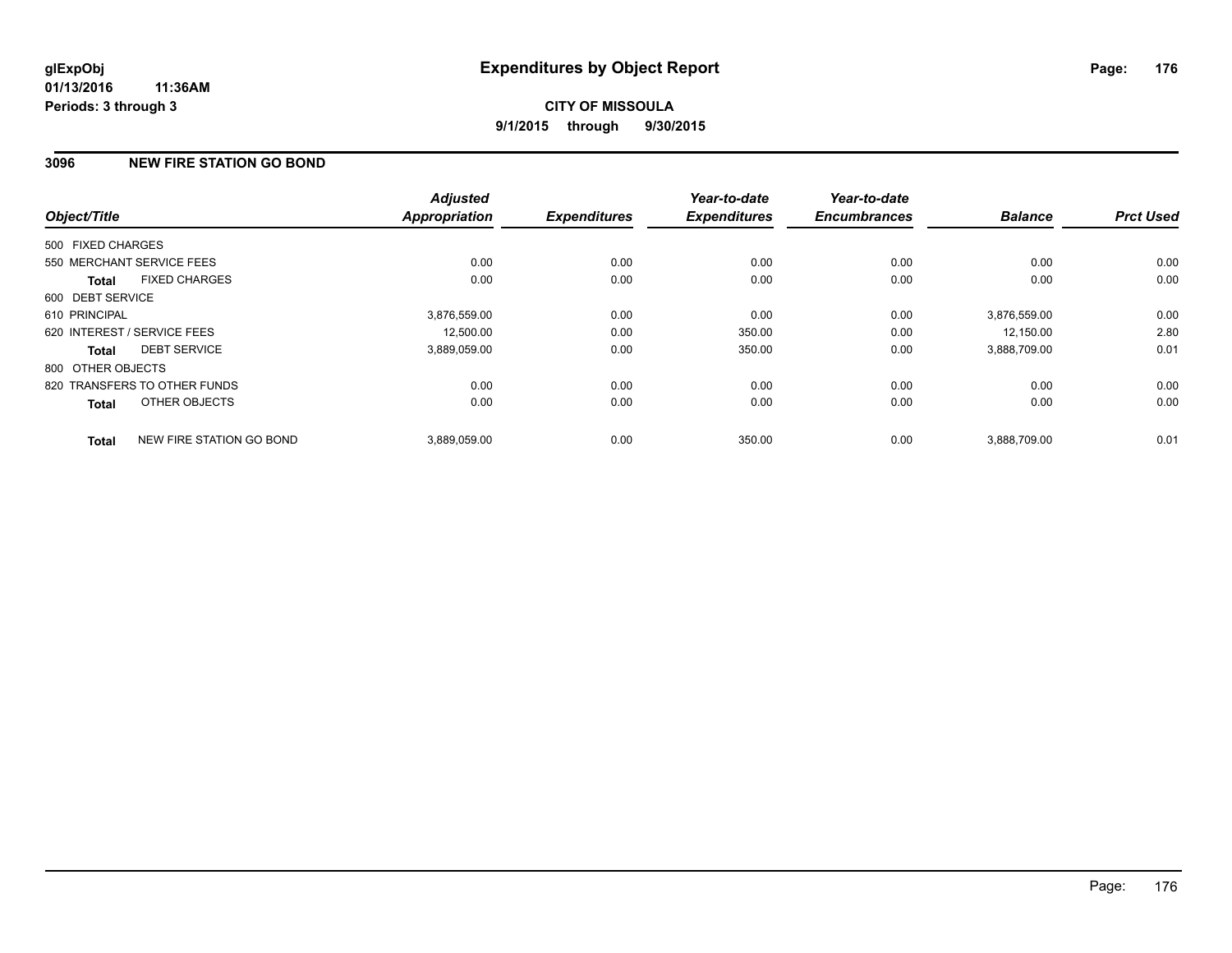**glExpObj**
**01/13/2016 11:36AM**
**Periods: 3 through 3**

# Expenditures by Object Report

**CITY OF MISSOULA**
**9/1/2015 through 9/30/2015**

## 3096 NEW FIRE STATION GO BOND

| Object/Title | Adjusted Appropriation | Expenditures | Year-to-date Expenditures | Year-to-date Encumbrances | Balance | Prct Used |
|---|---|---|---|---|---|---|
| 500 FIXED CHARGES | | | | | | |
| 550 MERCHANT SERVICE FEES | 0.00 | 0.00 | 0.00 | 0.00 | 0.00 | 0.00 |
| **Total** FIXED CHARGES | 0.00 | 0.00 | 0.00 | 0.00 | 0.00 | 0.00 |
| 600 DEBT SERVICE | | | | | | |
| 610 PRINCIPAL | 3,876,559.00 | 0.00 | 0.00 | 0.00 | 3,876,559.00 | 0.00 |
| 620 INTEREST / SERVICE FEES | 12,500.00 | 0.00 | 350.00 | 0.00 | 12,150.00 | 2.80 |
| **Total** DEBT SERVICE | 3,889,059.00 | 0.00 | 350.00 | 0.00 | 3,888,709.00 | 0.01 |
| 800 OTHER OBJECTS | | | | | | |
| 820 TRANSFERS TO OTHER FUNDS | 0.00 | 0.00 | 0.00 | 0.00 | 0.00 | 0.00 |
| **Total** OTHER OBJECTS | 0.00 | 0.00 | 0.00 | 0.00 | 0.00 | 0.00 |
| **Total** NEW FIRE STATION GO BOND | 3,889,059.00 | 0.00 | 350.00 | 0.00 | 3,888,709.00 | 0.01 |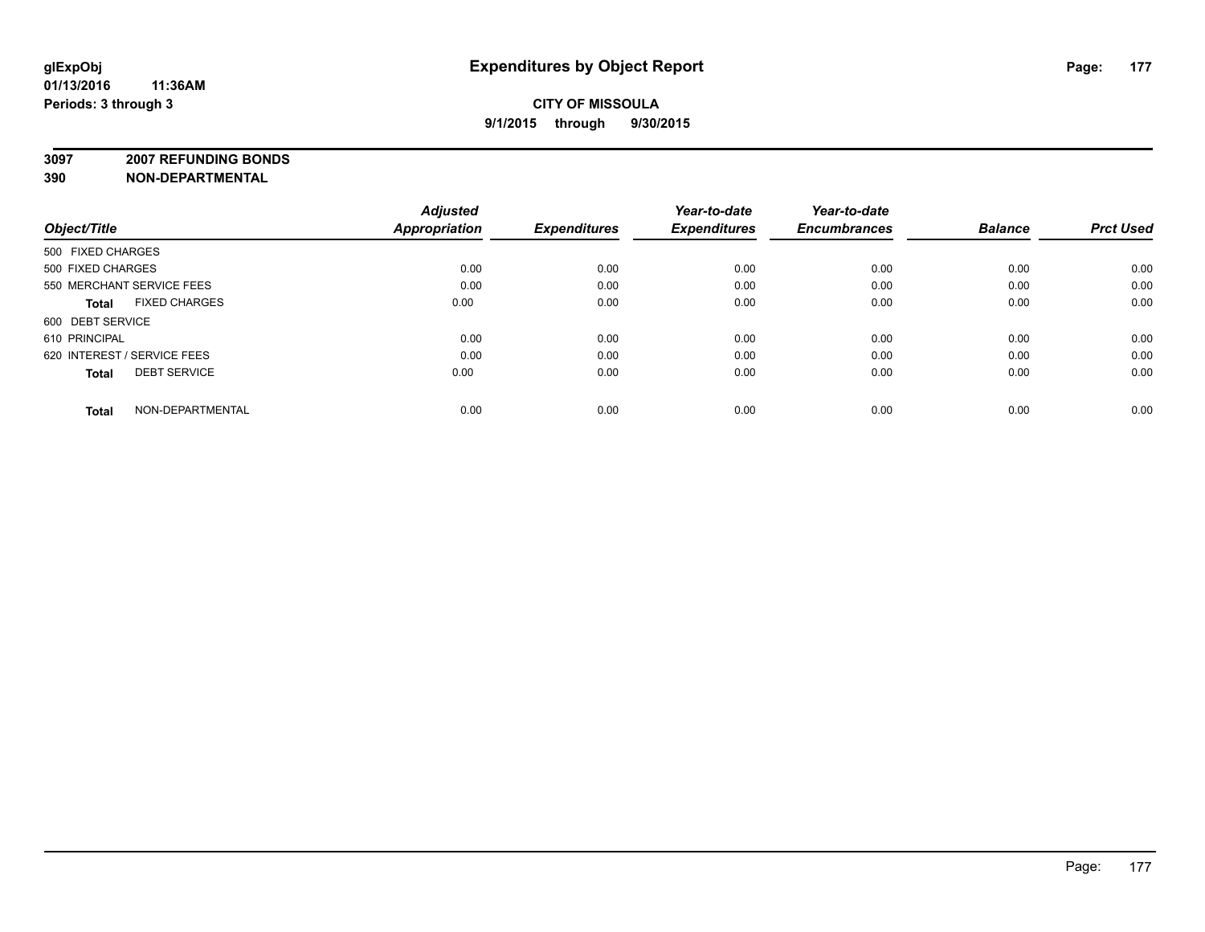glExpObj
01/13/2016 11:36AM
Periods: 3 through 3

# Expenditures by Object Report

**CITY OF MISSOULA**
**9/1/2015 through 9/30/2015**

**3097 2007 REFUNDING BONDS**
**390 NON-DEPARTMENTAL**

| Object/Title | Adjusted Appropriation | Expenditures | Year-to-date Expenditures | Year-to-date Encumbrances | Balance | Prct Used |
|---|---|---|---|---|---|---|
| 500 FIXED CHARGES | | | | | | |
| 500 FIXED CHARGES | 0.00 | 0.00 | 0.00 | 0.00 | 0.00 | 0.00 |
| 550 MERCHANT SERVICE FEES | 0.00 | 0.00 | 0.00 | 0.00 | 0.00 | 0.00 |
| **Total** FIXED CHARGES | 0.00 | 0.00 | 0.00 | 0.00 | 0.00 | 0.00 |
| 600 DEBT SERVICE | | | | | | |
| 610 PRINCIPAL | 0.00 | 0.00 | 0.00 | 0.00 | 0.00 | 0.00 |
| 620 INTEREST / SERVICE FEES | 0.00 | 0.00 | 0.00 | 0.00 | 0.00 | 0.00 |
| **Total** DEBT SERVICE | 0.00 | 0.00 | 0.00 | 0.00 | 0.00 | 0.00 |
| **Total** NON-DEPARTMENTAL | 0.00 | 0.00 | 0.00 | 0.00 | 0.00 | 0.00 |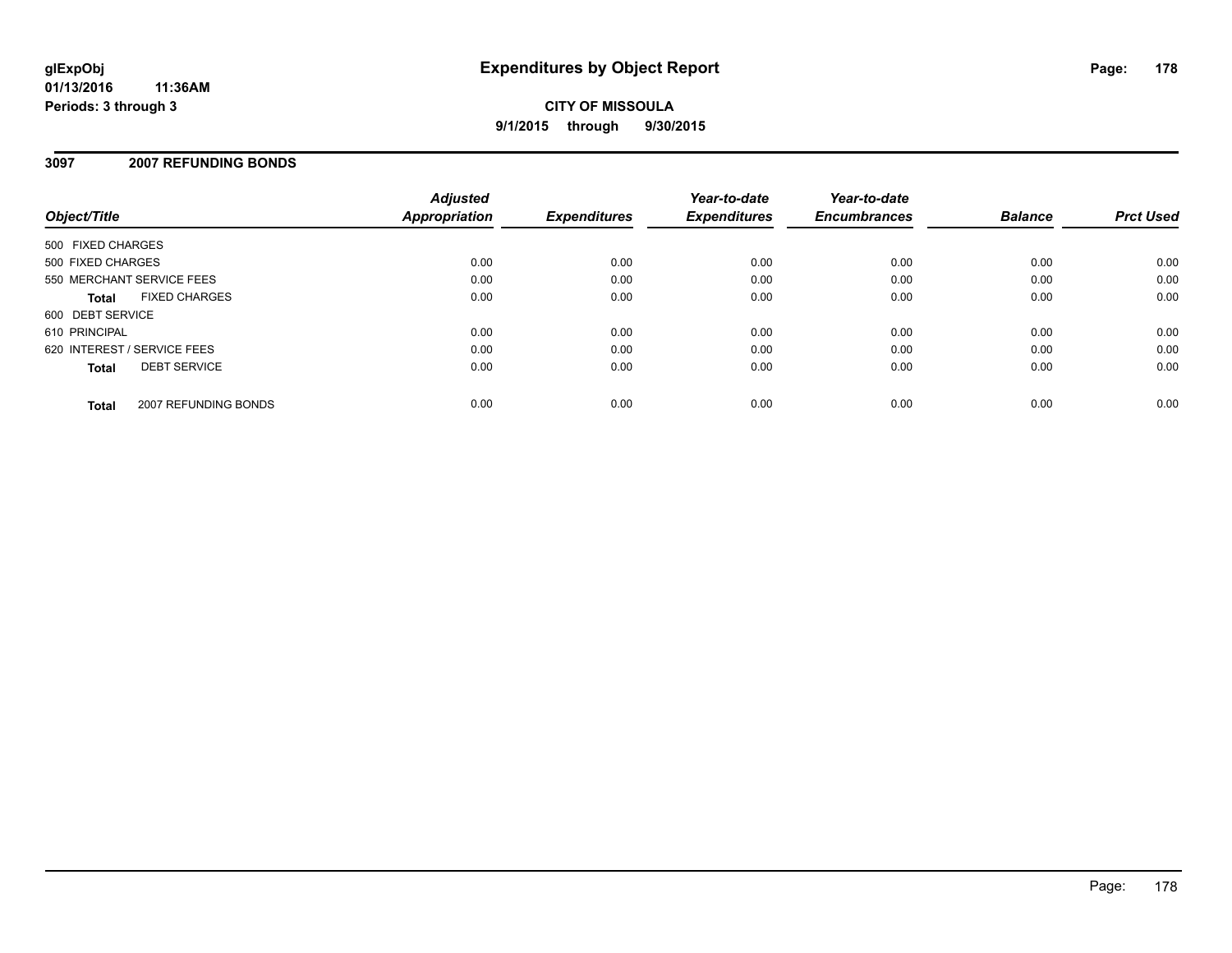# Expenditures by Object Report

**CITY OF MISSOULA**

**9/1/2015 through 9/30/2015**

glExpObj
01/13/2016 11:36AM
Periods: 3 through 3

## 3097 2007 REFUNDING BONDS

| Object/Title | Adjusted Appropriation | Expenditures | Year-to-date Expenditures | Year-to-date Encumbrances | Balance | Prct Used |
|---|---|---|---|---|---|---|
| 500 FIXED CHARGES | | | | | | |
| 500 FIXED CHARGES | 0.00 | 0.00 | 0.00 | 0.00 | 0.00 | 0.00 |
| 550 MERCHANT SERVICE FEES | 0.00 | 0.00 | 0.00 | 0.00 | 0.00 | 0.00 |
| **Total** FIXED CHARGES | 0.00 | 0.00 | 0.00 | 0.00 | 0.00 | 0.00 |
| 600 DEBT SERVICE | | | | | | |
| 610 PRINCIPAL | 0.00 | 0.00 | 0.00 | 0.00 | 0.00 | 0.00 |
| 620 INTEREST / SERVICE FEES | 0.00 | 0.00 | 0.00 | 0.00 | 0.00 | 0.00 |
| **Total** DEBT SERVICE | 0.00 | 0.00 | 0.00 | 0.00 | 0.00 | 0.00 |
| **Total** 2007 REFUNDING BONDS | 0.00 | 0.00 | 0.00 | 0.00 | 0.00 | 0.00 |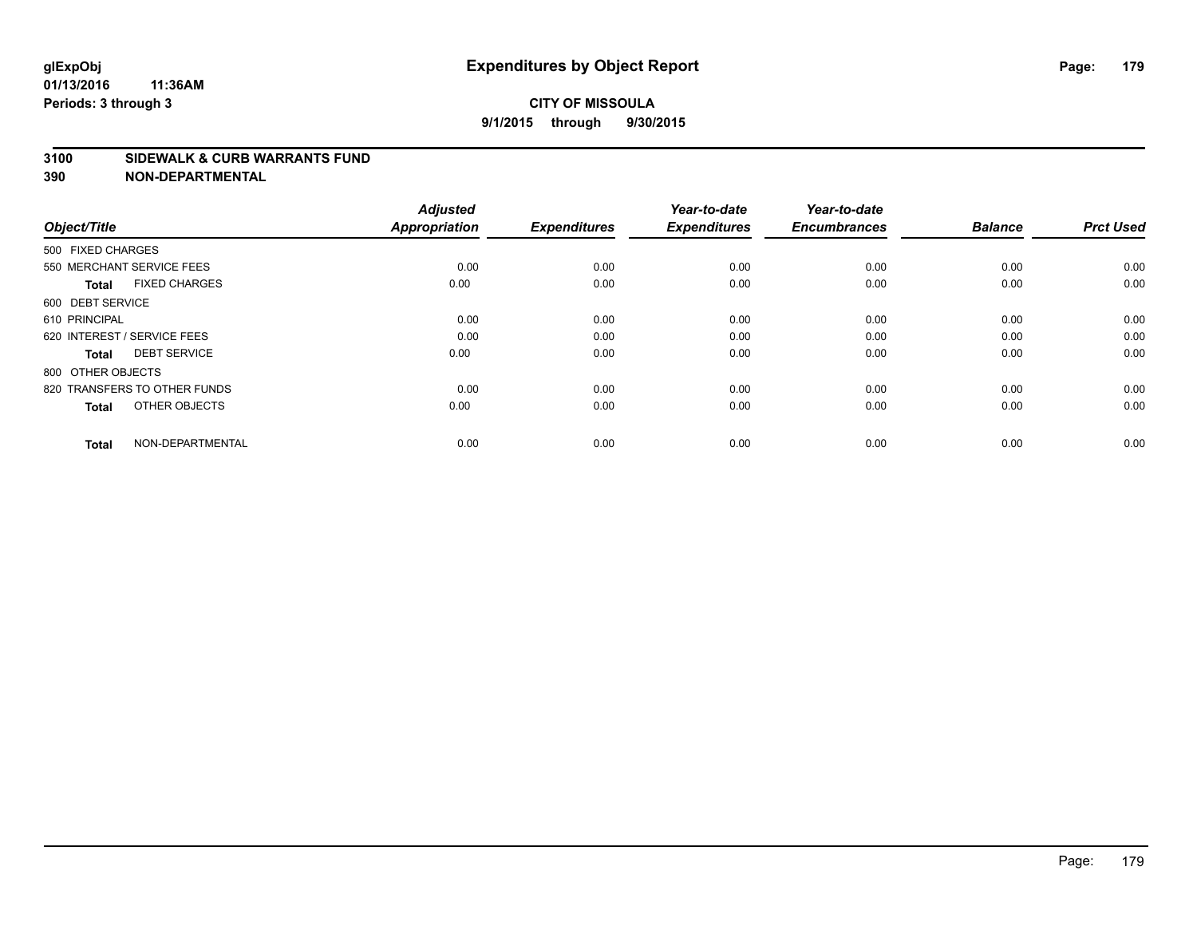**glExpObj**
**01/13/2016 11:36AM**
**Periods: 3 through 3**

# Expenditures by Object Report

**CITY OF MISSOULA**
**9/1/2015 through 9/30/2015**

## 3100 SIDEWALK & CURB WARRANTS FUND
## 390 NON-DEPARTMENTAL

| Object/Title | | Adjusted Appropriation | Expenditures | Year-to-date Expenditures | Year-to-date Encumbrances | Balance | Prct Used |
|---|---|---|---|---|---|---|---|
| 500 FIXED CHARGES | | | | | | | |
| 550 MERCHANT SERVICE FEES | | 0.00 | 0.00 | 0.00 | 0.00 | 0.00 | 0.00 |
| **Total** | FIXED CHARGES | 0.00 | 0.00 | 0.00 | 0.00 | 0.00 | 0.00 |
| 600 DEBT SERVICE | | | | | | | |
| 610 PRINCIPAL | | 0.00 | 0.00 | 0.00 | 0.00 | 0.00 | 0.00 |
| 620 INTEREST / SERVICE FEES | | 0.00 | 0.00 | 0.00 | 0.00 | 0.00 | 0.00 |
| **Total** | DEBT SERVICE | 0.00 | 0.00 | 0.00 | 0.00 | 0.00 | 0.00 |
| 800 OTHER OBJECTS | | | | | | | |
| 820 TRANSFERS TO OTHER FUNDS | | 0.00 | 0.00 | 0.00 | 0.00 | 0.00 | 0.00 |
| **Total** | OTHER OBJECTS | 0.00 | 0.00 | 0.00 | 0.00 | 0.00 | 0.00 |
| **Total** | NON-DEPARTMENTAL | 0.00 | 0.00 | 0.00 | 0.00 | 0.00 | 0.00 |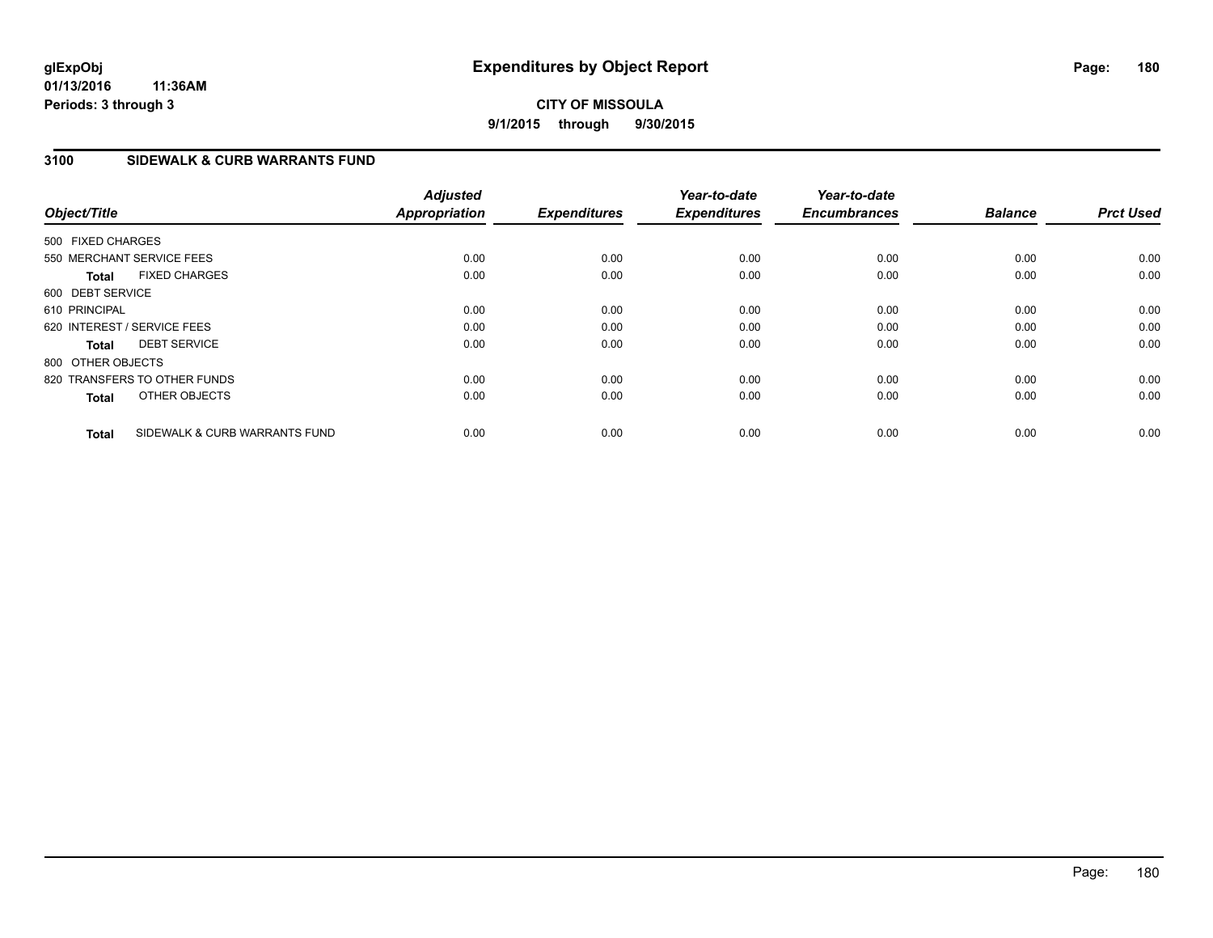# Expenditures by Object Report

**CITY OF MISSOULA**

**9/1/2015 through 9/30/2015**

glExpObj
01/13/2016 11:36AM
Periods: 3 through 3

## 3100 SIDEWALK & CURB WARRANTS FUND

| Object/Title | Adjusted Appropriation | Expenditures | Year-to-date Expenditures | Year-to-date Encumbrances | Balance | Prct Used |
|---|---|---|---|---|---|---|
| 500 FIXED CHARGES | | | | | | |
| 550 MERCHANT SERVICE FEES | 0.00 | 0.00 | 0.00 | 0.00 | 0.00 | 0.00 |
| **Total** FIXED CHARGES | 0.00 | 0.00 | 0.00 | 0.00 | 0.00 | 0.00 |
| 600 DEBT SERVICE | | | | | | |
| 610 PRINCIPAL | 0.00 | 0.00 | 0.00 | 0.00 | 0.00 | 0.00 |
| 620 INTEREST / SERVICE FEES | 0.00 | 0.00 | 0.00 | 0.00 | 0.00 | 0.00 |
| **Total** DEBT SERVICE | 0.00 | 0.00 | 0.00 | 0.00 | 0.00 | 0.00 |
| 800 OTHER OBJECTS | | | | | | |
| 820 TRANSFERS TO OTHER FUNDS | 0.00 | 0.00 | 0.00 | 0.00 | 0.00 | 0.00 |
| **Total** OTHER OBJECTS | 0.00 | 0.00 | 0.00 | 0.00 | 0.00 | 0.00 |
| **Total** SIDEWALK & CURB WARRANTS FUND | 0.00 | 0.00 | 0.00 | 0.00 | 0.00 | 0.00 |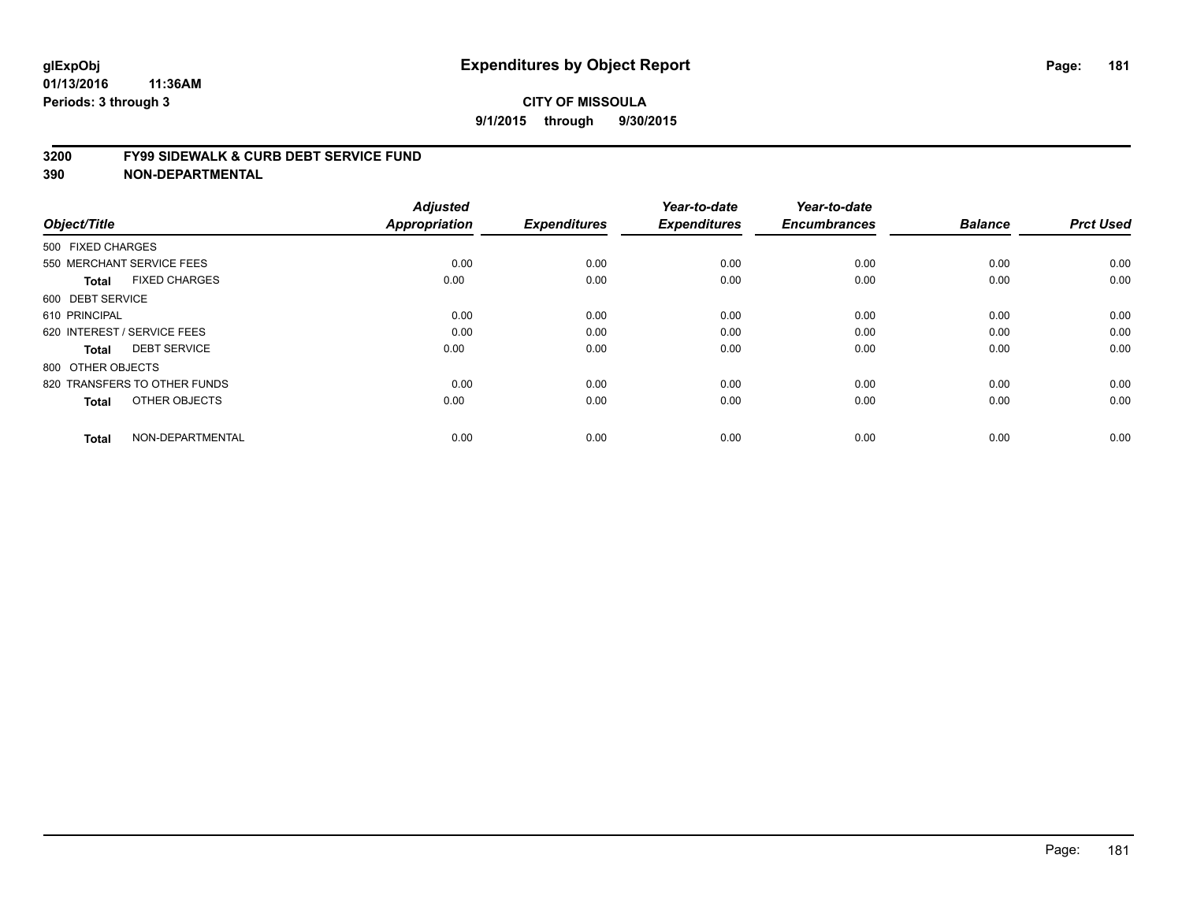# Expenditures by Object Report

glExpObj
01/13/2016 11:36AM
Periods: 3 through 3

**CITY OF MISSOULA**
**9/1/2015 through 9/30/2015**

## 3200 FY99 SIDEWALK & CURB DEBT SERVICE FUND
## 390 NON-DEPARTMENTAL

| Object/Title | Adjusted Appropriation | Expenditures | Year-to-date Expenditures | Year-to-date Encumbrances | Balance | Prct Used |
|---|---|---|---|---|---|---|
| 500 FIXED CHARGES | | | | | | |
| 550 MERCHANT SERVICE FEES | 0.00 | 0.00 | 0.00 | 0.00 | 0.00 | 0.00 |
| **Total** FIXED CHARGES | 0.00 | 0.00 | 0.00 | 0.00 | 0.00 | 0.00 |
| 600 DEBT SERVICE | | | | | | |
| 610 PRINCIPAL | 0.00 | 0.00 | 0.00 | 0.00 | 0.00 | 0.00 |
| 620 INTEREST / SERVICE FEES | 0.00 | 0.00 | 0.00 | 0.00 | 0.00 | 0.00 |
| **Total** DEBT SERVICE | 0.00 | 0.00 | 0.00 | 0.00 | 0.00 | 0.00 |
| 800 OTHER OBJECTS | | | | | | |
| 820 TRANSFERS TO OTHER FUNDS | 0.00 | 0.00 | 0.00 | 0.00 | 0.00 | 0.00 |
| **Total** OTHER OBJECTS | 0.00 | 0.00 | 0.00 | 0.00 | 0.00 | 0.00 |
| **Total** NON-DEPARTMENTAL | 0.00 | 0.00 | 0.00 | 0.00 | 0.00 | 0.00 |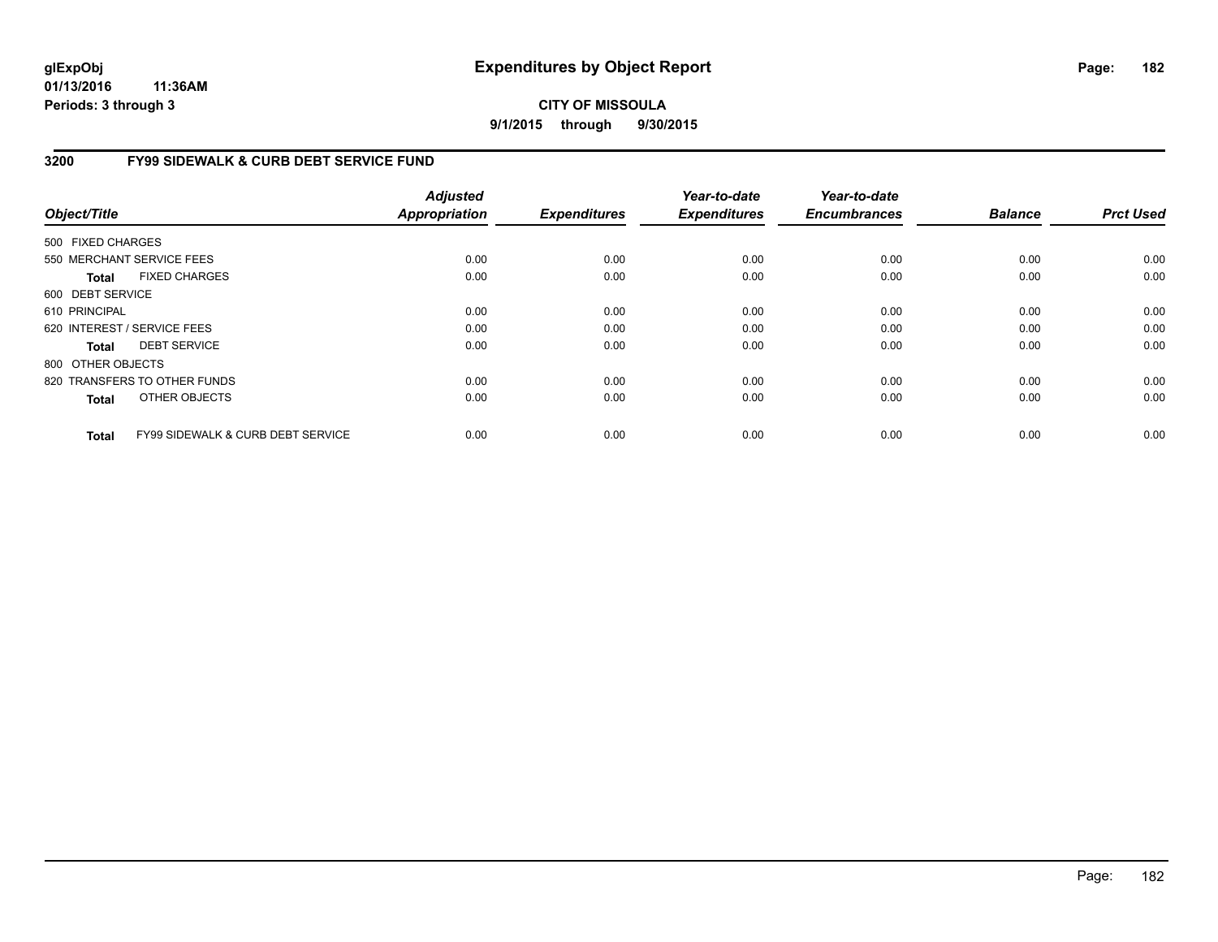# Expenditures by Object Report

glExpObj
01/13/2016 11:36AM
Periods: 3 through 3

**CITY OF MISSOULA**
**9/1/2015 through 9/30/2015**

## 3200 FY99 SIDEWALK & CURB DEBT SERVICE FUND

| Object/Title | | Adjusted Appropriation | Expenditures | Year-to-date Expenditures | Year-to-date Encumbrances | Balance | Prct Used |
|---|---|---|---|---|---|---|---|
| 500 FIXED CHARGES | | | | | | | |
| 550 MERCHANT SERVICE FEES | | 0.00 | 0.00 | 0.00 | 0.00 | 0.00 | 0.00 |
| **Total** | FIXED CHARGES | 0.00 | 0.00 | 0.00 | 0.00 | 0.00 | 0.00 |
| 600 DEBT SERVICE | | | | | | | |
| 610 PRINCIPAL | | 0.00 | 0.00 | 0.00 | 0.00 | 0.00 | 0.00 |
| 620 INTEREST / SERVICE FEES | | 0.00 | 0.00 | 0.00 | 0.00 | 0.00 | 0.00 |
| **Total** | DEBT SERVICE | 0.00 | 0.00 | 0.00 | 0.00 | 0.00 | 0.00 |
| 800 OTHER OBJECTS | | | | | | | |
| 820 TRANSFERS TO OTHER FUNDS | | 0.00 | 0.00 | 0.00 | 0.00 | 0.00 | 0.00 |
| **Total** | OTHER OBJECTS | 0.00 | 0.00 | 0.00 | 0.00 | 0.00 | 0.00 |
| **Total** | FY99 SIDEWALK & CURB DEBT SERVICE | 0.00 | 0.00 | 0.00 | 0.00 | 0.00 | 0.00 |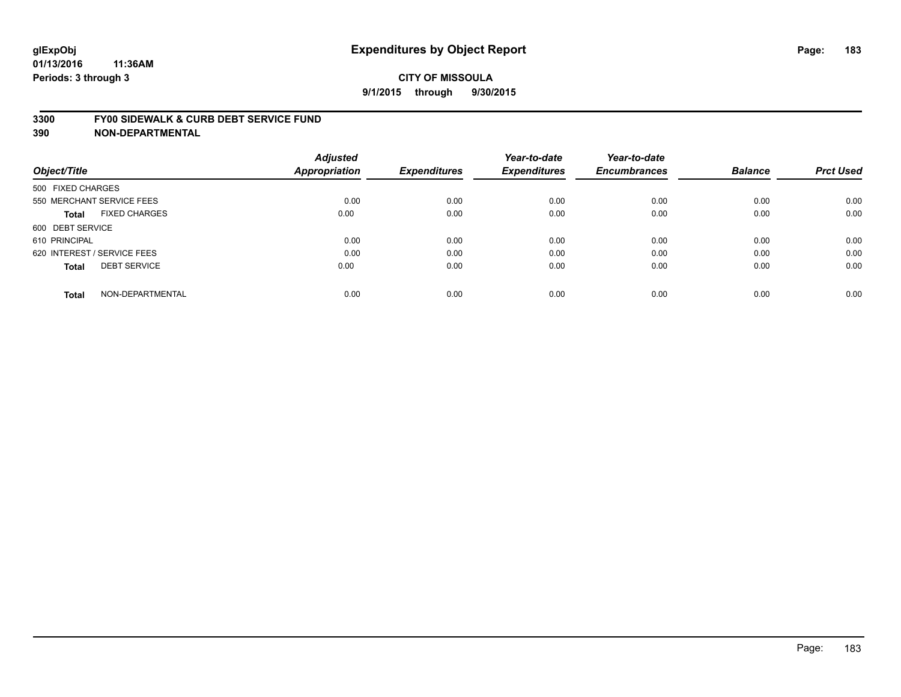glExpObj
01/13/2016 11:36AM
Periods: 3 through 3

# Expenditures by Object Report

**CITY OF MISSOULA**

**9/1/2015 through 9/30/2015**

**3300 FY00 SIDEWALK & CURB DEBT SERVICE FUND**
**390 NON-DEPARTMENTAL**

| Object/Title | | Adjusted Appropriation | Expenditures | Year-to-date Expenditures | Year-to-date Encumbrances | Balance | Prct Used |
|---|---|---|---|---|---|---|---|
| 500 FIXED CHARGES | | | | | | | |
| 550 MERCHANT SERVICE FEES | | 0.00 | 0.00 | 0.00 | 0.00 | 0.00 | 0.00 |
| **Total** | FIXED CHARGES | 0.00 | 0.00 | 0.00 | 0.00 | 0.00 | 0.00 |
| 600 DEBT SERVICE | | | | | | | |
| 610 PRINCIPAL | | 0.00 | 0.00 | 0.00 | 0.00 | 0.00 | 0.00 |
| 620 INTEREST / SERVICE FEES | | 0.00 | 0.00 | 0.00 | 0.00 | 0.00 | 0.00 |
| **Total** | DEBT SERVICE | 0.00 | 0.00 | 0.00 | 0.00 | 0.00 | 0.00 |
| **Total** | NON-DEPARTMENTAL | 0.00 | 0.00 | 0.00 | 0.00 | 0.00 | 0.00 |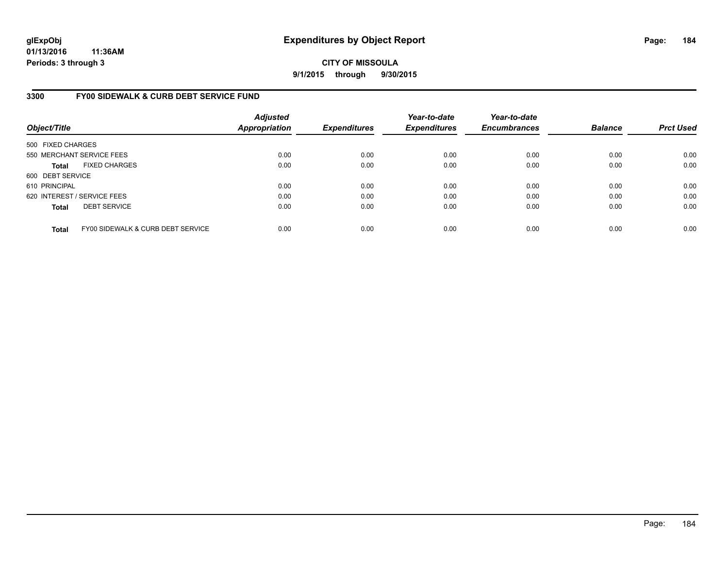# Expenditures by Object Report

glExpObj
01/13/2016 11:36AM
Periods: 3 through 3

**CITY OF MISSOULA**
**9/1/2015 through 9/30/2015**

## 3300 FY00 SIDEWALK & CURB DEBT SERVICE FUND

| Object/Title | Adjusted Appropriation | Expenditures | Year-to-date Expenditures | Year-to-date Encumbrances | Balance | Prct Used |
|---|---|---|---|---|---|---|
| 500 FIXED CHARGES | | | | | | |
| 550 MERCHANT SERVICE FEES | 0.00 | 0.00 | 0.00 | 0.00 | 0.00 | 0.00 |
| **Total** FIXED CHARGES | 0.00 | 0.00 | 0.00 | 0.00 | 0.00 | 0.00 |
| 600 DEBT SERVICE | | | | | | |
| 610 PRINCIPAL | 0.00 | 0.00 | 0.00 | 0.00 | 0.00 | 0.00 |
| 620 INTEREST / SERVICE FEES | 0.00 | 0.00 | 0.00 | 0.00 | 0.00 | 0.00 |
| **Total** DEBT SERVICE | 0.00 | 0.00 | 0.00 | 0.00 | 0.00 | 0.00 |
| **Total** FY00 SIDEWALK & CURB DEBT SERVICE | 0.00 | 0.00 | 0.00 | 0.00 | 0.00 | 0.00 |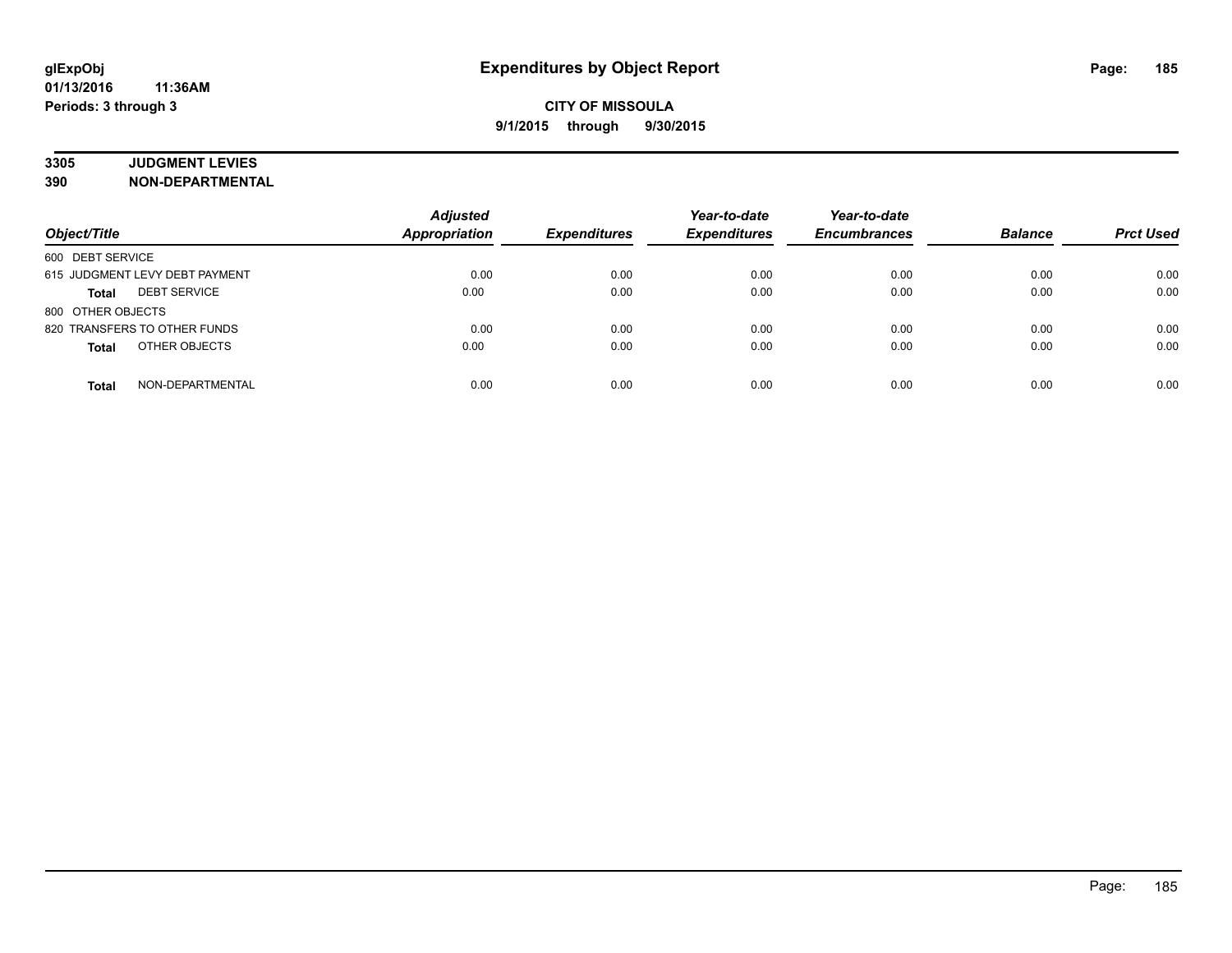**glExpObj**
**01/13/2016 11:36AM**
**Periods: 3 through 3**

# Expenditures by Object Report

**CITY OF MISSOULA**
**9/1/2015 through 9/30/2015**

**3305 JUDGMENT LEVIES**
**390 NON-DEPARTMENTAL**

| Object/Title | | Adjusted Appropriation | Expenditures | Year-to-date Expenditures | Year-to-date Encumbrances | Balance | Prct Used |
|---|---|---|---|---|---|---|---|
| 600 DEBT SERVICE | | | | | | | |
| 615 JUDGMENT LEVY DEBT PAYMENT | | 0.00 | 0.00 | 0.00 | 0.00 | 0.00 | 0.00 |
| **Total** | DEBT SERVICE | 0.00 | 0.00 | 0.00 | 0.00 | 0.00 | 0.00 |
| 800 OTHER OBJECTS | | | | | | | |
| 820 TRANSFERS TO OTHER FUNDS | | 0.00 | 0.00 | 0.00 | 0.00 | 0.00 | 0.00 |
| **Total** | OTHER OBJECTS | 0.00 | 0.00 | 0.00 | 0.00 | 0.00 | 0.00 |
| **Total** | NON-DEPARTMENTAL | 0.00 | 0.00 | 0.00 | 0.00 | 0.00 | 0.00 |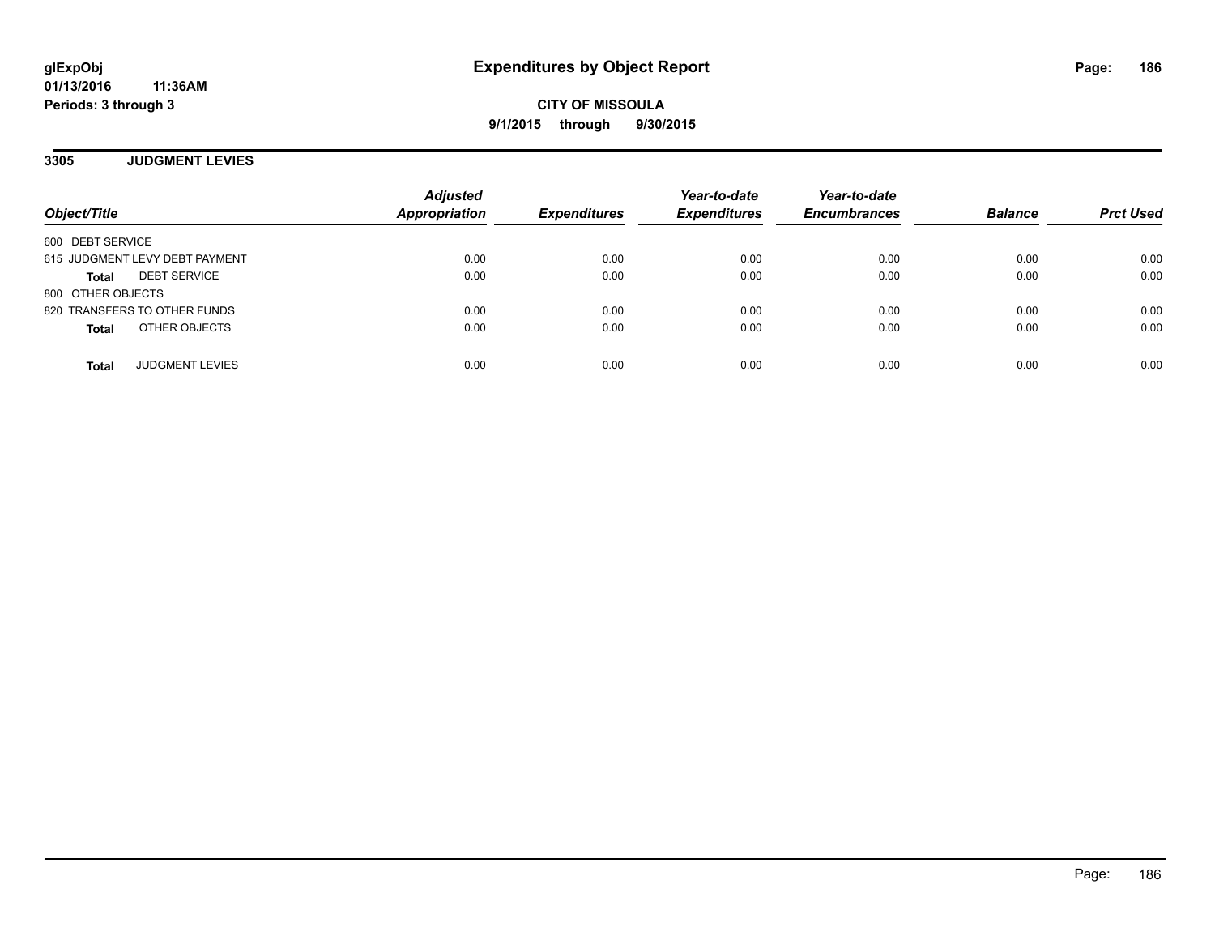**CITY OF MISSOULA**

**9/1/2015 through 9/30/2015**

## 3305 JUDGMENT LEVIES

| Object/Title | Adjusted Appropriation | Expenditures | Year-to-date Expenditures | Year-to-date Encumbrances | Balance | Prct Used |
|---|---|---|---|---|---|---|
| 600 DEBT SERVICE | | | | | | |
| 615 JUDGMENT LEVY DEBT PAYMENT | 0.00 | 0.00 | 0.00 | 0.00 | 0.00 | 0.00 |
| **Total** DEBT SERVICE | 0.00 | 0.00 | 0.00 | 0.00 | 0.00 | 0.00 |
| 800 OTHER OBJECTS | | | | | | |
| 820 TRANSFERS TO OTHER FUNDS | 0.00 | 0.00 | 0.00 | 0.00 | 0.00 | 0.00 |
| **Total** OTHER OBJECTS | 0.00 | 0.00 | 0.00 | 0.00 | 0.00 | 0.00 |
| **Total** JUDGMENT LEVIES | 0.00 | 0.00 | 0.00 | 0.00 | 0.00 | 0.00 |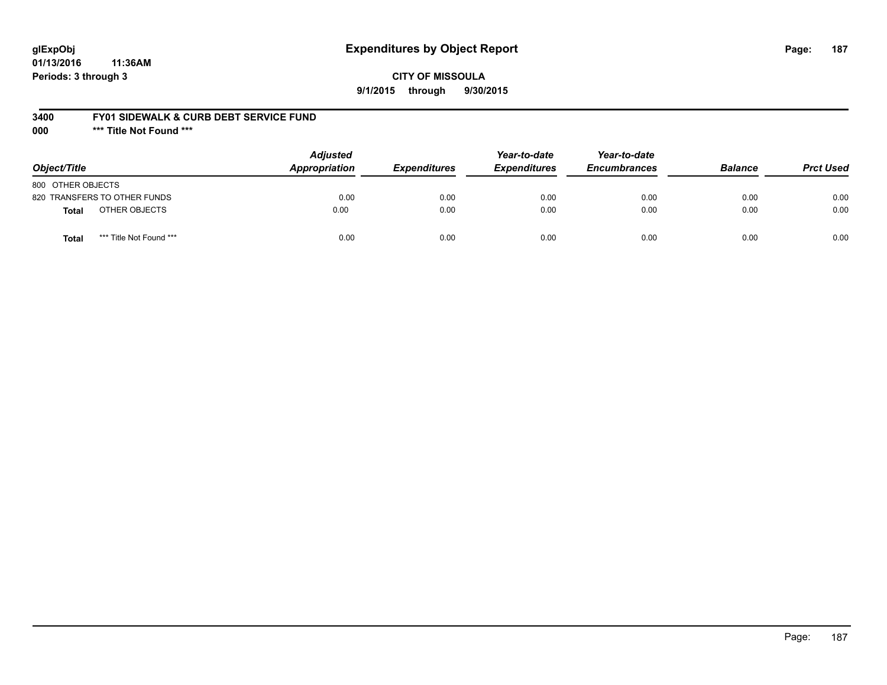# Expenditures by Object Report

glExpObj
01/13/2016 11:36AM
Periods: 3 through 3

**CITY OF MISSOULA**

**9/1/2015 through 9/30/2015**

**3400 FY01 SIDEWALK & CURB DEBT SERVICE FUND**

**000 \*\*\* Title Not Found \*\*\***

| Object/Title | | Adjusted Appropriation | Expenditures | Year-to-date Expenditures | Year-to-date Encumbrances | Balance | Prct Used |
|---|---|---|---|---|---|---|---|
| 800 OTHER OBJECTS | | | | | | | |
| 820 TRANSFERS TO OTHER FUNDS | | 0.00 | 0.00 | 0.00 | 0.00 | 0.00 | 0.00 |
| **Total** | OTHER OBJECTS | 0.00 | 0.00 | 0.00 | 0.00 | 0.00 | 0.00 |
| **Total** | *** Title Not Found *** | 0.00 | 0.00 | 0.00 | 0.00 | 0.00 | 0.00 |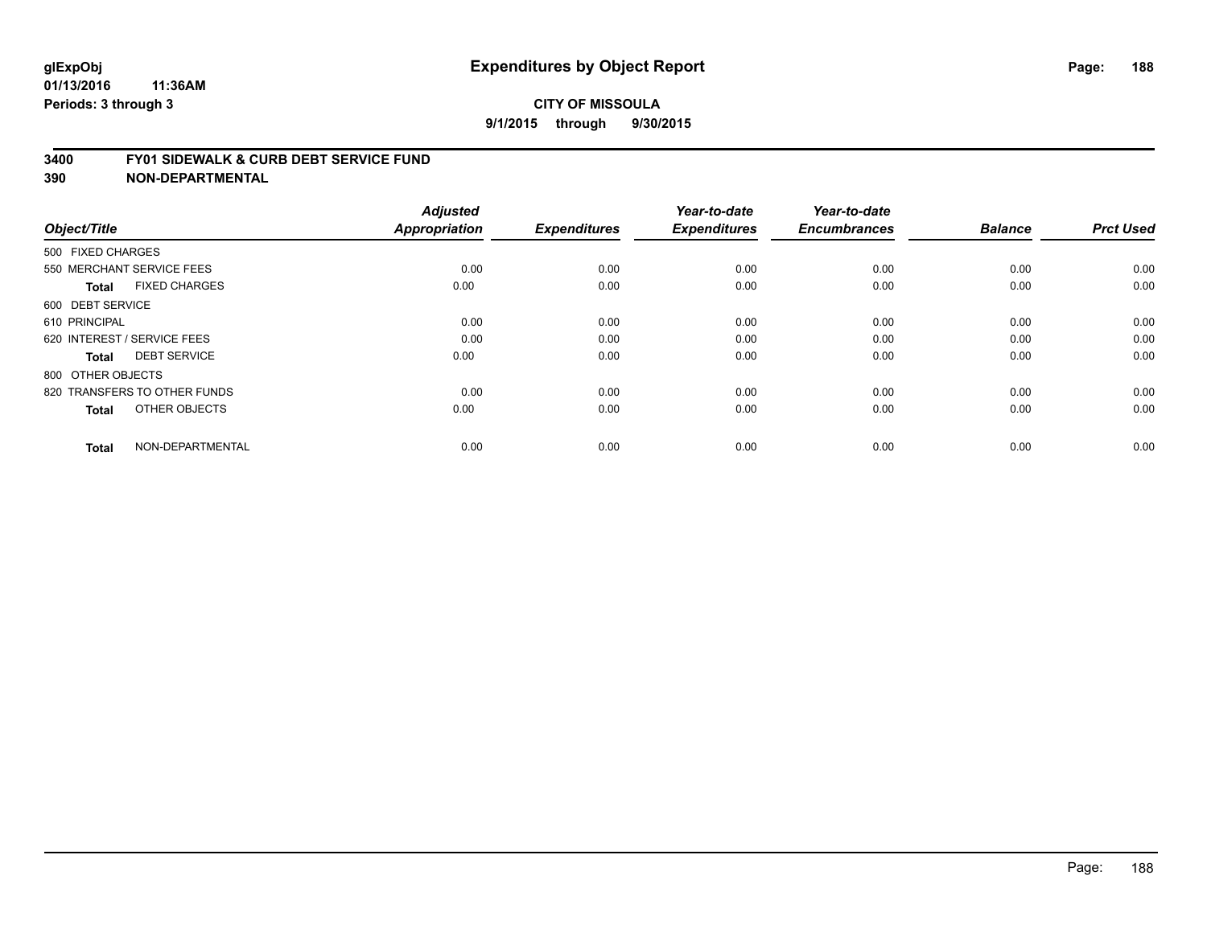# Expenditures by Object Report

glExpObj
01/13/2016 11:36AM
Periods: 3 through 3

**CITY OF MISSOULA**
**9/1/2015 through 9/30/2015**

## 3400 FY01 SIDEWALK & CURB DEBT SERVICE FUND
## 390 NON-DEPARTMENTAL

| Object/Title | Adjusted Appropriation | Expenditures | Year-to-date Expenditures | Year-to-date Encumbrances | Balance | Prct Used |
|---|---|---|---|---|---|---|
| 500 FIXED CHARGES | | | | | | |
| 550 MERCHANT SERVICE FEES | 0.00 | 0.00 | 0.00 | 0.00 | 0.00 | 0.00 |
| **Total** FIXED CHARGES | 0.00 | 0.00 | 0.00 | 0.00 | 0.00 | 0.00 |
| 600 DEBT SERVICE | | | | | | |
| 610 PRINCIPAL | 0.00 | 0.00 | 0.00 | 0.00 | 0.00 | 0.00 |
| 620 INTEREST / SERVICE FEES | 0.00 | 0.00 | 0.00 | 0.00 | 0.00 | 0.00 |
| **Total** DEBT SERVICE | 0.00 | 0.00 | 0.00 | 0.00 | 0.00 | 0.00 |
| 800 OTHER OBJECTS | | | | | | |
| 820 TRANSFERS TO OTHER FUNDS | 0.00 | 0.00 | 0.00 | 0.00 | 0.00 | 0.00 |
| **Total** OTHER OBJECTS | 0.00 | 0.00 | 0.00 | 0.00 | 0.00 | 0.00 |
| **Total** NON-DEPARTMENTAL | 0.00 | 0.00 | 0.00 | 0.00 | 0.00 | 0.00 |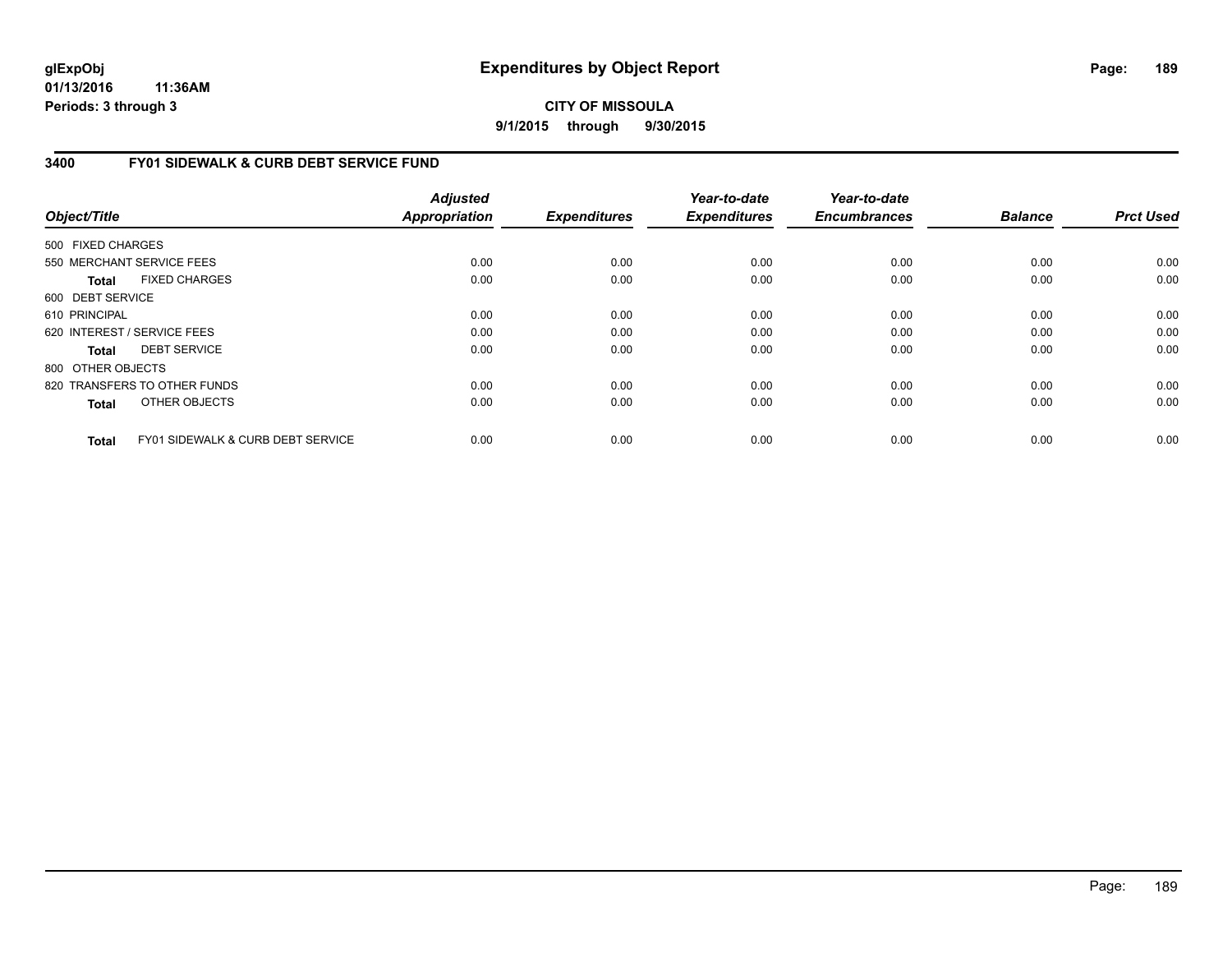**glExpObj**
**01/13/2016 11:36AM**
**Periods: 3 through 3**

# Expenditures by Object Report

**CITY OF MISSOULA**
**9/1/2015 through 9/30/2015**

## 3400 FY01 SIDEWALK & CURB DEBT SERVICE FUND

| Object/Title | Adjusted Appropriation | Expenditures | Year-to-date Expenditures | Year-to-date Encumbrances | Balance | Prct Used |
|---|---|---|---|---|---|---|
| 500 FIXED CHARGES | | | | | | |
| 550 MERCHANT SERVICE FEES | 0.00 | 0.00 | 0.00 | 0.00 | 0.00 | 0.00 |
| **Total** FIXED CHARGES | 0.00 | 0.00 | 0.00 | 0.00 | 0.00 | 0.00 |
| 600 DEBT SERVICE | | | | | | |
| 610 PRINCIPAL | 0.00 | 0.00 | 0.00 | 0.00 | 0.00 | 0.00 |
| 620 INTEREST / SERVICE FEES | 0.00 | 0.00 | 0.00 | 0.00 | 0.00 | 0.00 |
| **Total** DEBT SERVICE | 0.00 | 0.00 | 0.00 | 0.00 | 0.00 | 0.00 |
| 800 OTHER OBJECTS | | | | | | |
| 820 TRANSFERS TO OTHER FUNDS | 0.00 | 0.00 | 0.00 | 0.00 | 0.00 | 0.00 |
| **Total** OTHER OBJECTS | 0.00 | 0.00 | 0.00 | 0.00 | 0.00 | 0.00 |
| **Total** FY01 SIDEWALK & CURB DEBT SERVICE | 0.00 | 0.00 | 0.00 | 0.00 | 0.00 | 0.00 |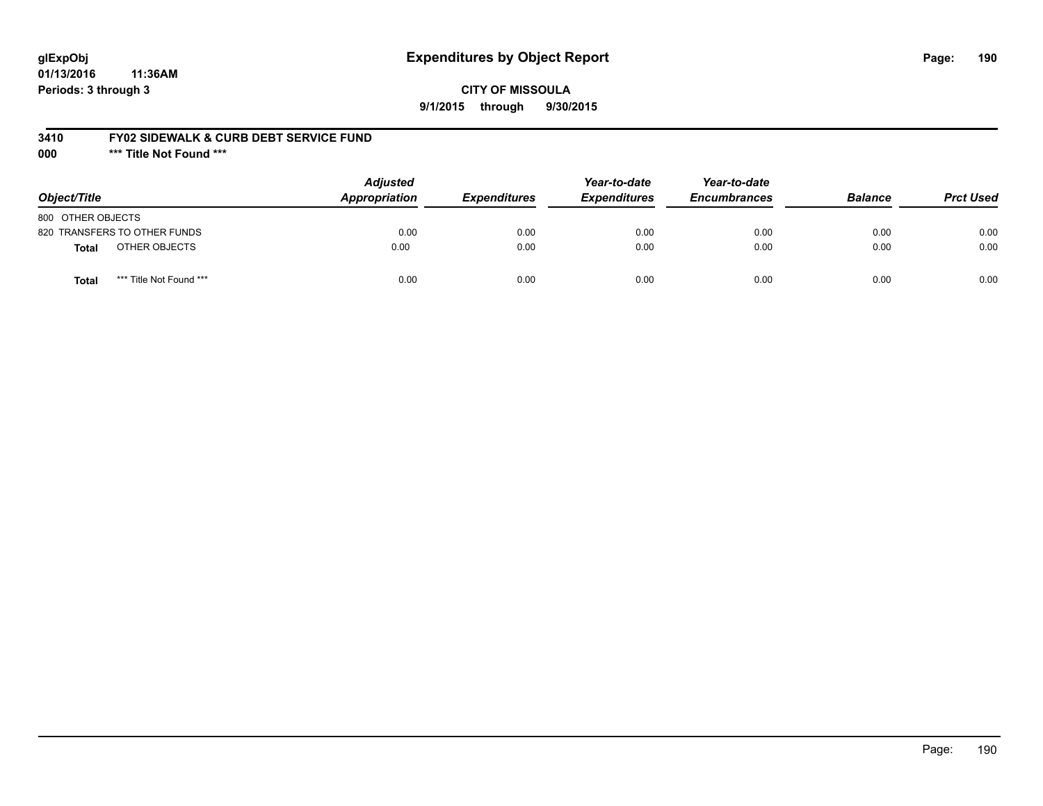**glExpObj**
**01/13/2016 11:36AM**
**Periods: 3 through 3**

# Expenditures by Object Report

**CITY OF MISSOULA**
**9/1/2015 through 9/30/2015**

**3410 FY02 SIDEWALK & CURB DEBT SERVICE FUND**
**000 \*\*\* Title Not Found \*\*\***

| Object/Title | | Adjusted Appropriation | Expenditures | Year-to-date Expenditures | Year-to-date Encumbrances | Balance | Prct Used |
|---|---|---|---|---|---|---|---|
| 800 OTHER OBJECTS | | | | | | | |
| 820 TRANSFERS TO OTHER FUNDS | | 0.00 | 0.00 | 0.00 | 0.00 | 0.00 | 0.00 |
| **Total** | OTHER OBJECTS | 0.00 | 0.00 | 0.00 | 0.00 | 0.00 | 0.00 |
| **Total** | *** Title Not Found *** | 0.00 | 0.00 | 0.00 | 0.00 | 0.00 | 0.00 |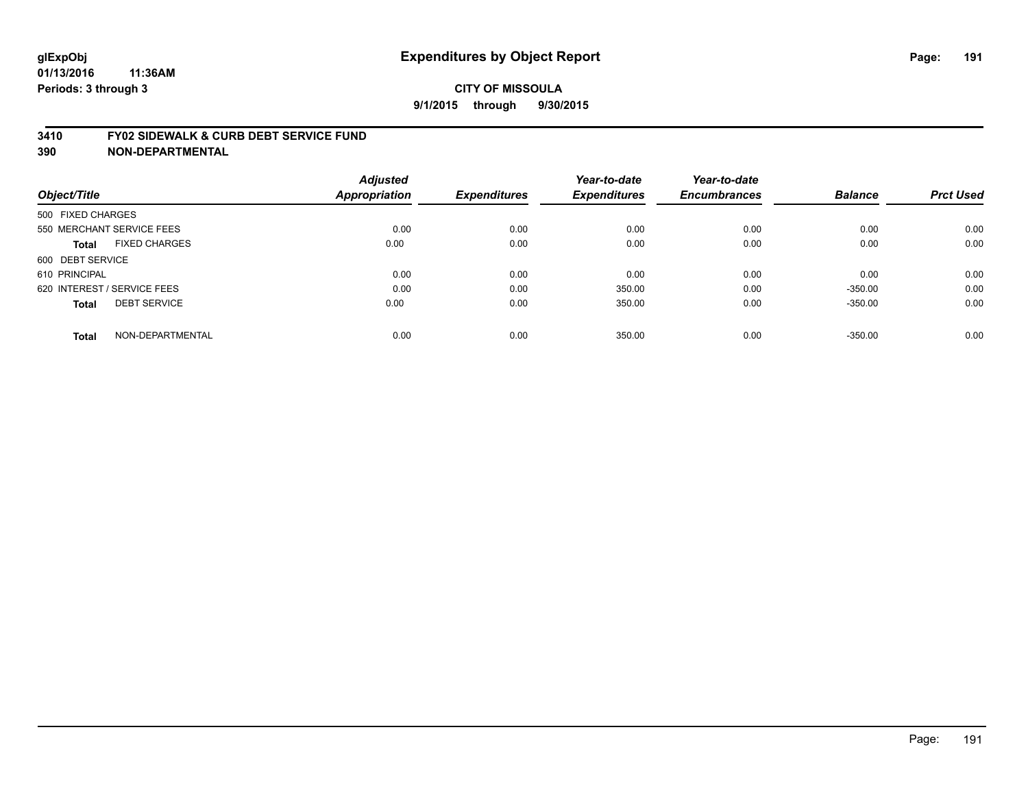# Expenditures by Object Report

**glExpObj**
**01/13/2016 11:36AM**
**Periods: 3 through 3**

**CITY OF MISSOULA**
**9/1/2015 through 9/30/2015**

## 3410 FY02 SIDEWALK & CURB DEBT SERVICE FUND
## 390 NON-DEPARTMENTAL

| Object/Title | | Adjusted Appropriation | Expenditures | Year-to-date Expenditures | Year-to-date Encumbrances | Balance | Prct Used |
|---|---|---|---|---|---|---|---|
| 500 FIXED CHARGES | | | | | | | |
| 550 MERCHANT SERVICE FEES | | 0.00 | 0.00 | 0.00 | 0.00 | 0.00 | 0.00 |
| **Total** | FIXED CHARGES | 0.00 | 0.00 | 0.00 | 0.00 | 0.00 | 0.00 |
| 600 DEBT SERVICE | | | | | | | |
| 610 PRINCIPAL | | 0.00 | 0.00 | 0.00 | 0.00 | 0.00 | 0.00 |
| 620 INTEREST / SERVICE FEES | | 0.00 | 0.00 | 350.00 | 0.00 | -350.00 | 0.00 |
| **Total** | DEBT SERVICE | 0.00 | 0.00 | 350.00 | 0.00 | -350.00 | 0.00 |
| **Total** | NON-DEPARTMENTAL | 0.00 | 0.00 | 350.00 | 0.00 | -350.00 | 0.00 |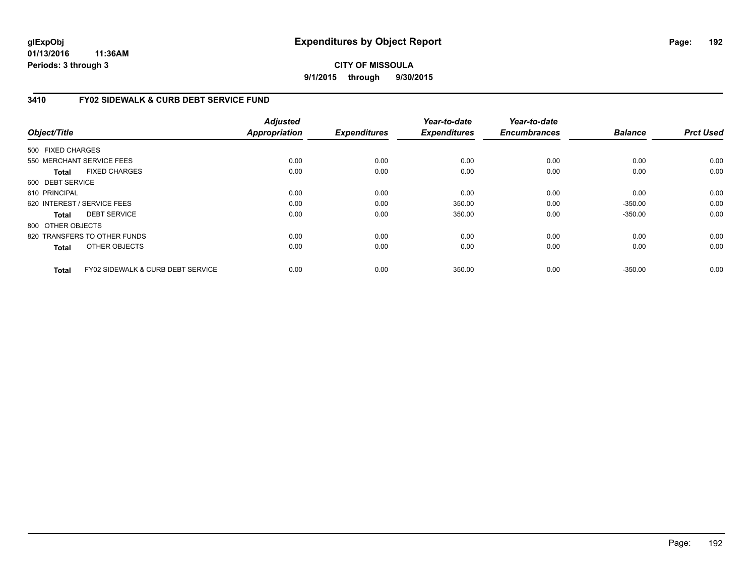# Expenditures by Object Report

glExpObj
01/13/2016 11:36AM
Periods: 3 through 3

**CITY OF MISSOULA**
**9/1/2015 through 9/30/2015**

## 3410 FY02 SIDEWALK & CURB DEBT SERVICE FUND

| Object/Title | Adjusted Appropriation | Expenditures | Year-to-date Expenditures | Year-to-date Encumbrances | Balance | Prct Used |
|---|---|---|---|---|---|---|
| 500 FIXED CHARGES | | | | | | |
| 550 MERCHANT SERVICE FEES | 0.00 | 0.00 | 0.00 | 0.00 | 0.00 | 0.00 |
| **Total** FIXED CHARGES | 0.00 | 0.00 | 0.00 | 0.00 | 0.00 | 0.00 |
| 600 DEBT SERVICE | | | | | | |
| 610 PRINCIPAL | 0.00 | 0.00 | 0.00 | 0.00 | 0.00 | 0.00 |
| 620 INTEREST / SERVICE FEES | 0.00 | 0.00 | 350.00 | 0.00 | -350.00 | 0.00 |
| **Total** DEBT SERVICE | 0.00 | 0.00 | 350.00 | 0.00 | -350.00 | 0.00 |
| 800 OTHER OBJECTS | | | | | | |
| 820 TRANSFERS TO OTHER FUNDS | 0.00 | 0.00 | 0.00 | 0.00 | 0.00 | 0.00 |
| **Total** OTHER OBJECTS | 0.00 | 0.00 | 0.00 | 0.00 | 0.00 | 0.00 |
| **Total** FY02 SIDEWALK & CURB DEBT SERVICE | 0.00 | 0.00 | 350.00 | 0.00 | -350.00 | 0.00 |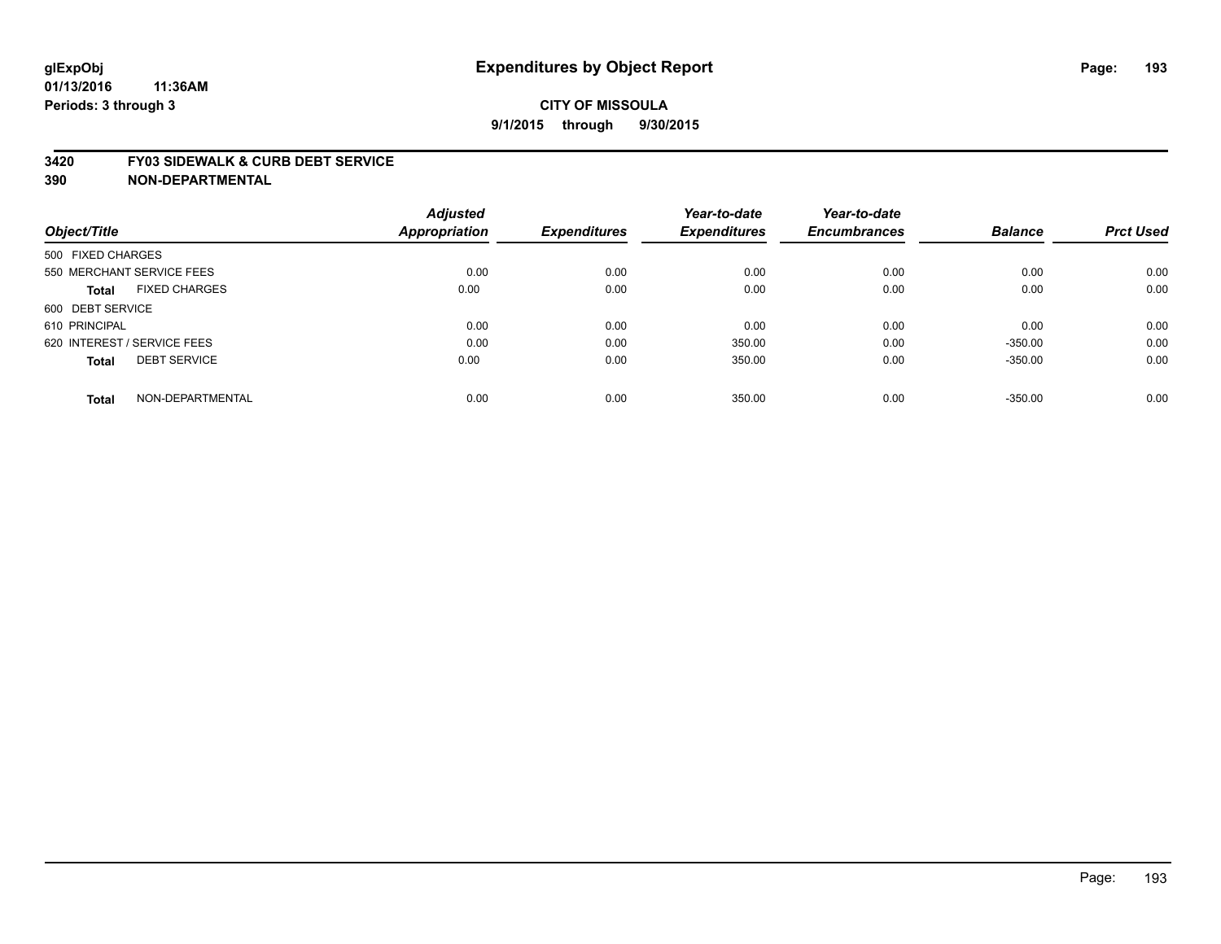glExpObj
01/13/2016 11:36AM
Periods: 3 through 3

# Expenditures by Object Report

**CITY OF MISSOULA**

**9/1/2015 through 9/30/2015**

**3420 FY03 SIDEWALK & CURB DEBT SERVICE**
**390 NON-DEPARTMENTAL**

| Object/Title | | Adjusted Appropriation | Expenditures | Year-to-date Expenditures | Year-to-date Encumbrances | Balance | Prct Used |
|---|---|---|---|---|---|---|---|
| 500 FIXED CHARGES | | | | | | | |
| 550 MERCHANT SERVICE FEES | | 0.00 | 0.00 | 0.00 | 0.00 | 0.00 | 0.00 |
| **Total** | FIXED CHARGES | 0.00 | 0.00 | 0.00 | 0.00 | 0.00 | 0.00 |
| 600 DEBT SERVICE | | | | | | | |
| 610 PRINCIPAL | | 0.00 | 0.00 | 0.00 | 0.00 | 0.00 | 0.00 |
| 620 INTEREST / SERVICE FEES | | 0.00 | 0.00 | 350.00 | 0.00 | -350.00 | 0.00 |
| **Total** | DEBT SERVICE | 0.00 | 0.00 | 350.00 | 0.00 | -350.00 | 0.00 |
| **Total** | NON-DEPARTMENTAL | 0.00 | 0.00 | 350.00 | 0.00 | -350.00 | 0.00 |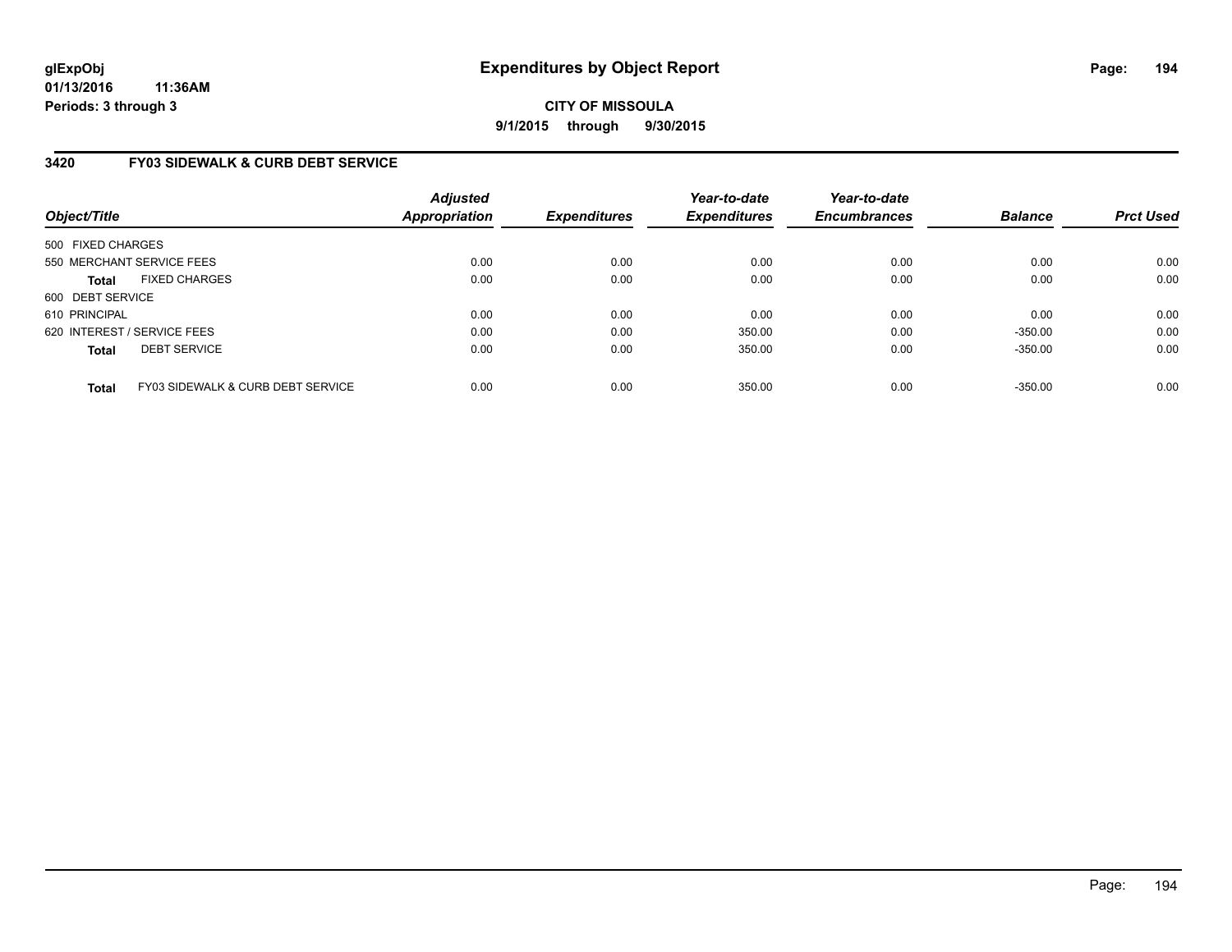**glExpObj**
**01/13/2016 11:36AM**
**Periods: 3 through 3**

# Expenditures by Object Report

**CITY OF MISSOULA**
**9/1/2015 through 9/30/2015**

## 3420 FY03 SIDEWALK & CURB DEBT SERVICE

| Object/Title | Adjusted Appropriation | Expenditures | Year-to-date Expenditures | Year-to-date Encumbrances | Balance | Prct Used |
|---|---|---|---|---|---|---|
| 500 FIXED CHARGES | | | | | | |
| 550 MERCHANT SERVICE FEES | 0.00 | 0.00 | 0.00 | 0.00 | 0.00 | 0.00 |
| **Total** FIXED CHARGES | 0.00 | 0.00 | 0.00 | 0.00 | 0.00 | 0.00 |
| 600 DEBT SERVICE | | | | | | |
| 610 PRINCIPAL | 0.00 | 0.00 | 0.00 | 0.00 | 0.00 | 0.00 |
| 620 INTEREST / SERVICE FEES | 0.00 | 0.00 | 350.00 | 0.00 | -350.00 | 0.00 |
| **Total** DEBT SERVICE | 0.00 | 0.00 | 350.00 | 0.00 | -350.00 | 0.00 |
| **Total** FY03 SIDEWALK & CURB DEBT SERVICE | 0.00 | 0.00 | 350.00 | 0.00 | -350.00 | 0.00 |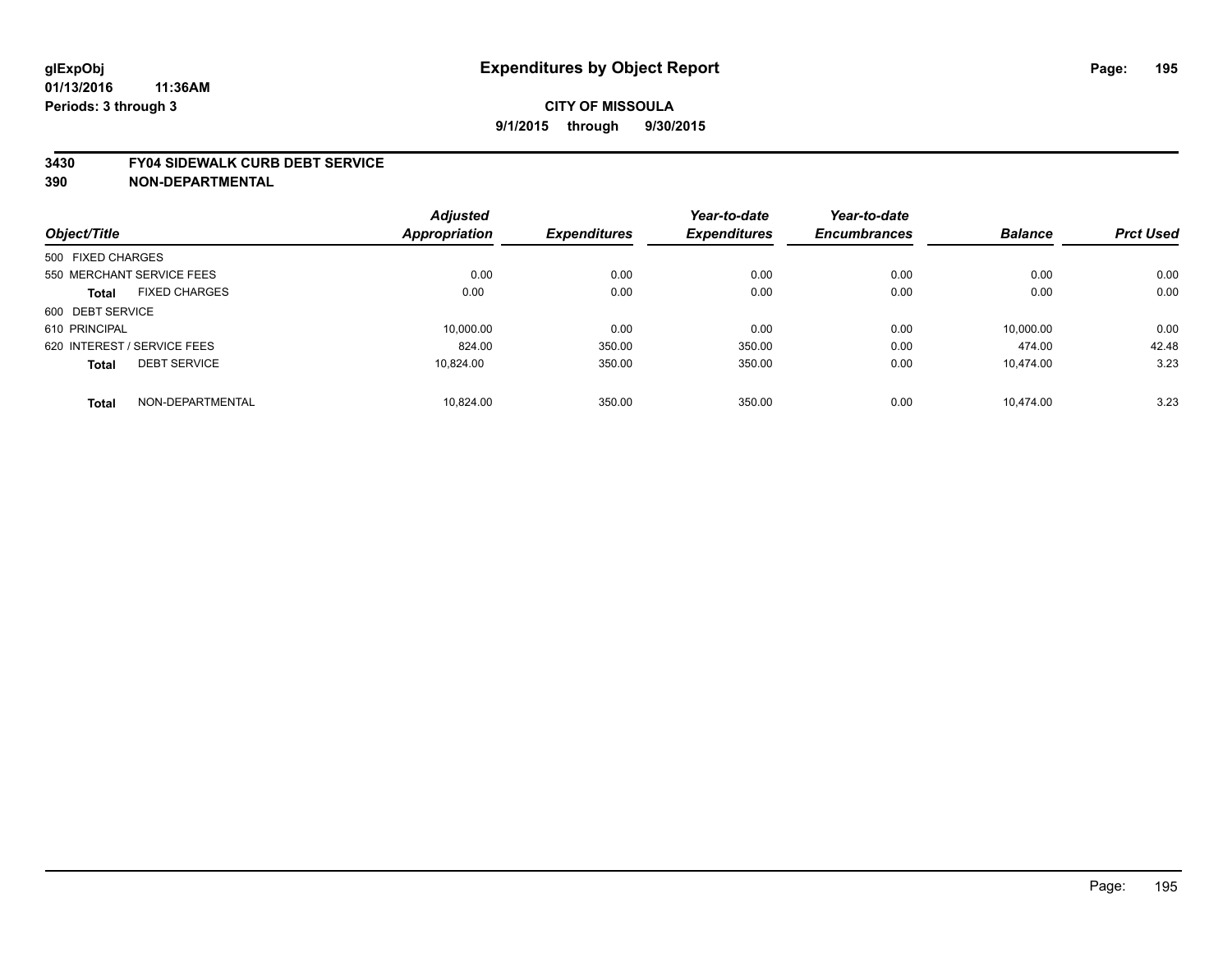glExpObj
01/13/2016 11:36AM
Periods: 3 through 3

# Expenditures by Object Report

**CITY OF MISSOULA**
**9/1/2015 through 9/30/2015**

**3430 FY04 SIDEWALK CURB DEBT SERVICE**
**390 NON-DEPARTMENTAL**

| Object/Title | Adjusted Appropriation | Expenditures | Year-to-date Expenditures | Year-to-date Encumbrances | Balance | Prct Used |
|---|---|---|---|---|---|---|
| 500 FIXED CHARGES | | | | | | |
| 550 MERCHANT SERVICE FEES | 0.00 | 0.00 | 0.00 | 0.00 | 0.00 | 0.00 |
| **Total** FIXED CHARGES | 0.00 | 0.00 | 0.00 | 0.00 | 0.00 | 0.00 |
| 600 DEBT SERVICE | | | | | | |
| 610 PRINCIPAL | 10,000.00 | 0.00 | 0.00 | 0.00 | 10,000.00 | 0.00 |
| 620 INTEREST / SERVICE FEES | 824.00 | 350.00 | 350.00 | 0.00 | 474.00 | 42.48 |
| **Total** DEBT SERVICE | 10,824.00 | 350.00 | 350.00 | 0.00 | 10,474.00 | 3.23 |
| **Total** NON-DEPARTMENTAL | 10,824.00 | 350.00 | 350.00 | 0.00 | 10,474.00 | 3.23 |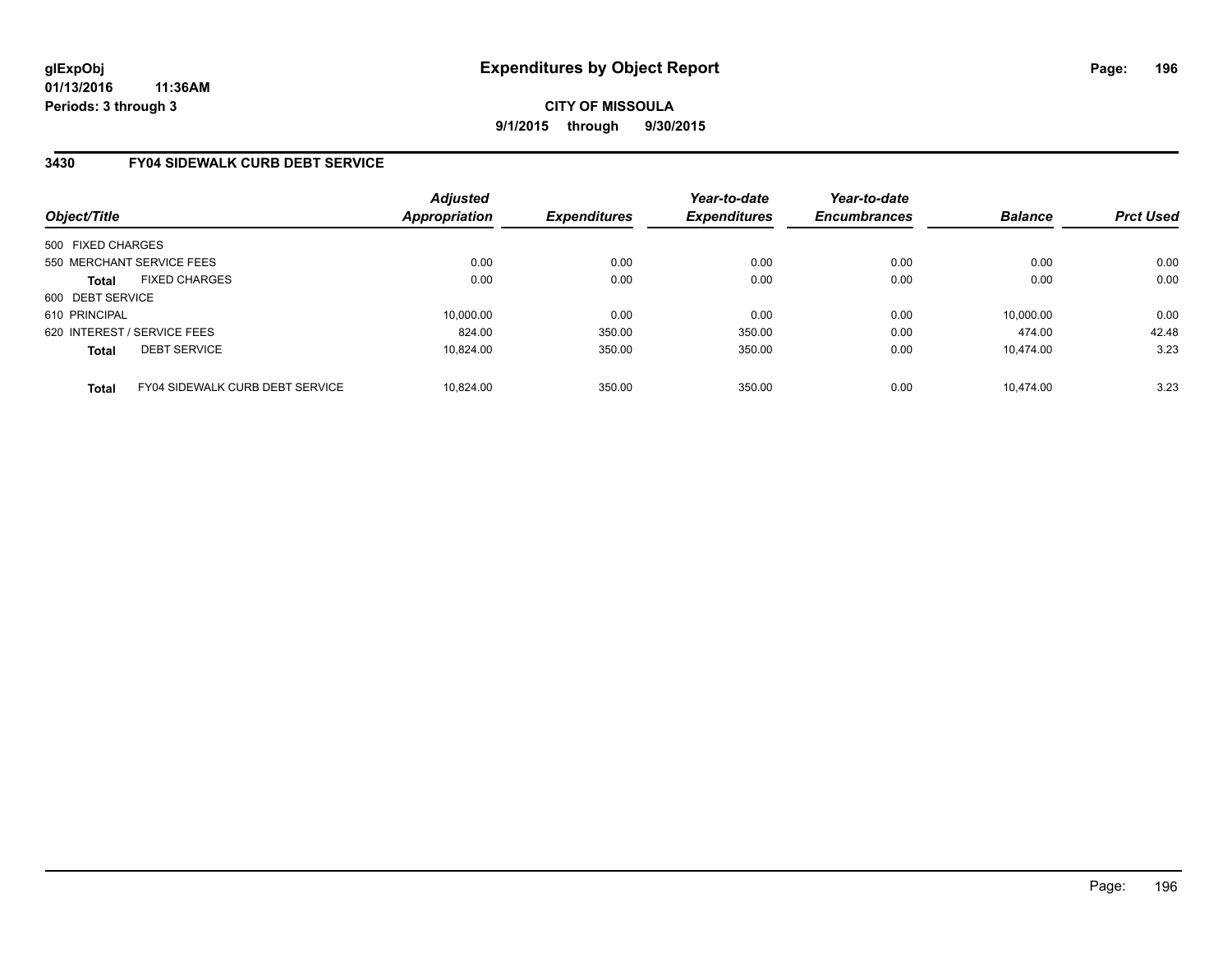# Expenditures by Object Report

glExpObj
01/13/2016 11:36AM
Periods: 3 through 3

**CITY OF MISSOULA**
**9/1/2015 through 9/30/2015**

## 3430 FY04 SIDEWALK CURB DEBT SERVICE

| Object/Title | Adjusted Appropriation | Expenditures | Year-to-date Expenditures | Year-to-date Encumbrances | Balance | Prct Used |
|---|---|---|---|---|---|---|
| 500 FIXED CHARGES | | | | | | |
| 550 MERCHANT SERVICE FEES | 0.00 | 0.00 | 0.00 | 0.00 | 0.00 | 0.00 |
| **Total** FIXED CHARGES | 0.00 | 0.00 | 0.00 | 0.00 | 0.00 | 0.00 |
| 600 DEBT SERVICE | | | | | | |
| 610 PRINCIPAL | 10,000.00 | 0.00 | 0.00 | 0.00 | 10,000.00 | 0.00 |
| 620 INTEREST / SERVICE FEES | 824.00 | 350.00 | 350.00 | 0.00 | 474.00 | 42.48 |
| **Total** DEBT SERVICE | 10,824.00 | 350.00 | 350.00 | 0.00 | 10,474.00 | 3.23 |
| **Total** FY04 SIDEWALK CURB DEBT SERVICE | 10,824.00 | 350.00 | 350.00 | 0.00 | 10,474.00 | 3.23 |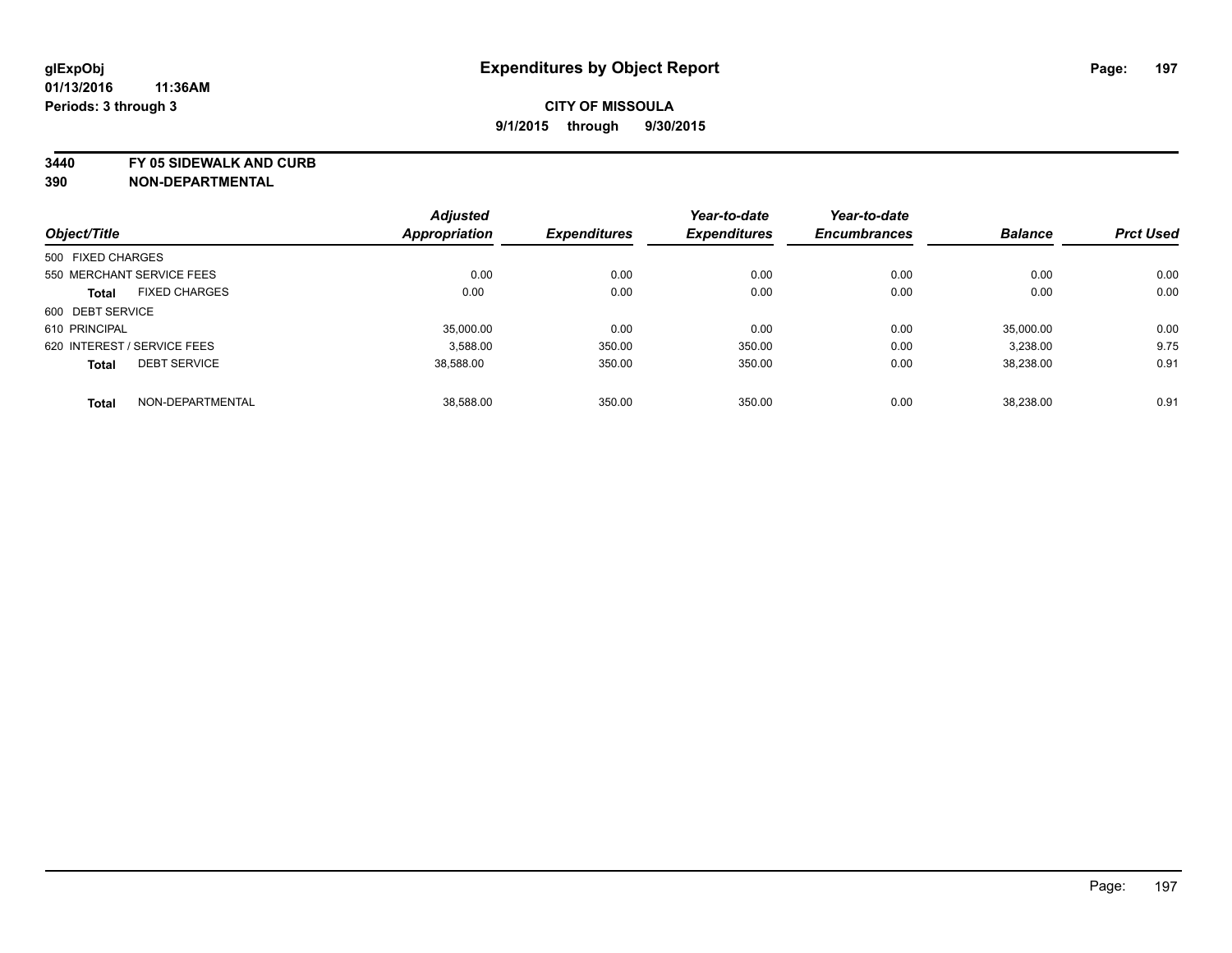**glExpObj**
**01/13/2016 11:36AM**
**Periods: 3 through 3**

# Expenditures by Object Report

**CITY OF MISSOULA**
**9/1/2015 through 9/30/2015**

**3440 FY 05 SIDEWALK AND CURB**
**390 NON-DEPARTMENTAL**

| Object/Title | Adjusted Appropriation | Expenditures | Year-to-date Expenditures | Year-to-date Encumbrances | Balance | Prct Used |
|---|---|---|---|---|---|---|
| 500 FIXED CHARGES | | | | | | |
| 550 MERCHANT SERVICE FEES | 0.00 | 0.00 | 0.00 | 0.00 | 0.00 | 0.00 |
| **Total** FIXED CHARGES | 0.00 | 0.00 | 0.00 | 0.00 | 0.00 | 0.00 |
| 600 DEBT SERVICE | | | | | | |
| 610 PRINCIPAL | 35,000.00 | 0.00 | 0.00 | 0.00 | 35,000.00 | 0.00 |
| 620 INTEREST / SERVICE FEES | 3,588.00 | 350.00 | 350.00 | 0.00 | 3,238.00 | 9.75 |
| **Total** DEBT SERVICE | 38,588.00 | 350.00 | 350.00 | 0.00 | 38,238.00 | 0.91 |
| **Total** NON-DEPARTMENTAL | 38,588.00 | 350.00 | 350.00 | 0.00 | 38,238.00 | 0.91 |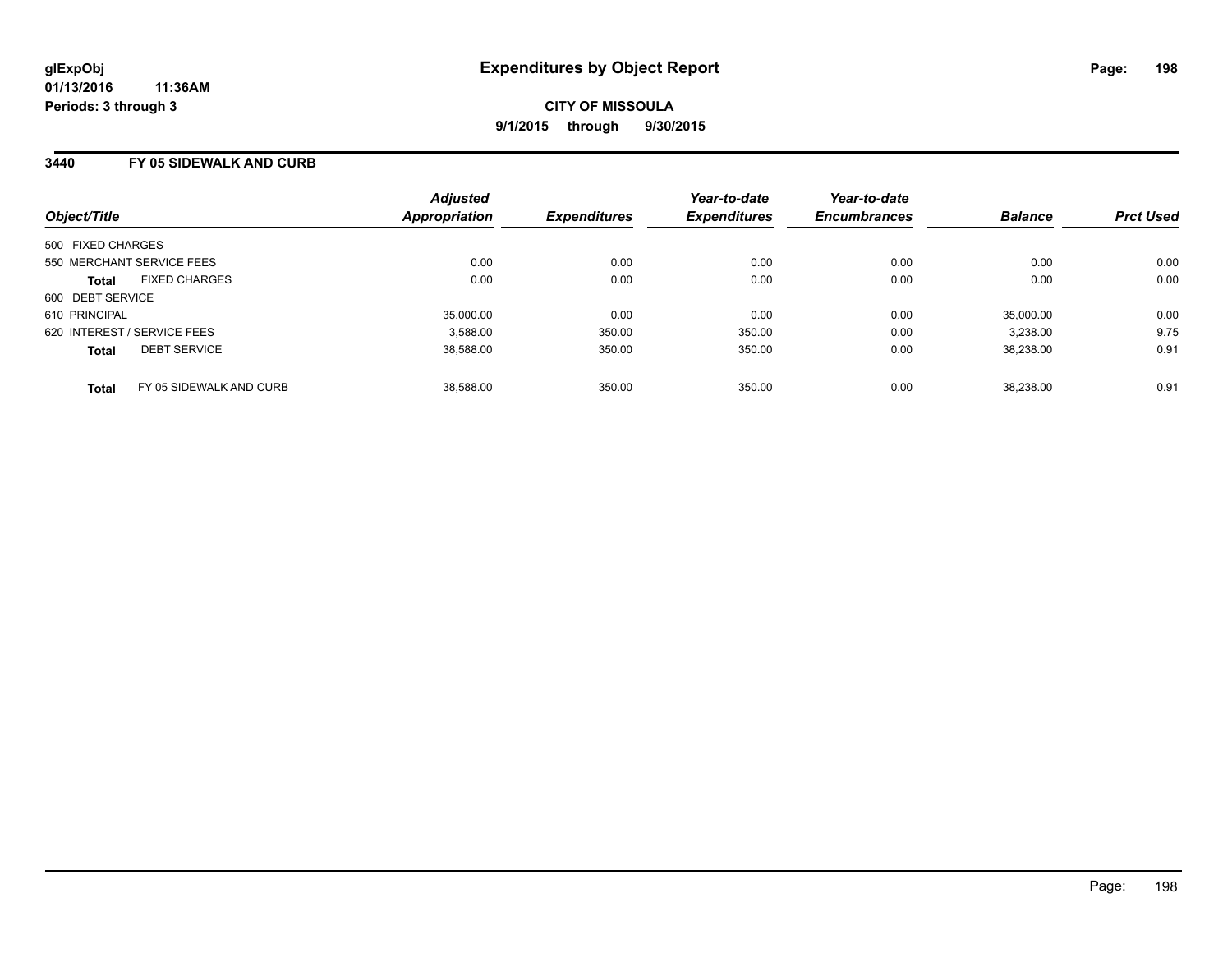# Expenditures by Object Report

glExpObj
01/13/2016 11:36AM
Periods: 3 through 3

**CITY OF MISSOULA**
**9/1/2015 through 9/30/2015**

## 3440 FY 05 SIDEWALK AND CURB

| Object/Title | Adjusted Appropriation | Expenditures | Year-to-date Expenditures | Year-to-date Encumbrances | Balance | Prct Used |
|---|---|---|---|---|---|---|
| 500 FIXED CHARGES | | | | | | |
| 550 MERCHANT SERVICE FEES | 0.00 | 0.00 | 0.00 | 0.00 | 0.00 | 0.00 |
| **Total** FIXED CHARGES | 0.00 | 0.00 | 0.00 | 0.00 | 0.00 | 0.00 |
| 600 DEBT SERVICE | | | | | | |
| 610 PRINCIPAL | 35,000.00 | 0.00 | 0.00 | 0.00 | 35,000.00 | 0.00 |
| 620 INTEREST / SERVICE FEES | 3,588.00 | 350.00 | 350.00 | 0.00 | 3,238.00 | 9.75 |
| **Total** DEBT SERVICE | 38,588.00 | 350.00 | 350.00 | 0.00 | 38,238.00 | 0.91 |
| **Total** FY 05 SIDEWALK AND CURB | 38,588.00 | 350.00 | 350.00 | 0.00 | 38,238.00 | 0.91 |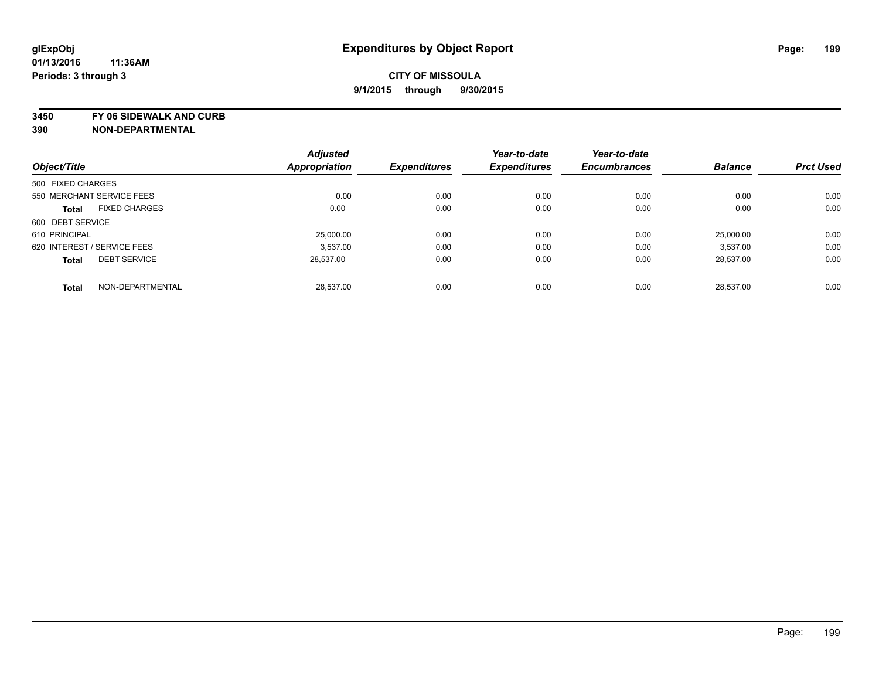# Expenditures by Object Report

glExpObj
01/13/2016 11:36AM
Periods: 3 through 3

**CITY OF MISSOULA**
**9/1/2015 through 9/30/2015**

**3450 FY 06 SIDEWALK AND CURB**
**390 NON-DEPARTMENTAL**

| Object/Title | Adjusted Appropriation | Expenditures | Year-to-date Expenditures | Year-to-date Encumbrances | Balance | Prct Used |
|---|---|---|---|---|---|---|
| 500 FIXED CHARGES | | | | | | |
| 550 MERCHANT SERVICE FEES | 0.00 | 0.00 | 0.00 | 0.00 | 0.00 | 0.00 |
| **Total** FIXED CHARGES | 0.00 | 0.00 | 0.00 | 0.00 | 0.00 | 0.00 |
| 600 DEBT SERVICE | | | | | | |
| 610 PRINCIPAL | 25,000.00 | 0.00 | 0.00 | 0.00 | 25,000.00 | 0.00 |
| 620 INTEREST / SERVICE FEES | 3,537.00 | 0.00 | 0.00 | 0.00 | 3,537.00 | 0.00 |
| **Total** DEBT SERVICE | 28,537.00 | 0.00 | 0.00 | 0.00 | 28,537.00 | 0.00 |
| **Total** NON-DEPARTMENTAL | 28,537.00 | 0.00 | 0.00 | 0.00 | 28,537.00 | 0.00 |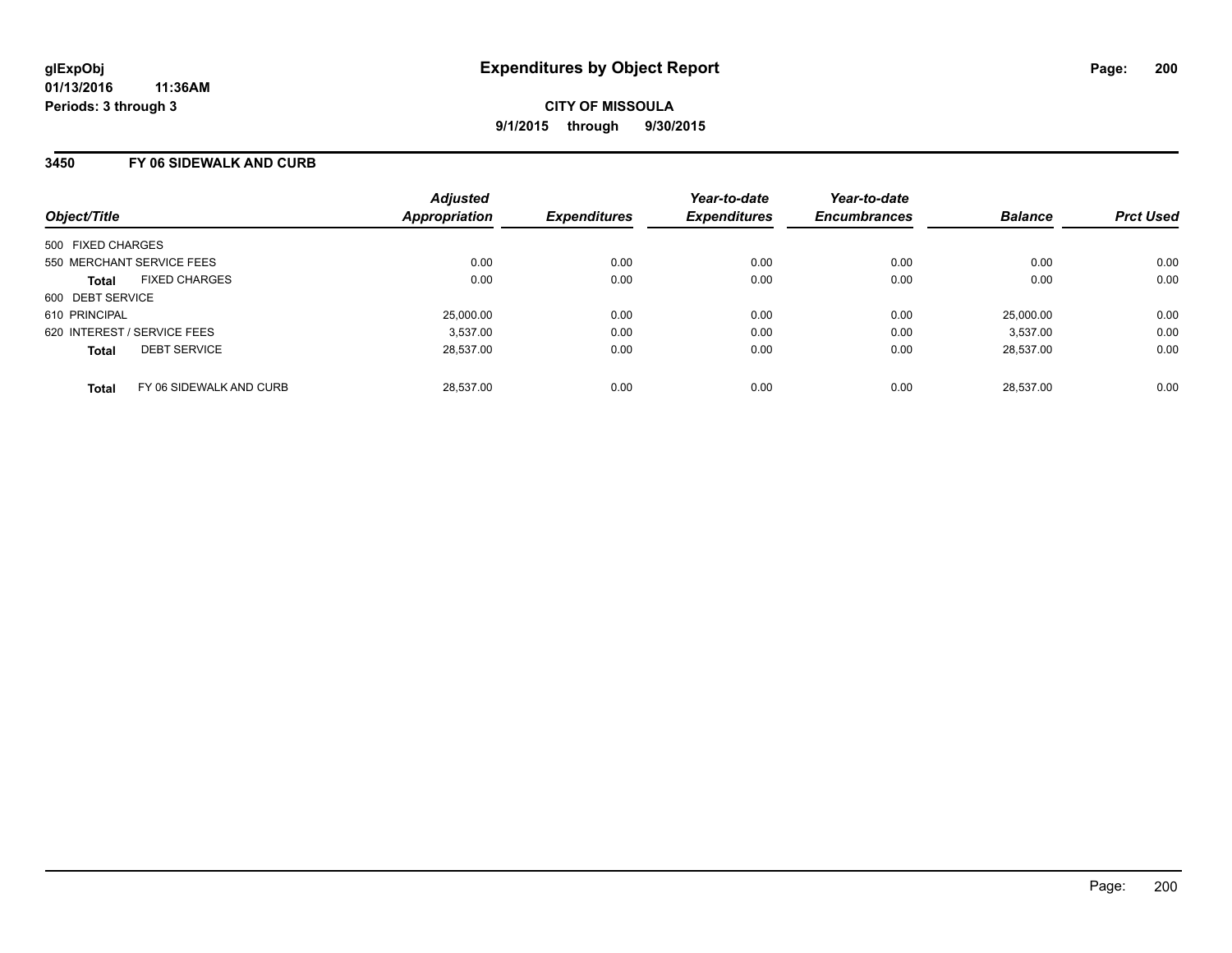# Expenditures by Object Report

glExpObj
01/13/2016 11:36AM
Periods: 3 through 3

**CITY OF MISSOULA**
**9/1/2015 through 9/30/2015**

## 3450 FY 06 SIDEWALK AND CURB

| Object/Title | Adjusted Appropriation | Expenditures | Year-to-date Expenditures | Year-to-date Encumbrances | Balance | Prct Used |
|---|---|---|---|---|---|---|
| 500 FIXED CHARGES | | | | | | |
| 550 MERCHANT SERVICE FEES | 0.00 | 0.00 | 0.00 | 0.00 | 0.00 | 0.00 |
| **Total** FIXED CHARGES | 0.00 | 0.00 | 0.00 | 0.00 | 0.00 | 0.00 |
| 600 DEBT SERVICE | | | | | | |
| 610 PRINCIPAL | 25,000.00 | 0.00 | 0.00 | 0.00 | 25,000.00 | 0.00 |
| 620 INTEREST / SERVICE FEES | 3,537.00 | 0.00 | 0.00 | 0.00 | 3,537.00 | 0.00 |
| **Total** DEBT SERVICE | 28,537.00 | 0.00 | 0.00 | 0.00 | 28,537.00 | 0.00 |
| **Total** FY 06 SIDEWALK AND CURB | 28,537.00 | 0.00 | 0.00 | 0.00 | 28,537.00 | 0.00 |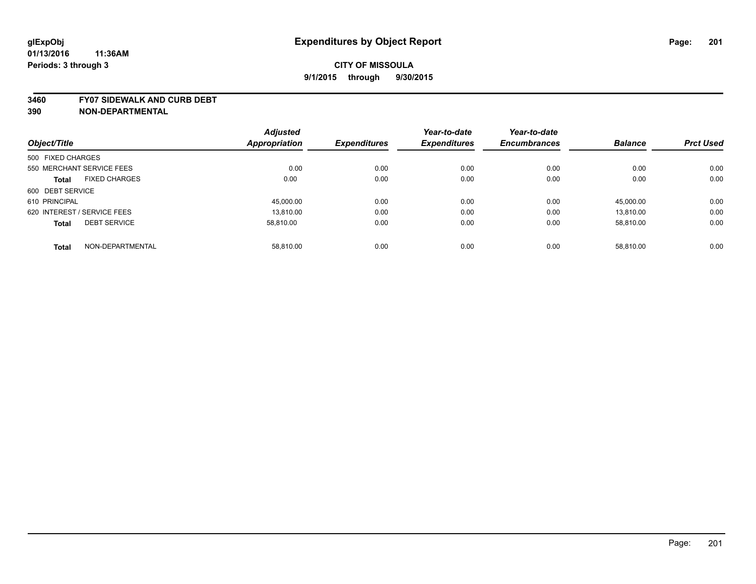# Expenditures by Object Report

glExpObj
01/13/2016 11:36AM
Periods: 3 through 3

**CITY OF MISSOULA**
**9/1/2015 through 9/30/2015**

**3460 FY07 SIDEWALK AND CURB DEBT**
**390 NON-DEPARTMENTAL**

| Object/Title | Adjusted Appropriation | Expenditures | Year-to-date Expenditures | Year-to-date Encumbrances | Balance | Prct Used |
|---|---|---|---|---|---|---|
| 500 FIXED CHARGES | | | | | | |
| 550 MERCHANT SERVICE FEES | 0.00 | 0.00 | 0.00 | 0.00 | 0.00 | 0.00 |
| **Total** FIXED CHARGES | 0.00 | 0.00 | 0.00 | 0.00 | 0.00 | 0.00 |
| 600 DEBT SERVICE | | | | | | |
| 610 PRINCIPAL | 45,000.00 | 0.00 | 0.00 | 0.00 | 45,000.00 | 0.00 |
| 620 INTEREST / SERVICE FEES | 13,810.00 | 0.00 | 0.00 | 0.00 | 13,810.00 | 0.00 |
| **Total** DEBT SERVICE | 58,810.00 | 0.00 | 0.00 | 0.00 | 58,810.00 | 0.00 |
| **Total** NON-DEPARTMENTAL | 58,810.00 | 0.00 | 0.00 | 0.00 | 58,810.00 | 0.00 |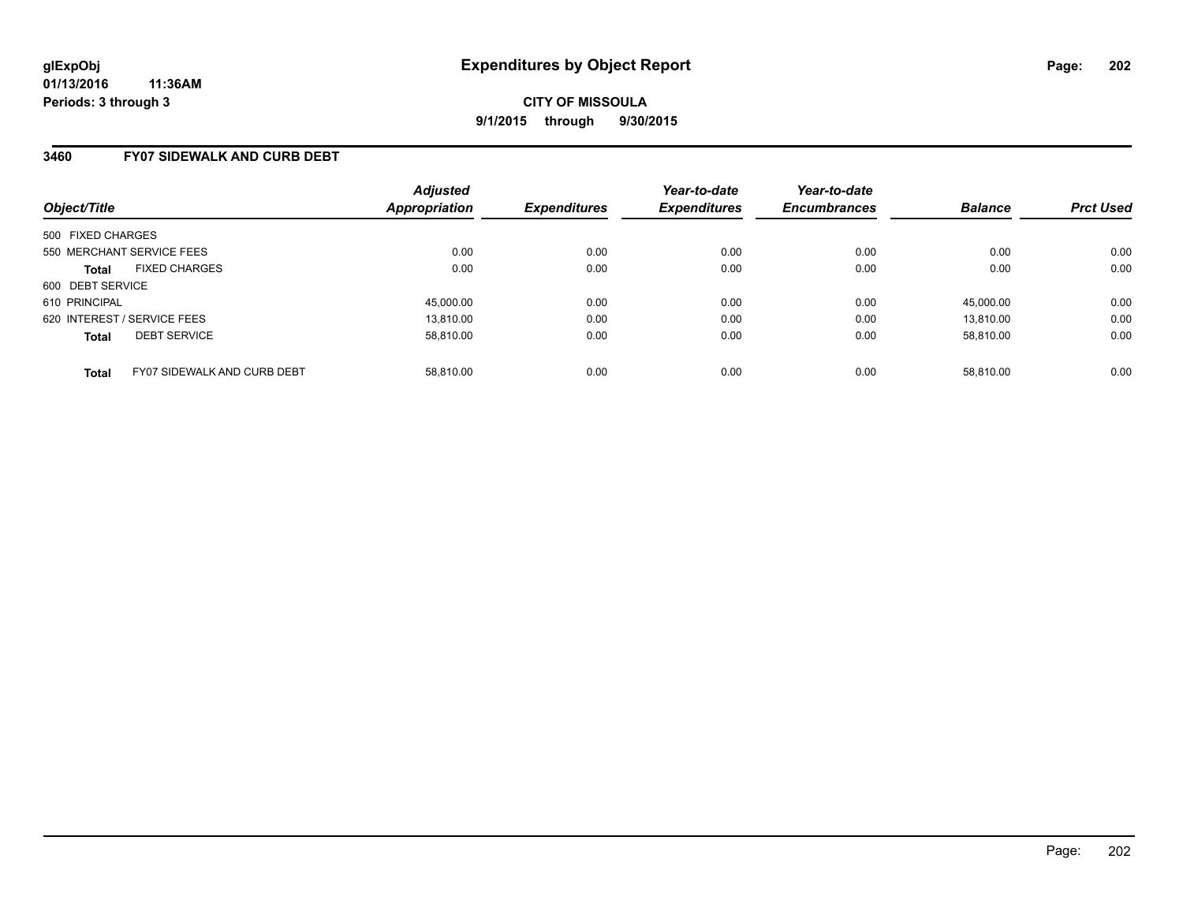**glExpObj**
**01/13/2016 11:36AM**
**Periods: 3 through 3**

# Expenditures by Object Report

**CITY OF MISSOULA**
**9/1/2015 through 9/30/2015**

## 3460 FY07 SIDEWALK AND CURB DEBT

| Object/Title | | *Adjusted Appropriation* | *Expenditures* | *Year-to-date Expenditures* | *Year-to-date Encumbrances* | *Balance* | *Prct Used* |
|---|---|---|---|---|---|---|---|
| 500 FIXED CHARGES | | | | | | | |
| 550 MERCHANT SERVICE FEES | | 0.00 | 0.00 | 0.00 | 0.00 | 0.00 | 0.00 |
| **Total** | FIXED CHARGES | 0.00 | 0.00 | 0.00 | 0.00 | 0.00 | 0.00 |
| 600 DEBT SERVICE | | | | | | | |
| 610 PRINCIPAL | | 45,000.00 | 0.00 | 0.00 | 0.00 | 45,000.00 | 0.00 |
| 620 INTEREST / SERVICE FEES | | 13,810.00 | 0.00 | 0.00 | 0.00 | 13,810.00 | 0.00 |
| **Total** | DEBT SERVICE | 58,810.00 | 0.00 | 0.00 | 0.00 | 58,810.00 | 0.00 |
| **Total** | FY07 SIDEWALK AND CURB DEBT | 58,810.00 | 0.00 | 0.00 | 0.00 | 58,810.00 | 0.00 |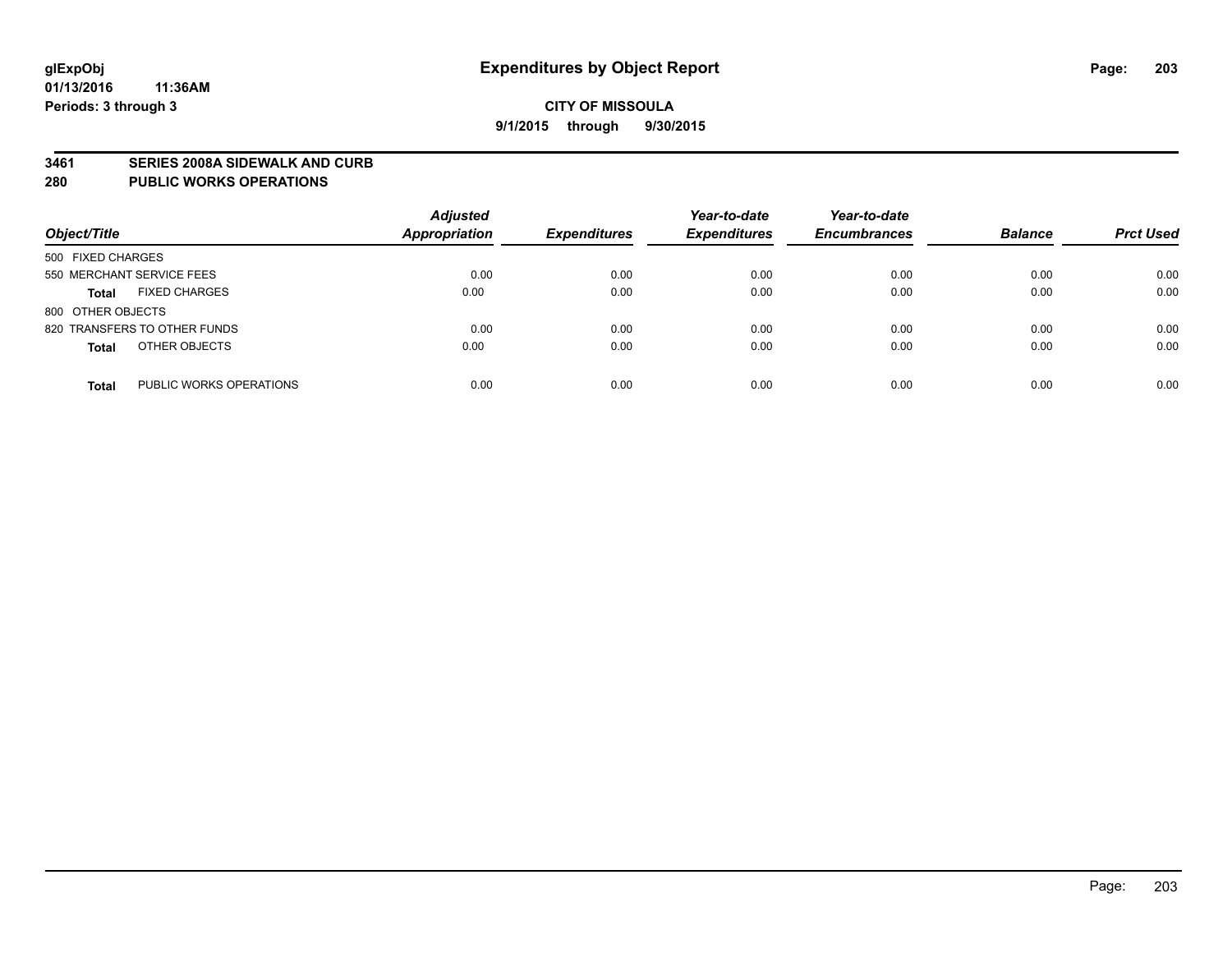**glExpObj** **Expenditures by Object Report**

**01/13/2016 11:36AM**

**Periods: 3 through 3**

**CITY OF MISSOULA**

**9/1/2015 through 9/30/2015**

## 3461 SERIES 2008A SIDEWALK AND CURB
## 280 PUBLIC WORKS OPERATIONS

| Object/Title | Adjusted Appropriation | Expenditures | Year-to-date Expenditures | Year-to-date Encumbrances | Balance | Prct Used |
|---|---|---|---|---|---|---|
| 500 FIXED CHARGES | | | | | | |
| 550 MERCHANT SERVICE FEES | 0.00 | 0.00 | 0.00 | 0.00 | 0.00 | 0.00 |
| **Total** FIXED CHARGES | 0.00 | 0.00 | 0.00 | 0.00 | 0.00 | 0.00 |
| 800 OTHER OBJECTS | | | | | | |
| 820 TRANSFERS TO OTHER FUNDS | 0.00 | 0.00 | 0.00 | 0.00 | 0.00 | 0.00 |
| **Total** OTHER OBJECTS | 0.00 | 0.00 | 0.00 | 0.00 | 0.00 | 0.00 |
| **Total** PUBLIC WORKS OPERATIONS | 0.00 | 0.00 | 0.00 | 0.00 | 0.00 | 0.00 |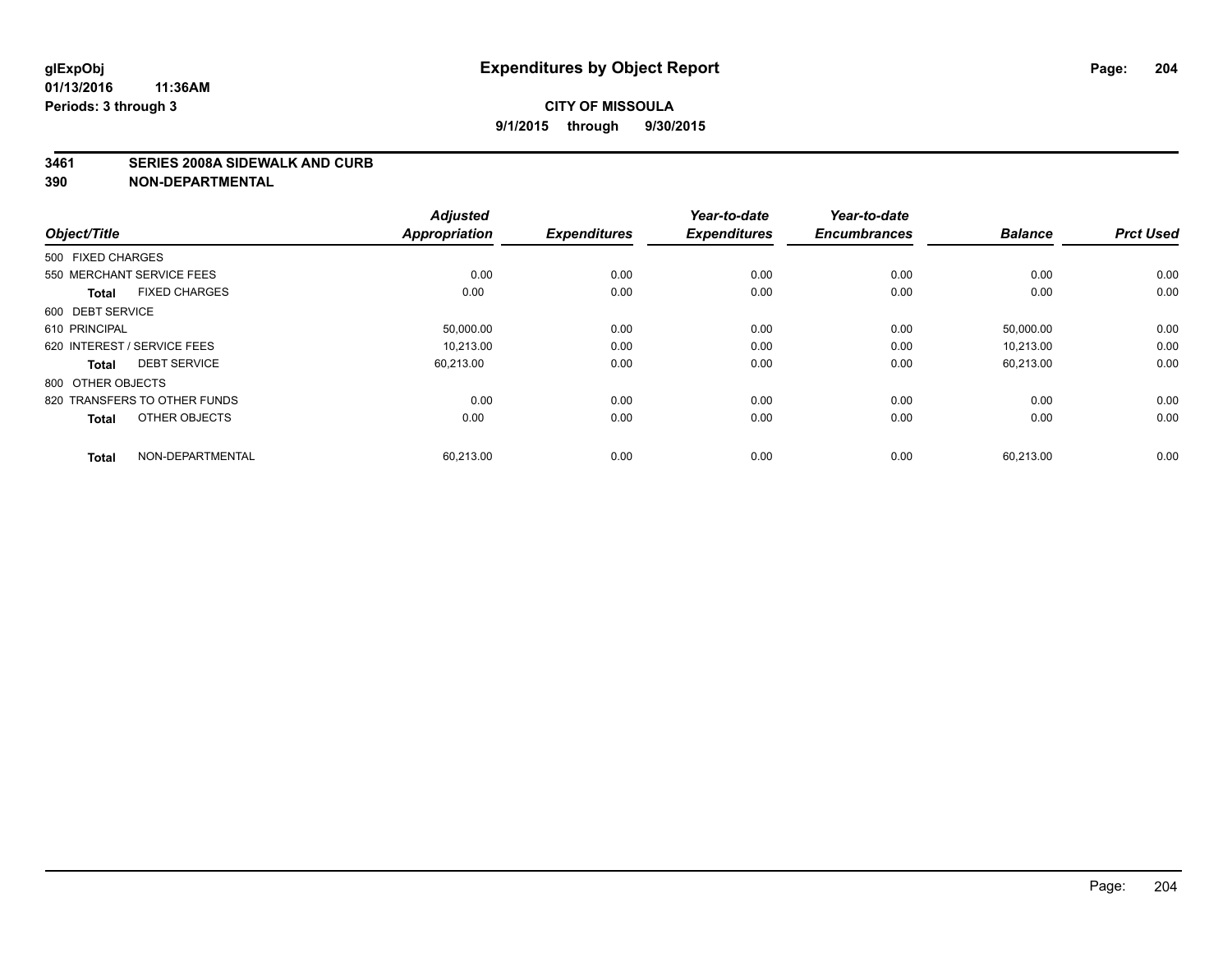**glExpObj** 
**01/13/2016 11:36AM** 
**Periods: 3 through 3**

# Expenditures by Object Report

**CITY OF MISSOULA** 
**9/1/2015 through 9/30/2015**

**3461 SERIES 2008A SIDEWALK AND CURB** 
**390 NON-DEPARTMENTAL**

| Object/Title | | Adjusted Appropriation | Expenditures | Year-to-date Expenditures | Year-to-date Encumbrances | Balance | Prct Used |
|---|---|---|---|---|---|---|---|
| 500 FIXED CHARGES | | | | | | | |
| 550 MERCHANT SERVICE FEES | | 0.00 | 0.00 | 0.00 | 0.00 | 0.00 | 0.00 |
| **Total** | FIXED CHARGES | 0.00 | 0.00 | 0.00 | 0.00 | 0.00 | 0.00 |
| 600 DEBT SERVICE | | | | | | | |
| 610 PRINCIPAL | | 50,000.00 | 0.00 | 0.00 | 0.00 | 50,000.00 | 0.00 |
| 620 INTEREST / SERVICE FEES | | 10,213.00 | 0.00 | 0.00 | 0.00 | 10,213.00 | 0.00 |
| **Total** | DEBT SERVICE | 60,213.00 | 0.00 | 0.00 | 0.00 | 60,213.00 | 0.00 |
| 800 OTHER OBJECTS | | | | | | | |
| 820 TRANSFERS TO OTHER FUNDS | | 0.00 | 0.00 | 0.00 | 0.00 | 0.00 | 0.00 |
| **Total** | OTHER OBJECTS | 0.00 | 0.00 | 0.00 | 0.00 | 0.00 | 0.00 |
| **Total** | NON-DEPARTMENTAL | 60,213.00 | 0.00 | 0.00 | 0.00 | 60,213.00 | 0.00 |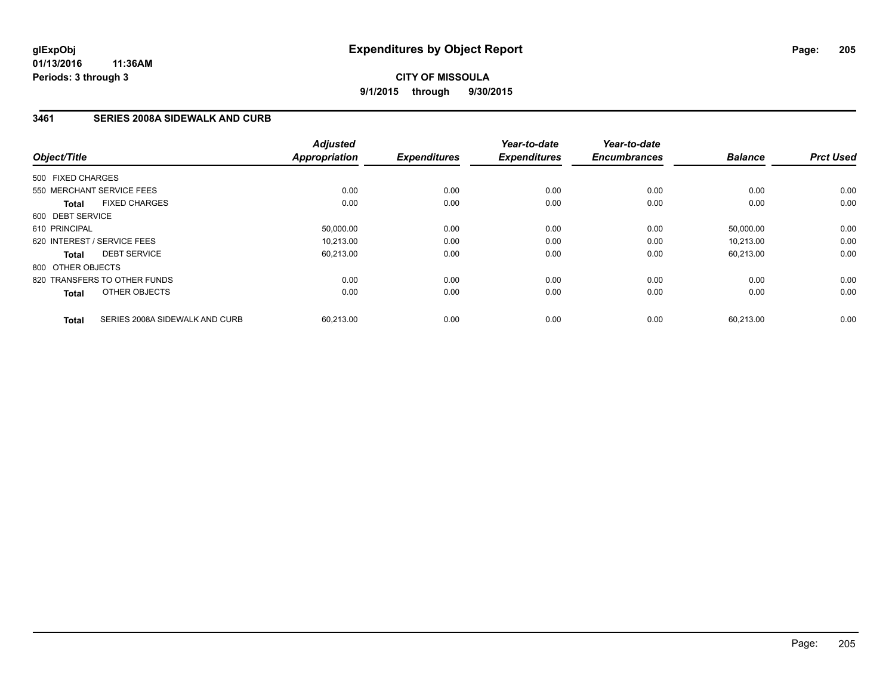**glExpObj**
**01/13/2016 11:36AM**
**Periods: 3 through 3**

# Expenditures by Object Report

**CITY OF MISSOULA**
**9/1/2015 through 9/30/2015**

## 3461 SERIES 2008A SIDEWALK AND CURB

| Object/Title | Adjusted Appropriation | Expenditures | Year-to-date Expenditures | Year-to-date Encumbrances | Balance | Prct Used |
|---|---|---|---|---|---|---|
| 500 FIXED CHARGES | | | | | | |
| 550 MERCHANT SERVICE FEES | 0.00 | 0.00 | 0.00 | 0.00 | 0.00 | 0.00 |
| **Total** FIXED CHARGES | 0.00 | 0.00 | 0.00 | 0.00 | 0.00 | 0.00 |
| 600 DEBT SERVICE | | | | | | |
| 610 PRINCIPAL | 50,000.00 | 0.00 | 0.00 | 0.00 | 50,000.00 | 0.00 |
| 620 INTEREST / SERVICE FEES | 10,213.00 | 0.00 | 0.00 | 0.00 | 10,213.00 | 0.00 |
| **Total** DEBT SERVICE | 60,213.00 | 0.00 | 0.00 | 0.00 | 60,213.00 | 0.00 |
| 800 OTHER OBJECTS | | | | | | |
| 820 TRANSFERS TO OTHER FUNDS | 0.00 | 0.00 | 0.00 | 0.00 | 0.00 | 0.00 |
| **Total** OTHER OBJECTS | 0.00 | 0.00 | 0.00 | 0.00 | 0.00 | 0.00 |
| **Total** SERIES 2008A SIDEWALK AND CURB | 60,213.00 | 0.00 | 0.00 | 0.00 | 60,213.00 | 0.00 |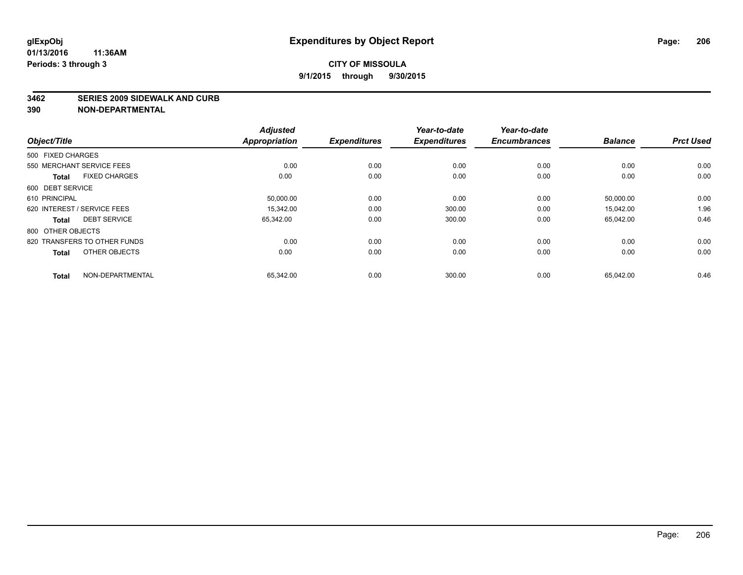# Expenditures by Object Report

glExpObj
01/13/2016 11:36AM
Periods: 3 through 3

**CITY OF MISSOULA**
**9/1/2015 through 9/30/2015**

## 3462 SERIES 2009 SIDEWALK AND CURB
## 390 NON-DEPARTMENTAL

| Object/Title | Adjusted Appropriation | Expenditures | Year-to-date Expenditures | Year-to-date Encumbrances | Balance | Prct Used |
|---|---|---|---|---|---|---|
| 500 FIXED CHARGES | | | | | | |
| 550 MERCHANT SERVICE FEES | 0.00 | 0.00 | 0.00 | 0.00 | 0.00 | 0.00 |
| **Total** FIXED CHARGES | 0.00 | 0.00 | 0.00 | 0.00 | 0.00 | 0.00 |
| 600 DEBT SERVICE | | | | | | |
| 610 PRINCIPAL | 50,000.00 | 0.00 | 0.00 | 0.00 | 50,000.00 | 0.00 |
| 620 INTEREST / SERVICE FEES | 15,342.00 | 0.00 | 300.00 | 0.00 | 15,042.00 | 1.96 |
| **Total** DEBT SERVICE | 65,342.00 | 0.00 | 300.00 | 0.00 | 65,042.00 | 0.46 |
| 800 OTHER OBJECTS | | | | | | |
| 820 TRANSFERS TO OTHER FUNDS | 0.00 | 0.00 | 0.00 | 0.00 | 0.00 | 0.00 |
| **Total** OTHER OBJECTS | 0.00 | 0.00 | 0.00 | 0.00 | 0.00 | 0.00 |
| **Total** NON-DEPARTMENTAL | 65,342.00 | 0.00 | 300.00 | 0.00 | 65,042.00 | 0.46 |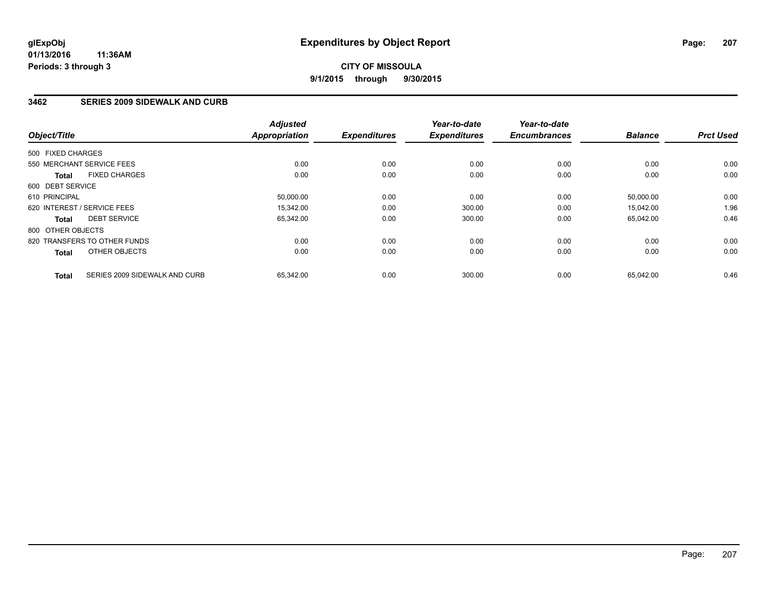# Expenditures by Object Report

glExpObj
01/13/2016 11:36AM
Periods: 3 through 3

**CITY OF MISSOULA**
**9/1/2015 through 9/30/2015**

## 3462 SERIES 2009 SIDEWALK AND CURB

| Object/Title | Adjusted Appropriation | Expenditures | Year-to-date Expenditures | Year-to-date Encumbrances | Balance | Prct Used |
|---|---|---|---|---|---|---|
| 500 FIXED CHARGES | | | | | | |
| 550 MERCHANT SERVICE FEES | 0.00 | 0.00 | 0.00 | 0.00 | 0.00 | 0.00 |
| **Total** FIXED CHARGES | 0.00 | 0.00 | 0.00 | 0.00 | 0.00 | 0.00 |
| 600 DEBT SERVICE | | | | | | |
| 610 PRINCIPAL | 50,000.00 | 0.00 | 0.00 | 0.00 | 50,000.00 | 0.00 |
| 620 INTEREST / SERVICE FEES | 15,342.00 | 0.00 | 300.00 | 0.00 | 15,042.00 | 1.96 |
| **Total** DEBT SERVICE | 65,342.00 | 0.00 | 300.00 | 0.00 | 65,042.00 | 0.46 |
| 800 OTHER OBJECTS | | | | | | |
| 820 TRANSFERS TO OTHER FUNDS | 0.00 | 0.00 | 0.00 | 0.00 | 0.00 | 0.00 |
| **Total** OTHER OBJECTS | 0.00 | 0.00 | 0.00 | 0.00 | 0.00 | 0.00 |
| **Total** SERIES 2009 SIDEWALK AND CURB | 65,342.00 | 0.00 | 300.00 | 0.00 | 65,042.00 | 0.46 |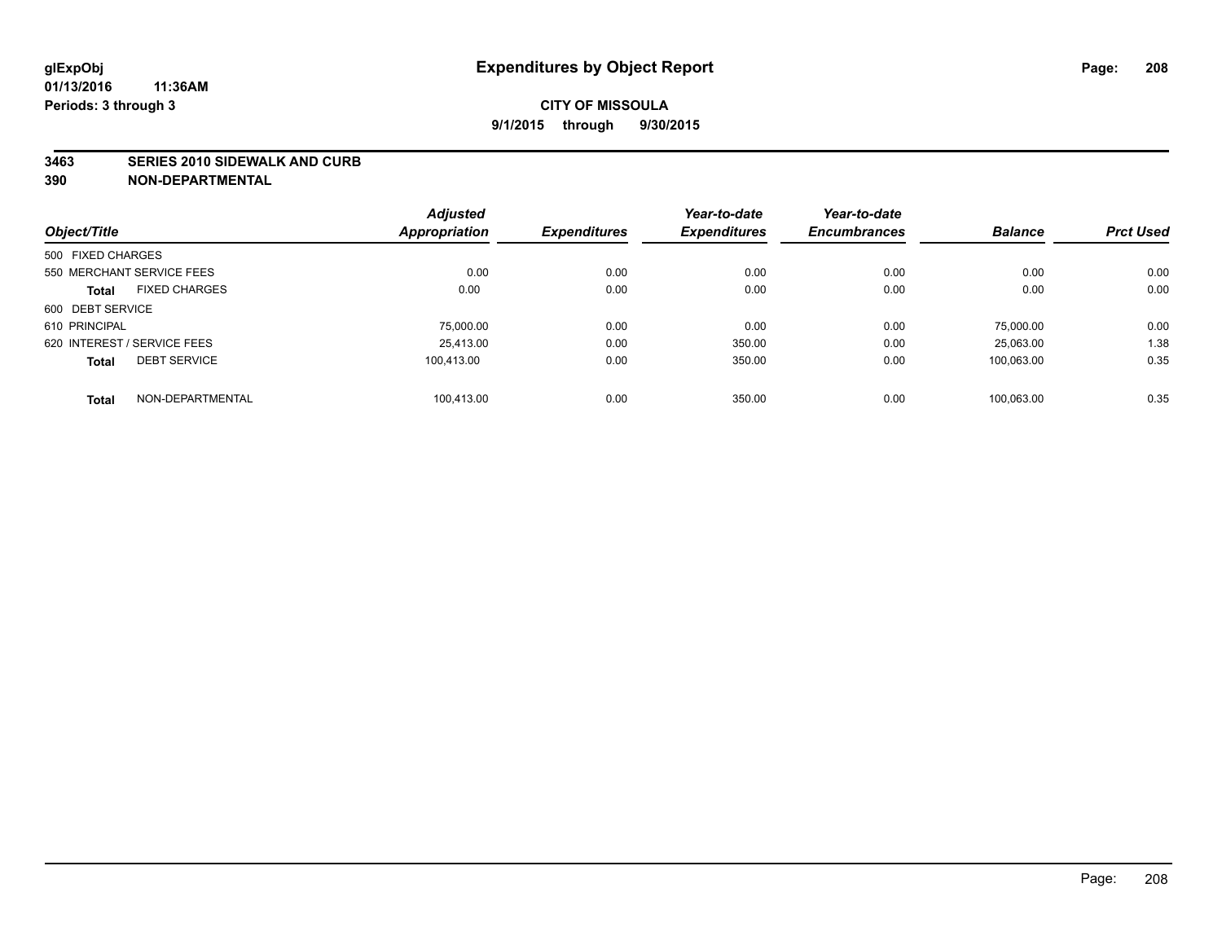# Expenditures by Object Report

glExpObj
01/13/2016 11:36AM
Periods: 3 through 3

**CITY OF MISSOULA**
**9/1/2015 through 9/30/2015**

**3463 SERIES 2010 SIDEWALK AND CURB**
**390 NON-DEPARTMENTAL**

| Object/Title | Adjusted Appropriation | Expenditures | Year-to-date Expenditures | Year-to-date Encumbrances | Balance | Prct Used |
|---|---|---|---|---|---|---|
| 500 FIXED CHARGES | | | | | | |
| 550 MERCHANT SERVICE FEES | 0.00 | 0.00 | 0.00 | 0.00 | 0.00 | 0.00 |
| **Total** FIXED CHARGES | 0.00 | 0.00 | 0.00 | 0.00 | 0.00 | 0.00 |
| 600 DEBT SERVICE | | | | | | |
| 610 PRINCIPAL | 75,000.00 | 0.00 | 0.00 | 0.00 | 75,000.00 | 0.00 |
| 620 INTEREST / SERVICE FEES | 25,413.00 | 0.00 | 350.00 | 0.00 | 25,063.00 | 1.38 |
| **Total** DEBT SERVICE | 100,413.00 | 0.00 | 350.00 | 0.00 | 100,063.00 | 0.35 |
| **Total** NON-DEPARTMENTAL | 100,413.00 | 0.00 | 350.00 | 0.00 | 100,063.00 | 0.35 |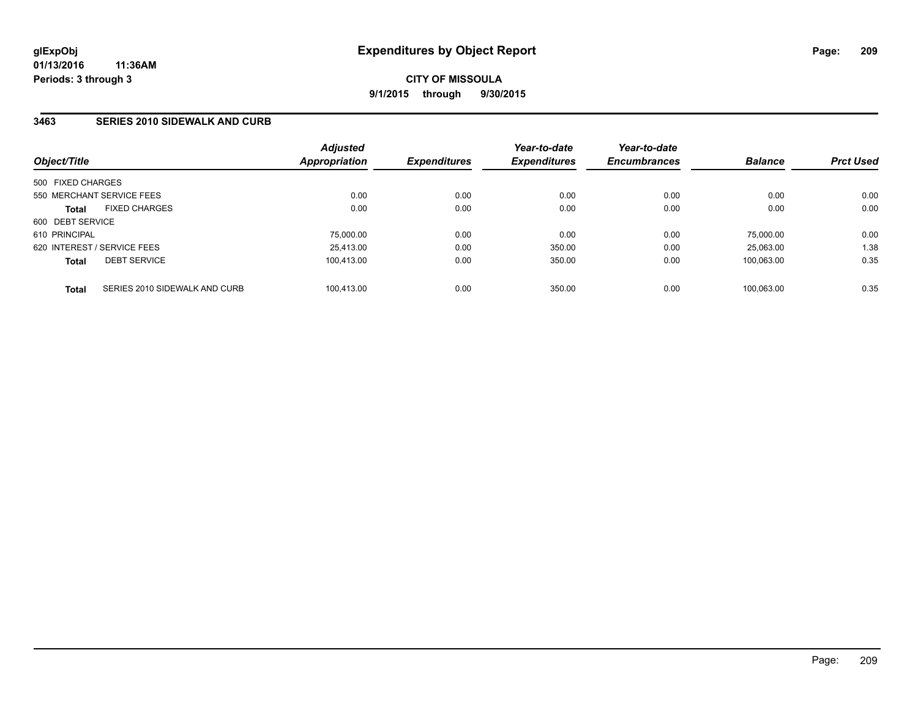# Expenditures by Object Report

glExpObj
01/13/2016 11:36AM
Periods: 3 through 3

**CITY OF MISSOULA**

**9/1/2015 through 9/30/2015**

## 3463 SERIES 2010 SIDEWALK AND CURB

| Object/Title | Adjusted Appropriation | Expenditures | Year-to-date Expenditures | Year-to-date Encumbrances | Balance | Prct Used |
|---|---|---|---|---|---|---|
| 500 FIXED CHARGES | | | | | | |
| 550 MERCHANT SERVICE FEES | 0.00 | 0.00 | 0.00 | 0.00 | 0.00 | 0.00 |
| **Total** FIXED CHARGES | 0.00 | 0.00 | 0.00 | 0.00 | 0.00 | 0.00 |
| 600 DEBT SERVICE | | | | | | |
| 610 PRINCIPAL | 75,000.00 | 0.00 | 0.00 | 0.00 | 75,000.00 | 0.00 |
| 620 INTEREST / SERVICE FEES | 25,413.00 | 0.00 | 350.00 | 0.00 | 25,063.00 | 1.38 |
| **Total** DEBT SERVICE | 100,413.00 | 0.00 | 350.00 | 0.00 | 100,063.00 | 0.35 |
| **Total** SERIES 2010 SIDEWALK AND CURB | 100,413.00 | 0.00 | 350.00 | 0.00 | 100,063.00 | 0.35 |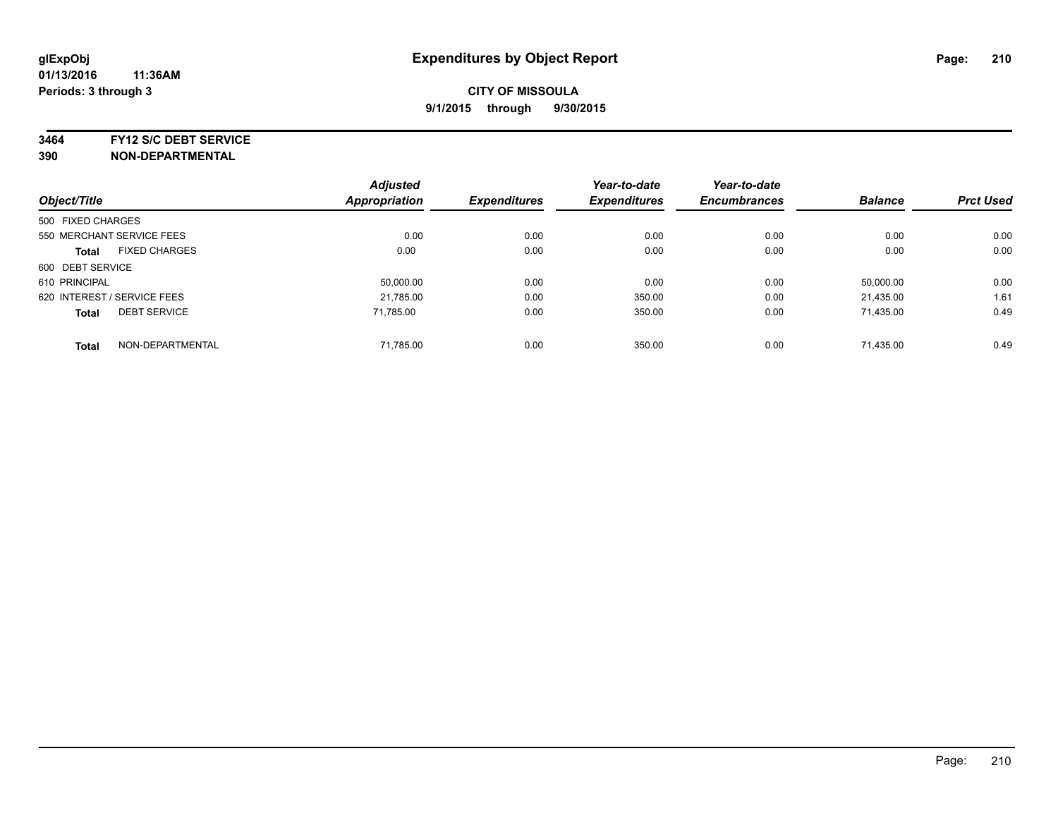# Expenditures by Object Report

glExpObj
01/13/2016 11:36AM
Periods: 3 through 3

**CITY OF MISSOULA**
**9/1/2015 through 9/30/2015**

**3464 FY12 S/C DEBT SERVICE**
**390 NON-DEPARTMENTAL**

| Object/Title | | Adjusted Appropriation | Expenditures | Year-to-date Expenditures | Year-to-date Encumbrances | Balance | Prct Used |
|---|---|---|---|---|---|---|---|
| 500 FIXED CHARGES | | | | | | | |
| 550 MERCHANT SERVICE FEES | | 0.00 | 0.00 | 0.00 | 0.00 | 0.00 | 0.00 |
| **Total** | FIXED CHARGES | 0.00 | 0.00 | 0.00 | 0.00 | 0.00 | 0.00 |
| 600 DEBT SERVICE | | | | | | | |
| 610 PRINCIPAL | | 50,000.00 | 0.00 | 0.00 | 0.00 | 50,000.00 | 0.00 |
| 620 INTEREST / SERVICE FEES | | 21,785.00 | 0.00 | 350.00 | 0.00 | 21,435.00 | 1.61 |
| **Total** | DEBT SERVICE | 71,785.00 | 0.00 | 350.00 | 0.00 | 71,435.00 | 0.49 |
| **Total** | NON-DEPARTMENTAL | 71,785.00 | 0.00 | 350.00 | 0.00 | 71,435.00 | 0.49 |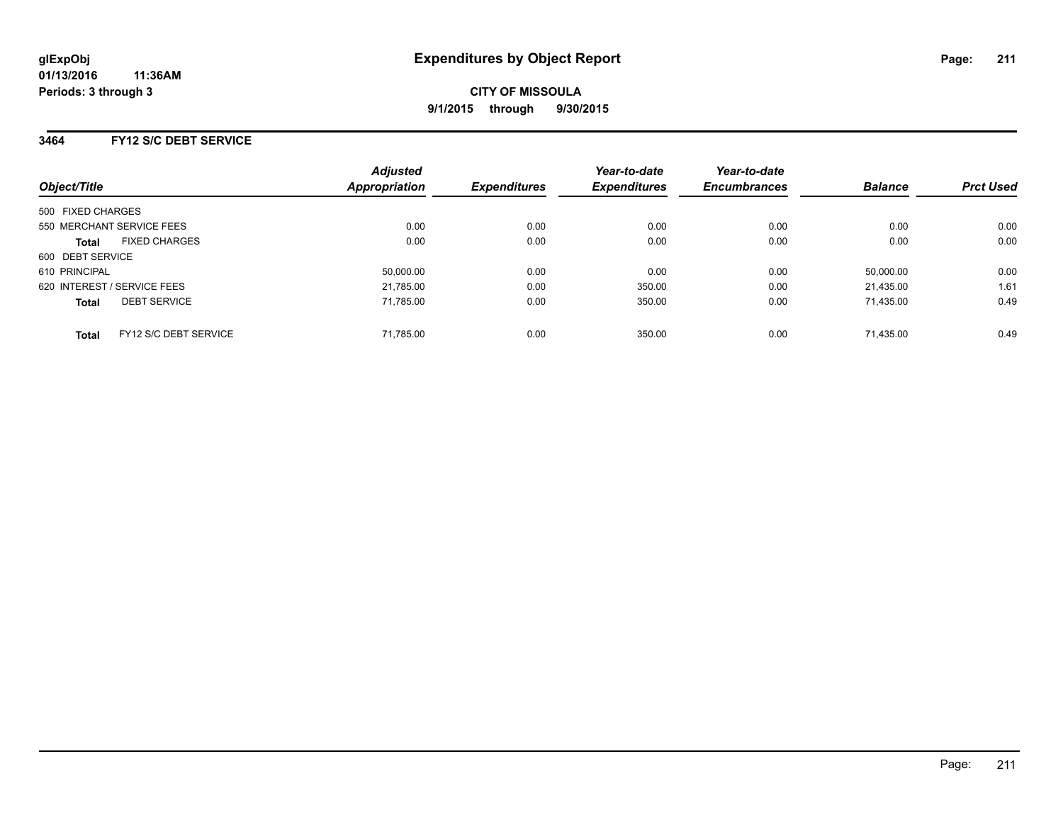**glExpObj**
**01/13/2016 11:36AM**
**Periods: 3 through 3**

# Expenditures by Object Report

**CITY OF MISSOULA**
**9/1/2015 through 9/30/2015**

## 3464 FY12 S/C DEBT SERVICE

| Object/Title | Adjusted Appropriation | Expenditures | Year-to-date Expenditures | Year-to-date Encumbrances | Balance | Prct Used |
|---|---|---|---|---|---|---|
| 500 FIXED CHARGES | | | | | | |
| 550 MERCHANT SERVICE FEES | 0.00 | 0.00 | 0.00 | 0.00 | 0.00 | 0.00 |
| **Total** FIXED CHARGES | 0.00 | 0.00 | 0.00 | 0.00 | 0.00 | 0.00 |
| 600 DEBT SERVICE | | | | | | |
| 610 PRINCIPAL | 50,000.00 | 0.00 | 0.00 | 0.00 | 50,000.00 | 0.00 |
| 620 INTEREST / SERVICE FEES | 21,785.00 | 0.00 | 350.00 | 0.00 | 21,435.00 | 1.61 |
| **Total** DEBT SERVICE | 71,785.00 | 0.00 | 350.00 | 0.00 | 71,435.00 | 0.49 |
| **Total** FY12 S/C DEBT SERVICE | 71,785.00 | 0.00 | 350.00 | 0.00 | 71,435.00 | 0.49 |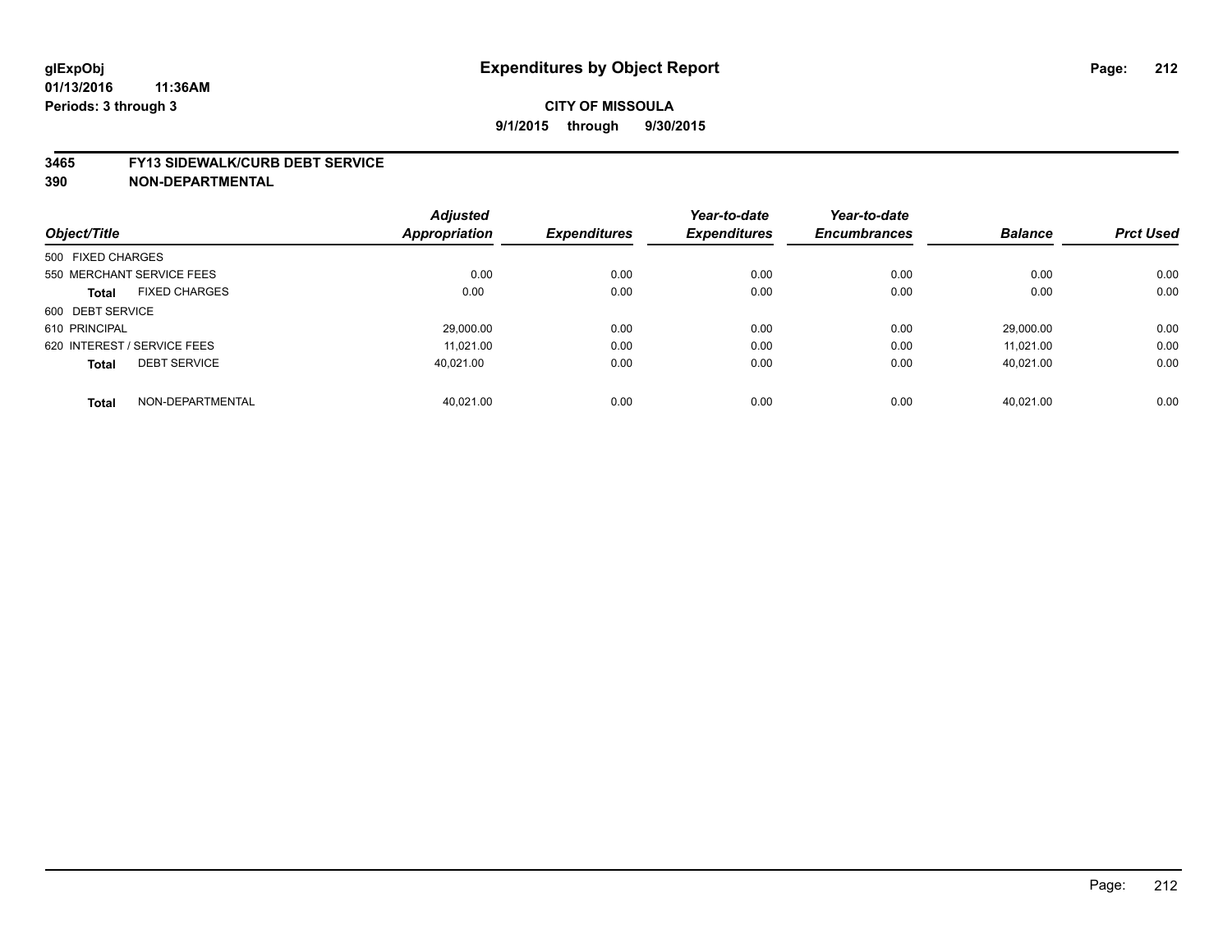# Expenditures by Object Report

glExpObj
01/13/2016 11:36AM
Periods: 3 through 3

**CITY OF MISSOULA**
**9/1/2015 through 9/30/2015**

## 3465 FY13 SIDEWALK/CURB DEBT SERVICE
## 390 NON-DEPARTMENTAL

| Object/Title | Adjusted Appropriation | Expenditures | Year-to-date Expenditures | Year-to-date Encumbrances | Balance | Prct Used |
|---|---|---|---|---|---|---|
| 500 FIXED CHARGES | | | | | | |
| 550 MERCHANT SERVICE FEES | 0.00 | 0.00 | 0.00 | 0.00 | 0.00 | 0.00 |
| **Total** FIXED CHARGES | 0.00 | 0.00 | 0.00 | 0.00 | 0.00 | 0.00 |
| 600 DEBT SERVICE | | | | | | |
| 610 PRINCIPAL | 29,000.00 | 0.00 | 0.00 | 0.00 | 29,000.00 | 0.00 |
| 620 INTEREST / SERVICE FEES | 11,021.00 | 0.00 | 0.00 | 0.00 | 11,021.00 | 0.00 |
| **Total** DEBT SERVICE | 40,021.00 | 0.00 | 0.00 | 0.00 | 40,021.00 | 0.00 |
| **Total** NON-DEPARTMENTAL | 40,021.00 | 0.00 | 0.00 | 0.00 | 40,021.00 | 0.00 |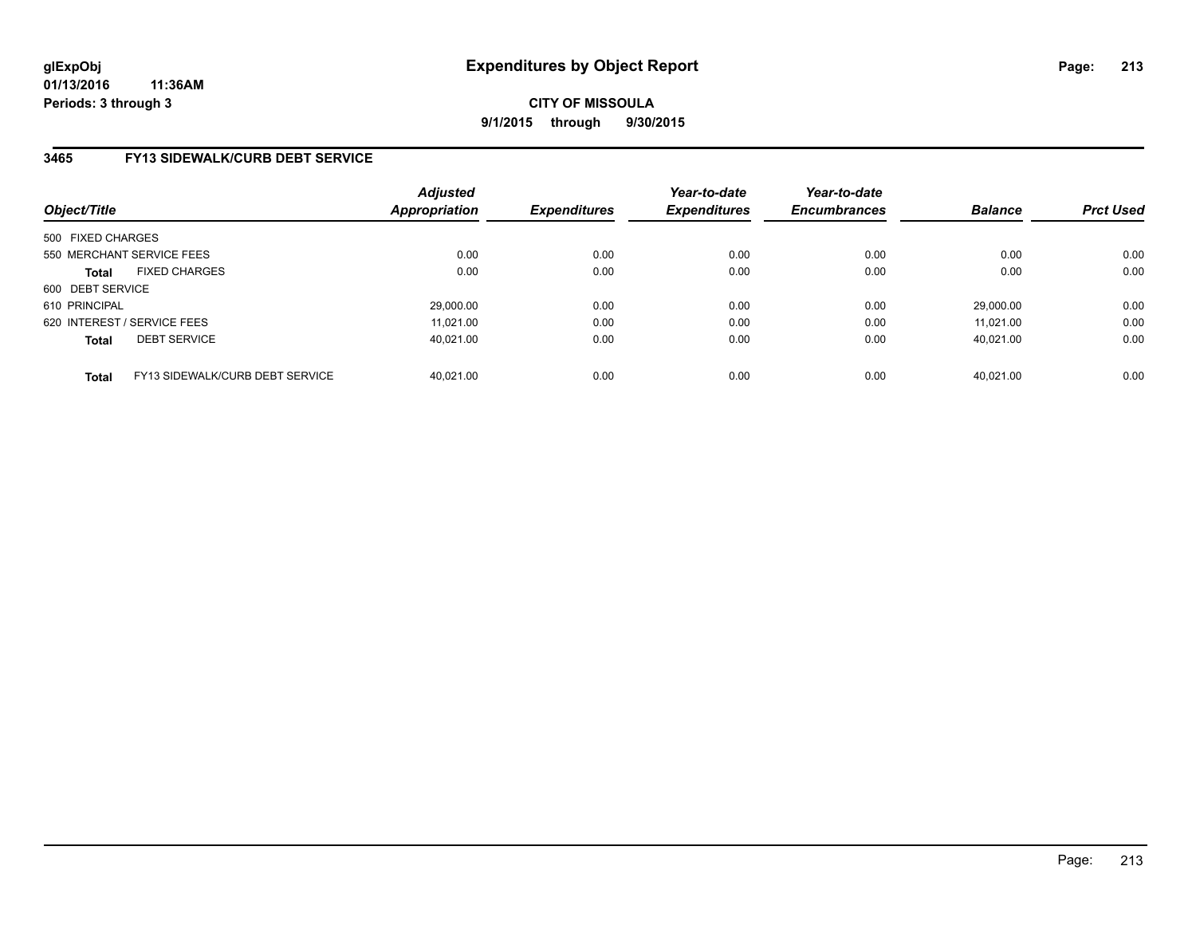glExpObj
01/13/2016 11:36AM
Periods: 3 through 3

# Expenditures by Object Report

**CITY OF MISSOULA**

**9/1/2015 through 9/30/2015**

## 3465 FY13 SIDEWALK/CURB DEBT SERVICE

| Object/Title | Adjusted Appropriation | Expenditures | Year-to-date Expenditures | Year-to-date Encumbrances | Balance | Prct Used |
|---|---|---|---|---|---|---|
| 500 FIXED CHARGES | | | | | | |
| 550 MERCHANT SERVICE FEES | 0.00 | 0.00 | 0.00 | 0.00 | 0.00 | 0.00 |
| **Total** FIXED CHARGES | 0.00 | 0.00 | 0.00 | 0.00 | 0.00 | 0.00 |
| 600 DEBT SERVICE | | | | | | |
| 610 PRINCIPAL | 29,000.00 | 0.00 | 0.00 | 0.00 | 29,000.00 | 0.00 |
| 620 INTEREST / SERVICE FEES | 11,021.00 | 0.00 | 0.00 | 0.00 | 11,021.00 | 0.00 |
| **Total** DEBT SERVICE | 40,021.00 | 0.00 | 0.00 | 0.00 | 40,021.00 | 0.00 |
| **Total** FY13 SIDEWALK/CURB DEBT SERVICE | 40,021.00 | 0.00 | 0.00 | 0.00 | 40,021.00 | 0.00 |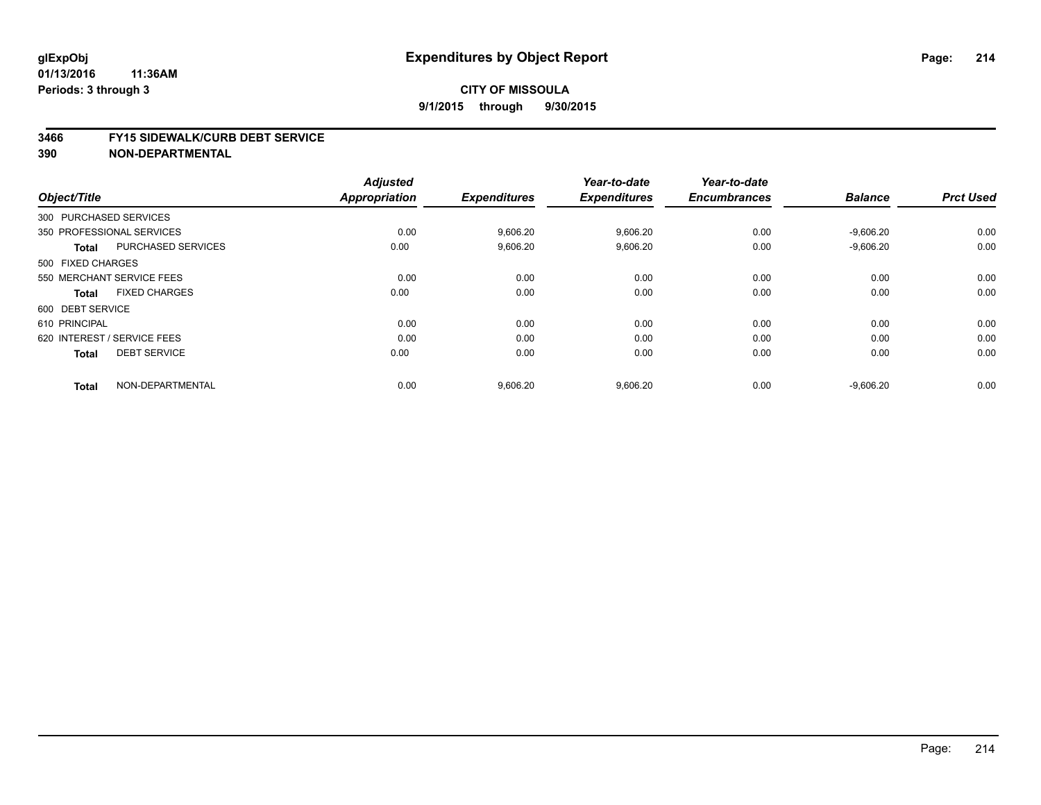# Expenditures by Object Report

glExpObj
01/13/2016 11:36AM
Periods: 3 through 3

**CITY OF MISSOULA**
**9/1/2015 through 9/30/2015**

## 3466 FY15 SIDEWALK/CURB DEBT SERVICE
## 390 NON-DEPARTMENTAL

| Object/Title | | Adjusted Appropriation | Expenditures | Year-to-date Expenditures | Year-to-date Encumbrances | Balance | Prct Used |
|---|---|---|---|---|---|---|---|
| 300 PURCHASED SERVICES | | | | | | | |
| 350 PROFESSIONAL SERVICES | | 0.00 | 9,606.20 | 9,606.20 | 0.00 | -9,606.20 | 0.00 |
| **Total** | PURCHASED SERVICES | 0.00 | 9,606.20 | 9,606.20 | 0.00 | -9,606.20 | 0.00 |
| 500 FIXED CHARGES | | | | | | | |
| 550 MERCHANT SERVICE FEES | | 0.00 | 0.00 | 0.00 | 0.00 | 0.00 | 0.00 |
| **Total** | FIXED CHARGES | 0.00 | 0.00 | 0.00 | 0.00 | 0.00 | 0.00 |
| 600 DEBT SERVICE | | | | | | | |
| 610 PRINCIPAL | | 0.00 | 0.00 | 0.00 | 0.00 | 0.00 | 0.00 |
| 620 INTEREST / SERVICE FEES | | 0.00 | 0.00 | 0.00 | 0.00 | 0.00 | 0.00 |
| **Total** | DEBT SERVICE | 0.00 | 0.00 | 0.00 | 0.00 | 0.00 | 0.00 |
| **Total** | NON-DEPARTMENTAL | 0.00 | 9,606.20 | 9,606.20 | 0.00 | -9,606.20 | 0.00 |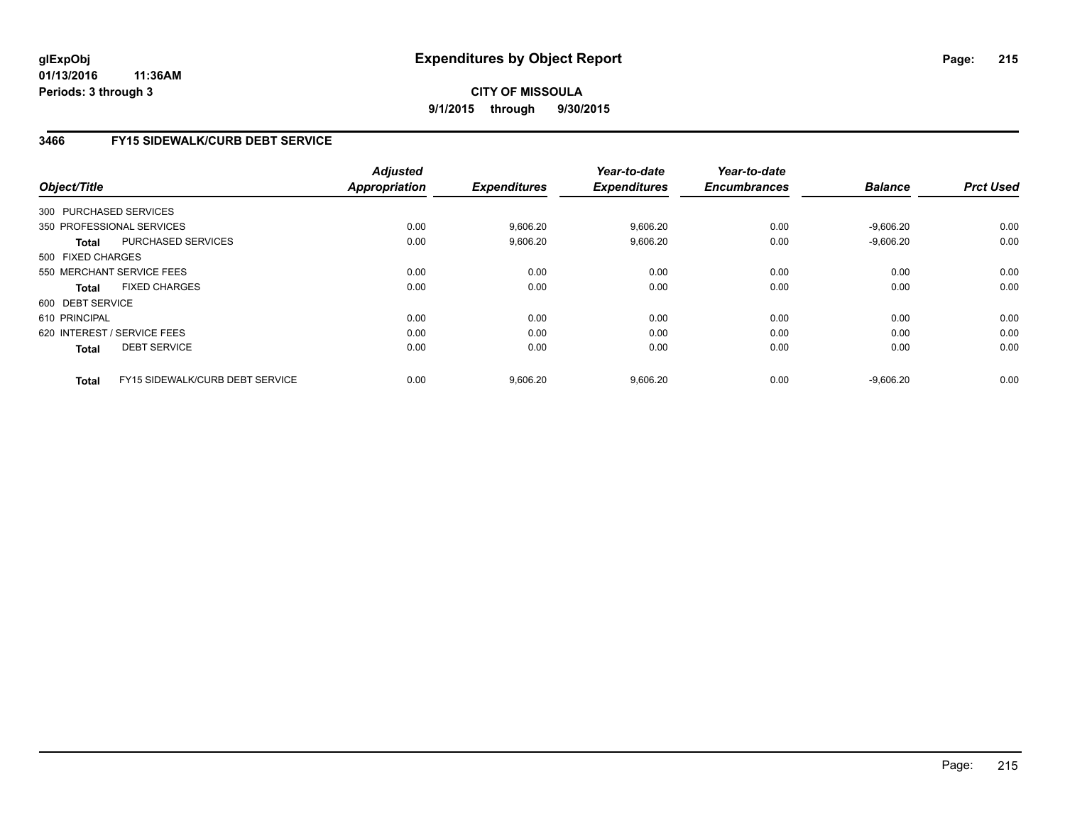**glExpObj** **Expenditures by Object Report**

**01/13/2016 11:36AM**

**Periods: 3 through 3**

**CITY OF MISSOULA**

**9/1/2015 through 9/30/2015**

## 3466 FY15 SIDEWALK/CURB DEBT SERVICE

| Object/Title | Adjusted Appropriation | Expenditures | Year-to-date Expenditures | Year-to-date Encumbrances | Balance | Prct Used |
|---|---|---|---|---|---|---|
| 300 PURCHASED SERVICES | | | | | | |
| 350 PROFESSIONAL SERVICES | 0.00 | 9,606.20 | 9,606.20 | 0.00 | -9,606.20 | 0.00 |
| **Total** PURCHASED SERVICES | 0.00 | 9,606.20 | 9,606.20 | 0.00 | -9,606.20 | 0.00 |
| 500 FIXED CHARGES | | | | | | |
| 550 MERCHANT SERVICE FEES | 0.00 | 0.00 | 0.00 | 0.00 | 0.00 | 0.00 |
| **Total** FIXED CHARGES | 0.00 | 0.00 | 0.00 | 0.00 | 0.00 | 0.00 |
| 600 DEBT SERVICE | | | | | | |
| 610 PRINCIPAL | 0.00 | 0.00 | 0.00 | 0.00 | 0.00 | 0.00 |
| 620 INTEREST / SERVICE FEES | 0.00 | 0.00 | 0.00 | 0.00 | 0.00 | 0.00 |
| **Total** DEBT SERVICE | 0.00 | 0.00 | 0.00 | 0.00 | 0.00 | 0.00 |
| **Total** FY15 SIDEWALK/CURB DEBT SERVICE | 0.00 | 9,606.20 | 9,606.20 | 0.00 | -9,606.20 | 0.00 |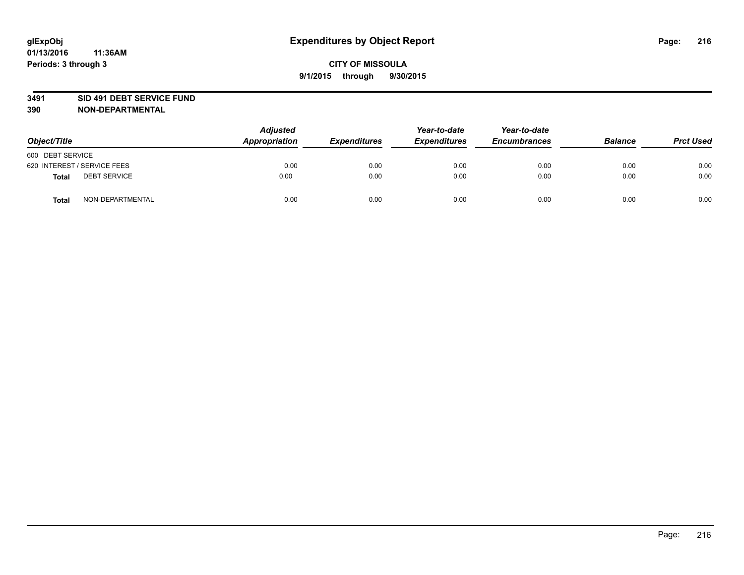**glExpObj**
**01/13/2016 11:36AM**
**Periods: 3 through 3**

# Expenditures by Object Report

**CITY OF MISSOULA**
**9/1/2015 through 9/30/2015**

**3491 SID 491 DEBT SERVICE FUND**
**390 NON-DEPARTMENTAL**

| Object/Title | | Adjusted Appropriation | Expenditures | Year-to-date Expenditures | Year-to-date Encumbrances | Balance | Prct Used |
|---|---|---|---|---|---|---|---|
| 600 DEBT SERVICE | | | | | | | |
| 620 INTEREST / SERVICE FEES | | 0.00 | 0.00 | 0.00 | 0.00 | 0.00 | 0.00 |
| **Total** | DEBT SERVICE | 0.00 | 0.00 | 0.00 | 0.00 | 0.00 | 0.00 |
| **Total** | NON-DEPARTMENTAL | 0.00 | 0.00 | 0.00 | 0.00 | 0.00 | 0.00 |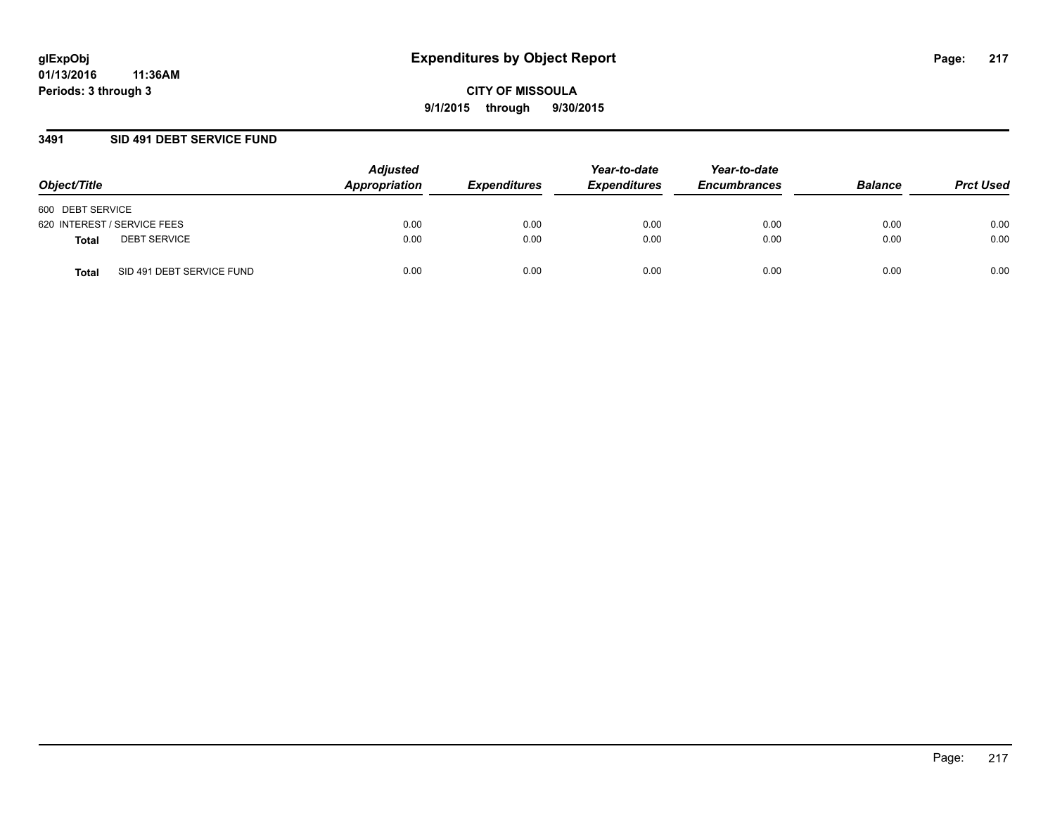# Expenditures by Object Report

glExpObj
01/13/2016 11:36AM
Periods: 3 through 3

**CITY OF MISSOULA**
**9/1/2015 through 9/30/2015**

## 3491 SID 491 DEBT SERVICE FUND

| Object/Title | Adjusted Appropriation | Expenditures | Year-to-date Expenditures | Year-to-date Encumbrances | Balance | Prct Used |
|---|---|---|---|---|---|---|
| 600 DEBT SERVICE | | | | | | |
| 620 INTEREST / SERVICE FEES | 0.00 | 0.00 | 0.00 | 0.00 | 0.00 | 0.00 |
| **Total** DEBT SERVICE | 0.00 | 0.00 | 0.00 | 0.00 | 0.00 | 0.00 |
| **Total** SID 491 DEBT SERVICE FUND | 0.00 | 0.00 | 0.00 | 0.00 | 0.00 | 0.00 |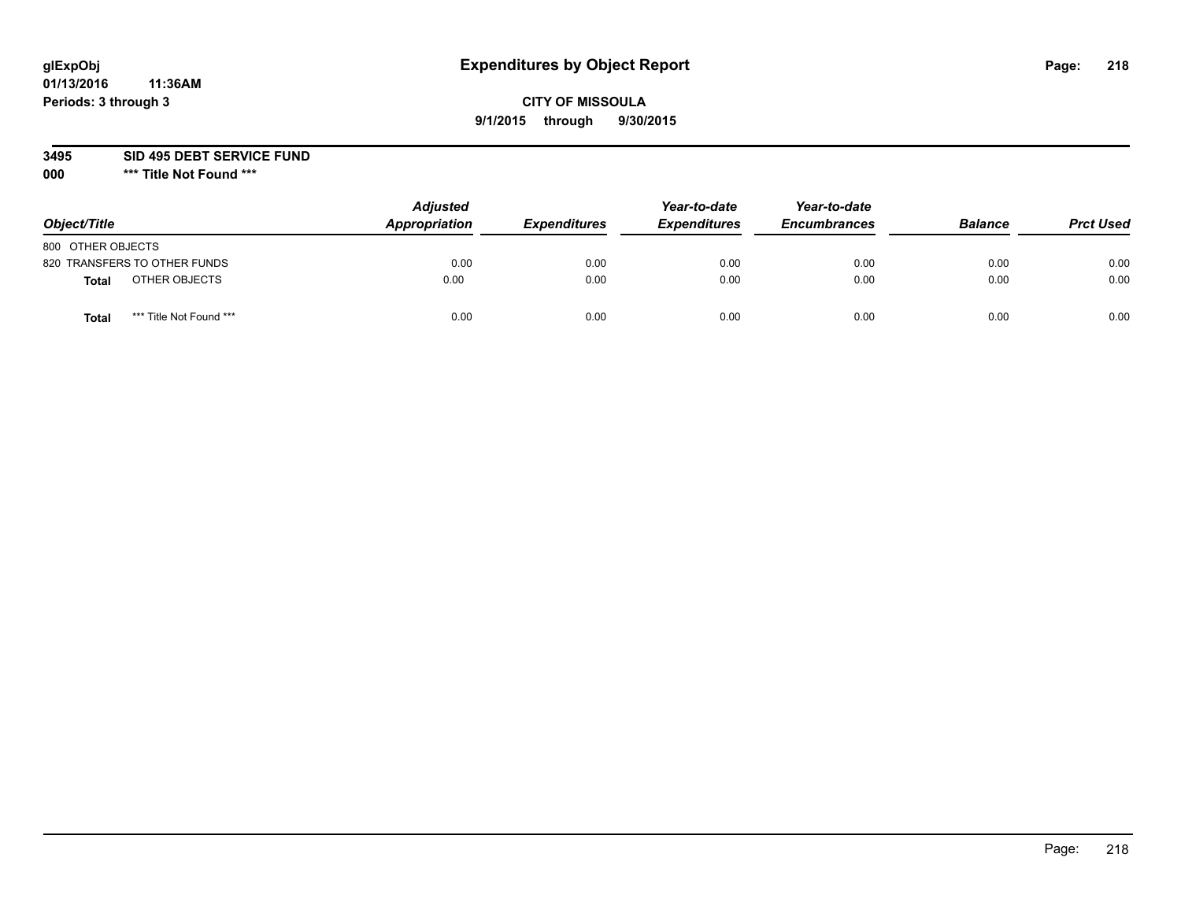# Expenditures by Object Report

**glExpObj**
**01/13/2016 11:36AM**
**Periods: 3 through 3**

**CITY OF MISSOULA**
**9/1/2015 through 9/30/2015**

**3495 SID 495 DEBT SERVICE FUND**
**000 \*\*\* Title Not Found \*\*\***

| Object/Title | Adjusted Appropriation | Expenditures | Year-to-date Expenditures | Year-to-date Encumbrances | Balance | Prct Used |
|---|---|---|---|---|---|---|
| 800 OTHER OBJECTS | | | | | | |
| 820 TRANSFERS TO OTHER FUNDS | 0.00 | 0.00 | 0.00 | 0.00 | 0.00 | 0.00 |
| **Total** OTHER OBJECTS | 0.00 | 0.00 | 0.00 | 0.00 | 0.00 | 0.00 |
| **Total** *** Title Not Found *** | 0.00 | 0.00 | 0.00 | 0.00 | 0.00 | 0.00 |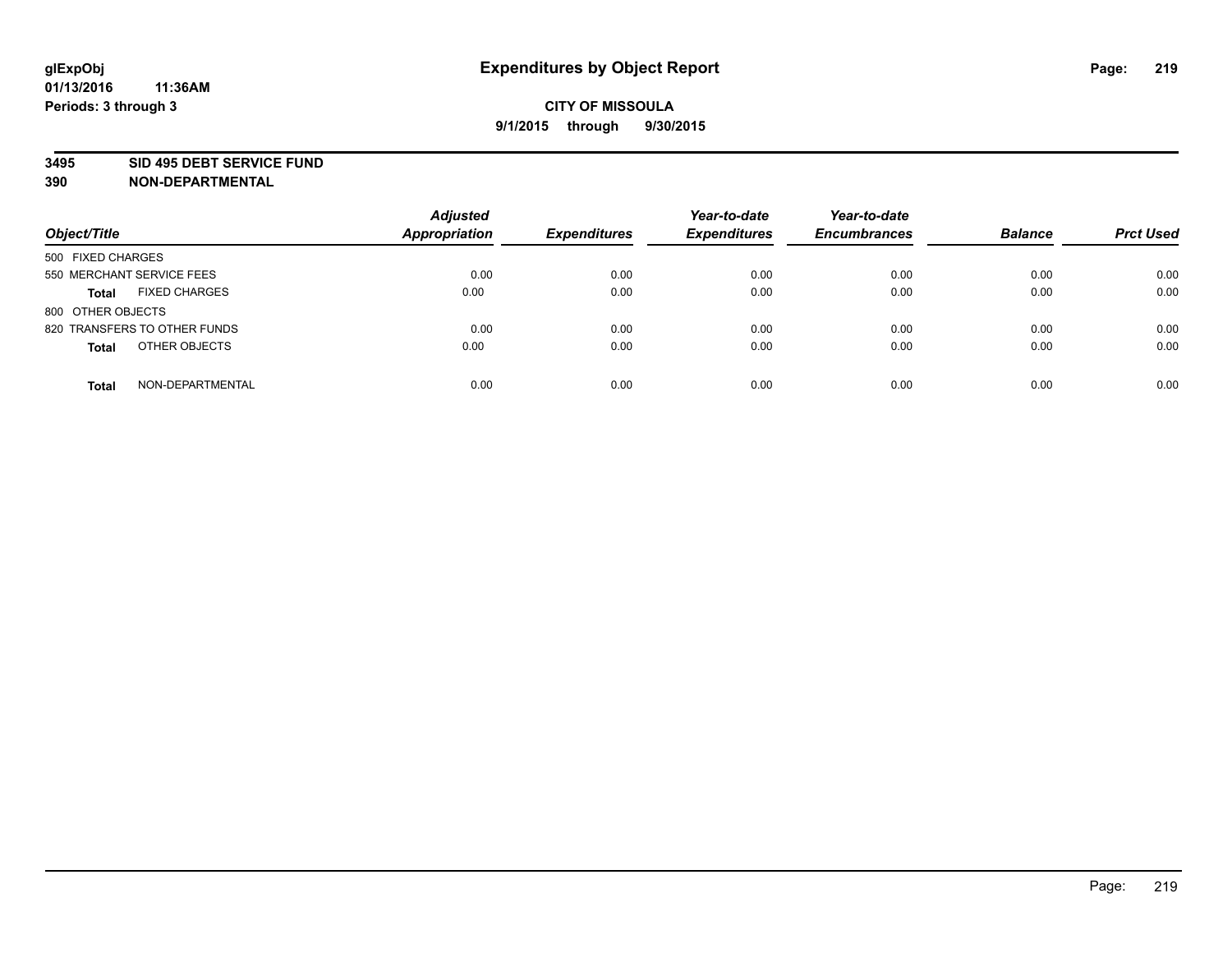**glExpObj**
**01/13/2016 11:36AM**
**Periods: 3 through 3**

# Expenditures by Object Report

**CITY OF MISSOULA**
**9/1/2015 through 9/30/2015**

**3495 SID 495 DEBT SERVICE FUND**
**390 NON-DEPARTMENTAL**

| Object/Title | Adjusted Appropriation | Expenditures | Year-to-date Expenditures | Year-to-date Encumbrances | Balance | Prct Used |
|---|---|---|---|---|---|---|
| 500 FIXED CHARGES | | | | | | |
| 550 MERCHANT SERVICE FEES | 0.00 | 0.00 | 0.00 | 0.00 | 0.00 | 0.00 |
| **Total** FIXED CHARGES | 0.00 | 0.00 | 0.00 | 0.00 | 0.00 | 0.00 |
| 800 OTHER OBJECTS | | | | | | |
| 820 TRANSFERS TO OTHER FUNDS | 0.00 | 0.00 | 0.00 | 0.00 | 0.00 | 0.00 |
| **Total** OTHER OBJECTS | 0.00 | 0.00 | 0.00 | 0.00 | 0.00 | 0.00 |
| **Total** NON-DEPARTMENTAL | 0.00 | 0.00 | 0.00 | 0.00 | 0.00 | 0.00 |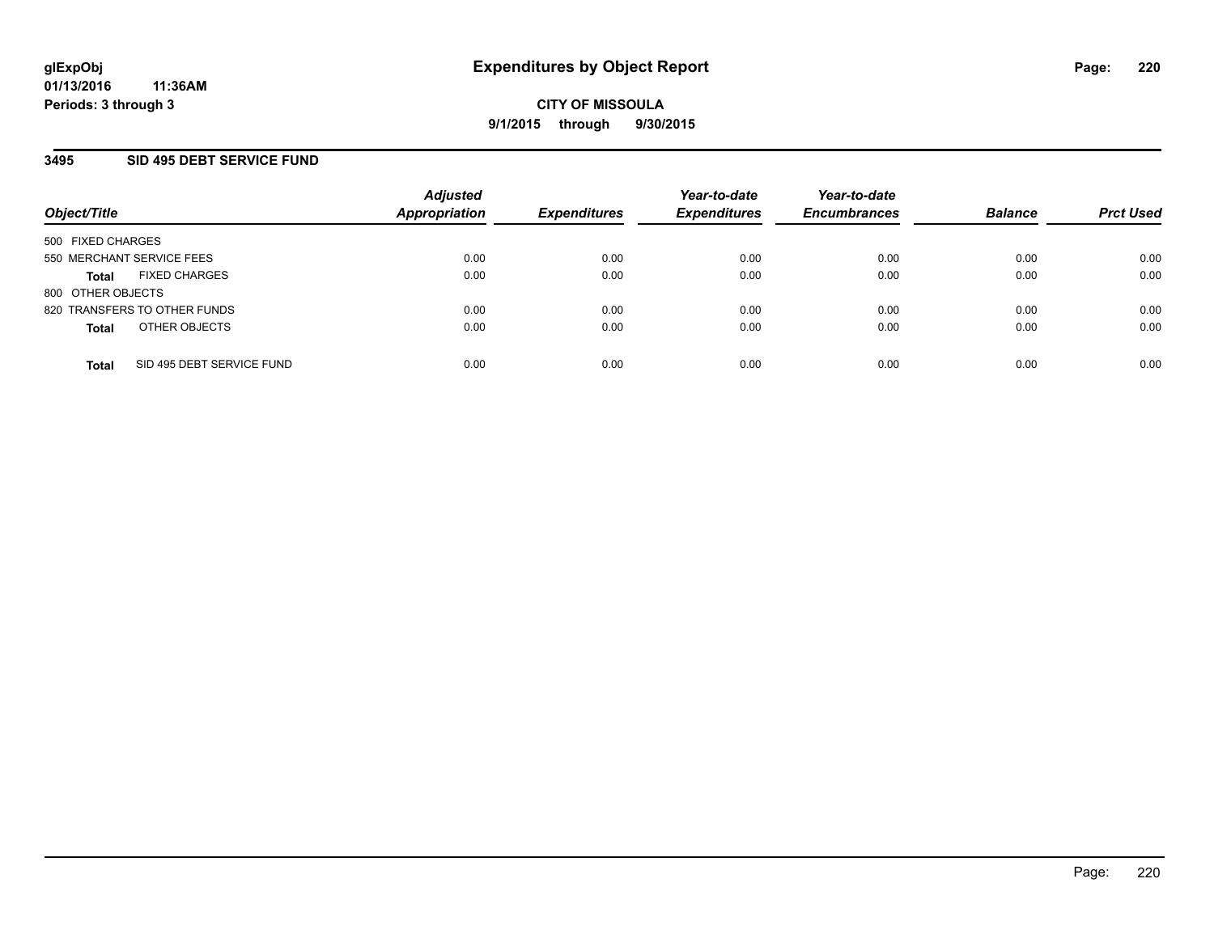**glExpObj** 
**01/13/2016 11:36AM** 
**Periods: 3 through 3**

# Expenditures by Object Report

**CITY OF MISSOULA**
**9/1/2015 through 9/30/2015**

## 3495 SID 495 DEBT SERVICE FUND

| Object/Title | Adjusted Appropriation | Expenditures | Year-to-date Expenditures | Year-to-date Encumbrances | Balance | Prct Used |
|---|---|---|---|---|---|---|
| 500 FIXED CHARGES | | | | | | |
| 550 MERCHANT SERVICE FEES | 0.00 | 0.00 | 0.00 | 0.00 | 0.00 | 0.00 |
| **Total** FIXED CHARGES | 0.00 | 0.00 | 0.00 | 0.00 | 0.00 | 0.00 |
| 800 OTHER OBJECTS | | | | | | |
| 820 TRANSFERS TO OTHER FUNDS | 0.00 | 0.00 | 0.00 | 0.00 | 0.00 | 0.00 |
| **Total** OTHER OBJECTS | 0.00 | 0.00 | 0.00 | 0.00 | 0.00 | 0.00 |
| **Total** SID 495 DEBT SERVICE FUND | 0.00 | 0.00 | 0.00 | 0.00 | 0.00 | 0.00 |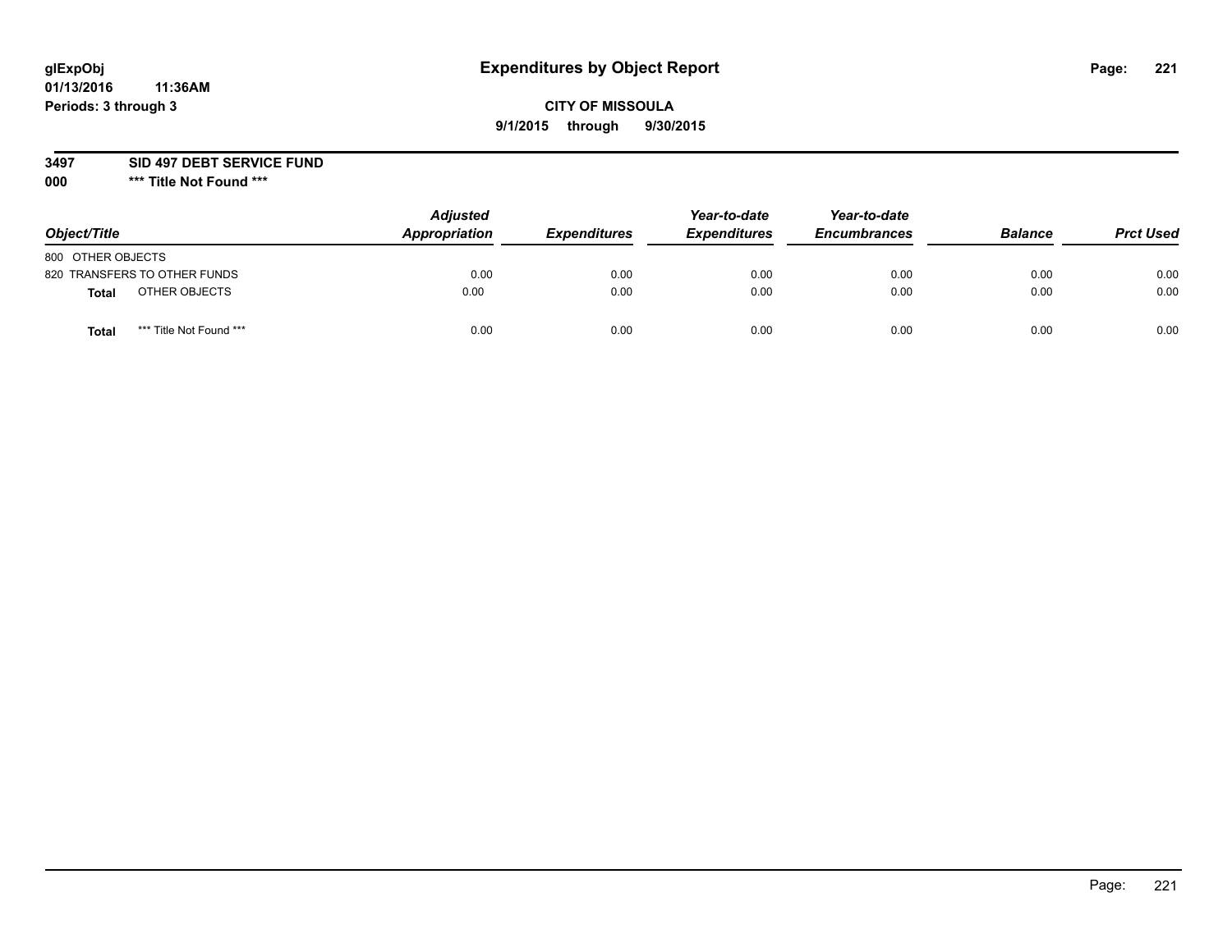# Expenditures by Object Report

glExpObj
01/13/2016 11:36AM
Periods: 3 through 3

**CITY OF MISSOULA**
**9/1/2015 through 9/30/2015**

**3497 SID 497 DEBT SERVICE FUND**
**000 *** Title Not Found *****

| Object/Title | | Adjusted Appropriation | Expenditures | Year-to-date Expenditures | Year-to-date Encumbrances | Balance | Prct Used |
|---|---|---|---|---|---|---|---|
| 800 OTHER OBJECTS | | | | | | | |
| 820 TRANSFERS TO OTHER FUNDS | | 0.00 | 0.00 | 0.00 | 0.00 | 0.00 | 0.00 |
| **Total** | OTHER OBJECTS | 0.00 | 0.00 | 0.00 | 0.00 | 0.00 | 0.00 |
| **Total** | *** Title Not Found *** | 0.00 | 0.00 | 0.00 | 0.00 | 0.00 | 0.00 |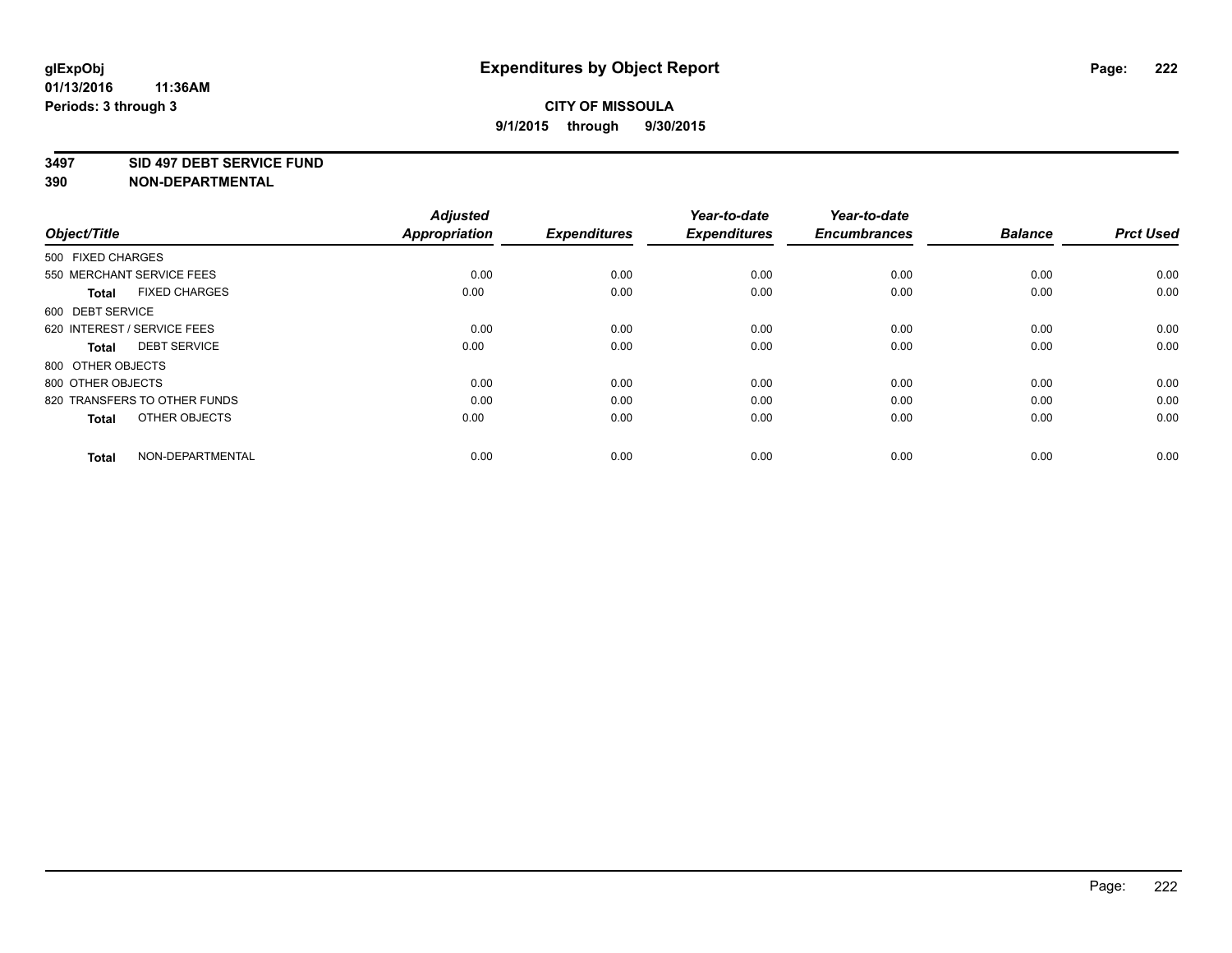# Expenditures by Object Report

glExpObj
01/13/2016 11:36AM
Periods: 3 through 3

**CITY OF MISSOULA**
**9/1/2015 through 9/30/2015**

**3497 SID 497 DEBT SERVICE FUND**
**390 NON-DEPARTMENTAL**

| Object/Title | Adjusted Appropriation | Expenditures | Year-to-date Expenditures | Year-to-date Encumbrances | Balance | Prct Used |
|---|---|---|---|---|---|---|
| 500 FIXED CHARGES | | | | | | |
| 550 MERCHANT SERVICE FEES | 0.00 | 0.00 | 0.00 | 0.00 | 0.00 | 0.00 |
| **Total** FIXED CHARGES | 0.00 | 0.00 | 0.00 | 0.00 | 0.00 | 0.00 |
| 600 DEBT SERVICE | | | | | | |
| 620 INTEREST / SERVICE FEES | 0.00 | 0.00 | 0.00 | 0.00 | 0.00 | 0.00 |
| **Total** DEBT SERVICE | 0.00 | 0.00 | 0.00 | 0.00 | 0.00 | 0.00 |
| 800 OTHER OBJECTS | | | | | | |
| 800 OTHER OBJECTS | 0.00 | 0.00 | 0.00 | 0.00 | 0.00 | 0.00 |
| 820 TRANSFERS TO OTHER FUNDS | 0.00 | 0.00 | 0.00 | 0.00 | 0.00 | 0.00 |
| **Total** OTHER OBJECTS | 0.00 | 0.00 | 0.00 | 0.00 | 0.00 | 0.00 |
| **Total** NON-DEPARTMENTAL | 0.00 | 0.00 | 0.00 | 0.00 | 0.00 | 0.00 |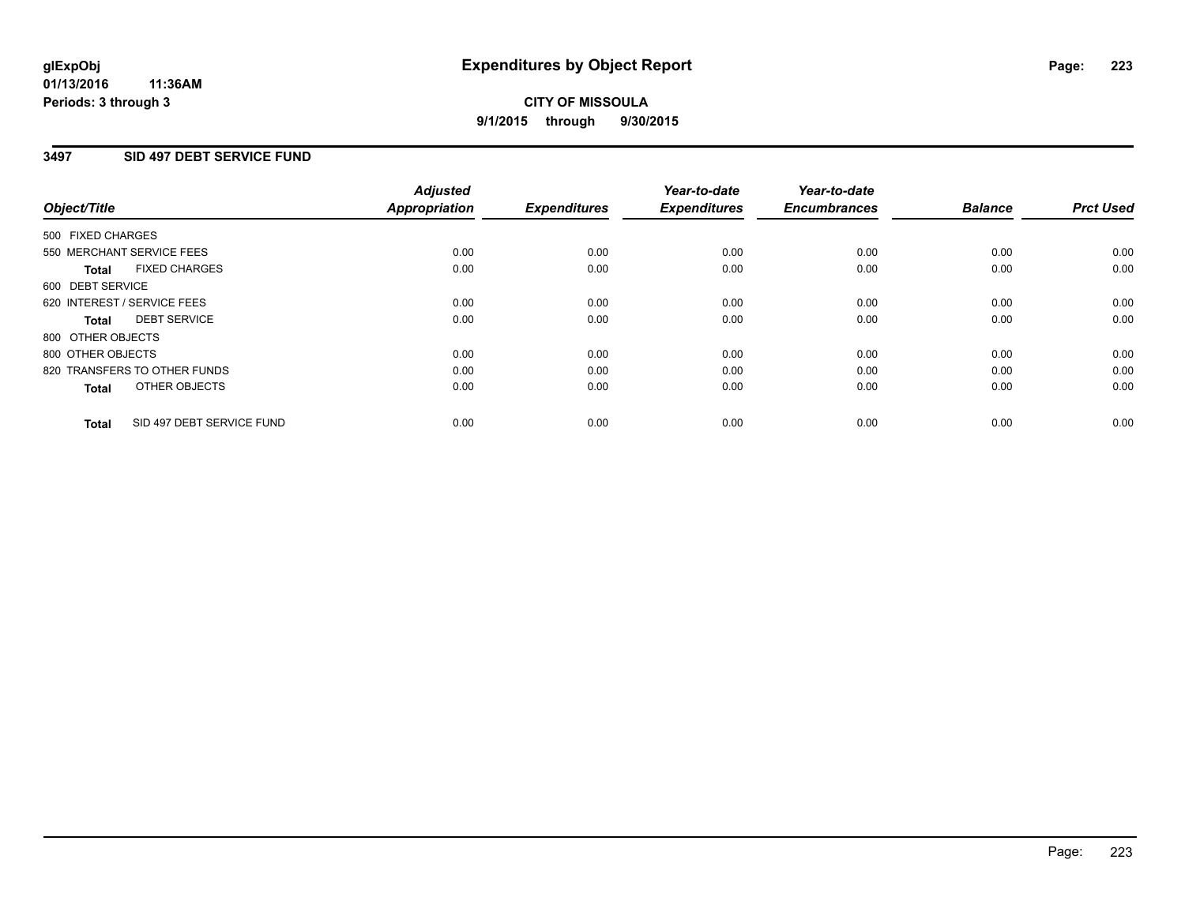**glExpObj** **01/13/2016 11:36AM** **Periods: 3 through 3**

# Expenditures by Object Report

**CITY OF MISSOULA**

**9/1/2015 through 9/30/2015**

## 3497 SID 497 DEBT SERVICE FUND

| Object/Title | | Adjusted Appropriation | Expenditures | Year-to-date Expenditures | Year-to-date Encumbrances | Balance | Prct Used |
|---|---|---|---|---|---|---|---|
| 500 FIXED CHARGES | | | | | | | |
| 550 MERCHANT SERVICE FEES | | 0.00 | 0.00 | 0.00 | 0.00 | 0.00 | 0.00 |
| **Total** | FIXED CHARGES | 0.00 | 0.00 | 0.00 | 0.00 | 0.00 | 0.00 |
| 600 DEBT SERVICE | | | | | | | |
| 620 INTEREST / SERVICE FEES | | 0.00 | 0.00 | 0.00 | 0.00 | 0.00 | 0.00 |
| **Total** | DEBT SERVICE | 0.00 | 0.00 | 0.00 | 0.00 | 0.00 | 0.00 |
| 800 OTHER OBJECTS | | | | | | | |
| 800 OTHER OBJECTS | | 0.00 | 0.00 | 0.00 | 0.00 | 0.00 | 0.00 |
| 820 TRANSFERS TO OTHER FUNDS | | 0.00 | 0.00 | 0.00 | 0.00 | 0.00 | 0.00 |
| **Total** | OTHER OBJECTS | 0.00 | 0.00 | 0.00 | 0.00 | 0.00 | 0.00 |
| **Total** | SID 497 DEBT SERVICE FUND | 0.00 | 0.00 | 0.00 | 0.00 | 0.00 | 0.00 |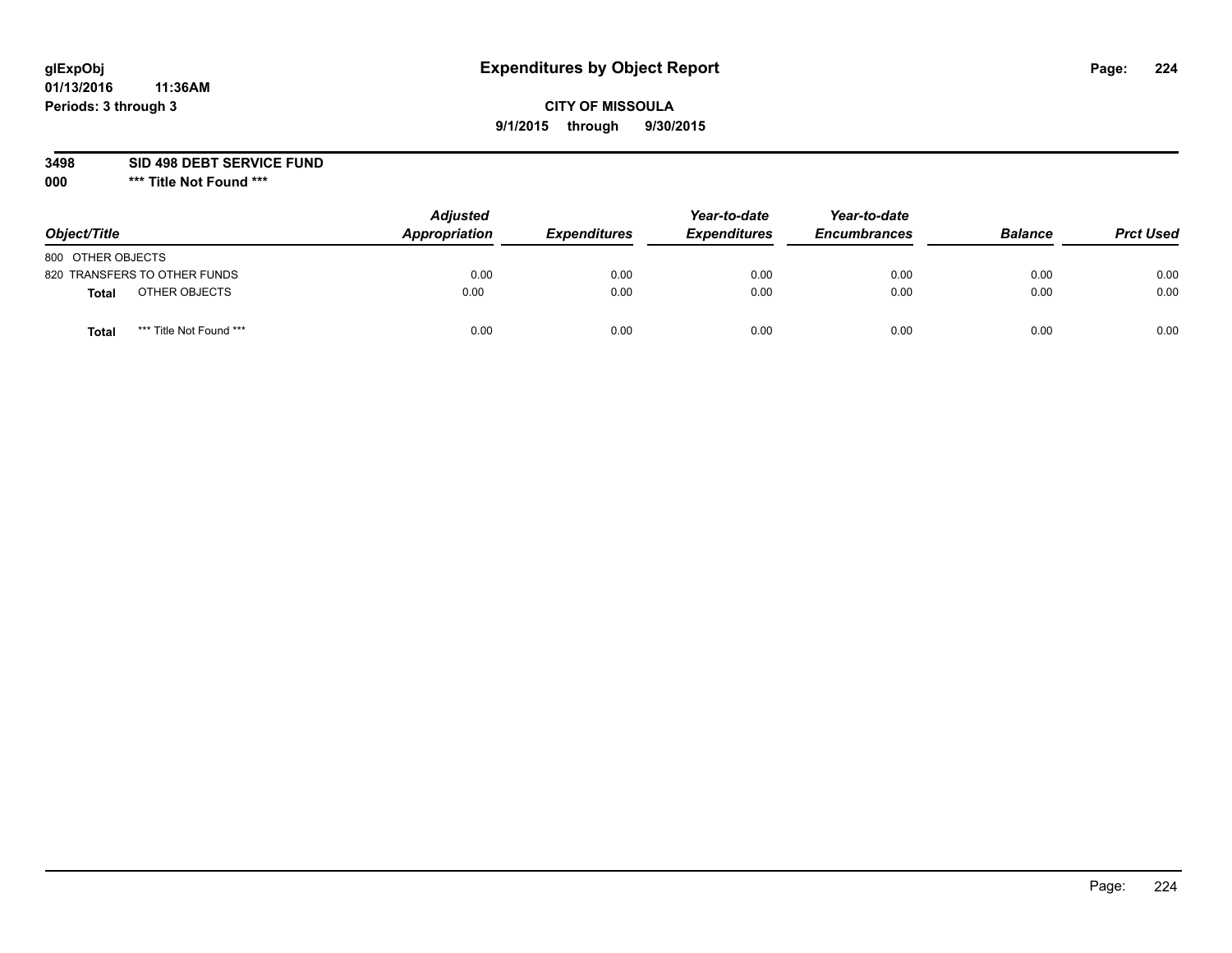# Expenditures by Object Report

glExpObj
01/13/2016 11:36AM
Periods: 3 through 3

**CITY OF MISSOULA**
**9/1/2015 through 9/30/2015**

**3498 SID 498 DEBT SERVICE FUND**
**000 \*\*\* Title Not Found \*\*\***

| Object/Title | Adjusted Appropriation | Expenditures | Year-to-date Expenditures | Year-to-date Encumbrances | Balance | Prct Used |
|---|---|---|---|---|---|---|
| 800 OTHER OBJECTS | | | | | | |
| 820 TRANSFERS TO OTHER FUNDS | 0.00 | 0.00 | 0.00 | 0.00 | 0.00 | 0.00 |
| **Total** OTHER OBJECTS | 0.00 | 0.00 | 0.00 | 0.00 | 0.00 | 0.00 |
| **Total** \*\*\* Title Not Found \*\*\* | 0.00 | 0.00 | 0.00 | 0.00 | 0.00 | 0.00 |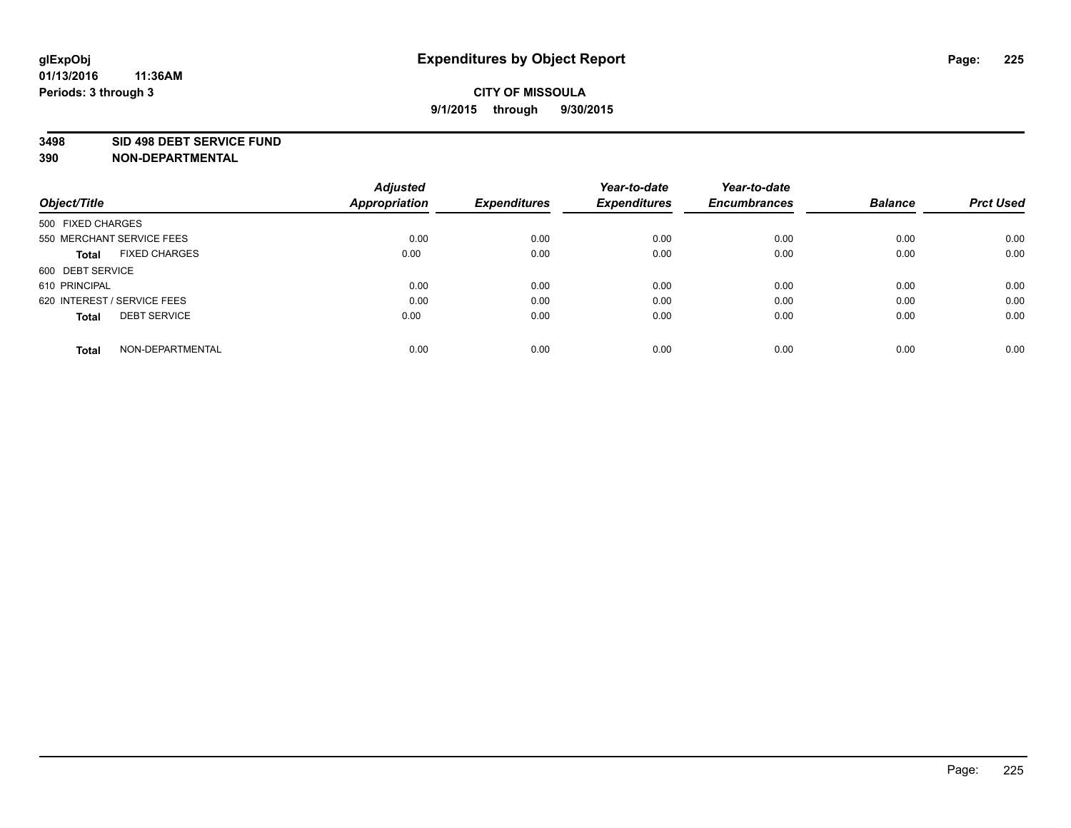**glExpObj**
**01/13/2016 11:36AM**
**Periods: 3 through 3**

# Expenditures by Object Report

**CITY OF MISSOULA**
**9/1/2015 through 9/30/2015**

**3498 SID 498 DEBT SERVICE FUND**
**390 NON-DEPARTMENTAL**

| Object/Title | Adjusted Appropriation | Expenditures | Year-to-date Expenditures | Year-to-date Encumbrances | Balance | Prct Used |
|---|---|---|---|---|---|---|
| 500 FIXED CHARGES | | | | | | |
| 550 MERCHANT SERVICE FEES | 0.00 | 0.00 | 0.00 | 0.00 | 0.00 | 0.00 |
| **Total** FIXED CHARGES | 0.00 | 0.00 | 0.00 | 0.00 | 0.00 | 0.00 |
| 600 DEBT SERVICE | | | | | | |
| 610 PRINCIPAL | 0.00 | 0.00 | 0.00 | 0.00 | 0.00 | 0.00 |
| 620 INTEREST / SERVICE FEES | 0.00 | 0.00 | 0.00 | 0.00 | 0.00 | 0.00 |
| **Total** DEBT SERVICE | 0.00 | 0.00 | 0.00 | 0.00 | 0.00 | 0.00 |
| **Total** NON-DEPARTMENTAL | 0.00 | 0.00 | 0.00 | 0.00 | 0.00 | 0.00 |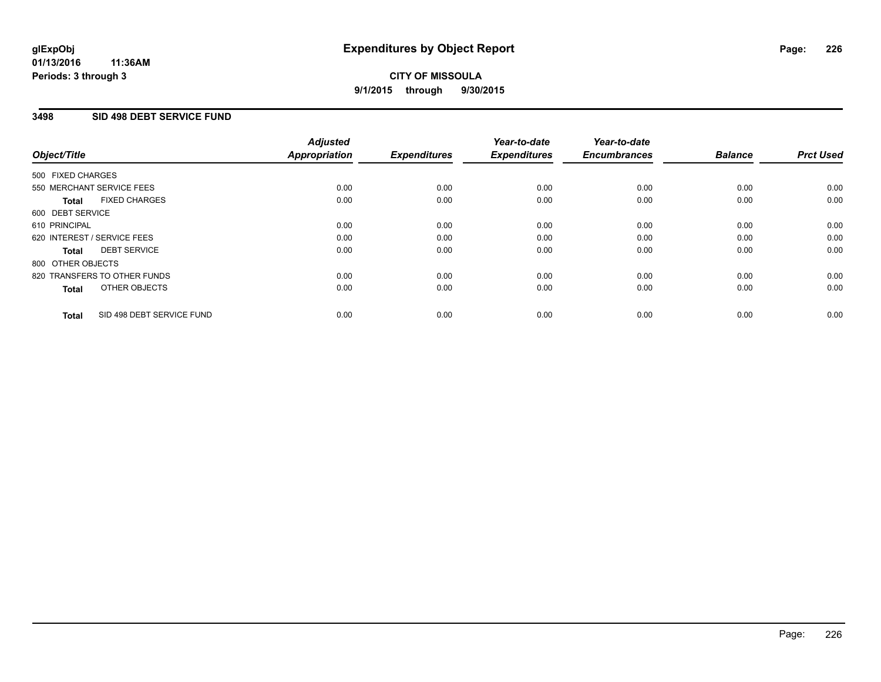glExpObj
01/13/2016 11:36AM
Periods: 3 through 3

# Expenditures by Object Report

**CITY OF MISSOULA**
**9/1/2015 through 9/30/2015**

### 3498 SID 498 DEBT SERVICE FUND

| Object/Title | | Adjusted Appropriation | Expenditures | Year-to-date Expenditures | Year-to-date Encumbrances | Balance | Prct Used |
|---|---|---|---|---|---|---|---|
| 500 FIXED CHARGES | | | | | | | |
| 550 MERCHANT SERVICE FEES | | 0.00 | 0.00 | 0.00 | 0.00 | 0.00 | 0.00 |
| **Total** | FIXED CHARGES | 0.00 | 0.00 | 0.00 | 0.00 | 0.00 | 0.00 |
| 600 DEBT SERVICE | | | | | | | |
| 610 PRINCIPAL | | 0.00 | 0.00 | 0.00 | 0.00 | 0.00 | 0.00 |
| 620 INTEREST / SERVICE FEES | | 0.00 | 0.00 | 0.00 | 0.00 | 0.00 | 0.00 |
| **Total** | DEBT SERVICE | 0.00 | 0.00 | 0.00 | 0.00 | 0.00 | 0.00 |
| 800 OTHER OBJECTS | | | | | | | |
| 820 TRANSFERS TO OTHER FUNDS | | 0.00 | 0.00 | 0.00 | 0.00 | 0.00 | 0.00 |
| **Total** | OTHER OBJECTS | 0.00 | 0.00 | 0.00 | 0.00 | 0.00 | 0.00 |
| **Total** | SID 498 DEBT SERVICE FUND | 0.00 | 0.00 | 0.00 | 0.00 | 0.00 | 0.00 |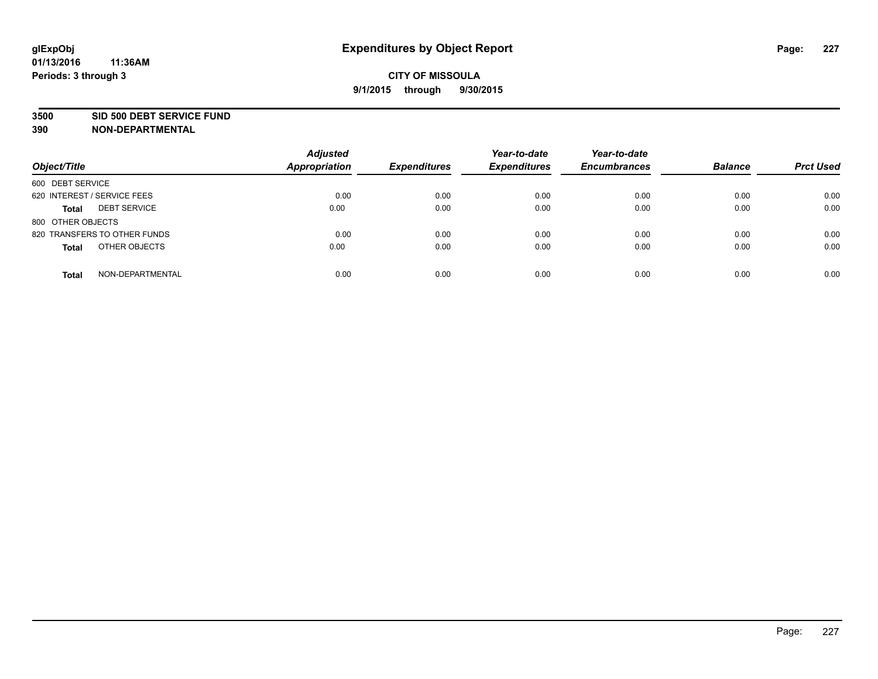# Expenditures by Object Report

glExpObj
01/13/2016 11:36AM
Periods: 3 through 3

**CITY OF MISSOULA**
**9/1/2015 through 9/30/2015**

## 3500 SID 500 DEBT SERVICE FUND
## 390 NON-DEPARTMENTAL

| Object/Title | Adjusted Appropriation | Expenditures | Year-to-date Expenditures | Year-to-date Encumbrances | Balance | Prct Used |
|---|---|---|---|---|---|---|
| 600 DEBT SERVICE | | | | | | |
| 620 INTEREST / SERVICE FEES | 0.00 | 0.00 | 0.00 | 0.00 | 0.00 | 0.00 |
| **Total** DEBT SERVICE | 0.00 | 0.00 | 0.00 | 0.00 | 0.00 | 0.00 |
| 800 OTHER OBJECTS | | | | | | |
| 820 TRANSFERS TO OTHER FUNDS | 0.00 | 0.00 | 0.00 | 0.00 | 0.00 | 0.00 |
| **Total** OTHER OBJECTS | 0.00 | 0.00 | 0.00 | 0.00 | 0.00 | 0.00 |
| **Total** NON-DEPARTMENTAL | 0.00 | 0.00 | 0.00 | 0.00 | 0.00 | 0.00 |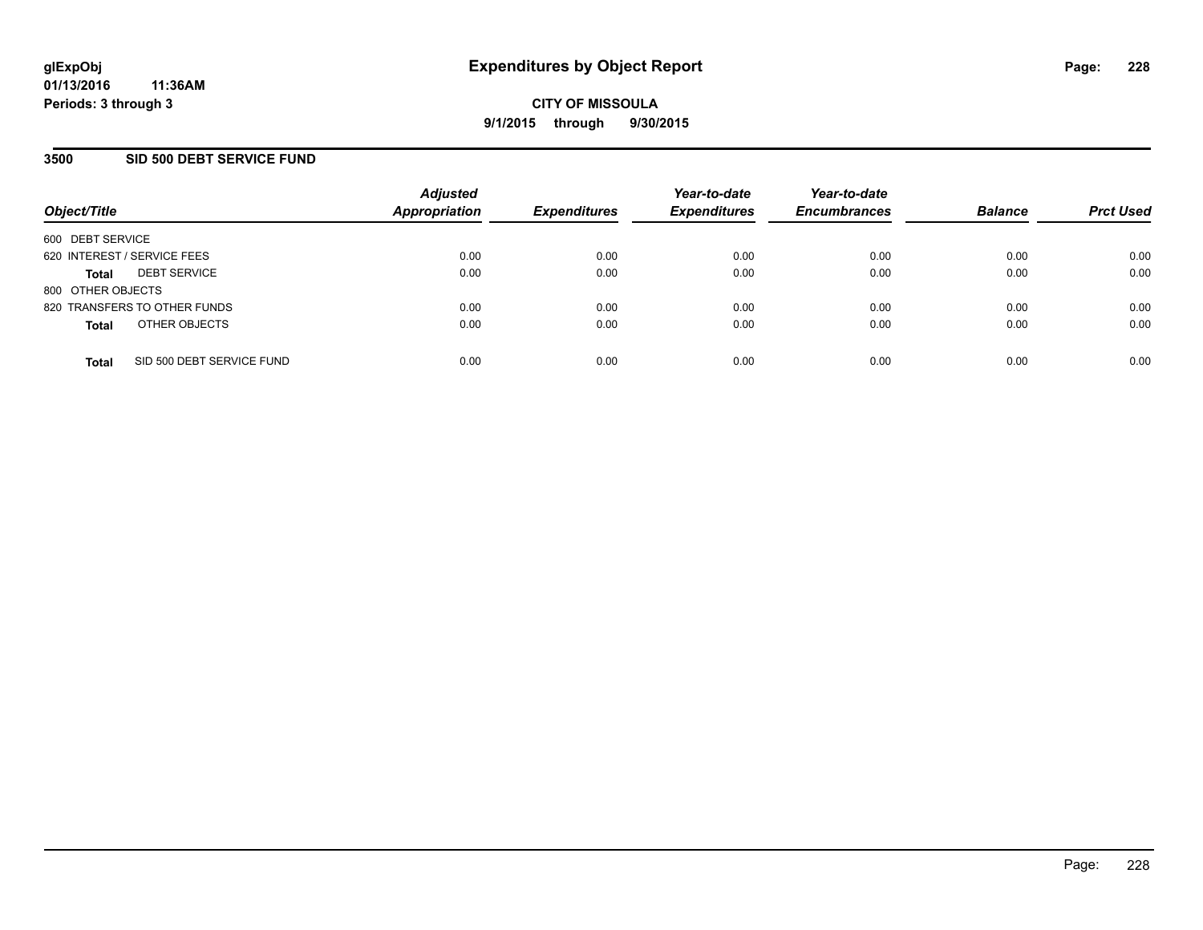glExpObj
01/13/2016 11:36AM
Periods: 3 through 3

# Expenditures by Object Report

CITY OF MISSOULA

9/1/2015 through 9/30/2015

## 3500 SID 500 DEBT SERVICE FUND

| Object/Title | Adjusted Appropriation | Expenditures | Year-to-date Expenditures | Year-to-date Encumbrances | Balance | Prct Used |
|---|---|---|---|---|---|---|
| 600 DEBT SERVICE | | | | | | |
| 620 INTEREST / SERVICE FEES | 0.00 | 0.00 | 0.00 | 0.00 | 0.00 | 0.00 |
| **Total** DEBT SERVICE | 0.00 | 0.00 | 0.00 | 0.00 | 0.00 | 0.00 |
| 800 OTHER OBJECTS | | | | | | |
| 820 TRANSFERS TO OTHER FUNDS | 0.00 | 0.00 | 0.00 | 0.00 | 0.00 | 0.00 |
| **Total** OTHER OBJECTS | 0.00 | 0.00 | 0.00 | 0.00 | 0.00 | 0.00 |
| **Total** SID 500 DEBT SERVICE FUND | 0.00 | 0.00 | 0.00 | 0.00 | 0.00 | 0.00 |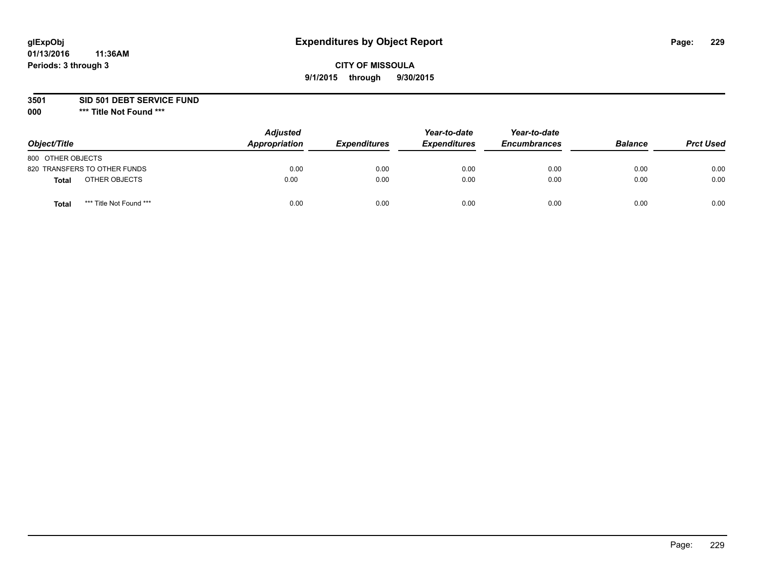**glExpObj** **Expenditures by Object Report**

**01/13/2016 11:36AM**

**Periods: 3 through 3**

**CITY OF MISSOULA**

**9/1/2015 through 9/30/2015**

**3501 SID 501 DEBT SERVICE FUND**

**000 \*\*\* Title Not Found \*\*\***

| Object/Title | Adjusted Appropriation | Expenditures | Year-to-date Expenditures | Year-to-date Encumbrances | Balance | Prct Used |
|---|---|---|---|---|---|---|
| 800 OTHER OBJECTS | | | | | | |
| 820 TRANSFERS TO OTHER FUNDS | 0.00 | 0.00 | 0.00 | 0.00 | 0.00 | 0.00 |
| **Total** OTHER OBJECTS | 0.00 | 0.00 | 0.00 | 0.00 | 0.00 | 0.00 |
| **Total** \*\*\* Title Not Found \*\*\* | 0.00 | 0.00 | 0.00 | 0.00 | 0.00 | 0.00 |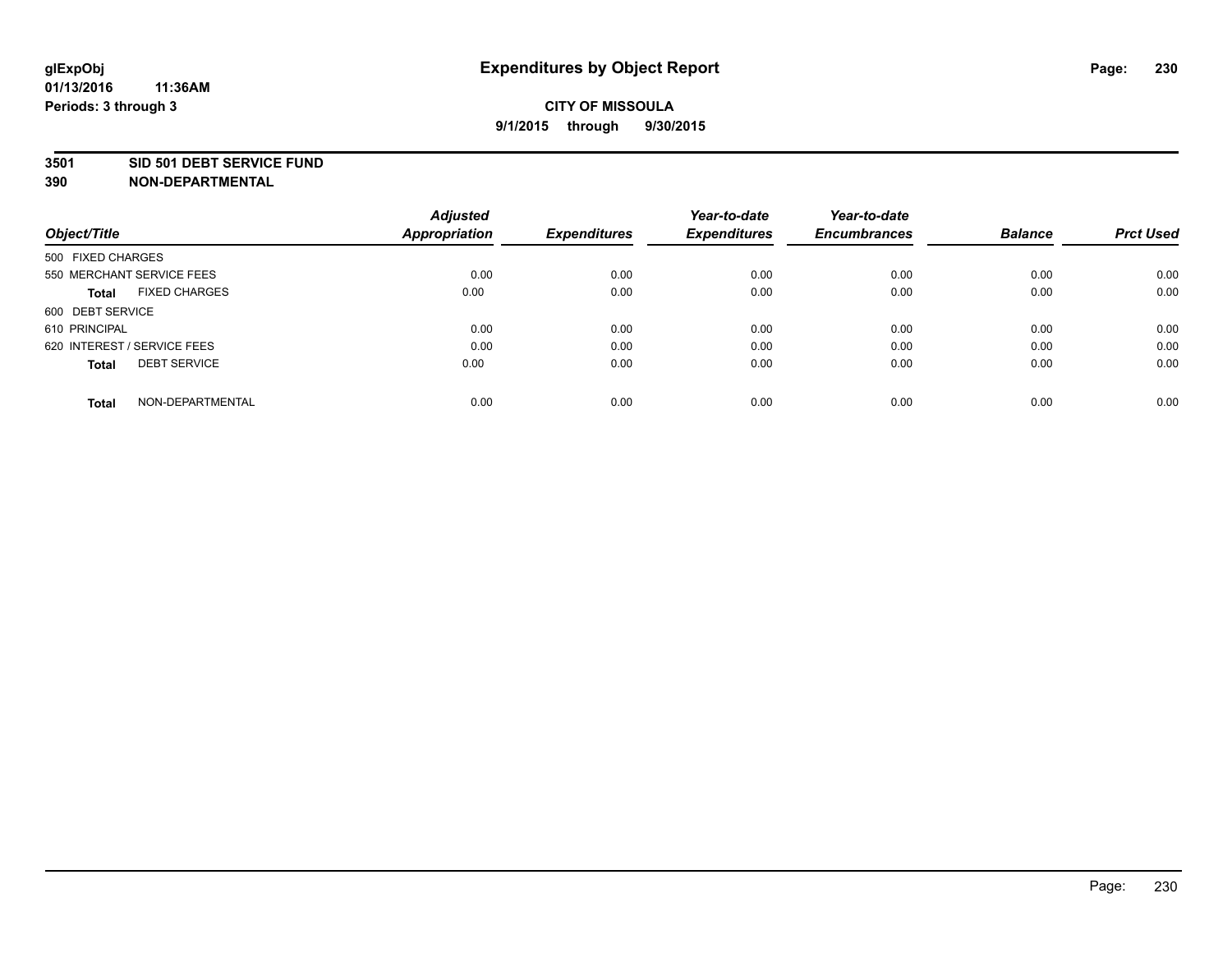**glExpObj** **Expenditures by Object Report**

**01/13/2016 11:36AM**

**Periods: 3 through 3**

**CITY OF MISSOULA**

**9/1/2015 through 9/30/2015**

## 3501 SID 501 DEBT SERVICE FUND

## 390 NON-DEPARTMENTAL

| Object/Title | Adjusted Appropriation | Expenditures | Year-to-date Expenditures | Year-to-date Encumbrances | Balance | Prct Used |
|---|---|---|---|---|---|---|
| 500 FIXED CHARGES | | | | | | |
| 550 MERCHANT SERVICE FEES | 0.00 | 0.00 | 0.00 | 0.00 | 0.00 | 0.00 |
| **Total** FIXED CHARGES | 0.00 | 0.00 | 0.00 | 0.00 | 0.00 | 0.00 |
| 600 DEBT SERVICE | | | | | | |
| 610 PRINCIPAL | 0.00 | 0.00 | 0.00 | 0.00 | 0.00 | 0.00 |
| 620 INTEREST / SERVICE FEES | 0.00 | 0.00 | 0.00 | 0.00 | 0.00 | 0.00 |
| **Total** DEBT SERVICE | 0.00 | 0.00 | 0.00 | 0.00 | 0.00 | 0.00 |
| **Total** NON-DEPARTMENTAL | 0.00 | 0.00 | 0.00 | 0.00 | 0.00 | 0.00 |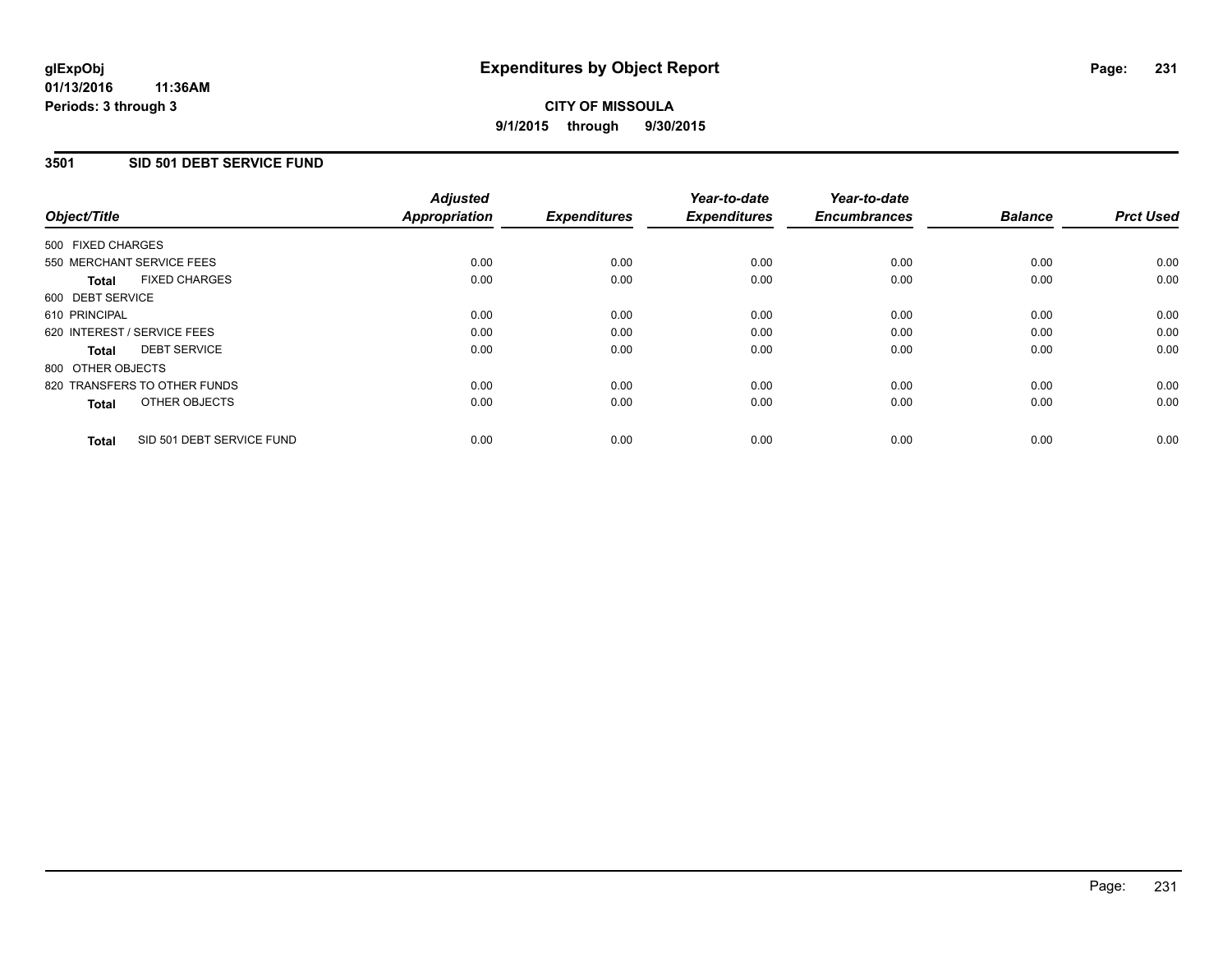**glExpObj**
**01/13/2016 11:36AM**
**Periods: 3 through 3**

# Expenditures by Object Report

**CITY OF MISSOULA**
**9/1/2015 through 9/30/2015**

## 3501 SID 501 DEBT SERVICE FUND

| Object/Title | | Adjusted Appropriation | Expenditures | Year-to-date Expenditures | Year-to-date Encumbrances | Balance | Prct Used |
|---|---|---|---|---|---|---|---|
| 500 FIXED CHARGES | | | | | | | |
| 550 MERCHANT SERVICE FEES | | 0.00 | 0.00 | 0.00 | 0.00 | 0.00 | 0.00 |
| **Total** | FIXED CHARGES | 0.00 | 0.00 | 0.00 | 0.00 | 0.00 | 0.00 |
| 600 DEBT SERVICE | | | | | | | |
| 610 PRINCIPAL | | 0.00 | 0.00 | 0.00 | 0.00 | 0.00 | 0.00 |
| 620 INTEREST / SERVICE FEES | | 0.00 | 0.00 | 0.00 | 0.00 | 0.00 | 0.00 |
| **Total** | DEBT SERVICE | 0.00 | 0.00 | 0.00 | 0.00 | 0.00 | 0.00 |
| 800 OTHER OBJECTS | | | | | | | |
| 820 TRANSFERS TO OTHER FUNDS | | 0.00 | 0.00 | 0.00 | 0.00 | 0.00 | 0.00 |
| **Total** | OTHER OBJECTS | 0.00 | 0.00 | 0.00 | 0.00 | 0.00 | 0.00 |
| **Total** | SID 501 DEBT SERVICE FUND | 0.00 | 0.00 | 0.00 | 0.00 | 0.00 | 0.00 |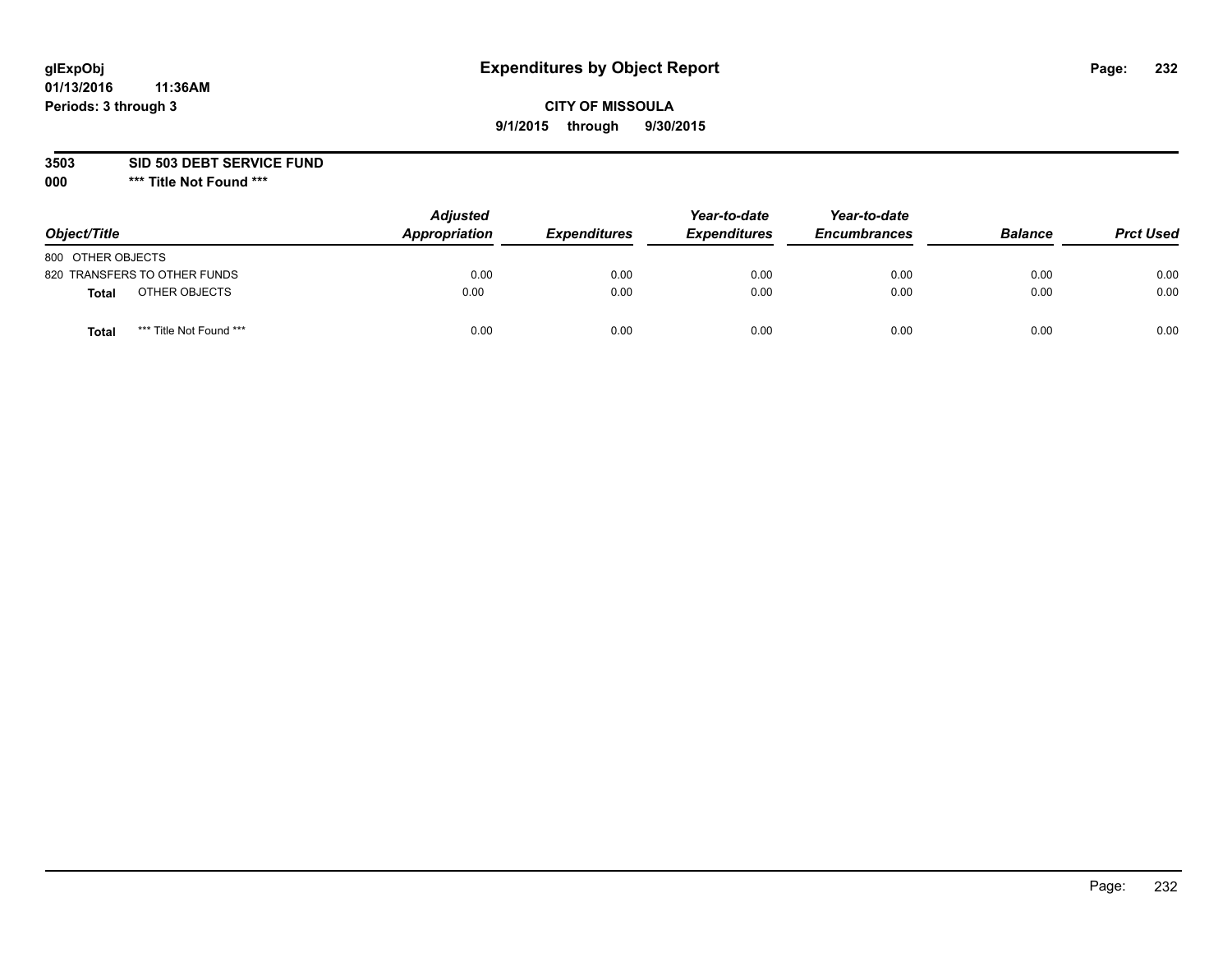glExpObj
01/13/2016 11:36AM
Periods: 3 through 3

# Expenditures by Object Report

**CITY OF MISSOULA**
**9/1/2015 through 9/30/2015**

**3503 SID 503 DEBT SERVICE FUND**
**000 *** Title Not Found *****

| Object/Title | Adjusted Appropriation | Expenditures | Year-to-date Expenditures | Year-to-date Encumbrances | Balance | Prct Used |
|---|---|---|---|---|---|---|
| 800 OTHER OBJECTS | | | | | | |
| 820 TRANSFERS TO OTHER FUNDS | 0.00 | 0.00 | 0.00 | 0.00 | 0.00 | 0.00 |
| **Total** OTHER OBJECTS | 0.00 | 0.00 | 0.00 | 0.00 | 0.00 | 0.00 |
| **Total** *** Title Not Found *** | 0.00 | 0.00 | 0.00 | 0.00 | 0.00 | 0.00 |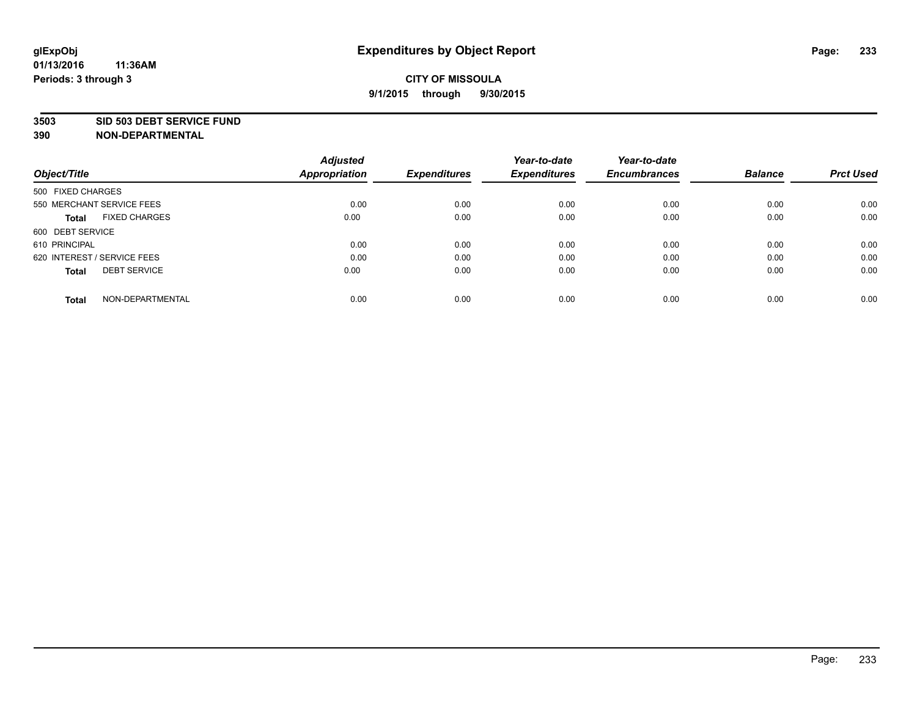# Expenditures by Object Report

glExpObj
01/13/2016 11:36AM
Periods: 3 through 3

**CITY OF MISSOULA**
**9/1/2015 through 9/30/2015**

**3503 SID 503 DEBT SERVICE FUND**
**390 NON-DEPARTMENTAL**

| Object/Title | Adjusted Appropriation | Expenditures | Year-to-date Expenditures | Year-to-date Encumbrances | Balance | Prct Used |
|---|---|---|---|---|---|---|
| 500 FIXED CHARGES | | | | | | |
| 550 MERCHANT SERVICE FEES | 0.00 | 0.00 | 0.00 | 0.00 | 0.00 | 0.00 |
| **Total** FIXED CHARGES | 0.00 | 0.00 | 0.00 | 0.00 | 0.00 | 0.00 |
| 600 DEBT SERVICE | | | | | | |
| 610 PRINCIPAL | 0.00 | 0.00 | 0.00 | 0.00 | 0.00 | 0.00 |
| 620 INTEREST / SERVICE FEES | 0.00 | 0.00 | 0.00 | 0.00 | 0.00 | 0.00 |
| **Total** DEBT SERVICE | 0.00 | 0.00 | 0.00 | 0.00 | 0.00 | 0.00 |
| **Total** NON-DEPARTMENTAL | 0.00 | 0.00 | 0.00 | 0.00 | 0.00 | 0.00 |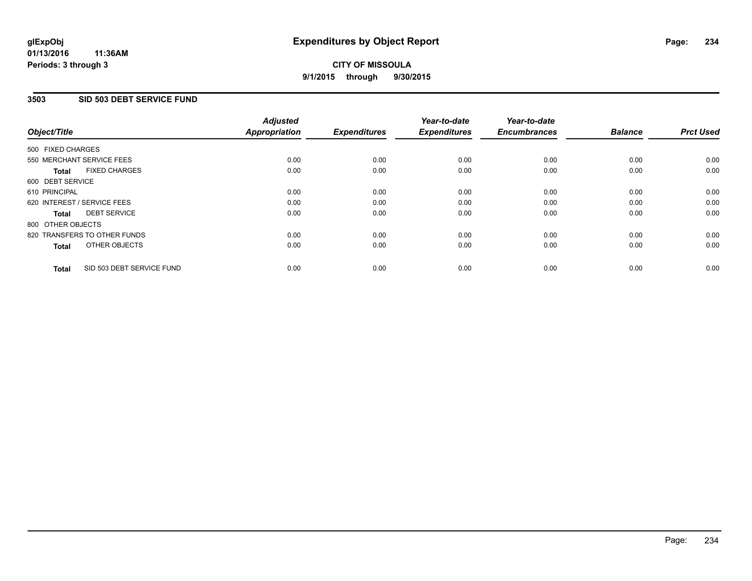**glExpObj** **Expenditures by Object Report**

**01/13/2016 11:36AM**

**Periods: 3 through 3**

**CITY OF MISSOULA**

**9/1/2015 through 9/30/2015**

## 3503 SID 503 DEBT SERVICE FUND

| Object/Title | Adjusted Appropriation | Expenditures | Year-to-date Expenditures | Year-to-date Encumbrances | Balance | Prct Used |
|---|---|---|---|---|---|---|
| 500 FIXED CHARGES | | | | | | |
| 550 MERCHANT SERVICE FEES | 0.00 | 0.00 | 0.00 | 0.00 | 0.00 | 0.00 |
| **Total** FIXED CHARGES | 0.00 | 0.00 | 0.00 | 0.00 | 0.00 | 0.00 |
| 600 DEBT SERVICE | | | | | | |
| 610 PRINCIPAL | 0.00 | 0.00 | 0.00 | 0.00 | 0.00 | 0.00 |
| 620 INTEREST / SERVICE FEES | 0.00 | 0.00 | 0.00 | 0.00 | 0.00 | 0.00 |
| **Total** DEBT SERVICE | 0.00 | 0.00 | 0.00 | 0.00 | 0.00 | 0.00 |
| 800 OTHER OBJECTS | | | | | | |
| 820 TRANSFERS TO OTHER FUNDS | 0.00 | 0.00 | 0.00 | 0.00 | 0.00 | 0.00 |
| **Total** OTHER OBJECTS | 0.00 | 0.00 | 0.00 | 0.00 | 0.00 | 0.00 |
| **Total** SID 503 DEBT SERVICE FUND | 0.00 | 0.00 | 0.00 | 0.00 | 0.00 | 0.00 |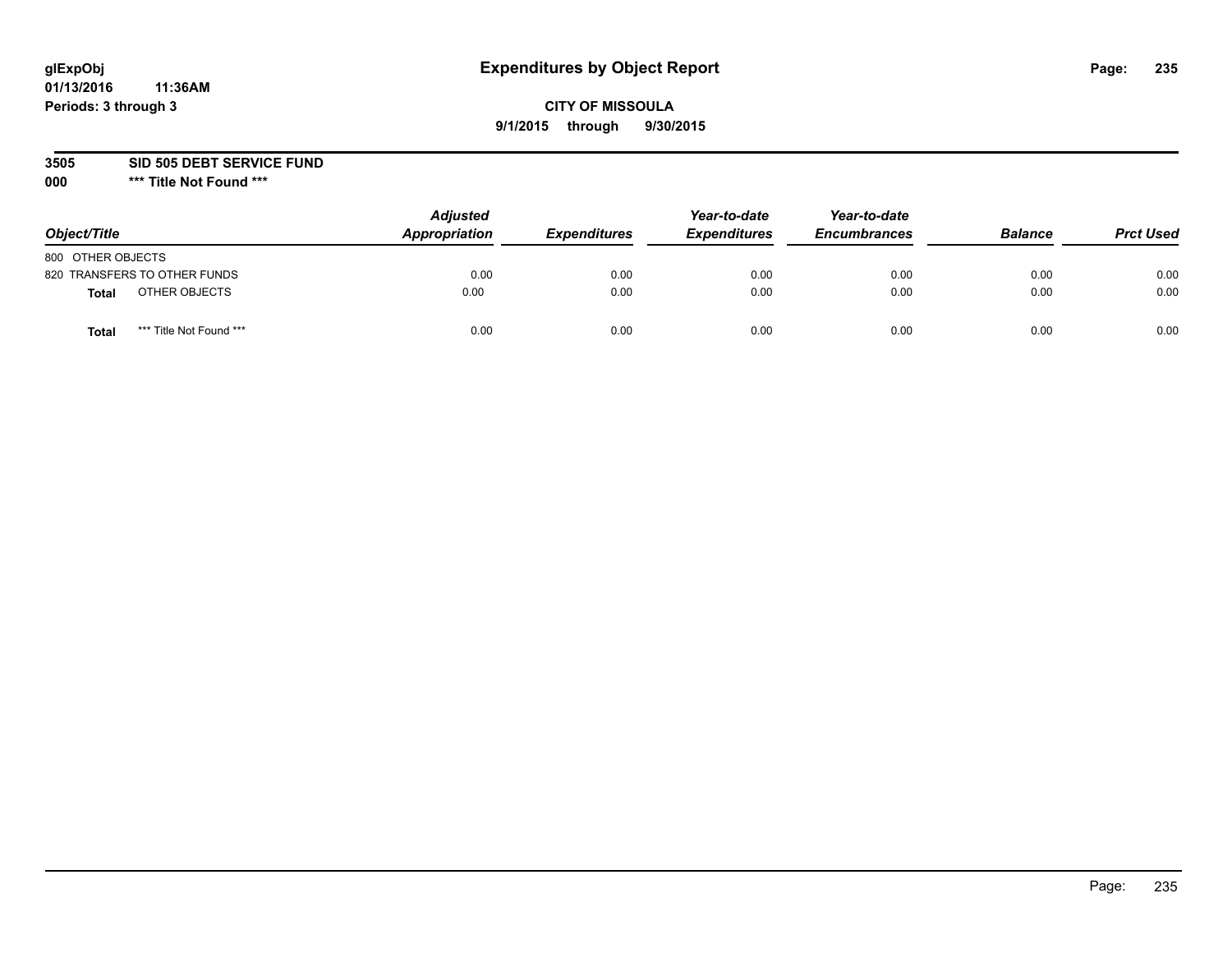# Expenditures by Object Report

glExpObj
01/13/2016 11:36AM
Periods: 3 through 3

**CITY OF MISSOULA**
**9/1/2015 through 9/30/2015**

**3505 SID 505 DEBT SERVICE FUND**
**000 \*\*\* Title Not Found \*\*\***

| Object/Title | Adjusted Appropriation | Expenditures | Year-to-date Expenditures | Year-to-date Encumbrances | Balance | Prct Used |
|---|---|---|---|---|---|---|
| 800 OTHER OBJECTS | | | | | | |
| 820 TRANSFERS TO OTHER FUNDS | 0.00 | 0.00 | 0.00 | 0.00 | 0.00 | 0.00 |
| **Total** OTHER OBJECTS | 0.00 | 0.00 | 0.00 | 0.00 | 0.00 | 0.00 |
| **Total** *** Title Not Found *** | 0.00 | 0.00 | 0.00 | 0.00 | 0.00 | 0.00 |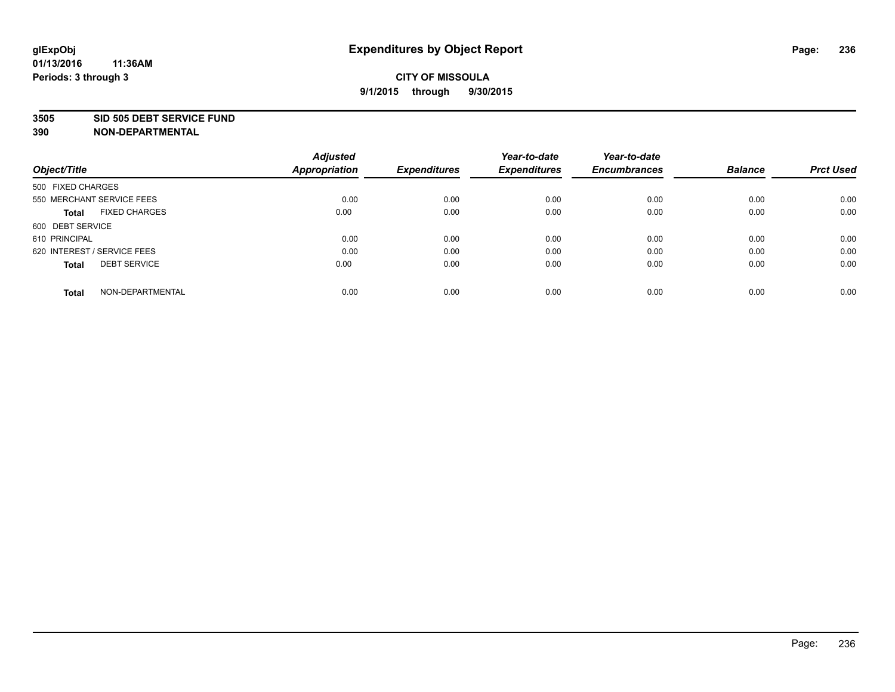**glExpObj** **Expenditures by Object Report**

**01/13/2016 11:36AM**

**Periods: 3 through 3**

**CITY OF MISSOULA**

**9/1/2015 through 9/30/2015**

**3505 SID 505 DEBT SERVICE FUND**

**390 NON-DEPARTMENTAL**

| Object/Title | | Adjusted Appropriation | Expenditures | Year-to-date Expenditures | Year-to-date Encumbrances | Balance | Prct Used |
|---|---|---|---|---|---|---|---|
| 500 FIXED CHARGES | | | | | | | |
| 550 MERCHANT SERVICE FEES | | 0.00 | 0.00 | 0.00 | 0.00 | 0.00 | 0.00 |
| Total | FIXED CHARGES | 0.00 | 0.00 | 0.00 | 0.00 | 0.00 | 0.00 |
| 600 DEBT SERVICE | | | | | | | |
| 610 PRINCIPAL | | 0.00 | 0.00 | 0.00 | 0.00 | 0.00 | 0.00 |
| 620 INTEREST / SERVICE FEES | | 0.00 | 0.00 | 0.00 | 0.00 | 0.00 | 0.00 |
| Total | DEBT SERVICE | 0.00 | 0.00 | 0.00 | 0.00 | 0.00 | 0.00 |
| Total | NON-DEPARTMENTAL | 0.00 | 0.00 | 0.00 | 0.00 | 0.00 | 0.00 |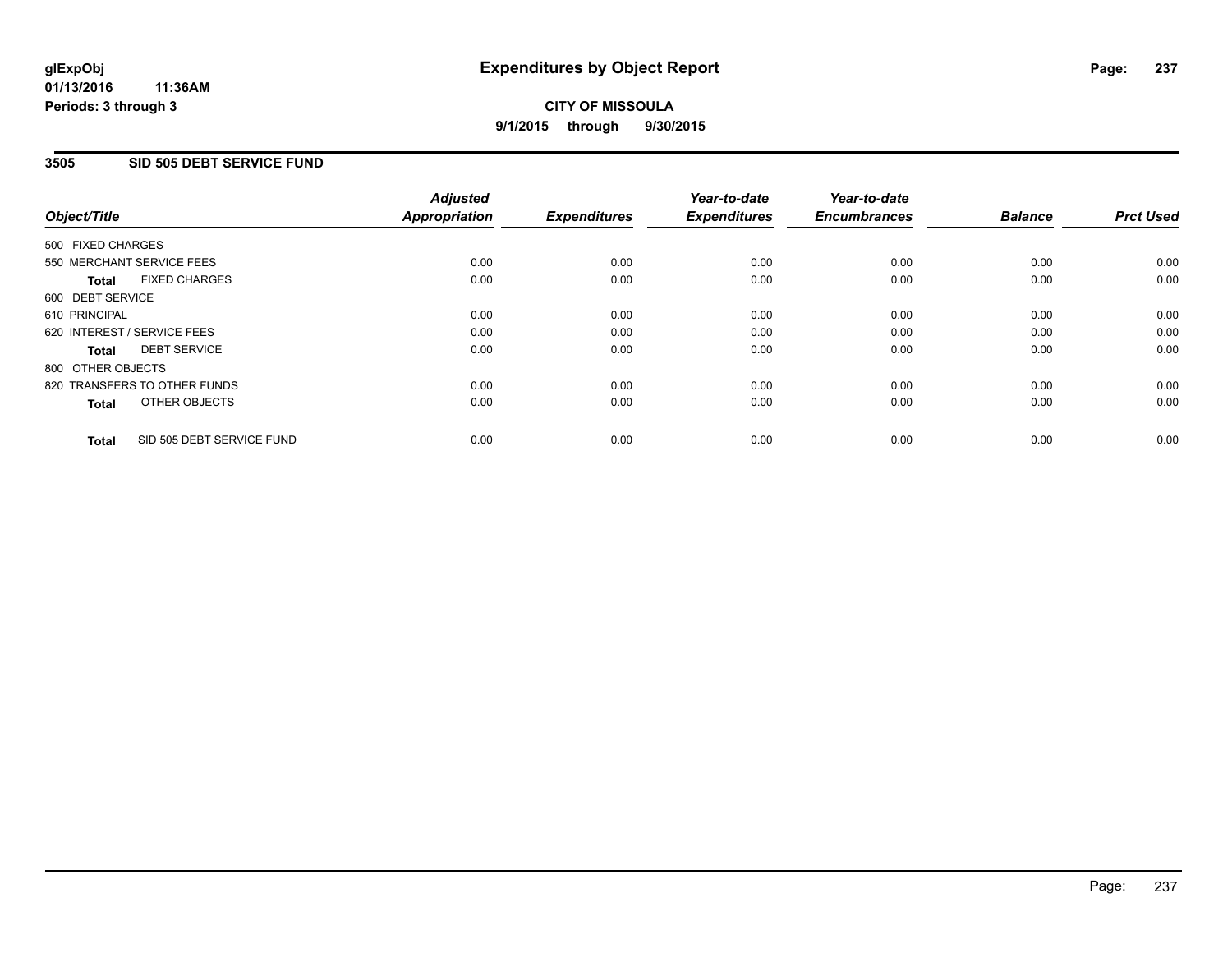# Expenditures by Object Report

glExpObj
01/13/2016 11:36AM
Periods: 3 through 3

**CITY OF MISSOULA**
**9/1/2015 through 9/30/2015**

## 3505 SID 505 DEBT SERVICE FUND

| Object/Title | Adjusted Appropriation | Expenditures | Year-to-date Expenditures | Year-to-date Encumbrances | Balance | Prct Used |
|---|---|---|---|---|---|---|
| 500 FIXED CHARGES | | | | | | |
| 550 MERCHANT SERVICE FEES | 0.00 | 0.00 | 0.00 | 0.00 | 0.00 | 0.00 |
| **Total** FIXED CHARGES | 0.00 | 0.00 | 0.00 | 0.00 | 0.00 | 0.00 |
| 600 DEBT SERVICE | | | | | | |
| 610 PRINCIPAL | 0.00 | 0.00 | 0.00 | 0.00 | 0.00 | 0.00 |
| 620 INTEREST / SERVICE FEES | 0.00 | 0.00 | 0.00 | 0.00 | 0.00 | 0.00 |
| **Total** DEBT SERVICE | 0.00 | 0.00 | 0.00 | 0.00 | 0.00 | 0.00 |
| 800 OTHER OBJECTS | | | | | | |
| 820 TRANSFERS TO OTHER FUNDS | 0.00 | 0.00 | 0.00 | 0.00 | 0.00 | 0.00 |
| **Total** OTHER OBJECTS | 0.00 | 0.00 | 0.00 | 0.00 | 0.00 | 0.00 |
| **Total** SID 505 DEBT SERVICE FUND | 0.00 | 0.00 | 0.00 | 0.00 | 0.00 | 0.00 |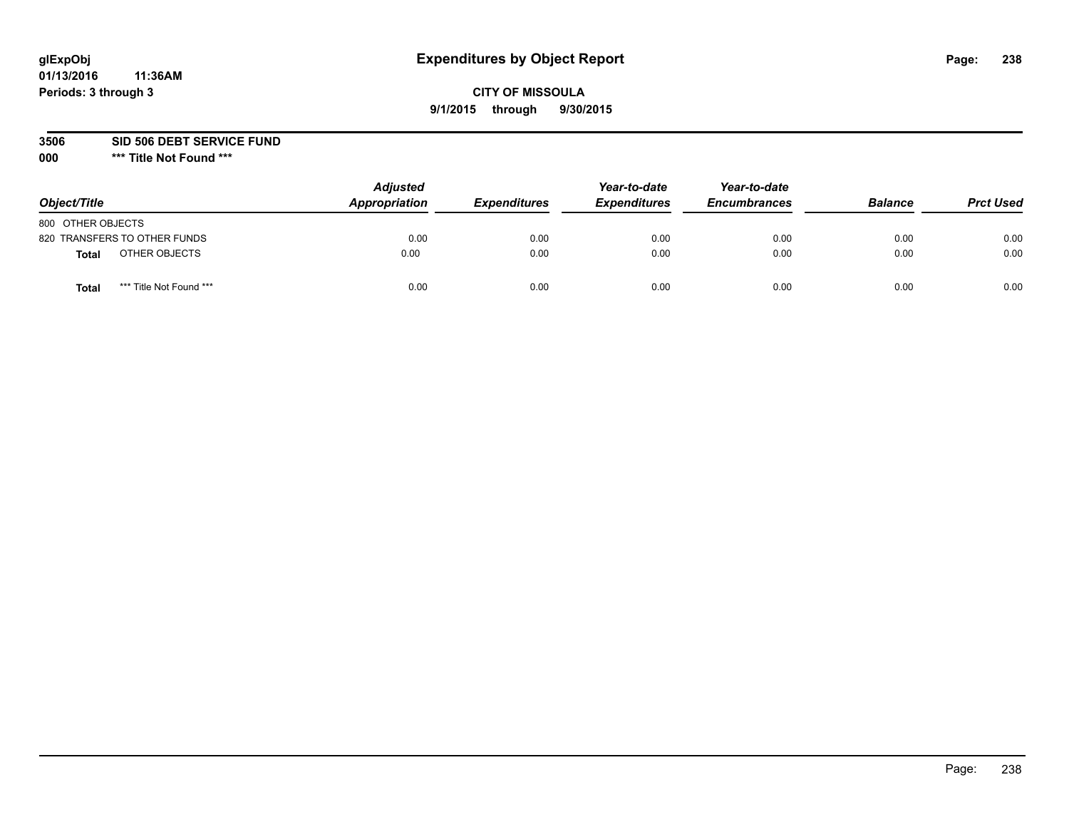glExpObj
01/13/2016 11:36AM
Periods: 3 through 3

# Expenditures by Object Report

**CITY OF MISSOULA**
**9/1/2015 through 9/30/2015**

**3506 SID 506 DEBT SERVICE FUND**
**000 \*\*\* Title Not Found \*\*\***

| Object/Title | Adjusted Appropriation | Expenditures | Year-to-date Expenditures | Year-to-date Encumbrances | Balance | Prct Used |
|---|---|---|---|---|---|---|
| 800 OTHER OBJECTS | | | | | | |
| 820 TRANSFERS TO OTHER FUNDS | 0.00 | 0.00 | 0.00 | 0.00 | 0.00 | 0.00 |
| **Total** OTHER OBJECTS | 0.00 | 0.00 | 0.00 | 0.00 | 0.00 | 0.00 |
| **Total** \*\*\* Title Not Found \*\*\* | 0.00 | 0.00 | 0.00 | 0.00 | 0.00 | 0.00 |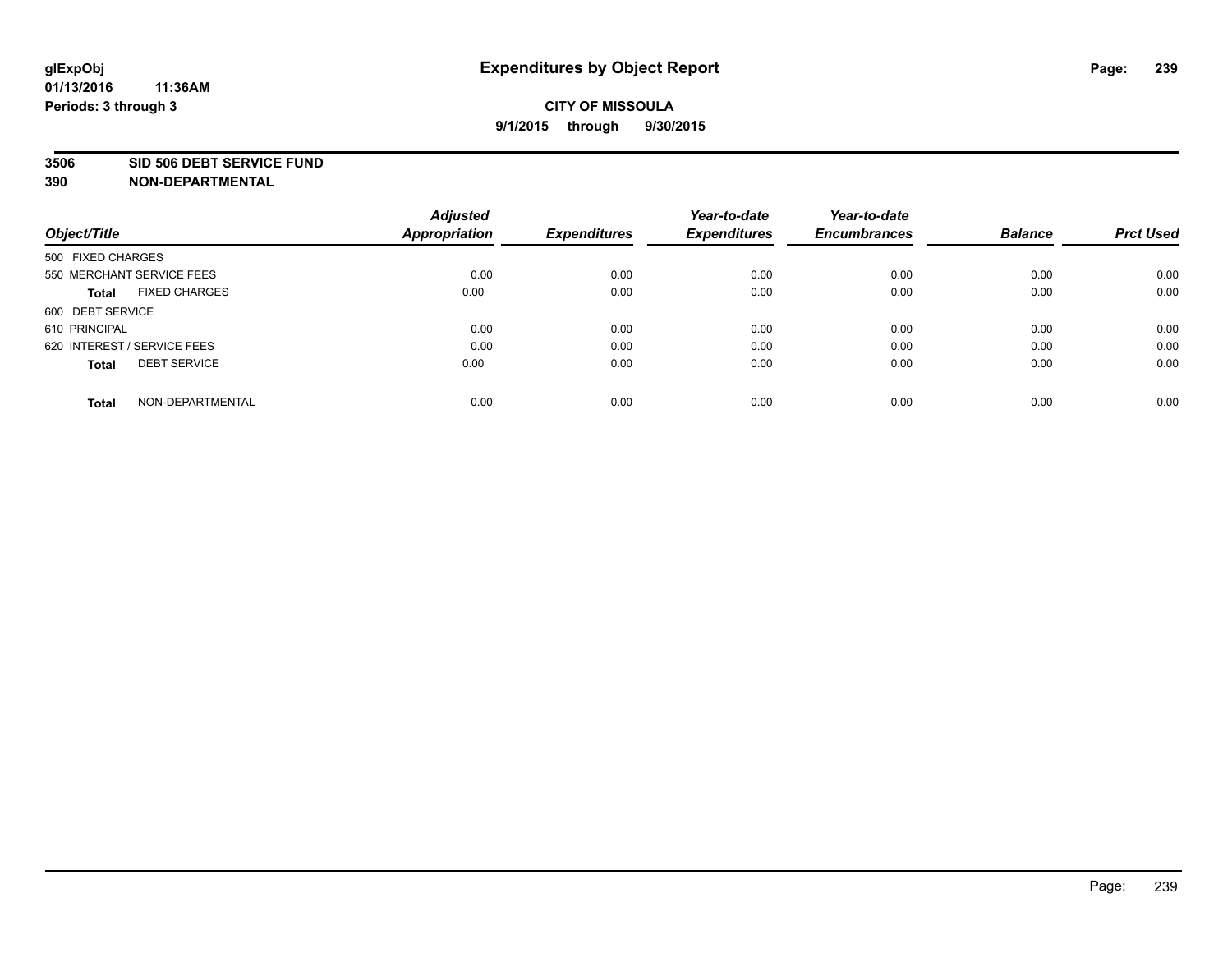**glExpObj**
**01/13/2016 11:36AM**
**Periods: 3 through 3**

# Expenditures by Object Report

**CITY OF MISSOULA**
**9/1/2015 through 9/30/2015**

**3506 SID 506 DEBT SERVICE FUND**
**390 NON-DEPARTMENTAL**

| Object/Title | Adjusted Appropriation | Expenditures | Year-to-date Expenditures | Year-to-date Encumbrances | Balance | Prct Used |
|---|---|---|---|---|---|---|
| 500 FIXED CHARGES | | | | | | |
| 550 MERCHANT SERVICE FEES | 0.00 | 0.00 | 0.00 | 0.00 | 0.00 | 0.00 |
| **Total** FIXED CHARGES | 0.00 | 0.00 | 0.00 | 0.00 | 0.00 | 0.00 |
| 600 DEBT SERVICE | | | | | | |
| 610 PRINCIPAL | 0.00 | 0.00 | 0.00 | 0.00 | 0.00 | 0.00 |
| 620 INTEREST / SERVICE FEES | 0.00 | 0.00 | 0.00 | 0.00 | 0.00 | 0.00 |
| **Total** DEBT SERVICE | 0.00 | 0.00 | 0.00 | 0.00 | 0.00 | 0.00 |
| **Total** NON-DEPARTMENTAL | 0.00 | 0.00 | 0.00 | 0.00 | 0.00 | 0.00 |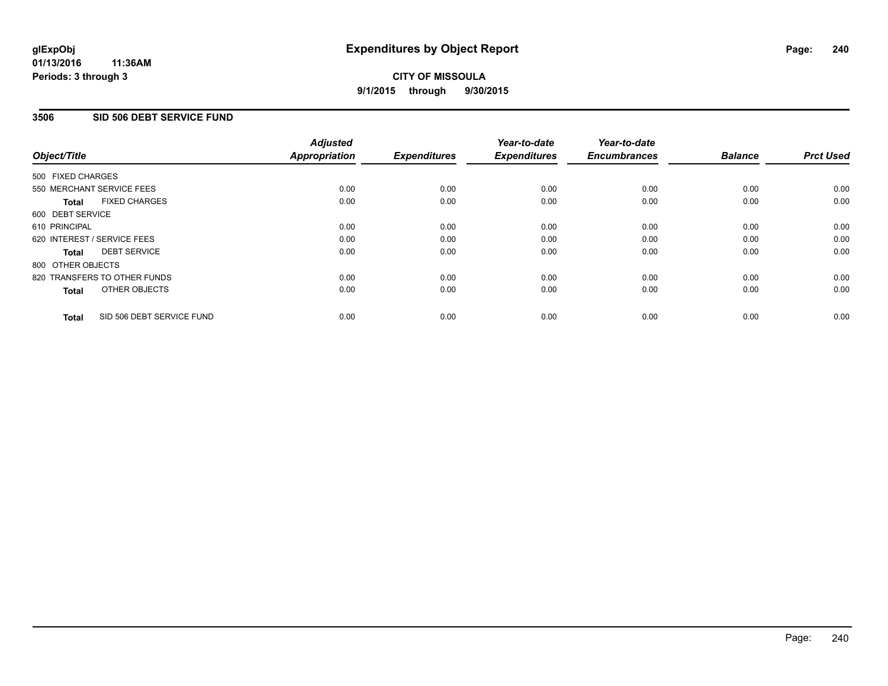**glExpObj**
**01/13/2016 11:36AM**
**Periods: 3 through 3**

# Expenditures by Object Report

**CITY OF MISSOULA**
**9/1/2015 through 9/30/2015**

## 3506 SID 506 DEBT SERVICE FUND

| Object/Title | Adjusted Appropriation | Expenditures | Year-to-date Expenditures | Year-to-date Encumbrances | Balance | Prct Used |
|---|---|---|---|---|---|---|
| 500 FIXED CHARGES | | | | | | |
| 550 MERCHANT SERVICE FEES | 0.00 | 0.00 | 0.00 | 0.00 | 0.00 | 0.00 |
| **Total** FIXED CHARGES | 0.00 | 0.00 | 0.00 | 0.00 | 0.00 | 0.00 |
| 600 DEBT SERVICE | | | | | | |
| 610 PRINCIPAL | 0.00 | 0.00 | 0.00 | 0.00 | 0.00 | 0.00 |
| 620 INTEREST / SERVICE FEES | 0.00 | 0.00 | 0.00 | 0.00 | 0.00 | 0.00 |
| **Total** DEBT SERVICE | 0.00 | 0.00 | 0.00 | 0.00 | 0.00 | 0.00 |
| 800 OTHER OBJECTS | | | | | | |
| 820 TRANSFERS TO OTHER FUNDS | 0.00 | 0.00 | 0.00 | 0.00 | 0.00 | 0.00 |
| **Total** OTHER OBJECTS | 0.00 | 0.00 | 0.00 | 0.00 | 0.00 | 0.00 |
| **Total** SID 506 DEBT SERVICE FUND | 0.00 | 0.00 | 0.00 | 0.00 | 0.00 | 0.00 |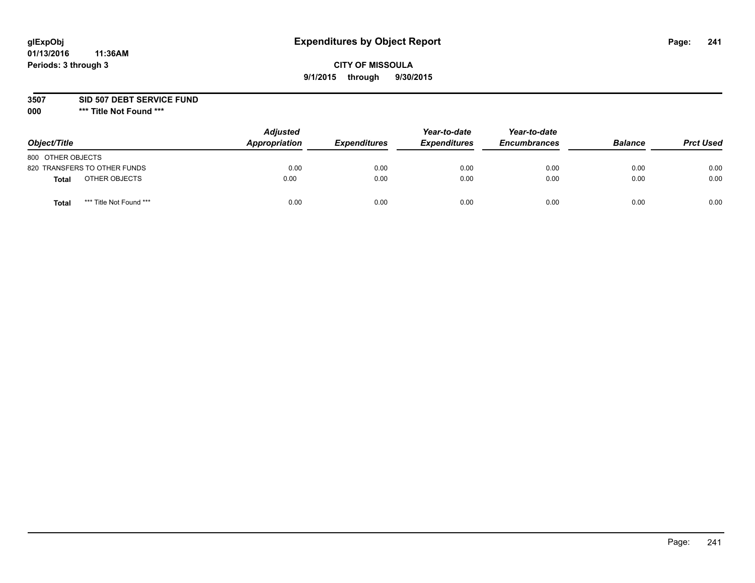glExpObj
01/13/2016 11:36AM
Periods: 3 through 3

# Expenditures by Object Report

CITY OF MISSOULA

9/1/2015 through 9/30/2015

**3507 SID 507 DEBT SERVICE FUND**

**000 *** Title Not Found *****

| Object/Title | | Adjusted Appropriation | Expenditures | Year-to-date Expenditures | Year-to-date Encumbrances | Balance | Prct Used |
|---|---|---|---|---|---|---|---|
| 800 OTHER OBJECTS | | | | | | | |
| 820 TRANSFERS TO OTHER FUNDS | | 0.00 | 0.00 | 0.00 | 0.00 | 0.00 | 0.00 |
| **Total** | OTHER OBJECTS | 0.00 | 0.00 | 0.00 | 0.00 | 0.00 | 0.00 |
| **Total** | *** Title Not Found *** | 0.00 | 0.00 | 0.00 | 0.00 | 0.00 | 0.00 |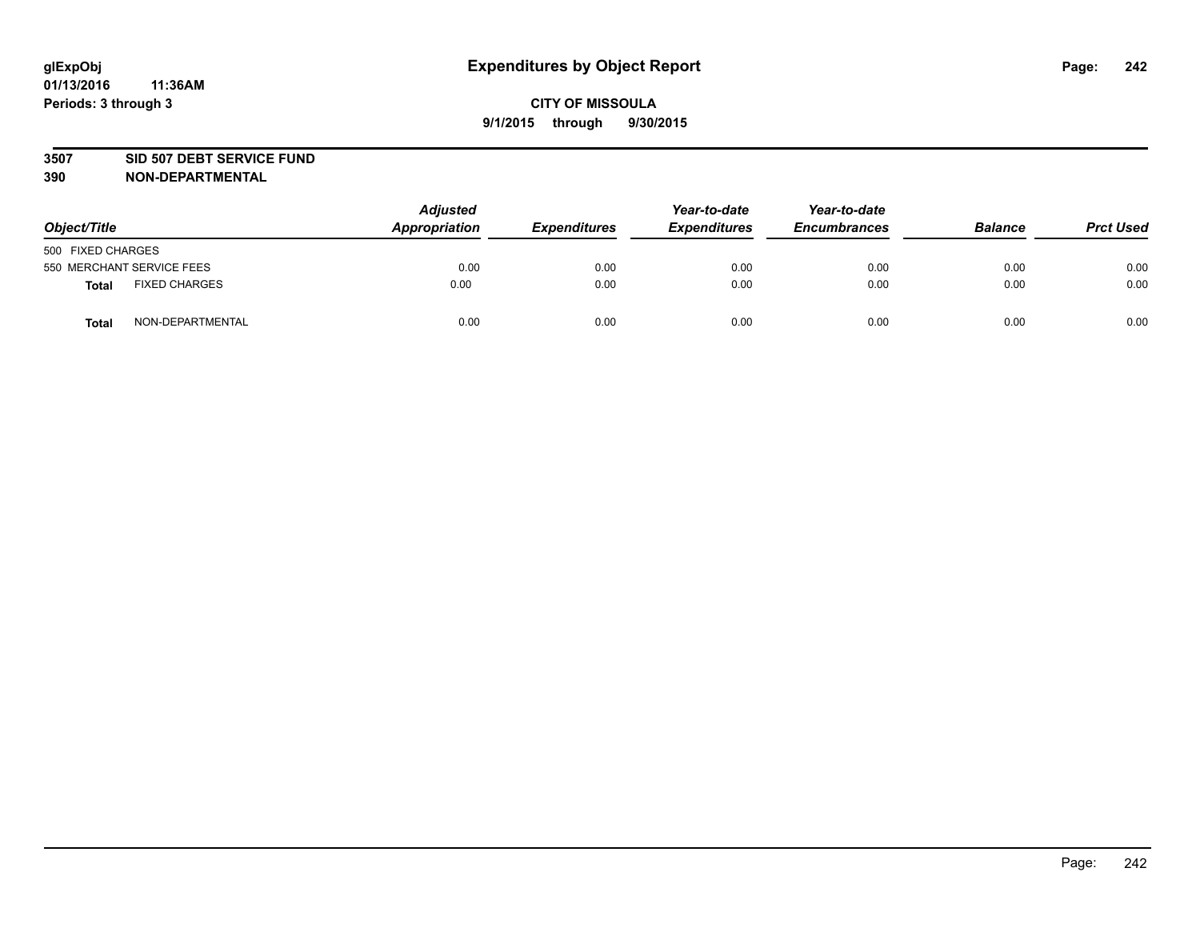glExpObj
01/13/2016 11:36AM
Periods: 3 through 3

# Expenditures by Object Report

**CITY OF MISSOULA**
**9/1/2015 through 9/30/2015**

**3507 SID 507 DEBT SERVICE FUND**
**390 NON-DEPARTMENTAL**

| Object/Title | | Adjusted Appropriation | Expenditures | Year-to-date Expenditures | Year-to-date Encumbrances | Balance | Prct Used |
|---|---|---|---|---|---|---|---|
| 500 FIXED CHARGES | | | | | | | |
| 550 MERCHANT SERVICE FEES | | 0.00 | 0.00 | 0.00 | 0.00 | 0.00 | 0.00 |
| **Total** | FIXED CHARGES | 0.00 | 0.00 | 0.00 | 0.00 | 0.00 | 0.00 |
| **Total** | NON-DEPARTMENTAL | 0.00 | 0.00 | 0.00 | 0.00 | 0.00 | 0.00 |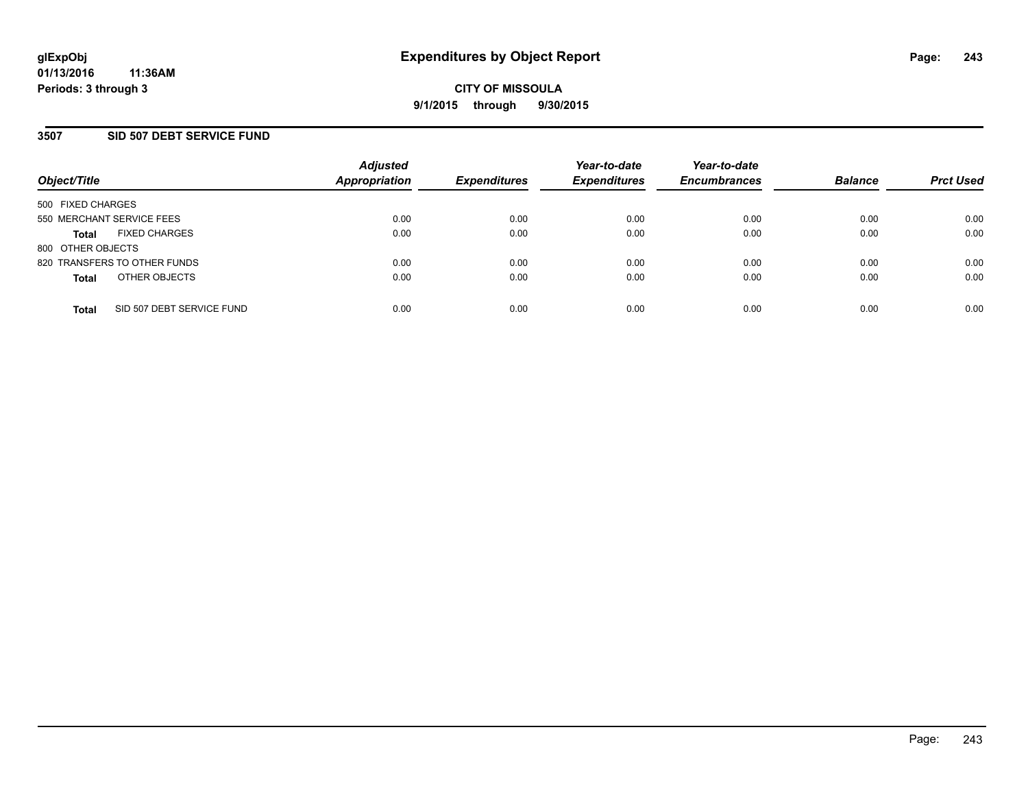**glExpObj**
**01/13/2016 11:36AM**
**Periods: 3 through 3**

# Expenditures by Object Report

**CITY OF MISSOULA**
**9/1/2015 through 9/30/2015**

## 3507 SID 507 DEBT SERVICE FUND

| Object/Title | | Adjusted Appropriation | Expenditures | Year-to-date Expenditures | Year-to-date Encumbrances | Balance | Prct Used |
|---|---|---|---|---|---|---|---|
| 500 FIXED CHARGES | | | | | | | |
| 550 MERCHANT SERVICE FEES | | 0.00 | 0.00 | 0.00 | 0.00 | 0.00 | 0.00 |
| **Total** | FIXED CHARGES | 0.00 | 0.00 | 0.00 | 0.00 | 0.00 | 0.00 |
| 800 OTHER OBJECTS | | | | | | | |
| 820 TRANSFERS TO OTHER FUNDS | | 0.00 | 0.00 | 0.00 | 0.00 | 0.00 | 0.00 |
| **Total** | OTHER OBJECTS | 0.00 | 0.00 | 0.00 | 0.00 | 0.00 | 0.00 |
| **Total** | SID 507 DEBT SERVICE FUND | 0.00 | 0.00 | 0.00 | 0.00 | 0.00 | 0.00 |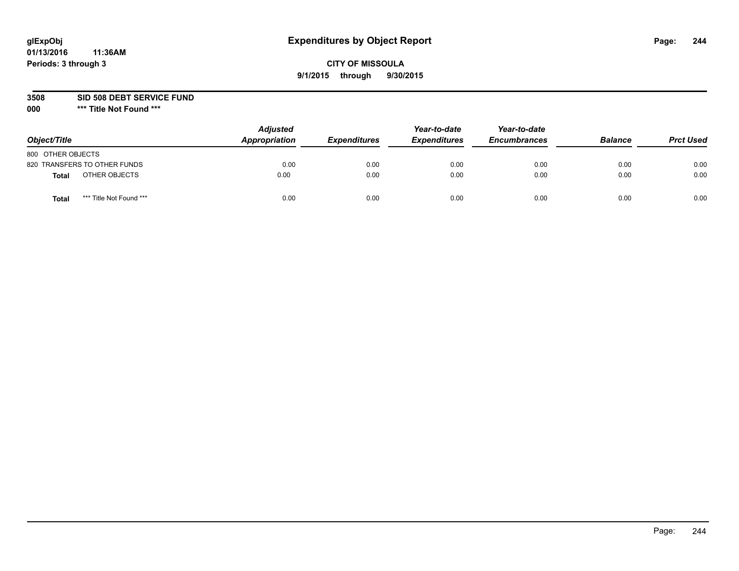# Expenditures by Object Report

glExpObj
01/13/2016 11:36AM
Periods: 3 through 3

**CITY OF MISSOULA**
**9/1/2015 through 9/30/2015**

**3508 SID 508 DEBT SERVICE FUND**
**000 \*\*\* Title Not Found \*\*\***

| Object/Title | Adjusted Appropriation | Expenditures | Year-to-date Expenditures | Year-to-date Encumbrances | Balance | Prct Used |
|---|---|---|---|---|---|---|
| 800 OTHER OBJECTS | | | | | | |
| 820 TRANSFERS TO OTHER FUNDS | 0.00 | 0.00 | 0.00 | 0.00 | 0.00 | 0.00 |
| **Total** OTHER OBJECTS | 0.00 | 0.00 | 0.00 | 0.00 | 0.00 | 0.00 |
| **Total** *** Title Not Found *** | 0.00 | 0.00 | 0.00 | 0.00 | 0.00 | 0.00 |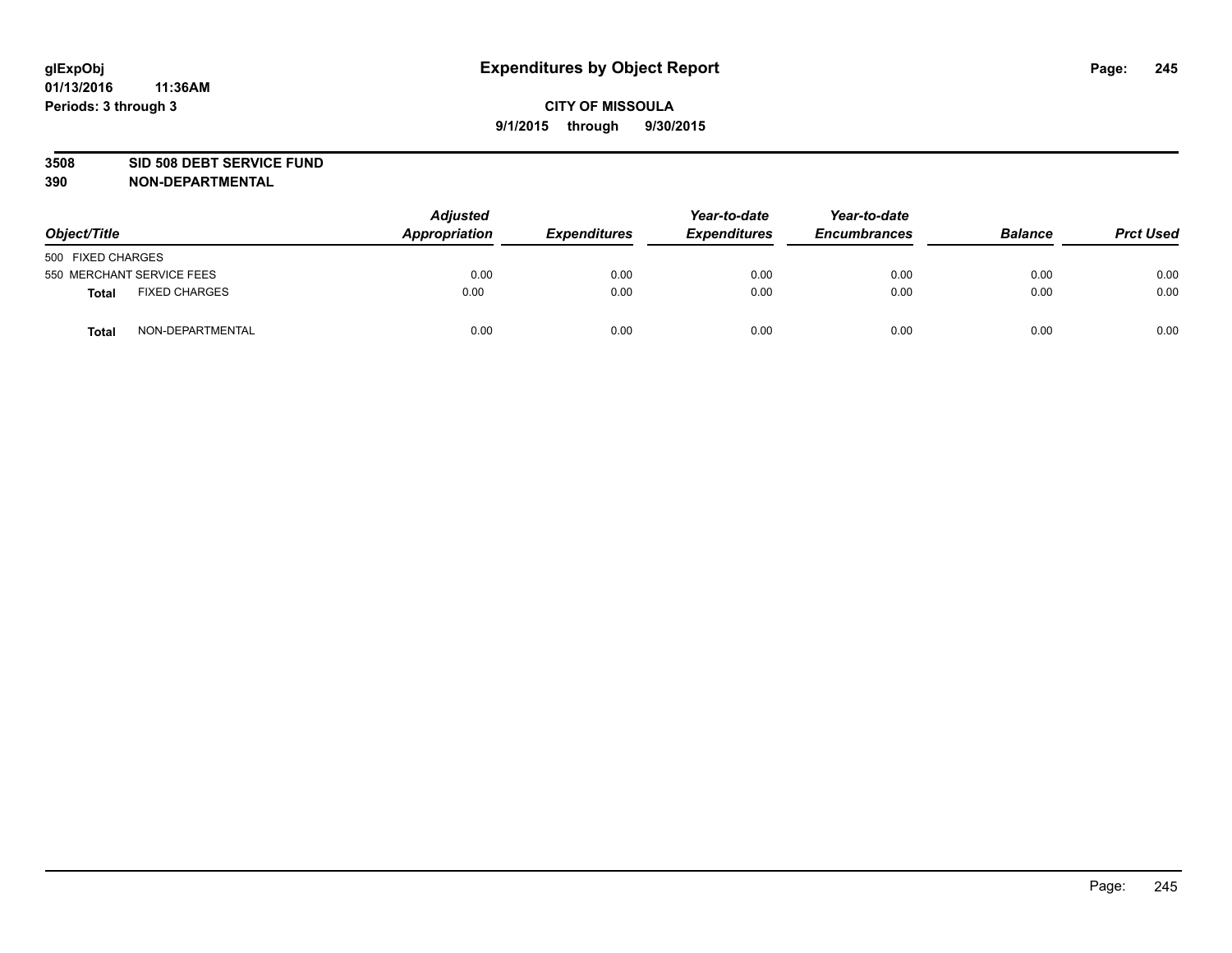# Expenditures by Object Report

glExpObj
01/13/2016 11:36AM
Periods: 3 through 3

**CITY OF MISSOULA**
**9/1/2015 through 9/30/2015**

**3508 SID 508 DEBT SERVICE FUND**
**390 NON-DEPARTMENTAL**

| Object/Title | Adjusted Appropriation | Expenditures | Year-to-date Expenditures | Year-to-date Encumbrances | Balance | Prct Used |
|---|---|---|---|---|---|---|
| 500 FIXED CHARGES | | | | | | |
| 550 MERCHANT SERVICE FEES | 0.00 | 0.00 | 0.00 | 0.00 | 0.00 | 0.00 |
| **Total** FIXED CHARGES | 0.00 | 0.00 | 0.00 | 0.00 | 0.00 | 0.00 |
| **Total** NON-DEPARTMENTAL | 0.00 | 0.00 | 0.00 | 0.00 | 0.00 | 0.00 |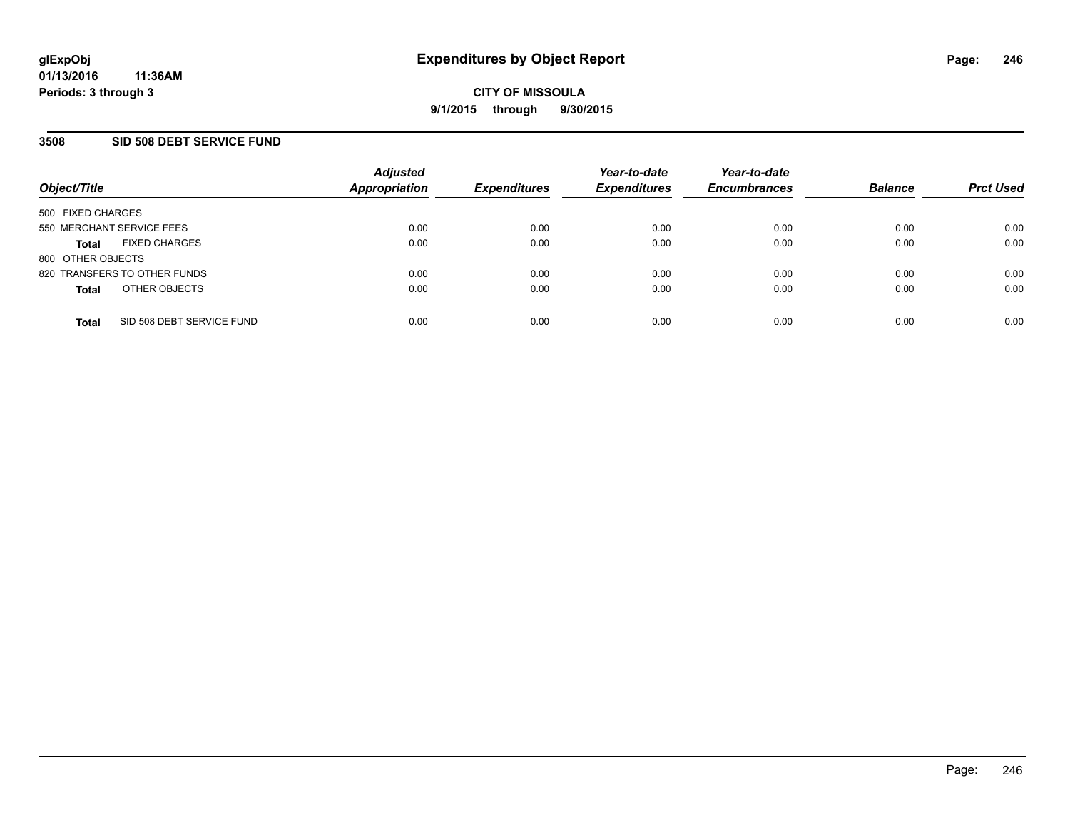**glExpObj**
**01/13/2016 11:36AM**
**Periods: 3 through 3**

# Expenditures by Object Report

**CITY OF MISSOULA**
**9/1/2015 through 9/30/2015**

## 3508 SID 508 DEBT SERVICE FUND

| Object/Title | Adjusted Appropriation | Expenditures | Year-to-date Expenditures | Year-to-date Encumbrances | Balance | Prct Used |
|---|---|---|---|---|---|---|
| 500 FIXED CHARGES | | | | | | |
| 550 MERCHANT SERVICE FEES | 0.00 | 0.00 | 0.00 | 0.00 | 0.00 | 0.00 |
| **Total** FIXED CHARGES | 0.00 | 0.00 | 0.00 | 0.00 | 0.00 | 0.00 |
| 800 OTHER OBJECTS | | | | | | |
| 820 TRANSFERS TO OTHER FUNDS | 0.00 | 0.00 | 0.00 | 0.00 | 0.00 | 0.00 |
| **Total** OTHER OBJECTS | 0.00 | 0.00 | 0.00 | 0.00 | 0.00 | 0.00 |
| **Total** SID 508 DEBT SERVICE FUND | 0.00 | 0.00 | 0.00 | 0.00 | 0.00 | 0.00 |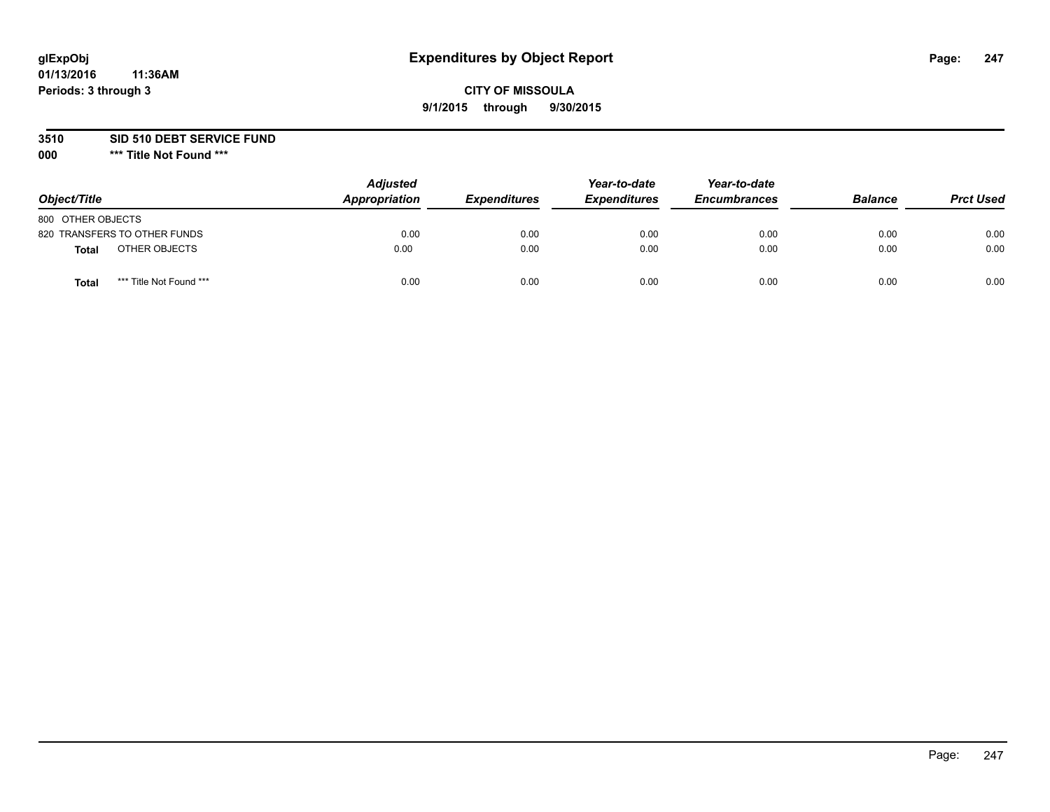**glExpObj**
**01/13/2016 11:36AM**
**Periods: 3 through 3**

# Expenditures by Object Report

**CITY OF MISSOULA**
**9/1/2015 through 9/30/2015**

**3510 SID 510 DEBT SERVICE FUND**
**000 *** Title Not Found *****

| Object/Title | Adjusted Appropriation | Expenditures | Year-to-date Expenditures | Year-to-date Encumbrances | Balance | Prct Used |
|---|---|---|---|---|---|---|
| 800 OTHER OBJECTS | | | | | | |
| 820 TRANSFERS TO OTHER FUNDS | 0.00 | 0.00 | 0.00 | 0.00 | 0.00 | 0.00 |
| **Total** OTHER OBJECTS | 0.00 | 0.00 | 0.00 | 0.00 | 0.00 | 0.00 |
| **Total** *** Title Not Found *** | 0.00 | 0.00 | 0.00 | 0.00 | 0.00 | 0.00 |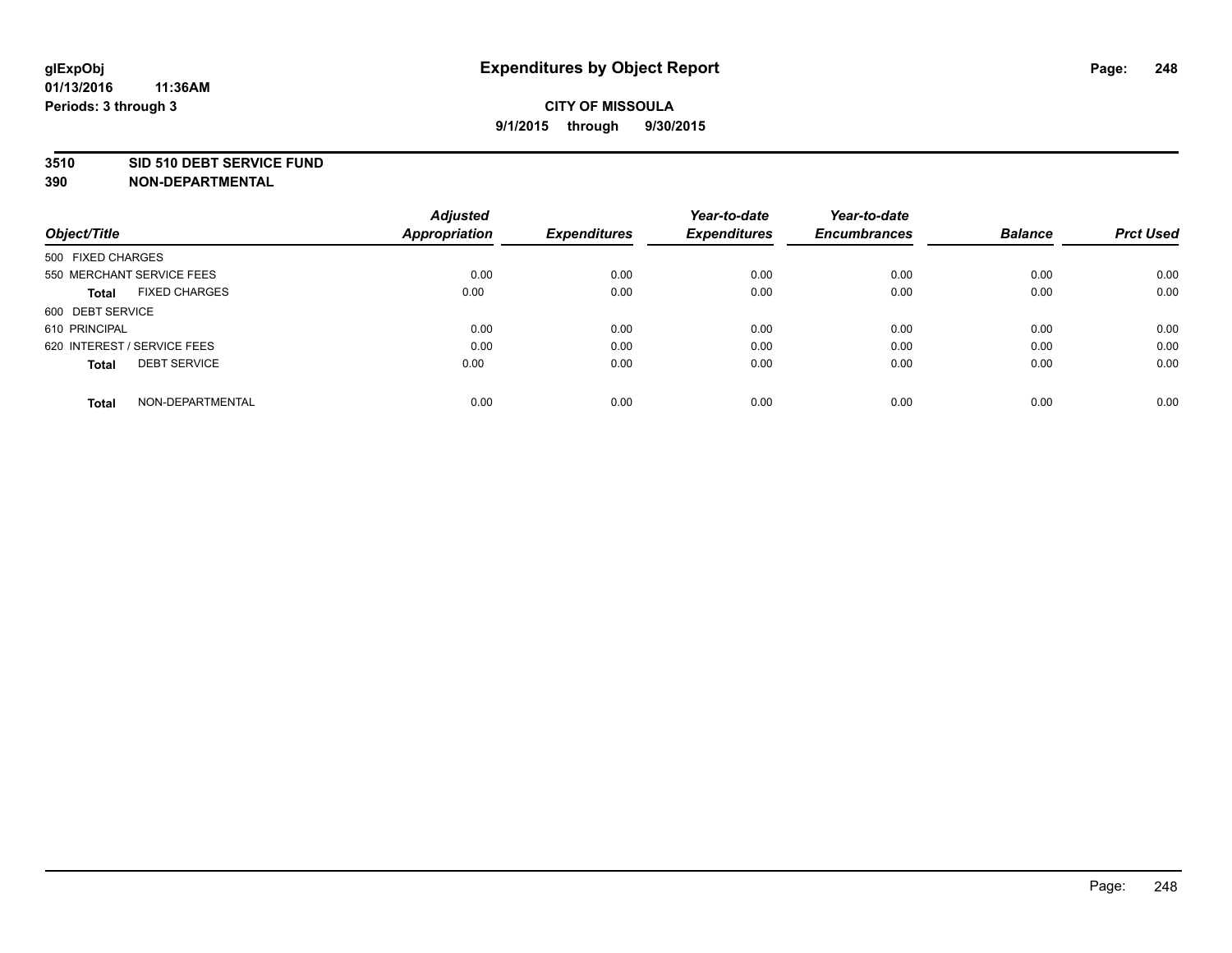# Expenditures by Object Report

glExpObj
01/13/2016 11:36AM
Periods: 3 through 3

**CITY OF MISSOULA**
**9/1/2015 through 9/30/2015**

**3510 SID 510 DEBT SERVICE FUND**
**390 NON-DEPARTMENTAL**

| Object/Title | Adjusted Appropriation | Expenditures | Year-to-date Expenditures | Year-to-date Encumbrances | Balance | Prct Used |
|---|---|---|---|---|---|---|
| 500 FIXED CHARGES | | | | | | |
| 550 MERCHANT SERVICE FEES | 0.00 | 0.00 | 0.00 | 0.00 | 0.00 | 0.00 |
| **Total** FIXED CHARGES | 0.00 | 0.00 | 0.00 | 0.00 | 0.00 | 0.00 |
| 600 DEBT SERVICE | | | | | | |
| 610 PRINCIPAL | 0.00 | 0.00 | 0.00 | 0.00 | 0.00 | 0.00 |
| 620 INTEREST / SERVICE FEES | 0.00 | 0.00 | 0.00 | 0.00 | 0.00 | 0.00 |
| **Total** DEBT SERVICE | 0.00 | 0.00 | 0.00 | 0.00 | 0.00 | 0.00 |
| **Total** NON-DEPARTMENTAL | 0.00 | 0.00 | 0.00 | 0.00 | 0.00 | 0.00 |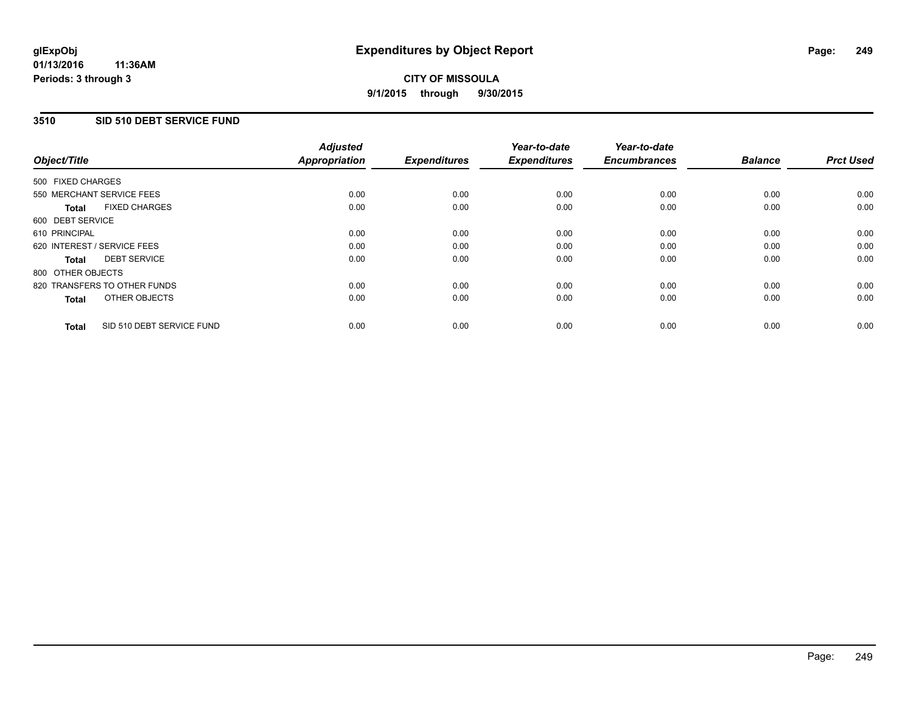**glExpObj**
**01/13/2016 11:36AM**
**Periods: 3 through 3**

# Expenditures by Object Report

**CITY OF MISSOULA**
**9/1/2015 through 9/30/2015**

## 3510 SID 510 DEBT SERVICE FUND

| Object/Title | Adjusted Appropriation | Expenditures | Year-to-date Expenditures | Year-to-date Encumbrances | Balance | Prct Used |
|---|---|---|---|---|---|---|
| 500 FIXED CHARGES | | | | | | |
| 550 MERCHANT SERVICE FEES | 0.00 | 0.00 | 0.00 | 0.00 | 0.00 | 0.00 |
| **Total** FIXED CHARGES | 0.00 | 0.00 | 0.00 | 0.00 | 0.00 | 0.00 |
| 600 DEBT SERVICE | | | | | | |
| 610 PRINCIPAL | 0.00 | 0.00 | 0.00 | 0.00 | 0.00 | 0.00 |
| 620 INTEREST / SERVICE FEES | 0.00 | 0.00 | 0.00 | 0.00 | 0.00 | 0.00 |
| **Total** DEBT SERVICE | 0.00 | 0.00 | 0.00 | 0.00 | 0.00 | 0.00 |
| 800 OTHER OBJECTS | | | | | | |
| 820 TRANSFERS TO OTHER FUNDS | 0.00 | 0.00 | 0.00 | 0.00 | 0.00 | 0.00 |
| **Total** OTHER OBJECTS | 0.00 | 0.00 | 0.00 | 0.00 | 0.00 | 0.00 |
| **Total** SID 510 DEBT SERVICE FUND | 0.00 | 0.00 | 0.00 | 0.00 | 0.00 | 0.00 |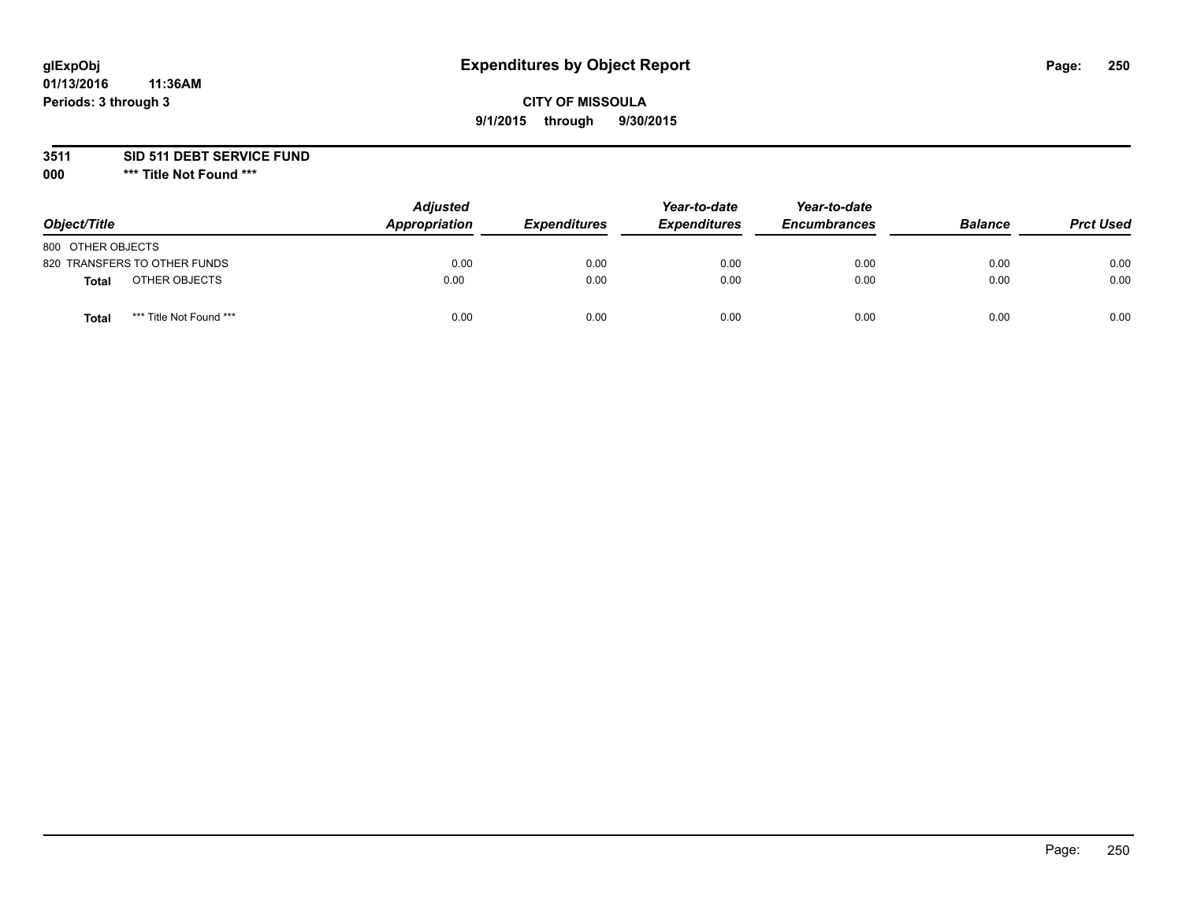glExpObj
01/13/2016 11:36AM
Periods: 3 through 3

# Expenditures by Object Report

**CITY OF MISSOULA**
**9/1/2015 through 9/30/2015**

**3511 SID 511 DEBT SERVICE FUND**
**000 \*** Title Not Found \*****

| Object/Title | | Adjusted Appropriation | Expenditures | Year-to-date Expenditures | Year-to-date Encumbrances | Balance | Prct Used |
|---|---|---|---|---|---|---|---|
| 800 OTHER OBJECTS | | | | | | | |
| 820 TRANSFERS TO OTHER FUNDS | | 0.00 | 0.00 | 0.00 | 0.00 | 0.00 | 0.00 |
| **Total** | OTHER OBJECTS | 0.00 | 0.00 | 0.00 | 0.00 | 0.00 | 0.00 |
| **Total** | *** Title Not Found *** | 0.00 | 0.00 | 0.00 | 0.00 | 0.00 | 0.00 |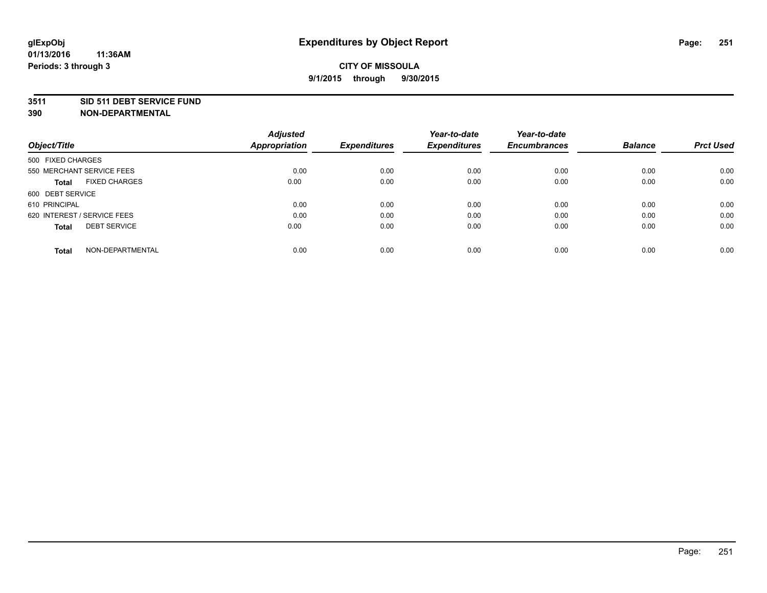# Expenditures by Object Report

glExpObj
01/13/2016 11:36AM
Periods: 3 through 3

**CITY OF MISSOULA**
**9/1/2015 through 9/30/2015**

**3511 SID 511 DEBT SERVICE FUND**
**390 NON-DEPARTMENTAL**

| Object/Title | Adjusted Appropriation | Expenditures | Year-to-date Expenditures | Year-to-date Encumbrances | Balance | Prct Used |
|---|---|---|---|---|---|---|
| 500 FIXED CHARGES | | | | | | |
| 550 MERCHANT SERVICE FEES | 0.00 | 0.00 | 0.00 | 0.00 | 0.00 | 0.00 |
| **Total** FIXED CHARGES | 0.00 | 0.00 | 0.00 | 0.00 | 0.00 | 0.00 |
| 600 DEBT SERVICE | | | | | | |
| 610 PRINCIPAL | 0.00 | 0.00 | 0.00 | 0.00 | 0.00 | 0.00 |
| 620 INTEREST / SERVICE FEES | 0.00 | 0.00 | 0.00 | 0.00 | 0.00 | 0.00 |
| **Total** DEBT SERVICE | 0.00 | 0.00 | 0.00 | 0.00 | 0.00 | 0.00 |
| **Total** NON-DEPARTMENTAL | 0.00 | 0.00 | 0.00 | 0.00 | 0.00 | 0.00 |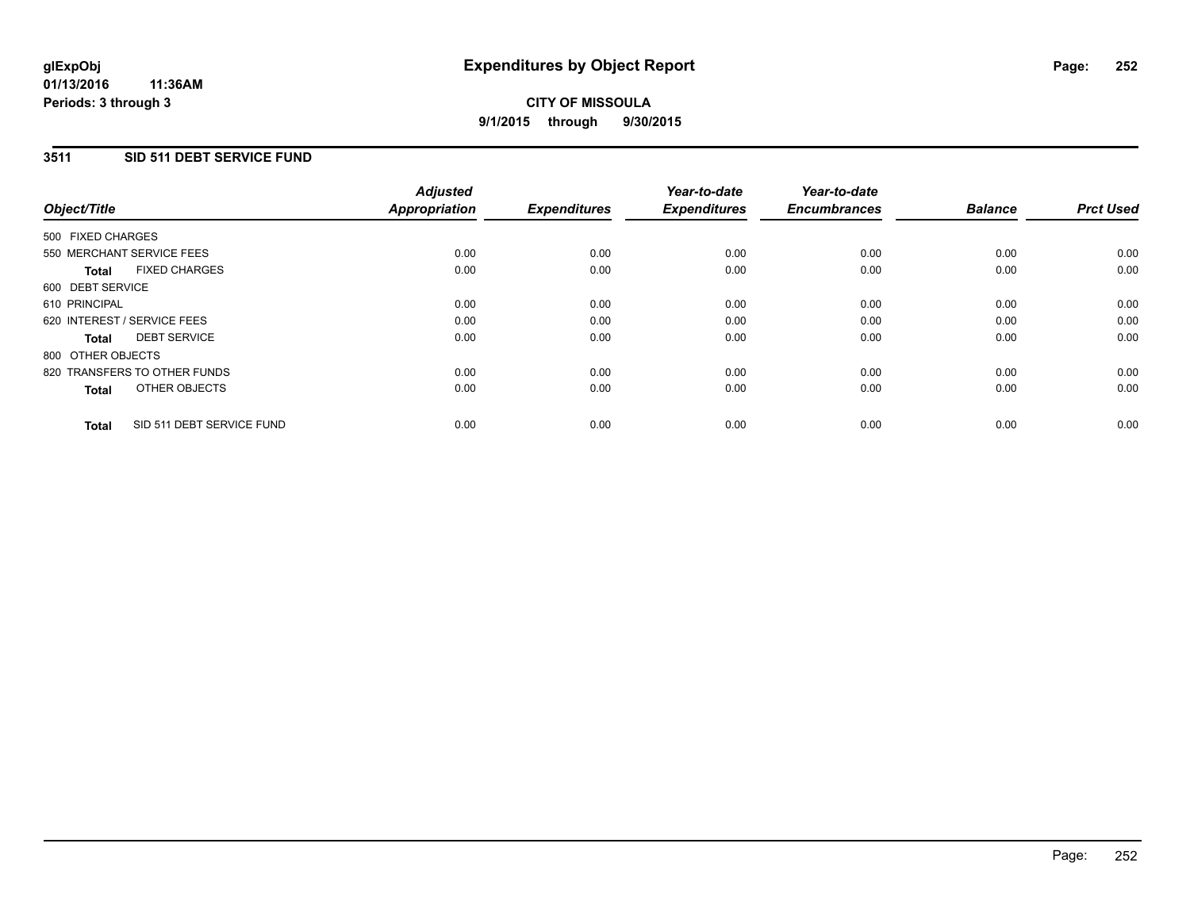**glExpObj** **Expenditures by Object Report**
**01/13/2016 11:36AM**
**Periods: 3 through 3**

**CITY OF MISSOULA**
**9/1/2015 through 9/30/2015**

## 3511 SID 511 DEBT SERVICE FUND

| Object/Title | Adjusted Appropriation | Expenditures | Year-to-date Expenditures | Year-to-date Encumbrances | Balance | Prct Used |
|---|---|---|---|---|---|---|
| 500 FIXED CHARGES | | | | | | |
| 550 MERCHANT SERVICE FEES | 0.00 | 0.00 | 0.00 | 0.00 | 0.00 | 0.00 |
| **Total** FIXED CHARGES | 0.00 | 0.00 | 0.00 | 0.00 | 0.00 | 0.00 |
| 600 DEBT SERVICE | | | | | | |
| 610 PRINCIPAL | 0.00 | 0.00 | 0.00 | 0.00 | 0.00 | 0.00 |
| 620 INTEREST / SERVICE FEES | 0.00 | 0.00 | 0.00 | 0.00 | 0.00 | 0.00 |
| **Total** DEBT SERVICE | 0.00 | 0.00 | 0.00 | 0.00 | 0.00 | 0.00 |
| 800 OTHER OBJECTS | | | | | | |
| 820 TRANSFERS TO OTHER FUNDS | 0.00 | 0.00 | 0.00 | 0.00 | 0.00 | 0.00 |
| **Total** OTHER OBJECTS | 0.00 | 0.00 | 0.00 | 0.00 | 0.00 | 0.00 |
| **Total** SID 511 DEBT SERVICE FUND | 0.00 | 0.00 | 0.00 | 0.00 | 0.00 | 0.00 |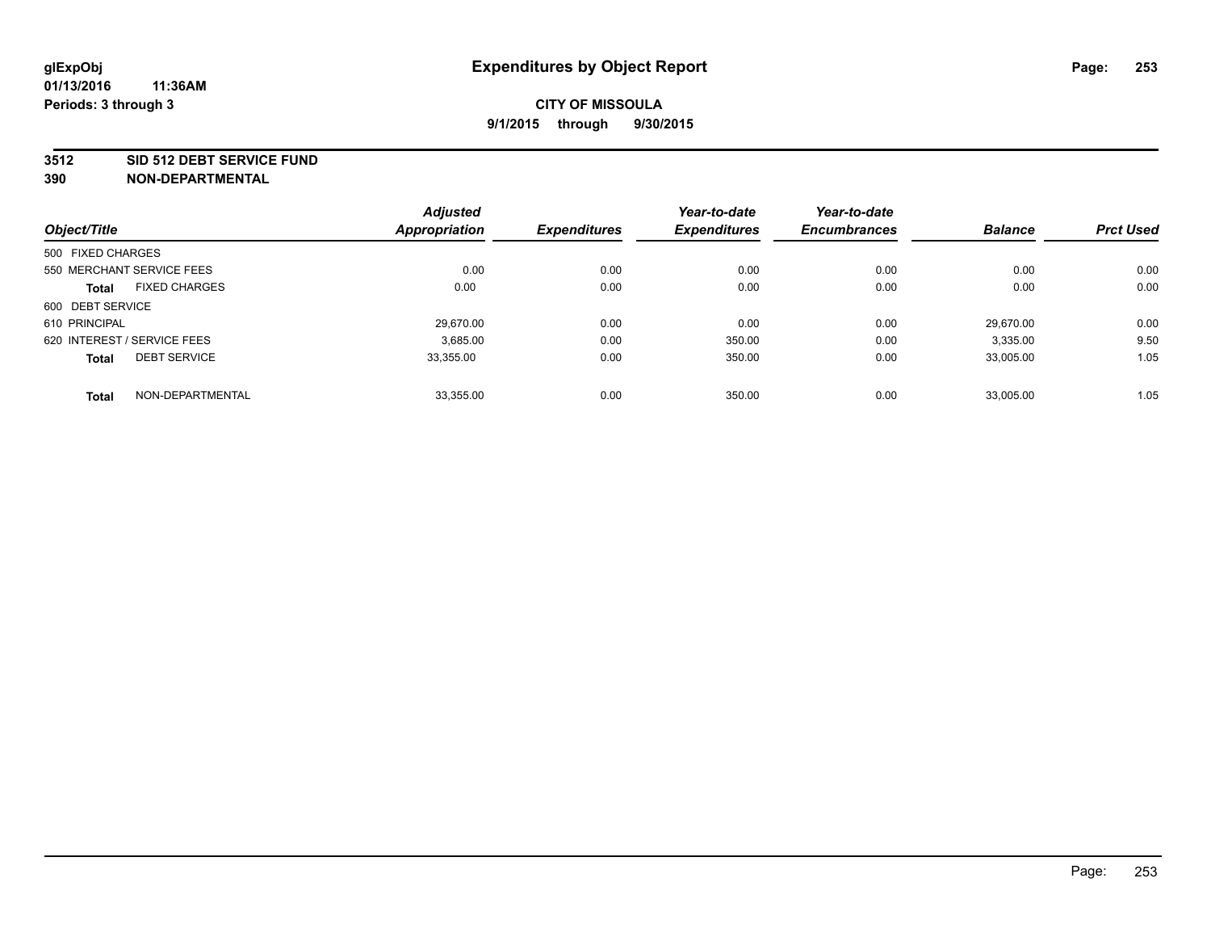**glExpObj**
**01/13/2016 11:36AM**
**Periods: 3 through 3**

# Expenditures by Object Report

**CITY OF MISSOULA**
**9/1/2015 through 9/30/2015**

**3512 SID 512 DEBT SERVICE FUND**
**390 NON-DEPARTMENTAL**

| Object/Title | Adjusted Appropriation | Expenditures | Year-to-date Expenditures | Year-to-date Encumbrances | Balance | Prct Used |
|---|---|---|---|---|---|---|
| 500 FIXED CHARGES | | | | | | |
| 550 MERCHANT SERVICE FEES | 0.00 | 0.00 | 0.00 | 0.00 | 0.00 | 0.00 |
| **Total** FIXED CHARGES | 0.00 | 0.00 | 0.00 | 0.00 | 0.00 | 0.00 |
| 600 DEBT SERVICE | | | | | | |
| 610 PRINCIPAL | 29,670.00 | 0.00 | 0.00 | 0.00 | 29,670.00 | 0.00 |
| 620 INTEREST / SERVICE FEES | 3,685.00 | 0.00 | 350.00 | 0.00 | 3,335.00 | 9.50 |
| **Total** DEBT SERVICE | 33,355.00 | 0.00 | 350.00 | 0.00 | 33,005.00 | 1.05 |
| **Total** NON-DEPARTMENTAL | 33,355.00 | 0.00 | 350.00 | 0.00 | 33,005.00 | 1.05 |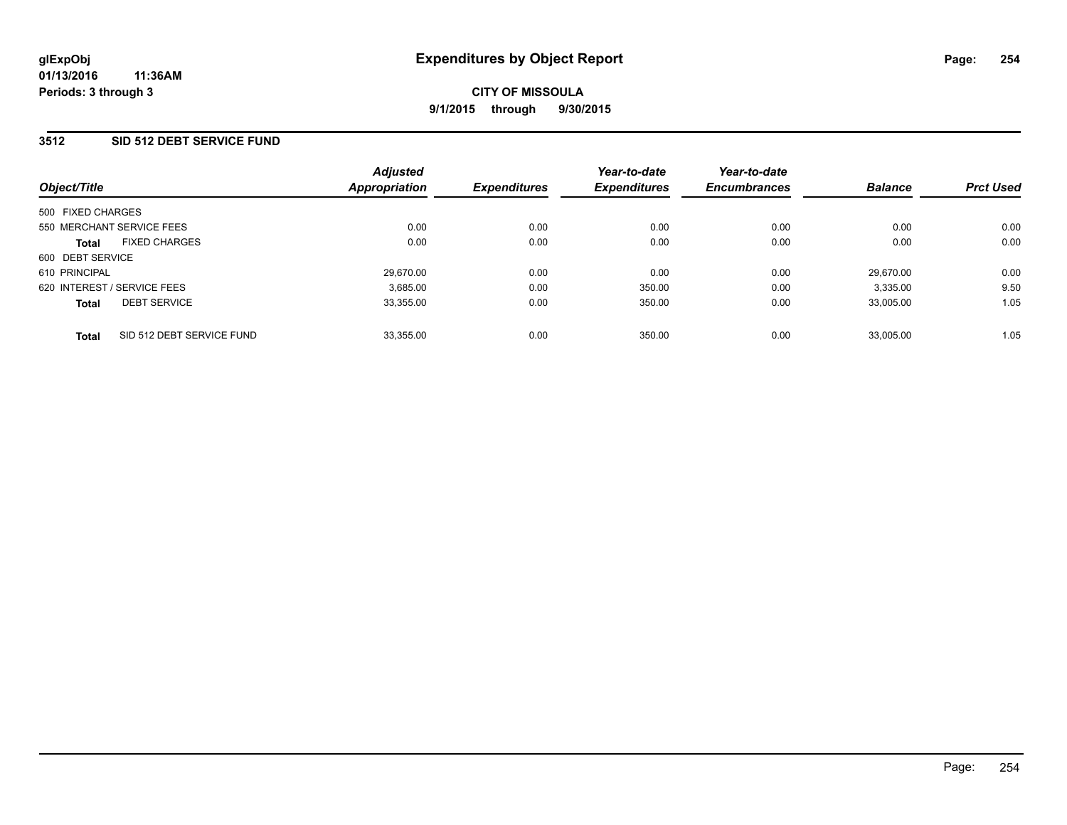glExpObj
01/13/2016 11:36AM
Periods: 3 through 3

# Expenditures by Object Report

**CITY OF MISSOULA**
**9/1/2015 through 9/30/2015**

## 3512 SID 512 DEBT SERVICE FUND

| Object/Title | | Adjusted Appropriation | Expenditures | Year-to-date Expenditures | Year-to-date Encumbrances | Balance | Prct Used |
|---|---|---|---|---|---|---|---|
| 500 FIXED CHARGES | | | | | | | |
| 550 MERCHANT SERVICE FEES | | 0.00 | 0.00 | 0.00 | 0.00 | 0.00 | 0.00 |
| **Total** | FIXED CHARGES | 0.00 | 0.00 | 0.00 | 0.00 | 0.00 | 0.00 |
| 600 DEBT SERVICE | | | | | | | |
| 610 PRINCIPAL | | 29,670.00 | 0.00 | 0.00 | 0.00 | 29,670.00 | 0.00 |
| 620 INTEREST / SERVICE FEES | | 3,685.00 | 0.00 | 350.00 | 0.00 | 3,335.00 | 9.50 |
| **Total** | DEBT SERVICE | 33,355.00 | 0.00 | 350.00 | 0.00 | 33,005.00 | 1.05 |
| **Total** | SID 512 DEBT SERVICE FUND | 33,355.00 | 0.00 | 350.00 | 0.00 | 33,005.00 | 1.05 |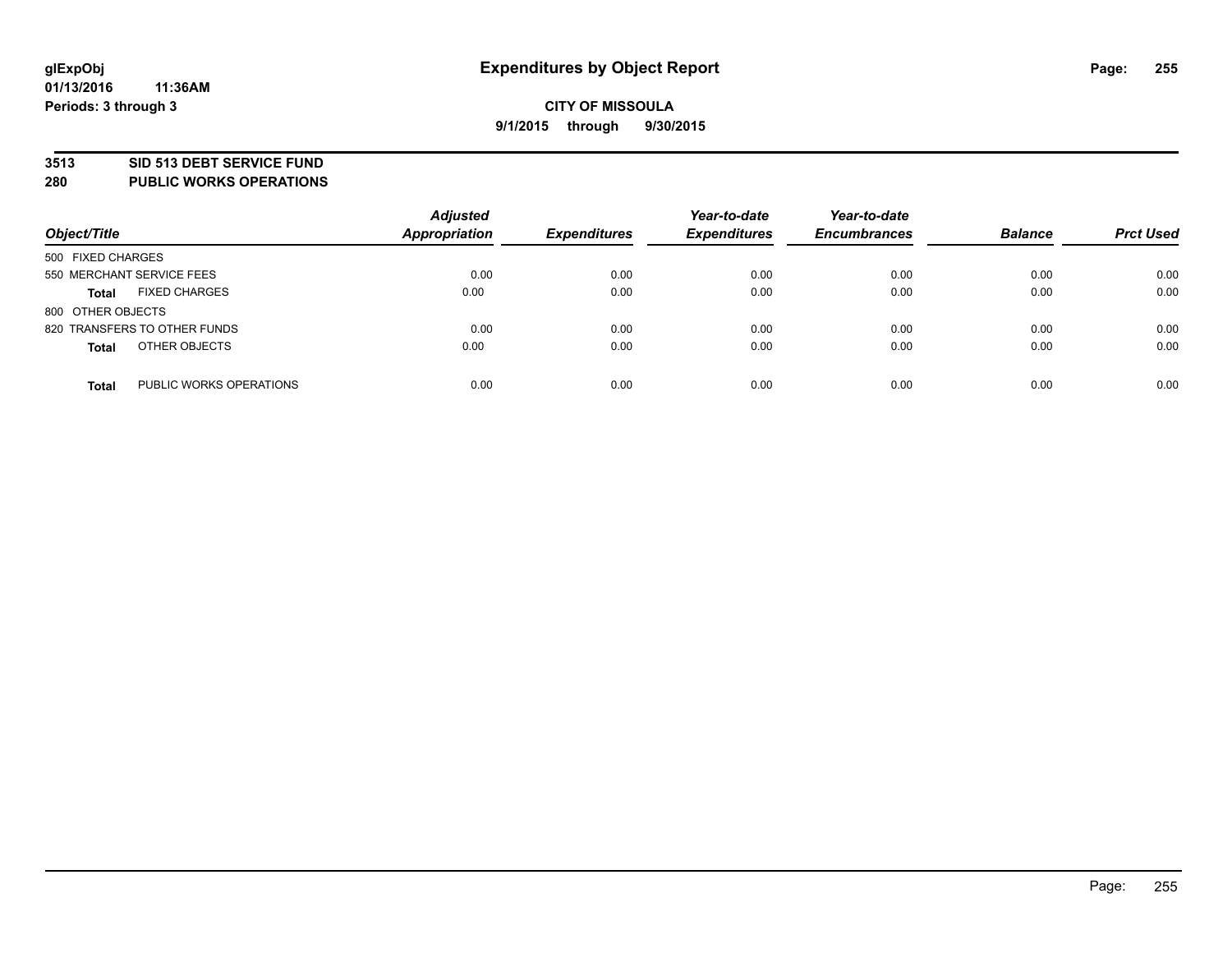**glExpObj**
**01/13/2016 11:36AM**
**Periods: 3 through 3**

# Expenditures by Object Report

**CITY OF MISSOULA**
**9/1/2015 through 9/30/2015**

## 3513 SID 513 DEBT SERVICE FUND
## 280 PUBLIC WORKS OPERATIONS

| Object/Title | | Adjusted Appropriation | Expenditures | Year-to-date Expenditures | Year-to-date Encumbrances | Balance | Prct Used |
|---|---|---|---|---|---|---|---|
| 500 FIXED CHARGES | | | | | | | |
| 550 MERCHANT SERVICE FEES | | 0.00 | 0.00 | 0.00 | 0.00 | 0.00 | 0.00 |
| **Total** | FIXED CHARGES | 0.00 | 0.00 | 0.00 | 0.00 | 0.00 | 0.00 |
| 800 OTHER OBJECTS | | | | | | | |
| 820 TRANSFERS TO OTHER FUNDS | | 0.00 | 0.00 | 0.00 | 0.00 | 0.00 | 0.00 |
| **Total** | OTHER OBJECTS | 0.00 | 0.00 | 0.00 | 0.00 | 0.00 | 0.00 |
| **Total** | PUBLIC WORKS OPERATIONS | 0.00 | 0.00 | 0.00 | 0.00 | 0.00 | 0.00 |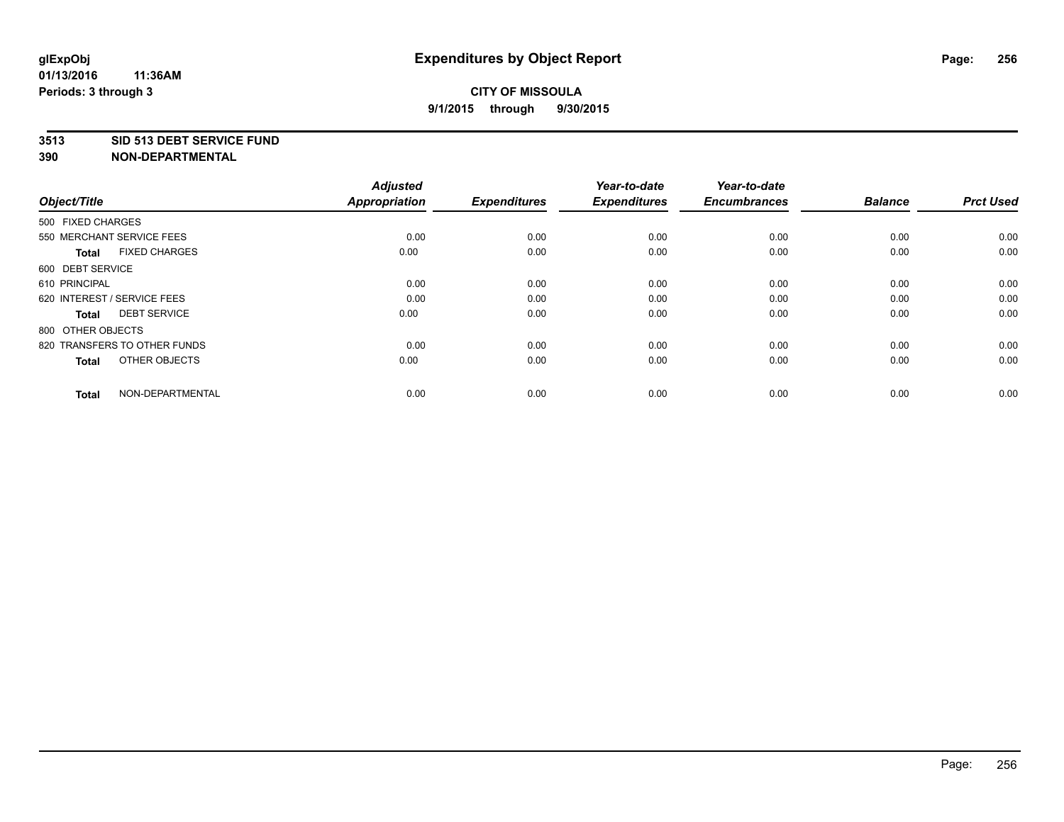**glExpObj**
**01/13/2016 11:36AM**
**Periods: 3 through 3**

# Expenditures by Object Report

**CITY OF MISSOULA**
**9/1/2015 through 9/30/2015**

**3513 SID 513 DEBT SERVICE FUND**
**390 NON-DEPARTMENTAL**

| Object/Title | Adjusted Appropriation | Expenditures | Year-to-date Expenditures | Year-to-date Encumbrances | Balance | Prct Used |
|---|---|---|---|---|---|---|
| 500 FIXED CHARGES | | | | | | |
| 550 MERCHANT SERVICE FEES | 0.00 | 0.00 | 0.00 | 0.00 | 0.00 | 0.00 |
| **Total** FIXED CHARGES | 0.00 | 0.00 | 0.00 | 0.00 | 0.00 | 0.00 |
| 600 DEBT SERVICE | | | | | | |
| 610 PRINCIPAL | 0.00 | 0.00 | 0.00 | 0.00 | 0.00 | 0.00 |
| 620 INTEREST / SERVICE FEES | 0.00 | 0.00 | 0.00 | 0.00 | 0.00 | 0.00 |
| **Total** DEBT SERVICE | 0.00 | 0.00 | 0.00 | 0.00 | 0.00 | 0.00 |
| 800 OTHER OBJECTS | | | | | | |
| 820 TRANSFERS TO OTHER FUNDS | 0.00 | 0.00 | 0.00 | 0.00 | 0.00 | 0.00 |
| **Total** OTHER OBJECTS | 0.00 | 0.00 | 0.00 | 0.00 | 0.00 | 0.00 |
| **Total** NON-DEPARTMENTAL | 0.00 | 0.00 | 0.00 | 0.00 | 0.00 | 0.00 |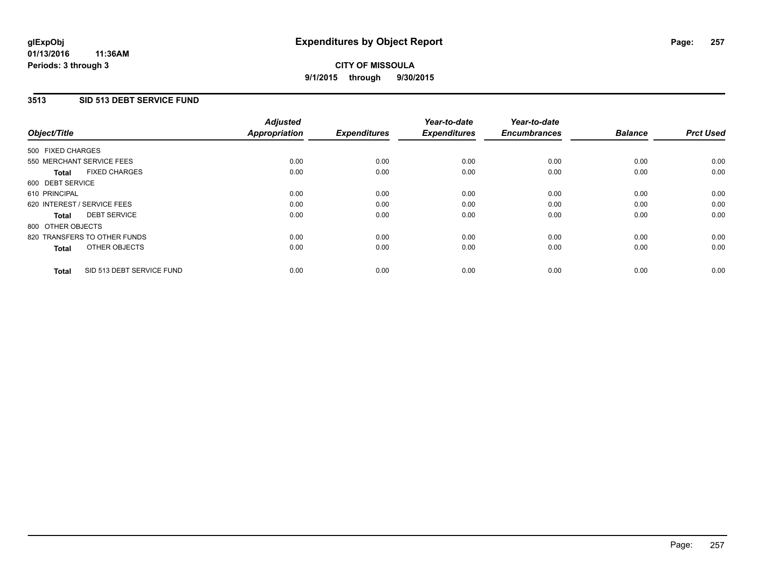# Expenditures by Object Report

glExpObj
01/13/2016 11:36AM
Periods: 3 through 3

**CITY OF MISSOULA**
**9/1/2015 through 9/30/2015**

## 3513 SID 513 DEBT SERVICE FUND

| Object/Title | Adjusted Appropriation | Expenditures | Year-to-date Expenditures | Year-to-date Encumbrances | Balance | Prct Used |
|---|---|---|---|---|---|---|
| 500 FIXED CHARGES | | | | | | |
| 550 MERCHANT SERVICE FEES | 0.00 | 0.00 | 0.00 | 0.00 | 0.00 | 0.00 |
| **Total** FIXED CHARGES | 0.00 | 0.00 | 0.00 | 0.00 | 0.00 | 0.00 |
| 600 DEBT SERVICE | | | | | | |
| 610 PRINCIPAL | 0.00 | 0.00 | 0.00 | 0.00 | 0.00 | 0.00 |
| 620 INTEREST / SERVICE FEES | 0.00 | 0.00 | 0.00 | 0.00 | 0.00 | 0.00 |
| **Total** DEBT SERVICE | 0.00 | 0.00 | 0.00 | 0.00 | 0.00 | 0.00 |
| 800 OTHER OBJECTS | | | | | | |
| 820 TRANSFERS TO OTHER FUNDS | 0.00 | 0.00 | 0.00 | 0.00 | 0.00 | 0.00 |
| **Total** OTHER OBJECTS | 0.00 | 0.00 | 0.00 | 0.00 | 0.00 | 0.00 |
| **Total** SID 513 DEBT SERVICE FUND | 0.00 | 0.00 | 0.00 | 0.00 | 0.00 | 0.00 |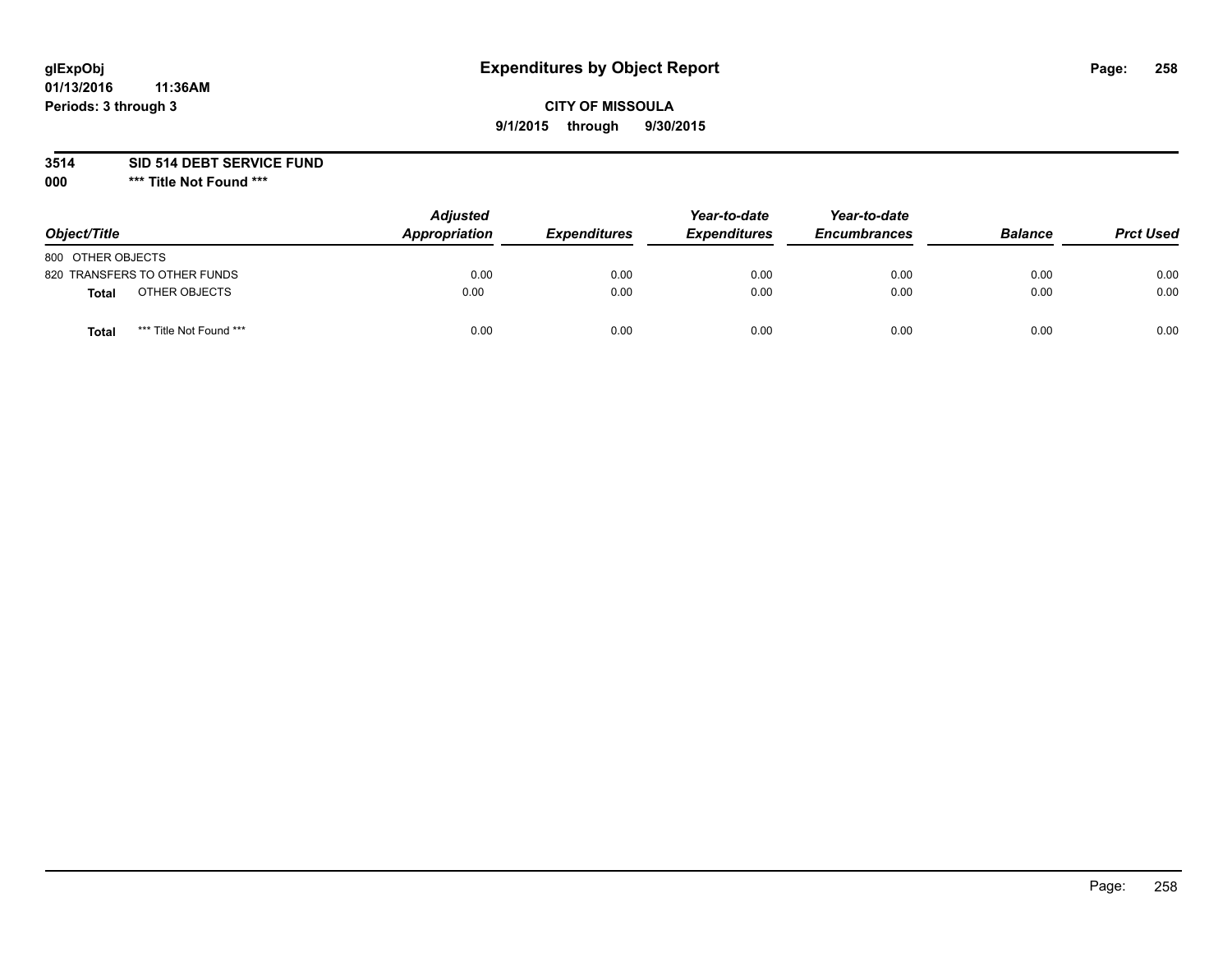glExpObj
01/13/2016 11:36AM
Periods: 3 through 3

# Expenditures by Object Report

**CITY OF MISSOULA**

**9/1/2015 through 9/30/2015**

**3514 SID 514 DEBT SERVICE FUND**

**000 *** Title Not Found *****

| Object/Title | Adjusted Appropriation | Expenditures | Year-to-date Expenditures | Year-to-date Encumbrances | Balance | Prct Used |
|---|---|---|---|---|---|---|
| 800 OTHER OBJECTS | | | | | | |
| 820 TRANSFERS TO OTHER FUNDS | 0.00 | 0.00 | 0.00 | 0.00 | 0.00 | 0.00 |
| **Total** OTHER OBJECTS | 0.00 | 0.00 | 0.00 | 0.00 | 0.00 | 0.00 |
| **Total** *** Title Not Found *** | 0.00 | 0.00 | 0.00 | 0.00 | 0.00 | 0.00 |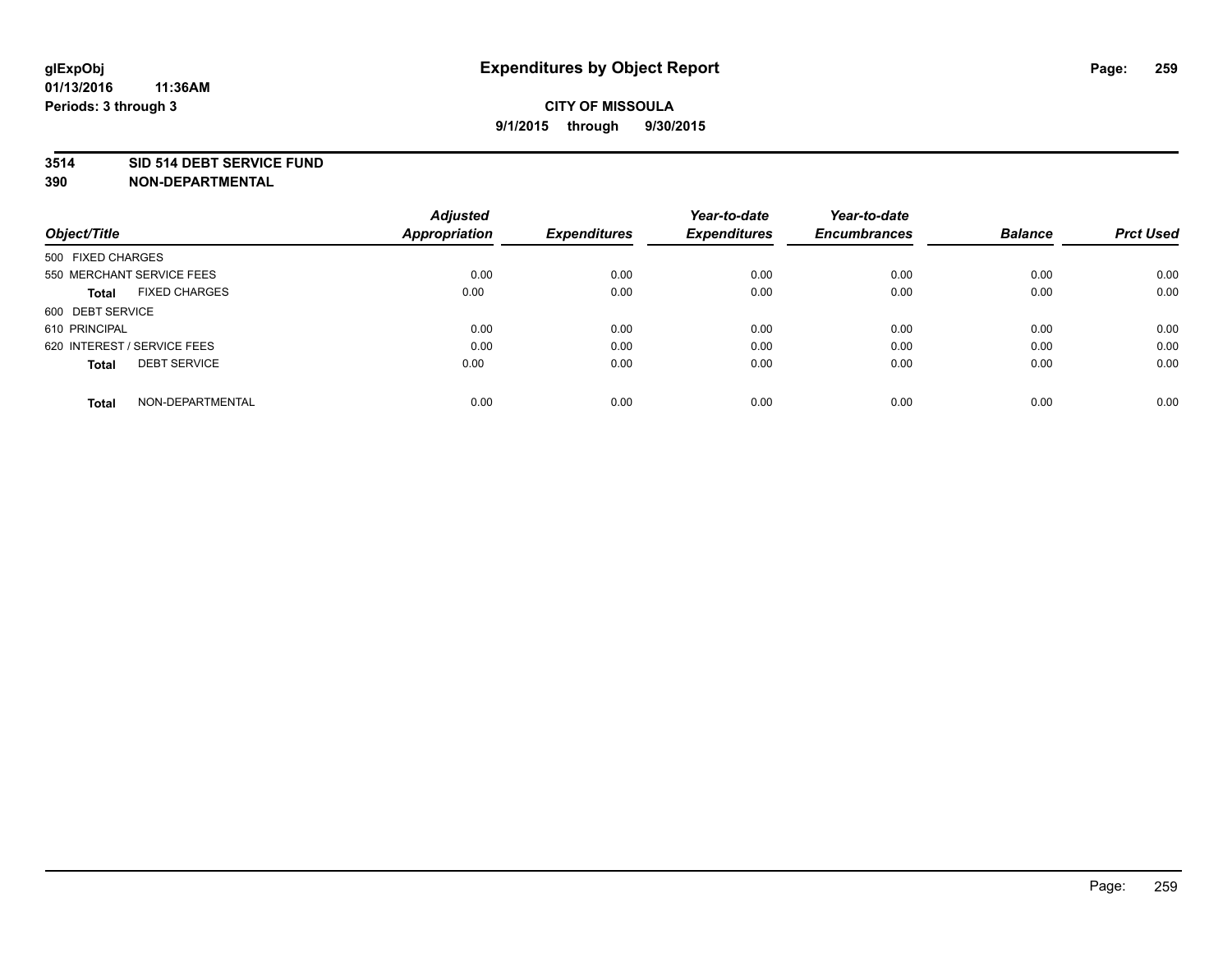**glExpObj**
**01/13/2016 11:36AM**
**Periods: 3 through 3**

# Expenditures by Object Report

**CITY OF MISSOULA**
**9/1/2015 through 9/30/2015**

**3514 SID 514 DEBT SERVICE FUND**
**390 NON-DEPARTMENTAL**

| Object/Title | Adjusted Appropriation | Expenditures | Year-to-date Expenditures | Year-to-date Encumbrances | Balance | Prct Used |
|---|---|---|---|---|---|---|
| 500 FIXED CHARGES | | | | | | |
| 550 MERCHANT SERVICE FEES | 0.00 | 0.00 | 0.00 | 0.00 | 0.00 | 0.00 |
| **Total** FIXED CHARGES | 0.00 | 0.00 | 0.00 | 0.00 | 0.00 | 0.00 |
| 600 DEBT SERVICE | | | | | | |
| 610 PRINCIPAL | 0.00 | 0.00 | 0.00 | 0.00 | 0.00 | 0.00 |
| 620 INTEREST / SERVICE FEES | 0.00 | 0.00 | 0.00 | 0.00 | 0.00 | 0.00 |
| **Total** DEBT SERVICE | 0.00 | 0.00 | 0.00 | 0.00 | 0.00 | 0.00 |
| **Total** NON-DEPARTMENTAL | 0.00 | 0.00 | 0.00 | 0.00 | 0.00 | 0.00 |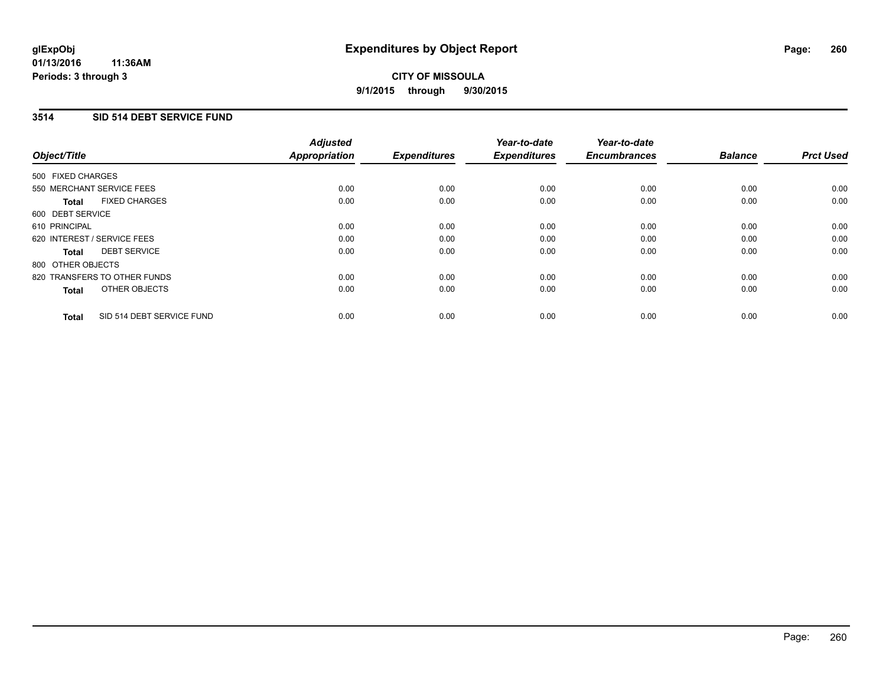# Expenditures by Object Report

glExpObj
01/13/2016 11:36AM
Periods: 3 through 3

**CITY OF MISSOULA**
**9/1/2015 through 9/30/2015**

## 3514 SID 514 DEBT SERVICE FUND

| Object/Title | Adjusted Appropriation | Expenditures | Year-to-date Expenditures | Year-to-date Encumbrances | Balance | Prct Used |
|---|---|---|---|---|---|---|
| 500 FIXED CHARGES | | | | | | |
| 550 MERCHANT SERVICE FEES | 0.00 | 0.00 | 0.00 | 0.00 | 0.00 | 0.00 |
| **Total** FIXED CHARGES | 0.00 | 0.00 | 0.00 | 0.00 | 0.00 | 0.00 |
| 600 DEBT SERVICE | | | | | | |
| 610 PRINCIPAL | 0.00 | 0.00 | 0.00 | 0.00 | 0.00 | 0.00 |
| 620 INTEREST / SERVICE FEES | 0.00 | 0.00 | 0.00 | 0.00 | 0.00 | 0.00 |
| **Total** DEBT SERVICE | 0.00 | 0.00 | 0.00 | 0.00 | 0.00 | 0.00 |
| 800 OTHER OBJECTS | | | | | | |
| 820 TRANSFERS TO OTHER FUNDS | 0.00 | 0.00 | 0.00 | 0.00 | 0.00 | 0.00 |
| **Total** OTHER OBJECTS | 0.00 | 0.00 | 0.00 | 0.00 | 0.00 | 0.00 |
| **Total** SID 514 DEBT SERVICE FUND | 0.00 | 0.00 | 0.00 | 0.00 | 0.00 | 0.00 |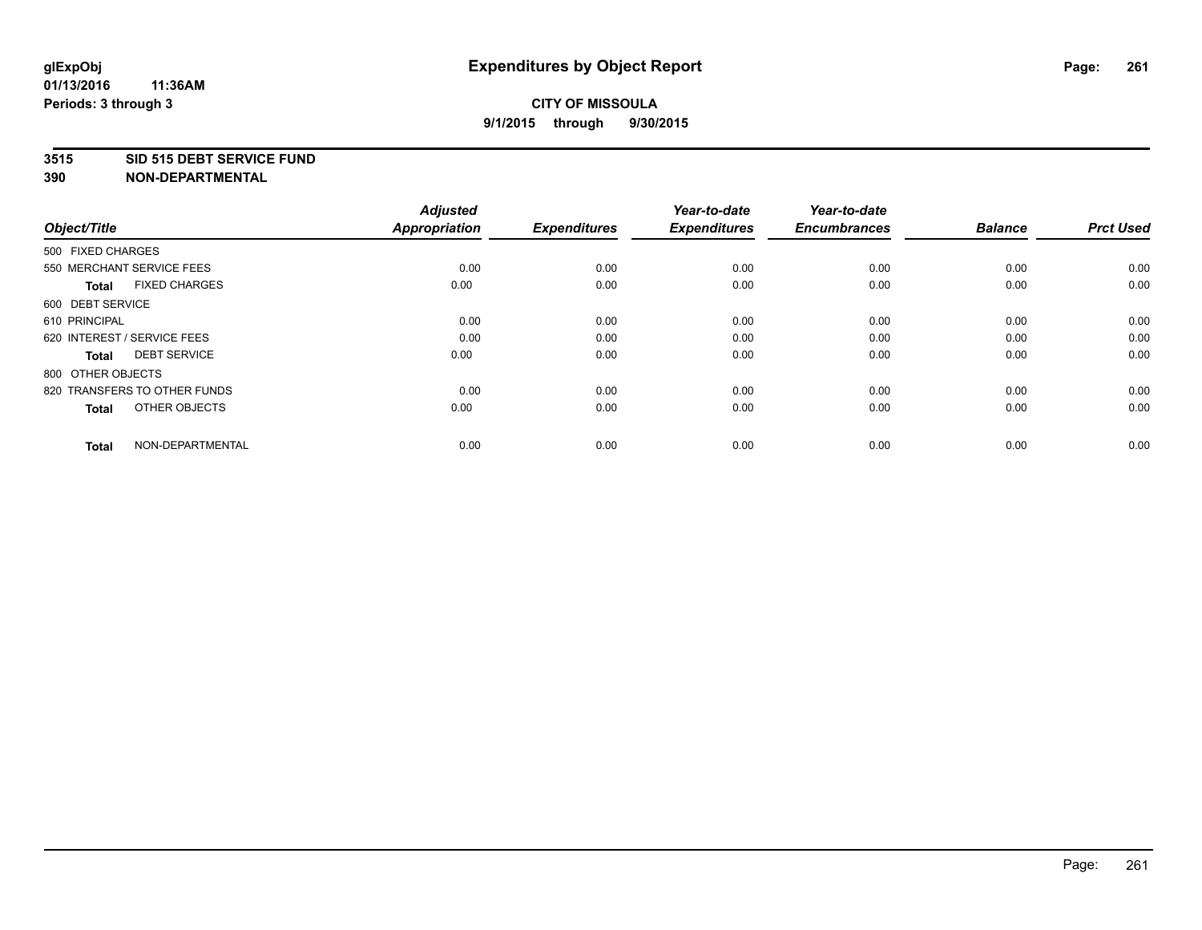# Expenditures by Object Report

glExpObj
01/13/2016 11:36AM
Periods: 3 through 3

**CITY OF MISSOULA**
**9/1/2015 through 9/30/2015**

**3515 SID 515 DEBT SERVICE FUND**
**390 NON-DEPARTMENTAL**

| Object/Title | Adjusted Appropriation | Expenditures | Year-to-date Expenditures | Year-to-date Encumbrances | Balance | Prct Used |
|---|---|---|---|---|---|---|
| 500 FIXED CHARGES | | | | | | |
| 550 MERCHANT SERVICE FEES | 0.00 | 0.00 | 0.00 | 0.00 | 0.00 | 0.00 |
| **Total** FIXED CHARGES | 0.00 | 0.00 | 0.00 | 0.00 | 0.00 | 0.00 |
| 600 DEBT SERVICE | | | | | | |
| 610 PRINCIPAL | 0.00 | 0.00 | 0.00 | 0.00 | 0.00 | 0.00 |
| 620 INTEREST / SERVICE FEES | 0.00 | 0.00 | 0.00 | 0.00 | 0.00 | 0.00 |
| **Total** DEBT SERVICE | 0.00 | 0.00 | 0.00 | 0.00 | 0.00 | 0.00 |
| 800 OTHER OBJECTS | | | | | | |
| 820 TRANSFERS TO OTHER FUNDS | 0.00 | 0.00 | 0.00 | 0.00 | 0.00 | 0.00 |
| **Total** OTHER OBJECTS | 0.00 | 0.00 | 0.00 | 0.00 | 0.00 | 0.00 |
| **Total** NON-DEPARTMENTAL | 0.00 | 0.00 | 0.00 | 0.00 | 0.00 | 0.00 |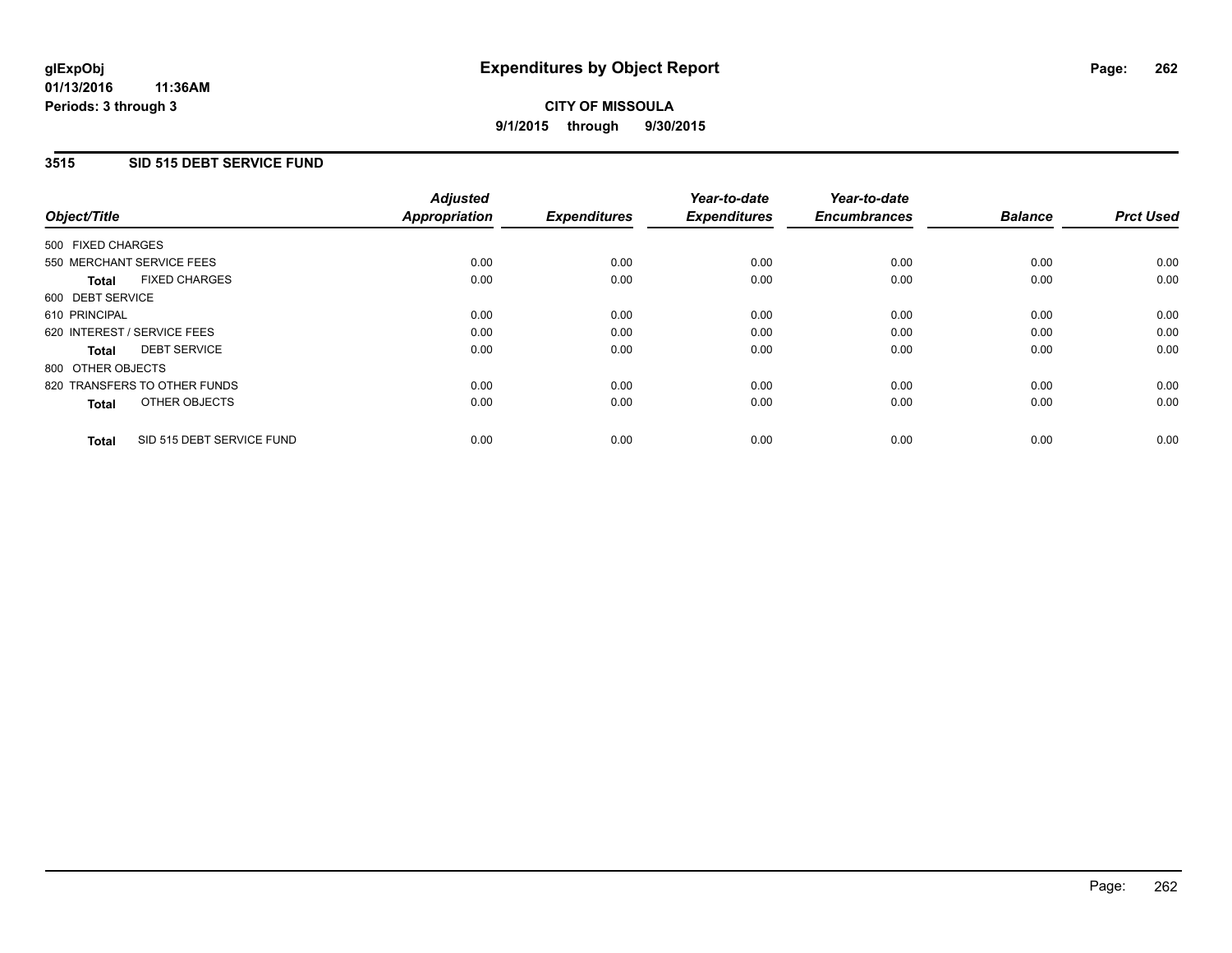# Expenditures by Object Report

glExpObj
01/13/2016 11:36AM
Periods: 3 through 3

**CITY OF MISSOULA**
**9/1/2015 through 9/30/2015**

## 3515 SID 515 DEBT SERVICE FUND

| Object/Title | | Adjusted Appropriation | Expenditures | Year-to-date Expenditures | Year-to-date Encumbrances | Balance | Prct Used |
|---|---|---|---|---|---|---|---|
| 500 FIXED CHARGES | | | | | | | |
| 550 MERCHANT SERVICE FEES | | 0.00 | 0.00 | 0.00 | 0.00 | 0.00 | 0.00 |
| **Total** | FIXED CHARGES | 0.00 | 0.00 | 0.00 | 0.00 | 0.00 | 0.00 |
| 600 DEBT SERVICE | | | | | | | |
| 610 PRINCIPAL | | 0.00 | 0.00 | 0.00 | 0.00 | 0.00 | 0.00 |
| 620 INTEREST / SERVICE FEES | | 0.00 | 0.00 | 0.00 | 0.00 | 0.00 | 0.00 |
| **Total** | DEBT SERVICE | 0.00 | 0.00 | 0.00 | 0.00 | 0.00 | 0.00 |
| 800 OTHER OBJECTS | | | | | | | |
| 820 TRANSFERS TO OTHER FUNDS | | 0.00 | 0.00 | 0.00 | 0.00 | 0.00 | 0.00 |
| **Total** | OTHER OBJECTS | 0.00 | 0.00 | 0.00 | 0.00 | 0.00 | 0.00 |
| **Total** | SID 515 DEBT SERVICE FUND | 0.00 | 0.00 | 0.00 | 0.00 | 0.00 | 0.00 |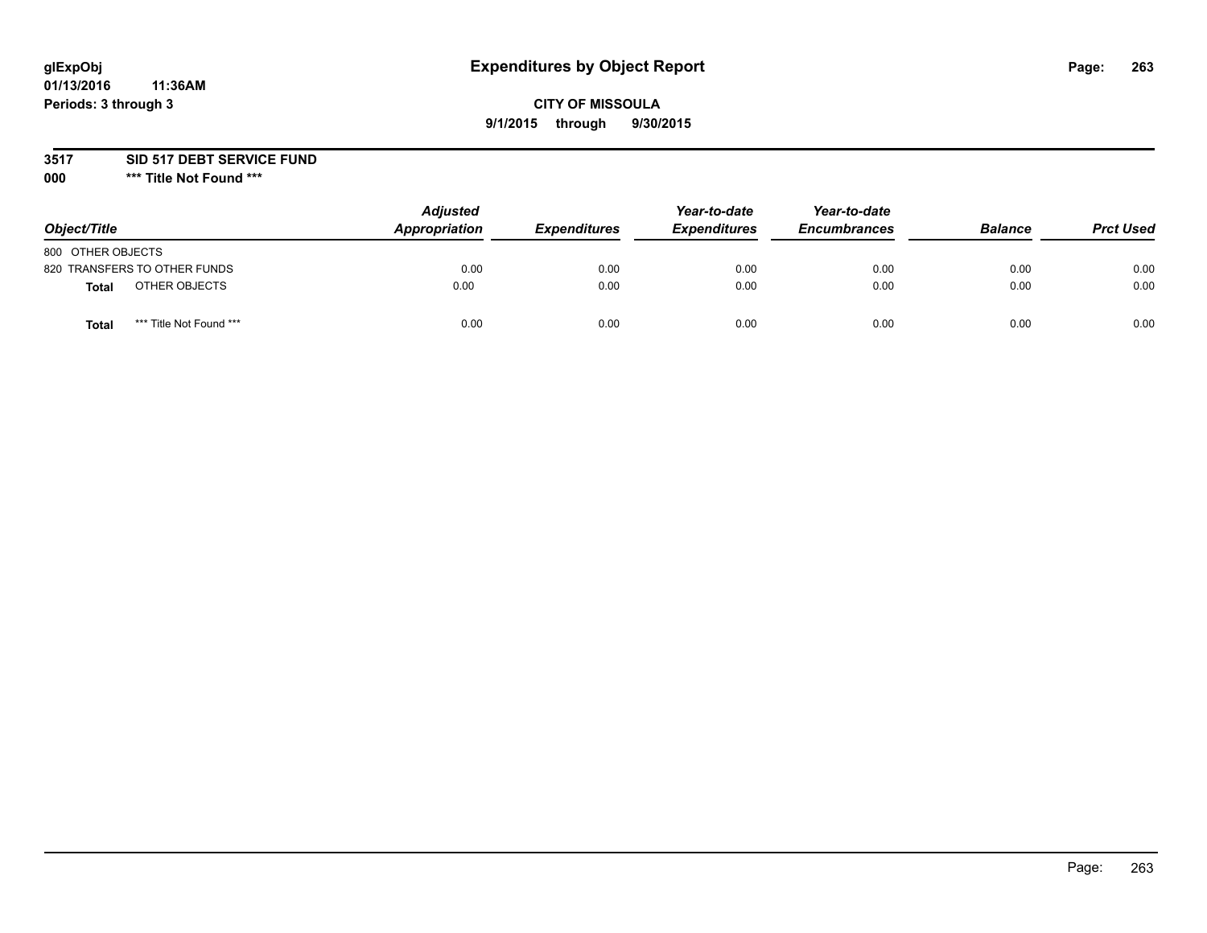# Expenditures by Object Report

**glExpObj**
**01/13/2016 11:36AM**
**Periods: 3 through 3**

**CITY OF MISSOULA**
**9/1/2015 through 9/30/2015**

**3517 SID 517 DEBT SERVICE FUND**
**000 *** Title Not Found *****

| Object/Title | | Adjusted Appropriation | Expenditures | Year-to-date Expenditures | Year-to-date Encumbrances | Balance | Prct Used |
|---|---|---|---|---|---|---|---|
| 800 OTHER OBJECTS | | | | | | | |
| 820 TRANSFERS TO OTHER FUNDS | | 0.00 | 0.00 | 0.00 | 0.00 | 0.00 | 0.00 |
| **Total** | OTHER OBJECTS | 0.00 | 0.00 | 0.00 | 0.00 | 0.00 | 0.00 |
| **Total** | *** Title Not Found *** | 0.00 | 0.00 | 0.00 | 0.00 | 0.00 | 0.00 |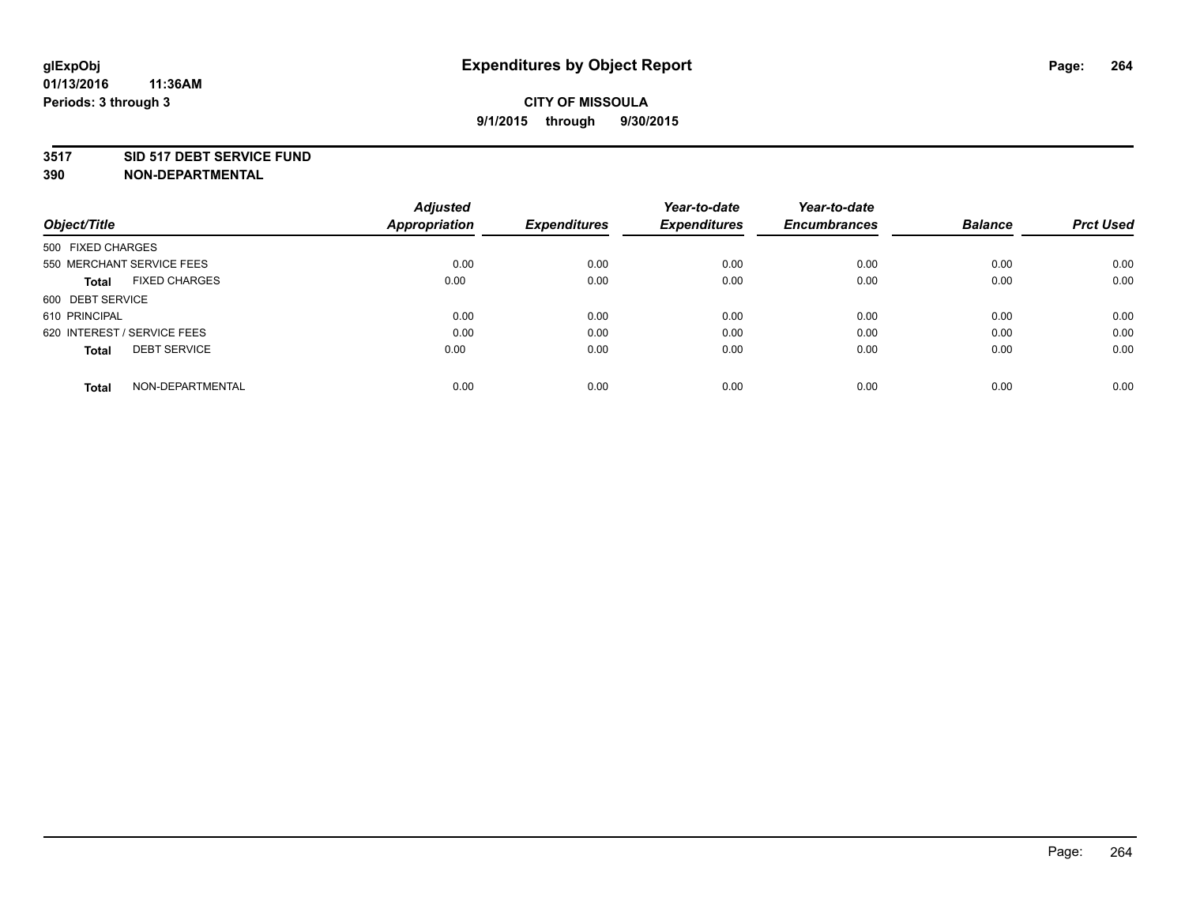# Expenditures by Object Report

glExpObj
01/13/2016 11:36AM
Periods: 3 through 3

**CITY OF MISSOULA**

**9/1/2015 through 9/30/2015**

**3517 SID 517 DEBT SERVICE FUND**
**390 NON-DEPARTMENTAL**

| Object/Title | Adjusted Appropriation | Expenditures | Year-to-date Expenditures | Year-to-date Encumbrances | Balance | Prct Used |
|---|---|---|---|---|---|---|
| 500 FIXED CHARGES | | | | | | |
| 550 MERCHANT SERVICE FEES | 0.00 | 0.00 | 0.00 | 0.00 | 0.00 | 0.00 |
| **Total** FIXED CHARGES | 0.00 | 0.00 | 0.00 | 0.00 | 0.00 | 0.00 |
| 600 DEBT SERVICE | | | | | | |
| 610 PRINCIPAL | 0.00 | 0.00 | 0.00 | 0.00 | 0.00 | 0.00 |
| 620 INTEREST / SERVICE FEES | 0.00 | 0.00 | 0.00 | 0.00 | 0.00 | 0.00 |
| **Total** DEBT SERVICE | 0.00 | 0.00 | 0.00 | 0.00 | 0.00 | 0.00 |
| **Total** NON-DEPARTMENTAL | 0.00 | 0.00 | 0.00 | 0.00 | 0.00 | 0.00 |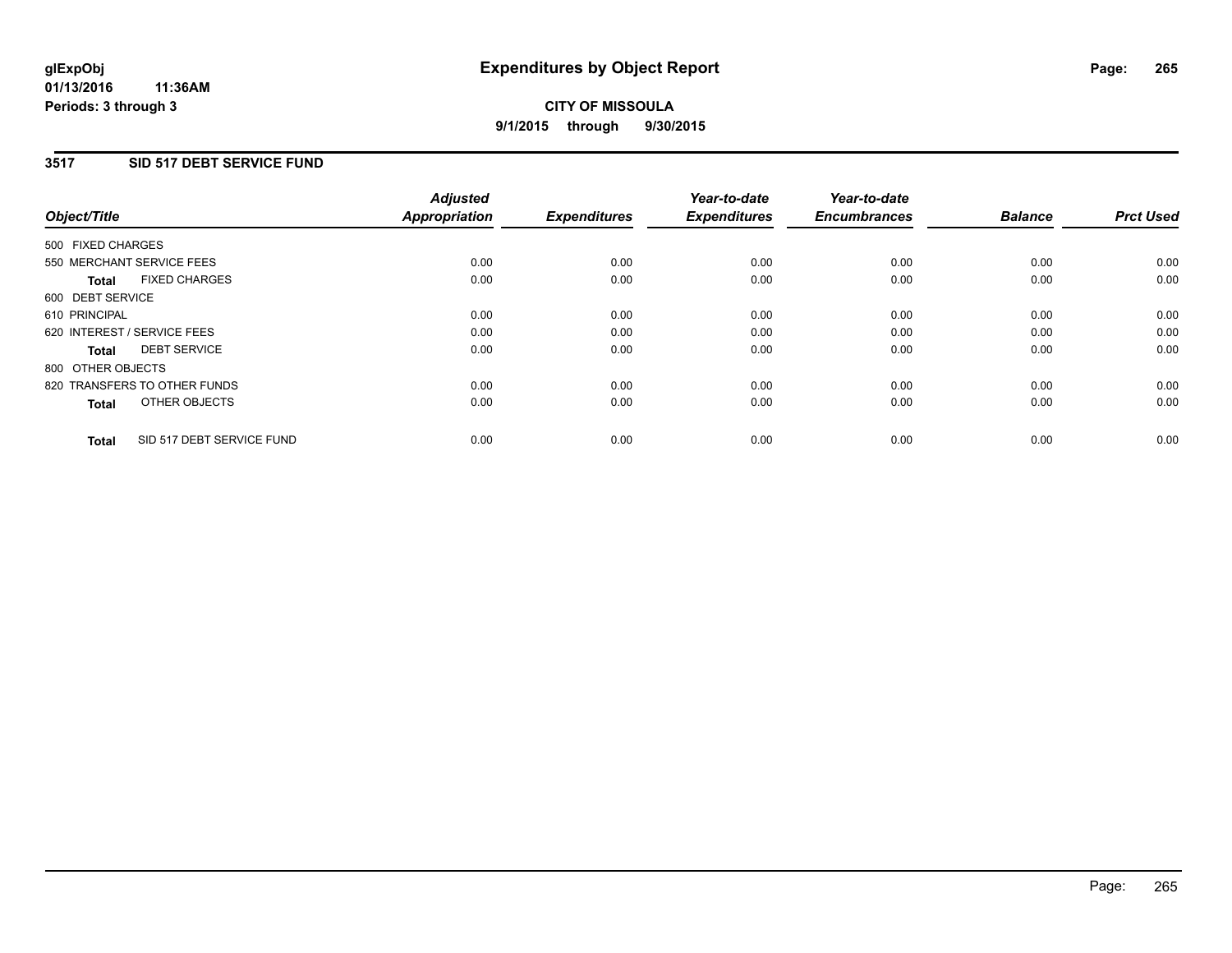**glExpObj**
**01/13/2016 11:36AM**
**Periods: 3 through 3**

# Expenditures by Object Report

**CITY OF MISSOULA**
**9/1/2015 through 9/30/2015**

## 3517 SID 517 DEBT SERVICE FUND

| Object/Title | Adjusted Appropriation | Expenditures | Year-to-date Expenditures | Year-to-date Encumbrances | Balance | Prct Used |
|---|---|---|---|---|---|---|
| 500 FIXED CHARGES | | | | | | |
| 550 MERCHANT SERVICE FEES | 0.00 | 0.00 | 0.00 | 0.00 | 0.00 | 0.00 |
| **Total** FIXED CHARGES | 0.00 | 0.00 | 0.00 | 0.00 | 0.00 | 0.00 |
| 600 DEBT SERVICE | | | | | | |
| 610 PRINCIPAL | 0.00 | 0.00 | 0.00 | 0.00 | 0.00 | 0.00 |
| 620 INTEREST / SERVICE FEES | 0.00 | 0.00 | 0.00 | 0.00 | 0.00 | 0.00 |
| **Total** DEBT SERVICE | 0.00 | 0.00 | 0.00 | 0.00 | 0.00 | 0.00 |
| 800 OTHER OBJECTS | | | | | | |
| 820 TRANSFERS TO OTHER FUNDS | 0.00 | 0.00 | 0.00 | 0.00 | 0.00 | 0.00 |
| **Total** OTHER OBJECTS | 0.00 | 0.00 | 0.00 | 0.00 | 0.00 | 0.00 |
| **Total** SID 517 DEBT SERVICE FUND | 0.00 | 0.00 | 0.00 | 0.00 | 0.00 | 0.00 |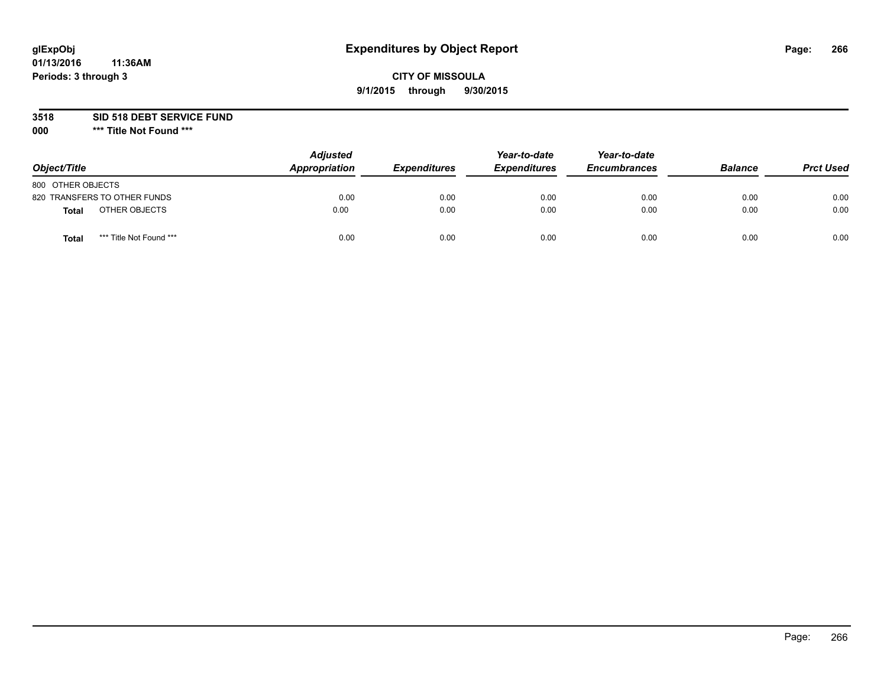glExpObj
01/13/2016 11:36AM
Periods: 3 through 3

# Expenditures by Object Report

**CITY OF MISSOULA**
**9/1/2015 through 9/30/2015**

**3518 SID 518 DEBT SERVICE FUND**
**000 *** Title Not Found *****

| Object/Title | Adjusted Appropriation | Expenditures | Year-to-date Expenditures | Year-to-date Encumbrances | Balance | Prct Used |
|---|---|---|---|---|---|---|
| 800 OTHER OBJECTS | | | | | | |
| 820 TRANSFERS TO OTHER FUNDS | 0.00 | 0.00 | 0.00 | 0.00 | 0.00 | 0.00 |
| **Total** OTHER OBJECTS | 0.00 | 0.00 | 0.00 | 0.00 | 0.00 | 0.00 |
| **Total** *** Title Not Found *** | 0.00 | 0.00 | 0.00 | 0.00 | 0.00 | 0.00 |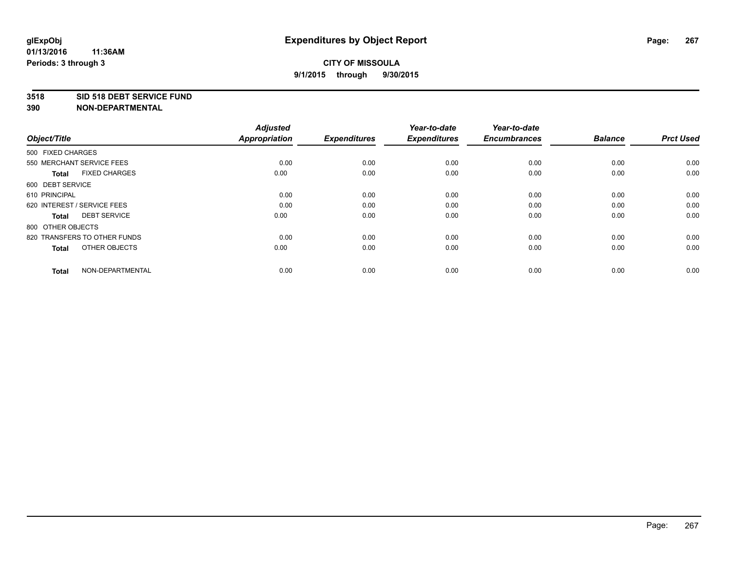# Expenditures by Object Report

glExpObj
01/13/2016 11:36AM
Periods: 3 through 3

**CITY OF MISSOULA**
**9/1/2015 through 9/30/2015**

**3518 SID 518 DEBT SERVICE FUND**
**390 NON-DEPARTMENTAL**

| Object/Title | Adjusted Appropriation | Expenditures | Year-to-date Expenditures | Year-to-date Encumbrances | Balance | Prct Used |
|---|---|---|---|---|---|---|
| 500 FIXED CHARGES | | | | | | |
| 550 MERCHANT SERVICE FEES | 0.00 | 0.00 | 0.00 | 0.00 | 0.00 | 0.00 |
| **Total** FIXED CHARGES | 0.00 | 0.00 | 0.00 | 0.00 | 0.00 | 0.00 |
| 600 DEBT SERVICE | | | | | | |
| 610 PRINCIPAL | 0.00 | 0.00 | 0.00 | 0.00 | 0.00 | 0.00 |
| 620 INTEREST / SERVICE FEES | 0.00 | 0.00 | 0.00 | 0.00 | 0.00 | 0.00 |
| **Total** DEBT SERVICE | 0.00 | 0.00 | 0.00 | 0.00 | 0.00 | 0.00 |
| 800 OTHER OBJECTS | | | | | | |
| 820 TRANSFERS TO OTHER FUNDS | 0.00 | 0.00 | 0.00 | 0.00 | 0.00 | 0.00 |
| **Total** OTHER OBJECTS | 0.00 | 0.00 | 0.00 | 0.00 | 0.00 | 0.00 |
| **Total** NON-DEPARTMENTAL | 0.00 | 0.00 | 0.00 | 0.00 | 0.00 | 0.00 |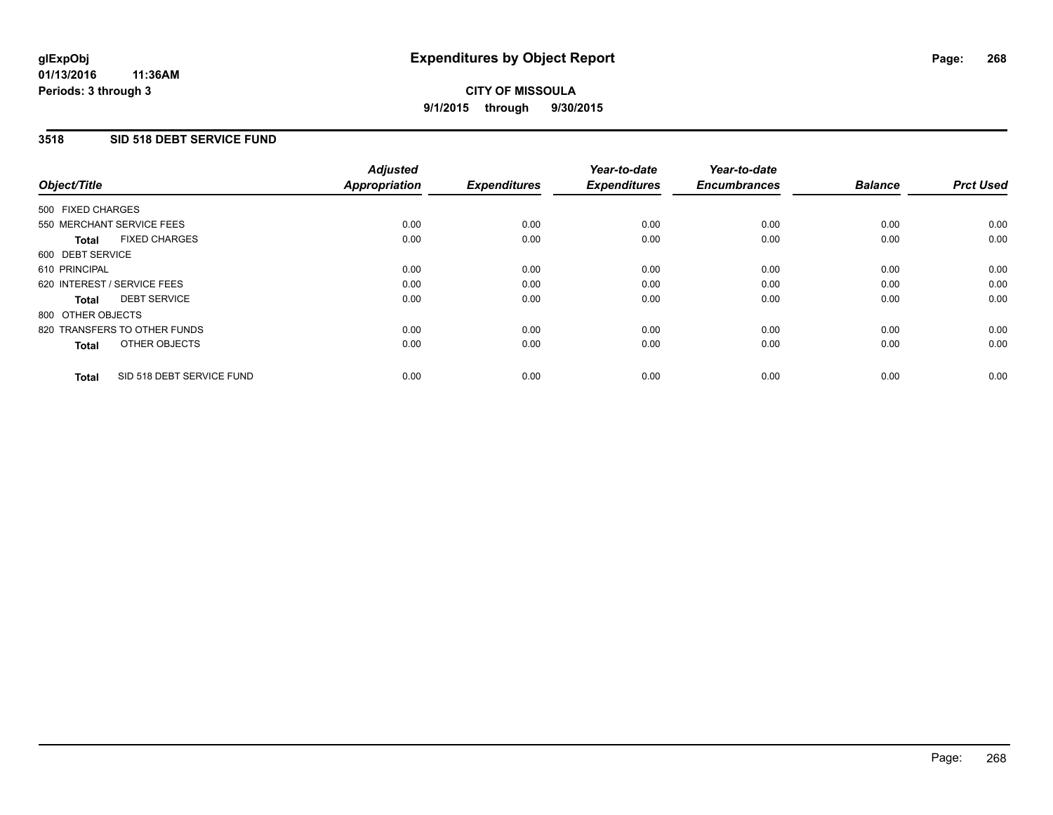glExpObj
01/13/2016 11:36AM
Periods: 3 through 3

# Expenditures by Object Report

CITY OF MISSOULA
9/1/2015 through 9/30/2015

## 3518 SID 518 DEBT SERVICE FUND

| Object/Title | Adjusted Appropriation | Expenditures | Year-to-date Expenditures | Year-to-date Encumbrances | Balance | Prct Used |
|---|---|---|---|---|---|---|
| 500 FIXED CHARGES | | | | | | |
| 550 MERCHANT SERVICE FEES | 0.00 | 0.00 | 0.00 | 0.00 | 0.00 | 0.00 |
| **Total** FIXED CHARGES | 0.00 | 0.00 | 0.00 | 0.00 | 0.00 | 0.00 |
| 600 DEBT SERVICE | | | | | | |
| 610 PRINCIPAL | 0.00 | 0.00 | 0.00 | 0.00 | 0.00 | 0.00 |
| 620 INTEREST / SERVICE FEES | 0.00 | 0.00 | 0.00 | 0.00 | 0.00 | 0.00 |
| **Total** DEBT SERVICE | 0.00 | 0.00 | 0.00 | 0.00 | 0.00 | 0.00 |
| 800 OTHER OBJECTS | | | | | | |
| 820 TRANSFERS TO OTHER FUNDS | 0.00 | 0.00 | 0.00 | 0.00 | 0.00 | 0.00 |
| **Total** OTHER OBJECTS | 0.00 | 0.00 | 0.00 | 0.00 | 0.00 | 0.00 |
| **Total** SID 518 DEBT SERVICE FUND | 0.00 | 0.00 | 0.00 | 0.00 | 0.00 | 0.00 |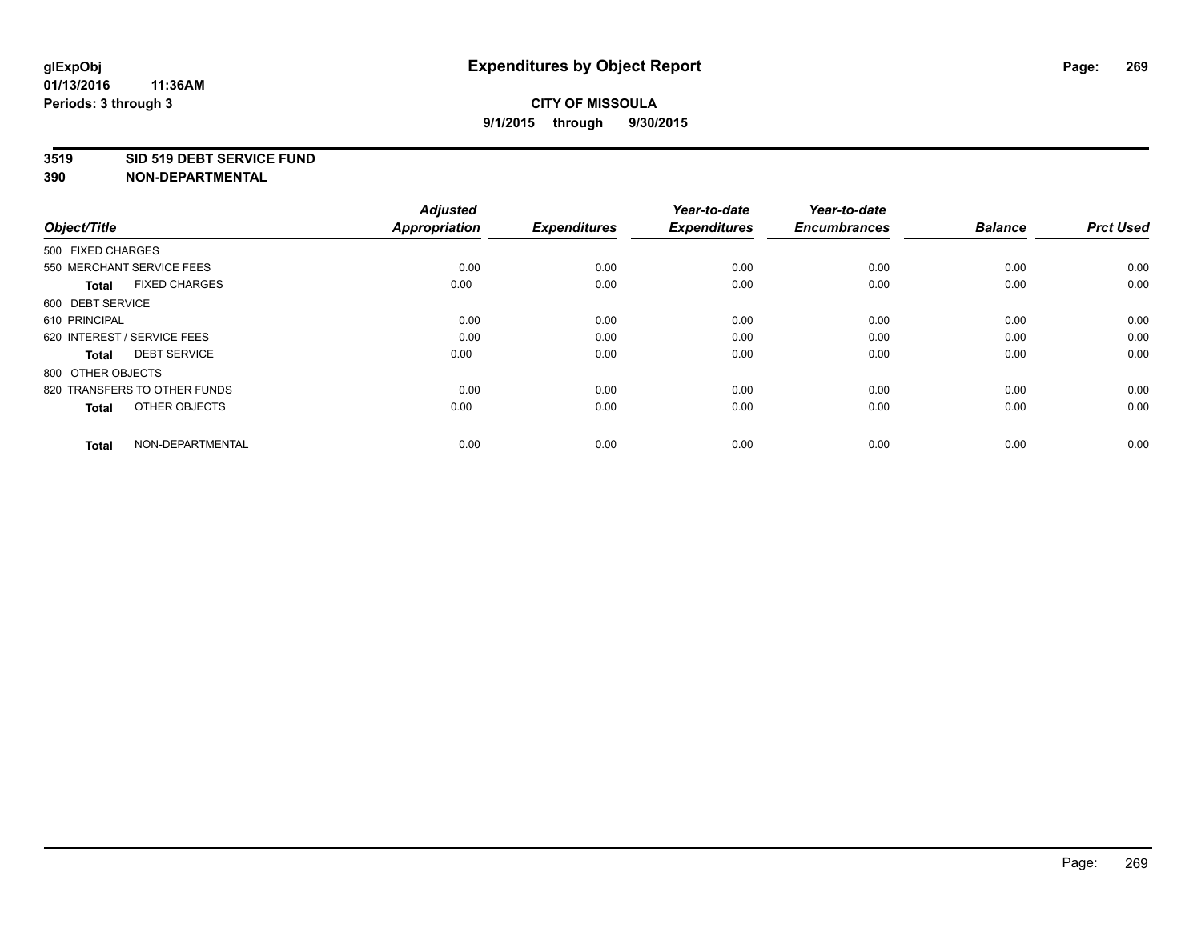# Expenditures by Object Report

glExpObj
01/13/2016 11:36AM
Periods: 3 through 3

**CITY OF MISSOULA**
**9/1/2015 through 9/30/2015**

**3519 SID 519 DEBT SERVICE FUND**
**390 NON-DEPARTMENTAL**

| Object/Title | Adjusted Appropriation | Expenditures | Year-to-date Expenditures | Year-to-date Encumbrances | Balance | Prct Used |
|---|---|---|---|---|---|---|
| 500 FIXED CHARGES | | | | | | |
| 550 MERCHANT SERVICE FEES | 0.00 | 0.00 | 0.00 | 0.00 | 0.00 | 0.00 |
| **Total** FIXED CHARGES | 0.00 | 0.00 | 0.00 | 0.00 | 0.00 | 0.00 |
| 600 DEBT SERVICE | | | | | | |
| 610 PRINCIPAL | 0.00 | 0.00 | 0.00 | 0.00 | 0.00 | 0.00 |
| 620 INTEREST / SERVICE FEES | 0.00 | 0.00 | 0.00 | 0.00 | 0.00 | 0.00 |
| **Total** DEBT SERVICE | 0.00 | 0.00 | 0.00 | 0.00 | 0.00 | 0.00 |
| 800 OTHER OBJECTS | | | | | | |
| 820 TRANSFERS TO OTHER FUNDS | 0.00 | 0.00 | 0.00 | 0.00 | 0.00 | 0.00 |
| **Total** OTHER OBJECTS | 0.00 | 0.00 | 0.00 | 0.00 | 0.00 | 0.00 |
| **Total** NON-DEPARTMENTAL | 0.00 | 0.00 | 0.00 | 0.00 | 0.00 | 0.00 |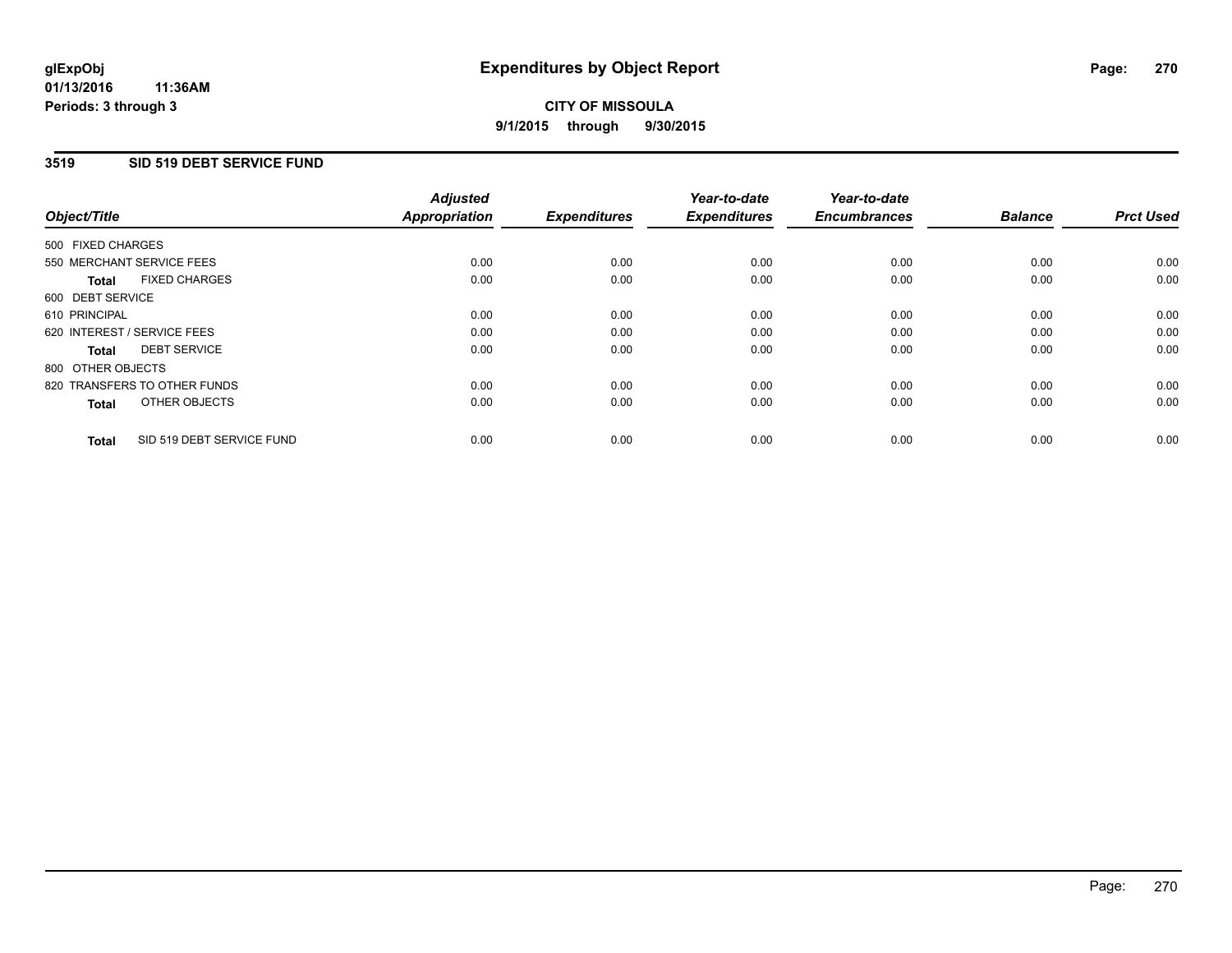# Expenditures by Object Report

glExpObj
01/13/2016 11:36AM
Periods: 3 through 3

**CITY OF MISSOULA**
**9/1/2015 through 9/30/2015**

## 3519 SID 519 DEBT SERVICE FUND

| Object/Title | Adjusted Appropriation | Expenditures | Year-to-date Expenditures | Year-to-date Encumbrances | Balance | Prct Used |
|---|---|---|---|---|---|---|
| 500 FIXED CHARGES | | | | | | |
| 550 MERCHANT SERVICE FEES | 0.00 | 0.00 | 0.00 | 0.00 | 0.00 | 0.00 |
| **Total** FIXED CHARGES | 0.00 | 0.00 | 0.00 | 0.00 | 0.00 | 0.00 |
| 600 DEBT SERVICE | | | | | | |
| 610 PRINCIPAL | 0.00 | 0.00 | 0.00 | 0.00 | 0.00 | 0.00 |
| 620 INTEREST / SERVICE FEES | 0.00 | 0.00 | 0.00 | 0.00 | 0.00 | 0.00 |
| **Total** DEBT SERVICE | 0.00 | 0.00 | 0.00 | 0.00 | 0.00 | 0.00 |
| 800 OTHER OBJECTS | | | | | | |
| 820 TRANSFERS TO OTHER FUNDS | 0.00 | 0.00 | 0.00 | 0.00 | 0.00 | 0.00 |
| **Total** OTHER OBJECTS | 0.00 | 0.00 | 0.00 | 0.00 | 0.00 | 0.00 |
| **Total** SID 519 DEBT SERVICE FUND | 0.00 | 0.00 | 0.00 | 0.00 | 0.00 | 0.00 |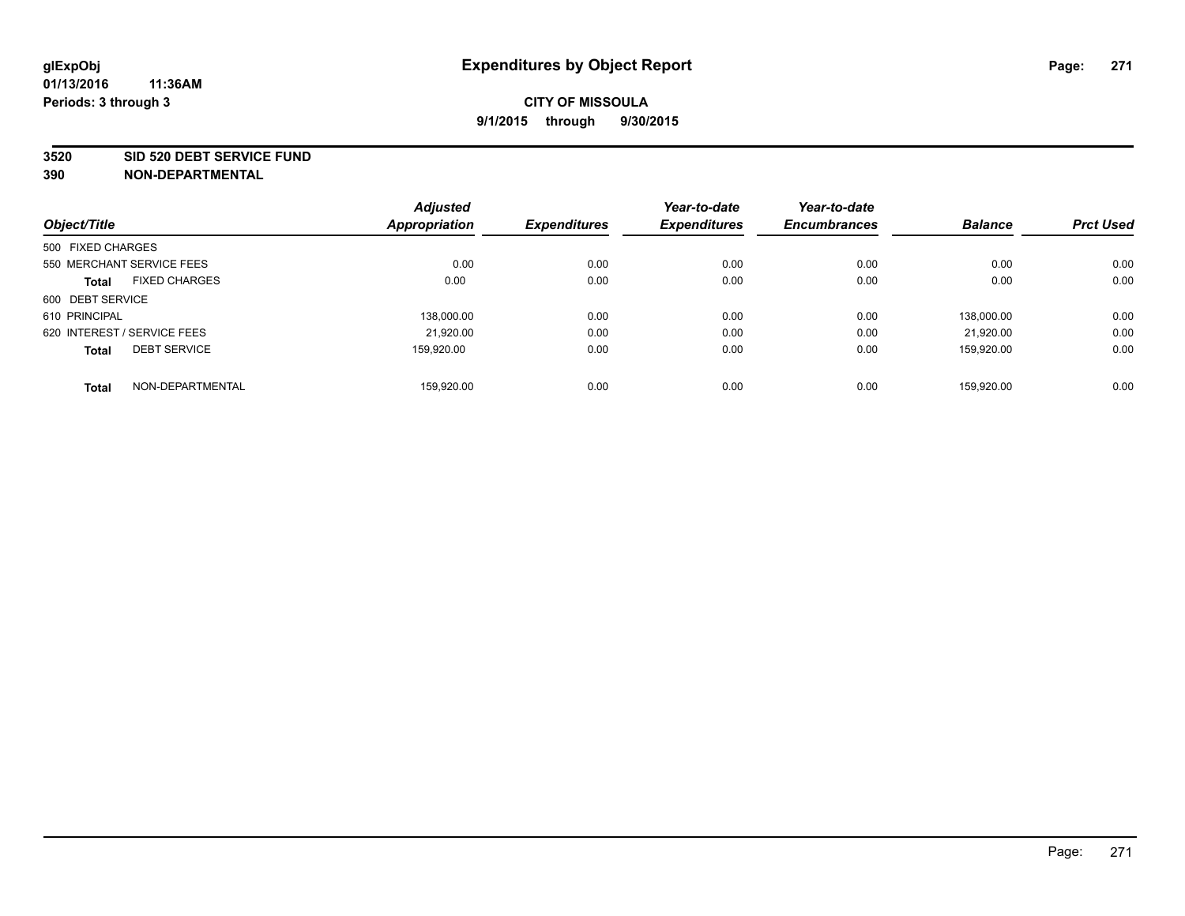**glExpObj**
**01/13/2016 11:36AM**
**Periods: 3 through 3**

# Expenditures by Object Report

**CITY OF MISSOULA**
**9/1/2015 through 9/30/2015**

**3520 SID 520 DEBT SERVICE FUND**
**390 NON-DEPARTMENTAL**

| Object/Title | | Adjusted Appropriation | Expenditures | Year-to-date Expenditures | Year-to-date Encumbrances | Balance | Prct Used |
|---|---|---|---|---|---|---|---|
| 500 FIXED CHARGES | | | | | | | |
| 550 MERCHANT SERVICE FEES | | 0.00 | 0.00 | 0.00 | 0.00 | 0.00 | 0.00 |
| **Total** | FIXED CHARGES | 0.00 | 0.00 | 0.00 | 0.00 | 0.00 | 0.00 |
| 600 DEBT SERVICE | | | | | | | |
| 610 PRINCIPAL | | 138,000.00 | 0.00 | 0.00 | 0.00 | 138,000.00 | 0.00 |
| 620 INTEREST / SERVICE FEES | | 21,920.00 | 0.00 | 0.00 | 0.00 | 21,920.00 | 0.00 |
| **Total** | DEBT SERVICE | 159,920.00 | 0.00 | 0.00 | 0.00 | 159,920.00 | 0.00 |
| **Total** | NON-DEPARTMENTAL | 159,920.00 | 0.00 | 0.00 | 0.00 | 159,920.00 | 0.00 |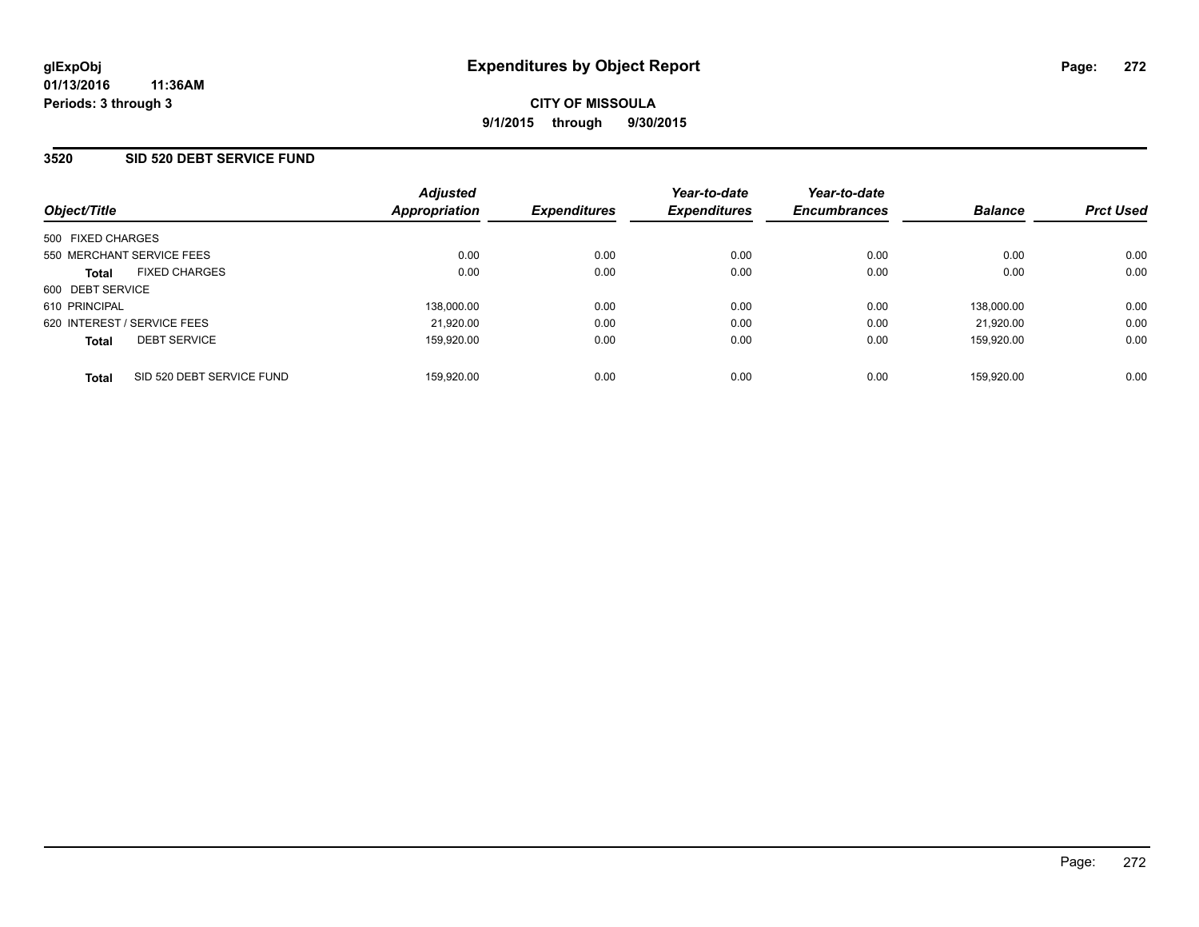# Expenditures by Object Report

glExpObj
01/13/2016 11:36AM
Periods: 3 through 3

**CITY OF MISSOULA**
**9/1/2015 through 9/30/2015**

## 3520 SID 520 DEBT SERVICE FUND

| Object/Title | | Adjusted Appropriation | Expenditures | Year-to-date Expenditures | Year-to-date Encumbrances | Balance | Prct Used |
|---|---|---|---|---|---|---|---|
| 500 FIXED CHARGES | | | | | | | |
| 550 MERCHANT SERVICE FEES | | 0.00 | 0.00 | 0.00 | 0.00 | 0.00 | 0.00 |
| **Total** | FIXED CHARGES | 0.00 | 0.00 | 0.00 | 0.00 | 0.00 | 0.00 |
| 600 DEBT SERVICE | | | | | | | |
| 610 PRINCIPAL | | 138,000.00 | 0.00 | 0.00 | 0.00 | 138,000.00 | 0.00 |
| 620 INTEREST / SERVICE FEES | | 21,920.00 | 0.00 | 0.00 | 0.00 | 21,920.00 | 0.00 |
| **Total** | DEBT SERVICE | 159,920.00 | 0.00 | 0.00 | 0.00 | 159,920.00 | 0.00 |
| **Total** | SID 520 DEBT SERVICE FUND | 159,920.00 | 0.00 | 0.00 | 0.00 | 159,920.00 | 0.00 |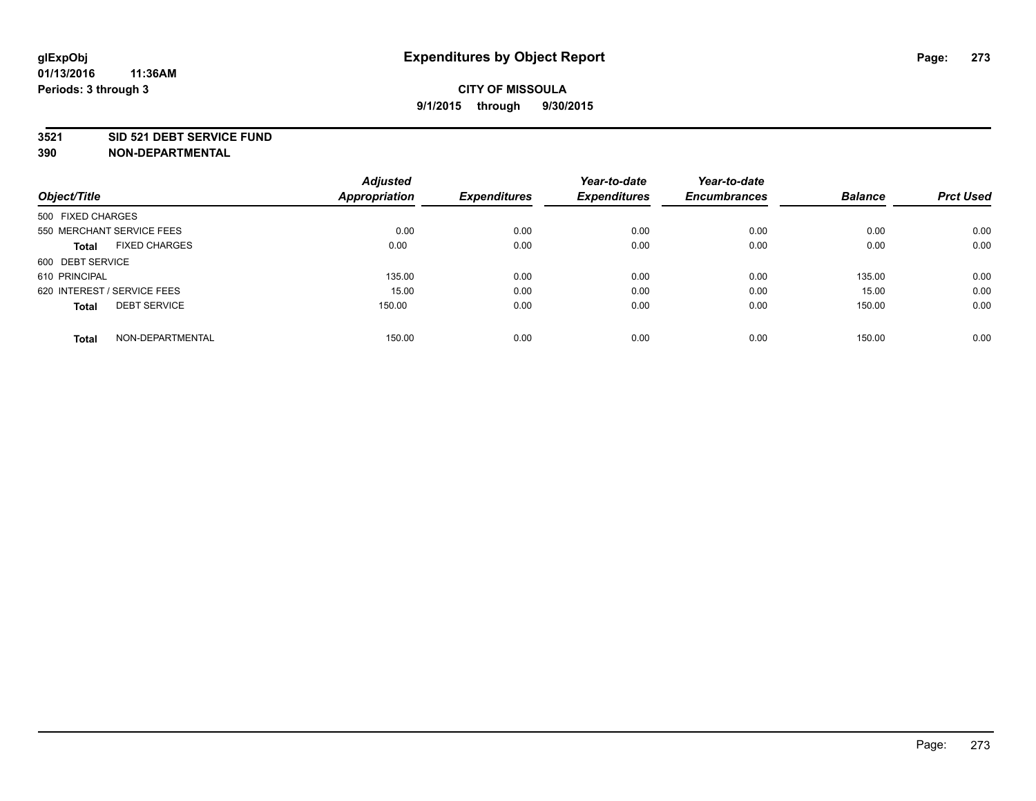glExpObj
01/13/2016 11:36AM
Periods: 3 through 3

# Expenditures by Object Report

**CITY OF MISSOULA**
**9/1/2015 through 9/30/2015**

**3521 SID 521 DEBT SERVICE FUND**
**390 NON-DEPARTMENTAL**

| Object/Title | Adjusted Appropriation | Expenditures | Year-to-date Expenditures | Year-to-date Encumbrances | Balance | Prct Used |
|---|---|---|---|---|---|---|
| 500 FIXED CHARGES | | | | | | |
| 550 MERCHANT SERVICE FEES | 0.00 | 0.00 | 0.00 | 0.00 | 0.00 | 0.00 |
| **Total** FIXED CHARGES | 0.00 | 0.00 | 0.00 | 0.00 | 0.00 | 0.00 |
| 600 DEBT SERVICE | | | | | | |
| 610 PRINCIPAL | 135.00 | 0.00 | 0.00 | 0.00 | 135.00 | 0.00 |
| 620 INTEREST / SERVICE FEES | 15.00 | 0.00 | 0.00 | 0.00 | 15.00 | 0.00 |
| **Total** DEBT SERVICE | 150.00 | 0.00 | 0.00 | 0.00 | 150.00 | 0.00 |
| **Total** NON-DEPARTMENTAL | 150.00 | 0.00 | 0.00 | 0.00 | 150.00 | 0.00 |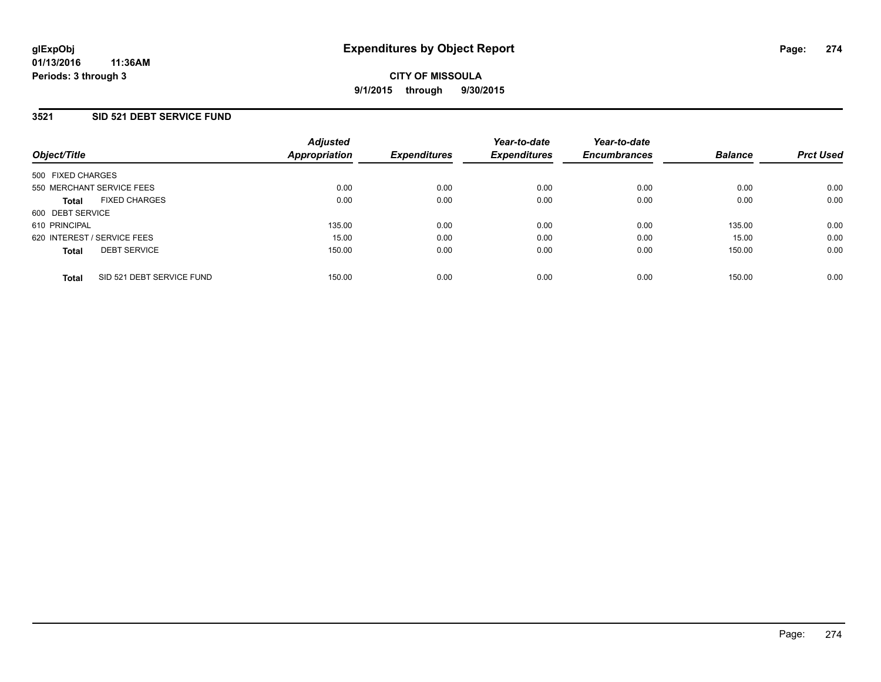**glExpObj** **Expenditures by Object Report**

**01/13/2016 11:36AM**

**Periods: 3 through 3**

**CITY OF MISSOULA**

**9/1/2015 through 9/30/2015**

## 3521 SID 521 DEBT SERVICE FUND

| Object/Title | Adjusted Appropriation | Expenditures | Year-to-date Expenditures | Year-to-date Encumbrances | Balance | Prct Used |
|---|---|---|---|---|---|---|
| 500 FIXED CHARGES | | | | | | |
| 550 MERCHANT SERVICE FEES | 0.00 | 0.00 | 0.00 | 0.00 | 0.00 | 0.00 |
| **Total** FIXED CHARGES | 0.00 | 0.00 | 0.00 | 0.00 | 0.00 | 0.00 |
| 600 DEBT SERVICE | | | | | | |
| 610 PRINCIPAL | 135.00 | 0.00 | 0.00 | 0.00 | 135.00 | 0.00 |
| 620 INTEREST / SERVICE FEES | 15.00 | 0.00 | 0.00 | 0.00 | 15.00 | 0.00 |
| **Total** DEBT SERVICE | 150.00 | 0.00 | 0.00 | 0.00 | 150.00 | 0.00 |
| **Total** SID 521 DEBT SERVICE FUND | 150.00 | 0.00 | 0.00 | 0.00 | 150.00 | 0.00 |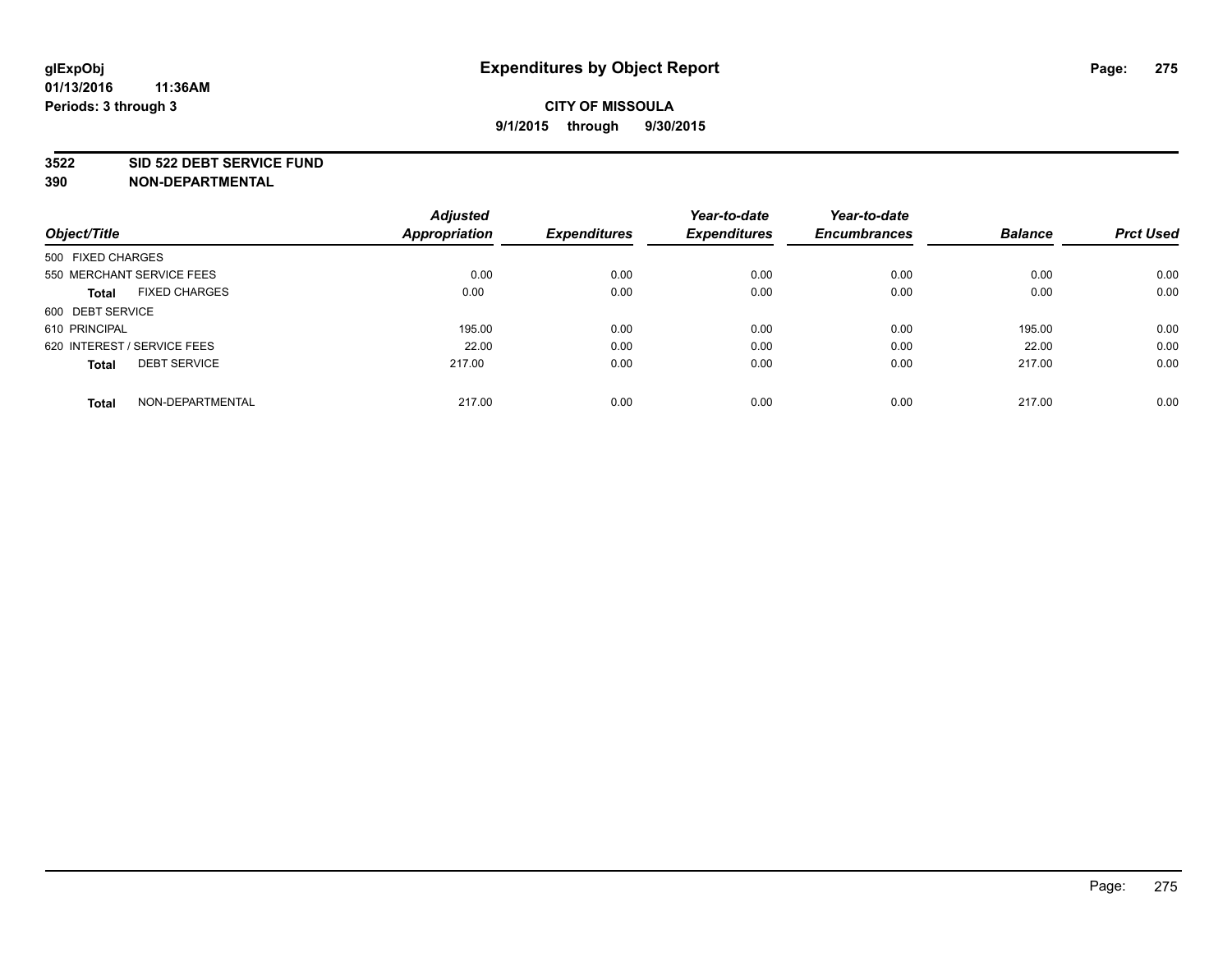# Expenditures by Object Report

glExpObj
01/13/2016 11:36AM
Periods: 3 through 3

**CITY OF MISSOULA**
**9/1/2015 through 9/30/2015**

**3522 SID 522 DEBT SERVICE FUND**
**390 NON-DEPARTMENTAL**

| Object/Title | | Adjusted Appropriation | Expenditures | Year-to-date Expenditures | Year-to-date Encumbrances | Balance | Prct Used |
|---|---|---|---|---|---|---|---|
| 500 FIXED CHARGES | | | | | | | |
| 550 MERCHANT SERVICE FEES | | 0.00 | 0.00 | 0.00 | 0.00 | 0.00 | 0.00 |
| **Total** | FIXED CHARGES | 0.00 | 0.00 | 0.00 | 0.00 | 0.00 | 0.00 |
| 600 DEBT SERVICE | | | | | | | |
| 610 PRINCIPAL | | 195.00 | 0.00 | 0.00 | 0.00 | 195.00 | 0.00 |
| 620 INTEREST / SERVICE FEES | | 22.00 | 0.00 | 0.00 | 0.00 | 22.00 | 0.00 |
| **Total** | DEBT SERVICE | 217.00 | 0.00 | 0.00 | 0.00 | 217.00 | 0.00 |
| **Total** | NON-DEPARTMENTAL | 217.00 | 0.00 | 0.00 | 0.00 | 217.00 | 0.00 |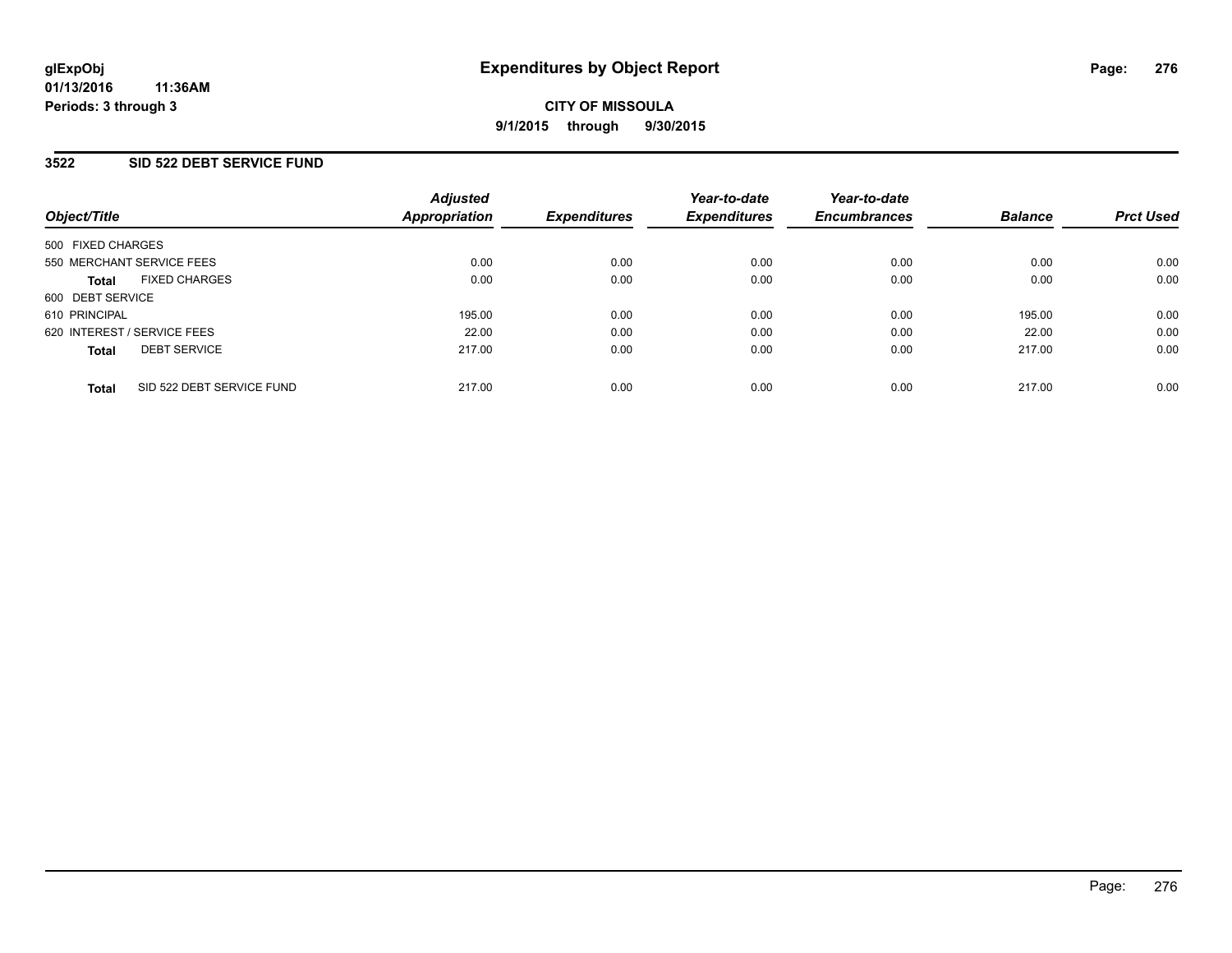**glExpObj**
**01/13/2016 11:36AM**
**Periods: 3 through 3**

# Expenditures by Object Report

**CITY OF MISSOULA**
**9/1/2015 through 9/30/2015**

## 3522 SID 522 DEBT SERVICE FUND

| Object/Title | Adjusted Appropriation | Expenditures | Year-to-date Expenditures | Year-to-date Encumbrances | Balance | Prct Used |
|---|---|---|---|---|---|---|
| 500 FIXED CHARGES | | | | | | |
| 550 MERCHANT SERVICE FEES | 0.00 | 0.00 | 0.00 | 0.00 | 0.00 | 0.00 |
| **Total** FIXED CHARGES | 0.00 | 0.00 | 0.00 | 0.00 | 0.00 | 0.00 |
| 600 DEBT SERVICE | | | | | | |
| 610 PRINCIPAL | 195.00 | 0.00 | 0.00 | 0.00 | 195.00 | 0.00 |
| 620 INTEREST / SERVICE FEES | 22.00 | 0.00 | 0.00 | 0.00 | 22.00 | 0.00 |
| **Total** DEBT SERVICE | 217.00 | 0.00 | 0.00 | 0.00 | 217.00 | 0.00 |
| **Total** SID 522 DEBT SERVICE FUND | 217.00 | 0.00 | 0.00 | 0.00 | 217.00 | 0.00 |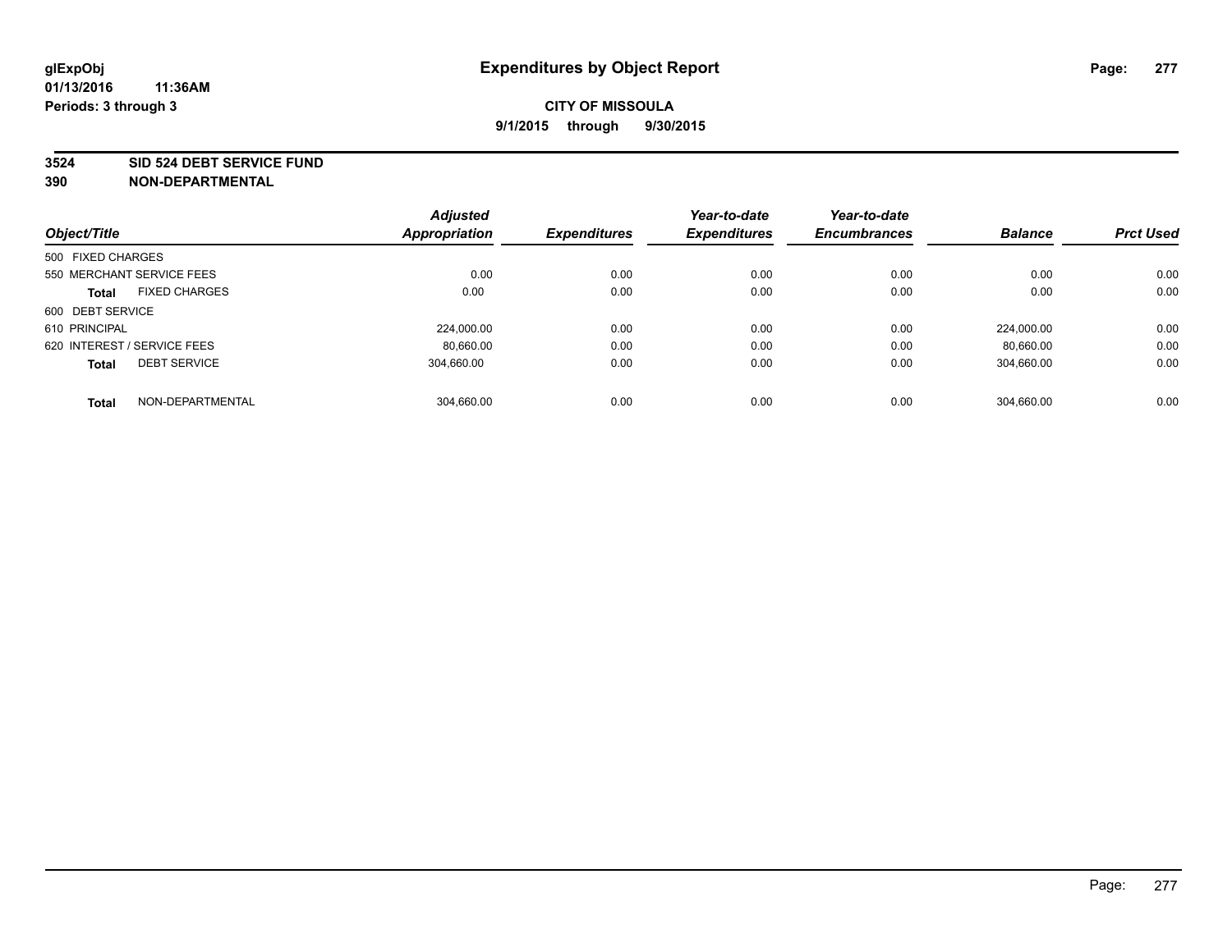**glExpObj** **Expenditures by Object Report**

**01/13/2016 11:36AM**

**Periods: 3 through 3**

**CITY OF MISSOULA**

**9/1/2015 through 9/30/2015**

**3524 SID 524 DEBT SERVICE FUND**

**390 NON-DEPARTMENTAL**

| Object/Title | | Adjusted Appropriation | Expenditures | Year-to-date Expenditures | Year-to-date Encumbrances | Balance | Prct Used |
|---|---|---|---|---|---|---|---|
| 500 FIXED CHARGES | | | | | | | |
| 550 MERCHANT SERVICE FEES | | 0.00 | 0.00 | 0.00 | 0.00 | 0.00 | 0.00 |
| **Total** | FIXED CHARGES | 0.00 | 0.00 | 0.00 | 0.00 | 0.00 | 0.00 |
| 600 DEBT SERVICE | | | | | | | |
| 610 PRINCIPAL | | 224,000.00 | 0.00 | 0.00 | 0.00 | 224,000.00 | 0.00 |
| 620 INTEREST / SERVICE FEES | | 80,660.00 | 0.00 | 0.00 | 0.00 | 80,660.00 | 0.00 |
| **Total** | DEBT SERVICE | 304,660.00 | 0.00 | 0.00 | 0.00 | 304,660.00 | 0.00 |
| **Total** | NON-DEPARTMENTAL | 304,660.00 | 0.00 | 0.00 | 0.00 | 304,660.00 | 0.00 |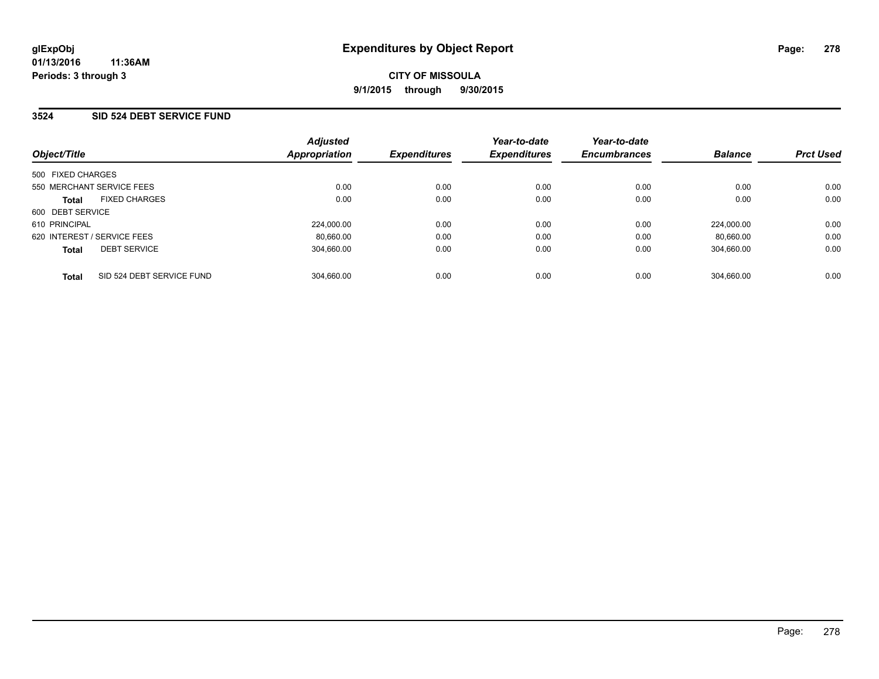**glExpObj**
**01/13/2016 11:36AM**
**Periods: 3 through 3**

# Expenditures by Object Report

**CITY OF MISSOULA**
**9/1/2015 through 9/30/2015**

## 3524 SID 524 DEBT SERVICE FUND

| Object/Title | Adjusted Appropriation | Expenditures | Year-to-date Expenditures | Year-to-date Encumbrances | Balance | Prct Used |
|---|---|---|---|---|---|---|
| 500 FIXED CHARGES | | | | | | |
| 550 MERCHANT SERVICE FEES | 0.00 | 0.00 | 0.00 | 0.00 | 0.00 | 0.00 |
| **Total** FIXED CHARGES | 0.00 | 0.00 | 0.00 | 0.00 | 0.00 | 0.00 |
| 600 DEBT SERVICE | | | | | | |
| 610 PRINCIPAL | 224,000.00 | 0.00 | 0.00 | 0.00 | 224,000.00 | 0.00 |
| 620 INTEREST / SERVICE FEES | 80,660.00 | 0.00 | 0.00 | 0.00 | 80,660.00 | 0.00 |
| **Total** DEBT SERVICE | 304,660.00 | 0.00 | 0.00 | 0.00 | 304,660.00 | 0.00 |
| **Total** SID 524 DEBT SERVICE FUND | 304,660.00 | 0.00 | 0.00 | 0.00 | 304,660.00 | 0.00 |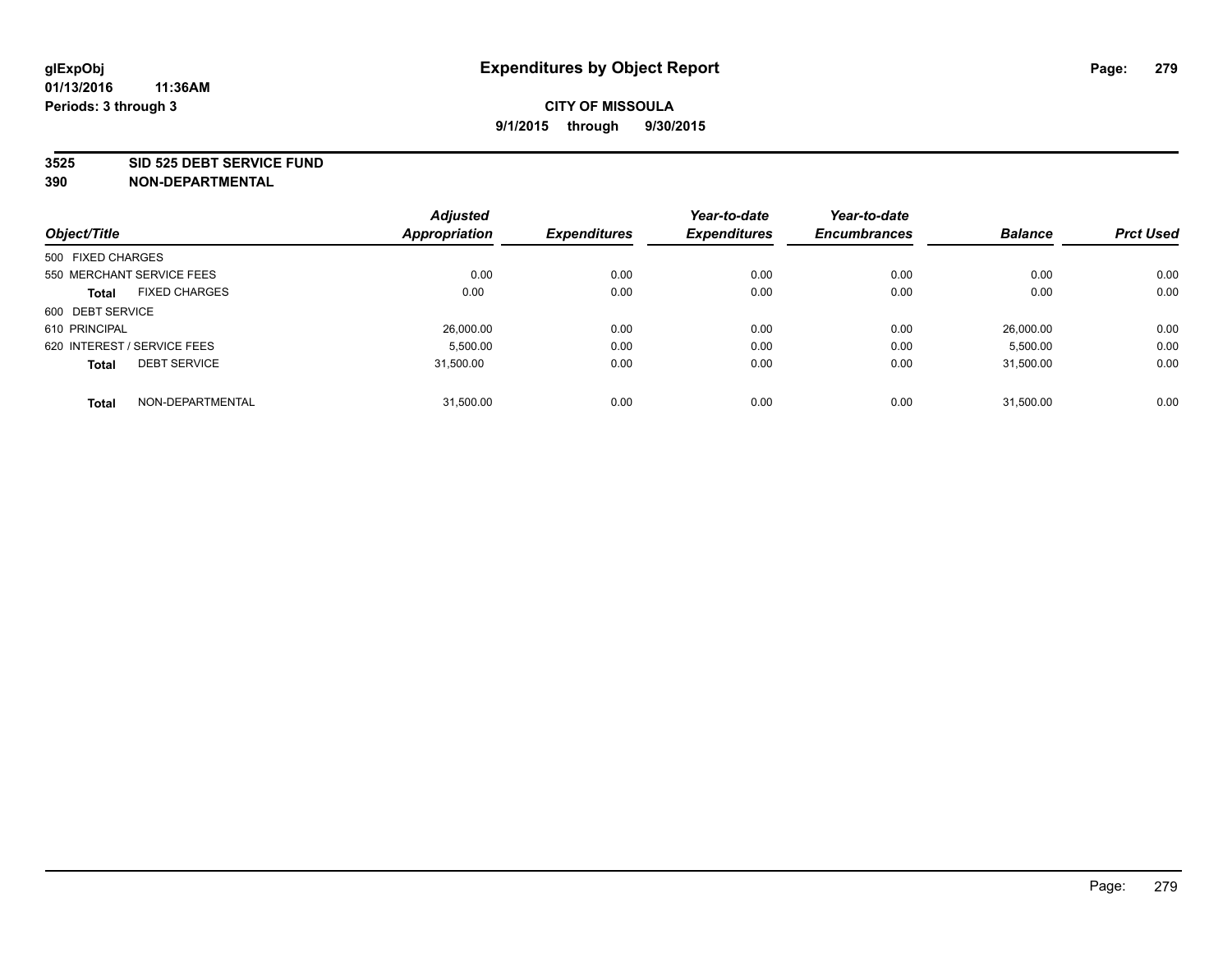**glExpObj**
**01/13/2016 11:36AM**
**Periods: 3 through 3**

# Expenditures by Object Report

**CITY OF MISSOULA**
**9/1/2015 through 9/30/2015**

**3525 SID 525 DEBT SERVICE FUND**
**390 NON-DEPARTMENTAL**

| Object/Title | | Adjusted Appropriation | Expenditures | Year-to-date Expenditures | Year-to-date Encumbrances | Balance | Prct Used |
|---|---|---|---|---|---|---|---|
| 500 FIXED CHARGES | | | | | | | |
| 550 MERCHANT SERVICE FEES | | 0.00 | 0.00 | 0.00 | 0.00 | 0.00 | 0.00 |
| **Total** | FIXED CHARGES | 0.00 | 0.00 | 0.00 | 0.00 | 0.00 | 0.00 |
| 600 DEBT SERVICE | | | | | | | |
| 610 PRINCIPAL | | 26,000.00 | 0.00 | 0.00 | 0.00 | 26,000.00 | 0.00 |
| 620 INTEREST / SERVICE FEES | | 5,500.00 | 0.00 | 0.00 | 0.00 | 5,500.00 | 0.00 |
| **Total** | DEBT SERVICE | 31,500.00 | 0.00 | 0.00 | 0.00 | 31,500.00 | 0.00 |
| **Total** | NON-DEPARTMENTAL | 31,500.00 | 0.00 | 0.00 | 0.00 | 31,500.00 | 0.00 |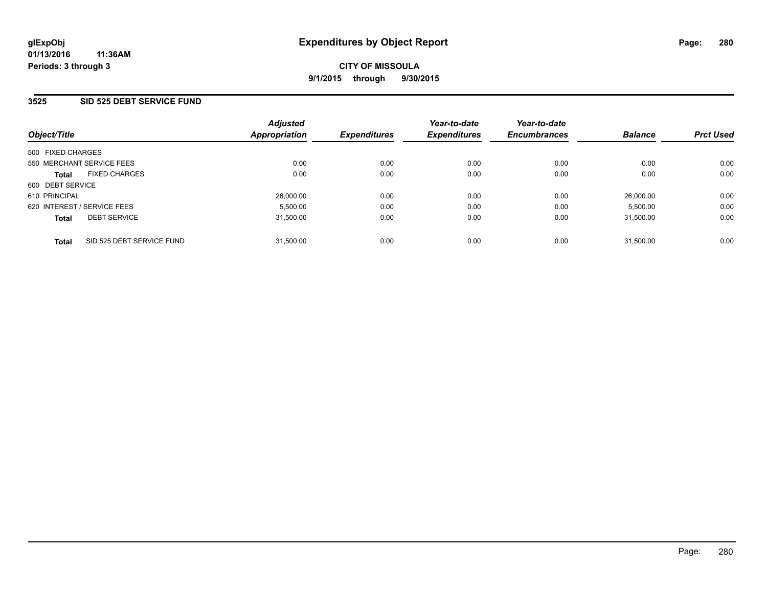**glExpObj** **Expenditures by Object Report**
**01/13/2016 11:36AM**
**Periods: 3 through 3**

**CITY OF MISSOULA**
**9/1/2015 through 9/30/2015**

## 3525 SID 525 DEBT SERVICE FUND

| Object/Title | Adjusted Appropriation | Expenditures | Year-to-date Expenditures | Year-to-date Encumbrances | Balance | Prct Used |
|---|---|---|---|---|---|---|
| 500 FIXED CHARGES | | | | | | |
| 550 MERCHANT SERVICE FEES | 0.00 | 0.00 | 0.00 | 0.00 | 0.00 | 0.00 |
| **Total** FIXED CHARGES | 0.00 | 0.00 | 0.00 | 0.00 | 0.00 | 0.00 |
| 600 DEBT SERVICE | | | | | | |
| 610 PRINCIPAL | 26,000.00 | 0.00 | 0.00 | 0.00 | 26,000.00 | 0.00 |
| 620 INTEREST / SERVICE FEES | 5,500.00 | 0.00 | 0.00 | 0.00 | 5,500.00 | 0.00 |
| **Total** DEBT SERVICE | 31,500.00 | 0.00 | 0.00 | 0.00 | 31,500.00 | 0.00 |
| **Total** SID 525 DEBT SERVICE FUND | 31,500.00 | 0.00 | 0.00 | 0.00 | 31,500.00 | 0.00 |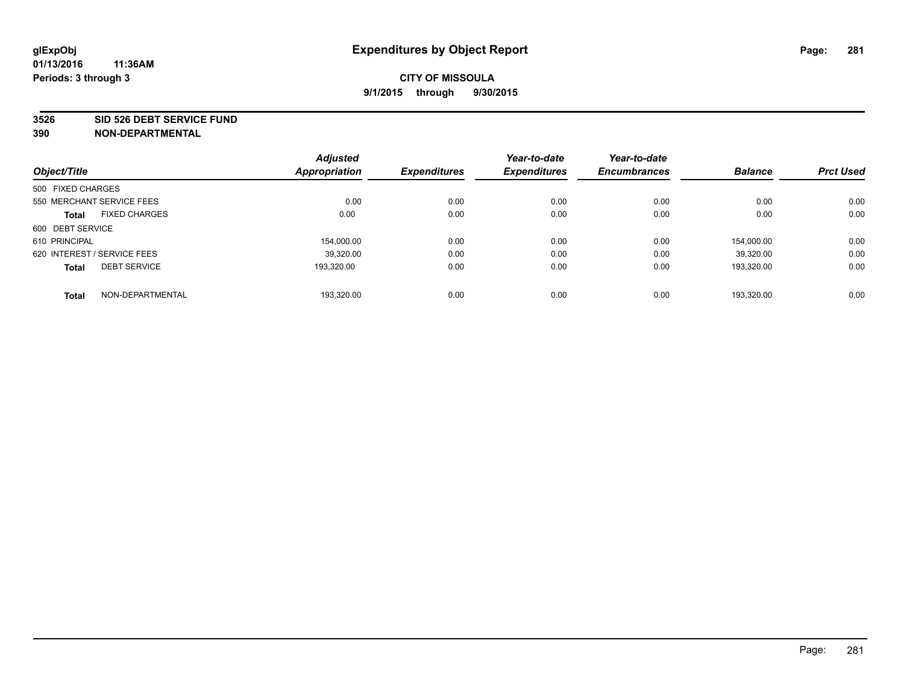# Expenditures by Object Report

glExpObj
01/13/2016 11:36AM
Periods: 3 through 3

**CITY OF MISSOULA**

**9/1/2015 through 9/30/2015**

**3526 SID 526 DEBT SERVICE FUND**
**390 NON-DEPARTMENTAL**

| Object/Title | | Adjusted Appropriation | Expenditures | Year-to-date Expenditures | Year-to-date Encumbrances | Balance | Prct Used |
|---|---|---|---|---|---|---|---|
| 500 FIXED CHARGES | | | | | | | |
| 550 MERCHANT SERVICE FEES | | 0.00 | 0.00 | 0.00 | 0.00 | 0.00 | 0.00 |
| **Total** | FIXED CHARGES | 0.00 | 0.00 | 0.00 | 0.00 | 0.00 | 0.00 |
| 600 DEBT SERVICE | | | | | | | |
| 610 PRINCIPAL | | 154,000.00 | 0.00 | 0.00 | 0.00 | 154,000.00 | 0.00 |
| 620 INTEREST / SERVICE FEES | | 39,320.00 | 0.00 | 0.00 | 0.00 | 39,320.00 | 0.00 |
| **Total** | DEBT SERVICE | 193,320.00 | 0.00 | 0.00 | 0.00 | 193,320.00 | 0.00 |
| **Total** | NON-DEPARTMENTAL | 193,320.00 | 0.00 | 0.00 | 0.00 | 193,320.00 | 0.00 |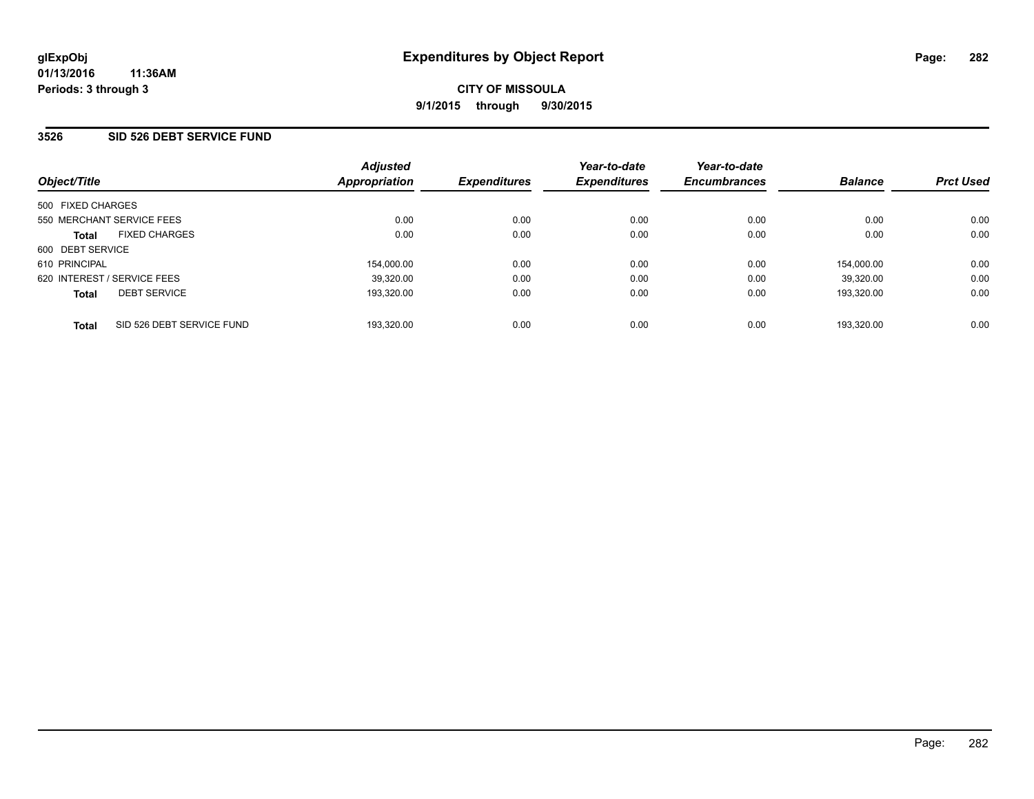glExpObj
01/13/2016 11:36AM
Periods: 3 through 3

# Expenditures by Object Report

**CITY OF MISSOULA**
**9/1/2015 through 9/30/2015**

## 3526 SID 526 DEBT SERVICE FUND

| Object/Title | | Adjusted Appropriation | Expenditures | Year-to-date Expenditures | Year-to-date Encumbrances | Balance | Prct Used |
|---|---|---|---|---|---|---|---|
| 500 FIXED CHARGES | | | | | | | |
| 550 MERCHANT SERVICE FEES | | 0.00 | 0.00 | 0.00 | 0.00 | 0.00 | 0.00 |
| **Total** | FIXED CHARGES | 0.00 | 0.00 | 0.00 | 0.00 | 0.00 | 0.00 |
| 600 DEBT SERVICE | | | | | | | |
| 610 PRINCIPAL | | 154,000.00 | 0.00 | 0.00 | 0.00 | 154,000.00 | 0.00 |
| 620 INTEREST / SERVICE FEES | | 39,320.00 | 0.00 | 0.00 | 0.00 | 39,320.00 | 0.00 |
| **Total** | DEBT SERVICE | 193,320.00 | 0.00 | 0.00 | 0.00 | 193,320.00 | 0.00 |
| **Total** | SID 526 DEBT SERVICE FUND | 193,320.00 | 0.00 | 0.00 | 0.00 | 193,320.00 | 0.00 |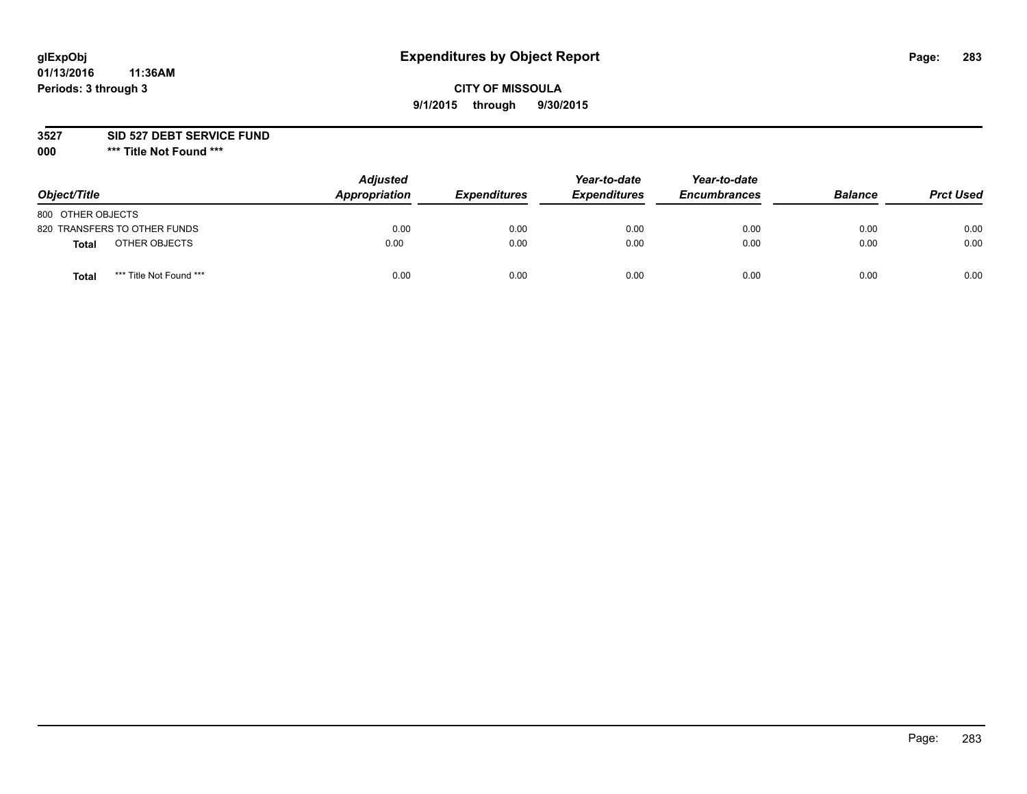glExpObj
01/13/2016 11:36AM
Periods: 3 through 3

# Expenditures by Object Report

**CITY OF MISSOULA**
**9/1/2015 through 9/30/2015**

**3527 SID 527 DEBT SERVICE FUND**
**000 *** Title Not Found *****

| Object/Title | | Adjusted Appropriation | Expenditures | Year-to-date Expenditures | Year-to-date Encumbrances | Balance | Prct Used |
|---|---|---|---|---|---|---|---|
| 800 OTHER OBJECTS | | | | | | | |
| 820 TRANSFERS TO OTHER FUNDS | | 0.00 | 0.00 | 0.00 | 0.00 | 0.00 | 0.00 |
| **Total** | OTHER OBJECTS | 0.00 | 0.00 | 0.00 | 0.00 | 0.00 | 0.00 |
| **Total** | *** Title Not Found *** | 0.00 | 0.00 | 0.00 | 0.00 | 0.00 | 0.00 |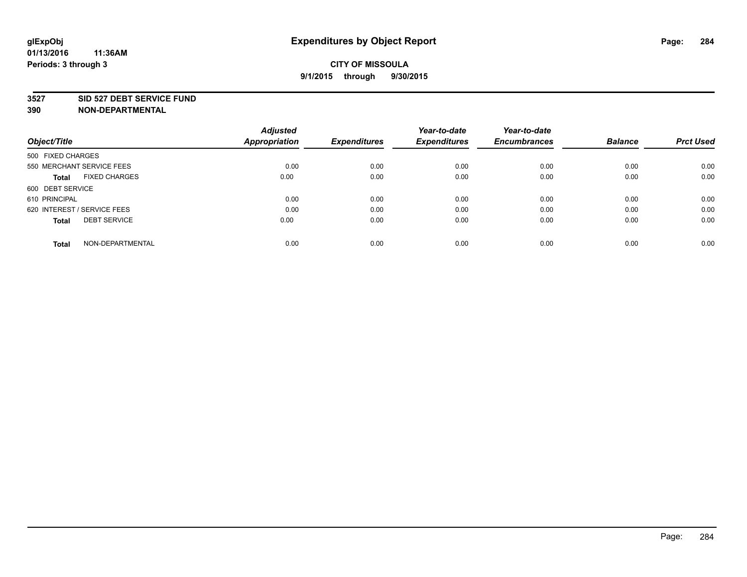# Expenditures by Object Report

glExpObj
01/13/2016 11:36AM
Periods: 3 through 3

**CITY OF MISSOULA**
**9/1/2015 through 9/30/2015**

**3527 SID 527 DEBT SERVICE FUND**
**390 NON-DEPARTMENTAL**

| Object/Title | Adjusted Appropriation | Expenditures | Year-to-date Expenditures | Year-to-date Encumbrances | Balance | Prct Used |
|---|---|---|---|---|---|---|
| 500 FIXED CHARGES | | | | | | |
| 550 MERCHANT SERVICE FEES | 0.00 | 0.00 | 0.00 | 0.00 | 0.00 | 0.00 |
| **Total** FIXED CHARGES | 0.00 | 0.00 | 0.00 | 0.00 | 0.00 | 0.00 |
| 600 DEBT SERVICE | | | | | | |
| 610 PRINCIPAL | 0.00 | 0.00 | 0.00 | 0.00 | 0.00 | 0.00 |
| 620 INTEREST / SERVICE FEES | 0.00 | 0.00 | 0.00 | 0.00 | 0.00 | 0.00 |
| **Total** DEBT SERVICE | 0.00 | 0.00 | 0.00 | 0.00 | 0.00 | 0.00 |
| **Total** NON-DEPARTMENTAL | 0.00 | 0.00 | 0.00 | 0.00 | 0.00 | 0.00 |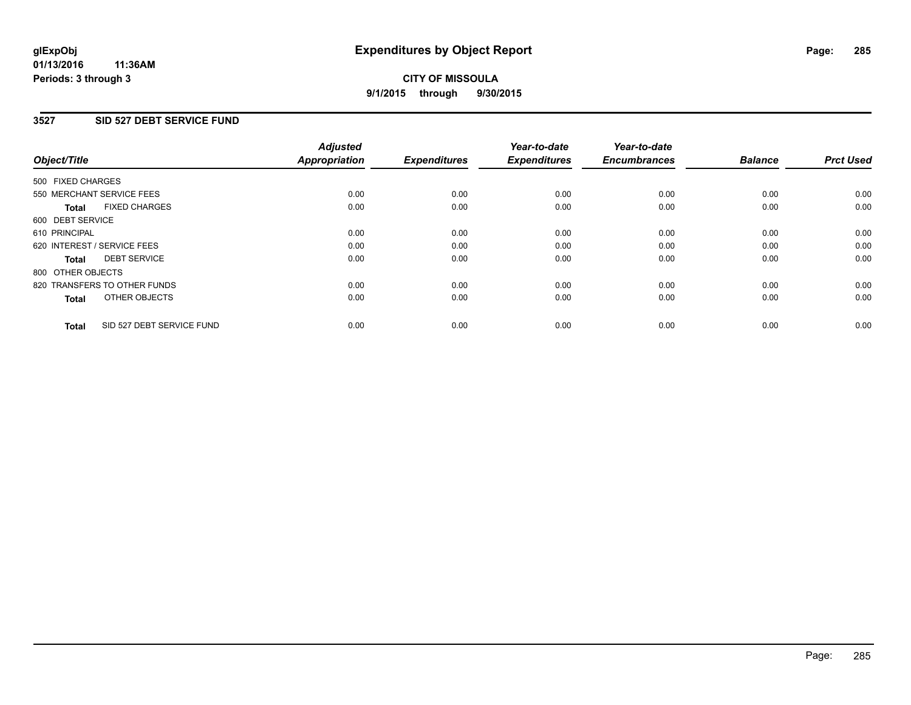# Expenditures by Object Report

glExpObj
01/13/2016 11:36AM
Periods: 3 through 3

**CITY OF MISSOULA**
**9/1/2015 through 9/30/2015**

## 3527 SID 527 DEBT SERVICE FUND

| Object/Title | Adjusted Appropriation | Expenditures | Year-to-date Expenditures | Year-to-date Encumbrances | Balance | Prct Used |
|---|---|---|---|---|---|---|
| 500 FIXED CHARGES | | | | | | |
| 550 MERCHANT SERVICE FEES | 0.00 | 0.00 | 0.00 | 0.00 | 0.00 | 0.00 |
| **Total** FIXED CHARGES | 0.00 | 0.00 | 0.00 | 0.00 | 0.00 | 0.00 |
| 600 DEBT SERVICE | | | | | | |
| 610 PRINCIPAL | 0.00 | 0.00 | 0.00 | 0.00 | 0.00 | 0.00 |
| 620 INTEREST / SERVICE FEES | 0.00 | 0.00 | 0.00 | 0.00 | 0.00 | 0.00 |
| **Total** DEBT SERVICE | 0.00 | 0.00 | 0.00 | 0.00 | 0.00 | 0.00 |
| 800 OTHER OBJECTS | | | | | | |
| 820 TRANSFERS TO OTHER FUNDS | 0.00 | 0.00 | 0.00 | 0.00 | 0.00 | 0.00 |
| **Total** OTHER OBJECTS | 0.00 | 0.00 | 0.00 | 0.00 | 0.00 | 0.00 |
| **Total** SID 527 DEBT SERVICE FUND | 0.00 | 0.00 | 0.00 | 0.00 | 0.00 | 0.00 |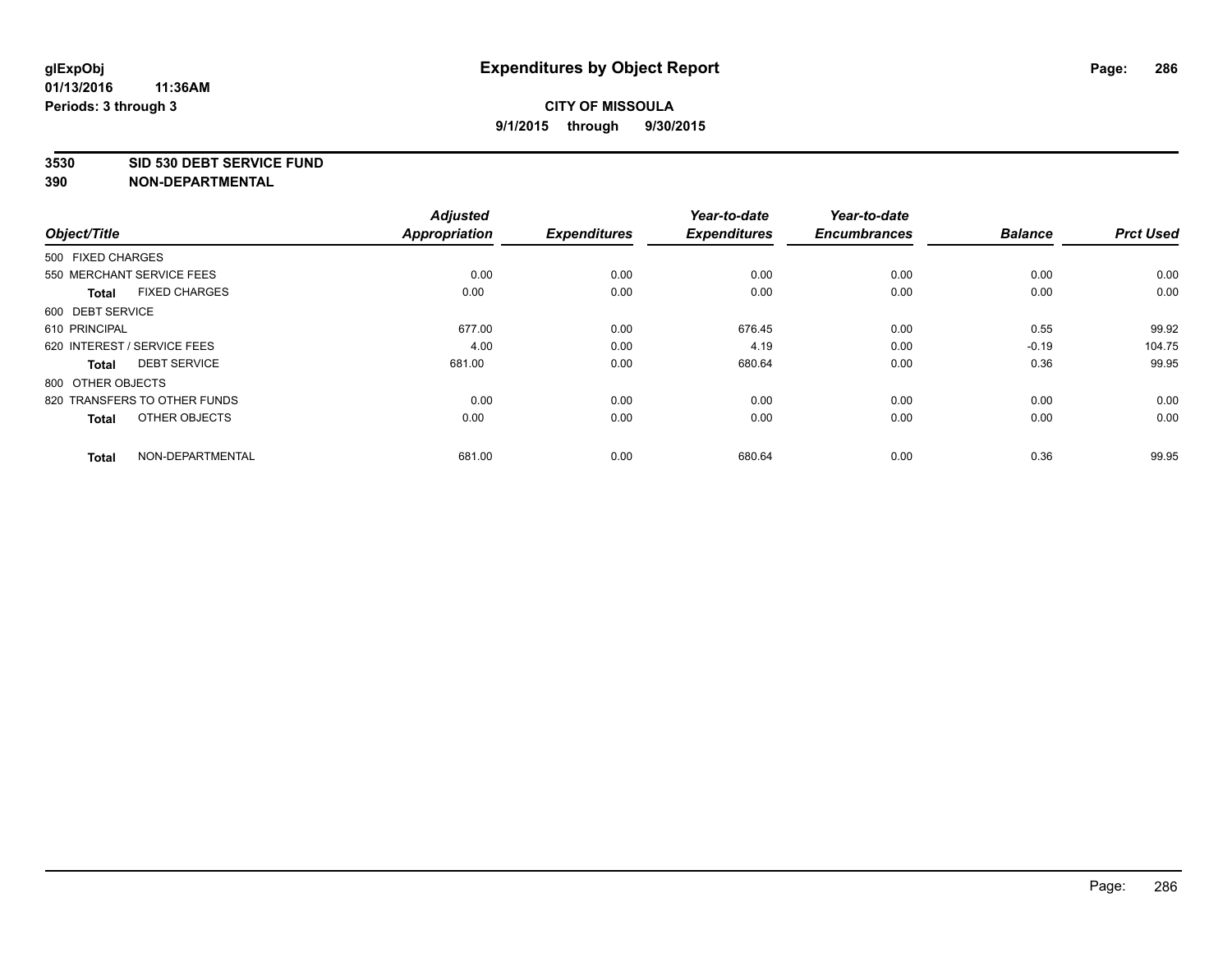# Expenditures by Object Report

glExpObj
01/13/2016 11:36AM
Periods: 3 through 3

**CITY OF MISSOULA**
**9/1/2015 through 9/30/2015**

**3530 SID 530 DEBT SERVICE FUND**
**390 NON-DEPARTMENTAL**

| Object/Title | Adjusted Appropriation | Expenditures | Year-to-date Expenditures | Year-to-date Encumbrances | Balance | Prct Used |
|---|---|---|---|---|---|---|
| 500 FIXED CHARGES | | | | | | |
| 550 MERCHANT SERVICE FEES | 0.00 | 0.00 | 0.00 | 0.00 | 0.00 | 0.00 |
| **Total** FIXED CHARGES | 0.00 | 0.00 | 0.00 | 0.00 | 0.00 | 0.00 |
| 600 DEBT SERVICE | | | | | | |
| 610 PRINCIPAL | 677.00 | 0.00 | 676.45 | 0.00 | 0.55 | 99.92 |
| 620 INTEREST / SERVICE FEES | 4.00 | 0.00 | 4.19 | 0.00 | -0.19 | 104.75 |
| **Total** DEBT SERVICE | 681.00 | 0.00 | 680.64 | 0.00 | 0.36 | 99.95 |
| 800 OTHER OBJECTS | | | | | | |
| 820 TRANSFERS TO OTHER FUNDS | 0.00 | 0.00 | 0.00 | 0.00 | 0.00 | 0.00 |
| **Total** OTHER OBJECTS | 0.00 | 0.00 | 0.00 | 0.00 | 0.00 | 0.00 |
| **Total** NON-DEPARTMENTAL | 681.00 | 0.00 | 680.64 | 0.00 | 0.36 | 99.95 |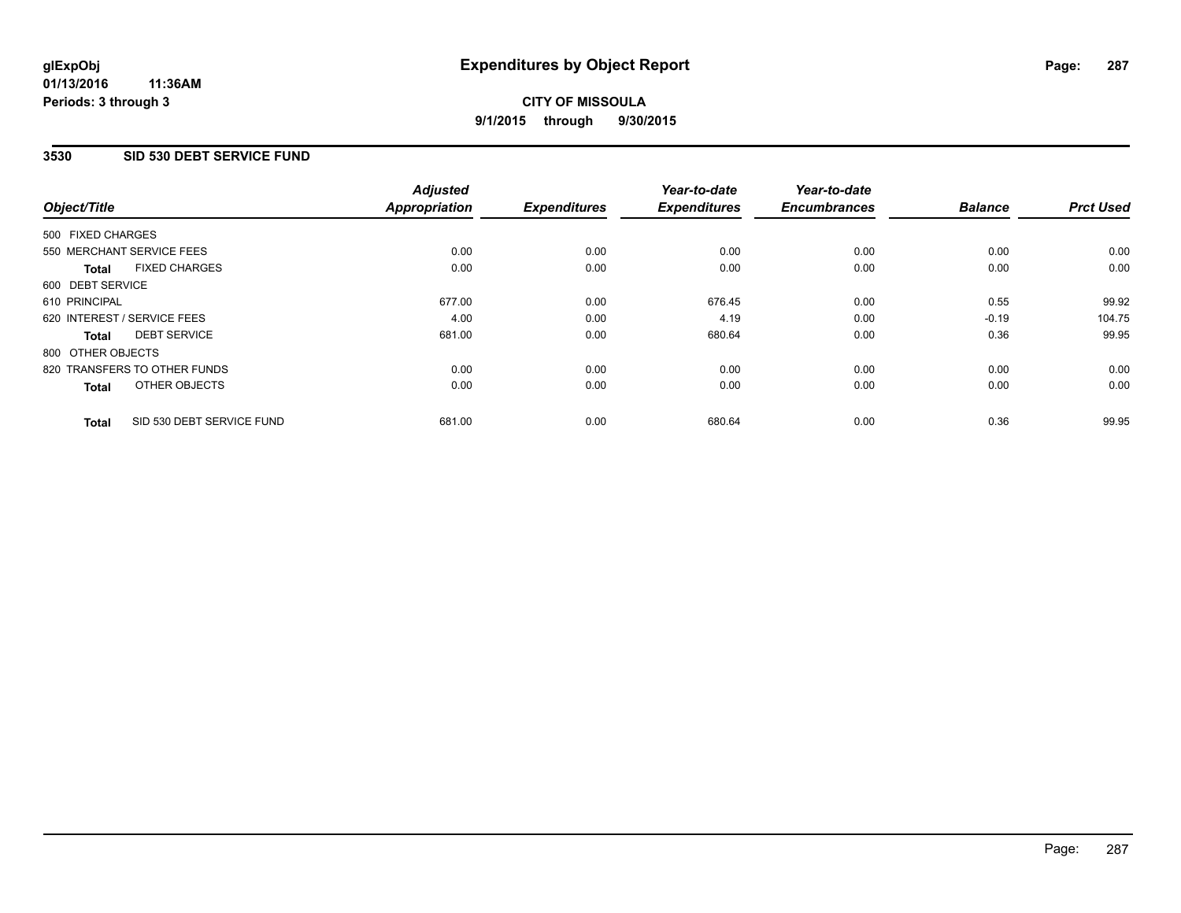**glExpObj**
**01/13/2016 11:36AM**
**Periods: 3 through 3**

# Expenditures by Object Report

**CITY OF MISSOULA**
**9/1/2015 through 9/30/2015**

## 3530 SID 530 DEBT SERVICE FUND

| Object/Title | Adjusted Appropriation | Expenditures | Year-to-date Expenditures | Year-to-date Encumbrances | Balance | Prct Used |
|---|---|---|---|---|---|---|
| 500 FIXED CHARGES | | | | | | |
| 550 MERCHANT SERVICE FEES | 0.00 | 0.00 | 0.00 | 0.00 | 0.00 | 0.00 |
| **Total** FIXED CHARGES | 0.00 | 0.00 | 0.00 | 0.00 | 0.00 | 0.00 |
| 600 DEBT SERVICE | | | | | | |
| 610 PRINCIPAL | 677.00 | 0.00 | 676.45 | 0.00 | 0.55 | 99.92 |
| 620 INTEREST / SERVICE FEES | 4.00 | 0.00 | 4.19 | 0.00 | -0.19 | 104.75 |
| **Total** DEBT SERVICE | 681.00 | 0.00 | 680.64 | 0.00 | 0.36 | 99.95 |
| 800 OTHER OBJECTS | | | | | | |
| 820 TRANSFERS TO OTHER FUNDS | 0.00 | 0.00 | 0.00 | 0.00 | 0.00 | 0.00 |
| **Total** OTHER OBJECTS | 0.00 | 0.00 | 0.00 | 0.00 | 0.00 | 0.00 |
| **Total** SID 530 DEBT SERVICE FUND | 681.00 | 0.00 | 680.64 | 0.00 | 0.36 | 99.95 |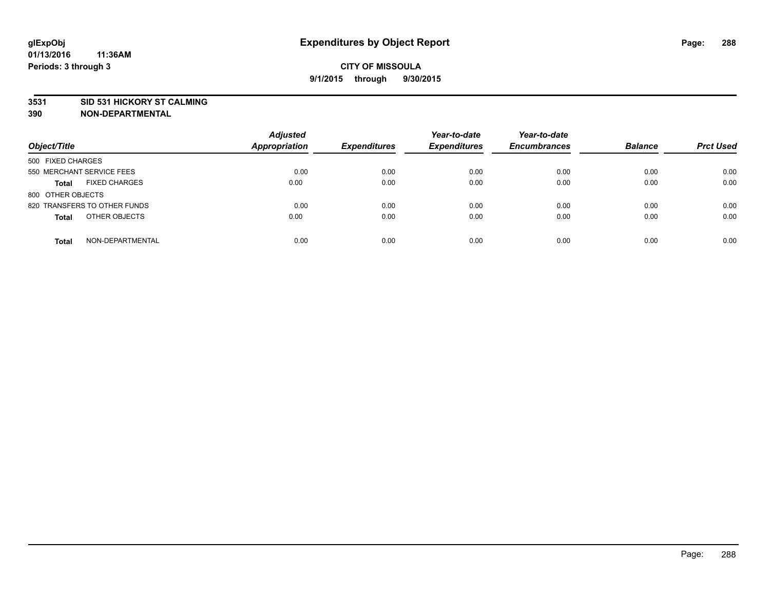**glExpObj** 
**01/13/2016 11:36AM** 
**Periods: 3 through 3**

# Expenditures by Object Report

**CITY OF MISSOULA** 
**9/1/2015 through 9/30/2015**

**3531 SID 531 HICKORY ST CALMING** 
**390 NON-DEPARTMENTAL**

| Object/Title | Adjusted Appropriation | Expenditures | Year-to-date Expenditures | Year-to-date Encumbrances | Balance | Prct Used |
|---|---|---|---|---|---|---|
| 500 FIXED CHARGES | | | | | | |
| 550 MERCHANT SERVICE FEES | 0.00 | 0.00 | 0.00 | 0.00 | 0.00 | 0.00 |
| **Total** FIXED CHARGES | 0.00 | 0.00 | 0.00 | 0.00 | 0.00 | 0.00 |
| 800 OTHER OBJECTS | | | | | | |
| 820 TRANSFERS TO OTHER FUNDS | 0.00 | 0.00 | 0.00 | 0.00 | 0.00 | 0.00 |
| **Total** OTHER OBJECTS | 0.00 | 0.00 | 0.00 | 0.00 | 0.00 | 0.00 |
| **Total** NON-DEPARTMENTAL | 0.00 | 0.00 | 0.00 | 0.00 | 0.00 | 0.00 |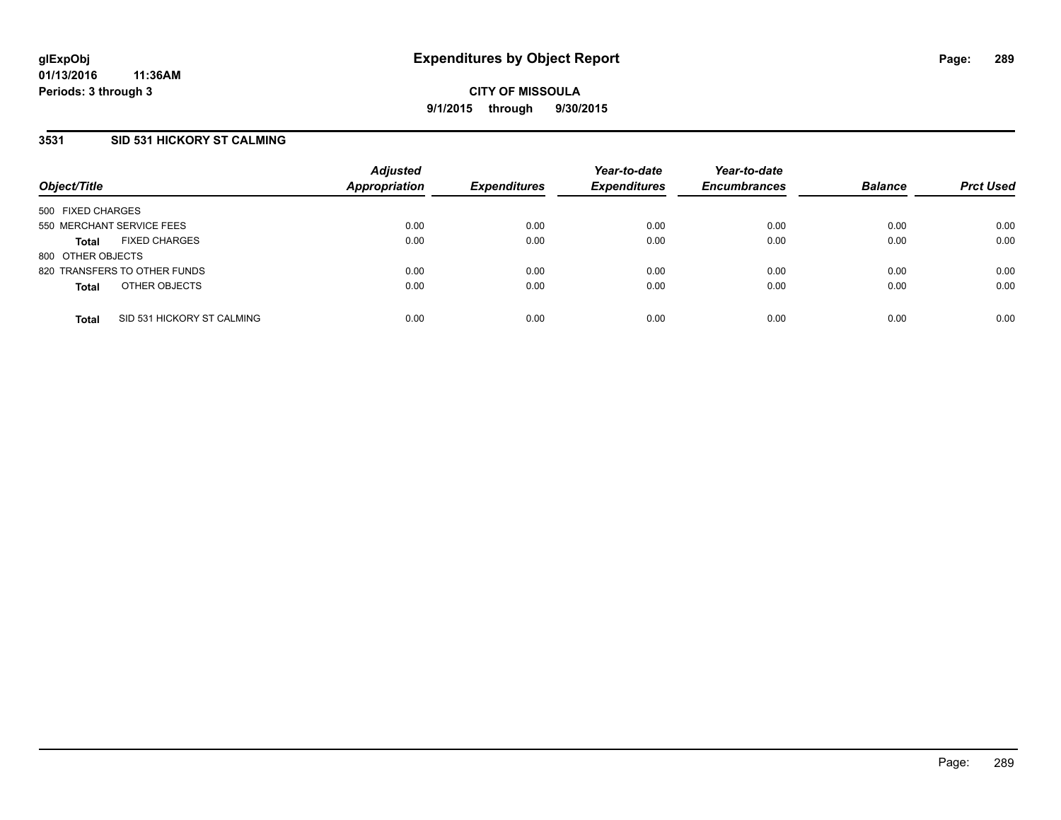**glExpObj**
**01/13/2016 11:36AM**
**Periods: 3 through 3**

# Expenditures by Object Report

**CITY OF MISSOULA**
**9/1/2015 through 9/30/2015**

### 3531 SID 531 HICKORY ST CALMING

| Object/Title | Adjusted Appropriation | Expenditures | Year-to-date Expenditures | Year-to-date Encumbrances | Balance | Prct Used |
|---|---|---|---|---|---|---|
| 500 FIXED CHARGES | | | | | | |
| 550 MERCHANT SERVICE FEES | 0.00 | 0.00 | 0.00 | 0.00 | 0.00 | 0.00 |
| **Total** FIXED CHARGES | 0.00 | 0.00 | 0.00 | 0.00 | 0.00 | 0.00 |
| 800 OTHER OBJECTS | | | | | | |
| 820 TRANSFERS TO OTHER FUNDS | 0.00 | 0.00 | 0.00 | 0.00 | 0.00 | 0.00 |
| **Total** OTHER OBJECTS | 0.00 | 0.00 | 0.00 | 0.00 | 0.00 | 0.00 |
| **Total** SID 531 HICKORY ST CALMING | 0.00 | 0.00 | 0.00 | 0.00 | 0.00 | 0.00 |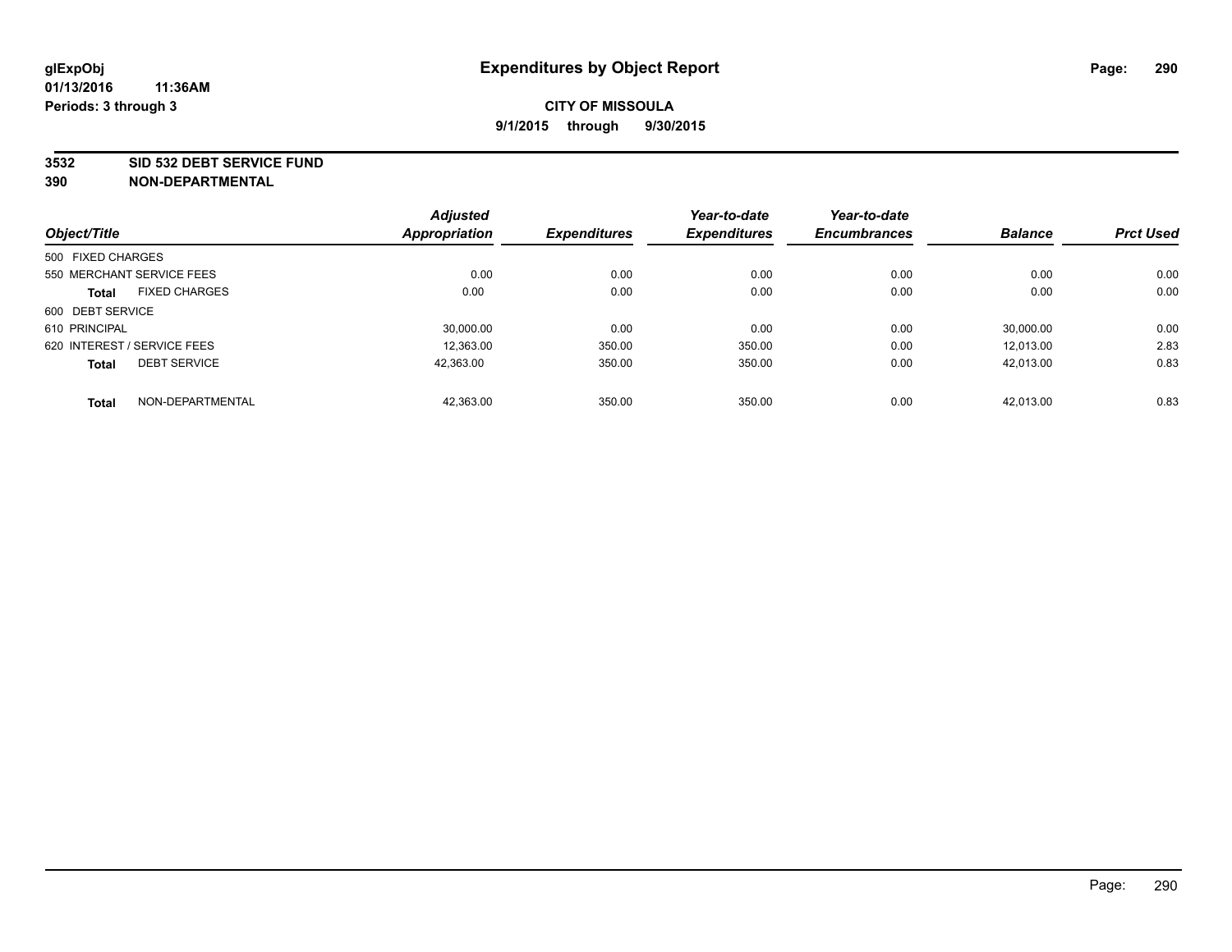glExpObj
01/13/2016 11:36AM
Periods: 3 through 3

# Expenditures by Object Report

**CITY OF MISSOULA**
**9/1/2015 through 9/30/2015**

**3532 SID 532 DEBT SERVICE FUND**
**390 NON-DEPARTMENTAL**

| Object/Title | Adjusted Appropriation | Expenditures | Year-to-date Expenditures | Year-to-date Encumbrances | Balance | Prct Used |
|---|---|---|---|---|---|---|
| 500 FIXED CHARGES | | | | | | |
| 550 MERCHANT SERVICE FEES | 0.00 | 0.00 | 0.00 | 0.00 | 0.00 | 0.00 |
| **Total** FIXED CHARGES | 0.00 | 0.00 | 0.00 | 0.00 | 0.00 | 0.00 |
| 600 DEBT SERVICE | | | | | | |
| 610 PRINCIPAL | 30,000.00 | 0.00 | 0.00 | 0.00 | 30,000.00 | 0.00 |
| 620 INTEREST / SERVICE FEES | 12,363.00 | 350.00 | 350.00 | 0.00 | 12,013.00 | 2.83 |
| **Total** DEBT SERVICE | 42,363.00 | 350.00 | 350.00 | 0.00 | 42,013.00 | 0.83 |
| **Total** NON-DEPARTMENTAL | 42,363.00 | 350.00 | 350.00 | 0.00 | 42,013.00 | 0.83 |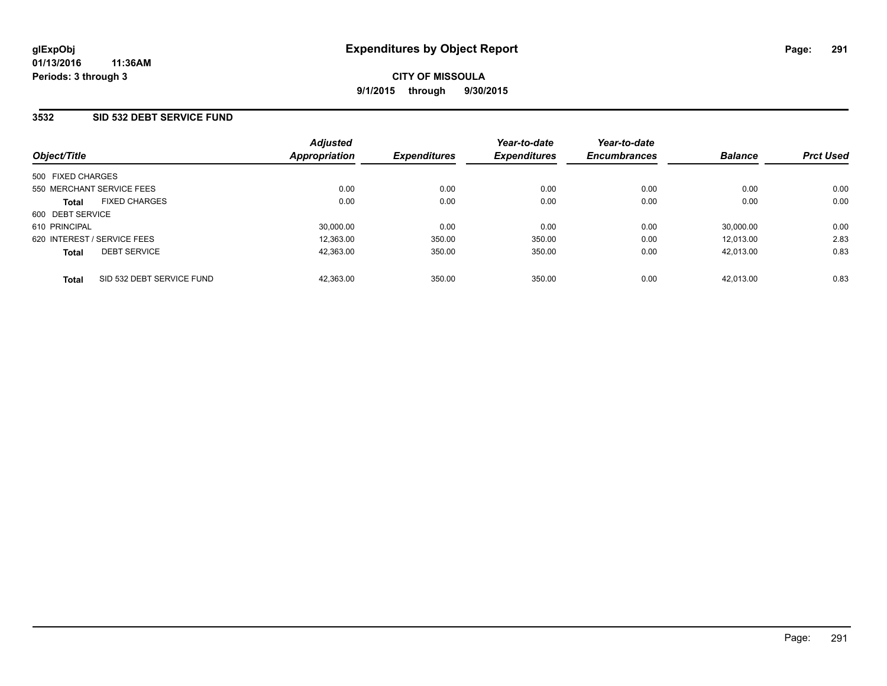glExpObj
01/13/2016 11:36AM
Periods: 3 through 3

# Expenditures by Object Report

**CITY OF MISSOULA**
**9/1/2015 through 9/30/2015**

## 3532 SID 532 DEBT SERVICE FUND

| Object/Title | Adjusted Appropriation | Expenditures | Year-to-date Expenditures | Year-to-date Encumbrances | Balance | Prct Used |
|---|---|---|---|---|---|---|
| 500 FIXED CHARGES | | | | | | |
| 550 MERCHANT SERVICE FEES | 0.00 | 0.00 | 0.00 | 0.00 | 0.00 | 0.00 |
| **Total** FIXED CHARGES | 0.00 | 0.00 | 0.00 | 0.00 | 0.00 | 0.00 |
| 600 DEBT SERVICE | | | | | | |
| 610 PRINCIPAL | 30,000.00 | 0.00 | 0.00 | 0.00 | 30,000.00 | 0.00 |
| 620 INTEREST / SERVICE FEES | 12,363.00 | 350.00 | 350.00 | 0.00 | 12,013.00 | 2.83 |
| **Total** DEBT SERVICE | 42,363.00 | 350.00 | 350.00 | 0.00 | 42,013.00 | 0.83 |
| **Total** SID 532 DEBT SERVICE FUND | 42,363.00 | 350.00 | 350.00 | 0.00 | 42,013.00 | 0.83 |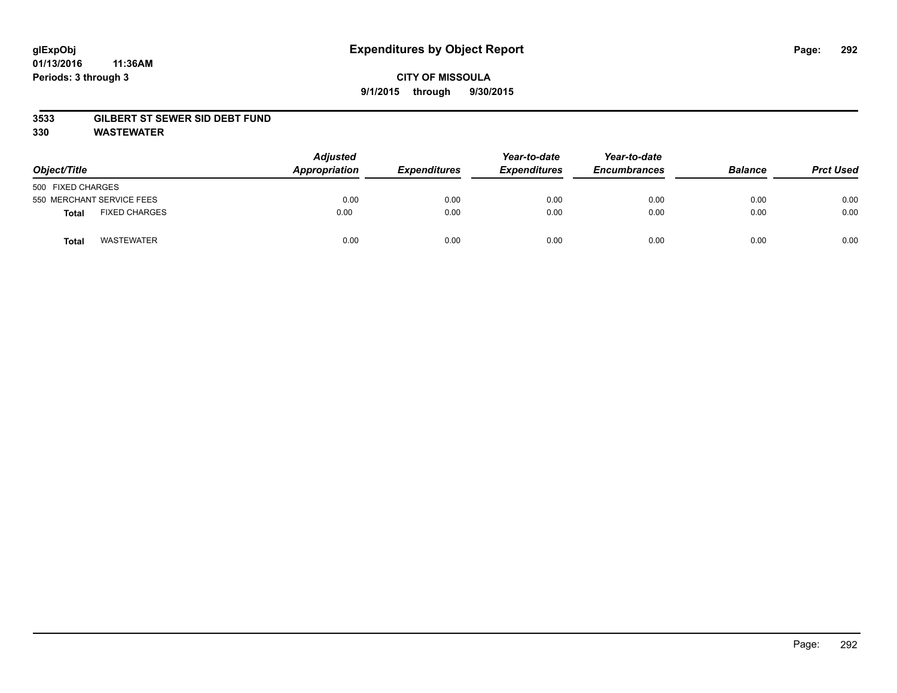# Expenditures by Object Report

glExpObj
01/13/2016 11:36AM
Periods: 3 through 3

**CITY OF MISSOULA**
**9/1/2015 through 9/30/2015**

**3533 GILBERT ST SEWER SID DEBT FUND**
**330 WASTEWATER**

| Object/Title | | Adjusted Appropriation | Expenditures | Year-to-date Expenditures | Year-to-date Encumbrances | Balance | Prct Used |
|---|---|---|---|---|---|---|---|
| 500 FIXED CHARGES | | | | | | | |
| 550 MERCHANT SERVICE FEES | | 0.00 | 0.00 | 0.00 | 0.00 | 0.00 | 0.00 |
| **Total** | FIXED CHARGES | 0.00 | 0.00 | 0.00 | 0.00 | 0.00 | 0.00 |
| **Total** | WASTEWATER | 0.00 | 0.00 | 0.00 | 0.00 | 0.00 | 0.00 |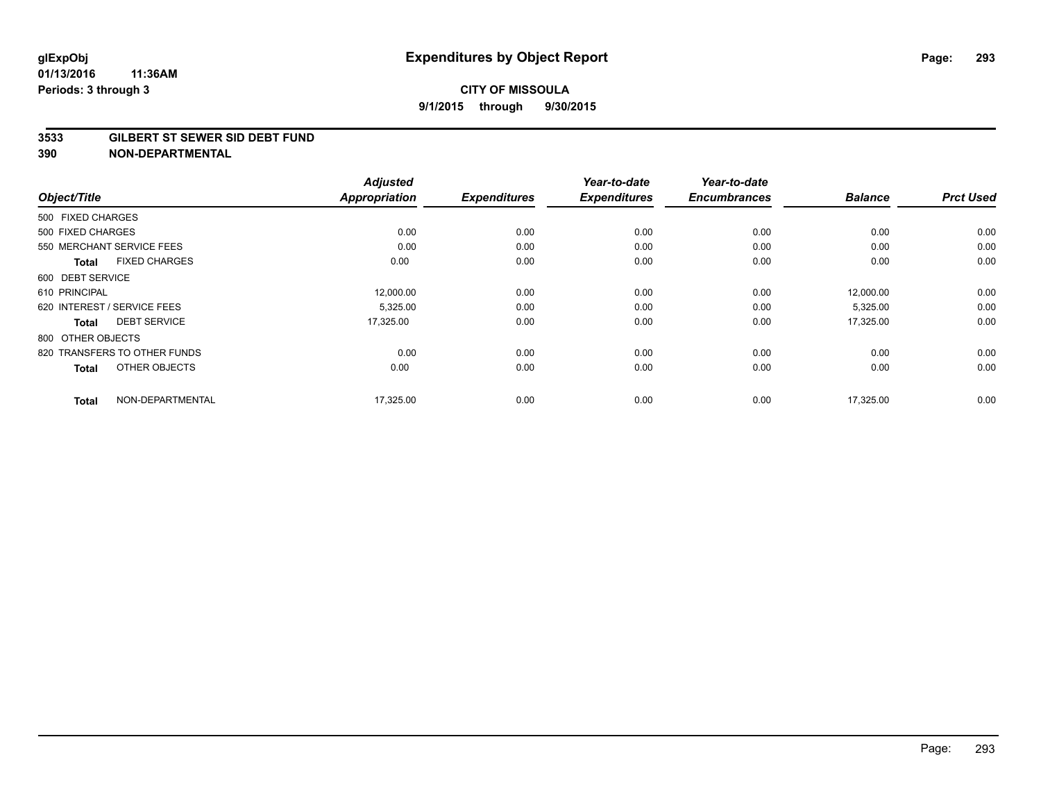glExpObj
01/13/2016 11:36AM
Periods: 3 through 3

# Expenditures by Object Report

**CITY OF MISSOULA**
**9/1/2015 through 9/30/2015**

**3533 GILBERT ST SEWER SID DEBT FUND**
**390 NON-DEPARTMENTAL**

| Object/Title | | Adjusted Appropriation | Expenditures | Year-to-date Expenditures | Year-to-date Encumbrances | Balance | Prct Used |
|---|---|---|---|---|---|---|---|
| 500 FIXED CHARGES | | | | | | | |
| 500 FIXED CHARGES | | 0.00 | 0.00 | 0.00 | 0.00 | 0.00 | 0.00 |
| 550 MERCHANT SERVICE FEES | | 0.00 | 0.00 | 0.00 | 0.00 | 0.00 | 0.00 |
| **Total** | FIXED CHARGES | 0.00 | 0.00 | 0.00 | 0.00 | 0.00 | 0.00 |
| 600 DEBT SERVICE | | | | | | | |
| 610 PRINCIPAL | | 12,000.00 | 0.00 | 0.00 | 0.00 | 12,000.00 | 0.00 |
| 620 INTEREST / SERVICE FEES | | 5,325.00 | 0.00 | 0.00 | 0.00 | 5,325.00 | 0.00 |
| **Total** | DEBT SERVICE | 17,325.00 | 0.00 | 0.00 | 0.00 | 17,325.00 | 0.00 |
| 800 OTHER OBJECTS | | | | | | | |
| 820 TRANSFERS TO OTHER FUNDS | | 0.00 | 0.00 | 0.00 | 0.00 | 0.00 | 0.00 |
| **Total** | OTHER OBJECTS | 0.00 | 0.00 | 0.00 | 0.00 | 0.00 | 0.00 |
| **Total** | NON-DEPARTMENTAL | 17,325.00 | 0.00 | 0.00 | 0.00 | 17,325.00 | 0.00 |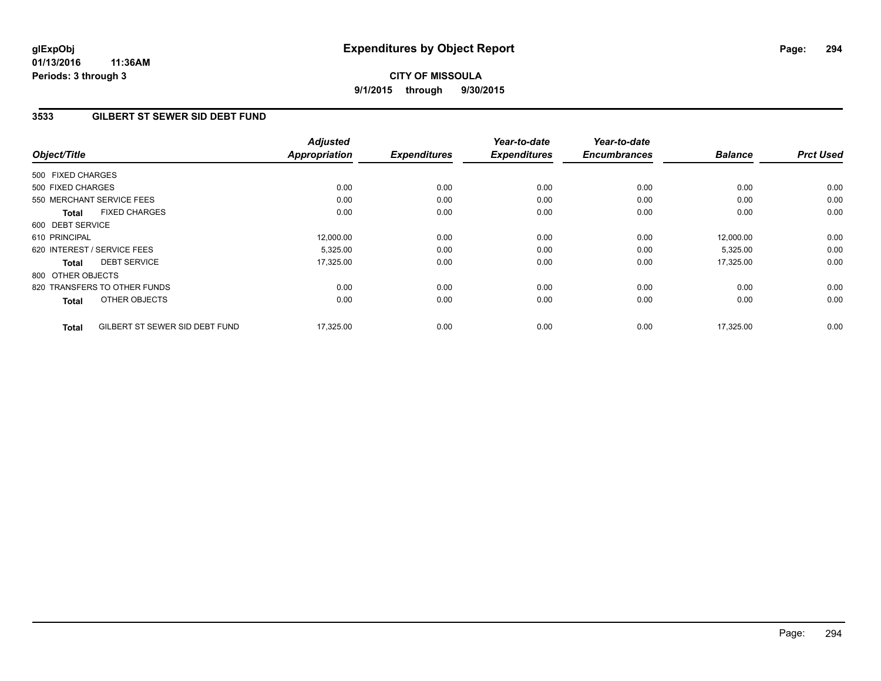**glExpObj**
**01/13/2016 11:36AM**
**Periods: 3 through 3**

# Expenditures by Object Report

**CITY OF MISSOULA**
**9/1/2015 through 9/30/2015**

## 3533 GILBERT ST SEWER SID DEBT FUND

| Object/Title | Adjusted Appropriation | Expenditures | Year-to-date Expenditures | Year-to-date Encumbrances | Balance | Prct Used |
|---|---|---|---|---|---|---|
| 500 FIXED CHARGES | | | | | | |
| 500 FIXED CHARGES | 0.00 | 0.00 | 0.00 | 0.00 | 0.00 | 0.00 |
| 550 MERCHANT SERVICE FEES | 0.00 | 0.00 | 0.00 | 0.00 | 0.00 | 0.00 |
| **Total** FIXED CHARGES | 0.00 | 0.00 | 0.00 | 0.00 | 0.00 | 0.00 |
| 600 DEBT SERVICE | | | | | | |
| 610 PRINCIPAL | 12,000.00 | 0.00 | 0.00 | 0.00 | 12,000.00 | 0.00 |
| 620 INTEREST / SERVICE FEES | 5,325.00 | 0.00 | 0.00 | 0.00 | 5,325.00 | 0.00 |
| **Total** DEBT SERVICE | 17,325.00 | 0.00 | 0.00 | 0.00 | 17,325.00 | 0.00 |
| 800 OTHER OBJECTS | | | | | | |
| 820 TRANSFERS TO OTHER FUNDS | 0.00 | 0.00 | 0.00 | 0.00 | 0.00 | 0.00 |
| **Total** OTHER OBJECTS | 0.00 | 0.00 | 0.00 | 0.00 | 0.00 | 0.00 |
| **Total** GILBERT ST SEWER SID DEBT FUND | 17,325.00 | 0.00 | 0.00 | 0.00 | 17,325.00 | 0.00 |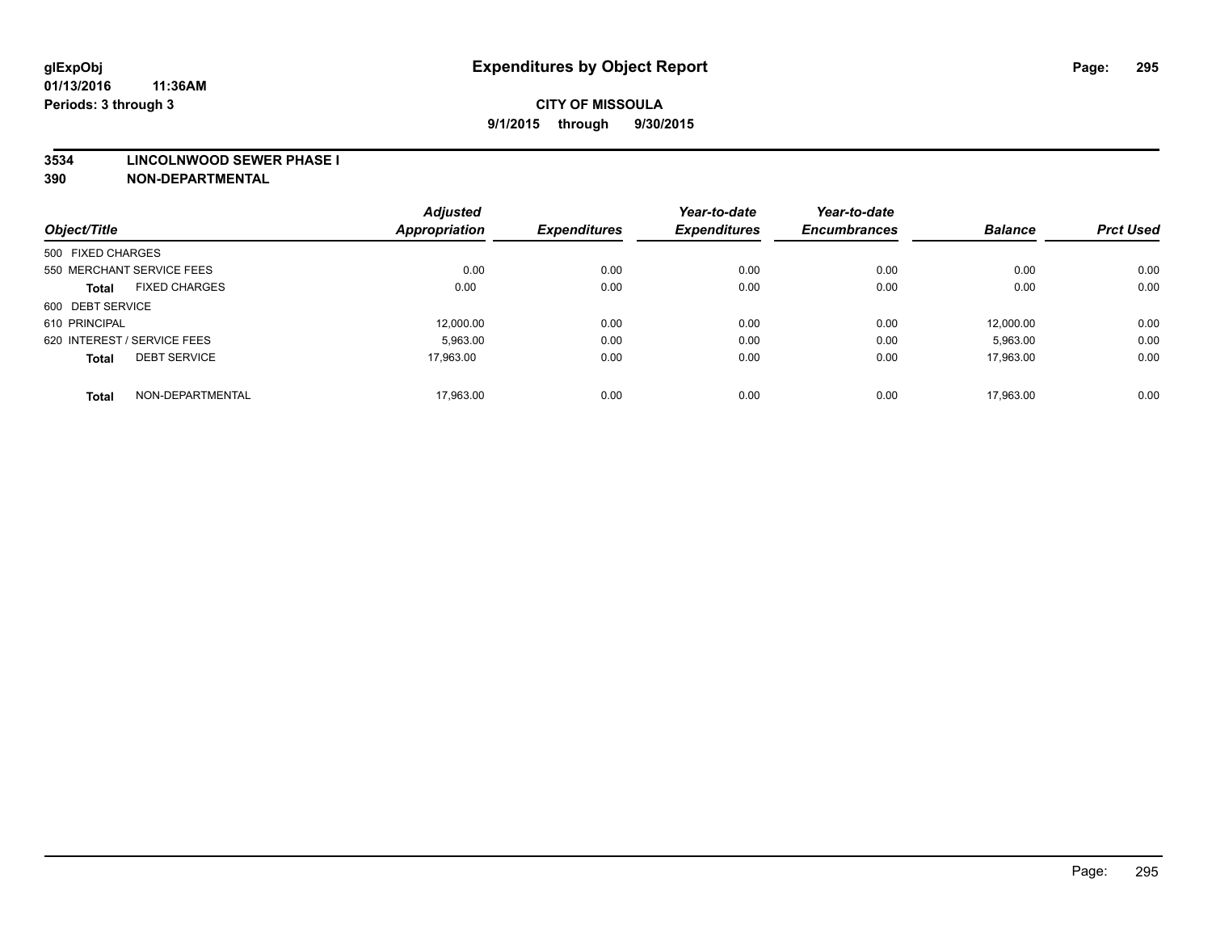# Expenditures by Object Report

glExpObj
01/13/2016 11:36AM
Periods: 3 through 3

**CITY OF MISSOULA**
**9/1/2015 through 9/30/2015**

**3534 LINCOLNWOOD SEWER PHASE I**
**390 NON-DEPARTMENTAL**

| Object/Title | Adjusted Appropriation | Expenditures | Year-to-date Expenditures | Year-to-date Encumbrances | Balance | Prct Used |
|---|---|---|---|---|---|---|
| 500 FIXED CHARGES | | | | | | |
| 550 MERCHANT SERVICE FEES | 0.00 | 0.00 | 0.00 | 0.00 | 0.00 | 0.00 |
| **Total** FIXED CHARGES | 0.00 | 0.00 | 0.00 | 0.00 | 0.00 | 0.00 |
| 600 DEBT SERVICE | | | | | | |
| 610 PRINCIPAL | 12,000.00 | 0.00 | 0.00 | 0.00 | 12,000.00 | 0.00 |
| 620 INTEREST / SERVICE FEES | 5,963.00 | 0.00 | 0.00 | 0.00 | 5,963.00 | 0.00 |
| **Total** DEBT SERVICE | 17,963.00 | 0.00 | 0.00 | 0.00 | 17,963.00 | 0.00 |
| **Total** NON-DEPARTMENTAL | 17,963.00 | 0.00 | 0.00 | 0.00 | 17,963.00 | 0.00 |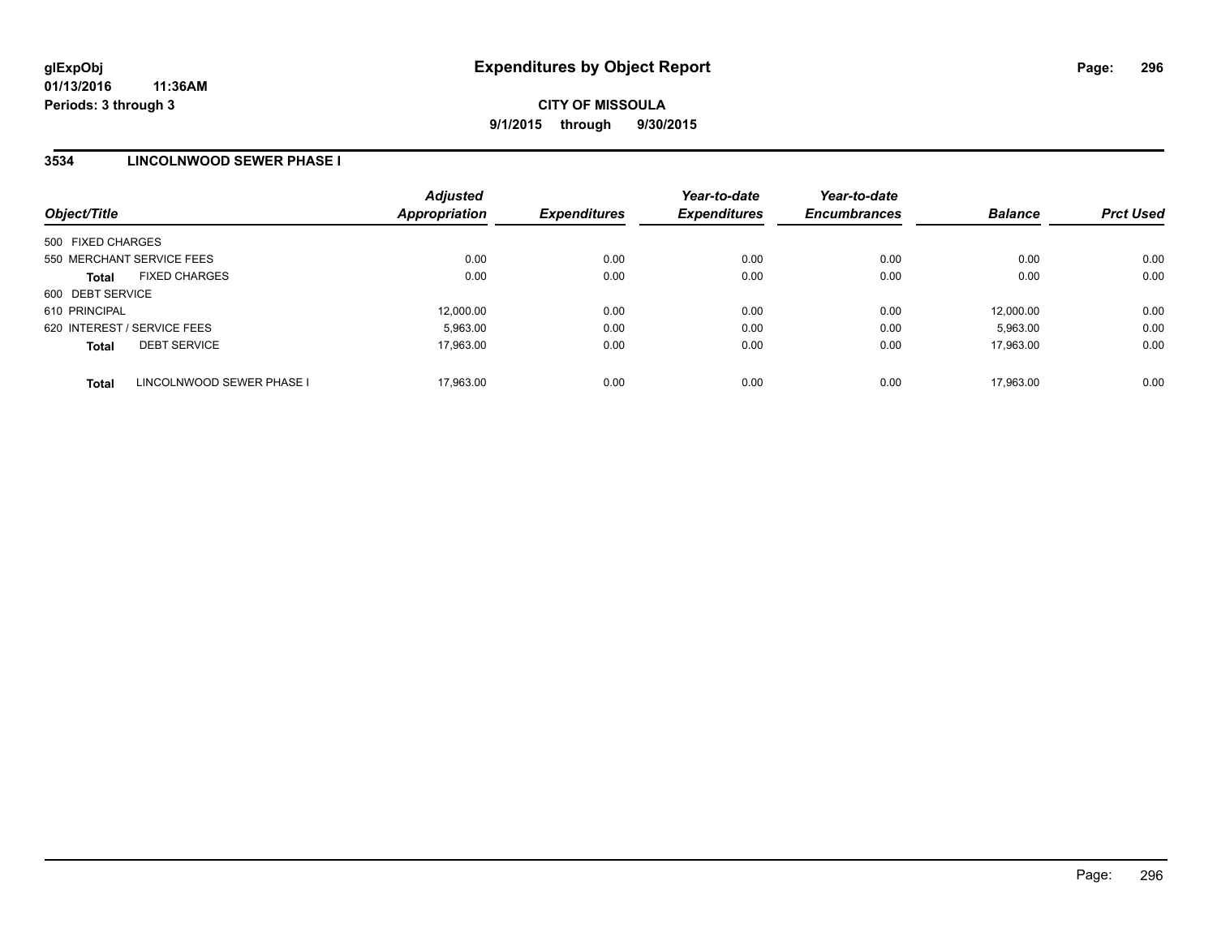# Expenditures by Object Report

glExpObj
01/13/2016 11:36AM
Periods: 3 through 3

**CITY OF MISSOULA**
**9/1/2015 through 9/30/2015**

## 3534 LINCOLNWOOD SEWER PHASE I

| Object/Title | Adjusted Appropriation | Expenditures | Year-to-date Expenditures | Year-to-date Encumbrances | Balance | Prct Used |
|---|---|---|---|---|---|---|
| 500 FIXED CHARGES | | | | | | |
| 550 MERCHANT SERVICE FEES | 0.00 | 0.00 | 0.00 | 0.00 | 0.00 | 0.00 |
| **Total** FIXED CHARGES | 0.00 | 0.00 | 0.00 | 0.00 | 0.00 | 0.00 |
| 600 DEBT SERVICE | | | | | | |
| 610 PRINCIPAL | 12,000.00 | 0.00 | 0.00 | 0.00 | 12,000.00 | 0.00 |
| 620 INTEREST / SERVICE FEES | 5,963.00 | 0.00 | 0.00 | 0.00 | 5,963.00 | 0.00 |
| **Total** DEBT SERVICE | 17,963.00 | 0.00 | 0.00 | 0.00 | 17,963.00 | 0.00 |
| **Total** LINCOLNWOOD SEWER PHASE I | 17,963.00 | 0.00 | 0.00 | 0.00 | 17,963.00 | 0.00 |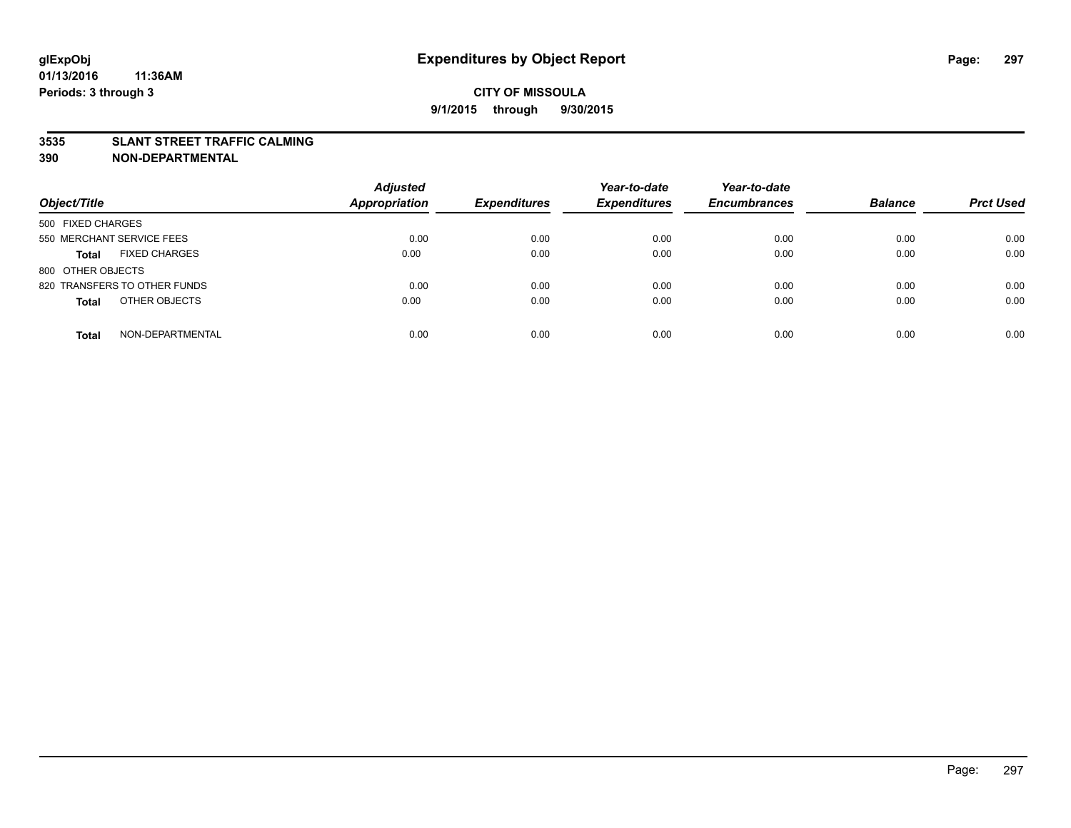**glExpObj** **Expenditures by Object Report**

**01/13/2016 11:36AM**

**Periods: 3 through 3**

**CITY OF MISSOULA**

**9/1/2015 through 9/30/2015**

**3535 SLANT STREET TRAFFIC CALMING**

**390 NON-DEPARTMENTAL**

| Object/Title | | Adjusted Appropriation | Expenditures | Year-to-date Expenditures | Year-to-date Encumbrances | Balance | Prct Used |
|---|---|---|---|---|---|---|---|
| 500 FIXED CHARGES | | | | | | | |
| 550 MERCHANT SERVICE FEES | | 0.00 | 0.00 | 0.00 | 0.00 | 0.00 | 0.00 |
| **Total** | FIXED CHARGES | 0.00 | 0.00 | 0.00 | 0.00 | 0.00 | 0.00 |
| 800 OTHER OBJECTS | | | | | | | |
| 820 TRANSFERS TO OTHER FUNDS | | 0.00 | 0.00 | 0.00 | 0.00 | 0.00 | 0.00 |
| **Total** | OTHER OBJECTS | 0.00 | 0.00 | 0.00 | 0.00 | 0.00 | 0.00 |
| **Total** | NON-DEPARTMENTAL | 0.00 | 0.00 | 0.00 | 0.00 | 0.00 | 0.00 |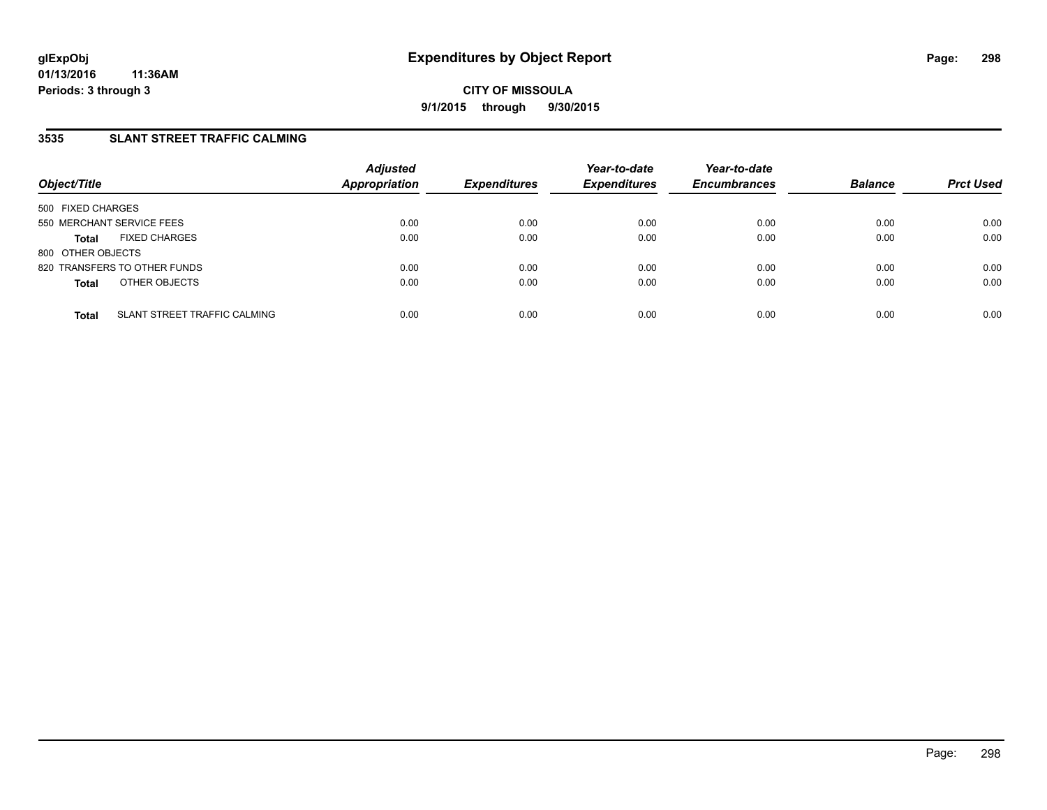# Expenditures by Object Report

glExpObj
01/13/2016 11:36AM
Periods: 3 through 3

**CITY OF MISSOULA**
**9/1/2015 through 9/30/2015**

## 3535 SLANT STREET TRAFFIC CALMING

| Object/Title | Adjusted Appropriation | Expenditures | Year-to-date Expenditures | Year-to-date Encumbrances | Balance | Prct Used |
|---|---|---|---|---|---|---|
| 500 FIXED CHARGES | | | | | | |
| 550 MERCHANT SERVICE FEES | 0.00 | 0.00 | 0.00 | 0.00 | 0.00 | 0.00 |
| **Total** FIXED CHARGES | 0.00 | 0.00 | 0.00 | 0.00 | 0.00 | 0.00 |
| 800 OTHER OBJECTS | | | | | | |
| 820 TRANSFERS TO OTHER FUNDS | 0.00 | 0.00 | 0.00 | 0.00 | 0.00 | 0.00 |
| **Total** OTHER OBJECTS | 0.00 | 0.00 | 0.00 | 0.00 | 0.00 | 0.00 |
| **Total** SLANT STREET TRAFFIC CALMING | 0.00 | 0.00 | 0.00 | 0.00 | 0.00 | 0.00 |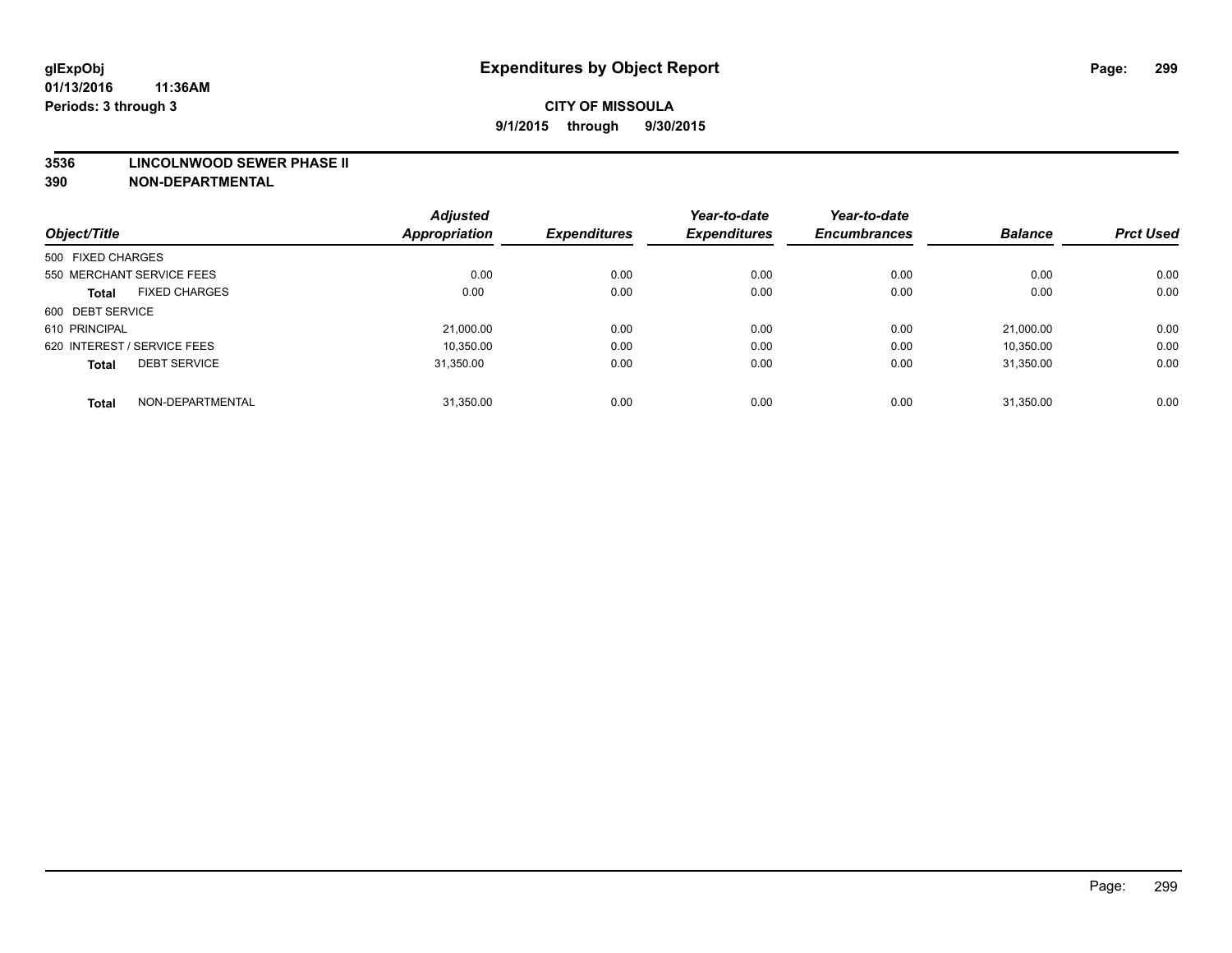glExpObj
01/13/2016 11:36AM
Periods: 3 through 3

# Expenditures by Object Report

**CITY OF MISSOULA**
**9/1/2015 through 9/30/2015**

**3536 LINCOLNWOOD SEWER PHASE II**
**390 NON-DEPARTMENTAL**

| Object/Title | | Adjusted Appropriation | Expenditures | Year-to-date Expenditures | Year-to-date Encumbrances | Balance | Prct Used |
|---|---|---|---|---|---|---|---|
| 500 FIXED CHARGES | | | | | | | |
| 550 MERCHANT SERVICE FEES | | 0.00 | 0.00 | 0.00 | 0.00 | 0.00 | 0.00 |
| **Total** | FIXED CHARGES | 0.00 | 0.00 | 0.00 | 0.00 | 0.00 | 0.00 |
| 600 DEBT SERVICE | | | | | | | |
| 610 PRINCIPAL | | 21,000.00 | 0.00 | 0.00 | 0.00 | 21,000.00 | 0.00 |
| 620 INTEREST / SERVICE FEES | | 10,350.00 | 0.00 | 0.00 | 0.00 | 10,350.00 | 0.00 |
| **Total** | DEBT SERVICE | 31,350.00 | 0.00 | 0.00 | 0.00 | 31,350.00 | 0.00 |
| **Total** | NON-DEPARTMENTAL | 31,350.00 | 0.00 | 0.00 | 0.00 | 31,350.00 | 0.00 |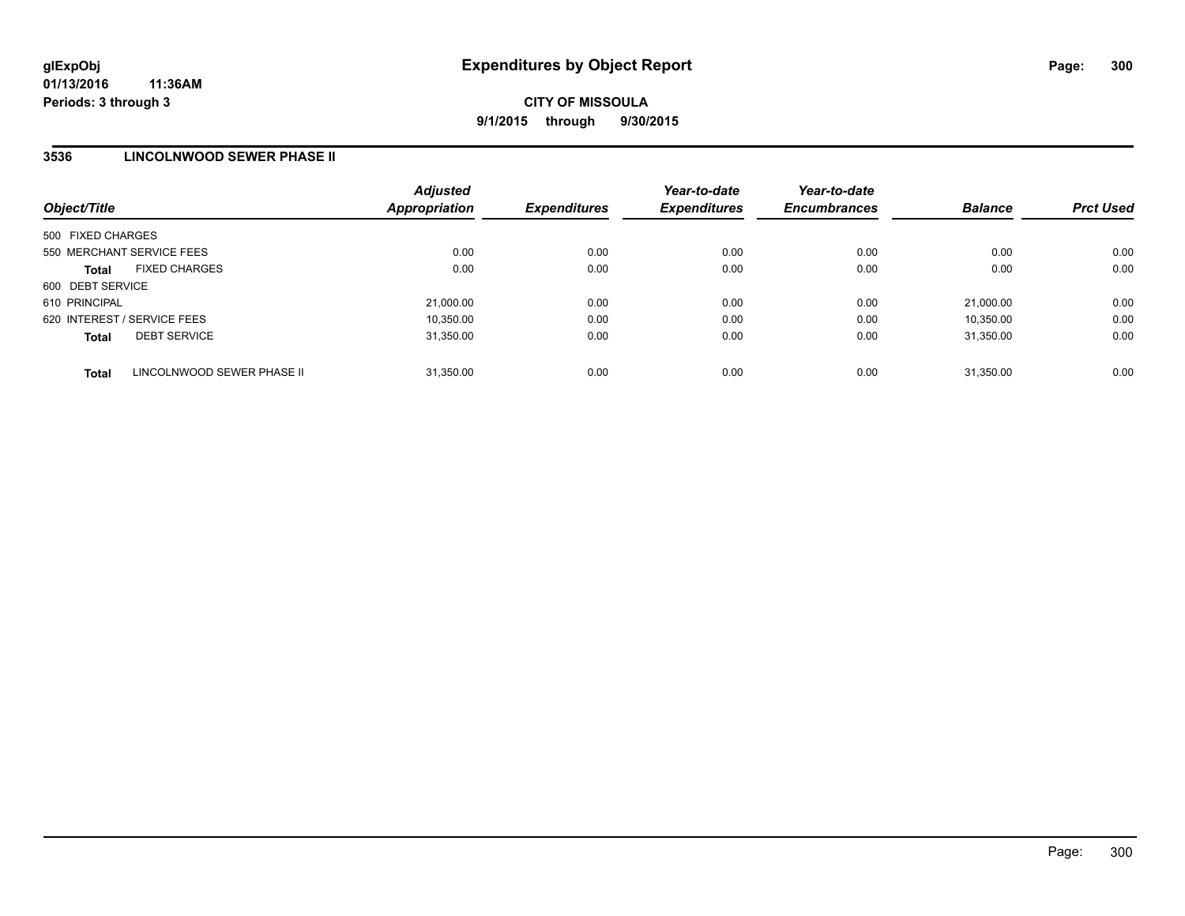# Expenditures by Object Report

glExpObj
01/13/2016 11:36AM
Periods: 3 through 3

**CITY OF MISSOULA**
**9/1/2015 through 9/30/2015**

## 3536 LINCOLNWOOD SEWER PHASE II

| Object/Title | Adjusted Appropriation | Expenditures | Year-to-date Expenditures | Year-to-date Encumbrances | Balance | Prct Used |
|---|---|---|---|---|---|---|
| 500 FIXED CHARGES | | | | | | |
| 550 MERCHANT SERVICE FEES | 0.00 | 0.00 | 0.00 | 0.00 | 0.00 | 0.00 |
| **Total** FIXED CHARGES | 0.00 | 0.00 | 0.00 | 0.00 | 0.00 | 0.00 |
| 600 DEBT SERVICE | | | | | | |
| 610 PRINCIPAL | 21,000.00 | 0.00 | 0.00 | 0.00 | 21,000.00 | 0.00 |
| 620 INTEREST / SERVICE FEES | 10,350.00 | 0.00 | 0.00 | 0.00 | 10,350.00 | 0.00 |
| **Total** DEBT SERVICE | 31,350.00 | 0.00 | 0.00 | 0.00 | 31,350.00 | 0.00 |
| **Total** LINCOLNWOOD SEWER PHASE II | 31,350.00 | 0.00 | 0.00 | 0.00 | 31,350.00 | 0.00 |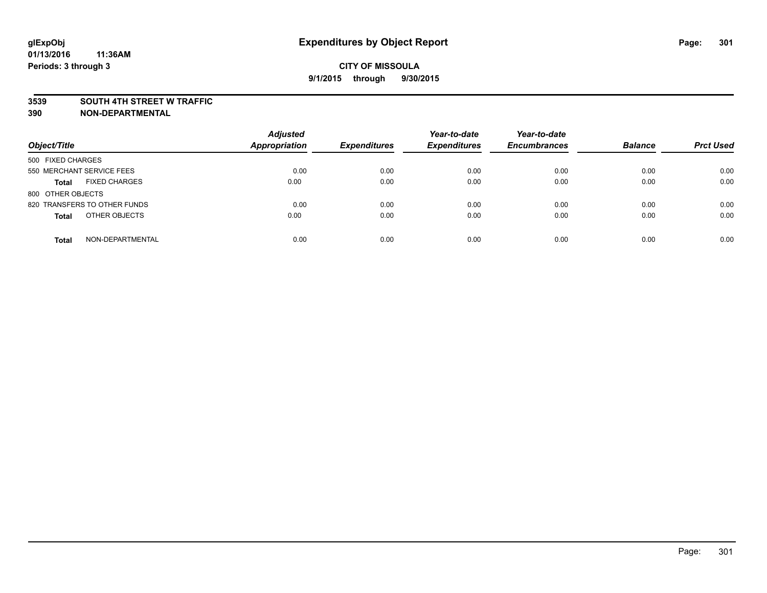**glExpObj**
**01/13/2016 11:36AM**
**Periods: 3 through 3**

# Expenditures by Object Report

**CITY OF MISSOULA**
**9/1/2015 through 9/30/2015**

**3539 SOUTH 4TH STREET W TRAFFIC**
**390 NON-DEPARTMENTAL**

| Object/Title | Adjusted Appropriation | Expenditures | Year-to-date Expenditures | Year-to-date Encumbrances | Balance | Prct Used |
|---|---|---|---|---|---|---|
| 500 FIXED CHARGES | | | | | | |
| 550 MERCHANT SERVICE FEES | 0.00 | 0.00 | 0.00 | 0.00 | 0.00 | 0.00 |
| **Total** FIXED CHARGES | 0.00 | 0.00 | 0.00 | 0.00 | 0.00 | 0.00 |
| 800 OTHER OBJECTS | | | | | | |
| 820 TRANSFERS TO OTHER FUNDS | 0.00 | 0.00 | 0.00 | 0.00 | 0.00 | 0.00 |
| **Total** OTHER OBJECTS | 0.00 | 0.00 | 0.00 | 0.00 | 0.00 | 0.00 |
| **Total** NON-DEPARTMENTAL | 0.00 | 0.00 | 0.00 | 0.00 | 0.00 | 0.00 |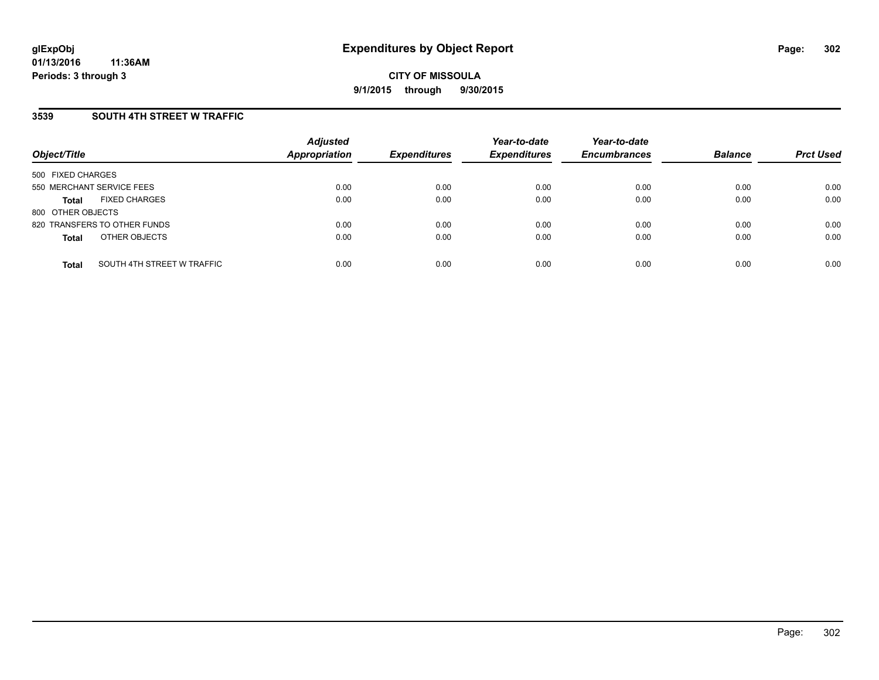**glExpObj**
**01/13/2016 11:36AM**
**Periods: 3 through 3**

# Expenditures by Object Report

**CITY OF MISSOULA**
**9/1/2015 through 9/30/2015**

## 3539 SOUTH 4TH STREET W TRAFFIC

| Object/Title | | *Adjusted Appropriation* | *Expenditures* | *Year-to-date Expenditures* | *Year-to-date Encumbrances* | *Balance* | *Prct Used* |
|---|---|---|---|---|---|---|---|
| 500 FIXED CHARGES | | | | | | | |
| 550 MERCHANT SERVICE FEES | | 0.00 | 0.00 | 0.00 | 0.00 | 0.00 | 0.00 |
| **Total** | FIXED CHARGES | 0.00 | 0.00 | 0.00 | 0.00 | 0.00 | 0.00 |
| 800 OTHER OBJECTS | | | | | | | |
| 820 TRANSFERS TO OTHER FUNDS | | 0.00 | 0.00 | 0.00 | 0.00 | 0.00 | 0.00 |
| **Total** | OTHER OBJECTS | 0.00 | 0.00 | 0.00 | 0.00 | 0.00 | 0.00 |
| **Total** | SOUTH 4TH STREET W TRAFFIC | 0.00 | 0.00 | 0.00 | 0.00 | 0.00 | 0.00 |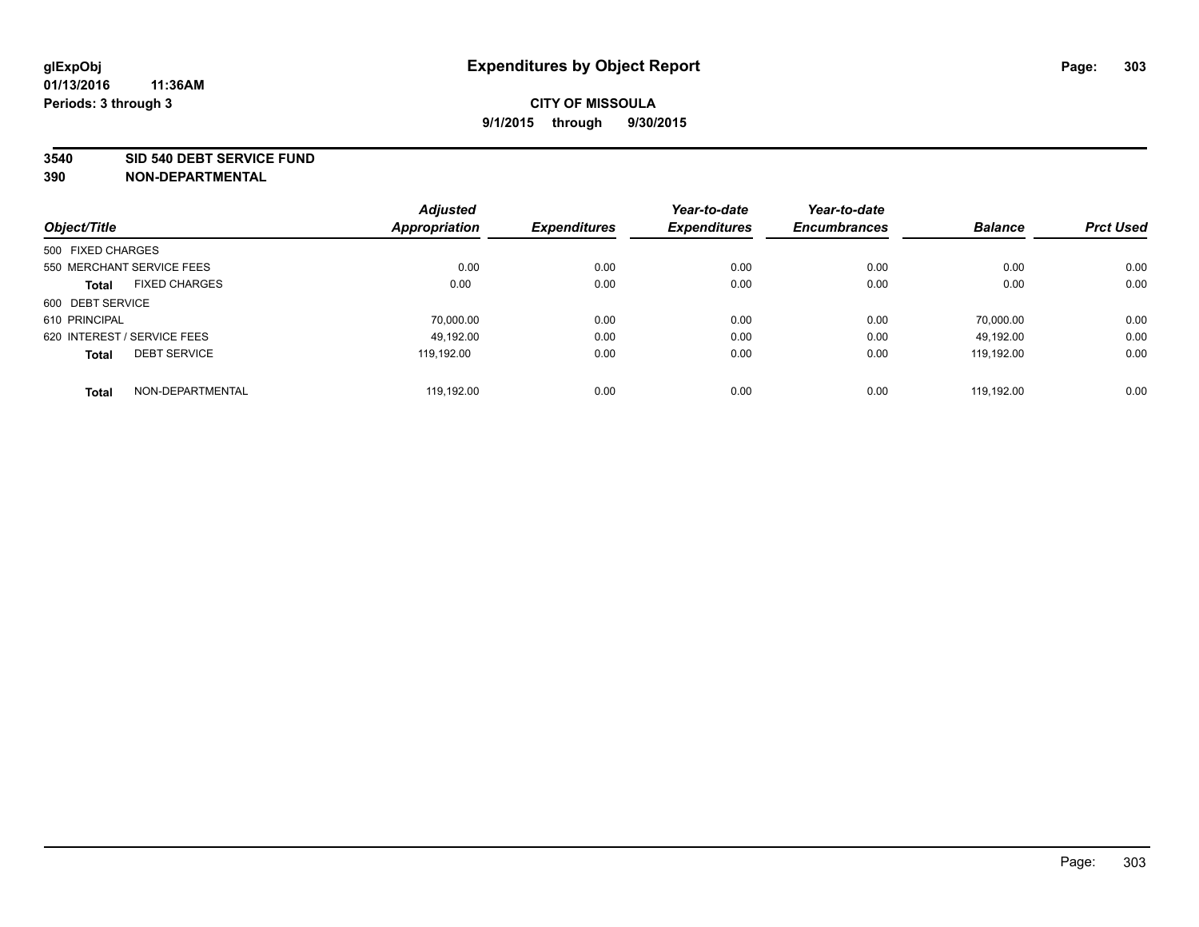glExpObj
01/13/2016 11:36AM
Periods: 3 through 3

# Expenditures by Object Report

**CITY OF MISSOULA**
**9/1/2015 through 9/30/2015**

**3540 SID 540 DEBT SERVICE FUND**
**390 NON-DEPARTMENTAL**

| Object/Title | | Adjusted Appropriation | Expenditures | Year-to-date Expenditures | Year-to-date Encumbrances | Balance | Prct Used |
|---|---|---|---|---|---|---|---|
| 500 FIXED CHARGES | | | | | | | |
| 550 MERCHANT SERVICE FEES | | 0.00 | 0.00 | 0.00 | 0.00 | 0.00 | 0.00 |
| **Total** | FIXED CHARGES | 0.00 | 0.00 | 0.00 | 0.00 | 0.00 | 0.00 |
| 600 DEBT SERVICE | | | | | | | |
| 610 PRINCIPAL | | 70,000.00 | 0.00 | 0.00 | 0.00 | 70,000.00 | 0.00 |
| 620 INTEREST / SERVICE FEES | | 49,192.00 | 0.00 | 0.00 | 0.00 | 49,192.00 | 0.00 |
| **Total** | DEBT SERVICE | 119,192.00 | 0.00 | 0.00 | 0.00 | 119,192.00 | 0.00 |
| **Total** | NON-DEPARTMENTAL | 119,192.00 | 0.00 | 0.00 | 0.00 | 119,192.00 | 0.00 |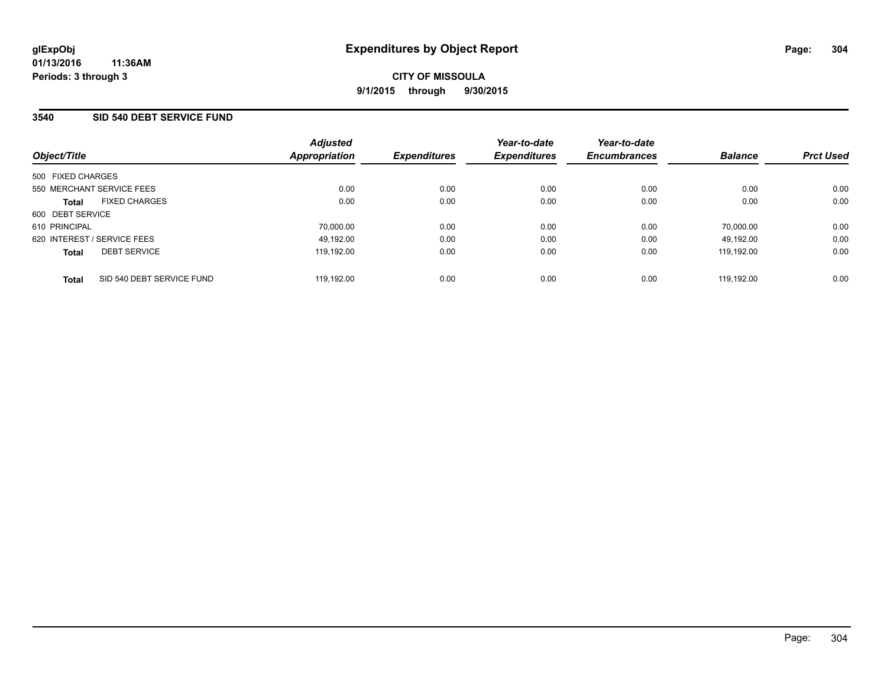# Expenditures by Object Report

glExpObj
01/13/2016 11:36AM
Periods: 3 through 3

**CITY OF MISSOULA**
**9/1/2015 through 9/30/2015**

## 3540 SID 540 DEBT SERVICE FUND

| Object/Title | | Adjusted Appropriation | Expenditures | Year-to-date Expenditures | Year-to-date Encumbrances | Balance | Prct Used |
|---|---|---|---|---|---|---|---|
| 500 FIXED CHARGES | | | | | | | |
| 550 MERCHANT SERVICE FEES | | 0.00 | 0.00 | 0.00 | 0.00 | 0.00 | 0.00 |
| **Total** | FIXED CHARGES | 0.00 | 0.00 | 0.00 | 0.00 | 0.00 | 0.00 |
| 600 DEBT SERVICE | | | | | | | |
| 610 PRINCIPAL | | 70,000.00 | 0.00 | 0.00 | 0.00 | 70,000.00 | 0.00 |
| 620 INTEREST / SERVICE FEES | | 49,192.00 | 0.00 | 0.00 | 0.00 | 49,192.00 | 0.00 |
| **Total** | DEBT SERVICE | 119,192.00 | 0.00 | 0.00 | 0.00 | 119,192.00 | 0.00 |
| **Total** | SID 540 DEBT SERVICE FUND | 119,192.00 | 0.00 | 0.00 | 0.00 | 119,192.00 | 0.00 |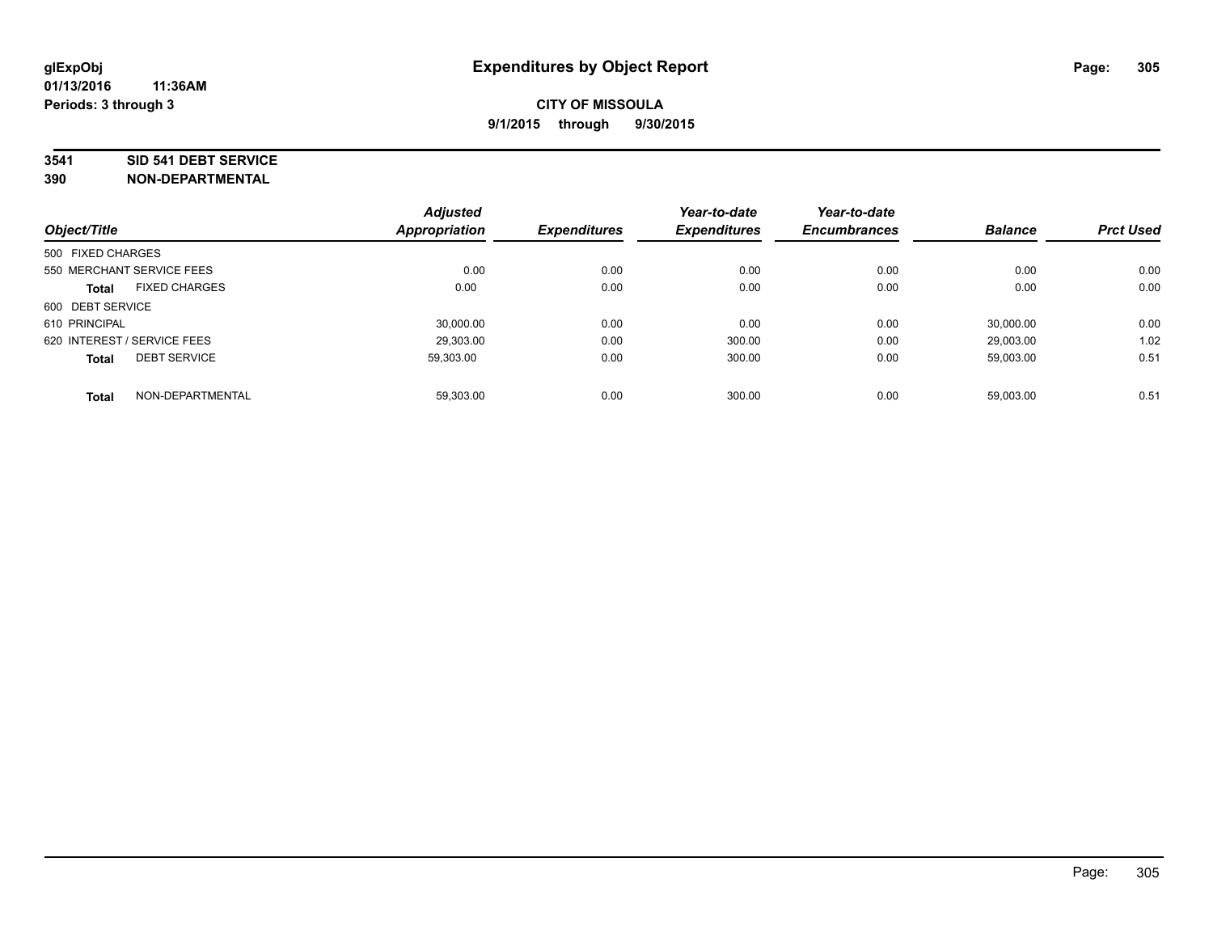glExpObj
01/13/2016 11:36AM
Periods: 3 through 3

# Expenditures by Object Report

**CITY OF MISSOULA**
**9/1/2015 through 9/30/2015**

**3541 SID 541 DEBT SERVICE**
**390 NON-DEPARTMENTAL**

| Object/Title | Adjusted Appropriation | Expenditures | Year-to-date Expenditures | Year-to-date Encumbrances | Balance | Prct Used |
|---|---|---|---|---|---|---|
| 500 FIXED CHARGES | | | | | | |
| 550 MERCHANT SERVICE FEES | 0.00 | 0.00 | 0.00 | 0.00 | 0.00 | 0.00 |
| **Total** FIXED CHARGES | 0.00 | 0.00 | 0.00 | 0.00 | 0.00 | 0.00 |
| 600 DEBT SERVICE | | | | | | |
| 610 PRINCIPAL | 30,000.00 | 0.00 | 0.00 | 0.00 | 30,000.00 | 0.00 |
| 620 INTEREST / SERVICE FEES | 29,303.00 | 0.00 | 300.00 | 0.00 | 29,003.00 | 1.02 |
| **Total** DEBT SERVICE | 59,303.00 | 0.00 | 300.00 | 0.00 | 59,003.00 | 0.51 |
| **Total** NON-DEPARTMENTAL | 59,303.00 | 0.00 | 300.00 | 0.00 | 59,003.00 | 0.51 |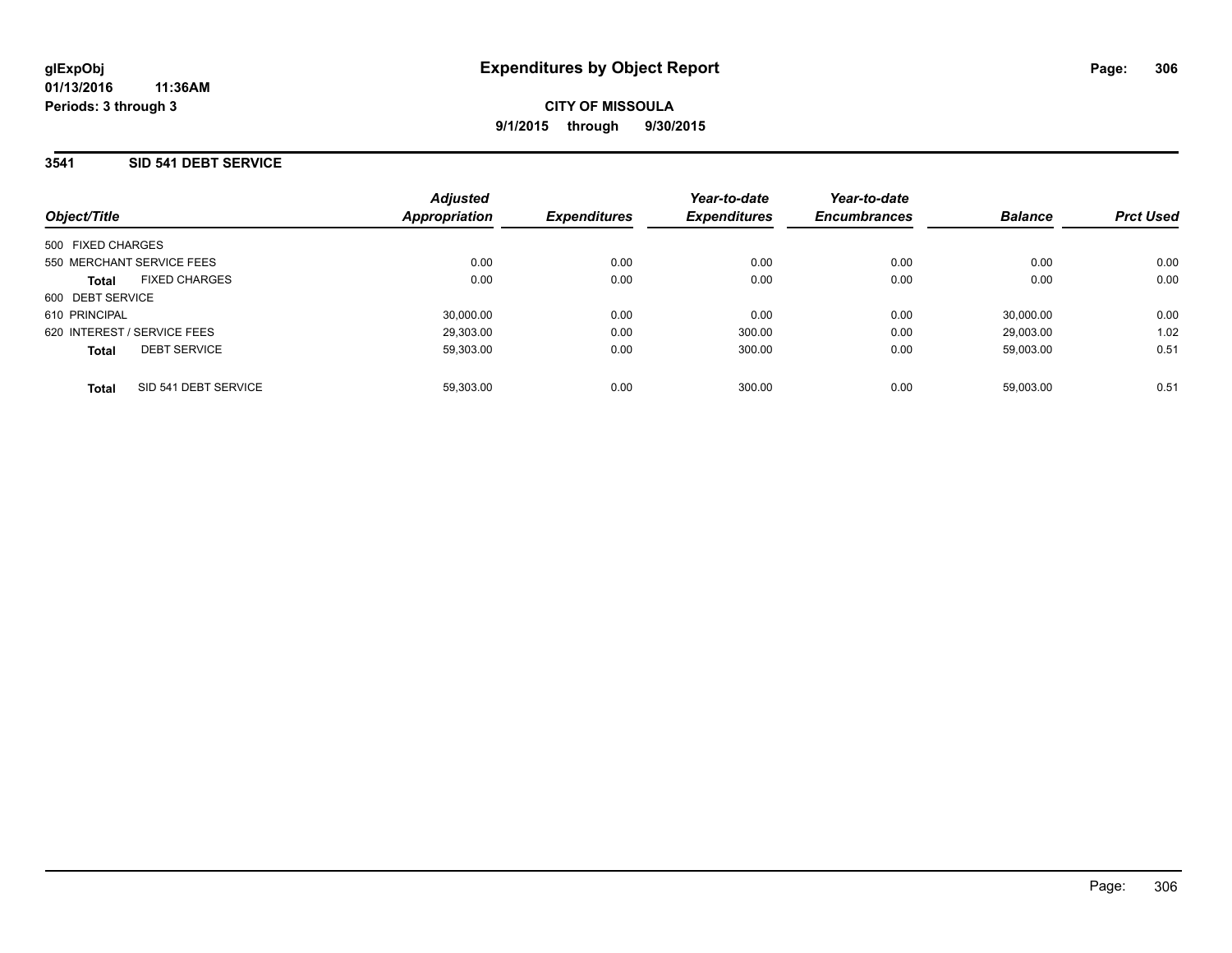# Expenditures by Object Report

glExpObj
01/13/2016 11:36AM
Periods: 3 through 3

**CITY OF MISSOULA**
**9/1/2015 through 9/30/2015**

## 3541 SID 541 DEBT SERVICE

| Object/Title | | Adjusted Appropriation | Expenditures | Year-to-date Expenditures | Year-to-date Encumbrances | Balance | Prct Used |
|---|---|---|---|---|---|---|---|
| 500 FIXED CHARGES | | | | | | | |
| 550 MERCHANT SERVICE FEES | | 0.00 | 0.00 | 0.00 | 0.00 | 0.00 | 0.00 |
| **Total** | FIXED CHARGES | 0.00 | 0.00 | 0.00 | 0.00 | 0.00 | 0.00 |
| 600 DEBT SERVICE | | | | | | | |
| 610 PRINCIPAL | | 30,000.00 | 0.00 | 0.00 | 0.00 | 30,000.00 | 0.00 |
| 620 INTEREST / SERVICE FEES | | 29,303.00 | 0.00 | 300.00 | 0.00 | 29,003.00 | 1.02 |
| **Total** | DEBT SERVICE | 59,303.00 | 0.00 | 300.00 | 0.00 | 59,003.00 | 0.51 |
| **Total** | SID 541 DEBT SERVICE | 59,303.00 | 0.00 | 300.00 | 0.00 | 59,003.00 | 0.51 |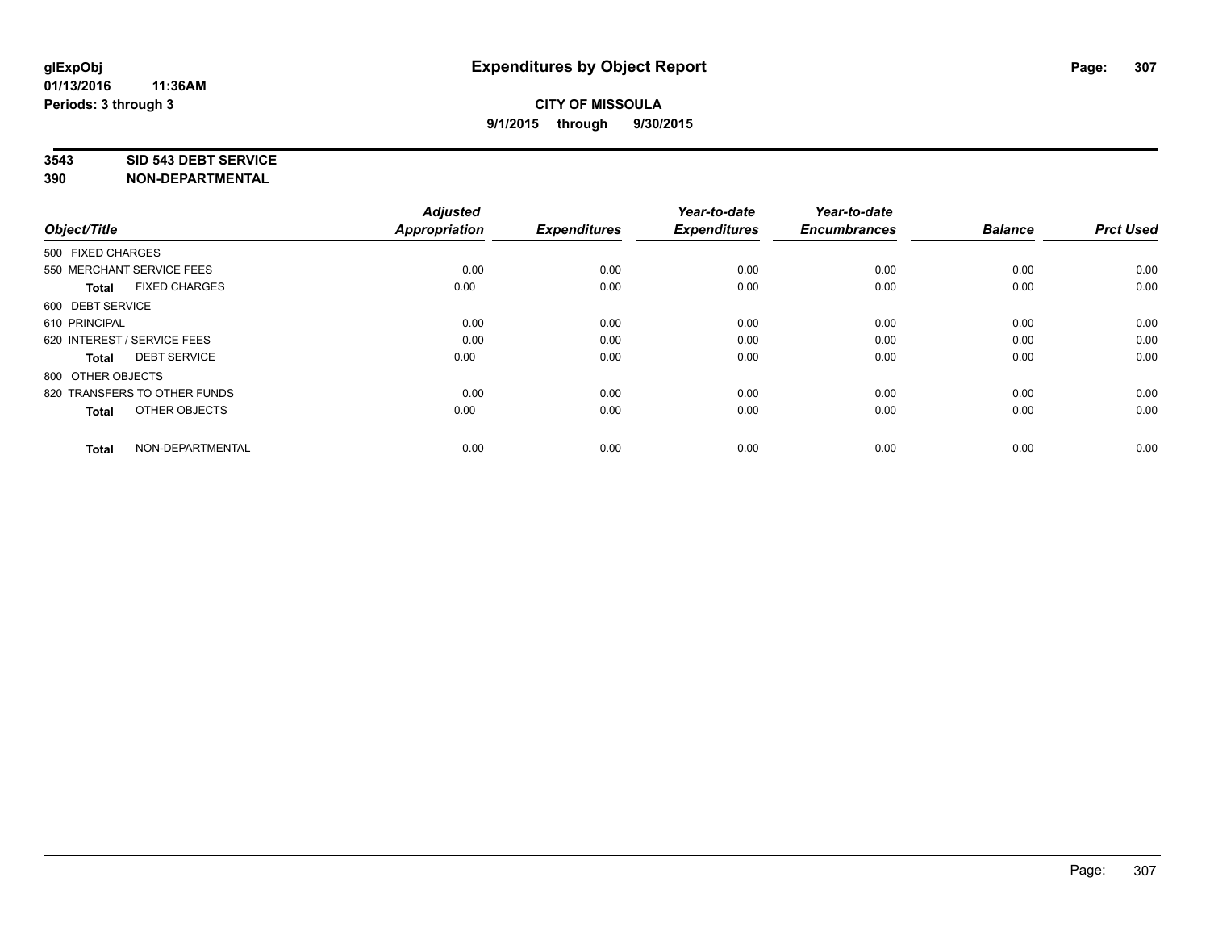glExpObj
01/13/2016 11:36AM
Periods: 3 through 3

# Expenditures by Object Report

**CITY OF MISSOULA**
**9/1/2015 through 9/30/2015**

**3543 SID 543 DEBT SERVICE**
**390 NON-DEPARTMENTAL**

| Object/Title | Adjusted Appropriation | Expenditures | Year-to-date Expenditures | Year-to-date Encumbrances | Balance | Prct Used |
|---|---|---|---|---|---|---|
| 500 FIXED CHARGES | | | | | | |
| 550 MERCHANT SERVICE FEES | 0.00 | 0.00 | 0.00 | 0.00 | 0.00 | 0.00 |
| **Total** FIXED CHARGES | 0.00 | 0.00 | 0.00 | 0.00 | 0.00 | 0.00 |
| 600 DEBT SERVICE | | | | | | |
| 610 PRINCIPAL | 0.00 | 0.00 | 0.00 | 0.00 | 0.00 | 0.00 |
| 620 INTEREST / SERVICE FEES | 0.00 | 0.00 | 0.00 | 0.00 | 0.00 | 0.00 |
| **Total** DEBT SERVICE | 0.00 | 0.00 | 0.00 | 0.00 | 0.00 | 0.00 |
| 800 OTHER OBJECTS | | | | | | |
| 820 TRANSFERS TO OTHER FUNDS | 0.00 | 0.00 | 0.00 | 0.00 | 0.00 | 0.00 |
| **Total** OTHER OBJECTS | 0.00 | 0.00 | 0.00 | 0.00 | 0.00 | 0.00 |
| **Total** NON-DEPARTMENTAL | 0.00 | 0.00 | 0.00 | 0.00 | 0.00 | 0.00 |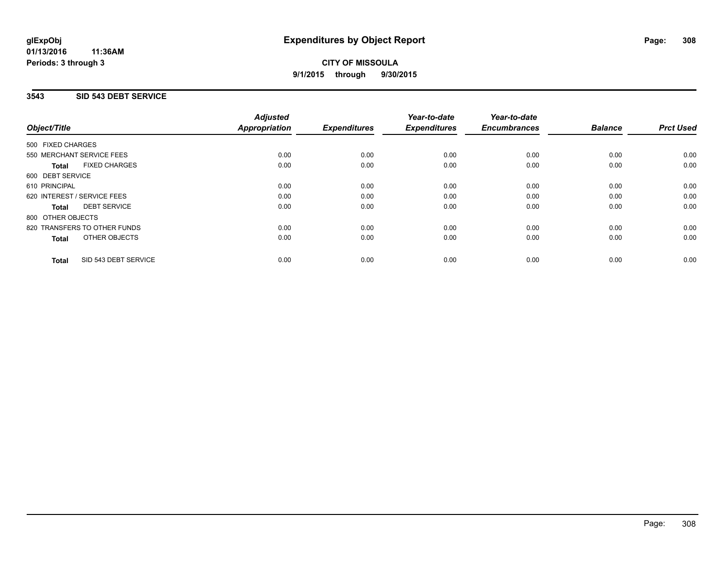# Expenditures by Object Report

glExpObj
01/13/2016 11:36AM
Periods: 3 through 3

**CITY OF MISSOULA**
**9/1/2015 through 9/30/2015**

## 3543 SID 543 DEBT SERVICE

| Object/Title | | Adjusted Appropriation | Expenditures | Year-to-date Expenditures | Year-to-date Encumbrances | Balance | Prct Used |
|---|---|---|---|---|---|---|---|
| 500 FIXED CHARGES | | | | | | | |
| 550 MERCHANT SERVICE FEES | | 0.00 | 0.00 | 0.00 | 0.00 | 0.00 | 0.00 |
| **Total** | FIXED CHARGES | 0.00 | 0.00 | 0.00 | 0.00 | 0.00 | 0.00 |
| 600 DEBT SERVICE | | | | | | | |
| 610 PRINCIPAL | | 0.00 | 0.00 | 0.00 | 0.00 | 0.00 | 0.00 |
| 620 INTEREST / SERVICE FEES | | 0.00 | 0.00 | 0.00 | 0.00 | 0.00 | 0.00 |
| **Total** | DEBT SERVICE | 0.00 | 0.00 | 0.00 | 0.00 | 0.00 | 0.00 |
| 800 OTHER OBJECTS | | | | | | | |
| 820 TRANSFERS TO OTHER FUNDS | | 0.00 | 0.00 | 0.00 | 0.00 | 0.00 | 0.00 |
| **Total** | OTHER OBJECTS | 0.00 | 0.00 | 0.00 | 0.00 | 0.00 | 0.00 |
| **Total** | SID 543 DEBT SERVICE | 0.00 | 0.00 | 0.00 | 0.00 | 0.00 | 0.00 |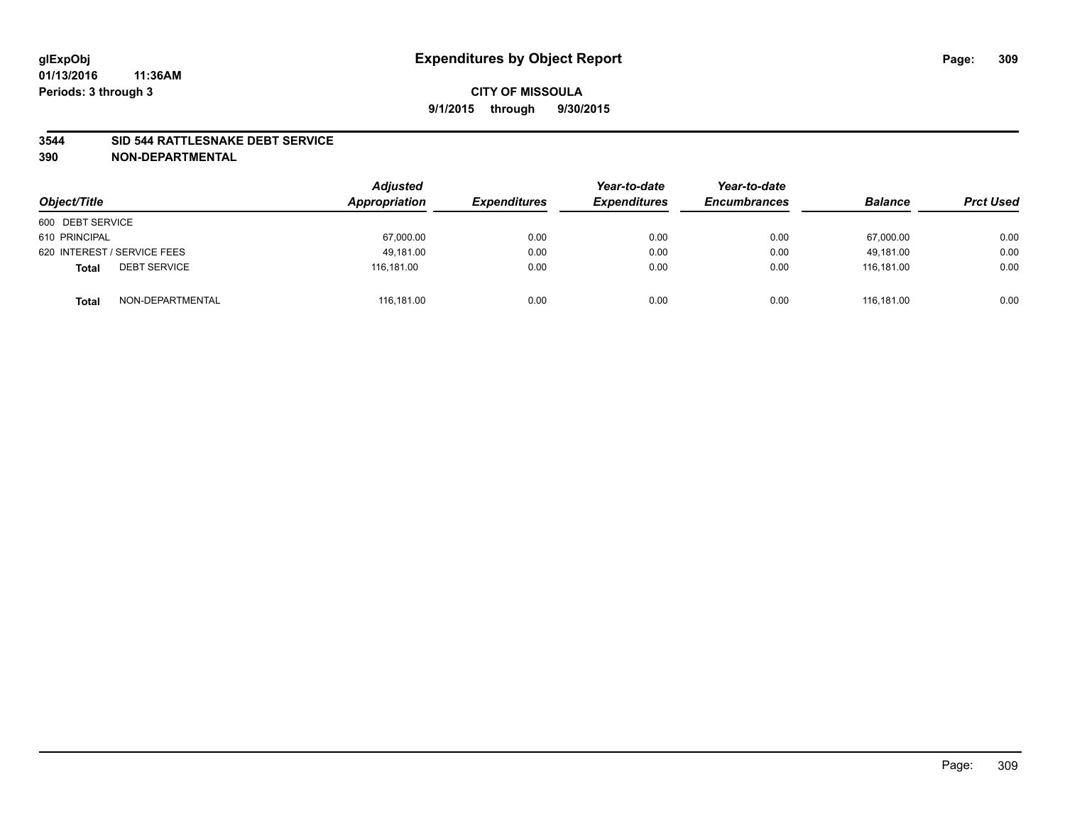**glExpObj**
**01/13/2016 11:36AM**
**Periods: 3 through 3**

# Expenditures by Object Report

**CITY OF MISSOULA**
**9/1/2015 through 9/30/2015**

## 3544 SID 544 RATTLESNAKE DEBT SERVICE
## 390 NON-DEPARTMENTAL

| Object/Title | Adjusted Appropriation | Expenditures | Year-to-date Expenditures | Year-to-date Encumbrances | Balance | Prct Used |
|---|---|---|---|---|---|---|
| 600 DEBT SERVICE | | | | | | |
| 610 PRINCIPAL | 67,000.00 | 0.00 | 0.00 | 0.00 | 67,000.00 | 0.00 |
| 620 INTEREST / SERVICE FEES | 49,181.00 | 0.00 | 0.00 | 0.00 | 49,181.00 | 0.00 |
| **Total** DEBT SERVICE | 116,181.00 | 0.00 | 0.00 | 0.00 | 116,181.00 | 0.00 |
| **Total** NON-DEPARTMENTAL | 116,181.00 | 0.00 | 0.00 | 0.00 | 116,181.00 | 0.00 |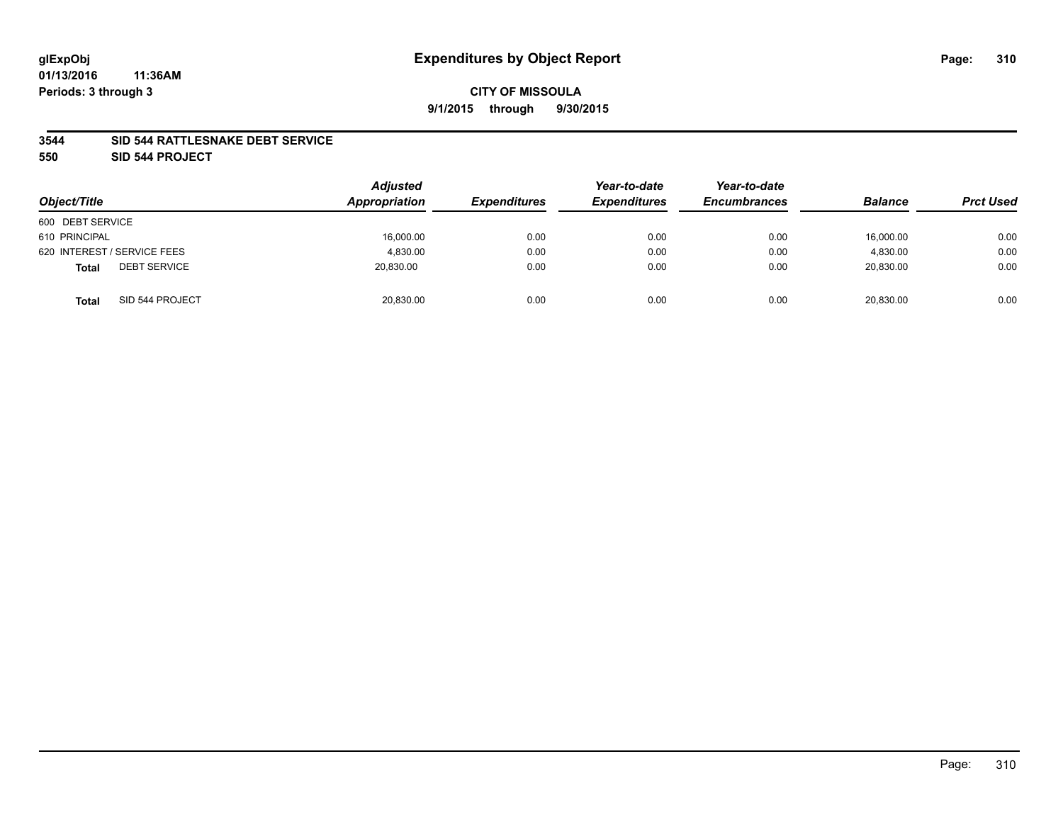glExpObj
01/13/2016 11:36AM
Periods: 3 through 3

# Expenditures by Object Report

**CITY OF MISSOULA**

**9/1/2015 through 9/30/2015**

**3544 SID 544 RATTLESNAKE DEBT SERVICE**
**550 SID 544 PROJECT**

| Object/Title | Adjusted Appropriation | Expenditures | Year-to-date Expenditures | Year-to-date Encumbrances | Balance | Prct Used |
|---|---|---|---|---|---|---|
| 600 DEBT SERVICE | | | | | | |
| 610 PRINCIPAL | 16,000.00 | 0.00 | 0.00 | 0.00 | 16,000.00 | 0.00 |
| 620 INTEREST / SERVICE FEES | 4,830.00 | 0.00 | 0.00 | 0.00 | 4,830.00 | 0.00 |
| **Total** DEBT SERVICE | 20,830.00 | 0.00 | 0.00 | 0.00 | 20,830.00 | 0.00 |
| **Total** SID 544 PROJECT | 20,830.00 | 0.00 | 0.00 | 0.00 | 20,830.00 | 0.00 |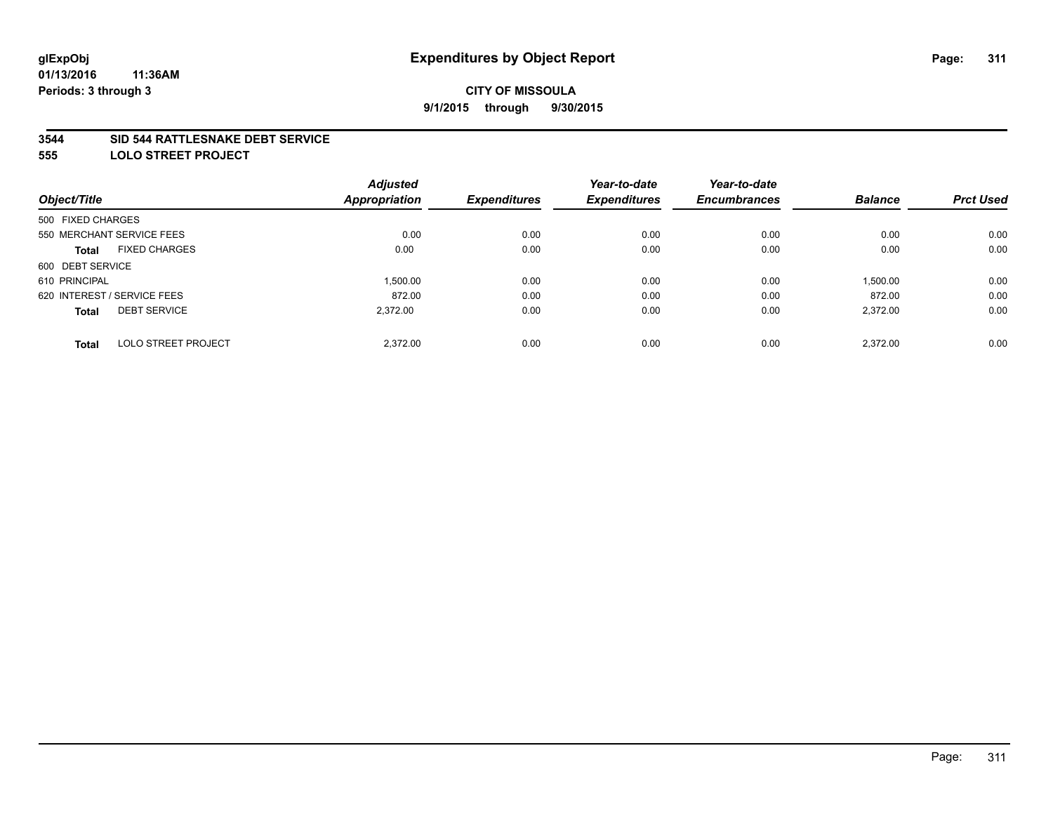**glExpObj** 
**01/13/2016 11:36AM** 
**Periods: 3 through 3**

# Expenditures by Object Report

**CITY OF MISSOULA**
**9/1/2015 through 9/30/2015**

## 3544 SID 544 RATTLESNAKE DEBT SERVICE
## 555 LOLO STREET PROJECT

| Object/Title | | Adjusted Appropriation | Expenditures | Year-to-date Expenditures | Year-to-date Encumbrances | Balance | Prct Used |
|---|---|---|---|---|---|---|---|
| 500 FIXED CHARGES | | | | | | | |
| 550 MERCHANT SERVICE FEES | | 0.00 | 0.00 | 0.00 | 0.00 | 0.00 | 0.00 |
| **Total** | FIXED CHARGES | 0.00 | 0.00 | 0.00 | 0.00 | 0.00 | 0.00 |
| 600 DEBT SERVICE | | | | | | | |
| 610 PRINCIPAL | | 1,500.00 | 0.00 | 0.00 | 0.00 | 1,500.00 | 0.00 |
| 620 INTEREST / SERVICE FEES | | 872.00 | 0.00 | 0.00 | 0.00 | 872.00 | 0.00 |
| **Total** | DEBT SERVICE | 2,372.00 | 0.00 | 0.00 | 0.00 | 2,372.00 | 0.00 |
| **Total** | LOLO STREET PROJECT | 2,372.00 | 0.00 | 0.00 | 0.00 | 2,372.00 | 0.00 |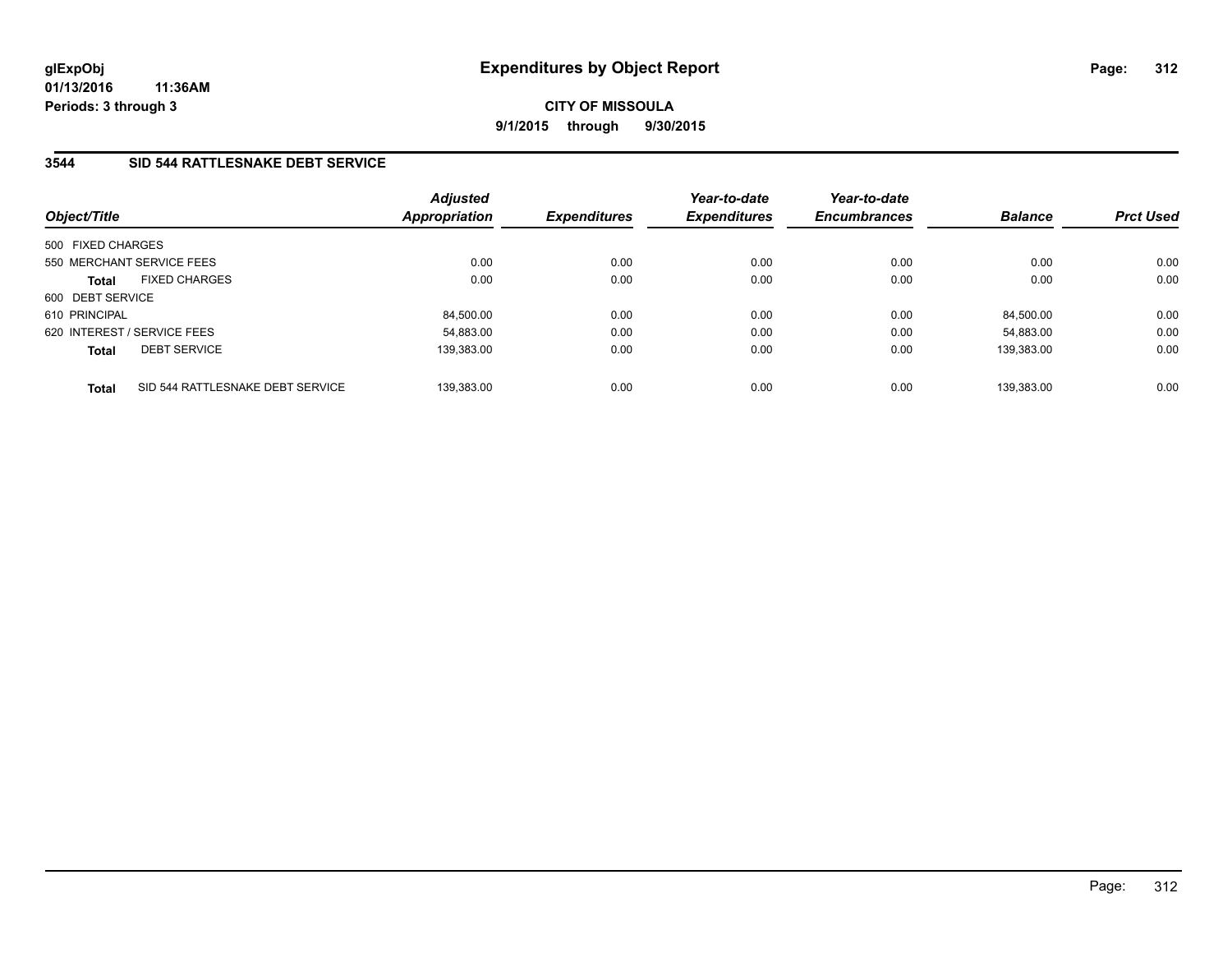**glExpObj** **Expenditures by Object Report**

**01/13/2016 11:36AM**

**Periods: 3 through 3**

**CITY OF MISSOULA**

**9/1/2015 through 9/30/2015**

## 3544 SID 544 RATTLESNAKE DEBT SERVICE

| Object/Title | Adjusted Appropriation | Expenditures | Year-to-date Expenditures | Year-to-date Encumbrances | Balance | Prct Used |
|---|---|---|---|---|---|---|
| 500 FIXED CHARGES | | | | | | |
| 550 MERCHANT SERVICE FEES | 0.00 | 0.00 | 0.00 | 0.00 | 0.00 | 0.00 |
| **Total** FIXED CHARGES | 0.00 | 0.00 | 0.00 | 0.00 | 0.00 | 0.00 |
| 600 DEBT SERVICE | | | | | | |
| 610 PRINCIPAL | 84,500.00 | 0.00 | 0.00 | 0.00 | 84,500.00 | 0.00 |
| 620 INTEREST / SERVICE FEES | 54,883.00 | 0.00 | 0.00 | 0.00 | 54,883.00 | 0.00 |
| **Total** DEBT SERVICE | 139,383.00 | 0.00 | 0.00 | 0.00 | 139,383.00 | 0.00 |
| **Total** SID 544 RATTLESNAKE DEBT SERVICE | 139,383.00 | 0.00 | 0.00 | 0.00 | 139,383.00 | 0.00 |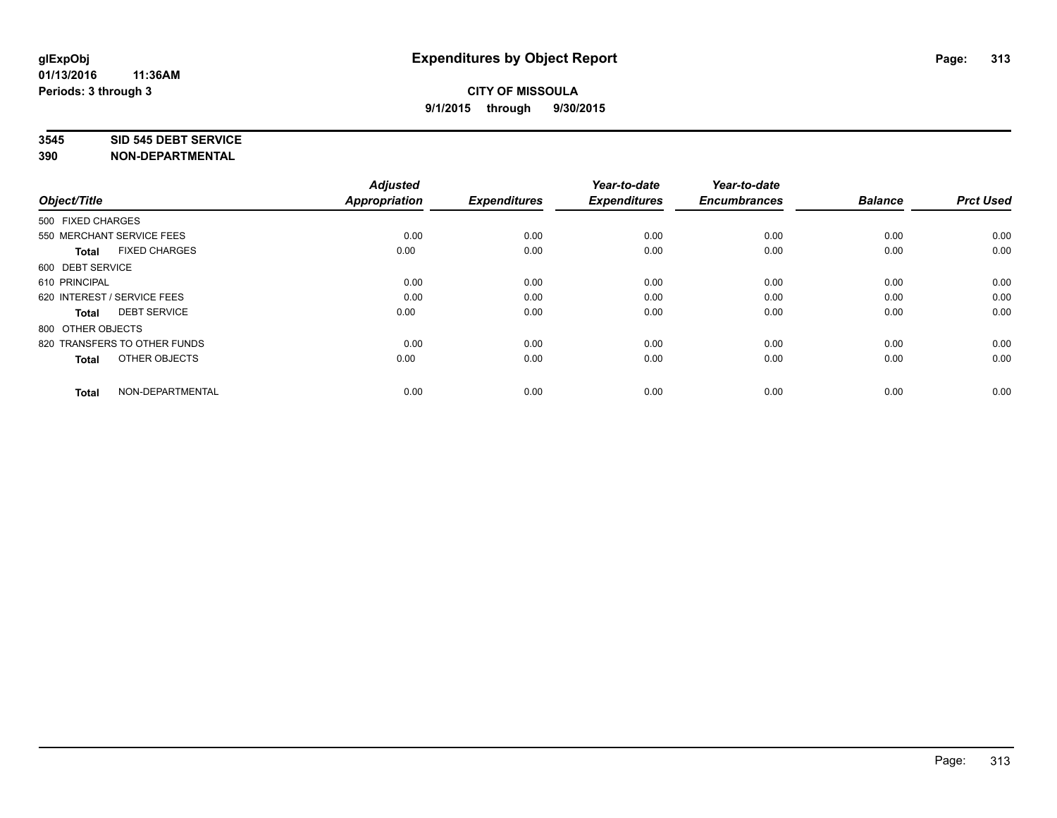# Expenditures by Object Report

glExpObj
01/13/2016 11:36AM
Periods: 3 through 3

**CITY OF MISSOULA**
**9/1/2015 through 9/30/2015**

**3545 SID 545 DEBT SERVICE**
**390 NON-DEPARTMENTAL**

| Object/Title | Adjusted Appropriation | Expenditures | Year-to-date Expenditures | Year-to-date Encumbrances | Balance | Prct Used |
|---|---|---|---|---|---|---|
| 500 FIXED CHARGES | | | | | | |
| 550 MERCHANT SERVICE FEES | 0.00 | 0.00 | 0.00 | 0.00 | 0.00 | 0.00 |
| **Total** FIXED CHARGES | 0.00 | 0.00 | 0.00 | 0.00 | 0.00 | 0.00 |
| 600 DEBT SERVICE | | | | | | |
| 610 PRINCIPAL | 0.00 | 0.00 | 0.00 | 0.00 | 0.00 | 0.00 |
| 620 INTEREST / SERVICE FEES | 0.00 | 0.00 | 0.00 | 0.00 | 0.00 | 0.00 |
| **Total** DEBT SERVICE | 0.00 | 0.00 | 0.00 | 0.00 | 0.00 | 0.00 |
| 800 OTHER OBJECTS | | | | | | |
| 820 TRANSFERS TO OTHER FUNDS | 0.00 | 0.00 | 0.00 | 0.00 | 0.00 | 0.00 |
| **Total** OTHER OBJECTS | 0.00 | 0.00 | 0.00 | 0.00 | 0.00 | 0.00 |
| **Total** NON-DEPARTMENTAL | 0.00 | 0.00 | 0.00 | 0.00 | 0.00 | 0.00 |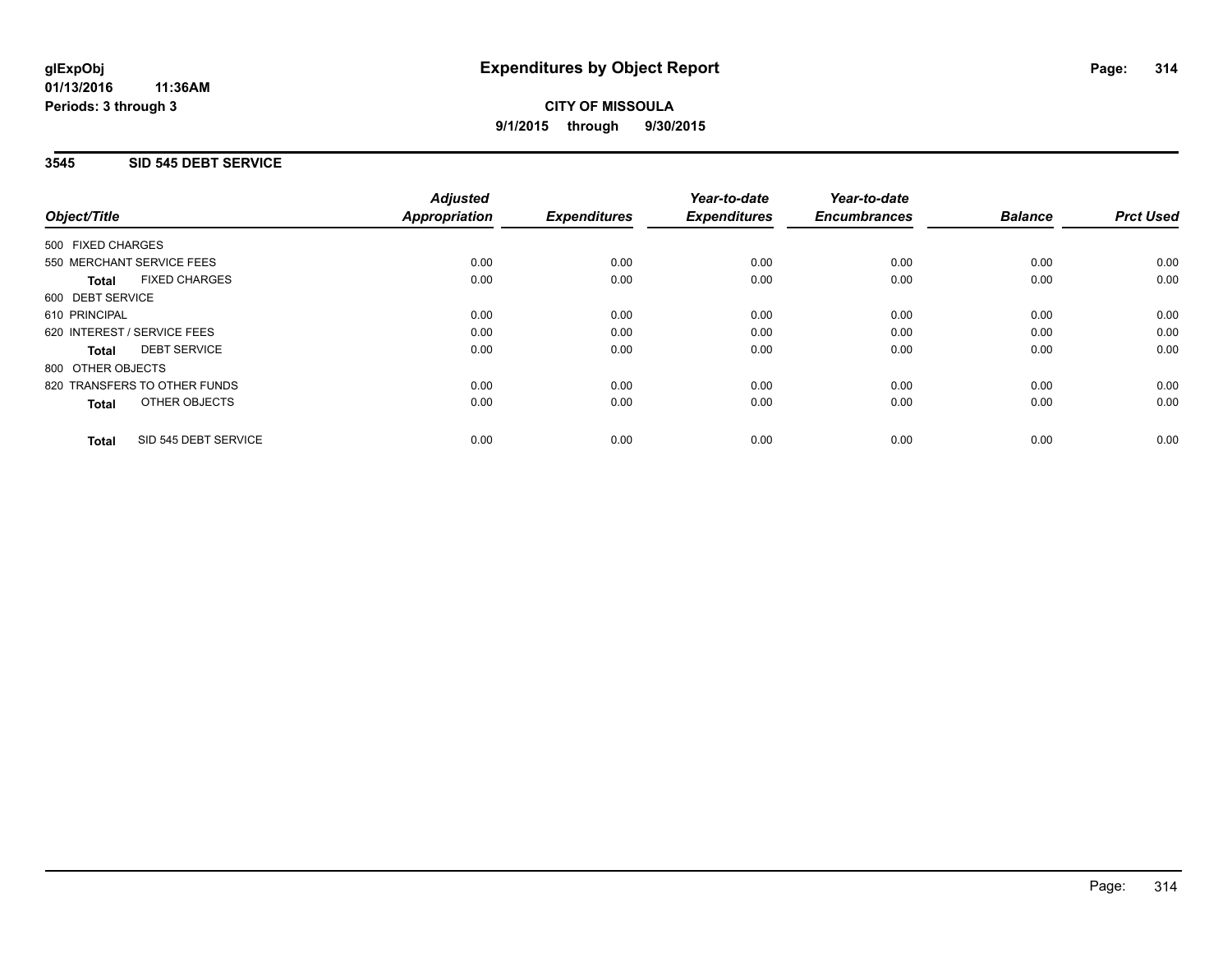# Expenditures by Object Report

glExpObj
01/13/2016 11:36AM
Periods: 3 through 3

**CITY OF MISSOULA**
**9/1/2015 through 9/30/2015**

## 3545 SID 545 DEBT SERVICE

| Object/Title | | Adjusted Appropriation | Expenditures | Year-to-date Expenditures | Year-to-date Encumbrances | Balance | Prct Used |
|---|---|---|---|---|---|---|---|
| 500 FIXED CHARGES | | | | | | | |
| 550 MERCHANT SERVICE FEES | | 0.00 | 0.00 | 0.00 | 0.00 | 0.00 | 0.00 |
| **Total** | FIXED CHARGES | 0.00 | 0.00 | 0.00 | 0.00 | 0.00 | 0.00 |
| 600 DEBT SERVICE | | | | | | | |
| 610 PRINCIPAL | | 0.00 | 0.00 | 0.00 | 0.00 | 0.00 | 0.00 |
| 620 INTEREST / SERVICE FEES | | 0.00 | 0.00 | 0.00 | 0.00 | 0.00 | 0.00 |
| **Total** | DEBT SERVICE | 0.00 | 0.00 | 0.00 | 0.00 | 0.00 | 0.00 |
| 800 OTHER OBJECTS | | | | | | | |
| 820 TRANSFERS TO OTHER FUNDS | | 0.00 | 0.00 | 0.00 | 0.00 | 0.00 | 0.00 |
| **Total** | OTHER OBJECTS | 0.00 | 0.00 | 0.00 | 0.00 | 0.00 | 0.00 |
| **Total** | SID 545 DEBT SERVICE | 0.00 | 0.00 | 0.00 | 0.00 | 0.00 | 0.00 |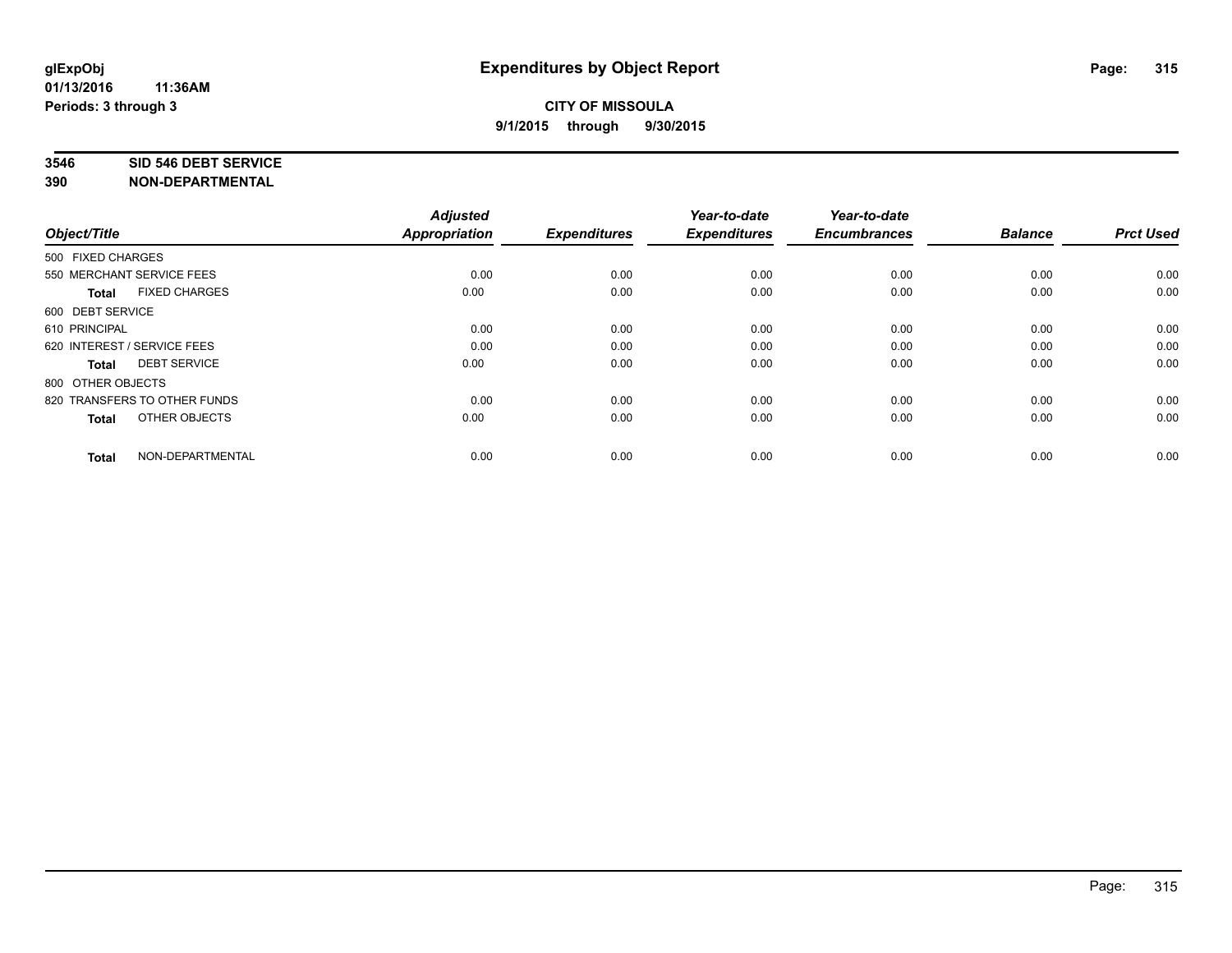glExpObj
01/13/2016 11:36AM
Periods: 3 through 3

# Expenditures by Object Report

**CITY OF MISSOULA**
**9/1/2015 through 9/30/2015**

**3546 SID 546 DEBT SERVICE**
**390 NON-DEPARTMENTAL**

| Object/Title | | Adjusted Appropriation | Expenditures | Year-to-date Expenditures | Year-to-date Encumbrances | Balance | Prct Used |
|---|---|---|---|---|---|---|---|
| 500 FIXED CHARGES | | | | | | | |
| 550 MERCHANT SERVICE FEES | | 0.00 | 0.00 | 0.00 | 0.00 | 0.00 | 0.00 |
| **Total** | FIXED CHARGES | 0.00 | 0.00 | 0.00 | 0.00 | 0.00 | 0.00 |
| 600 DEBT SERVICE | | | | | | | |
| 610 PRINCIPAL | | 0.00 | 0.00 | 0.00 | 0.00 | 0.00 | 0.00 |
| 620 INTEREST / SERVICE FEES | | 0.00 | 0.00 | 0.00 | 0.00 | 0.00 | 0.00 |
| **Total** | DEBT SERVICE | 0.00 | 0.00 | 0.00 | 0.00 | 0.00 | 0.00 |
| 800 OTHER OBJECTS | | | | | | | |
| 820 TRANSFERS TO OTHER FUNDS | | 0.00 | 0.00 | 0.00 | 0.00 | 0.00 | 0.00 |
| **Total** | OTHER OBJECTS | 0.00 | 0.00 | 0.00 | 0.00 | 0.00 | 0.00 |
| **Total** | NON-DEPARTMENTAL | 0.00 | 0.00 | 0.00 | 0.00 | 0.00 | 0.00 |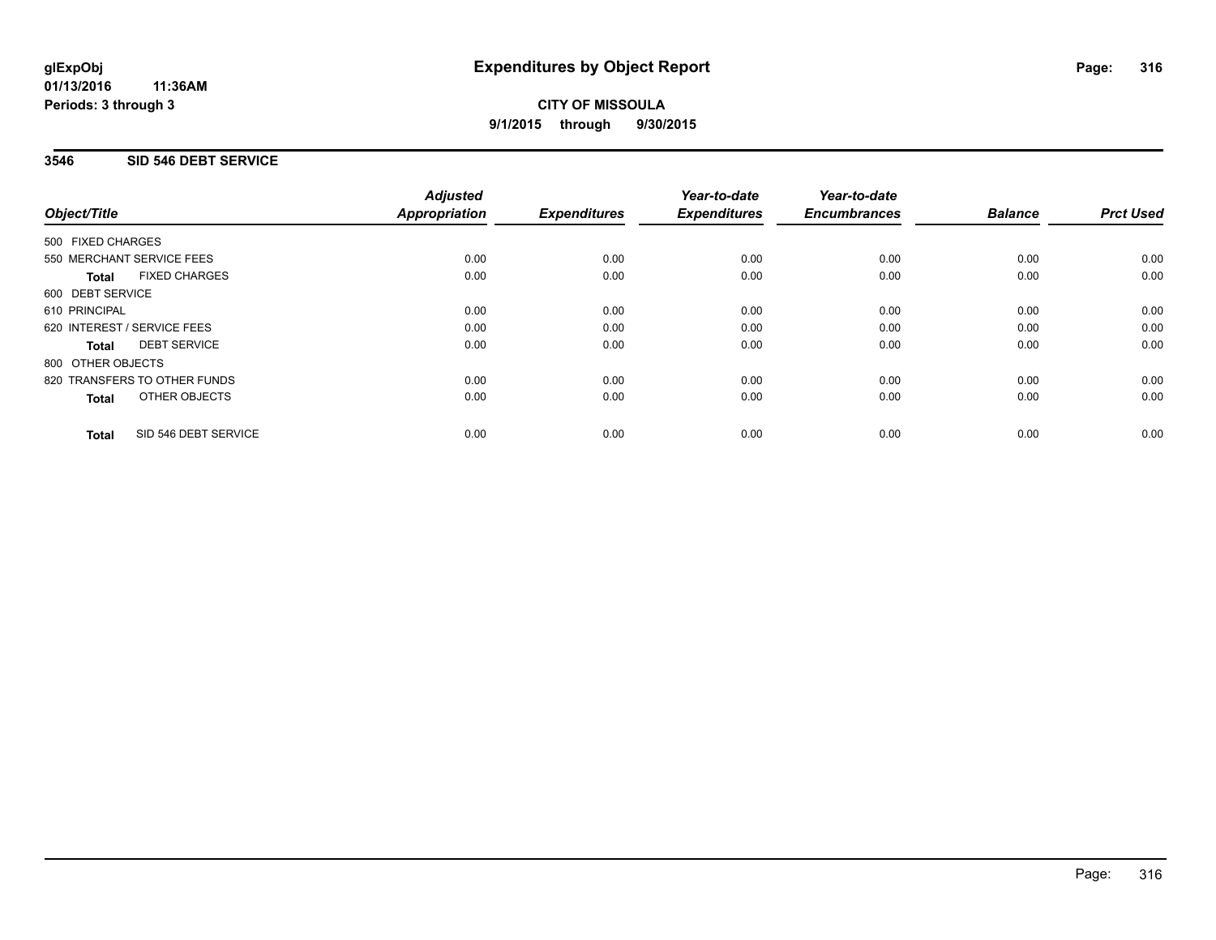# Expenditures by Object Report

glExpObj
01/13/2016 11:36AM
Periods: 3 through 3

**CITY OF MISSOULA**
**9/1/2015 through 9/30/2015**

## 3546 SID 546 DEBT SERVICE

| Object/Title | Adjusted Appropriation | Expenditures | Year-to-date Expenditures | Year-to-date Encumbrances | Balance | Prct Used |
|---|---|---|---|---|---|---|
| 500 FIXED CHARGES | | | | | | |
| 550 MERCHANT SERVICE FEES | 0.00 | 0.00 | 0.00 | 0.00 | 0.00 | 0.00 |
| **Total** FIXED CHARGES | 0.00 | 0.00 | 0.00 | 0.00 | 0.00 | 0.00 |
| 600 DEBT SERVICE | | | | | | |
| 610 PRINCIPAL | 0.00 | 0.00 | 0.00 | 0.00 | 0.00 | 0.00 |
| 620 INTEREST / SERVICE FEES | 0.00 | 0.00 | 0.00 | 0.00 | 0.00 | 0.00 |
| **Total** DEBT SERVICE | 0.00 | 0.00 | 0.00 | 0.00 | 0.00 | 0.00 |
| 800 OTHER OBJECTS | | | | | | |
| 820 TRANSFERS TO OTHER FUNDS | 0.00 | 0.00 | 0.00 | 0.00 | 0.00 | 0.00 |
| **Total** OTHER OBJECTS | 0.00 | 0.00 | 0.00 | 0.00 | 0.00 | 0.00 |
| **Total** SID 546 DEBT SERVICE | 0.00 | 0.00 | 0.00 | 0.00 | 0.00 | 0.00 |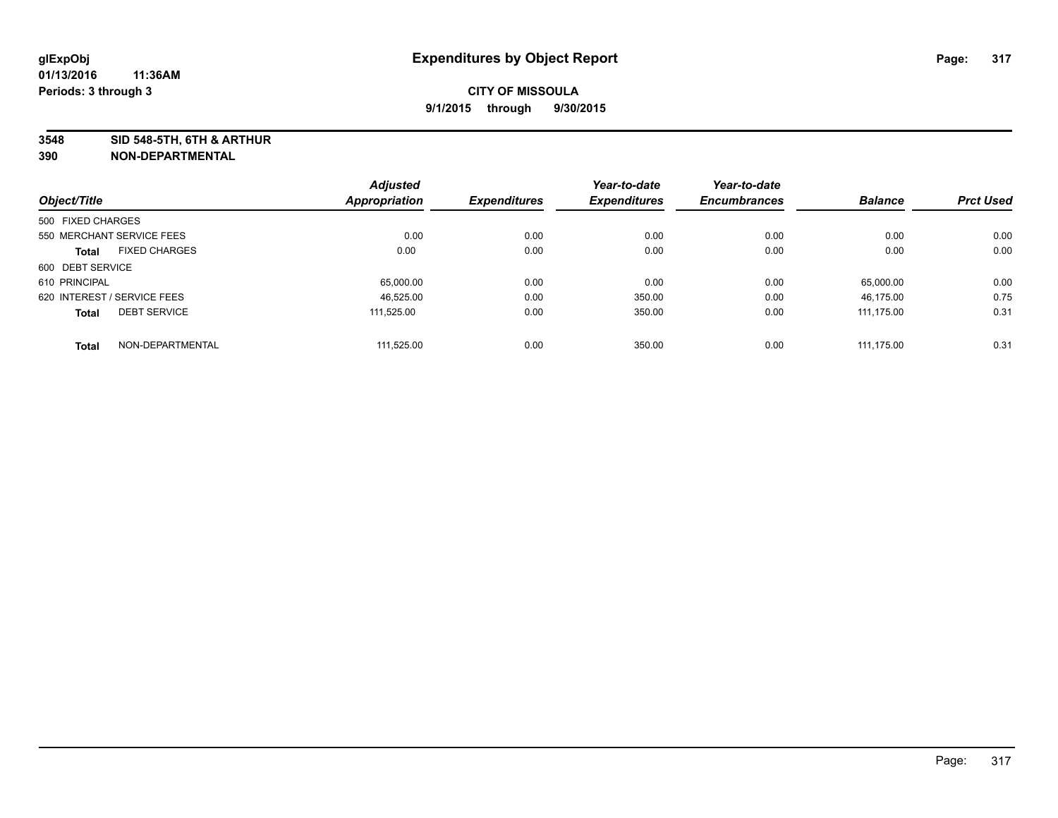**glExpObj** **Expenditures by Object Report**

**01/13/2016 11:36AM**

**Periods: 3 through 3**

**CITY OF MISSOULA**

**9/1/2015 through 9/30/2015**

**3548 SID 548-5TH, 6TH & ARTHUR**

**390 NON-DEPARTMENTAL**

| Object/Title | | Adjusted Appropriation | Expenditures | Year-to-date Expenditures | Year-to-date Encumbrances | Balance | Prct Used |
|---|---|---|---|---|---|---|---|
| 500 FIXED CHARGES | | | | | | | |
| 550 MERCHANT SERVICE FEES | | 0.00 | 0.00 | 0.00 | 0.00 | 0.00 | 0.00 |
| **Total** | FIXED CHARGES | 0.00 | 0.00 | 0.00 | 0.00 | 0.00 | 0.00 |
| 600 DEBT SERVICE | | | | | | | |
| 610 PRINCIPAL | | 65,000.00 | 0.00 | 0.00 | 0.00 | 65,000.00 | 0.00 |
| 620 INTEREST / SERVICE FEES | | 46,525.00 | 0.00 | 350.00 | 0.00 | 46,175.00 | 0.75 |
| **Total** | DEBT SERVICE | 111,525.00 | 0.00 | 350.00 | 0.00 | 111,175.00 | 0.31 |
| **Total** | NON-DEPARTMENTAL | 111,525.00 | 0.00 | 350.00 | 0.00 | 111,175.00 | 0.31 |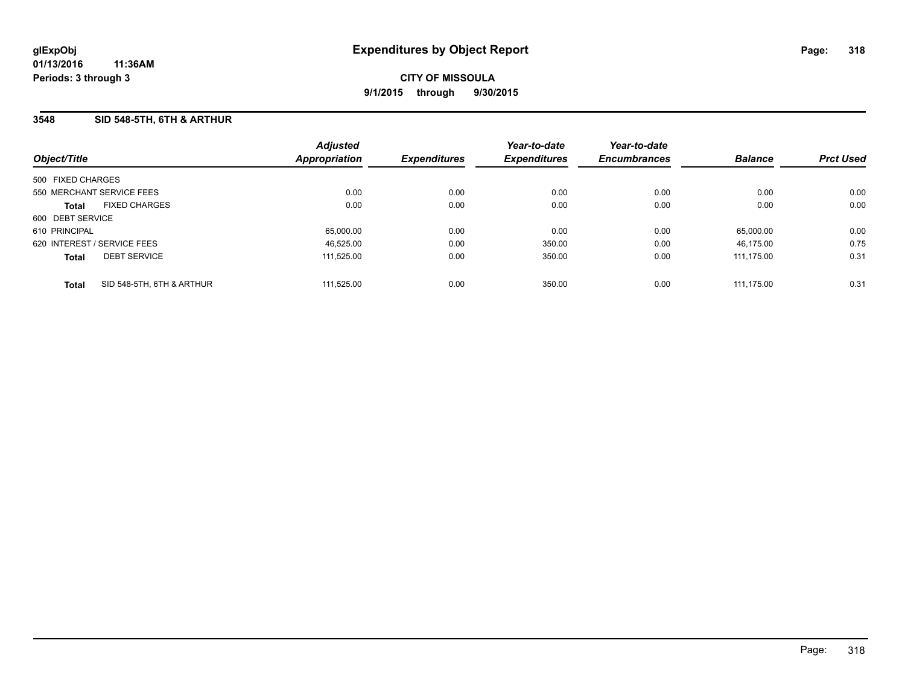# Expenditures by Object Report

glExpObj
01/13/2016 11:36AM
Periods: 3 through 3

**CITY OF MISSOULA**

**9/1/2015 through 9/30/2015**

### 3548 SID 548-5TH, 6TH & ARTHUR

| Object/Title | Adjusted Appropriation | Expenditures | Year-to-date Expenditures | Year-to-date Encumbrances | Balance | Prct Used |
|---|---|---|---|---|---|---|
| 500 FIXED CHARGES | | | | | | |
| 550 MERCHANT SERVICE FEES | 0.00 | 0.00 | 0.00 | 0.00 | 0.00 | 0.00 |
| **Total** FIXED CHARGES | 0.00 | 0.00 | 0.00 | 0.00 | 0.00 | 0.00 |
| 600 DEBT SERVICE | | | | | | |
| 610 PRINCIPAL | 65,000.00 | 0.00 | 0.00 | 0.00 | 65,000.00 | 0.00 |
| 620 INTEREST / SERVICE FEES | 46,525.00 | 0.00 | 350.00 | 0.00 | 46,175.00 | 0.75 |
| **Total** DEBT SERVICE | 111,525.00 | 0.00 | 350.00 | 0.00 | 111,175.00 | 0.31 |
| **Total** SID 548-5TH, 6TH & ARTHUR | 111,525.00 | 0.00 | 350.00 | 0.00 | 111,175.00 | 0.31 |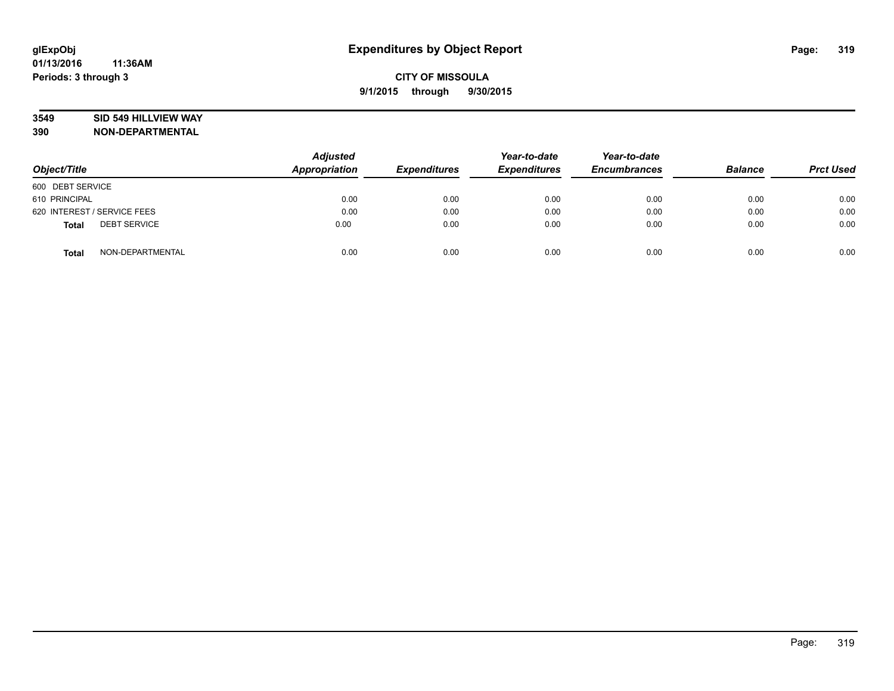# Expenditures by Object Report

glExpObj
01/13/2016 11:36AM
Periods: 3 through 3

**CITY OF MISSOULA**
**9/1/2015 through 9/30/2015**

**3549 SID 549 HILLVIEW WAY**
**390 NON-DEPARTMENTAL**

| Object/Title | Adjusted Appropriation | Expenditures | Year-to-date Expenditures | Year-to-date Encumbrances | Balance | Prct Used |
|---|---|---|---|---|---|---|
| 600 DEBT SERVICE | | | | | | |
| 610 PRINCIPAL | 0.00 | 0.00 | 0.00 | 0.00 | 0.00 | 0.00 |
| 620 INTEREST / SERVICE FEES | 0.00 | 0.00 | 0.00 | 0.00 | 0.00 | 0.00 |
| **Total** DEBT SERVICE | 0.00 | 0.00 | 0.00 | 0.00 | 0.00 | 0.00 |
| **Total** NON-DEPARTMENTAL | 0.00 | 0.00 | 0.00 | 0.00 | 0.00 | 0.00 |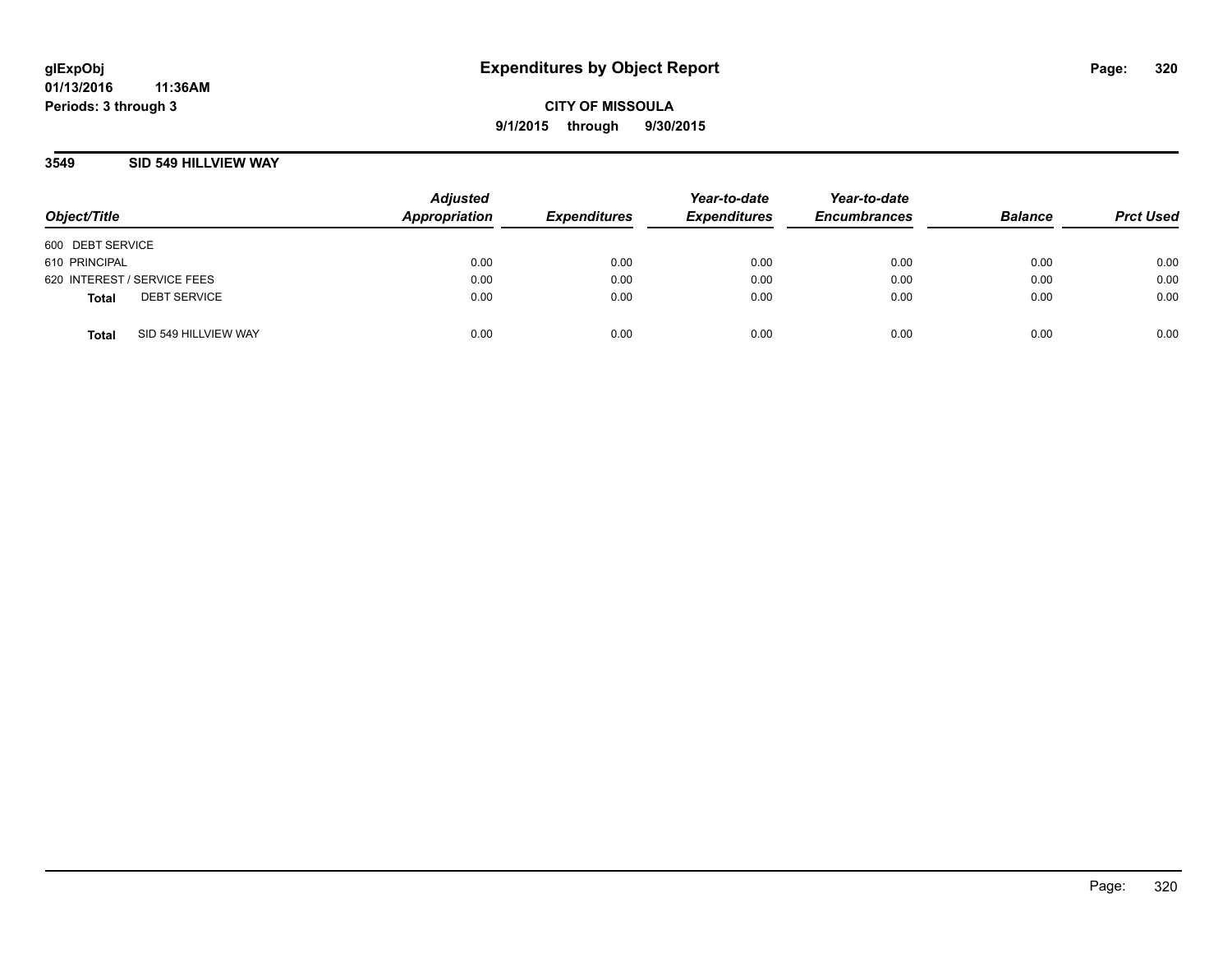**glExpObj**
**01/13/2016 11:36AM**
**Periods: 3 through 3**

# Expenditures by Object Report

**CITY OF MISSOULA**
**9/1/2015 through 9/30/2015**

## 3549 SID 549 HILLVIEW WAY

| Object/Title | | Adjusted Appropriation | Expenditures | Year-to-date Expenditures | Year-to-date Encumbrances | Balance | Prct Used |
|---|---|---|---|---|---|---|---|
| 600 DEBT SERVICE | | | | | | | |
| 610 PRINCIPAL | | 0.00 | 0.00 | 0.00 | 0.00 | 0.00 | 0.00 |
| 620 INTEREST / SERVICE FEES | | 0.00 | 0.00 | 0.00 | 0.00 | 0.00 | 0.00 |
| **Total** | DEBT SERVICE | 0.00 | 0.00 | 0.00 | 0.00 | 0.00 | 0.00 |
| **Total** | SID 549 HILLVIEW WAY | 0.00 | 0.00 | 0.00 | 0.00 | 0.00 | 0.00 |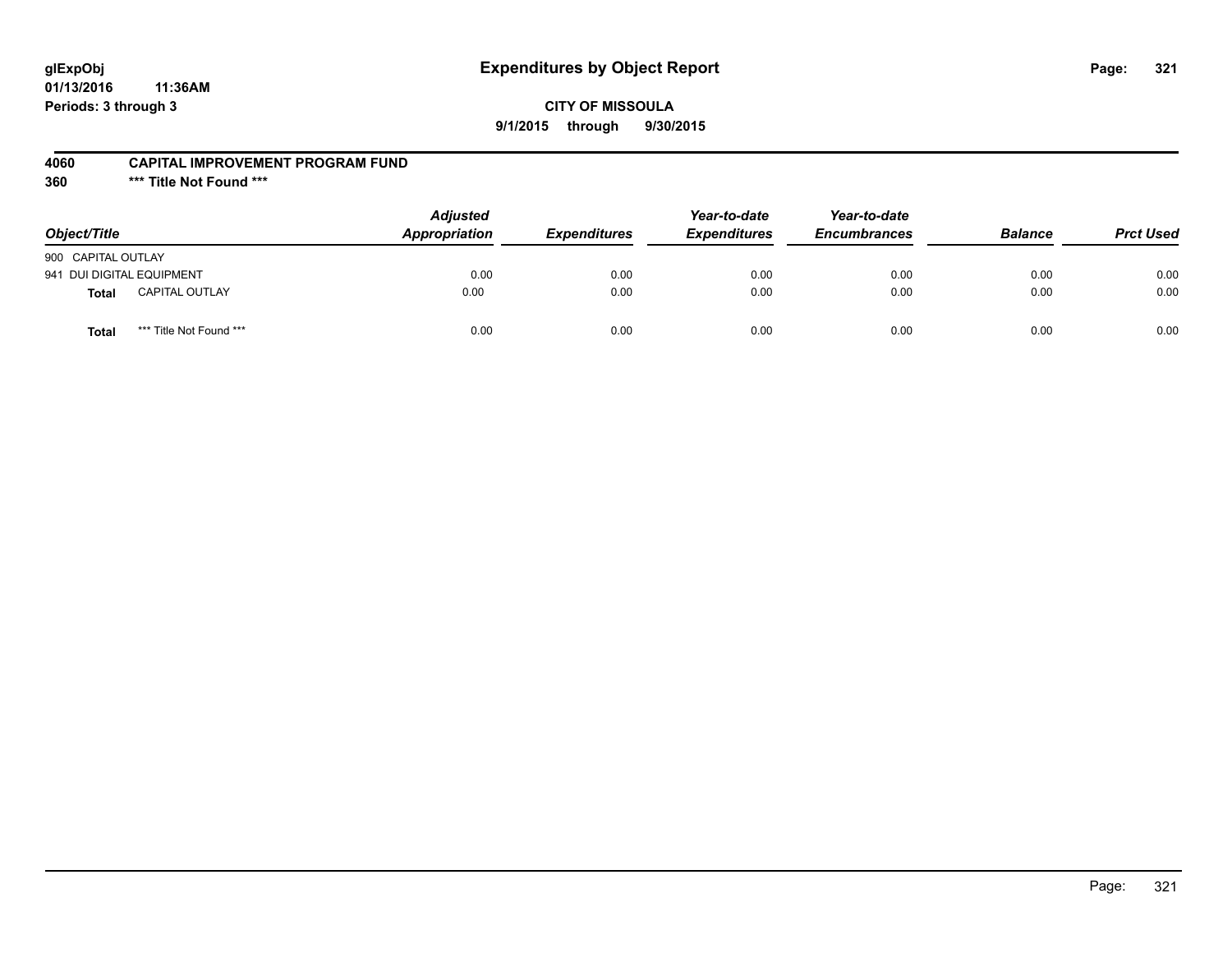glExpObj  
01/13/2016 11:36AM  
Periods: 3 through 3

# Expenditures by Object Report

**CITY OF MISSOULA**

**9/1/2015 through 9/30/2015**

**4060 CAPITAL IMPROVEMENT PROGRAM FUND**

**360 *** Title Not Found *****

| Object/Title | | Adjusted Appropriation | Expenditures | Year-to-date Expenditures | Year-to-date Encumbrances | Balance | Prct Used |
|---|---|---|---|---|---|---|---|
| 900 CAPITAL OUTLAY | | | | | | | |
| 941 DUI DIGITAL EQUIPMENT | | 0.00 | 0.00 | 0.00 | 0.00 | 0.00 | 0.00 |
| **Total** | CAPITAL OUTLAY | 0.00 | 0.00 | 0.00 | 0.00 | 0.00 | 0.00 |
| **Total** | *** Title Not Found *** | 0.00 | 0.00 | 0.00 | 0.00 | 0.00 | 0.00 |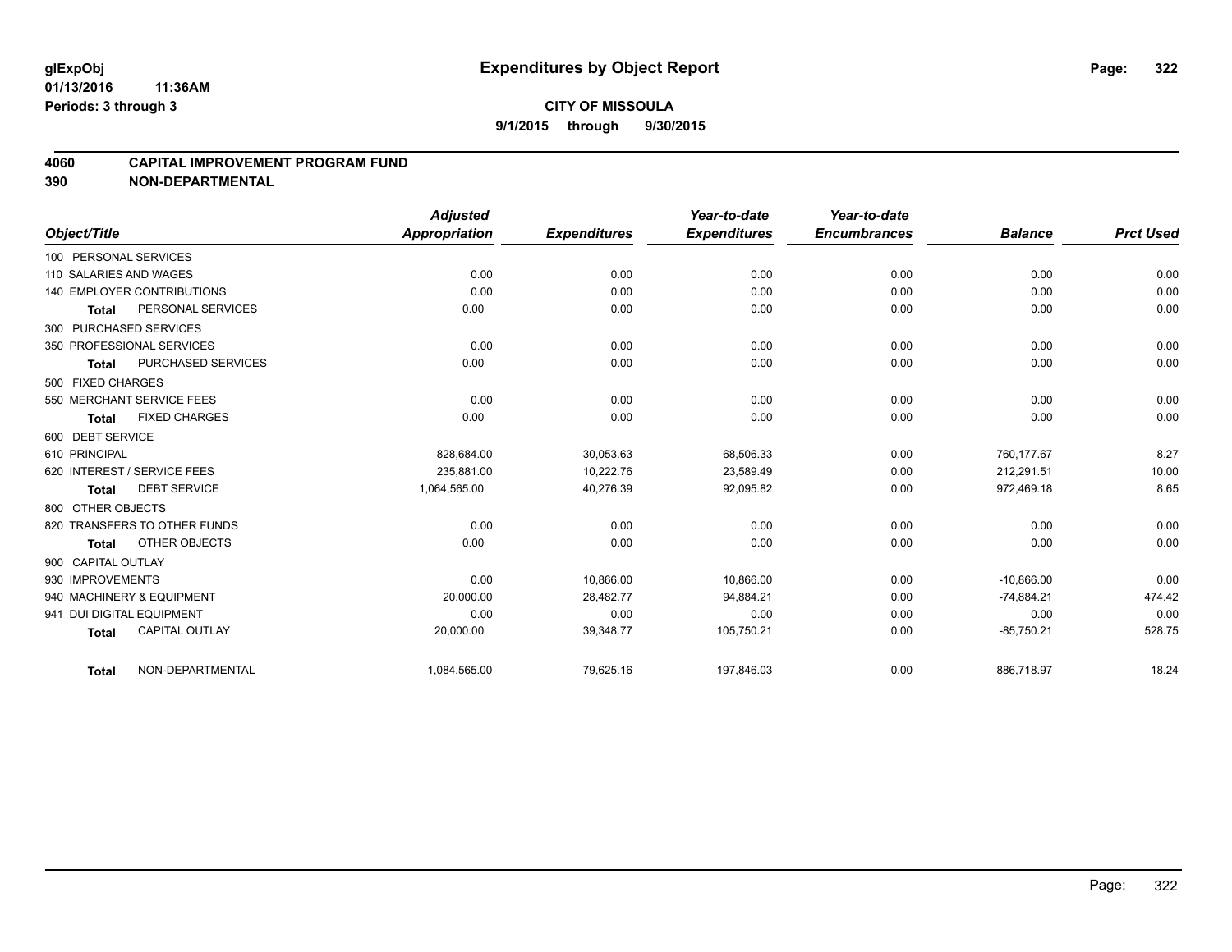glExpObj
01/13/2016 11:36AM
Periods: 3 through 3

# Expenditures by Object Report

**CITY OF MISSOULA**

**9/1/2015 through 9/30/2015**

## 4060 CAPITAL IMPROVEMENT PROGRAM FUND
## 390 NON-DEPARTMENTAL

| Object/Title | Adjusted Appropriation | Expenditures | Year-to-date Expenditures | Year-to-date Encumbrances | Balance | Prct Used |
|---|---|---|---|---|---|---|
| 100 PERSONAL SERVICES | | | | | | |
| 110 SALARIES AND WAGES | 0.00 | 0.00 | 0.00 | 0.00 | 0.00 | 0.00 |
| 140 EMPLOYER CONTRIBUTIONS | 0.00 | 0.00 | 0.00 | 0.00 | 0.00 | 0.00 |
| **Total** PERSONAL SERVICES | 0.00 | 0.00 | 0.00 | 0.00 | 0.00 | 0.00 |
| 300 PURCHASED SERVICES | | | | | | |
| 350 PROFESSIONAL SERVICES | 0.00 | 0.00 | 0.00 | 0.00 | 0.00 | 0.00 |
| **Total** PURCHASED SERVICES | 0.00 | 0.00 | 0.00 | 0.00 | 0.00 | 0.00 |
| 500 FIXED CHARGES | | | | | | |
| 550 MERCHANT SERVICE FEES | 0.00 | 0.00 | 0.00 | 0.00 | 0.00 | 0.00 |
| **Total** FIXED CHARGES | 0.00 | 0.00 | 0.00 | 0.00 | 0.00 | 0.00 |
| 600 DEBT SERVICE | | | | | | |
| 610 PRINCIPAL | 828,684.00 | 30,053.63 | 68,506.33 | 0.00 | 760,177.67 | 8.27 |
| 620 INTEREST / SERVICE FEES | 235,881.00 | 10,222.76 | 23,589.49 | 0.00 | 212,291.51 | 10.00 |
| **Total** DEBT SERVICE | 1,064,565.00 | 40,276.39 | 92,095.82 | 0.00 | 972,469.18 | 8.65 |
| 800 OTHER OBJECTS | | | | | | |
| 820 TRANSFERS TO OTHER FUNDS | 0.00 | 0.00 | 0.00 | 0.00 | 0.00 | 0.00 |
| **Total** OTHER OBJECTS | 0.00 | 0.00 | 0.00 | 0.00 | 0.00 | 0.00 |
| 900 CAPITAL OUTLAY | | | | | | |
| 930 IMPROVEMENTS | 0.00 | 10,866.00 | 10,866.00 | 0.00 | -10,866.00 | 0.00 |
| 940 MACHINERY & EQUIPMENT | 20,000.00 | 28,482.77 | 94,884.21 | 0.00 | -74,884.21 | 474.42 |
| 941 DUI DIGITAL EQUIPMENT | 0.00 | 0.00 | 0.00 | 0.00 | 0.00 | 0.00 |
| **Total** CAPITAL OUTLAY | 20,000.00 | 39,348.77 | 105,750.21 | 0.00 | -85,750.21 | 528.75 |
| **Total** NON-DEPARTMENTAL | 1,084,565.00 | 79,625.16 | 197,846.03 | 0.00 | 886,718.97 | 18.24 |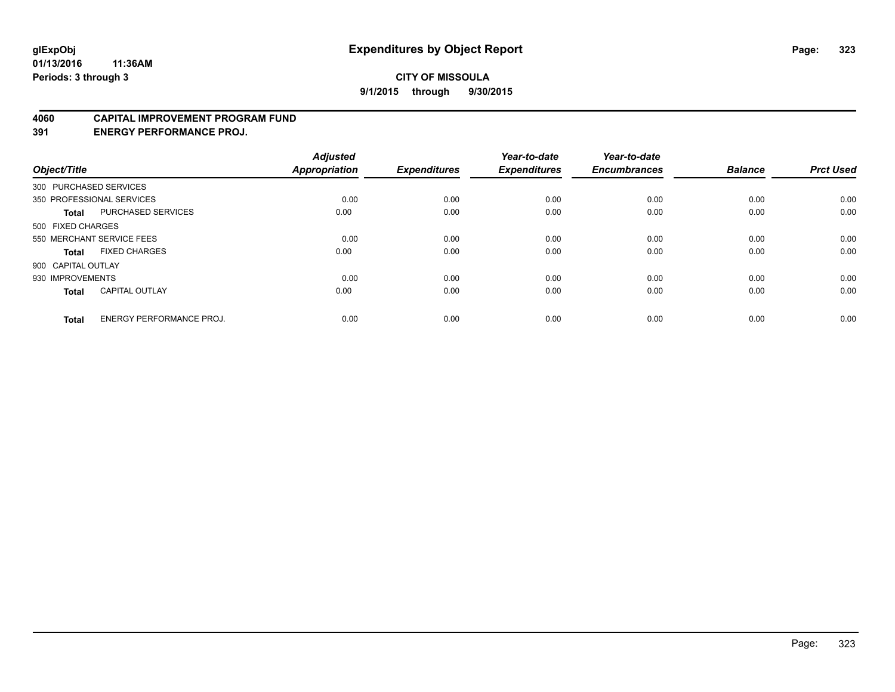glExpObj
01/13/2016 11:36AM
Periods: 3 through 3

# Expenditures by Object Report

**CITY OF MISSOULA**

**9/1/2015 through 9/30/2015**

**4060 CAPITAL IMPROVEMENT PROGRAM FUND**

**391 ENERGY PERFORMANCE PROJ.**

| Object/Title | | Adjusted Appropriation | Expenditures | Year-to-date Expenditures | Year-to-date Encumbrances | Balance | Prct Used |
|---|---|---|---|---|---|---|---|
| 300 PURCHASED SERVICES | | | | | | | |
| 350 PROFESSIONAL SERVICES | | 0.00 | 0.00 | 0.00 | 0.00 | 0.00 | 0.00 |
| **Total** | PURCHASED SERVICES | 0.00 | 0.00 | 0.00 | 0.00 | 0.00 | 0.00 |
| 500 FIXED CHARGES | | | | | | | |
| 550 MERCHANT SERVICE FEES | | 0.00 | 0.00 | 0.00 | 0.00 | 0.00 | 0.00 |
| **Total** | FIXED CHARGES | 0.00 | 0.00 | 0.00 | 0.00 | 0.00 | 0.00 |
| 900 CAPITAL OUTLAY | | | | | | | |
| 930 IMPROVEMENTS | | 0.00 | 0.00 | 0.00 | 0.00 | 0.00 | 0.00 |
| **Total** | CAPITAL OUTLAY | 0.00 | 0.00 | 0.00 | 0.00 | 0.00 | 0.00 |
| **Total** | ENERGY PERFORMANCE PROJ. | 0.00 | 0.00 | 0.00 | 0.00 | 0.00 | 0.00 |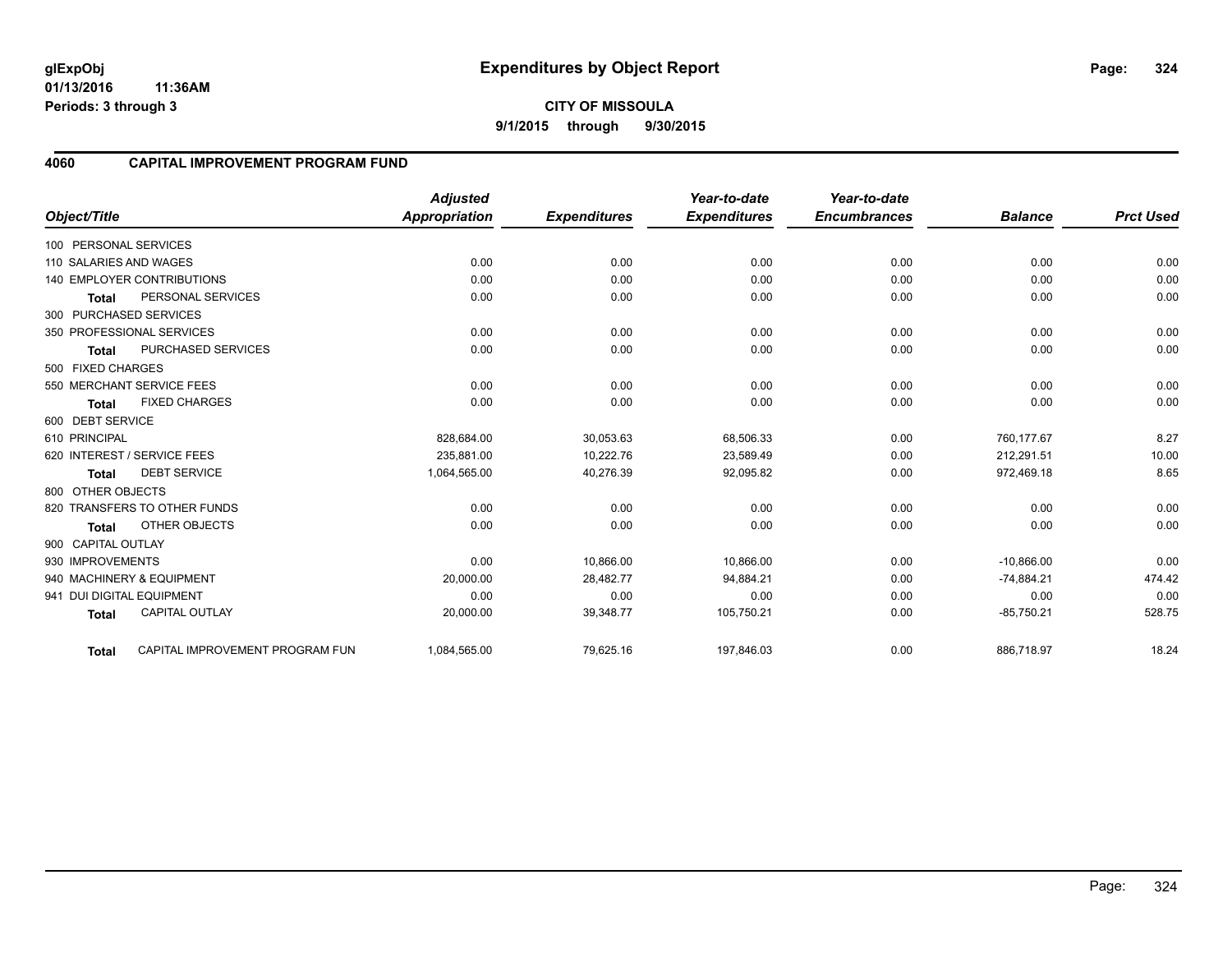**glExpObj**
**01/13/2016 11:36AM**
**Periods: 3 through 3**

# Expenditures by Object Report

**CITY OF MISSOULA**
**9/1/2015 through 9/30/2015**

## 4060 CAPITAL IMPROVEMENT PROGRAM FUND

| Object/Title | | Adjusted Appropriation | Expenditures | Year-to-date Expenditures | Year-to-date Encumbrances | Balance | Prct Used |
|---|---|---|---|---|---|---|---|
| 100 PERSONAL SERVICES | | | | | | | |
| 110 SALARIES AND WAGES | | 0.00 | 0.00 | 0.00 | 0.00 | 0.00 | 0.00 |
| 140 EMPLOYER CONTRIBUTIONS | | 0.00 | 0.00 | 0.00 | 0.00 | 0.00 | 0.00 |
| Total | PERSONAL SERVICES | 0.00 | 0.00 | 0.00 | 0.00 | 0.00 | 0.00 |
| 300 PURCHASED SERVICES | | | | | | | |
| 350 PROFESSIONAL SERVICES | | 0.00 | 0.00 | 0.00 | 0.00 | 0.00 | 0.00 |
| Total | PURCHASED SERVICES | 0.00 | 0.00 | 0.00 | 0.00 | 0.00 | 0.00 |
| 500 FIXED CHARGES | | | | | | | |
| 550 MERCHANT SERVICE FEES | | 0.00 | 0.00 | 0.00 | 0.00 | 0.00 | 0.00 |
| Total | FIXED CHARGES | 0.00 | 0.00 | 0.00 | 0.00 | 0.00 | 0.00 |
| 600 DEBT SERVICE | | | | | | | |
| 610 PRINCIPAL | | 828,684.00 | 30,053.63 | 68,506.33 | 0.00 | 760,177.67 | 8.27 |
| 620 INTEREST / SERVICE FEES | | 235,881.00 | 10,222.76 | 23,589.49 | 0.00 | 212,291.51 | 10.00 |
| Total | DEBT SERVICE | 1,064,565.00 | 40,276.39 | 92,095.82 | 0.00 | 972,469.18 | 8.65 |
| 800 OTHER OBJECTS | | | | | | | |
| 820 TRANSFERS TO OTHER FUNDS | | 0.00 | 0.00 | 0.00 | 0.00 | 0.00 | 0.00 |
| Total | OTHER OBJECTS | 0.00 | 0.00 | 0.00 | 0.00 | 0.00 | 0.00 |
| 900 CAPITAL OUTLAY | | | | | | | |
| 930 IMPROVEMENTS | | 0.00 | 10,866.00 | 10,866.00 | 0.00 | -10,866.00 | 0.00 |
| 940 MACHINERY & EQUIPMENT | | 20,000.00 | 28,482.77 | 94,884.21 | 0.00 | -74,884.21 | 474.42 |
| 941 DUI DIGITAL EQUIPMENT | | 0.00 | 0.00 | 0.00 | 0.00 | 0.00 | 0.00 |
| Total | CAPITAL OUTLAY | 20,000.00 | 39,348.77 | 105,750.21 | 0.00 | -85,750.21 | 528.75 |
| Total | CAPITAL IMPROVEMENT PROGRAM FUN | 1,084,565.00 | 79,625.16 | 197,846.03 | 0.00 | 886,718.97 | 18.24 |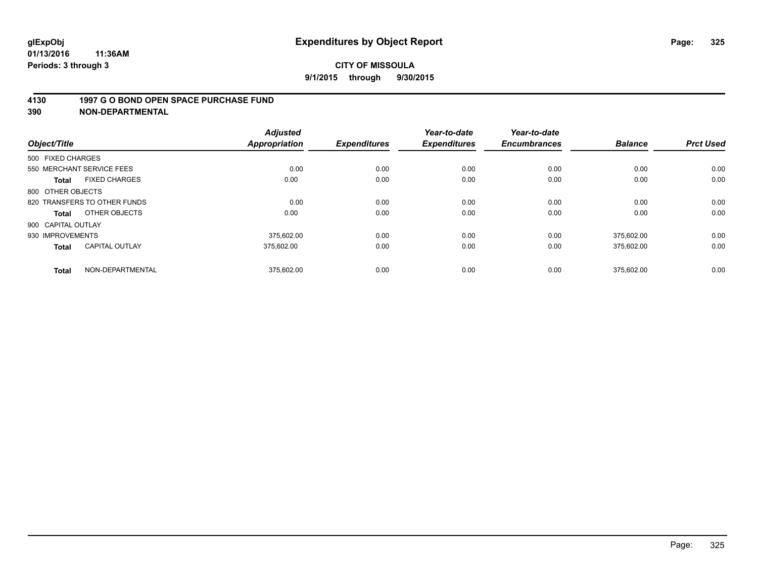**glExpObj** 01/13/2016 11:36AM
**Periods: 3 through 3**

# Expenditures by Object Report

**CITY OF MISSOULA**

**9/1/2015 through 9/30/2015**

## 4130 1997 G O BOND OPEN SPACE PURCHASE FUND
## 390 NON-DEPARTMENTAL

| Object/Title | | Adjusted Appropriation | Expenditures | Year-to-date Expenditures | Year-to-date Encumbrances | Balance | Prct Used |
|---|---|---|---|---|---|---|---|
| 500 FIXED CHARGES | | | | | | | |
| 550 MERCHANT SERVICE FEES | | 0.00 | 0.00 | 0.00 | 0.00 | 0.00 | 0.00 |
| **Total** | FIXED CHARGES | 0.00 | 0.00 | 0.00 | 0.00 | 0.00 | 0.00 |
| 800 OTHER OBJECTS | | | | | | | |
| 820 TRANSFERS TO OTHER FUNDS | | 0.00 | 0.00 | 0.00 | 0.00 | 0.00 | 0.00 |
| **Total** | OTHER OBJECTS | 0.00 | 0.00 | 0.00 | 0.00 | 0.00 | 0.00 |
| 900 CAPITAL OUTLAY | | | | | | | |
| 930 IMPROVEMENTS | | 375,602.00 | 0.00 | 0.00 | 0.00 | 375,602.00 | 0.00 |
| **Total** | CAPITAL OUTLAY | 375,602.00 | 0.00 | 0.00 | 0.00 | 375,602.00 | 0.00 |
| **Total** | NON-DEPARTMENTAL | 375,602.00 | 0.00 | 0.00 | 0.00 | 375,602.00 | 0.00 |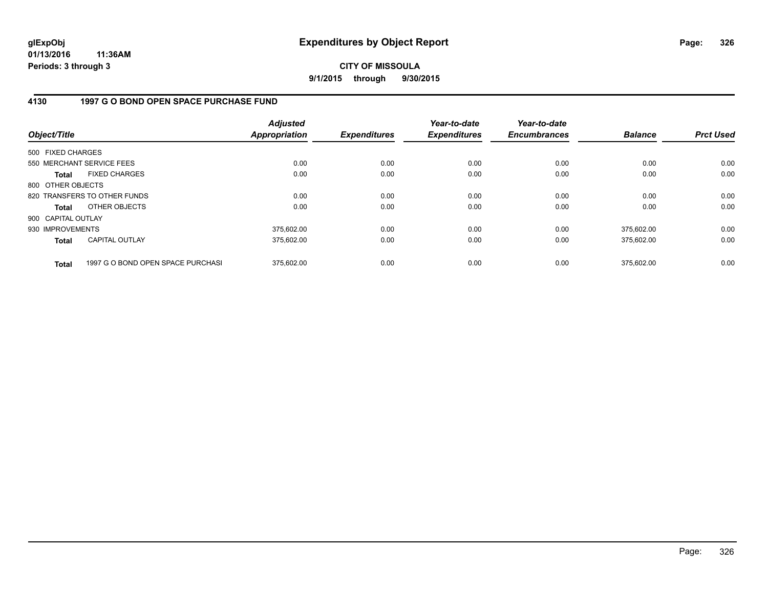**glExpObj**
**01/13/2016 11:36AM**
**Periods: 3 through 3**

# Expenditures by Object Report

**CITY OF MISSOULA**
**9/1/2015 through 9/30/2015**

## 4130 1997 G O BOND OPEN SPACE PURCHASE FUND

| Object/Title | Adjusted Appropriation | Expenditures | Year-to-date Expenditures | Year-to-date Encumbrances | Balance | Prct Used |
|---|---|---|---|---|---|---|
| 500 FIXED CHARGES | | | | | | |
| 550 MERCHANT SERVICE FEES | 0.00 | 0.00 | 0.00 | 0.00 | 0.00 | 0.00 |
| **Total** FIXED CHARGES | 0.00 | 0.00 | 0.00 | 0.00 | 0.00 | 0.00 |
| 800 OTHER OBJECTS | | | | | | |
| 820 TRANSFERS TO OTHER FUNDS | 0.00 | 0.00 | 0.00 | 0.00 | 0.00 | 0.00 |
| **Total** OTHER OBJECTS | 0.00 | 0.00 | 0.00 | 0.00 | 0.00 | 0.00 |
| 900 CAPITAL OUTLAY | | | | | | |
| 930 IMPROVEMENTS | 375,602.00 | 0.00 | 0.00 | 0.00 | 375,602.00 | 0.00 |
| **Total** CAPITAL OUTLAY | 375,602.00 | 0.00 | 0.00 | 0.00 | 375,602.00 | 0.00 |
| **Total** 1997 G O BOND OPEN SPACE PURCHASI | 375,602.00 | 0.00 | 0.00 | 0.00 | 375,602.00 | 0.00 |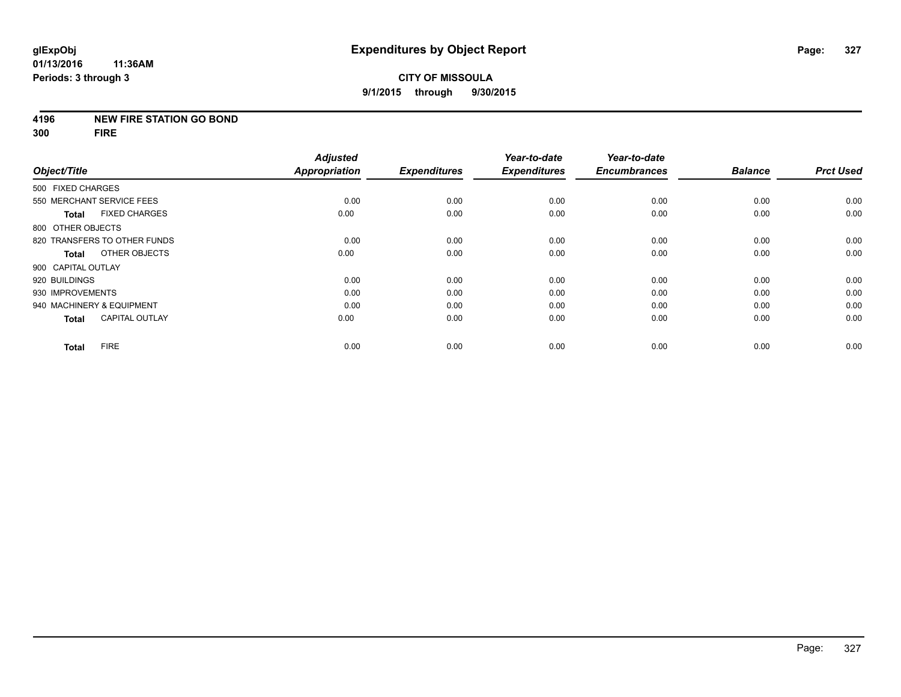**glExpObj**
**01/13/2016 11:36AM**
**Periods: 3 through 3**

# Expenditures by Object Report

**CITY OF MISSOULA**
**9/1/2015 through 9/30/2015**

**4196 NEW FIRE STATION GO BOND**
**300 FIRE**

| Object/Title | Adjusted Appropriation | Expenditures | Year-to-date Expenditures | Year-to-date Encumbrances | Balance | Prct Used |
|---|---|---|---|---|---|---|
| 500 FIXED CHARGES | | | | | | |
| 550 MERCHANT SERVICE FEES | 0.00 | 0.00 | 0.00 | 0.00 | 0.00 | 0.00 |
| **Total** FIXED CHARGES | 0.00 | 0.00 | 0.00 | 0.00 | 0.00 | 0.00 |
| 800 OTHER OBJECTS | | | | | | |
| 820 TRANSFERS TO OTHER FUNDS | 0.00 | 0.00 | 0.00 | 0.00 | 0.00 | 0.00 |
| **Total** OTHER OBJECTS | 0.00 | 0.00 | 0.00 | 0.00 | 0.00 | 0.00 |
| 900 CAPITAL OUTLAY | | | | | | |
| 920 BUILDINGS | 0.00 | 0.00 | 0.00 | 0.00 | 0.00 | 0.00 |
| 930 IMPROVEMENTS | 0.00 | 0.00 | 0.00 | 0.00 | 0.00 | 0.00 |
| 940 MACHINERY & EQUIPMENT | 0.00 | 0.00 | 0.00 | 0.00 | 0.00 | 0.00 |
| **Total** CAPITAL OUTLAY | 0.00 | 0.00 | 0.00 | 0.00 | 0.00 | 0.00 |
| **Total** FIRE | 0.00 | 0.00 | 0.00 | 0.00 | 0.00 | 0.00 |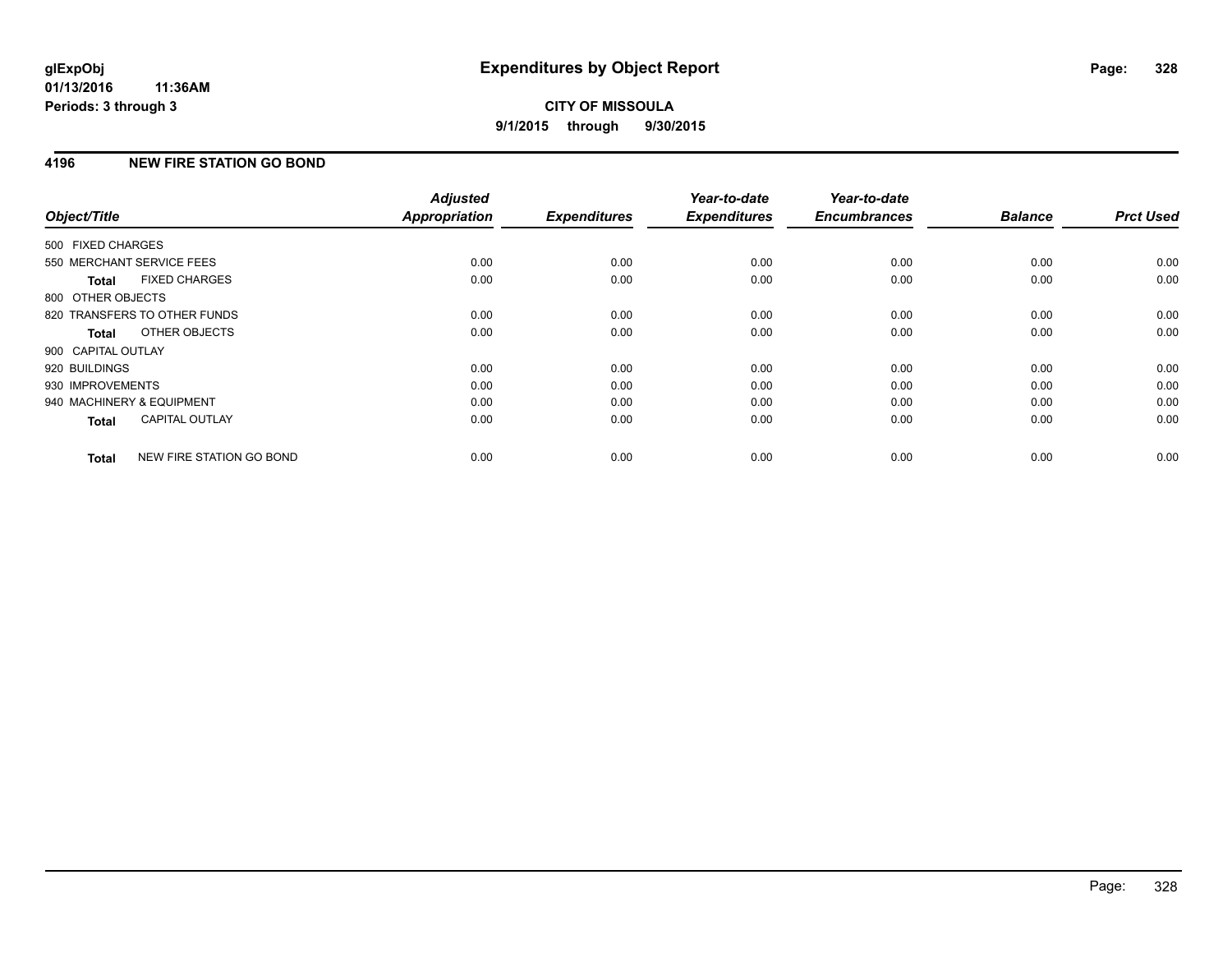**glExpObj**
**01/13/2016 11:36AM**
**Periods: 3 through 3**

# Expenditures by Object Report

**CITY OF MISSOULA**
**9/1/2015 through 9/30/2015**

## 4196 NEW FIRE STATION GO BOND

| Object/Title | | Adjusted Appropriation | Expenditures | Year-to-date Expenditures | Year-to-date Encumbrances | Balance | Prct Used |
|---|---|---|---|---|---|---|---|
| 500 FIXED CHARGES | | | | | | | |
| 550 MERCHANT SERVICE FEES | | 0.00 | 0.00 | 0.00 | 0.00 | 0.00 | 0.00 |
| **Total** | FIXED CHARGES | 0.00 | 0.00 | 0.00 | 0.00 | 0.00 | 0.00 |
| 800 OTHER OBJECTS | | | | | | | |
| 820 TRANSFERS TO OTHER FUNDS | | 0.00 | 0.00 | 0.00 | 0.00 | 0.00 | 0.00 |
| **Total** | OTHER OBJECTS | 0.00 | 0.00 | 0.00 | 0.00 | 0.00 | 0.00 |
| 900 CAPITAL OUTLAY | | | | | | | |
| 920 BUILDINGS | | 0.00 | 0.00 | 0.00 | 0.00 | 0.00 | 0.00 |
| 930 IMPROVEMENTS | | 0.00 | 0.00 | 0.00 | 0.00 | 0.00 | 0.00 |
| 940 MACHINERY & EQUIPMENT | | 0.00 | 0.00 | 0.00 | 0.00 | 0.00 | 0.00 |
| **Total** | CAPITAL OUTLAY | 0.00 | 0.00 | 0.00 | 0.00 | 0.00 | 0.00 |
| **Total** | NEW FIRE STATION GO BOND | 0.00 | 0.00 | 0.00 | 0.00 | 0.00 | 0.00 |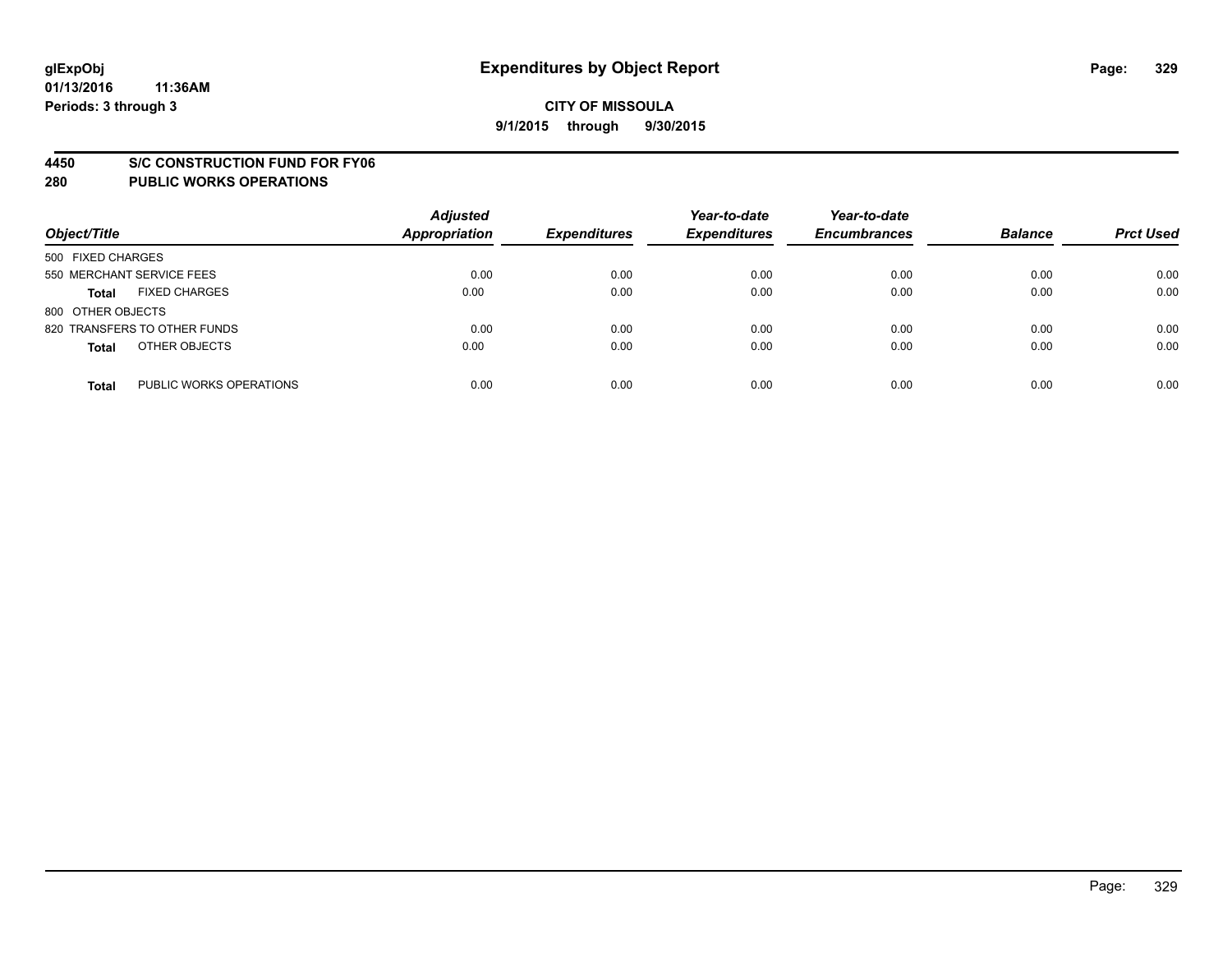**glExpObj**
**01/13/2016 11:36AM**
**Periods: 3 through 3**

# Expenditures by Object Report

**CITY OF MISSOULA**
**9/1/2015 through 9/30/2015**

## 4450 S/C CONSTRUCTION FUND FOR FY06
## 280 PUBLIC WORKS OPERATIONS

| Object/Title | Adjusted Appropriation | Expenditures | Year-to-date Expenditures | Year-to-date Encumbrances | Balance | Prct Used |
|---|---|---|---|---|---|---|
| 500 FIXED CHARGES | | | | | | |
| 550 MERCHANT SERVICE FEES | 0.00 | 0.00 | 0.00 | 0.00 | 0.00 | 0.00 |
| **Total** FIXED CHARGES | 0.00 | 0.00 | 0.00 | 0.00 | 0.00 | 0.00 |
| 800 OTHER OBJECTS | | | | | | |
| 820 TRANSFERS TO OTHER FUNDS | 0.00 | 0.00 | 0.00 | 0.00 | 0.00 | 0.00 |
| **Total** OTHER OBJECTS | 0.00 | 0.00 | 0.00 | 0.00 | 0.00 | 0.00 |
| **Total** PUBLIC WORKS OPERATIONS | 0.00 | 0.00 | 0.00 | 0.00 | 0.00 | 0.00 |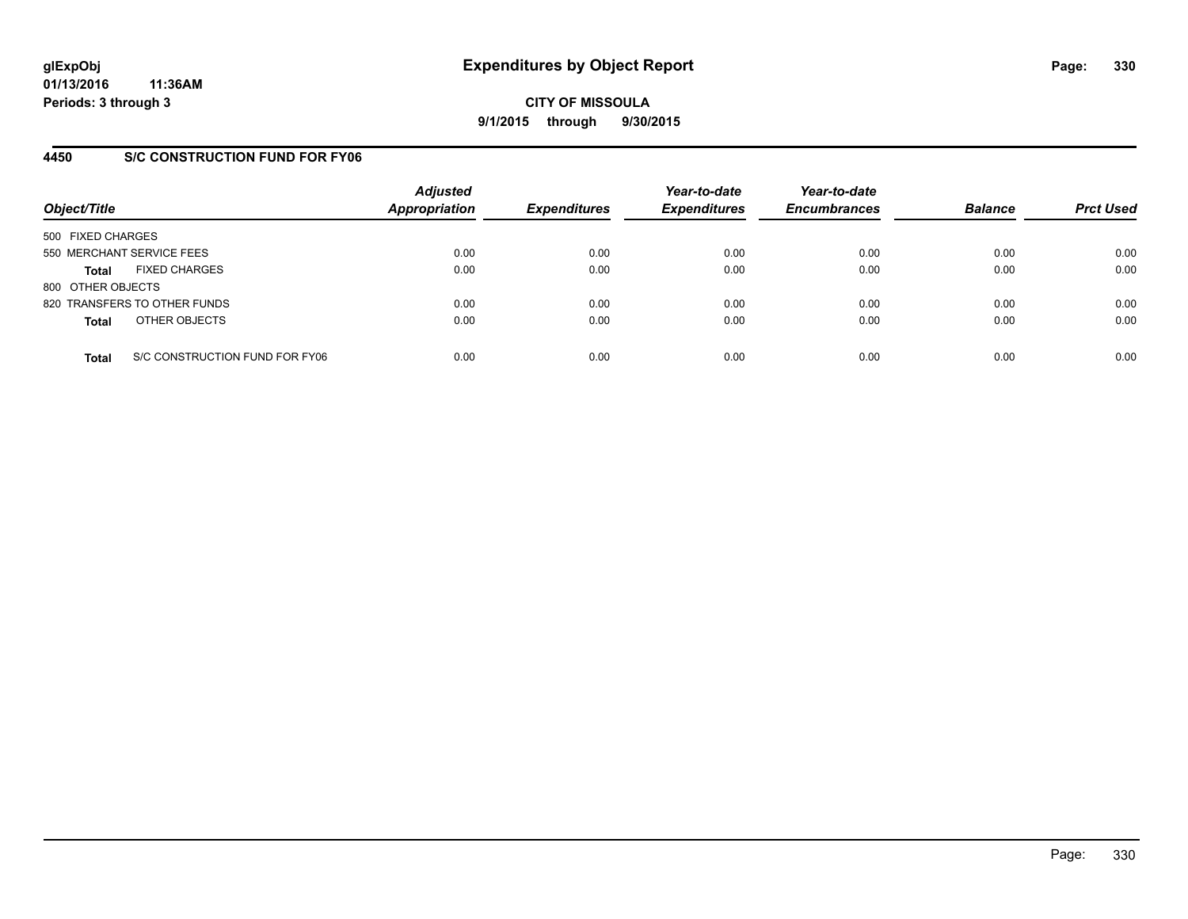**glExpObj**
**01/13/2016 11:36AM**
**Periods: 3 through 3**

# Expenditures by Object Report

**CITY OF MISSOULA**
**9/1/2015 through 9/30/2015**

## 4450 S/C CONSTRUCTION FUND FOR FY06

| Object/Title | | Adjusted Appropriation | Expenditures | Year-to-date Expenditures | Year-to-date Encumbrances | Balance | Prct Used |
|---|---|---|---|---|---|---|---|
| 500 FIXED CHARGES | | | | | | | |
| 550 MERCHANT SERVICE FEES | | 0.00 | 0.00 | 0.00 | 0.00 | 0.00 | 0.00 |
| **Total** | FIXED CHARGES | 0.00 | 0.00 | 0.00 | 0.00 | 0.00 | 0.00 |
| 800 OTHER OBJECTS | | | | | | | |
| 820 TRANSFERS TO OTHER FUNDS | | 0.00 | 0.00 | 0.00 | 0.00 | 0.00 | 0.00 |
| **Total** | OTHER OBJECTS | 0.00 | 0.00 | 0.00 | 0.00 | 0.00 | 0.00 |
| **Total** | S/C CONSTRUCTION FUND FOR FY06 | 0.00 | 0.00 | 0.00 | 0.00 | 0.00 | 0.00 |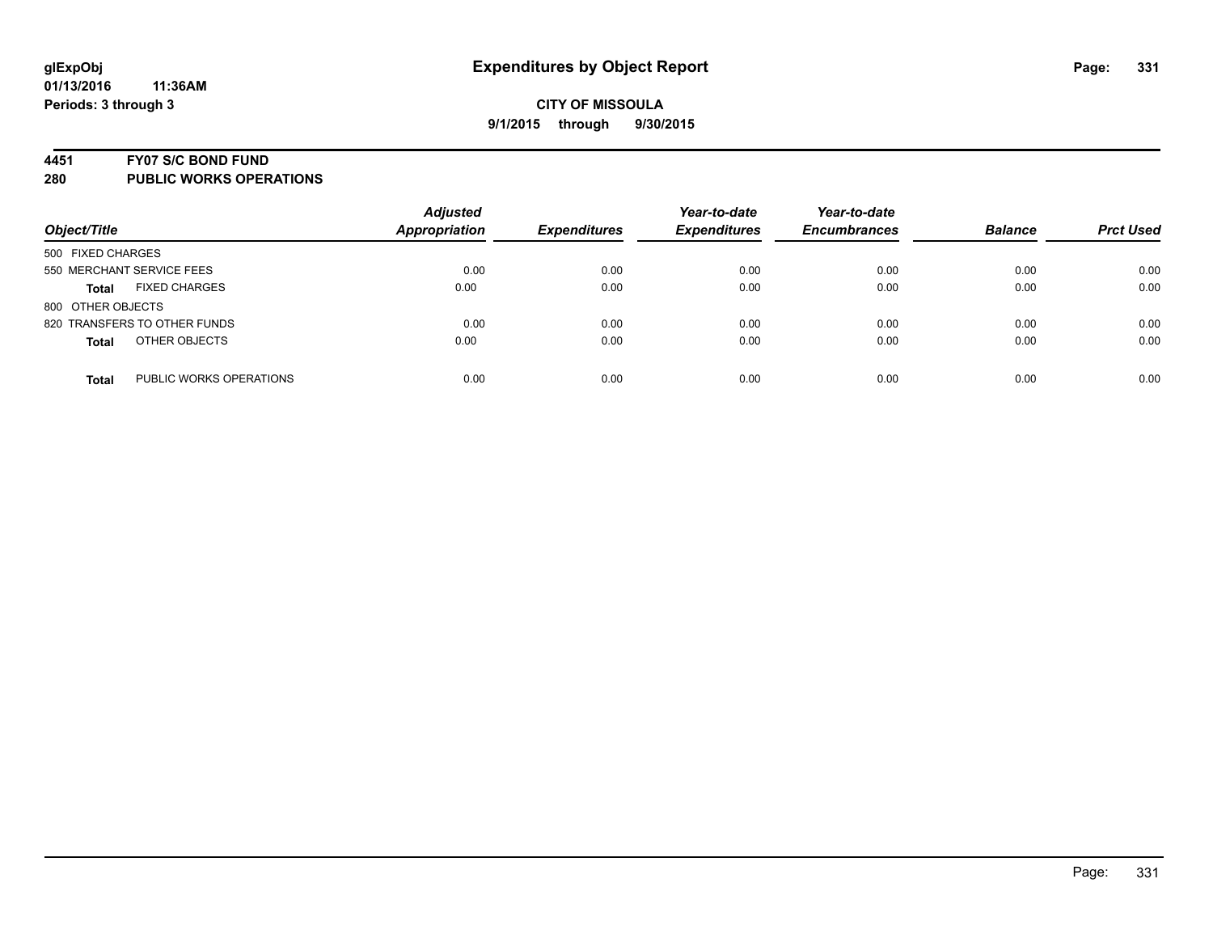**glExpObj** **Expenditures by Object Report**

**01/13/2016 11:36AM**

**Periods: 3 through 3**

**CITY OF MISSOULA**

**9/1/2015 through 9/30/2015**

## 4451 FY07 S/C BOND FUND
## 280 PUBLIC WORKS OPERATIONS

| Object/Title | | Adjusted Appropriation | Expenditures | Year-to-date Expenditures | Year-to-date Encumbrances | Balance | Prct Used |
|---|---|---|---|---|---|---|---|
| 500 FIXED CHARGES | | | | | | | |
| 550 MERCHANT SERVICE FEES | | 0.00 | 0.00 | 0.00 | 0.00 | 0.00 | 0.00 |
| **Total** | FIXED CHARGES | 0.00 | 0.00 | 0.00 | 0.00 | 0.00 | 0.00 |
| 800 OTHER OBJECTS | | | | | | | |
| 820 TRANSFERS TO OTHER FUNDS | | 0.00 | 0.00 | 0.00 | 0.00 | 0.00 | 0.00 |
| **Total** | OTHER OBJECTS | 0.00 | 0.00 | 0.00 | 0.00 | 0.00 | 0.00 |
| **Total** | PUBLIC WORKS OPERATIONS | 0.00 | 0.00 | 0.00 | 0.00 | 0.00 | 0.00 |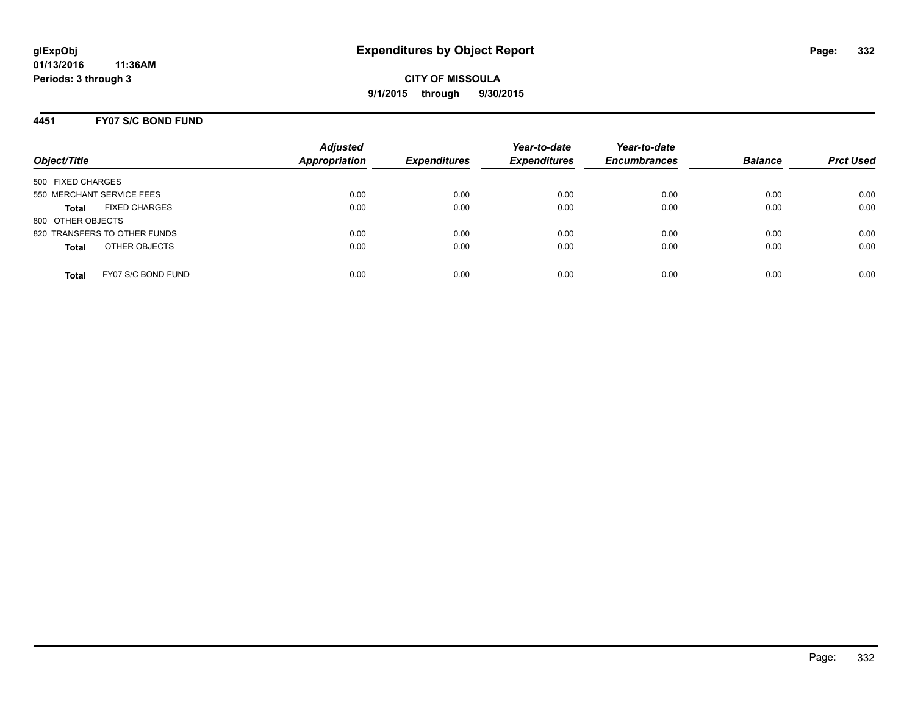**glExpObj**
**01/13/2016 11:36AM**
**Periods: 3 through 3**

# Expenditures by Object Report

**CITY OF MISSOULA**
**9/1/2015 through 9/30/2015**

## 4451 FY07 S/C BOND FUND

| Object/Title | Adjusted Appropriation | Expenditures | Year-to-date Expenditures | Year-to-date Encumbrances | Balance | Prct Used |
|---|---|---|---|---|---|---|
| 500 FIXED CHARGES | | | | | | |
| 550 MERCHANT SERVICE FEES | 0.00 | 0.00 | 0.00 | 0.00 | 0.00 | 0.00 |
| **Total** FIXED CHARGES | 0.00 | 0.00 | 0.00 | 0.00 | 0.00 | 0.00 |
| 800 OTHER OBJECTS | | | | | | |
| 820 TRANSFERS TO OTHER FUNDS | 0.00 | 0.00 | 0.00 | 0.00 | 0.00 | 0.00 |
| **Total** OTHER OBJECTS | 0.00 | 0.00 | 0.00 | 0.00 | 0.00 | 0.00 |
| **Total** FY07 S/C BOND FUND | 0.00 | 0.00 | 0.00 | 0.00 | 0.00 | 0.00 |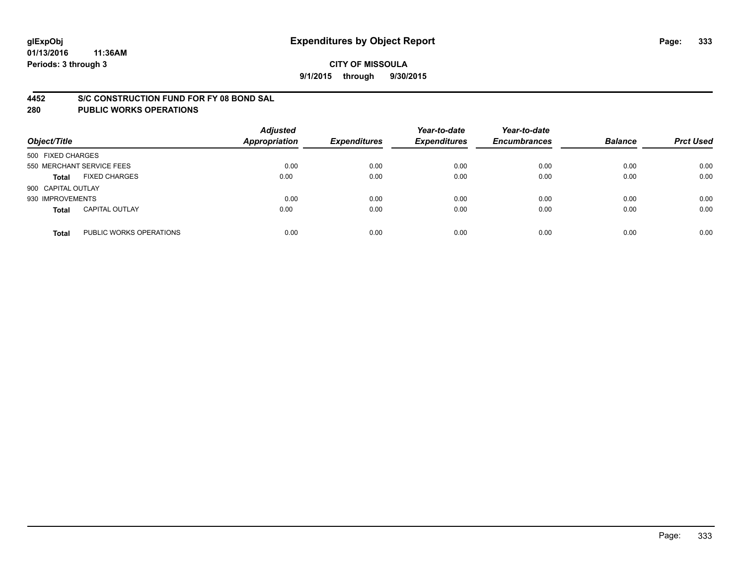glExpObj
01/13/2016 11:36AM
Periods: 3 through 3

# Expenditures by Object Report

**CITY OF MISSOULA**

**9/1/2015 through 9/30/2015**

**4452 S/C CONSTRUCTION FUND FOR FY 08 BOND SAL**

**280 PUBLIC WORKS OPERATIONS**

| Object/Title | Adjusted Appropriation | Expenditures | Year-to-date Expenditures | Year-to-date Encumbrances | Balance | Prct Used |
|---|---|---|---|---|---|---|
| 500 FIXED CHARGES | | | | | | |
| 550 MERCHANT SERVICE FEES | 0.00 | 0.00 | 0.00 | 0.00 | 0.00 | 0.00 |
| **Total** FIXED CHARGES | 0.00 | 0.00 | 0.00 | 0.00 | 0.00 | 0.00 |
| 900 CAPITAL OUTLAY | | | | | | |
| 930 IMPROVEMENTS | 0.00 | 0.00 | 0.00 | 0.00 | 0.00 | 0.00 |
| **Total** CAPITAL OUTLAY | 0.00 | 0.00 | 0.00 | 0.00 | 0.00 | 0.00 |
| **Total** PUBLIC WORKS OPERATIONS | 0.00 | 0.00 | 0.00 | 0.00 | 0.00 | 0.00 |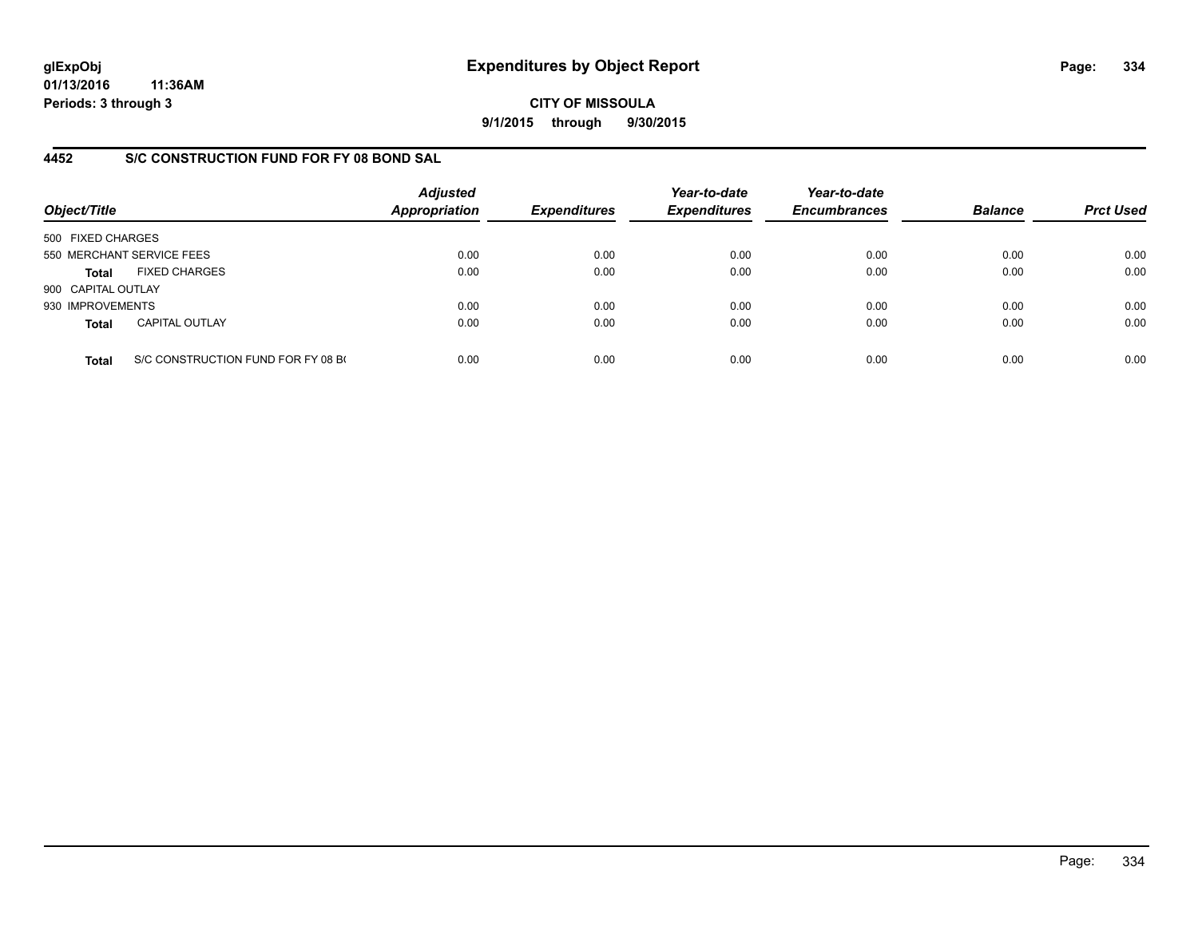**glExpObj**
**01/13/2016 11:36AM**
**Periods: 3 through 3**

# Expenditures by Object Report

**CITY OF MISSOULA**
**9/1/2015 through 9/30/2015**

## 4452 S/C CONSTRUCTION FUND FOR FY 08 BOND SAL

| Object/Title | | Adjusted Appropriation | Expenditures | Year-to-date Expenditures | Year-to-date Encumbrances | Balance | Prct Used |
|---|---|---|---|---|---|---|---|
| 500 FIXED CHARGES | | | | | | | |
| 550 MERCHANT SERVICE FEES | | 0.00 | 0.00 | 0.00 | 0.00 | 0.00 | 0.00 |
| **Total** | FIXED CHARGES | 0.00 | 0.00 | 0.00 | 0.00 | 0.00 | 0.00 |
| 900 CAPITAL OUTLAY | | | | | | | |
| 930 IMPROVEMENTS | | 0.00 | 0.00 | 0.00 | 0.00 | 0.00 | 0.00 |
| **Total** | CAPITAL OUTLAY | 0.00 | 0.00 | 0.00 | 0.00 | 0.00 | 0.00 |
| **Total** | S/C CONSTRUCTION FUND FOR FY 08 B( | 0.00 | 0.00 | 0.00 | 0.00 | 0.00 | 0.00 |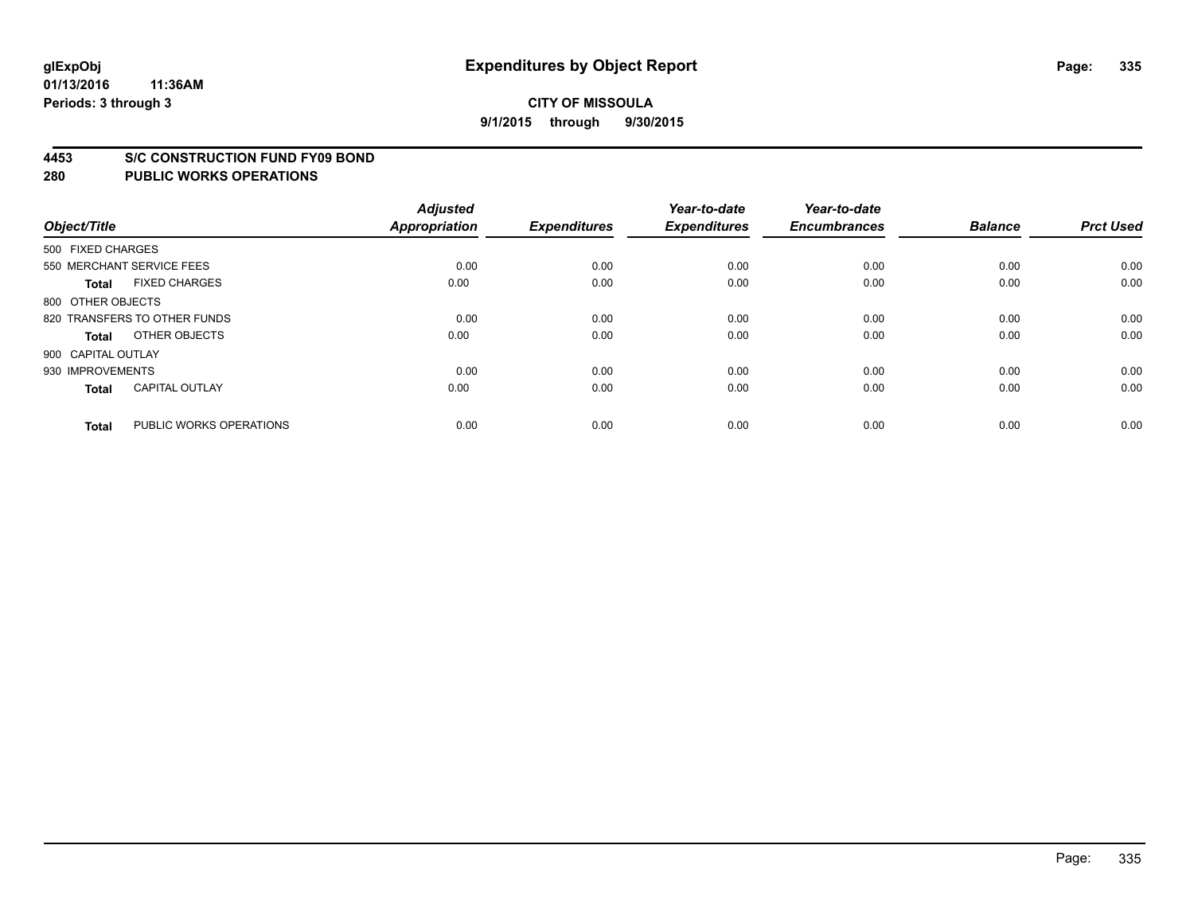# Expenditures by Object Report

glExpObj
01/13/2016 11:36AM
Periods: 3 through 3

**CITY OF MISSOULA**
**9/1/2015 through 9/30/2015**

**4453 S/C CONSTRUCTION FUND FY09 BOND**
**280 PUBLIC WORKS OPERATIONS**

| Object/Title | Adjusted Appropriation | Expenditures | Year-to-date Expenditures | Year-to-date Encumbrances | Balance | Prct Used |
|---|---|---|---|---|---|---|
| 500 FIXED CHARGES | | | | | | |
| 550 MERCHANT SERVICE FEES | 0.00 | 0.00 | 0.00 | 0.00 | 0.00 | 0.00 |
| **Total** FIXED CHARGES | 0.00 | 0.00 | 0.00 | 0.00 | 0.00 | 0.00 |
| 800 OTHER OBJECTS | | | | | | |
| 820 TRANSFERS TO OTHER FUNDS | 0.00 | 0.00 | 0.00 | 0.00 | 0.00 | 0.00 |
| **Total** OTHER OBJECTS | 0.00 | 0.00 | 0.00 | 0.00 | 0.00 | 0.00 |
| 900 CAPITAL OUTLAY | | | | | | |
| 930 IMPROVEMENTS | 0.00 | 0.00 | 0.00 | 0.00 | 0.00 | 0.00 |
| **Total** CAPITAL OUTLAY | 0.00 | 0.00 | 0.00 | 0.00 | 0.00 | 0.00 |
| **Total** PUBLIC WORKS OPERATIONS | 0.00 | 0.00 | 0.00 | 0.00 | 0.00 | 0.00 |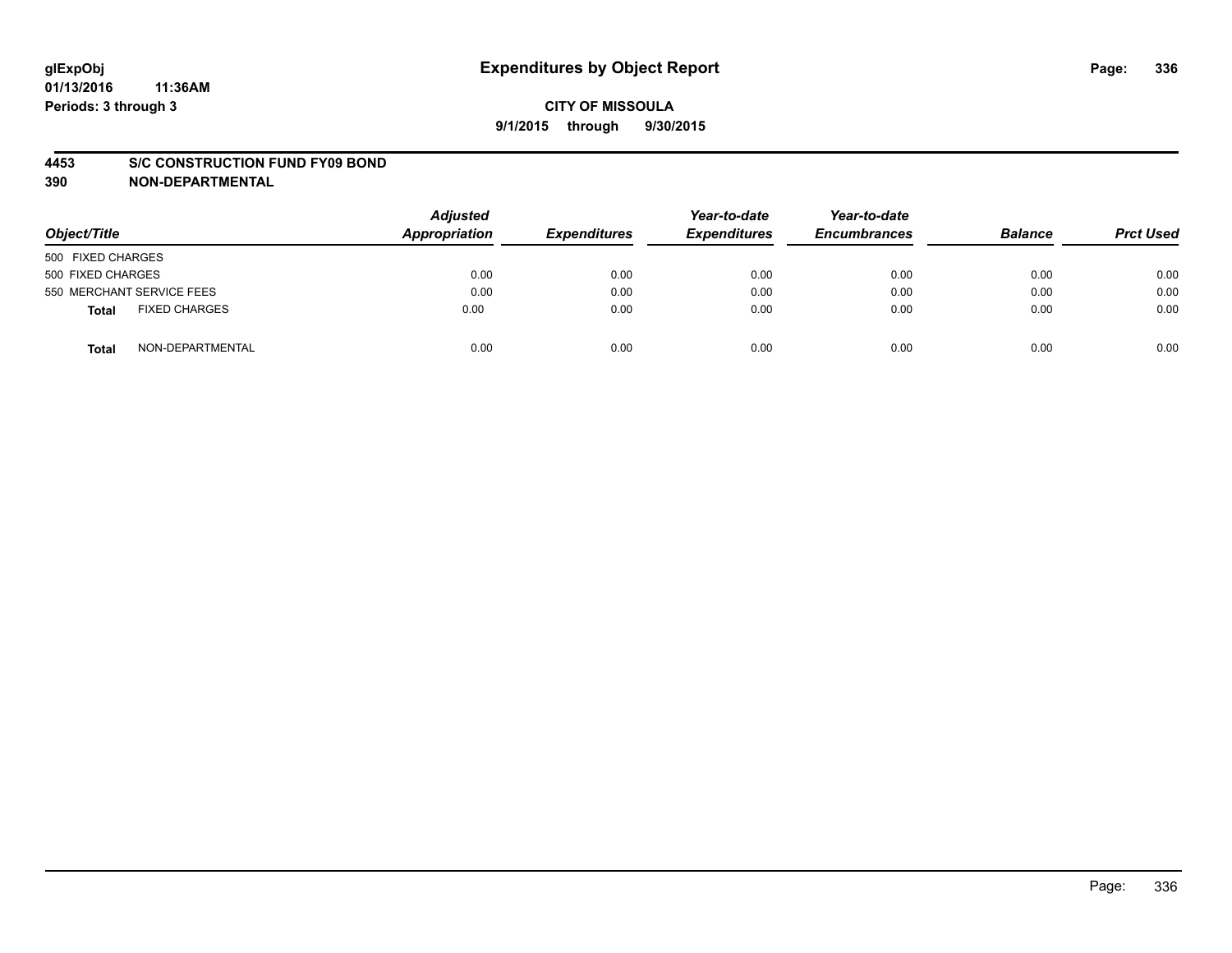# Expenditures by Object Report

glExpObj
01/13/2016 11:36AM
Periods: 3 through 3

**CITY OF MISSOULA**

**9/1/2015 through 9/30/2015**

**4453 S/C CONSTRUCTION FUND FY09 BOND**
**390 NON-DEPARTMENTAL**

| Object/Title | Adjusted Appropriation | Expenditures | Year-to-date Expenditures | Year-to-date Encumbrances | Balance | Prct Used |
|---|---|---|---|---|---|---|
| 500 FIXED CHARGES | | | | | | |
| 500 FIXED CHARGES | 0.00 | 0.00 | 0.00 | 0.00 | 0.00 | 0.00 |
| 550 MERCHANT SERVICE FEES | 0.00 | 0.00 | 0.00 | 0.00 | 0.00 | 0.00 |
| **Total** FIXED CHARGES | 0.00 | 0.00 | 0.00 | 0.00 | 0.00 | 0.00 |
| **Total** NON-DEPARTMENTAL | 0.00 | 0.00 | 0.00 | 0.00 | 0.00 | 0.00 |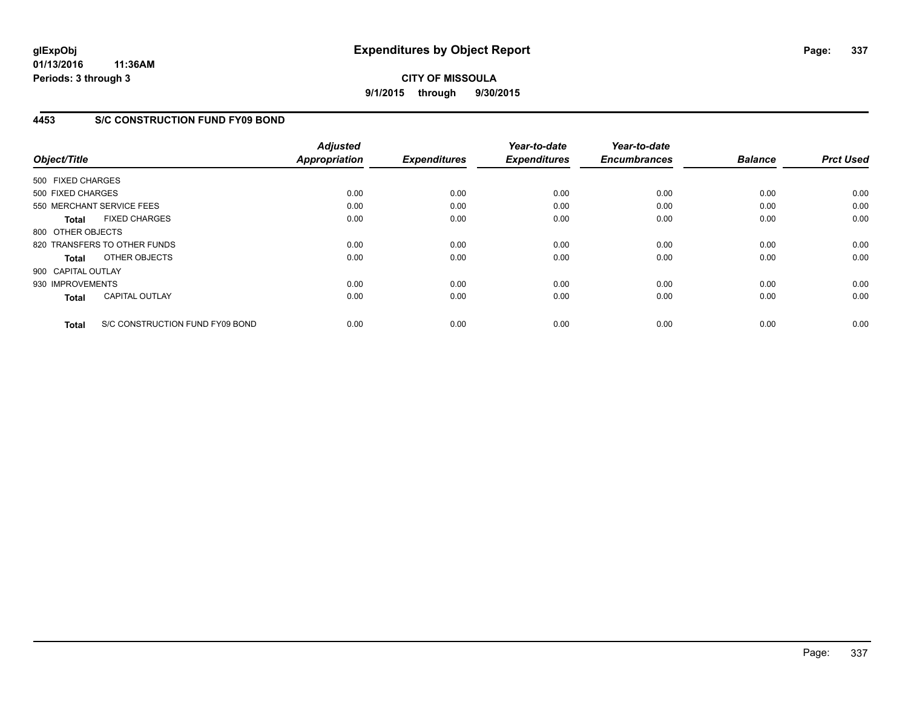**glExpObj**
**01/13/2016 11:36AM**
**Periods: 3 through 3**

# Expenditures by Object Report

**CITY OF MISSOULA**
**9/1/2015 through 9/30/2015**

## 4453 S/C CONSTRUCTION FUND FY09 BOND

| Object/Title | | Adjusted Appropriation | Expenditures | Year-to-date Expenditures | Year-to-date Encumbrances | Balance | Prct Used |
|---|---|---|---|---|---|---|---|
| 500 FIXED CHARGES | | | | | | | |
| 500 FIXED CHARGES | | 0.00 | 0.00 | 0.00 | 0.00 | 0.00 | 0.00 |
| 550 MERCHANT SERVICE FEES | | 0.00 | 0.00 | 0.00 | 0.00 | 0.00 | 0.00 |
| **Total** | FIXED CHARGES | 0.00 | 0.00 | 0.00 | 0.00 | 0.00 | 0.00 |
| 800 OTHER OBJECTS | | | | | | | |
| 820 TRANSFERS TO OTHER FUNDS | | 0.00 | 0.00 | 0.00 | 0.00 | 0.00 | 0.00 |
| **Total** | OTHER OBJECTS | 0.00 | 0.00 | 0.00 | 0.00 | 0.00 | 0.00 |
| 900 CAPITAL OUTLAY | | | | | | | |
| 930 IMPROVEMENTS | | 0.00 | 0.00 | 0.00 | 0.00 | 0.00 | 0.00 |
| **Total** | CAPITAL OUTLAY | 0.00 | 0.00 | 0.00 | 0.00 | 0.00 | 0.00 |
| **Total** | S/C CONSTRUCTION FUND FY09 BOND | 0.00 | 0.00 | 0.00 | 0.00 | 0.00 | 0.00 |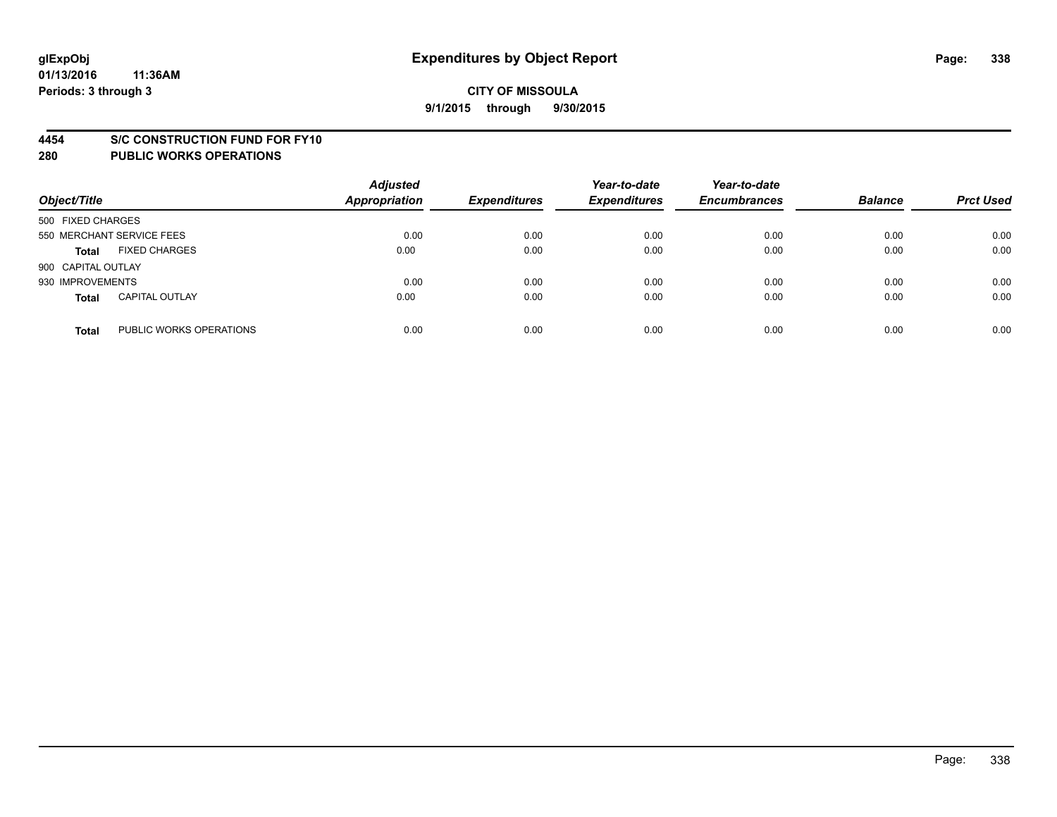**glExpObj**
**01/13/2016 11:36AM**
**Periods: 3 through 3**

# Expenditures by Object Report

**CITY OF MISSOULA**
**9/1/2015 through 9/30/2015**

## 4454 S/C CONSTRUCTION FUND FOR FY10
## 280 PUBLIC WORKS OPERATIONS

| Object/Title | | Adjusted Appropriation | Expenditures | Year-to-date Expenditures | Year-to-date Encumbrances | Balance | Prct Used |
|---|---|---|---|---|---|---|---|
| 500 FIXED CHARGES | | | | | | | |
| 550 MERCHANT SERVICE FEES | | 0.00 | 0.00 | 0.00 | 0.00 | 0.00 | 0.00 |
| **Total** | FIXED CHARGES | 0.00 | 0.00 | 0.00 | 0.00 | 0.00 | 0.00 |
| 900 CAPITAL OUTLAY | | | | | | | |
| 930 IMPROVEMENTS | | 0.00 | 0.00 | 0.00 | 0.00 | 0.00 | 0.00 |
| **Total** | CAPITAL OUTLAY | 0.00 | 0.00 | 0.00 | 0.00 | 0.00 | 0.00 |
| **Total** | PUBLIC WORKS OPERATIONS | 0.00 | 0.00 | 0.00 | 0.00 | 0.00 | 0.00 |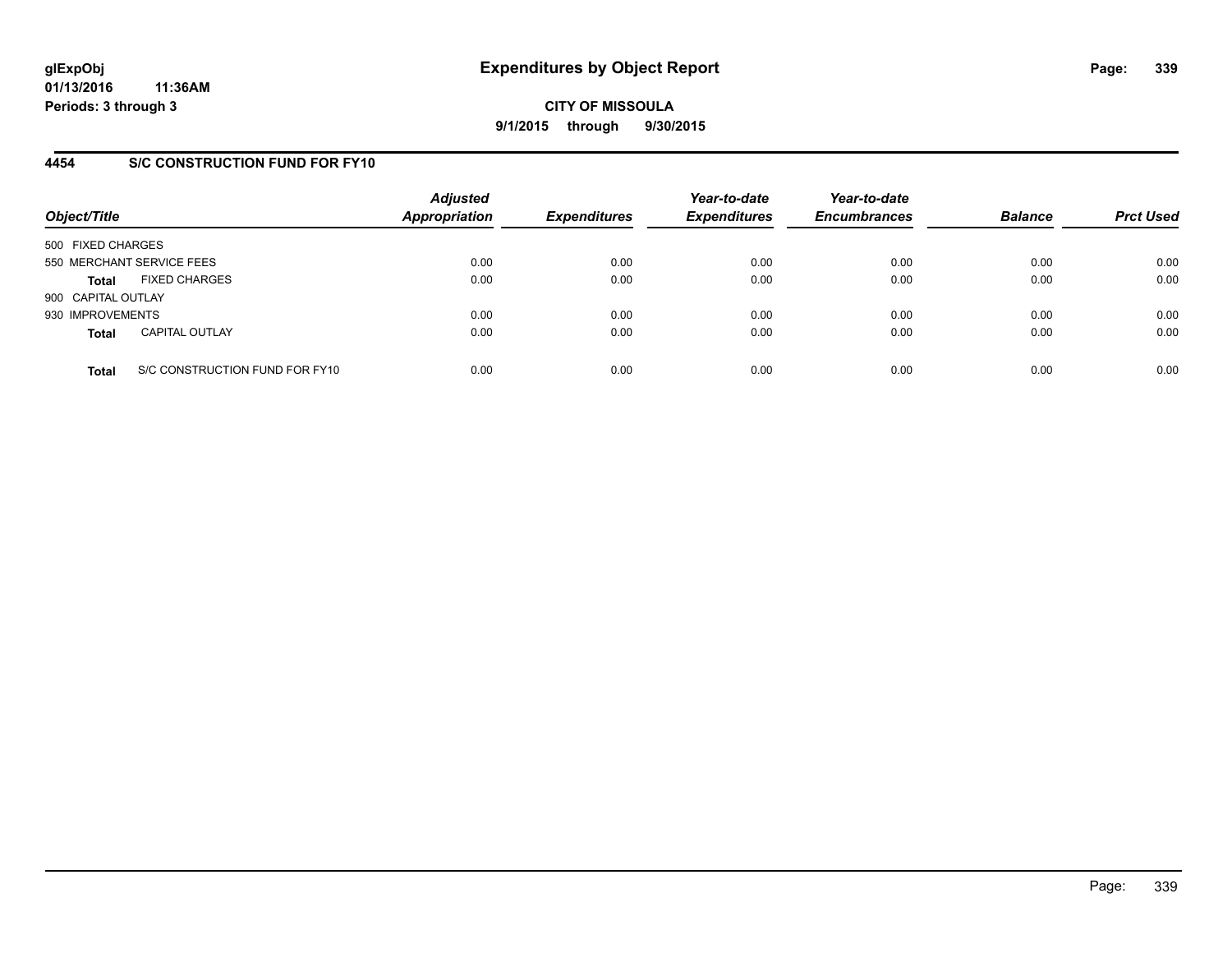**glExpObj**
**01/13/2016 11:36AM**
**Periods: 3 through 3**

# Expenditures by Object Report

**CITY OF MISSOULA**
**9/1/2015 through 9/30/2015**

## 4454 S/C CONSTRUCTION FUND FOR FY10

| Object/Title | *Adjusted Appropriation* | *Expenditures* | *Year-to-date Expenditures* | *Year-to-date Encumbrances* | *Balance* | *Prct Used* |
|---|---|---|---|---|---|---|
| 500 FIXED CHARGES | | | | | | |
| 550 MERCHANT SERVICE FEES | 0.00 | 0.00 | 0.00 | 0.00 | 0.00 | 0.00 |
| **Total** FIXED CHARGES | 0.00 | 0.00 | 0.00 | 0.00 | 0.00 | 0.00 |
| 900 CAPITAL OUTLAY | | | | | | |
| 930 IMPROVEMENTS | 0.00 | 0.00 | 0.00 | 0.00 | 0.00 | 0.00 |
| **Total** CAPITAL OUTLAY | 0.00 | 0.00 | 0.00 | 0.00 | 0.00 | 0.00 |
| **Total** S/C CONSTRUCTION FUND FOR FY10 | 0.00 | 0.00 | 0.00 | 0.00 | 0.00 | 0.00 |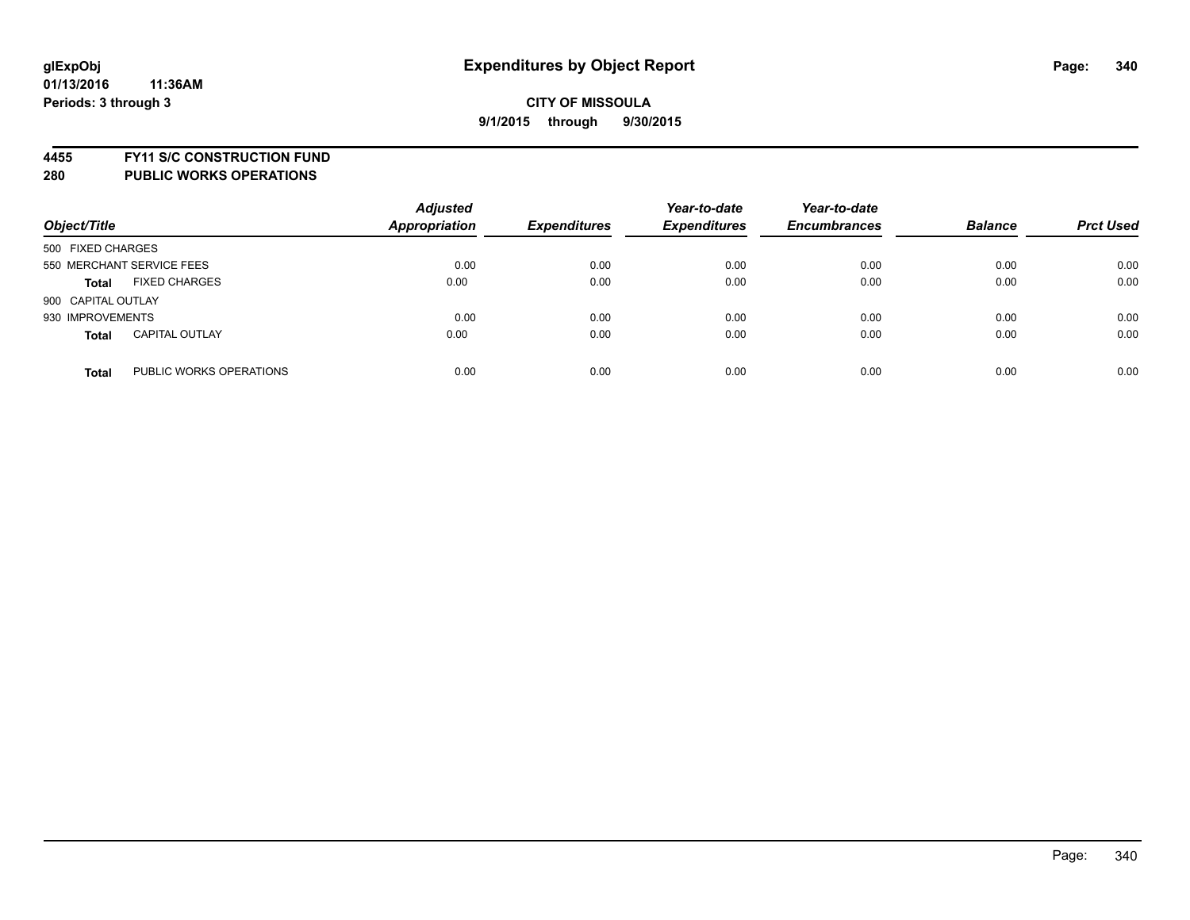**CITY OF MISSOULA**

**9/1/2015 through 9/30/2015**

**4455 FY11 S/C CONSTRUCTION FUND**

**280 PUBLIC WORKS OPERATIONS**

| Object/Title | | Adjusted Appropriation | Expenditures | Year-to-date Expenditures | Year-to-date Encumbrances | Balance | Prct Used |
|---|---|---|---|---|---|---|---|
| 500 FIXED CHARGES | | | | | | | |
| 550 MERCHANT SERVICE FEES | | 0.00 | 0.00 | 0.00 | 0.00 | 0.00 | 0.00 |
| **Total** | FIXED CHARGES | 0.00 | 0.00 | 0.00 | 0.00 | 0.00 | 0.00 |
| 900 CAPITAL OUTLAY | | | | | | | |
| 930 IMPROVEMENTS | | 0.00 | 0.00 | 0.00 | 0.00 | 0.00 | 0.00 |
| **Total** | CAPITAL OUTLAY | 0.00 | 0.00 | 0.00 | 0.00 | 0.00 | 0.00 |
| **Total** | PUBLIC WORKS OPERATIONS | 0.00 | 0.00 | 0.00 | 0.00 | 0.00 | 0.00 |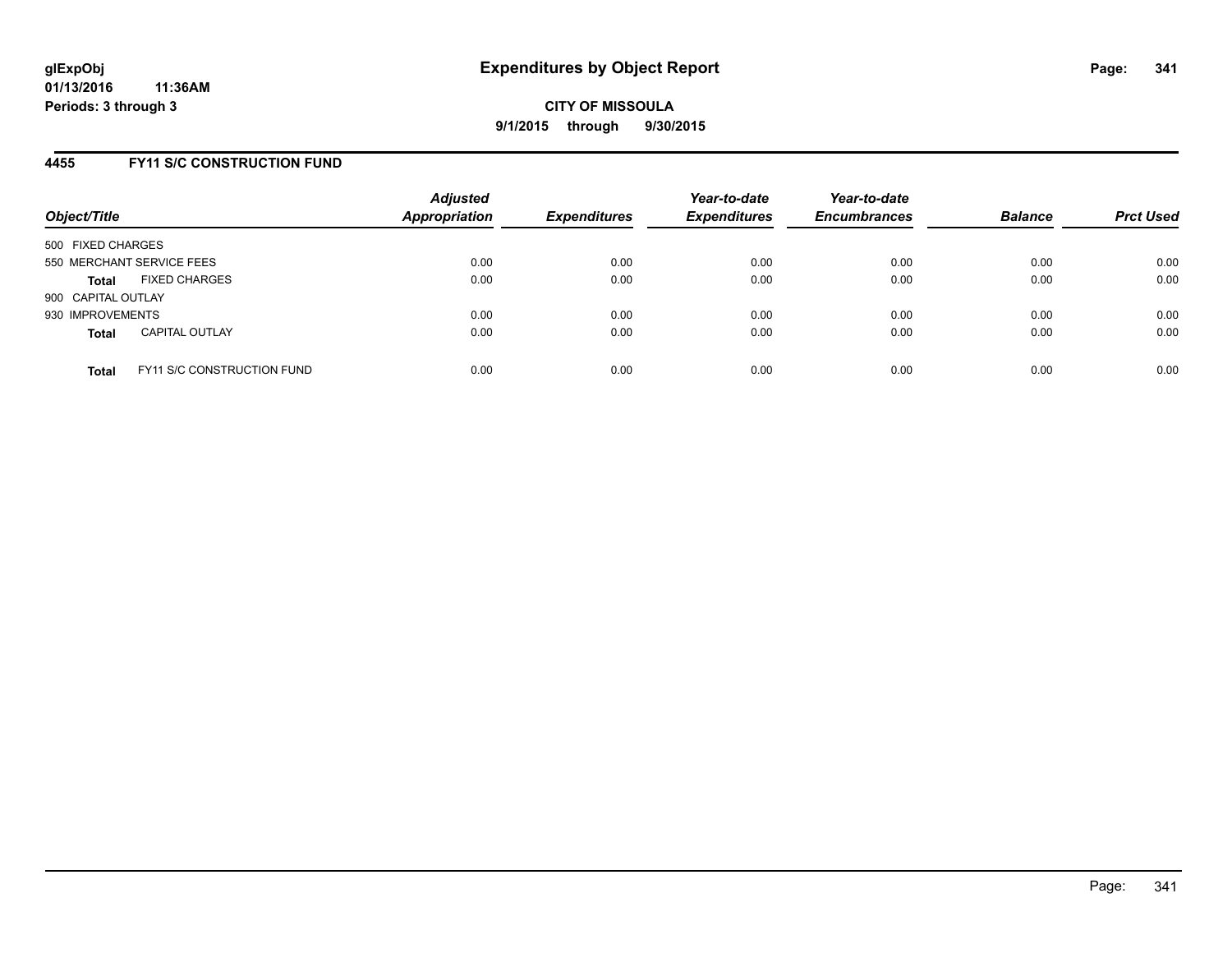**glExpObj**
**01/13/2016 11:36AM**
**Periods: 3 through 3**

# Expenditures by Object Report

**CITY OF MISSOULA**
**9/1/2015 through 9/30/2015**

## 4455 FY11 S/C CONSTRUCTION FUND

| Object/Title | Adjusted Appropriation | Expenditures | Year-to-date Expenditures | Year-to-date Encumbrances | Balance | Prct Used |
|---|---|---|---|---|---|---|
| 500 FIXED CHARGES | | | | | | |
| 550 MERCHANT SERVICE FEES | 0.00 | 0.00 | 0.00 | 0.00 | 0.00 | 0.00 |
| **Total** FIXED CHARGES | 0.00 | 0.00 | 0.00 | 0.00 | 0.00 | 0.00 |
| 900 CAPITAL OUTLAY | | | | | | |
| 930 IMPROVEMENTS | 0.00 | 0.00 | 0.00 | 0.00 | 0.00 | 0.00 |
| **Total** CAPITAL OUTLAY | 0.00 | 0.00 | 0.00 | 0.00 | 0.00 | 0.00 |
| **Total** FY11 S/C CONSTRUCTION FUND | 0.00 | 0.00 | 0.00 | 0.00 | 0.00 | 0.00 |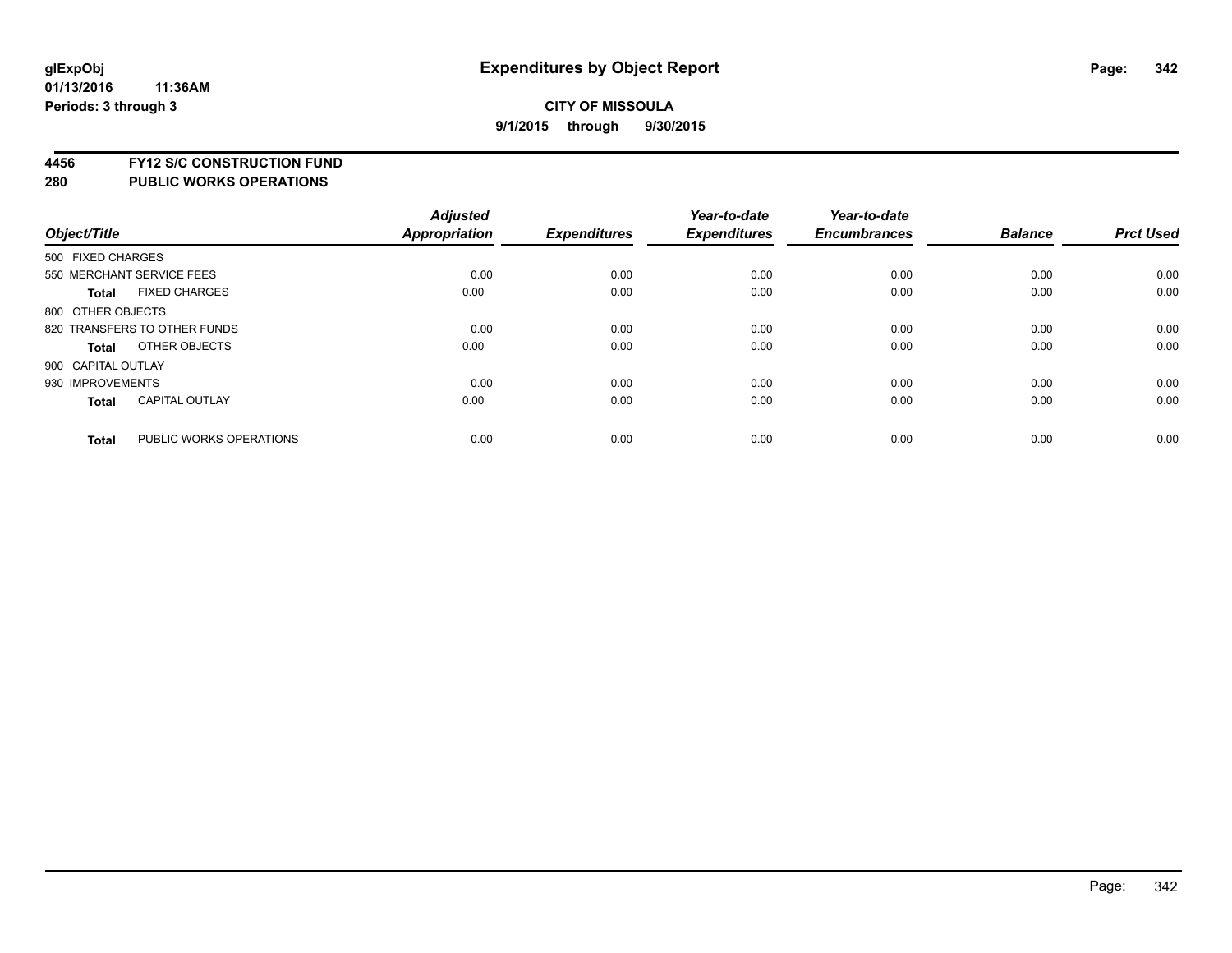# Expenditures by Object Report

glExpObj
01/13/2016 11:36AM
Periods: 3 through 3

**CITY OF MISSOULA**
**9/1/2015 through 9/30/2015**

## 4456 FY12 S/C CONSTRUCTION FUND
## 280 PUBLIC WORKS OPERATIONS

| Object/Title | | Adjusted Appropriation | Expenditures | Year-to-date Expenditures | Year-to-date Encumbrances | Balance | Prct Used |
|---|---|---|---|---|---|---|---|
| 500 FIXED CHARGES | | | | | | | |
| 550 MERCHANT SERVICE FEES | | 0.00 | 0.00 | 0.00 | 0.00 | 0.00 | 0.00 |
| **Total** | FIXED CHARGES | 0.00 | 0.00 | 0.00 | 0.00 | 0.00 | 0.00 |
| 800 OTHER OBJECTS | | | | | | | |
| 820 TRANSFERS TO OTHER FUNDS | | 0.00 | 0.00 | 0.00 | 0.00 | 0.00 | 0.00 |
| **Total** | OTHER OBJECTS | 0.00 | 0.00 | 0.00 | 0.00 | 0.00 | 0.00 |
| 900 CAPITAL OUTLAY | | | | | | | |
| 930 IMPROVEMENTS | | 0.00 | 0.00 | 0.00 | 0.00 | 0.00 | 0.00 |
| **Total** | CAPITAL OUTLAY | 0.00 | 0.00 | 0.00 | 0.00 | 0.00 | 0.00 |
| **Total** | PUBLIC WORKS OPERATIONS | 0.00 | 0.00 | 0.00 | 0.00 | 0.00 | 0.00 |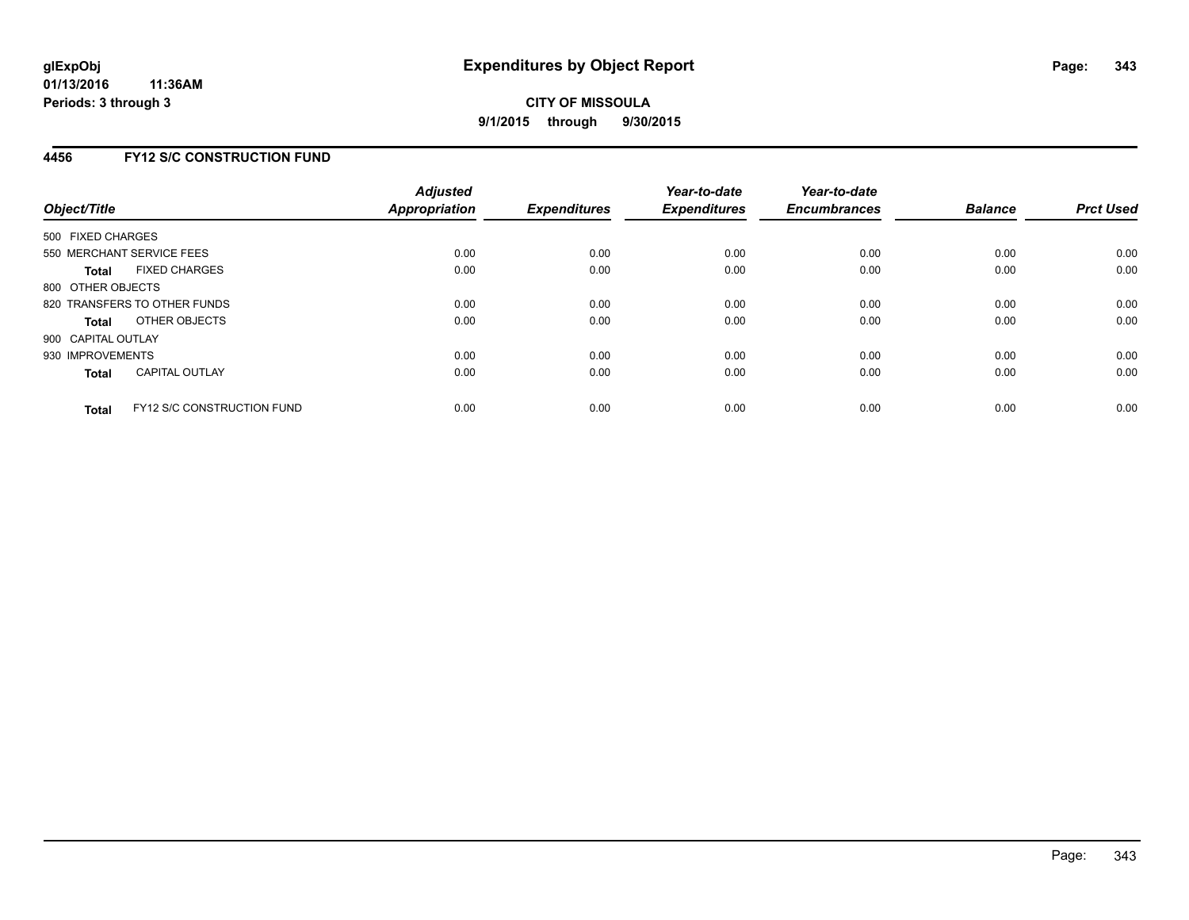**glExpObj**
**01/13/2016 11:36AM**
**Periods: 3 through 3**

# Expenditures by Object Report

**CITY OF MISSOULA**
**9/1/2015 through 9/30/2015**

## 4456 FY12 S/C CONSTRUCTION FUND

| Object/Title | Adjusted Appropriation | Expenditures | Year-to-date Expenditures | Year-to-date Encumbrances | Balance | Prct Used |
|---|---|---|---|---|---|---|
| 500 FIXED CHARGES | | | | | | |
| 550 MERCHANT SERVICE FEES | 0.00 | 0.00 | 0.00 | 0.00 | 0.00 | 0.00 |
| **Total** FIXED CHARGES | 0.00 | 0.00 | 0.00 | 0.00 | 0.00 | 0.00 |
| 800 OTHER OBJECTS | | | | | | |
| 820 TRANSFERS TO OTHER FUNDS | 0.00 | 0.00 | 0.00 | 0.00 | 0.00 | 0.00 |
| **Total** OTHER OBJECTS | 0.00 | 0.00 | 0.00 | 0.00 | 0.00 | 0.00 |
| 900 CAPITAL OUTLAY | | | | | | |
| 930 IMPROVEMENTS | 0.00 | 0.00 | 0.00 | 0.00 | 0.00 | 0.00 |
| **Total** CAPITAL OUTLAY | 0.00 | 0.00 | 0.00 | 0.00 | 0.00 | 0.00 |
| **Total** FY12 S/C CONSTRUCTION FUND | 0.00 | 0.00 | 0.00 | 0.00 | 0.00 | 0.00 |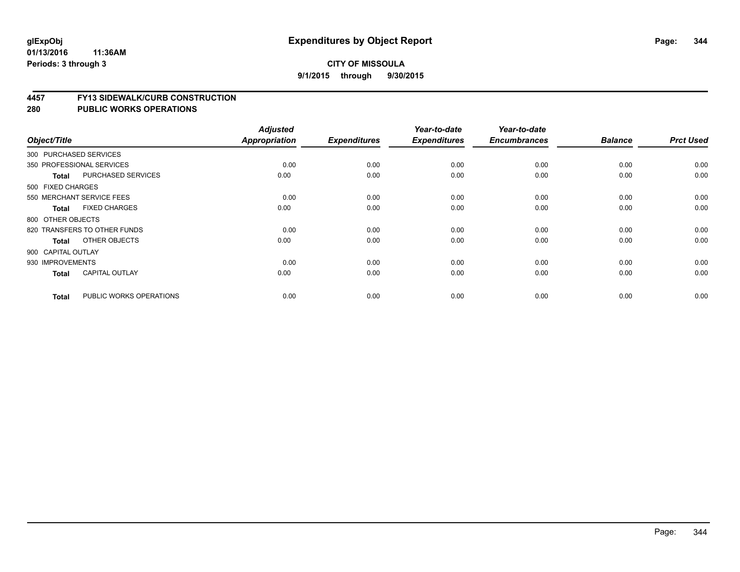**glExpObj**
**01/13/2016 11:36AM**
**Periods: 3 through 3**

# Expenditures by Object Report

**CITY OF MISSOULA**
**9/1/2015 through 9/30/2015**

## 4457 FY13 SIDEWALK/CURB CONSTRUCTION
## 280 PUBLIC WORKS OPERATIONS

| Object/Title | | Adjusted Appropriation | Expenditures | Year-to-date Expenditures | Year-to-date Encumbrances | Balance | Prct Used |
|---|---|---|---|---|---|---|---|
| 300 PURCHASED SERVICES | | | | | | | |
| 350 PROFESSIONAL SERVICES | | 0.00 | 0.00 | 0.00 | 0.00 | 0.00 | 0.00 |
| **Total** | PURCHASED SERVICES | 0.00 | 0.00 | 0.00 | 0.00 | 0.00 | 0.00 |
| 500 FIXED CHARGES | | | | | | | |
| 550 MERCHANT SERVICE FEES | | 0.00 | 0.00 | 0.00 | 0.00 | 0.00 | 0.00 |
| **Total** | FIXED CHARGES | 0.00 | 0.00 | 0.00 | 0.00 | 0.00 | 0.00 |
| 800 OTHER OBJECTS | | | | | | | |
| 820 TRANSFERS TO OTHER FUNDS | | 0.00 | 0.00 | 0.00 | 0.00 | 0.00 | 0.00 |
| **Total** | OTHER OBJECTS | 0.00 | 0.00 | 0.00 | 0.00 | 0.00 | 0.00 |
| 900 CAPITAL OUTLAY | | | | | | | |
| 930 IMPROVEMENTS | | 0.00 | 0.00 | 0.00 | 0.00 | 0.00 | 0.00 |
| **Total** | CAPITAL OUTLAY | 0.00 | 0.00 | 0.00 | 0.00 | 0.00 | 0.00 |
| **Total** | PUBLIC WORKS OPERATIONS | 0.00 | 0.00 | 0.00 | 0.00 | 0.00 | 0.00 |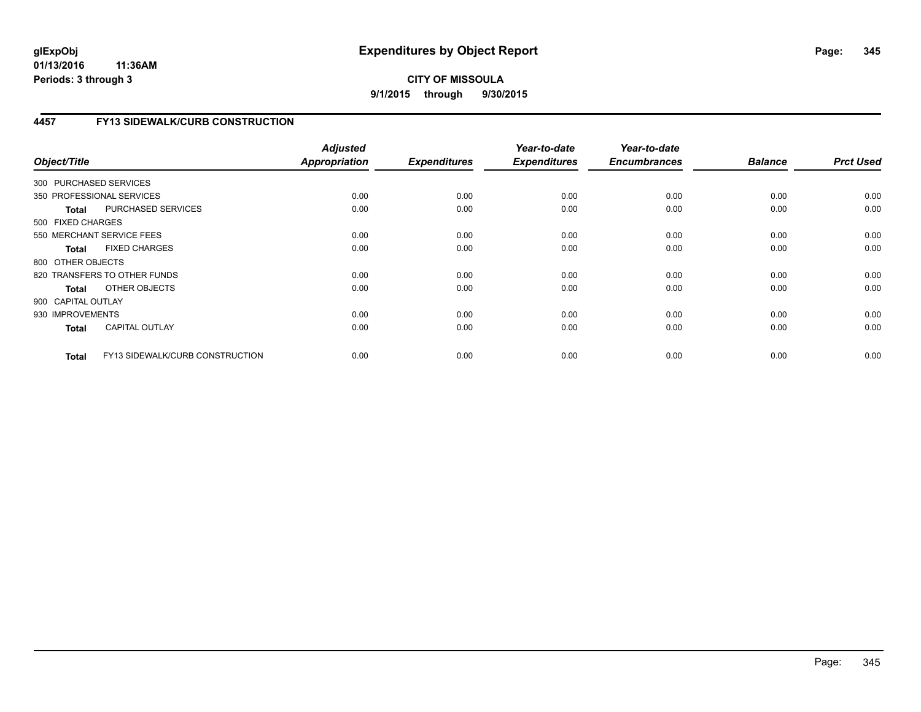**CITY OF MISSOULA**

**9/1/2015 through 9/30/2015**

## 4457 FY13 SIDEWALK/CURB CONSTRUCTION

| Object/Title | | Adjusted Appropriation | Expenditures | Year-to-date Expenditures | Year-to-date Encumbrances | Balance | Prct Used |
|---|---|---|---|---|---|---|---|
| 300 PURCHASED SERVICES | | | | | | | |
| 350 PROFESSIONAL SERVICES | | 0.00 | 0.00 | 0.00 | 0.00 | 0.00 | 0.00 |
| **Total** | PURCHASED SERVICES | 0.00 | 0.00 | 0.00 | 0.00 | 0.00 | 0.00 |
| 500 FIXED CHARGES | | | | | | | |
| 550 MERCHANT SERVICE FEES | | 0.00 | 0.00 | 0.00 | 0.00 | 0.00 | 0.00 |
| **Total** | FIXED CHARGES | 0.00 | 0.00 | 0.00 | 0.00 | 0.00 | 0.00 |
| 800 OTHER OBJECTS | | | | | | | |
| 820 TRANSFERS TO OTHER FUNDS | | 0.00 | 0.00 | 0.00 | 0.00 | 0.00 | 0.00 |
| **Total** | OTHER OBJECTS | 0.00 | 0.00 | 0.00 | 0.00 | 0.00 | 0.00 |
| 900 CAPITAL OUTLAY | | | | | | | |
| 930 IMPROVEMENTS | | 0.00 | 0.00 | 0.00 | 0.00 | 0.00 | 0.00 |
| **Total** | CAPITAL OUTLAY | 0.00 | 0.00 | 0.00 | 0.00 | 0.00 | 0.00 |
| **Total** | FY13 SIDEWALK/CURB CONSTRUCTION | 0.00 | 0.00 | 0.00 | 0.00 | 0.00 | 0.00 |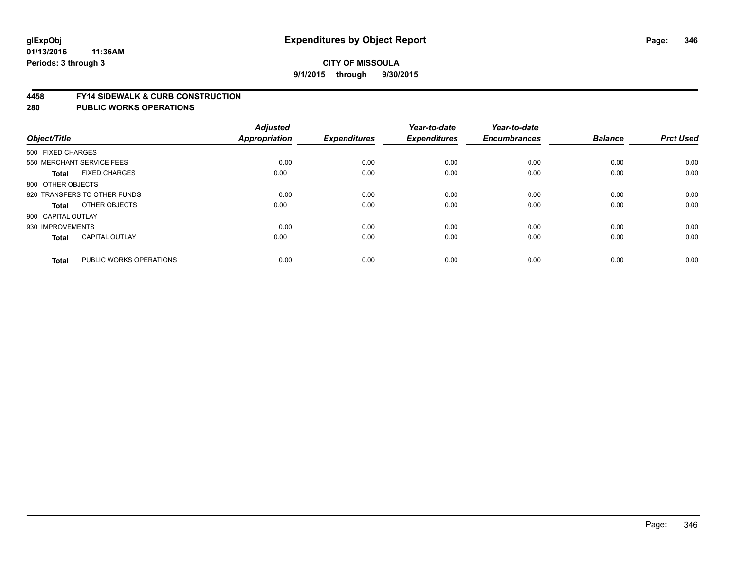# Expenditures by Object Report

glExpObj
01/13/2016 11:36AM
Periods: 3 through 3

**CITY OF MISSOULA**
**9/1/2015 through 9/30/2015**

## 4458 FY14 SIDEWALK & CURB CONSTRUCTION
## 280 PUBLIC WORKS OPERATIONS

| Object/Title | Adjusted Appropriation | Expenditures | Year-to-date Expenditures | Year-to-date Encumbrances | Balance | Prct Used |
|---|---|---|---|---|---|---|
| 500 FIXED CHARGES | | | | | | |
| 550 MERCHANT SERVICE FEES | 0.00 | 0.00 | 0.00 | 0.00 | 0.00 | 0.00 |
| **Total** FIXED CHARGES | 0.00 | 0.00 | 0.00 | 0.00 | 0.00 | 0.00 |
| 800 OTHER OBJECTS | | | | | | |
| 820 TRANSFERS TO OTHER FUNDS | 0.00 | 0.00 | 0.00 | 0.00 | 0.00 | 0.00 |
| **Total** OTHER OBJECTS | 0.00 | 0.00 | 0.00 | 0.00 | 0.00 | 0.00 |
| 900 CAPITAL OUTLAY | | | | | | |
| 930 IMPROVEMENTS | 0.00 | 0.00 | 0.00 | 0.00 | 0.00 | 0.00 |
| **Total** CAPITAL OUTLAY | 0.00 | 0.00 | 0.00 | 0.00 | 0.00 | 0.00 |
| **Total** PUBLIC WORKS OPERATIONS | 0.00 | 0.00 | 0.00 | 0.00 | 0.00 | 0.00 |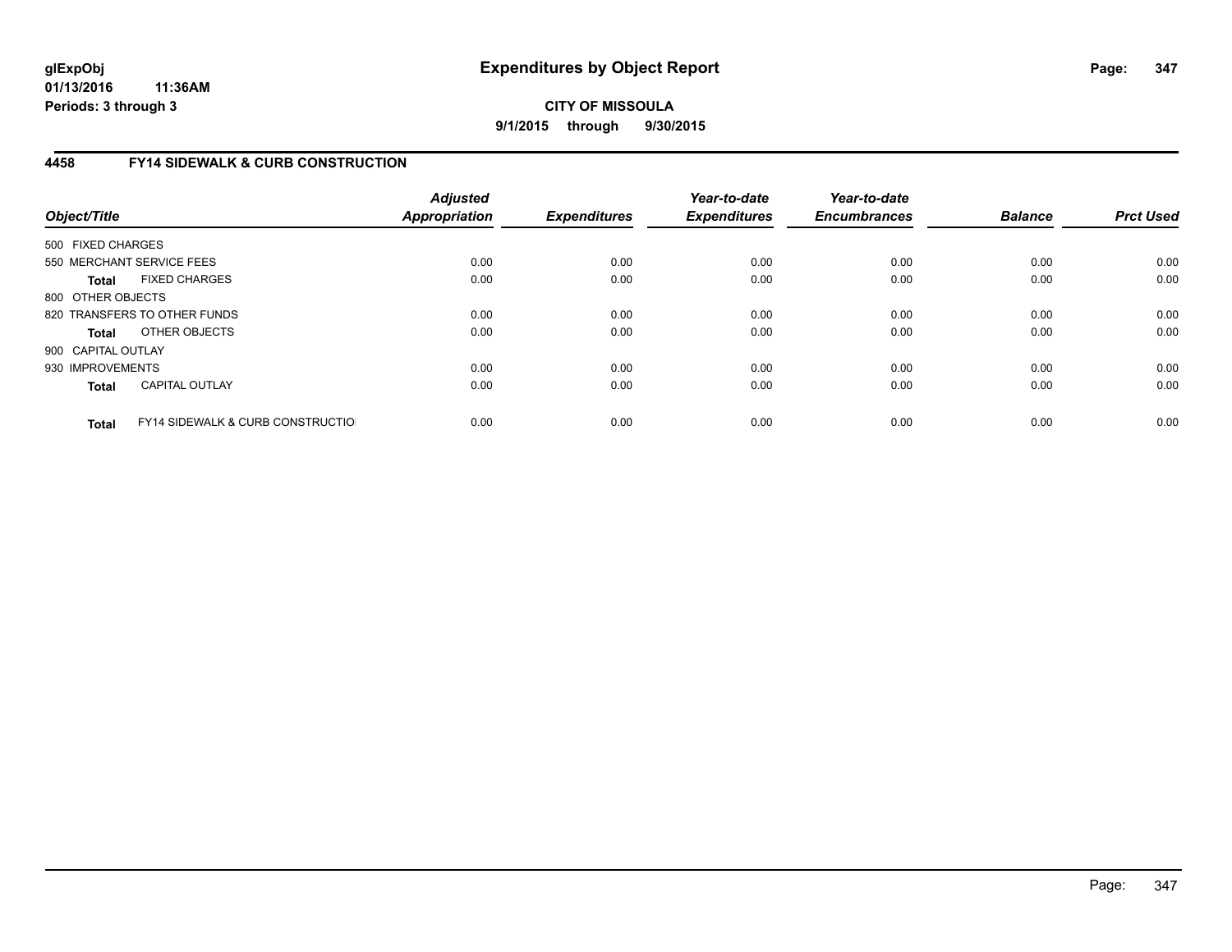**CITY OF MISSOULA**

**9/1/2015 through 9/30/2015**

## 4458 FY14 SIDEWALK & CURB CONSTRUCTION

| Object/Title | Adjusted Appropriation | Expenditures | Year-to-date Expenditures | Year-to-date Encumbrances | Balance | Prct Used |
|---|---|---|---|---|---|---|
| 500 FIXED CHARGES | | | | | | |
| 550 MERCHANT SERVICE FEES | 0.00 | 0.00 | 0.00 | 0.00 | 0.00 | 0.00 |
| **Total** FIXED CHARGES | 0.00 | 0.00 | 0.00 | 0.00 | 0.00 | 0.00 |
| 800 OTHER OBJECTS | | | | | | |
| 820 TRANSFERS TO OTHER FUNDS | 0.00 | 0.00 | 0.00 | 0.00 | 0.00 | 0.00 |
| **Total** OTHER OBJECTS | 0.00 | 0.00 | 0.00 | 0.00 | 0.00 | 0.00 |
| 900 CAPITAL OUTLAY | | | | | | |
| 930 IMPROVEMENTS | 0.00 | 0.00 | 0.00 | 0.00 | 0.00 | 0.00 |
| **Total** CAPITAL OUTLAY | 0.00 | 0.00 | 0.00 | 0.00 | 0.00 | 0.00 |
| **Total** FY14 SIDEWALK & CURB CONSTRUCTIO | 0.00 | 0.00 | 0.00 | 0.00 | 0.00 | 0.00 |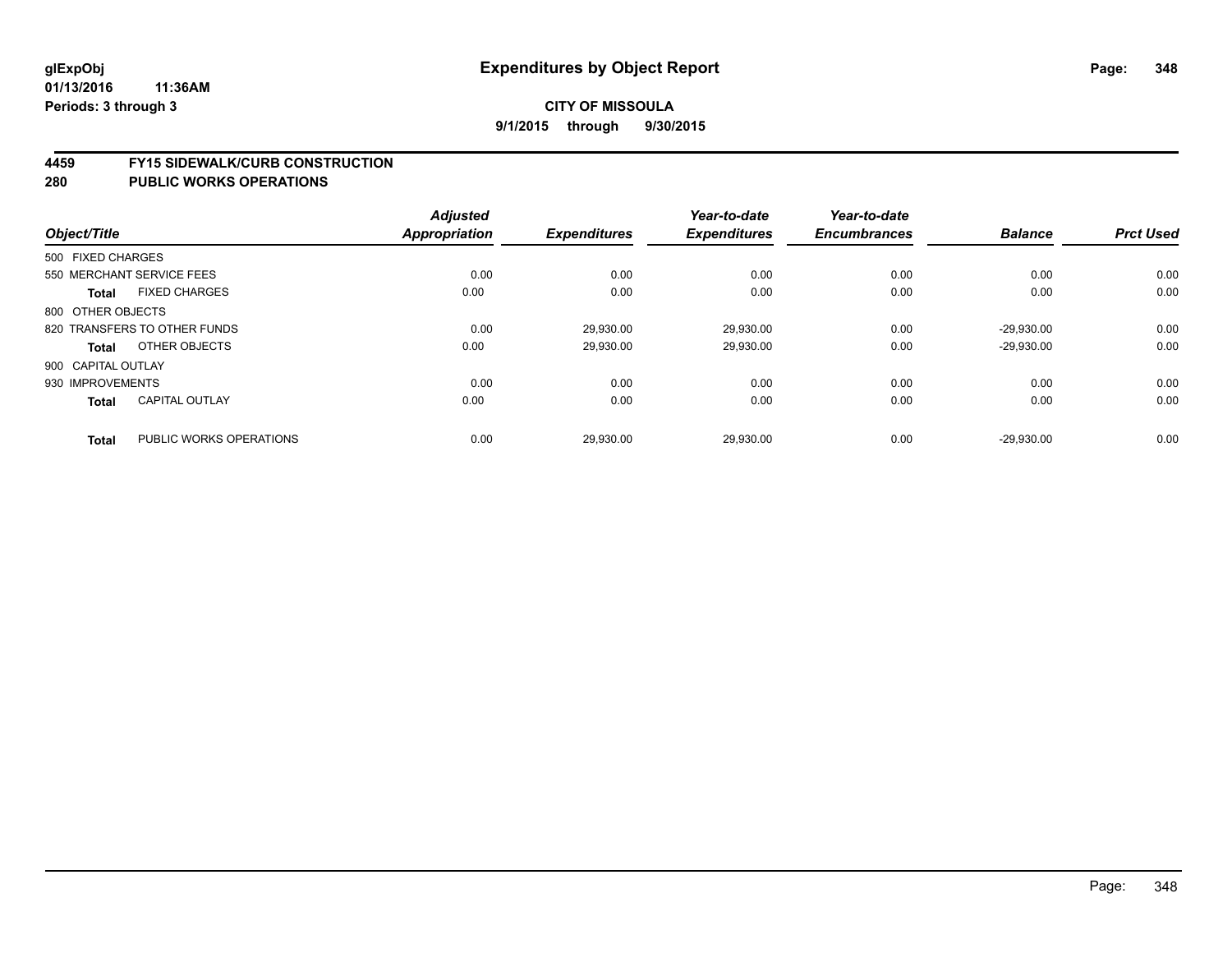# Expenditures by Object Report

glExpObj
01/13/2016 11:36AM
Periods: 3 through 3

**CITY OF MISSOULA**
**9/1/2015 through 9/30/2015**

## 4459 FY15 SIDEWALK/CURB CONSTRUCTION
## 280 PUBLIC WORKS OPERATIONS

| Object/Title | | Adjusted Appropriation | Expenditures | Year-to-date Expenditures | Year-to-date Encumbrances | Balance | Prct Used |
|---|---|---|---|---|---|---|---|
| 500 FIXED CHARGES | | | | | | | |
| 550 MERCHANT SERVICE FEES | | 0.00 | 0.00 | 0.00 | 0.00 | 0.00 | 0.00 |
| **Total** | FIXED CHARGES | 0.00 | 0.00 | 0.00 | 0.00 | 0.00 | 0.00 |
| 800 OTHER OBJECTS | | | | | | | |
| 820 TRANSFERS TO OTHER FUNDS | | 0.00 | 29,930.00 | 29,930.00 | 0.00 | -29,930.00 | 0.00 |
| **Total** | OTHER OBJECTS | 0.00 | 29,930.00 | 29,930.00 | 0.00 | -29,930.00 | 0.00 |
| 900 CAPITAL OUTLAY | | | | | | | |
| 930 IMPROVEMENTS | | 0.00 | 0.00 | 0.00 | 0.00 | 0.00 | 0.00 |
| **Total** | CAPITAL OUTLAY | 0.00 | 0.00 | 0.00 | 0.00 | 0.00 | 0.00 |
| **Total** | PUBLIC WORKS OPERATIONS | 0.00 | 29,930.00 | 29,930.00 | 0.00 | -29,930.00 | 0.00 |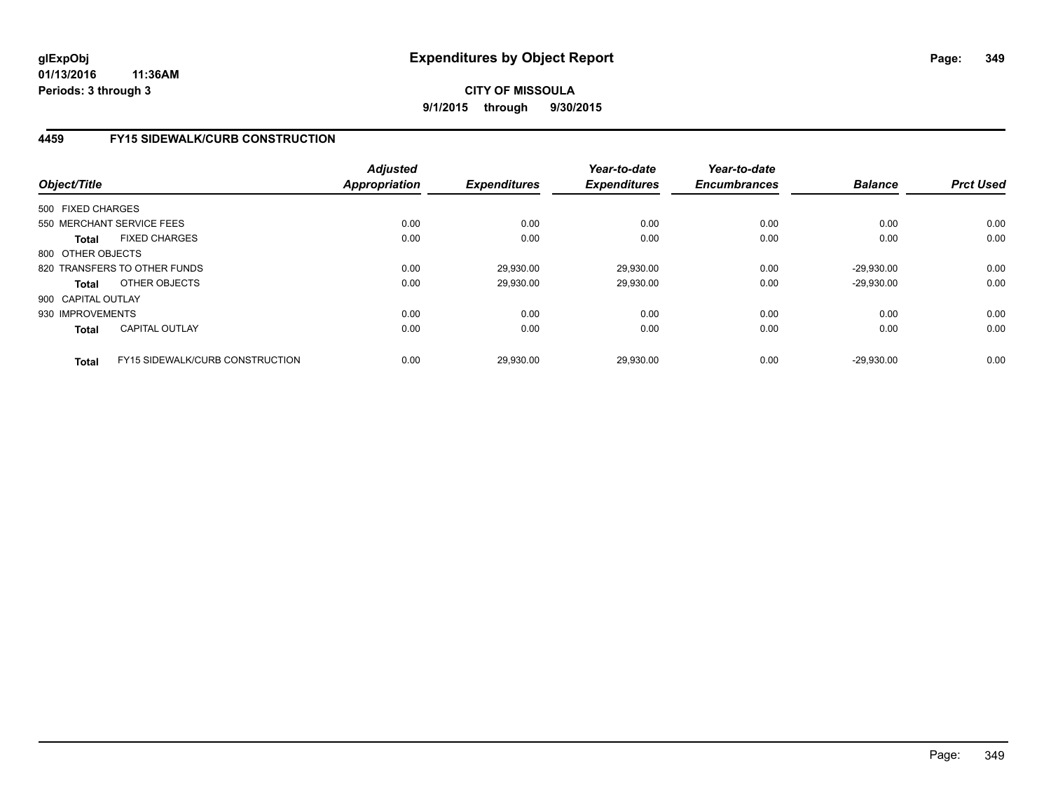**glExpObj**
**01/13/2016 11:36AM**
**Periods: 3 through 3**

# Expenditures by Object Report

**CITY OF MISSOULA**
**9/1/2015 through 9/30/2015**

## 4459 FY15 SIDEWALK/CURB CONSTRUCTION

| Object/Title | Adjusted Appropriation | Expenditures | Year-to-date Expenditures | Year-to-date Encumbrances | Balance | Prct Used |
|---|---|---|---|---|---|---|
| 500 FIXED CHARGES | | | | | | |
| 550 MERCHANT SERVICE FEES | 0.00 | 0.00 | 0.00 | 0.00 | 0.00 | 0.00 |
| **Total** FIXED CHARGES | 0.00 | 0.00 | 0.00 | 0.00 | 0.00 | 0.00 |
| 800 OTHER OBJECTS | | | | | | |
| 820 TRANSFERS TO OTHER FUNDS | 0.00 | 29,930.00 | 29,930.00 | 0.00 | -29,930.00 | 0.00 |
| **Total** OTHER OBJECTS | 0.00 | 29,930.00 | 29,930.00 | 0.00 | -29,930.00 | 0.00 |
| 900 CAPITAL OUTLAY | | | | | | |
| 930 IMPROVEMENTS | 0.00 | 0.00 | 0.00 | 0.00 | 0.00 | 0.00 |
| **Total** CAPITAL OUTLAY | 0.00 | 0.00 | 0.00 | 0.00 | 0.00 | 0.00 |
| **Total** FY15 SIDEWALK/CURB CONSTRUCTION | 0.00 | 29,930.00 | 29,930.00 | 0.00 | -29,930.00 | 0.00 |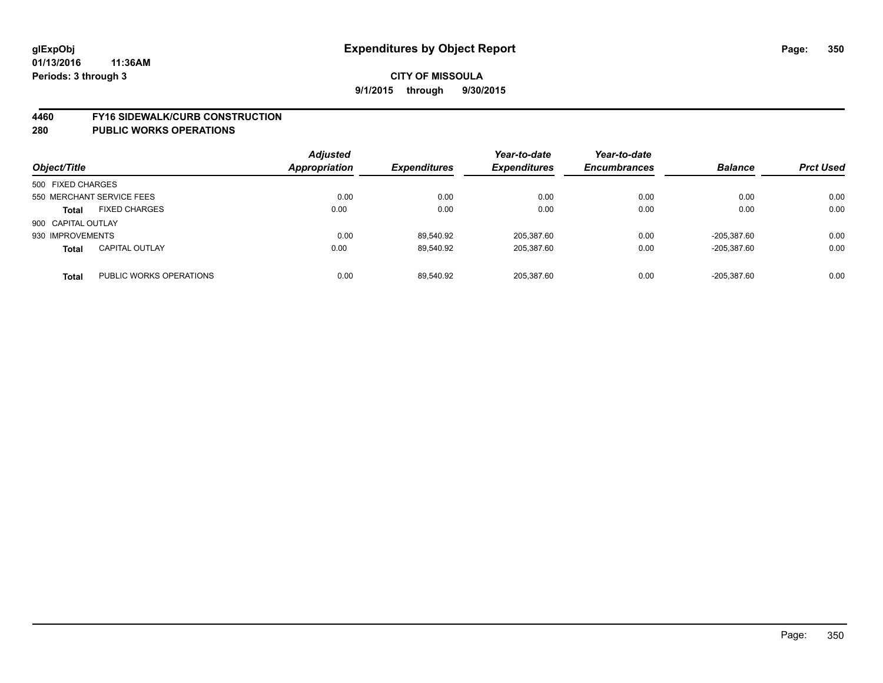**glExpObj**
**01/13/2016 11:36AM**
**Periods: 3 through 3**

# Expenditures by Object Report

**CITY OF MISSOULA**
**9/1/2015 through 9/30/2015**

## 4460 FY16 SIDEWALK/CURB CONSTRUCTION
## 280 PUBLIC WORKS OPERATIONS

| Object/Title | | Adjusted Appropriation | Expenditures | Year-to-date Expenditures | Year-to-date Encumbrances | Balance | Prct Used |
|---|---|---|---|---|---|---|---|
| 500 FIXED CHARGES | | | | | | | |
| 550 MERCHANT SERVICE FEES | | 0.00 | 0.00 | 0.00 | 0.00 | 0.00 | 0.00 |
| **Total** | FIXED CHARGES | 0.00 | 0.00 | 0.00 | 0.00 | 0.00 | 0.00 |
| 900 CAPITAL OUTLAY | | | | | | | |
| 930 IMPROVEMENTS | | 0.00 | 89,540.92 | 205,387.60 | 0.00 | -205,387.60 | 0.00 |
| **Total** | CAPITAL OUTLAY | 0.00 | 89,540.92 | 205,387.60 | 0.00 | -205,387.60 | 0.00 |
| **Total** | PUBLIC WORKS OPERATIONS | 0.00 | 89,540.92 | 205,387.60 | 0.00 | -205,387.60 | 0.00 |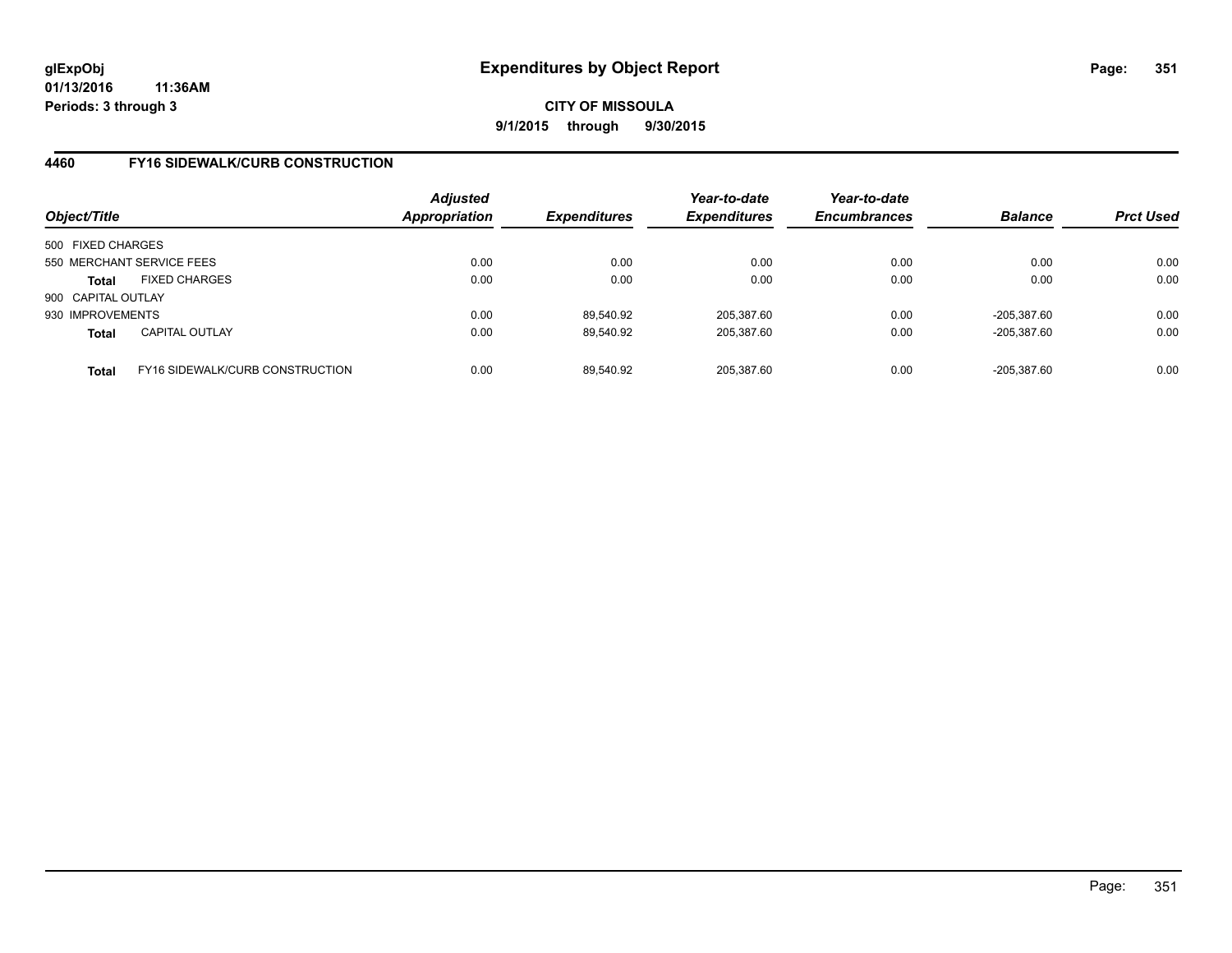**glExpObj**
**01/13/2016 11:36AM**
**Periods: 3 through 3**

# Expenditures by Object Report

**CITY OF MISSOULA**
**9/1/2015 through 9/30/2015**

## 4460 FY16 SIDEWALK/CURB CONSTRUCTION

| Object/Title | | *Adjusted Appropriation* | *Expenditures* | *Year-to-date Expenditures* | *Year-to-date Encumbrances* | *Balance* | *Prct Used* |
|---|---|---|---|---|---|---|---|
| 500 FIXED CHARGES | | | | | | | |
| 550 MERCHANT SERVICE FEES | | 0.00 | 0.00 | 0.00 | 0.00 | 0.00 | 0.00 |
| **Total** | FIXED CHARGES | 0.00 | 0.00 | 0.00 | 0.00 | 0.00 | 0.00 |
| 900 CAPITAL OUTLAY | | | | | | | |
| 930 IMPROVEMENTS | | 0.00 | 89,540.92 | 205,387.60 | 0.00 | -205,387.60 | 0.00 |
| **Total** | CAPITAL OUTLAY | 0.00 | 89,540.92 | 205,387.60 | 0.00 | -205,387.60 | 0.00 |
| **Total** | FY16 SIDEWALK/CURB CONSTRUCTION | 0.00 | 89,540.92 | 205,387.60 | 0.00 | -205,387.60 | 0.00 |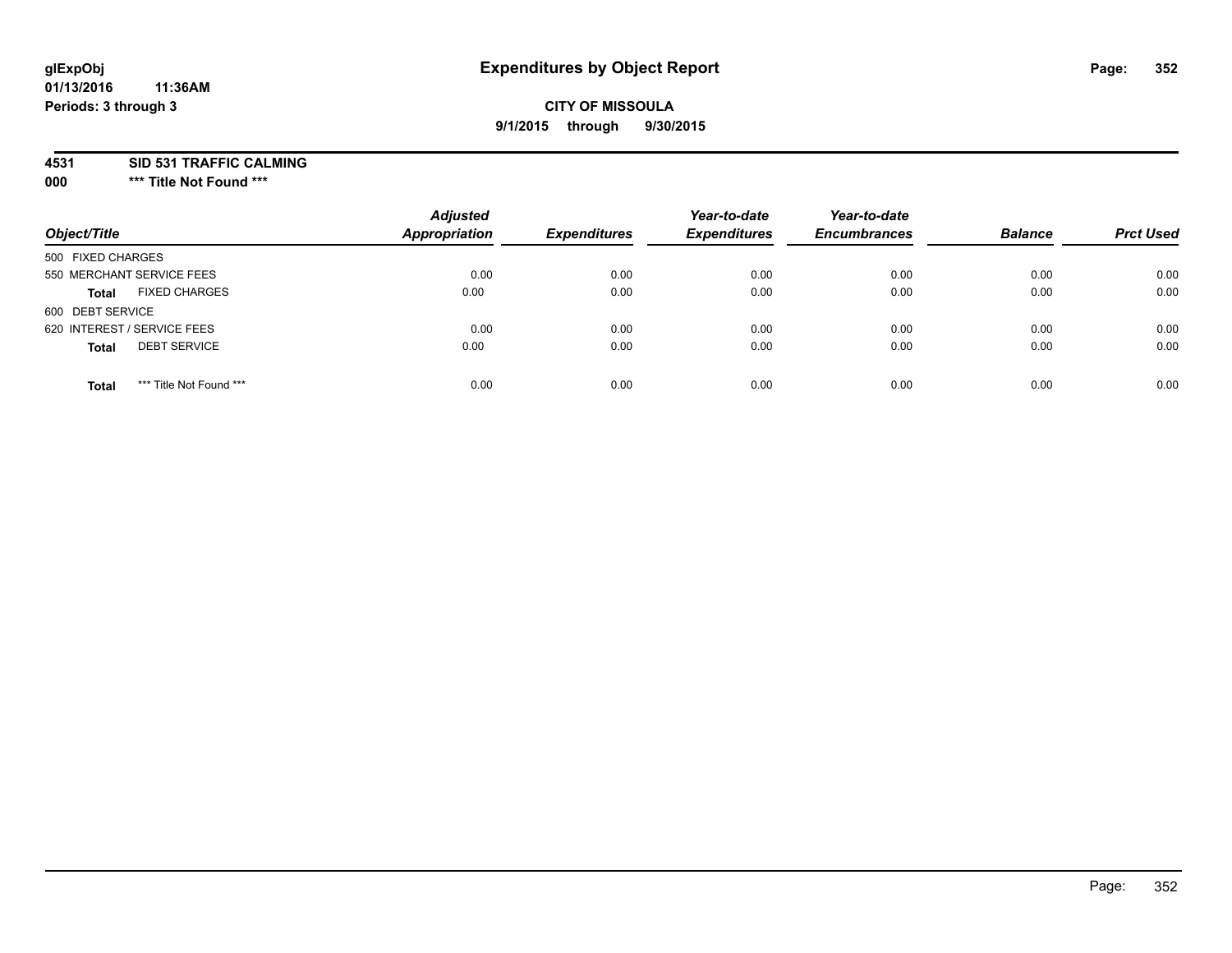glExpObj
01/13/2016 11:36AM
Periods: 3 through 3

# Expenditures by Object Report

**CITY OF MISSOULA**
**9/1/2015 through 9/30/2015**

**4531 SID 531 TRAFFIC CALMING**
**000 *** Title Not Found *****

| Object/Title | Adjusted Appropriation | Expenditures | Year-to-date Expenditures | Year-to-date Encumbrances | Balance | Prct Used |
|---|---|---|---|---|---|---|
| 500 FIXED CHARGES | | | | | | |
| 550 MERCHANT SERVICE FEES | 0.00 | 0.00 | 0.00 | 0.00 | 0.00 | 0.00 |
| **Total** FIXED CHARGES | 0.00 | 0.00 | 0.00 | 0.00 | 0.00 | 0.00 |
| 600 DEBT SERVICE | | | | | | |
| 620 INTEREST / SERVICE FEES | 0.00 | 0.00 | 0.00 | 0.00 | 0.00 | 0.00 |
| **Total** DEBT SERVICE | 0.00 | 0.00 | 0.00 | 0.00 | 0.00 | 0.00 |
| **Total** *** Title Not Found *** | 0.00 | 0.00 | 0.00 | 0.00 | 0.00 | 0.00 |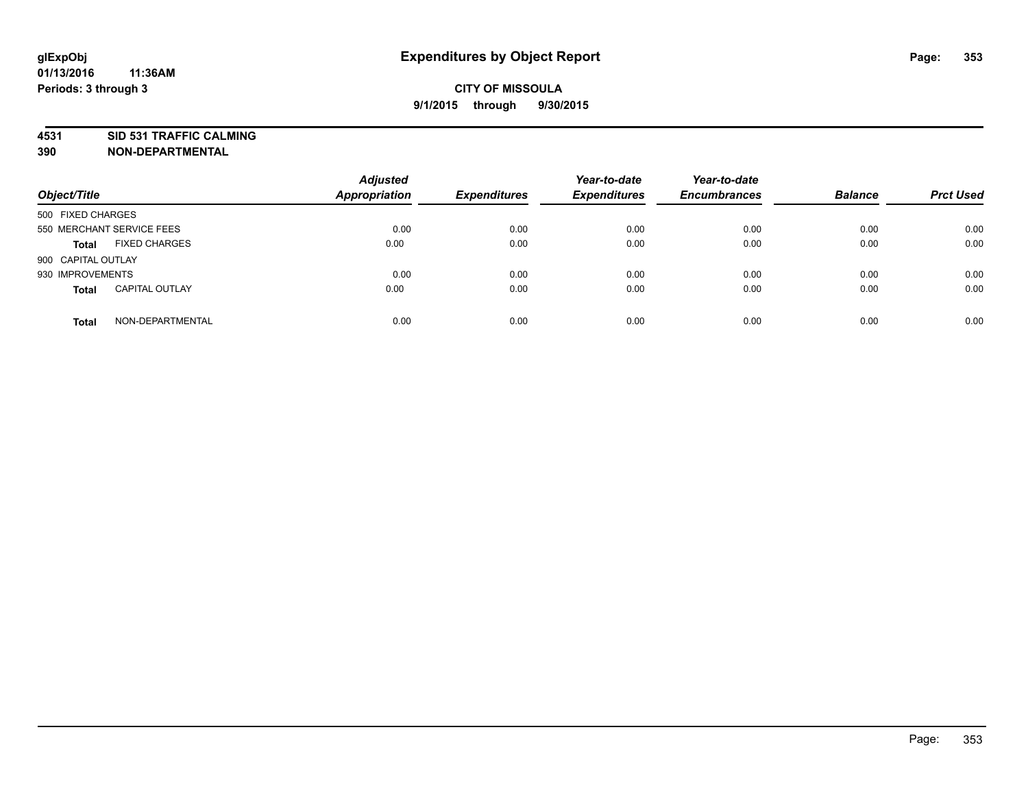**glExpObj**
**01/13/2016 11:36AM**
**Periods: 3 through 3**

# Expenditures by Object Report

**CITY OF MISSOULA**
**9/1/2015 through 9/30/2015**

**4531 SID 531 TRAFFIC CALMING**
**390 NON-DEPARTMENTAL**

| Object/Title | | Adjusted Appropriation | Expenditures | Year-to-date Expenditures | Year-to-date Encumbrances | Balance | Prct Used |
|---|---|---|---|---|---|---|---|
| 500 FIXED CHARGES | | | | | | | |
| 550 MERCHANT SERVICE FEES | | 0.00 | 0.00 | 0.00 | 0.00 | 0.00 | 0.00 |
| **Total** | FIXED CHARGES | 0.00 | 0.00 | 0.00 | 0.00 | 0.00 | 0.00 |
| 900 CAPITAL OUTLAY | | | | | | | |
| 930 IMPROVEMENTS | | 0.00 | 0.00 | 0.00 | 0.00 | 0.00 | 0.00 |
| **Total** | CAPITAL OUTLAY | 0.00 | 0.00 | 0.00 | 0.00 | 0.00 | 0.00 |
| **Total** | NON-DEPARTMENTAL | 0.00 | 0.00 | 0.00 | 0.00 | 0.00 | 0.00 |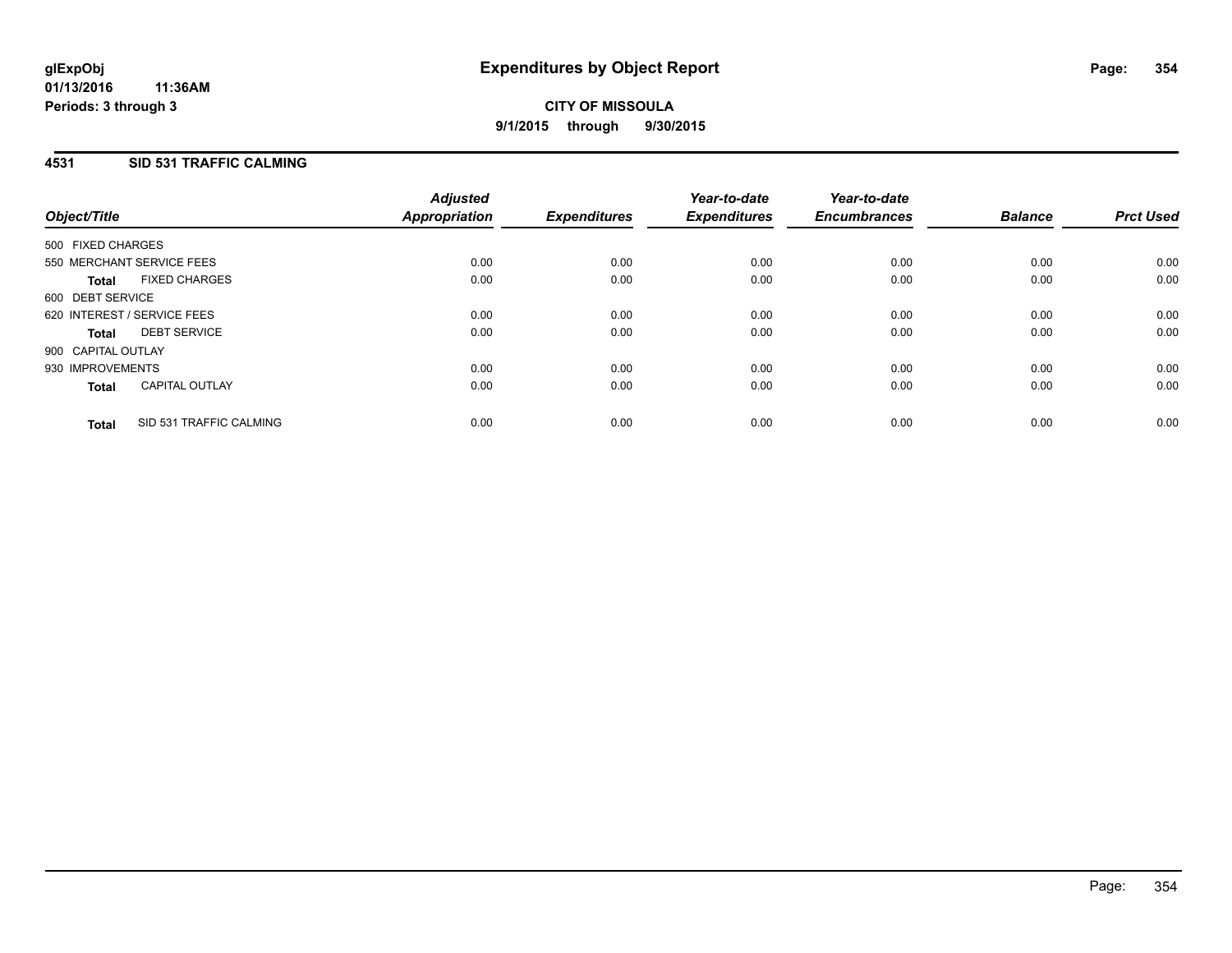**glExpObj**
**01/13/2016 11:36AM**
**Periods: 3 through 3**

# Expenditures by Object Report

**CITY OF MISSOULA**
**9/1/2015 through 9/30/2015**

## 4531 SID 531 TRAFFIC CALMING

| Object/Title | | Adjusted Appropriation | Expenditures | Year-to-date Expenditures | Year-to-date Encumbrances | Balance | Prct Used |
|---|---|---|---|---|---|---|---|
| 500 FIXED CHARGES | | | | | | | |
| 550 MERCHANT SERVICE FEES | | 0.00 | 0.00 | 0.00 | 0.00 | 0.00 | 0.00 |
| **Total** | FIXED CHARGES | 0.00 | 0.00 | 0.00 | 0.00 | 0.00 | 0.00 |
| 600 DEBT SERVICE | | | | | | | |
| 620 INTEREST / SERVICE FEES | | 0.00 | 0.00 | 0.00 | 0.00 | 0.00 | 0.00 |
| **Total** | DEBT SERVICE | 0.00 | 0.00 | 0.00 | 0.00 | 0.00 | 0.00 |
| 900 CAPITAL OUTLAY | | | | | | | |
| 930 IMPROVEMENTS | | 0.00 | 0.00 | 0.00 | 0.00 | 0.00 | 0.00 |
| **Total** | CAPITAL OUTLAY | 0.00 | 0.00 | 0.00 | 0.00 | 0.00 | 0.00 |
| **Total** | SID 531 TRAFFIC CALMING | 0.00 | 0.00 | 0.00 | 0.00 | 0.00 | 0.00 |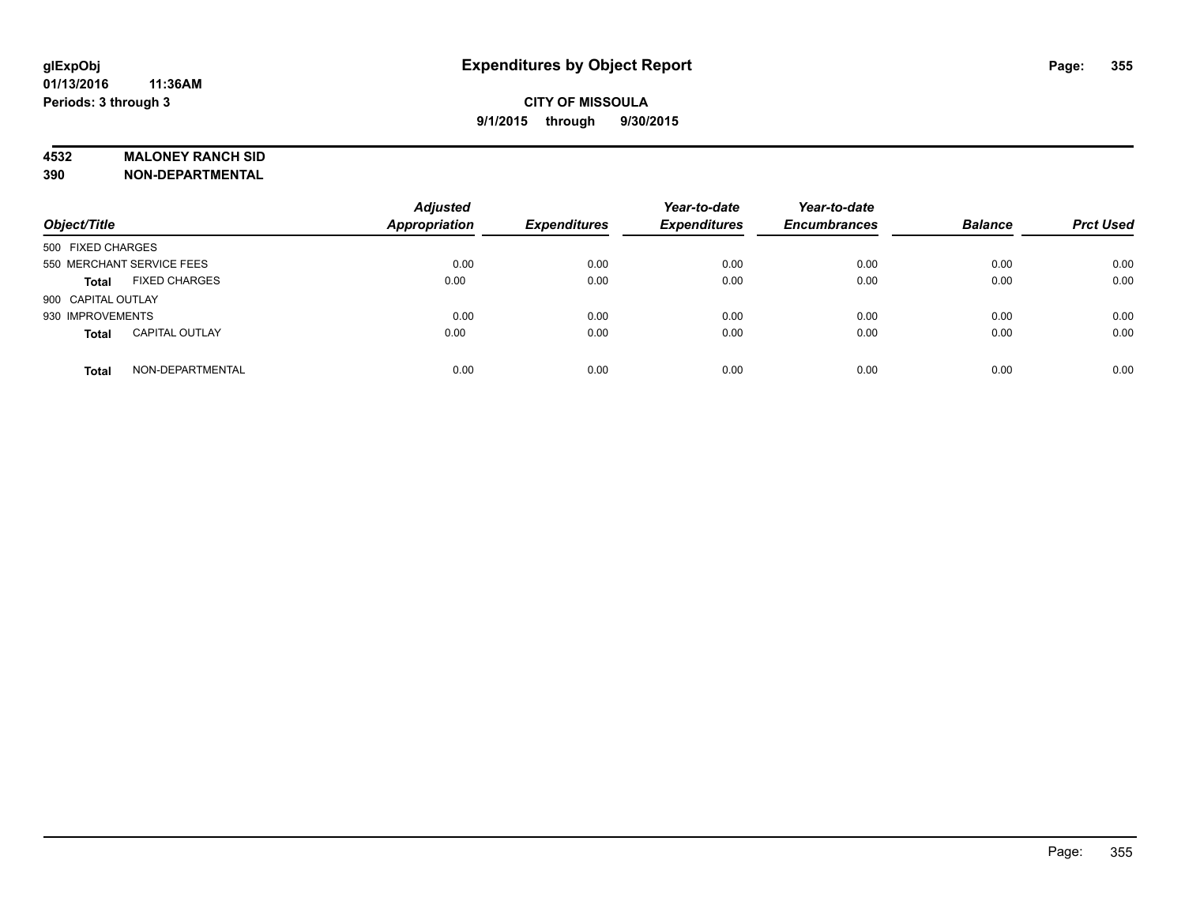# Expenditures by Object Report

glExpObj
01/13/2016 11:36AM
Periods: 3 through 3

**CITY OF MISSOULA**
**9/1/2015 through 9/30/2015**

**4532 MALONEY RANCH SID**
**390 NON-DEPARTMENTAL**

| Object/Title | | Adjusted Appropriation | Expenditures | Year-to-date Expenditures | Year-to-date Encumbrances | Balance | Prct Used |
|---|---|---|---|---|---|---|---|
| 500 FIXED CHARGES | | | | | | | |
| 550 MERCHANT SERVICE FEES | | 0.00 | 0.00 | 0.00 | 0.00 | 0.00 | 0.00 |
| **Total** | FIXED CHARGES | 0.00 | 0.00 | 0.00 | 0.00 | 0.00 | 0.00 |
| 900 CAPITAL OUTLAY | | | | | | | |
| 930 IMPROVEMENTS | | 0.00 | 0.00 | 0.00 | 0.00 | 0.00 | 0.00 |
| **Total** | CAPITAL OUTLAY | 0.00 | 0.00 | 0.00 | 0.00 | 0.00 | 0.00 |
| **Total** | NON-DEPARTMENTAL | 0.00 | 0.00 | 0.00 | 0.00 | 0.00 | 0.00 |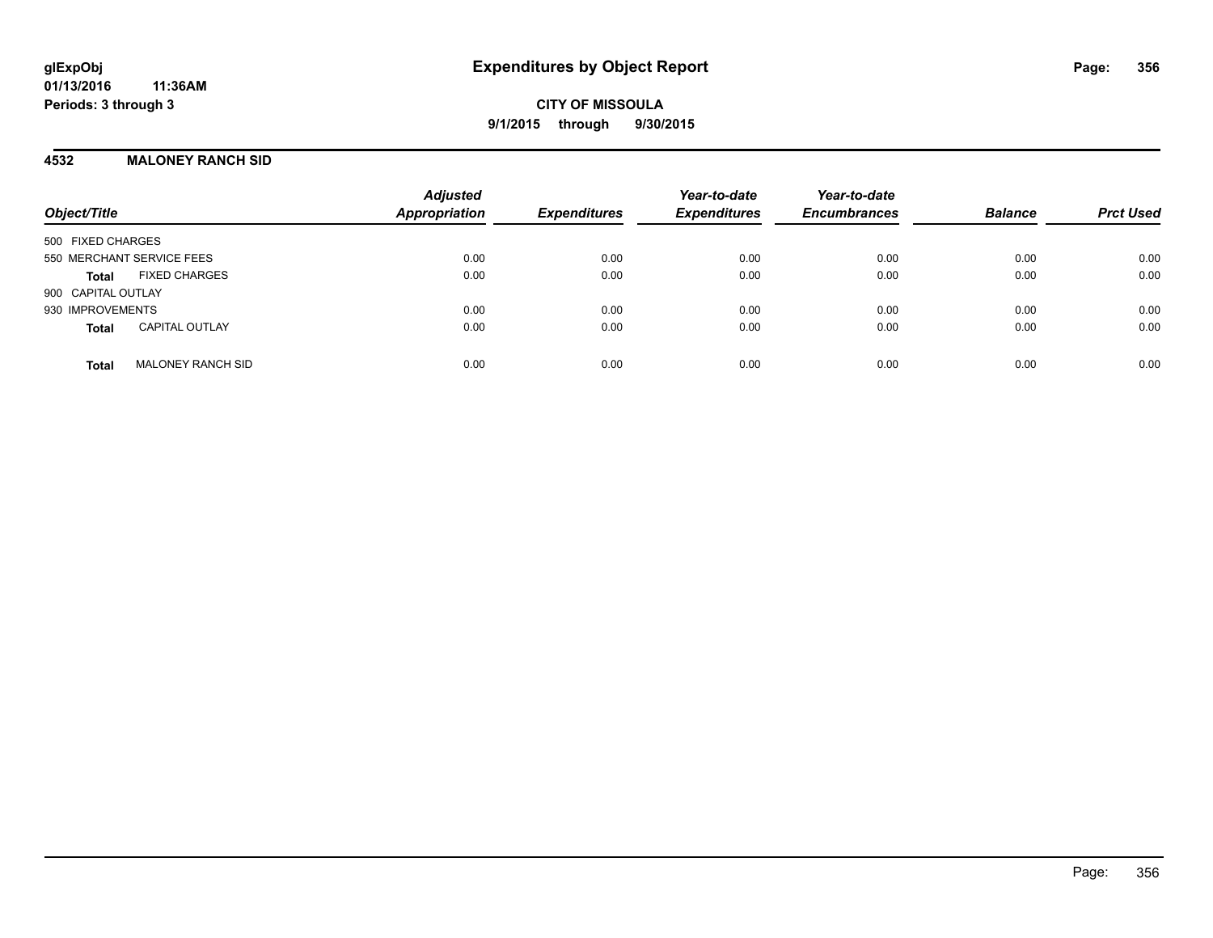**glExpObj**
**01/13/2016 11:36AM**
**Periods: 3 through 3**

# Expenditures by Object Report

**CITY OF MISSOULA**
**9/1/2015 through 9/30/2015**

## 4532 MALONEY RANCH SID

| Object/Title | | Adjusted Appropriation | Expenditures | Year-to-date Expenditures | Year-to-date Encumbrances | Balance | Prct Used |
|---|---|---|---|---|---|---|---|
| 500 FIXED CHARGES | | | | | | | |
| 550 MERCHANT SERVICE FEES | | 0.00 | 0.00 | 0.00 | 0.00 | 0.00 | 0.00 |
| **Total** | FIXED CHARGES | 0.00 | 0.00 | 0.00 | 0.00 | 0.00 | 0.00 |
| 900 CAPITAL OUTLAY | | | | | | | |
| 930 IMPROVEMENTS | | 0.00 | 0.00 | 0.00 | 0.00 | 0.00 | 0.00 |
| **Total** | CAPITAL OUTLAY | 0.00 | 0.00 | 0.00 | 0.00 | 0.00 | 0.00 |
| **Total** | MALONEY RANCH SID | 0.00 | 0.00 | 0.00 | 0.00 | 0.00 | 0.00 |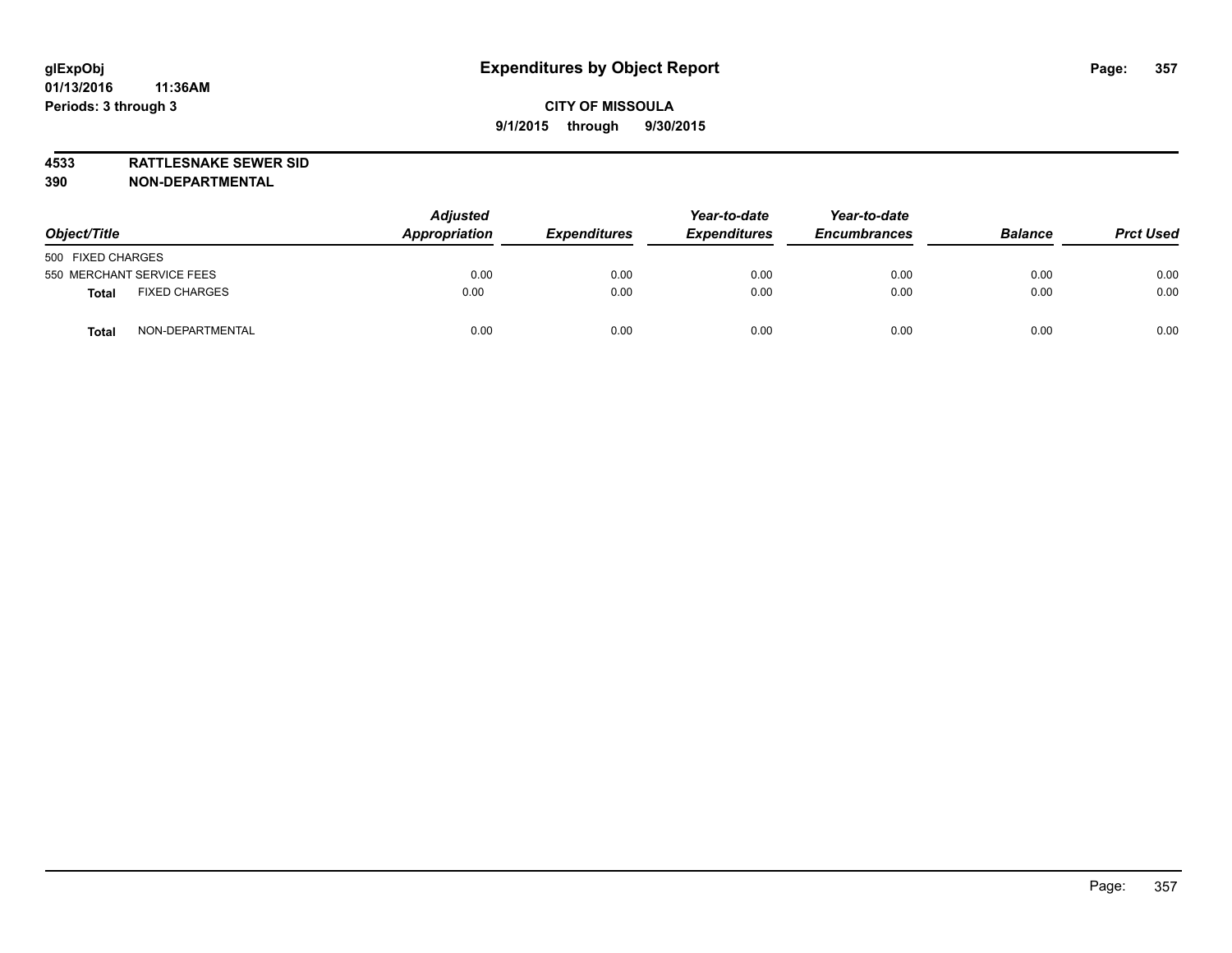**glExpObj**
**01/13/2016 11:36AM**
**Periods: 3 through 3**

# Expenditures by Object Report

**CITY OF MISSOULA**
**9/1/2015 through 9/30/2015**

**4533 RATTLESNAKE SEWER SID**
**390 NON-DEPARTMENTAL**

| Object/Title | | Adjusted Appropriation | Expenditures | Year-to-date Expenditures | Year-to-date Encumbrances | Balance | Prct Used |
|---|---|---|---|---|---|---|---|
| 500 FIXED CHARGES | | | | | | | |
| 550 MERCHANT SERVICE FEES | | 0.00 | 0.00 | 0.00 | 0.00 | 0.00 | 0.00 |
| **Total** | FIXED CHARGES | 0.00 | 0.00 | 0.00 | 0.00 | 0.00 | 0.00 |
| **Total** | NON-DEPARTMENTAL | 0.00 | 0.00 | 0.00 | 0.00 | 0.00 | 0.00 |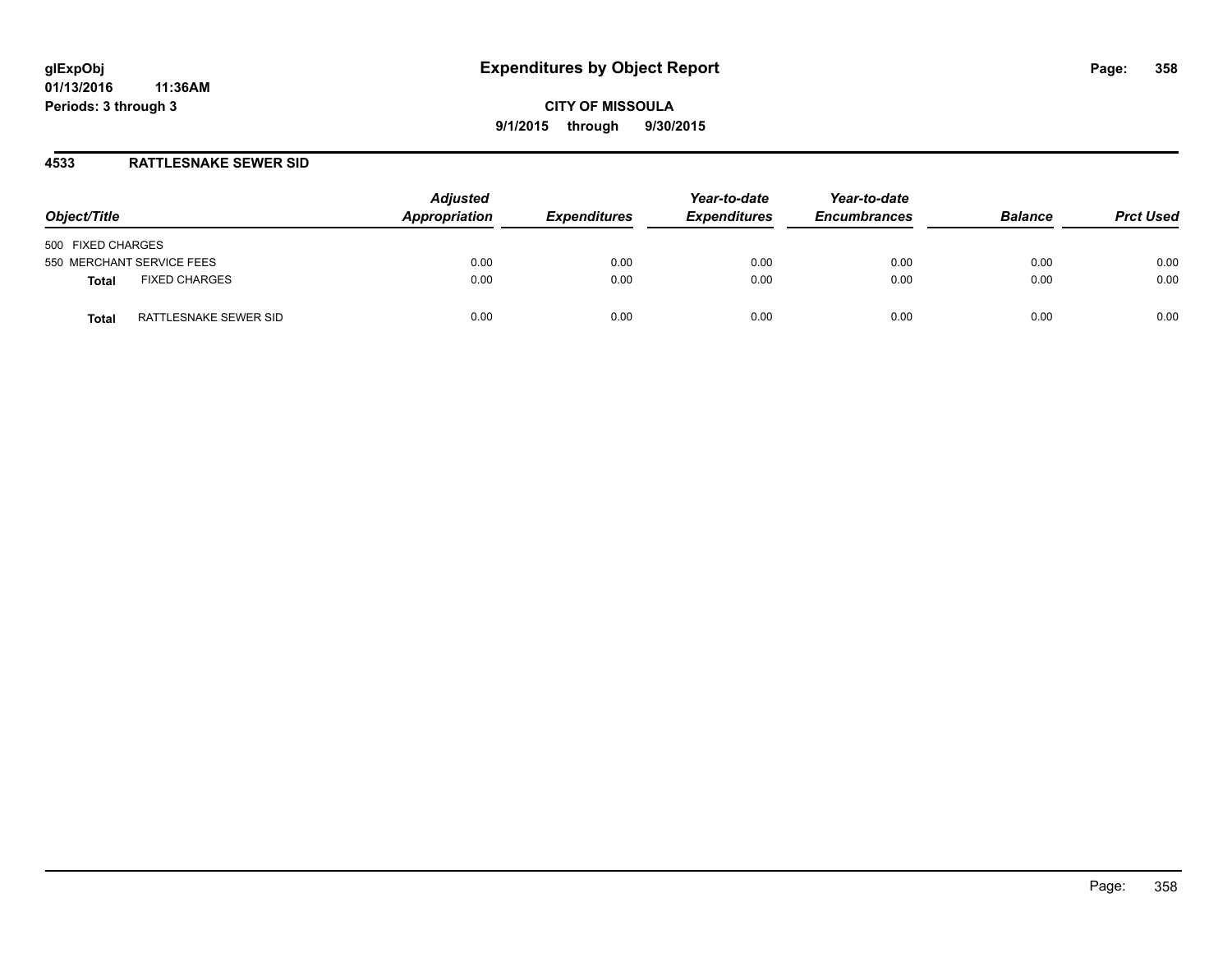# Expenditures by Object Report

glExpObj
01/13/2016 11:36AM
Periods: 3 through 3

**CITY OF MISSOULA**
**9/1/2015 through 9/30/2015**

## 4533 RATTLESNAKE SEWER SID

| Object/Title | Adjusted Appropriation | Expenditures | Year-to-date Expenditures | Year-to-date Encumbrances | Balance | Prct Used |
|---|---|---|---|---|---|---|
| 500 FIXED CHARGES | | | | | | |
| 550 MERCHANT SERVICE FEES | 0.00 | 0.00 | 0.00 | 0.00 | 0.00 | 0.00 |
| **Total** FIXED CHARGES | 0.00 | 0.00 | 0.00 | 0.00 | 0.00 | 0.00 |
| **Total** RATTLESNAKE SEWER SID | 0.00 | 0.00 | 0.00 | 0.00 | 0.00 | 0.00 |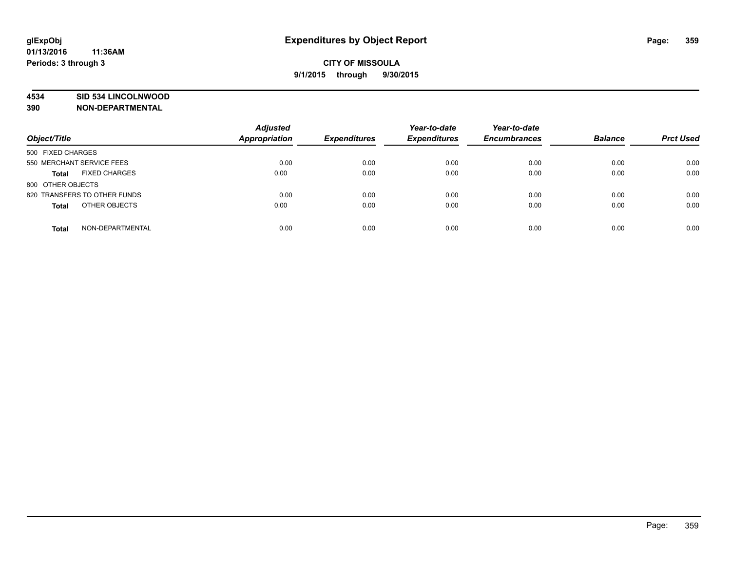**glExpObj**
**01/13/2016 11:36AM**
**Periods: 3 through 3**

# Expenditures by Object Report

**CITY OF MISSOULA**
**9/1/2015 through 9/30/2015**

**4534 SID 534 LINCOLNWOOD**
**390 NON-DEPARTMENTAL**

| Object/Title | Adjusted Appropriation | Expenditures | Year-to-date Expenditures | Year-to-date Encumbrances | Balance | Prct Used |
|---|---|---|---|---|---|---|
| 500 FIXED CHARGES | | | | | | |
| 550 MERCHANT SERVICE FEES | 0.00 | 0.00 | 0.00 | 0.00 | 0.00 | 0.00 |
| **Total** FIXED CHARGES | 0.00 | 0.00 | 0.00 | 0.00 | 0.00 | 0.00 |
| 800 OTHER OBJECTS | | | | | | |
| 820 TRANSFERS TO OTHER FUNDS | 0.00 | 0.00 | 0.00 | 0.00 | 0.00 | 0.00 |
| **Total** OTHER OBJECTS | 0.00 | 0.00 | 0.00 | 0.00 | 0.00 | 0.00 |
| **Total** NON-DEPARTMENTAL | 0.00 | 0.00 | 0.00 | 0.00 | 0.00 | 0.00 |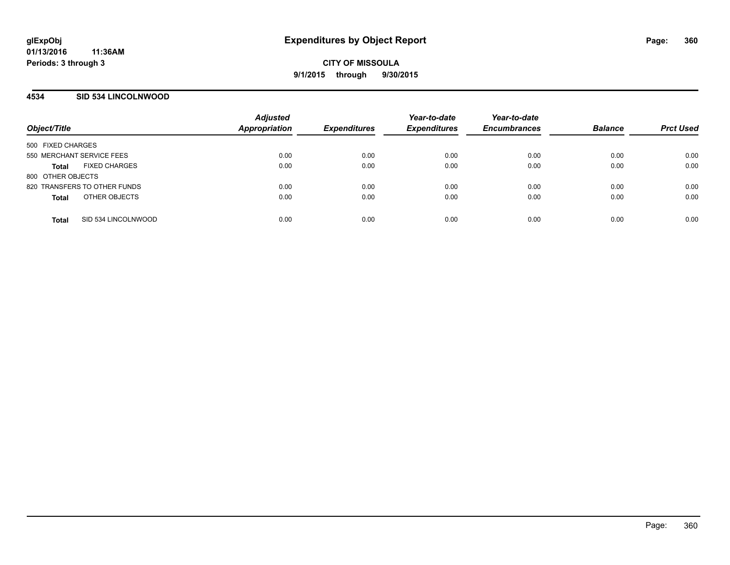**glExpObj**
**01/13/2016 11:36AM**
**Periods: 3 through 3**

# Expenditures by Object Report

**CITY OF MISSOULA**
**9/1/2015 through 9/30/2015**

## 4534 SID 534 LINCOLNWOOD

| Object/Title | | Adjusted Appropriation | Expenditures | Year-to-date Expenditures | Year-to-date Encumbrances | Balance | Prct Used |
|---|---|---|---|---|---|---|---|
| 500 FIXED CHARGES | | | | | | | |
| 550 MERCHANT SERVICE FEES | | 0.00 | 0.00 | 0.00 | 0.00 | 0.00 | 0.00 |
| **Total** | FIXED CHARGES | 0.00 | 0.00 | 0.00 | 0.00 | 0.00 | 0.00 |
| 800 OTHER OBJECTS | | | | | | | |
| 820 TRANSFERS TO OTHER FUNDS | | 0.00 | 0.00 | 0.00 | 0.00 | 0.00 | 0.00 |
| **Total** | OTHER OBJECTS | 0.00 | 0.00 | 0.00 | 0.00 | 0.00 | 0.00 |
| **Total** | SID 534 LINCOLNWOOD | 0.00 | 0.00 | 0.00 | 0.00 | 0.00 | 0.00 |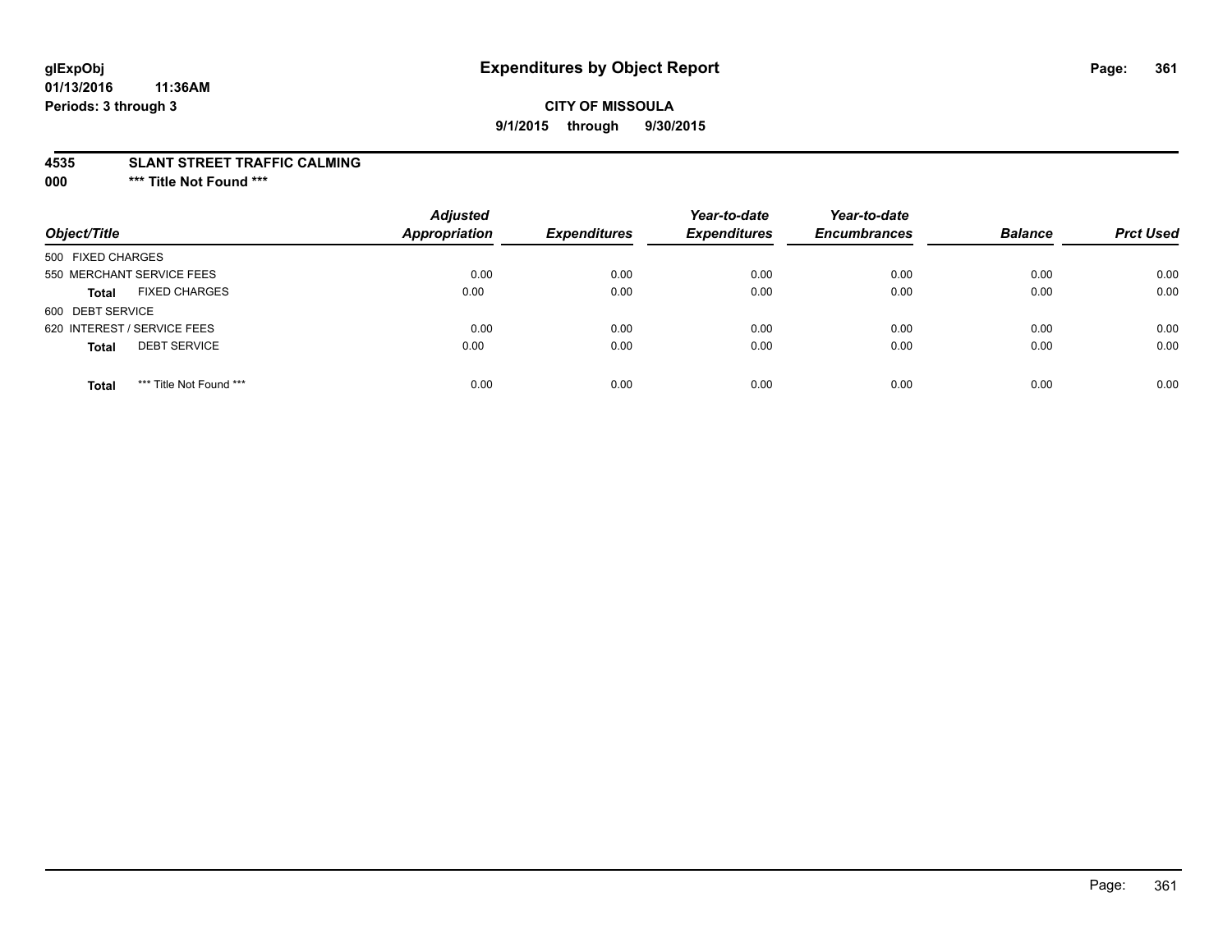glExpObj
01/13/2016 11:36AM
Periods: 3 through 3

# Expenditures by Object Report

**CITY OF MISSOULA**
**9/1/2015 through 9/30/2015**

**4535 SLANT STREET TRAFFIC CALMING**
**000 \*\*\* Title Not Found \*\*\***

| Object/Title | Adjusted Appropriation | Expenditures | Year-to-date Expenditures | Year-to-date Encumbrances | Balance | Prct Used |
|---|---|---|---|---|---|---|
| 500 FIXED CHARGES | | | | | | |
| 550 MERCHANT SERVICE FEES | 0.00 | 0.00 | 0.00 | 0.00 | 0.00 | 0.00 |
| **Total** FIXED CHARGES | 0.00 | 0.00 | 0.00 | 0.00 | 0.00 | 0.00 |
| 600 DEBT SERVICE | | | | | | |
| 620 INTEREST / SERVICE FEES | 0.00 | 0.00 | 0.00 | 0.00 | 0.00 | 0.00 |
| **Total** DEBT SERVICE | 0.00 | 0.00 | 0.00 | 0.00 | 0.00 | 0.00 |
| **Total** *** Title Not Found *** | 0.00 | 0.00 | 0.00 | 0.00 | 0.00 | 0.00 |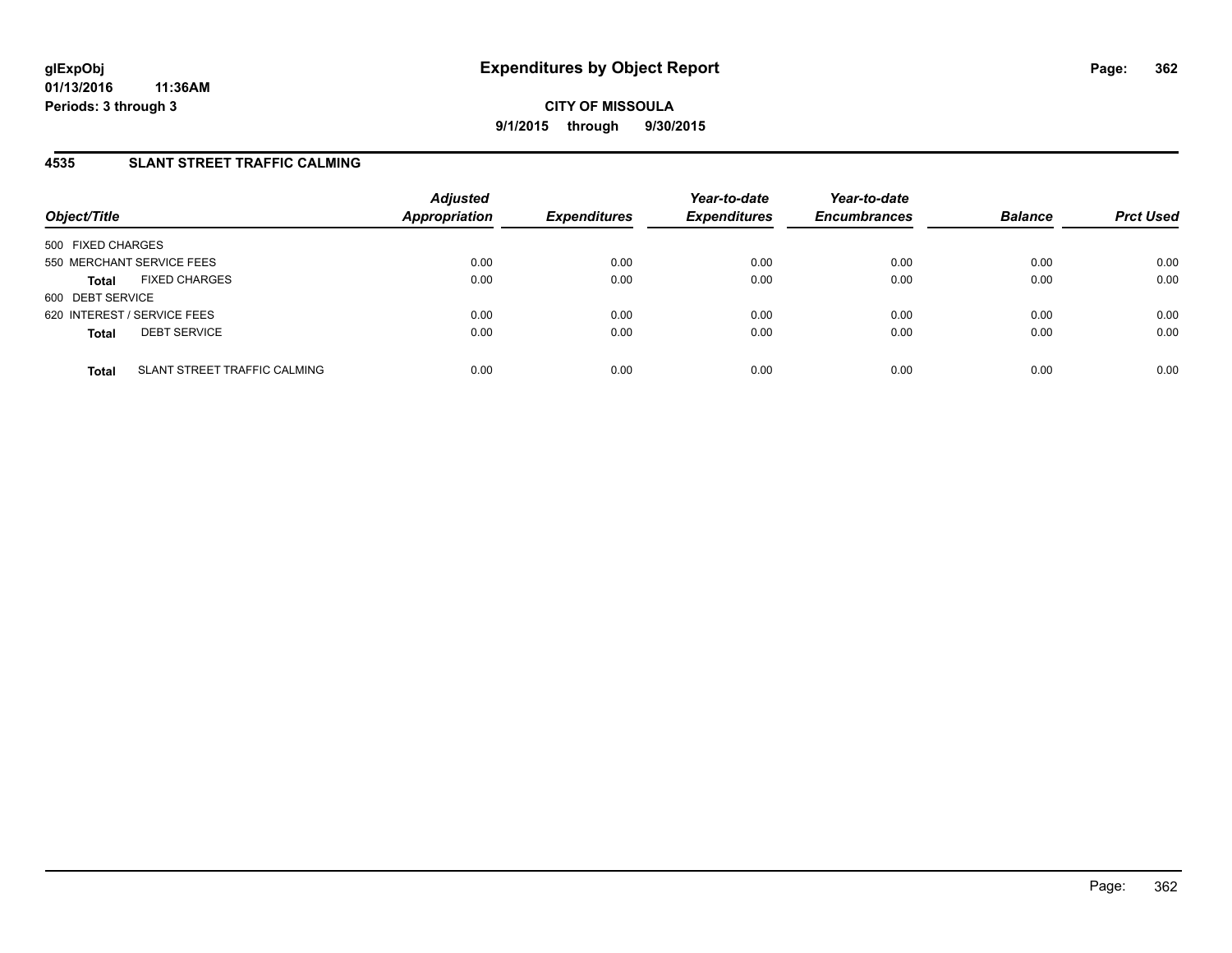# Expenditures by Object Report

**glExpObj**
**01/13/2016 11:36AM**
**Periods: 3 through 3**

**CITY OF MISSOULA**
**9/1/2015 through 9/30/2015**

## 4535 SLANT STREET TRAFFIC CALMING

| Object/Title | Adjusted Appropriation | Expenditures | Year-to-date Expenditures | Year-to-date Encumbrances | Balance | Prct Used |
|---|---|---|---|---|---|---|
| 500 FIXED CHARGES | | | | | | |
| 550 MERCHANT SERVICE FEES | 0.00 | 0.00 | 0.00 | 0.00 | 0.00 | 0.00 |
| **Total** FIXED CHARGES | 0.00 | 0.00 | 0.00 | 0.00 | 0.00 | 0.00 |
| 600 DEBT SERVICE | | | | | | |
| 620 INTEREST / SERVICE FEES | 0.00 | 0.00 | 0.00 | 0.00 | 0.00 | 0.00 |
| **Total** DEBT SERVICE | 0.00 | 0.00 | 0.00 | 0.00 | 0.00 | 0.00 |
| **Total** SLANT STREET TRAFFIC CALMING | 0.00 | 0.00 | 0.00 | 0.00 | 0.00 | 0.00 |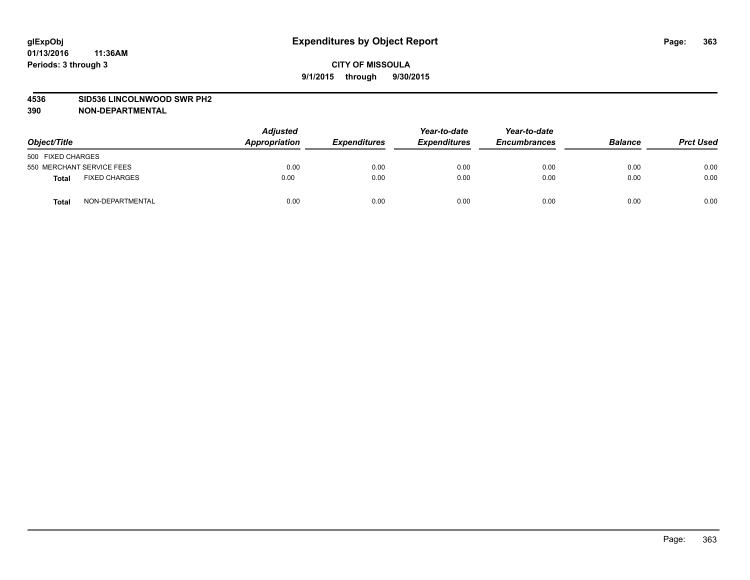**glExpObj**
**01/13/2016 11:36AM**
**Periods: 3 through 3**

# Expenditures by Object Report

**CITY OF MISSOULA**
**9/1/2015 through 9/30/2015**

**4536 SID536 LINCOLNWOOD SWR PH2**
**390 NON-DEPARTMENTAL**

| Object/Title | | Adjusted Appropriation | Expenditures | Year-to-date Expenditures | Year-to-date Encumbrances | Balance | Prct Used |
|---|---|---|---|---|---|---|---|
| 500 FIXED CHARGES | | | | | | | |
| 550 MERCHANT SERVICE FEES | | 0.00 | 0.00 | 0.00 | 0.00 | 0.00 | 0.00 |
| **Total** | FIXED CHARGES | 0.00 | 0.00 | 0.00 | 0.00 | 0.00 | 0.00 |
| **Total** | NON-DEPARTMENTAL | 0.00 | 0.00 | 0.00 | 0.00 | 0.00 | 0.00 |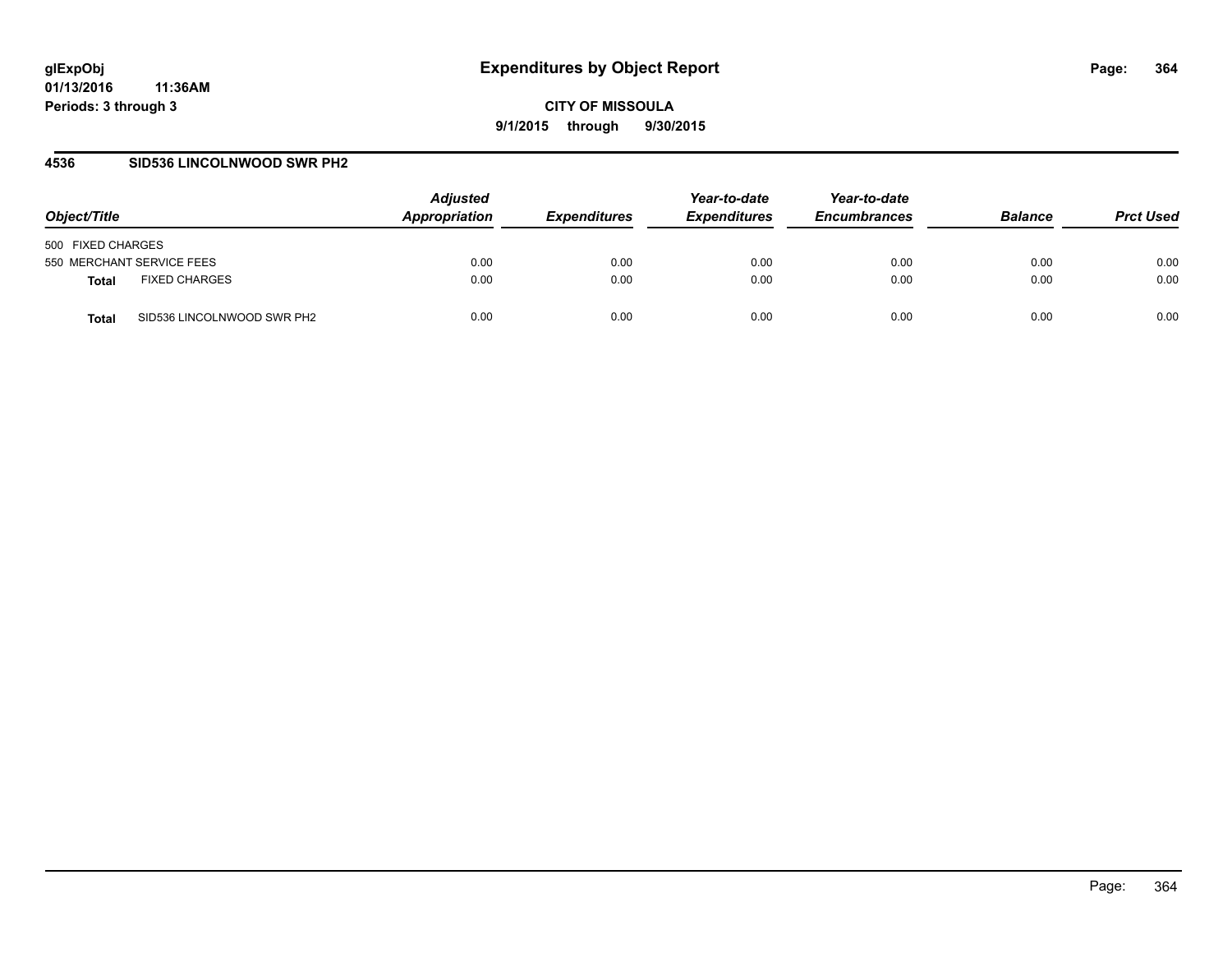# Expenditures by Object Report

glExpObj
01/13/2016 11:36AM
Periods: 3 through 3

**CITY OF MISSOULA**

**9/1/2015 through 9/30/2015**

## 4536 SID536 LINCOLNWOOD SWR PH2

| Object/Title | Adjusted Appropriation | Expenditures | Year-to-date Expenditures | Year-to-date Encumbrances | Balance | Prct Used |
|---|---|---|---|---|---|---|
| 500 FIXED CHARGES | | | | | | |
| 550 MERCHANT SERVICE FEES | 0.00 | 0.00 | 0.00 | 0.00 | 0.00 | 0.00 |
| **Total** FIXED CHARGES | 0.00 | 0.00 | 0.00 | 0.00 | 0.00 | 0.00 |
| **Total** SID536 LINCOLNWOOD SWR PH2 | 0.00 | 0.00 | 0.00 | 0.00 | 0.00 | 0.00 |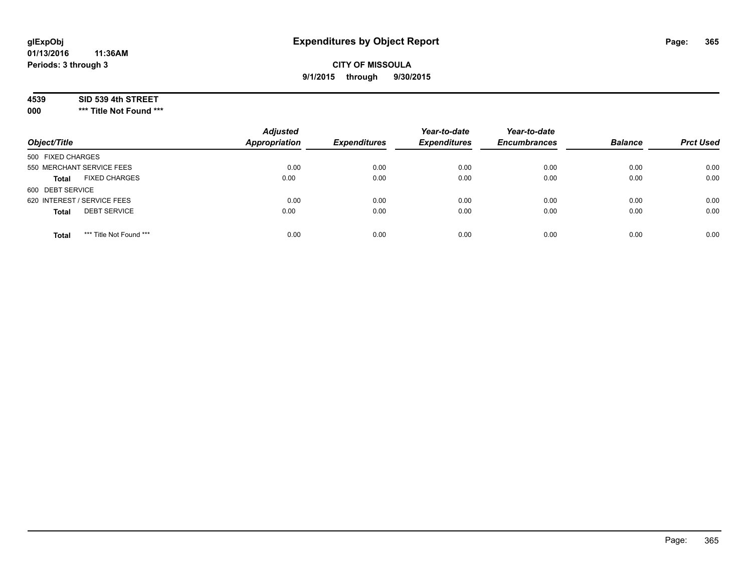**glExpObj**
**01/13/2016 11:36AM**
**Periods: 3 through 3**

# Expenditures by Object Report

**CITY OF MISSOULA**
**9/1/2015 through 9/30/2015**

**4539 SID 539 4th STREET**
**000 \*\*\* Title Not Found \*\*\***

| Object/Title | Adjusted Appropriation | Expenditures | Year-to-date Expenditures | Year-to-date Encumbrances | Balance | Prct Used |
|---|---|---|---|---|---|---|
| 500 FIXED CHARGES | | | | | | |
| 550 MERCHANT SERVICE FEES | 0.00 | 0.00 | 0.00 | 0.00 | 0.00 | 0.00 |
| **Total** FIXED CHARGES | 0.00 | 0.00 | 0.00 | 0.00 | 0.00 | 0.00 |
| 600 DEBT SERVICE | | | | | | |
| 620 INTEREST / SERVICE FEES | 0.00 | 0.00 | 0.00 | 0.00 | 0.00 | 0.00 |
| **Total** DEBT SERVICE | 0.00 | 0.00 | 0.00 | 0.00 | 0.00 | 0.00 |
| **Total** \*\*\* Title Not Found \*\*\* | 0.00 | 0.00 | 0.00 | 0.00 | 0.00 | 0.00 |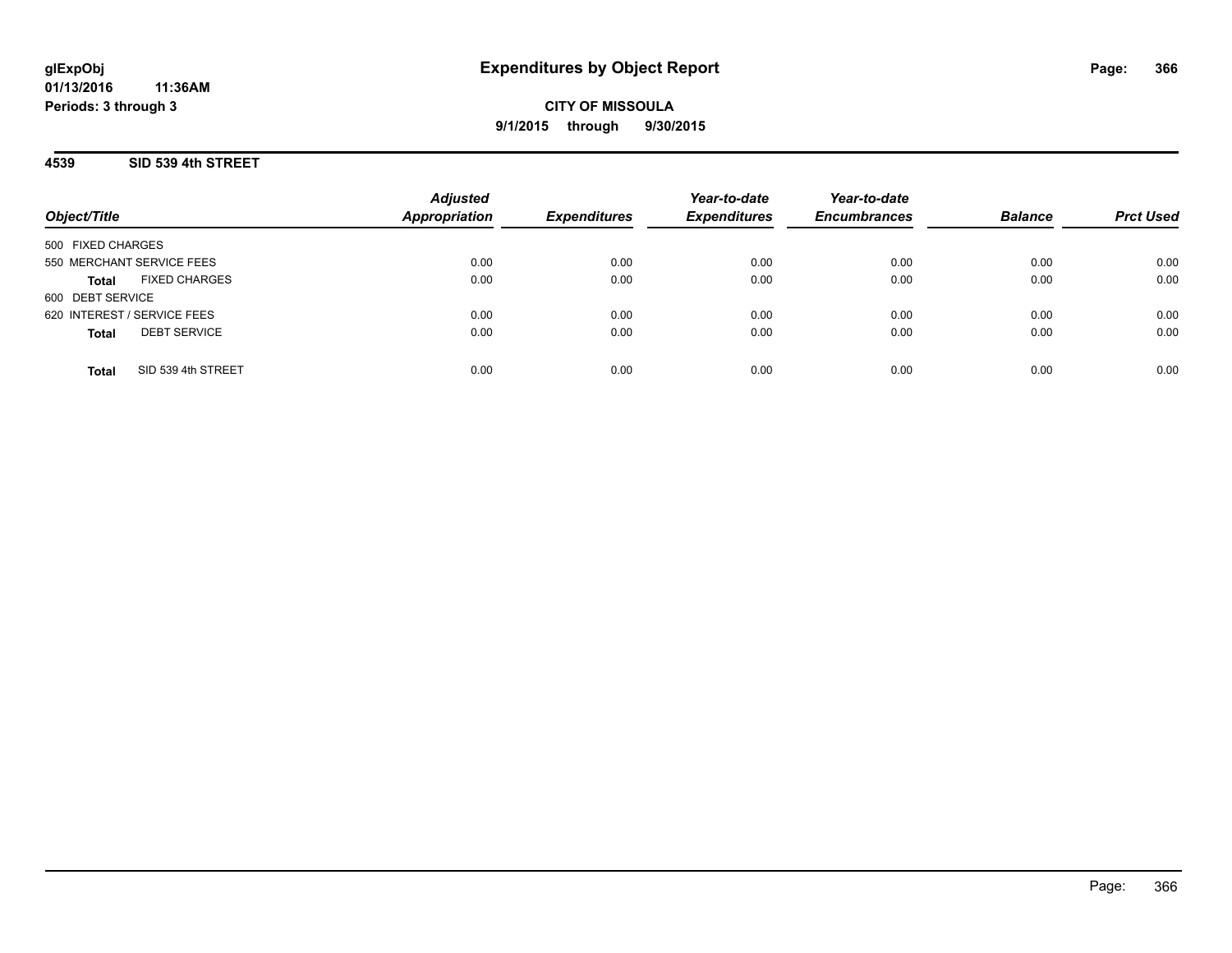glExpObj
01/13/2016 11:36AM
Periods: 3 through 3

# Expenditures by Object Report

CITY OF MISSOULA

9/1/2015 through 9/30/2015

## 4539 SID 539 4th STREET

| Object/Title | Adjusted Appropriation | Expenditures | Year-to-date Expenditures | Year-to-date Encumbrances | Balance | Prct Used |
|---|---|---|---|---|---|---|
| 500 FIXED CHARGES | | | | | | |
| 550 MERCHANT SERVICE FEES | 0.00 | 0.00 | 0.00 | 0.00 | 0.00 | 0.00 |
| **Total** FIXED CHARGES | 0.00 | 0.00 | 0.00 | 0.00 | 0.00 | 0.00 |
| 600 DEBT SERVICE | | | | | | |
| 620 INTEREST / SERVICE FEES | 0.00 | 0.00 | 0.00 | 0.00 | 0.00 | 0.00 |
| **Total** DEBT SERVICE | 0.00 | 0.00 | 0.00 | 0.00 | 0.00 | 0.00 |
| **Total** SID 539 4th STREET | 0.00 | 0.00 | 0.00 | 0.00 | 0.00 | 0.00 |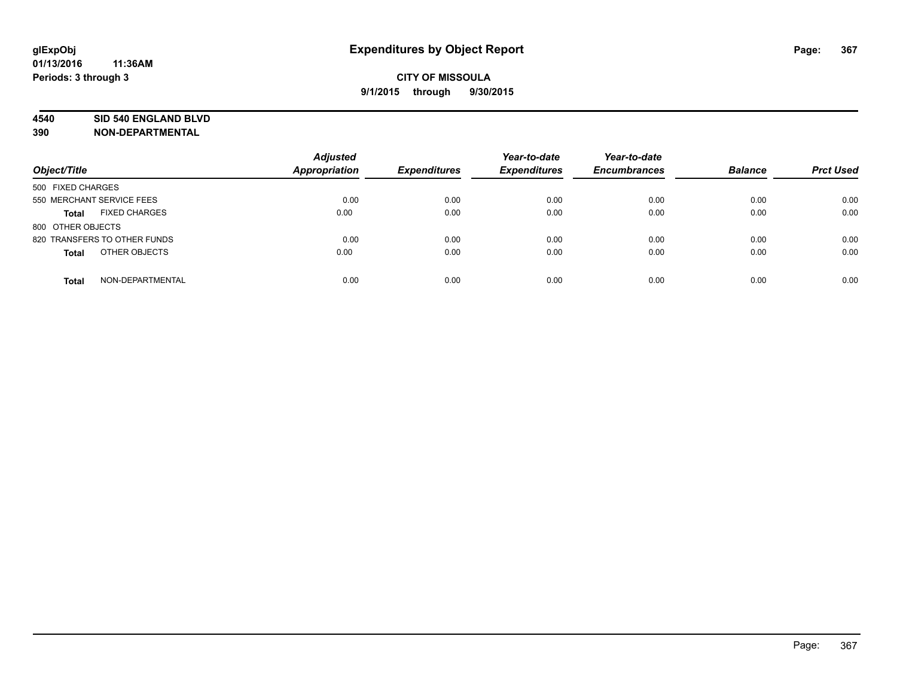glExpObj
01/13/2016 11:36AM
Periods: 3 through 3

# Expenditures by Object Report

**CITY OF MISSOULA**
**9/1/2015 through 9/30/2015**

**4540 SID 540 ENGLAND BLVD**
**390 NON-DEPARTMENTAL**

| Object/Title | Adjusted Appropriation | Expenditures | Year-to-date Expenditures | Year-to-date Encumbrances | Balance | Prct Used |
|---|---|---|---|---|---|---|
| 500 FIXED CHARGES | | | | | | |
| 550 MERCHANT SERVICE FEES | 0.00 | 0.00 | 0.00 | 0.00 | 0.00 | 0.00 |
| **Total** FIXED CHARGES | 0.00 | 0.00 | 0.00 | 0.00 | 0.00 | 0.00 |
| 800 OTHER OBJECTS | | | | | | |
| 820 TRANSFERS TO OTHER FUNDS | 0.00 | 0.00 | 0.00 | 0.00 | 0.00 | 0.00 |
| **Total** OTHER OBJECTS | 0.00 | 0.00 | 0.00 | 0.00 | 0.00 | 0.00 |
| **Total** NON-DEPARTMENTAL | 0.00 | 0.00 | 0.00 | 0.00 | 0.00 | 0.00 |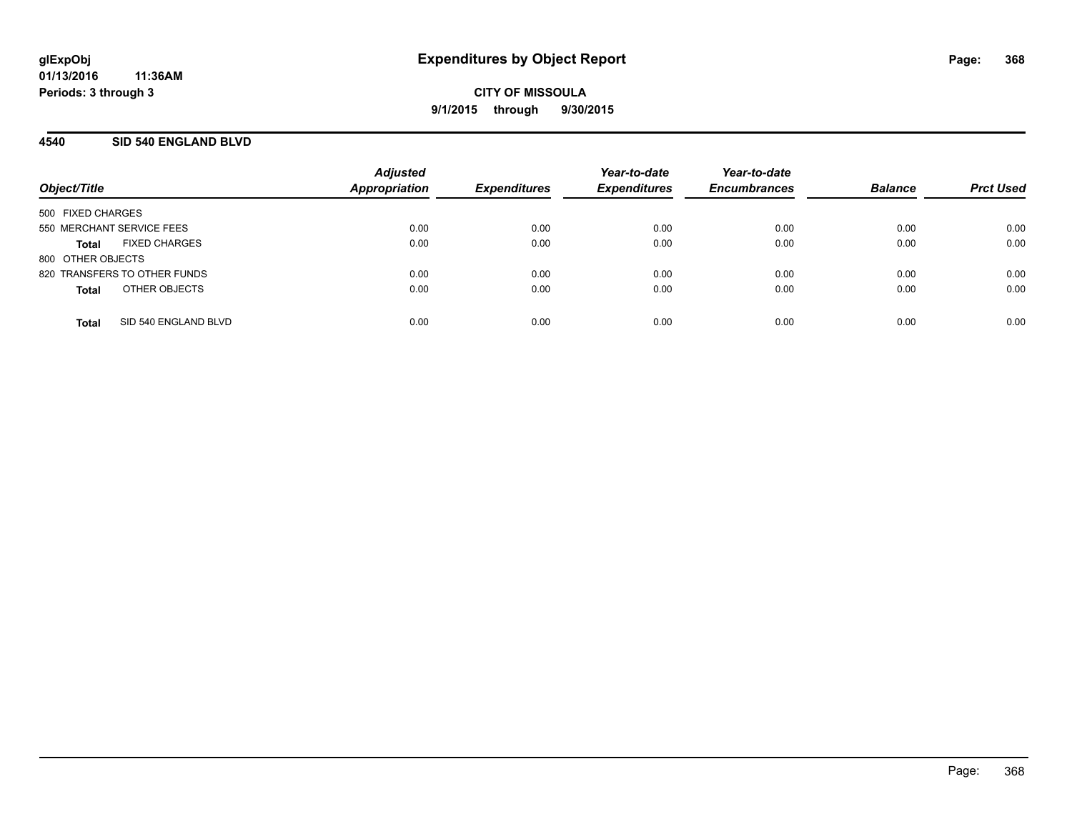**glExpObj** **Expenditures by Object Report**
**01/13/2016 11:36AM**
**Periods: 3 through 3**

**CITY OF MISSOULA**
**9/1/2015 through 9/30/2015**

## 4540 SID 540 ENGLAND BLVD

| Object/Title | Adjusted Appropriation | Expenditures | Year-to-date Expenditures | Year-to-date Encumbrances | Balance | Prct Used |
|---|---|---|---|---|---|---|
| 500 FIXED CHARGES | | | | | | |
| 550 MERCHANT SERVICE FEES | 0.00 | 0.00 | 0.00 | 0.00 | 0.00 | 0.00 |
| **Total** FIXED CHARGES | 0.00 | 0.00 | 0.00 | 0.00 | 0.00 | 0.00 |
| 800 OTHER OBJECTS | | | | | | |
| 820 TRANSFERS TO OTHER FUNDS | 0.00 | 0.00 | 0.00 | 0.00 | 0.00 | 0.00 |
| **Total** OTHER OBJECTS | 0.00 | 0.00 | 0.00 | 0.00 | 0.00 | 0.00 |
| **Total** SID 540 ENGLAND BLVD | 0.00 | 0.00 | 0.00 | 0.00 | 0.00 | 0.00 |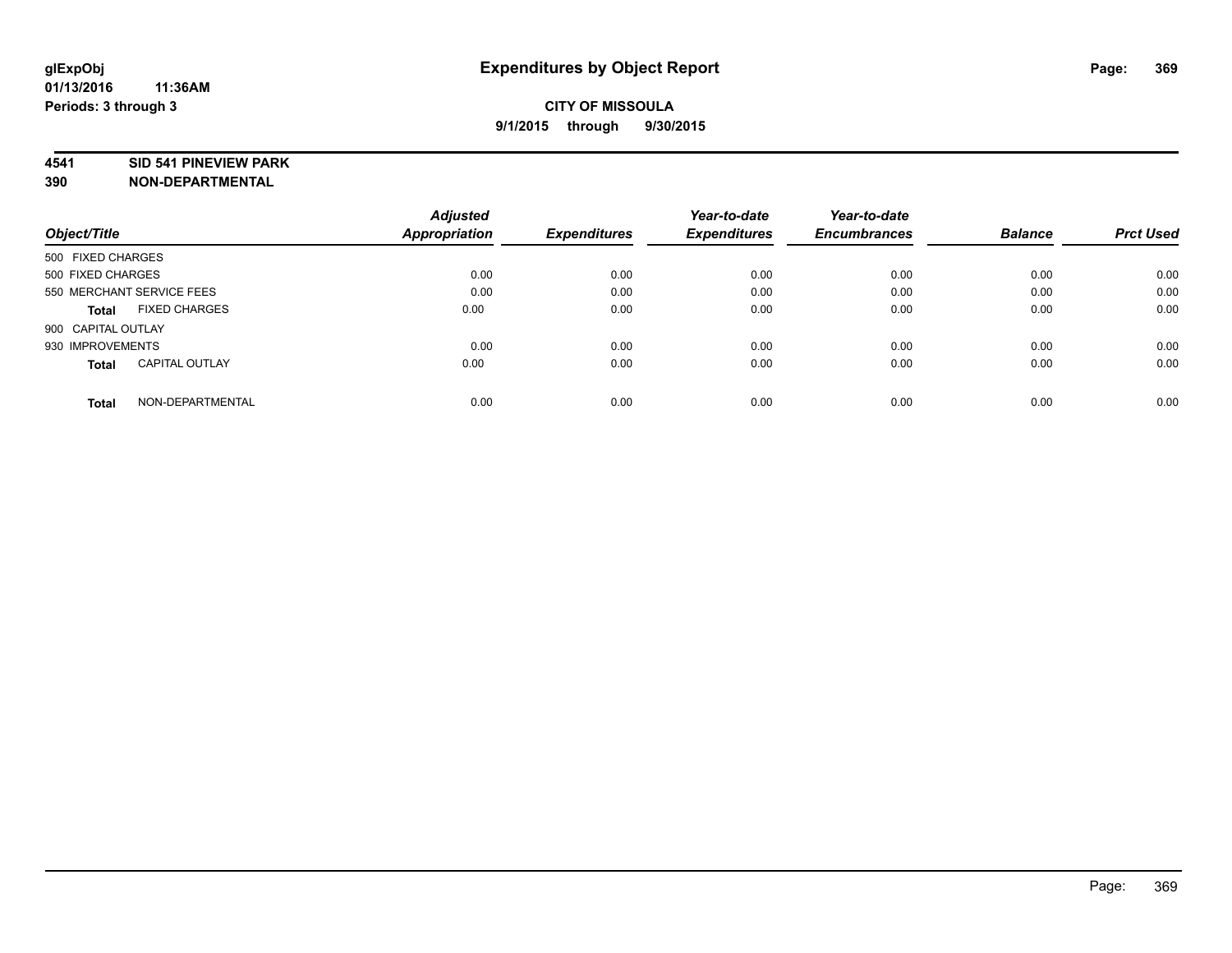# Expenditures by Object Report

glExpObj
01/13/2016 11:36AM
Periods: 3 through 3

**CITY OF MISSOULA**
**9/1/2015 through 9/30/2015**

**4541 SID 541 PINEVIEW PARK**
**390 NON-DEPARTMENTAL**

| Object/Title | Adjusted Appropriation | Expenditures | Year-to-date Expenditures | Year-to-date Encumbrances | Balance | Prct Used |
|---|---|---|---|---|---|---|
| 500 FIXED CHARGES | | | | | | |
| 500 FIXED CHARGES | 0.00 | 0.00 | 0.00 | 0.00 | 0.00 | 0.00 |
| 550 MERCHANT SERVICE FEES | 0.00 | 0.00 | 0.00 | 0.00 | 0.00 | 0.00 |
| **Total** FIXED CHARGES | 0.00 | 0.00 | 0.00 | 0.00 | 0.00 | 0.00 |
| 900 CAPITAL OUTLAY | | | | | | |
| 930 IMPROVEMENTS | 0.00 | 0.00 | 0.00 | 0.00 | 0.00 | 0.00 |
| **Total** CAPITAL OUTLAY | 0.00 | 0.00 | 0.00 | 0.00 | 0.00 | 0.00 |
| **Total** NON-DEPARTMENTAL | 0.00 | 0.00 | 0.00 | 0.00 | 0.00 | 0.00 |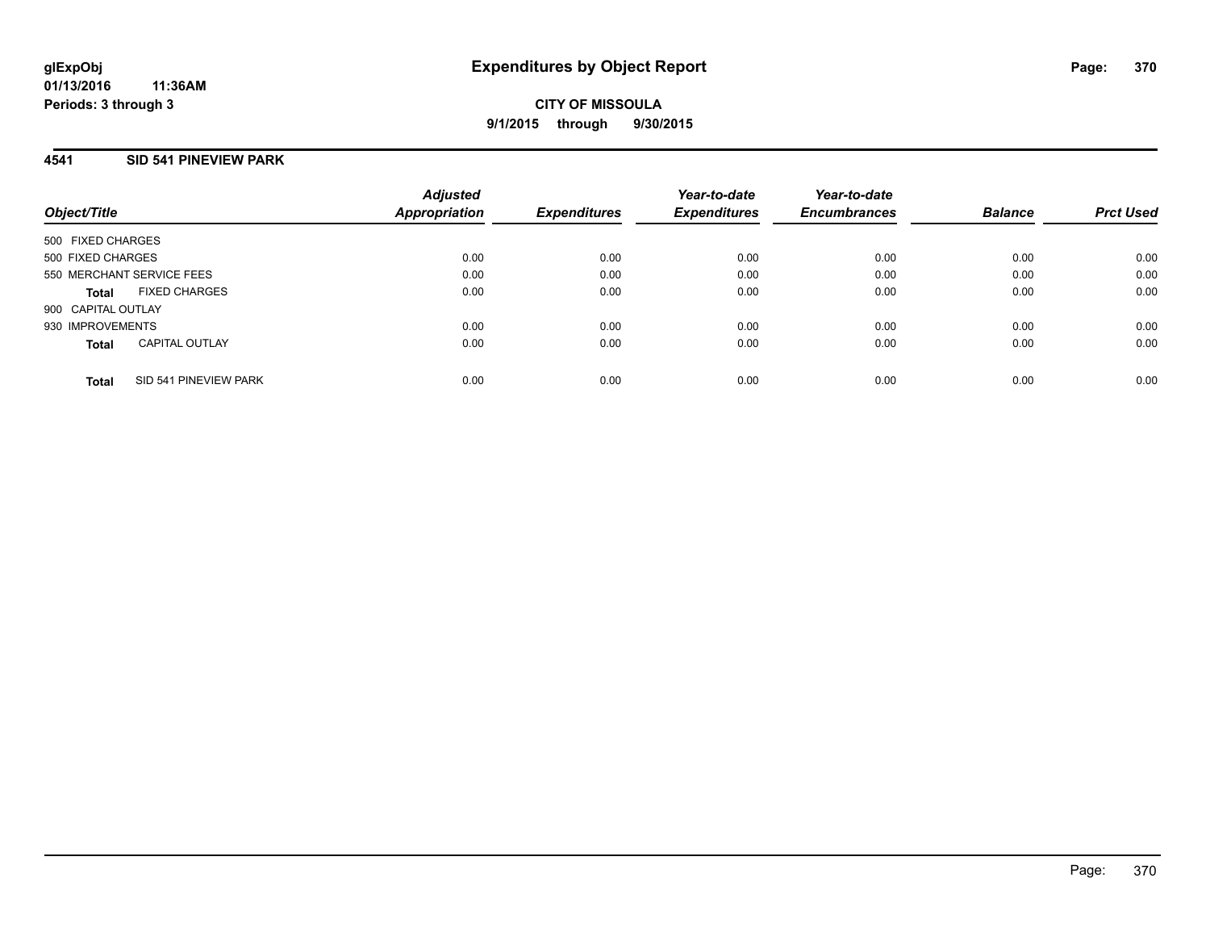# Expenditures by Object Report

glExpObj
01/13/2016 11:36AM
Periods: 3 through 3

**CITY OF MISSOULA**
**9/1/2015 through 9/30/2015**

## 4541 SID 541 PINEVIEW PARK

| Object/Title | Adjusted Appropriation | Expenditures | Year-to-date Expenditures | Year-to-date Encumbrances | Balance | Prct Used |
|---|---|---|---|---|---|---|
| 500 FIXED CHARGES | | | | | | |
| 500 FIXED CHARGES | 0.00 | 0.00 | 0.00 | 0.00 | 0.00 | 0.00 |
| 550 MERCHANT SERVICE FEES | 0.00 | 0.00 | 0.00 | 0.00 | 0.00 | 0.00 |
| **Total** FIXED CHARGES | 0.00 | 0.00 | 0.00 | 0.00 | 0.00 | 0.00 |
| 900 CAPITAL OUTLAY | | | | | | |
| 930 IMPROVEMENTS | 0.00 | 0.00 | 0.00 | 0.00 | 0.00 | 0.00 |
| **Total** CAPITAL OUTLAY | 0.00 | 0.00 | 0.00 | 0.00 | 0.00 | 0.00 |
| **Total** SID 541 PINEVIEW PARK | 0.00 | 0.00 | 0.00 | 0.00 | 0.00 | 0.00 |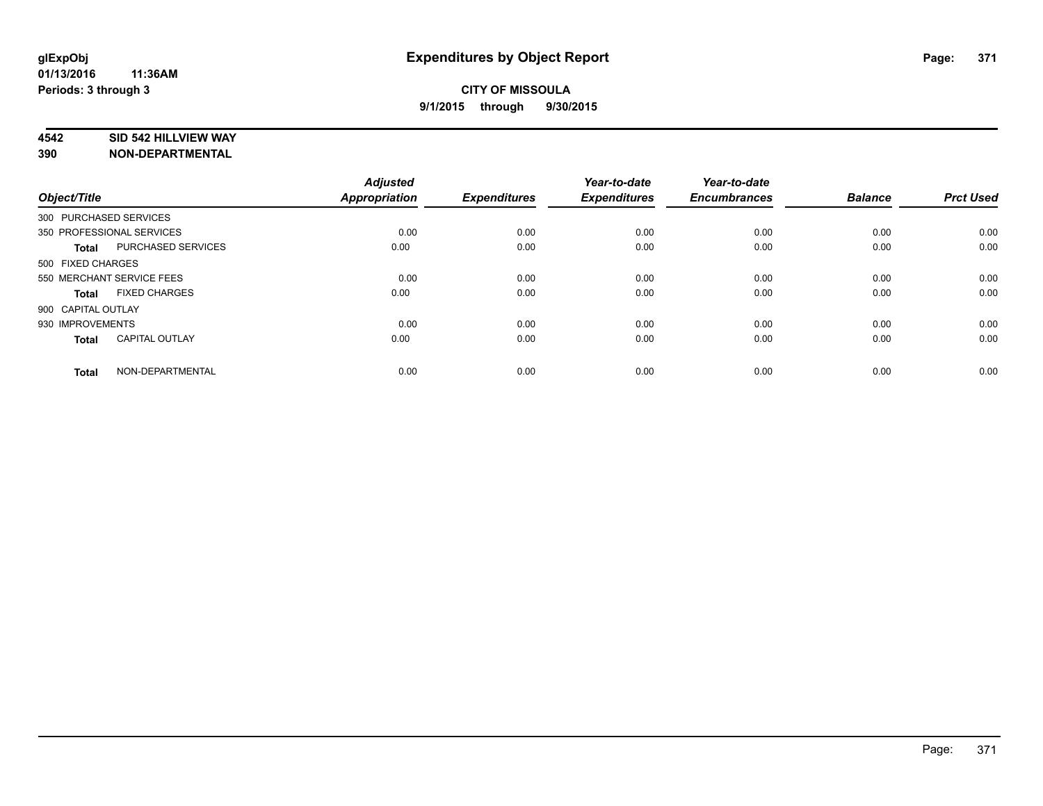**glExpObj**
**01/13/2016 11:36AM**
**Periods: 3 through 3**

# Expenditures by Object Report

**CITY OF MISSOULA**
**9/1/2015 through 9/30/2015**

**4542 SID 542 HILLVIEW WAY**
**390 NON-DEPARTMENTAL**

| Object/Title | Adjusted Appropriation | Expenditures | Year-to-date Expenditures | Year-to-date Encumbrances | Balance | Prct Used |
|---|---|---|---|---|---|---|
| 300 PURCHASED SERVICES | | | | | | |
| 350 PROFESSIONAL SERVICES | 0.00 | 0.00 | 0.00 | 0.00 | 0.00 | 0.00 |
| **Total** PURCHASED SERVICES | 0.00 | 0.00 | 0.00 | 0.00 | 0.00 | 0.00 |
| 500 FIXED CHARGES | | | | | | |
| 550 MERCHANT SERVICE FEES | 0.00 | 0.00 | 0.00 | 0.00 | 0.00 | 0.00 |
| **Total** FIXED CHARGES | 0.00 | 0.00 | 0.00 | 0.00 | 0.00 | 0.00 |
| 900 CAPITAL OUTLAY | | | | | | |
| 930 IMPROVEMENTS | 0.00 | 0.00 | 0.00 | 0.00 | 0.00 | 0.00 |
| **Total** CAPITAL OUTLAY | 0.00 | 0.00 | 0.00 | 0.00 | 0.00 | 0.00 |
| **Total** NON-DEPARTMENTAL | 0.00 | 0.00 | 0.00 | 0.00 | 0.00 | 0.00 |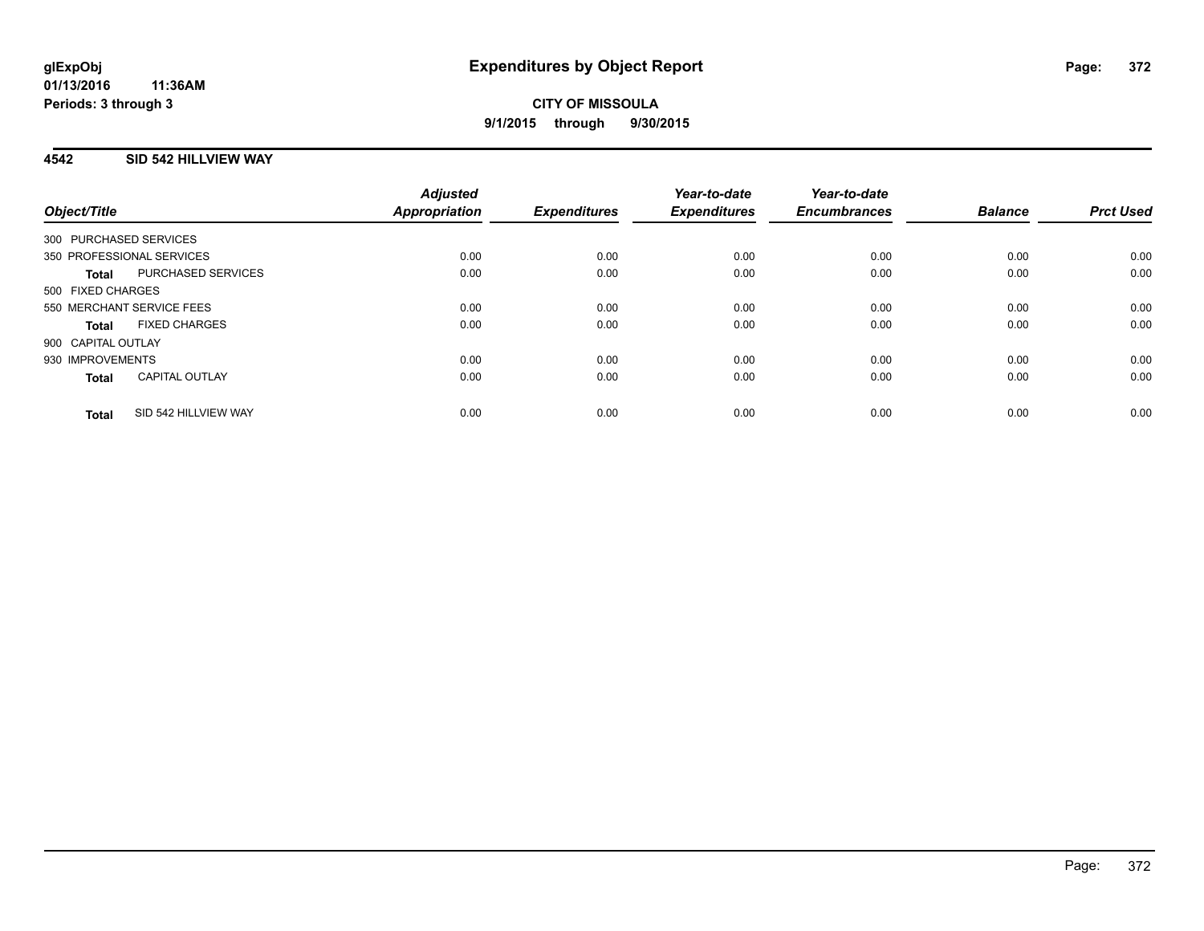# Expenditures by Object Report

glExpObj
01/13/2016 11:36AM
Periods: 3 through 3

**CITY OF MISSOULA**
**9/1/2015 through 9/30/2015**

## 4542 SID 542 HILLVIEW WAY

| Object/Title | | Adjusted Appropriation | Expenditures | Year-to-date Expenditures | Year-to-date Encumbrances | Balance | Prct Used |
|---|---|---|---|---|---|---|---|
| 300 PURCHASED SERVICES | | | | | | | |
| 350 PROFESSIONAL SERVICES | | 0.00 | 0.00 | 0.00 | 0.00 | 0.00 | 0.00 |
| **Total** | PURCHASED SERVICES | 0.00 | 0.00 | 0.00 | 0.00 | 0.00 | 0.00 |
| 500 FIXED CHARGES | | | | | | | |
| 550 MERCHANT SERVICE FEES | | 0.00 | 0.00 | 0.00 | 0.00 | 0.00 | 0.00 |
| **Total** | FIXED CHARGES | 0.00 | 0.00 | 0.00 | 0.00 | 0.00 | 0.00 |
| 900 CAPITAL OUTLAY | | | | | | | |
| 930 IMPROVEMENTS | | 0.00 | 0.00 | 0.00 | 0.00 | 0.00 | 0.00 |
| **Total** | CAPITAL OUTLAY | 0.00 | 0.00 | 0.00 | 0.00 | 0.00 | 0.00 |
| **Total** | SID 542 HILLVIEW WAY | 0.00 | 0.00 | 0.00 | 0.00 | 0.00 | 0.00 |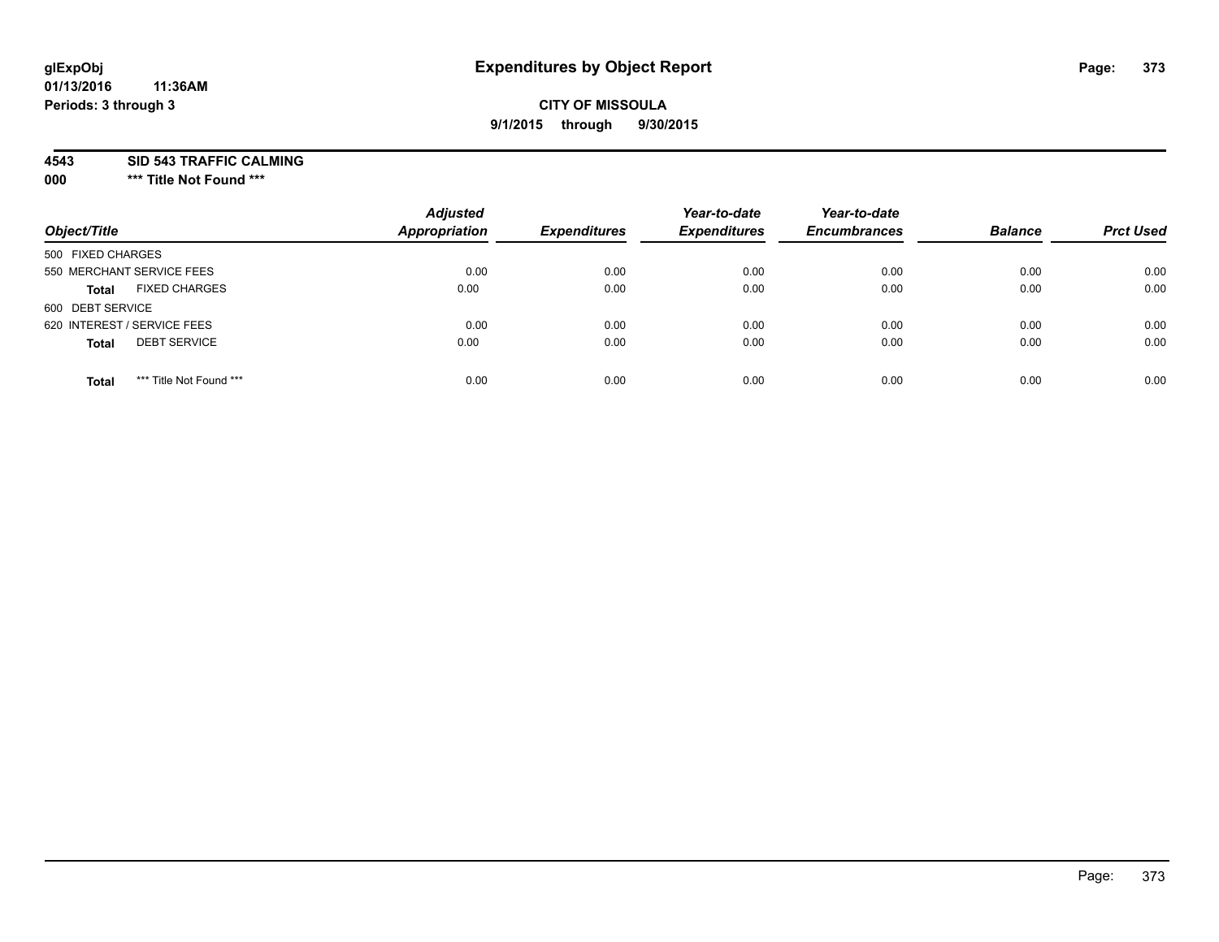glExpObj
01/13/2016 11:36AM
Periods: 3 through 3

# Expenditures by Object Report

**CITY OF MISSOULA**
**9/1/2015 through 9/30/2015**

**4543 SID 543 TRAFFIC CALMING**
**000 *** Title Not Found *****

| Object/Title | | Adjusted Appropriation | Expenditures | Year-to-date Expenditures | Year-to-date Encumbrances | Balance | Prct Used |
|---|---|---|---|---|---|---|---|
| 500 FIXED CHARGES | | | | | | | |
| 550 MERCHANT SERVICE FEES | | 0.00 | 0.00 | 0.00 | 0.00 | 0.00 | 0.00 |
| **Total** | FIXED CHARGES | 0.00 | 0.00 | 0.00 | 0.00 | 0.00 | 0.00 |
| 600 DEBT SERVICE | | | | | | | |
| 620 INTEREST / SERVICE FEES | | 0.00 | 0.00 | 0.00 | 0.00 | 0.00 | 0.00 |
| **Total** | DEBT SERVICE | 0.00 | 0.00 | 0.00 | 0.00 | 0.00 | 0.00 |
| **Total** | *** Title Not Found *** | 0.00 | 0.00 | 0.00 | 0.00 | 0.00 | 0.00 |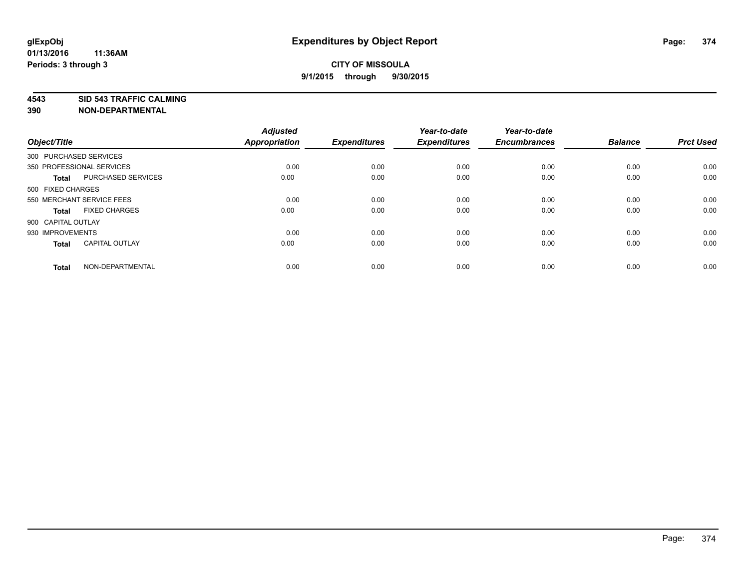**glExpObj**
**01/13/2016 11:36AM**
**Periods: 3 through 3**

# Expenditures by Object Report

**CITY OF MISSOULA**
**9/1/2015 through 9/30/2015**

**4543 SID 543 TRAFFIC CALMING**
**390 NON-DEPARTMENTAL**

| Object/Title | | Adjusted Appropriation | Expenditures | Year-to-date Expenditures | Year-to-date Encumbrances | Balance | Prct Used |
|---|---|---|---|---|---|---|---|
| 300 PURCHASED SERVICES | | | | | | | |
| 350 PROFESSIONAL SERVICES | | 0.00 | 0.00 | 0.00 | 0.00 | 0.00 | 0.00 |
| **Total** | PURCHASED SERVICES | 0.00 | 0.00 | 0.00 | 0.00 | 0.00 | 0.00 |
| 500 FIXED CHARGES | | | | | | | |
| 550 MERCHANT SERVICE FEES | | 0.00 | 0.00 | 0.00 | 0.00 | 0.00 | 0.00 |
| **Total** | FIXED CHARGES | 0.00 | 0.00 | 0.00 | 0.00 | 0.00 | 0.00 |
| 900 CAPITAL OUTLAY | | | | | | | |
| 930 IMPROVEMENTS | | 0.00 | 0.00 | 0.00 | 0.00 | 0.00 | 0.00 |
| **Total** | CAPITAL OUTLAY | 0.00 | 0.00 | 0.00 | 0.00 | 0.00 | 0.00 |
| **Total** | NON-DEPARTMENTAL | 0.00 | 0.00 | 0.00 | 0.00 | 0.00 | 0.00 |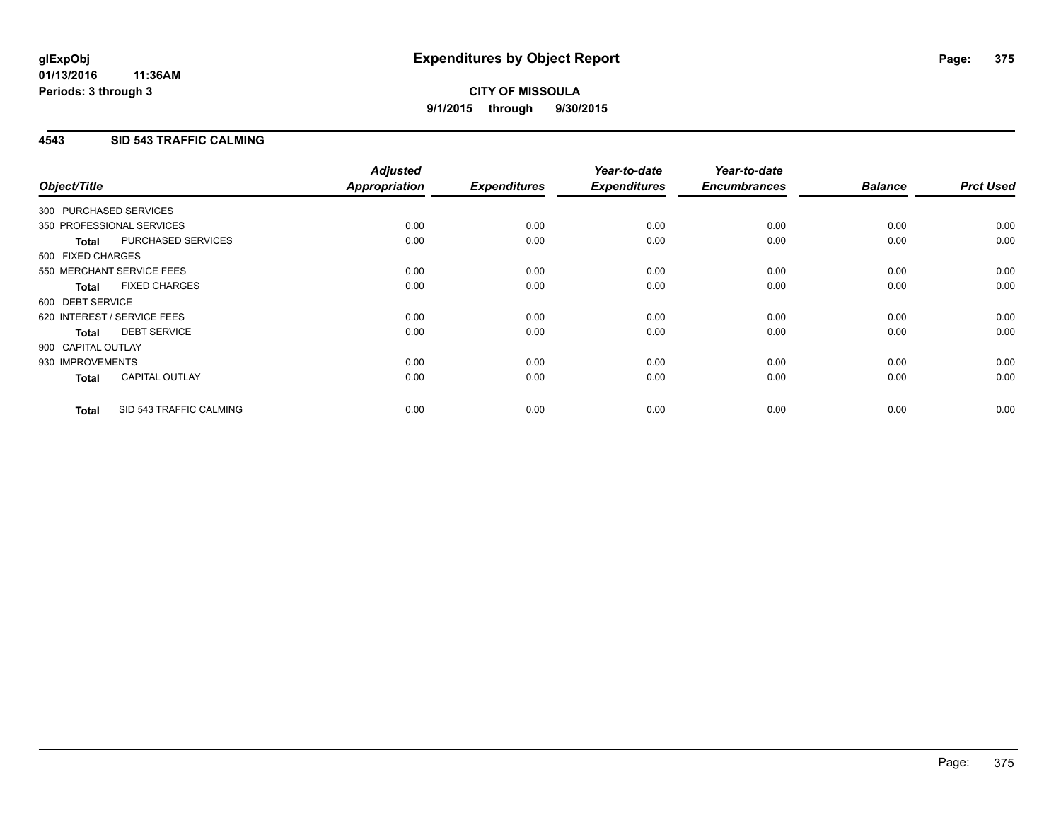**glExpObj**
**01/13/2016 11:36AM**
**Periods: 3 through 3**

# Expenditures by Object Report

**CITY OF MISSOULA**
**9/1/2015 through 9/30/2015**

## 4543 SID 543 TRAFFIC CALMING

| Object/Title | | Adjusted Appropriation | Expenditures | Year-to-date Expenditures | Year-to-date Encumbrances | Balance | Prct Used |
|---|---|---|---|---|---|---|---|
| 300 PURCHASED SERVICES | | | | | | | |
| 350 PROFESSIONAL SERVICES | | 0.00 | 0.00 | 0.00 | 0.00 | 0.00 | 0.00 |
| **Total** | PURCHASED SERVICES | 0.00 | 0.00 | 0.00 | 0.00 | 0.00 | 0.00 |
| 500 FIXED CHARGES | | | | | | | |
| 550 MERCHANT SERVICE FEES | | 0.00 | 0.00 | 0.00 | 0.00 | 0.00 | 0.00 |
| **Total** | FIXED CHARGES | 0.00 | 0.00 | 0.00 | 0.00 | 0.00 | 0.00 |
| 600 DEBT SERVICE | | | | | | | |
| 620 INTEREST / SERVICE FEES | | 0.00 | 0.00 | 0.00 | 0.00 | 0.00 | 0.00 |
| **Total** | DEBT SERVICE | 0.00 | 0.00 | 0.00 | 0.00 | 0.00 | 0.00 |
| 900 CAPITAL OUTLAY | | | | | | | |
| 930 IMPROVEMENTS | | 0.00 | 0.00 | 0.00 | 0.00 | 0.00 | 0.00 |
| **Total** | CAPITAL OUTLAY | 0.00 | 0.00 | 0.00 | 0.00 | 0.00 | 0.00 |
| **Total** | SID 543 TRAFFIC CALMING | 0.00 | 0.00 | 0.00 | 0.00 | 0.00 | 0.00 |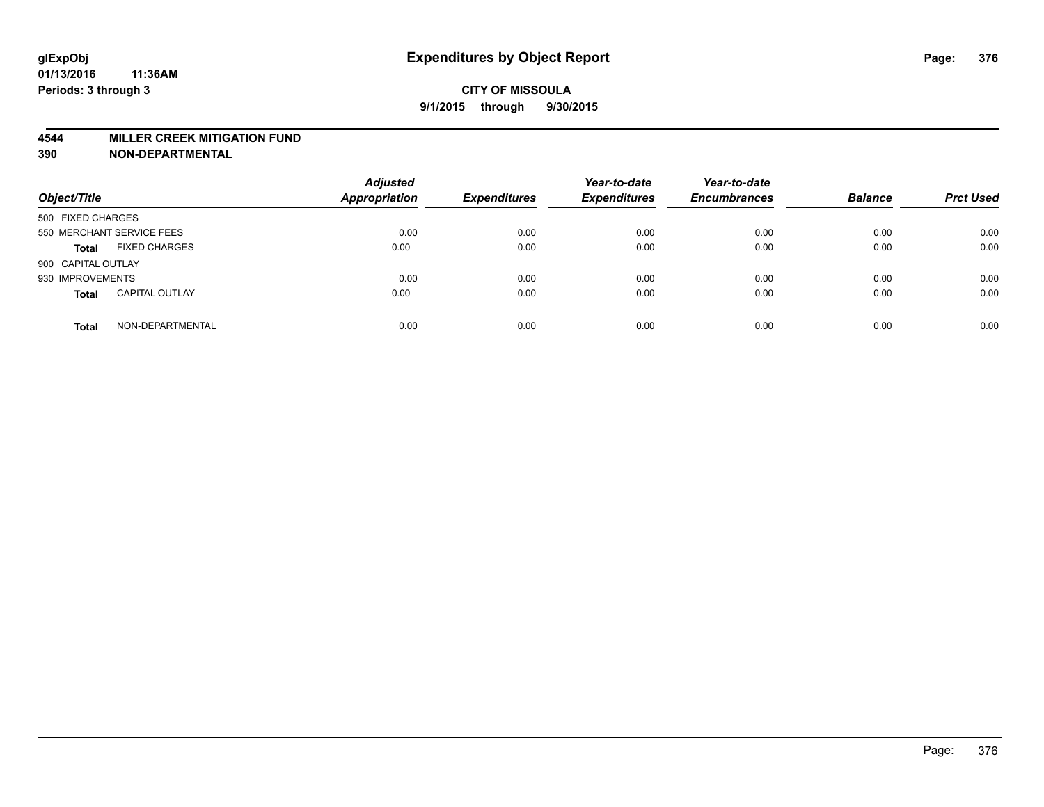# Expenditures by Object Report

**glExpObj**
**01/13/2016 11:36AM**
**Periods: 3 through 3**

**CITY OF MISSOULA**
**9/1/2015 through 9/30/2015**

**4544 MILLER CREEK MITIGATION FUND**
**390 NON-DEPARTMENTAL**

| Object/Title | Adjusted Appropriation | Expenditures | Year-to-date Expenditures | Year-to-date Encumbrances | Balance | Prct Used |
|---|---|---|---|---|---|---|
| 500 FIXED CHARGES | | | | | | |
| 550 MERCHANT SERVICE FEES | 0.00 | 0.00 | 0.00 | 0.00 | 0.00 | 0.00 |
| **Total** FIXED CHARGES | 0.00 | 0.00 | 0.00 | 0.00 | 0.00 | 0.00 |
| 900 CAPITAL OUTLAY | | | | | | |
| 930 IMPROVEMENTS | 0.00 | 0.00 | 0.00 | 0.00 | 0.00 | 0.00 |
| **Total** CAPITAL OUTLAY | 0.00 | 0.00 | 0.00 | 0.00 | 0.00 | 0.00 |
| **Total** NON-DEPARTMENTAL | 0.00 | 0.00 | 0.00 | 0.00 | 0.00 | 0.00 |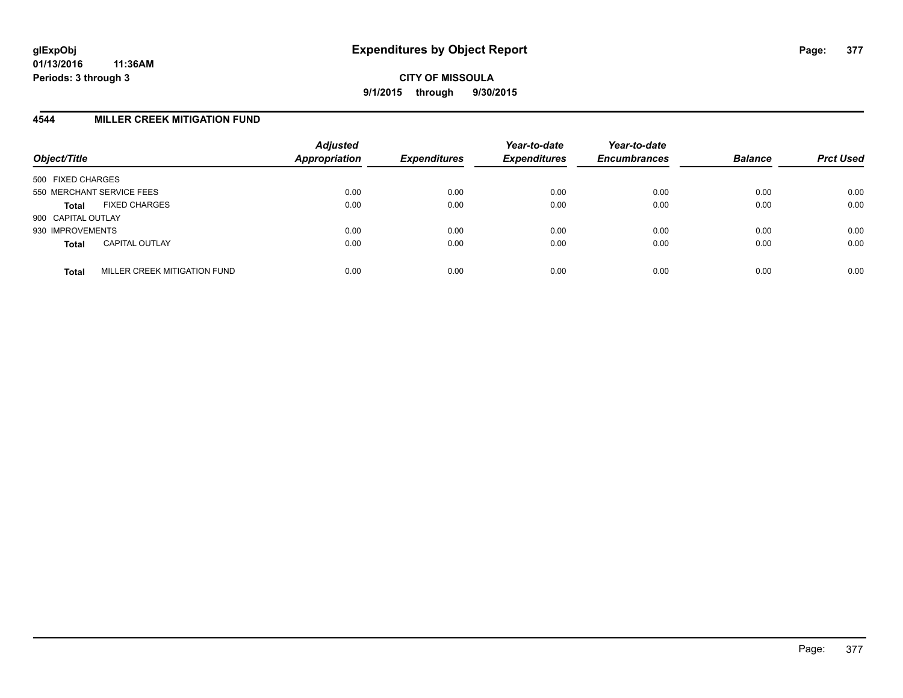**glExpObj**
**01/13/2016 11:36AM**
**Periods: 3 through 3**

# Expenditures by Object Report

**CITY OF MISSOULA**
**9/1/2015 through 9/30/2015**

## 4544 MILLER CREEK MITIGATION FUND

| Object/Title | | Adjusted Appropriation | Expenditures | Year-to-date Expenditures | Year-to-date Encumbrances | Balance | Prct Used |
|---|---|---|---|---|---|---|---|
| 500 FIXED CHARGES | | | | | | | |
| 550 MERCHANT SERVICE FEES | | 0.00 | 0.00 | 0.00 | 0.00 | 0.00 | 0.00 |
| **Total** | FIXED CHARGES | 0.00 | 0.00 | 0.00 | 0.00 | 0.00 | 0.00 |
| 900 CAPITAL OUTLAY | | | | | | | |
| 930 IMPROVEMENTS | | 0.00 | 0.00 | 0.00 | 0.00 | 0.00 | 0.00 |
| **Total** | CAPITAL OUTLAY | 0.00 | 0.00 | 0.00 | 0.00 | 0.00 | 0.00 |
| **Total** | MILLER CREEK MITIGATION FUND | 0.00 | 0.00 | 0.00 | 0.00 | 0.00 | 0.00 |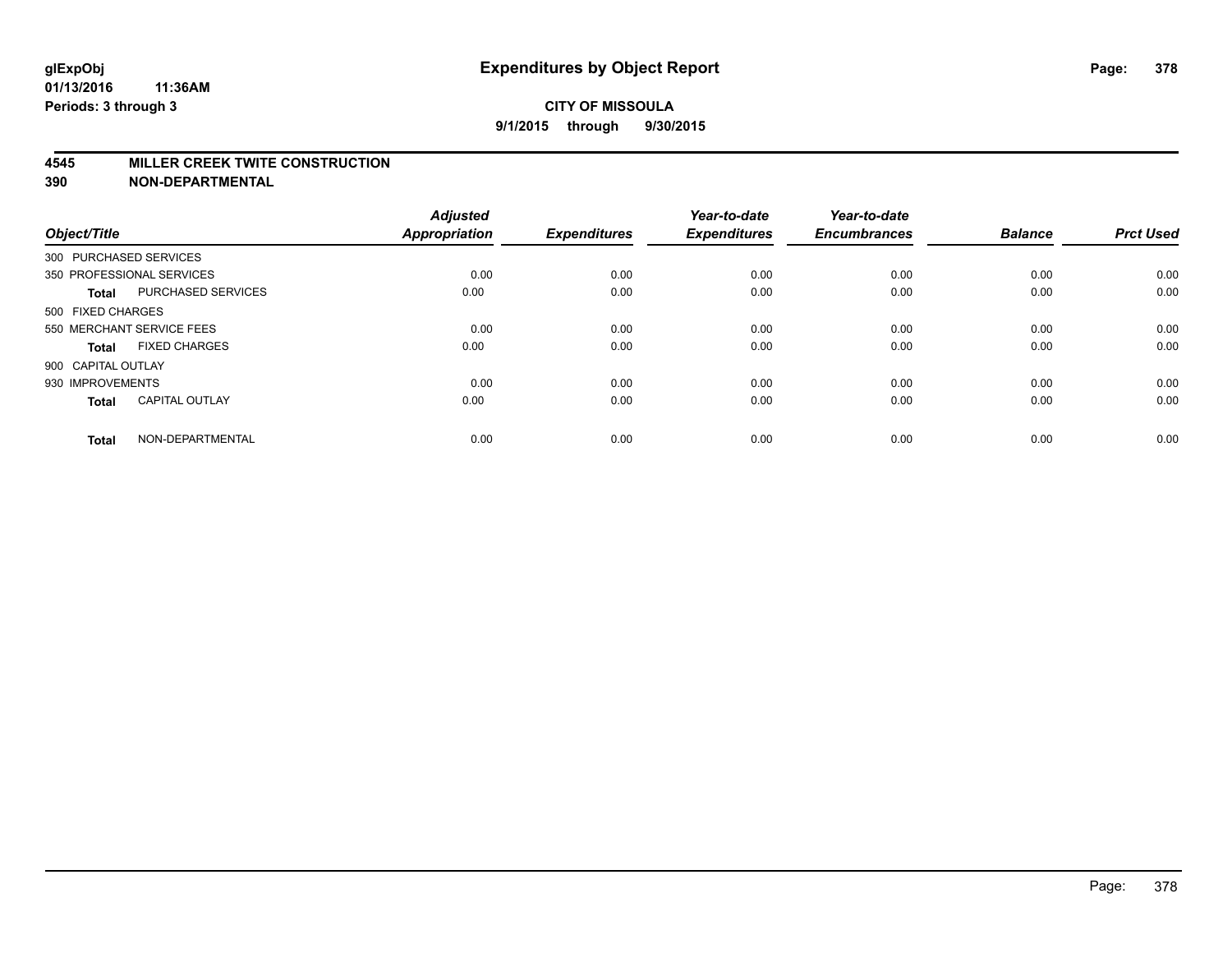**glExpObj**
**01/13/2016 11:36AM**
**Periods: 3 through 3**

# Expenditures by Object Report

**CITY OF MISSOULA**
**9/1/2015 through 9/30/2015**

## 4545 MILLER CREEK TWITE CONSTRUCTION
## 390 NON-DEPARTMENTAL

| Object/Title | | Adjusted Appropriation | Expenditures | Year-to-date Expenditures | Year-to-date Encumbrances | Balance | Prct Used |
|---|---|---|---|---|---|---|---|
| 300 PURCHASED SERVICES | | | | | | | |
| 350 PROFESSIONAL SERVICES | | 0.00 | 0.00 | 0.00 | 0.00 | 0.00 | 0.00 |
| **Total** | PURCHASED SERVICES | 0.00 | 0.00 | 0.00 | 0.00 | 0.00 | 0.00 |
| 500 FIXED CHARGES | | | | | | | |
| 550 MERCHANT SERVICE FEES | | 0.00 | 0.00 | 0.00 | 0.00 | 0.00 | 0.00 |
| **Total** | FIXED CHARGES | 0.00 | 0.00 | 0.00 | 0.00 | 0.00 | 0.00 |
| 900 CAPITAL OUTLAY | | | | | | | |
| 930 IMPROVEMENTS | | 0.00 | 0.00 | 0.00 | 0.00 | 0.00 | 0.00 |
| **Total** | CAPITAL OUTLAY | 0.00 | 0.00 | 0.00 | 0.00 | 0.00 | 0.00 |
| **Total** | NON-DEPARTMENTAL | 0.00 | 0.00 | 0.00 | 0.00 | 0.00 | 0.00 |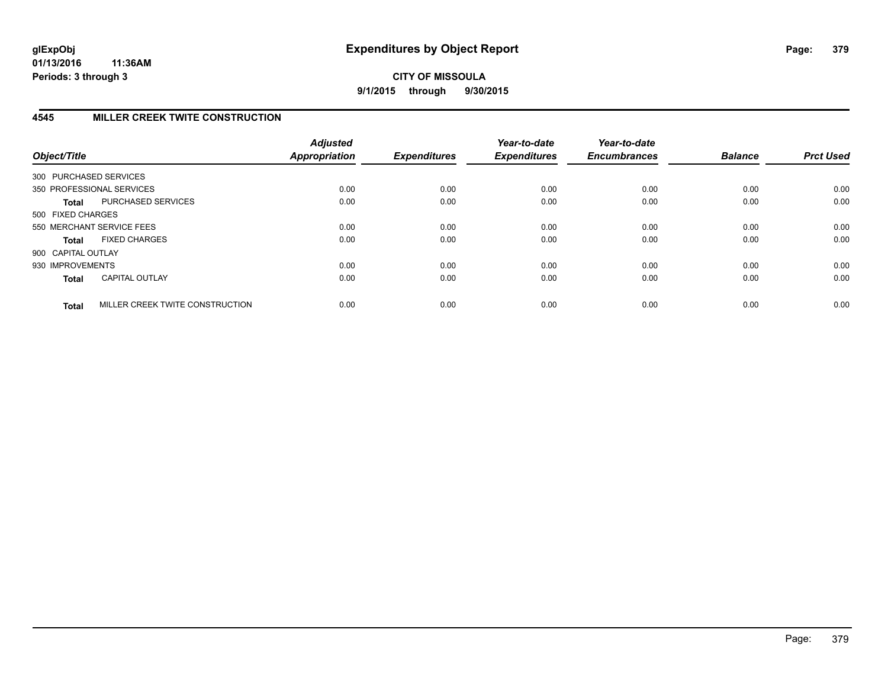# Expenditures by Object Report

**glExpObj**
**01/13/2016 11:36AM**
**Periods: 3 through 3**

**CITY OF MISSOULA**
**9/1/2015 through 9/30/2015**

## 4545 MILLER CREEK TWITE CONSTRUCTION

| Object/Title | Adjusted Appropriation | Expenditures | Year-to-date Expenditures | Year-to-date Encumbrances | Balance | Prct Used |
|---|---|---|---|---|---|---|
| 300 PURCHASED SERVICES | | | | | | |
| 350 PROFESSIONAL SERVICES | 0.00 | 0.00 | 0.00 | 0.00 | 0.00 | 0.00 |
| **Total** PURCHASED SERVICES | 0.00 | 0.00 | 0.00 | 0.00 | 0.00 | 0.00 |
| 500 FIXED CHARGES | | | | | | |
| 550 MERCHANT SERVICE FEES | 0.00 | 0.00 | 0.00 | 0.00 | 0.00 | 0.00 |
| **Total** FIXED CHARGES | 0.00 | 0.00 | 0.00 | 0.00 | 0.00 | 0.00 |
| 900 CAPITAL OUTLAY | | | | | | |
| 930 IMPROVEMENTS | 0.00 | 0.00 | 0.00 | 0.00 | 0.00 | 0.00 |
| **Total** CAPITAL OUTLAY | 0.00 | 0.00 | 0.00 | 0.00 | 0.00 | 0.00 |
| **Total** MILLER CREEK TWITE CONSTRUCTION | 0.00 | 0.00 | 0.00 | 0.00 | 0.00 | 0.00 |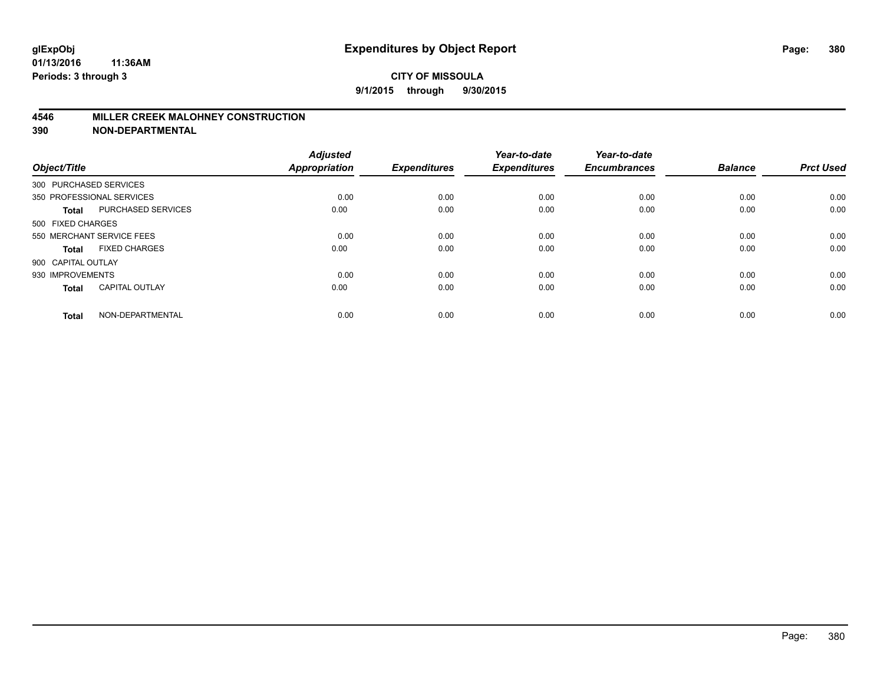# Expenditures by Object Report

glExpObj
01/13/2016 11:36AM
Periods: 3 through 3

**CITY OF MISSOULA**
**9/1/2015 through 9/30/2015**

## 4546 MILLER CREEK MALOHNEY CONSTRUCTION
## 390 NON-DEPARTMENTAL

| Object/Title | | Adjusted Appropriation | Expenditures | Year-to-date Expenditures | Year-to-date Encumbrances | Balance | Prct Used |
|---|---|---|---|---|---|---|---|
| 300 PURCHASED SERVICES | | | | | | | |
| 350 PROFESSIONAL SERVICES | | 0.00 | 0.00 | 0.00 | 0.00 | 0.00 | 0.00 |
| **Total** | PURCHASED SERVICES | 0.00 | 0.00 | 0.00 | 0.00 | 0.00 | 0.00 |
| 500 FIXED CHARGES | | | | | | | |
| 550 MERCHANT SERVICE FEES | | 0.00 | 0.00 | 0.00 | 0.00 | 0.00 | 0.00 |
| **Total** | FIXED CHARGES | 0.00 | 0.00 | 0.00 | 0.00 | 0.00 | 0.00 |
| 900 CAPITAL OUTLAY | | | | | | | |
| 930 IMPROVEMENTS | | 0.00 | 0.00 | 0.00 | 0.00 | 0.00 | 0.00 |
| **Total** | CAPITAL OUTLAY | 0.00 | 0.00 | 0.00 | 0.00 | 0.00 | 0.00 |
| **Total** | NON-DEPARTMENTAL | 0.00 | 0.00 | 0.00 | 0.00 | 0.00 | 0.00 |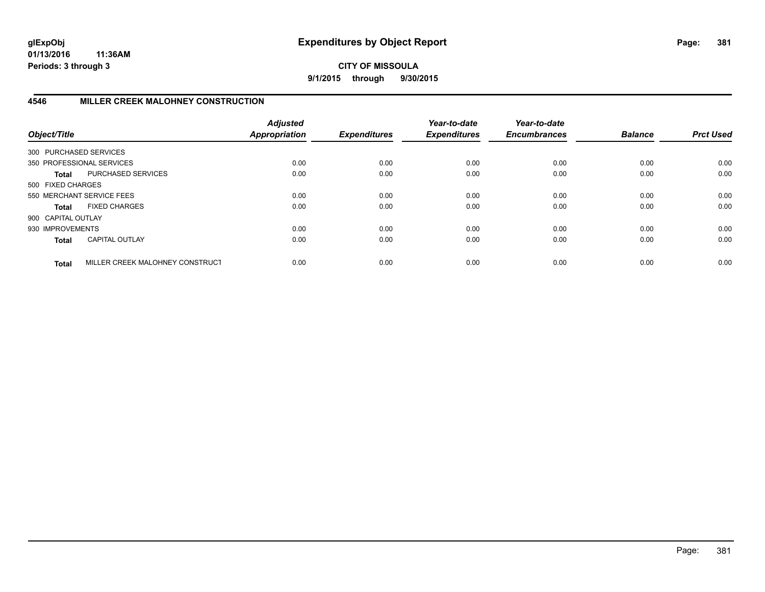**CITY OF MISSOULA**

**9/1/2015 through 9/30/2015**

## 4546 MILLER CREEK MALOHNEY CONSTRUCTION

| Object/Title | | Adjusted Appropriation | Expenditures | Year-to-date Expenditures | Year-to-date Encumbrances | Balance | Prct Used |
|---|---|---|---|---|---|---|---|
| 300 PURCHASED SERVICES | | | | | | | |
| 350 PROFESSIONAL SERVICES | | 0.00 | 0.00 | 0.00 | 0.00 | 0.00 | 0.00 |
| **Total** | PURCHASED SERVICES | 0.00 | 0.00 | 0.00 | 0.00 | 0.00 | 0.00 |
| 500 FIXED CHARGES | | | | | | | |
| 550 MERCHANT SERVICE FEES | | 0.00 | 0.00 | 0.00 | 0.00 | 0.00 | 0.00 |
| **Total** | FIXED CHARGES | 0.00 | 0.00 | 0.00 | 0.00 | 0.00 | 0.00 |
| 900 CAPITAL OUTLAY | | | | | | | |
| 930 IMPROVEMENTS | | 0.00 | 0.00 | 0.00 | 0.00 | 0.00 | 0.00 |
| **Total** | CAPITAL OUTLAY | 0.00 | 0.00 | 0.00 | 0.00 | 0.00 | 0.00 |
| **Total** | MILLER CREEK MALOHNEY CONSTRUCT | 0.00 | 0.00 | 0.00 | 0.00 | 0.00 | 0.00 |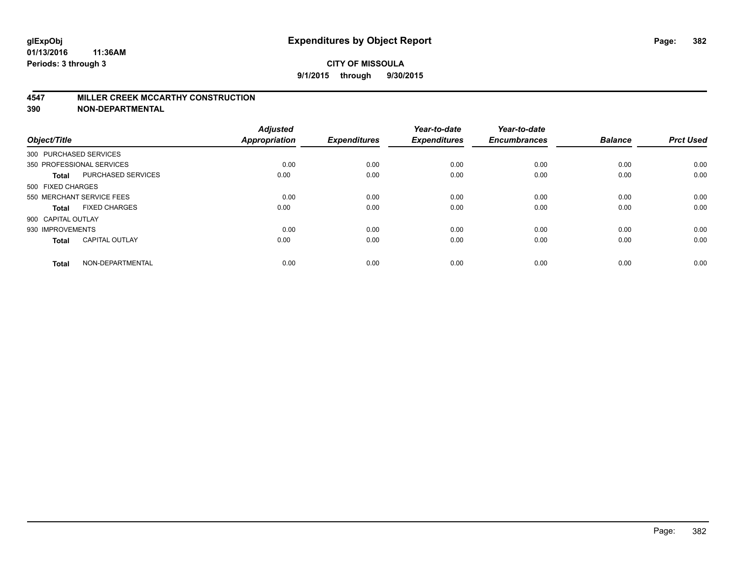# Expenditures by Object Report

glExpObj
01/13/2016 11:36AM
Periods: 3 through 3

**CITY OF MISSOULA**
**9/1/2015 through 9/30/2015**

## 4547 MILLER CREEK MCCARTHY CONSTRUCTION
## 390 NON-DEPARTMENTAL

| Object/Title | | Adjusted Appropriation | Expenditures | Year-to-date Expenditures | Year-to-date Encumbrances | Balance | Prct Used |
|---|---|---|---|---|---|---|---|
| 300 PURCHASED SERVICES | | | | | | | |
| 350 PROFESSIONAL SERVICES | | 0.00 | 0.00 | 0.00 | 0.00 | 0.00 | 0.00 |
| **Total** | PURCHASED SERVICES | 0.00 | 0.00 | 0.00 | 0.00 | 0.00 | 0.00 |
| 500 FIXED CHARGES | | | | | | | |
| 550 MERCHANT SERVICE FEES | | 0.00 | 0.00 | 0.00 | 0.00 | 0.00 | 0.00 |
| **Total** | FIXED CHARGES | 0.00 | 0.00 | 0.00 | 0.00 | 0.00 | 0.00 |
| 900 CAPITAL OUTLAY | | | | | | | |
| 930 IMPROVEMENTS | | 0.00 | 0.00 | 0.00 | 0.00 | 0.00 | 0.00 |
| **Total** | CAPITAL OUTLAY | 0.00 | 0.00 | 0.00 | 0.00 | 0.00 | 0.00 |
| **Total** | NON-DEPARTMENTAL | 0.00 | 0.00 | 0.00 | 0.00 | 0.00 | 0.00 |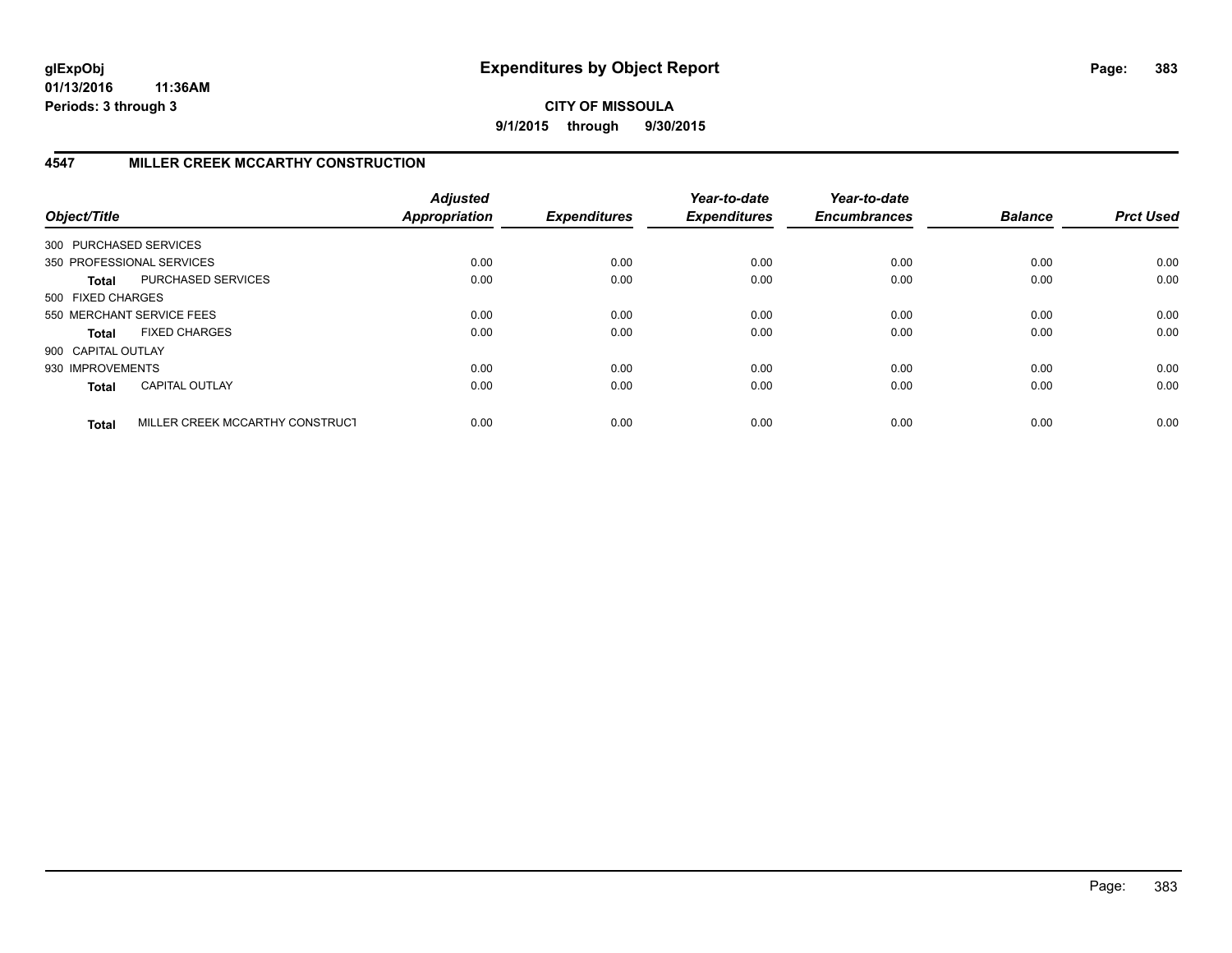# Expenditures by Object Report

glExpObj
01/13/2016 11:36AM
Periods: 3 through 3

**CITY OF MISSOULA**
**9/1/2015 through 9/30/2015**

## 4547 MILLER CREEK MCCARTHY CONSTRUCTION

| Object/Title | | Adjusted Appropriation | Expenditures | Year-to-date Expenditures | Year-to-date Encumbrances | Balance | Prct Used |
|---|---|---|---|---|---|---|---|
| 300 PURCHASED SERVICES | | | | | | | |
| 350 PROFESSIONAL SERVICES | | 0.00 | 0.00 | 0.00 | 0.00 | 0.00 | 0.00 |
| **Total** | PURCHASED SERVICES | 0.00 | 0.00 | 0.00 | 0.00 | 0.00 | 0.00 |
| 500 FIXED CHARGES | | | | | | | |
| 550 MERCHANT SERVICE FEES | | 0.00 | 0.00 | 0.00 | 0.00 | 0.00 | 0.00 |
| **Total** | FIXED CHARGES | 0.00 | 0.00 | 0.00 | 0.00 | 0.00 | 0.00 |
| 900 CAPITAL OUTLAY | | | | | | | |
| 930 IMPROVEMENTS | | 0.00 | 0.00 | 0.00 | 0.00 | 0.00 | 0.00 |
| **Total** | CAPITAL OUTLAY | 0.00 | 0.00 | 0.00 | 0.00 | 0.00 | 0.00 |
| **Total** | MILLER CREEK MCCARTHY CONSTRUCT | 0.00 | 0.00 | 0.00 | 0.00 | 0.00 | 0.00 |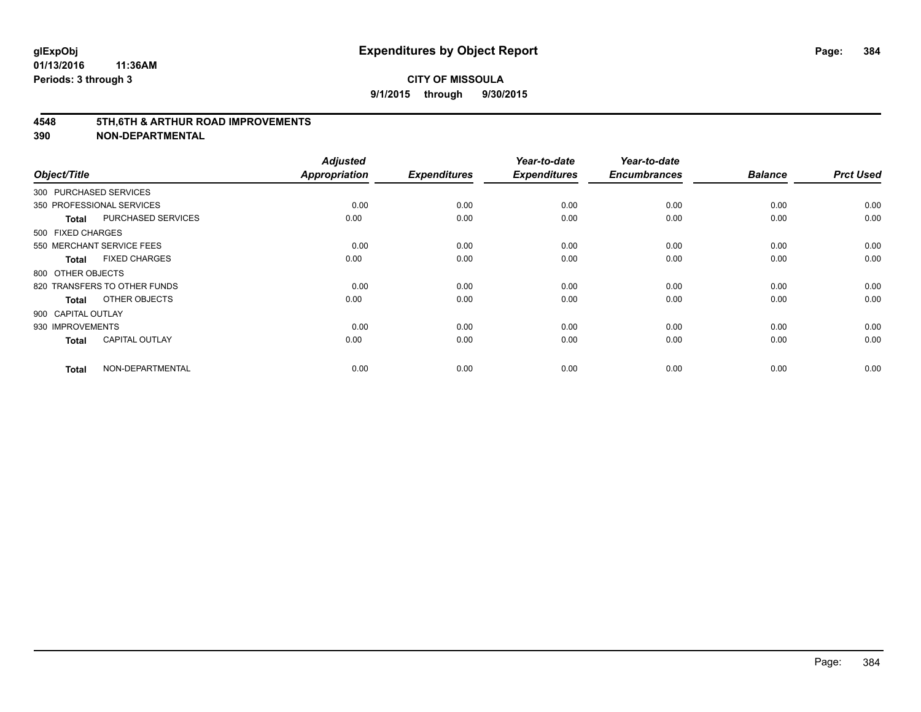**glExpObj**
**01/13/2016 11:36AM**
**Periods: 3 through 3**

# Expenditures by Object Report

**CITY OF MISSOULA**
**9/1/2015 through 9/30/2015**

## 4548 5TH,6TH & ARTHUR ROAD IMPROVEMENTS
## 390 NON-DEPARTMENTAL

| Object/Title | | Adjusted Appropriation | Expenditures | Year-to-date Expenditures | Year-to-date Encumbrances | Balance | Prct Used |
|---|---|---|---|---|---|---|---|
| 300 PURCHASED SERVICES | | | | | | | |
| 350 PROFESSIONAL SERVICES | | 0.00 | 0.00 | 0.00 | 0.00 | 0.00 | 0.00 |
| **Total** | PURCHASED SERVICES | 0.00 | 0.00 | 0.00 | 0.00 | 0.00 | 0.00 |
| 500 FIXED CHARGES | | | | | | | |
| 550 MERCHANT SERVICE FEES | | 0.00 | 0.00 | 0.00 | 0.00 | 0.00 | 0.00 |
| **Total** | FIXED CHARGES | 0.00 | 0.00 | 0.00 | 0.00 | 0.00 | 0.00 |
| 800 OTHER OBJECTS | | | | | | | |
| 820 TRANSFERS TO OTHER FUNDS | | 0.00 | 0.00 | 0.00 | 0.00 | 0.00 | 0.00 |
| **Total** | OTHER OBJECTS | 0.00 | 0.00 | 0.00 | 0.00 | 0.00 | 0.00 |
| 900 CAPITAL OUTLAY | | | | | | | |
| 930 IMPROVEMENTS | | 0.00 | 0.00 | 0.00 | 0.00 | 0.00 | 0.00 |
| **Total** | CAPITAL OUTLAY | 0.00 | 0.00 | 0.00 | 0.00 | 0.00 | 0.00 |
| **Total** | NON-DEPARTMENTAL | 0.00 | 0.00 | 0.00 | 0.00 | 0.00 | 0.00 |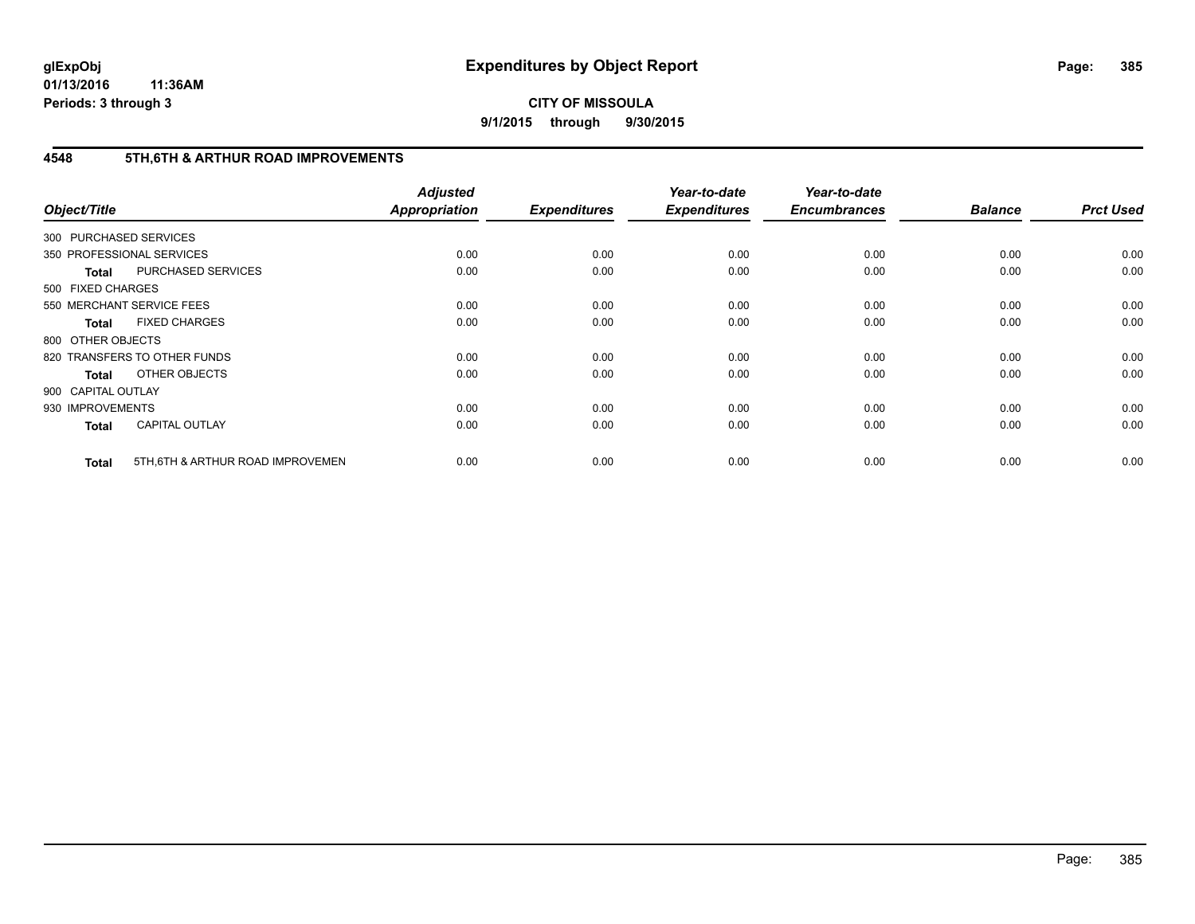**CITY OF MISSOULA**

**9/1/2015 through 9/30/2015**

## 4548 5TH,6TH & ARTHUR ROAD IMPROVEMENTS

| Object/Title | | Adjusted Appropriation | Expenditures | Year-to-date Expenditures | Year-to-date Encumbrances | Balance | Prct Used |
|---|---|---|---|---|---|---|---|
| 300 PURCHASED SERVICES | | | | | | | |
| 350 PROFESSIONAL SERVICES | | 0.00 | 0.00 | 0.00 | 0.00 | 0.00 | 0.00 |
| **Total** | PURCHASED SERVICES | 0.00 | 0.00 | 0.00 | 0.00 | 0.00 | 0.00 |
| 500 FIXED CHARGES | | | | | | | |
| 550 MERCHANT SERVICE FEES | | 0.00 | 0.00 | 0.00 | 0.00 | 0.00 | 0.00 |
| **Total** | FIXED CHARGES | 0.00 | 0.00 | 0.00 | 0.00 | 0.00 | 0.00 |
| 800 OTHER OBJECTS | | | | | | | |
| 820 TRANSFERS TO OTHER FUNDS | | 0.00 | 0.00 | 0.00 | 0.00 | 0.00 | 0.00 |
| **Total** | OTHER OBJECTS | 0.00 | 0.00 | 0.00 | 0.00 | 0.00 | 0.00 |
| 900 CAPITAL OUTLAY | | | | | | | |
| 930 IMPROVEMENTS | | 0.00 | 0.00 | 0.00 | 0.00 | 0.00 | 0.00 |
| **Total** | CAPITAL OUTLAY | 0.00 | 0.00 | 0.00 | 0.00 | 0.00 | 0.00 |
| **Total** | 5TH,6TH & ARTHUR ROAD IMPROVEMEN | 0.00 | 0.00 | 0.00 | 0.00 | 0.00 | 0.00 |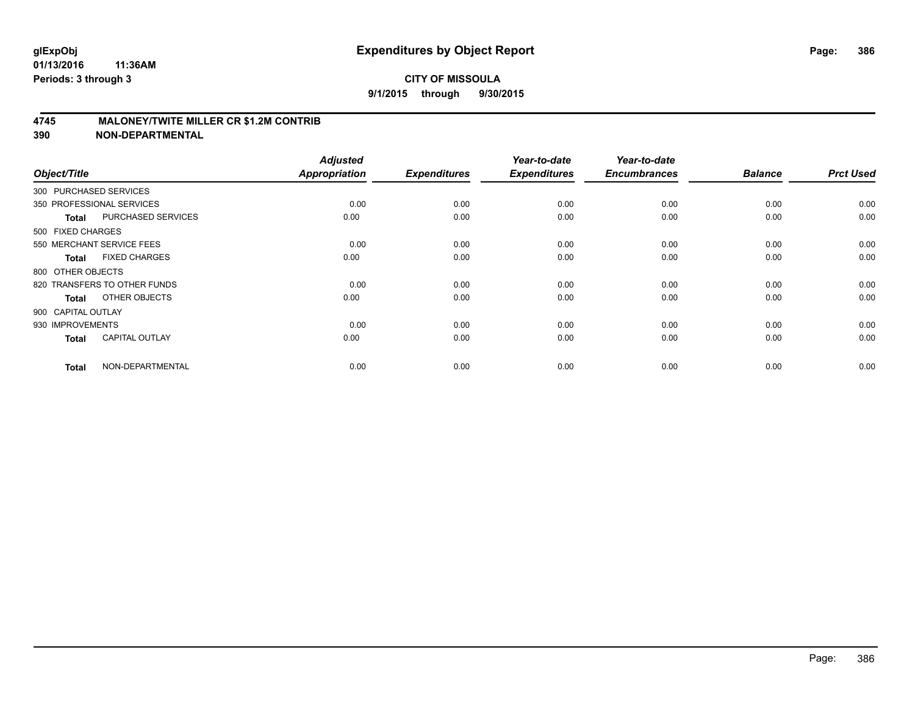**glExpObj** **Expenditures by Object Report**

**01/13/2016 11:36AM**

**Periods: 3 through 3**

**CITY OF MISSOULA**

**9/1/2015 through 9/30/2015**

## 4745 MALONEY/TWITE MILLER CR $1.2M CONTRIB

## 390 NON-DEPARTMENTAL

| Object/Title | | Adjusted Appropriation | Expenditures | Year-to-date Expenditures | Year-to-date Encumbrances | Balance | Prct Used |
|---|---|---|---|---|---|---|---|
| 300 PURCHASED SERVICES | | | | | | | |
| 350 PROFESSIONAL SERVICES | | 0.00 | 0.00 | 0.00 | 0.00 | 0.00 | 0.00 |
| **Total** | PURCHASED SERVICES | 0.00 | 0.00 | 0.00 | 0.00 | 0.00 | 0.00 |
| 500 FIXED CHARGES | | | | | | | |
| 550 MERCHANT SERVICE FEES | | 0.00 | 0.00 | 0.00 | 0.00 | 0.00 | 0.00 |
| **Total** | FIXED CHARGES | 0.00 | 0.00 | 0.00 | 0.00 | 0.00 | 0.00 |
| 800 OTHER OBJECTS | | | | | | | |
| 820 TRANSFERS TO OTHER FUNDS | | 0.00 | 0.00 | 0.00 | 0.00 | 0.00 | 0.00 |
| **Total** | OTHER OBJECTS | 0.00 | 0.00 | 0.00 | 0.00 | 0.00 | 0.00 |
| 900 CAPITAL OUTLAY | | | | | | | |
| 930 IMPROVEMENTS | | 0.00 | 0.00 | 0.00 | 0.00 | 0.00 | 0.00 |
| **Total** | CAPITAL OUTLAY | 0.00 | 0.00 | 0.00 | 0.00 | 0.00 | 0.00 |
| **Total** | NON-DEPARTMENTAL | 0.00 | 0.00 | 0.00 | 0.00 | 0.00 | 0.00 |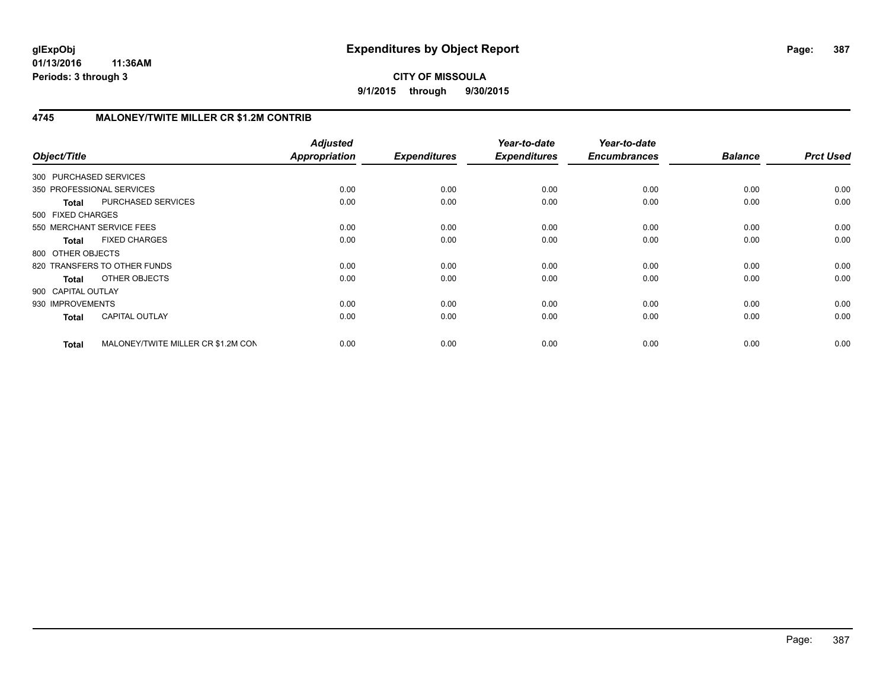**glExpObj**
**01/13/2016 11:36AM**
**Periods: 3 through 3**

# Expenditures by Object Report

**CITY OF MISSOULA**
**9/1/2015 through 9/30/2015**

## 4745 MALONEY/TWITE MILLER CR $1.2M CONTRIB

| Object/Title | | *Adjusted Appropriation* | *Expenditures* | *Year-to-date Expenditures* | *Year-to-date Encumbrances* | *Balance* | *Prct Used* |
|---|---|---|---|---|---|---|---|
| 300 PURCHASED SERVICES | | | | | | | |
| 350 PROFESSIONAL SERVICES | | 0.00 | 0.00 | 0.00 | 0.00 | 0.00 | 0.00 |
| **Total** | PURCHASED SERVICES | 0.00 | 0.00 | 0.00 | 0.00 | 0.00 | 0.00 |
| 500 FIXED CHARGES | | | | | | | |
| 550 MERCHANT SERVICE FEES | | 0.00 | 0.00 | 0.00 | 0.00 | 0.00 | 0.00 |
| **Total** | FIXED CHARGES | 0.00 | 0.00 | 0.00 | 0.00 | 0.00 | 0.00 |
| 800 OTHER OBJECTS | | | | | | | |
| 820 TRANSFERS TO OTHER FUNDS | | 0.00 | 0.00 | 0.00 | 0.00 | 0.00 | 0.00 |
| **Total** | OTHER OBJECTS | 0.00 | 0.00 | 0.00 | 0.00 | 0.00 | 0.00 |
| 900 CAPITAL OUTLAY | | | | | | | |
| 930 IMPROVEMENTS | | 0.00 | 0.00 | 0.00 | 0.00 | 0.00 | 0.00 |
| **Total** | CAPITAL OUTLAY | 0.00 | 0.00 | 0.00 | 0.00 | 0.00 | 0.00 |
| **Total** | MALONEY/TWITE MILLER CR $1.2M CON | 0.00 | 0.00 | 0.00 | 0.00 | 0.00 | 0.00 |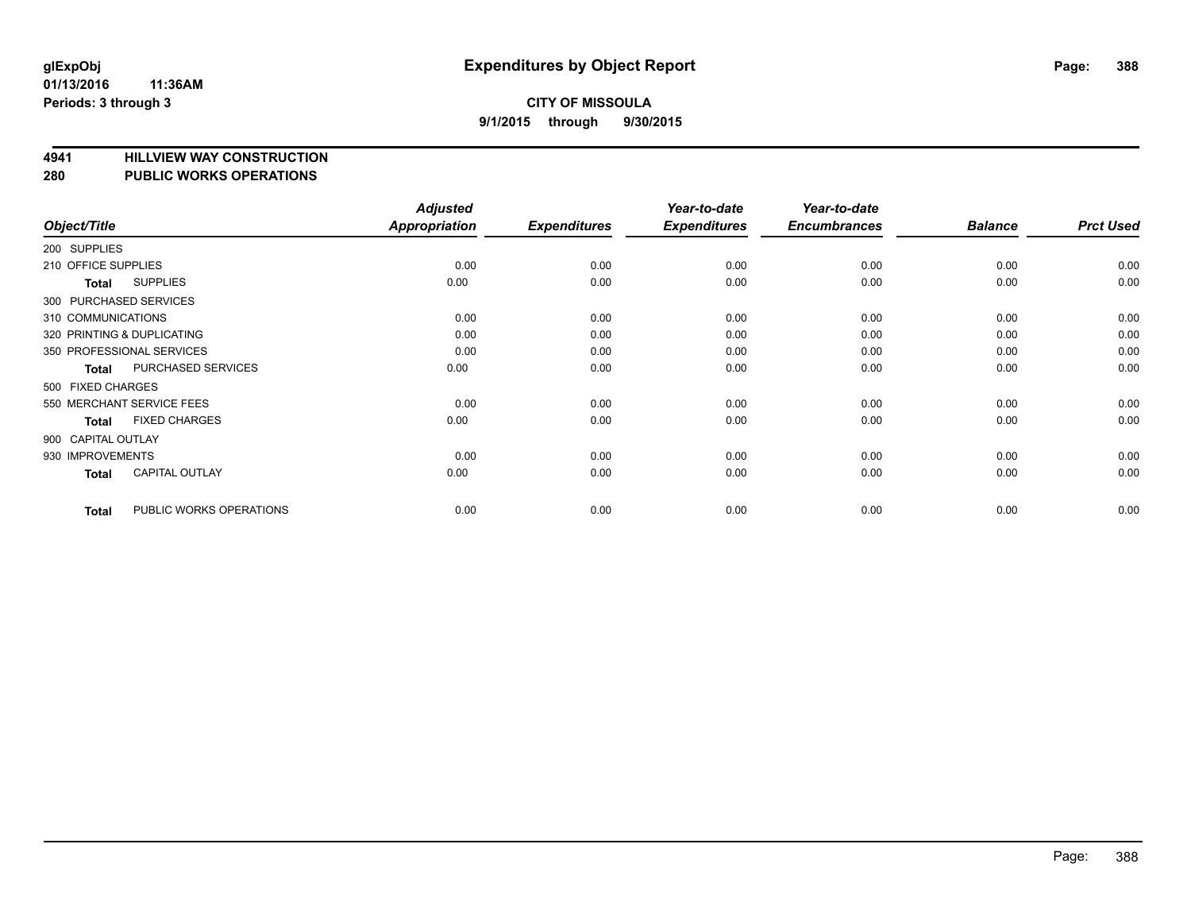# Expenditures by Object Report

glExpObj
01/13/2016 11:36AM
Periods: 3 through 3

**CITY OF MISSOULA**

**9/1/2015 through 9/30/2015**

**4941 HILLVIEW WAY CONSTRUCTION**
**280 PUBLIC WORKS OPERATIONS**

| Object/Title | | Adjusted Appropriation | Expenditures | Year-to-date Expenditures | Year-to-date Encumbrances | Balance | Prct Used |
|---|---|---|---|---|---|---|---|
| 200 SUPPLIES | | | | | | | |
| 210 OFFICE SUPPLIES | | 0.00 | 0.00 | 0.00 | 0.00 | 0.00 | 0.00 |
| **Total** | SUPPLIES | 0.00 | 0.00 | 0.00 | 0.00 | 0.00 | 0.00 |
| 300 PURCHASED SERVICES | | | | | | | |
| 310 COMMUNICATIONS | | 0.00 | 0.00 | 0.00 | 0.00 | 0.00 | 0.00 |
| 320 PRINTING & DUPLICATING | | 0.00 | 0.00 | 0.00 | 0.00 | 0.00 | 0.00 |
| 350 PROFESSIONAL SERVICES | | 0.00 | 0.00 | 0.00 | 0.00 | 0.00 | 0.00 |
| **Total** | PURCHASED SERVICES | 0.00 | 0.00 | 0.00 | 0.00 | 0.00 | 0.00 |
| 500 FIXED CHARGES | | | | | | | |
| 550 MERCHANT SERVICE FEES | | 0.00 | 0.00 | 0.00 | 0.00 | 0.00 | 0.00 |
| **Total** | FIXED CHARGES | 0.00 | 0.00 | 0.00 | 0.00 | 0.00 | 0.00 |
| 900 CAPITAL OUTLAY | | | | | | | |
| 930 IMPROVEMENTS | | 0.00 | 0.00 | 0.00 | 0.00 | 0.00 | 0.00 |
| **Total** | CAPITAL OUTLAY | 0.00 | 0.00 | 0.00 | 0.00 | 0.00 | 0.00 |
| **Total** | PUBLIC WORKS OPERATIONS | 0.00 | 0.00 | 0.00 | 0.00 | 0.00 | 0.00 |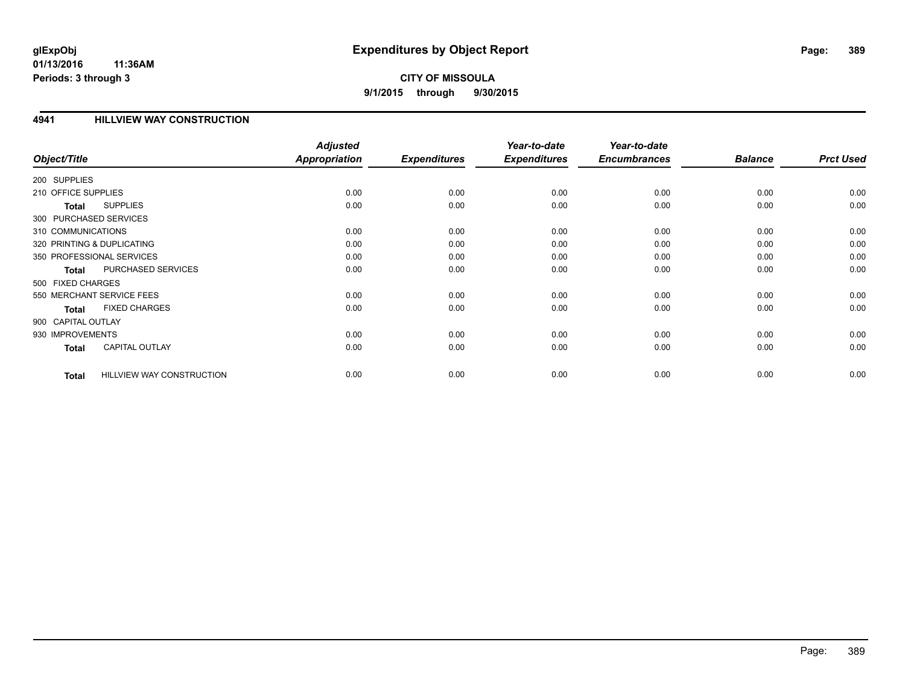**glExpObj**
**01/13/2016 11:36AM**
**Periods: 3 through 3**

# Expenditures by Object Report

**CITY OF MISSOULA**
**9/1/2015 through 9/30/2015**

## 4941 HILLVIEW WAY CONSTRUCTION

| Object/Title | | *Adjusted Appropriation* | *Expenditures* | *Year-to-date Expenditures* | *Year-to-date Encumbrances* | *Balance* | *Prct Used* |
|---|---|---|---|---|---|---|---|
| 200 SUPPLIES | | | | | | | |
| 210 OFFICE SUPPLIES | | 0.00 | 0.00 | 0.00 | 0.00 | 0.00 | 0.00 |
| **Total** | SUPPLIES | 0.00 | 0.00 | 0.00 | 0.00 | 0.00 | 0.00 |
| 300 PURCHASED SERVICES | | | | | | | |
| 310 COMMUNICATIONS | | 0.00 | 0.00 | 0.00 | 0.00 | 0.00 | 0.00 |
| 320 PRINTING & DUPLICATING | | 0.00 | 0.00 | 0.00 | 0.00 | 0.00 | 0.00 |
| 350 PROFESSIONAL SERVICES | | 0.00 | 0.00 | 0.00 | 0.00 | 0.00 | 0.00 |
| **Total** | PURCHASED SERVICES | 0.00 | 0.00 | 0.00 | 0.00 | 0.00 | 0.00 |
| 500 FIXED CHARGES | | | | | | | |
| 550 MERCHANT SERVICE FEES | | 0.00 | 0.00 | 0.00 | 0.00 | 0.00 | 0.00 |
| **Total** | FIXED CHARGES | 0.00 | 0.00 | 0.00 | 0.00 | 0.00 | 0.00 |
| 900 CAPITAL OUTLAY | | | | | | | |
| 930 IMPROVEMENTS | | 0.00 | 0.00 | 0.00 | 0.00 | 0.00 | 0.00 |
| **Total** | CAPITAL OUTLAY | 0.00 | 0.00 | 0.00 | 0.00 | 0.00 | 0.00 |
| **Total** | HILLVIEW WAY CONSTRUCTION | 0.00 | 0.00 | 0.00 | 0.00 | 0.00 | 0.00 |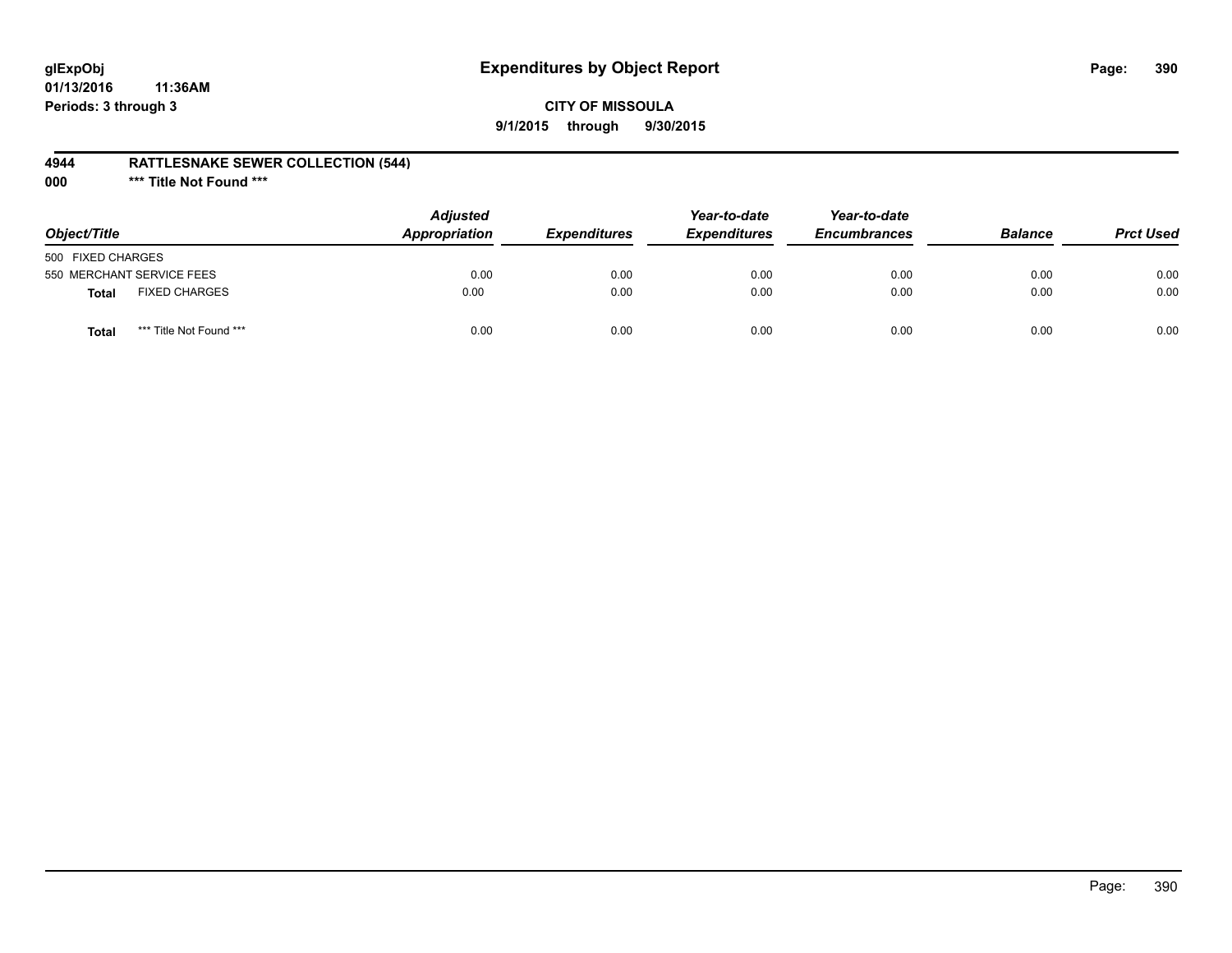glExpObj
01/13/2016 11:36AM
Periods: 3 through 3

# Expenditures by Object Report

**CITY OF MISSOULA**
**9/1/2015 through 9/30/2015**

**4944 RATTLESNAKE SEWER COLLECTION (544)**
**000 \*** Title Not Found \*****

| Object/Title | Adjusted Appropriation | Expenditures | Year-to-date Expenditures | Year-to-date Encumbrances | Balance | Prct Used |
|---|---|---|---|---|---|---|
| 500 FIXED CHARGES | | | | | | |
| 550 MERCHANT SERVICE FEES | 0.00 | 0.00 | 0.00 | 0.00 | 0.00 | 0.00 |
| **Total** FIXED CHARGES | 0.00 | 0.00 | 0.00 | 0.00 | 0.00 | 0.00 |
| **Total** *** Title Not Found *** | 0.00 | 0.00 | 0.00 | 0.00 | 0.00 | 0.00 |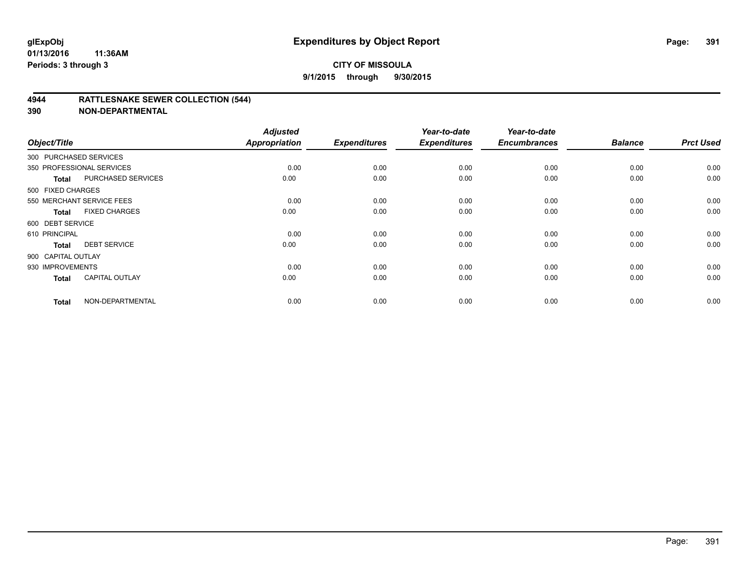# Expenditures by Object Report

glExpObj
01/13/2016 11:36AM
Periods: 3 through 3

**CITY OF MISSOULA**
**9/1/2015 through 9/30/2015**

## 4944 RATTLESNAKE SEWER COLLECTION (544)
## 390 NON-DEPARTMENTAL

| Object/Title | | Adjusted Appropriation | Expenditures | Year-to-date Expenditures | Year-to-date Encumbrances | Balance | Prct Used |
|---|---|---|---|---|---|---|---|
| 300 PURCHASED SERVICES | | | | | | | |
| 350 PROFESSIONAL SERVICES | | 0.00 | 0.00 | 0.00 | 0.00 | 0.00 | 0.00 |
| **Total** | PURCHASED SERVICES | 0.00 | 0.00 | 0.00 | 0.00 | 0.00 | 0.00 |
| 500 FIXED CHARGES | | | | | | | |
| 550 MERCHANT SERVICE FEES | | 0.00 | 0.00 | 0.00 | 0.00 | 0.00 | 0.00 |
| **Total** | FIXED CHARGES | 0.00 | 0.00 | 0.00 | 0.00 | 0.00 | 0.00 |
| 600 DEBT SERVICE | | | | | | | |
| 610 PRINCIPAL | | 0.00 | 0.00 | 0.00 | 0.00 | 0.00 | 0.00 |
| **Total** | DEBT SERVICE | 0.00 | 0.00 | 0.00 | 0.00 | 0.00 | 0.00 |
| 900 CAPITAL OUTLAY | | | | | | | |
| 930 IMPROVEMENTS | | 0.00 | 0.00 | 0.00 | 0.00 | 0.00 | 0.00 |
| **Total** | CAPITAL OUTLAY | 0.00 | 0.00 | 0.00 | 0.00 | 0.00 | 0.00 |
| **Total** | NON-DEPARTMENTAL | 0.00 | 0.00 | 0.00 | 0.00 | 0.00 | 0.00 |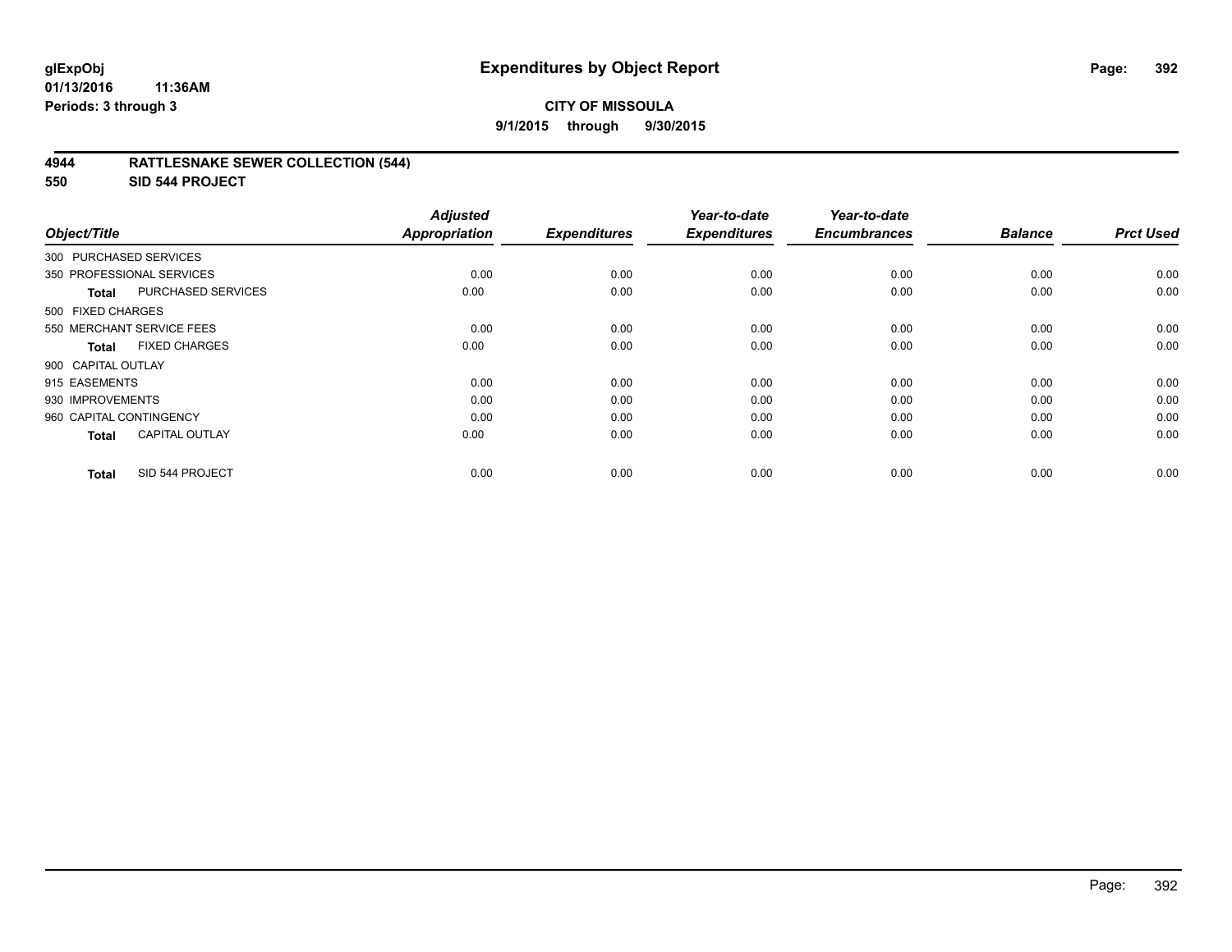# Expenditures by Object Report

glExpObj
01/13/2016 11:36AM
Periods: 3 through 3

**CITY OF MISSOULA**
**9/1/2015 through 9/30/2015**

## 4944 RATTLESNAKE SEWER COLLECTION (544)
## 550 SID 544 PROJECT

| Object/Title | Adjusted Appropriation | Expenditures | Year-to-date Expenditures | Year-to-date Encumbrances | Balance | Prct Used |
|---|---|---|---|---|---|---|
| 300 PURCHASED SERVICES | | | | | | |
| 350 PROFESSIONAL SERVICES | 0.00 | 0.00 | 0.00 | 0.00 | 0.00 | 0.00 |
| **Total** PURCHASED SERVICES | 0.00 | 0.00 | 0.00 | 0.00 | 0.00 | 0.00 |
| 500 FIXED CHARGES | | | | | | |
| 550 MERCHANT SERVICE FEES | 0.00 | 0.00 | 0.00 | 0.00 | 0.00 | 0.00 |
| **Total** FIXED CHARGES | 0.00 | 0.00 | 0.00 | 0.00 | 0.00 | 0.00 |
| 900 CAPITAL OUTLAY | | | | | | |
| 915 EASEMENTS | 0.00 | 0.00 | 0.00 | 0.00 | 0.00 | 0.00 |
| 930 IMPROVEMENTS | 0.00 | 0.00 | 0.00 | 0.00 | 0.00 | 0.00 |
| 960 CAPITAL CONTINGENCY | 0.00 | 0.00 | 0.00 | 0.00 | 0.00 | 0.00 |
| **Total** CAPITAL OUTLAY | 0.00 | 0.00 | 0.00 | 0.00 | 0.00 | 0.00 |
| **Total** SID 544 PROJECT | 0.00 | 0.00 | 0.00 | 0.00 | 0.00 | 0.00 |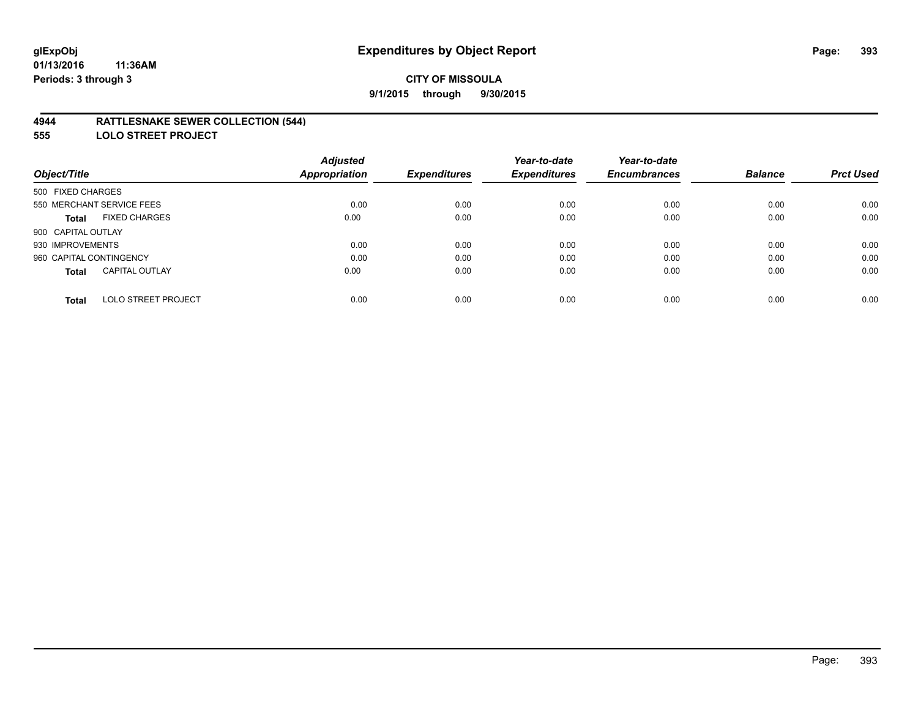# Expenditures by Object Report

**CITY OF MISSOULA**

**9/1/2015 through 9/30/2015**

glExpObj
01/13/2016 11:36AM
Periods: 3 through 3

## 4944 RATTLESNAKE SEWER COLLECTION (544)
## 555 LOLO STREET PROJECT

| Object/Title | | Adjusted Appropriation | Expenditures | Year-to-date Expenditures | Year-to-date Encumbrances | Balance | Prct Used |
|---|---|---|---|---|---|---|---|
| 500 FIXED CHARGES | | | | | | | |
| 550 MERCHANT SERVICE FEES | | 0.00 | 0.00 | 0.00 | 0.00 | 0.00 | 0.00 |
| **Total** | FIXED CHARGES | 0.00 | 0.00 | 0.00 | 0.00 | 0.00 | 0.00 |
| 900 CAPITAL OUTLAY | | | | | | | |
| 930 IMPROVEMENTS | | 0.00 | 0.00 | 0.00 | 0.00 | 0.00 | 0.00 |
| 960 CAPITAL CONTINGENCY | | 0.00 | 0.00 | 0.00 | 0.00 | 0.00 | 0.00 |
| **Total** | CAPITAL OUTLAY | 0.00 | 0.00 | 0.00 | 0.00 | 0.00 | 0.00 |
| **Total** | LOLO STREET PROJECT | 0.00 | 0.00 | 0.00 | 0.00 | 0.00 | 0.00 |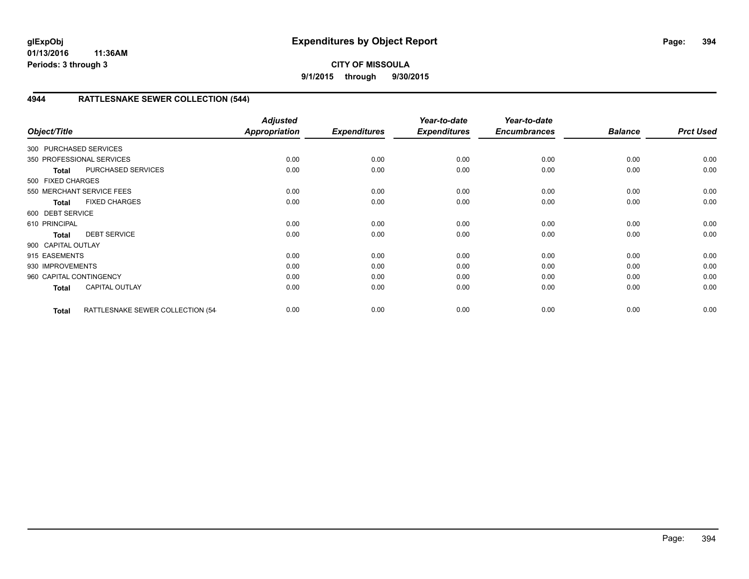**glExpObj**
**01/13/2016 11:36AM**
**Periods: 3 through 3**

# Expenditures by Object Report

**CITY OF MISSOULA**
**9/1/2015 through 9/30/2015**

## 4944 RATTLESNAKE SEWER COLLECTION (544)

| Object/Title | | Adjusted Appropriation | Expenditures | Year-to-date Expenditures | Year-to-date Encumbrances | Balance | Prct Used |
|---|---|---|---|---|---|---|---|
| 300 PURCHASED SERVICES | | | | | | | |
| 350 PROFESSIONAL SERVICES | | 0.00 | 0.00 | 0.00 | 0.00 | 0.00 | 0.00 |
| **Total** | PURCHASED SERVICES | 0.00 | 0.00 | 0.00 | 0.00 | 0.00 | 0.00 |
| 500 FIXED CHARGES | | | | | | | |
| 550 MERCHANT SERVICE FEES | | 0.00 | 0.00 | 0.00 | 0.00 | 0.00 | 0.00 |
| **Total** | FIXED CHARGES | 0.00 | 0.00 | 0.00 | 0.00 | 0.00 | 0.00 |
| 600 DEBT SERVICE | | | | | | | |
| 610 PRINCIPAL | | 0.00 | 0.00 | 0.00 | 0.00 | 0.00 | 0.00 |
| **Total** | DEBT SERVICE | 0.00 | 0.00 | 0.00 | 0.00 | 0.00 | 0.00 |
| 900 CAPITAL OUTLAY | | | | | | | |
| 915 EASEMENTS | | 0.00 | 0.00 | 0.00 | 0.00 | 0.00 | 0.00 |
| 930 IMPROVEMENTS | | 0.00 | 0.00 | 0.00 | 0.00 | 0.00 | 0.00 |
| 960 CAPITAL CONTINGENCY | | 0.00 | 0.00 | 0.00 | 0.00 | 0.00 | 0.00 |
| **Total** | CAPITAL OUTLAY | 0.00 | 0.00 | 0.00 | 0.00 | 0.00 | 0.00 |
| **Total** | RATTLESNAKE SEWER COLLECTION (54 | 0.00 | 0.00 | 0.00 | 0.00 | 0.00 | 0.00 |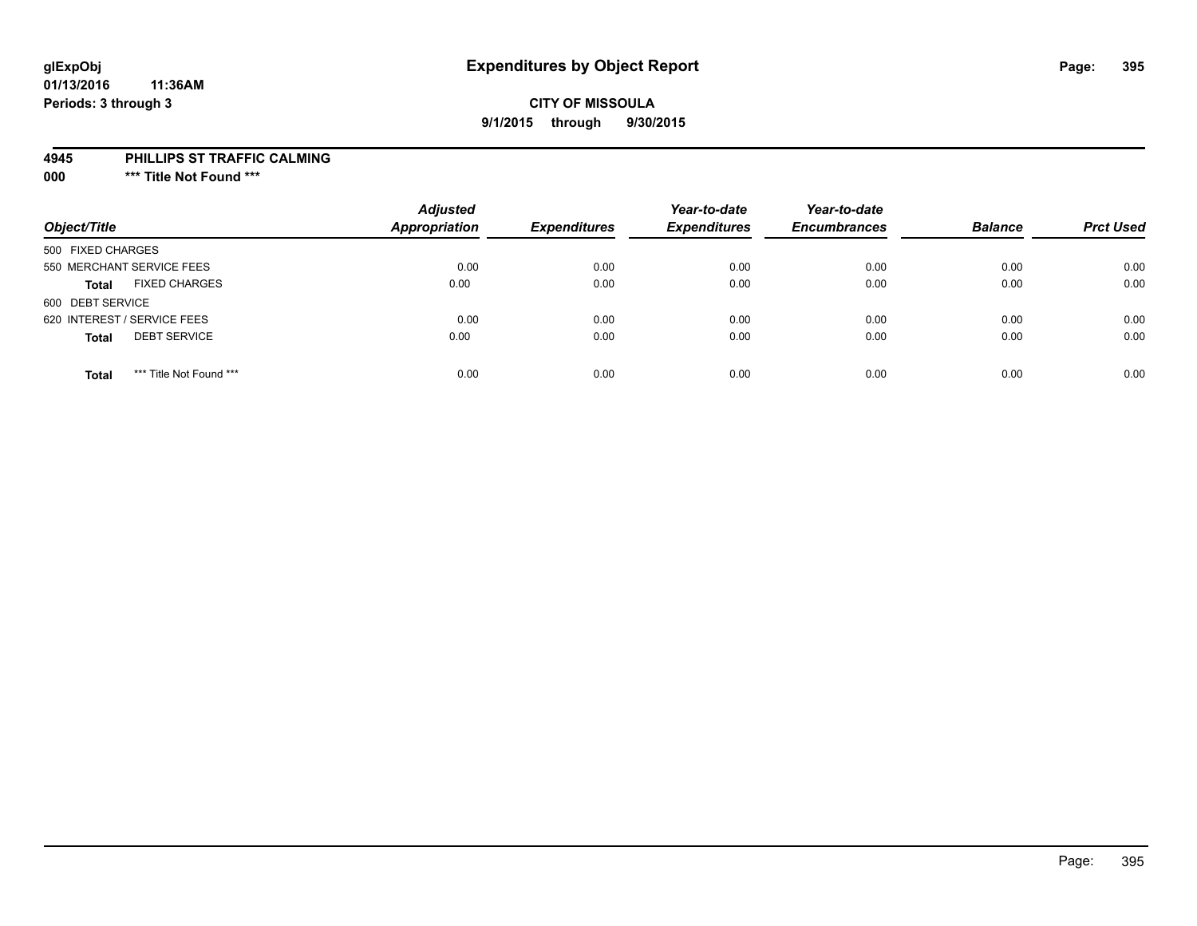**glExpObj**
**01/13/2016 11:36AM**
**Periods: 3 through 3**

# Expenditures by Object Report

**CITY OF MISSOULA**
**9/1/2015 through 9/30/2015**

**4945 PHILLIPS ST TRAFFIC CALMING**
**000 *** Title Not Found *****

| Object/Title | | Adjusted Appropriation | Expenditures | Year-to-date Expenditures | Year-to-date Encumbrances | Balance | Prct Used |
|---|---|---|---|---|---|---|---|
| 500 FIXED CHARGES | | | | | | | |
| 550 MERCHANT SERVICE FEES | | 0.00 | 0.00 | 0.00 | 0.00 | 0.00 | 0.00 |
| **Total** | FIXED CHARGES | 0.00 | 0.00 | 0.00 | 0.00 | 0.00 | 0.00 |
| 600 DEBT SERVICE | | | | | | | |
| 620 INTEREST / SERVICE FEES | | 0.00 | 0.00 | 0.00 | 0.00 | 0.00 | 0.00 |
| **Total** | DEBT SERVICE | 0.00 | 0.00 | 0.00 | 0.00 | 0.00 | 0.00 |
| **Total** | *** Title Not Found *** | 0.00 | 0.00 | 0.00 | 0.00 | 0.00 | 0.00 |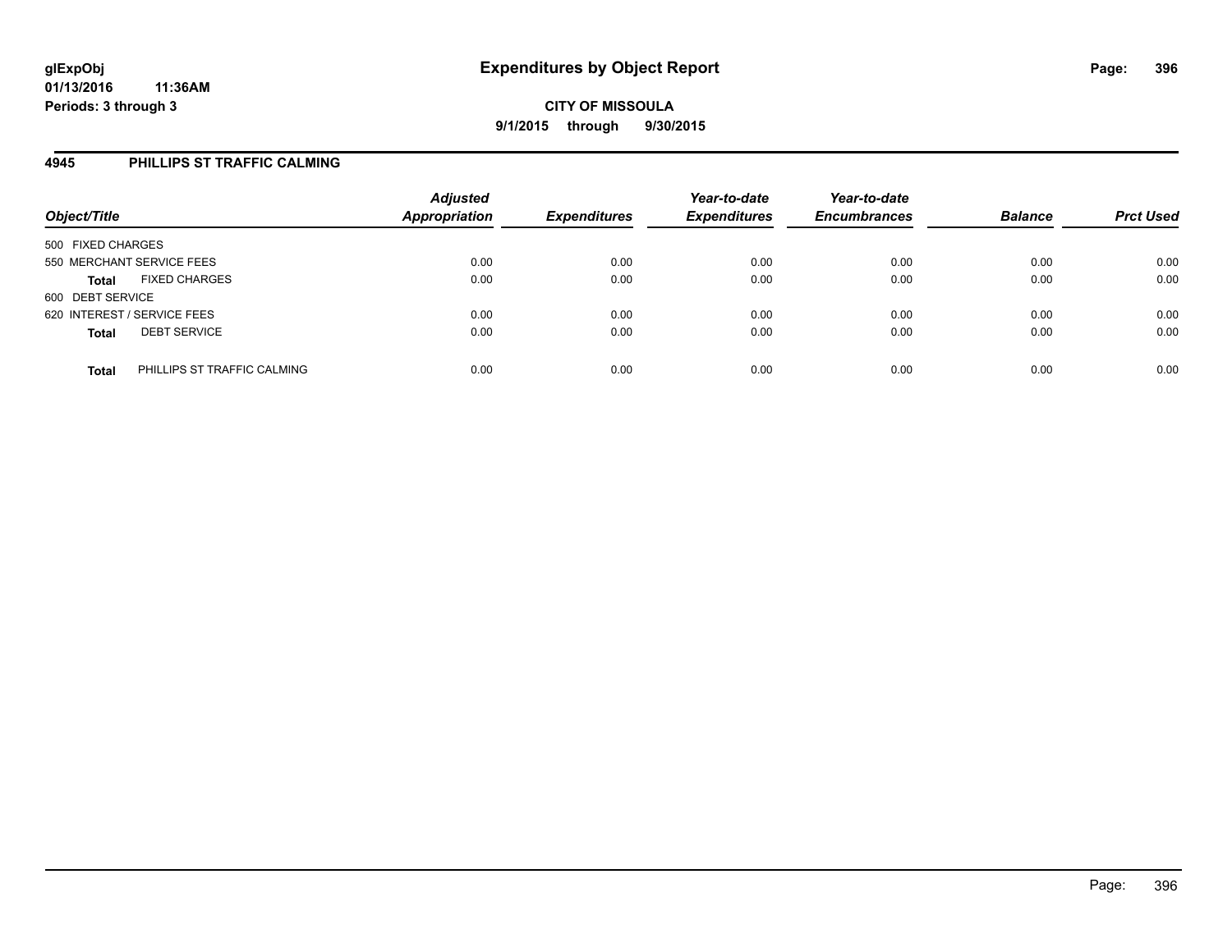**glExpObj**
**01/13/2016 11:36AM**
**Periods: 3 through 3**

# Expenditures by Object Report

**CITY OF MISSOULA**
**9/1/2015 through 9/30/2015**

## 4945 PHILLIPS ST TRAFFIC CALMING

| Object/Title | | Adjusted Appropriation | Expenditures | Year-to-date Expenditures | Year-to-date Encumbrances | Balance | Prct Used |
|---|---|---|---|---|---|---|---|
| 500 FIXED CHARGES | | | | | | | |
| 550 MERCHANT SERVICE FEES | | 0.00 | 0.00 | 0.00 | 0.00 | 0.00 | 0.00 |
| **Total** | FIXED CHARGES | 0.00 | 0.00 | 0.00 | 0.00 | 0.00 | 0.00 |
| 600 DEBT SERVICE | | | | | | | |
| 620 INTEREST / SERVICE FEES | | 0.00 | 0.00 | 0.00 | 0.00 | 0.00 | 0.00 |
| **Total** | DEBT SERVICE | 0.00 | 0.00 | 0.00 | 0.00 | 0.00 | 0.00 |
| **Total** | PHILLIPS ST TRAFFIC CALMING | 0.00 | 0.00 | 0.00 | 0.00 | 0.00 | 0.00 |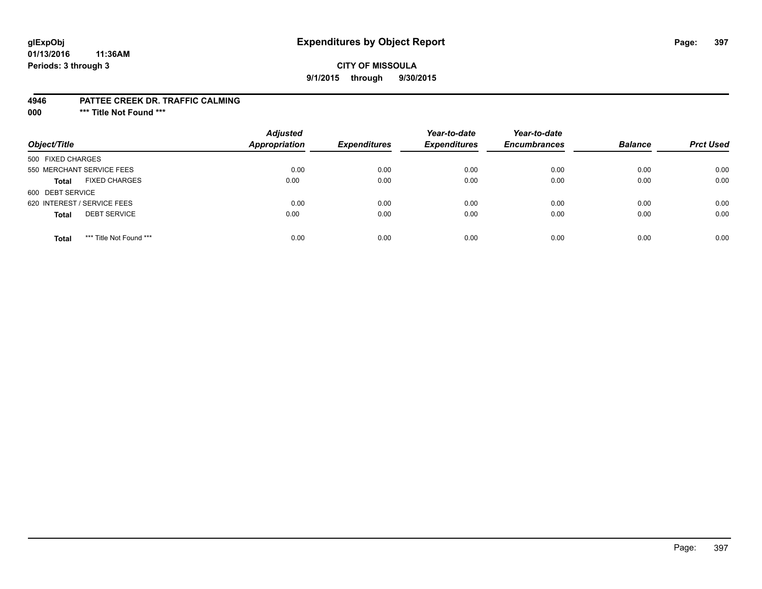# Expenditures by Object Report

glExpObj
01/13/2016 11:36AM
Periods: 3 through 3

**CITY OF MISSOULA**
**9/1/2015 through 9/30/2015**

**4946 PATTEE CREEK DR. TRAFFIC CALMING**
**000 \*\*\* Title Not Found \*\*\***

| Object/Title | Adjusted Appropriation | Expenditures | Year-to-date Expenditures | Year-to-date Encumbrances | Balance | Prct Used |
|---|---|---|---|---|---|---|
| 500 FIXED CHARGES | | | | | | |
| 550 MERCHANT SERVICE FEES | 0.00 | 0.00 | 0.00 | 0.00 | 0.00 | 0.00 |
| **Total** FIXED CHARGES | 0.00 | 0.00 | 0.00 | 0.00 | 0.00 | 0.00 |
| 600 DEBT SERVICE | | | | | | |
| 620 INTEREST / SERVICE FEES | 0.00 | 0.00 | 0.00 | 0.00 | 0.00 | 0.00 |
| **Total** DEBT SERVICE | 0.00 | 0.00 | 0.00 | 0.00 | 0.00 | 0.00 |
| **Total** \*\*\* Title Not Found \*\*\* | 0.00 | 0.00 | 0.00 | 0.00 | 0.00 | 0.00 |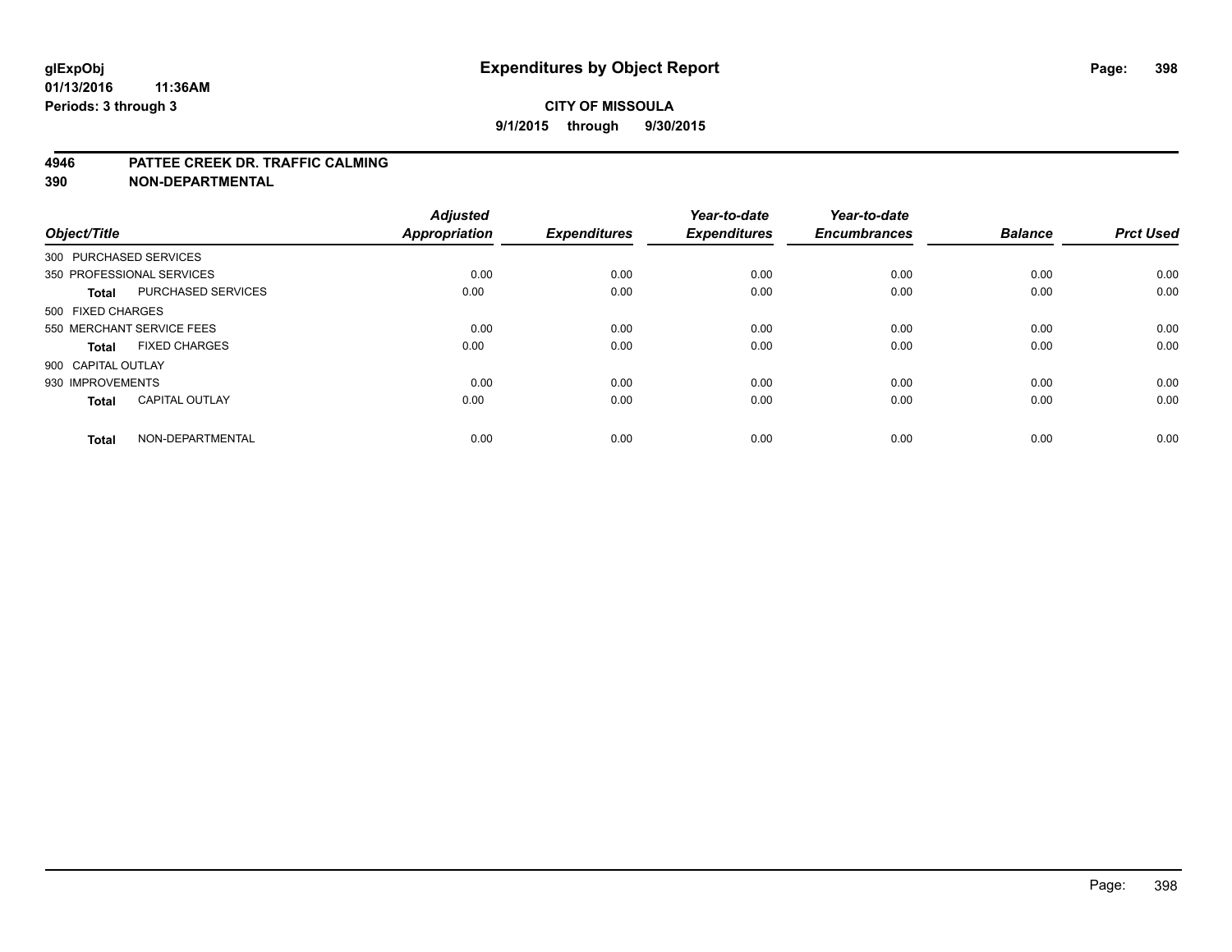**glExpObj** 01/13/2016 11:36AM
**Periods: 3 through 3**

# Expenditures by Object Report

**CITY OF MISSOULA**
**9/1/2015 through 9/30/2015**

**4946 PATTEE CREEK DR. TRAFFIC CALMING**
**390 NON-DEPARTMENTAL**

| Object/Title | | Adjusted Appropriation | Expenditures | Year-to-date Expenditures | Year-to-date Encumbrances | Balance | Prct Used |
|---|---|---|---|---|---|---|---|
| 300 PURCHASED SERVICES | | | | | | | |
| 350 PROFESSIONAL SERVICES | | 0.00 | 0.00 | 0.00 | 0.00 | 0.00 | 0.00 |
| **Total** | PURCHASED SERVICES | 0.00 | 0.00 | 0.00 | 0.00 | 0.00 | 0.00 |
| 500 FIXED CHARGES | | | | | | | |
| 550 MERCHANT SERVICE FEES | | 0.00 | 0.00 | 0.00 | 0.00 | 0.00 | 0.00 |
| **Total** | FIXED CHARGES | 0.00 | 0.00 | 0.00 | 0.00 | 0.00 | 0.00 |
| 900 CAPITAL OUTLAY | | | | | | | |
| 930 IMPROVEMENTS | | 0.00 | 0.00 | 0.00 | 0.00 | 0.00 | 0.00 |
| **Total** | CAPITAL OUTLAY | 0.00 | 0.00 | 0.00 | 0.00 | 0.00 | 0.00 |
| **Total** | NON-DEPARTMENTAL | 0.00 | 0.00 | 0.00 | 0.00 | 0.00 | 0.00 |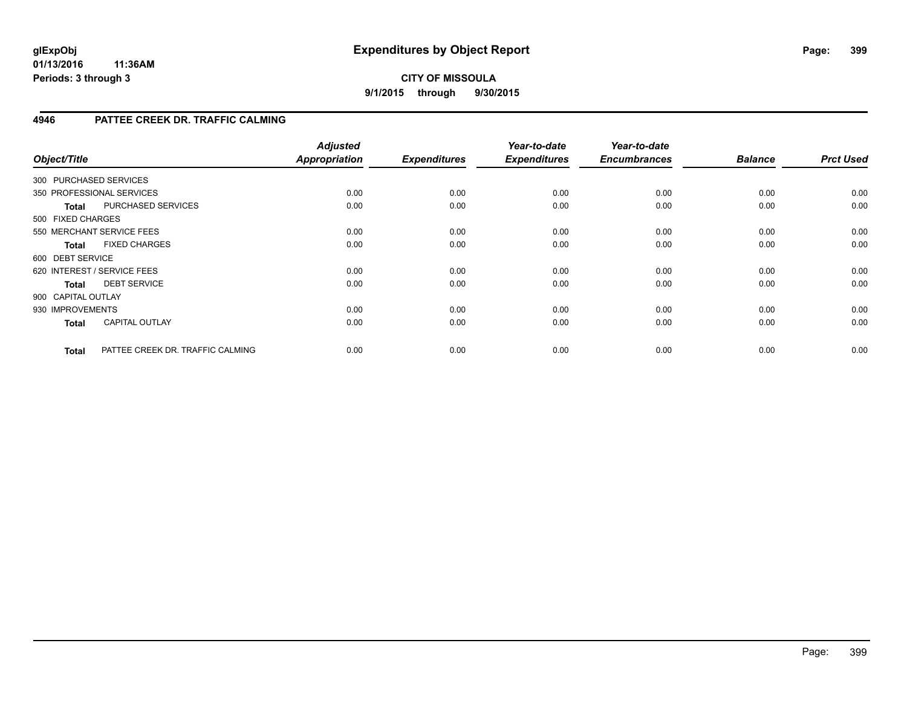# Expenditures by Object Report

glExpObj
01/13/2016 11:36AM
Periods: 3 through 3

**CITY OF MISSOULA**
**9/1/2015 through 9/30/2015**

## 4946 PATTEE CREEK DR. TRAFFIC CALMING

| Object/Title | | Adjusted Appropriation | Expenditures | Year-to-date Expenditures | Year-to-date Encumbrances | Balance | Prct Used |
|---|---|---|---|---|---|---|---|
| 300 PURCHASED SERVICES | | | | | | | |
| 350 PROFESSIONAL SERVICES | | 0.00 | 0.00 | 0.00 | 0.00 | 0.00 | 0.00 |
| **Total** | PURCHASED SERVICES | 0.00 | 0.00 | 0.00 | 0.00 | 0.00 | 0.00 |
| 500 FIXED CHARGES | | | | | | | |
| 550 MERCHANT SERVICE FEES | | 0.00 | 0.00 | 0.00 | 0.00 | 0.00 | 0.00 |
| **Total** | FIXED CHARGES | 0.00 | 0.00 | 0.00 | 0.00 | 0.00 | 0.00 |
| 600 DEBT SERVICE | | | | | | | |
| 620 INTEREST / SERVICE FEES | | 0.00 | 0.00 | 0.00 | 0.00 | 0.00 | 0.00 |
| **Total** | DEBT SERVICE | 0.00 | 0.00 | 0.00 | 0.00 | 0.00 | 0.00 |
| 900 CAPITAL OUTLAY | | | | | | | |
| 930 IMPROVEMENTS | | 0.00 | 0.00 | 0.00 | 0.00 | 0.00 | 0.00 |
| **Total** | CAPITAL OUTLAY | 0.00 | 0.00 | 0.00 | 0.00 | 0.00 | 0.00 |
| **Total** | PATTEE CREEK DR. TRAFFIC CALMING | 0.00 | 0.00 | 0.00 | 0.00 | 0.00 | 0.00 |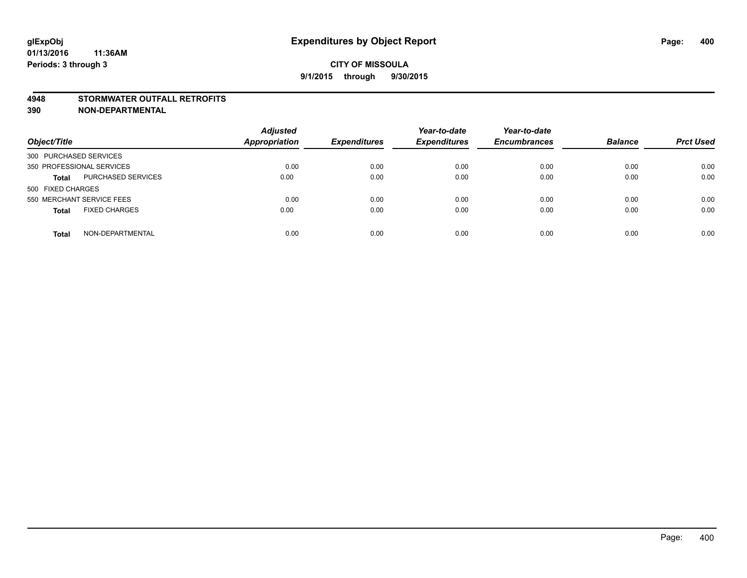**glExpObj** **Expenditures by Object Report**
**01/13/2016 11:36AM**
**Periods: 3 through 3**

**CITY OF MISSOULA**
**9/1/2015 through 9/30/2015**

## 4948 STORMWATER OUTFALL RETROFITS
## 390 NON-DEPARTMENTAL

| Object/Title | | Adjusted Appropriation | Expenditures | Year-to-date Expenditures | Year-to-date Encumbrances | Balance | Prct Used |
|---|---|---|---|---|---|---|---|
| 300 PURCHASED SERVICES | | | | | | | |
| 350 PROFESSIONAL SERVICES | | 0.00 | 0.00 | 0.00 | 0.00 | 0.00 | 0.00 |
| **Total** | PURCHASED SERVICES | 0.00 | 0.00 | 0.00 | 0.00 | 0.00 | 0.00 |
| 500 FIXED CHARGES | | | | | | | |
| 550 MERCHANT SERVICE FEES | | 0.00 | 0.00 | 0.00 | 0.00 | 0.00 | 0.00 |
| **Total** | FIXED CHARGES | 0.00 | 0.00 | 0.00 | 0.00 | 0.00 | 0.00 |
| **Total** | NON-DEPARTMENTAL | 0.00 | 0.00 | 0.00 | 0.00 | 0.00 | 0.00 |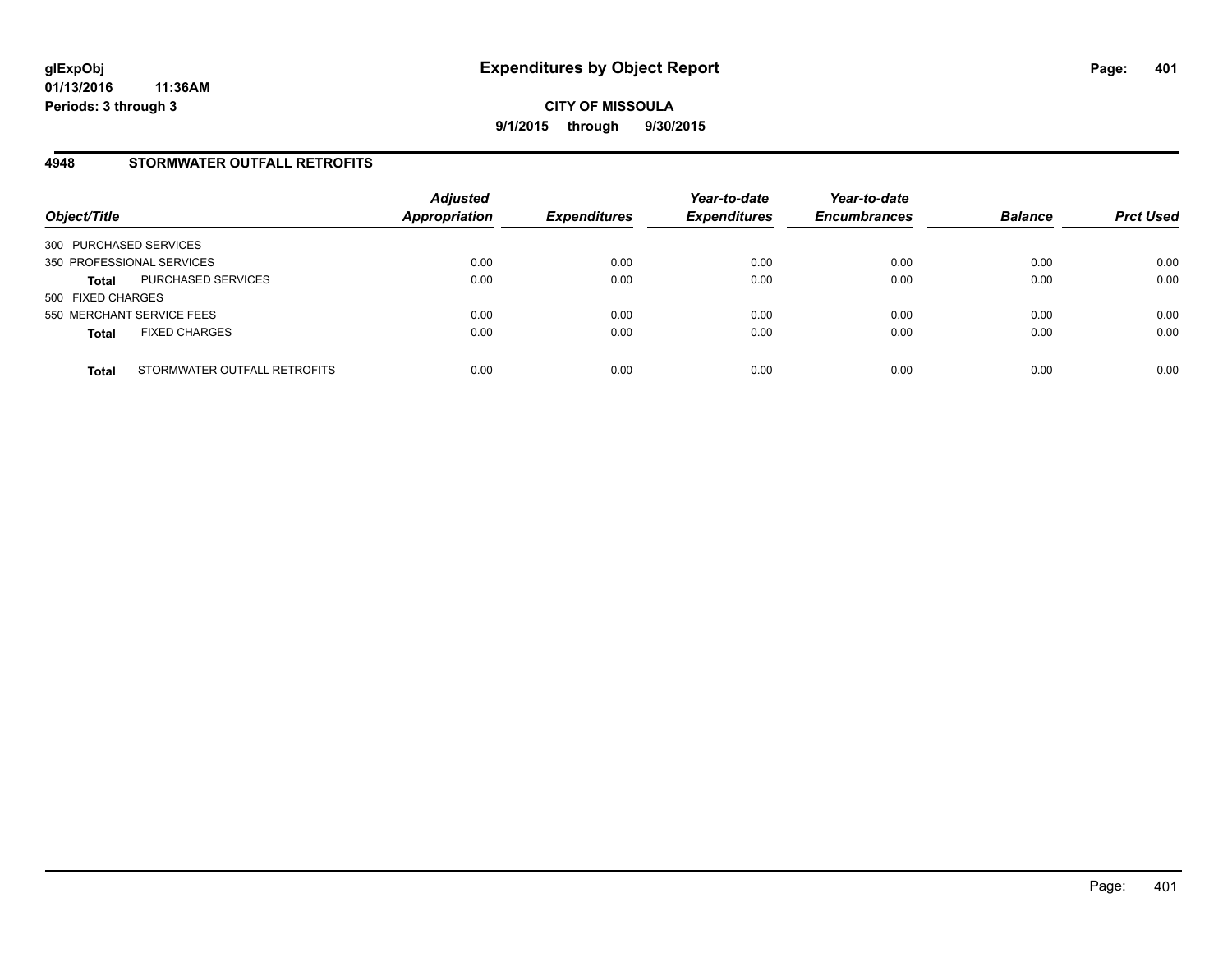**glExpObj** **Expenditures by Object Report**

**01/13/2016 11:36AM**

**Periods: 3 through 3**

**CITY OF MISSOULA**

**9/1/2015 through 9/30/2015**

## 4948 STORMWATER OUTFALL RETROFITS

| Object/Title | | Adjusted Appropriation | Expenditures | Year-to-date Expenditures | Year-to-date Encumbrances | Balance | Prct Used |
|---|---|---|---|---|---|---|---|
| 300 PURCHASED SERVICES | | | | | | | |
| 350 PROFESSIONAL SERVICES | | 0.00 | 0.00 | 0.00 | 0.00 | 0.00 | 0.00 |
| **Total** | PURCHASED SERVICES | 0.00 | 0.00 | 0.00 | 0.00 | 0.00 | 0.00 |
| 500 FIXED CHARGES | | | | | | | |
| 550 MERCHANT SERVICE FEES | | 0.00 | 0.00 | 0.00 | 0.00 | 0.00 | 0.00 |
| **Total** | FIXED CHARGES | 0.00 | 0.00 | 0.00 | 0.00 | 0.00 | 0.00 |
| **Total** | STORMWATER OUTFALL RETROFITS | 0.00 | 0.00 | 0.00 | 0.00 | 0.00 | 0.00 |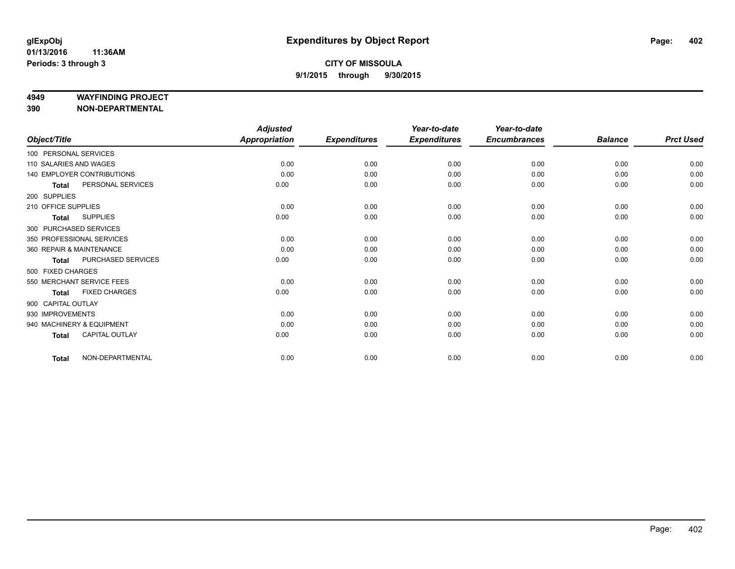**glExpObj**
**01/13/2016 11:36AM**
**Periods: 3 through 3**

# Expenditures by Object Report

**CITY OF MISSOULA**
**9/1/2015 through 9/30/2015**

**4949 WAYFINDING PROJECT**
**390 NON-DEPARTMENTAL**

| Object/Title | Adjusted Appropriation | Expenditures | Year-to-date Expenditures | Year-to-date Encumbrances | Balance | Prct Used |
|---|---|---|---|---|---|---|
| 100 PERSONAL SERVICES | | | | | | |
| 110 SALARIES AND WAGES | 0.00 | 0.00 | 0.00 | 0.00 | 0.00 | 0.00 |
| 140 EMPLOYER CONTRIBUTIONS | 0.00 | 0.00 | 0.00 | 0.00 | 0.00 | 0.00 |
| **Total** PERSONAL SERVICES | 0.00 | 0.00 | 0.00 | 0.00 | 0.00 | 0.00 |
| 200 SUPPLIES | | | | | | |
| 210 OFFICE SUPPLIES | 0.00 | 0.00 | 0.00 | 0.00 | 0.00 | 0.00 |
| **Total** SUPPLIES | 0.00 | 0.00 | 0.00 | 0.00 | 0.00 | 0.00 |
| 300 PURCHASED SERVICES | | | | | | |
| 350 PROFESSIONAL SERVICES | 0.00 | 0.00 | 0.00 | 0.00 | 0.00 | 0.00 |
| 360 REPAIR & MAINTENANCE | 0.00 | 0.00 | 0.00 | 0.00 | 0.00 | 0.00 |
| **Total** PURCHASED SERVICES | 0.00 | 0.00 | 0.00 | 0.00 | 0.00 | 0.00 |
| 500 FIXED CHARGES | | | | | | |
| 550 MERCHANT SERVICE FEES | 0.00 | 0.00 | 0.00 | 0.00 | 0.00 | 0.00 |
| **Total** FIXED CHARGES | 0.00 | 0.00 | 0.00 | 0.00 | 0.00 | 0.00 |
| 900 CAPITAL OUTLAY | | | | | | |
| 930 IMPROVEMENTS | 0.00 | 0.00 | 0.00 | 0.00 | 0.00 | 0.00 |
| 940 MACHINERY & EQUIPMENT | 0.00 | 0.00 | 0.00 | 0.00 | 0.00 | 0.00 |
| **Total** CAPITAL OUTLAY | 0.00 | 0.00 | 0.00 | 0.00 | 0.00 | 0.00 |
| **Total** NON-DEPARTMENTAL | 0.00 | 0.00 | 0.00 | 0.00 | 0.00 | 0.00 |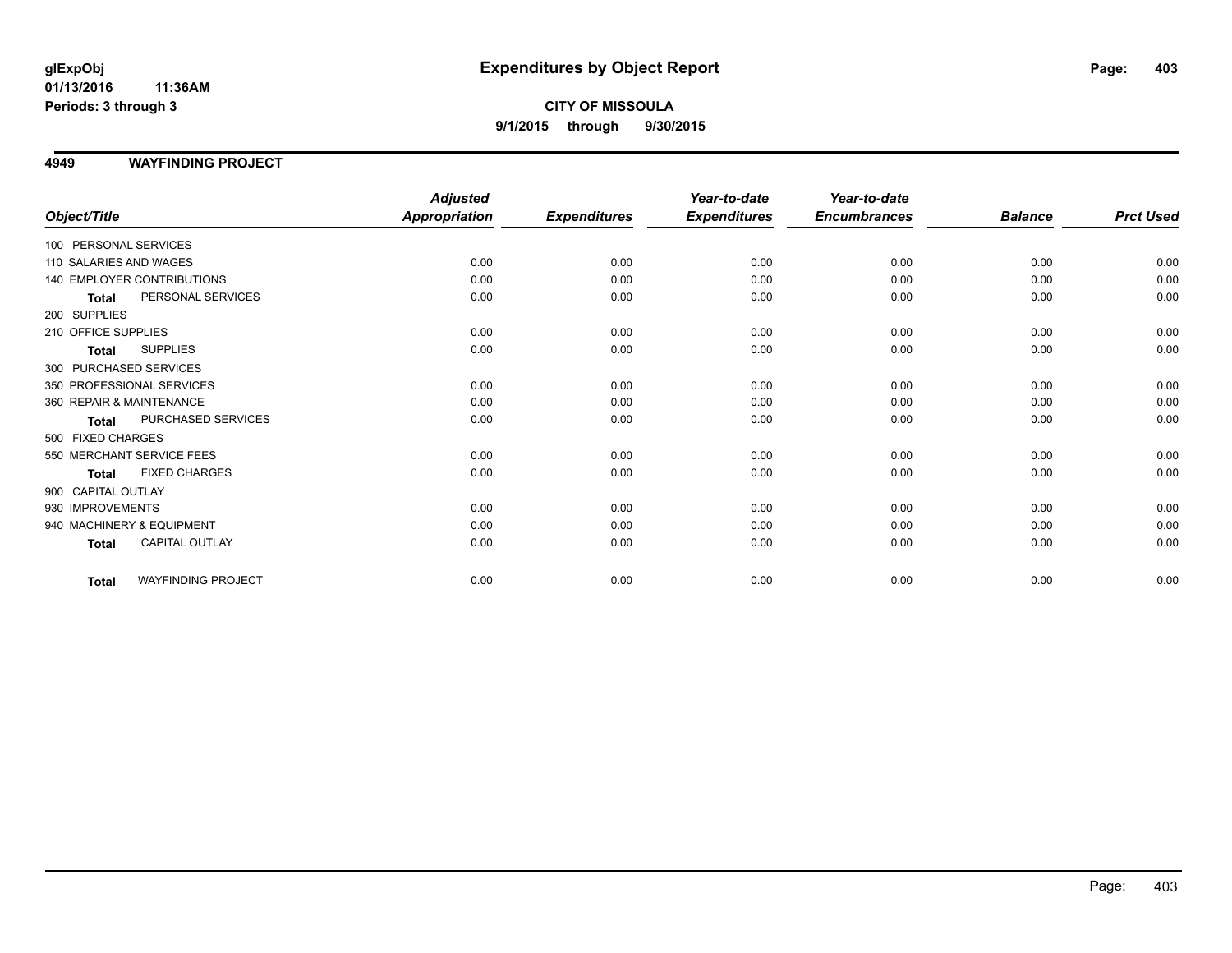**glExpObj** **Expenditures by Object Report**

**01/13/2016 11:36AM**

**Periods: 3 through 3**

**CITY OF MISSOULA**

**9/1/2015 through 9/30/2015**

## 4949 WAYFINDING PROJECT

| Object/Title | | Adjusted Appropriation | Expenditures | Year-to-date Expenditures | Year-to-date Encumbrances | Balance | Prct Used |
|---|---|---|---|---|---|---|---|
| 100 PERSONAL SERVICES | | | | | | | |
| 110 SALARIES AND WAGES | | 0.00 | 0.00 | 0.00 | 0.00 | 0.00 | 0.00 |
| 140 EMPLOYER CONTRIBUTIONS | | 0.00 | 0.00 | 0.00 | 0.00 | 0.00 | 0.00 |
| **Total** | PERSONAL SERVICES | 0.00 | 0.00 | 0.00 | 0.00 | 0.00 | 0.00 |
| 200 SUPPLIES | | | | | | | |
| 210 OFFICE SUPPLIES | | 0.00 | 0.00 | 0.00 | 0.00 | 0.00 | 0.00 |
| **Total** | SUPPLIES | 0.00 | 0.00 | 0.00 | 0.00 | 0.00 | 0.00 |
| 300 PURCHASED SERVICES | | | | | | | |
| 350 PROFESSIONAL SERVICES | | 0.00 | 0.00 | 0.00 | 0.00 | 0.00 | 0.00 |
| 360 REPAIR & MAINTENANCE | | 0.00 | 0.00 | 0.00 | 0.00 | 0.00 | 0.00 |
| **Total** | PURCHASED SERVICES | 0.00 | 0.00 | 0.00 | 0.00 | 0.00 | 0.00 |
| 500 FIXED CHARGES | | | | | | | |
| 550 MERCHANT SERVICE FEES | | 0.00 | 0.00 | 0.00 | 0.00 | 0.00 | 0.00 |
| **Total** | FIXED CHARGES | 0.00 | 0.00 | 0.00 | 0.00 | 0.00 | 0.00 |
| 900 CAPITAL OUTLAY | | | | | | | |
| 930 IMPROVEMENTS | | 0.00 | 0.00 | 0.00 | 0.00 | 0.00 | 0.00 |
| 940 MACHINERY & EQUIPMENT | | 0.00 | 0.00 | 0.00 | 0.00 | 0.00 | 0.00 |
| **Total** | CAPITAL OUTLAY | 0.00 | 0.00 | 0.00 | 0.00 | 0.00 | 0.00 |
| **Total** | WAYFINDING PROJECT | 0.00 | 0.00 | 0.00 | 0.00 | 0.00 | 0.00 |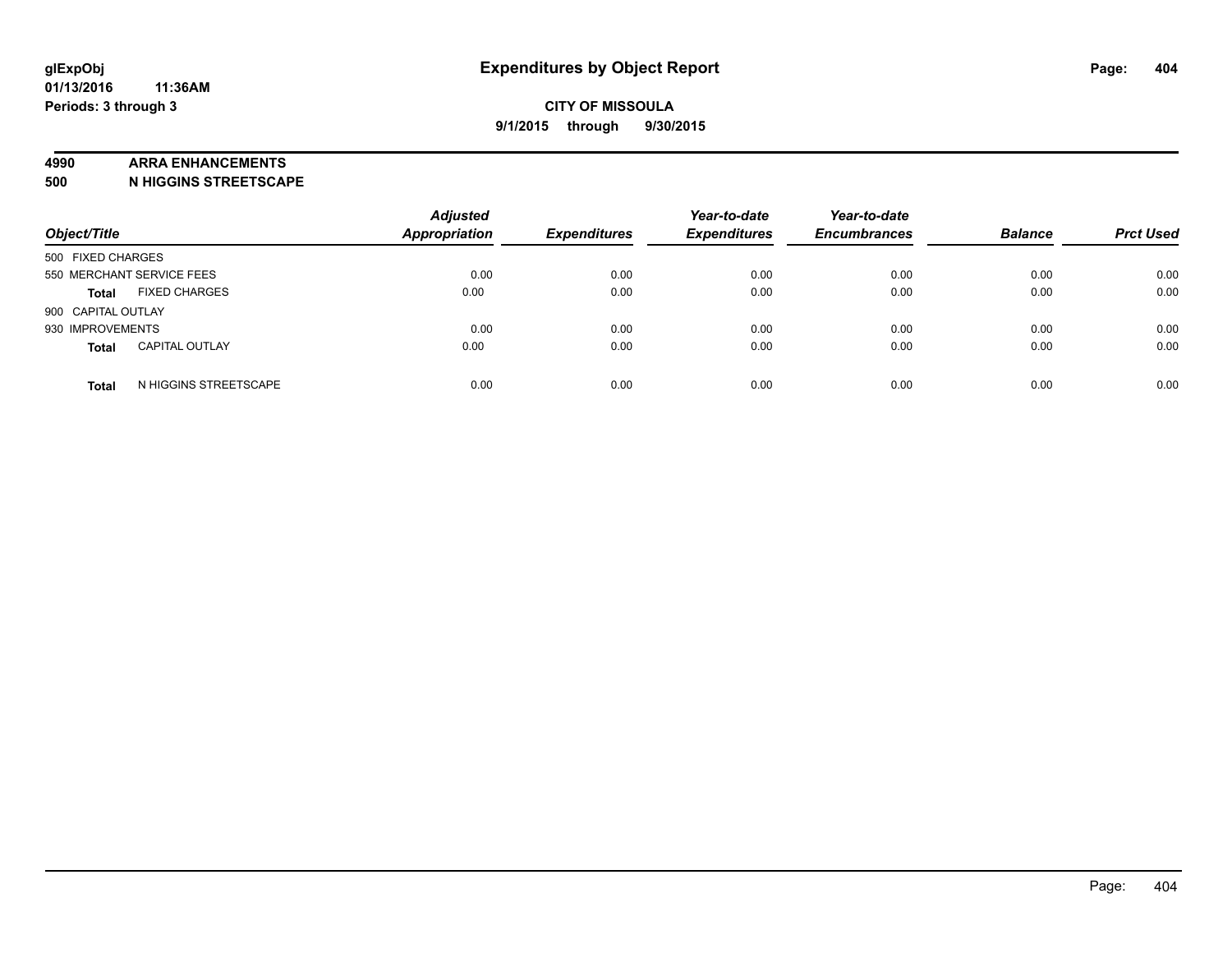**glExpObj**
**01/13/2016 11:36AM**
**Periods: 3 through 3**

# Expenditures by Object Report

**CITY OF MISSOULA**
**9/1/2015 through 9/30/2015**

**4990 ARRA ENHANCEMENTS**
**500 N HIGGINS STREETSCAPE**

| Object/Title | | Adjusted Appropriation | Expenditures | Year-to-date Expenditures | Year-to-date Encumbrances | Balance | Prct Used |
|---|---|---|---|---|---|---|---|
| 500 FIXED CHARGES | | | | | | | |
| 550 MERCHANT SERVICE FEES | | 0.00 | 0.00 | 0.00 | 0.00 | 0.00 | 0.00 |
| **Total** | FIXED CHARGES | 0.00 | 0.00 | 0.00 | 0.00 | 0.00 | 0.00 |
| 900 CAPITAL OUTLAY | | | | | | | |
| 930 IMPROVEMENTS | | 0.00 | 0.00 | 0.00 | 0.00 | 0.00 | 0.00 |
| **Total** | CAPITAL OUTLAY | 0.00 | 0.00 | 0.00 | 0.00 | 0.00 | 0.00 |
| **Total** | N HIGGINS STREETSCAPE | 0.00 | 0.00 | 0.00 | 0.00 | 0.00 | 0.00 |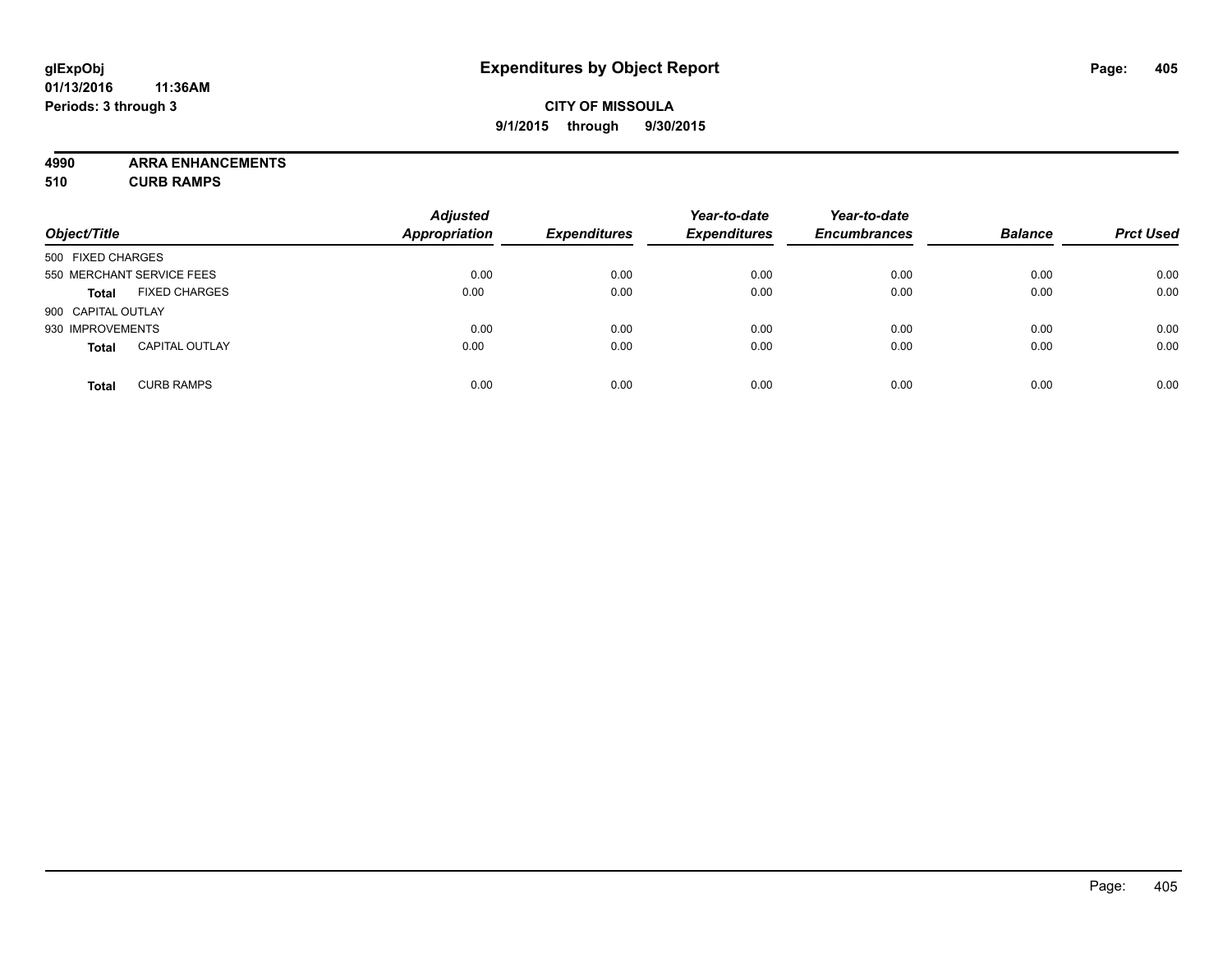**glExpObj** **Expenditures by Object Report**

**01/13/2016 11:36AM**

**Periods: 3 through 3**

**CITY OF MISSOULA**

**9/1/2015 through 9/30/2015**

**4990 ARRA ENHANCEMENTS**

**510 CURB RAMPS**

| Object/Title | | Adjusted Appropriation | Expenditures | Year-to-date Expenditures | Year-to-date Encumbrances | Balance | Prct Used |
|---|---|---|---|---|---|---|---|
| 500 FIXED CHARGES | | | | | | | |
| 550 MERCHANT SERVICE FEES | | 0.00 | 0.00 | 0.00 | 0.00 | 0.00 | 0.00 |
| **Total** | FIXED CHARGES | 0.00 | 0.00 | 0.00 | 0.00 | 0.00 | 0.00 |
| 900 CAPITAL OUTLAY | | | | | | | |
| 930 IMPROVEMENTS | | 0.00 | 0.00 | 0.00 | 0.00 | 0.00 | 0.00 |
| **Total** | CAPITAL OUTLAY | 0.00 | 0.00 | 0.00 | 0.00 | 0.00 | 0.00 |
| **Total** | CURB RAMPS | 0.00 | 0.00 | 0.00 | 0.00 | 0.00 | 0.00 |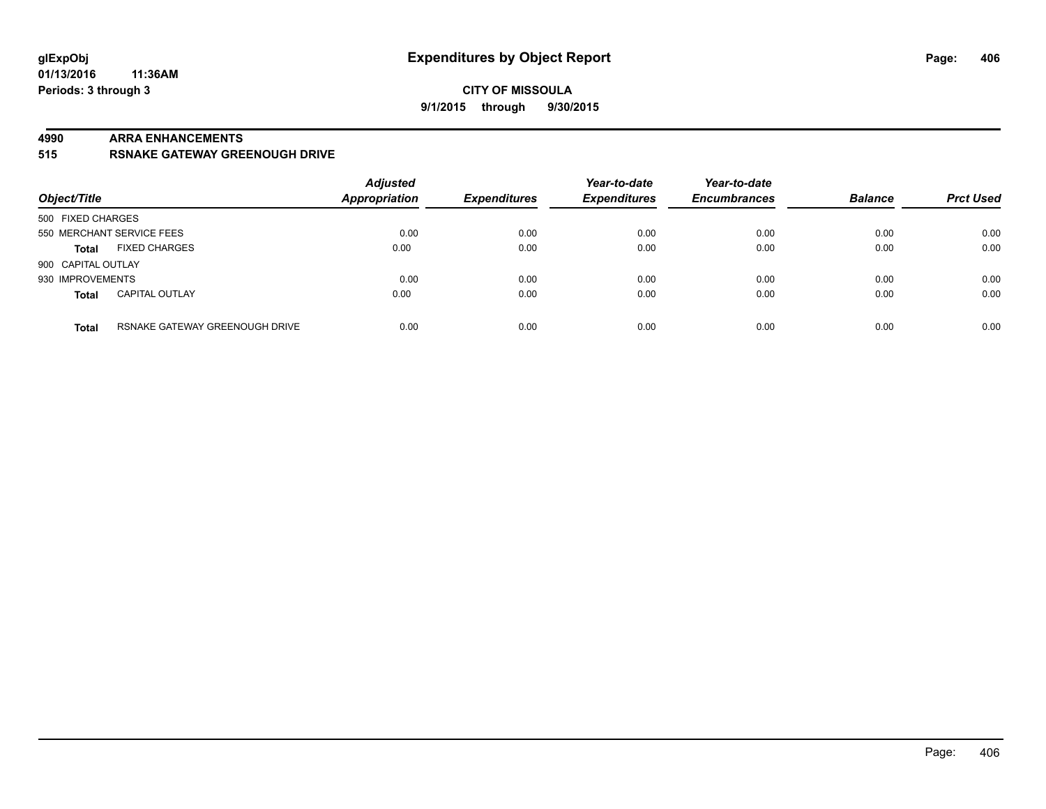# Expenditures by Object Report

glExpObj
01/13/2016 11:36AM
Periods: 3 through 3

**CITY OF MISSOULA**
**9/1/2015 through 9/30/2015**

**4990 ARRA ENHANCEMENTS**
**515 RSNAKE GATEWAY GREENOUGH DRIVE**

| Object/Title | | Adjusted Appropriation | Expenditures | Year-to-date Expenditures | Year-to-date Encumbrances | Balance | Prct Used |
|---|---|---|---|---|---|---|---|
| 500 FIXED CHARGES | | | | | | | |
| 550 MERCHANT SERVICE FEES | | 0.00 | 0.00 | 0.00 | 0.00 | 0.00 | 0.00 |
| **Total** | FIXED CHARGES | 0.00 | 0.00 | 0.00 | 0.00 | 0.00 | 0.00 |
| 900 CAPITAL OUTLAY | | | | | | | |
| 930 IMPROVEMENTS | | 0.00 | 0.00 | 0.00 | 0.00 | 0.00 | 0.00 |
| **Total** | CAPITAL OUTLAY | 0.00 | 0.00 | 0.00 | 0.00 | 0.00 | 0.00 |
| **Total** | RSNAKE GATEWAY GREENOUGH DRIVE | 0.00 | 0.00 | 0.00 | 0.00 | 0.00 | 0.00 |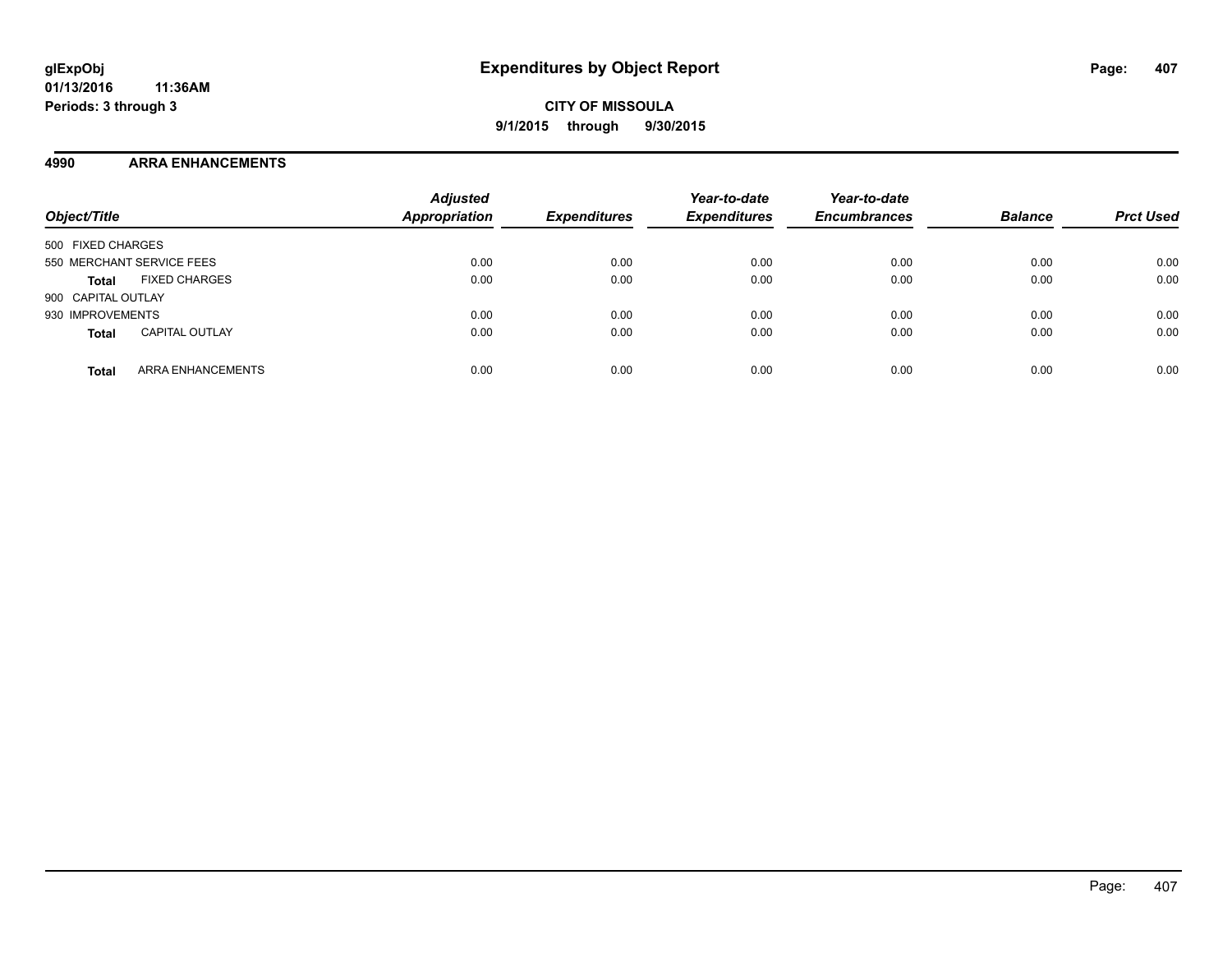**glExpObj**
**01/13/2016 11:36AM**
**Periods: 3 through 3**

# Expenditures by Object Report

**CITY OF MISSOULA**
**9/1/2015 through 9/30/2015**

## 4990 ARRA ENHANCEMENTS

| Object/Title | | Adjusted Appropriation | Expenditures | Year-to-date Expenditures | Year-to-date Encumbrances | Balance | Prct Used |
|---|---|---|---|---|---|---|---|
| 500 FIXED CHARGES | | | | | | | |
| 550 MERCHANT SERVICE FEES | | 0.00 | 0.00 | 0.00 | 0.00 | 0.00 | 0.00 |
| **Total** | FIXED CHARGES | 0.00 | 0.00 | 0.00 | 0.00 | 0.00 | 0.00 |
| 900 CAPITAL OUTLAY | | | | | | | |
| 930 IMPROVEMENTS | | 0.00 | 0.00 | 0.00 | 0.00 | 0.00 | 0.00 |
| **Total** | CAPITAL OUTLAY | 0.00 | 0.00 | 0.00 | 0.00 | 0.00 | 0.00 |
| **Total** | ARRA ENHANCEMENTS | 0.00 | 0.00 | 0.00 | 0.00 | 0.00 | 0.00 |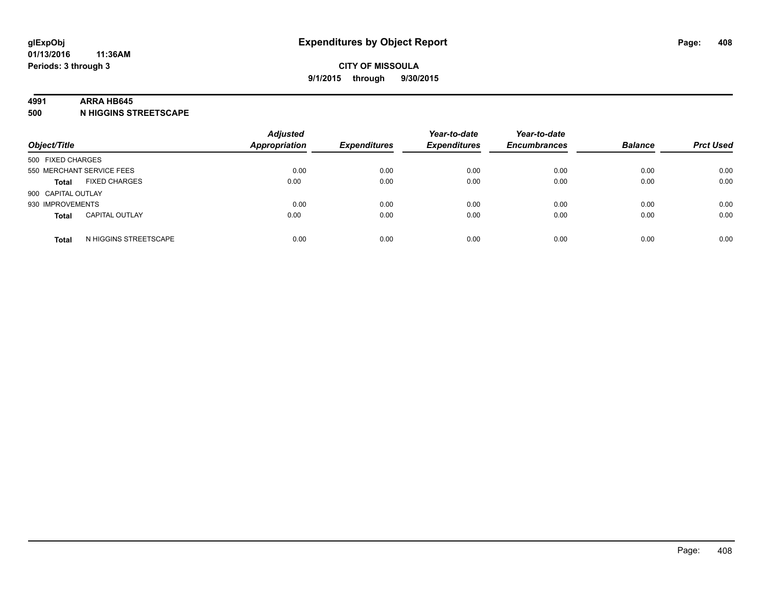**glExpObj**
**01/13/2016 11:36AM**
**Periods: 3 through 3**

# Expenditures by Object Report

**CITY OF MISSOULA**
**9/1/2015 through 9/30/2015**

**4991 ARRA HB645**
**500 N HIGGINS STREETSCAPE**

| Object/Title | | Adjusted Appropriation | Expenditures | Year-to-date Expenditures | Year-to-date Encumbrances | Balance | Prct Used |
|---|---|---|---|---|---|---|---|
| 500 FIXED CHARGES | | | | | | | |
| 550 MERCHANT SERVICE FEES | | 0.00 | 0.00 | 0.00 | 0.00 | 0.00 | 0.00 |
| **Total** | FIXED CHARGES | 0.00 | 0.00 | 0.00 | 0.00 | 0.00 | 0.00 |
| 900 CAPITAL OUTLAY | | | | | | | |
| 930 IMPROVEMENTS | | 0.00 | 0.00 | 0.00 | 0.00 | 0.00 | 0.00 |
| **Total** | CAPITAL OUTLAY | 0.00 | 0.00 | 0.00 | 0.00 | 0.00 | 0.00 |
| **Total** | N HIGGINS STREETSCAPE | 0.00 | 0.00 | 0.00 | 0.00 | 0.00 | 0.00 |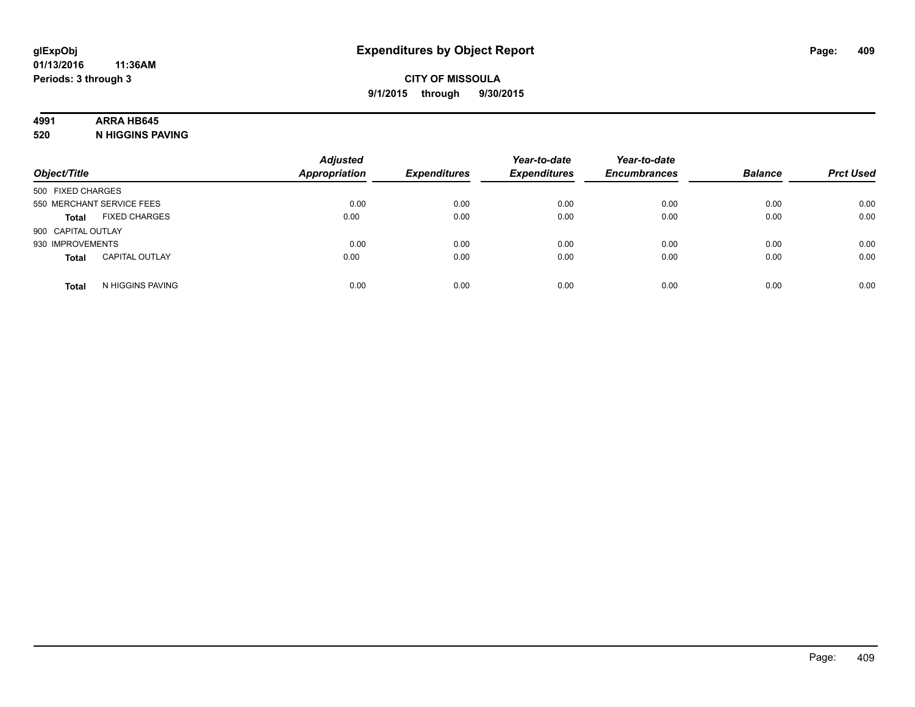**glExpObj** **Expenditures by Object Report**

**01/13/2016 11:36AM**

**Periods: 3 through 3**

**CITY OF MISSOULA**

**9/1/2015 through 9/30/2015**

**4991 ARRA HB645**

**520 N HIGGINS PAVING**

| Object/Title | | Adjusted Appropriation | Expenditures | Year-to-date Expenditures | Year-to-date Encumbrances | Balance | Prct Used |
|---|---|---|---|---|---|---|---|
| 500 FIXED CHARGES | | | | | | | |
| 550 MERCHANT SERVICE FEES | | 0.00 | 0.00 | 0.00 | 0.00 | 0.00 | 0.00 |
| **Total** | FIXED CHARGES | 0.00 | 0.00 | 0.00 | 0.00 | 0.00 | 0.00 |
| 900 CAPITAL OUTLAY | | | | | | | |
| 930 IMPROVEMENTS | | 0.00 | 0.00 | 0.00 | 0.00 | 0.00 | 0.00 |
| **Total** | CAPITAL OUTLAY | 0.00 | 0.00 | 0.00 | 0.00 | 0.00 | 0.00 |
| **Total** | N HIGGINS PAVING | 0.00 | 0.00 | 0.00 | 0.00 | 0.00 | 0.00 |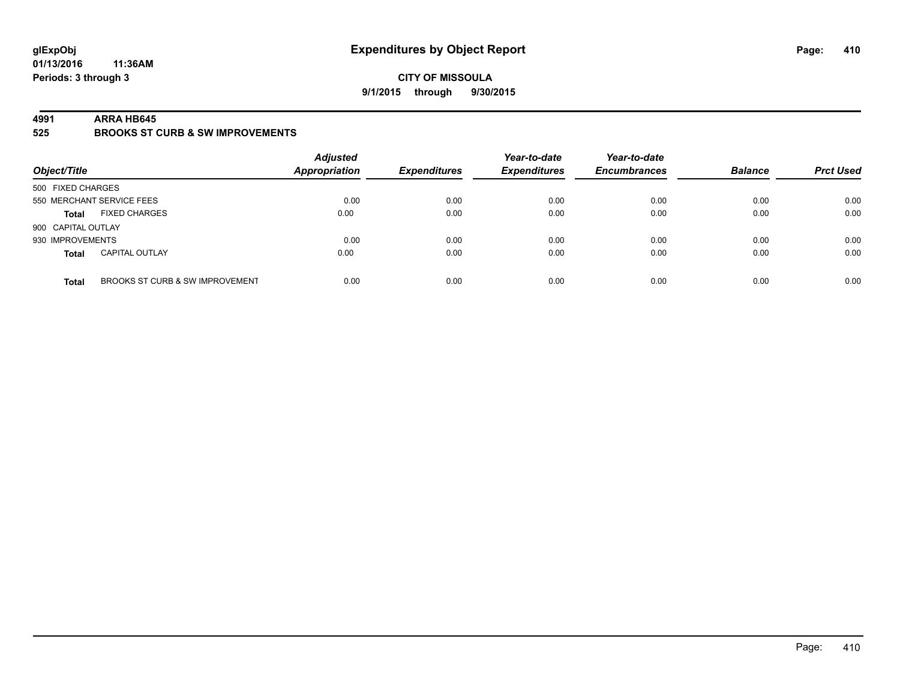**glExpObj**
**01/13/2016 11:36AM**
**Periods: 3 through 3**

# Expenditures by Object Report

**CITY OF MISSOULA**
**9/1/2015 through 9/30/2015**

**4991 ARRA HB645**
**525 BROOKS ST CURB & SW IMPROVEMENTS**

| Object/Title | | Adjusted Appropriation | Expenditures | Year-to-date Expenditures | Year-to-date Encumbrances | Balance | Prct Used |
|---|---|---|---|---|---|---|---|
| 500 FIXED CHARGES | | | | | | | |
| 550 MERCHANT SERVICE FEES | | 0.00 | 0.00 | 0.00 | 0.00 | 0.00 | 0.00 |
| **Total** | FIXED CHARGES | 0.00 | 0.00 | 0.00 | 0.00 | 0.00 | 0.00 |
| 900 CAPITAL OUTLAY | | | | | | | |
| 930 IMPROVEMENTS | | 0.00 | 0.00 | 0.00 | 0.00 | 0.00 | 0.00 |
| **Total** | CAPITAL OUTLAY | 0.00 | 0.00 | 0.00 | 0.00 | 0.00 | 0.00 |
| **Total** | BROOKS ST CURB & SW IMPROVEMENT | 0.00 | 0.00 | 0.00 | 0.00 | 0.00 | 0.00 |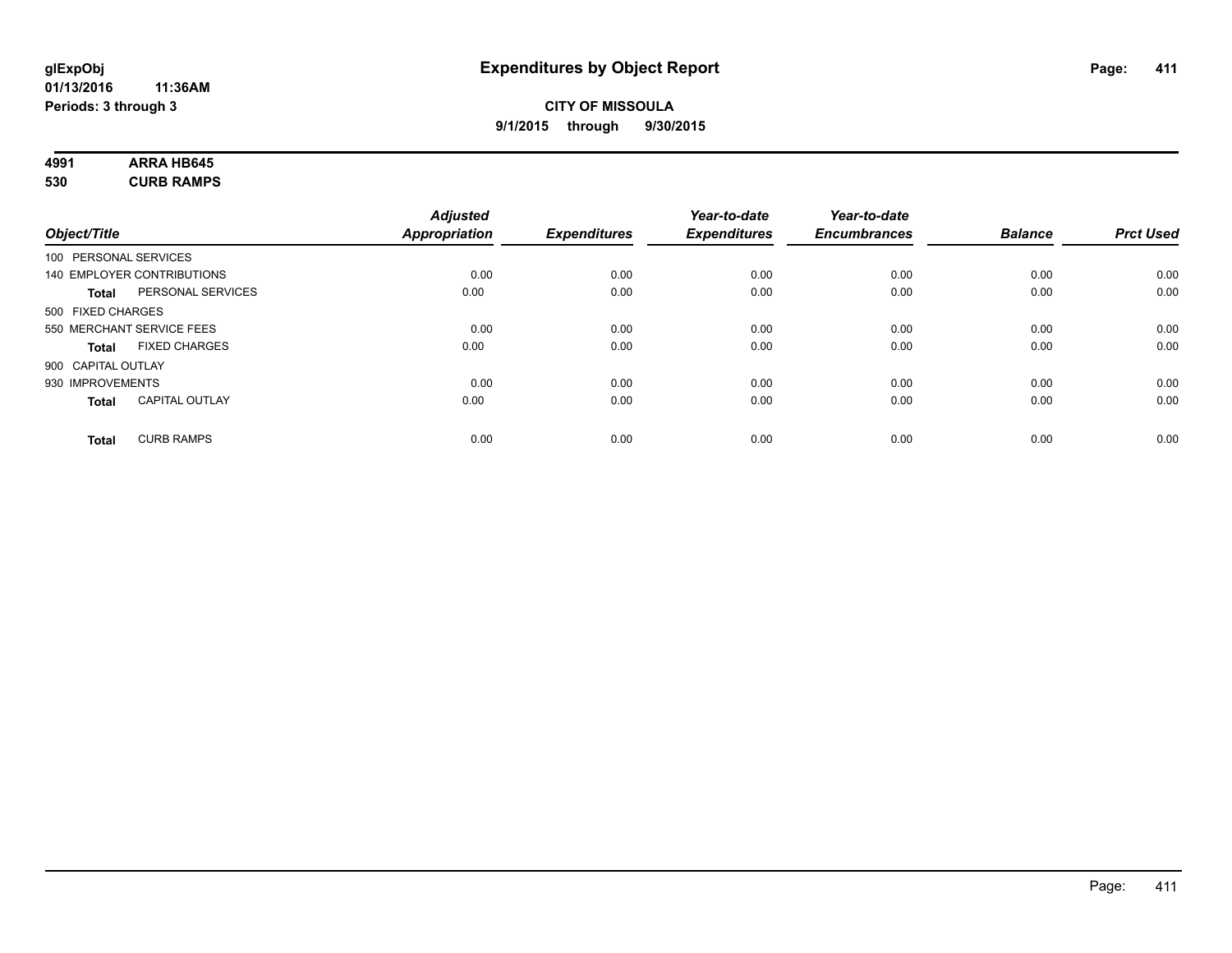# Expenditures by Object Report

glExpObj
01/13/2016 11:36AM
Periods: 3 through 3

**CITY OF MISSOULA**
**9/1/2015 through 9/30/2015**

**4991 ARRA HB645**
**530 CURB RAMPS**

| Object/Title | Adjusted Appropriation | Expenditures | Year-to-date Expenditures | Year-to-date Encumbrances | Balance | Prct Used |
|---|---|---|---|---|---|---|
| 100 PERSONAL SERVICES | | | | | | |
| 140 EMPLOYER CONTRIBUTIONS | 0.00 | 0.00 | 0.00 | 0.00 | 0.00 | 0.00 |
| **Total** PERSONAL SERVICES | 0.00 | 0.00 | 0.00 | 0.00 | 0.00 | 0.00 |
| 500 FIXED CHARGES | | | | | | |
| 550 MERCHANT SERVICE FEES | 0.00 | 0.00 | 0.00 | 0.00 | 0.00 | 0.00 |
| **Total** FIXED CHARGES | 0.00 | 0.00 | 0.00 | 0.00 | 0.00 | 0.00 |
| 900 CAPITAL OUTLAY | | | | | | |
| 930 IMPROVEMENTS | 0.00 | 0.00 | 0.00 | 0.00 | 0.00 | 0.00 |
| **Total** CAPITAL OUTLAY | 0.00 | 0.00 | 0.00 | 0.00 | 0.00 | 0.00 |
| **Total** CURB RAMPS | 0.00 | 0.00 | 0.00 | 0.00 | 0.00 | 0.00 |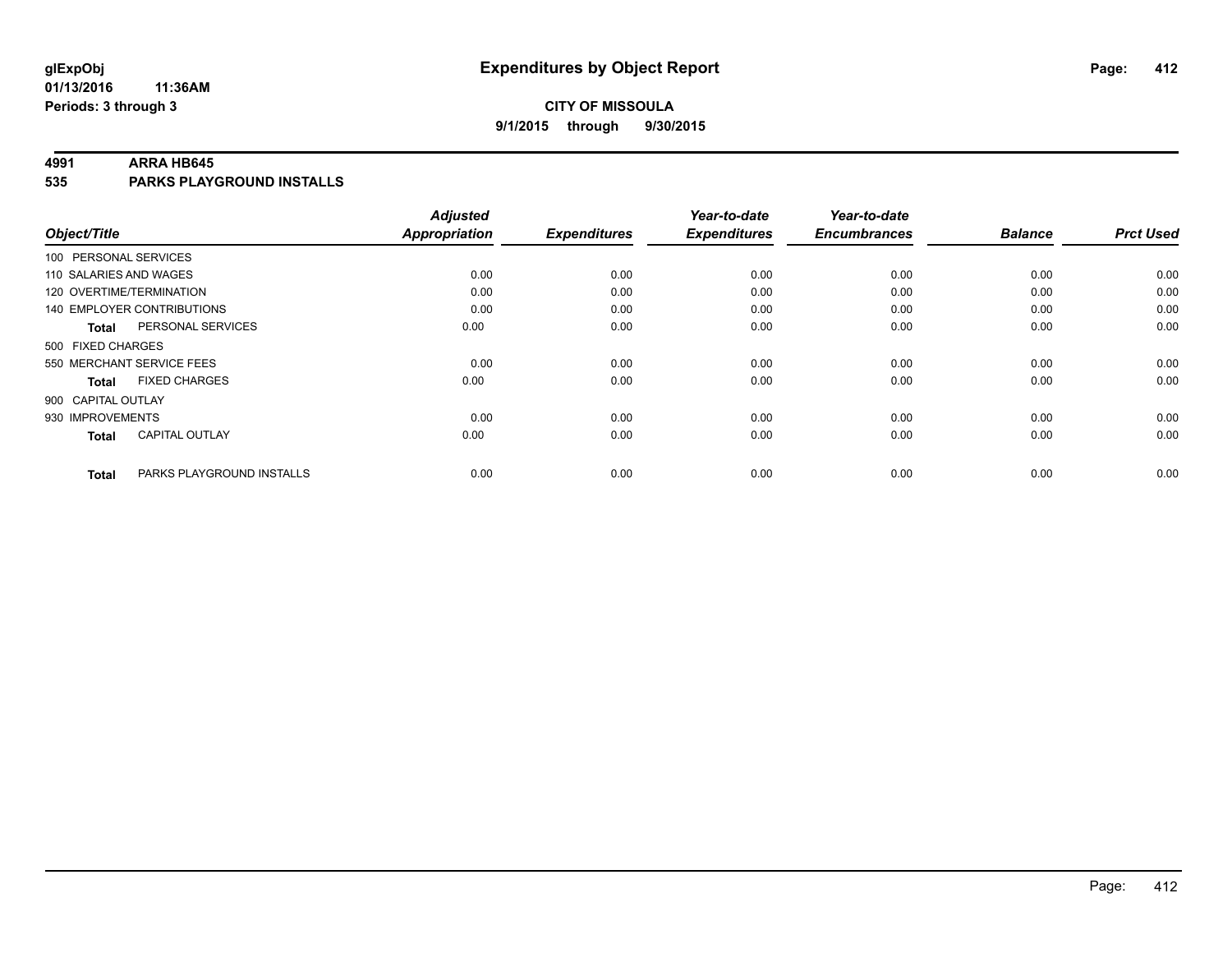**glExpObj**
**01/13/2016 11:36AM**
**Periods: 3 through 3**

# Expenditures by Object Report

**CITY OF MISSOULA**
**9/1/2015 through 9/30/2015**

## 4991 ARRA HB645
## 535 PARKS PLAYGROUND INSTALLS

| Object/Title | Adjusted Appropriation | Expenditures | Year-to-date Expenditures | Year-to-date Encumbrances | Balance | Prct Used |
|---|---|---|---|---|---|---|
| 100 PERSONAL SERVICES | | | | | | |
| 110 SALARIES AND WAGES | 0.00 | 0.00 | 0.00 | 0.00 | 0.00 | 0.00 |
| 120 OVERTIME/TERMINATION | 0.00 | 0.00 | 0.00 | 0.00 | 0.00 | 0.00 |
| 140 EMPLOYER CONTRIBUTIONS | 0.00 | 0.00 | 0.00 | 0.00 | 0.00 | 0.00 |
| **Total** PERSONAL SERVICES | 0.00 | 0.00 | 0.00 | 0.00 | 0.00 | 0.00 |
| 500 FIXED CHARGES | | | | | | |
| 550 MERCHANT SERVICE FEES | 0.00 | 0.00 | 0.00 | 0.00 | 0.00 | 0.00 |
| **Total** FIXED CHARGES | 0.00 | 0.00 | 0.00 | 0.00 | 0.00 | 0.00 |
| 900 CAPITAL OUTLAY | | | | | | |
| 930 IMPROVEMENTS | 0.00 | 0.00 | 0.00 | 0.00 | 0.00 | 0.00 |
| **Total** CAPITAL OUTLAY | 0.00 | 0.00 | 0.00 | 0.00 | 0.00 | 0.00 |
| **Total** PARKS PLAYGROUND INSTALLS | 0.00 | 0.00 | 0.00 | 0.00 | 0.00 | 0.00 |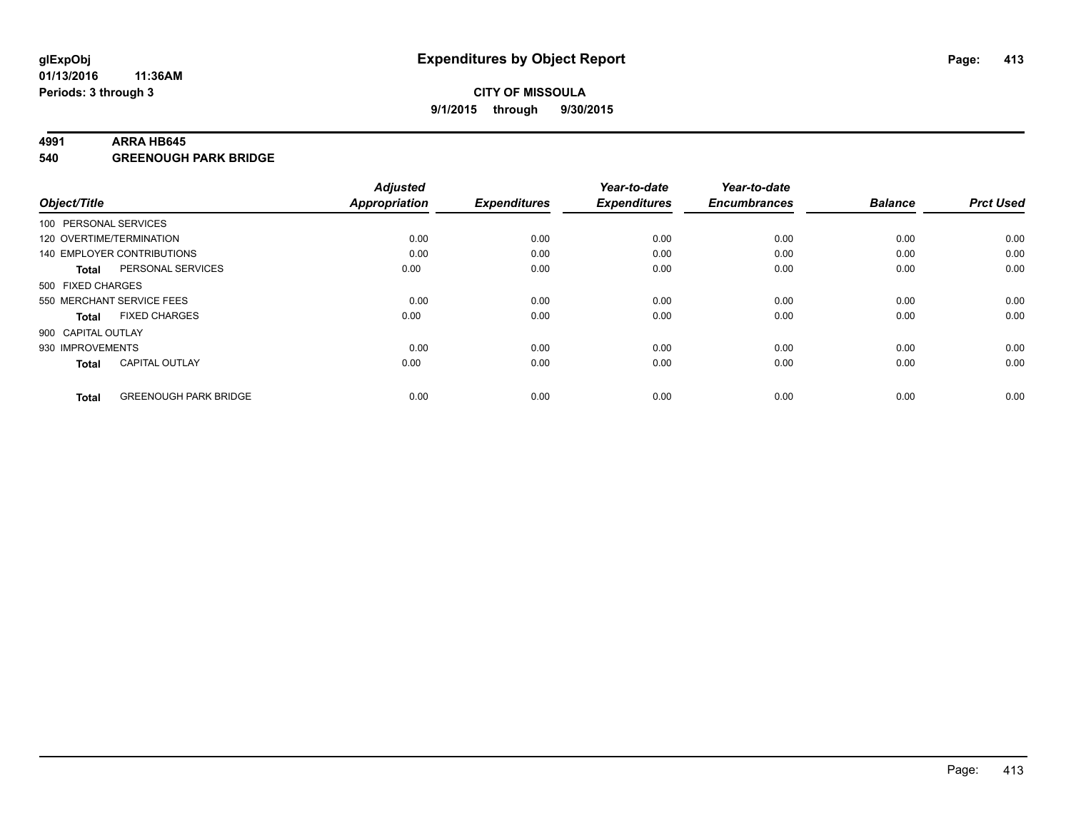**glExpObj**
**01/13/2016 11:36AM**
**Periods: 3 through 3**

# Expenditures by Object Report

**CITY OF MISSOULA**
**9/1/2015 through 9/30/2015**

## 4991 ARRA HB645
## 540 GREENOUGH PARK BRIDGE

| Object/Title | Adjusted Appropriation | Expenditures | Year-to-date Expenditures | Year-to-date Encumbrances | Balance | Prct Used |
|---|---|---|---|---|---|---|
| 100 PERSONAL SERVICES | | | | | | |
| 120 OVERTIME/TERMINATION | 0.00 | 0.00 | 0.00 | 0.00 | 0.00 | 0.00 |
| 140 EMPLOYER CONTRIBUTIONS | 0.00 | 0.00 | 0.00 | 0.00 | 0.00 | 0.00 |
| **Total** PERSONAL SERVICES | 0.00 | 0.00 | 0.00 | 0.00 | 0.00 | 0.00 |
| 500 FIXED CHARGES | | | | | | |
| 550 MERCHANT SERVICE FEES | 0.00 | 0.00 | 0.00 | 0.00 | 0.00 | 0.00 |
| **Total** FIXED CHARGES | 0.00 | 0.00 | 0.00 | 0.00 | 0.00 | 0.00 |
| 900 CAPITAL OUTLAY | | | | | | |
| 930 IMPROVEMENTS | 0.00 | 0.00 | 0.00 | 0.00 | 0.00 | 0.00 |
| **Total** CAPITAL OUTLAY | 0.00 | 0.00 | 0.00 | 0.00 | 0.00 | 0.00 |
| **Total** GREENOUGH PARK BRIDGE | 0.00 | 0.00 | 0.00 | 0.00 | 0.00 | 0.00 |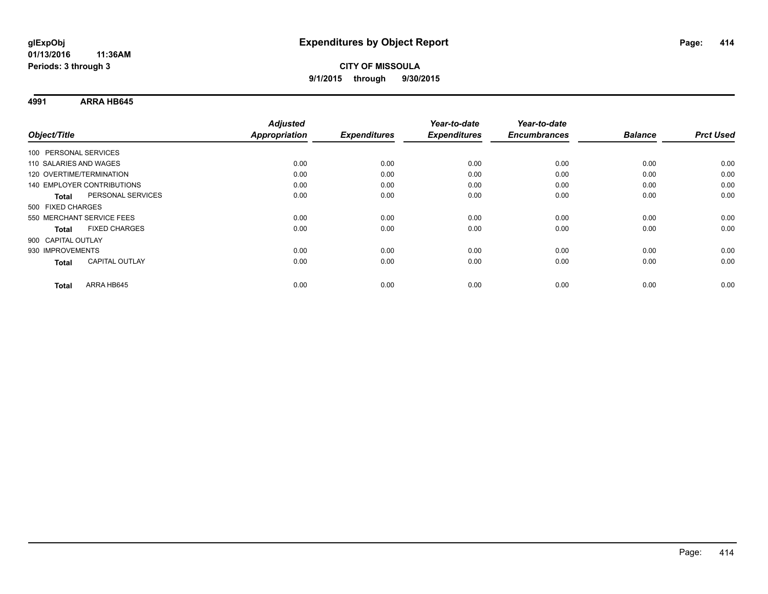**glExpObj** **Expenditures by Object Report**

**01/13/2016 11:36AM**

**Periods: 3 through 3**

**CITY OF MISSOULA**

**9/1/2015 through 9/30/2015**

**4991 ARRA HB645**

| Object/Title | Adjusted Appropriation | Expenditures | Year-to-date Expenditures | Year-to-date Encumbrances | Balance | Prct Used |
|---|---|---|---|---|---|---|
| 100 PERSONAL SERVICES | | | | | | |
| 110 SALARIES AND WAGES | 0.00 | 0.00 | 0.00 | 0.00 | 0.00 | 0.00 |
| 120 OVERTIME/TERMINATION | 0.00 | 0.00 | 0.00 | 0.00 | 0.00 | 0.00 |
| 140 EMPLOYER CONTRIBUTIONS | 0.00 | 0.00 | 0.00 | 0.00 | 0.00 | 0.00 |
| **Total** PERSONAL SERVICES | 0.00 | 0.00 | 0.00 | 0.00 | 0.00 | 0.00 |
| 500 FIXED CHARGES | | | | | | |
| 550 MERCHANT SERVICE FEES | 0.00 | 0.00 | 0.00 | 0.00 | 0.00 | 0.00 |
| **Total** FIXED CHARGES | 0.00 | 0.00 | 0.00 | 0.00 | 0.00 | 0.00 |
| 900 CAPITAL OUTLAY | | | | | | |
| 930 IMPROVEMENTS | 0.00 | 0.00 | 0.00 | 0.00 | 0.00 | 0.00 |
| **Total** CAPITAL OUTLAY | 0.00 | 0.00 | 0.00 | 0.00 | 0.00 | 0.00 |
| **Total** ARRA HB645 | 0.00 | 0.00 | 0.00 | 0.00 | 0.00 | 0.00 |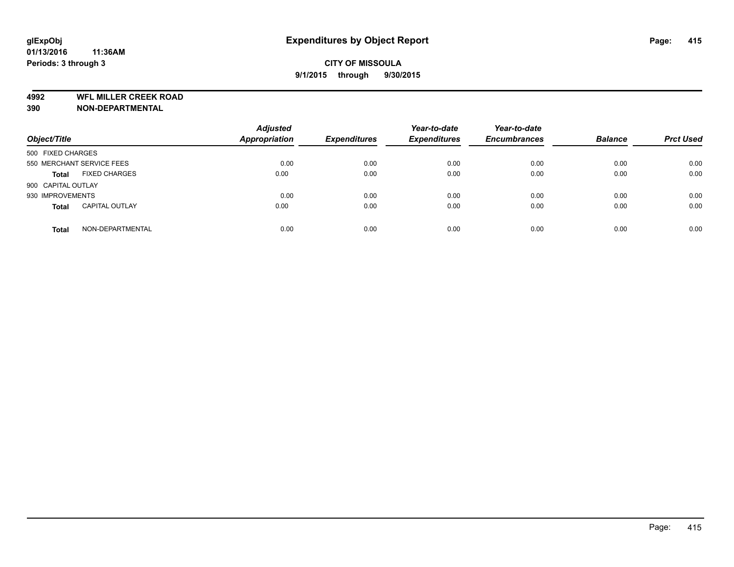# Expenditures by Object Report

**glExpObj**
**01/13/2016 11:36AM**
**Periods: 3 through 3**

**CITY OF MISSOULA**
**9/1/2015 through 9/30/2015**

**4992 WFL MILLER CREEK ROAD**
**390 NON-DEPARTMENTAL**

| Object/Title | | Adjusted Appropriation | Expenditures | Year-to-date Expenditures | Year-to-date Encumbrances | Balance | Prct Used |
|---|---|---|---|---|---|---|---|
| 500 FIXED CHARGES | | | | | | | |
| 550 MERCHANT SERVICE FEES | | 0.00 | 0.00 | 0.00 | 0.00 | 0.00 | 0.00 |
| **Total** | FIXED CHARGES | 0.00 | 0.00 | 0.00 | 0.00 | 0.00 | 0.00 |
| 900 CAPITAL OUTLAY | | | | | | | |
| 930 IMPROVEMENTS | | 0.00 | 0.00 | 0.00 | 0.00 | 0.00 | 0.00 |
| **Total** | CAPITAL OUTLAY | 0.00 | 0.00 | 0.00 | 0.00 | 0.00 | 0.00 |
| **Total** | NON-DEPARTMENTAL | 0.00 | 0.00 | 0.00 | 0.00 | 0.00 | 0.00 |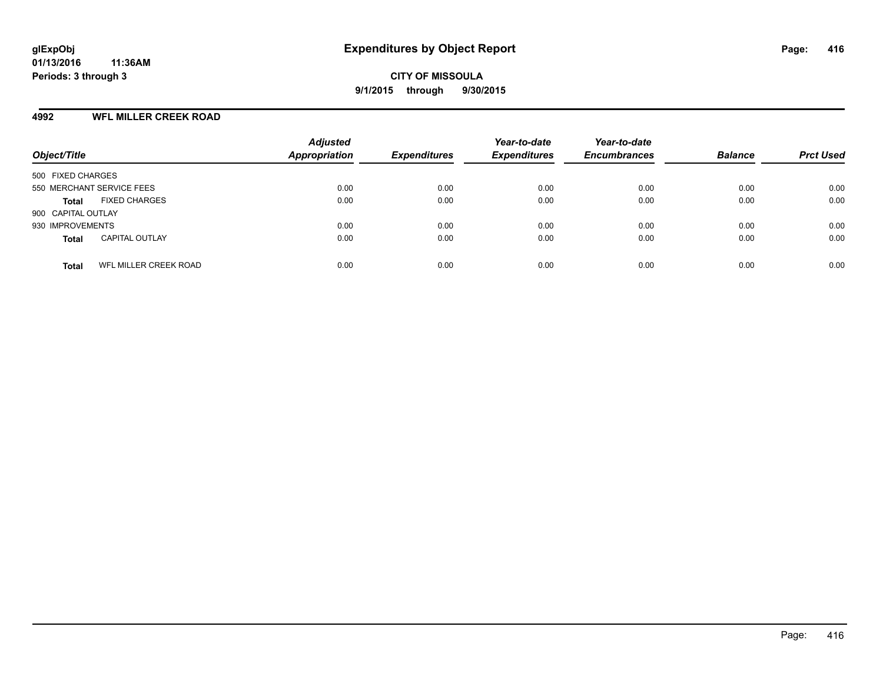**glExpObj**
**01/13/2016 11:36AM**
**Periods: 3 through 3**

# Expenditures by Object Report

**CITY OF MISSOULA**
**9/1/2015 through 9/30/2015**

## 4992 WFL MILLER CREEK ROAD

| Object/Title | | Adjusted Appropriation | Expenditures | Year-to-date Expenditures | Year-to-date Encumbrances | Balance | Prct Used |
|---|---|---|---|---|---|---|---|
| 500 FIXED CHARGES | | | | | | | |
| 550 MERCHANT SERVICE FEES | | 0.00 | 0.00 | 0.00 | 0.00 | 0.00 | 0.00 |
| **Total** | FIXED CHARGES | 0.00 | 0.00 | 0.00 | 0.00 | 0.00 | 0.00 |
| 900 CAPITAL OUTLAY | | | | | | | |
| 930 IMPROVEMENTS | | 0.00 | 0.00 | 0.00 | 0.00 | 0.00 | 0.00 |
| **Total** | CAPITAL OUTLAY | 0.00 | 0.00 | 0.00 | 0.00 | 0.00 | 0.00 |
| **Total** | WFL MILLER CREEK ROAD | 0.00 | 0.00 | 0.00 | 0.00 | 0.00 | 0.00 |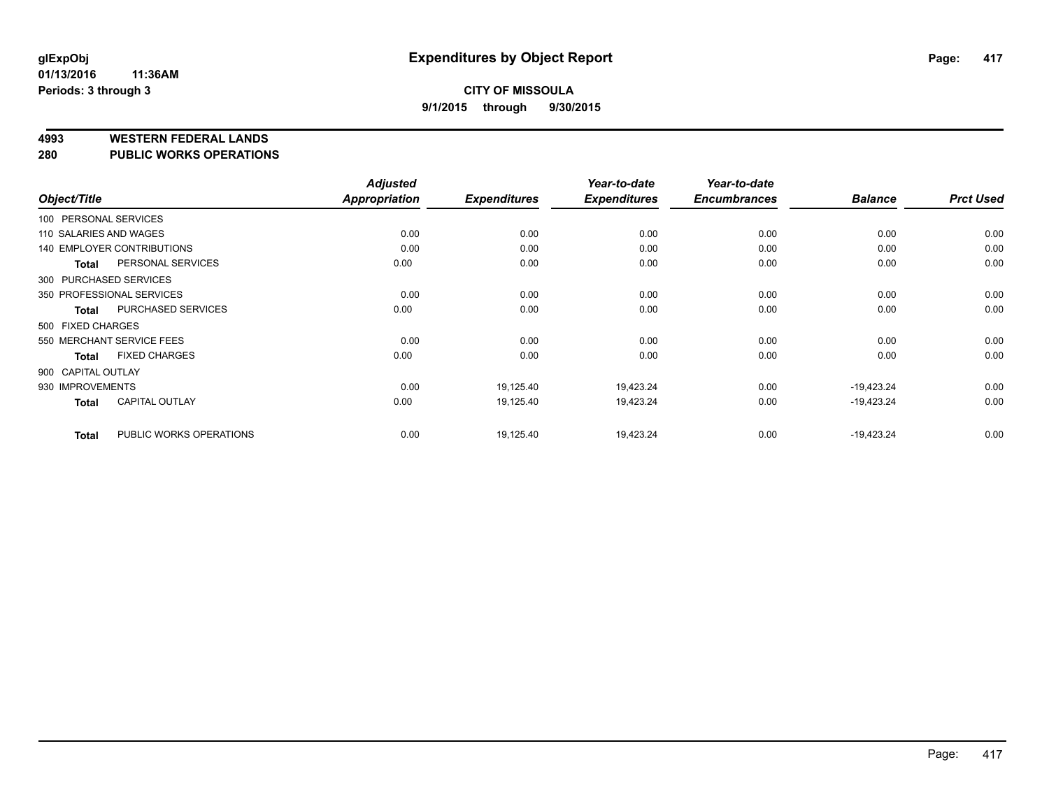# Expenditures by Object Report

glExpObj
01/13/2016 11:36AM
Periods: 3 through 3

**CITY OF MISSOULA**
**9/1/2015 through 9/30/2015**

## 4993 WESTERN FEDERAL LANDS
## 280 PUBLIC WORKS OPERATIONS

| Object/Title | | Adjusted Appropriation | Expenditures | Year-to-date Expenditures | Year-to-date Encumbrances | Balance | Prct Used |
|---|---|---|---|---|---|---|---|
| 100 PERSONAL SERVICES | | | | | | | |
| 110 SALARIES AND WAGES | | 0.00 | 0.00 | 0.00 | 0.00 | 0.00 | 0.00 |
| 140 EMPLOYER CONTRIBUTIONS | | 0.00 | 0.00 | 0.00 | 0.00 | 0.00 | 0.00 |
| Total | PERSONAL SERVICES | 0.00 | 0.00 | 0.00 | 0.00 | 0.00 | 0.00 |
| 300 PURCHASED SERVICES | | | | | | | |
| 350 PROFESSIONAL SERVICES | | 0.00 | 0.00 | 0.00 | 0.00 | 0.00 | 0.00 |
| Total | PURCHASED SERVICES | 0.00 | 0.00 | 0.00 | 0.00 | 0.00 | 0.00 |
| 500 FIXED CHARGES | | | | | | | |
| 550 MERCHANT SERVICE FEES | | 0.00 | 0.00 | 0.00 | 0.00 | 0.00 | 0.00 |
| Total | FIXED CHARGES | 0.00 | 0.00 | 0.00 | 0.00 | 0.00 | 0.00 |
| 900 CAPITAL OUTLAY | | | | | | | |
| 930 IMPROVEMENTS | | 0.00 | 19,125.40 | 19,423.24 | 0.00 | -19,423.24 | 0.00 |
| Total | CAPITAL OUTLAY | 0.00 | 19,125.40 | 19,423.24 | 0.00 | -19,423.24 | 0.00 |
| Total | PUBLIC WORKS OPERATIONS | 0.00 | 19,125.40 | 19,423.24 | 0.00 | -19,423.24 | 0.00 |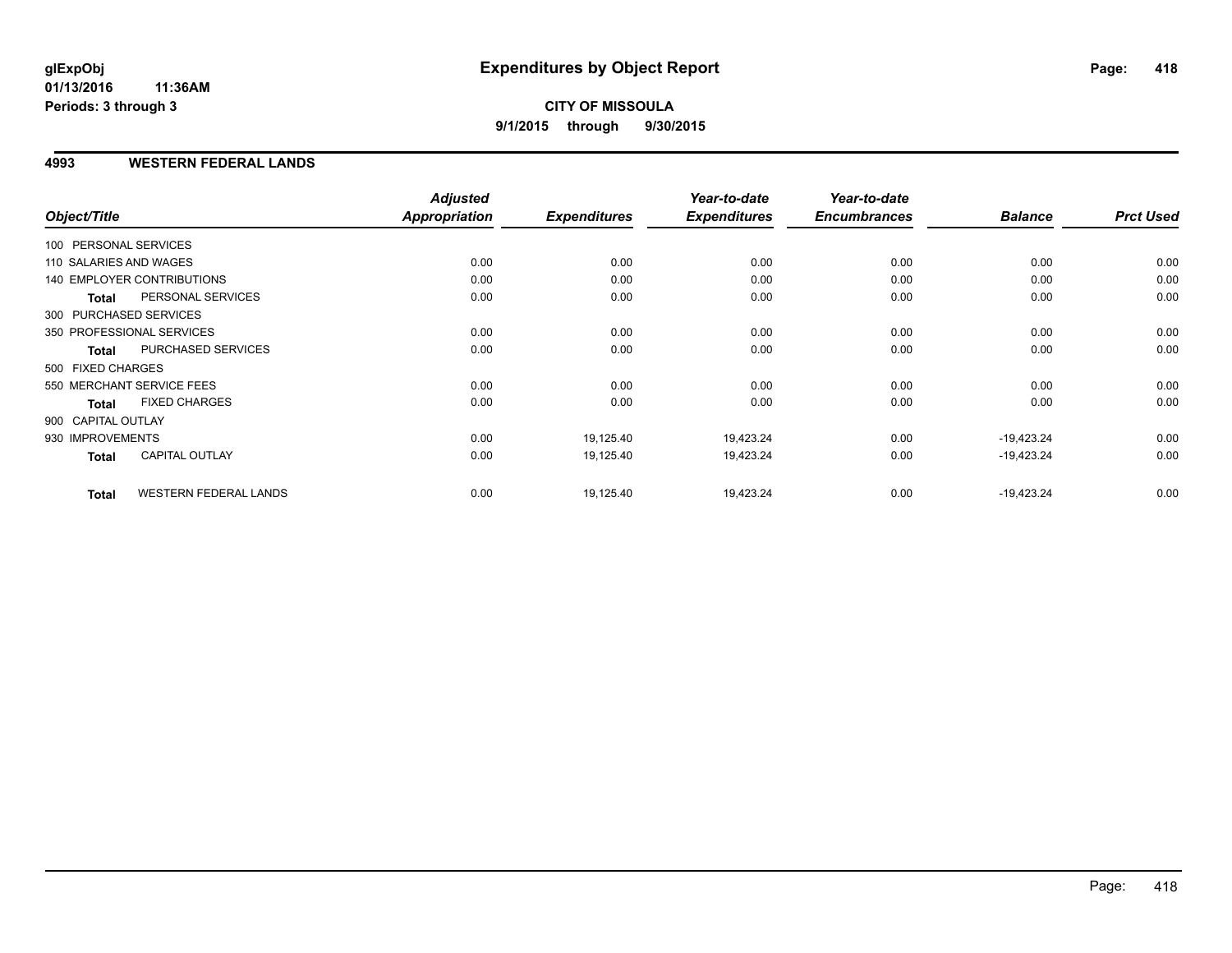# Expenditures by Object Report

glExpObj
01/13/2016 11:36AM
Periods: 3 through 3

**CITY OF MISSOULA**
**9/1/2015 through 9/30/2015**

## 4993 WESTERN FEDERAL LANDS

| Object/Title | | Adjusted Appropriation | Expenditures | Year-to-date Expenditures | Year-to-date Encumbrances | Balance | Prct Used |
|---|---|---|---|---|---|---|---|
| 100 PERSONAL SERVICES | | | | | | | |
| 110 SALARIES AND WAGES | | 0.00 | 0.00 | 0.00 | 0.00 | 0.00 | 0.00 |
| 140 EMPLOYER CONTRIBUTIONS | | 0.00 | 0.00 | 0.00 | 0.00 | 0.00 | 0.00 |
| **Total** | PERSONAL SERVICES | 0.00 | 0.00 | 0.00 | 0.00 | 0.00 | 0.00 |
| 300 PURCHASED SERVICES | | | | | | | |
| 350 PROFESSIONAL SERVICES | | 0.00 | 0.00 | 0.00 | 0.00 | 0.00 | 0.00 |
| **Total** | PURCHASED SERVICES | 0.00 | 0.00 | 0.00 | 0.00 | 0.00 | 0.00 |
| 500 FIXED CHARGES | | | | | | | |
| 550 MERCHANT SERVICE FEES | | 0.00 | 0.00 | 0.00 | 0.00 | 0.00 | 0.00 |
| **Total** | FIXED CHARGES | 0.00 | 0.00 | 0.00 | 0.00 | 0.00 | 0.00 |
| 900 CAPITAL OUTLAY | | | | | | | |
| 930 IMPROVEMENTS | | 0.00 | 19,125.40 | 19,423.24 | 0.00 | -19,423.24 | 0.00 |
| **Total** | CAPITAL OUTLAY | 0.00 | 19,125.40 | 19,423.24 | 0.00 | -19,423.24 | 0.00 |
| **Total** | WESTERN FEDERAL LANDS | 0.00 | 19,125.40 | 19,423.24 | 0.00 | -19,423.24 | 0.00 |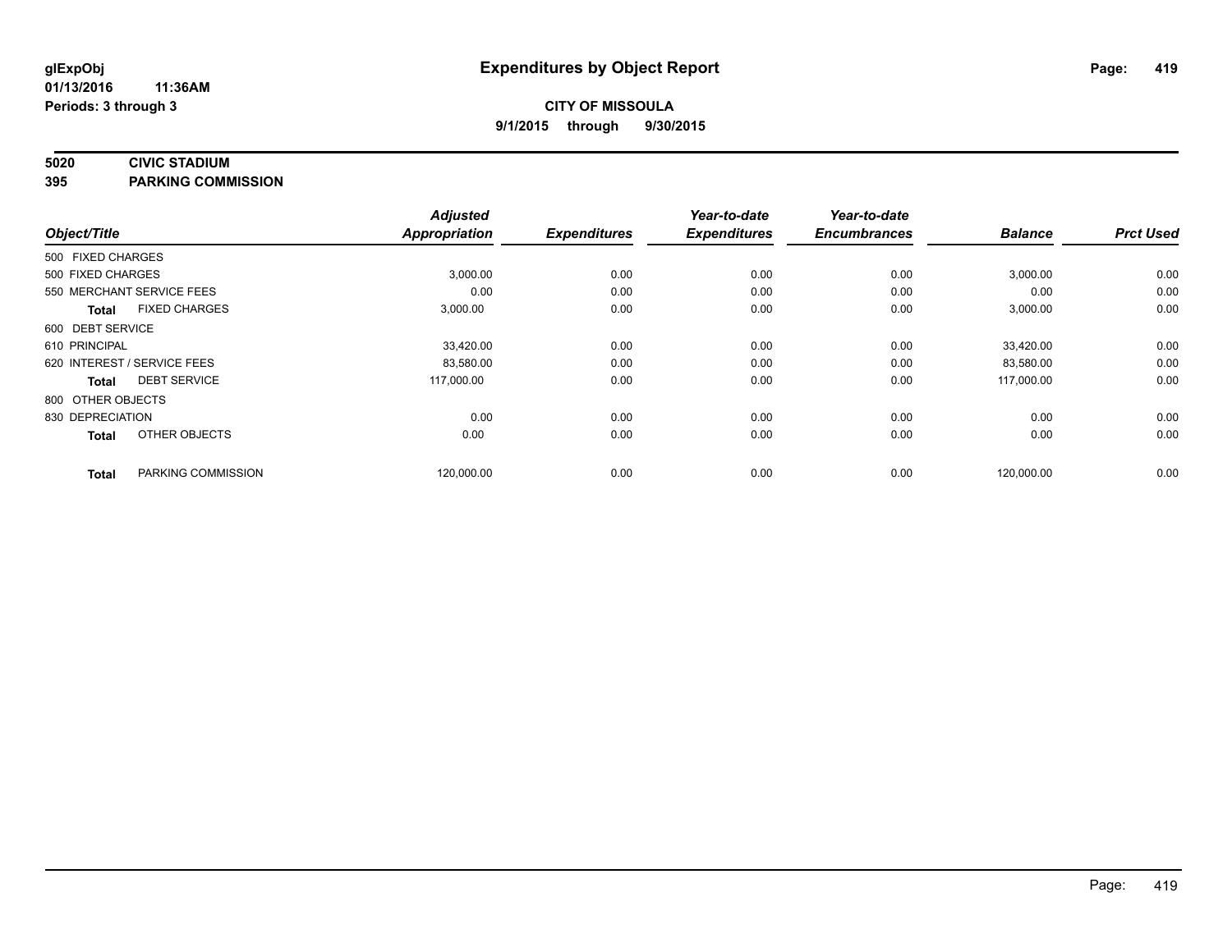glExpObj
01/13/2016 11:36AM
Periods: 3 through 3

# Expenditures by Object Report

**CITY OF MISSOULA**
**9/1/2015 through 9/30/2015**

**5020 CIVIC STADIUM**
**395 PARKING COMMISSION**

| Object/Title | | Adjusted Appropriation | Expenditures | Year-to-date Expenditures | Year-to-date Encumbrances | Balance | Prct Used |
|---|---|---|---|---|---|---|---|
| 500 FIXED CHARGES | | | | | | | |
| 500 FIXED CHARGES | | 3,000.00 | 0.00 | 0.00 | 0.00 | 3,000.00 | 0.00 |
| 550 MERCHANT SERVICE FEES | | 0.00 | 0.00 | 0.00 | 0.00 | 0.00 | 0.00 |
| **Total** | FIXED CHARGES | 3,000.00 | 0.00 | 0.00 | 0.00 | 3,000.00 | 0.00 |
| 600 DEBT SERVICE | | | | | | | |
| 610 PRINCIPAL | | 33,420.00 | 0.00 | 0.00 | 0.00 | 33,420.00 | 0.00 |
| 620 INTEREST / SERVICE FEES | | 83,580.00 | 0.00 | 0.00 | 0.00 | 83,580.00 | 0.00 |
| **Total** | DEBT SERVICE | 117,000.00 | 0.00 | 0.00 | 0.00 | 117,000.00 | 0.00 |
| 800 OTHER OBJECTS | | | | | | | |
| 830 DEPRECIATION | | 0.00 | 0.00 | 0.00 | 0.00 | 0.00 | 0.00 |
| **Total** | OTHER OBJECTS | 0.00 | 0.00 | 0.00 | 0.00 | 0.00 | 0.00 |
| **Total** | PARKING COMMISSION | 120,000.00 | 0.00 | 0.00 | 0.00 | 120,000.00 | 0.00 |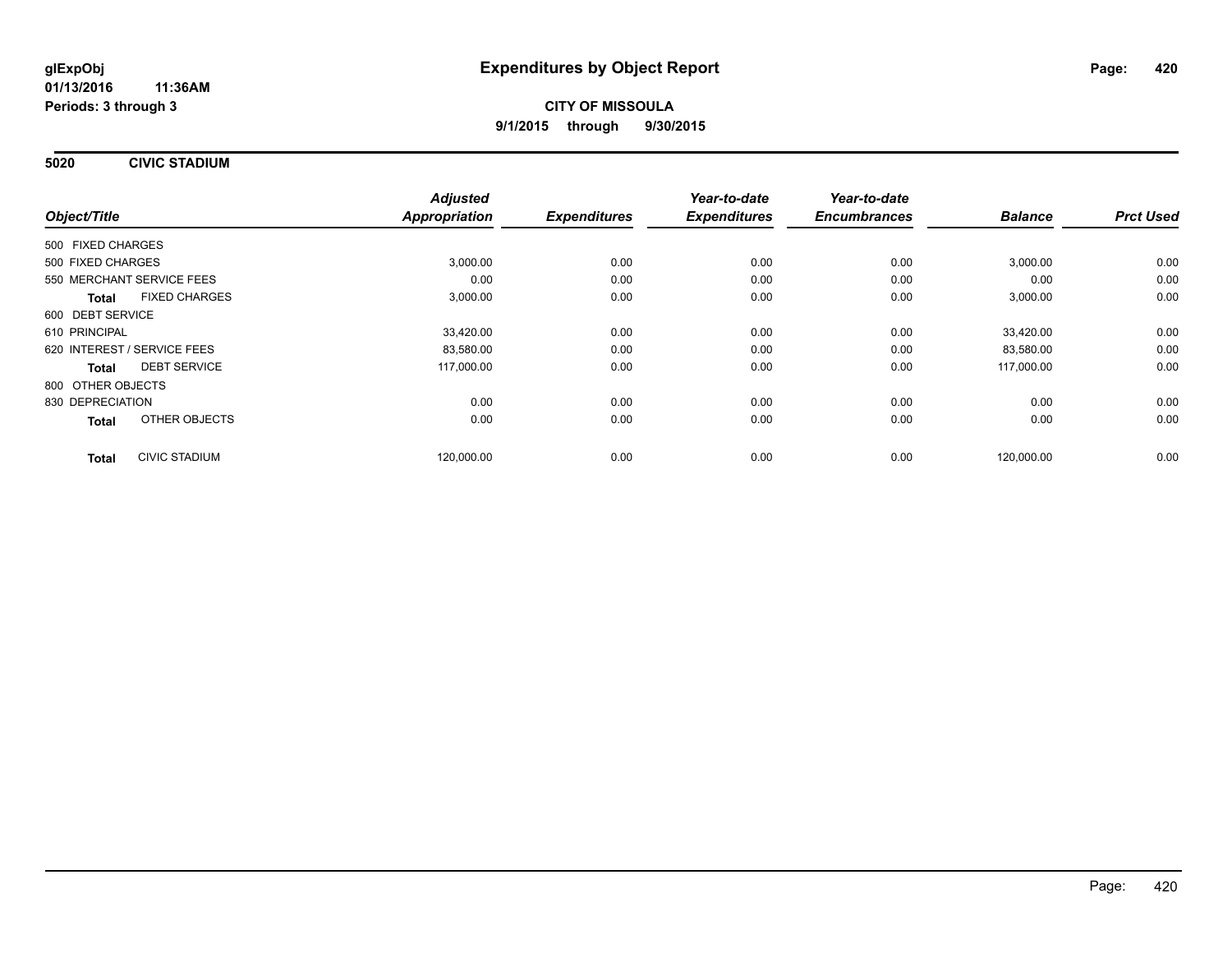**glExpObj** **Expenditures by Object Report**

**01/13/2016 11:36AM**

**Periods: 3 through 3**

**CITY OF MISSOULA**

**9/1/2015 through 9/30/2015**

## 5020 CIVIC STADIUM

| Object/Title | | Adjusted Appropriation | Expenditures | Year-to-date Expenditures | Year-to-date Encumbrances | Balance | Prct Used |
|---|---|---|---|---|---|---|---|
| 500 FIXED CHARGES | | | | | | | |
| 500 FIXED CHARGES | | 3,000.00 | 0.00 | 0.00 | 0.00 | 3,000.00 | 0.00 |
| 550 MERCHANT SERVICE FEES | | 0.00 | 0.00 | 0.00 | 0.00 | 0.00 | 0.00 |
| **Total** | FIXED CHARGES | 3,000.00 | 0.00 | 0.00 | 0.00 | 3,000.00 | 0.00 |
| 600 DEBT SERVICE | | | | | | | |
| 610 PRINCIPAL | | 33,420.00 | 0.00 | 0.00 | 0.00 | 33,420.00 | 0.00 |
| 620 INTEREST / SERVICE FEES | | 83,580.00 | 0.00 | 0.00 | 0.00 | 83,580.00 | 0.00 |
| **Total** | DEBT SERVICE | 117,000.00 | 0.00 | 0.00 | 0.00 | 117,000.00 | 0.00 |
| 800 OTHER OBJECTS | | | | | | | |
| 830 DEPRECIATION | | 0.00 | 0.00 | 0.00 | 0.00 | 0.00 | 0.00 |
| **Total** | OTHER OBJECTS | 0.00 | 0.00 | 0.00 | 0.00 | 0.00 | 0.00 |
| **Total** | CIVIC STADIUM | 120,000.00 | 0.00 | 0.00 | 0.00 | 120,000.00 | 0.00 |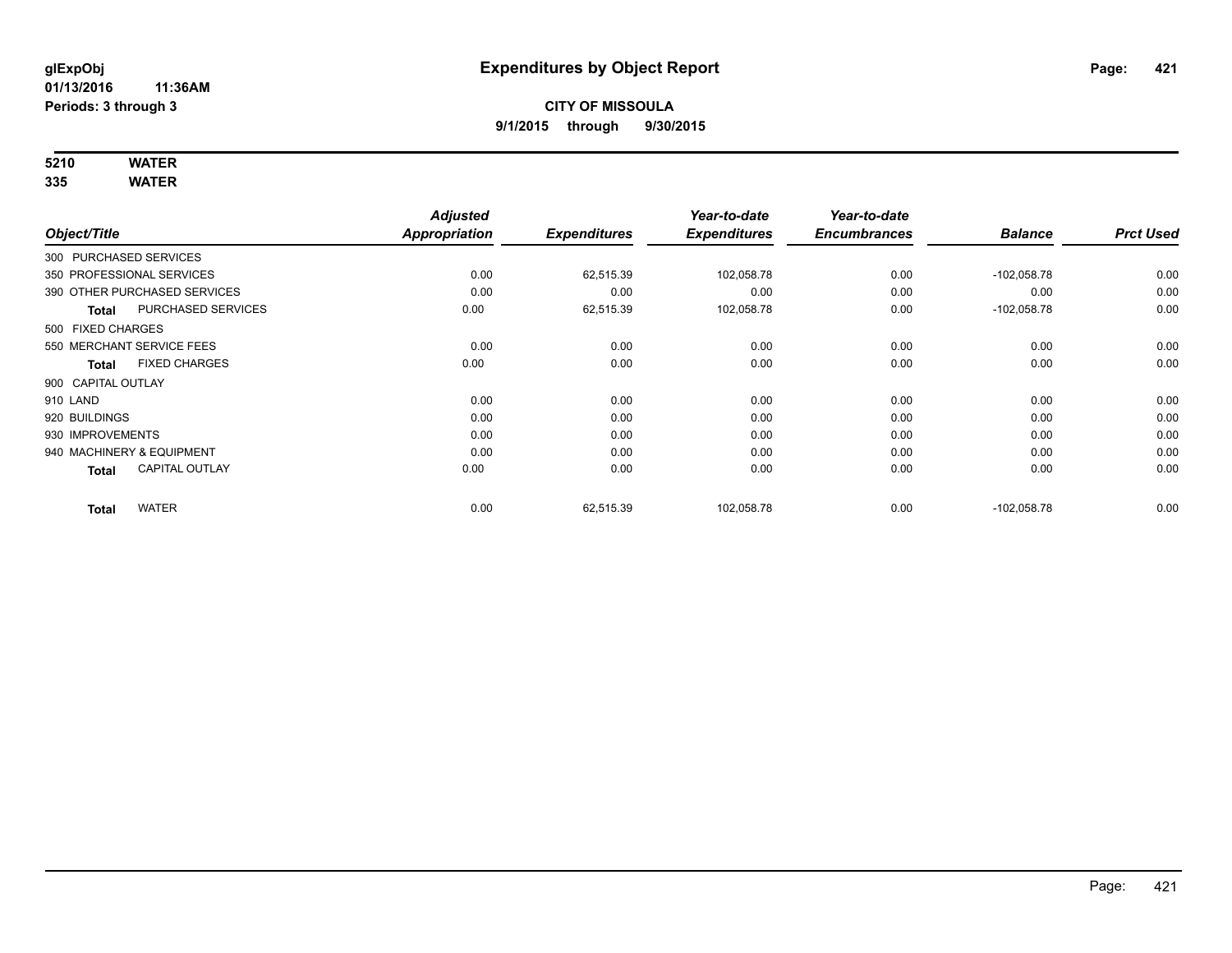**glExpObj**
**01/13/2016 11:36AM**
**Periods: 3 through 3**

# Expenditures by Object Report

**CITY OF MISSOULA**
**9/1/2015 through 9/30/2015**

**5210 WATER**
**335 WATER**

| Object/Title | Adjusted Appropriation | Expenditures | Year-to-date Expenditures | Year-to-date Encumbrances | Balance | Prct Used |
|---|---|---|---|---|---|---|
| 300 PURCHASED SERVICES | | | | | | |
| 350 PROFESSIONAL SERVICES | 0.00 | 62,515.39 | 102,058.78 | 0.00 | -102,058.78 | 0.00 |
| 390 OTHER PURCHASED SERVICES | 0.00 | 0.00 | 0.00 | 0.00 | 0.00 | 0.00 |
| **Total** PURCHASED SERVICES | 0.00 | 62,515.39 | 102,058.78 | 0.00 | -102,058.78 | 0.00 |
| 500 FIXED CHARGES | | | | | | |
| 550 MERCHANT SERVICE FEES | 0.00 | 0.00 | 0.00 | 0.00 | 0.00 | 0.00 |
| **Total** FIXED CHARGES | 0.00 | 0.00 | 0.00 | 0.00 | 0.00 | 0.00 |
| 900 CAPITAL OUTLAY | | | | | | |
| 910 LAND | 0.00 | 0.00 | 0.00 | 0.00 | 0.00 | 0.00 |
| 920 BUILDINGS | 0.00 | 0.00 | 0.00 | 0.00 | 0.00 | 0.00 |
| 930 IMPROVEMENTS | 0.00 | 0.00 | 0.00 | 0.00 | 0.00 | 0.00 |
| 940 MACHINERY & EQUIPMENT | 0.00 | 0.00 | 0.00 | 0.00 | 0.00 | 0.00 |
| **Total** CAPITAL OUTLAY | 0.00 | 0.00 | 0.00 | 0.00 | 0.00 | 0.00 |
| **Total** WATER | 0.00 | 62,515.39 | 102,058.78 | 0.00 | -102,058.78 | 0.00 |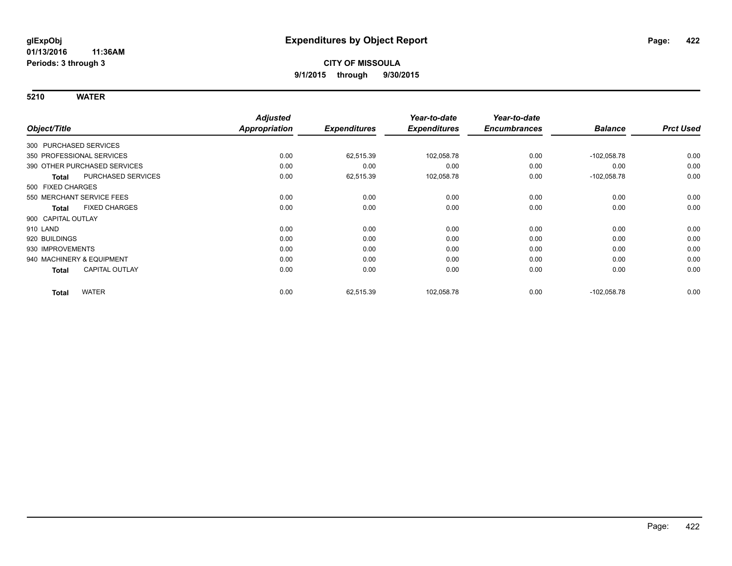# Expenditures by Object Report

glExpObj
01/13/2016 11:36AM
Periods: 3 through 3

**CITY OF MISSOULA**
**9/1/2015 through 9/30/2015**

## 5210 WATER

| Object/Title | Adjusted Appropriation | Expenditures | Year-to-date Expenditures | Year-to-date Encumbrances | Balance | Prct Used |
|---|---|---|---|---|---|---|
| 300 PURCHASED SERVICES | | | | | | |
| 350 PROFESSIONAL SERVICES | 0.00 | 62,515.39 | 102,058.78 | 0.00 | -102,058.78 | 0.00 |
| 390 OTHER PURCHASED SERVICES | 0.00 | 0.00 | 0.00 | 0.00 | 0.00 | 0.00 |
| **Total** PURCHASED SERVICES | 0.00 | 62,515.39 | 102,058.78 | 0.00 | -102,058.78 | 0.00 |
| 500 FIXED CHARGES | | | | | | |
| 550 MERCHANT SERVICE FEES | 0.00 | 0.00 | 0.00 | 0.00 | 0.00 | 0.00 |
| **Total** FIXED CHARGES | 0.00 | 0.00 | 0.00 | 0.00 | 0.00 | 0.00 |
| 900 CAPITAL OUTLAY | | | | | | |
| 910 LAND | 0.00 | 0.00 | 0.00 | 0.00 | 0.00 | 0.00 |
| 920 BUILDINGS | 0.00 | 0.00 | 0.00 | 0.00 | 0.00 | 0.00 |
| 930 IMPROVEMENTS | 0.00 | 0.00 | 0.00 | 0.00 | 0.00 | 0.00 |
| 940 MACHINERY & EQUIPMENT | 0.00 | 0.00 | 0.00 | 0.00 | 0.00 | 0.00 |
| **Total** CAPITAL OUTLAY | 0.00 | 0.00 | 0.00 | 0.00 | 0.00 | 0.00 |
| **Total** WATER | 0.00 | 62,515.39 | 102,058.78 | 0.00 | -102,058.78 | 0.00 |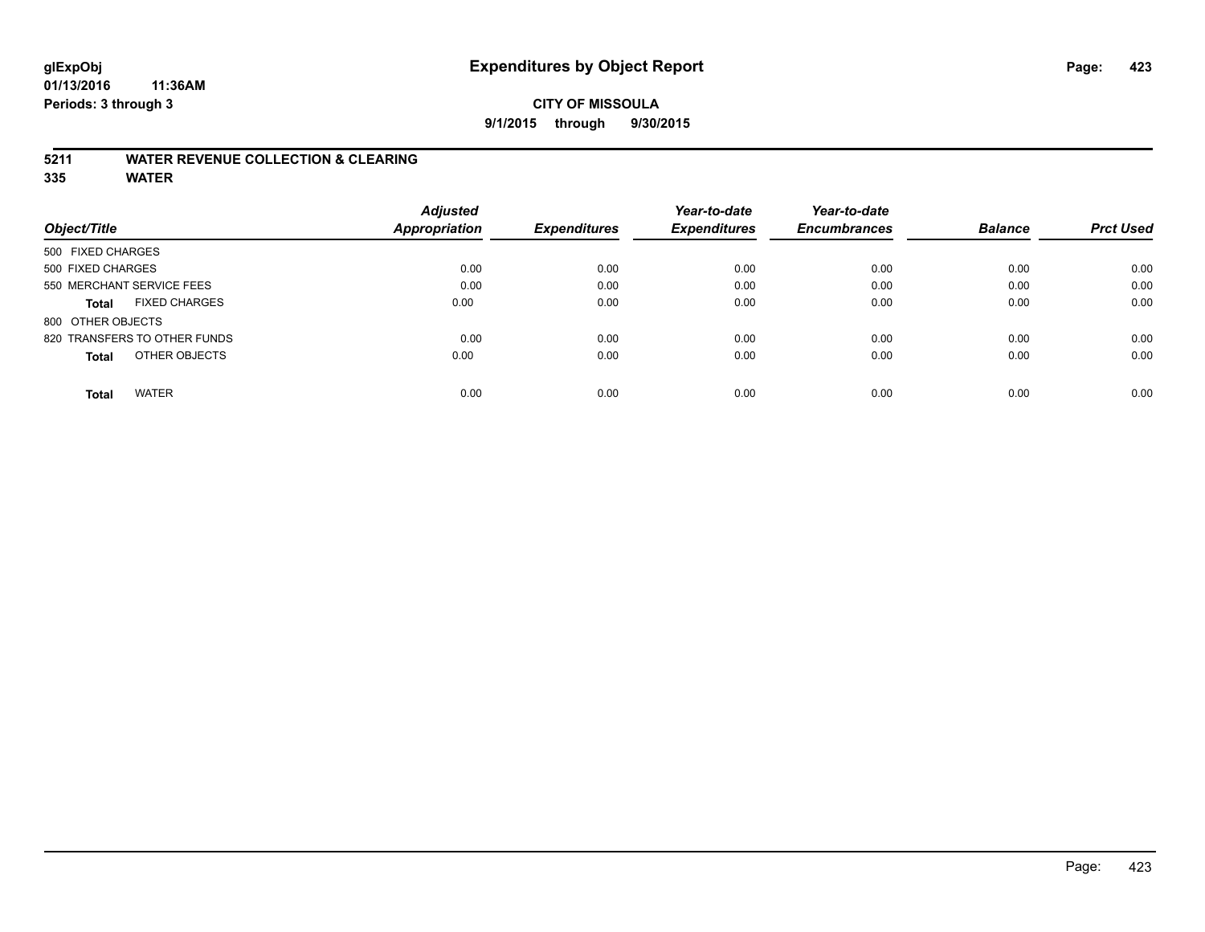# Expenditures by Object Report

glExpObj
01/13/2016 11:36AM
Periods: 3 through 3

**CITY OF MISSOULA**
**9/1/2015 through 9/30/2015**

## 5211 WATER REVENUE COLLECTION & CLEARING
## 335 WATER

| Object/Title | Adjusted Appropriation | Expenditures | Year-to-date Expenditures | Year-to-date Encumbrances | Balance | Prct Used |
|---|---|---|---|---|---|---|
| 500 FIXED CHARGES | | | | | | |
| 500 FIXED CHARGES | 0.00 | 0.00 | 0.00 | 0.00 | 0.00 | 0.00 |
| 550 MERCHANT SERVICE FEES | 0.00 | 0.00 | 0.00 | 0.00 | 0.00 | 0.00 |
| **Total** FIXED CHARGES | 0.00 | 0.00 | 0.00 | 0.00 | 0.00 | 0.00 |
| 800 OTHER OBJECTS | | | | | | |
| 820 TRANSFERS TO OTHER FUNDS | 0.00 | 0.00 | 0.00 | 0.00 | 0.00 | 0.00 |
| **Total** OTHER OBJECTS | 0.00 | 0.00 | 0.00 | 0.00 | 0.00 | 0.00 |
| **Total** WATER | 0.00 | 0.00 | 0.00 | 0.00 | 0.00 | 0.00 |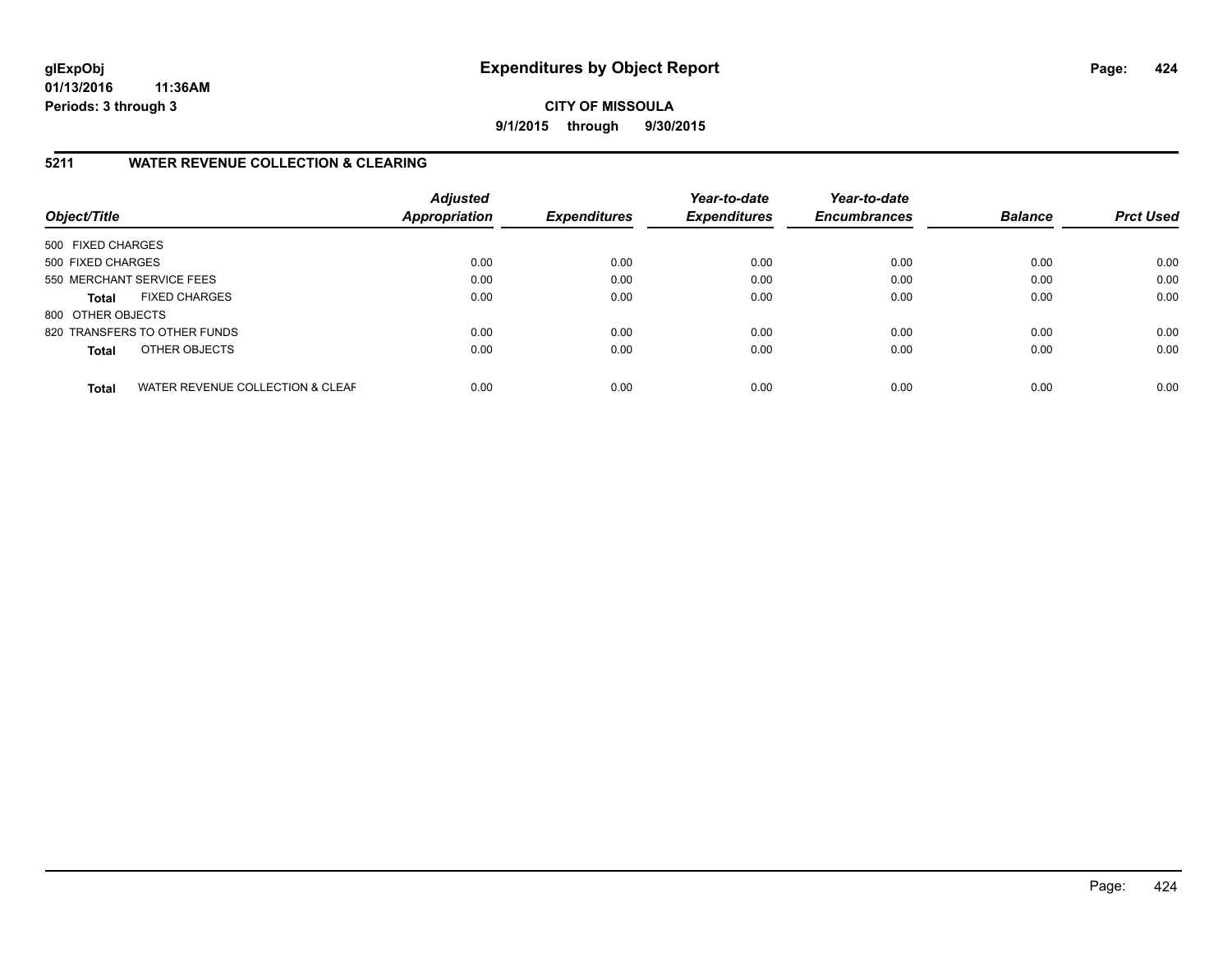# Expenditures by Object Report

**glExpObj**
**01/13/2016 11:36AM**
**Periods: 3 through 3**

**CITY OF MISSOULA**
**9/1/2015 through 9/30/2015**

## 5211 WATER REVENUE COLLECTION & CLEARING

| Object/Title | Adjusted Appropriation | Expenditures | Year-to-date Expenditures | Year-to-date Encumbrances | Balance | Prct Used |
|---|---|---|---|---|---|---|
| 500 FIXED CHARGES | | | | | | |
| 500 FIXED CHARGES | 0.00 | 0.00 | 0.00 | 0.00 | 0.00 | 0.00 |
| 550 MERCHANT SERVICE FEES | 0.00 | 0.00 | 0.00 | 0.00 | 0.00 | 0.00 |
| **Total** FIXED CHARGES | 0.00 | 0.00 | 0.00 | 0.00 | 0.00 | 0.00 |
| 800 OTHER OBJECTS | | | | | | |
| 820 TRANSFERS TO OTHER FUNDS | 0.00 | 0.00 | 0.00 | 0.00 | 0.00 | 0.00 |
| **Total** OTHER OBJECTS | 0.00 | 0.00 | 0.00 | 0.00 | 0.00 | 0.00 |
| **Total** WATER REVENUE COLLECTION & CLEAF | 0.00 | 0.00 | 0.00 | 0.00 | 0.00 | 0.00 |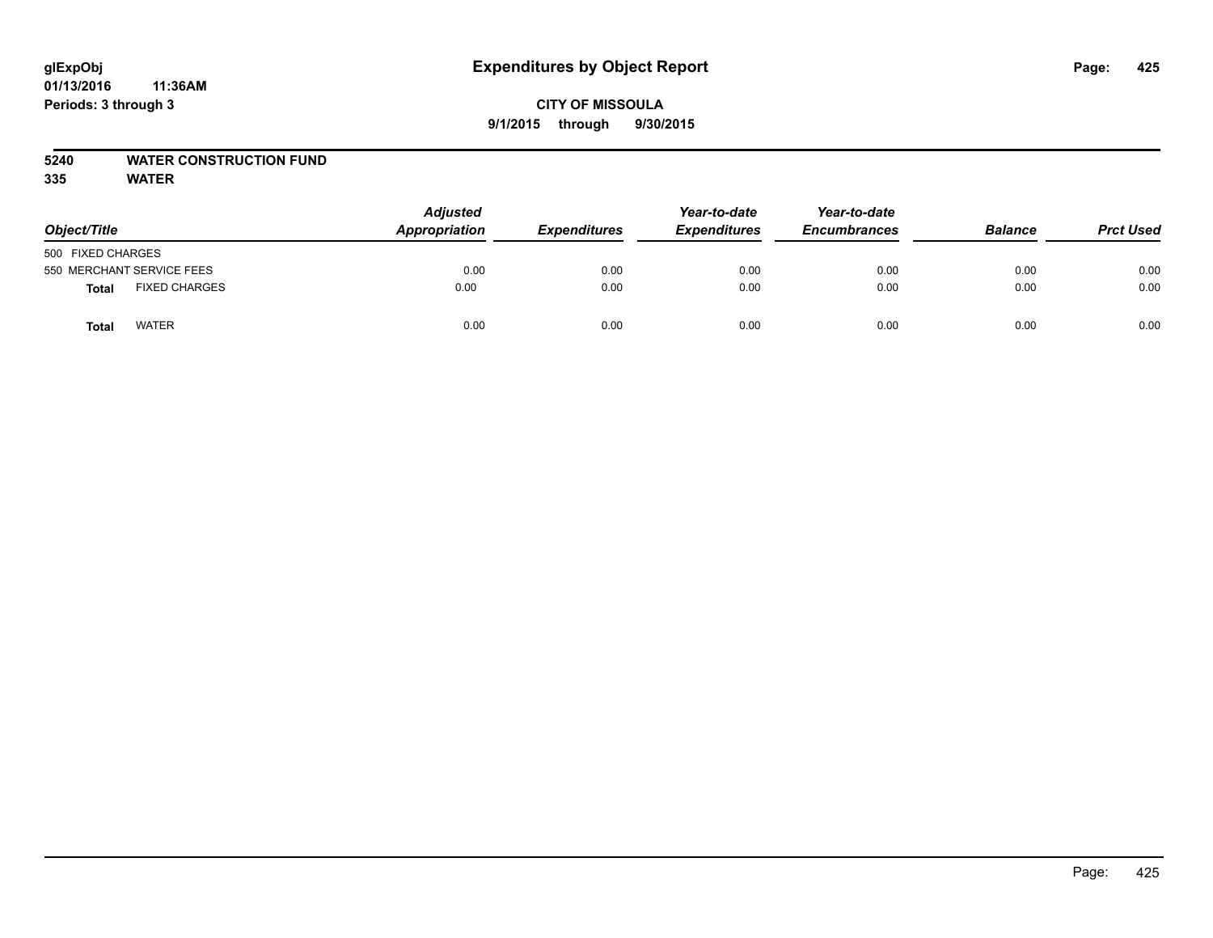**glExpObj**
**01/13/2016 11:36AM**
**Periods: 3 through 3**

# Expenditures by Object Report

**CITY OF MISSOULA**
**9/1/2015 through 9/30/2015**

**5240 WATER CONSTRUCTION FUND**
**335 WATER**

| Object/Title | | Adjusted Appropriation | Expenditures | Year-to-date Expenditures | Year-to-date Encumbrances | Balance | Prct Used |
|---|---|---|---|---|---|---|---|
| 500 FIXED CHARGES | | | | | | | |
| 550 MERCHANT SERVICE FEES | | 0.00 | 0.00 | 0.00 | 0.00 | 0.00 | 0.00 |
| **Total** | FIXED CHARGES | 0.00 | 0.00 | 0.00 | 0.00 | 0.00 | 0.00 |
| **Total** | WATER | 0.00 | 0.00 | 0.00 | 0.00 | 0.00 | 0.00 |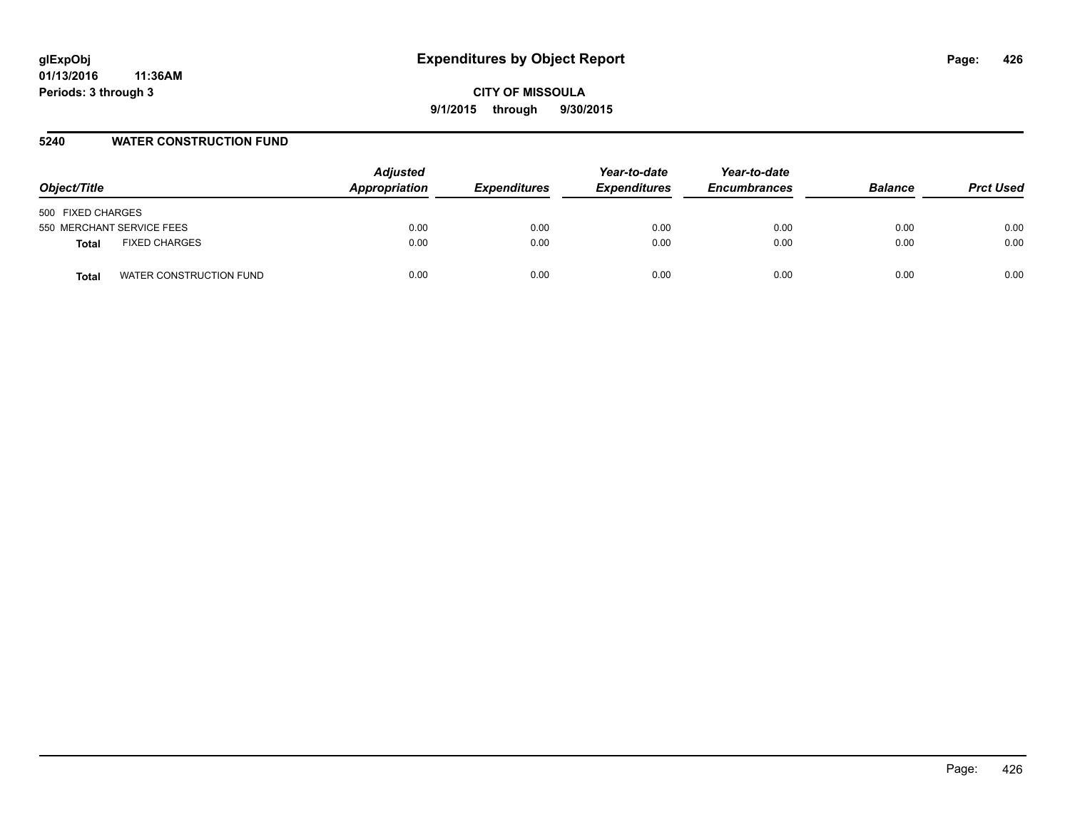glExpObj
01/13/2016 11:36AM
Periods: 3 through 3

# Expenditures by Object Report

CITY OF MISSOULA
9/1/2015 through 9/30/2015

## 5240 WATER CONSTRUCTION FUND

| Object/Title | Adjusted Appropriation | Expenditures | Year-to-date Expenditures | Year-to-date Encumbrances | Balance | Prct Used |
|---|---|---|---|---|---|---|
| 500 FIXED CHARGES | | | | | | |
| 550 MERCHANT SERVICE FEES | 0.00 | 0.00 | 0.00 | 0.00 | 0.00 | 0.00 |
| **Total** FIXED CHARGES | 0.00 | 0.00 | 0.00 | 0.00 | 0.00 | 0.00 |
| **Total** WATER CONSTRUCTION FUND | 0.00 | 0.00 | 0.00 | 0.00 | 0.00 | 0.00 |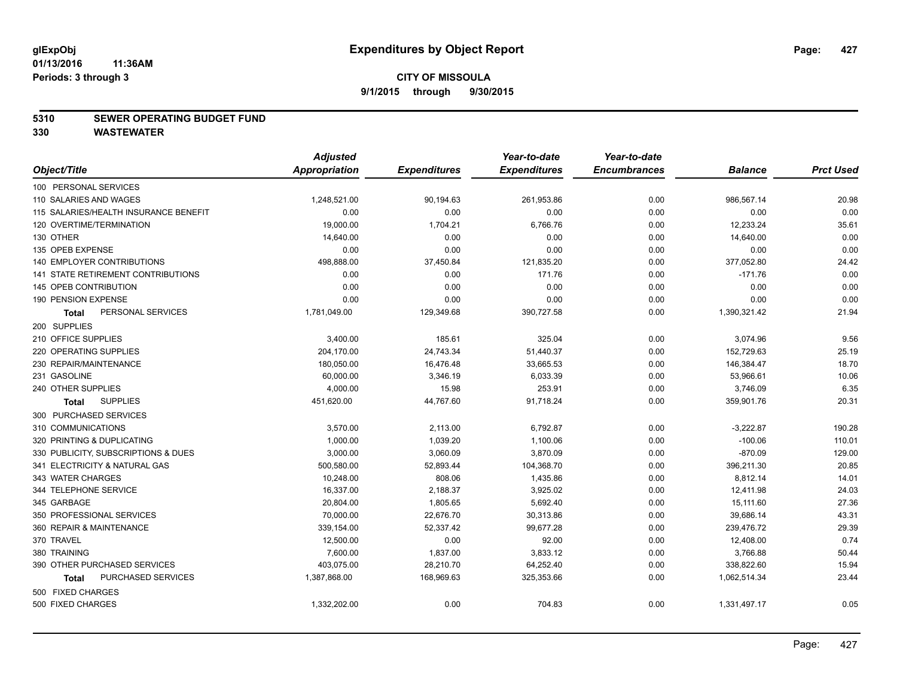**glExpObj**
**01/13/2016 11:36AM**
**Periods: 3 through 3**

# Expenditures by Object Report

**CITY OF MISSOULA**
**9/1/2015 through 9/30/2015**

## 5310 SEWER OPERATING BUDGET FUND
## 330 WASTEWATER

| Object/Title | Adjusted Appropriation | Expenditures | Year-to-date Expenditures | Year-to-date Encumbrances | Balance | Prct Used |
|---|---|---|---|---|---|---|
| 100 PERSONAL SERVICES | | | | | | |
| 110 SALARIES AND WAGES | 1,248,521.00 | 90,194.63 | 261,953.86 | 0.00 | 986,567.14 | 20.98 |
| 115 SALARIES/HEALTH INSURANCE BENEFIT | 0.00 | 0.00 | 0.00 | 0.00 | 0.00 | 0.00 |
| 120 OVERTIME/TERMINATION | 19,000.00 | 1,704.21 | 6,766.76 | 0.00 | 12,233.24 | 35.61 |
| 130 OTHER | 14,640.00 | 0.00 | 0.00 | 0.00 | 14,640.00 | 0.00 |
| 135 OPEB EXPENSE | 0.00 | 0.00 | 0.00 | 0.00 | 0.00 | 0.00 |
| 140 EMPLOYER CONTRIBUTIONS | 498,888.00 | 37,450.84 | 121,835.20 | 0.00 | 377,052.80 | 24.42 |
| 141 STATE RETIREMENT CONTRIBUTIONS | 0.00 | 0.00 | 171.76 | 0.00 | -171.76 | 0.00 |
| 145 OPEB CONTRIBUTION | 0.00 | 0.00 | 0.00 | 0.00 | 0.00 | 0.00 |
| 190 PENSION EXPENSE | 0.00 | 0.00 | 0.00 | 0.00 | 0.00 | 0.00 |
| **Total** PERSONAL SERVICES | 1,781,049.00 | 129,349.68 | 390,727.58 | 0.00 | 1,390,321.42 | 21.94 |
| 200 SUPPLIES | | | | | | |
| 210 OFFICE SUPPLIES | 3,400.00 | 185.61 | 325.04 | 0.00 | 3,074.96 | 9.56 |
| 220 OPERATING SUPPLIES | 204,170.00 | 24,743.34 | 51,440.37 | 0.00 | 152,729.63 | 25.19 |
| 230 REPAIR/MAINTENANCE | 180,050.00 | 16,476.48 | 33,665.53 | 0.00 | 146,384.47 | 18.70 |
| 231 GASOLINE | 60,000.00 | 3,346.19 | 6,033.39 | 0.00 | 53,966.61 | 10.06 |
| 240 OTHER SUPPLIES | 4,000.00 | 15.98 | 253.91 | 0.00 | 3,746.09 | 6.35 |
| **Total** SUPPLIES | 451,620.00 | 44,767.60 | 91,718.24 | 0.00 | 359,901.76 | 20.31 |
| 300 PURCHASED SERVICES | | | | | | |
| 310 COMMUNICATIONS | 3,570.00 | 2,113.00 | 6,792.87 | 0.00 | -3,222.87 | 190.28 |
| 320 PRINTING & DUPLICATING | 1,000.00 | 1,039.20 | 1,100.06 | 0.00 | -100.06 | 110.01 |
| 330 PUBLICITY, SUBSCRIPTIONS & DUES | 3,000.00 | 3,060.09 | 3,870.09 | 0.00 | -870.09 | 129.00 |
| 341 ELECTRICITY & NATURAL GAS | 500,580.00 | 52,893.44 | 104,368.70 | 0.00 | 396,211.30 | 20.85 |
| 343 WATER CHARGES | 10,248.00 | 808.06 | 1,435.86 | 0.00 | 8,812.14 | 14.01 |
| 344 TELEPHONE SERVICE | 16,337.00 | 2,188.37 | 3,925.02 | 0.00 | 12,411.98 | 24.03 |
| 345 GARBAGE | 20,804.00 | 1,805.65 | 5,692.40 | 0.00 | 15,111.60 | 27.36 |
| 350 PROFESSIONAL SERVICES | 70,000.00 | 22,676.70 | 30,313.86 | 0.00 | 39,686.14 | 43.31 |
| 360 REPAIR & MAINTENANCE | 339,154.00 | 52,337.42 | 99,677.28 | 0.00 | 239,476.72 | 29.39 |
| 370 TRAVEL | 12,500.00 | 0.00 | 92.00 | 0.00 | 12,408.00 | 0.74 |
| 380 TRAINING | 7,600.00 | 1,837.00 | 3,833.12 | 0.00 | 3,766.88 | 50.44 |
| 390 OTHER PURCHASED SERVICES | 403,075.00 | 28,210.70 | 64,252.40 | 0.00 | 338,822.60 | 15.94 |
| **Total** PURCHASED SERVICES | 1,387,868.00 | 168,969.63 | 325,353.66 | 0.00 | 1,062,514.34 | 23.44 |
| 500 FIXED CHARGES | | | | | | |
| 500 FIXED CHARGES | 1,332,202.00 | 0.00 | 704.83 | 0.00 | 1,331,497.17 | 0.05 |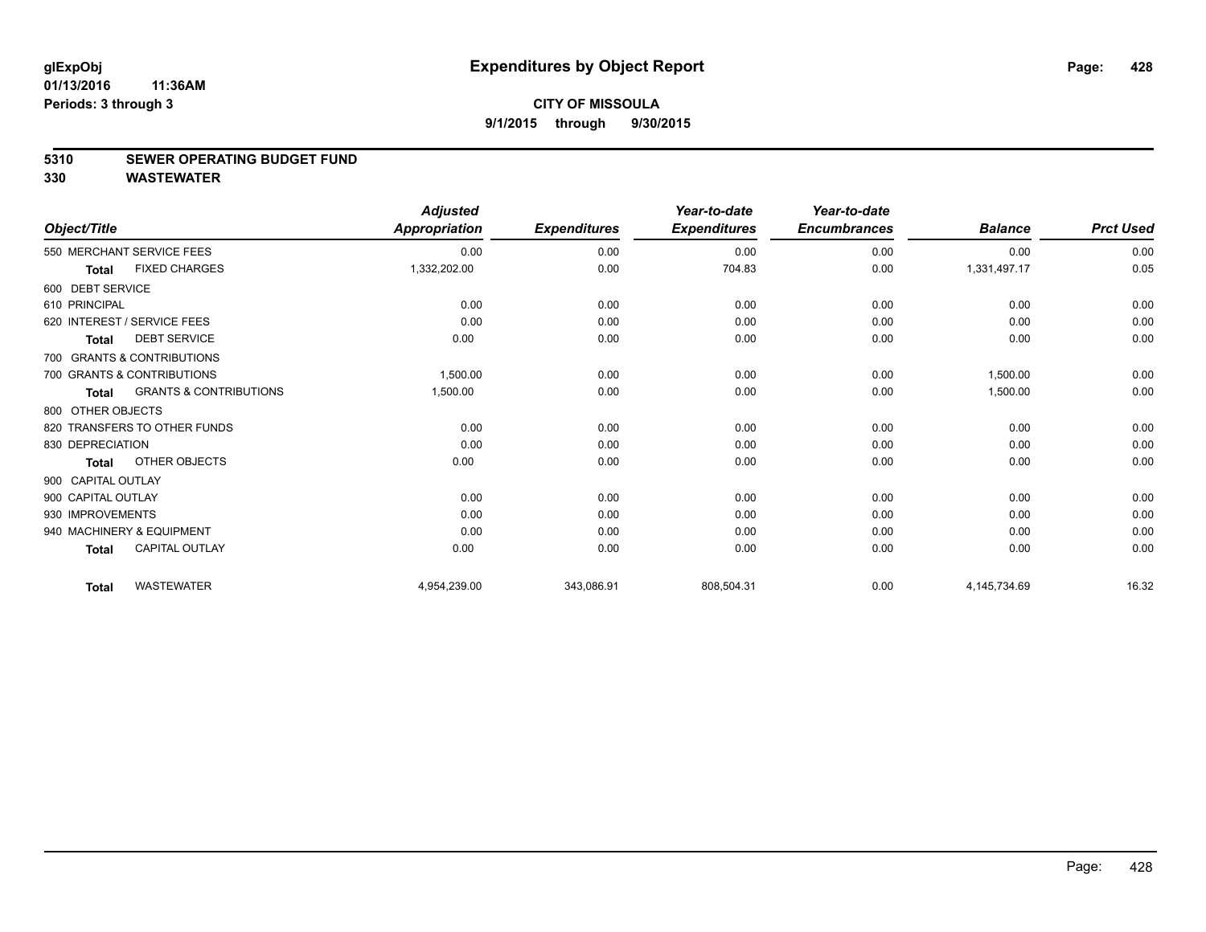# Expenditures by Object Report

glExpObj
01/13/2016 11:36AM
Periods: 3 through 3

**CITY OF MISSOULA**
**9/1/2015 through 9/30/2015**

## 5310 SEWER OPERATING BUDGET FUND
## 330 WASTEWATER

| Object/Title | | Adjusted Appropriation | Expenditures | Year-to-date Expenditures | Year-to-date Encumbrances | Balance | Prct Used |
|---|---|---|---|---|---|---|---|
| 550 MERCHANT SERVICE FEES | | 0.00 | 0.00 | 0.00 | 0.00 | 0.00 | 0.00 |
| **Total** | FIXED CHARGES | 1,332,202.00 | 0.00 | 704.83 | 0.00 | 1,331,497.17 | 0.05 |
| 600 DEBT SERVICE | | | | | | | |
| 610 PRINCIPAL | | 0.00 | 0.00 | 0.00 | 0.00 | 0.00 | 0.00 |
| 620 INTEREST / SERVICE FEES | | 0.00 | 0.00 | 0.00 | 0.00 | 0.00 | 0.00 |
| **Total** | DEBT SERVICE | 0.00 | 0.00 | 0.00 | 0.00 | 0.00 | 0.00 |
| 700 GRANTS & CONTRIBUTIONS | | | | | | | |
| 700 GRANTS & CONTRIBUTIONS | | 1,500.00 | 0.00 | 0.00 | 0.00 | 1,500.00 | 0.00 |
| **Total** | GRANTS & CONTRIBUTIONS | 1,500.00 | 0.00 | 0.00 | 0.00 | 1,500.00 | 0.00 |
| 800 OTHER OBJECTS | | | | | | | |
| 820 TRANSFERS TO OTHER FUNDS | | 0.00 | 0.00 | 0.00 | 0.00 | 0.00 | 0.00 |
| 830 DEPRECIATION | | 0.00 | 0.00 | 0.00 | 0.00 | 0.00 | 0.00 |
| **Total** | OTHER OBJECTS | 0.00 | 0.00 | 0.00 | 0.00 | 0.00 | 0.00 |
| 900 CAPITAL OUTLAY | | | | | | | |
| 900 CAPITAL OUTLAY | | 0.00 | 0.00 | 0.00 | 0.00 | 0.00 | 0.00 |
| 930 IMPROVEMENTS | | 0.00 | 0.00 | 0.00 | 0.00 | 0.00 | 0.00 |
| 940 MACHINERY & EQUIPMENT | | 0.00 | 0.00 | 0.00 | 0.00 | 0.00 | 0.00 |
| **Total** | CAPITAL OUTLAY | 0.00 | 0.00 | 0.00 | 0.00 | 0.00 | 0.00 |
| **Total** | WASTEWATER | 4,954,239.00 | 343,086.91 | 808,504.31 | 0.00 | 4,145,734.69 | 16.32 |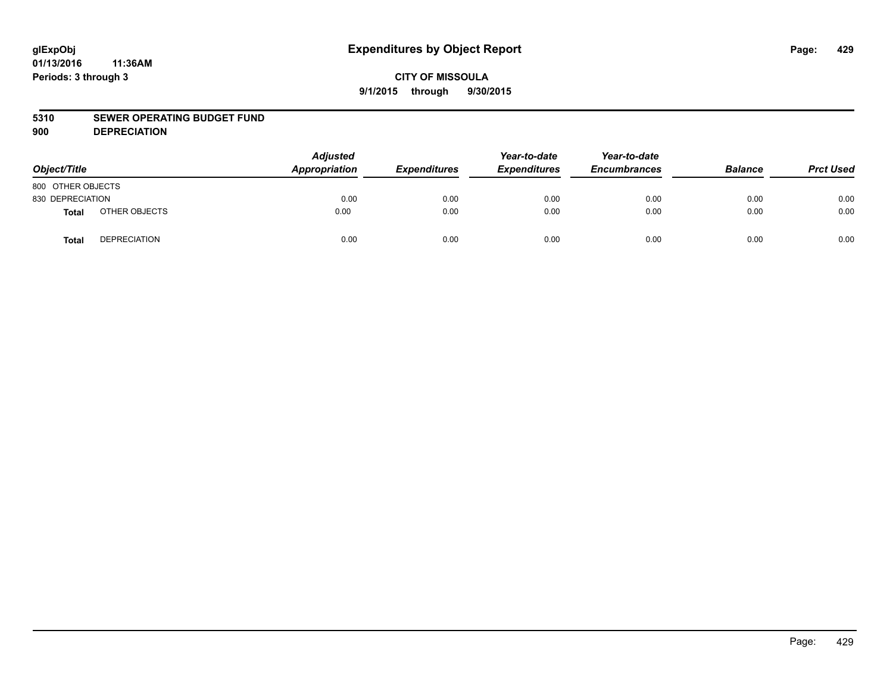# Expenditures by Object Report

glExpObj
01/13/2016 11:36AM
Periods: 3 through 3

**CITY OF MISSOULA**
**9/1/2015 through 9/30/2015**

**5310 SEWER OPERATING BUDGET FUND**
**900 DEPRECIATION**

| Object/Title | | Adjusted Appropriation | Expenditures | Year-to-date Expenditures | Year-to-date Encumbrances | Balance | Prct Used |
|---|---|---|---|---|---|---|---|
| 800 OTHER OBJECTS | | | | | | | |
| 830 DEPRECIATION | | 0.00 | 0.00 | 0.00 | 0.00 | 0.00 | 0.00 |
| **Total** | OTHER OBJECTS | 0.00 | 0.00 | 0.00 | 0.00 | 0.00 | 0.00 |
| **Total** | DEPRECIATION | 0.00 | 0.00 | 0.00 | 0.00 | 0.00 | 0.00 |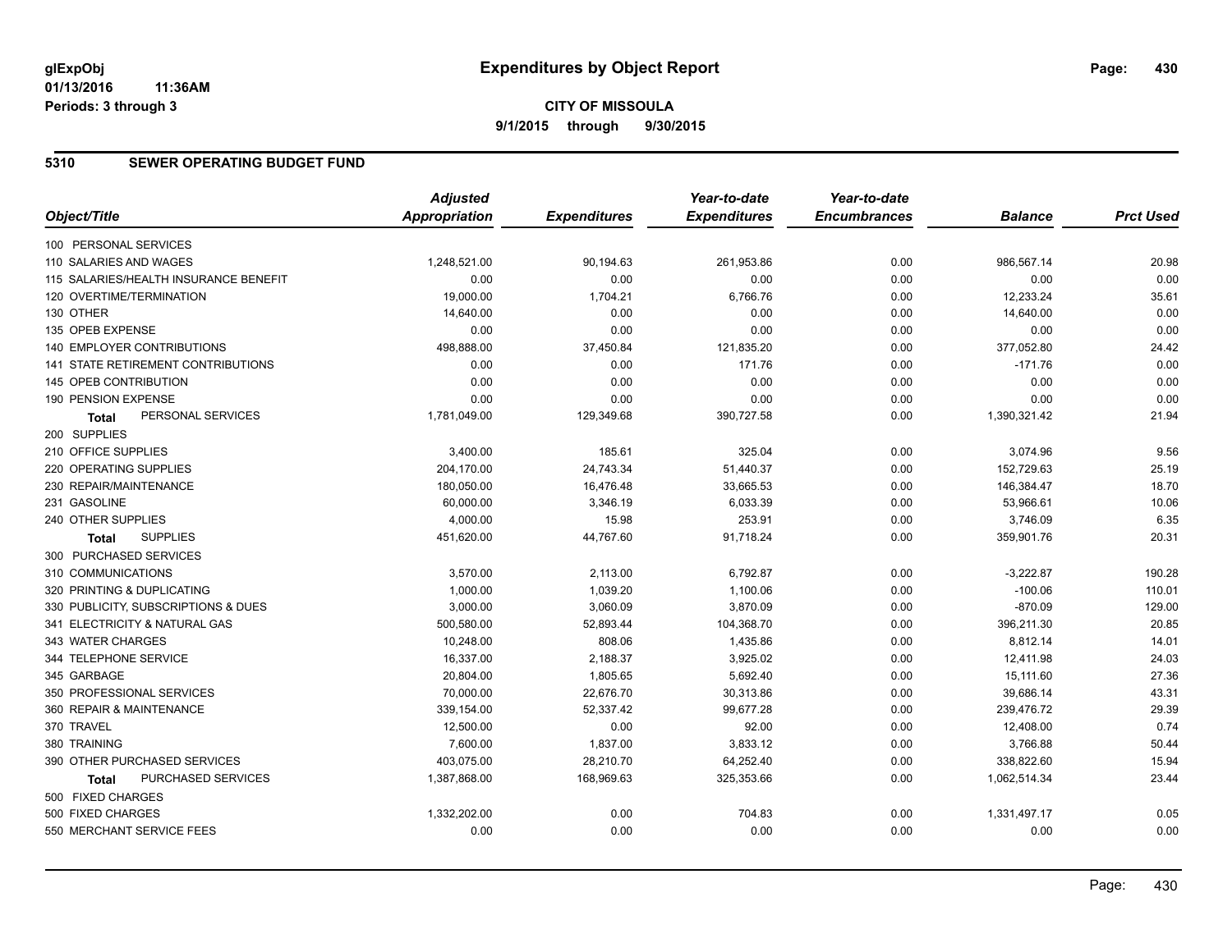glExpObj
01/13/2016 11:36AM
Periods: 3 through 3

# Expenditures by Object Report

**CITY OF MISSOULA**

**9/1/2015 through 9/30/2015**

## 5310 SEWER OPERATING BUDGET FUND

| Object/Title | Adjusted Appropriation | Expenditures | Year-to-date Expenditures | Year-to-date Encumbrances | Balance | Prct Used |
|---|---|---|---|---|---|---|
| 100 PERSONAL SERVICES | | | | | | |
| 110 SALARIES AND WAGES | 1,248,521.00 | 90,194.63 | 261,953.86 | 0.00 | 986,567.14 | 20.98 |
| 115 SALARIES/HEALTH INSURANCE BENEFIT | 0.00 | 0.00 | 0.00 | 0.00 | 0.00 | 0.00 |
| 120 OVERTIME/TERMINATION | 19,000.00 | 1,704.21 | 6,766.76 | 0.00 | 12,233.24 | 35.61 |
| 130 OTHER | 14,640.00 | 0.00 | 0.00 | 0.00 | 14,640.00 | 0.00 |
| 135 OPEB EXPENSE | 0.00 | 0.00 | 0.00 | 0.00 | 0.00 | 0.00 |
| 140 EMPLOYER CONTRIBUTIONS | 498,888.00 | 37,450.84 | 121,835.20 | 0.00 | 377,052.80 | 24.42 |
| 141 STATE RETIREMENT CONTRIBUTIONS | 0.00 | 0.00 | 171.76 | 0.00 | -171.76 | 0.00 |
| 145 OPEB CONTRIBUTION | 0.00 | 0.00 | 0.00 | 0.00 | 0.00 | 0.00 |
| 190 PENSION EXPENSE | 0.00 | 0.00 | 0.00 | 0.00 | 0.00 | 0.00 |
| **Total** PERSONAL SERVICES | 1,781,049.00 | 129,349.68 | 390,727.58 | 0.00 | 1,390,321.42 | 21.94 |
| 200 SUPPLIES | | | | | | |
| 210 OFFICE SUPPLIES | 3,400.00 | 185.61 | 325.04 | 0.00 | 3,074.96 | 9.56 |
| 220 OPERATING SUPPLIES | 204,170.00 | 24,743.34 | 51,440.37 | 0.00 | 152,729.63 | 25.19 |
| 230 REPAIR/MAINTENANCE | 180,050.00 | 16,476.48 | 33,665.53 | 0.00 | 146,384.47 | 18.70 |
| 231 GASOLINE | 60,000.00 | 3,346.19 | 6,033.39 | 0.00 | 53,966.61 | 10.06 |
| 240 OTHER SUPPLIES | 4,000.00 | 15.98 | 253.91 | 0.00 | 3,746.09 | 6.35 |
| **Total** SUPPLIES | 451,620.00 | 44,767.60 | 91,718.24 | 0.00 | 359,901.76 | 20.31 |
| 300 PURCHASED SERVICES | | | | | | |
| 310 COMMUNICATIONS | 3,570.00 | 2,113.00 | 6,792.87 | 0.00 | -3,222.87 | 190.28 |
| 320 PRINTING & DUPLICATING | 1,000.00 | 1,039.20 | 1,100.06 | 0.00 | -100.06 | 110.01 |
| 330 PUBLICITY, SUBSCRIPTIONS & DUES | 3,000.00 | 3,060.09 | 3,870.09 | 0.00 | -870.09 | 129.00 |
| 341 ELECTRICITY & NATURAL GAS | 500,580.00 | 52,893.44 | 104,368.70 | 0.00 | 396,211.30 | 20.85 |
| 343 WATER CHARGES | 10,248.00 | 808.06 | 1,435.86 | 0.00 | 8,812.14 | 14.01 |
| 344 TELEPHONE SERVICE | 16,337.00 | 2,188.37 | 3,925.02 | 0.00 | 12,411.98 | 24.03 |
| 345 GARBAGE | 20,804.00 | 1,805.65 | 5,692.40 | 0.00 | 15,111.60 | 27.36 |
| 350 PROFESSIONAL SERVICES | 70,000.00 | 22,676.70 | 30,313.86 | 0.00 | 39,686.14 | 43.31 |
| 360 REPAIR & MAINTENANCE | 339,154.00 | 52,337.42 | 99,677.28 | 0.00 | 239,476.72 | 29.39 |
| 370 TRAVEL | 12,500.00 | 0.00 | 92.00 | 0.00 | 12,408.00 | 0.74 |
| 380 TRAINING | 7,600.00 | 1,837.00 | 3,833.12 | 0.00 | 3,766.88 | 50.44 |
| 390 OTHER PURCHASED SERVICES | 403,075.00 | 28,210.70 | 64,252.40 | 0.00 | 338,822.60 | 15.94 |
| **Total** PURCHASED SERVICES | 1,387,868.00 | 168,969.63 | 325,353.66 | 0.00 | 1,062,514.34 | 23.44 |
| 500 FIXED CHARGES | | | | | | |
| 500 FIXED CHARGES | 1,332,202.00 | 0.00 | 704.83 | 0.00 | 1,331,497.17 | 0.05 |
| 550 MERCHANT SERVICE FEES | 0.00 | 0.00 | 0.00 | 0.00 | 0.00 | 0.00 |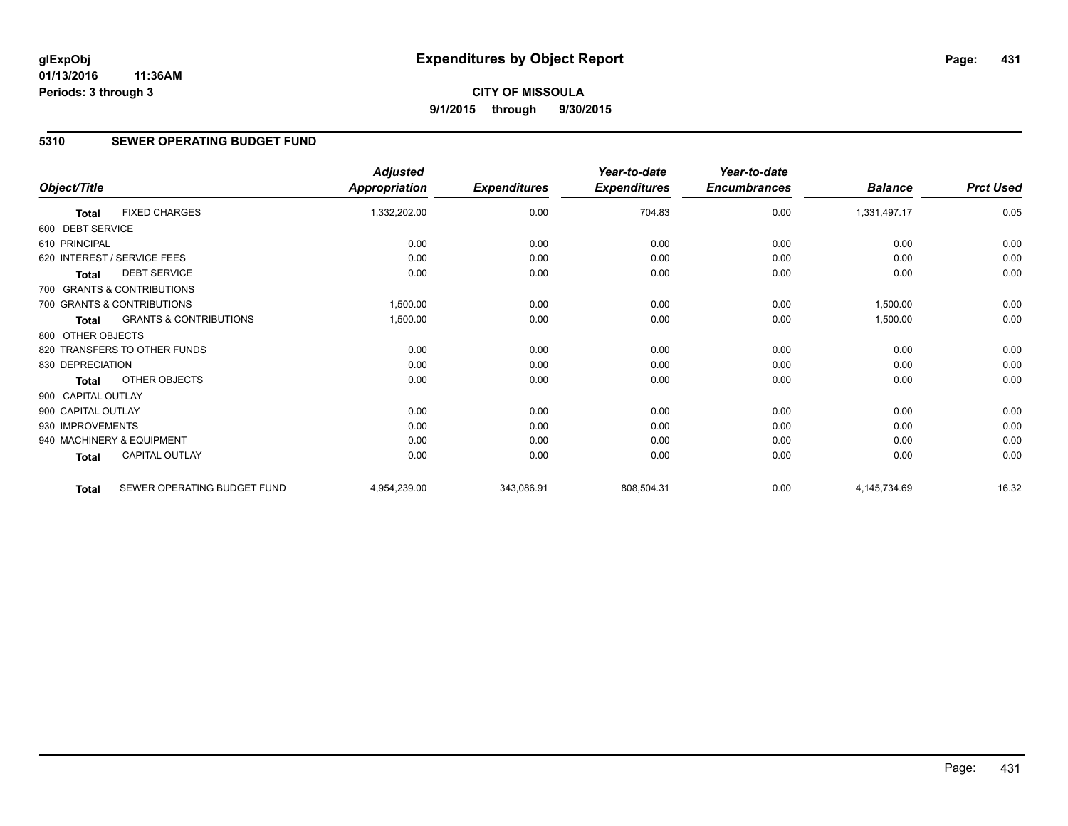**glExpObj**
**01/13/2016 11:36AM**
**Periods: 3 through 3**

# Expenditures by Object Report

**CITY OF MISSOULA**
**9/1/2015 through 9/30/2015**

## 5310 SEWER OPERATING BUDGET FUND

| Object/Title | | Adjusted Appropriation | Expenditures | Year-to-date Expenditures | Year-to-date Encumbrances | Balance | Prct Used |
|---|---|---|---|---|---|---|---|
| **Total** | FIXED CHARGES | 1,332,202.00 | 0.00 | 704.83 | 0.00 | 1,331,497.17 | 0.05 |
| 600 DEBT SERVICE | | | | | | | |
| 610 PRINCIPAL | | 0.00 | 0.00 | 0.00 | 0.00 | 0.00 | 0.00 |
| 620 INTEREST / SERVICE FEES | | 0.00 | 0.00 | 0.00 | 0.00 | 0.00 | 0.00 |
| **Total** | DEBT SERVICE | 0.00 | 0.00 | 0.00 | 0.00 | 0.00 | 0.00 |
| 700 GRANTS & CONTRIBUTIONS | | | | | | | |
| 700 GRANTS & CONTRIBUTIONS | | 1,500.00 | 0.00 | 0.00 | 0.00 | 1,500.00 | 0.00 |
| **Total** | GRANTS & CONTRIBUTIONS | 1,500.00 | 0.00 | 0.00 | 0.00 | 1,500.00 | 0.00 |
| 800 OTHER OBJECTS | | | | | | | |
| 820 TRANSFERS TO OTHER FUNDS | | 0.00 | 0.00 | 0.00 | 0.00 | 0.00 | 0.00 |
| 830 DEPRECIATION | | 0.00 | 0.00 | 0.00 | 0.00 | 0.00 | 0.00 |
| **Total** | OTHER OBJECTS | 0.00 | 0.00 | 0.00 | 0.00 | 0.00 | 0.00 |
| 900 CAPITAL OUTLAY | | | | | | | |
| 900 CAPITAL OUTLAY | | 0.00 | 0.00 | 0.00 | 0.00 | 0.00 | 0.00 |
| 930 IMPROVEMENTS | | 0.00 | 0.00 | 0.00 | 0.00 | 0.00 | 0.00 |
| 940 MACHINERY & EQUIPMENT | | 0.00 | 0.00 | 0.00 | 0.00 | 0.00 | 0.00 |
| **Total** | CAPITAL OUTLAY | 0.00 | 0.00 | 0.00 | 0.00 | 0.00 | 0.00 |
| **Total** | SEWER OPERATING BUDGET FUND | 4,954,239.00 | 343,086.91 | 808,504.31 | 0.00 | 4,145,734.69 | 16.32 |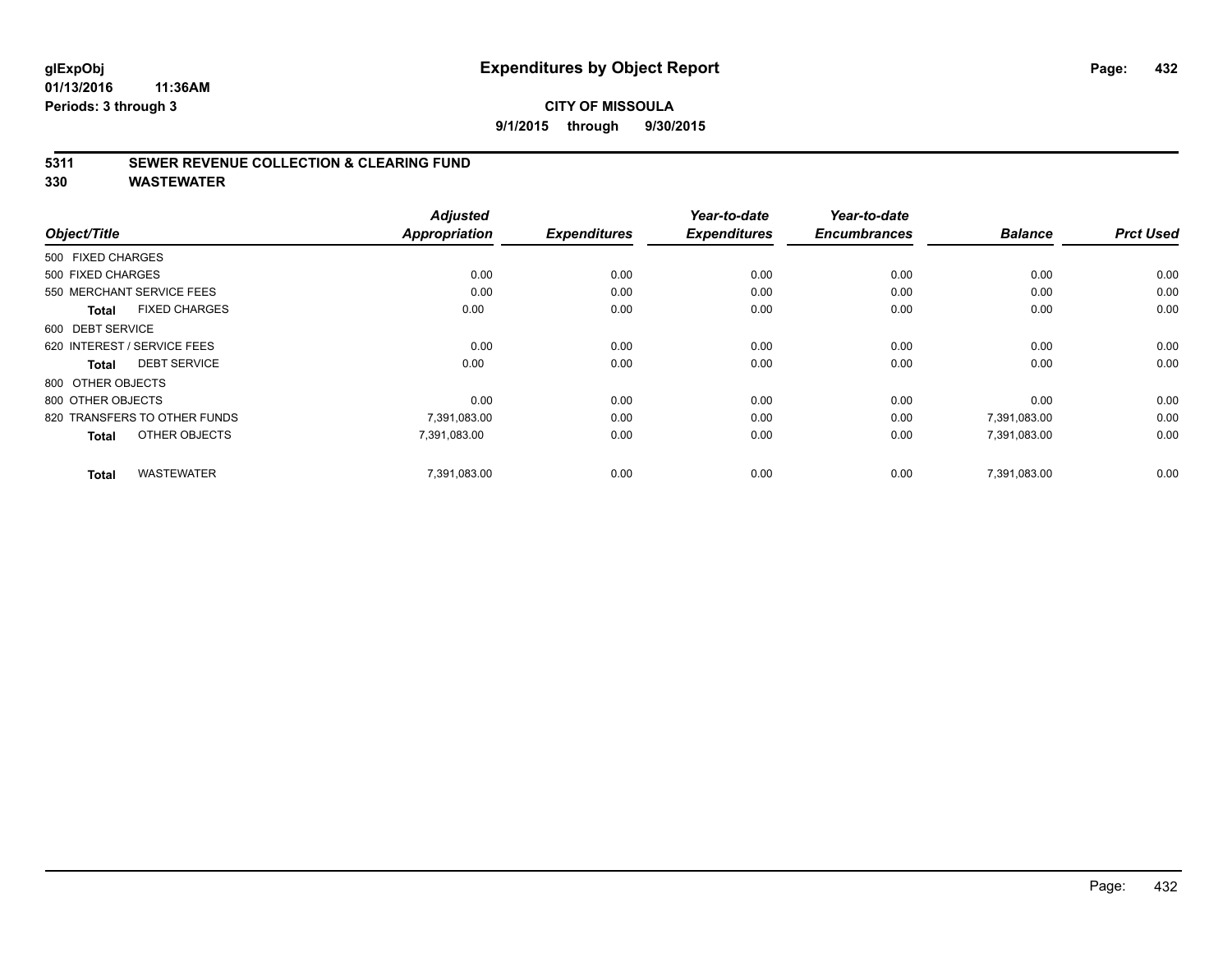# Expenditures by Object Report

glExpObj
01/13/2016 11:36AM
Periods: 3 through 3

**CITY OF MISSOULA**
**9/1/2015 through 9/30/2015**

## 5311 SEWER REVENUE COLLECTION & CLEARING FUND
## 330 WASTEWATER

| Object/Title | Adjusted Appropriation | Expenditures | Year-to-date Expenditures | Year-to-date Encumbrances | Balance | Prct Used |
|---|---|---|---|---|---|---|
| 500 FIXED CHARGES | | | | | | |
| 500 FIXED CHARGES | 0.00 | 0.00 | 0.00 | 0.00 | 0.00 | 0.00 |
| 550 MERCHANT SERVICE FEES | 0.00 | 0.00 | 0.00 | 0.00 | 0.00 | 0.00 |
| **Total** FIXED CHARGES | 0.00 | 0.00 | 0.00 | 0.00 | 0.00 | 0.00 |
| 600 DEBT SERVICE | | | | | | |
| 620 INTEREST / SERVICE FEES | 0.00 | 0.00 | 0.00 | 0.00 | 0.00 | 0.00 |
| **Total** DEBT SERVICE | 0.00 | 0.00 | 0.00 | 0.00 | 0.00 | 0.00 |
| 800 OTHER OBJECTS | | | | | | |
| 800 OTHER OBJECTS | 0.00 | 0.00 | 0.00 | 0.00 | 0.00 | 0.00 |
| 820 TRANSFERS TO OTHER FUNDS | 7,391,083.00 | 0.00 | 0.00 | 0.00 | 7,391,083.00 | 0.00 |
| **Total** OTHER OBJECTS | 7,391,083.00 | 0.00 | 0.00 | 0.00 | 7,391,083.00 | 0.00 |
| **Total** WASTEWATER | 7,391,083.00 | 0.00 | 0.00 | 0.00 | 7,391,083.00 | 0.00 |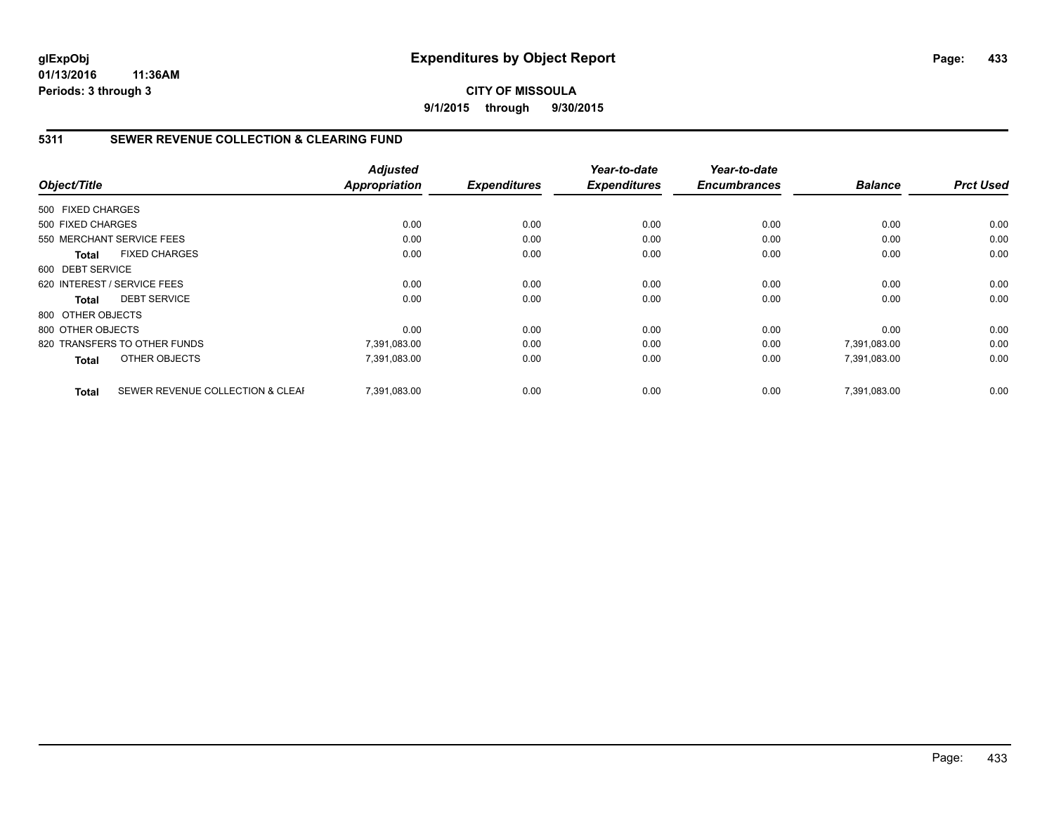# Expenditures by Object Report

**CITY OF MISSOULA**

**9/1/2015 through 9/30/2015**

glExpObj
01/13/2016 11:36AM
Periods: 3 through 3

## 5311 SEWER REVENUE COLLECTION & CLEARING FUND

| Object/Title | | Adjusted Appropriation | Expenditures | Year-to-date Expenditures | Year-to-date Encumbrances | Balance | Prct Used |
|---|---|---|---|---|---|---|---|
| 500 FIXED CHARGES | | | | | | | |
| 500 FIXED CHARGES | | 0.00 | 0.00 | 0.00 | 0.00 | 0.00 | 0.00 |
| 550 MERCHANT SERVICE FEES | | 0.00 | 0.00 | 0.00 | 0.00 | 0.00 | 0.00 |
| **Total** | FIXED CHARGES | 0.00 | 0.00 | 0.00 | 0.00 | 0.00 | 0.00 |
| 600 DEBT SERVICE | | | | | | | |
| 620 INTEREST / SERVICE FEES | | 0.00 | 0.00 | 0.00 | 0.00 | 0.00 | 0.00 |
| **Total** | DEBT SERVICE | 0.00 | 0.00 | 0.00 | 0.00 | 0.00 | 0.00 |
| 800 OTHER OBJECTS | | | | | | | |
| 800 OTHER OBJECTS | | 0.00 | 0.00 | 0.00 | 0.00 | 0.00 | 0.00 |
| 820 TRANSFERS TO OTHER FUNDS | | 7,391,083.00 | 0.00 | 0.00 | 0.00 | 7,391,083.00 | 0.00 |
| **Total** | OTHER OBJECTS | 7,391,083.00 | 0.00 | 0.00 | 0.00 | 7,391,083.00 | 0.00 |
| **Total** | SEWER REVENUE COLLECTION & CLEAI | 7,391,083.00 | 0.00 | 0.00 | 0.00 | 7,391,083.00 | 0.00 |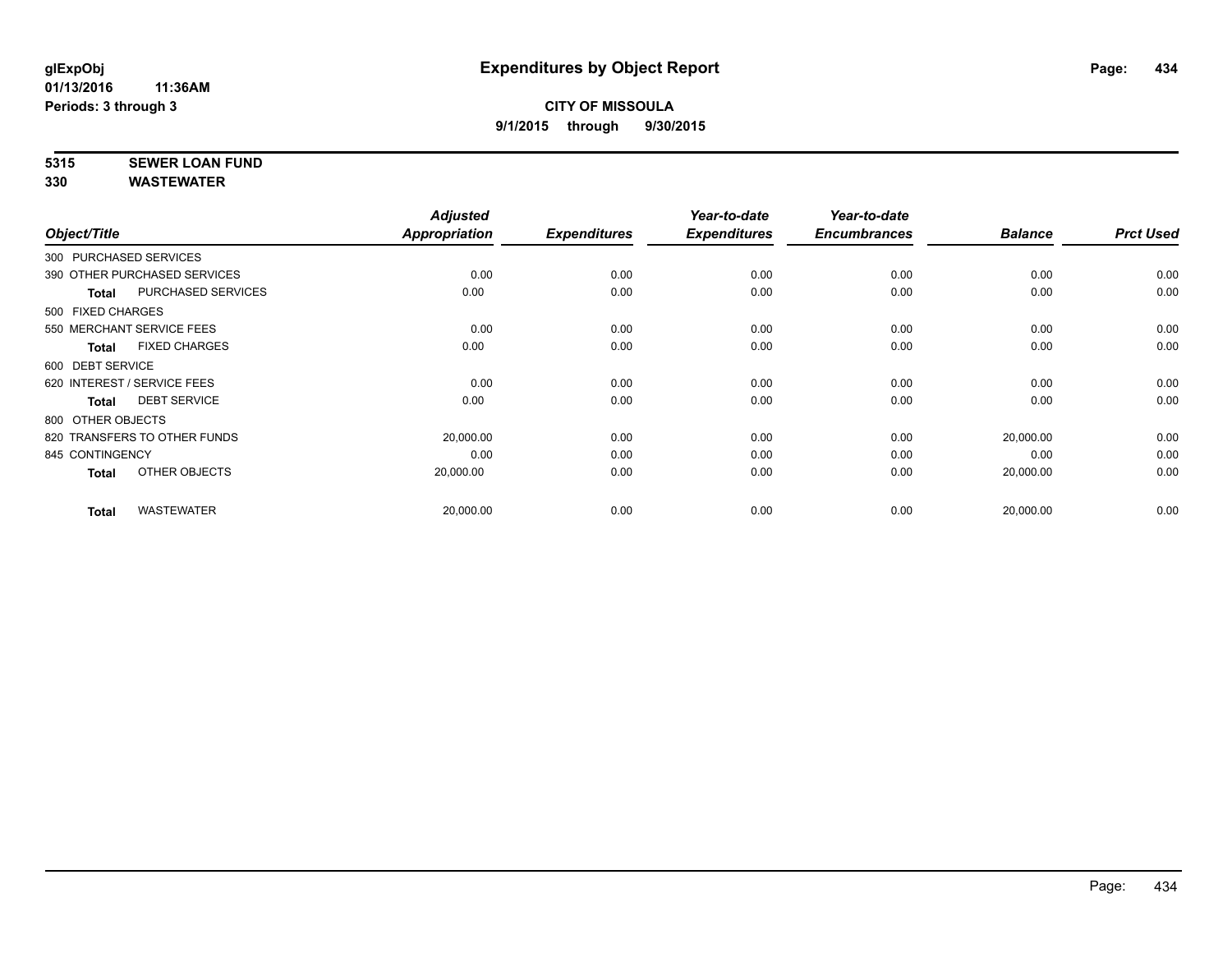**glExpObj** **Expenditures by Object Report**

**01/13/2016 11:36AM**

**Periods: 3 through 3**

**CITY OF MISSOULA**

**9/1/2015 through 9/30/2015**

**5315 SEWER LOAN FUND**

**330 WASTEWATER**

| Object/Title | | Adjusted Appropriation | Expenditures | Year-to-date Expenditures | Year-to-date Encumbrances | Balance | Prct Used |
|---|---|---|---|---|---|---|---|
| 300 PURCHASED SERVICES | | | | | | | |
| 390 OTHER PURCHASED SERVICES | | 0.00 | 0.00 | 0.00 | 0.00 | 0.00 | 0.00 |
| **Total** | PURCHASED SERVICES | 0.00 | 0.00 | 0.00 | 0.00 | 0.00 | 0.00 |
| 500 FIXED CHARGES | | | | | | | |
| 550 MERCHANT SERVICE FEES | | 0.00 | 0.00 | 0.00 | 0.00 | 0.00 | 0.00 |
| **Total** | FIXED CHARGES | 0.00 | 0.00 | 0.00 | 0.00 | 0.00 | 0.00 |
| 600 DEBT SERVICE | | | | | | | |
| 620 INTEREST / SERVICE FEES | | 0.00 | 0.00 | 0.00 | 0.00 | 0.00 | 0.00 |
| **Total** | DEBT SERVICE | 0.00 | 0.00 | 0.00 | 0.00 | 0.00 | 0.00 |
| 800 OTHER OBJECTS | | | | | | | |
| 820 TRANSFERS TO OTHER FUNDS | | 20,000.00 | 0.00 | 0.00 | 0.00 | 20,000.00 | 0.00 |
| 845 CONTINGENCY | | 0.00 | 0.00 | 0.00 | 0.00 | 0.00 | 0.00 |
| **Total** | OTHER OBJECTS | 20,000.00 | 0.00 | 0.00 | 0.00 | 20,000.00 | 0.00 |
| **Total** | WASTEWATER | 20,000.00 | 0.00 | 0.00 | 0.00 | 20,000.00 | 0.00 |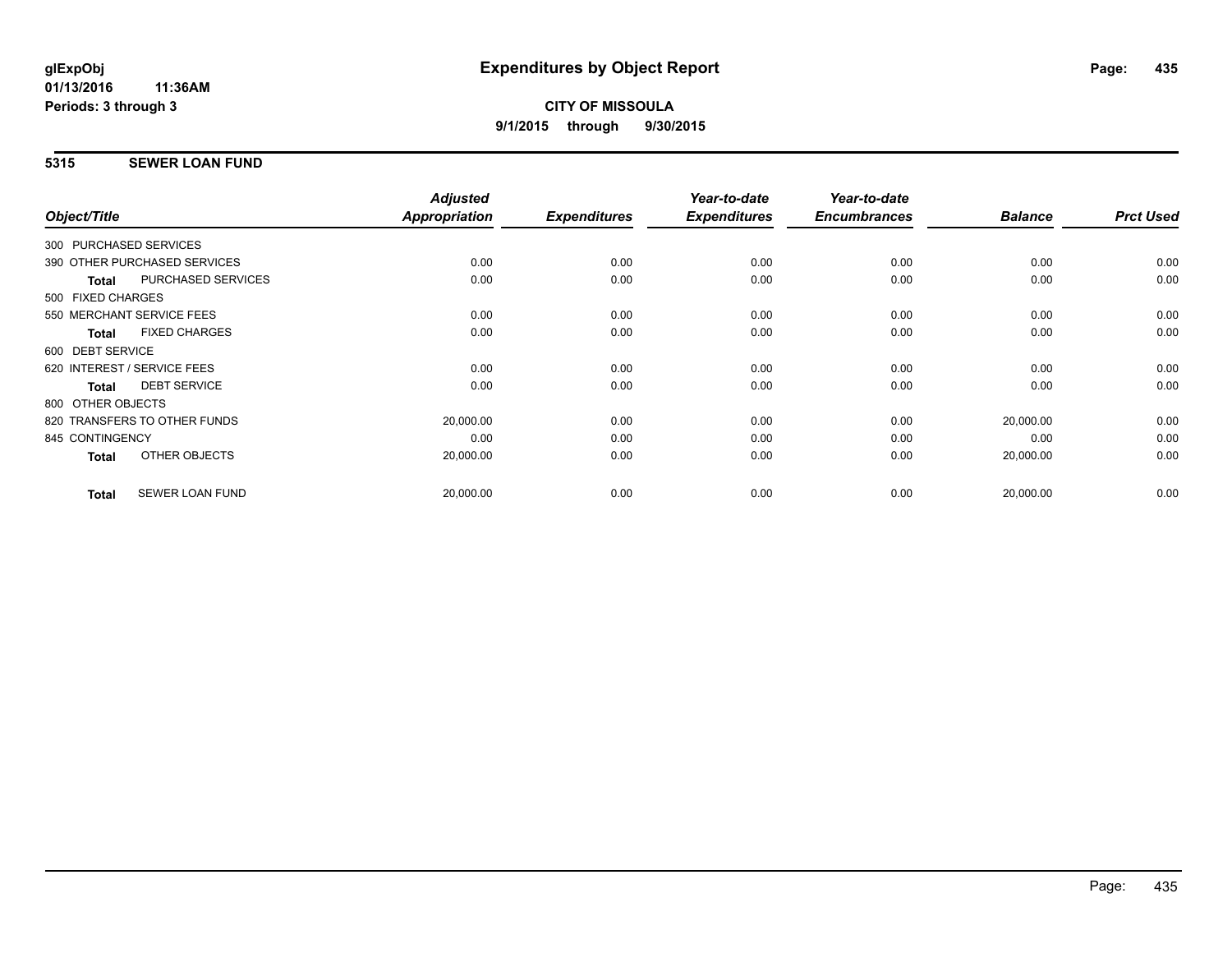**glExpObj** **Expenditures by Object Report**

**01/13/2016 11:36AM**

**Periods: 3 through 3**

**CITY OF MISSOULA**

**9/1/2015 through 9/30/2015**

## 5315 SEWER LOAN FUND

| Object/Title | Adjusted Appropriation | Expenditures | Year-to-date Expenditures | Year-to-date Encumbrances | Balance | Prct Used |
|---|---|---|---|---|---|---|
| 300 PURCHASED SERVICES | | | | | | |
| 390 OTHER PURCHASED SERVICES | 0.00 | 0.00 | 0.00 | 0.00 | 0.00 | 0.00 |
| **Total** PURCHASED SERVICES | 0.00 | 0.00 | 0.00 | 0.00 | 0.00 | 0.00 |
| 500 FIXED CHARGES | | | | | | |
| 550 MERCHANT SERVICE FEES | 0.00 | 0.00 | 0.00 | 0.00 | 0.00 | 0.00 |
| **Total** FIXED CHARGES | 0.00 | 0.00 | 0.00 | 0.00 | 0.00 | 0.00 |
| 600 DEBT SERVICE | | | | | | |
| 620 INTEREST / SERVICE FEES | 0.00 | 0.00 | 0.00 | 0.00 | 0.00 | 0.00 |
| **Total** DEBT SERVICE | 0.00 | 0.00 | 0.00 | 0.00 | 0.00 | 0.00 |
| 800 OTHER OBJECTS | | | | | | |
| 820 TRANSFERS TO OTHER FUNDS | 20,000.00 | 0.00 | 0.00 | 0.00 | 20,000.00 | 0.00 |
| 845 CONTINGENCY | 0.00 | 0.00 | 0.00 | 0.00 | 0.00 | 0.00 |
| **Total** OTHER OBJECTS | 20,000.00 | 0.00 | 0.00 | 0.00 | 20,000.00 | 0.00 |
| **Total** SEWER LOAN FUND | 20,000.00 | 0.00 | 0.00 | 0.00 | 20,000.00 | 0.00 |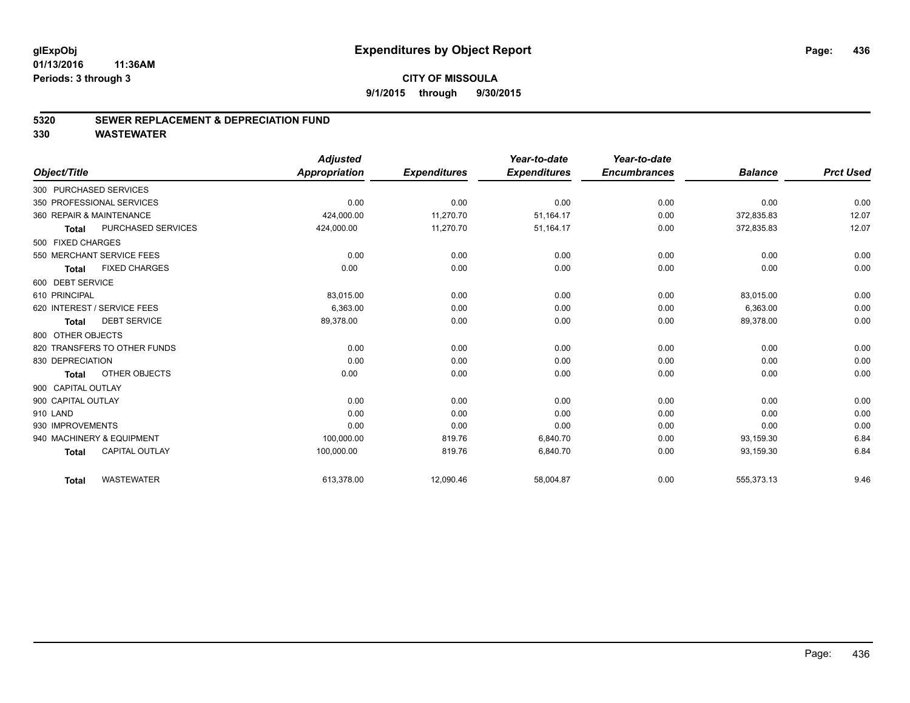glExpObj
01/13/2016 11:36AM
Periods: 3 through 3

# Expenditures by Object Report

**CITY OF MISSOULA**

**9/1/2015 through 9/30/2015**

## 5320 SEWER REPLACEMENT & DEPRECIATION FUND
## 330 WASTEWATER

| Object/Title | Adjusted Appropriation | Expenditures | Year-to-date Expenditures | Year-to-date Encumbrances | Balance | Prct Used |
|---|---|---|---|---|---|---|
| 300 PURCHASED SERVICES | | | | | | |
| 350 PROFESSIONAL SERVICES | 0.00 | 0.00 | 0.00 | 0.00 | 0.00 | 0.00 |
| 360 REPAIR & MAINTENANCE | 424,000.00 | 11,270.70 | 51,164.17 | 0.00 | 372,835.83 | 12.07 |
| **Total** PURCHASED SERVICES | 424,000.00 | 11,270.70 | 51,164.17 | 0.00 | 372,835.83 | 12.07 |
| 500 FIXED CHARGES | | | | | | |
| 550 MERCHANT SERVICE FEES | 0.00 | 0.00 | 0.00 | 0.00 | 0.00 | 0.00 |
| **Total** FIXED CHARGES | 0.00 | 0.00 | 0.00 | 0.00 | 0.00 | 0.00 |
| 600 DEBT SERVICE | | | | | | |
| 610 PRINCIPAL | 83,015.00 | 0.00 | 0.00 | 0.00 | 83,015.00 | 0.00 |
| 620 INTEREST / SERVICE FEES | 6,363.00 | 0.00 | 0.00 | 0.00 | 6,363.00 | 0.00 |
| **Total** DEBT SERVICE | 89,378.00 | 0.00 | 0.00 | 0.00 | 89,378.00 | 0.00 |
| 800 OTHER OBJECTS | | | | | | |
| 820 TRANSFERS TO OTHER FUNDS | 0.00 | 0.00 | 0.00 | 0.00 | 0.00 | 0.00 |
| 830 DEPRECIATION | 0.00 | 0.00 | 0.00 | 0.00 | 0.00 | 0.00 |
| **Total** OTHER OBJECTS | 0.00 | 0.00 | 0.00 | 0.00 | 0.00 | 0.00 |
| 900 CAPITAL OUTLAY | | | | | | |
| 900 CAPITAL OUTLAY | 0.00 | 0.00 | 0.00 | 0.00 | 0.00 | 0.00 |
| 910 LAND | 0.00 | 0.00 | 0.00 | 0.00 | 0.00 | 0.00 |
| 930 IMPROVEMENTS | 0.00 | 0.00 | 0.00 | 0.00 | 0.00 | 0.00 |
| 940 MACHINERY & EQUIPMENT | 100,000.00 | 819.76 | 6,840.70 | 0.00 | 93,159.30 | 6.84 |
| **Total** CAPITAL OUTLAY | 100,000.00 | 819.76 | 6,840.70 | 0.00 | 93,159.30 | 6.84 |
| **Total** WASTEWATER | 613,378.00 | 12,090.46 | 58,004.87 | 0.00 | 555,373.13 | 9.46 |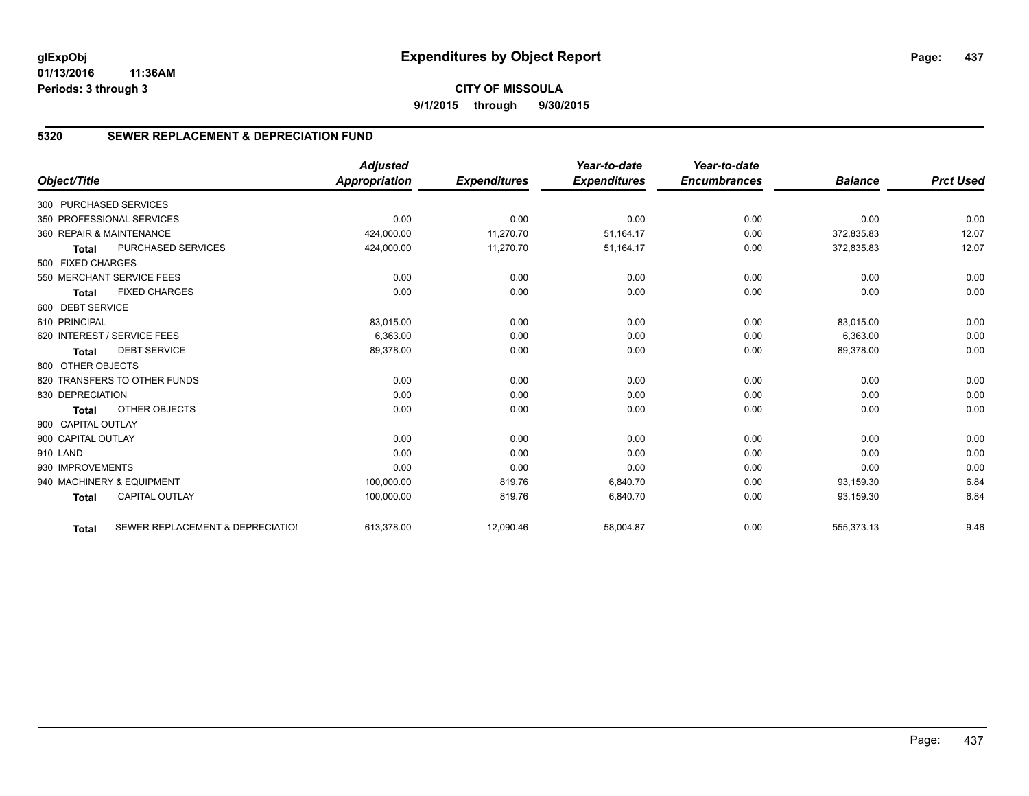# Expenditures by Object Report

glExpObj
01/13/2016 11:36AM
Periods: 3 through 3

**CITY OF MISSOULA**
**9/1/2015 through 9/30/2015**

## 5320 SEWER REPLACEMENT & DEPRECIATION FUND

| Object/Title | | Adjusted Appropriation | Expenditures | Year-to-date Expenditures | Year-to-date Encumbrances | Balance | Prct Used |
|---|---|---|---|---|---|---|---|
| 300 PURCHASED SERVICES | | | | | | | |
| 350 PROFESSIONAL SERVICES | | 0.00 | 0.00 | 0.00 | 0.00 | 0.00 | 0.00 |
| 360 REPAIR & MAINTENANCE | | 424,000.00 | 11,270.70 | 51,164.17 | 0.00 | 372,835.83 | 12.07 |
| **Total** | PURCHASED SERVICES | 424,000.00 | 11,270.70 | 51,164.17 | 0.00 | 372,835.83 | 12.07 |
| 500 FIXED CHARGES | | | | | | | |
| 550 MERCHANT SERVICE FEES | | 0.00 | 0.00 | 0.00 | 0.00 | 0.00 | 0.00 |
| **Total** | FIXED CHARGES | 0.00 | 0.00 | 0.00 | 0.00 | 0.00 | 0.00 |
| 600 DEBT SERVICE | | | | | | | |
| 610 PRINCIPAL | | 83,015.00 | 0.00 | 0.00 | 0.00 | 83,015.00 | 0.00 |
| 620 INTEREST / SERVICE FEES | | 6,363.00 | 0.00 | 0.00 | 0.00 | 6,363.00 | 0.00 |
| **Total** | DEBT SERVICE | 89,378.00 | 0.00 | 0.00 | 0.00 | 89,378.00 | 0.00 |
| 800 OTHER OBJECTS | | | | | | | |
| 820 TRANSFERS TO OTHER FUNDS | | 0.00 | 0.00 | 0.00 | 0.00 | 0.00 | 0.00 |
| 830 DEPRECIATION | | 0.00 | 0.00 | 0.00 | 0.00 | 0.00 | 0.00 |
| **Total** | OTHER OBJECTS | 0.00 | 0.00 | 0.00 | 0.00 | 0.00 | 0.00 |
| 900 CAPITAL OUTLAY | | | | | | | |
| 900 CAPITAL OUTLAY | | 0.00 | 0.00 | 0.00 | 0.00 | 0.00 | 0.00 |
| 910 LAND | | 0.00 | 0.00 | 0.00 | 0.00 | 0.00 | 0.00 |
| 930 IMPROVEMENTS | | 0.00 | 0.00 | 0.00 | 0.00 | 0.00 | 0.00 |
| 940 MACHINERY & EQUIPMENT | | 100,000.00 | 819.76 | 6,840.70 | 0.00 | 93,159.30 | 6.84 |
| **Total** | CAPITAL OUTLAY | 100,000.00 | 819.76 | 6,840.70 | 0.00 | 93,159.30 | 6.84 |
| **Total** | SEWER REPLACEMENT & DEPRECIATIOI | 613,378.00 | 12,090.46 | 58,004.87 | 0.00 | 555,373.13 | 9.46 |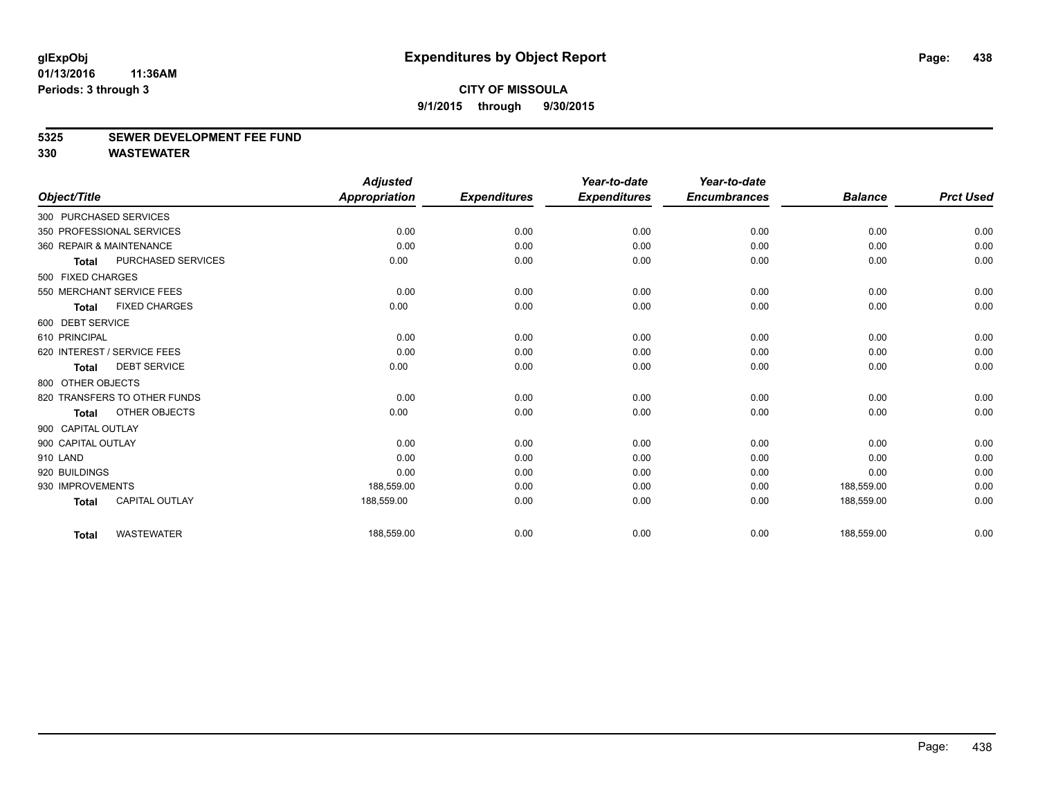# Expenditures by Object Report

glExpObj
01/13/2016 11:36AM
Periods: 3 through 3

**CITY OF MISSOULA**
**9/1/2015 through 9/30/2015**

**5325 SEWER DEVELOPMENT FEE FUND**
**330 WASTEWATER**

| Object/Title | Adjusted Appropriation | Expenditures | Year-to-date Expenditures | Year-to-date Encumbrances | Balance | Prct Used |
|---|---|---|---|---|---|---|
| 300 PURCHASED SERVICES | | | | | | |
| 350 PROFESSIONAL SERVICES | 0.00 | 0.00 | 0.00 | 0.00 | 0.00 | 0.00 |
| 360 REPAIR & MAINTENANCE | 0.00 | 0.00 | 0.00 | 0.00 | 0.00 | 0.00 |
| **Total** PURCHASED SERVICES | 0.00 | 0.00 | 0.00 | 0.00 | 0.00 | 0.00 |
| 500 FIXED CHARGES | | | | | | |
| 550 MERCHANT SERVICE FEES | 0.00 | 0.00 | 0.00 | 0.00 | 0.00 | 0.00 |
| **Total** FIXED CHARGES | 0.00 | 0.00 | 0.00 | 0.00 | 0.00 | 0.00 |
| 600 DEBT SERVICE | | | | | | |
| 610 PRINCIPAL | 0.00 | 0.00 | 0.00 | 0.00 | 0.00 | 0.00 |
| 620 INTEREST / SERVICE FEES | 0.00 | 0.00 | 0.00 | 0.00 | 0.00 | 0.00 |
| **Total** DEBT SERVICE | 0.00 | 0.00 | 0.00 | 0.00 | 0.00 | 0.00 |
| 800 OTHER OBJECTS | | | | | | |
| 820 TRANSFERS TO OTHER FUNDS | 0.00 | 0.00 | 0.00 | 0.00 | 0.00 | 0.00 |
| **Total** OTHER OBJECTS | 0.00 | 0.00 | 0.00 | 0.00 | 0.00 | 0.00 |
| 900 CAPITAL OUTLAY | | | | | | |
| 900 CAPITAL OUTLAY | 0.00 | 0.00 | 0.00 | 0.00 | 0.00 | 0.00 |
| 910 LAND | 0.00 | 0.00 | 0.00 | 0.00 | 0.00 | 0.00 |
| 920 BUILDINGS | 0.00 | 0.00 | 0.00 | 0.00 | 0.00 | 0.00 |
| 930 IMPROVEMENTS | 188,559.00 | 0.00 | 0.00 | 0.00 | 188,559.00 | 0.00 |
| **Total** CAPITAL OUTLAY | 188,559.00 | 0.00 | 0.00 | 0.00 | 188,559.00 | 0.00 |
| **Total** WASTEWATER | 188,559.00 | 0.00 | 0.00 | 0.00 | 188,559.00 | 0.00 |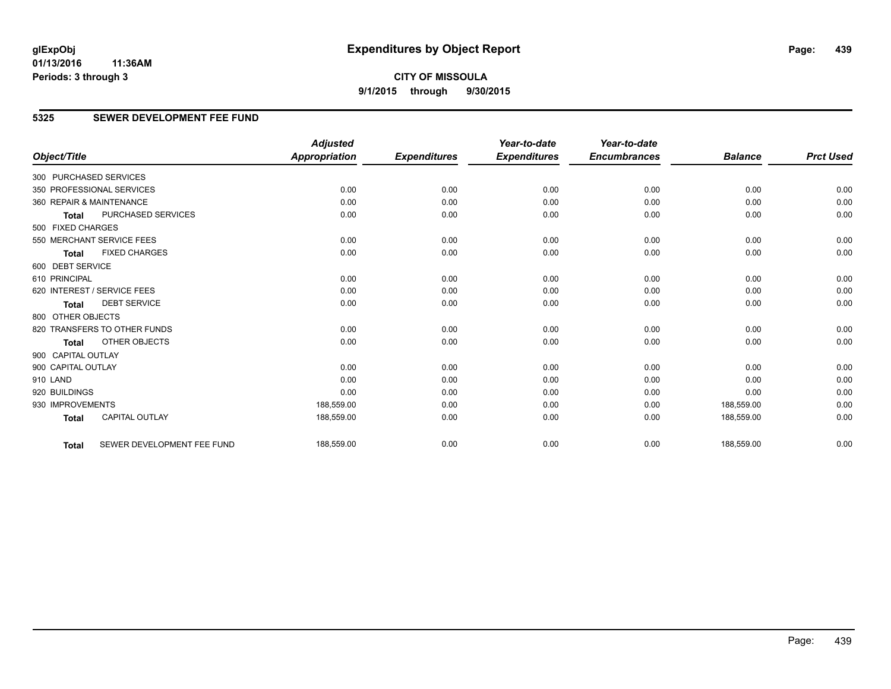# Expenditures by Object Report

glExpObj
01/13/2016 11:36AM
Periods: 3 through 3

**CITY OF MISSOULA**
**9/1/2015 through 9/30/2015**

## 5325 SEWER DEVELOPMENT FEE FUND

| Object/Title | Adjusted Appropriation | Expenditures | Year-to-date Expenditures | Year-to-date Encumbrances | Balance | Prct Used |
|---|---|---|---|---|---|---|
| 300 PURCHASED SERVICES | | | | | | |
| 350 PROFESSIONAL SERVICES | 0.00 | 0.00 | 0.00 | 0.00 | 0.00 | 0.00 |
| 360 REPAIR & MAINTENANCE | 0.00 | 0.00 | 0.00 | 0.00 | 0.00 | 0.00 |
| **Total** PURCHASED SERVICES | 0.00 | 0.00 | 0.00 | 0.00 | 0.00 | 0.00 |
| 500 FIXED CHARGES | | | | | | |
| 550 MERCHANT SERVICE FEES | 0.00 | 0.00 | 0.00 | 0.00 | 0.00 | 0.00 |
| **Total** FIXED CHARGES | 0.00 | 0.00 | 0.00 | 0.00 | 0.00 | 0.00 |
| 600 DEBT SERVICE | | | | | | |
| 610 PRINCIPAL | 0.00 | 0.00 | 0.00 | 0.00 | 0.00 | 0.00 |
| 620 INTEREST / SERVICE FEES | 0.00 | 0.00 | 0.00 | 0.00 | 0.00 | 0.00 |
| **Total** DEBT SERVICE | 0.00 | 0.00 | 0.00 | 0.00 | 0.00 | 0.00 |
| 800 OTHER OBJECTS | | | | | | |
| 820 TRANSFERS TO OTHER FUNDS | 0.00 | 0.00 | 0.00 | 0.00 | 0.00 | 0.00 |
| **Total** OTHER OBJECTS | 0.00 | 0.00 | 0.00 | 0.00 | 0.00 | 0.00 |
| 900 CAPITAL OUTLAY | | | | | | |
| 900 CAPITAL OUTLAY | 0.00 | 0.00 | 0.00 | 0.00 | 0.00 | 0.00 |
| 910 LAND | 0.00 | 0.00 | 0.00 | 0.00 | 0.00 | 0.00 |
| 920 BUILDINGS | 0.00 | 0.00 | 0.00 | 0.00 | 0.00 | 0.00 |
| 930 IMPROVEMENTS | 188,559.00 | 0.00 | 0.00 | 0.00 | 188,559.00 | 0.00 |
| **Total** CAPITAL OUTLAY | 188,559.00 | 0.00 | 0.00 | 0.00 | 188,559.00 | 0.00 |
| **Total** SEWER DEVELOPMENT FEE FUND | 188,559.00 | 0.00 | 0.00 | 0.00 | 188,559.00 | 0.00 |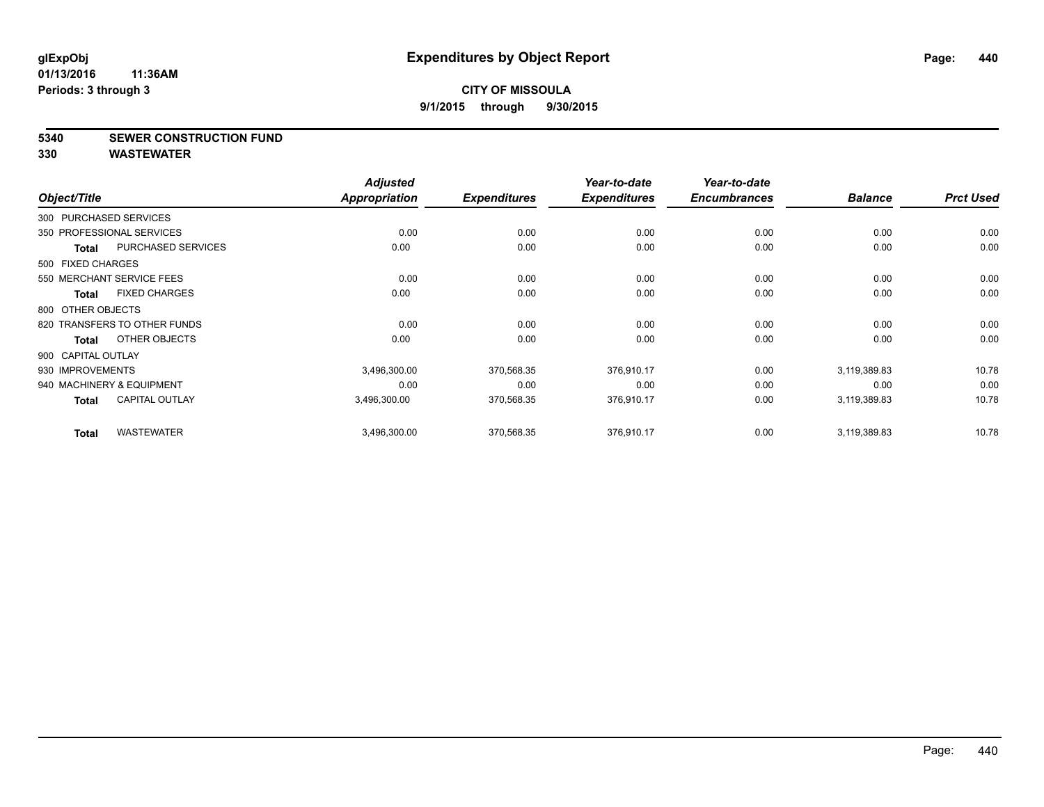# Expenditures by Object Report

glExpObj
01/13/2016 11:36AM
Periods: 3 through 3

**CITY OF MISSOULA**
**9/1/2015 through 9/30/2015**

**5340 SEWER CONSTRUCTION FUND**
**330 WASTEWATER**

| Object/Title | | Adjusted Appropriation | Expenditures | Year-to-date Expenditures | Year-to-date Encumbrances | Balance | Prct Used |
|---|---|---|---|---|---|---|---|
| 300 PURCHASED SERVICES | | | | | | | |
| 350 PROFESSIONAL SERVICES | | 0.00 | 0.00 | 0.00 | 0.00 | 0.00 | 0.00 |
| Total | PURCHASED SERVICES | 0.00 | 0.00 | 0.00 | 0.00 | 0.00 | 0.00 |
| 500 FIXED CHARGES | | | | | | | |
| 550 MERCHANT SERVICE FEES | | 0.00 | 0.00 | 0.00 | 0.00 | 0.00 | 0.00 |
| Total | FIXED CHARGES | 0.00 | 0.00 | 0.00 | 0.00 | 0.00 | 0.00 |
| 800 OTHER OBJECTS | | | | | | | |
| 820 TRANSFERS TO OTHER FUNDS | | 0.00 | 0.00 | 0.00 | 0.00 | 0.00 | 0.00 |
| Total | OTHER OBJECTS | 0.00 | 0.00 | 0.00 | 0.00 | 0.00 | 0.00 |
| 900 CAPITAL OUTLAY | | | | | | | |
| 930 IMPROVEMENTS | | 3,496,300.00 | 370,568.35 | 376,910.17 | 0.00 | 3,119,389.83 | 10.78 |
| 940 MACHINERY & EQUIPMENT | | 0.00 | 0.00 | 0.00 | 0.00 | 0.00 | 0.00 |
| Total | CAPITAL OUTLAY | 3,496,300.00 | 370,568.35 | 376,910.17 | 0.00 | 3,119,389.83 | 10.78 |
| Total | WASTEWATER | 3,496,300.00 | 370,568.35 | 376,910.17 | 0.00 | 3,119,389.83 | 10.78 |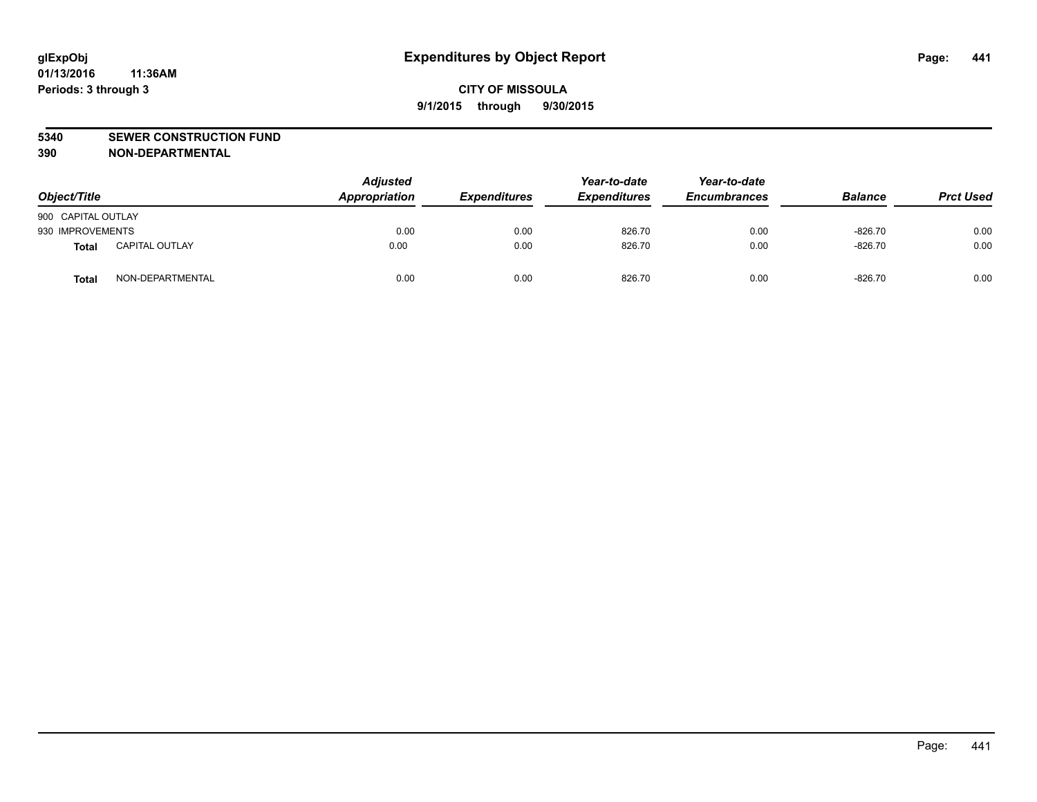glExpObj
01/13/2016 11:36AM
Periods: 3 through 3

# Expenditures by Object Report

**CITY OF MISSOULA**
**9/1/2015 through 9/30/2015**

**5340 SEWER CONSTRUCTION FUND**
**390 NON-DEPARTMENTAL**

| Object/Title | | Adjusted Appropriation | Expenditures | Year-to-date Expenditures | Year-to-date Encumbrances | Balance | Prct Used |
|---|---|---|---|---|---|---|---|
| 900 CAPITAL OUTLAY | | | | | | | |
| 930 IMPROVEMENTS | | 0.00 | 0.00 | 826.70 | 0.00 | -826.70 | 0.00 |
| **Total** | CAPITAL OUTLAY | 0.00 | 0.00 | 826.70 | 0.00 | -826.70 | 0.00 |
| **Total** | NON-DEPARTMENTAL | 0.00 | 0.00 | 826.70 | 0.00 | -826.70 | 0.00 |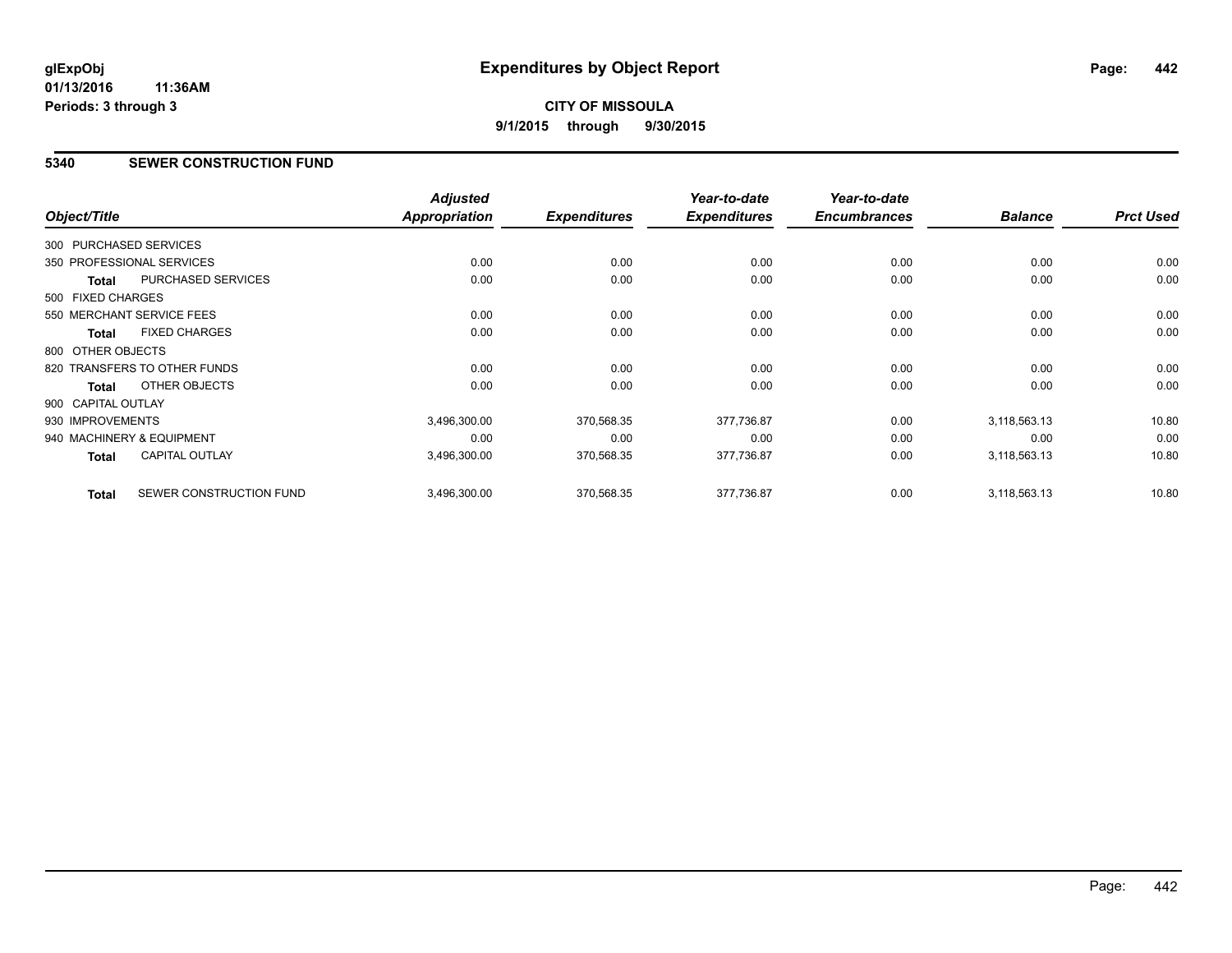glExpObj
01/13/2016 11:36AM
Periods: 3 through 3

# Expenditures by Object Report

**CITY OF MISSOULA**
**9/1/2015 through 9/30/2015**

## 5340 SEWER CONSTRUCTION FUND

| Object/Title | | Adjusted Appropriation | Expenditures | Year-to-date Expenditures | Year-to-date Encumbrances | Balance | Prct Used |
|---|---|---|---|---|---|---|---|
| 300 PURCHASED SERVICES | | | | | | | |
| 350 PROFESSIONAL SERVICES | | 0.00 | 0.00 | 0.00 | 0.00 | 0.00 | 0.00 |
| **Total** | PURCHASED SERVICES | 0.00 | 0.00 | 0.00 | 0.00 | 0.00 | 0.00 |
| 500 FIXED CHARGES | | | | | | | |
| 550 MERCHANT SERVICE FEES | | 0.00 | 0.00 | 0.00 | 0.00 | 0.00 | 0.00 |
| **Total** | FIXED CHARGES | 0.00 | 0.00 | 0.00 | 0.00 | 0.00 | 0.00 |
| 800 OTHER OBJECTS | | | | | | | |
| 820 TRANSFERS TO OTHER FUNDS | | 0.00 | 0.00 | 0.00 | 0.00 | 0.00 | 0.00 |
| **Total** | OTHER OBJECTS | 0.00 | 0.00 | 0.00 | 0.00 | 0.00 | 0.00 |
| 900 CAPITAL OUTLAY | | | | | | | |
| 930 IMPROVEMENTS | | 3,496,300.00 | 370,568.35 | 377,736.87 | 0.00 | 3,118,563.13 | 10.80 |
| 940 MACHINERY & EQUIPMENT | | 0.00 | 0.00 | 0.00 | 0.00 | 0.00 | 0.00 |
| **Total** | CAPITAL OUTLAY | 3,496,300.00 | 370,568.35 | 377,736.87 | 0.00 | 3,118,563.13 | 10.80 |
| **Total** | SEWER CONSTRUCTION FUND | 3,496,300.00 | 370,568.35 | 377,736.87 | 0.00 | 3,118,563.13 | 10.80 |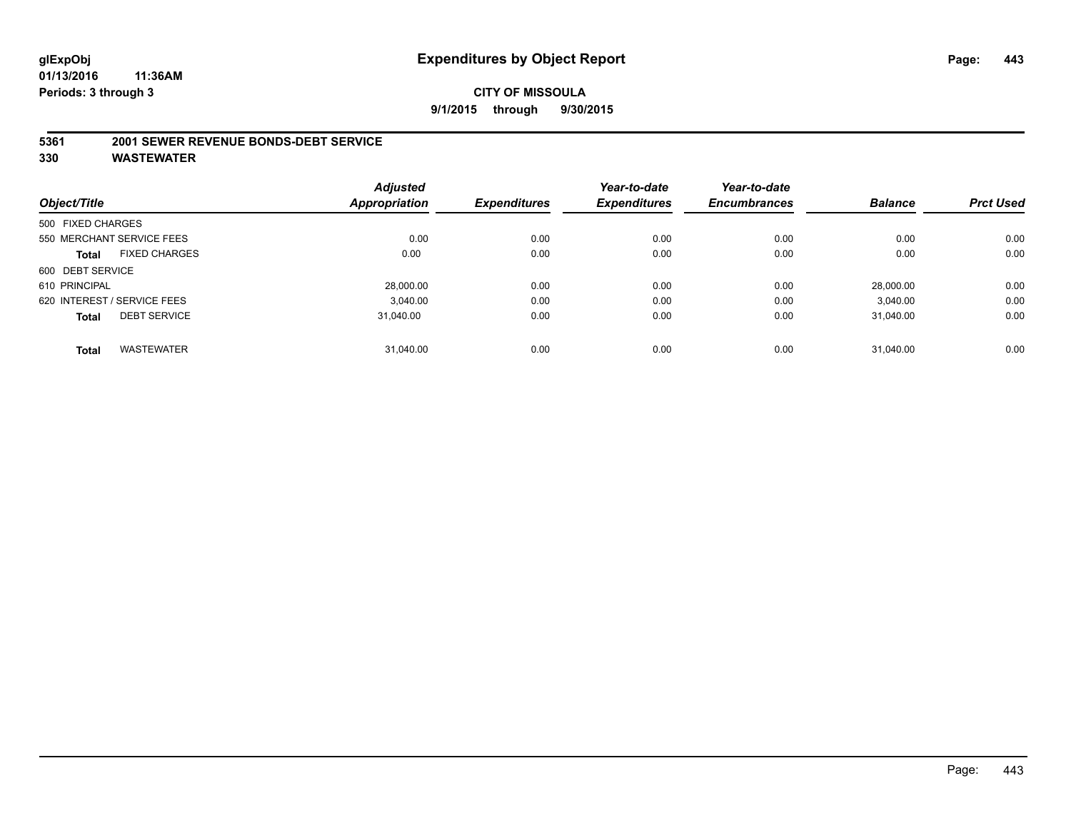glExpObj
01/13/2016 11:36AM
Periods: 3 through 3

# Expenditures by Object Report

**CITY OF MISSOULA**
**9/1/2015 through 9/30/2015**

## 5361 2001 SEWER REVENUE BONDS-DEBT SERVICE
## 330 WASTEWATER

| Object/Title | Adjusted Appropriation | Expenditures | Year-to-date Expenditures | Year-to-date Encumbrances | Balance | Prct Used |
|---|---|---|---|---|---|---|
| 500 FIXED CHARGES | | | | | | |
| 550 MERCHANT SERVICE FEES | 0.00 | 0.00 | 0.00 | 0.00 | 0.00 | 0.00 |
| **Total** FIXED CHARGES | 0.00 | 0.00 | 0.00 | 0.00 | 0.00 | 0.00 |
| 600 DEBT SERVICE | | | | | | |
| 610 PRINCIPAL | 28,000.00 | 0.00 | 0.00 | 0.00 | 28,000.00 | 0.00 |
| 620 INTEREST / SERVICE FEES | 3,040.00 | 0.00 | 0.00 | 0.00 | 3,040.00 | 0.00 |
| **Total** DEBT SERVICE | 31,040.00 | 0.00 | 0.00 | 0.00 | 31,040.00 | 0.00 |
| **Total** WASTEWATER | 31,040.00 | 0.00 | 0.00 | 0.00 | 31,040.00 | 0.00 |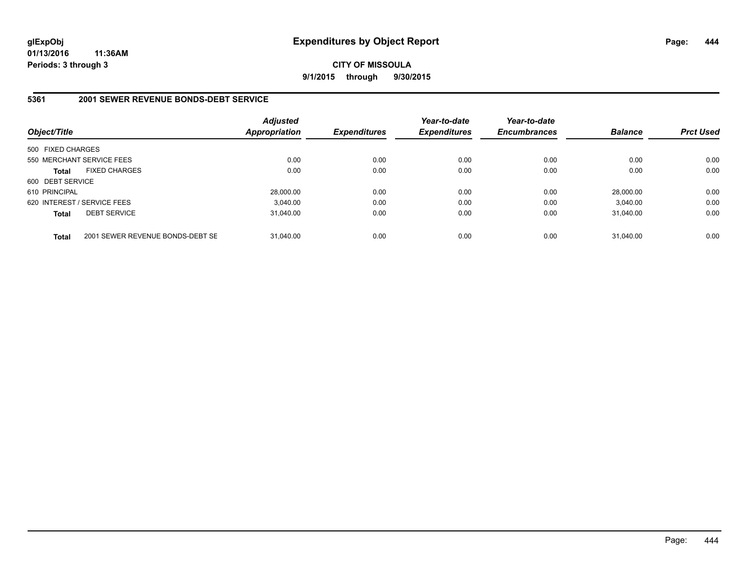**glExpObj** **Expenditures by Object Report**

**01/13/2016 11:36AM**

**Periods: 3 through 3**

**CITY OF MISSOULA**

**9/1/2015 through 9/30/2015**

## 5361 2001 SEWER REVENUE BONDS-DEBT SERVICE

| Object/Title | | Adjusted Appropriation | Expenditures | Year-to-date Expenditures | Year-to-date Encumbrances | Balance | Prct Used |
|---|---|---|---|---|---|---|---|
| 500 FIXED CHARGES | | | | | | | |
| 550 MERCHANT SERVICE FEES | | 0.00 | 0.00 | 0.00 | 0.00 | 0.00 | 0.00 |
| **Total** | FIXED CHARGES | 0.00 | 0.00 | 0.00 | 0.00 | 0.00 | 0.00 |
| 600 DEBT SERVICE | | | | | | | |
| 610 PRINCIPAL | | 28,000.00 | 0.00 | 0.00 | 0.00 | 28,000.00 | 0.00 |
| 620 INTEREST / SERVICE FEES | | 3,040.00 | 0.00 | 0.00 | 0.00 | 3,040.00 | 0.00 |
| **Total** | DEBT SERVICE | 31,040.00 | 0.00 | 0.00 | 0.00 | 31,040.00 | 0.00 |
| **Total** | 2001 SEWER REVENUE BONDS-DEBT SE | 31,040.00 | 0.00 | 0.00 | 0.00 | 31,040.00 | 0.00 |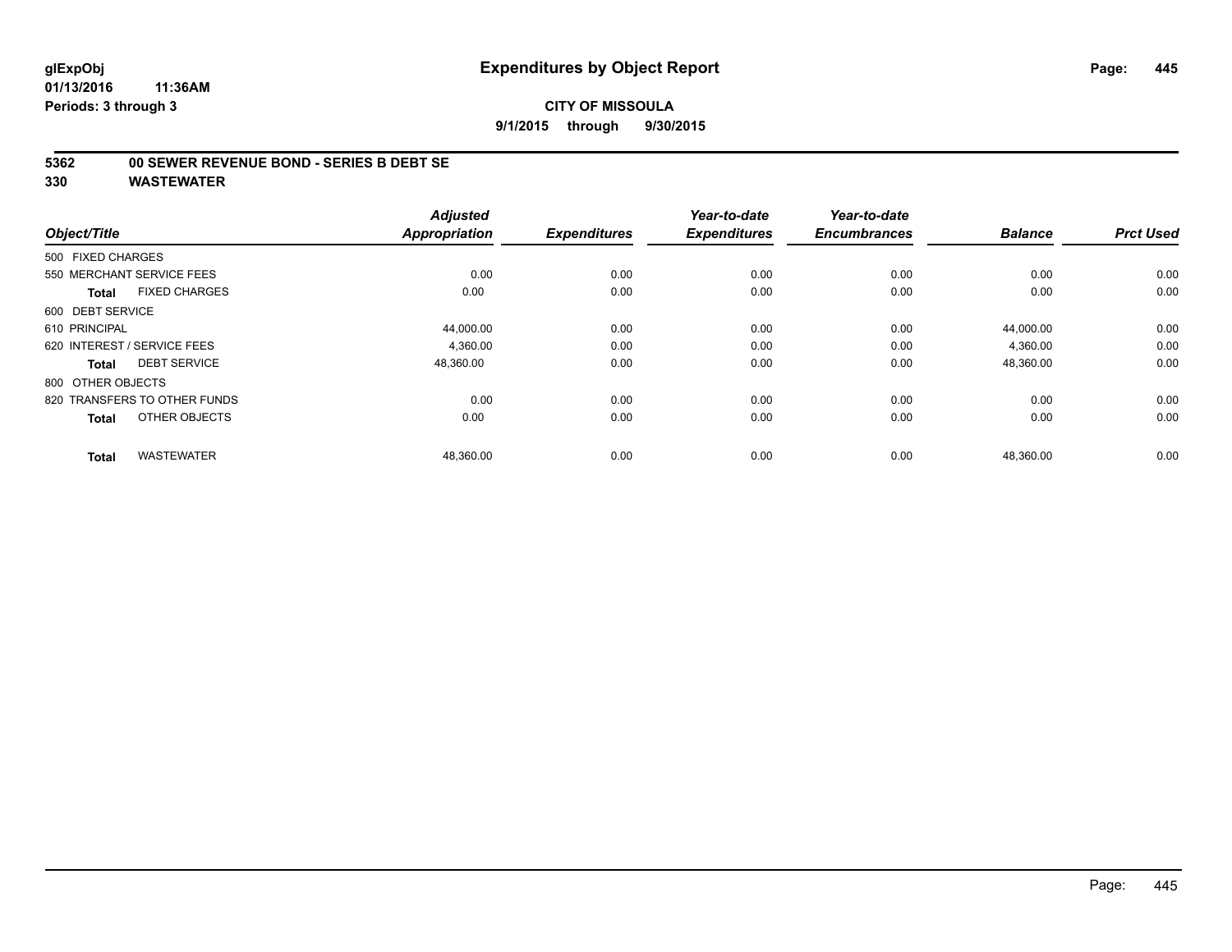**glExpObj** **Expenditures by Object Report**

**01/13/2016 11:36AM**

**Periods: 3 through 3**

**CITY OF MISSOULA**

**9/1/2015 through 9/30/2015**

**5362 00 SEWER REVENUE BOND - SERIES B DEBT SE**

**330 WASTEWATER**

| Object/Title | Adjusted Appropriation | Expenditures | Year-to-date Expenditures | Year-to-date Encumbrances | Balance | Prct Used |
|---|---|---|---|---|---|---|
| 500 FIXED CHARGES | | | | | | |
| 550 MERCHANT SERVICE FEES | 0.00 | 0.00 | 0.00 | 0.00 | 0.00 | 0.00 |
| **Total** FIXED CHARGES | 0.00 | 0.00 | 0.00 | 0.00 | 0.00 | 0.00 |
| 600 DEBT SERVICE | | | | | | |
| 610 PRINCIPAL | 44,000.00 | 0.00 | 0.00 | 0.00 | 44,000.00 | 0.00 |
| 620 INTEREST / SERVICE FEES | 4,360.00 | 0.00 | 0.00 | 0.00 | 4,360.00 | 0.00 |
| **Total** DEBT SERVICE | 48,360.00 | 0.00 | 0.00 | 0.00 | 48,360.00 | 0.00 |
| 800 OTHER OBJECTS | | | | | | |
| 820 TRANSFERS TO OTHER FUNDS | 0.00 | 0.00 | 0.00 | 0.00 | 0.00 | 0.00 |
| **Total** OTHER OBJECTS | 0.00 | 0.00 | 0.00 | 0.00 | 0.00 | 0.00 |
| **Total** WASTEWATER | 48,360.00 | 0.00 | 0.00 | 0.00 | 48,360.00 | 0.00 |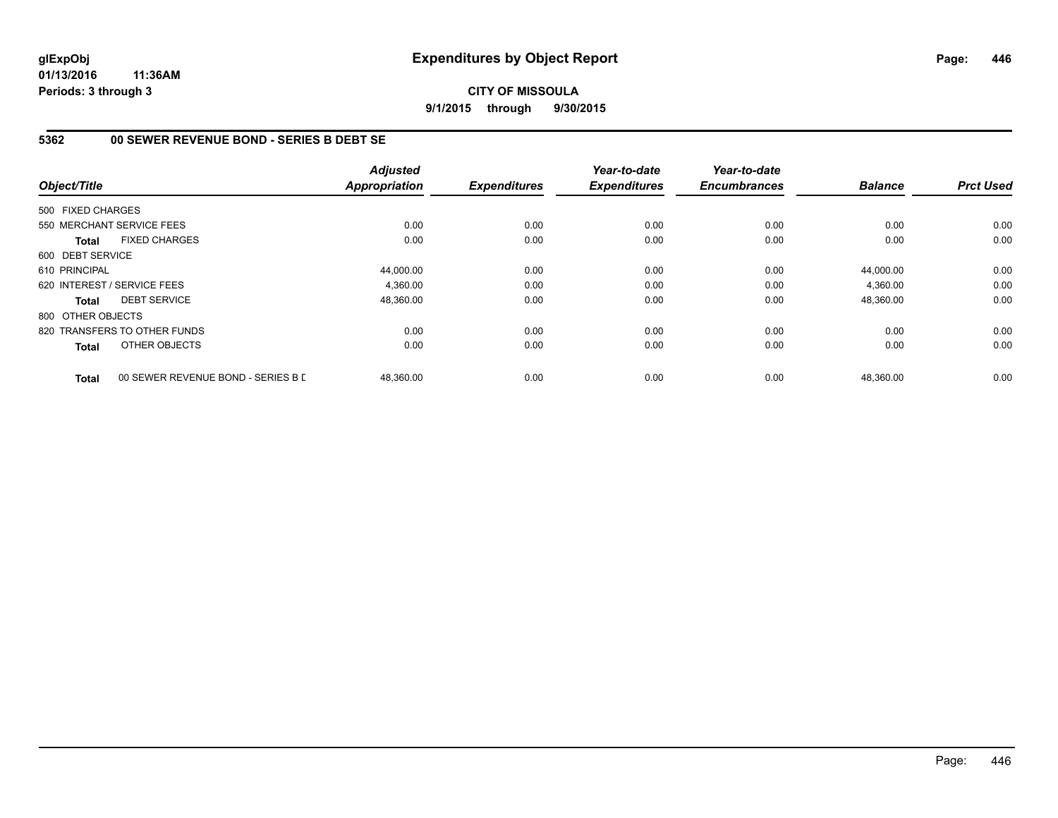**glExpObj**
**01/13/2016 11:36AM**
**Periods: 3 through 3**

# Expenditures by Object Report

**CITY OF MISSOULA**
**9/1/2015 through 9/30/2015**

## 5362 00 SEWER REVENUE BOND - SERIES B DEBT SE

| Object/Title | | Adjusted Appropriation | Expenditures | Year-to-date Expenditures | Year-to-date Encumbrances | Balance | Prct Used |
|---|---|---|---|---|---|---|---|
| 500 FIXED CHARGES | | | | | | | |
| 550 MERCHANT SERVICE FEES | | 0.00 | 0.00 | 0.00 | 0.00 | 0.00 | 0.00 |
| **Total** | FIXED CHARGES | 0.00 | 0.00 | 0.00 | 0.00 | 0.00 | 0.00 |
| 600 DEBT SERVICE | | | | | | | |
| 610 PRINCIPAL | | 44,000.00 | 0.00 | 0.00 | 0.00 | 44,000.00 | 0.00 |
| 620 INTEREST / SERVICE FEES | | 4,360.00 | 0.00 | 0.00 | 0.00 | 4,360.00 | 0.00 |
| **Total** | DEBT SERVICE | 48,360.00 | 0.00 | 0.00 | 0.00 | 48,360.00 | 0.00 |
| 800 OTHER OBJECTS | | | | | | | |
| 820 TRANSFERS TO OTHER FUNDS | | 0.00 | 0.00 | 0.00 | 0.00 | 0.00 | 0.00 |
| **Total** | OTHER OBJECTS | 0.00 | 0.00 | 0.00 | 0.00 | 0.00 | 0.00 |
| **Total** | 00 SEWER REVENUE BOND - SERIES B D | 48,360.00 | 0.00 | 0.00 | 0.00 | 48,360.00 | 0.00 |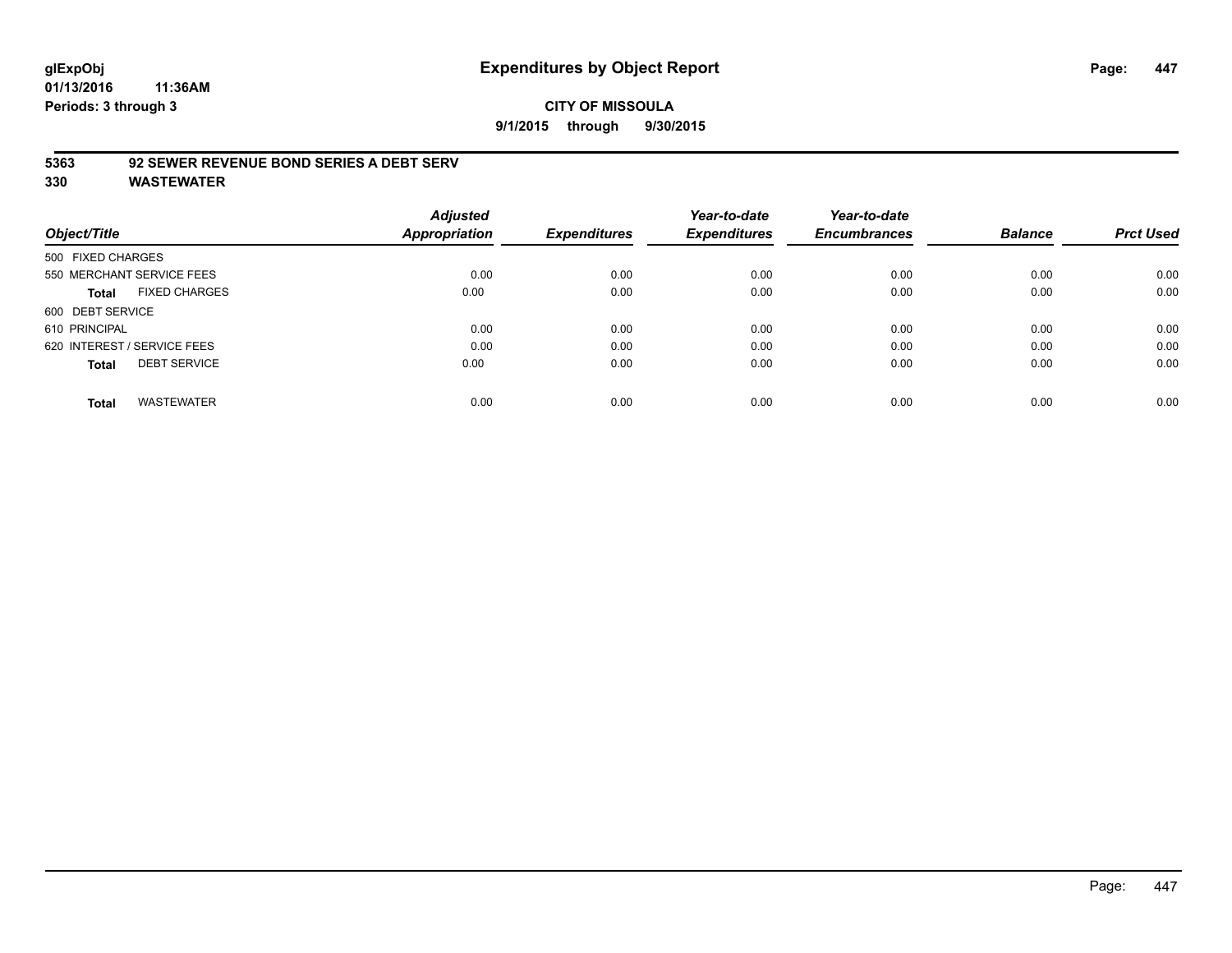glExpObj
01/13/2016 11:36AM
Periods: 3 through 3

# Expenditures by Object Report

**CITY OF MISSOULA**

**9/1/2015 through 9/30/2015**

**5363 92 SEWER REVENUE BOND SERIES A DEBT SERV**

**330 WASTEWATER**

| Object/Title | Adjusted Appropriation | Expenditures | Year-to-date Expenditures | Year-to-date Encumbrances | Balance | Prct Used |
|---|---|---|---|---|---|---|
| 500 FIXED CHARGES | | | | | | |
| 550 MERCHANT SERVICE FEES | 0.00 | 0.00 | 0.00 | 0.00 | 0.00 | 0.00 |
| **Total** FIXED CHARGES | 0.00 | 0.00 | 0.00 | 0.00 | 0.00 | 0.00 |
| 600 DEBT SERVICE | | | | | | |
| 610 PRINCIPAL | 0.00 | 0.00 | 0.00 | 0.00 | 0.00 | 0.00 |
| 620 INTEREST / SERVICE FEES | 0.00 | 0.00 | 0.00 | 0.00 | 0.00 | 0.00 |
| **Total** DEBT SERVICE | 0.00 | 0.00 | 0.00 | 0.00 | 0.00 | 0.00 |
| **Total** WASTEWATER | 0.00 | 0.00 | 0.00 | 0.00 | 0.00 | 0.00 |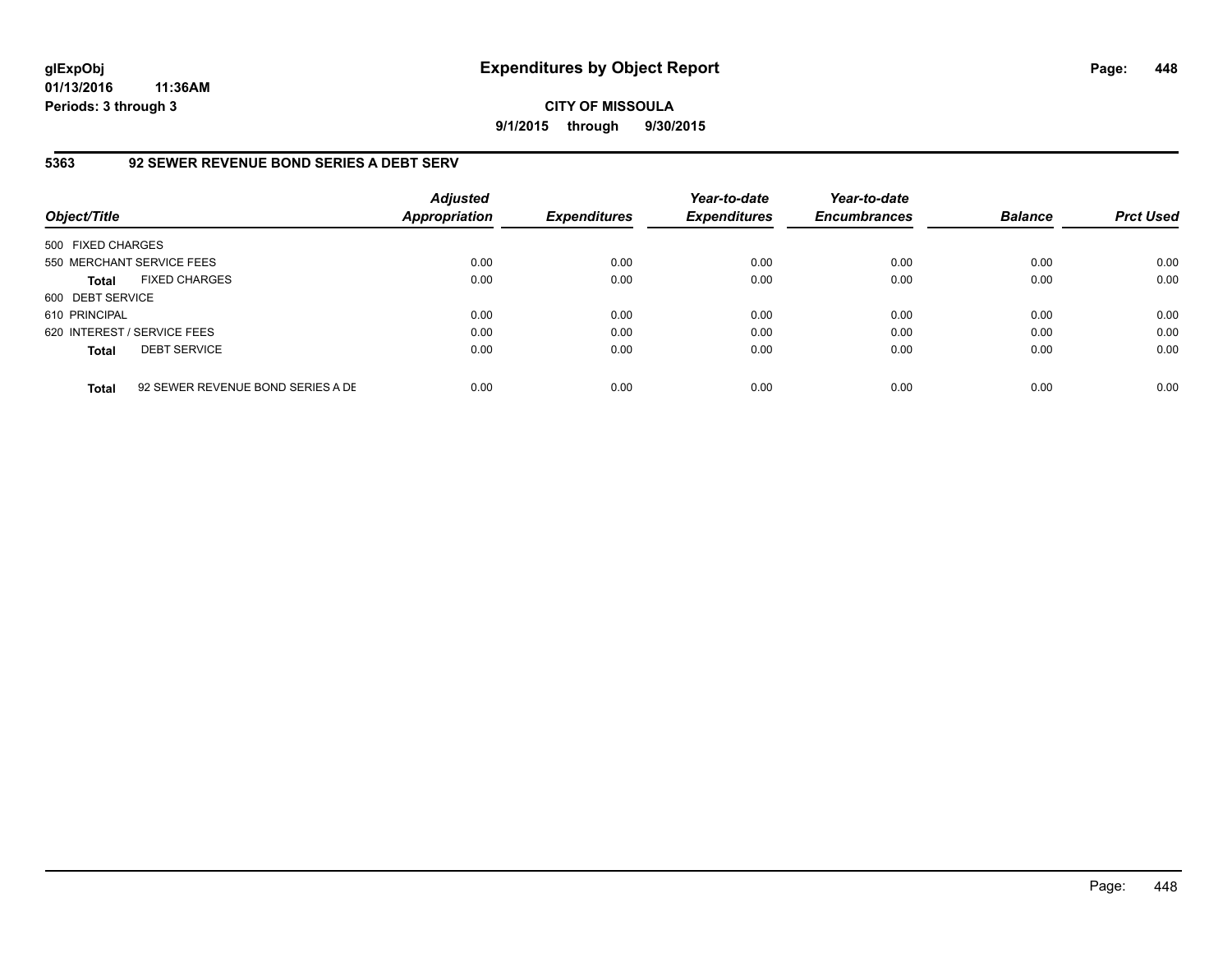**glExpObj**
**01/13/2016 11:36AM**
**Periods: 3 through 3**

# Expenditures by Object Report

**CITY OF MISSOULA**
**9/1/2015 through 9/30/2015**

## 5363 92 SEWER REVENUE BOND SERIES A DEBT SERV

| Object/Title | Adjusted Appropriation | Expenditures | Year-to-date Expenditures | Year-to-date Encumbrances | Balance | Prct Used |
|---|---|---|---|---|---|---|
| 500 FIXED CHARGES | | | | | | |
| 550 MERCHANT SERVICE FEES | 0.00 | 0.00 | 0.00 | 0.00 | 0.00 | 0.00 |
| **Total** FIXED CHARGES | 0.00 | 0.00 | 0.00 | 0.00 | 0.00 | 0.00 |
| 600 DEBT SERVICE | | | | | | |
| 610 PRINCIPAL | 0.00 | 0.00 | 0.00 | 0.00 | 0.00 | 0.00 |
| 620 INTEREST / SERVICE FEES | 0.00 | 0.00 | 0.00 | 0.00 | 0.00 | 0.00 |
| **Total** DEBT SERVICE | 0.00 | 0.00 | 0.00 | 0.00 | 0.00 | 0.00 |
| **Total** 92 SEWER REVENUE BOND SERIES A DE | 0.00 | 0.00 | 0.00 | 0.00 | 0.00 | 0.00 |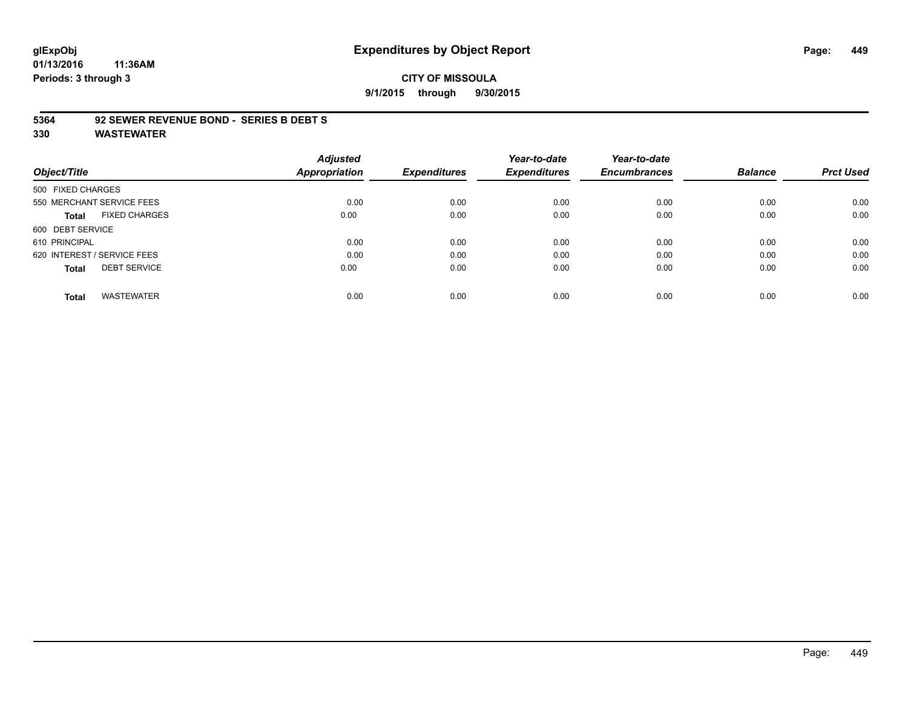# Expenditures by Object Report

glExpObj
01/13/2016 11:36AM
Periods: 3 through 3

**CITY OF MISSOULA**
**9/1/2015 through 9/30/2015**

**5364 92 SEWER REVENUE BOND - SERIES B DEBT S**
**330 WASTEWATER**

| Object/Title | Adjusted Appropriation | Expenditures | Year-to-date Expenditures | Year-to-date Encumbrances | Balance | Prct Used |
|---|---|---|---|---|---|---|
| 500 FIXED CHARGES | | | | | | |
| 550 MERCHANT SERVICE FEES | 0.00 | 0.00 | 0.00 | 0.00 | 0.00 | 0.00 |
| **Total** FIXED CHARGES | 0.00 | 0.00 | 0.00 | 0.00 | 0.00 | 0.00 |
| 600 DEBT SERVICE | | | | | | |
| 610 PRINCIPAL | 0.00 | 0.00 | 0.00 | 0.00 | 0.00 | 0.00 |
| 620 INTEREST / SERVICE FEES | 0.00 | 0.00 | 0.00 | 0.00 | 0.00 | 0.00 |
| **Total** DEBT SERVICE | 0.00 | 0.00 | 0.00 | 0.00 | 0.00 | 0.00 |
| **Total** WASTEWATER | 0.00 | 0.00 | 0.00 | 0.00 | 0.00 | 0.00 |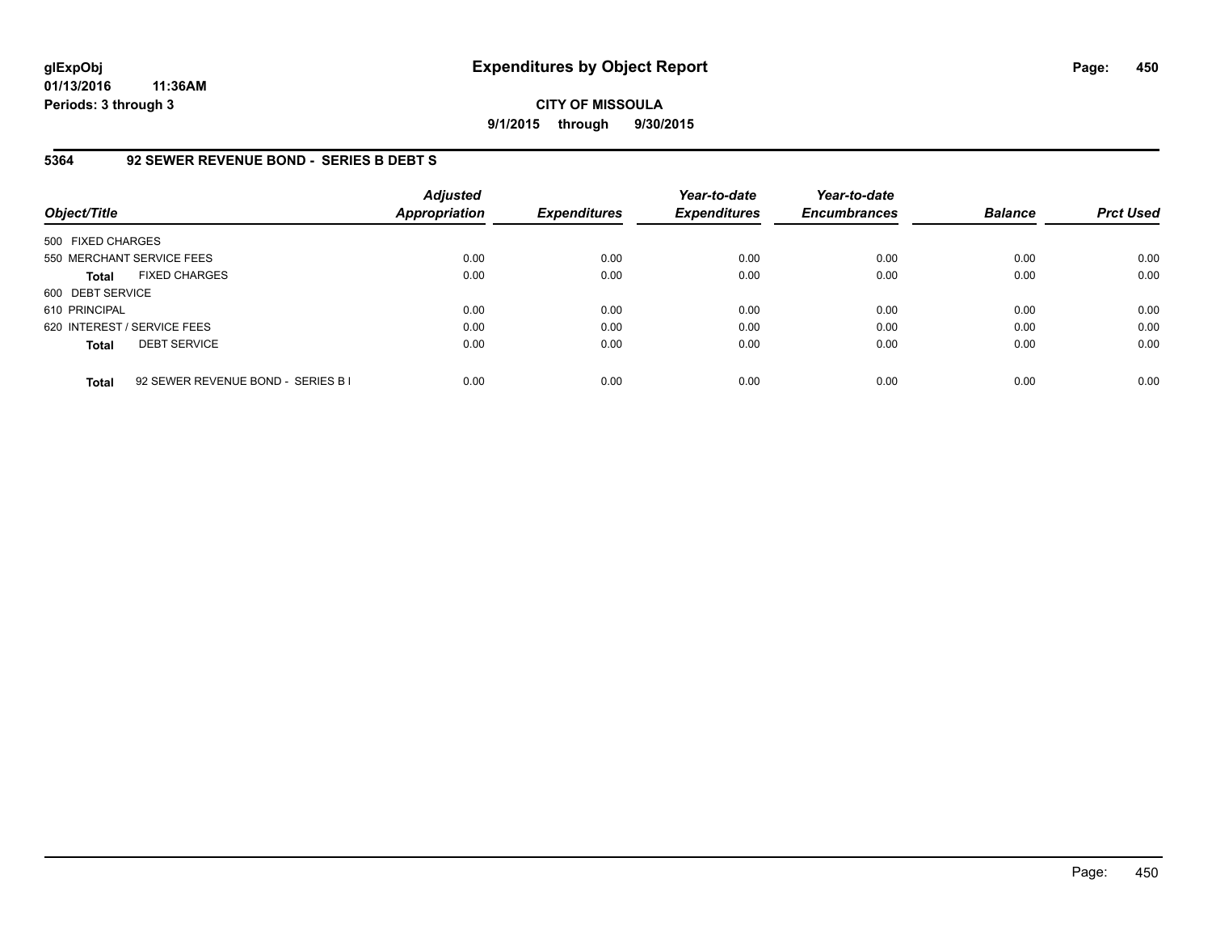# Expenditures by Object Report

glExpObj
01/13/2016 11:36AM
Periods: 3 through 3

**CITY OF MISSOULA**
**9/1/2015 through 9/30/2015**

## 5364 92 SEWER REVENUE BOND - SERIES B DEBT S

| Object/Title | | Adjusted Appropriation | Expenditures | Year-to-date Expenditures | Year-to-date Encumbrances | Balance | Prct Used |
|---|---|---|---|---|---|---|---|
| 500 FIXED CHARGES | | | | | | | |
| 550 MERCHANT SERVICE FEES | | 0.00 | 0.00 | 0.00 | 0.00 | 0.00 | 0.00 |
| **Total** | FIXED CHARGES | 0.00 | 0.00 | 0.00 | 0.00 | 0.00 | 0.00 |
| 600 DEBT SERVICE | | | | | | | |
| 610 PRINCIPAL | | 0.00 | 0.00 | 0.00 | 0.00 | 0.00 | 0.00 |
| 620 INTEREST / SERVICE FEES | | 0.00 | 0.00 | 0.00 | 0.00 | 0.00 | 0.00 |
| **Total** | DEBT SERVICE | 0.00 | 0.00 | 0.00 | 0.00 | 0.00 | 0.00 |
| **Total** | 92 SEWER REVENUE BOND - SERIES B I | 0.00 | 0.00 | 0.00 | 0.00 | 0.00 | 0.00 |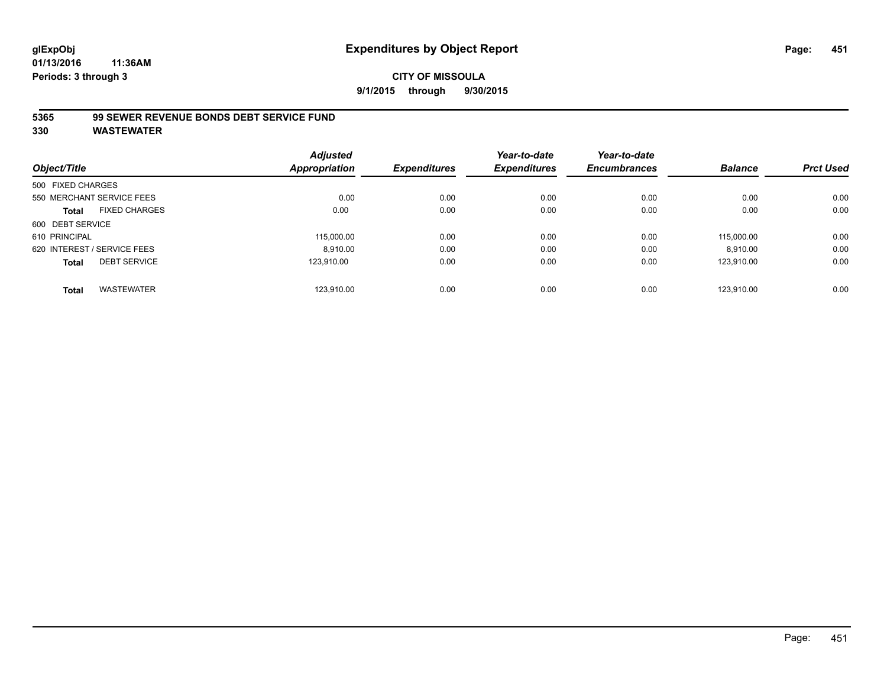glExpObj
01/13/2016 11:36AM
Periods: 3 through 3

# Expenditures by Object Report

**CITY OF MISSOULA**

**9/1/2015 through 9/30/2015**

**5365 99 SEWER REVENUE BONDS DEBT SERVICE FUND**

**330 WASTEWATER**

| Object/Title | | Adjusted Appropriation | Expenditures | Year-to-date Expenditures | Year-to-date Encumbrances | Balance | Prct Used |
|---|---|---|---|---|---|---|---|
| 500 FIXED CHARGES | | | | | | | |
| 550 MERCHANT SERVICE FEES | | 0.00 | 0.00 | 0.00 | 0.00 | 0.00 | 0.00 |
| **Total** | FIXED CHARGES | 0.00 | 0.00 | 0.00 | 0.00 | 0.00 | 0.00 |
| 600 DEBT SERVICE | | | | | | | |
| 610 PRINCIPAL | | 115,000.00 | 0.00 | 0.00 | 0.00 | 115,000.00 | 0.00 |
| 620 INTEREST / SERVICE FEES | | 8,910.00 | 0.00 | 0.00 | 0.00 | 8,910.00 | 0.00 |
| **Total** | DEBT SERVICE | 123,910.00 | 0.00 | 0.00 | 0.00 | 123,910.00 | 0.00 |
| **Total** | WASTEWATER | 123,910.00 | 0.00 | 0.00 | 0.00 | 123,910.00 | 0.00 |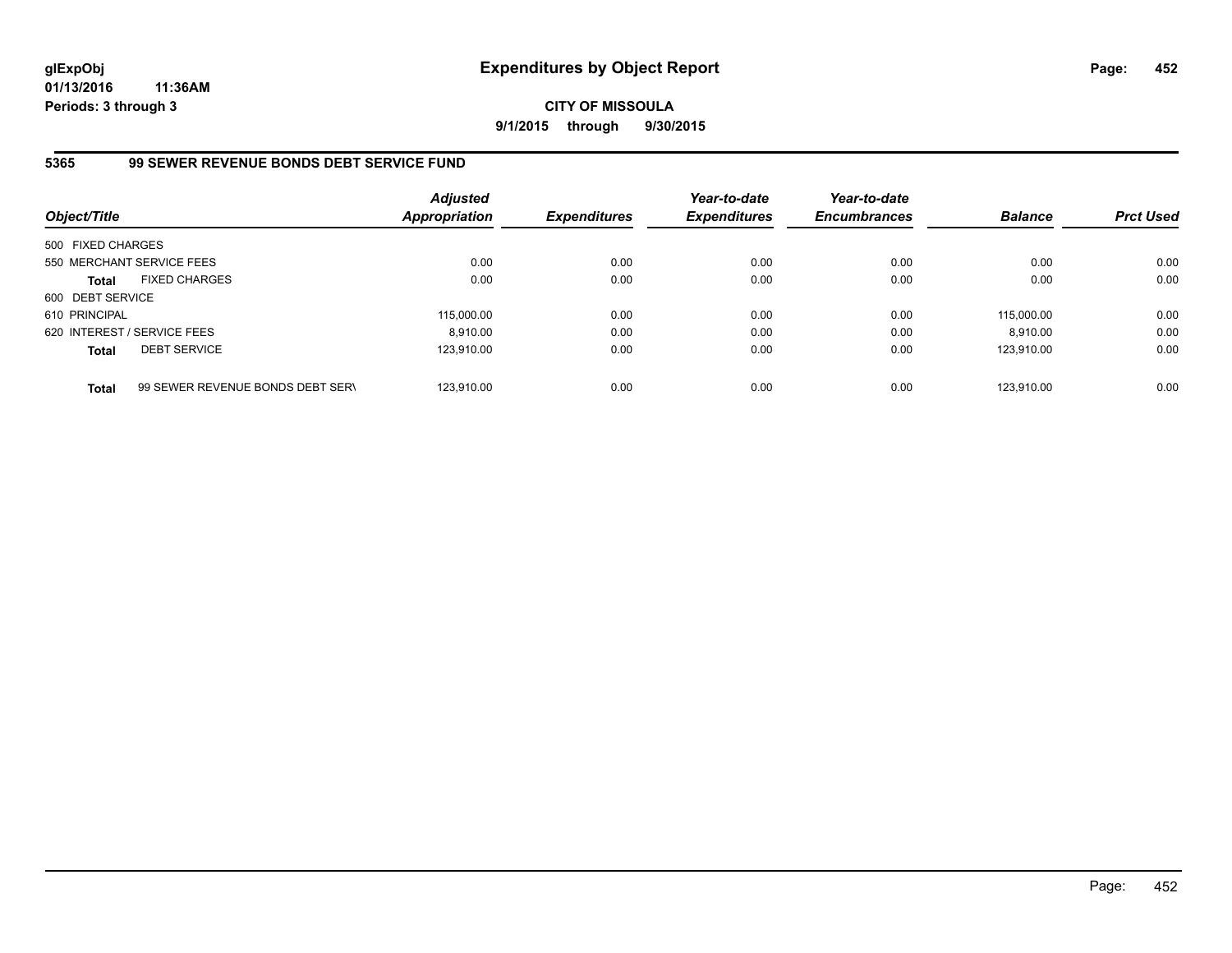**glExpObj**
**01/13/2016 11:36AM**
**Periods: 3 through 3**

# Expenditures by Object Report

**CITY OF MISSOULA**
**9/1/2015 through 9/30/2015**

## 5365 99 SEWER REVENUE BONDS DEBT SERVICE FUND

| Object/Title | | Adjusted Appropriation | Expenditures | Year-to-date Expenditures | Year-to-date Encumbrances | Balance | Prct Used |
|---|---|---|---|---|---|---|---|
| 500 FIXED CHARGES | | | | | | | |
| 550 MERCHANT SERVICE FEES | | 0.00 | 0.00 | 0.00 | 0.00 | 0.00 | 0.00 |
| **Total** | FIXED CHARGES | 0.00 | 0.00 | 0.00 | 0.00 | 0.00 | 0.00 |
| 600 DEBT SERVICE | | | | | | | |
| 610 PRINCIPAL | | 115,000.00 | 0.00 | 0.00 | 0.00 | 115,000.00 | 0.00 |
| 620 INTEREST / SERVICE FEES | | 8,910.00 | 0.00 | 0.00 | 0.00 | 8,910.00 | 0.00 |
| **Total** | DEBT SERVICE | 123,910.00 | 0.00 | 0.00 | 0.00 | 123,910.00 | 0.00 |
| **Total** | 99 SEWER REVENUE BONDS DEBT SER\ | 123,910.00 | 0.00 | 0.00 | 0.00 | 123,910.00 | 0.00 |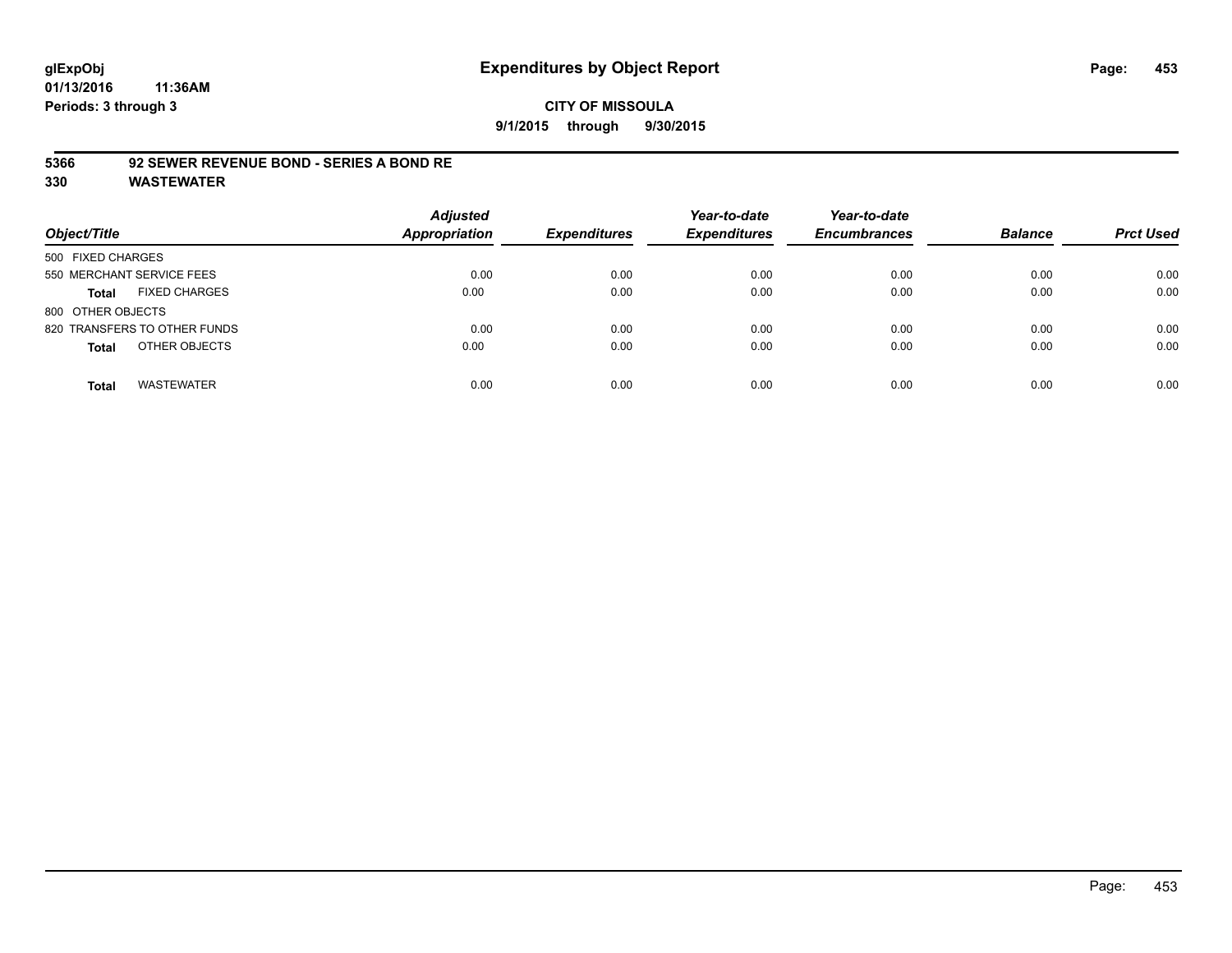**glExpObj**
**01/13/2016 11:36AM**
**Periods: 3 through 3**

# Expenditures by Object Report

**CITY OF MISSOULA**
**9/1/2015 through 9/30/2015**

## 5366 92 SEWER REVENUE BOND - SERIES A BOND RE
## 330 WASTEWATER

| Object/Title | Adjusted Appropriation | Expenditures | Year-to-date Expenditures | Year-to-date Encumbrances | Balance | Prct Used |
|---|---|---|---|---|---|---|
| 500 FIXED CHARGES | | | | | | |
| 550 MERCHANT SERVICE FEES | 0.00 | 0.00 | 0.00 | 0.00 | 0.00 | 0.00 |
| **Total** FIXED CHARGES | 0.00 | 0.00 | 0.00 | 0.00 | 0.00 | 0.00 |
| 800 OTHER OBJECTS | | | | | | |
| 820 TRANSFERS TO OTHER FUNDS | 0.00 | 0.00 | 0.00 | 0.00 | 0.00 | 0.00 |
| **Total** OTHER OBJECTS | 0.00 | 0.00 | 0.00 | 0.00 | 0.00 | 0.00 |
| **Total** WASTEWATER | 0.00 | 0.00 | 0.00 | 0.00 | 0.00 | 0.00 |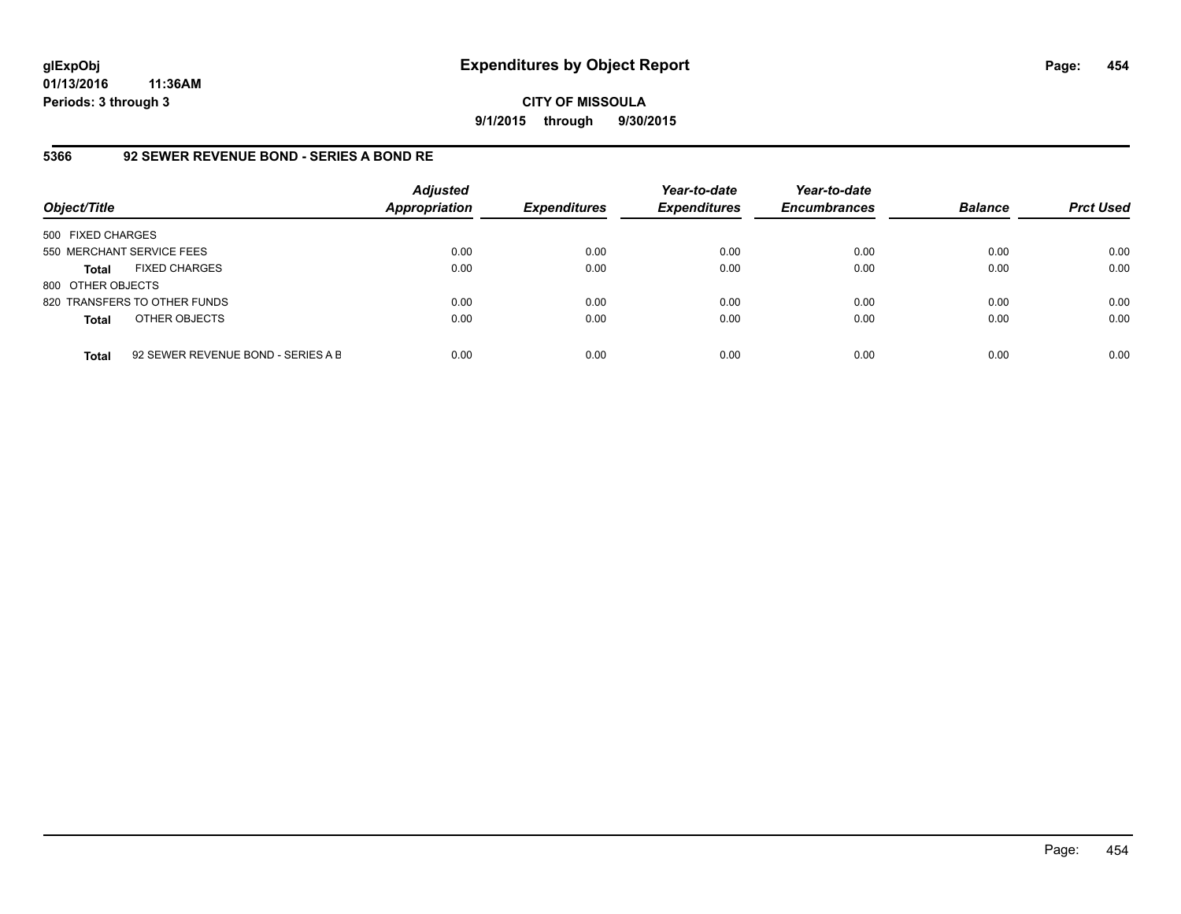**CITY OF MISSOULA**

**9/1/2015 through 9/30/2015**

## 5366 92 SEWER REVENUE BOND - SERIES A BOND RE

| Object/Title | | Adjusted Appropriation | Expenditures | Year-to-date Expenditures | Year-to-date Encumbrances | Balance | Prct Used |
|---|---|---|---|---|---|---|---|
| 500 FIXED CHARGES | | | | | | | |
| 550 MERCHANT SERVICE FEES | | 0.00 | 0.00 | 0.00 | 0.00 | 0.00 | 0.00 |
| **Total** | FIXED CHARGES | 0.00 | 0.00 | 0.00 | 0.00 | 0.00 | 0.00 |
| 800 OTHER OBJECTS | | | | | | | |
| 820 TRANSFERS TO OTHER FUNDS | | 0.00 | 0.00 | 0.00 | 0.00 | 0.00 | 0.00 |
| **Total** | OTHER OBJECTS | 0.00 | 0.00 | 0.00 | 0.00 | 0.00 | 0.00 |
| **Total** | 92 SEWER REVENUE BOND - SERIES A B | 0.00 | 0.00 | 0.00 | 0.00 | 0.00 | 0.00 |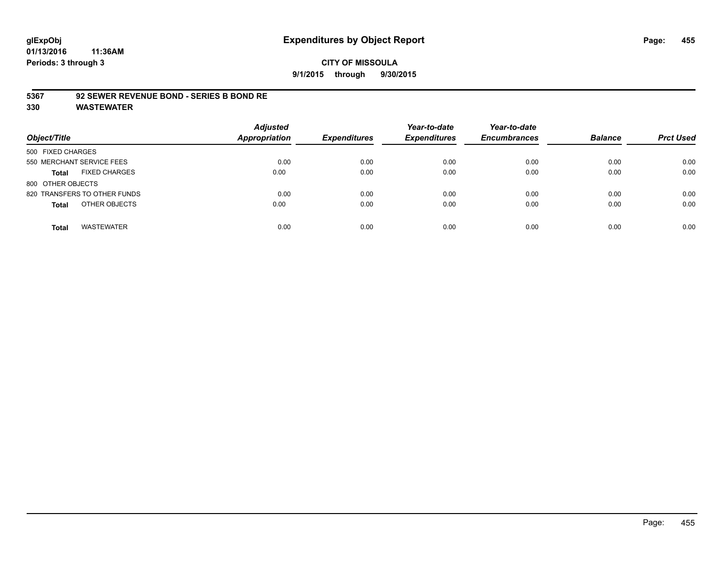**glExpObj**
**01/13/2016 11:36AM**
**Periods: 3 through 3**

# Expenditures by Object Report

**CITY OF MISSOULA**
**9/1/2015 through 9/30/2015**

## 5367 92 SEWER REVENUE BOND - SERIES B BOND RE
## 330 WASTEWATER

| Object/Title | | Adjusted Appropriation | Expenditures | Year-to-date Expenditures | Year-to-date Encumbrances | Balance | Prct Used |
|---|---|---|---|---|---|---|---|
| 500 FIXED CHARGES | | | | | | | |
| 550 MERCHANT SERVICE FEES | | 0.00 | 0.00 | 0.00 | 0.00 | 0.00 | 0.00 |
| **Total** | FIXED CHARGES | 0.00 | 0.00 | 0.00 | 0.00 | 0.00 | 0.00 |
| 800 OTHER OBJECTS | | | | | | | |
| 820 TRANSFERS TO OTHER FUNDS | | 0.00 | 0.00 | 0.00 | 0.00 | 0.00 | 0.00 |
| **Total** | OTHER OBJECTS | 0.00 | 0.00 | 0.00 | 0.00 | 0.00 | 0.00 |
| **Total** | WASTEWATER | 0.00 | 0.00 | 0.00 | 0.00 | 0.00 | 0.00 |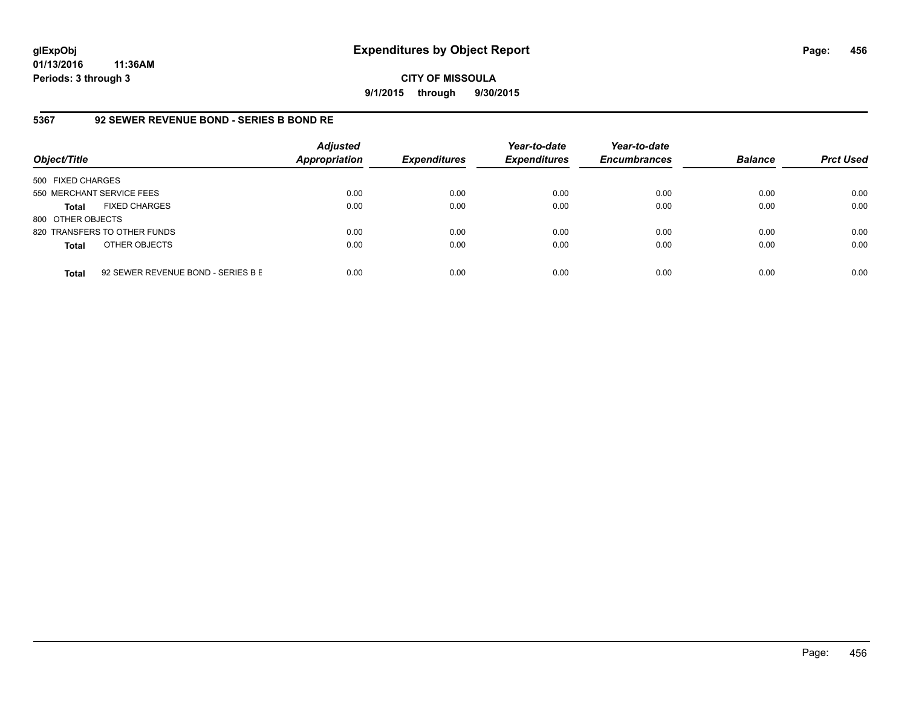**glExpObj**
**01/13/2016 11:36AM**
**Periods: 3 through 3**

# Expenditures by Object Report

**CITY OF MISSOULA**
**9/1/2015 through 9/30/2015**

## 5367 92 SEWER REVENUE BOND - SERIES B BOND RE

| Object/Title | Adjusted Appropriation | Expenditures | Year-to-date Expenditures | Year-to-date Encumbrances | Balance | Prct Used |
|---|---|---|---|---|---|---|
| 500 FIXED CHARGES | | | | | | |
| 550 MERCHANT SERVICE FEES | 0.00 | 0.00 | 0.00 | 0.00 | 0.00 | 0.00 |
| **Total** FIXED CHARGES | 0.00 | 0.00 | 0.00 | 0.00 | 0.00 | 0.00 |
| 800 OTHER OBJECTS | | | | | | |
| 820 TRANSFERS TO OTHER FUNDS | 0.00 | 0.00 | 0.00 | 0.00 | 0.00 | 0.00 |
| **Total** OTHER OBJECTS | 0.00 | 0.00 | 0.00 | 0.00 | 0.00 | 0.00 |
| **Total** 92 SEWER REVENUE BOND - SERIES B E | 0.00 | 0.00 | 0.00 | 0.00 | 0.00 | 0.00 |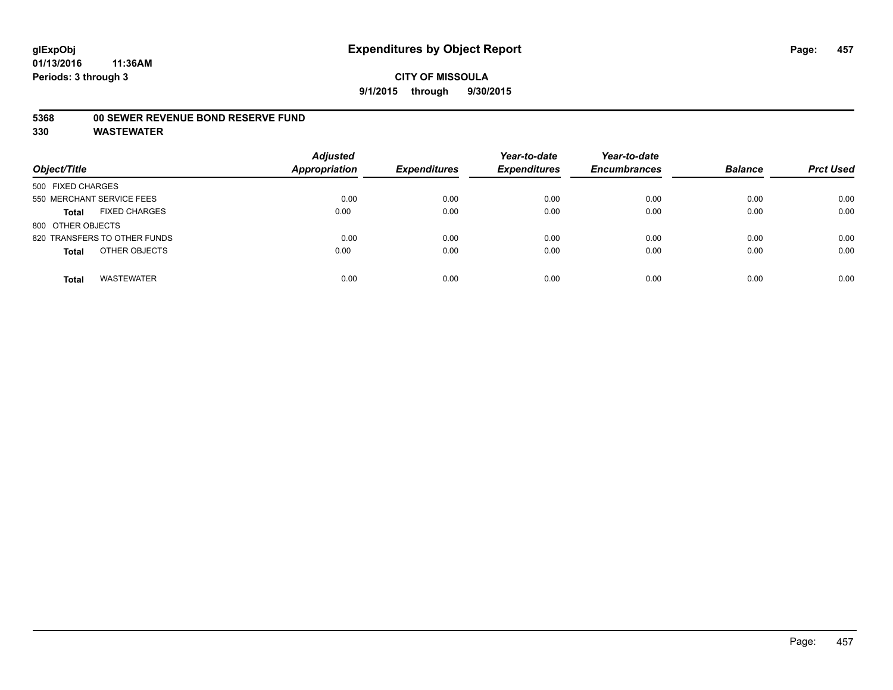**glExpObj** **Expenditures by Object Report**
**01/13/2016 11:36AM**
**Periods: 3 through 3**

**CITY OF MISSOULA**
**9/1/2015 through 9/30/2015**

**5368 00 SEWER REVENUE BOND RESERVE FUND**
**330 WASTEWATER**

| Object/Title | Adjusted Appropriation | Expenditures | Year-to-date Expenditures | Year-to-date Encumbrances | Balance | Prct Used |
|---|---|---|---|---|---|---|
| 500 FIXED CHARGES | | | | | | |
| 550 MERCHANT SERVICE FEES | 0.00 | 0.00 | 0.00 | 0.00 | 0.00 | 0.00 |
| **Total** FIXED CHARGES | 0.00 | 0.00 | 0.00 | 0.00 | 0.00 | 0.00 |
| 800 OTHER OBJECTS | | | | | | |
| 820 TRANSFERS TO OTHER FUNDS | 0.00 | 0.00 | 0.00 | 0.00 | 0.00 | 0.00 |
| **Total** OTHER OBJECTS | 0.00 | 0.00 | 0.00 | 0.00 | 0.00 | 0.00 |
| **Total** WASTEWATER | 0.00 | 0.00 | 0.00 | 0.00 | 0.00 | 0.00 |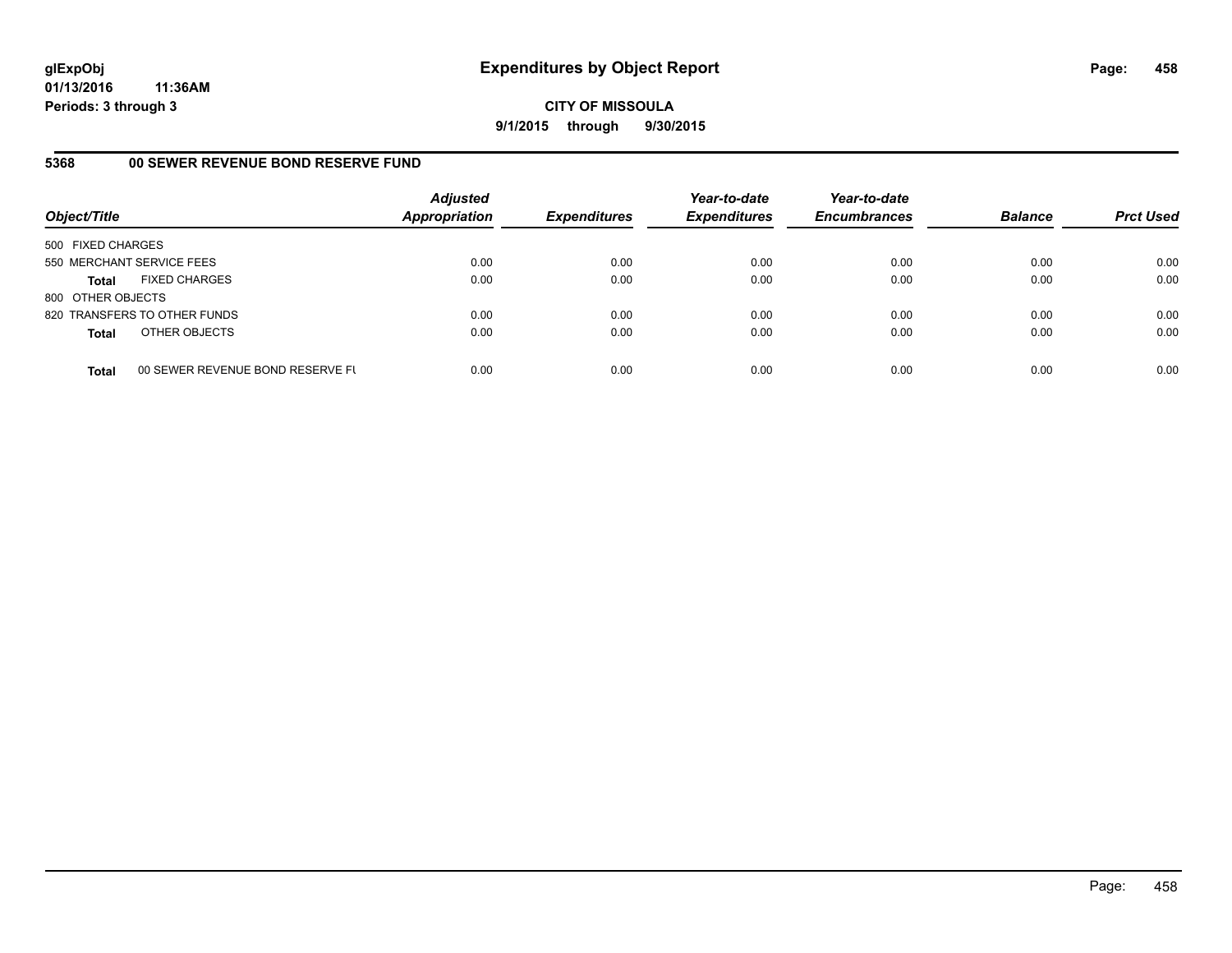glExpObj
01/13/2016 11:36AM
Periods: 3 through 3

# Expenditures by Object Report

**CITY OF MISSOULA**

**9/1/2015 through 9/30/2015**

## 5368 00 SEWER REVENUE BOND RESERVE FUND

| Object/Title | | Adjusted Appropriation | Expenditures | Year-to-date Expenditures | Year-to-date Encumbrances | Balance | Prct Used |
|---|---|---|---|---|---|---|---|
| 500 FIXED CHARGES | | | | | | | |
| 550 MERCHANT SERVICE FEES | | 0.00 | 0.00 | 0.00 | 0.00 | 0.00 | 0.00 |
| **Total** | FIXED CHARGES | 0.00 | 0.00 | 0.00 | 0.00 | 0.00 | 0.00 |
| 800 OTHER OBJECTS | | | | | | | |
| 820 TRANSFERS TO OTHER FUNDS | | 0.00 | 0.00 | 0.00 | 0.00 | 0.00 | 0.00 |
| **Total** | OTHER OBJECTS | 0.00 | 0.00 | 0.00 | 0.00 | 0.00 | 0.00 |
| **Total** | 00 SEWER REVENUE BOND RESERVE FU | 0.00 | 0.00 | 0.00 | 0.00 | 0.00 | 0.00 |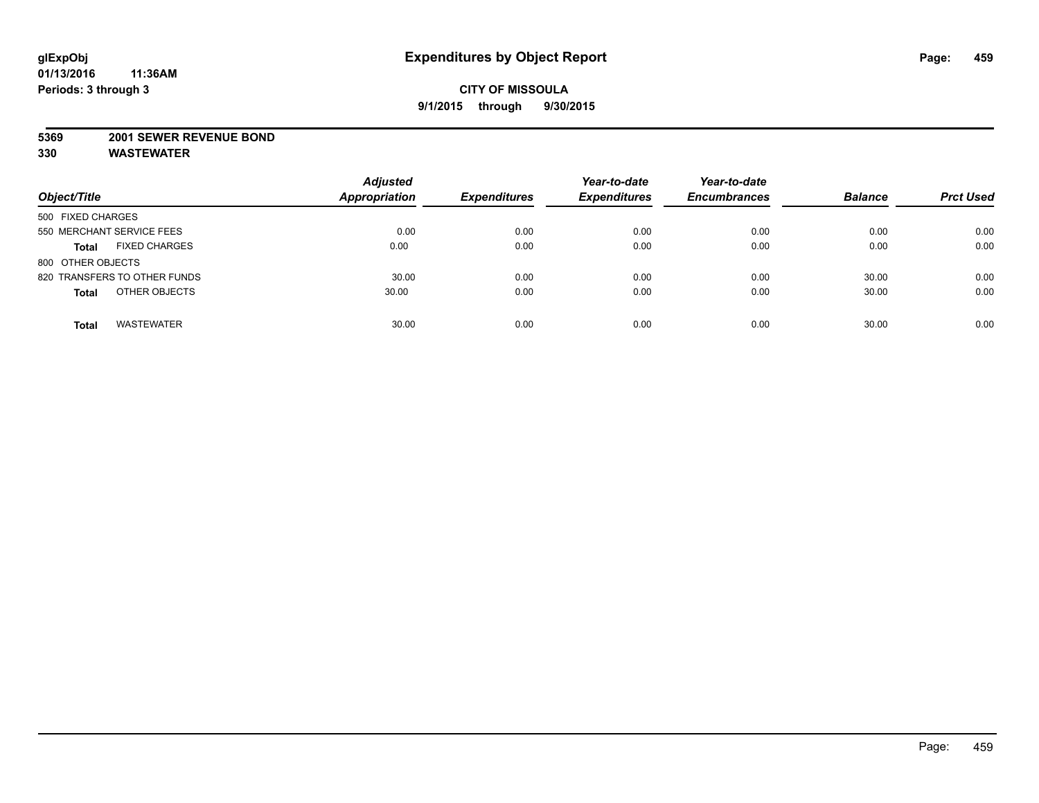**glExpObj**
**01/13/2016 11:36AM**
**Periods: 3 through 3**

# Expenditures by Object Report

**CITY OF MISSOULA**
**9/1/2015 through 9/30/2015**

**5369 2001 SEWER REVENUE BOND**
**330 WASTEWATER**

| Object/Title | Adjusted Appropriation | Expenditures | Year-to-date Expenditures | Year-to-date Encumbrances | Balance | Prct Used |
|---|---|---|---|---|---|---|
| 500 FIXED CHARGES | | | | | | |
| 550 MERCHANT SERVICE FEES | 0.00 | 0.00 | 0.00 | 0.00 | 0.00 | 0.00 |
| **Total** FIXED CHARGES | 0.00 | 0.00 | 0.00 | 0.00 | 0.00 | 0.00 |
| 800 OTHER OBJECTS | | | | | | |
| 820 TRANSFERS TO OTHER FUNDS | 30.00 | 0.00 | 0.00 | 0.00 | 30.00 | 0.00 |
| **Total** OTHER OBJECTS | 30.00 | 0.00 | 0.00 | 0.00 | 30.00 | 0.00 |
| **Total** WASTEWATER | 30.00 | 0.00 | 0.00 | 0.00 | 30.00 | 0.00 |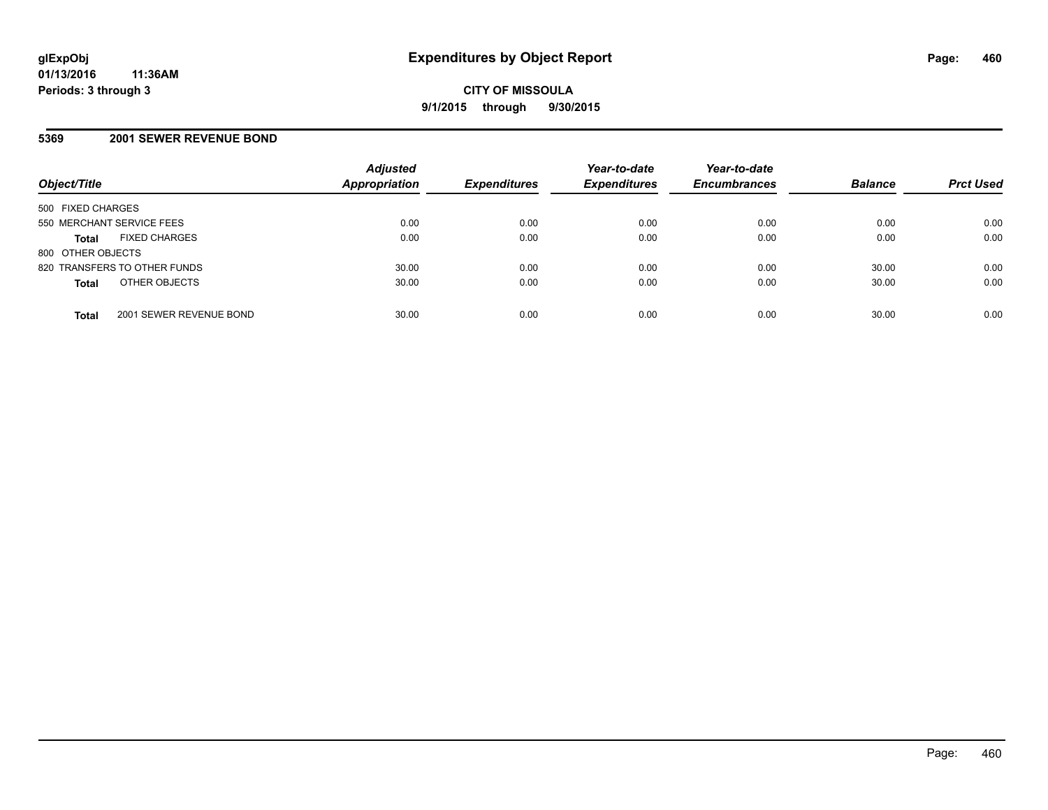# Expenditures by Object Report

glExpObj
01/13/2016 11:36AM
Periods: 3 through 3

**CITY OF MISSOULA**
**9/1/2015 through 9/30/2015**

## 5369 2001 SEWER REVENUE BOND

| Object/Title | | Adjusted Appropriation | Expenditures | Year-to-date Expenditures | Year-to-date Encumbrances | Balance | Prct Used |
|---|---|---|---|---|---|---|---|
| 500 FIXED CHARGES | | | | | | | |
| 550 MERCHANT SERVICE FEES | | 0.00 | 0.00 | 0.00 | 0.00 | 0.00 | 0.00 |
| **Total** | FIXED CHARGES | 0.00 | 0.00 | 0.00 | 0.00 | 0.00 | 0.00 |
| 800 OTHER OBJECTS | | | | | | | |
| 820 TRANSFERS TO OTHER FUNDS | | 30.00 | 0.00 | 0.00 | 0.00 | 30.00 | 0.00 |
| **Total** | OTHER OBJECTS | 30.00 | 0.00 | 0.00 | 0.00 | 30.00 | 0.00 |
| **Total** | 2001 SEWER REVENUE BOND | 30.00 | 0.00 | 0.00 | 0.00 | 30.00 | 0.00 |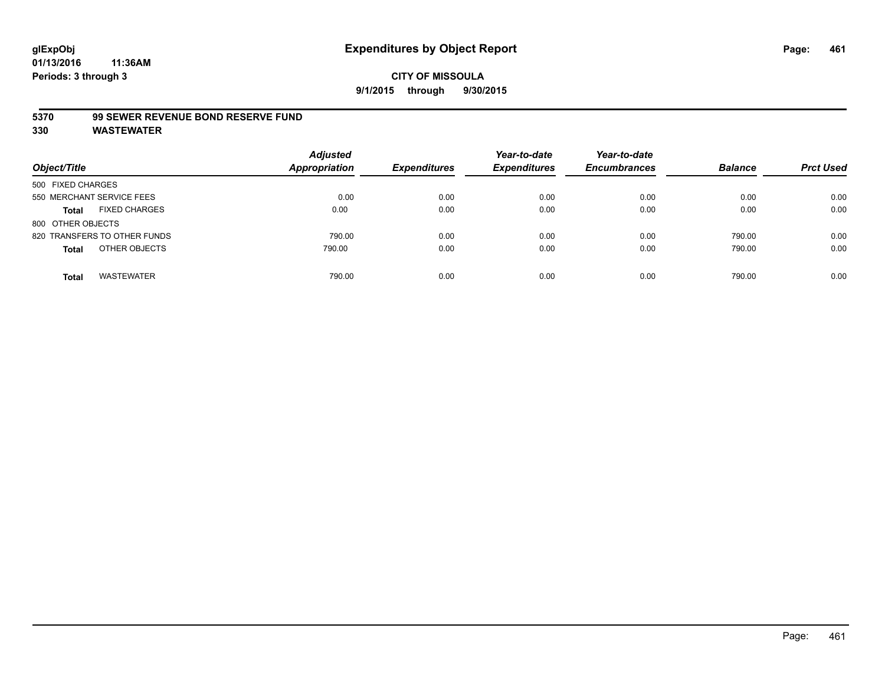**glExpObj** **Expenditures by Object Report**
**01/13/2016 11:36AM**
**Periods: 3 through 3**

**CITY OF MISSOULA**
**9/1/2015 through 9/30/2015**

**5370 99 SEWER REVENUE BOND RESERVE FUND**
**330 WASTEWATER**

| Object/Title | | Adjusted Appropriation | Expenditures | Year-to-date Expenditures | Year-to-date Encumbrances | Balance | Prct Used |
|---|---|---|---|---|---|---|---|
| 500 FIXED CHARGES | | | | | | | |
| 550 MERCHANT SERVICE FEES | | 0.00 | 0.00 | 0.00 | 0.00 | 0.00 | 0.00 |
| **Total** | FIXED CHARGES | 0.00 | 0.00 | 0.00 | 0.00 | 0.00 | 0.00 |
| 800 OTHER OBJECTS | | | | | | | |
| 820 TRANSFERS TO OTHER FUNDS | | 790.00 | 0.00 | 0.00 | 0.00 | 790.00 | 0.00 |
| **Total** | OTHER OBJECTS | 790.00 | 0.00 | 0.00 | 0.00 | 790.00 | 0.00 |
| **Total** | WASTEWATER | 790.00 | 0.00 | 0.00 | 0.00 | 790.00 | 0.00 |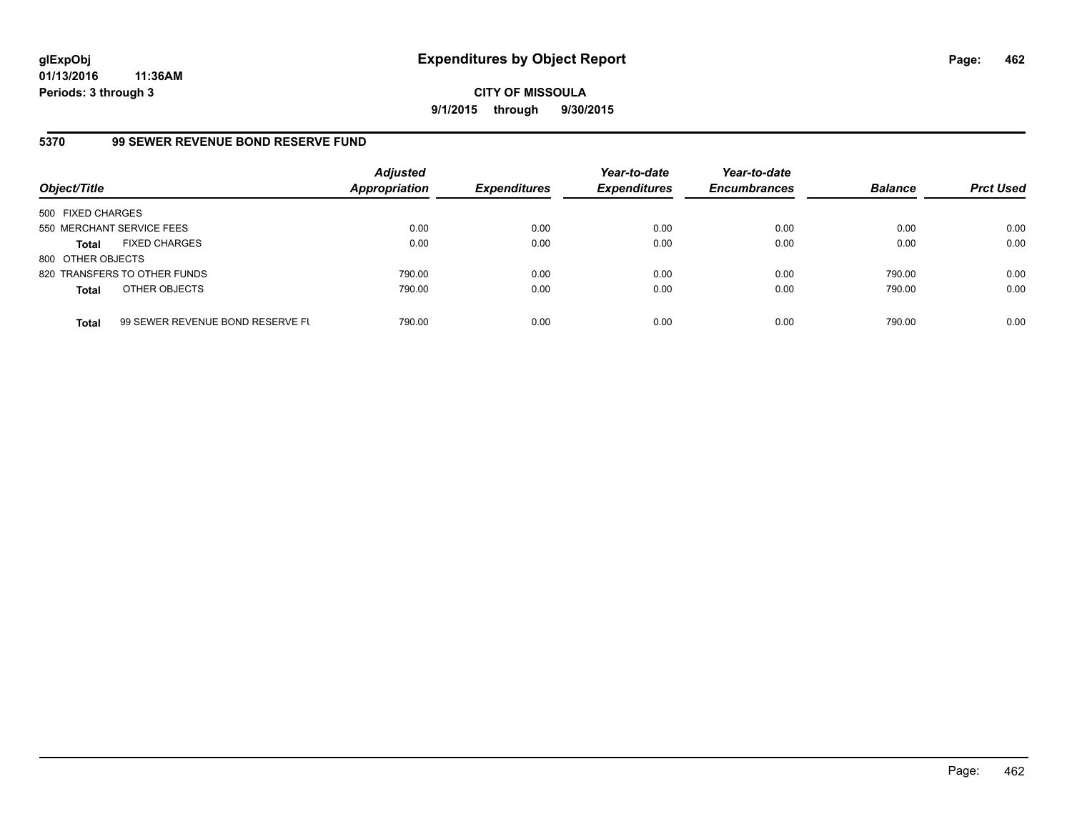**glExpObj**
**01/13/2016 11:36AM**
**Periods: 3 through 3**

# Expenditures by Object Report

**CITY OF MISSOULA**
**9/1/2015 through 9/30/2015**

## 5370 99 SEWER REVENUE BOND RESERVE FUND

| Object/Title | Adjusted Appropriation | Expenditures | Year-to-date Expenditures | Year-to-date Encumbrances | Balance | Prct Used |
|---|---|---|---|---|---|---|
| 500 FIXED CHARGES | | | | | | |
| 550 MERCHANT SERVICE FEES | 0.00 | 0.00 | 0.00 | 0.00 | 0.00 | 0.00 |
| **Total** FIXED CHARGES | 0.00 | 0.00 | 0.00 | 0.00 | 0.00 | 0.00 |
| 800 OTHER OBJECTS | | | | | | |
| 820 TRANSFERS TO OTHER FUNDS | 790.00 | 0.00 | 0.00 | 0.00 | 790.00 | 0.00 |
| **Total** OTHER OBJECTS | 790.00 | 0.00 | 0.00 | 0.00 | 790.00 | 0.00 |
| **Total** 99 SEWER REVENUE BOND RESERVE FU | 790.00 | 0.00 | 0.00 | 0.00 | 790.00 | 0.00 |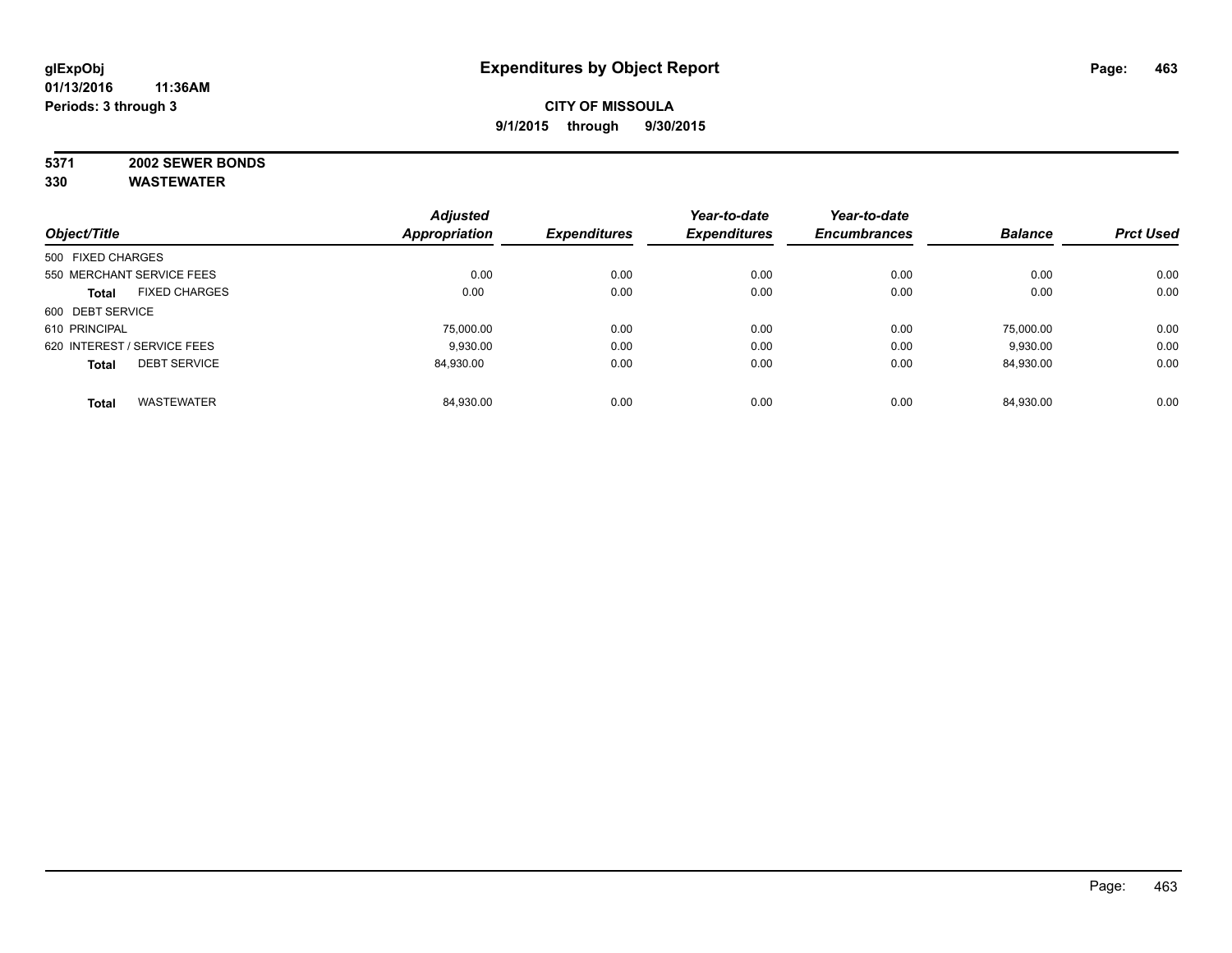**CITY OF MISSOULA**

**9/1/2015 through 9/30/2015**

**5371 2002 SEWER BONDS**

**330 WASTEWATER**

| Object/Title | Adjusted Appropriation | Expenditures | Year-to-date Expenditures | Year-to-date Encumbrances | Balance | Prct Used |
|---|---|---|---|---|---|---|
| 500 FIXED CHARGES | | | | | | |
| 550 MERCHANT SERVICE FEES | 0.00 | 0.00 | 0.00 | 0.00 | 0.00 | 0.00 |
| **Total** FIXED CHARGES | 0.00 | 0.00 | 0.00 | 0.00 | 0.00 | 0.00 |
| 600 DEBT SERVICE | | | | | | |
| 610 PRINCIPAL | 75,000.00 | 0.00 | 0.00 | 0.00 | 75,000.00 | 0.00 |
| 620 INTEREST / SERVICE FEES | 9,930.00 | 0.00 | 0.00 | 0.00 | 9,930.00 | 0.00 |
| **Total** DEBT SERVICE | 84,930.00 | 0.00 | 0.00 | 0.00 | 84,930.00 | 0.00 |
| **Total** WASTEWATER | 84,930.00 | 0.00 | 0.00 | 0.00 | 84,930.00 | 0.00 |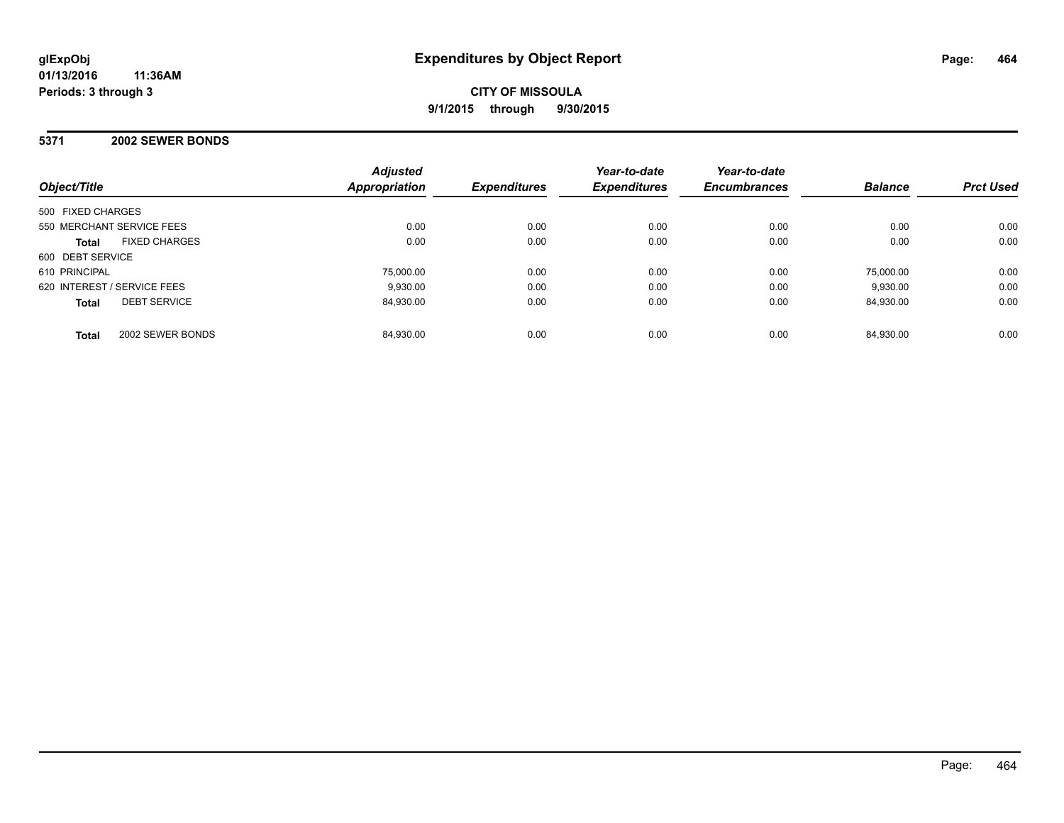# Expenditures by Object Report

glExpObj
01/13/2016 11:36AM
Periods: 3 through 3

**CITY OF MISSOULA**
**9/1/2015 through 9/30/2015**

## 5371 2002 SEWER BONDS

| Object/Title | Adjusted Appropriation | Expenditures | Year-to-date Expenditures | Year-to-date Encumbrances | Balance | Prct Used |
|---|---|---|---|---|---|---|
| 500 FIXED CHARGES | | | | | | |
| 550 MERCHANT SERVICE FEES | 0.00 | 0.00 | 0.00 | 0.00 | 0.00 | 0.00 |
| **Total** FIXED CHARGES | 0.00 | 0.00 | 0.00 | 0.00 | 0.00 | 0.00 |
| 600 DEBT SERVICE | | | | | | |
| 610 PRINCIPAL | 75,000.00 | 0.00 | 0.00 | 0.00 | 75,000.00 | 0.00 |
| 620 INTEREST / SERVICE FEES | 9,930.00 | 0.00 | 0.00 | 0.00 | 9,930.00 | 0.00 |
| **Total** DEBT SERVICE | 84,930.00 | 0.00 | 0.00 | 0.00 | 84,930.00 | 0.00 |
| **Total** 2002 SEWER BONDS | 84,930.00 | 0.00 | 0.00 | 0.00 | 84,930.00 | 0.00 |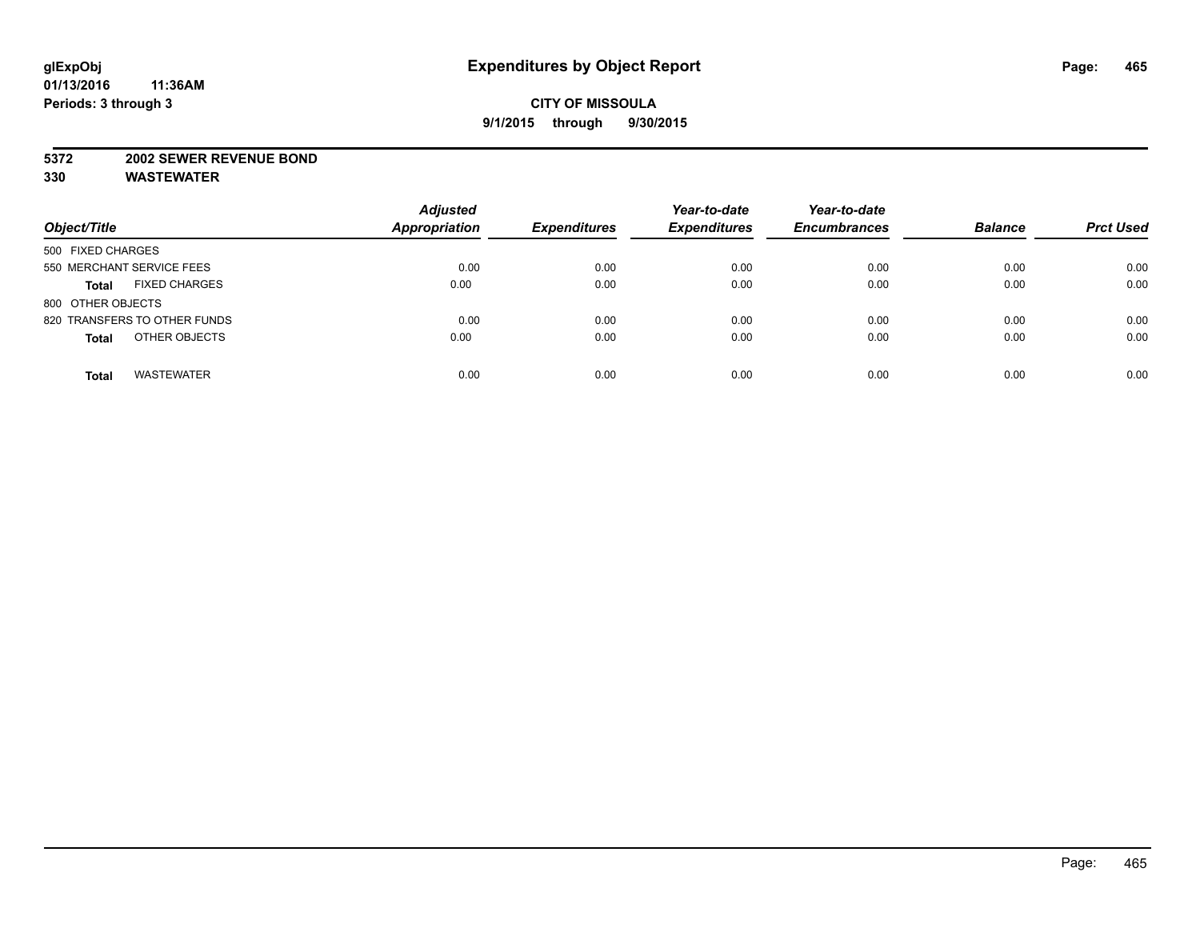glExpObj
01/13/2016 11:36AM
Periods: 3 through 3

# Expenditures by Object Report

**CITY OF MISSOULA**
**9/1/2015 through 9/30/2015**

**5372 2002 SEWER REVENUE BOND**
**330 WASTEWATER**

| Object/Title | | Adjusted Appropriation | Expenditures | Year-to-date Expenditures | Year-to-date Encumbrances | Balance | Prct Used |
|---|---|---|---|---|---|---|---|
| 500 FIXED CHARGES | | | | | | | |
| 550 MERCHANT SERVICE FEES | | 0.00 | 0.00 | 0.00 | 0.00 | 0.00 | 0.00 |
| **Total** | FIXED CHARGES | 0.00 | 0.00 | 0.00 | 0.00 | 0.00 | 0.00 |
| 800 OTHER OBJECTS | | | | | | | |
| 820 TRANSFERS TO OTHER FUNDS | | 0.00 | 0.00 | 0.00 | 0.00 | 0.00 | 0.00 |
| **Total** | OTHER OBJECTS | 0.00 | 0.00 | 0.00 | 0.00 | 0.00 | 0.00 |
| **Total** | WASTEWATER | 0.00 | 0.00 | 0.00 | 0.00 | 0.00 | 0.00 |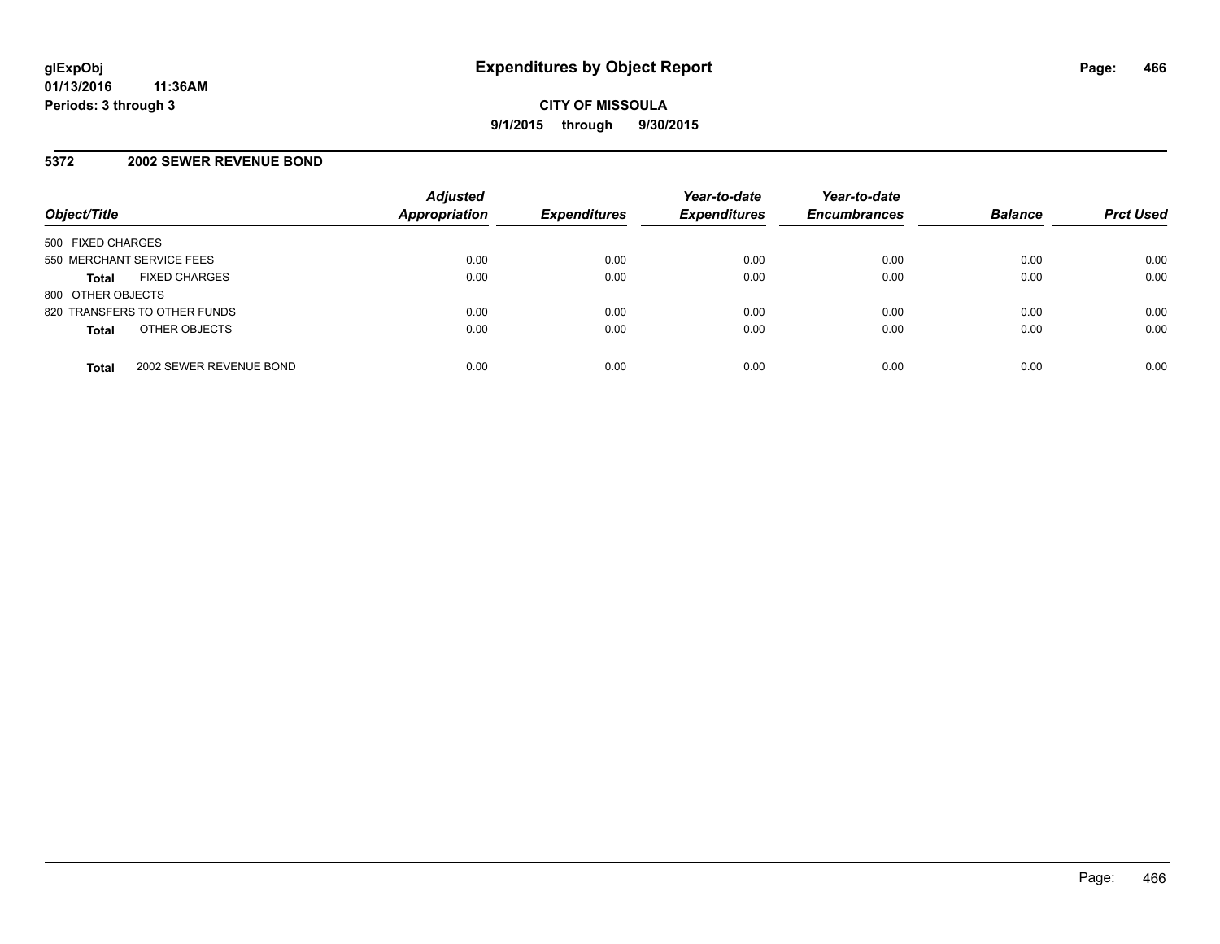**glExpObj**
**01/13/2016 11:36AM**
**Periods: 3 through 3**

# Expenditures by Object Report

**CITY OF MISSOULA**
**9/1/2015 through 9/30/2015**

## 5372 2002 SEWER REVENUE BOND

| Object/Title | Adjusted Appropriation | Expenditures | Year-to-date Expenditures | Year-to-date Encumbrances | Balance | Prct Used |
|---|---|---|---|---|---|---|
| 500 FIXED CHARGES | | | | | | |
| 550 MERCHANT SERVICE FEES | 0.00 | 0.00 | 0.00 | 0.00 | 0.00 | 0.00 |
| **Total** FIXED CHARGES | 0.00 | 0.00 | 0.00 | 0.00 | 0.00 | 0.00 |
| 800 OTHER OBJECTS | | | | | | |
| 820 TRANSFERS TO OTHER FUNDS | 0.00 | 0.00 | 0.00 | 0.00 | 0.00 | 0.00 |
| **Total** OTHER OBJECTS | 0.00 | 0.00 | 0.00 | 0.00 | 0.00 | 0.00 |
| **Total** 2002 SEWER REVENUE BOND | 0.00 | 0.00 | 0.00 | 0.00 | 0.00 | 0.00 |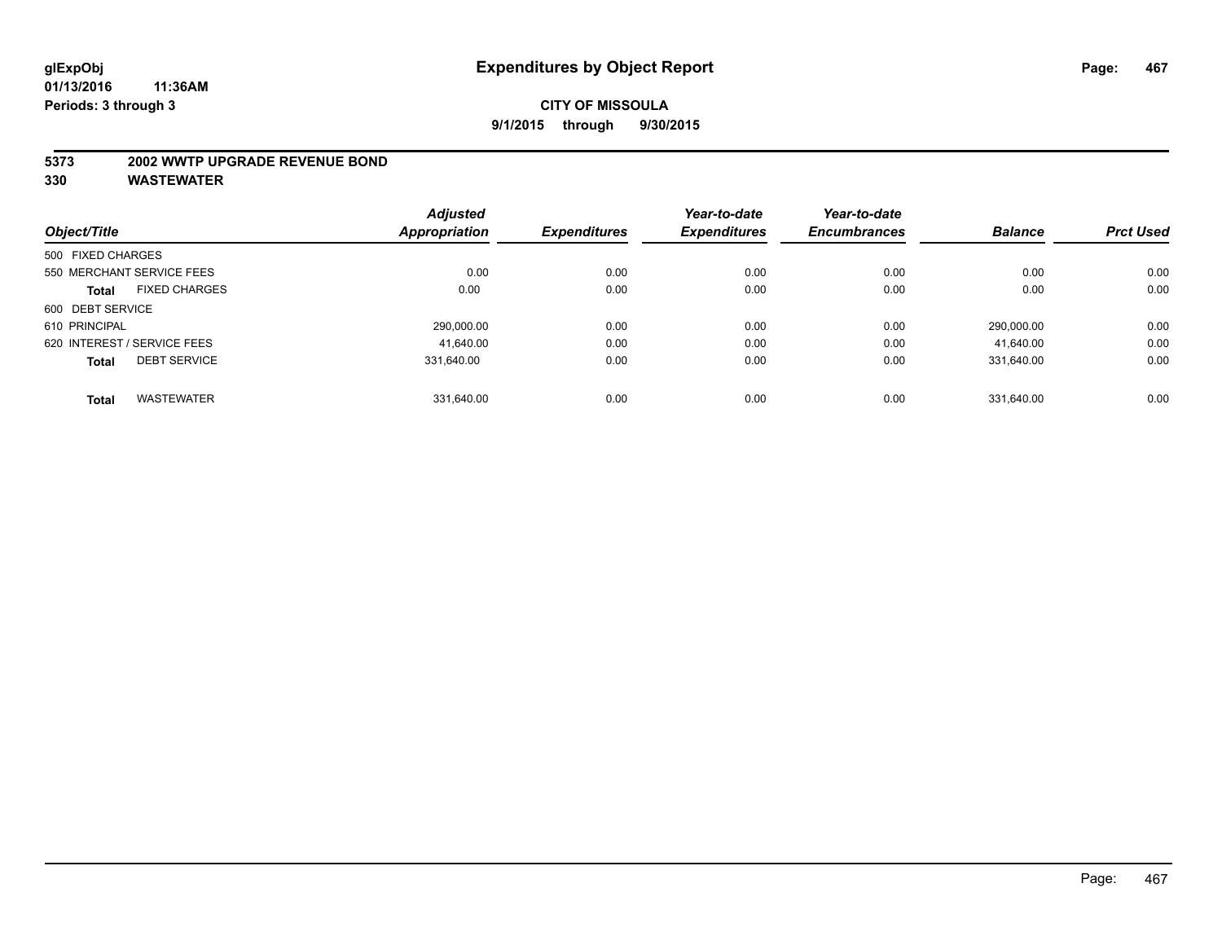**glExpObj**
**01/13/2016 11:36AM**
**Periods: 3 through 3**

# Expenditures by Object Report

**CITY OF MISSOULA**
**9/1/2015 through 9/30/2015**

**5373 2002 WWTP UPGRADE REVENUE BOND**
**330 WASTEWATER**

| Object/Title | Adjusted Appropriation | Expenditures | Year-to-date Expenditures | Year-to-date Encumbrances | Balance | Prct Used |
|---|---|---|---|---|---|---|
| 500 FIXED CHARGES | | | | | | |
| 550 MERCHANT SERVICE FEES | 0.00 | 0.00 | 0.00 | 0.00 | 0.00 | 0.00 |
| **Total** FIXED CHARGES | 0.00 | 0.00 | 0.00 | 0.00 | 0.00 | 0.00 |
| 600 DEBT SERVICE | | | | | | |
| 610 PRINCIPAL | 290,000.00 | 0.00 | 0.00 | 0.00 | 290,000.00 | 0.00 |
| 620 INTEREST / SERVICE FEES | 41,640.00 | 0.00 | 0.00 | 0.00 | 41,640.00 | 0.00 |
| **Total** DEBT SERVICE | 331,640.00 | 0.00 | 0.00 | 0.00 | 331,640.00 | 0.00 |
| **Total** WASTEWATER | 331,640.00 | 0.00 | 0.00 | 0.00 | 331,640.00 | 0.00 |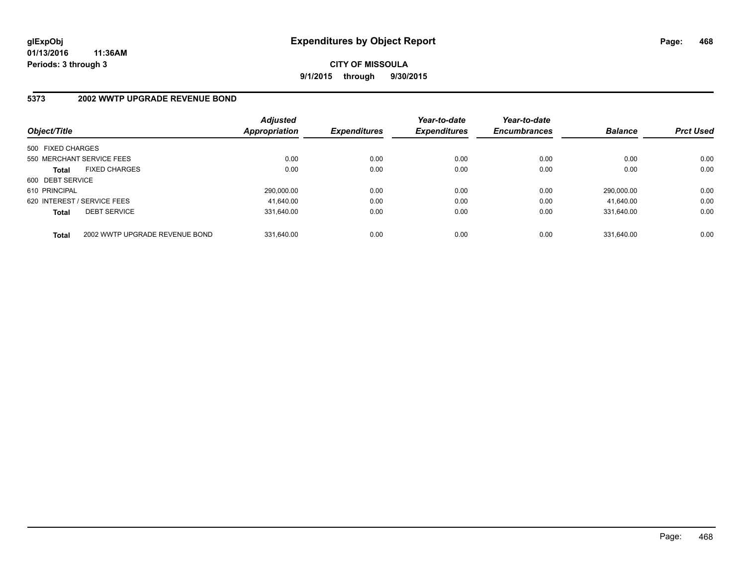# Expenditures by Object Report

glExpObj
01/13/2016 11:36AM
Periods: 3 through 3

**CITY OF MISSOULA**
**9/1/2015 through 9/30/2015**

## 5373 2002 WWTP UPGRADE REVENUE BOND

| Object/Title | | Adjusted Appropriation | Expenditures | Year-to-date Expenditures | Year-to-date Encumbrances | Balance | Prct Used |
|---|---|---|---|---|---|---|---|
| 500 FIXED CHARGES | | | | | | | |
| 550 MERCHANT SERVICE FEES | | 0.00 | 0.00 | 0.00 | 0.00 | 0.00 | 0.00 |
| **Total** | FIXED CHARGES | 0.00 | 0.00 | 0.00 | 0.00 | 0.00 | 0.00 |
| 600 DEBT SERVICE | | | | | | | |
| 610 PRINCIPAL | | 290,000.00 | 0.00 | 0.00 | 0.00 | 290,000.00 | 0.00 |
| 620 INTEREST / SERVICE FEES | | 41,640.00 | 0.00 | 0.00 | 0.00 | 41,640.00 | 0.00 |
| **Total** | DEBT SERVICE | 331,640.00 | 0.00 | 0.00 | 0.00 | 331,640.00 | 0.00 |
| **Total** | 2002 WWTP UPGRADE REVENUE BOND | 331,640.00 | 0.00 | 0.00 | 0.00 | 331,640.00 | 0.00 |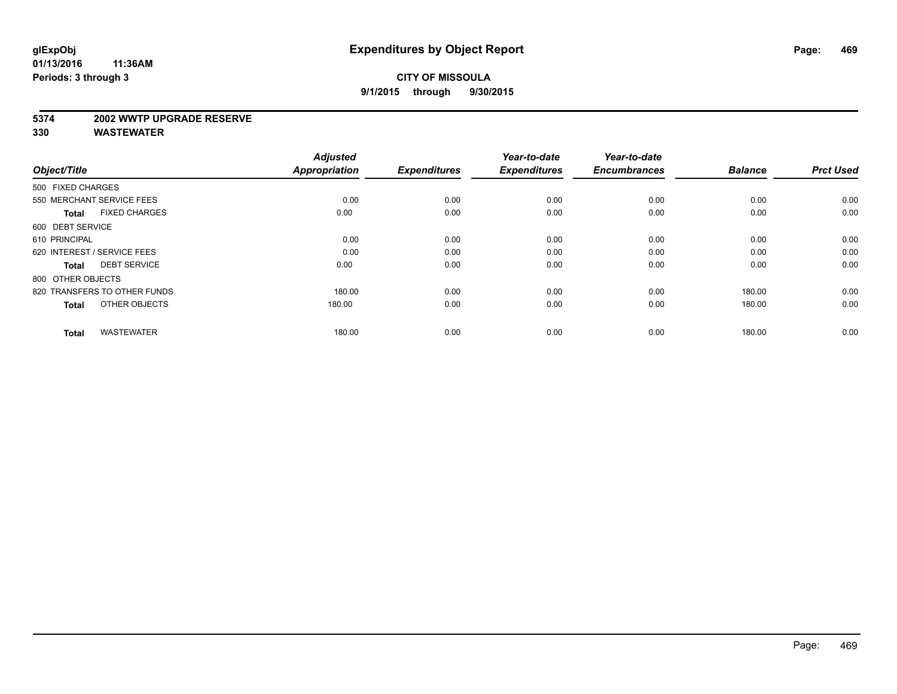**glExpObj**
**01/13/2016 11:36AM**
**Periods: 3 through 3**

# Expenditures by Object Report

**CITY OF MISSOULA**
**9/1/2015 through 9/30/2015**

**5374 2002 WWTP UPGRADE RESERVE**
**330 WASTEWATER**

| Object/Title | Adjusted Appropriation | Expenditures | Year-to-date Expenditures | Year-to-date Encumbrances | Balance | Prct Used |
|---|---|---|---|---|---|---|
| 500 FIXED CHARGES | | | | | | |
| 550 MERCHANT SERVICE FEES | 0.00 | 0.00 | 0.00 | 0.00 | 0.00 | 0.00 |
| **Total** FIXED CHARGES | 0.00 | 0.00 | 0.00 | 0.00 | 0.00 | 0.00 |
| 600 DEBT SERVICE | | | | | | |
| 610 PRINCIPAL | 0.00 | 0.00 | 0.00 | 0.00 | 0.00 | 0.00 |
| 620 INTEREST / SERVICE FEES | 0.00 | 0.00 | 0.00 | 0.00 | 0.00 | 0.00 |
| **Total** DEBT SERVICE | 0.00 | 0.00 | 0.00 | 0.00 | 0.00 | 0.00 |
| 800 OTHER OBJECTS | | | | | | |
| 820 TRANSFERS TO OTHER FUNDS | 180.00 | 0.00 | 0.00 | 0.00 | 180.00 | 0.00 |
| **Total** OTHER OBJECTS | 180.00 | 0.00 | 0.00 | 0.00 | 180.00 | 0.00 |
| **Total** WASTEWATER | 180.00 | 0.00 | 0.00 | 0.00 | 180.00 | 0.00 |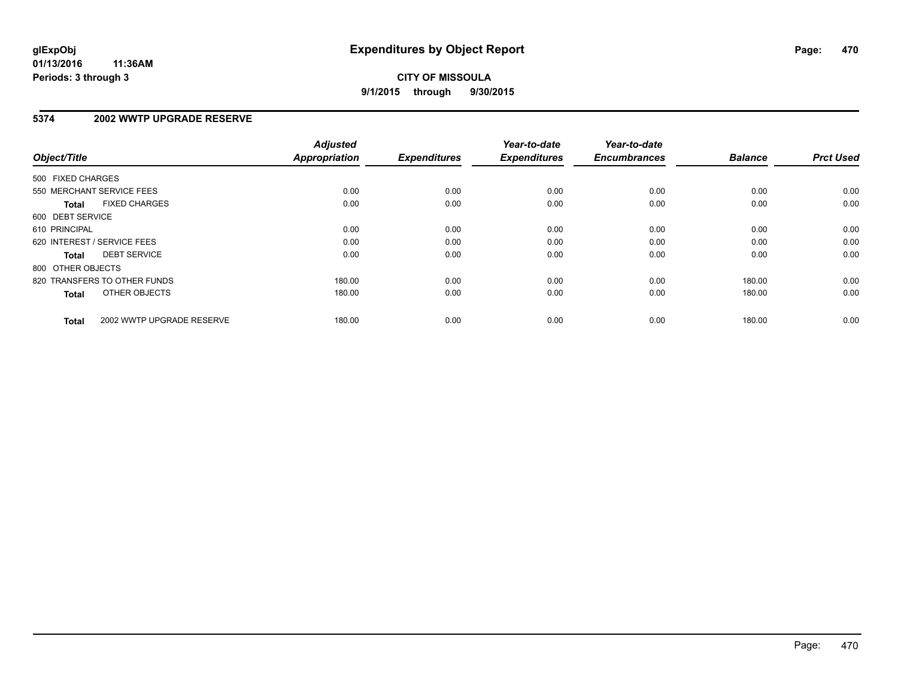**glExpObj** 01/13/2016 11:36AM
**Periods: 3 through 3**

# Expenditures by Object Report

**CITY OF MISSOULA**
**9/1/2015 through 9/30/2015**

## 5374 2002 WWTP UPGRADE RESERVE

| Object/Title | Adjusted Appropriation | Expenditures | Year-to-date Expenditures | Year-to-date Encumbrances | Balance | Prct Used |
|---|---|---|---|---|---|---|
| 500 FIXED CHARGES | | | | | | |
| 550 MERCHANT SERVICE FEES | 0.00 | 0.00 | 0.00 | 0.00 | 0.00 | 0.00 |
| **Total** FIXED CHARGES | 0.00 | 0.00 | 0.00 | 0.00 | 0.00 | 0.00 |
| 600 DEBT SERVICE | | | | | | |
| 610 PRINCIPAL | 0.00 | 0.00 | 0.00 | 0.00 | 0.00 | 0.00 |
| 620 INTEREST / SERVICE FEES | 0.00 | 0.00 | 0.00 | 0.00 | 0.00 | 0.00 |
| **Total** DEBT SERVICE | 0.00 | 0.00 | 0.00 | 0.00 | 0.00 | 0.00 |
| 800 OTHER OBJECTS | | | | | | |
| 820 TRANSFERS TO OTHER FUNDS | 180.00 | 0.00 | 0.00 | 0.00 | 180.00 | 0.00 |
| **Total** OTHER OBJECTS | 180.00 | 0.00 | 0.00 | 0.00 | 180.00 | 0.00 |
| **Total** 2002 WWTP UPGRADE RESERVE | 180.00 | 0.00 | 0.00 | 0.00 | 180.00 | 0.00 |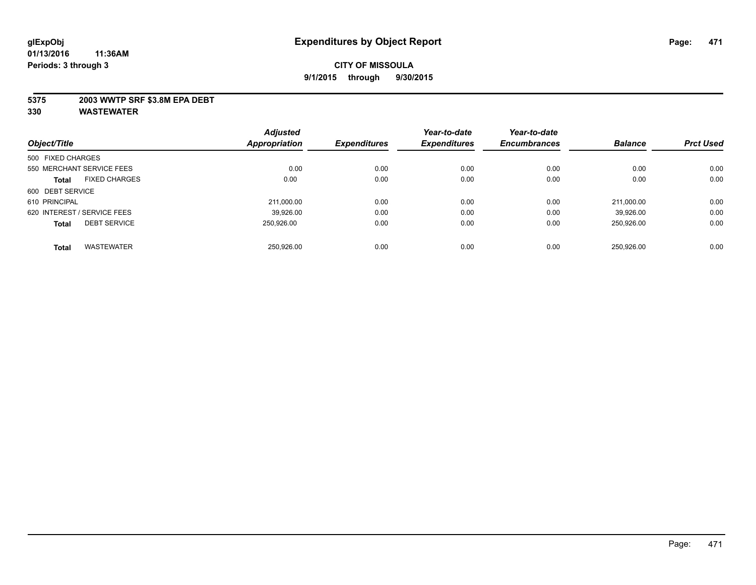**glExpObj** **Expenditures by Object Report**

**01/13/2016 11:36AM**

**Periods: 3 through 3**

**CITY OF MISSOULA**

**9/1/2015 through 9/30/2015**

**5375 2003 WWTP SRF $3.8M EPA DEBT**

**330 WASTEWATER**

| Object/Title | Adjusted Appropriation | Expenditures | Year-to-date Expenditures | Year-to-date Encumbrances | Balance | Prct Used |
|---|---|---|---|---|---|---|
| 500 FIXED CHARGES | | | | | | |
| 550 MERCHANT SERVICE FEES | 0.00 | 0.00 | 0.00 | 0.00 | 0.00 | 0.00 |
| **Total** FIXED CHARGES | 0.00 | 0.00 | 0.00 | 0.00 | 0.00 | 0.00 |
| 600 DEBT SERVICE | | | | | | |
| 610 PRINCIPAL | 211,000.00 | 0.00 | 0.00 | 0.00 | 211,000.00 | 0.00 |
| 620 INTEREST / SERVICE FEES | 39,926.00 | 0.00 | 0.00 | 0.00 | 39,926.00 | 0.00 |
| **Total** DEBT SERVICE | 250,926.00 | 0.00 | 0.00 | 0.00 | 250,926.00 | 0.00 |
| **Total** WASTEWATER | 250,926.00 | 0.00 | 0.00 | 0.00 | 250,926.00 | 0.00 |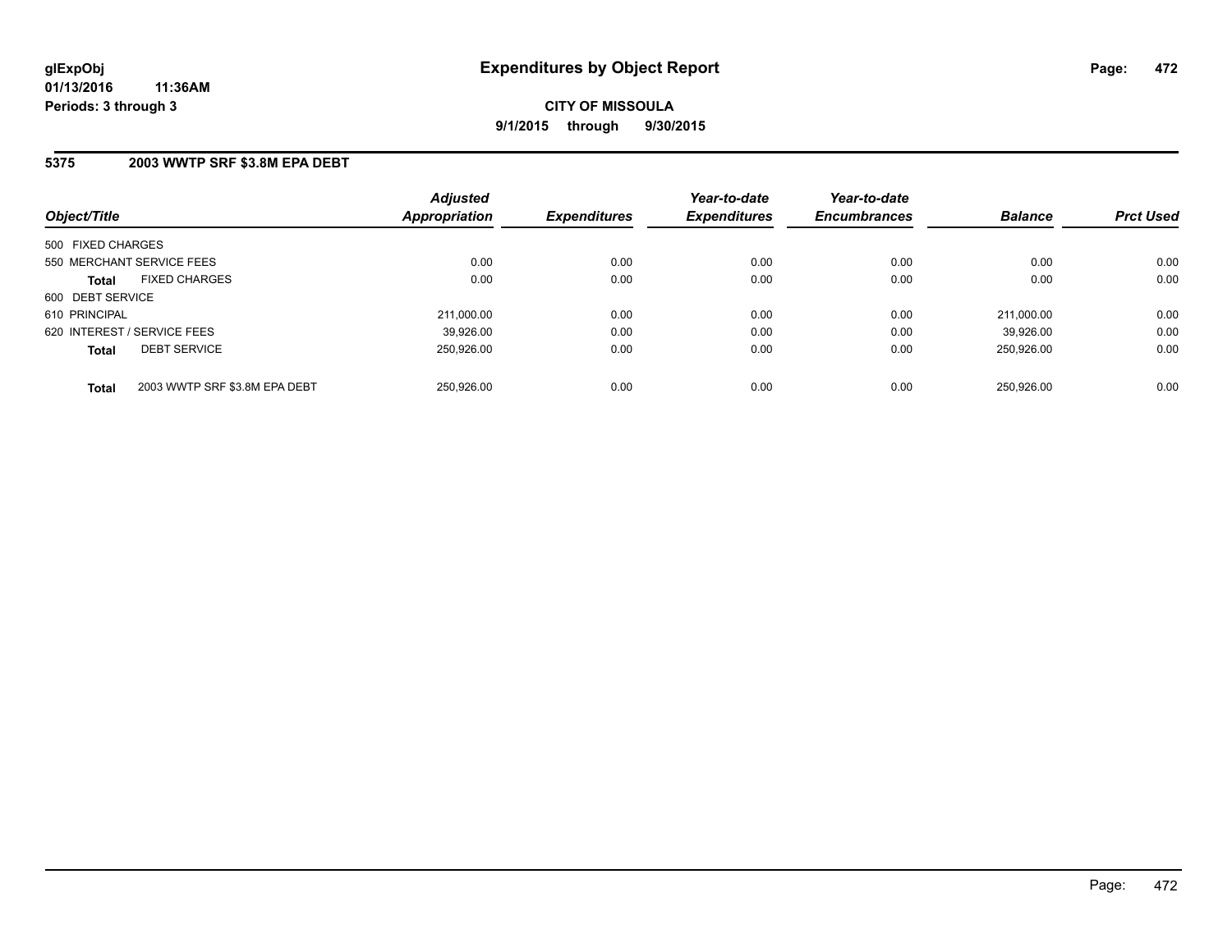glExpObj
01/13/2016 11:36AM
Periods: 3 through 3

# Expenditures by Object Report

**CITY OF MISSOULA**

**9/1/2015 through 9/30/2015**

## 5375 2003 WWTP SRF $3.8M EPA DEBT

| Object/Title | | Adjusted Appropriation | Expenditures | Year-to-date Expenditures | Year-to-date Encumbrances | Balance | Prct Used |
|---|---|---|---|---|---|---|---|
| 500 FIXED CHARGES | | | | | | | |
| 550 MERCHANT SERVICE FEES | | 0.00 | 0.00 | 0.00 | 0.00 | 0.00 | 0.00 |
| **Total** | FIXED CHARGES | 0.00 | 0.00 | 0.00 | 0.00 | 0.00 | 0.00 |
| 600 DEBT SERVICE | | | | | | | |
| 610 PRINCIPAL | | 211,000.00 | 0.00 | 0.00 | 0.00 | 211,000.00 | 0.00 |
| 620 INTEREST / SERVICE FEES | | 39,926.00 | 0.00 | 0.00 | 0.00 | 39,926.00 | 0.00 |
| **Total** | DEBT SERVICE | 250,926.00 | 0.00 | 0.00 | 0.00 | 250,926.00 | 0.00 |
| **Total** | 2003 WWTP SRF $3.8M EPA DEBT | 250,926.00 | 0.00 | 0.00 | 0.00 | 250,926.00 | 0.00 |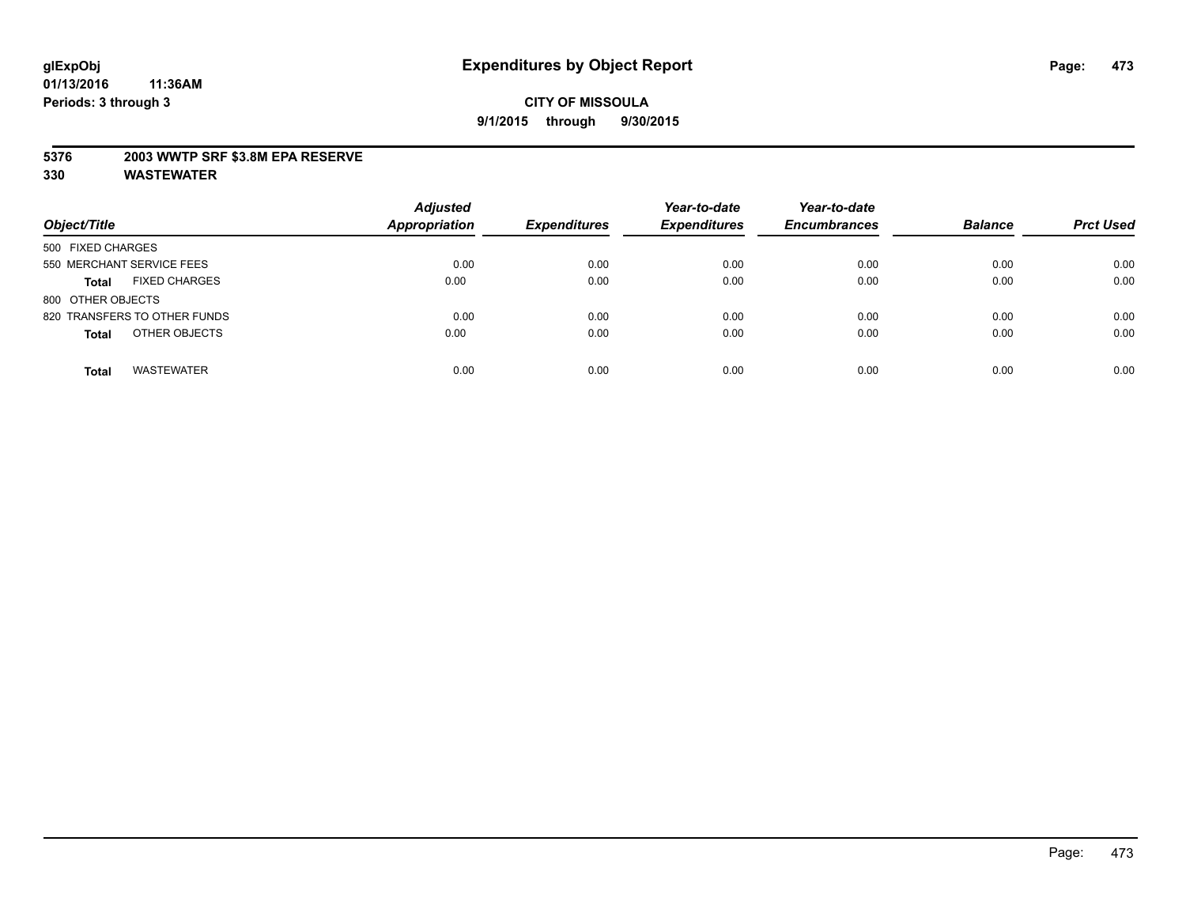**glExpObj** 01/13/2016 11:36AM
**Periods: 3 through 3**

# Expenditures by Object Report

**CITY OF MISSOULA**
**9/1/2015 through 9/30/2015**

**5376 2003 WWTP SRF $3.8M EPA RESERVE**
**330 WASTEWATER**

| Object/Title | Adjusted Appropriation | Expenditures | Year-to-date Expenditures | Year-to-date Encumbrances | Balance | Prct Used |
|---|---|---|---|---|---|---|
| 500 FIXED CHARGES | | | | | | |
| 550 MERCHANT SERVICE FEES | 0.00 | 0.00 | 0.00 | 0.00 | 0.00 | 0.00 |
| **Total** FIXED CHARGES | 0.00 | 0.00 | 0.00 | 0.00 | 0.00 | 0.00 |
| 800 OTHER OBJECTS | | | | | | |
| 820 TRANSFERS TO OTHER FUNDS | 0.00 | 0.00 | 0.00 | 0.00 | 0.00 | 0.00 |
| **Total** OTHER OBJECTS | 0.00 | 0.00 | 0.00 | 0.00 | 0.00 | 0.00 |
| **Total** WASTEWATER | 0.00 | 0.00 | 0.00 | 0.00 | 0.00 | 0.00 |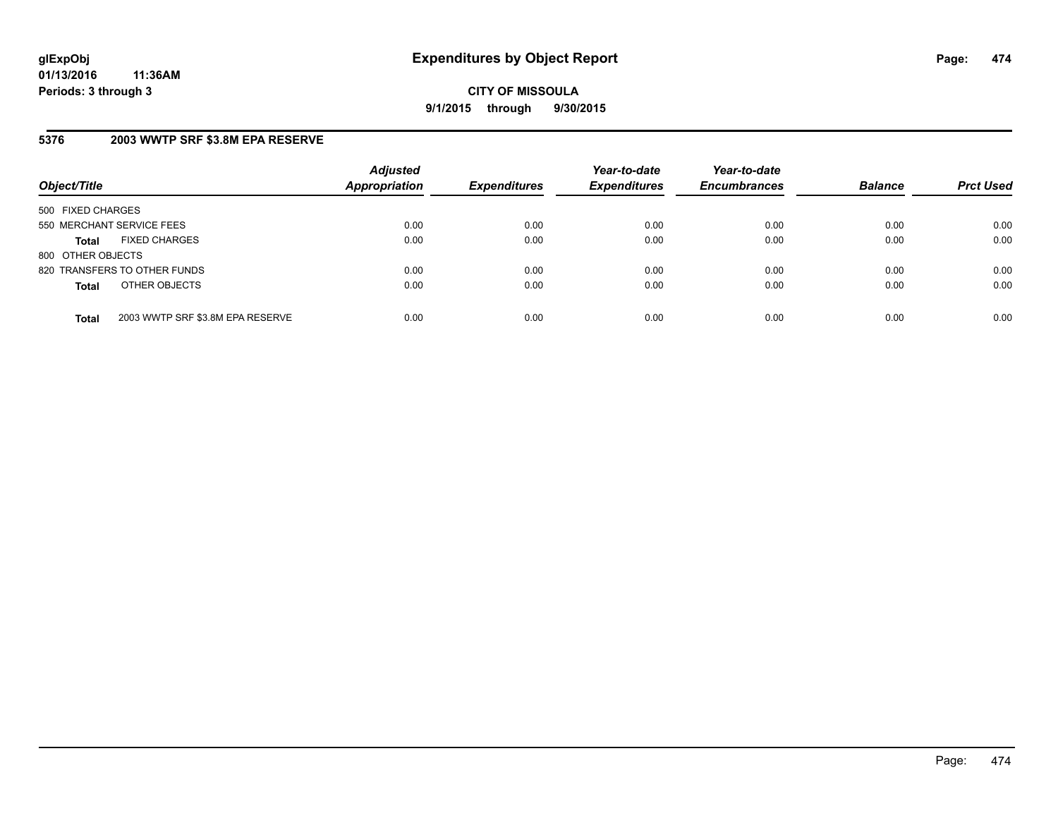**glExpObj**
**01/13/2016 11:36AM**
**Periods: 3 through 3**

# Expenditures by Object Report

**CITY OF MISSOULA**
**9/1/2015 through 9/30/2015**

## 5376 2003 WWTP SRF $3.8M EPA RESERVE

| Object/Title | | Adjusted Appropriation | Expenditures | Year-to-date Expenditures | Year-to-date Encumbrances | Balance | Prct Used |
|---|---|---|---|---|---|---|---|
| 500 FIXED CHARGES | | | | | | | |
| 550 MERCHANT SERVICE FEES | | 0.00 | 0.00 | 0.00 | 0.00 | 0.00 | 0.00 |
| **Total** | FIXED CHARGES | 0.00 | 0.00 | 0.00 | 0.00 | 0.00 | 0.00 |
| 800 OTHER OBJECTS | | | | | | | |
| 820 TRANSFERS TO OTHER FUNDS | | 0.00 | 0.00 | 0.00 | 0.00 | 0.00 | 0.00 |
| **Total** | OTHER OBJECTS | 0.00 | 0.00 | 0.00 | 0.00 | 0.00 | 0.00 |
| **Total** | 2003 WWTP SRF $3.8M EPA RESERVE | 0.00 | 0.00 | 0.00 | 0.00 | 0.00 | 0.00 |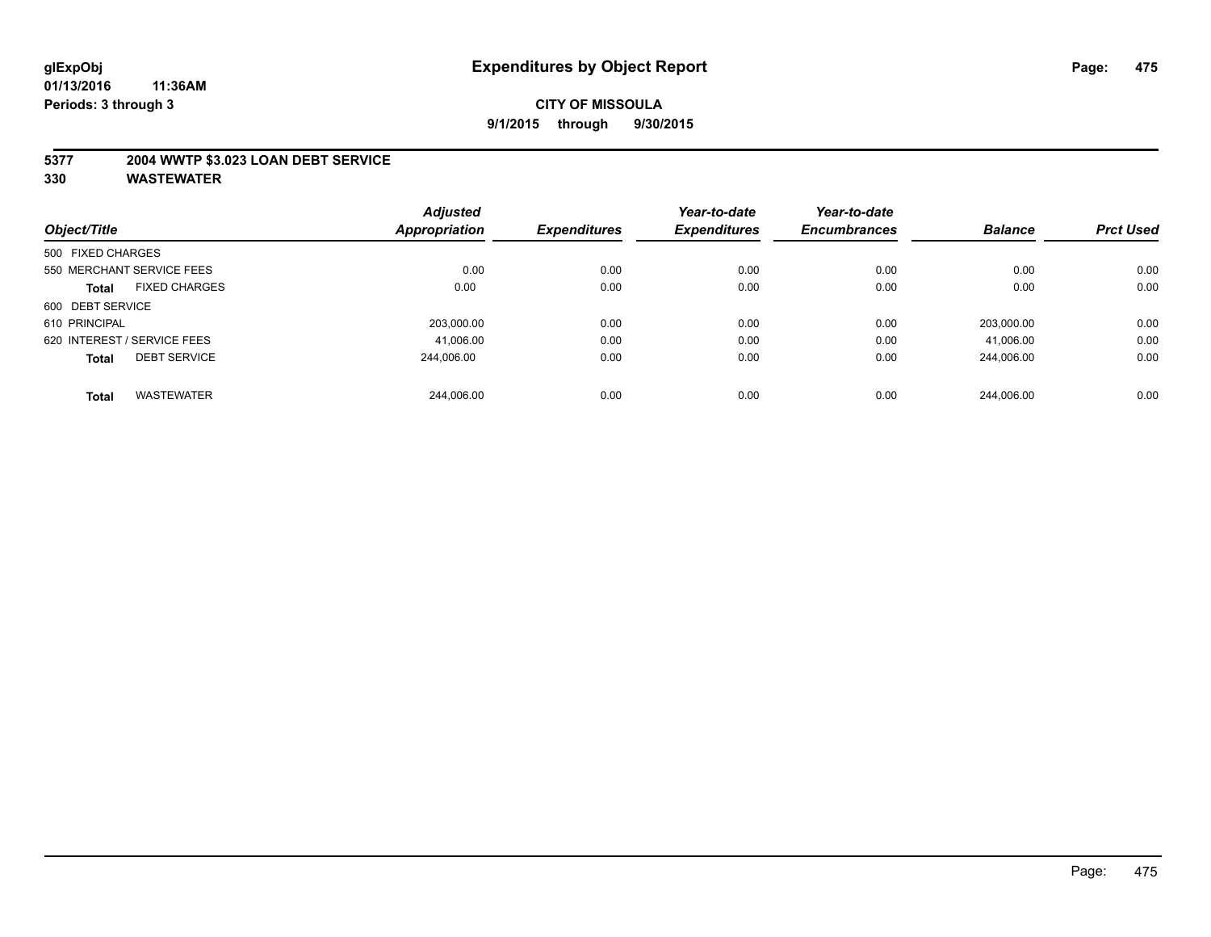# Expenditures by Object Report

glExpObj
01/13/2016 11:36AM
Periods: 3 through 3

**CITY OF MISSOULA**
**9/1/2015 through 9/30/2015**

## 5377 2004 WWTP $3.023 LOAN DEBT SERVICE
## 330 WASTEWATER

| Object/Title | Adjusted Appropriation | Expenditures | Year-to-date Expenditures | Year-to-date Encumbrances | Balance | Prct Used |
|---|---|---|---|---|---|---|
| 500 FIXED CHARGES | | | | | | |
| 550 MERCHANT SERVICE FEES | 0.00 | 0.00 | 0.00 | 0.00 | 0.00 | 0.00 |
| **Total** FIXED CHARGES | 0.00 | 0.00 | 0.00 | 0.00 | 0.00 | 0.00 |
| 600 DEBT SERVICE | | | | | | |
| 610 PRINCIPAL | 203,000.00 | 0.00 | 0.00 | 0.00 | 203,000.00 | 0.00 |
| 620 INTEREST / SERVICE FEES | 41,006.00 | 0.00 | 0.00 | 0.00 | 41,006.00 | 0.00 |
| **Total** DEBT SERVICE | 244,006.00 | 0.00 | 0.00 | 0.00 | 244,006.00 | 0.00 |
| **Total** WASTEWATER | 244,006.00 | 0.00 | 0.00 | 0.00 | 244,006.00 | 0.00 |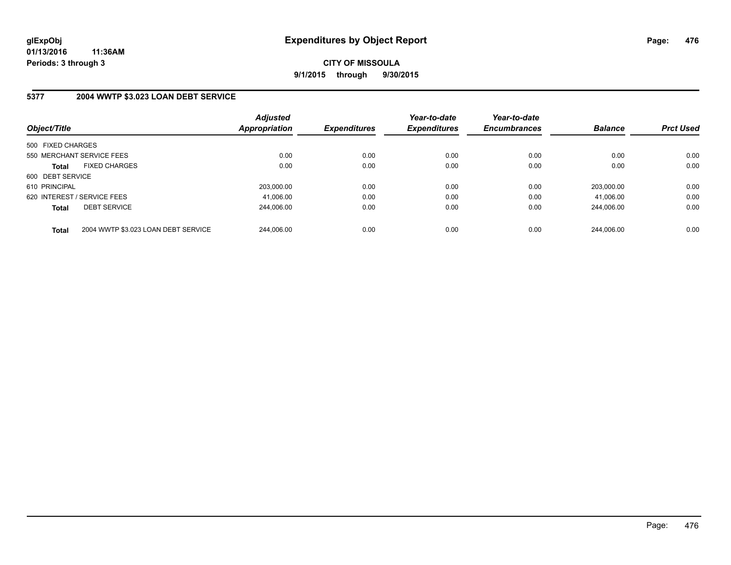# Expenditures by Object Report

**glExpObj**
**01/13/2016 11:36AM**
**Periods: 3 through 3**

**CITY OF MISSOULA**
**9/1/2015 through 9/30/2015**

## 5377 2004 WWTP $3.023 LOAN DEBT SERVICE

| Object/Title | | Adjusted Appropriation | Expenditures | Year-to-date Expenditures | Year-to-date Encumbrances | Balance | Prct Used |
|---|---|---|---|---|---|---|---|
| 500 FIXED CHARGES | | | | | | | |
| 550 MERCHANT SERVICE FEES | | 0.00 | 0.00 | 0.00 | 0.00 | 0.00 | 0.00 |
| **Total** | FIXED CHARGES | 0.00 | 0.00 | 0.00 | 0.00 | 0.00 | 0.00 |
| 600 DEBT SERVICE | | | | | | | |
| 610 PRINCIPAL | | 203,000.00 | 0.00 | 0.00 | 0.00 | 203,000.00 | 0.00 |
| 620 INTEREST / SERVICE FEES | | 41,006.00 | 0.00 | 0.00 | 0.00 | 41,006.00 | 0.00 |
| **Total** | DEBT SERVICE | 244,006.00 | 0.00 | 0.00 | 0.00 | 244,006.00 | 0.00 |
| **Total** | 2004 WWTP $3.023 LOAN DEBT SERVICE | 244,006.00 | 0.00 | 0.00 | 0.00 | 244,006.00 | 0.00 |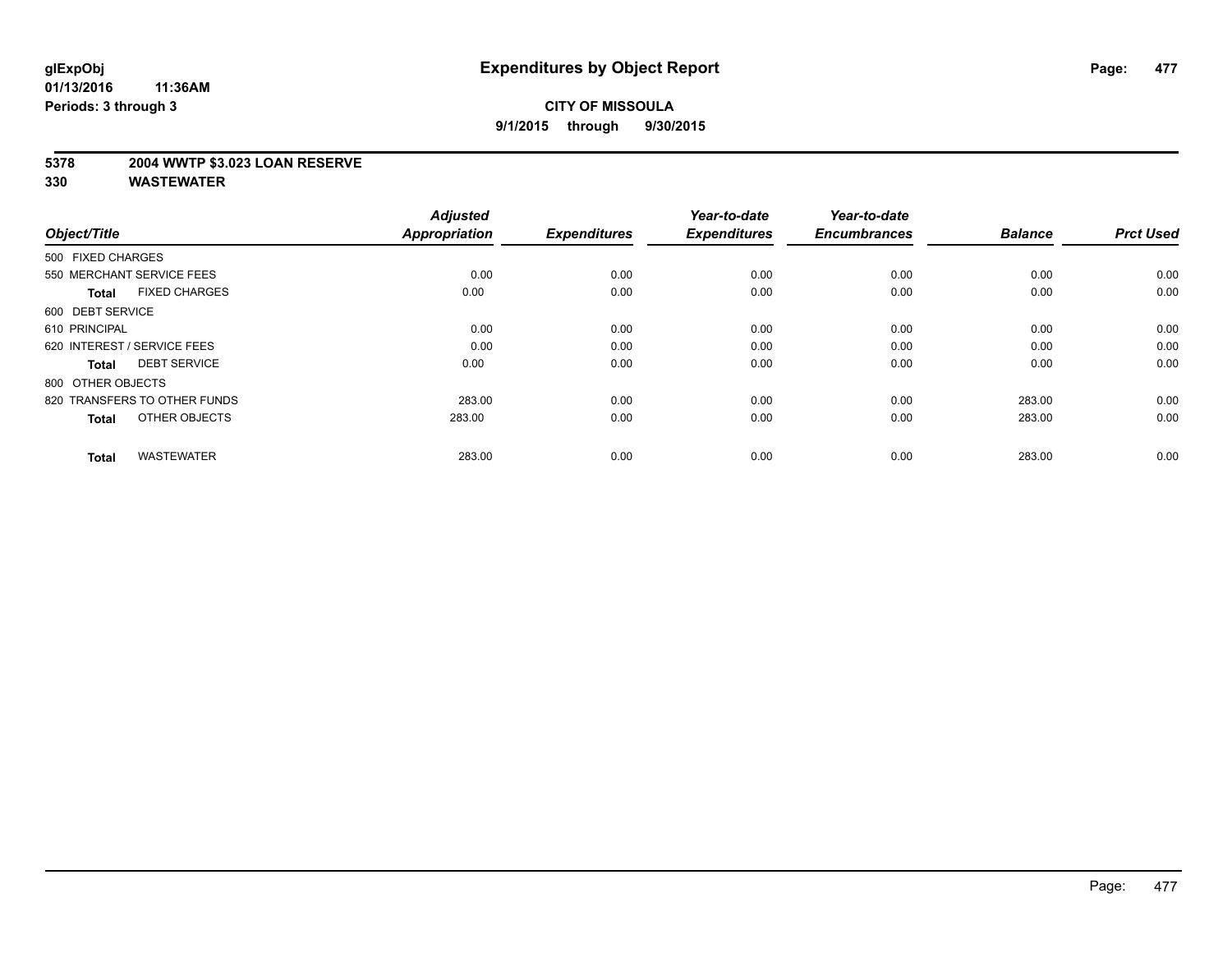# Expenditures by Object Report

glExpObj
01/13/2016 11:36AM
Periods: 3 through 3

**CITY OF MISSOULA**
**9/1/2015 through 9/30/2015**

**5378 2004 WWTP $3.023 LOAN RESERVE**
**330 WASTEWATER**

| Object/Title | Adjusted Appropriation | Expenditures | Year-to-date Expenditures | Year-to-date Encumbrances | Balance | Prct Used |
|---|---|---|---|---|---|---|
| 500 FIXED CHARGES | | | | | | |
| 550 MERCHANT SERVICE FEES | 0.00 | 0.00 | 0.00 | 0.00 | 0.00 | 0.00 |
| **Total** FIXED CHARGES | 0.00 | 0.00 | 0.00 | 0.00 | 0.00 | 0.00 |
| 600 DEBT SERVICE | | | | | | |
| 610 PRINCIPAL | 0.00 | 0.00 | 0.00 | 0.00 | 0.00 | 0.00 |
| 620 INTEREST / SERVICE FEES | 0.00 | 0.00 | 0.00 | 0.00 | 0.00 | 0.00 |
| **Total** DEBT SERVICE | 0.00 | 0.00 | 0.00 | 0.00 | 0.00 | 0.00 |
| 800 OTHER OBJECTS | | | | | | |
| 820 TRANSFERS TO OTHER FUNDS | 283.00 | 0.00 | 0.00 | 0.00 | 283.00 | 0.00 |
| **Total** OTHER OBJECTS | 283.00 | 0.00 | 0.00 | 0.00 | 283.00 | 0.00 |
| **Total** WASTEWATER | 283.00 | 0.00 | 0.00 | 0.00 | 283.00 | 0.00 |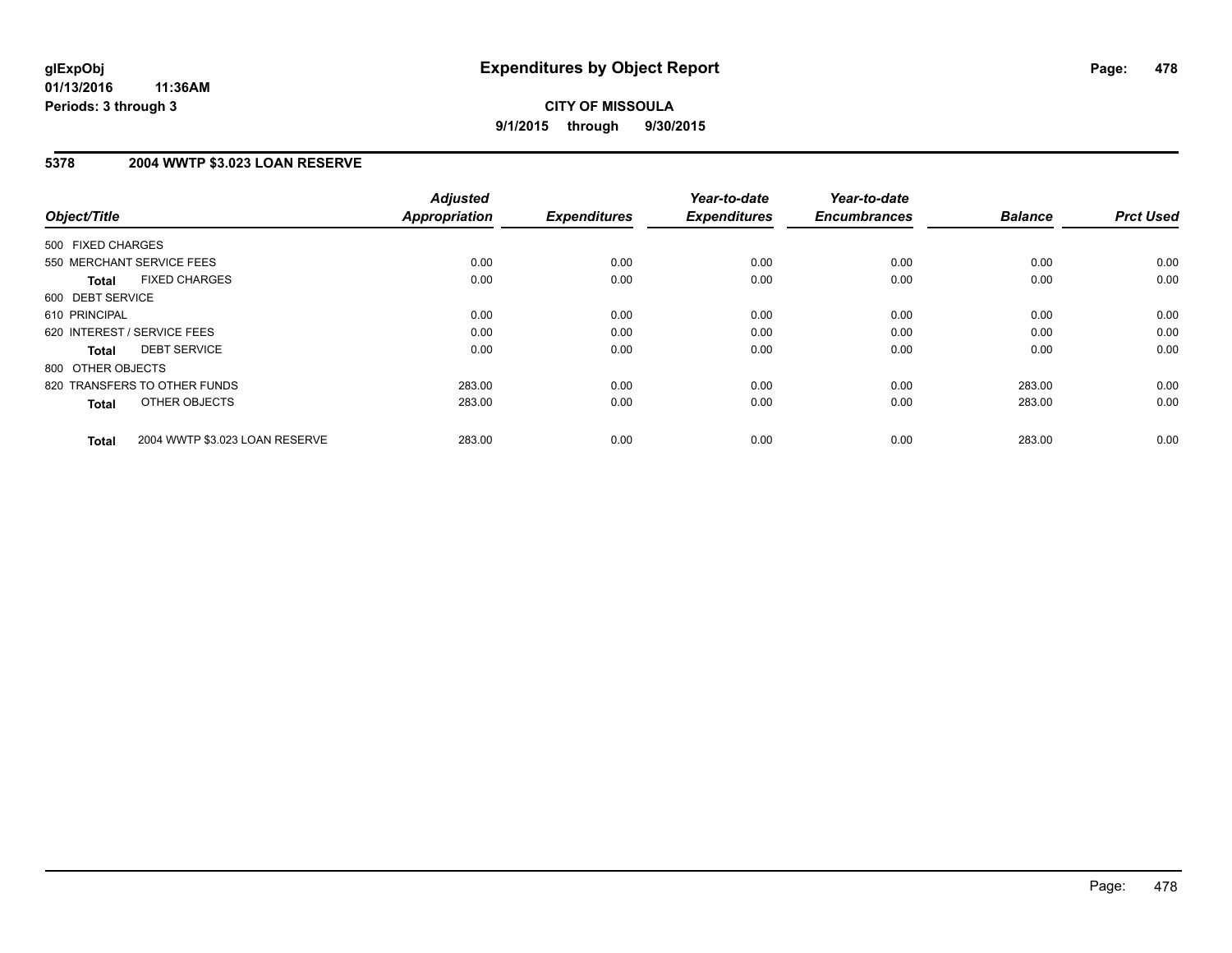# Expenditures by Object Report

glExpObj
01/13/2016 11:36AM
Periods: 3 through 3

**CITY OF MISSOULA**
**9/1/2015 through 9/30/2015**

## 5378 2004 WWTP $3.023 LOAN RESERVE

| Object/Title | Adjusted Appropriation | Expenditures | Year-to-date Expenditures | Year-to-date Encumbrances | Balance | Prct Used |
|---|---|---|---|---|---|---|
| 500 FIXED CHARGES | | | | | | |
| 550 MERCHANT SERVICE FEES | 0.00 | 0.00 | 0.00 | 0.00 | 0.00 | 0.00 |
| **Total** FIXED CHARGES | 0.00 | 0.00 | 0.00 | 0.00 | 0.00 | 0.00 |
| 600 DEBT SERVICE | | | | | | |
| 610 PRINCIPAL | 0.00 | 0.00 | 0.00 | 0.00 | 0.00 | 0.00 |
| 620 INTEREST / SERVICE FEES | 0.00 | 0.00 | 0.00 | 0.00 | 0.00 | 0.00 |
| **Total** DEBT SERVICE | 0.00 | 0.00 | 0.00 | 0.00 | 0.00 | 0.00 |
| 800 OTHER OBJECTS | | | | | | |
| 820 TRANSFERS TO OTHER FUNDS | 283.00 | 0.00 | 0.00 | 0.00 | 283.00 | 0.00 |
| **Total** OTHER OBJECTS | 283.00 | 0.00 | 0.00 | 0.00 | 283.00 | 0.00 |
| **Total** 2004 WWTP $3.023 LOAN RESERVE | 283.00 | 0.00 | 0.00 | 0.00 | 283.00 | 0.00 |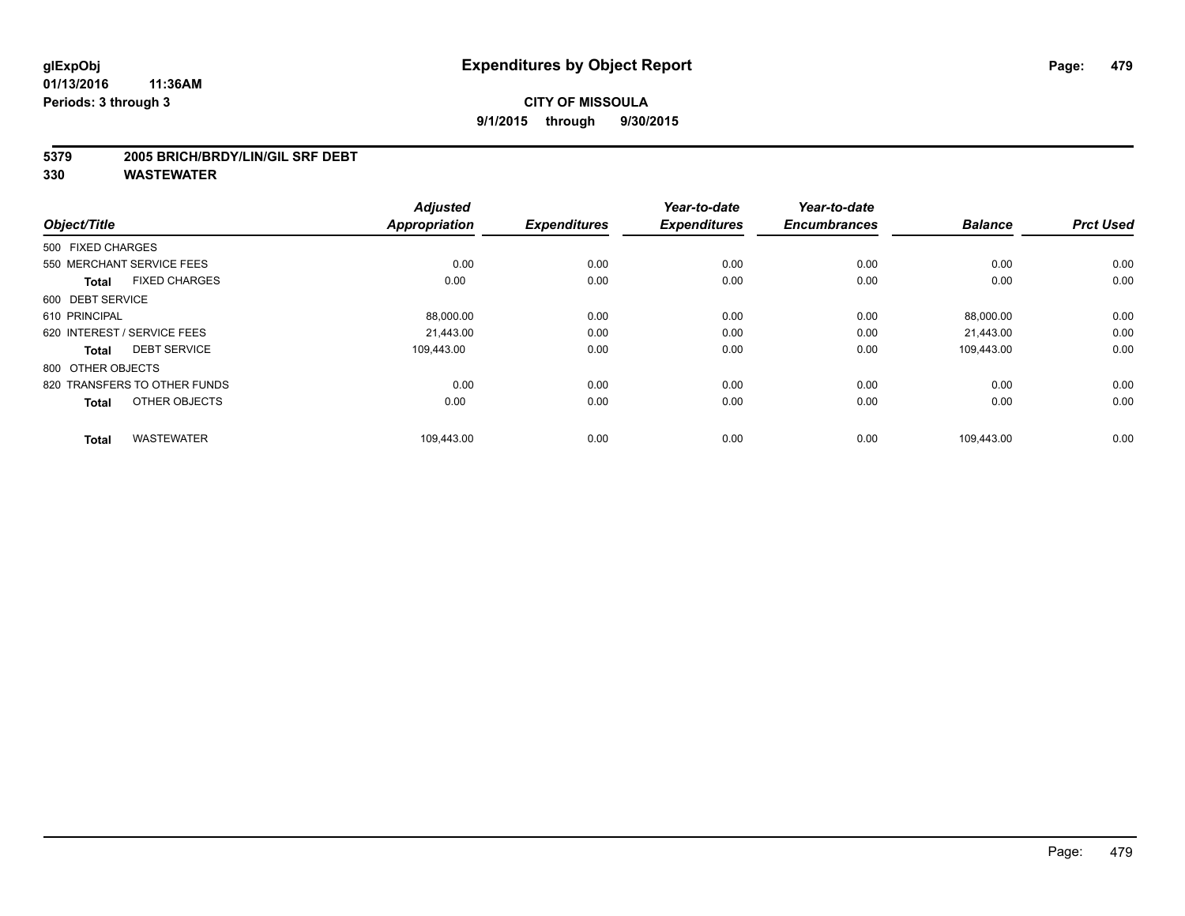# Expenditures by Object Report

glExpObj
01/13/2016 11:36AM
Periods: 3 through 3

**CITY OF MISSOULA**
**9/1/2015 through 9/30/2015**

**5379 2005 BRICH/BRDY/LIN/GIL SRF DEBT**
**330 WASTEWATER**

| Object/Title | Adjusted Appropriation | Expenditures | Year-to-date Expenditures | Year-to-date Encumbrances | Balance | Prct Used |
|---|---|---|---|---|---|---|
| 500 FIXED CHARGES | | | | | | |
| 550 MERCHANT SERVICE FEES | 0.00 | 0.00 | 0.00 | 0.00 | 0.00 | 0.00 |
| **Total** FIXED CHARGES | 0.00 | 0.00 | 0.00 | 0.00 | 0.00 | 0.00 |
| 600 DEBT SERVICE | | | | | | |
| 610 PRINCIPAL | 88,000.00 | 0.00 | 0.00 | 0.00 | 88,000.00 | 0.00 |
| 620 INTEREST / SERVICE FEES | 21,443.00 | 0.00 | 0.00 | 0.00 | 21,443.00 | 0.00 |
| **Total** DEBT SERVICE | 109,443.00 | 0.00 | 0.00 | 0.00 | 109,443.00 | 0.00 |
| 800 OTHER OBJECTS | | | | | | |
| 820 TRANSFERS TO OTHER FUNDS | 0.00 | 0.00 | 0.00 | 0.00 | 0.00 | 0.00 |
| **Total** OTHER OBJECTS | 0.00 | 0.00 | 0.00 | 0.00 | 0.00 | 0.00 |
| **Total** WASTEWATER | 109,443.00 | 0.00 | 0.00 | 0.00 | 109,443.00 | 0.00 |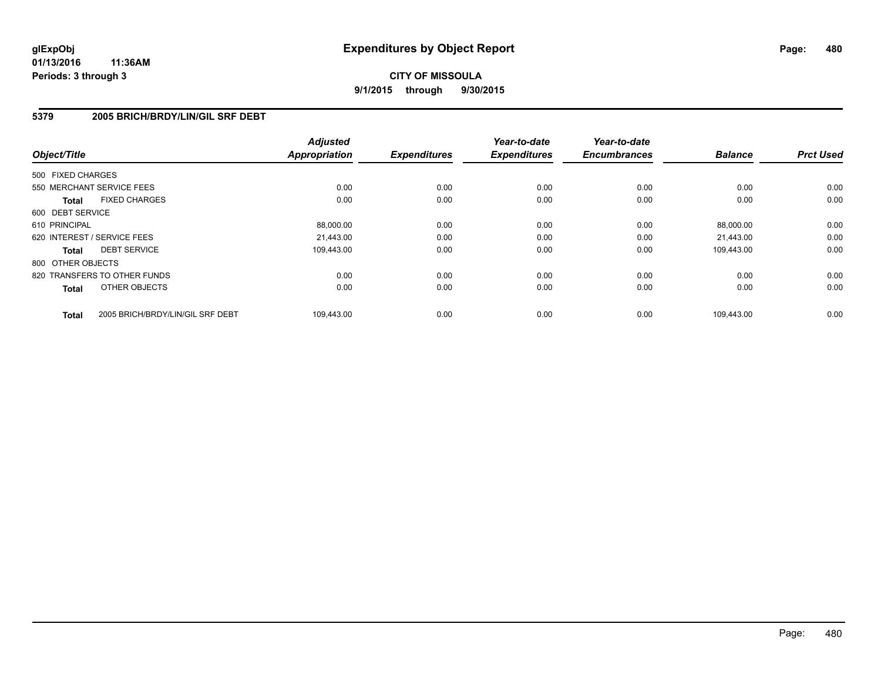# Expenditures by Object Report

glExpObj
01/13/2016 11:36AM
Periods: 3 through 3

**CITY OF MISSOULA**
**9/1/2015 through 9/30/2015**

## 5379 2005 BRICH/BRDY/LIN/GIL SRF DEBT

| Object/Title | | Adjusted Appropriation | Expenditures | Year-to-date Expenditures | Year-to-date Encumbrances | Balance | Prct Used |
|---|---|---|---|---|---|---|---|
| 500 FIXED CHARGES | | | | | | | |
| 550 MERCHANT SERVICE FEES | | 0.00 | 0.00 | 0.00 | 0.00 | 0.00 | 0.00 |
| **Total** | FIXED CHARGES | 0.00 | 0.00 | 0.00 | 0.00 | 0.00 | 0.00 |
| 600 DEBT SERVICE | | | | | | | |
| 610 PRINCIPAL | | 88,000.00 | 0.00 | 0.00 | 0.00 | 88,000.00 | 0.00 |
| 620 INTEREST / SERVICE FEES | | 21,443.00 | 0.00 | 0.00 | 0.00 | 21,443.00 | 0.00 |
| **Total** | DEBT SERVICE | 109,443.00 | 0.00 | 0.00 | 0.00 | 109,443.00 | 0.00 |
| 800 OTHER OBJECTS | | | | | | | |
| 820 TRANSFERS TO OTHER FUNDS | | 0.00 | 0.00 | 0.00 | 0.00 | 0.00 | 0.00 |
| **Total** | OTHER OBJECTS | 0.00 | 0.00 | 0.00 | 0.00 | 0.00 | 0.00 |
| **Total** | 2005 BRICH/BRDY/LIN/GIL SRF DEBT | 109,443.00 | 0.00 | 0.00 | 0.00 | 109,443.00 | 0.00 |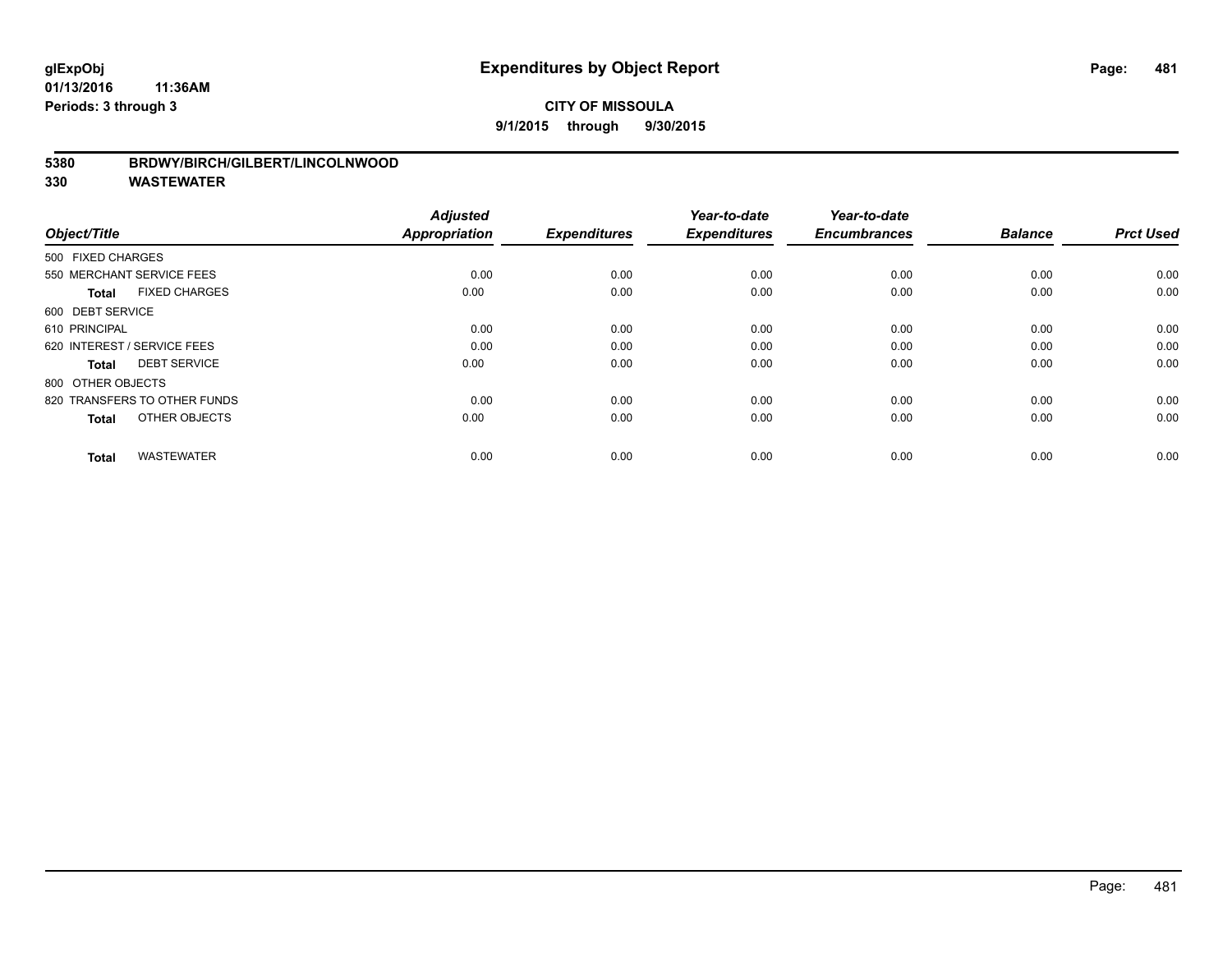# Expenditures by Object Report

glExpObj
01/13/2016 11:36AM
Periods: 3 through 3

**CITY OF MISSOULA**
**9/1/2015 through 9/30/2015**

**5380 BRDWY/BIRCH/GILBERT/LINCOLNWOOD**
**330 WASTEWATER**

| Object/Title | Adjusted Appropriation | Expenditures | Year-to-date Expenditures | Year-to-date Encumbrances | Balance | Prct Used |
|---|---|---|---|---|---|---|
| 500 FIXED CHARGES | | | | | | |
| 550 MERCHANT SERVICE FEES | 0.00 | 0.00 | 0.00 | 0.00 | 0.00 | 0.00 |
| **Total** FIXED CHARGES | 0.00 | 0.00 | 0.00 | 0.00 | 0.00 | 0.00 |
| 600 DEBT SERVICE | | | | | | |
| 610 PRINCIPAL | 0.00 | 0.00 | 0.00 | 0.00 | 0.00 | 0.00 |
| 620 INTEREST / SERVICE FEES | 0.00 | 0.00 | 0.00 | 0.00 | 0.00 | 0.00 |
| **Total** DEBT SERVICE | 0.00 | 0.00 | 0.00 | 0.00 | 0.00 | 0.00 |
| 800 OTHER OBJECTS | | | | | | |
| 820 TRANSFERS TO OTHER FUNDS | 0.00 | 0.00 | 0.00 | 0.00 | 0.00 | 0.00 |
| **Total** OTHER OBJECTS | 0.00 | 0.00 | 0.00 | 0.00 | 0.00 | 0.00 |
| **Total** WASTEWATER | 0.00 | 0.00 | 0.00 | 0.00 | 0.00 | 0.00 |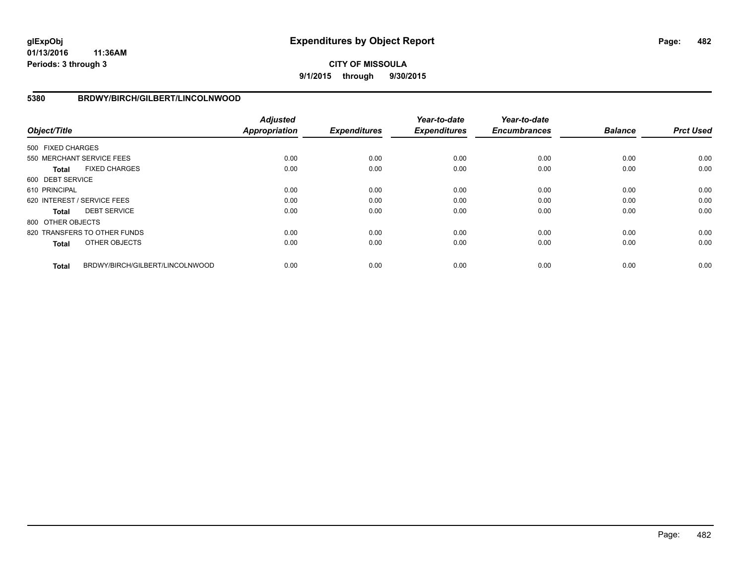**CITY OF MISSOULA**

**9/1/2015 through 9/30/2015**

## 5380 BRDWY/BIRCH/GILBERT/LINCOLNWOOD

| Object/Title | Adjusted Appropriation | Expenditures | Year-to-date Expenditures | Year-to-date Encumbrances | Balance | Prct Used |
|---|---|---|---|---|---|---|
| 500 FIXED CHARGES | | | | | | |
| 550 MERCHANT SERVICE FEES | 0.00 | 0.00 | 0.00 | 0.00 | 0.00 | 0.00 |
| **Total** FIXED CHARGES | 0.00 | 0.00 | 0.00 | 0.00 | 0.00 | 0.00 |
| 600 DEBT SERVICE | | | | | | |
| 610 PRINCIPAL | 0.00 | 0.00 | 0.00 | 0.00 | 0.00 | 0.00 |
| 620 INTEREST / SERVICE FEES | 0.00 | 0.00 | 0.00 | 0.00 | 0.00 | 0.00 |
| **Total** DEBT SERVICE | 0.00 | 0.00 | 0.00 | 0.00 | 0.00 | 0.00 |
| 800 OTHER OBJECTS | | | | | | |
| 820 TRANSFERS TO OTHER FUNDS | 0.00 | 0.00 | 0.00 | 0.00 | 0.00 | 0.00 |
| **Total** OTHER OBJECTS | 0.00 | 0.00 | 0.00 | 0.00 | 0.00 | 0.00 |
| **Total** BRDWY/BIRCH/GILBERT/LINCOLNWOOD | 0.00 | 0.00 | 0.00 | 0.00 | 0.00 | 0.00 |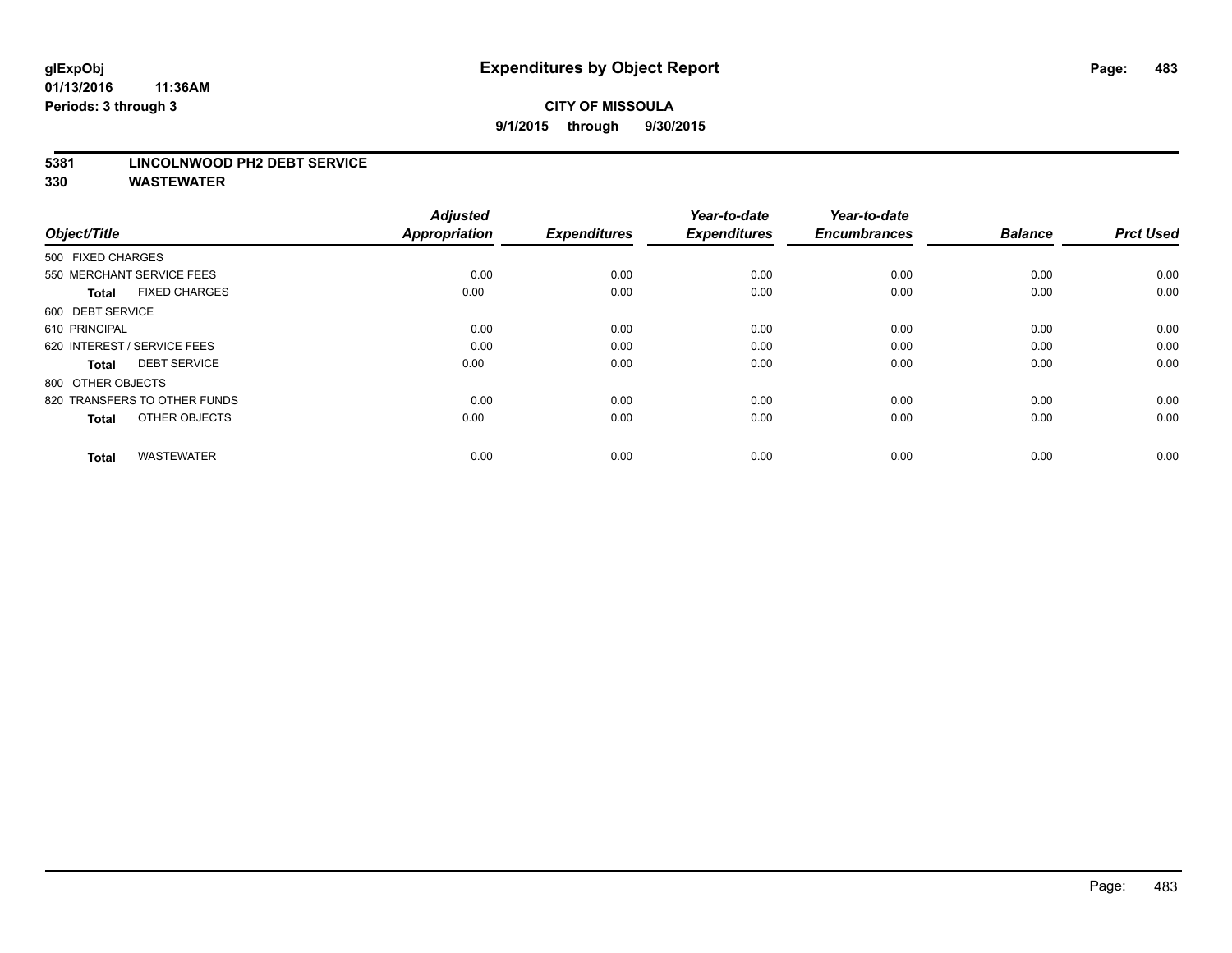**glExpObj**
**01/13/2016 11:36AM**
**Periods: 3 through 3**

# Expenditures by Object Report

**CITY OF MISSOULA**
**9/1/2015 through 9/30/2015**

## 5381 LINCOLNWOOD PH2 DEBT SERVICE
## 330 WASTEWATER

| Object/Title | Adjusted Appropriation | Expenditures | Year-to-date Expenditures | Year-to-date Encumbrances | Balance | Prct Used |
|---|---|---|---|---|---|---|
| 500 FIXED CHARGES | | | | | | |
| 550 MERCHANT SERVICE FEES | 0.00 | 0.00 | 0.00 | 0.00 | 0.00 | 0.00 |
| **Total** FIXED CHARGES | 0.00 | 0.00 | 0.00 | 0.00 | 0.00 | 0.00 |
| 600 DEBT SERVICE | | | | | | |
| 610 PRINCIPAL | 0.00 | 0.00 | 0.00 | 0.00 | 0.00 | 0.00 |
| 620 INTEREST / SERVICE FEES | 0.00 | 0.00 | 0.00 | 0.00 | 0.00 | 0.00 |
| **Total** DEBT SERVICE | 0.00 | 0.00 | 0.00 | 0.00 | 0.00 | 0.00 |
| 800 OTHER OBJECTS | | | | | | |
| 820 TRANSFERS TO OTHER FUNDS | 0.00 | 0.00 | 0.00 | 0.00 | 0.00 | 0.00 |
| **Total** OTHER OBJECTS | 0.00 | 0.00 | 0.00 | 0.00 | 0.00 | 0.00 |
| **Total** WASTEWATER | 0.00 | 0.00 | 0.00 | 0.00 | 0.00 | 0.00 |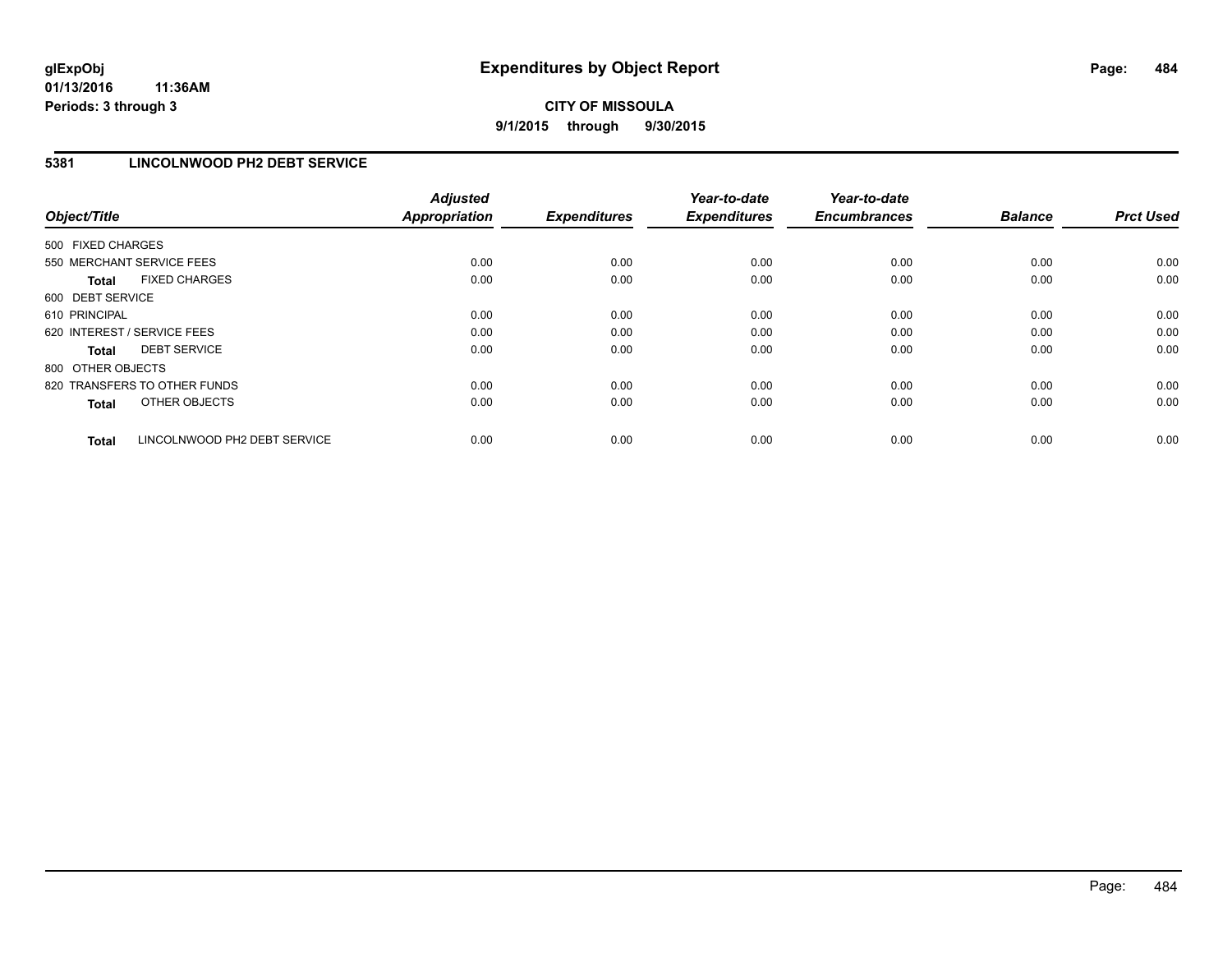# Expenditures by Object Report

glExpObj
01/13/2016 11:36AM
Periods: 3 through 3

**CITY OF MISSOULA**
**9/1/2015 through 9/30/2015**

## 5381 LINCOLNWOOD PH2 DEBT SERVICE

| Object/Title | | Adjusted Appropriation | Expenditures | Year-to-date Expenditures | Year-to-date Encumbrances | Balance | Prct Used |
|---|---|---|---|---|---|---|---|
| 500 FIXED CHARGES | | | | | | | |
| 550 MERCHANT SERVICE FEES | | 0.00 | 0.00 | 0.00 | 0.00 | 0.00 | 0.00 |
| **Total** | FIXED CHARGES | 0.00 | 0.00 | 0.00 | 0.00 | 0.00 | 0.00 |
| 600 DEBT SERVICE | | | | | | | |
| 610 PRINCIPAL | | 0.00 | 0.00 | 0.00 | 0.00 | 0.00 | 0.00 |
| 620 INTEREST / SERVICE FEES | | 0.00 | 0.00 | 0.00 | 0.00 | 0.00 | 0.00 |
| **Total** | DEBT SERVICE | 0.00 | 0.00 | 0.00 | 0.00 | 0.00 | 0.00 |
| 800 OTHER OBJECTS | | | | | | | |
| 820 TRANSFERS TO OTHER FUNDS | | 0.00 | 0.00 | 0.00 | 0.00 | 0.00 | 0.00 |
| **Total** | OTHER OBJECTS | 0.00 | 0.00 | 0.00 | 0.00 | 0.00 | 0.00 |
| **Total** | LINCOLNWOOD PH2 DEBT SERVICE | 0.00 | 0.00 | 0.00 | 0.00 | 0.00 | 0.00 |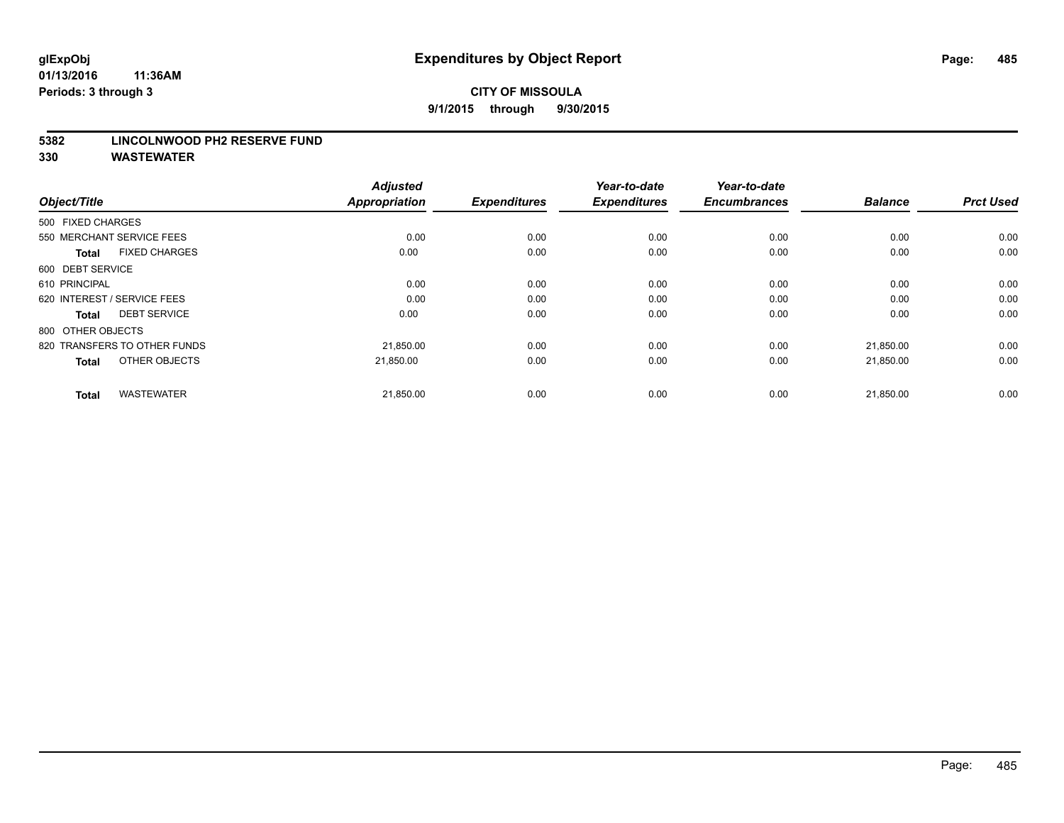**glExpObj**
**01/13/2016 11:36AM**
**Periods: 3 through 3**

# Expenditures by Object Report

**CITY OF MISSOULA**
**9/1/2015 through 9/30/2015**

**5382 LINCOLNWOOD PH2 RESERVE FUND**
**330 WASTEWATER**

| Object/Title | Adjusted Appropriation | Expenditures | Year-to-date Expenditures | Year-to-date Encumbrances | Balance | Prct Used |
|---|---|---|---|---|---|---|
| 500 FIXED CHARGES | | | | | | |
| 550 MERCHANT SERVICE FEES | 0.00 | 0.00 | 0.00 | 0.00 | 0.00 | 0.00 |
| **Total** FIXED CHARGES | 0.00 | 0.00 | 0.00 | 0.00 | 0.00 | 0.00 |
| 600 DEBT SERVICE | | | | | | |
| 610 PRINCIPAL | 0.00 | 0.00 | 0.00 | 0.00 | 0.00 | 0.00 |
| 620 INTEREST / SERVICE FEES | 0.00 | 0.00 | 0.00 | 0.00 | 0.00 | 0.00 |
| **Total** DEBT SERVICE | 0.00 | 0.00 | 0.00 | 0.00 | 0.00 | 0.00 |
| 800 OTHER OBJECTS | | | | | | |
| 820 TRANSFERS TO OTHER FUNDS | 21,850.00 | 0.00 | 0.00 | 0.00 | 21,850.00 | 0.00 |
| **Total** OTHER OBJECTS | 21,850.00 | 0.00 | 0.00 | 0.00 | 21,850.00 | 0.00 |
| **Total** WASTEWATER | 21,850.00 | 0.00 | 0.00 | 0.00 | 21,850.00 | 0.00 |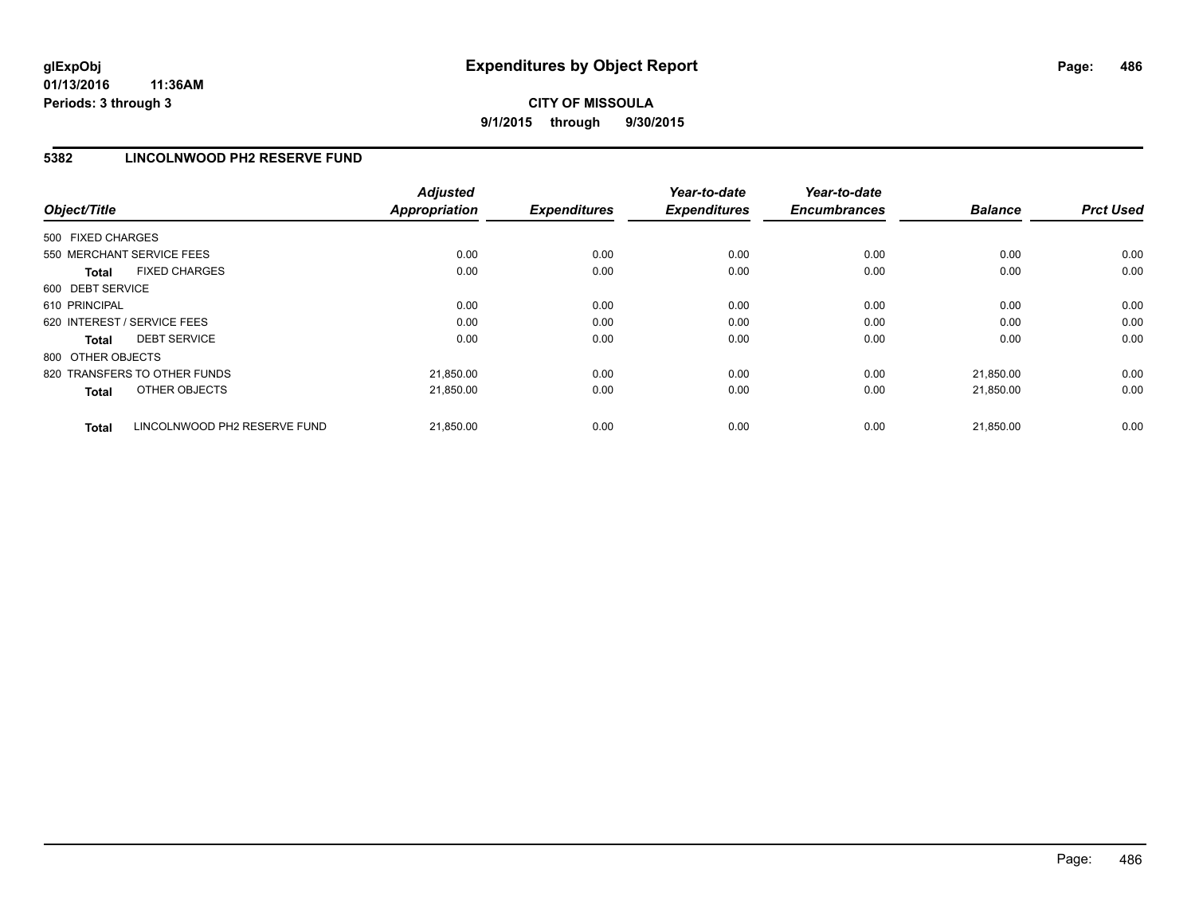# Expenditures by Object Report

glExpObj
01/13/2016 11:36AM
Periods: 3 through 3

**CITY OF MISSOULA**

**9/1/2015 through 9/30/2015**

## 5382 LINCOLNWOOD PH2 RESERVE FUND

| Object/Title | Adjusted Appropriation | Expenditures | Year-to-date Expenditures | Year-to-date Encumbrances | Balance | Prct Used |
|---|---|---|---|---|---|---|
| 500 FIXED CHARGES | | | | | | |
| 550 MERCHANT SERVICE FEES | 0.00 | 0.00 | 0.00 | 0.00 | 0.00 | 0.00 |
| **Total** FIXED CHARGES | 0.00 | 0.00 | 0.00 | 0.00 | 0.00 | 0.00 |
| 600 DEBT SERVICE | | | | | | |
| 610 PRINCIPAL | 0.00 | 0.00 | 0.00 | 0.00 | 0.00 | 0.00 |
| 620 INTEREST / SERVICE FEES | 0.00 | 0.00 | 0.00 | 0.00 | 0.00 | 0.00 |
| **Total** DEBT SERVICE | 0.00 | 0.00 | 0.00 | 0.00 | 0.00 | 0.00 |
| 800 OTHER OBJECTS | | | | | | |
| 820 TRANSFERS TO OTHER FUNDS | 21,850.00 | 0.00 | 0.00 | 0.00 | 21,850.00 | 0.00 |
| **Total** OTHER OBJECTS | 21,850.00 | 0.00 | 0.00 | 0.00 | 21,850.00 | 0.00 |
| **Total** LINCOLNWOOD PH2 RESERVE FUND | 21,850.00 | 0.00 | 0.00 | 0.00 | 21,850.00 | 0.00 |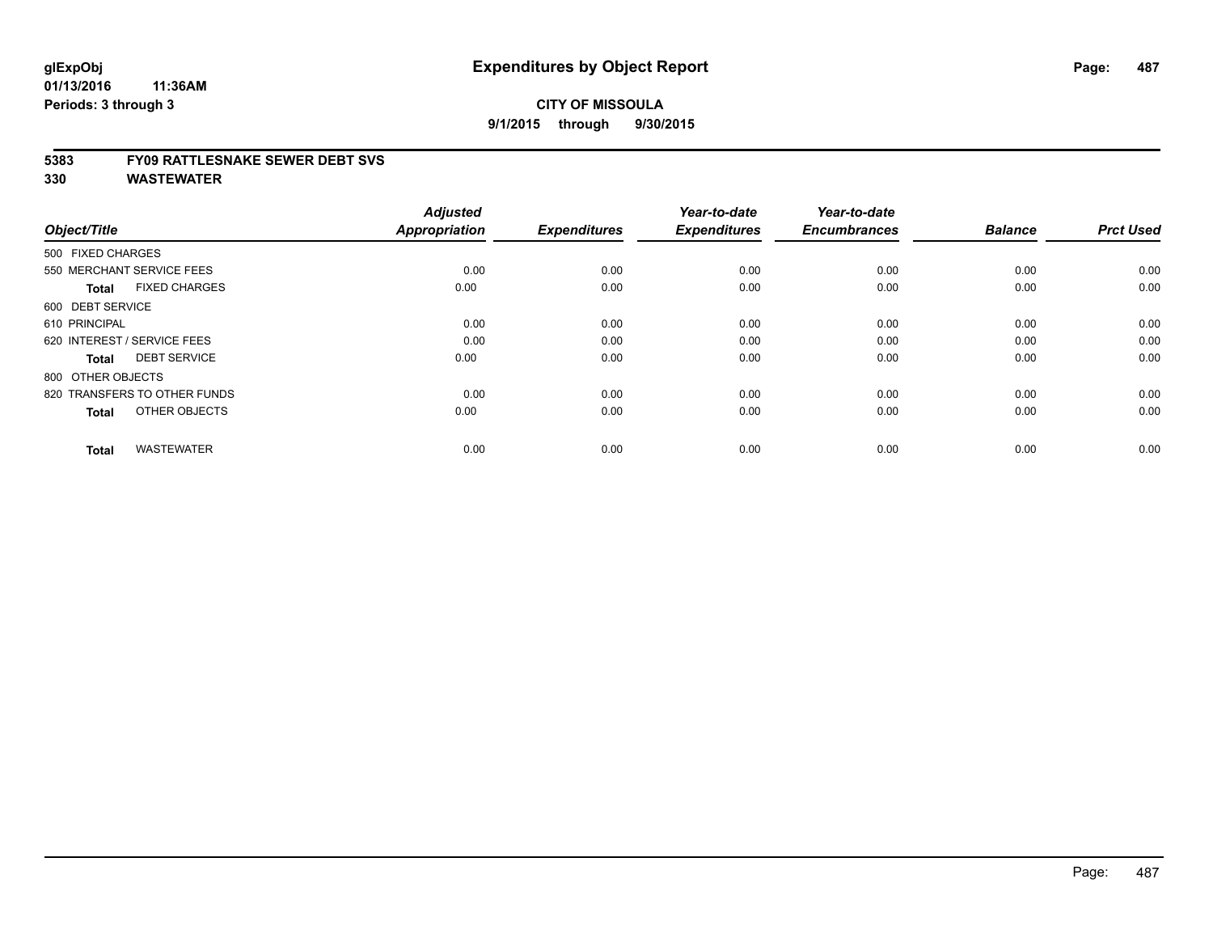# Expenditures by Object Report

glExpObj
01/13/2016 11:36AM
Periods: 3 through 3

**CITY OF MISSOULA**

**9/1/2015 through 9/30/2015**

**5383 FY09 RATTLESNAKE SEWER DEBT SVS**

**330 WASTEWATER**

| Object/Title | Adjusted Appropriation | Expenditures | Year-to-date Expenditures | Year-to-date Encumbrances | Balance | Prct Used |
|---|---|---|---|---|---|---|
| 500 FIXED CHARGES | | | | | | |
| 550 MERCHANT SERVICE FEES | 0.00 | 0.00 | 0.00 | 0.00 | 0.00 | 0.00 |
| **Total** FIXED CHARGES | 0.00 | 0.00 | 0.00 | 0.00 | 0.00 | 0.00 |
| 600 DEBT SERVICE | | | | | | |
| 610 PRINCIPAL | 0.00 | 0.00 | 0.00 | 0.00 | 0.00 | 0.00 |
| 620 INTEREST / SERVICE FEES | 0.00 | 0.00 | 0.00 | 0.00 | 0.00 | 0.00 |
| **Total** DEBT SERVICE | 0.00 | 0.00 | 0.00 | 0.00 | 0.00 | 0.00 |
| 800 OTHER OBJECTS | | | | | | |
| 820 TRANSFERS TO OTHER FUNDS | 0.00 | 0.00 | 0.00 | 0.00 | 0.00 | 0.00 |
| **Total** OTHER OBJECTS | 0.00 | 0.00 | 0.00 | 0.00 | 0.00 | 0.00 |
| **Total** WASTEWATER | 0.00 | 0.00 | 0.00 | 0.00 | 0.00 | 0.00 |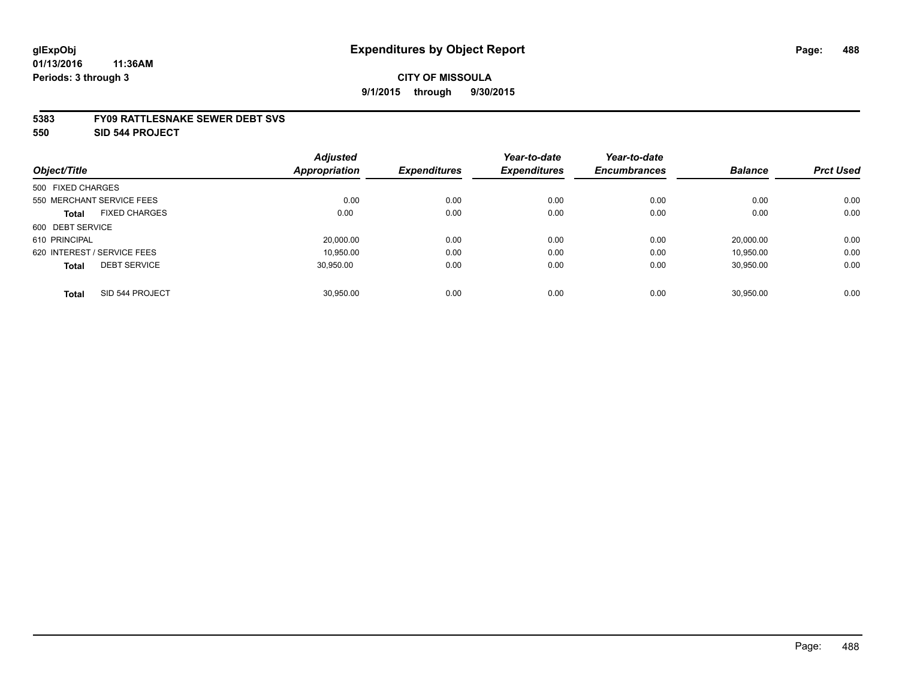# Expenditures by Object Report

glExpObj
01/13/2016 11:36AM
Periods: 3 through 3

**CITY OF MISSOULA**
**9/1/2015 through 9/30/2015**

**5383 FY09 RATTLESNAKE SEWER DEBT SVS**
**550 SID 544 PROJECT**

| Object/Title | Adjusted Appropriation | Expenditures | Year-to-date Expenditures | Year-to-date Encumbrances | Balance | Prct Used |
|---|---|---|---|---|---|---|
| 500 FIXED CHARGES | | | | | | |
| 550 MERCHANT SERVICE FEES | 0.00 | 0.00 | 0.00 | 0.00 | 0.00 | 0.00 |
| **Total** FIXED CHARGES | 0.00 | 0.00 | 0.00 | 0.00 | 0.00 | 0.00 |
| 600 DEBT SERVICE | | | | | | |
| 610 PRINCIPAL | 20,000.00 | 0.00 | 0.00 | 0.00 | 20,000.00 | 0.00 |
| 620 INTEREST / SERVICE FEES | 10,950.00 | 0.00 | 0.00 | 0.00 | 10,950.00 | 0.00 |
| **Total** DEBT SERVICE | 30,950.00 | 0.00 | 0.00 | 0.00 | 30,950.00 | 0.00 |
| **Total** SID 544 PROJECT | 30,950.00 | 0.00 | 0.00 | 0.00 | 30,950.00 | 0.00 |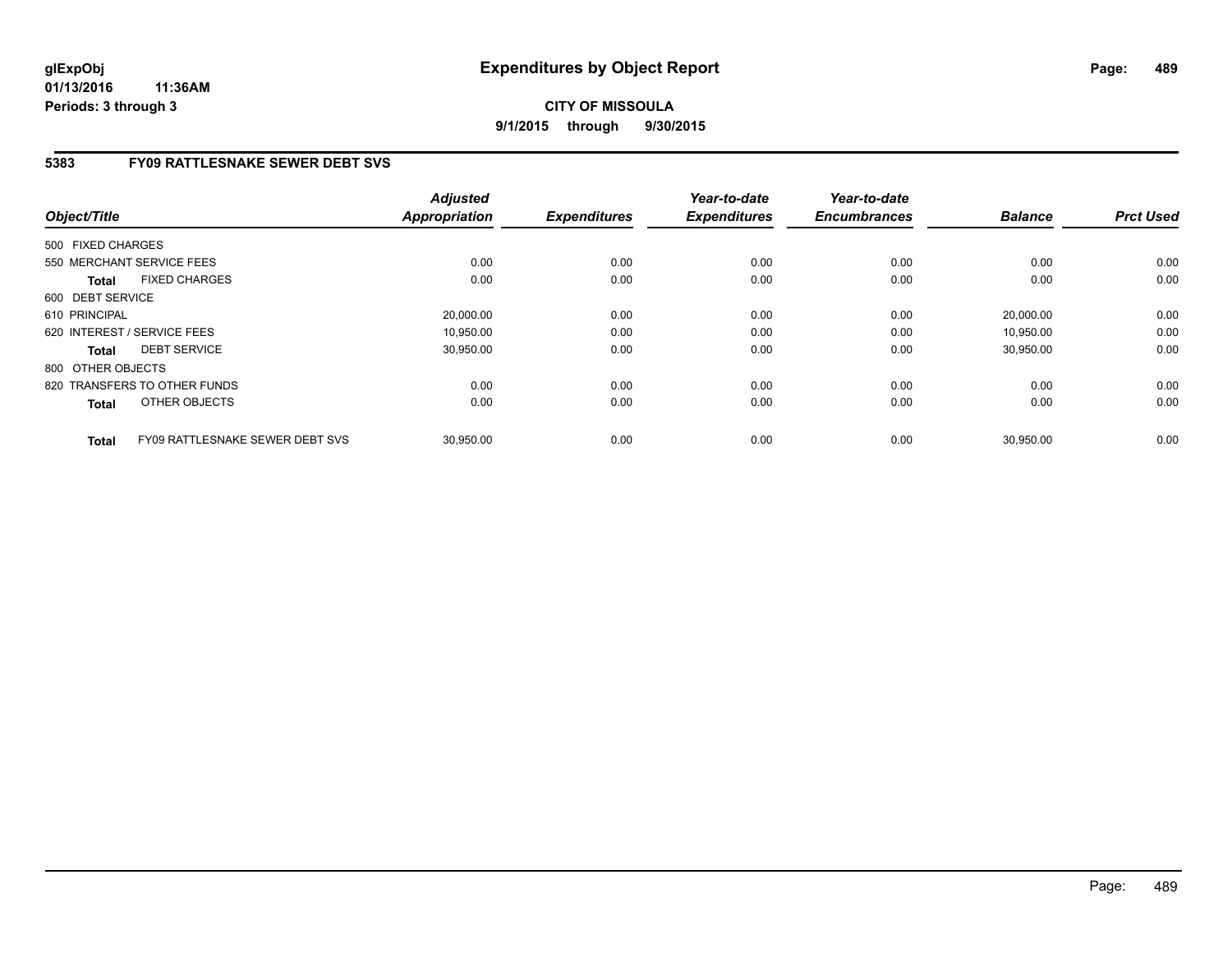**glExpObj**
**01/13/2016 11:36AM**
**Periods: 3 through 3**

# Expenditures by Object Report

**CITY OF MISSOULA**
**9/1/2015 through 9/30/2015**

## 5383 FY09 RATTLESNAKE SEWER DEBT SVS

| Object/Title | Adjusted Appropriation | Expenditures | Year-to-date Expenditures | Year-to-date Encumbrances | Balance | Prct Used |
|---|---|---|---|---|---|---|
| 500 FIXED CHARGES | | | | | | |
| 550 MERCHANT SERVICE FEES | 0.00 | 0.00 | 0.00 | 0.00 | 0.00 | 0.00 |
| **Total** FIXED CHARGES | 0.00 | 0.00 | 0.00 | 0.00 | 0.00 | 0.00 |
| 600 DEBT SERVICE | | | | | | |
| 610 PRINCIPAL | 20,000.00 | 0.00 | 0.00 | 0.00 | 20,000.00 | 0.00 |
| 620 INTEREST / SERVICE FEES | 10,950.00 | 0.00 | 0.00 | 0.00 | 10,950.00 | 0.00 |
| **Total** DEBT SERVICE | 30,950.00 | 0.00 | 0.00 | 0.00 | 30,950.00 | 0.00 |
| 800 OTHER OBJECTS | | | | | | |
| 820 TRANSFERS TO OTHER FUNDS | 0.00 | 0.00 | 0.00 | 0.00 | 0.00 | 0.00 |
| **Total** OTHER OBJECTS | 0.00 | 0.00 | 0.00 | 0.00 | 0.00 | 0.00 |
| **Total** FY09 RATTLESNAKE SEWER DEBT SVS | 30,950.00 | 0.00 | 0.00 | 0.00 | 30,950.00 | 0.00 |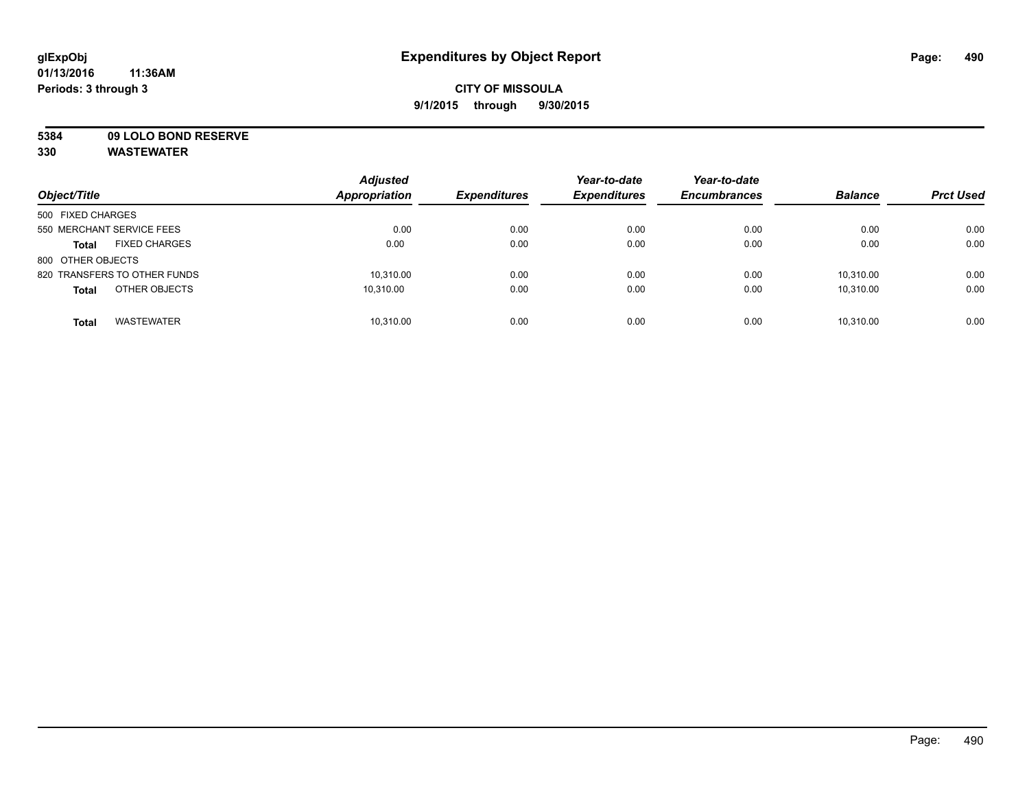# Expenditures by Object Report

glExpObj
01/13/2016 11:36AM
Periods: 3 through 3

**CITY OF MISSOULA**
**9/1/2015 through 9/30/2015**

**5384 09 LOLO BOND RESERVE**
**330 WASTEWATER**

| Object/Title | | Adjusted Appropriation | Expenditures | Year-to-date Expenditures | Year-to-date Encumbrances | Balance | Prct Used |
|---|---|---|---|---|---|---|---|
| 500 FIXED CHARGES | | | | | | | |
| 550 MERCHANT SERVICE FEES | | 0.00 | 0.00 | 0.00 | 0.00 | 0.00 | 0.00 |
| **Total** | FIXED CHARGES | 0.00 | 0.00 | 0.00 | 0.00 | 0.00 | 0.00 |
| 800 OTHER OBJECTS | | | | | | | |
| 820 TRANSFERS TO OTHER FUNDS | | 10,310.00 | 0.00 | 0.00 | 0.00 | 10,310.00 | 0.00 |
| **Total** | OTHER OBJECTS | 10,310.00 | 0.00 | 0.00 | 0.00 | 10,310.00 | 0.00 |
| **Total** | WASTEWATER | 10,310.00 | 0.00 | 0.00 | 0.00 | 10,310.00 | 0.00 |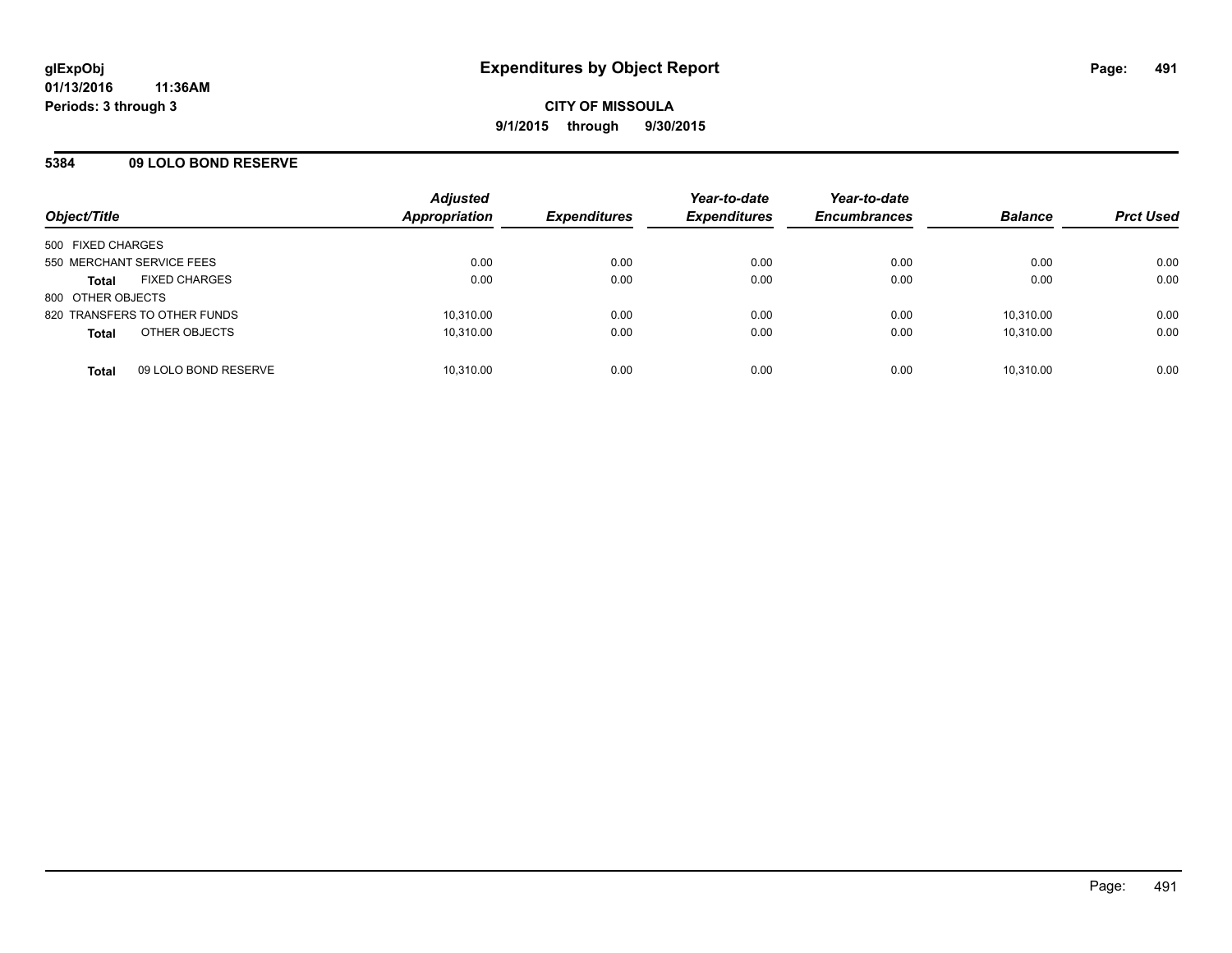**glExpObj**
**01/13/2016 11:36AM**
**Periods: 3 through 3**

# Expenditures by Object Report

**CITY OF MISSOULA**
**9/1/2015 through 9/30/2015**

## 5384 09 LOLO BOND RESERVE

| Object/Title | | Adjusted Appropriation | Expenditures | Year-to-date Expenditures | Year-to-date Encumbrances | Balance | Prct Used |
|---|---|---|---|---|---|---|---|
| 500 FIXED CHARGES | | | | | | | |
| 550 MERCHANT SERVICE FEES | | 0.00 | 0.00 | 0.00 | 0.00 | 0.00 | 0.00 |
| **Total** | FIXED CHARGES | 0.00 | 0.00 | 0.00 | 0.00 | 0.00 | 0.00 |
| 800 OTHER OBJECTS | | | | | | | |
| 820 TRANSFERS TO OTHER FUNDS | | 10,310.00 | 0.00 | 0.00 | 0.00 | 10,310.00 | 0.00 |
| **Total** | OTHER OBJECTS | 10,310.00 | 0.00 | 0.00 | 0.00 | 10,310.00 | 0.00 |
| **Total** | 09 LOLO BOND RESERVE | 10,310.00 | 0.00 | 0.00 | 0.00 | 10,310.00 | 0.00 |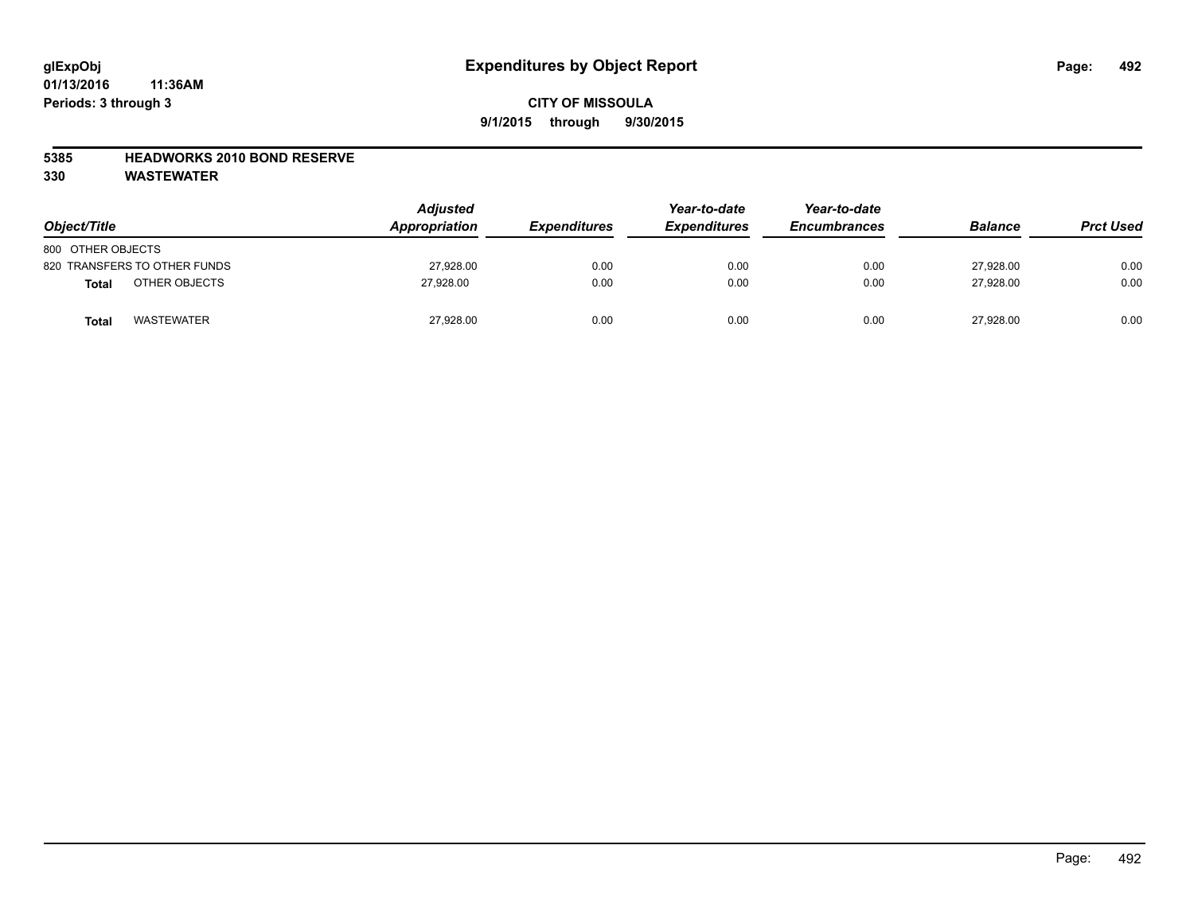# Expenditures by Object Report

glExpObj
01/13/2016 11:36AM
Periods: 3 through 3

**CITY OF MISSOULA**
**9/1/2015 through 9/30/2015**

**5385 HEADWORKS 2010 BOND RESERVE**
**330 WASTEWATER**

| Object/Title | Adjusted Appropriation | Expenditures | Year-to-date Expenditures | Year-to-date Encumbrances | Balance | Prct Used |
|---|---|---|---|---|---|---|
| 800 OTHER OBJECTS | | | | | | |
| 820 TRANSFERS TO OTHER FUNDS | 27,928.00 | 0.00 | 0.00 | 0.00 | 27,928.00 | 0.00 |
| **Total** OTHER OBJECTS | 27,928.00 | 0.00 | 0.00 | 0.00 | 27,928.00 | 0.00 |
| **Total** WASTEWATER | 27,928.00 | 0.00 | 0.00 | 0.00 | 27,928.00 | 0.00 |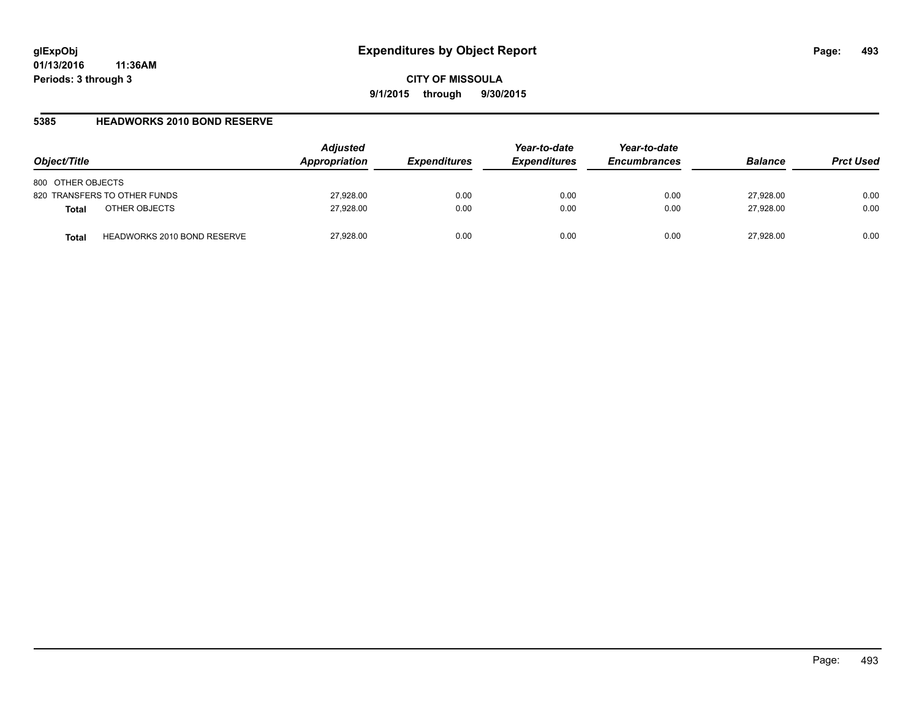# Expenditures by Object Report

glExpObj
01/13/2016 11:36AM
Periods: 3 through 3

**CITY OF MISSOULA**

**9/1/2015 through 9/30/2015**

## 5385 HEADWORKS 2010 BOND RESERVE

| Object/Title | | Adjusted Appropriation | Expenditures | Year-to-date Expenditures | Year-to-date Encumbrances | Balance | Prct Used |
|---|---|---|---|---|---|---|---|
| 800 OTHER OBJECTS | | | | | | | |
| 820 TRANSFERS TO OTHER FUNDS | | 27,928.00 | 0.00 | 0.00 | 0.00 | 27,928.00 | 0.00 |
| **Total** | OTHER OBJECTS | 27,928.00 | 0.00 | 0.00 | 0.00 | 27,928.00 | 0.00 |
| **Total** | HEADWORKS 2010 BOND RESERVE | 27,928.00 | 0.00 | 0.00 | 0.00 | 27,928.00 | 0.00 |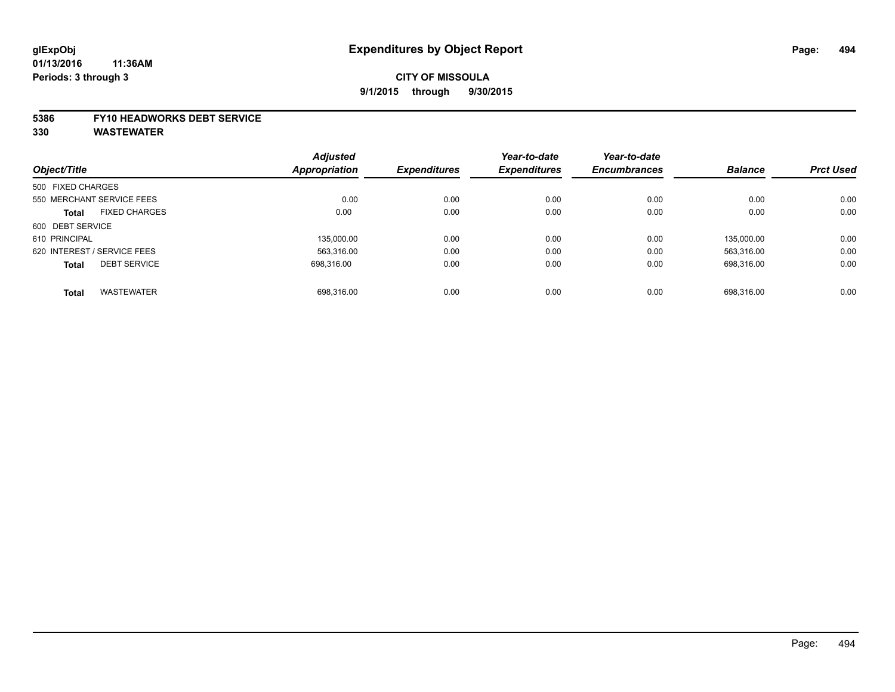# Expenditures by Object Report

glExpObj
01/13/2016 11:36AM
Periods: 3 through 3

## CITY OF MISSOULA

9/1/2015 through 9/30/2015

**5386 FY10 HEADWORKS DEBT SERVICE**
**330 WASTEWATER**

| Object/Title | Adjusted Appropriation | Expenditures | Year-to-date Expenditures | Year-to-date Encumbrances | Balance | Prct Used |
|---|---|---|---|---|---|---|
| 500 FIXED CHARGES | | | | | | |
| 550 MERCHANT SERVICE FEES | 0.00 | 0.00 | 0.00 | 0.00 | 0.00 | 0.00 |
| **Total** FIXED CHARGES | 0.00 | 0.00 | 0.00 | 0.00 | 0.00 | 0.00 |
| 600 DEBT SERVICE | | | | | | |
| 610 PRINCIPAL | 135,000.00 | 0.00 | 0.00 | 0.00 | 135,000.00 | 0.00 |
| 620 INTEREST / SERVICE FEES | 563,316.00 | 0.00 | 0.00 | 0.00 | 563,316.00 | 0.00 |
| **Total** DEBT SERVICE | 698,316.00 | 0.00 | 0.00 | 0.00 | 698,316.00 | 0.00 |
| **Total** WASTEWATER | 698,316.00 | 0.00 | 0.00 | 0.00 | 698,316.00 | 0.00 |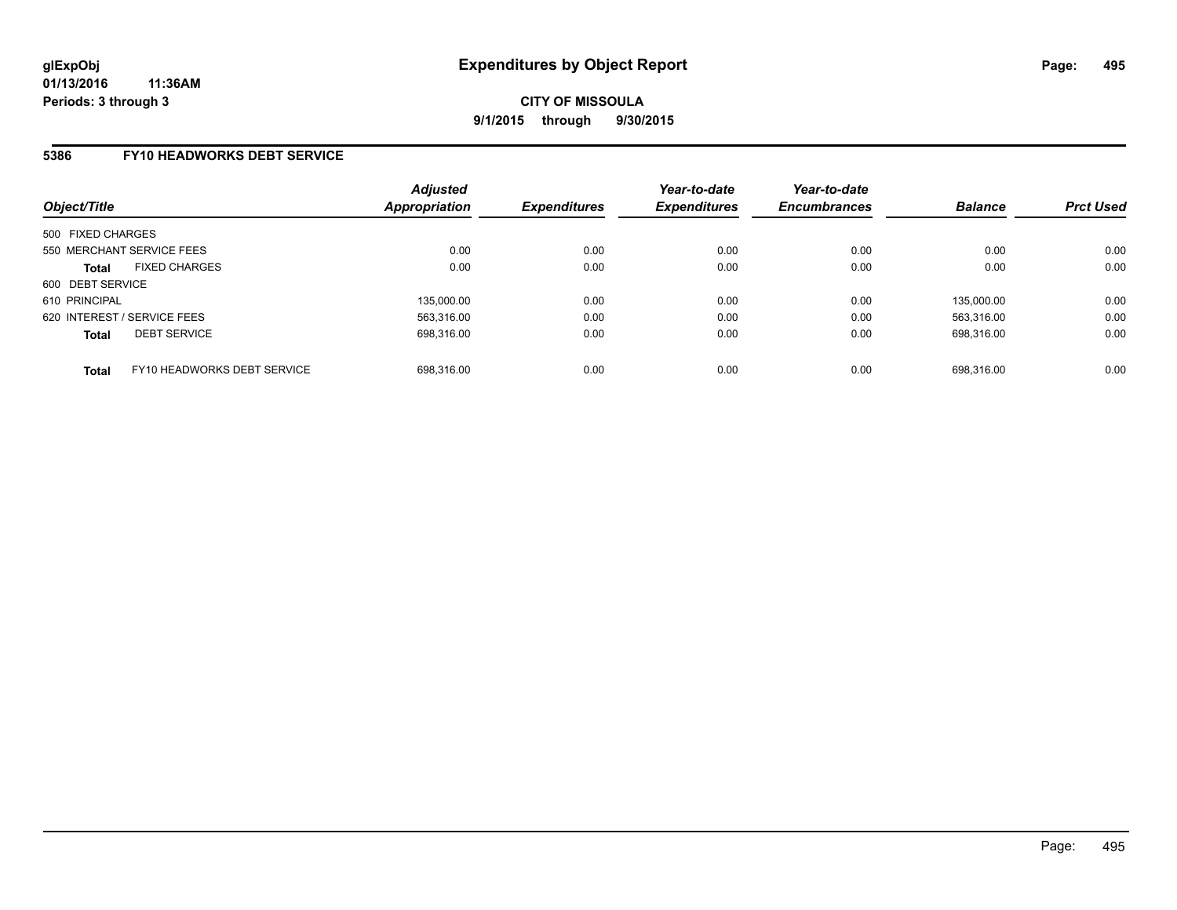glExpObj
01/13/2016 11:36AM
Periods: 3 through 3

# Expenditures by Object Report

**CITY OF MISSOULA**

**9/1/2015 through 9/30/2015**

### 5386 FY10 HEADWORKS DEBT SERVICE

| Object/Title | Adjusted Appropriation | Expenditures | Year-to-date Expenditures | Year-to-date Encumbrances | Balance | Prct Used |
|---|---|---|---|---|---|---|
| 500 FIXED CHARGES | | | | | | |
| 550 MERCHANT SERVICE FEES | 0.00 | 0.00 | 0.00 | 0.00 | 0.00 | 0.00 |
| **Total** FIXED CHARGES | 0.00 | 0.00 | 0.00 | 0.00 | 0.00 | 0.00 |
| 600 DEBT SERVICE | | | | | | |
| 610 PRINCIPAL | 135,000.00 | 0.00 | 0.00 | 0.00 | 135,000.00 | 0.00 |
| 620 INTEREST / SERVICE FEES | 563,316.00 | 0.00 | 0.00 | 0.00 | 563,316.00 | 0.00 |
| **Total** DEBT SERVICE | 698,316.00 | 0.00 | 0.00 | 0.00 | 698,316.00 | 0.00 |
| **Total** FY10 HEADWORKS DEBT SERVICE | 698,316.00 | 0.00 | 0.00 | 0.00 | 698,316.00 | 0.00 |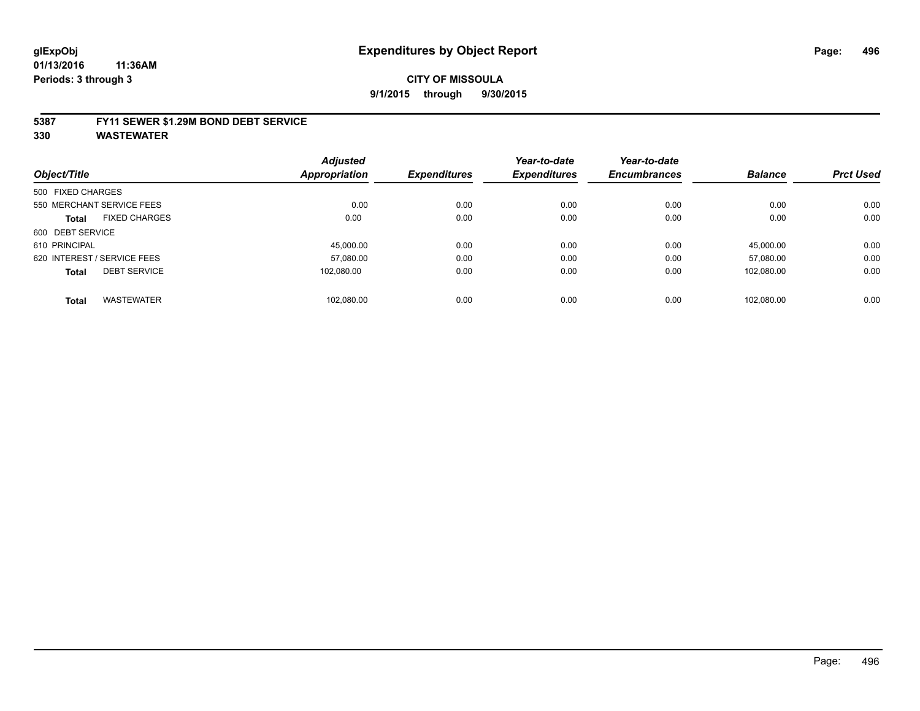# Expenditures by Object Report

glExpObj
01/13/2016 11:36AM
Periods: 3 through 3

**CITY OF MISSOULA**

**9/1/2015 through 9/30/2015**

## 5387 FY11 SEWER $1.29M BOND DEBT SERVICE
## 330 WASTEWATER

| Object/Title | Adjusted Appropriation | Expenditures | Year-to-date Expenditures | Year-to-date Encumbrances | Balance | Prct Used |
|---|---|---|---|---|---|---|
| 500 FIXED CHARGES | | | | | | |
| 550 MERCHANT SERVICE FEES | 0.00 | 0.00 | 0.00 | 0.00 | 0.00 | 0.00 |
| **Total** FIXED CHARGES | 0.00 | 0.00 | 0.00 | 0.00 | 0.00 | 0.00 |
| 600 DEBT SERVICE | | | | | | |
| 610 PRINCIPAL | 45,000.00 | 0.00 | 0.00 | 0.00 | 45,000.00 | 0.00 |
| 620 INTEREST / SERVICE FEES | 57,080.00 | 0.00 | 0.00 | 0.00 | 57,080.00 | 0.00 |
| **Total** DEBT SERVICE | 102,080.00 | 0.00 | 0.00 | 0.00 | 102,080.00 | 0.00 |
| **Total** WASTEWATER | 102,080.00 | 0.00 | 0.00 | 0.00 | 102,080.00 | 0.00 |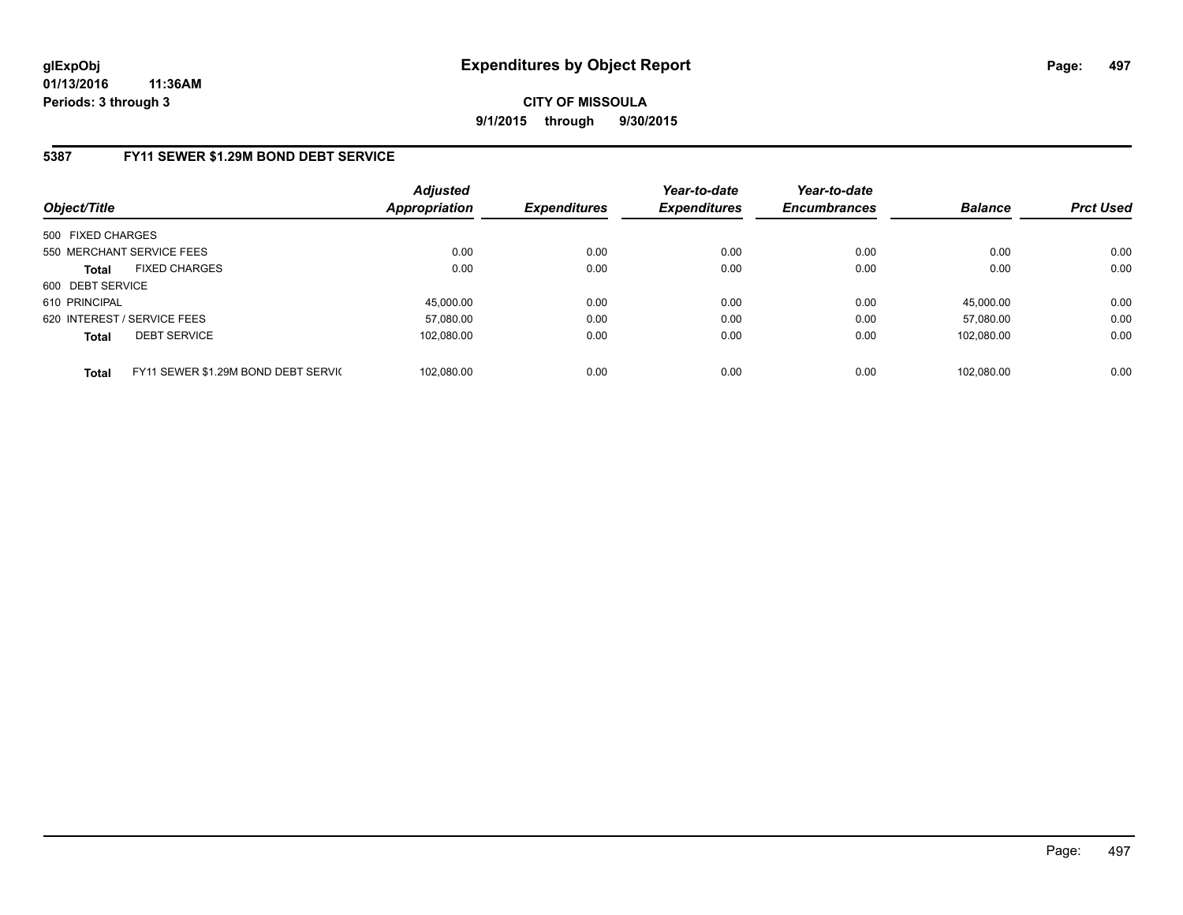# Expenditures by Object Report

glExpObj
01/13/2016 11:36AM
Periods: 3 through 3

**CITY OF MISSOULA**
**9/1/2015 through 9/30/2015**

## 5387 FY11 SEWER $1.29M BOND DEBT SERVICE

| Object/Title | | Adjusted Appropriation | Expenditures | Year-to-date Expenditures | Year-to-date Encumbrances | Balance | Prct Used |
|---|---|---|---|---|---|---|---|
| 500 FIXED CHARGES | | | | | | | |
| 550 MERCHANT SERVICE FEES | | 0.00 | 0.00 | 0.00 | 0.00 | 0.00 | 0.00 |
| **Total** | FIXED CHARGES | 0.00 | 0.00 | 0.00 | 0.00 | 0.00 | 0.00 |
| 600 DEBT SERVICE | | | | | | | |
| 610 PRINCIPAL | | 45,000.00 | 0.00 | 0.00 | 0.00 | 45,000.00 | 0.00 |
| 620 INTEREST / SERVICE FEES | | 57,080.00 | 0.00 | 0.00 | 0.00 | 57,080.00 | 0.00 |
| **Total** | DEBT SERVICE | 102,080.00 | 0.00 | 0.00 | 0.00 | 102,080.00 | 0.00 |
| **Total** | FY11 SEWER $1.29M BOND DEBT SERVIC | 102,080.00 | 0.00 | 0.00 | 0.00 | 102,080.00 | 0.00 |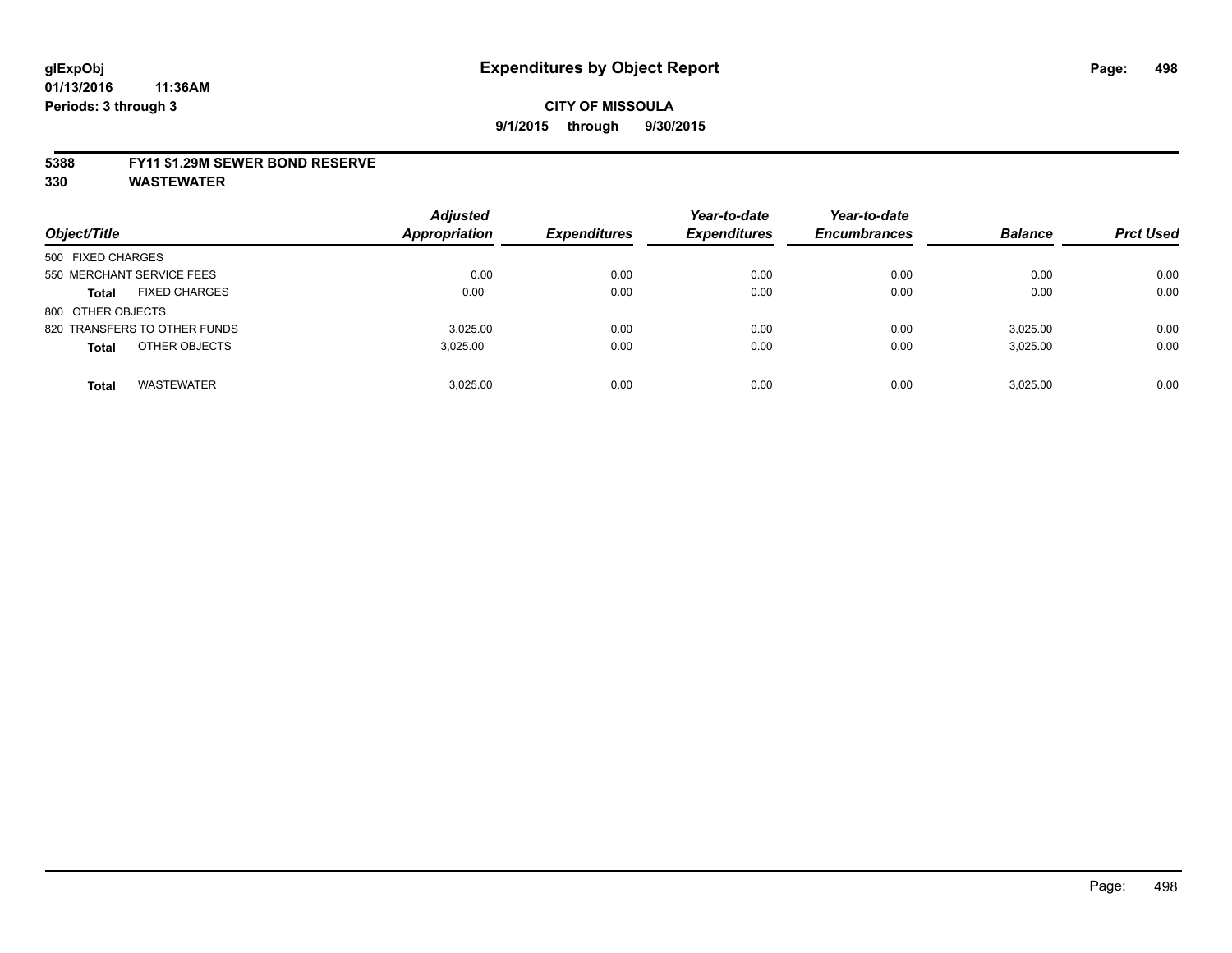glExpObj
01/13/2016 11:36AM
Periods: 3 through 3

# Expenditures by Object Report

**CITY OF MISSOULA**
**9/1/2015 through 9/30/2015**

**5388 FY11 $1.29M SEWER BOND RESERVE**
**330 WASTEWATER**

| Object/Title | | Adjusted Appropriation | Expenditures | Year-to-date Expenditures | Year-to-date Encumbrances | Balance | Prct Used |
|---|---|---|---|---|---|---|---|
| 500 FIXED CHARGES | | | | | | | |
| 550 MERCHANT SERVICE FEES | | 0.00 | 0.00 | 0.00 | 0.00 | 0.00 | 0.00 |
| **Total** | FIXED CHARGES | 0.00 | 0.00 | 0.00 | 0.00 | 0.00 | 0.00 |
| 800 OTHER OBJECTS | | | | | | | |
| 820 TRANSFERS TO OTHER FUNDS | | 3,025.00 | 0.00 | 0.00 | 0.00 | 3,025.00 | 0.00 |
| **Total** | OTHER OBJECTS | 3,025.00 | 0.00 | 0.00 | 0.00 | 3,025.00 | 0.00 |
| **Total** | WASTEWATER | 3,025.00 | 0.00 | 0.00 | 0.00 | 3,025.00 | 0.00 |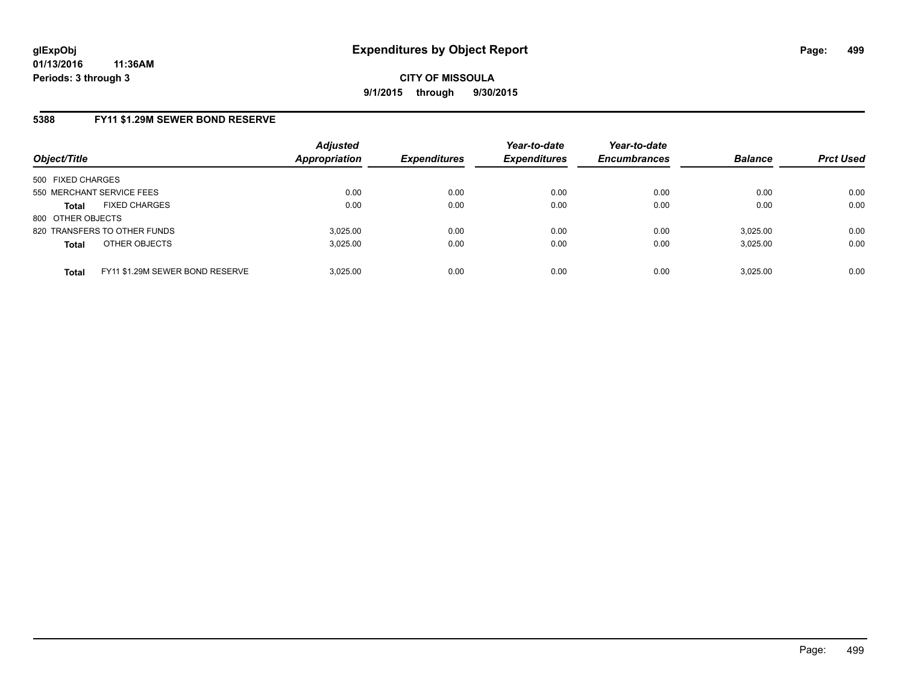**glExpObj** **Expenditures by Object Report**

**01/13/2016 11:36AM**

**Periods: 3 through 3**

**CITY OF MISSOULA**

**9/1/2015 through 9/30/2015**

## 5388 FY11 $1.29M SEWER BOND RESERVE

| Object/Title | Adjusted Appropriation | Expenditures | Year-to-date Expenditures | Year-to-date Encumbrances | Balance | Prct Used |
|---|---|---|---|---|---|---|
| 500 FIXED CHARGES | | | | | | |
| 550 MERCHANT SERVICE FEES | 0.00 | 0.00 | 0.00 | 0.00 | 0.00 | 0.00 |
| **Total** FIXED CHARGES | 0.00 | 0.00 | 0.00 | 0.00 | 0.00 | 0.00 |
| 800 OTHER OBJECTS | | | | | | |
| 820 TRANSFERS TO OTHER FUNDS | 3,025.00 | 0.00 | 0.00 | 0.00 | 3,025.00 | 0.00 |
| **Total** OTHER OBJECTS | 3,025.00 | 0.00 | 0.00 | 0.00 | 3,025.00 | 0.00 |
| **Total** FY11 $1.29M SEWER BOND RESERVE | 3,025.00 | 0.00 | 0.00 | 0.00 | 3,025.00 | 0.00 |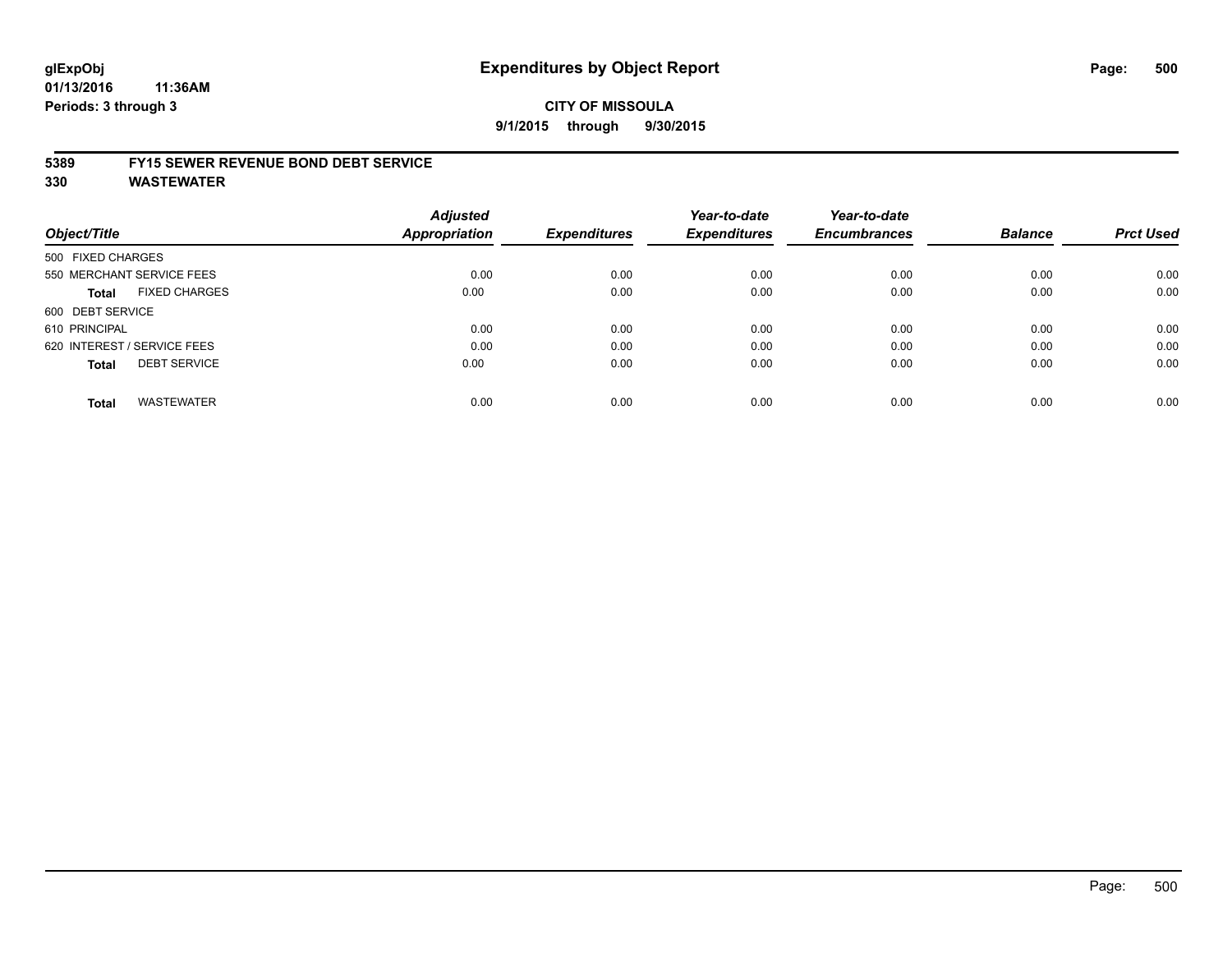glExpObj
01/13/2016 11:36AM
Periods: 3 through 3

# Expenditures by Object Report

**CITY OF MISSOULA**

**9/1/2015 through 9/30/2015**

**5389 FY15 SEWER REVENUE BOND DEBT SERVICE**

**330 WASTEWATER**

| Object/Title | Adjusted Appropriation | Expenditures | Year-to-date Expenditures | Year-to-date Encumbrances | Balance | Prct Used |
|---|---|---|---|---|---|---|
| 500 FIXED CHARGES | | | | | | |
| 550 MERCHANT SERVICE FEES | 0.00 | 0.00 | 0.00 | 0.00 | 0.00 | 0.00 |
| **Total** FIXED CHARGES | 0.00 | 0.00 | 0.00 | 0.00 | 0.00 | 0.00 |
| 600 DEBT SERVICE | | | | | | |
| 610 PRINCIPAL | 0.00 | 0.00 | 0.00 | 0.00 | 0.00 | 0.00 |
| 620 INTEREST / SERVICE FEES | 0.00 | 0.00 | 0.00 | 0.00 | 0.00 | 0.00 |
| **Total** DEBT SERVICE | 0.00 | 0.00 | 0.00 | 0.00 | 0.00 | 0.00 |
| **Total** WASTEWATER | 0.00 | 0.00 | 0.00 | 0.00 | 0.00 | 0.00 |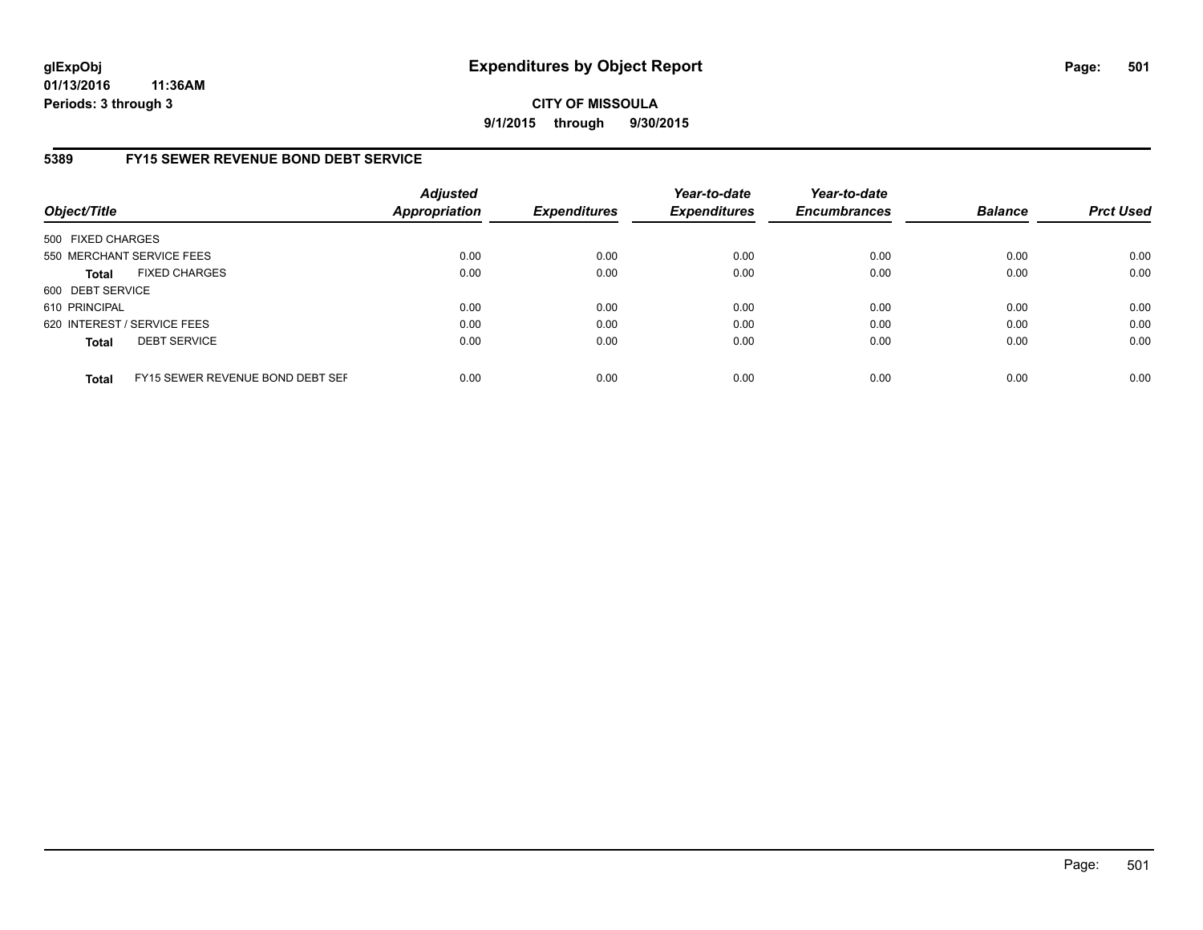glExpObj
01/13/2016 11:36AM
Periods: 3 through 3

# Expenditures by Object Report

CITY OF MISSOULA
9/1/2015 through 9/30/2015

## 5389 FY15 SEWER REVENUE BOND DEBT SERVICE

| Object/Title | | Adjusted Appropriation | Expenditures | Year-to-date Expenditures | Year-to-date Encumbrances | Balance | Prct Used |
|---|---|---|---|---|---|---|---|
| 500 FIXED CHARGES | | | | | | | |
| 550 MERCHANT SERVICE FEES | | 0.00 | 0.00 | 0.00 | 0.00 | 0.00 | 0.00 |
| **Total** | FIXED CHARGES | 0.00 | 0.00 | 0.00 | 0.00 | 0.00 | 0.00 |
| 600 DEBT SERVICE | | | | | | | |
| 610 PRINCIPAL | | 0.00 | 0.00 | 0.00 | 0.00 | 0.00 | 0.00 |
| 620 INTEREST / SERVICE FEES | | 0.00 | 0.00 | 0.00 | 0.00 | 0.00 | 0.00 |
| **Total** | DEBT SERVICE | 0.00 | 0.00 | 0.00 | 0.00 | 0.00 | 0.00 |
| **Total** | FY15 SEWER REVENUE BOND DEBT SEF | 0.00 | 0.00 | 0.00 | 0.00 | 0.00 | 0.00 |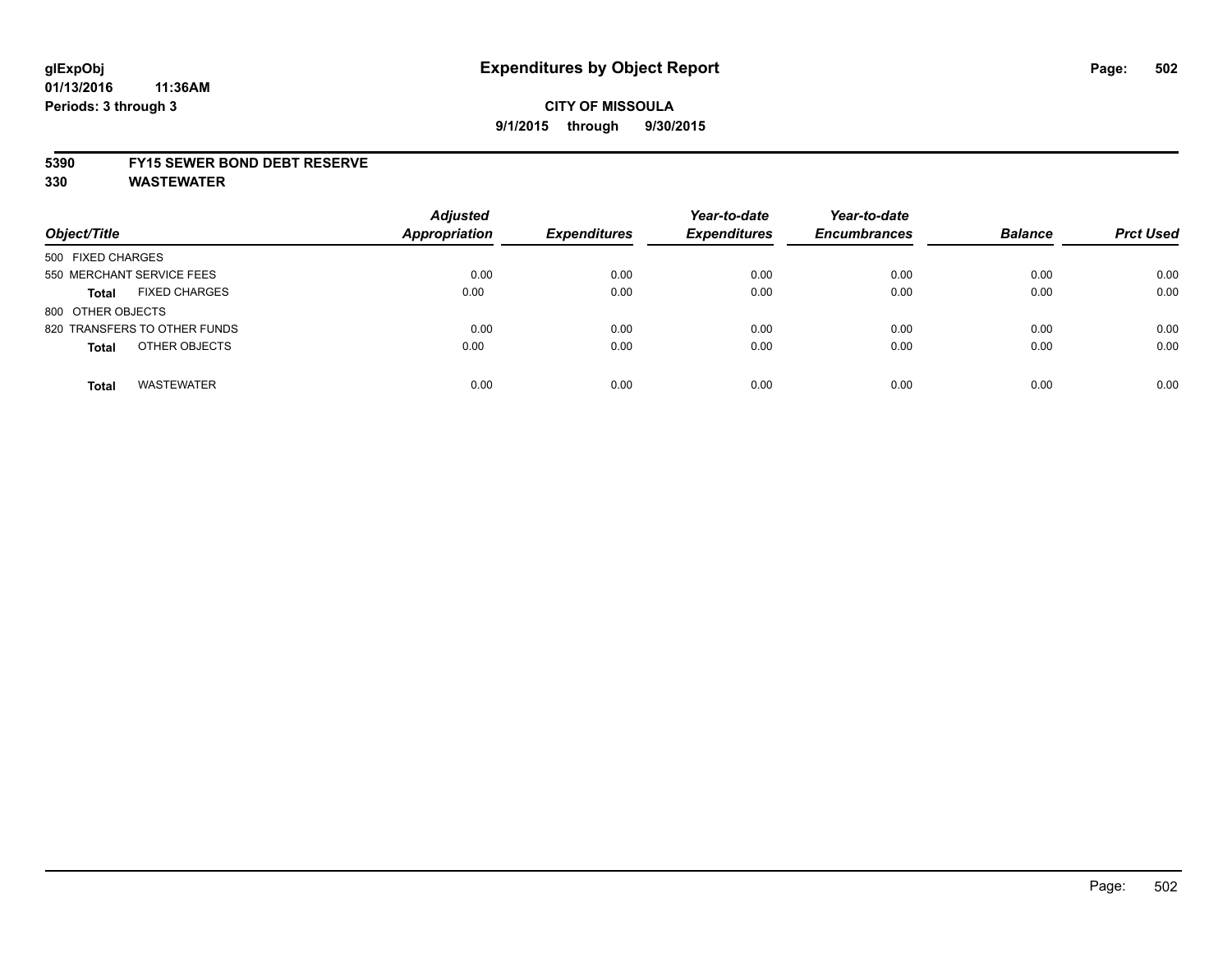# Expenditures by Object Report

glExpObj
01/13/2016 11:36AM
Periods: 3 through 3

**CITY OF MISSOULA**
**9/1/2015 through 9/30/2015**

**5390 FY15 SEWER BOND DEBT RESERVE**
**330 WASTEWATER**

| Object/Title | | Adjusted Appropriation | Expenditures | Year-to-date Expenditures | Year-to-date Encumbrances | Balance | Prct Used |
|---|---|---|---|---|---|---|---|
| 500 FIXED CHARGES | | | | | | | |
| 550 MERCHANT SERVICE FEES | | 0.00 | 0.00 | 0.00 | 0.00 | 0.00 | 0.00 |
| **Total** | FIXED CHARGES | 0.00 | 0.00 | 0.00 | 0.00 | 0.00 | 0.00 |
| 800 OTHER OBJECTS | | | | | | | |
| 820 TRANSFERS TO OTHER FUNDS | | 0.00 | 0.00 | 0.00 | 0.00 | 0.00 | 0.00 |
| **Total** | OTHER OBJECTS | 0.00 | 0.00 | 0.00 | 0.00 | 0.00 | 0.00 |
| **Total** | WASTEWATER | 0.00 | 0.00 | 0.00 | 0.00 | 0.00 | 0.00 |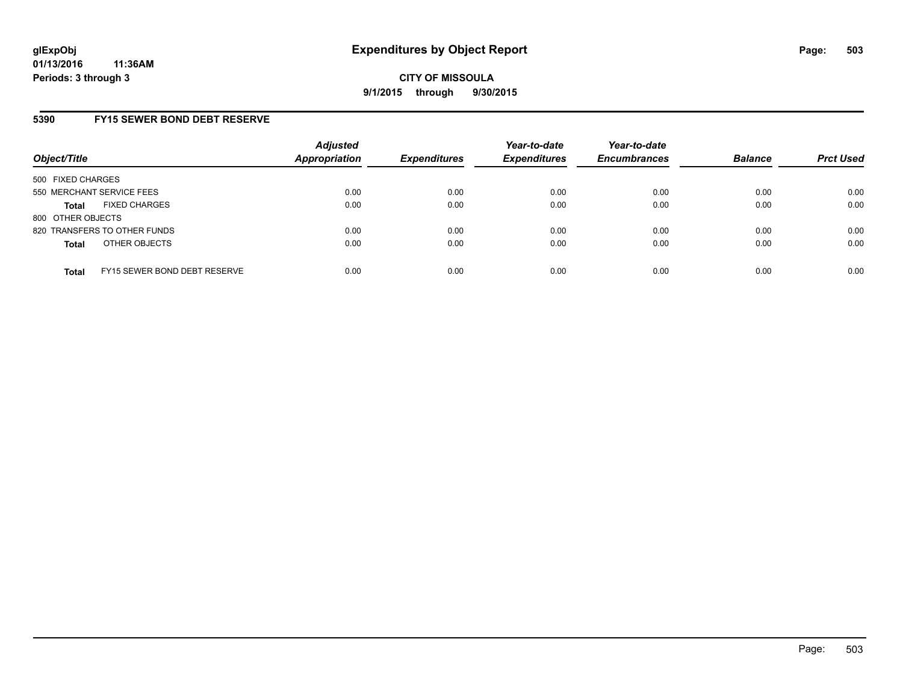# Expenditures by Object Report

glExpObj
01/13/2016 11:36AM
Periods: 3 through 3

**CITY OF MISSOULA**
**9/1/2015 through 9/30/2015**

## 5390 FY15 SEWER BOND DEBT RESERVE

| Object/Title | Adjusted Appropriation | Expenditures | Year-to-date Expenditures | Year-to-date Encumbrances | Balance | Prct Used |
|---|---|---|---|---|---|---|
| 500 FIXED CHARGES | | | | | | |
| 550 MERCHANT SERVICE FEES | 0.00 | 0.00 | 0.00 | 0.00 | 0.00 | 0.00 |
| **Total** FIXED CHARGES | 0.00 | 0.00 | 0.00 | 0.00 | 0.00 | 0.00 |
| 800 OTHER OBJECTS | | | | | | |
| 820 TRANSFERS TO OTHER FUNDS | 0.00 | 0.00 | 0.00 | 0.00 | 0.00 | 0.00 |
| **Total** OTHER OBJECTS | 0.00 | 0.00 | 0.00 | 0.00 | 0.00 | 0.00 |
| **Total** FY15 SEWER BOND DEBT RESERVE | 0.00 | 0.00 | 0.00 | 0.00 | 0.00 | 0.00 |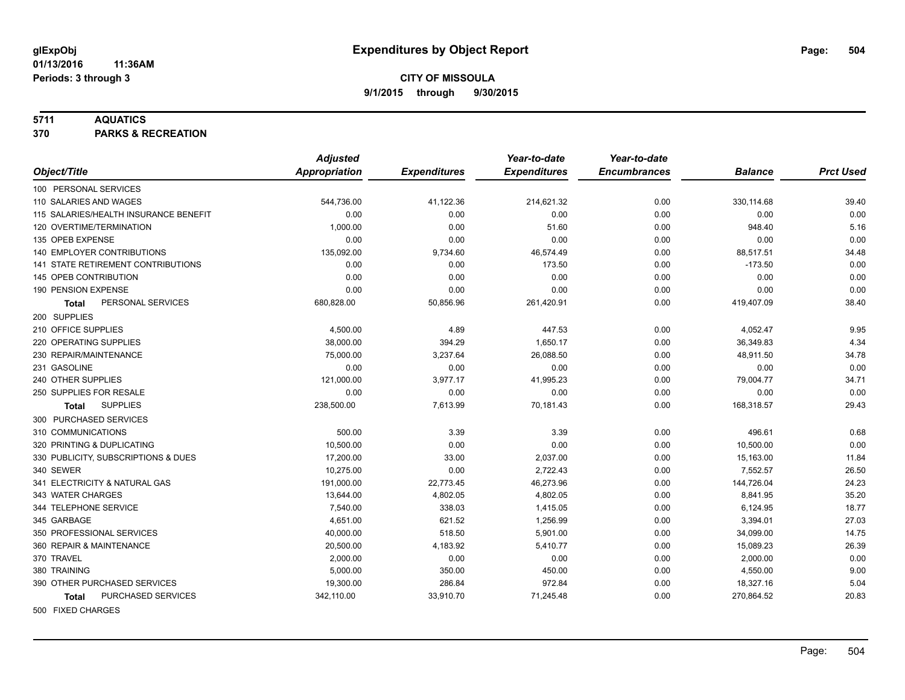# Expenditures by Object Report

glExpObj
01/13/2016 11:36AM
Periods: 3 through 3

**CITY OF MISSOULA**
**9/1/2015 through 9/30/2015**

**5711 AQUATICS**
**370 PARKS & RECREATION**

| Object/Title | Adjusted Appropriation | Expenditures | Year-to-date Expenditures | Year-to-date Encumbrances | Balance | Prct Used |
|---|---|---|---|---|---|---|
| 100 PERSONAL SERVICES | | | | | | |
| 110 SALARIES AND WAGES | 544,736.00 | 41,122.36 | 214,621.32 | 0.00 | 330,114.68 | 39.40 |
| 115 SALARIES/HEALTH INSURANCE BENEFIT | 0.00 | 0.00 | 0.00 | 0.00 | 0.00 | 0.00 |
| 120 OVERTIME/TERMINATION | 1,000.00 | 0.00 | 51.60 | 0.00 | 948.40 | 5.16 |
| 135 OPEB EXPENSE | 0.00 | 0.00 | 0.00 | 0.00 | 0.00 | 0.00 |
| 140 EMPLOYER CONTRIBUTIONS | 135,092.00 | 9,734.60 | 46,574.49 | 0.00 | 88,517.51 | 34.48 |
| 141 STATE RETIREMENT CONTRIBUTIONS | 0.00 | 0.00 | 173.50 | 0.00 | -173.50 | 0.00 |
| 145 OPEB CONTRIBUTION | 0.00 | 0.00 | 0.00 | 0.00 | 0.00 | 0.00 |
| 190 PENSION EXPENSE | 0.00 | 0.00 | 0.00 | 0.00 | 0.00 | 0.00 |
| **Total** PERSONAL SERVICES | 680,828.00 | 50,856.96 | 261,420.91 | 0.00 | 419,407.09 | 38.40 |
| 200 SUPPLIES | | | | | | |
| 210 OFFICE SUPPLIES | 4,500.00 | 4.89 | 447.53 | 0.00 | 4,052.47 | 9.95 |
| 220 OPERATING SUPPLIES | 38,000.00 | 394.29 | 1,650.17 | 0.00 | 36,349.83 | 4.34 |
| 230 REPAIR/MAINTENANCE | 75,000.00 | 3,237.64 | 26,088.50 | 0.00 | 48,911.50 | 34.78 |
| 231 GASOLINE | 0.00 | 0.00 | 0.00 | 0.00 | 0.00 | 0.00 |
| 240 OTHER SUPPLIES | 121,000.00 | 3,977.17 | 41,995.23 | 0.00 | 79,004.77 | 34.71 |
| 250 SUPPLIES FOR RESALE | 0.00 | 0.00 | 0.00 | 0.00 | 0.00 | 0.00 |
| **Total** SUPPLIES | 238,500.00 | 7,613.99 | 70,181.43 | 0.00 | 168,318.57 | 29.43 |
| 300 PURCHASED SERVICES | | | | | | |
| 310 COMMUNICATIONS | 500.00 | 3.39 | 3.39 | 0.00 | 496.61 | 0.68 |
| 320 PRINTING & DUPLICATING | 10,500.00 | 0.00 | 0.00 | 0.00 | 10,500.00 | 0.00 |
| 330 PUBLICITY, SUBSCRIPTIONS & DUES | 17,200.00 | 33.00 | 2,037.00 | 0.00 | 15,163.00 | 11.84 |
| 340 SEWER | 10,275.00 | 0.00 | 2,722.43 | 0.00 | 7,552.57 | 26.50 |
| 341 ELECTRICITY & NATURAL GAS | 191,000.00 | 22,773.45 | 46,273.96 | 0.00 | 144,726.04 | 24.23 |
| 343 WATER CHARGES | 13,644.00 | 4,802.05 | 4,802.05 | 0.00 | 8,841.95 | 35.20 |
| 344 TELEPHONE SERVICE | 7,540.00 | 338.03 | 1,415.05 | 0.00 | 6,124.95 | 18.77 |
| 345 GARBAGE | 4,651.00 | 621.52 | 1,256.99 | 0.00 | 3,394.01 | 27.03 |
| 350 PROFESSIONAL SERVICES | 40,000.00 | 518.50 | 5,901.00 | 0.00 | 34,099.00 | 14.75 |
| 360 REPAIR & MAINTENANCE | 20,500.00 | 4,183.92 | 5,410.77 | 0.00 | 15,089.23 | 26.39 |
| 370 TRAVEL | 2,000.00 | 0.00 | 0.00 | 0.00 | 2,000.00 | 0.00 |
| 380 TRAINING | 5,000.00 | 350.00 | 450.00 | 0.00 | 4,550.00 | 9.00 |
| 390 OTHER PURCHASED SERVICES | 19,300.00 | 286.84 | 972.84 | 0.00 | 18,327.16 | 5.04 |
| **Total** PURCHASED SERVICES | 342,110.00 | 33,910.70 | 71,245.48 | 0.00 | 270,864.52 | 20.83 |
| 500 FIXED CHARGES | | | | | | |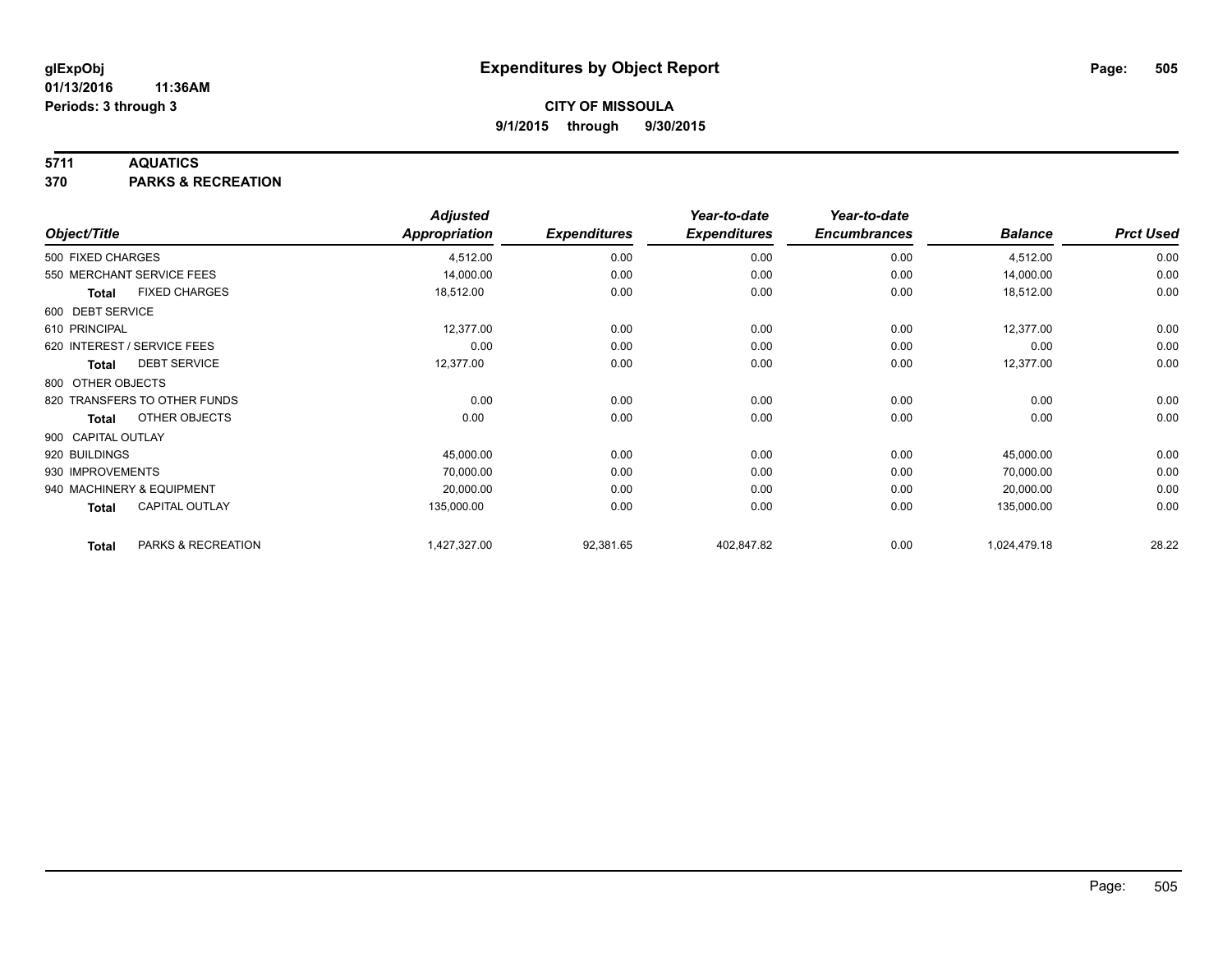**glExpObj** 
**01/13/2016 11:36AM**
**Periods: 3 through 3**

# Expenditures by Object Report

**CITY OF MISSOULA**
**9/1/2015 through 9/30/2015**

**5711 AQUATICS**
**370 PARKS & RECREATION**

| Object/Title | Adjusted Appropriation | Expenditures | Year-to-date Expenditures | Year-to-date Encumbrances | Balance | Prct Used |
|---|---|---|---|---|---|---|
| 500 FIXED CHARGES | 4,512.00 | 0.00 | 0.00 | 0.00 | 4,512.00 | 0.00 |
| 550 MERCHANT SERVICE FEES | 14,000.00 | 0.00 | 0.00 | 0.00 | 14,000.00 | 0.00 |
| **Total** FIXED CHARGES | 18,512.00 | 0.00 | 0.00 | 0.00 | 18,512.00 | 0.00 |
| 600 DEBT SERVICE | | | | | | |
| 610 PRINCIPAL | 12,377.00 | 0.00 | 0.00 | 0.00 | 12,377.00 | 0.00 |
| 620 INTEREST / SERVICE FEES | 0.00 | 0.00 | 0.00 | 0.00 | 0.00 | 0.00 |
| **Total** DEBT SERVICE | 12,377.00 | 0.00 | 0.00 | 0.00 | 12,377.00 | 0.00 |
| 800 OTHER OBJECTS | | | | | | |
| 820 TRANSFERS TO OTHER FUNDS | 0.00 | 0.00 | 0.00 | 0.00 | 0.00 | 0.00 |
| **Total** OTHER OBJECTS | 0.00 | 0.00 | 0.00 | 0.00 | 0.00 | 0.00 |
| 900 CAPITAL OUTLAY | | | | | | |
| 920 BUILDINGS | 45,000.00 | 0.00 | 0.00 | 0.00 | 45,000.00 | 0.00 |
| 930 IMPROVEMENTS | 70,000.00 | 0.00 | 0.00 | 0.00 | 70,000.00 | 0.00 |
| 940 MACHINERY & EQUIPMENT | 20,000.00 | 0.00 | 0.00 | 0.00 | 20,000.00 | 0.00 |
| **Total** CAPITAL OUTLAY | 135,000.00 | 0.00 | 0.00 | 0.00 | 135,000.00 | 0.00 |
| **Total** PARKS & RECREATION | 1,427,327.00 | 92,381.65 | 402,847.82 | 0.00 | 1,024,479.18 | 28.22 |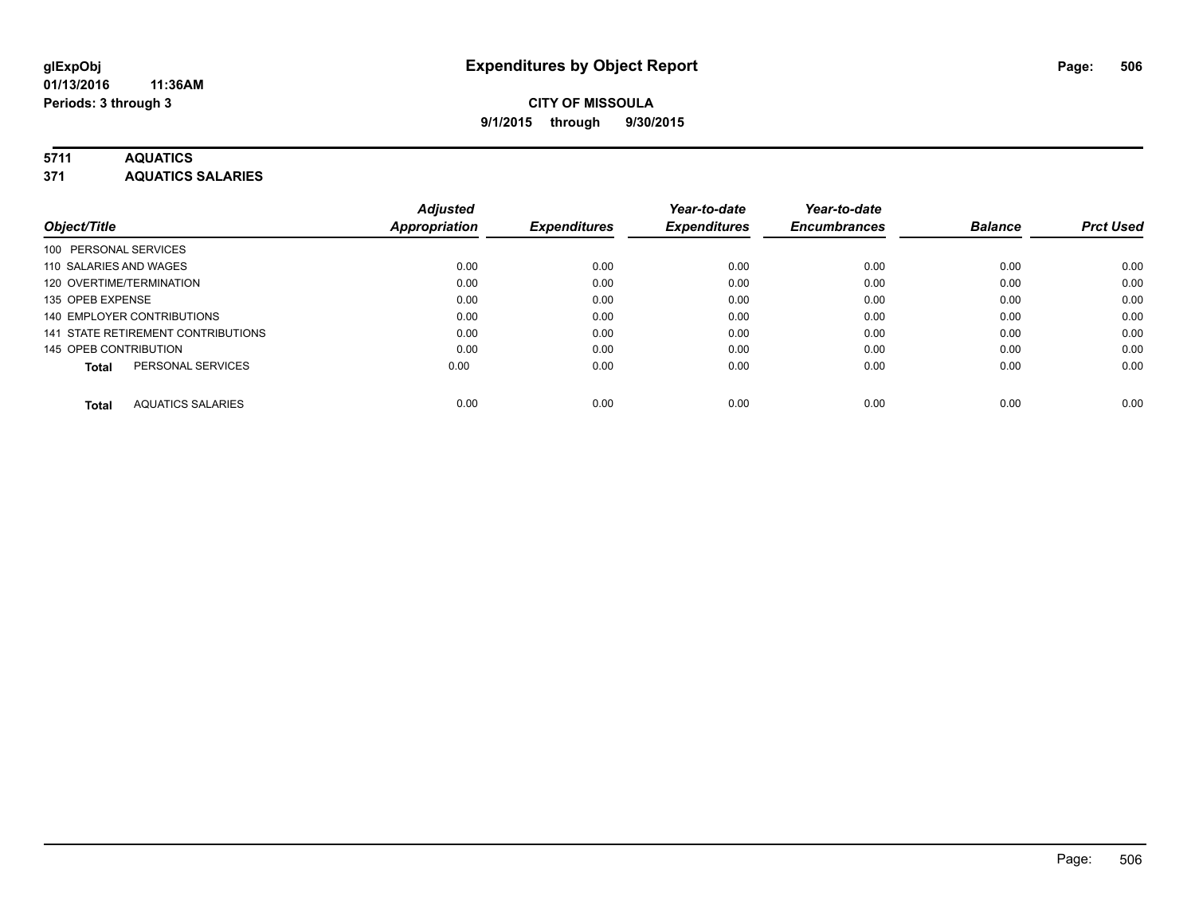**glExpObj**
**01/13/2016 11:36AM**
**Periods: 3 through 3**

# Expenditures by Object Report

**CITY OF MISSOULA**
**9/1/2015 through 9/30/2015**

## 5711 AQUATICS
## 371 AQUATICS SALARIES

| Object/Title | Adjusted Appropriation | Expenditures | Year-to-date Expenditures | Year-to-date Encumbrances | Balance | Prct Used |
|---|---|---|---|---|---|---|
| 100 PERSONAL SERVICES | | | | | | |
| 110 SALARIES AND WAGES | 0.00 | 0.00 | 0.00 | 0.00 | 0.00 | 0.00 |
| 120 OVERTIME/TERMINATION | 0.00 | 0.00 | 0.00 | 0.00 | 0.00 | 0.00 |
| 135 OPEB EXPENSE | 0.00 | 0.00 | 0.00 | 0.00 | 0.00 | 0.00 |
| 140 EMPLOYER CONTRIBUTIONS | 0.00 | 0.00 | 0.00 | 0.00 | 0.00 | 0.00 |
| 141 STATE RETIREMENT CONTRIBUTIONS | 0.00 | 0.00 | 0.00 | 0.00 | 0.00 | 0.00 |
| 145 OPEB CONTRIBUTION | 0.00 | 0.00 | 0.00 | 0.00 | 0.00 | 0.00 |
| **Total** PERSONAL SERVICES | 0.00 | 0.00 | 0.00 | 0.00 | 0.00 | 0.00 |
| **Total** AQUATICS SALARIES | 0.00 | 0.00 | 0.00 | 0.00 | 0.00 | 0.00 |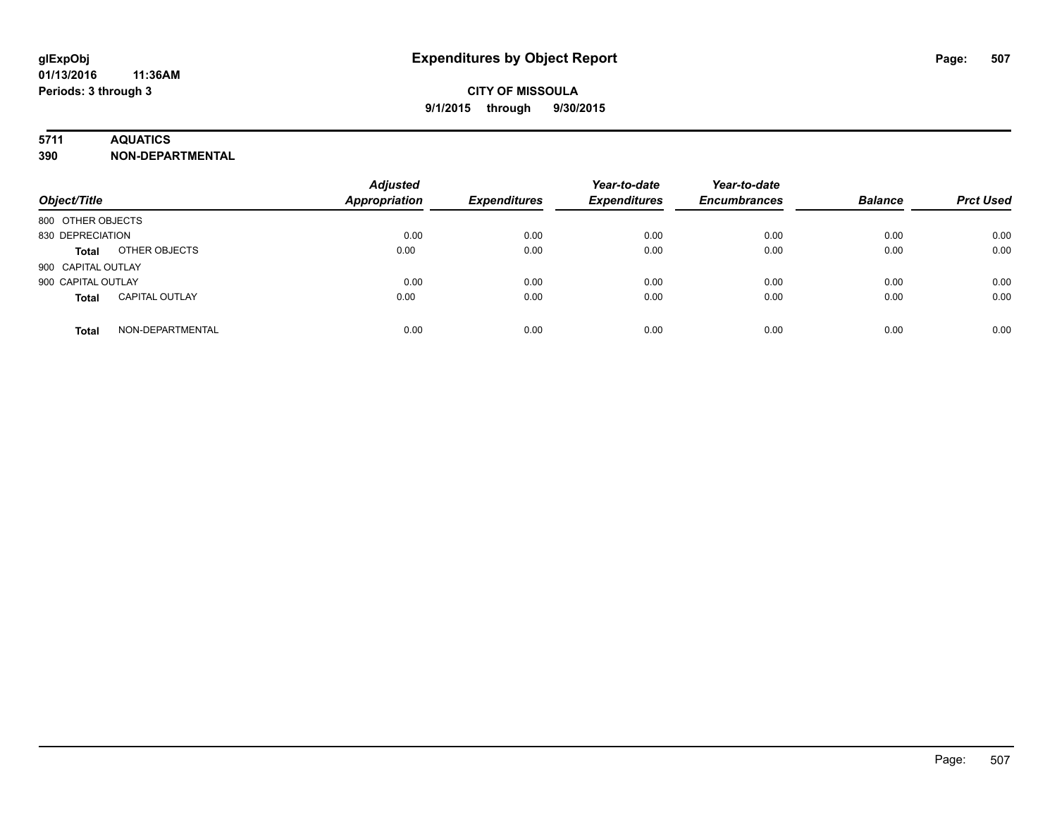**glExpObj** **Expenditures by Object Report**

**01/13/2016 11:36AM**

**Periods: 3 through 3**

**CITY OF MISSOULA**

**9/1/2015 through 9/30/2015**

**5711 AQUATICS**

**390 NON-DEPARTMENTAL**

| Object/Title | | Adjusted Appropriation | Expenditures | Year-to-date Expenditures | Year-to-date Encumbrances | Balance | Prct Used |
|---|---|---|---|---|---|---|---|
| 800 OTHER OBJECTS | | | | | | | |
| 830 DEPRECIATION | | 0.00 | 0.00 | 0.00 | 0.00 | 0.00 | 0.00 |
| **Total** | OTHER OBJECTS | 0.00 | 0.00 | 0.00 | 0.00 | 0.00 | 0.00 |
| 900 CAPITAL OUTLAY | | | | | | | |
| 900 CAPITAL OUTLAY | | 0.00 | 0.00 | 0.00 | 0.00 | 0.00 | 0.00 |
| **Total** | CAPITAL OUTLAY | 0.00 | 0.00 | 0.00 | 0.00 | 0.00 | 0.00 |
| **Total** | NON-DEPARTMENTAL | 0.00 | 0.00 | 0.00 | 0.00 | 0.00 | 0.00 |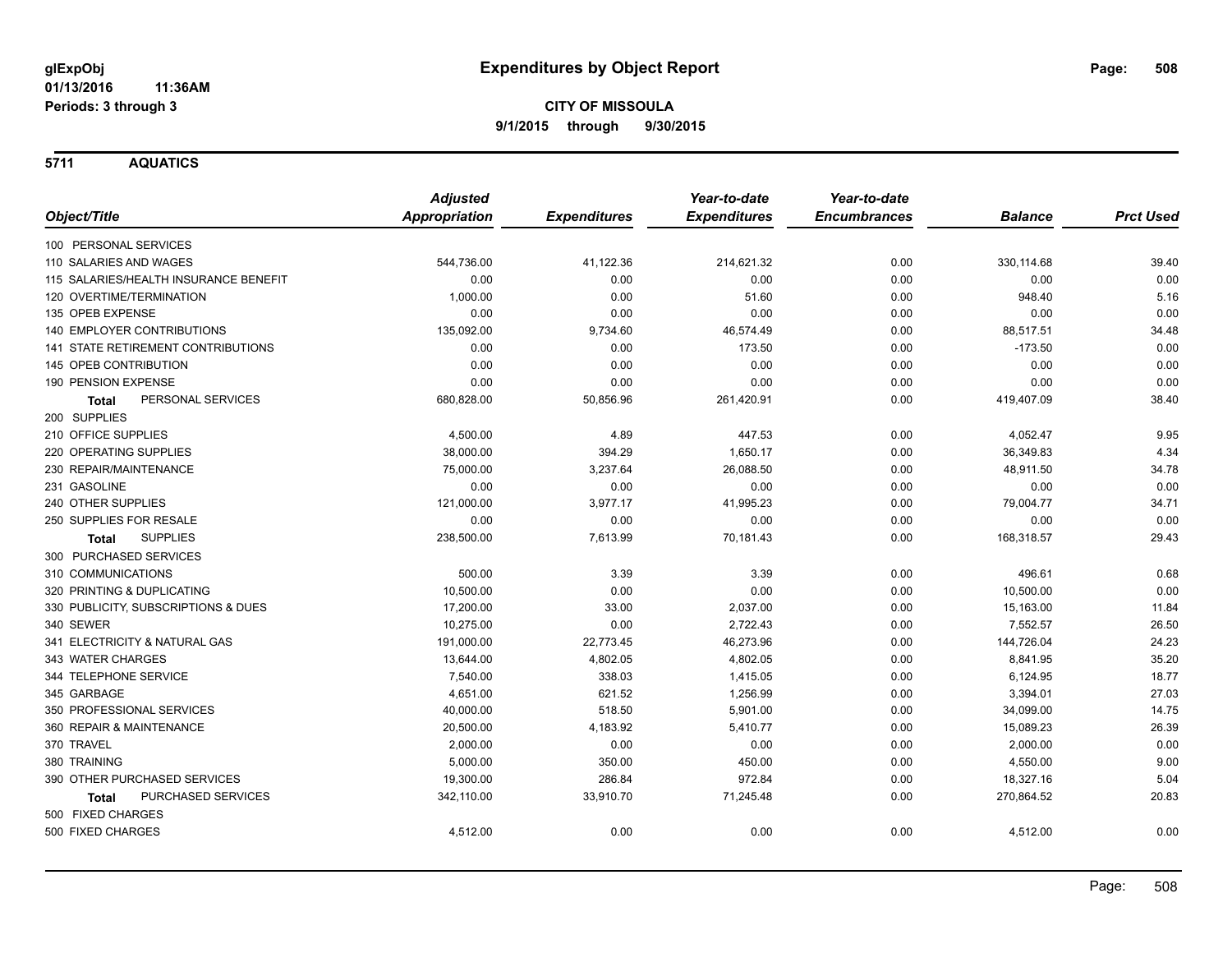glExpObj
01/13/2016 11:36AM
Periods: 3 through 3

# Expenditures by Object Report

**CITY OF MISSOULA**
**9/1/2015 through 9/30/2015**

## 5711 AQUATICS

| Object/Title | Adjusted Appropriation | Expenditures | Year-to-date Expenditures | Year-to-date Encumbrances | Balance | Prct Used |
|---|---|---|---|---|---|---|
| 100 PERSONAL SERVICES | | | | | | |
| 110 SALARIES AND WAGES | 544,736.00 | 41,122.36 | 214,621.32 | 0.00 | 330,114.68 | 39.40 |
| 115 SALARIES/HEALTH INSURANCE BENEFIT | 0.00 | 0.00 | 0.00 | 0.00 | 0.00 | 0.00 |
| 120 OVERTIME/TERMINATION | 1,000.00 | 0.00 | 51.60 | 0.00 | 948.40 | 5.16 |
| 135 OPEB EXPENSE | 0.00 | 0.00 | 0.00 | 0.00 | 0.00 | 0.00 |
| 140 EMPLOYER CONTRIBUTIONS | 135,092.00 | 9,734.60 | 46,574.49 | 0.00 | 88,517.51 | 34.48 |
| 141 STATE RETIREMENT CONTRIBUTIONS | 0.00 | 0.00 | 173.50 | 0.00 | -173.50 | 0.00 |
| 145 OPEB CONTRIBUTION | 0.00 | 0.00 | 0.00 | 0.00 | 0.00 | 0.00 |
| 190 PENSION EXPENSE | 0.00 | 0.00 | 0.00 | 0.00 | 0.00 | 0.00 |
| **Total** PERSONAL SERVICES | 680,828.00 | 50,856.96 | 261,420.91 | 0.00 | 419,407.09 | 38.40 |
| 200 SUPPLIES | | | | | | |
| 210 OFFICE SUPPLIES | 4,500.00 | 4.89 | 447.53 | 0.00 | 4,052.47 | 9.95 |
| 220 OPERATING SUPPLIES | 38,000.00 | 394.29 | 1,650.17 | 0.00 | 36,349.83 | 4.34 |
| 230 REPAIR/MAINTENANCE | 75,000.00 | 3,237.64 | 26,088.50 | 0.00 | 48,911.50 | 34.78 |
| 231 GASOLINE | 0.00 | 0.00 | 0.00 | 0.00 | 0.00 | 0.00 |
| 240 OTHER SUPPLIES | 121,000.00 | 3,977.17 | 41,995.23 | 0.00 | 79,004.77 | 34.71 |
| 250 SUPPLIES FOR RESALE | 0.00 | 0.00 | 0.00 | 0.00 | 0.00 | 0.00 |
| **Total** SUPPLIES | 238,500.00 | 7,613.99 | 70,181.43 | 0.00 | 168,318.57 | 29.43 |
| 300 PURCHASED SERVICES | | | | | | |
| 310 COMMUNICATIONS | 500.00 | 3.39 | 3.39 | 0.00 | 496.61 | 0.68 |
| 320 PRINTING & DUPLICATING | 10,500.00 | 0.00 | 0.00 | 0.00 | 10,500.00 | 0.00 |
| 330 PUBLICITY, SUBSCRIPTIONS & DUES | 17,200.00 | 33.00 | 2,037.00 | 0.00 | 15,163.00 | 11.84 |
| 340 SEWER | 10,275.00 | 0.00 | 2,722.43 | 0.00 | 7,552.57 | 26.50 |
| 341 ELECTRICITY & NATURAL GAS | 191,000.00 | 22,773.45 | 46,273.96 | 0.00 | 144,726.04 | 24.23 |
| 343 WATER CHARGES | 13,644.00 | 4,802.05 | 4,802.05 | 0.00 | 8,841.95 | 35.20 |
| 344 TELEPHONE SERVICE | 7,540.00 | 338.03 | 1,415.05 | 0.00 | 6,124.95 | 18.77 |
| 345 GARBAGE | 4,651.00 | 621.52 | 1,256.99 | 0.00 | 3,394.01 | 27.03 |
| 350 PROFESSIONAL SERVICES | 40,000.00 | 518.50 | 5,901.00 | 0.00 | 34,099.00 | 14.75 |
| 360 REPAIR & MAINTENANCE | 20,500.00 | 4,183.92 | 5,410.77 | 0.00 | 15,089.23 | 26.39 |
| 370 TRAVEL | 2,000.00 | 0.00 | 0.00 | 0.00 | 2,000.00 | 0.00 |
| 380 TRAINING | 5,000.00 | 350.00 | 450.00 | 0.00 | 4,550.00 | 9.00 |
| 390 OTHER PURCHASED SERVICES | 19,300.00 | 286.84 | 972.84 | 0.00 | 18,327.16 | 5.04 |
| **Total** PURCHASED SERVICES | 342,110.00 | 33,910.70 | 71,245.48 | 0.00 | 270,864.52 | 20.83 |
| 500 FIXED CHARGES | | | | | | |
| 500 FIXED CHARGES | 4,512.00 | 0.00 | 0.00 | 0.00 | 4,512.00 | 0.00 |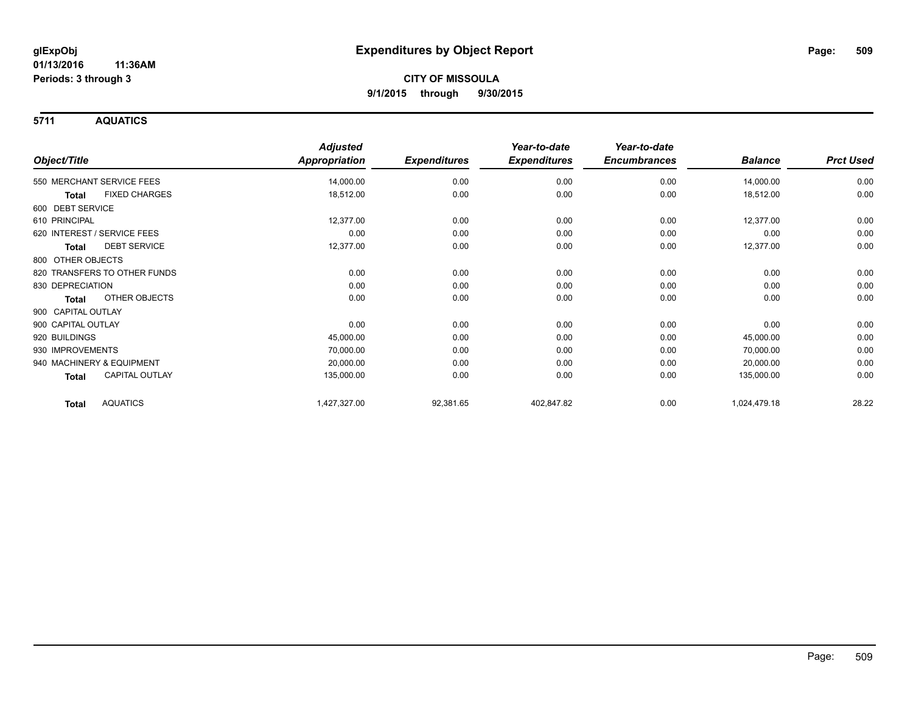glExpObj
01/13/2016 11:36AM
Periods: 3 through 3

# Expenditures by Object Report

**CITY OF MISSOULA**
**9/1/2015 through 9/30/2015**

## 5711 AQUATICS

| Object/Title | Adjusted Appropriation | Expenditures | Year-to-date Expenditures | Year-to-date Encumbrances | Balance | Prct Used |
|---|---|---|---|---|---|---|
| 550 MERCHANT SERVICE FEES | 14,000.00 | 0.00 | 0.00 | 0.00 | 14,000.00 | 0.00 |
| **Total** FIXED CHARGES | 18,512.00 | 0.00 | 0.00 | 0.00 | 18,512.00 | 0.00 |
| 600 DEBT SERVICE | | | | | | |
| 610 PRINCIPAL | 12,377.00 | 0.00 | 0.00 | 0.00 | 12,377.00 | 0.00 |
| 620 INTEREST / SERVICE FEES | 0.00 | 0.00 | 0.00 | 0.00 | 0.00 | 0.00 |
| **Total** DEBT SERVICE | 12,377.00 | 0.00 | 0.00 | 0.00 | 12,377.00 | 0.00 |
| 800 OTHER OBJECTS | | | | | | |
| 820 TRANSFERS TO OTHER FUNDS | 0.00 | 0.00 | 0.00 | 0.00 | 0.00 | 0.00 |
| 830 DEPRECIATION | 0.00 | 0.00 | 0.00 | 0.00 | 0.00 | 0.00 |
| **Total** OTHER OBJECTS | 0.00 | 0.00 | 0.00 | 0.00 | 0.00 | 0.00 |
| 900 CAPITAL OUTLAY | | | | | | |
| 900 CAPITAL OUTLAY | 0.00 | 0.00 | 0.00 | 0.00 | 0.00 | 0.00 |
| 920 BUILDINGS | 45,000.00 | 0.00 | 0.00 | 0.00 | 45,000.00 | 0.00 |
| 930 IMPROVEMENTS | 70,000.00 | 0.00 | 0.00 | 0.00 | 70,000.00 | 0.00 |
| 940 MACHINERY & EQUIPMENT | 20,000.00 | 0.00 | 0.00 | 0.00 | 20,000.00 | 0.00 |
| **Total** CAPITAL OUTLAY | 135,000.00 | 0.00 | 0.00 | 0.00 | 135,000.00 | 0.00 |
| **Total** AQUATICS | 1,427,327.00 | 92,381.65 | 402,847.82 | 0.00 | 1,024,479.18 | 28.22 |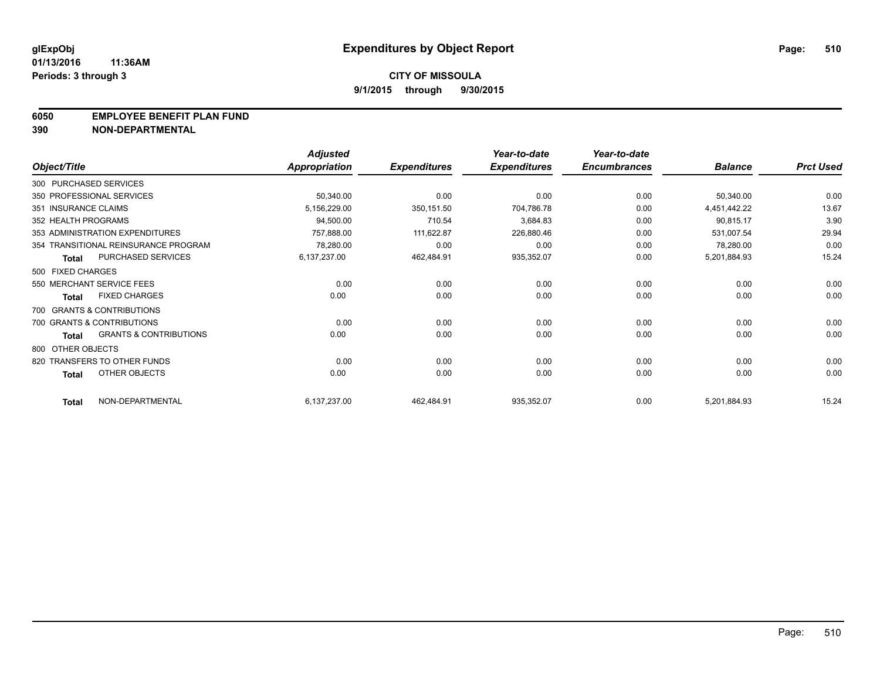**glExpObj**
**01/13/2016 11:36AM**
**Periods: 3 through 3**

# Expenditures by Object Report

**CITY OF MISSOULA**
**9/1/2015 through 9/30/2015**

## 6050 EMPLOYEE BENEFIT PLAN FUND
## 390 NON-DEPARTMENTAL

| Object/Title | | Adjusted Appropriation | Expenditures | Year-to-date Expenditures | Year-to-date Encumbrances | Balance | Prct Used |
|---|---|---|---|---|---|---|---|
| 300 PURCHASED SERVICES | | | | | | | |
| 350 PROFESSIONAL SERVICES | | 50,340.00 | 0.00 | 0.00 | 0.00 | 50,340.00 | 0.00 |
| 351 INSURANCE CLAIMS | | 5,156,229.00 | 350,151.50 | 704,786.78 | 0.00 | 4,451,442.22 | 13.67 |
| 352 HEALTH PROGRAMS | | 94,500.00 | 710.54 | 3,684.83 | 0.00 | 90,815.17 | 3.90 |
| 353 ADMINISTRATION EXPENDITURES | | 757,888.00 | 111,622.87 | 226,880.46 | 0.00 | 531,007.54 | 29.94 |
| 354 TRANSITIONAL REINSURANCE PROGRAM | | 78,280.00 | 0.00 | 0.00 | 0.00 | 78,280.00 | 0.00 |
| **Total** | PURCHASED SERVICES | 6,137,237.00 | 462,484.91 | 935,352.07 | 0.00 | 5,201,884.93 | 15.24 |
| 500 FIXED CHARGES | | | | | | | |
| 550 MERCHANT SERVICE FEES | | 0.00 | 0.00 | 0.00 | 0.00 | 0.00 | 0.00 |
| **Total** | FIXED CHARGES | 0.00 | 0.00 | 0.00 | 0.00 | 0.00 | 0.00 |
| 700 GRANTS & CONTRIBUTIONS | | | | | | | |
| 700 GRANTS & CONTRIBUTIONS | | 0.00 | 0.00 | 0.00 | 0.00 | 0.00 | 0.00 |
| **Total** | GRANTS & CONTRIBUTIONS | 0.00 | 0.00 | 0.00 | 0.00 | 0.00 | 0.00 |
| 800 OTHER OBJECTS | | | | | | | |
| 820 TRANSFERS TO OTHER FUNDS | | 0.00 | 0.00 | 0.00 | 0.00 | 0.00 | 0.00 |
| **Total** | OTHER OBJECTS | 0.00 | 0.00 | 0.00 | 0.00 | 0.00 | 0.00 |
| **Total** | NON-DEPARTMENTAL | 6,137,237.00 | 462,484.91 | 935,352.07 | 0.00 | 5,201,884.93 | 15.24 |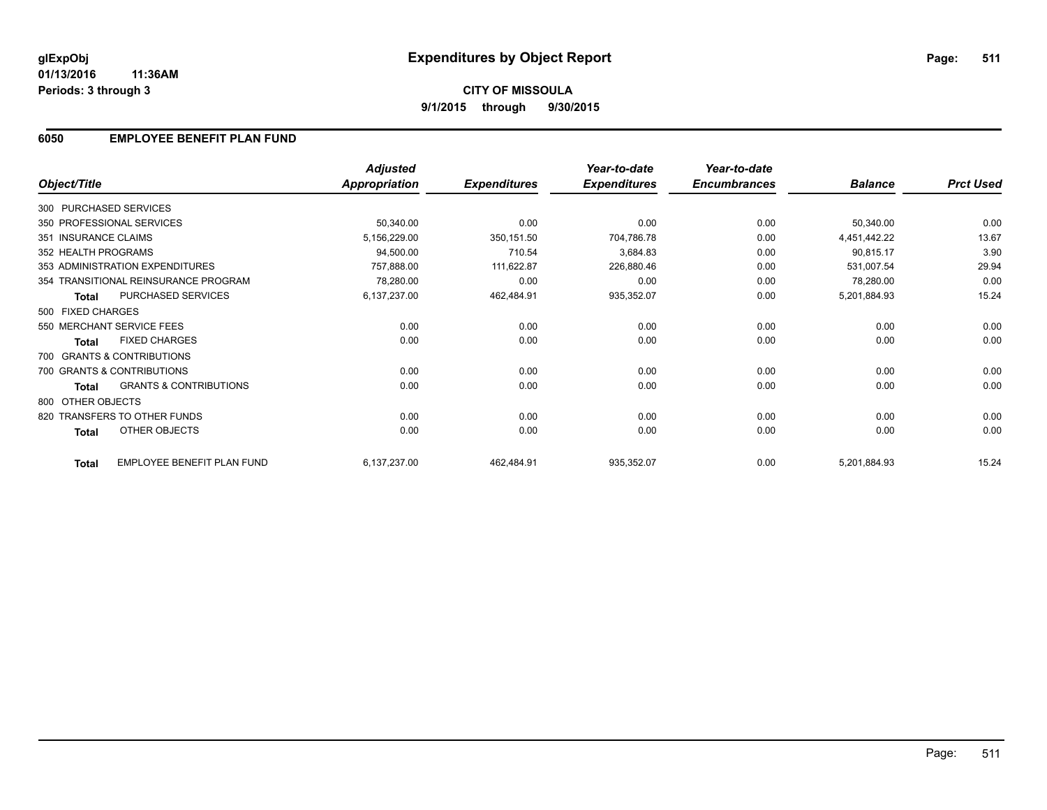# Expenditures by Object Report

glExpObj
01/13/2016 11:36AM
Periods: 3 through 3

**CITY OF MISSOULA**
**9/1/2015 through 9/30/2015**

## 6050 EMPLOYEE BENEFIT PLAN FUND

| Object/Title | | Adjusted Appropriation | Expenditures | Year-to-date Expenditures | Year-to-date Encumbrances | Balance | Prct Used |
|---|---|---|---|---|---|---|---|
| 300 PURCHASED SERVICES | | | | | | | |
| 350 PROFESSIONAL SERVICES | | 50,340.00 | 0.00 | 0.00 | 0.00 | 50,340.00 | 0.00 |
| 351 INSURANCE CLAIMS | | 5,156,229.00 | 350,151.50 | 704,786.78 | 0.00 | 4,451,442.22 | 13.67 |
| 352 HEALTH PROGRAMS | | 94,500.00 | 710.54 | 3,684.83 | 0.00 | 90,815.17 | 3.90 |
| 353 ADMINISTRATION EXPENDITURES | | 757,888.00 | 111,622.87 | 226,880.46 | 0.00 | 531,007.54 | 29.94 |
| 354 TRANSITIONAL REINSURANCE PROGRAM | | 78,280.00 | 0.00 | 0.00 | 0.00 | 78,280.00 | 0.00 |
| **Total** | PURCHASED SERVICES | 6,137,237.00 | 462,484.91 | 935,352.07 | 0.00 | 5,201,884.93 | 15.24 |
| 500 FIXED CHARGES | | | | | | | |
| 550 MERCHANT SERVICE FEES | | 0.00 | 0.00 | 0.00 | 0.00 | 0.00 | 0.00 |
| **Total** | FIXED CHARGES | 0.00 | 0.00 | 0.00 | 0.00 | 0.00 | 0.00 |
| 700 GRANTS & CONTRIBUTIONS | | | | | | | |
| 700 GRANTS & CONTRIBUTIONS | | 0.00 | 0.00 | 0.00 | 0.00 | 0.00 | 0.00 |
| **Total** | GRANTS & CONTRIBUTIONS | 0.00 | 0.00 | 0.00 | 0.00 | 0.00 | 0.00 |
| 800 OTHER OBJECTS | | | | | | | |
| 820 TRANSFERS TO OTHER FUNDS | | 0.00 | 0.00 | 0.00 | 0.00 | 0.00 | 0.00 |
| **Total** | OTHER OBJECTS | 0.00 | 0.00 | 0.00 | 0.00 | 0.00 | 0.00 |
| **Total** | EMPLOYEE BENEFIT PLAN FUND | 6,137,237.00 | 462,484.91 | 935,352.07 | 0.00 | 5,201,884.93 | 15.24 |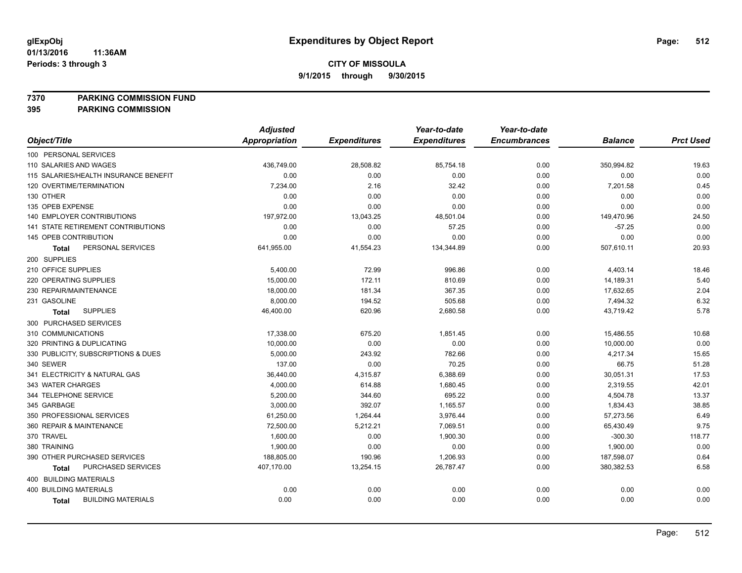glExpObj
01/13/2016 11:36AM
Periods: 3 through 3

# Expenditures by Object Report

**CITY OF MISSOULA**
**9/1/2015 through 9/30/2015**

**7370 PARKING COMMISSION FUND**
**395 PARKING COMMISSION**

| Object/Title | Adjusted Appropriation | Expenditures | Year-to-date Expenditures | Year-to-date Encumbrances | Balance | Prct Used |
|---|---|---|---|---|---|---|
| 100 PERSONAL SERVICES | | | | | | |
| 110 SALARIES AND WAGES | 436,749.00 | 28,508.82 | 85,754.18 | 0.00 | 350,994.82 | 19.63 |
| 115 SALARIES/HEALTH INSURANCE BENEFIT | 0.00 | 0.00 | 0.00 | 0.00 | 0.00 | 0.00 |
| 120 OVERTIME/TERMINATION | 7,234.00 | 2.16 | 32.42 | 0.00 | 7,201.58 | 0.45 |
| 130 OTHER | 0.00 | 0.00 | 0.00 | 0.00 | 0.00 | 0.00 |
| 135 OPEB EXPENSE | 0.00 | 0.00 | 0.00 | 0.00 | 0.00 | 0.00 |
| 140 EMPLOYER CONTRIBUTIONS | 197,972.00 | 13,043.25 | 48,501.04 | 0.00 | 149,470.96 | 24.50 |
| 141 STATE RETIREMENT CONTRIBUTIONS | 0.00 | 0.00 | 57.25 | 0.00 | -57.25 | 0.00 |
| 145 OPEB CONTRIBUTION | 0.00 | 0.00 | 0.00 | 0.00 | 0.00 | 0.00 |
| **Total** PERSONAL SERVICES | 641,955.00 | 41,554.23 | 134,344.89 | 0.00 | 507,610.11 | 20.93 |
| 200 SUPPLIES | | | | | | |
| 210 OFFICE SUPPLIES | 5,400.00 | 72.99 | 996.86 | 0.00 | 4,403.14 | 18.46 |
| 220 OPERATING SUPPLIES | 15,000.00 | 172.11 | 810.69 | 0.00 | 14,189.31 | 5.40 |
| 230 REPAIR/MAINTENANCE | 18,000.00 | 181.34 | 367.35 | 0.00 | 17,632.65 | 2.04 |
| 231 GASOLINE | 8,000.00 | 194.52 | 505.68 | 0.00 | 7,494.32 | 6.32 |
| **Total** SUPPLIES | 46,400.00 | 620.96 | 2,680.58 | 0.00 | 43,719.42 | 5.78 |
| 300 PURCHASED SERVICES | | | | | | |
| 310 COMMUNICATIONS | 17,338.00 | 675.20 | 1,851.45 | 0.00 | 15,486.55 | 10.68 |
| 320 PRINTING & DUPLICATING | 10,000.00 | 0.00 | 0.00 | 0.00 | 10,000.00 | 0.00 |
| 330 PUBLICITY, SUBSCRIPTIONS & DUES | 5,000.00 | 243.92 | 782.66 | 0.00 | 4,217.34 | 15.65 |
| 340 SEWER | 137.00 | 0.00 | 70.25 | 0.00 | 66.75 | 51.28 |
| 341 ELECTRICITY & NATURAL GAS | 36,440.00 | 4,315.87 | 6,388.69 | 0.00 | 30,051.31 | 17.53 |
| 343 WATER CHARGES | 4,000.00 | 614.88 | 1,680.45 | 0.00 | 2,319.55 | 42.01 |
| 344 TELEPHONE SERVICE | 5,200.00 | 344.60 | 695.22 | 0.00 | 4,504.78 | 13.37 |
| 345 GARBAGE | 3,000.00 | 392.07 | 1,165.57 | 0.00 | 1,834.43 | 38.85 |
| 350 PROFESSIONAL SERVICES | 61,250.00 | 1,264.44 | 3,976.44 | 0.00 | 57,273.56 | 6.49 |
| 360 REPAIR & MAINTENANCE | 72,500.00 | 5,212.21 | 7,069.51 | 0.00 | 65,430.49 | 9.75 |
| 370 TRAVEL | 1,600.00 | 0.00 | 1,900.30 | 0.00 | -300.30 | 118.77 |
| 380 TRAINING | 1,900.00 | 0.00 | 0.00 | 0.00 | 1,900.00 | 0.00 |
| 390 OTHER PURCHASED SERVICES | 188,805.00 | 190.96 | 1,206.93 | 0.00 | 187,598.07 | 0.64 |
| **Total** PURCHASED SERVICES | 407,170.00 | 13,254.15 | 26,787.47 | 0.00 | 380,382.53 | 6.58 |
| 400 BUILDING MATERIALS | | | | | | |
| 400 BUILDING MATERIALS | 0.00 | 0.00 | 0.00 | 0.00 | 0.00 | 0.00 |
| **Total** BUILDING MATERIALS | 0.00 | 0.00 | 0.00 | 0.00 | 0.00 | 0.00 |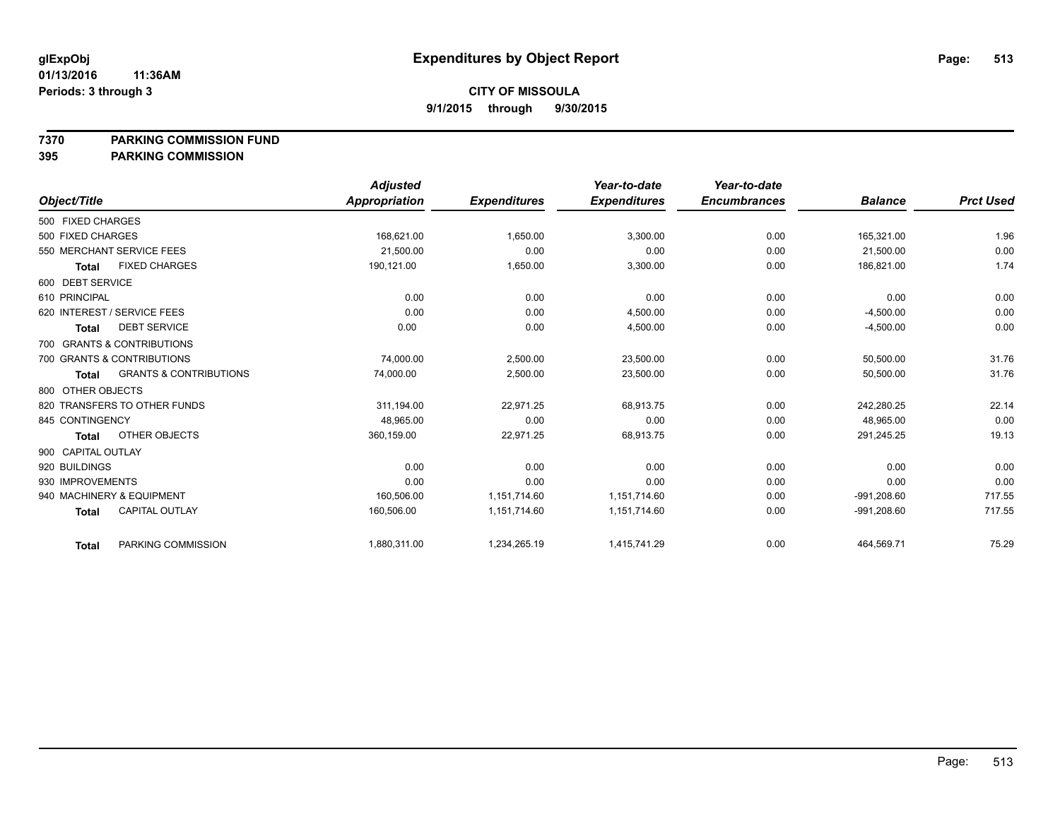glExpObj
01/13/2016 11:36AM
Periods: 3 through 3

# Expenditures by Object Report

**CITY OF MISSOULA**
**9/1/2015 through 9/30/2015**

**7370 PARKING COMMISSION FUND**
**395 PARKING COMMISSION**

| Object/Title | | Adjusted Appropriation | Expenditures | Year-to-date Expenditures | Year-to-date Encumbrances | Balance | Prct Used |
|---|---|---|---|---|---|---|---|
| 500 FIXED CHARGES | | | | | | | |
| 500 FIXED CHARGES | | 168,621.00 | 1,650.00 | 3,300.00 | 0.00 | 165,321.00 | 1.96 |
| 550 MERCHANT SERVICE FEES | | 21,500.00 | 0.00 | 0.00 | 0.00 | 21,500.00 | 0.00 |
| **Total** | FIXED CHARGES | 190,121.00 | 1,650.00 | 3,300.00 | 0.00 | 186,821.00 | 1.74 |
| 600 DEBT SERVICE | | | | | | | |
| 610 PRINCIPAL | | 0.00 | 0.00 | 0.00 | 0.00 | 0.00 | 0.00 |
| 620 INTEREST / SERVICE FEES | | 0.00 | 0.00 | 4,500.00 | 0.00 | -4,500.00 | 0.00 |
| **Total** | DEBT SERVICE | 0.00 | 0.00 | 4,500.00 | 0.00 | -4,500.00 | 0.00 |
| 700 GRANTS & CONTRIBUTIONS | | | | | | | |
| 700 GRANTS & CONTRIBUTIONS | | 74,000.00 | 2,500.00 | 23,500.00 | 0.00 | 50,500.00 | 31.76 |
| **Total** | GRANTS & CONTRIBUTIONS | 74,000.00 | 2,500.00 | 23,500.00 | 0.00 | 50,500.00 | 31.76 |
| 800 OTHER OBJECTS | | | | | | | |
| 820 TRANSFERS TO OTHER FUNDS | | 311,194.00 | 22,971.25 | 68,913.75 | 0.00 | 242,280.25 | 22.14 |
| 845 CONTINGENCY | | 48,965.00 | 0.00 | 0.00 | 0.00 | 48,965.00 | 0.00 |
| **Total** | OTHER OBJECTS | 360,159.00 | 22,971.25 | 68,913.75 | 0.00 | 291,245.25 | 19.13 |
| 900 CAPITAL OUTLAY | | | | | | | |
| 920 BUILDINGS | | 0.00 | 0.00 | 0.00 | 0.00 | 0.00 | 0.00 |
| 930 IMPROVEMENTS | | 0.00 | 0.00 | 0.00 | 0.00 | 0.00 | 0.00 |
| 940 MACHINERY & EQUIPMENT | | 160,506.00 | 1,151,714.60 | 1,151,714.60 | 0.00 | -991,208.60 | 717.55 |
| **Total** | CAPITAL OUTLAY | 160,506.00 | 1,151,714.60 | 1,151,714.60 | 0.00 | -991,208.60 | 717.55 |
| **Total** | PARKING COMMISSION | 1,880,311.00 | 1,234,265.19 | 1,415,741.29 | 0.00 | 464,569.71 | 75.29 |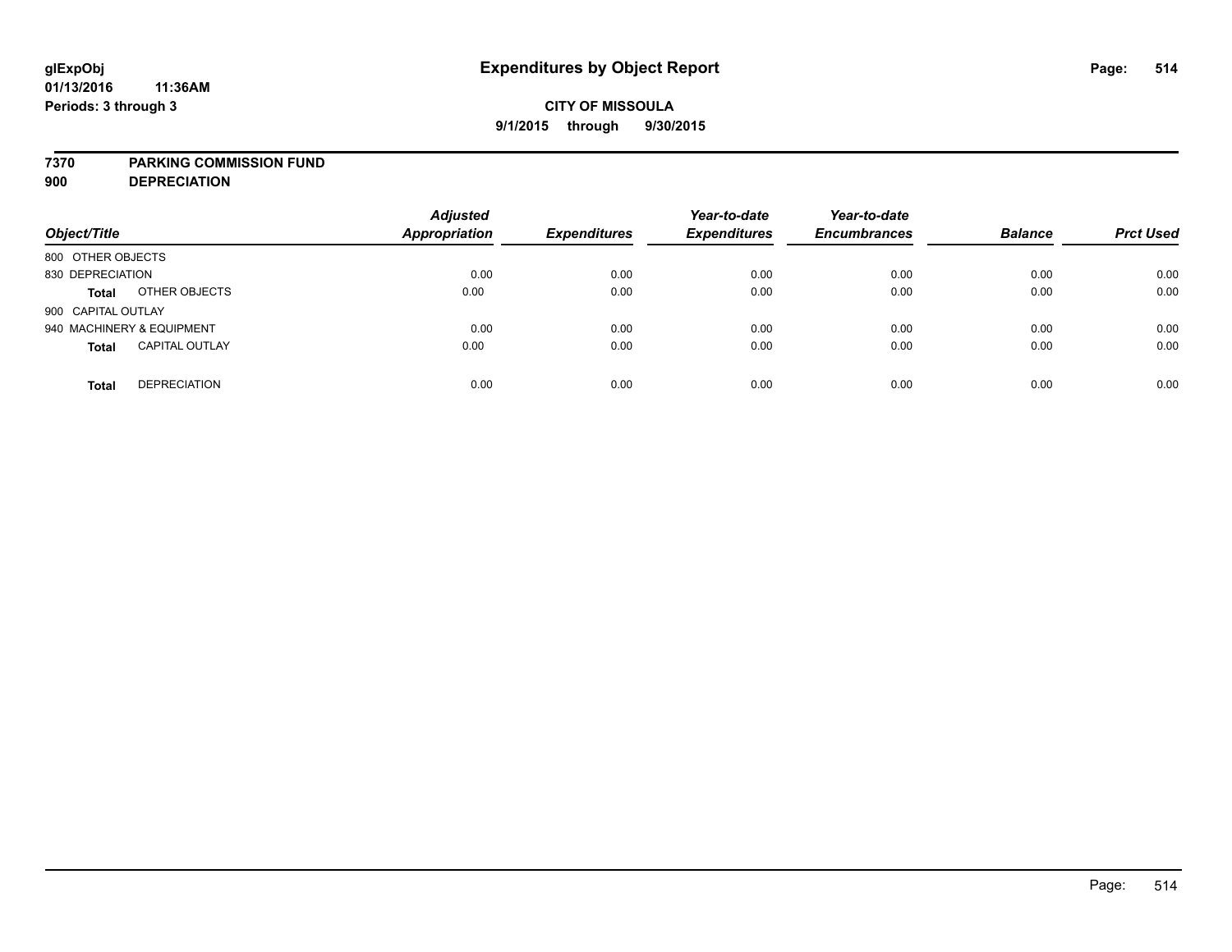**glExpObj**
**01/13/2016 11:36AM**
**Periods: 3 through 3**

# Expenditures by Object Report

**CITY OF MISSOULA**
**9/1/2015 through 9/30/2015**

**7370 PARKING COMMISSION FUND**
**900 DEPRECIATION**

| Object/Title | | Adjusted Appropriation | Expenditures | Year-to-date Expenditures | Year-to-date Encumbrances | Balance | Prct Used |
|---|---|---|---|---|---|---|---|
| 800 OTHER OBJECTS | | | | | | | |
| 830 DEPRECIATION | | 0.00 | 0.00 | 0.00 | 0.00 | 0.00 | 0.00 |
| **Total** | OTHER OBJECTS | 0.00 | 0.00 | 0.00 | 0.00 | 0.00 | 0.00 |
| 900 CAPITAL OUTLAY | | | | | | | |
| 940 MACHINERY & EQUIPMENT | | 0.00 | 0.00 | 0.00 | 0.00 | 0.00 | 0.00 |
| **Total** | CAPITAL OUTLAY | 0.00 | 0.00 | 0.00 | 0.00 | 0.00 | 0.00 |
| **Total** | DEPRECIATION | 0.00 | 0.00 | 0.00 | 0.00 | 0.00 | 0.00 |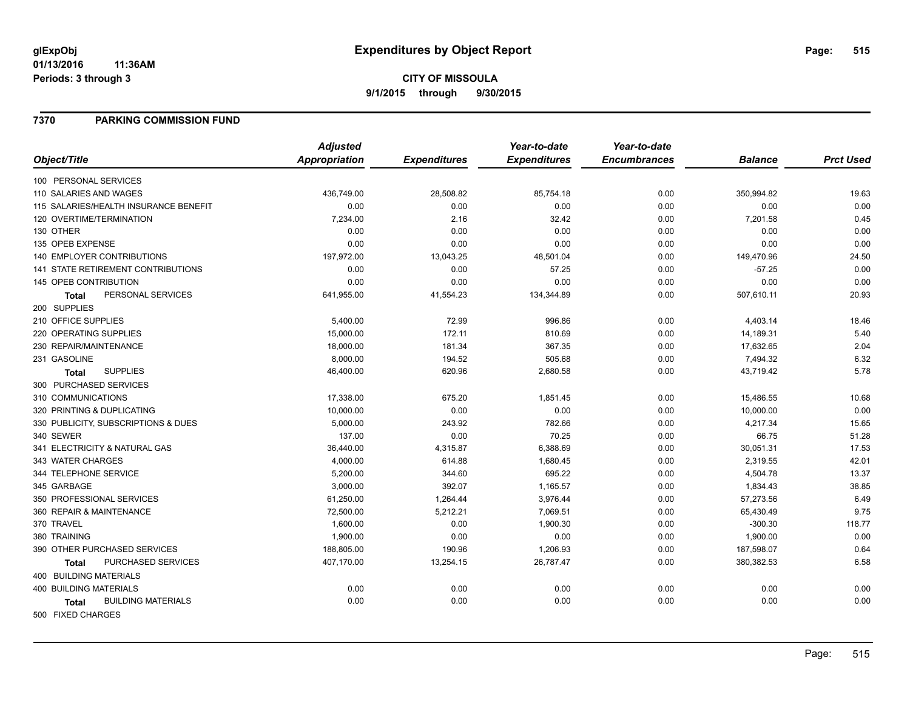**glExpObj**
**01/13/2016 11:36AM**
**Periods: 3 through 3**

# Expenditures by Object Report

**CITY OF MISSOULA**
**9/1/2015 through 9/30/2015**

## 7370 PARKING COMMISSION FUND

| Object/Title | Adjusted Appropriation | Expenditures | Year-to-date Expenditures | Year-to-date Encumbrances | Balance | Prct Used |
|---|---|---|---|---|---|---|
| 100 PERSONAL SERVICES | | | | | | |
| 110 SALARIES AND WAGES | 436,749.00 | 28,508.82 | 85,754.18 | 0.00 | 350,994.82 | 19.63 |
| 115 SALARIES/HEALTH INSURANCE BENEFIT | 0.00 | 0.00 | 0.00 | 0.00 | 0.00 | 0.00 |
| 120 OVERTIME/TERMINATION | 7,234.00 | 2.16 | 32.42 | 0.00 | 7,201.58 | 0.45 |
| 130 OTHER | 0.00 | 0.00 | 0.00 | 0.00 | 0.00 | 0.00 |
| 135 OPEB EXPENSE | 0.00 | 0.00 | 0.00 | 0.00 | 0.00 | 0.00 |
| 140 EMPLOYER CONTRIBUTIONS | 197,972.00 | 13,043.25 | 48,501.04 | 0.00 | 149,470.96 | 24.50 |
| 141 STATE RETIREMENT CONTRIBUTIONS | 0.00 | 0.00 | 57.25 | 0.00 | -57.25 | 0.00 |
| 145 OPEB CONTRIBUTION | 0.00 | 0.00 | 0.00 | 0.00 | 0.00 | 0.00 |
| **Total** PERSONAL SERVICES | 641,955.00 | 41,554.23 | 134,344.89 | 0.00 | 507,610.11 | 20.93 |
| 200 SUPPLIES | | | | | | |
| 210 OFFICE SUPPLIES | 5,400.00 | 72.99 | 996.86 | 0.00 | 4,403.14 | 18.46 |
| 220 OPERATING SUPPLIES | 15,000.00 | 172.11 | 810.69 | 0.00 | 14,189.31 | 5.40 |
| 230 REPAIR/MAINTENANCE | 18,000.00 | 181.34 | 367.35 | 0.00 | 17,632.65 | 2.04 |
| 231 GASOLINE | 8,000.00 | 194.52 | 505.68 | 0.00 | 7,494.32 | 6.32 |
| **Total** SUPPLIES | 46,400.00 | 620.96 | 2,680.58 | 0.00 | 43,719.42 | 5.78 |
| 300 PURCHASED SERVICES | | | | | | |
| 310 COMMUNICATIONS | 17,338.00 | 675.20 | 1,851.45 | 0.00 | 15,486.55 | 10.68 |
| 320 PRINTING & DUPLICATING | 10,000.00 | 0.00 | 0.00 | 0.00 | 10,000.00 | 0.00 |
| 330 PUBLICITY, SUBSCRIPTIONS & DUES | 5,000.00 | 243.92 | 782.66 | 0.00 | 4,217.34 | 15.65 |
| 340 SEWER | 137.00 | 0.00 | 70.25 | 0.00 | 66.75 | 51.28 |
| 341 ELECTRICITY & NATURAL GAS | 36,440.00 | 4,315.87 | 6,388.69 | 0.00 | 30,051.31 | 17.53 |
| 343 WATER CHARGES | 4,000.00 | 614.88 | 1,680.45 | 0.00 | 2,319.55 | 42.01 |
| 344 TELEPHONE SERVICE | 5,200.00 | 344.60 | 695.22 | 0.00 | 4,504.78 | 13.37 |
| 345 GARBAGE | 3,000.00 | 392.07 | 1,165.57 | 0.00 | 1,834.43 | 38.85 |
| 350 PROFESSIONAL SERVICES | 61,250.00 | 1,264.44 | 3,976.44 | 0.00 | 57,273.56 | 6.49 |
| 360 REPAIR & MAINTENANCE | 72,500.00 | 5,212.21 | 7,069.51 | 0.00 | 65,430.49 | 9.75 |
| 370 TRAVEL | 1,600.00 | 0.00 | 1,900.30 | 0.00 | -300.30 | 118.77 |
| 380 TRAINING | 1,900.00 | 0.00 | 0.00 | 0.00 | 1,900.00 | 0.00 |
| 390 OTHER PURCHASED SERVICES | 188,805.00 | 190.96 | 1,206.93 | 0.00 | 187,598.07 | 0.64 |
| **Total** PURCHASED SERVICES | 407,170.00 | 13,254.15 | 26,787.47 | 0.00 | 380,382.53 | 6.58 |
| 400 BUILDING MATERIALS | | | | | | |
| 400 BUILDING MATERIALS | 0.00 | 0.00 | 0.00 | 0.00 | 0.00 | 0.00 |
| **Total** BUILDING MATERIALS | 0.00 | 0.00 | 0.00 | 0.00 | 0.00 | 0.00 |
| 500 FIXED CHARGES | | | | | | |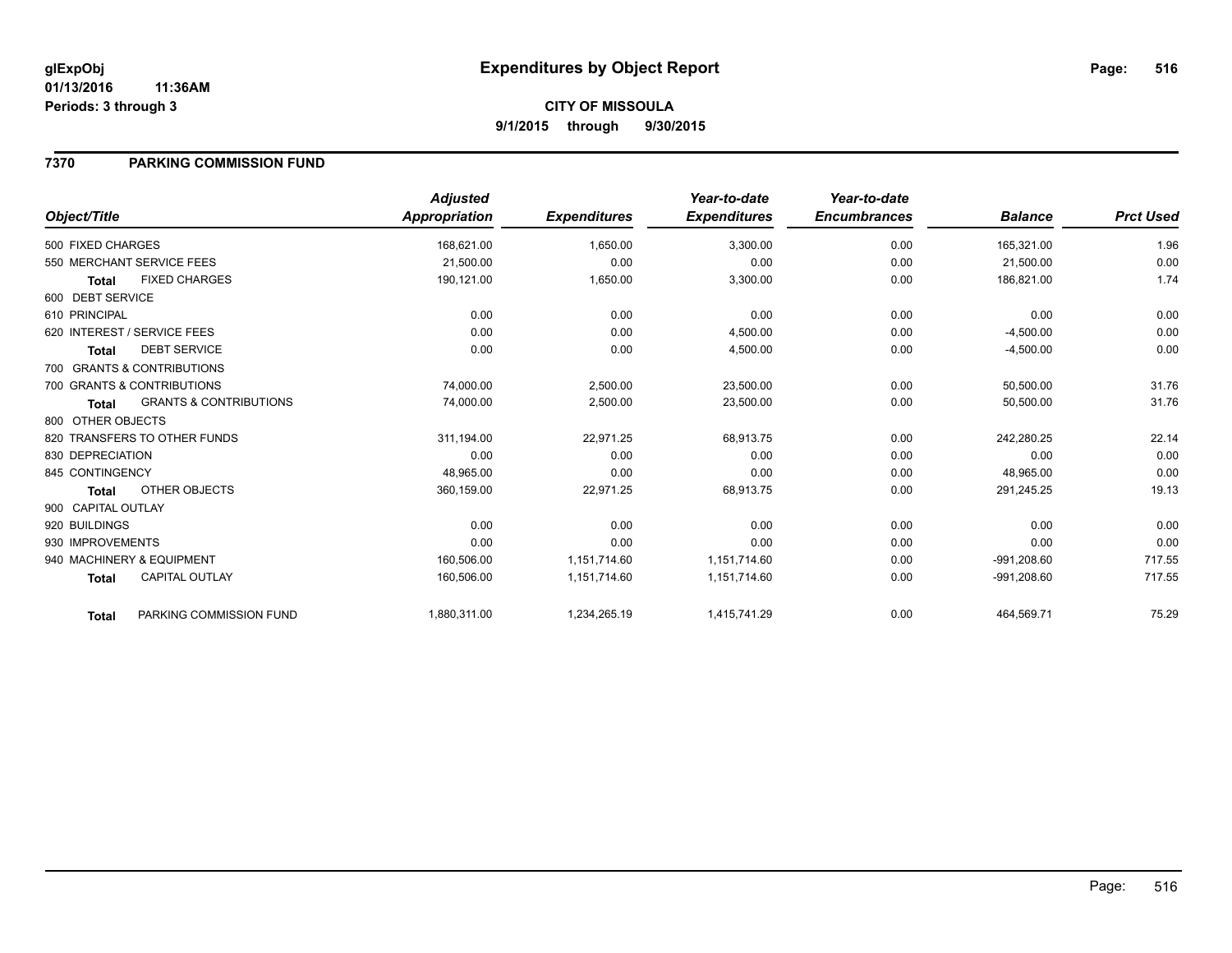# Expenditures by Object Report

glExpObj
01/13/2016 11:36AM
Periods: 3 through 3

**CITY OF MISSOULA**
**9/1/2015 through 9/30/2015**

## 7370 PARKING COMMISSION FUND

| Object/Title | | Adjusted Appropriation | Expenditures | Year-to-date Expenditures | Year-to-date Encumbrances | Balance | Prct Used |
|---|---|---|---|---|---|---|---|
| 500 FIXED CHARGES | | 168,621.00 | 1,650.00 | 3,300.00 | 0.00 | 165,321.00 | 1.96 |
| 550 MERCHANT SERVICE FEES | | 21,500.00 | 0.00 | 0.00 | 0.00 | 21,500.00 | 0.00 |
| **Total** | FIXED CHARGES | 190,121.00 | 1,650.00 | 3,300.00 | 0.00 | 186,821.00 | 1.74 |
| 600 DEBT SERVICE | | | | | | | |
| 610 PRINCIPAL | | 0.00 | 0.00 | 0.00 | 0.00 | 0.00 | 0.00 |
| 620 INTEREST / SERVICE FEES | | 0.00 | 0.00 | 4,500.00 | 0.00 | -4,500.00 | 0.00 |
| **Total** | DEBT SERVICE | 0.00 | 0.00 | 4,500.00 | 0.00 | -4,500.00 | 0.00 |
| 700 GRANTS & CONTRIBUTIONS | | | | | | | |
| 700 GRANTS & CONTRIBUTIONS | | 74,000.00 | 2,500.00 | 23,500.00 | 0.00 | 50,500.00 | 31.76 |
| **Total** | GRANTS & CONTRIBUTIONS | 74,000.00 | 2,500.00 | 23,500.00 | 0.00 | 50,500.00 | 31.76 |
| 800 OTHER OBJECTS | | | | | | | |
| 820 TRANSFERS TO OTHER FUNDS | | 311,194.00 | 22,971.25 | 68,913.75 | 0.00 | 242,280.25 | 22.14 |
| 830 DEPRECIATION | | 0.00 | 0.00 | 0.00 | 0.00 | 0.00 | 0.00 |
| 845 CONTINGENCY | | 48,965.00 | 0.00 | 0.00 | 0.00 | 48,965.00 | 0.00 |
| **Total** | OTHER OBJECTS | 360,159.00 | 22,971.25 | 68,913.75 | 0.00 | 291,245.25 | 19.13 |
| 900 CAPITAL OUTLAY | | | | | | | |
| 920 BUILDINGS | | 0.00 | 0.00 | 0.00 | 0.00 | 0.00 | 0.00 |
| 930 IMPROVEMENTS | | 0.00 | 0.00 | 0.00 | 0.00 | 0.00 | 0.00 |
| 940 MACHINERY & EQUIPMENT | | 160,506.00 | 1,151,714.60 | 1,151,714.60 | 0.00 | -991,208.60 | 717.55 |
| **Total** | CAPITAL OUTLAY | 160,506.00 | 1,151,714.60 | 1,151,714.60 | 0.00 | -991,208.60 | 717.55 |
| **Total** | PARKING COMMISSION FUND | 1,880,311.00 | 1,234,265.19 | 1,415,741.29 | 0.00 | 464,569.71 | 75.29 |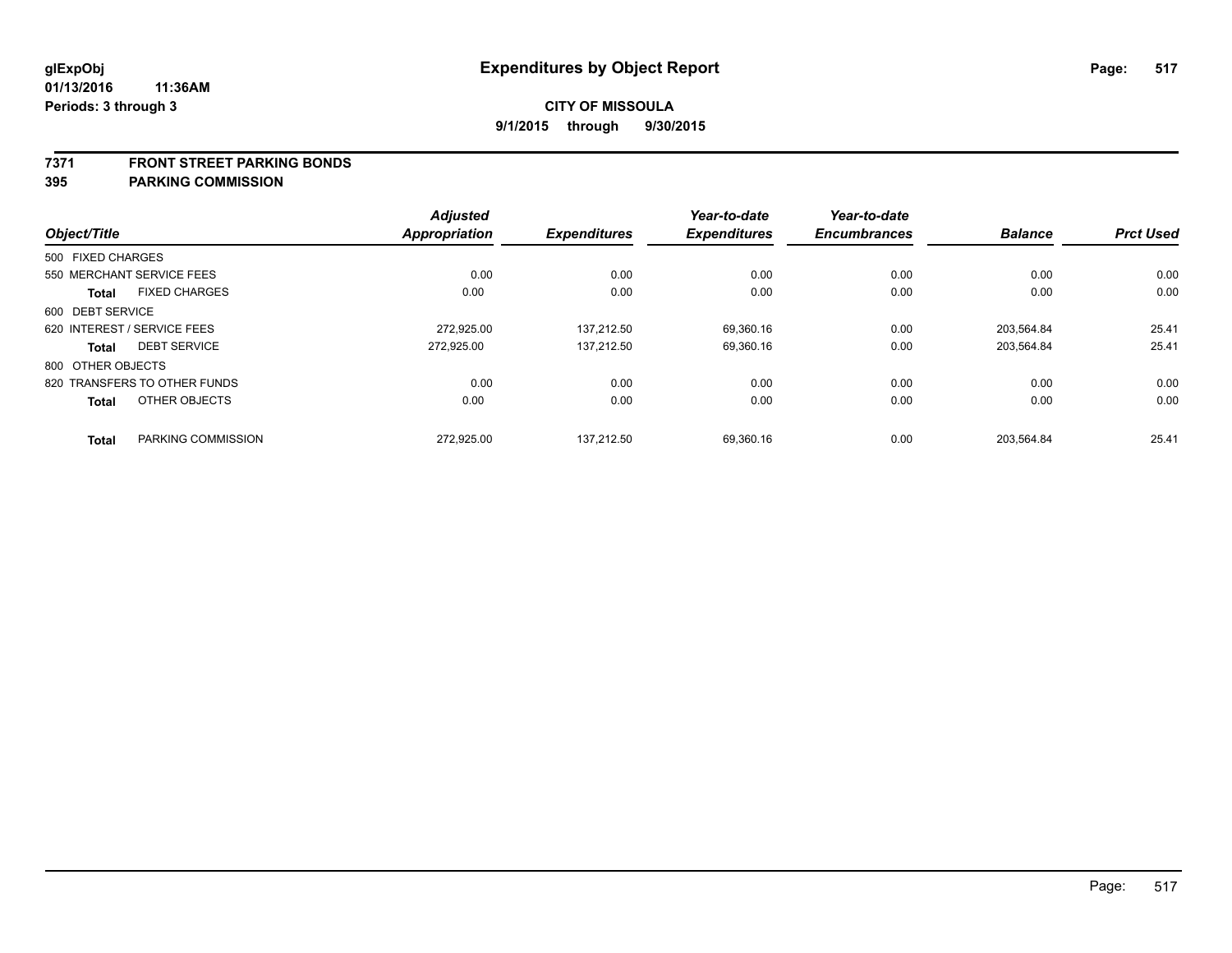**glExpObj** **Expenditures by Object Report**

**01/13/2016 11:36AM**

**Periods: 3 through 3**

**CITY OF MISSOULA**

**9/1/2015 through 9/30/2015**

**7371 FRONT STREET PARKING BONDS**

**395 PARKING COMMISSION**

| Object/Title | | Adjusted Appropriation | Expenditures | Year-to-date Expenditures | Year-to-date Encumbrances | Balance | Prct Used |
|---|---|---|---|---|---|---|---|
| 500 FIXED CHARGES | | | | | | | |
| 550 MERCHANT SERVICE FEES | | 0.00 | 0.00 | 0.00 | 0.00 | 0.00 | 0.00 |
| **Total** | FIXED CHARGES | 0.00 | 0.00 | 0.00 | 0.00 | 0.00 | 0.00 |
| 600 DEBT SERVICE | | | | | | | |
| 620 INTEREST / SERVICE FEES | | 272,925.00 | 137,212.50 | 69,360.16 | 0.00 | 203,564.84 | 25.41 |
| **Total** | DEBT SERVICE | 272,925.00 | 137,212.50 | 69,360.16 | 0.00 | 203,564.84 | 25.41 |
| 800 OTHER OBJECTS | | | | | | | |
| 820 TRANSFERS TO OTHER FUNDS | | 0.00 | 0.00 | 0.00 | 0.00 | 0.00 | 0.00 |
| **Total** | OTHER OBJECTS | 0.00 | 0.00 | 0.00 | 0.00 | 0.00 | 0.00 |
| **Total** | PARKING COMMISSION | 272,925.00 | 137,212.50 | 69,360.16 | 0.00 | 203,564.84 | 25.41 |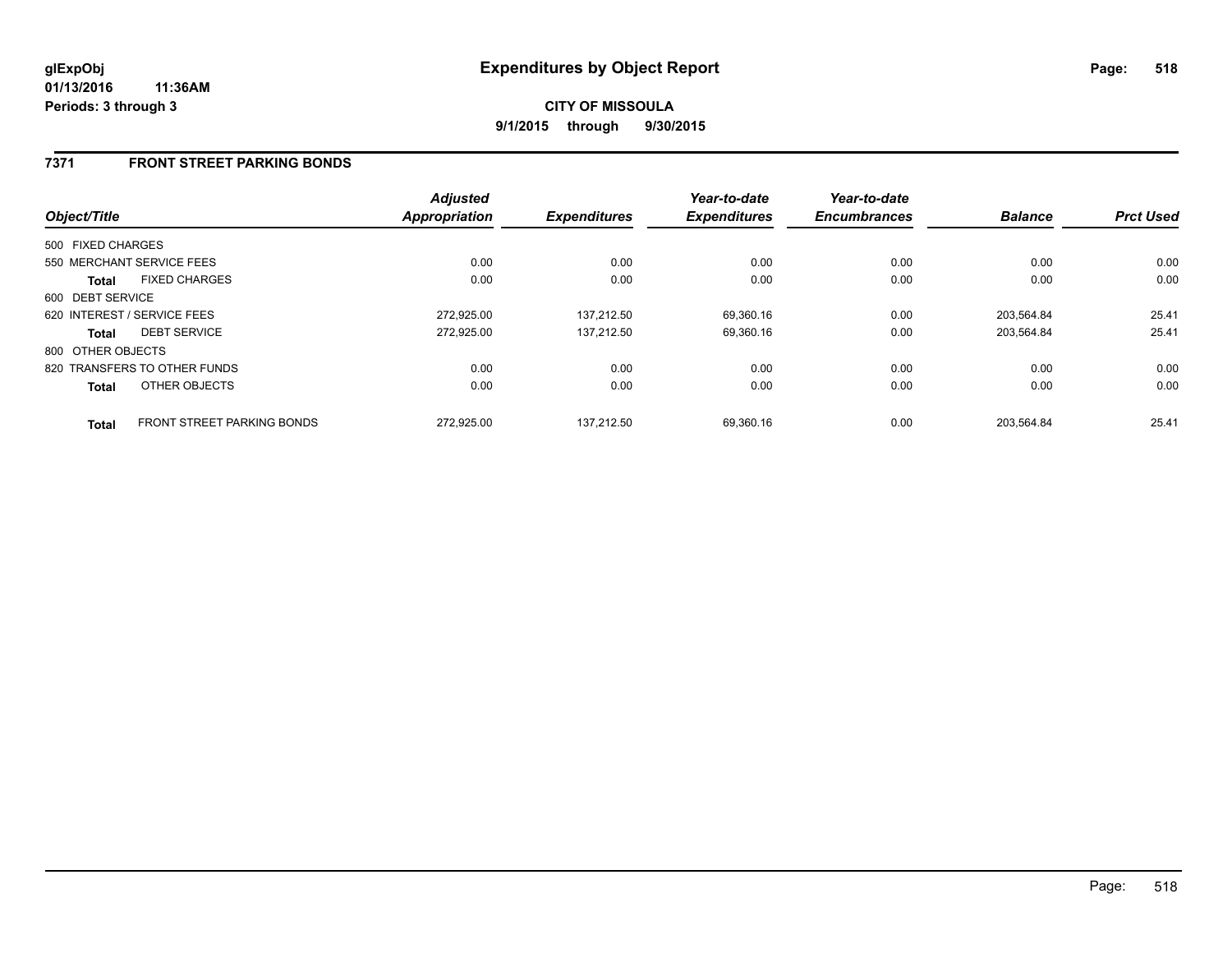**glExpObj**
**01/13/2016 11:36AM**
**Periods: 3 through 3**

# Expenditures by Object Report

**CITY OF MISSOULA**
**9/1/2015 through 9/30/2015**

## 7371 FRONT STREET PARKING BONDS

| Object/Title | | Adjusted Appropriation | Expenditures | Year-to-date Expenditures | Year-to-date Encumbrances | Balance | Prct Used |
|---|---|---|---|---|---|---|---|
| 500 FIXED CHARGES | | | | | | | |
| 550 MERCHANT SERVICE FEES | | 0.00 | 0.00 | 0.00 | 0.00 | 0.00 | 0.00 |
| **Total** | FIXED CHARGES | 0.00 | 0.00 | 0.00 | 0.00 | 0.00 | 0.00 |
| 600 DEBT SERVICE | | | | | | | |
| 620 INTEREST / SERVICE FEES | | 272,925.00 | 137,212.50 | 69,360.16 | 0.00 | 203,564.84 | 25.41 |
| **Total** | DEBT SERVICE | 272,925.00 | 137,212.50 | 69,360.16 | 0.00 | 203,564.84 | 25.41 |
| 800 OTHER OBJECTS | | | | | | | |
| 820 TRANSFERS TO OTHER FUNDS | | 0.00 | 0.00 | 0.00 | 0.00 | 0.00 | 0.00 |
| **Total** | OTHER OBJECTS | 0.00 | 0.00 | 0.00 | 0.00 | 0.00 | 0.00 |
| **Total** | FRONT STREET PARKING BONDS | 272,925.00 | 137,212.50 | 69,360.16 | 0.00 | 203,564.84 | 25.41 |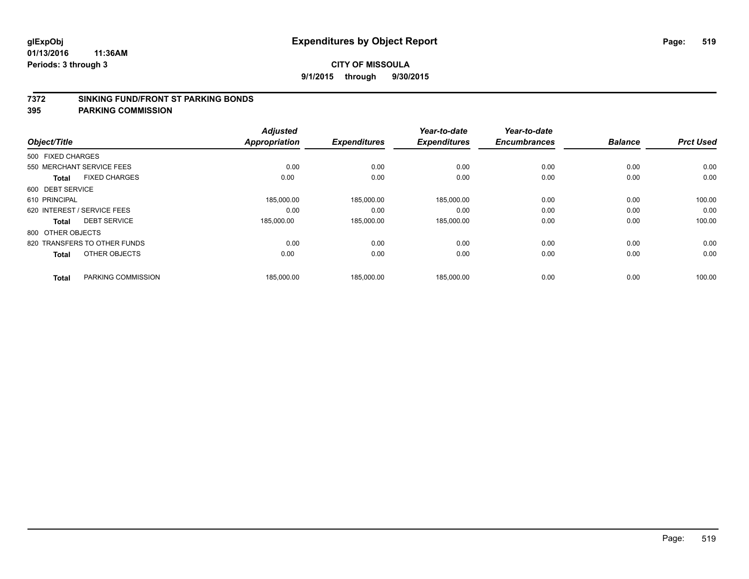**glExpObj**
**01/13/2016 11:36AM**
**Periods: 3 through 3**

# Expenditures by Object Report

**CITY OF MISSOULA**
**9/1/2015 through 9/30/2015**

## 7372 SINKING FUND/FRONT ST PARKING BONDS
## 395 PARKING COMMISSION

| Object/Title | | Adjusted Appropriation | Expenditures | Year-to-date Expenditures | Year-to-date Encumbrances | Balance | Prct Used |
|---|---|---|---|---|---|---|---|
| 500 FIXED CHARGES | | | | | | | |
| 550 MERCHANT SERVICE FEES | | 0.00 | 0.00 | 0.00 | 0.00 | 0.00 | 0.00 |
| **Total** | FIXED CHARGES | 0.00 | 0.00 | 0.00 | 0.00 | 0.00 | 0.00 |
| 600 DEBT SERVICE | | | | | | | |
| 610 PRINCIPAL | | 185,000.00 | 185,000.00 | 185,000.00 | 0.00 | 0.00 | 100.00 |
| 620 INTEREST / SERVICE FEES | | 0.00 | 0.00 | 0.00 | 0.00 | 0.00 | 0.00 |
| **Total** | DEBT SERVICE | 185,000.00 | 185,000.00 | 185,000.00 | 0.00 | 0.00 | 100.00 |
| 800 OTHER OBJECTS | | | | | | | |
| 820 TRANSFERS TO OTHER FUNDS | | 0.00 | 0.00 | 0.00 | 0.00 | 0.00 | 0.00 |
| **Total** | OTHER OBJECTS | 0.00 | 0.00 | 0.00 | 0.00 | 0.00 | 0.00 |
| **Total** | PARKING COMMISSION | 185,000.00 | 185,000.00 | 185,000.00 | 0.00 | 0.00 | 100.00 |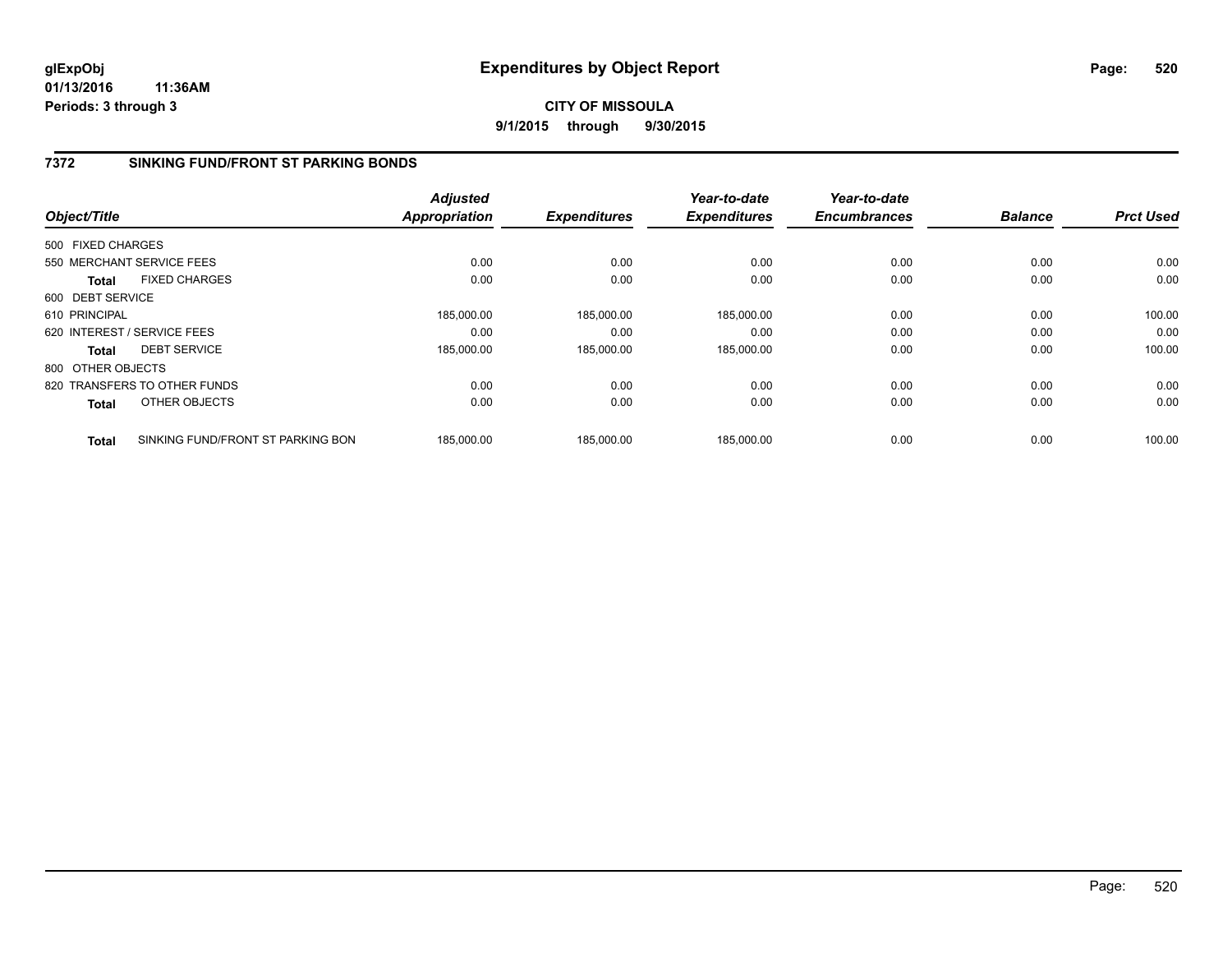# Expenditures by Object Report

glExpObj
01/13/2016 11:36AM
Periods: 3 through 3

**CITY OF MISSOULA**
**9/1/2015 through 9/30/2015**

## 7372 SINKING FUND/FRONT ST PARKING BONDS

| Object/Title | | *Adjusted Appropriation* | *Expenditures* | *Year-to-date Expenditures* | *Year-to-date Encumbrances* | *Balance* | *Prct Used* |
|---|---|---|---|---|---|---|---|
| 500 FIXED CHARGES | | | | | | | |
| 550 MERCHANT SERVICE FEES | | 0.00 | 0.00 | 0.00 | 0.00 | 0.00 | 0.00 |
| **Total** | FIXED CHARGES | 0.00 | 0.00 | 0.00 | 0.00 | 0.00 | 0.00 |
| 600 DEBT SERVICE | | | | | | | |
| 610 PRINCIPAL | | 185,000.00 | 185,000.00 | 185,000.00 | 0.00 | 0.00 | 100.00 |
| 620 INTEREST / SERVICE FEES | | 0.00 | 0.00 | 0.00 | 0.00 | 0.00 | 0.00 |
| **Total** | DEBT SERVICE | 185,000.00 | 185,000.00 | 185,000.00 | 0.00 | 0.00 | 100.00 |
| 800 OTHER OBJECTS | | | | | | | |
| 820 TRANSFERS TO OTHER FUNDS | | 0.00 | 0.00 | 0.00 | 0.00 | 0.00 | 0.00 |
| **Total** | OTHER OBJECTS | 0.00 | 0.00 | 0.00 | 0.00 | 0.00 | 0.00 |
| **Total** | SINKING FUND/FRONT ST PARKING BON | 185,000.00 | 185,000.00 | 185,000.00 | 0.00 | 0.00 | 100.00 |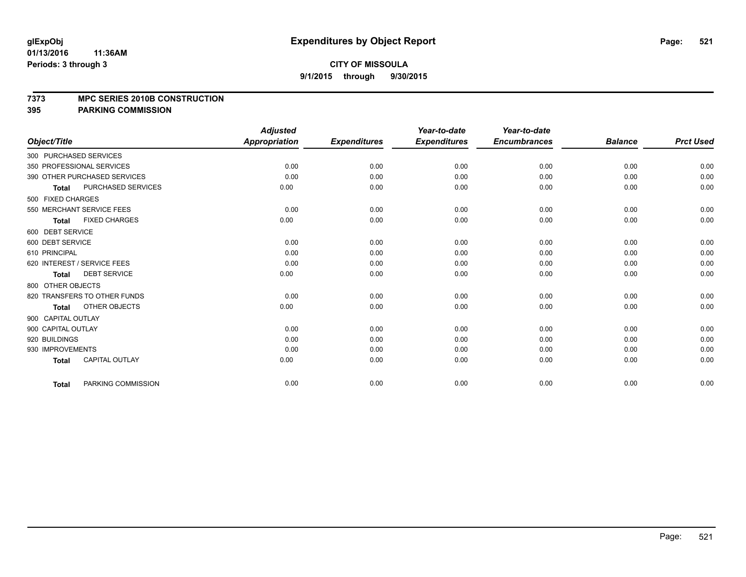glExpObj
01/13/2016 11:36AM
Periods: 3 through 3

# Expenditures by Object Report

**CITY OF MISSOULA**
**9/1/2015 through 9/30/2015**

**7373 MPC SERIES 2010B CONSTRUCTION**
**395 PARKING COMMISSION**

| Object/Title | Adjusted Appropriation | Expenditures | Year-to-date Expenditures | Year-to-date Encumbrances | Balance | Prct Used |
|---|---|---|---|---|---|---|
| 300 PURCHASED SERVICES | | | | | | |
| 350 PROFESSIONAL SERVICES | 0.00 | 0.00 | 0.00 | 0.00 | 0.00 | 0.00 |
| 390 OTHER PURCHASED SERVICES | 0.00 | 0.00 | 0.00 | 0.00 | 0.00 | 0.00 |
| **Total** PURCHASED SERVICES | 0.00 | 0.00 | 0.00 | 0.00 | 0.00 | 0.00 |
| 500 FIXED CHARGES | | | | | | |
| 550 MERCHANT SERVICE FEES | 0.00 | 0.00 | 0.00 | 0.00 | 0.00 | 0.00 |
| **Total** FIXED CHARGES | 0.00 | 0.00 | 0.00 | 0.00 | 0.00 | 0.00 |
| 600 DEBT SERVICE | | | | | | |
| 600 DEBT SERVICE | 0.00 | 0.00 | 0.00 | 0.00 | 0.00 | 0.00 |
| 610 PRINCIPAL | 0.00 | 0.00 | 0.00 | 0.00 | 0.00 | 0.00 |
| 620 INTEREST / SERVICE FEES | 0.00 | 0.00 | 0.00 | 0.00 | 0.00 | 0.00 |
| **Total** DEBT SERVICE | 0.00 | 0.00 | 0.00 | 0.00 | 0.00 | 0.00 |
| 800 OTHER OBJECTS | | | | | | |
| 820 TRANSFERS TO OTHER FUNDS | 0.00 | 0.00 | 0.00 | 0.00 | 0.00 | 0.00 |
| **Total** OTHER OBJECTS | 0.00 | 0.00 | 0.00 | 0.00 | 0.00 | 0.00 |
| 900 CAPITAL OUTLAY | | | | | | |
| 900 CAPITAL OUTLAY | 0.00 | 0.00 | 0.00 | 0.00 | 0.00 | 0.00 |
| 920 BUILDINGS | 0.00 | 0.00 | 0.00 | 0.00 | 0.00 | 0.00 |
| 930 IMPROVEMENTS | 0.00 | 0.00 | 0.00 | 0.00 | 0.00 | 0.00 |
| **Total** CAPITAL OUTLAY | 0.00 | 0.00 | 0.00 | 0.00 | 0.00 | 0.00 |
| **Total** PARKING COMMISSION | 0.00 | 0.00 | 0.00 | 0.00 | 0.00 | 0.00 |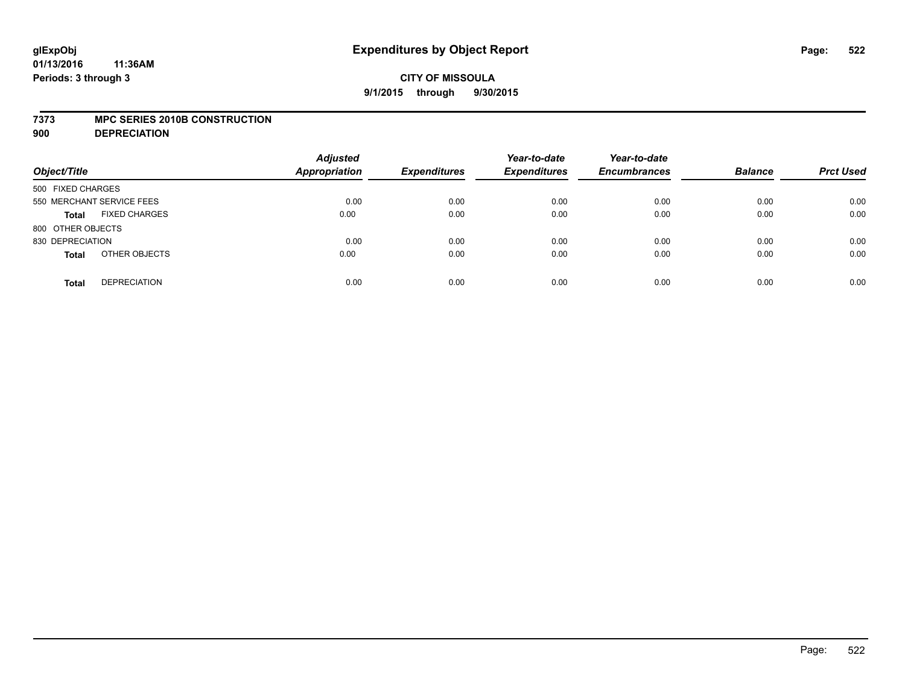# Expenditures by Object Report

glExpObj
01/13/2016 11:36AM
Periods: 3 through 3

**CITY OF MISSOULA**
**9/1/2015 through 9/30/2015**

**7373 MPC SERIES 2010B CONSTRUCTION**
**900 DEPRECIATION**

| Object/Title | | Adjusted Appropriation | Expenditures | Year-to-date Expenditures | Year-to-date Encumbrances | Balance | Prct Used |
|---|---|---|---|---|---|---|---|
| 500 FIXED CHARGES | | | | | | | |
| 550 MERCHANT SERVICE FEES | | 0.00 | 0.00 | 0.00 | 0.00 | 0.00 | 0.00 |
| **Total** | FIXED CHARGES | 0.00 | 0.00 | 0.00 | 0.00 | 0.00 | 0.00 |
| 800 OTHER OBJECTS | | | | | | | |
| 830 DEPRECIATION | | 0.00 | 0.00 | 0.00 | 0.00 | 0.00 | 0.00 |
| **Total** | OTHER OBJECTS | 0.00 | 0.00 | 0.00 | 0.00 | 0.00 | 0.00 |
| **Total** | DEPRECIATION | 0.00 | 0.00 | 0.00 | 0.00 | 0.00 | 0.00 |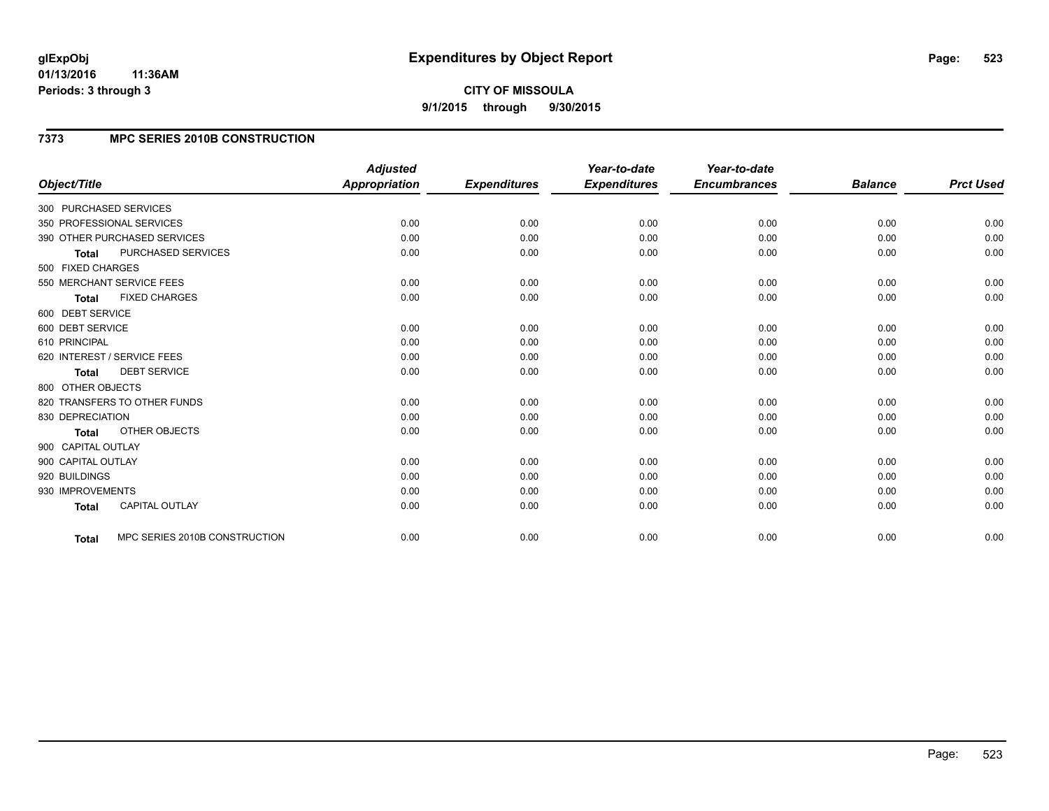# Expenditures by Object Report

**CITY OF MISSOULA**

**9/1/2015 through 9/30/2015**

glExpObj
01/13/2016 11:36AM
Periods: 3 through 3

## 7373 MPC SERIES 2010B CONSTRUCTION

| Object/Title | Adjusted Appropriation | Expenditures | Year-to-date Expenditures | Year-to-date Encumbrances | Balance | Prct Used |
|---|---|---|---|---|---|---|
| 300 PURCHASED SERVICES | | | | | | |
| 350 PROFESSIONAL SERVICES | 0.00 | 0.00 | 0.00 | 0.00 | 0.00 | 0.00 |
| 390 OTHER PURCHASED SERVICES | 0.00 | 0.00 | 0.00 | 0.00 | 0.00 | 0.00 |
| **Total** PURCHASED SERVICES | 0.00 | 0.00 | 0.00 | 0.00 | 0.00 | 0.00 |
| 500 FIXED CHARGES | | | | | | |
| 550 MERCHANT SERVICE FEES | 0.00 | 0.00 | 0.00 | 0.00 | 0.00 | 0.00 |
| **Total** FIXED CHARGES | 0.00 | 0.00 | 0.00 | 0.00 | 0.00 | 0.00 |
| 600 DEBT SERVICE | | | | | | |
| 600 DEBT SERVICE | 0.00 | 0.00 | 0.00 | 0.00 | 0.00 | 0.00 |
| 610 PRINCIPAL | 0.00 | 0.00 | 0.00 | 0.00 | 0.00 | 0.00 |
| 620 INTEREST / SERVICE FEES | 0.00 | 0.00 | 0.00 | 0.00 | 0.00 | 0.00 |
| **Total** DEBT SERVICE | 0.00 | 0.00 | 0.00 | 0.00 | 0.00 | 0.00 |
| 800 OTHER OBJECTS | | | | | | |
| 820 TRANSFERS TO OTHER FUNDS | 0.00 | 0.00 | 0.00 | 0.00 | 0.00 | 0.00 |
| 830 DEPRECIATION | 0.00 | 0.00 | 0.00 | 0.00 | 0.00 | 0.00 |
| **Total** OTHER OBJECTS | 0.00 | 0.00 | 0.00 | 0.00 | 0.00 | 0.00 |
| 900 CAPITAL OUTLAY | | | | | | |
| 900 CAPITAL OUTLAY | 0.00 | 0.00 | 0.00 | 0.00 | 0.00 | 0.00 |
| 920 BUILDINGS | 0.00 | 0.00 | 0.00 | 0.00 | 0.00 | 0.00 |
| 930 IMPROVEMENTS | 0.00 | 0.00 | 0.00 | 0.00 | 0.00 | 0.00 |
| **Total** CAPITAL OUTLAY | 0.00 | 0.00 | 0.00 | 0.00 | 0.00 | 0.00 |
| **Total** MPC SERIES 2010B CONSTRUCTION | 0.00 | 0.00 | 0.00 | 0.00 | 0.00 | 0.00 |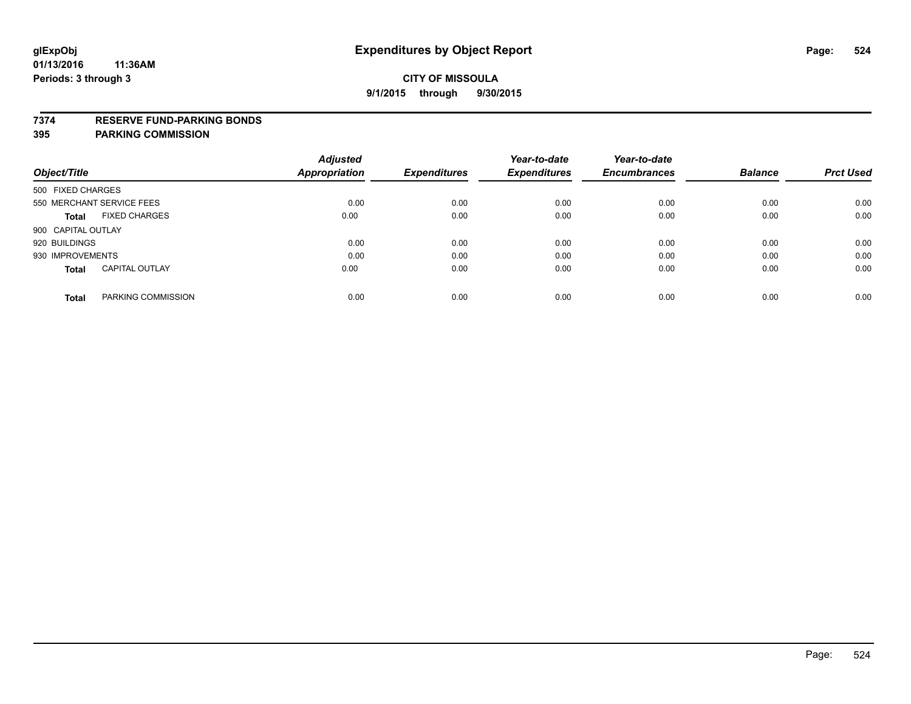# Expenditures by Object Report

glExpObj
01/13/2016 11:36AM
Periods: 3 through 3

**CITY OF MISSOULA**

**9/1/2015 through 9/30/2015**

**7374 RESERVE FUND-PARKING BONDS**
**395 PARKING COMMISSION**

| Object/Title | | Adjusted Appropriation | Expenditures | Year-to-date Expenditures | Year-to-date Encumbrances | Balance | Prct Used |
|---|---|---|---|---|---|---|---|
| 500 FIXED CHARGES | | | | | | | |
| 550 MERCHANT SERVICE FEES | | 0.00 | 0.00 | 0.00 | 0.00 | 0.00 | 0.00 |
| **Total** | FIXED CHARGES | 0.00 | 0.00 | 0.00 | 0.00 | 0.00 | 0.00 |
| 900 CAPITAL OUTLAY | | | | | | | |
| 920 BUILDINGS | | 0.00 | 0.00 | 0.00 | 0.00 | 0.00 | 0.00 |
| 930 IMPROVEMENTS | | 0.00 | 0.00 | 0.00 | 0.00 | 0.00 | 0.00 |
| **Total** | CAPITAL OUTLAY | 0.00 | 0.00 | 0.00 | 0.00 | 0.00 | 0.00 |
| **Total** | PARKING COMMISSION | 0.00 | 0.00 | 0.00 | 0.00 | 0.00 | 0.00 |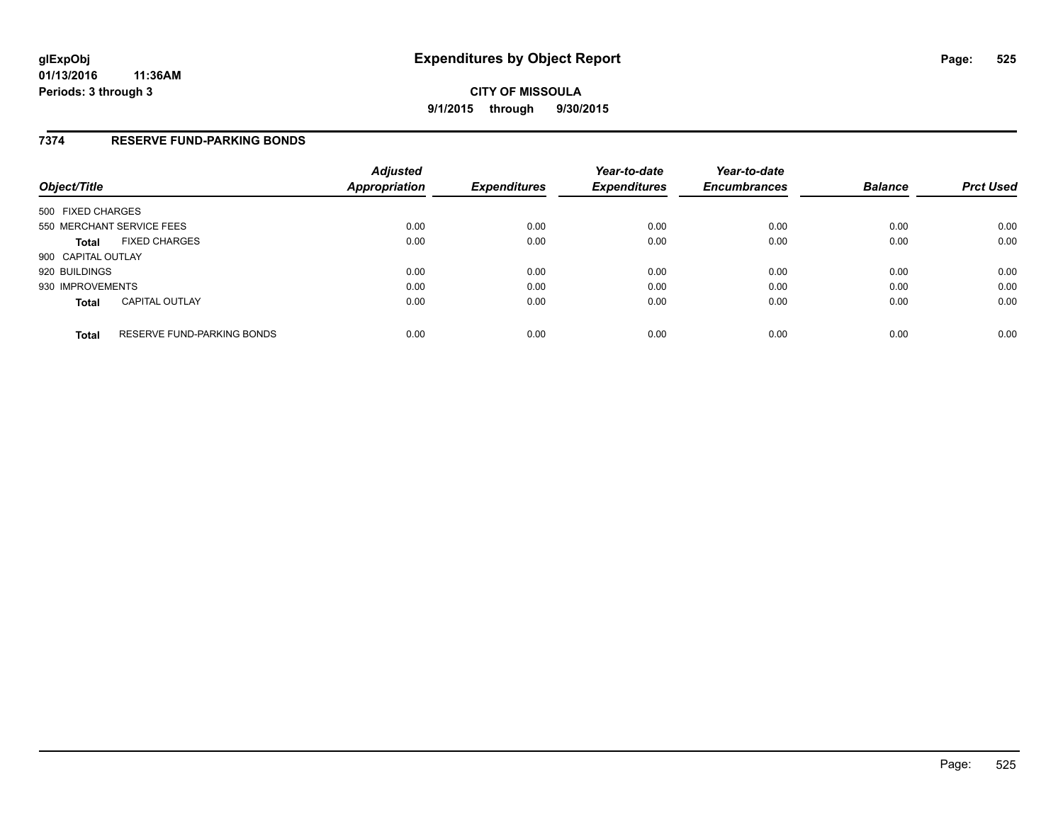**glExpObj** **Expenditures by Object Report**

**01/13/2016 11:36AM**

**Periods: 3 through 3**

**CITY OF MISSOULA**

**9/1/2015 through 9/30/2015**

## 7374 RESERVE FUND-PARKING BONDS

| Object/Title | | Adjusted Appropriation | Expenditures | Year-to-date Expenditures | Year-to-date Encumbrances | Balance | Prct Used |
|---|---|---|---|---|---|---|---|
| 500 FIXED CHARGES | | | | | | | |
| 550 MERCHANT SERVICE FEES | | 0.00 | 0.00 | 0.00 | 0.00 | 0.00 | 0.00 |
| **Total** | FIXED CHARGES | 0.00 | 0.00 | 0.00 | 0.00 | 0.00 | 0.00 |
| 900 CAPITAL OUTLAY | | | | | | | |
| 920 BUILDINGS | | 0.00 | 0.00 | 0.00 | 0.00 | 0.00 | 0.00 |
| 930 IMPROVEMENTS | | 0.00 | 0.00 | 0.00 | 0.00 | 0.00 | 0.00 |
| **Total** | CAPITAL OUTLAY | 0.00 | 0.00 | 0.00 | 0.00 | 0.00 | 0.00 |
| **Total** | RESERVE FUND-PARKING BONDS | 0.00 | 0.00 | 0.00 | 0.00 | 0.00 | 0.00 |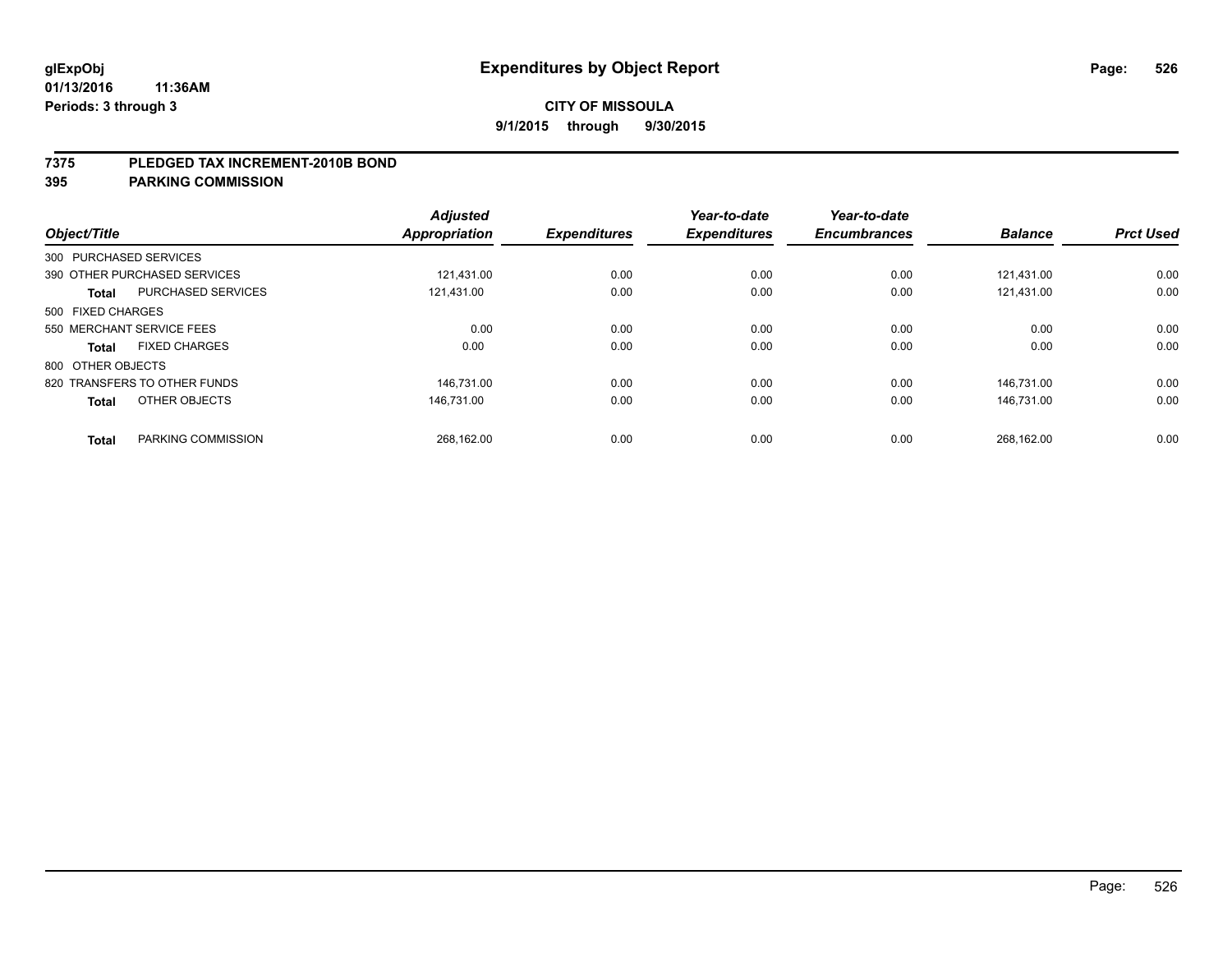# Expenditures by Object Report

glExpObj
01/13/2016 11:36AM
Periods: 3 through 3

**CITY OF MISSOULA**
**9/1/2015 through 9/30/2015**

## 7375 PLEDGED TAX INCREMENT-2010B BOND
## 395 PARKING COMMISSION

| Object/Title | | Adjusted Appropriation | Expenditures | Year-to-date Expenditures | Year-to-date Encumbrances | Balance | Prct Used |
|---|---|---|---|---|---|---|---|
| 300 PURCHASED SERVICES | | | | | | | |
| 390 OTHER PURCHASED SERVICES | | 121,431.00 | 0.00 | 0.00 | 0.00 | 121,431.00 | 0.00 |
| **Total** | PURCHASED SERVICES | 121,431.00 | 0.00 | 0.00 | 0.00 | 121,431.00 | 0.00 |
| 500 FIXED CHARGES | | | | | | | |
| 550 MERCHANT SERVICE FEES | | 0.00 | 0.00 | 0.00 | 0.00 | 0.00 | 0.00 |
| **Total** | FIXED CHARGES | 0.00 | 0.00 | 0.00 | 0.00 | 0.00 | 0.00 |
| 800 OTHER OBJECTS | | | | | | | |
| 820 TRANSFERS TO OTHER FUNDS | | 146,731.00 | 0.00 | 0.00 | 0.00 | 146,731.00 | 0.00 |
| **Total** | OTHER OBJECTS | 146,731.00 | 0.00 | 0.00 | 0.00 | 146,731.00 | 0.00 |
| **Total** | PARKING COMMISSION | 268,162.00 | 0.00 | 0.00 | 0.00 | 268,162.00 | 0.00 |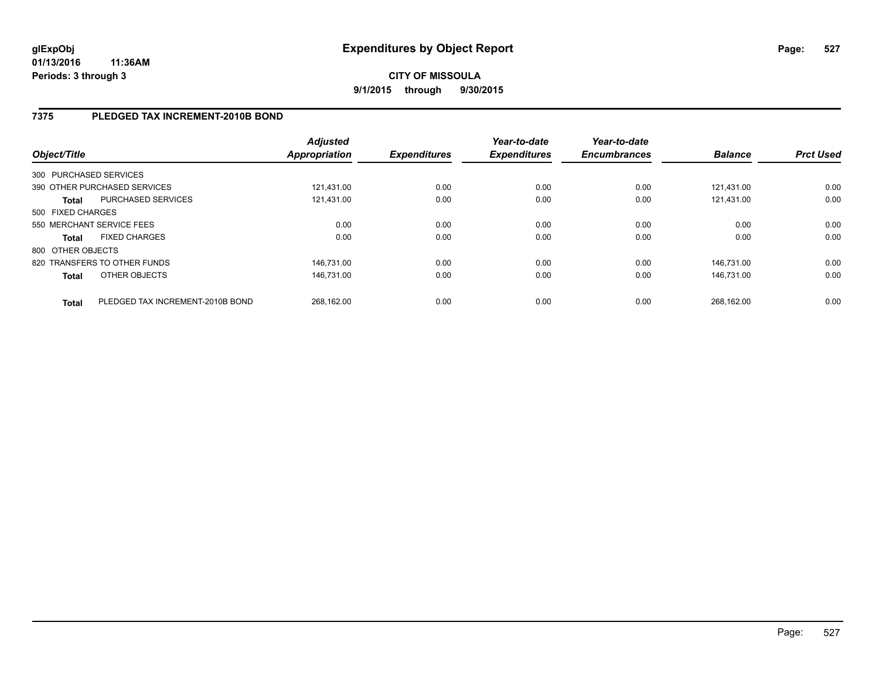**glExpObj**
**01/13/2016 11:36AM**
**Periods: 3 through 3**

# Expenditures by Object Report

**CITY OF MISSOULA**
**9/1/2015 through 9/30/2015**

## 7375 PLEDGED TAX INCREMENT-2010B BOND

| Object/Title | | Adjusted Appropriation | Expenditures | Year-to-date Expenditures | Year-to-date Encumbrances | Balance | Prct Used |
|---|---|---|---|---|---|---|---|
| 300 PURCHASED SERVICES | | | | | | | |
| 390 OTHER PURCHASED SERVICES | | 121,431.00 | 0.00 | 0.00 | 0.00 | 121,431.00 | 0.00 |
| **Total** | PURCHASED SERVICES | 121,431.00 | 0.00 | 0.00 | 0.00 | 121,431.00 | 0.00 |
| 500 FIXED CHARGES | | | | | | | |
| 550 MERCHANT SERVICE FEES | | 0.00 | 0.00 | 0.00 | 0.00 | 0.00 | 0.00 |
| **Total** | FIXED CHARGES | 0.00 | 0.00 | 0.00 | 0.00 | 0.00 | 0.00 |
| 800 OTHER OBJECTS | | | | | | | |
| 820 TRANSFERS TO OTHER FUNDS | | 146,731.00 | 0.00 | 0.00 | 0.00 | 146,731.00 | 0.00 |
| **Total** | OTHER OBJECTS | 146,731.00 | 0.00 | 0.00 | 0.00 | 146,731.00 | 0.00 |
| **Total** | PLEDGED TAX INCREMENT-2010B BOND | 268,162.00 | 0.00 | 0.00 | 0.00 | 268,162.00 | 0.00 |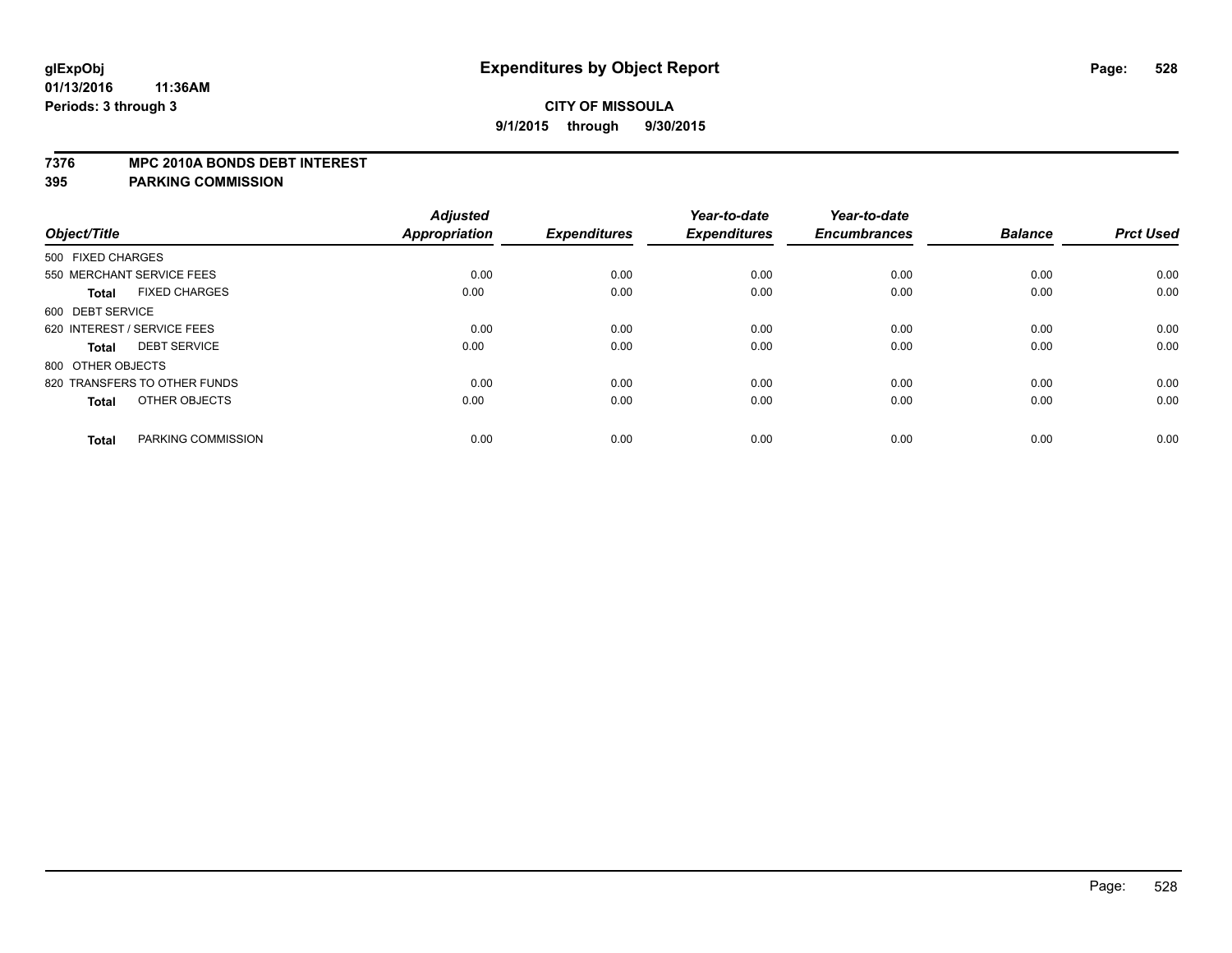# Expenditures by Object Report

glExpObj
01/13/2016 11:36AM
Periods: 3 through 3

**CITY OF MISSOULA**

**9/1/2015 through 9/30/2015**

**7376 MPC 2010A BONDS DEBT INTEREST**
**395 PARKING COMMISSION**

| Object/Title | Adjusted Appropriation | Expenditures | Year-to-date Expenditures | Year-to-date Encumbrances | Balance | Prct Used |
|---|---|---|---|---|---|---|
| 500 FIXED CHARGES | | | | | | |
| 550 MERCHANT SERVICE FEES | 0.00 | 0.00 | 0.00 | 0.00 | 0.00 | 0.00 |
| **Total** FIXED CHARGES | 0.00 | 0.00 | 0.00 | 0.00 | 0.00 | 0.00 |
| 600 DEBT SERVICE | | | | | | |
| 620 INTEREST / SERVICE FEES | 0.00 | 0.00 | 0.00 | 0.00 | 0.00 | 0.00 |
| **Total** DEBT SERVICE | 0.00 | 0.00 | 0.00 | 0.00 | 0.00 | 0.00 |
| 800 OTHER OBJECTS | | | | | | |
| 820 TRANSFERS TO OTHER FUNDS | 0.00 | 0.00 | 0.00 | 0.00 | 0.00 | 0.00 |
| **Total** OTHER OBJECTS | 0.00 | 0.00 | 0.00 | 0.00 | 0.00 | 0.00 |
| **Total** PARKING COMMISSION | 0.00 | 0.00 | 0.00 | 0.00 | 0.00 | 0.00 |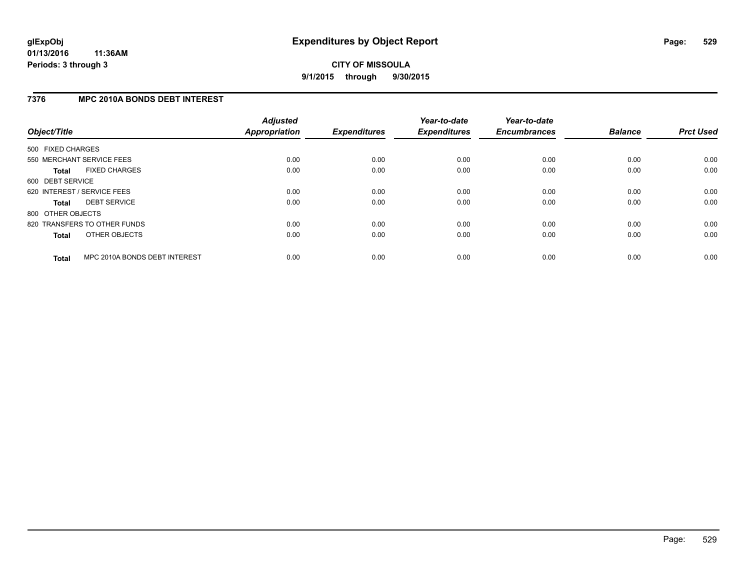# Expenditures by Object Report

glExpObj
01/13/2016 11:36AM
Periods: 3 through 3

**CITY OF MISSOULA**
**9/1/2015 through 9/30/2015**

## 7376 MPC 2010A BONDS DEBT INTEREST

| Object/Title | | Adjusted Appropriation | Expenditures | Year-to-date Expenditures | Year-to-date Encumbrances | Balance | Prct Used |
|---|---|---|---|---|---|---|---|
| 500 FIXED CHARGES | | | | | | | |
| 550 MERCHANT SERVICE FEES | | 0.00 | 0.00 | 0.00 | 0.00 | 0.00 | 0.00 |
| **Total** | FIXED CHARGES | 0.00 | 0.00 | 0.00 | 0.00 | 0.00 | 0.00 |
| 600 DEBT SERVICE | | | | | | | |
| 620 INTEREST / SERVICE FEES | | 0.00 | 0.00 | 0.00 | 0.00 | 0.00 | 0.00 |
| **Total** | DEBT SERVICE | 0.00 | 0.00 | 0.00 | 0.00 | 0.00 | 0.00 |
| 800 OTHER OBJECTS | | | | | | | |
| 820 TRANSFERS TO OTHER FUNDS | | 0.00 | 0.00 | 0.00 | 0.00 | 0.00 | 0.00 |
| **Total** | OTHER OBJECTS | 0.00 | 0.00 | 0.00 | 0.00 | 0.00 | 0.00 |
| **Total** | MPC 2010A BONDS DEBT INTEREST | 0.00 | 0.00 | 0.00 | 0.00 | 0.00 | 0.00 |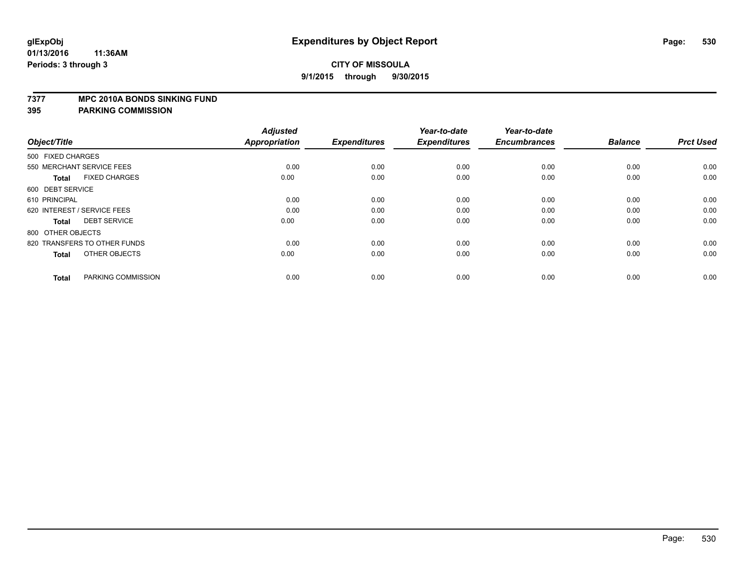**glExpObj**
**01/13/2016 11:36AM**
**Periods: 3 through 3**

# Expenditures by Object Report

**CITY OF MISSOULA**
**9/1/2015 through 9/30/2015**

## 7377 MPC 2010A BONDS SINKING FUND
## 395 PARKING COMMISSION

| Object/Title | Adjusted Appropriation | Expenditures | Year-to-date Expenditures | Year-to-date Encumbrances | Balance | Prct Used |
|---|---|---|---|---|---|---|
| 500 FIXED CHARGES | | | | | | |
| 550 MERCHANT SERVICE FEES | 0.00 | 0.00 | 0.00 | 0.00 | 0.00 | 0.00 |
| **Total** FIXED CHARGES | 0.00 | 0.00 | 0.00 | 0.00 | 0.00 | 0.00 |
| 600 DEBT SERVICE | | | | | | |
| 610 PRINCIPAL | 0.00 | 0.00 | 0.00 | 0.00 | 0.00 | 0.00 |
| 620 INTEREST / SERVICE FEES | 0.00 | 0.00 | 0.00 | 0.00 | 0.00 | 0.00 |
| **Total** DEBT SERVICE | 0.00 | 0.00 | 0.00 | 0.00 | 0.00 | 0.00 |
| 800 OTHER OBJECTS | | | | | | |
| 820 TRANSFERS TO OTHER FUNDS | 0.00 | 0.00 | 0.00 | 0.00 | 0.00 | 0.00 |
| **Total** OTHER OBJECTS | 0.00 | 0.00 | 0.00 | 0.00 | 0.00 | 0.00 |
| **Total** PARKING COMMISSION | 0.00 | 0.00 | 0.00 | 0.00 | 0.00 | 0.00 |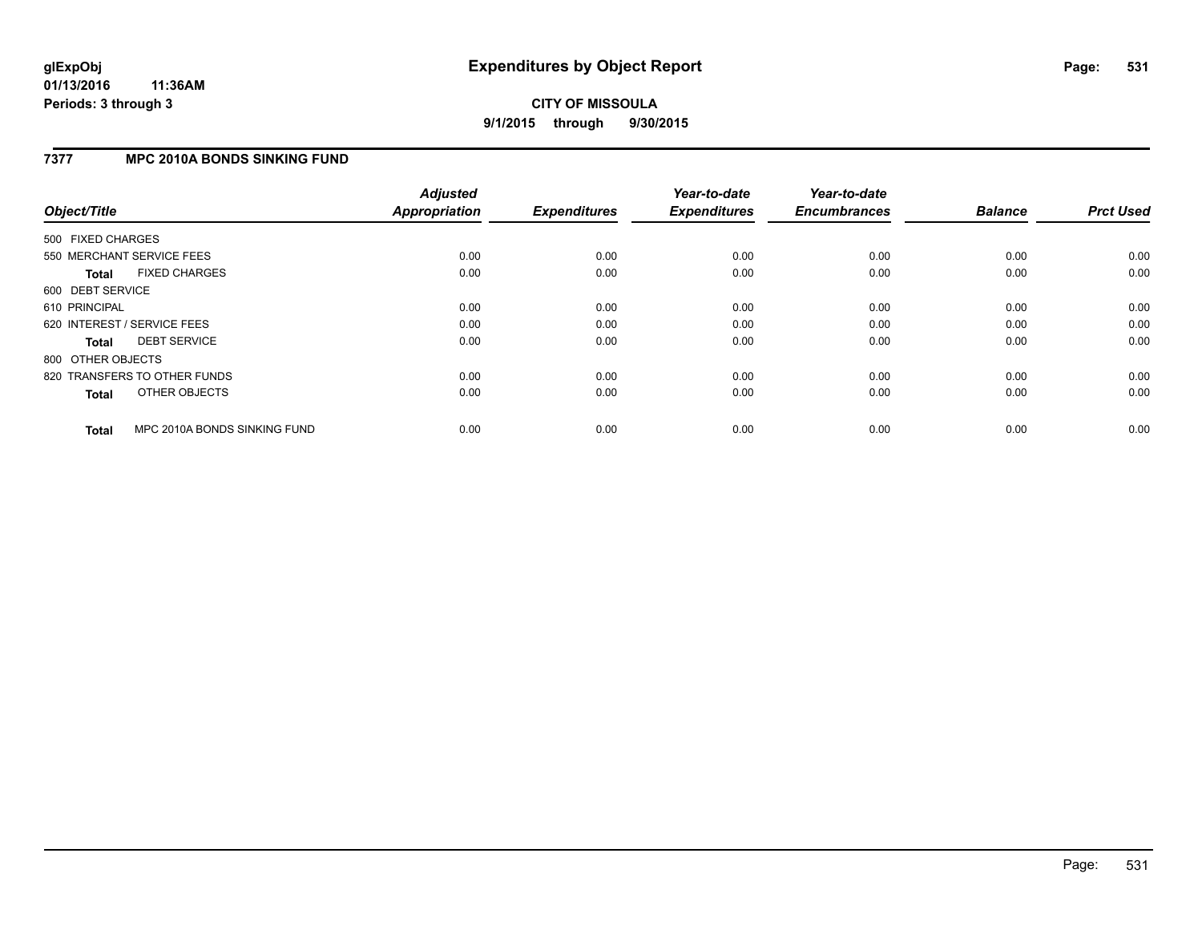# Expenditures by Object Report

**glExpObj**
**01/13/2016 11:36AM**
**Periods: 3 through 3**

**CITY OF MISSOULA**
**9/1/2015 through 9/30/2015**

## 7377 MPC 2010A BONDS SINKING FUND

| Object/Title | Adjusted Appropriation | Expenditures | Year-to-date Expenditures | Year-to-date Encumbrances | Balance | Prct Used |
|---|---|---|---|---|---|---|
| 500 FIXED CHARGES | | | | | | |
| 550 MERCHANT SERVICE FEES | 0.00 | 0.00 | 0.00 | 0.00 | 0.00 | 0.00 |
| **Total** FIXED CHARGES | 0.00 | 0.00 | 0.00 | 0.00 | 0.00 | 0.00 |
| 600 DEBT SERVICE | | | | | | |
| 610 PRINCIPAL | 0.00 | 0.00 | 0.00 | 0.00 | 0.00 | 0.00 |
| 620 INTEREST / SERVICE FEES | 0.00 | 0.00 | 0.00 | 0.00 | 0.00 | 0.00 |
| **Total** DEBT SERVICE | 0.00 | 0.00 | 0.00 | 0.00 | 0.00 | 0.00 |
| 800 OTHER OBJECTS | | | | | | |
| 820 TRANSFERS TO OTHER FUNDS | 0.00 | 0.00 | 0.00 | 0.00 | 0.00 | 0.00 |
| **Total** OTHER OBJECTS | 0.00 | 0.00 | 0.00 | 0.00 | 0.00 | 0.00 |
| **Total** MPC 2010A BONDS SINKING FUND | 0.00 | 0.00 | 0.00 | 0.00 | 0.00 | 0.00 |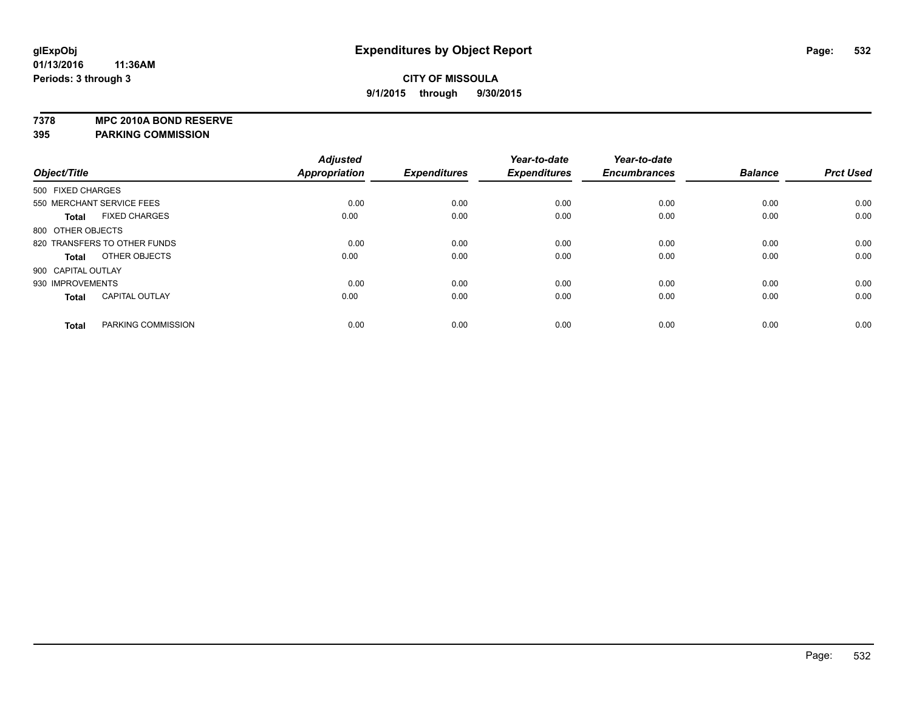**glExpObj**
**01/13/2016 11:36AM**
**Periods: 3 through 3**

# Expenditures by Object Report

**CITY OF MISSOULA**
**9/1/2015 through 9/30/2015**

**7378 MPC 2010A BOND RESERVE**
**395 PARKING COMMISSION**

| Object/Title | | Adjusted Appropriation | Expenditures | Year-to-date Expenditures | Year-to-date Encumbrances | Balance | Prct Used |
|---|---|---|---|---|---|---|---|
| 500 FIXED CHARGES | | | | | | | |
| 550 MERCHANT SERVICE FEES | | 0.00 | 0.00 | 0.00 | 0.00 | 0.00 | 0.00 |
| **Total** | FIXED CHARGES | 0.00 | 0.00 | 0.00 | 0.00 | 0.00 | 0.00 |
| 800 OTHER OBJECTS | | | | | | | |
| 820 TRANSFERS TO OTHER FUNDS | | 0.00 | 0.00 | 0.00 | 0.00 | 0.00 | 0.00 |
| **Total** | OTHER OBJECTS | 0.00 | 0.00 | 0.00 | 0.00 | 0.00 | 0.00 |
| 900 CAPITAL OUTLAY | | | | | | | |
| 930 IMPROVEMENTS | | 0.00 | 0.00 | 0.00 | 0.00 | 0.00 | 0.00 |
| **Total** | CAPITAL OUTLAY | 0.00 | 0.00 | 0.00 | 0.00 | 0.00 | 0.00 |
| **Total** | PARKING COMMISSION | 0.00 | 0.00 | 0.00 | 0.00 | 0.00 | 0.00 |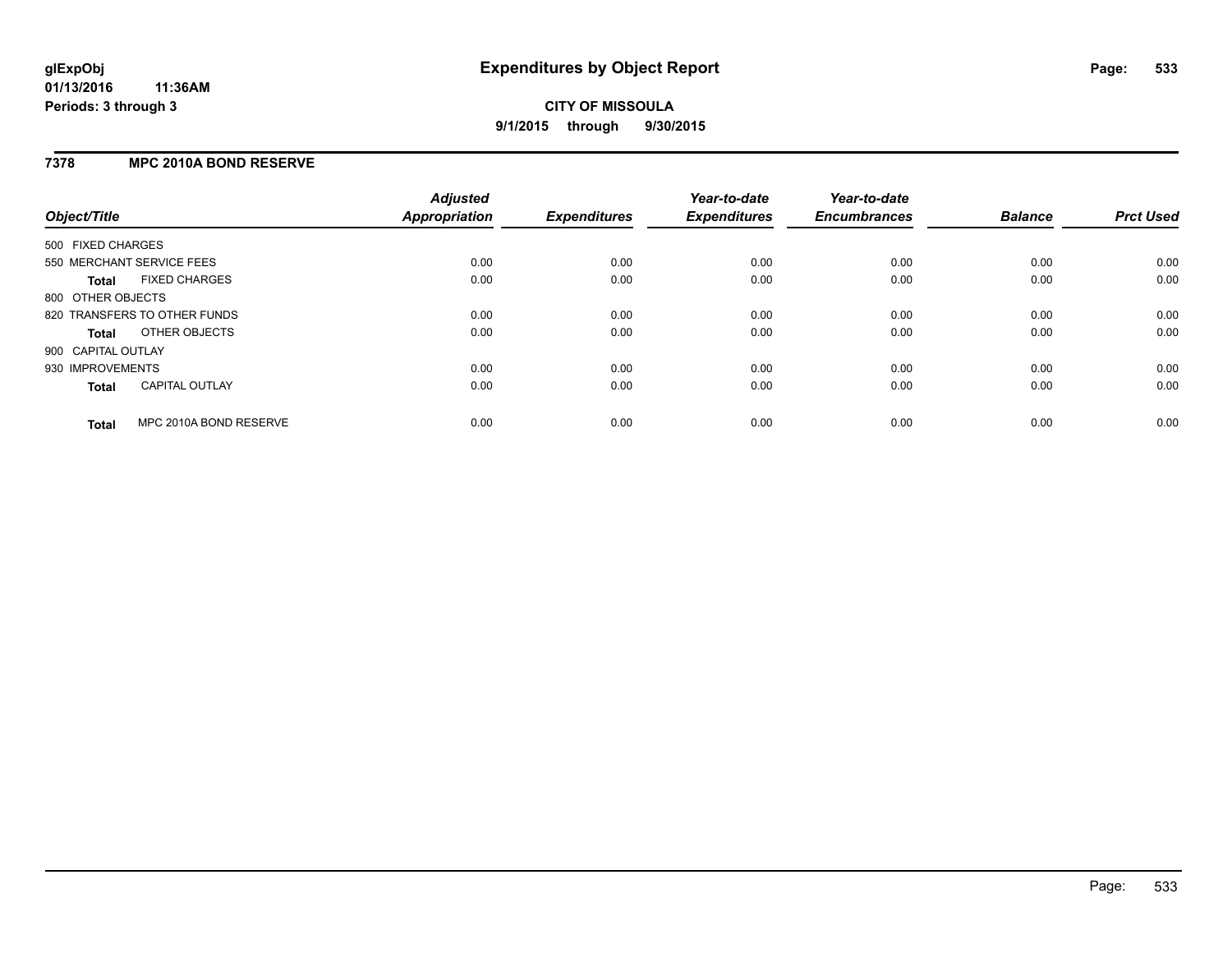**glExpObj**
**01/13/2016 11:36AM**
**Periods: 3 through 3**

# Expenditures by Object Report

**CITY OF MISSOULA**
**9/1/2015 through 9/30/2015**

## 7378 MPC 2010A BOND RESERVE

| Object/Title | | Adjusted Appropriation | Expenditures | Year-to-date Expenditures | Year-to-date Encumbrances | Balance | Prct Used |
|---|---|---|---|---|---|---|---|
| 500 FIXED CHARGES | | | | | | | |
| 550 MERCHANT SERVICE FEES | | 0.00 | 0.00 | 0.00 | 0.00 | 0.00 | 0.00 |
| **Total** | FIXED CHARGES | 0.00 | 0.00 | 0.00 | 0.00 | 0.00 | 0.00 |
| 800 OTHER OBJECTS | | | | | | | |
| 820 TRANSFERS TO OTHER FUNDS | | 0.00 | 0.00 | 0.00 | 0.00 | 0.00 | 0.00 |
| **Total** | OTHER OBJECTS | 0.00 | 0.00 | 0.00 | 0.00 | 0.00 | 0.00 |
| 900 CAPITAL OUTLAY | | | | | | | |
| 930 IMPROVEMENTS | | 0.00 | 0.00 | 0.00 | 0.00 | 0.00 | 0.00 |
| **Total** | CAPITAL OUTLAY | 0.00 | 0.00 | 0.00 | 0.00 | 0.00 | 0.00 |
| **Total** | MPC 2010A BOND RESERVE | 0.00 | 0.00 | 0.00 | 0.00 | 0.00 | 0.00 |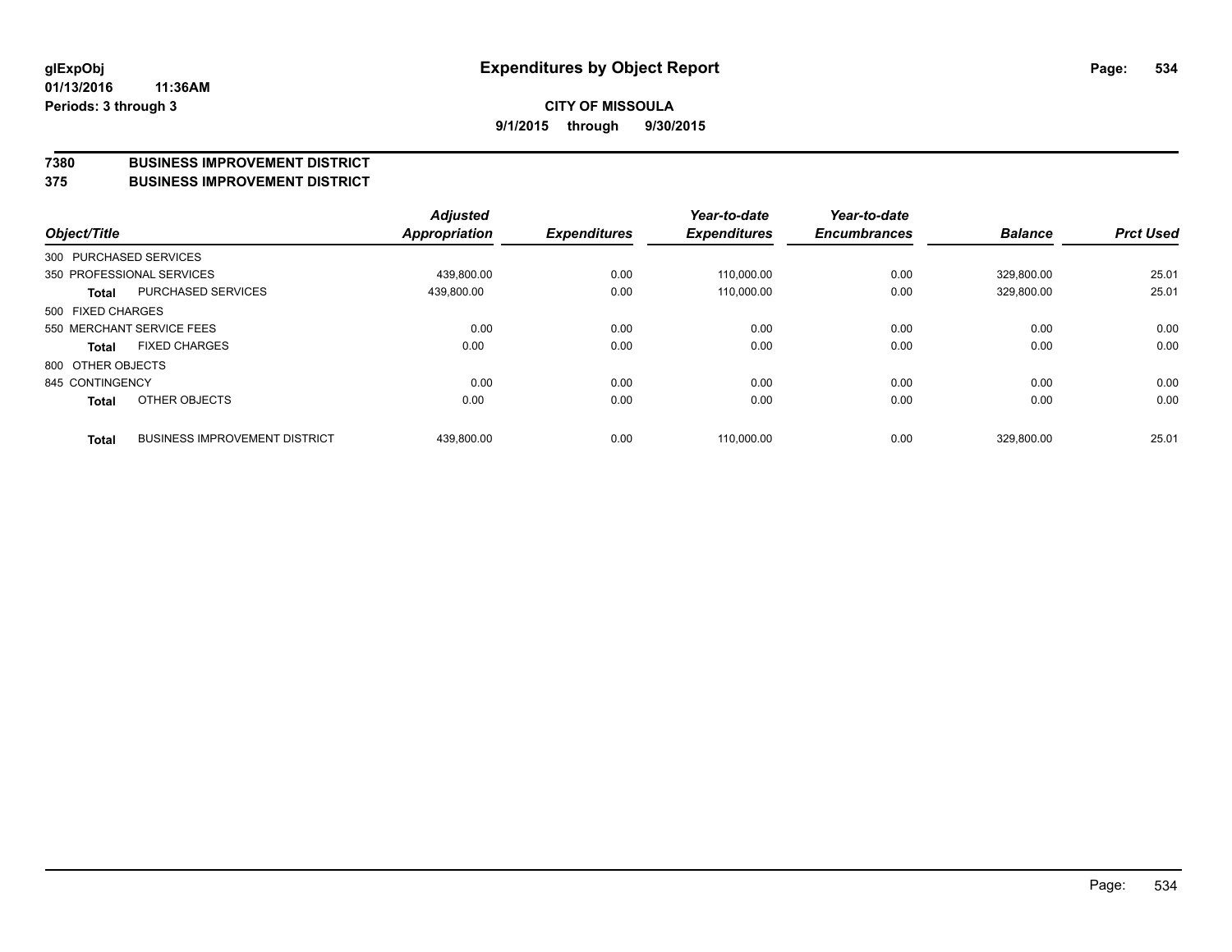**glExpObj**
**01/13/2016 11:36AM**
**Periods: 3 through 3**

# Expenditures by Object Report

**CITY OF MISSOULA**
**9/1/2015 through 9/30/2015**

## 7380 BUSINESS IMPROVEMENT DISTRICT
## 375 BUSINESS IMPROVEMENT DISTRICT

| Object/Title | | Adjusted Appropriation | Expenditures | Year-to-date Expenditures | Year-to-date Encumbrances | Balance | Prct Used |
|---|---|---|---|---|---|---|---|
| 300 PURCHASED SERVICES | | | | | | | |
| 350 PROFESSIONAL SERVICES | | 439,800.00 | 0.00 | 110,000.00 | 0.00 | 329,800.00 | 25.01 |
| **Total** | PURCHASED SERVICES | 439,800.00 | 0.00 | 110,000.00 | 0.00 | 329,800.00 | 25.01 |
| 500 FIXED CHARGES | | | | | | | |
| 550 MERCHANT SERVICE FEES | | 0.00 | 0.00 | 0.00 | 0.00 | 0.00 | 0.00 |
| **Total** | FIXED CHARGES | 0.00 | 0.00 | 0.00 | 0.00 | 0.00 | 0.00 |
| 800 OTHER OBJECTS | | | | | | | |
| 845 CONTINGENCY | | 0.00 | 0.00 | 0.00 | 0.00 | 0.00 | 0.00 |
| **Total** | OTHER OBJECTS | 0.00 | 0.00 | 0.00 | 0.00 | 0.00 | 0.00 |
| **Total** | BUSINESS IMPROVEMENT DISTRICT | 439,800.00 | 0.00 | 110,000.00 | 0.00 | 329,800.00 | 25.01 |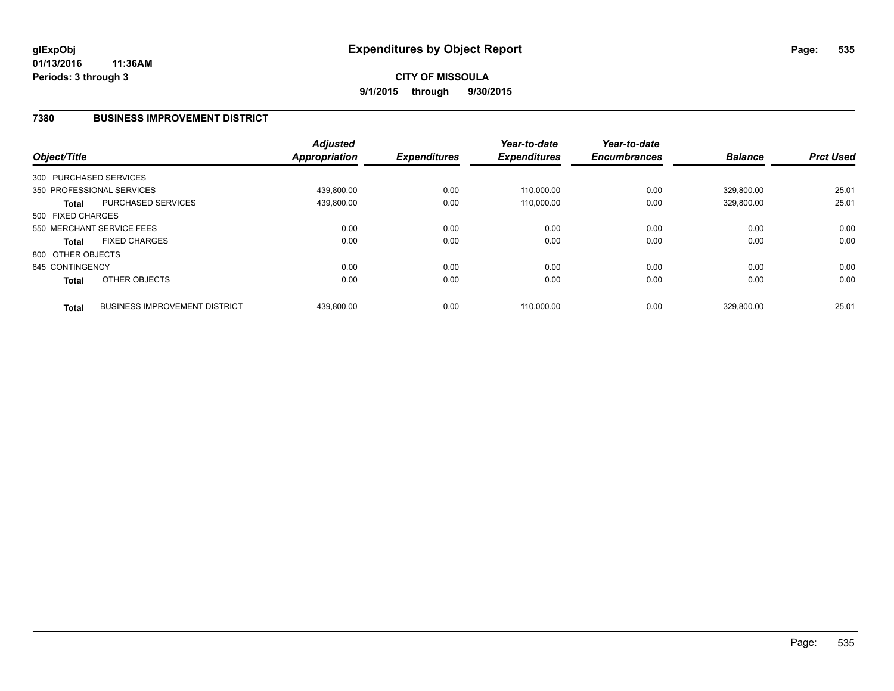# Expenditures by Object Report

glExpObj
01/13/2016 11:36AM
Periods: 3 through 3

**CITY OF MISSOULA**
**9/1/2015 through 9/30/2015**

## 7380 BUSINESS IMPROVEMENT DISTRICT

| Object/Title | | Adjusted Appropriation | Expenditures | Year-to-date Expenditures | Year-to-date Encumbrances | Balance | Prct Used |
|---|---|---|---|---|---|---|---|
| 300 PURCHASED SERVICES | | | | | | | |
| 350 PROFESSIONAL SERVICES | | 439,800.00 | 0.00 | 110,000.00 | 0.00 | 329,800.00 | 25.01 |
| **Total** | PURCHASED SERVICES | 439,800.00 | 0.00 | 110,000.00 | 0.00 | 329,800.00 | 25.01 |
| 500 FIXED CHARGES | | | | | | | |
| 550 MERCHANT SERVICE FEES | | 0.00 | 0.00 | 0.00 | 0.00 | 0.00 | 0.00 |
| **Total** | FIXED CHARGES | 0.00 | 0.00 | 0.00 | 0.00 | 0.00 | 0.00 |
| 800 OTHER OBJECTS | | | | | | | |
| 845 CONTINGENCY | | 0.00 | 0.00 | 0.00 | 0.00 | 0.00 | 0.00 |
| **Total** | OTHER OBJECTS | 0.00 | 0.00 | 0.00 | 0.00 | 0.00 | 0.00 |
| **Total** | BUSINESS IMPROVEMENT DISTRICT | 439,800.00 | 0.00 | 110,000.00 | 0.00 | 329,800.00 | 25.01 |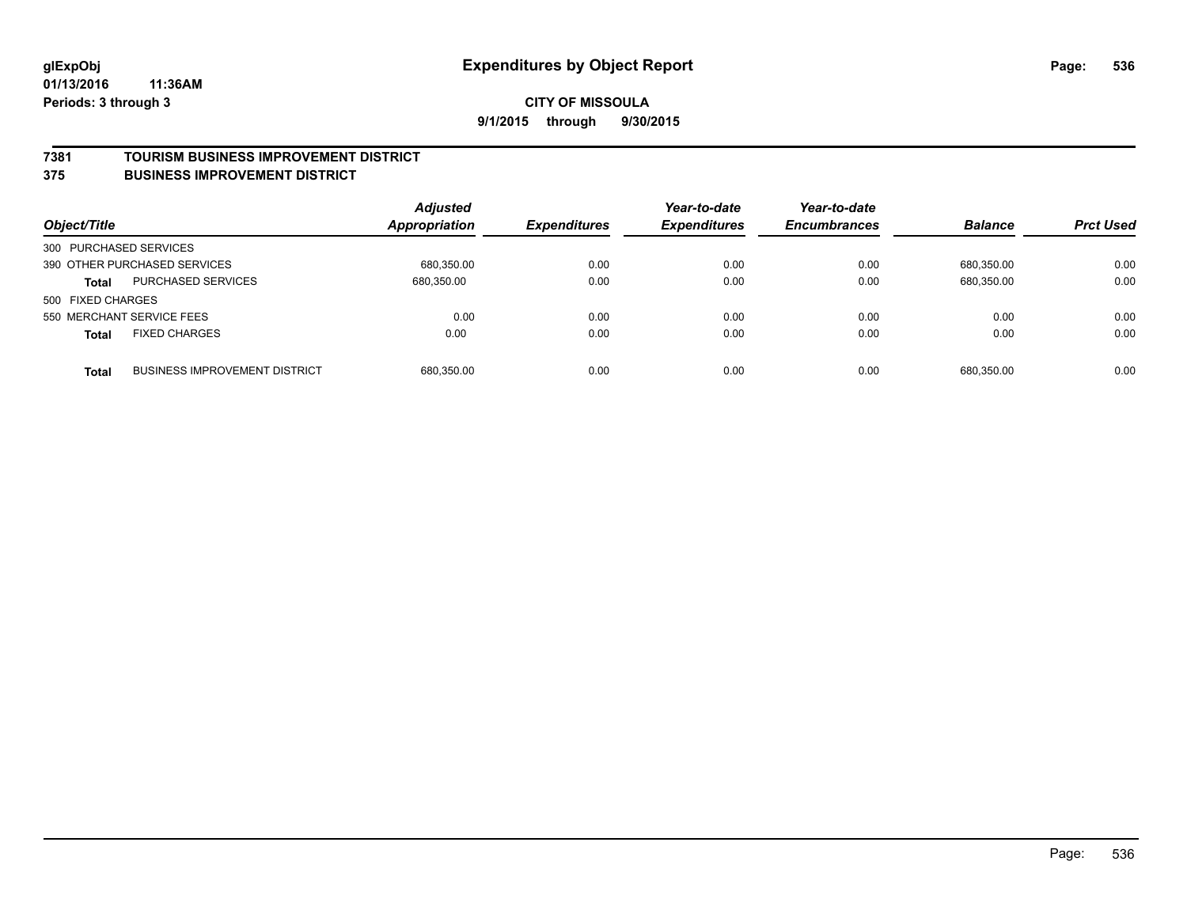**glExpObj** **Expenditures by Object Report**

**01/13/2016 11:36AM**

**Periods: 3 through 3**

**CITY OF MISSOULA**

**9/1/2015 through 9/30/2015**

## 7381 TOURISM BUSINESS IMPROVEMENT DISTRICT
## 375 BUSINESS IMPROVEMENT DISTRICT

| Object/Title | | Adjusted Appropriation | Expenditures | Year-to-date Expenditures | Year-to-date Encumbrances | Balance | Prct Used |
|---|---|---|---|---|---|---|---|
| 300 PURCHASED SERVICES | | | | | | | |
| 390 OTHER PURCHASED SERVICES | | 680,350.00 | 0.00 | 0.00 | 0.00 | 680,350.00 | 0.00 |
| **Total** | PURCHASED SERVICES | 680,350.00 | 0.00 | 0.00 | 0.00 | 680,350.00 | 0.00 |
| 500 FIXED CHARGES | | | | | | | |
| 550 MERCHANT SERVICE FEES | | 0.00 | 0.00 | 0.00 | 0.00 | 0.00 | 0.00 |
| **Total** | FIXED CHARGES | 0.00 | 0.00 | 0.00 | 0.00 | 0.00 | 0.00 |
| **Total** | BUSINESS IMPROVEMENT DISTRICT | 680,350.00 | 0.00 | 0.00 | 0.00 | 680,350.00 | 0.00 |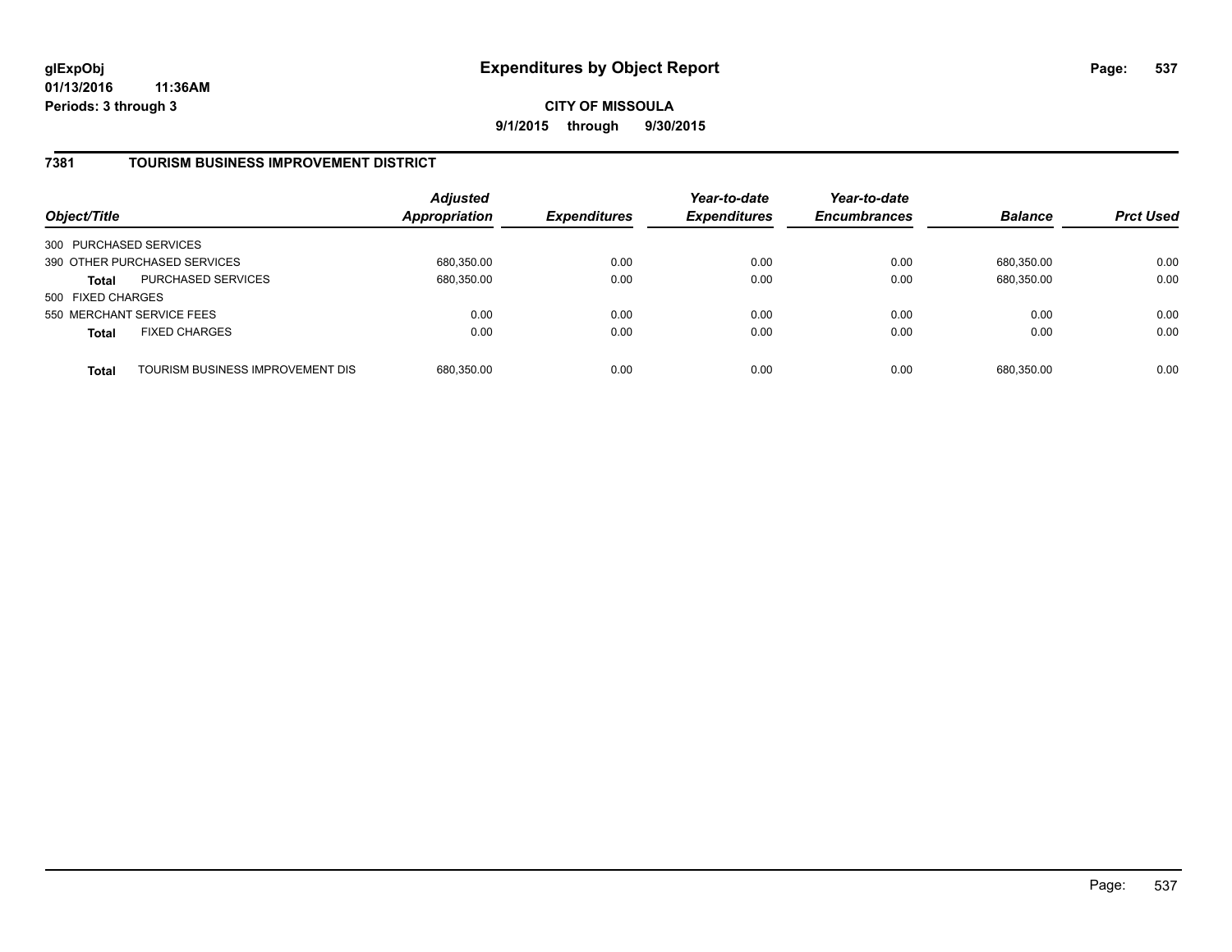**glExpObj** **Expenditures by Object Report**
**01/13/2016 11:36AM**
**Periods: 3 through 3**

**CITY OF MISSOULA**
**9/1/2015 through 9/30/2015**

## 7381 TOURISM BUSINESS IMPROVEMENT DISTRICT

| Object/Title | | Adjusted Appropriation | Expenditures | Year-to-date Expenditures | Year-to-date Encumbrances | Balance | Prct Used |
|---|---|---|---|---|---|---|---|
| 300 PURCHASED SERVICES | | | | | | | |
| 390 OTHER PURCHASED SERVICES | | 680,350.00 | 0.00 | 0.00 | 0.00 | 680,350.00 | 0.00 |
| **Total** | PURCHASED SERVICES | 680,350.00 | 0.00 | 0.00 | 0.00 | 680,350.00 | 0.00 |
| 500 FIXED CHARGES | | | | | | | |
| 550 MERCHANT SERVICE FEES | | 0.00 | 0.00 | 0.00 | 0.00 | 0.00 | 0.00 |
| **Total** | FIXED CHARGES | 0.00 | 0.00 | 0.00 | 0.00 | 0.00 | 0.00 |
| **Total** | TOURISM BUSINESS IMPROVEMENT DIS | 680,350.00 | 0.00 | 0.00 | 0.00 | 680,350.00 | 0.00 |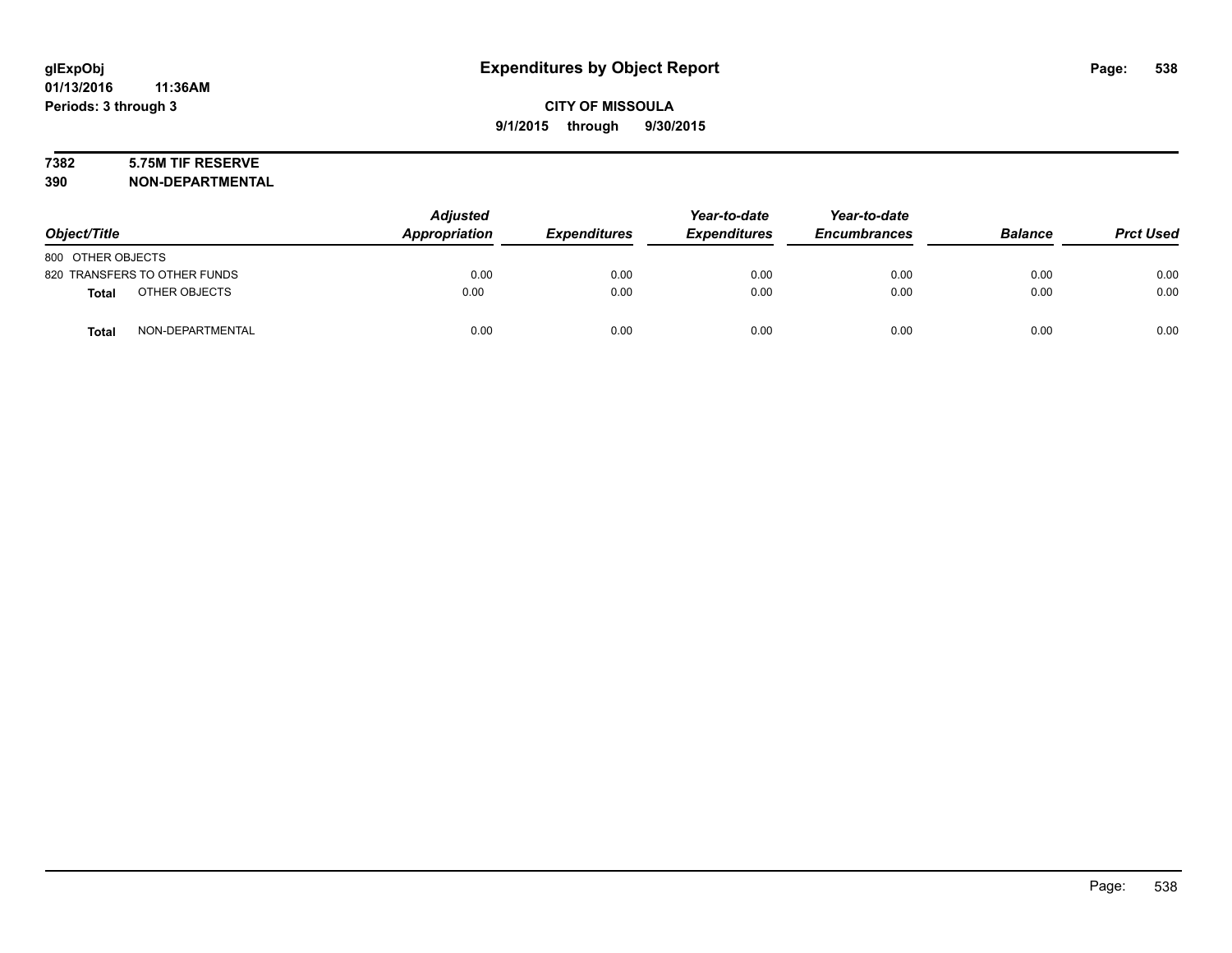# Expenditures by Object Report

glExpObj
01/13/2016 11:36AM
Periods: 3 through 3

**CITY OF MISSOULA**
**9/1/2015 through 9/30/2015**

**7382 5.75M TIF RESERVE**
**390 NON-DEPARTMENTAL**

| Object/Title | Adjusted Appropriation | Expenditures | Year-to-date Expenditures | Year-to-date Encumbrances | Balance | Prct Used |
|---|---|---|---|---|---|---|
| 800 OTHER OBJECTS | | | | | | |
| 820 TRANSFERS TO OTHER FUNDS | 0.00 | 0.00 | 0.00 | 0.00 | 0.00 | 0.00 |
| **Total** OTHER OBJECTS | 0.00 | 0.00 | 0.00 | 0.00 | 0.00 | 0.00 |
| **Total** NON-DEPARTMENTAL | 0.00 | 0.00 | 0.00 | 0.00 | 0.00 | 0.00 |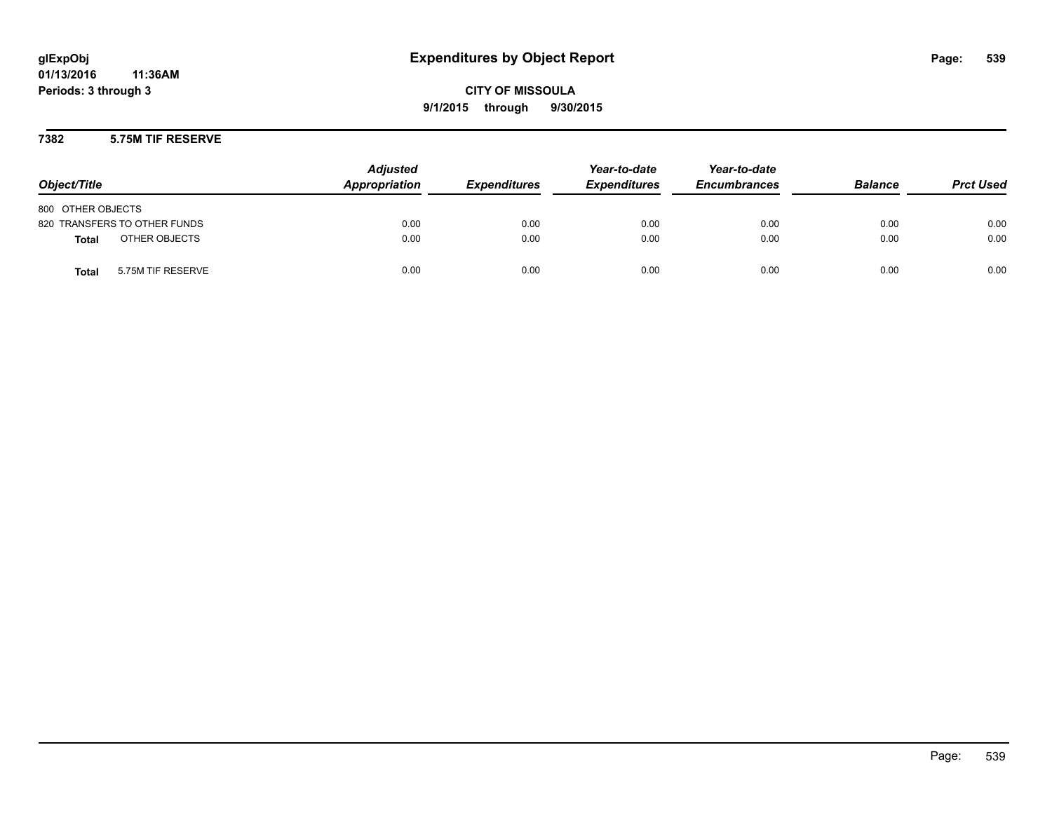# Expenditures by Object Report

glExpObj
01/13/2016 11:36AM
Periods: 3 through 3

**CITY OF MISSOULA**
**9/1/2015 through 9/30/2015**

## 7382 5.75M TIF RESERVE

| Object/Title | | Adjusted Appropriation | Expenditures | Year-to-date Expenditures | Year-to-date Encumbrances | Balance | Prct Used |
|---|---|---|---|---|---|---|---|
| 800 OTHER OBJECTS | | | | | | | |
| 820 TRANSFERS TO OTHER FUNDS | | 0.00 | 0.00 | 0.00 | 0.00 | 0.00 | 0.00 |
| **Total** | OTHER OBJECTS | 0.00 | 0.00 | 0.00 | 0.00 | 0.00 | 0.00 |
| **Total** | 5.75M TIF RESERVE | 0.00 | 0.00 | 0.00 | 0.00 | 0.00 | 0.00 |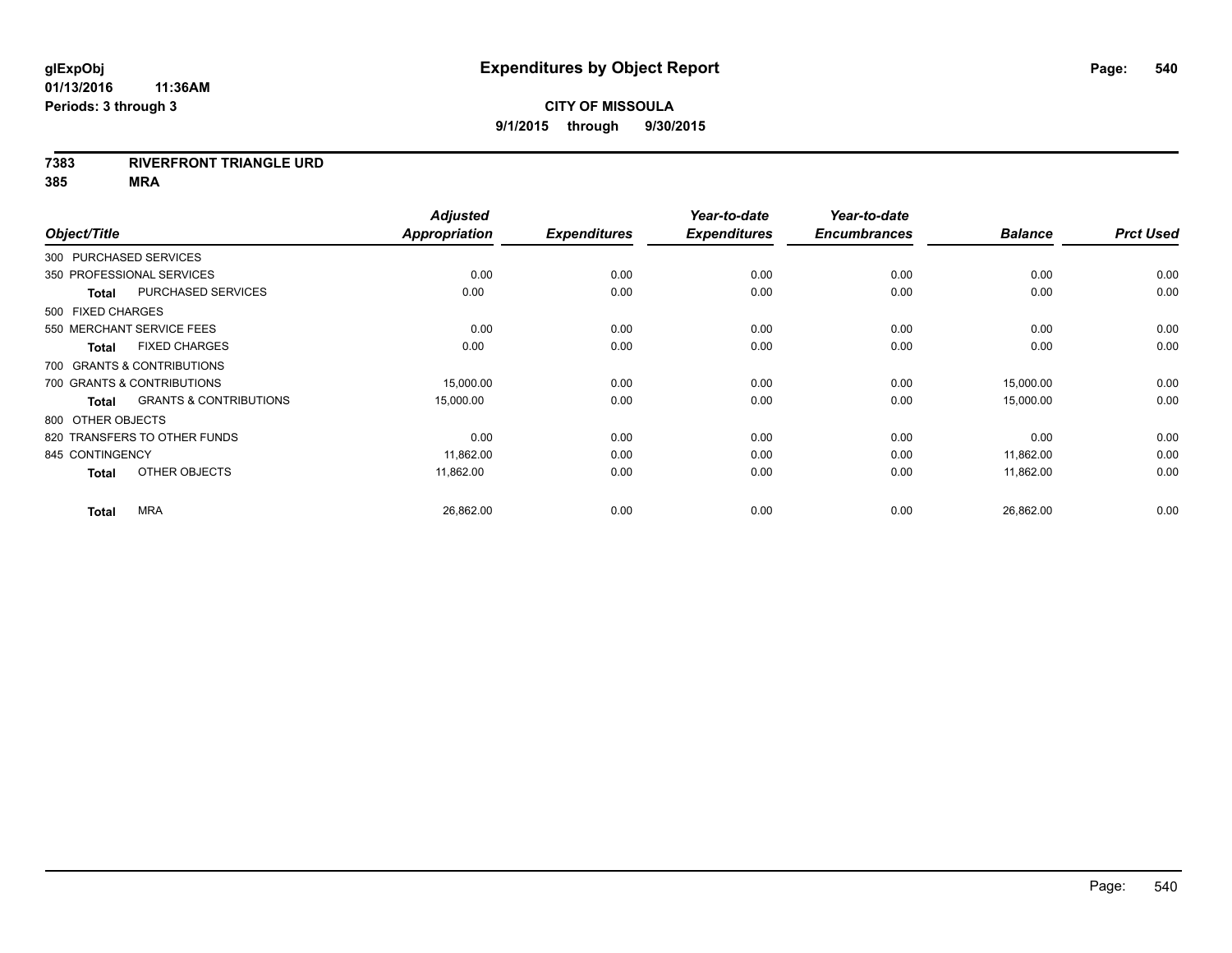# Expenditures by Object Report

glExpObj
01/13/2016 11:36AM
Periods: 3 through 3

**CITY OF MISSOULA**
**9/1/2015 through 9/30/2015**

**7383 RIVERFRONT TRIANGLE URD**
**385 MRA**

| Object/Title | | Adjusted Appropriation | Expenditures | Year-to-date Expenditures | Year-to-date Encumbrances | Balance | Prct Used |
|---|---|---|---|---|---|---|---|
| 300 PURCHASED SERVICES | | | | | | | |
| 350 PROFESSIONAL SERVICES | | 0.00 | 0.00 | 0.00 | 0.00 | 0.00 | 0.00 |
| **Total** | PURCHASED SERVICES | 0.00 | 0.00 | 0.00 | 0.00 | 0.00 | 0.00 |
| 500 FIXED CHARGES | | | | | | | |
| 550 MERCHANT SERVICE FEES | | 0.00 | 0.00 | 0.00 | 0.00 | 0.00 | 0.00 |
| **Total** | FIXED CHARGES | 0.00 | 0.00 | 0.00 | 0.00 | 0.00 | 0.00 |
| 700 GRANTS & CONTRIBUTIONS | | | | | | | |
| 700 GRANTS & CONTRIBUTIONS | | 15,000.00 | 0.00 | 0.00 | 0.00 | 15,000.00 | 0.00 |
| **Total** | GRANTS & CONTRIBUTIONS | 15,000.00 | 0.00 | 0.00 | 0.00 | 15,000.00 | 0.00 |
| 800 OTHER OBJECTS | | | | | | | |
| 820 TRANSFERS TO OTHER FUNDS | | 0.00 | 0.00 | 0.00 | 0.00 | 0.00 | 0.00 |
| 845 CONTINGENCY | | 11,862.00 | 0.00 | 0.00 | 0.00 | 11,862.00 | 0.00 |
| **Total** | OTHER OBJECTS | 11,862.00 | 0.00 | 0.00 | 0.00 | 11,862.00 | 0.00 |
| **Total** | MRA | 26,862.00 | 0.00 | 0.00 | 0.00 | 26,862.00 | 0.00 |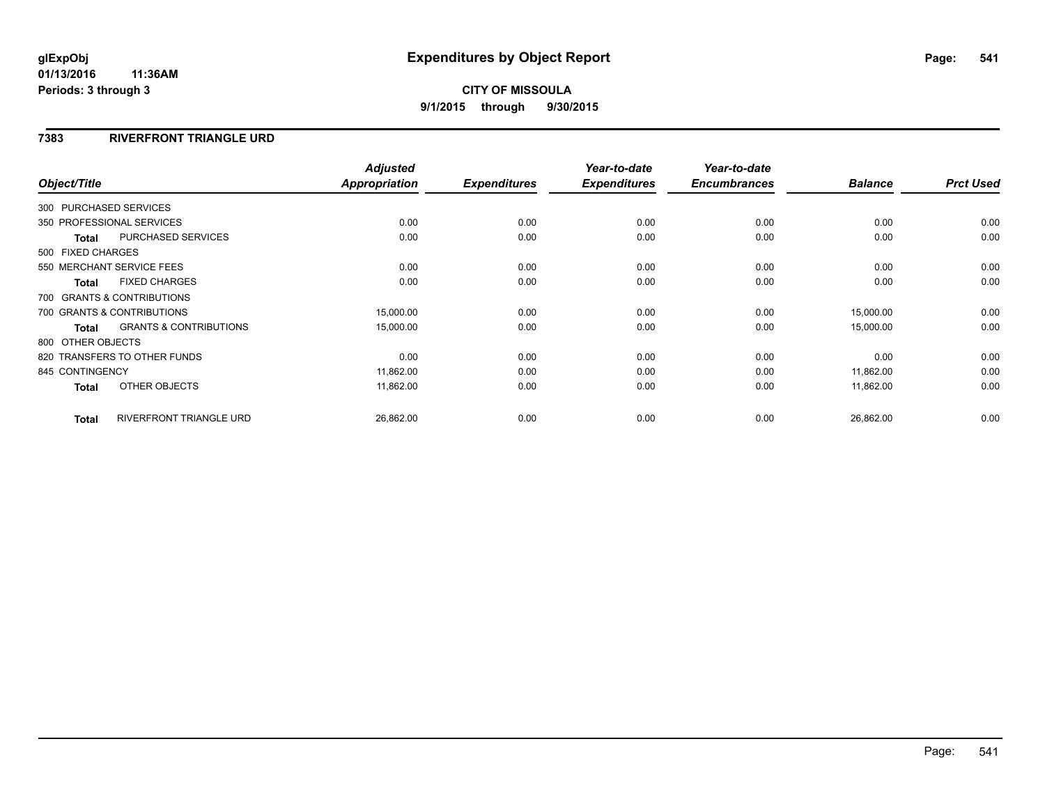**glExpObj** **Expenditures by Object Report**

**01/13/2016 11:36AM**

**Periods: 3 through 3**

**CITY OF MISSOULA**

**9/1/2015 through 9/30/2015**

## 7383 RIVERFRONT TRIANGLE URD

| Object/Title | | Adjusted Appropriation | Expenditures | Year-to-date Expenditures | Year-to-date Encumbrances | Balance | Prct Used |
|---|---|---|---|---|---|---|---|
| 300 PURCHASED SERVICES | | | | | | | |
| 350 PROFESSIONAL SERVICES | | 0.00 | 0.00 | 0.00 | 0.00 | 0.00 | 0.00 |
| **Total** | PURCHASED SERVICES | 0.00 | 0.00 | 0.00 | 0.00 | 0.00 | 0.00 |
| 500 FIXED CHARGES | | | | | | | |
| 550 MERCHANT SERVICE FEES | | 0.00 | 0.00 | 0.00 | 0.00 | 0.00 | 0.00 |
| **Total** | FIXED CHARGES | 0.00 | 0.00 | 0.00 | 0.00 | 0.00 | 0.00 |
| 700 GRANTS & CONTRIBUTIONS | | | | | | | |
| 700 GRANTS & CONTRIBUTIONS | | 15,000.00 | 0.00 | 0.00 | 0.00 | 15,000.00 | 0.00 |
| **Total** | GRANTS & CONTRIBUTIONS | 15,000.00 | 0.00 | 0.00 | 0.00 | 15,000.00 | 0.00 |
| 800 OTHER OBJECTS | | | | | | | |
| 820 TRANSFERS TO OTHER FUNDS | | 0.00 | 0.00 | 0.00 | 0.00 | 0.00 | 0.00 |
| 845 CONTINGENCY | | 11,862.00 | 0.00 | 0.00 | 0.00 | 11,862.00 | 0.00 |
| **Total** | OTHER OBJECTS | 11,862.00 | 0.00 | 0.00 | 0.00 | 11,862.00 | 0.00 |
| **Total** | RIVERFRONT TRIANGLE URD | 26,862.00 | 0.00 | 0.00 | 0.00 | 26,862.00 | 0.00 |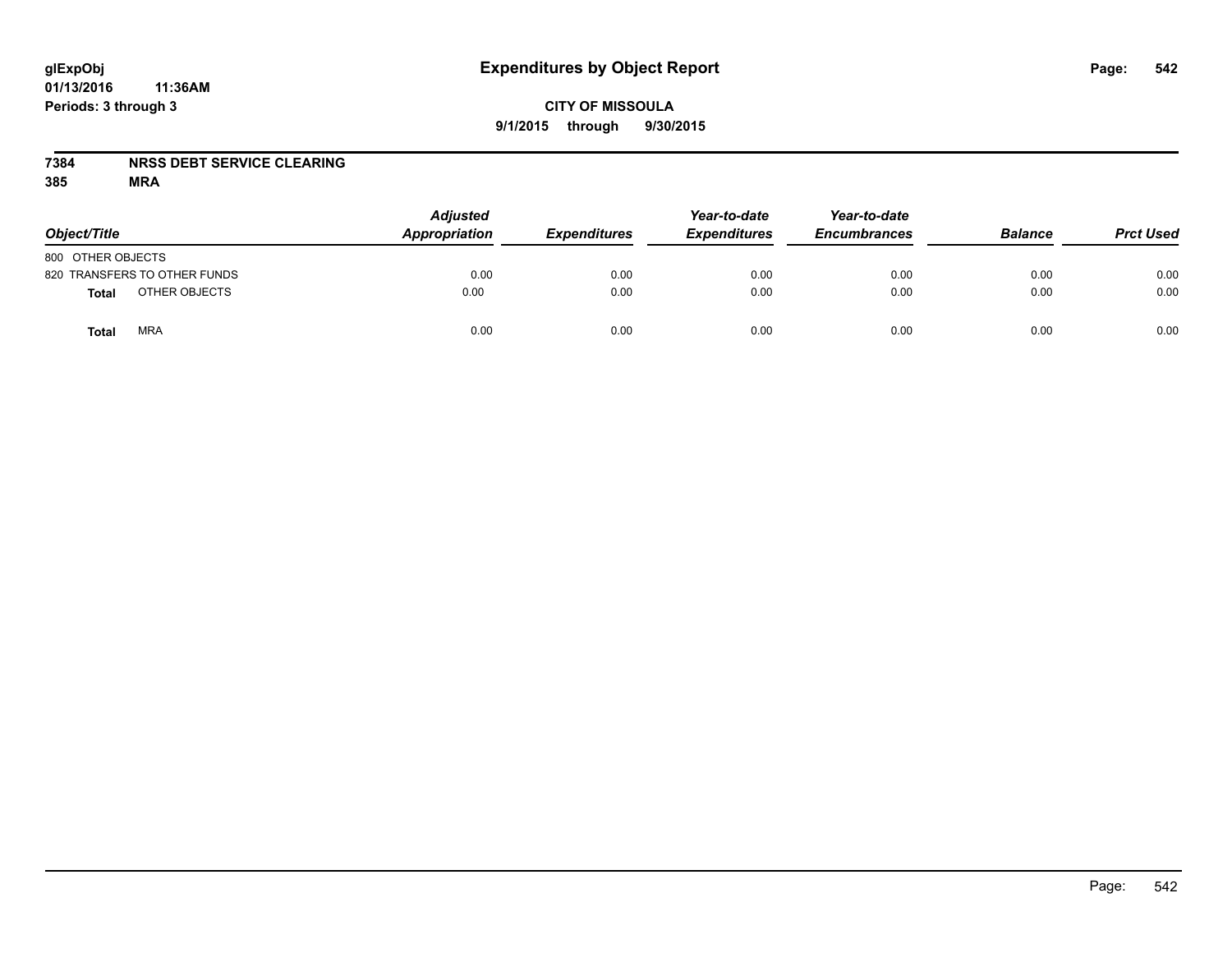# Expenditures by Object Report

glExpObj
01/13/2016 11:36AM
Periods: 3 through 3

**CITY OF MISSOULA**
**9/1/2015 through 9/30/2015**

**7384 NRSS DEBT SERVICE CLEARING**
**385 MRA**

| Object/Title | Adjusted Appropriation | Expenditures | Year-to-date Expenditures | Year-to-date Encumbrances | Balance | Prct Used |
|---|---|---|---|---|---|---|
| 800 OTHER OBJECTS | | | | | | |
| 820 TRANSFERS TO OTHER FUNDS | 0.00 | 0.00 | 0.00 | 0.00 | 0.00 | 0.00 |
| **Total** OTHER OBJECTS | 0.00 | 0.00 | 0.00 | 0.00 | 0.00 | 0.00 |
| **Total** MRA | 0.00 | 0.00 | 0.00 | 0.00 | 0.00 | 0.00 |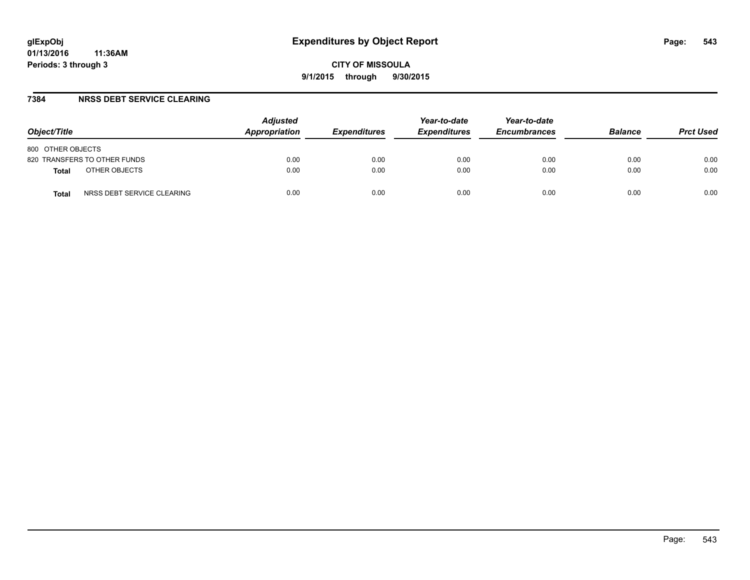# Expenditures by Object Report

glExpObj
01/13/2016 11:36AM
Periods: 3 through 3

**CITY OF MISSOULA**
**9/1/2015 through 9/30/2015**

## 7384 NRSS DEBT SERVICE CLEARING

| Object/Title | Adjusted Appropriation | Expenditures | Year-to-date Expenditures | Year-to-date Encumbrances | Balance | Prct Used |
|---|---|---|---|---|---|---|
| 800 OTHER OBJECTS | | | | | | |
| 820 TRANSFERS TO OTHER FUNDS | 0.00 | 0.00 | 0.00 | 0.00 | 0.00 | 0.00 |
| **Total** OTHER OBJECTS | 0.00 | 0.00 | 0.00 | 0.00 | 0.00 | 0.00 |
| **Total** NRSS DEBT SERVICE CLEARING | 0.00 | 0.00 | 0.00 | 0.00 | 0.00 | 0.00 |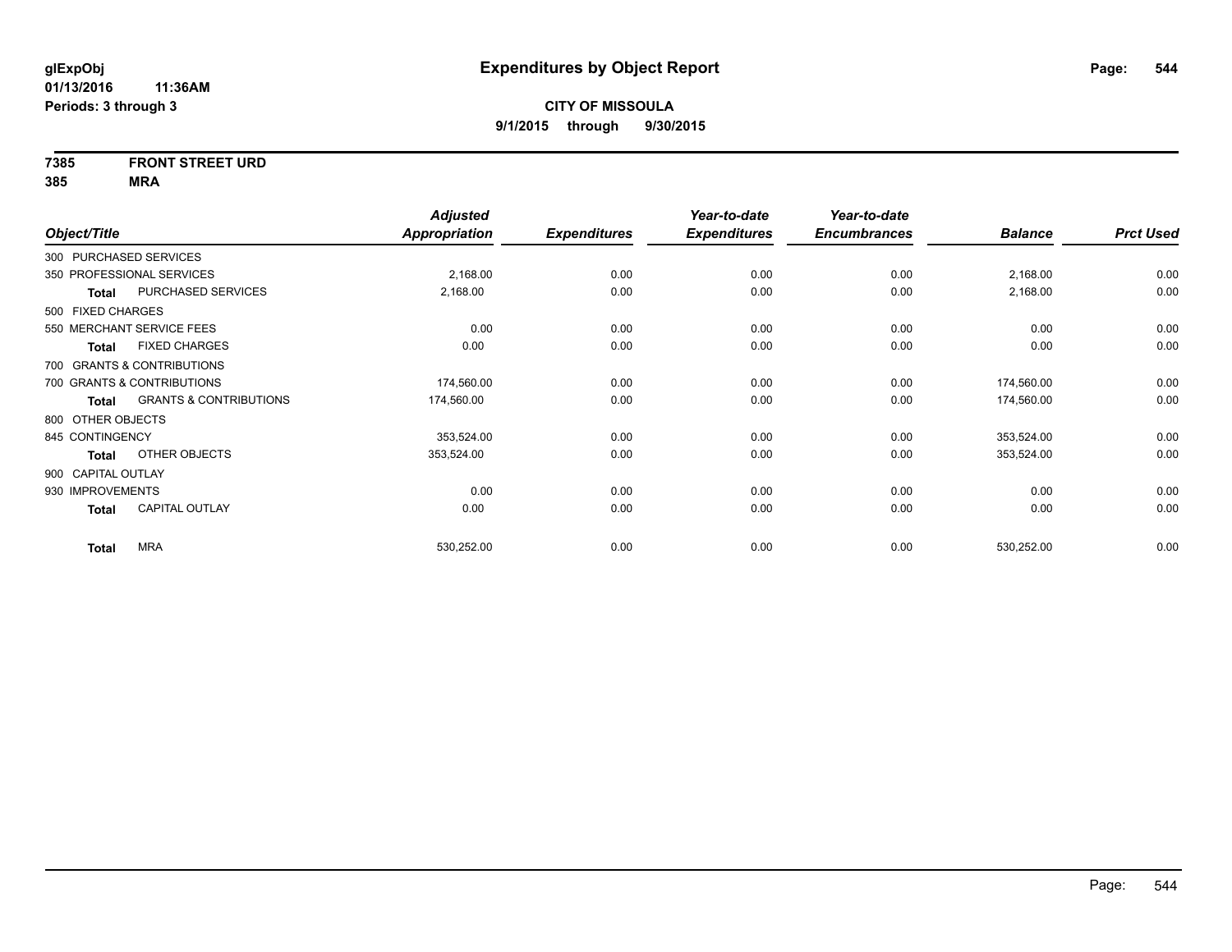# Expenditures by Object Report

glExpObj
01/13/2016 11:36AM
Periods: 3 through 3

**CITY OF MISSOULA**
**9/1/2015 through 9/30/2015**

**7385 FRONT STREET URD**
**385 MRA**

| Object/Title | Adjusted Appropriation | Expenditures | Year-to-date Expenditures | Year-to-date Encumbrances | Balance | Prct Used |
|---|---|---|---|---|---|---|
| 300 PURCHASED SERVICES | | | | | | |
| 350 PROFESSIONAL SERVICES | 2,168.00 | 0.00 | 0.00 | 0.00 | 2,168.00 | 0.00 |
| Total PURCHASED SERVICES | 2,168.00 | 0.00 | 0.00 | 0.00 | 2,168.00 | 0.00 |
| 500 FIXED CHARGES | | | | | | |
| 550 MERCHANT SERVICE FEES | 0.00 | 0.00 | 0.00 | 0.00 | 0.00 | 0.00 |
| Total FIXED CHARGES | 0.00 | 0.00 | 0.00 | 0.00 | 0.00 | 0.00 |
| 700 GRANTS & CONTRIBUTIONS | | | | | | |
| 700 GRANTS & CONTRIBUTIONS | 174,560.00 | 0.00 | 0.00 | 0.00 | 174,560.00 | 0.00 |
| Total GRANTS & CONTRIBUTIONS | 174,560.00 | 0.00 | 0.00 | 0.00 | 174,560.00 | 0.00 |
| 800 OTHER OBJECTS | | | | | | |
| 845 CONTINGENCY | 353,524.00 | 0.00 | 0.00 | 0.00 | 353,524.00 | 0.00 |
| Total OTHER OBJECTS | 353,524.00 | 0.00 | 0.00 | 0.00 | 353,524.00 | 0.00 |
| 900 CAPITAL OUTLAY | | | | | | |
| 930 IMPROVEMENTS | 0.00 | 0.00 | 0.00 | 0.00 | 0.00 | 0.00 |
| Total CAPITAL OUTLAY | 0.00 | 0.00 | 0.00 | 0.00 | 0.00 | 0.00 |
| Total MRA | 530,252.00 | 0.00 | 0.00 | 0.00 | 530,252.00 | 0.00 |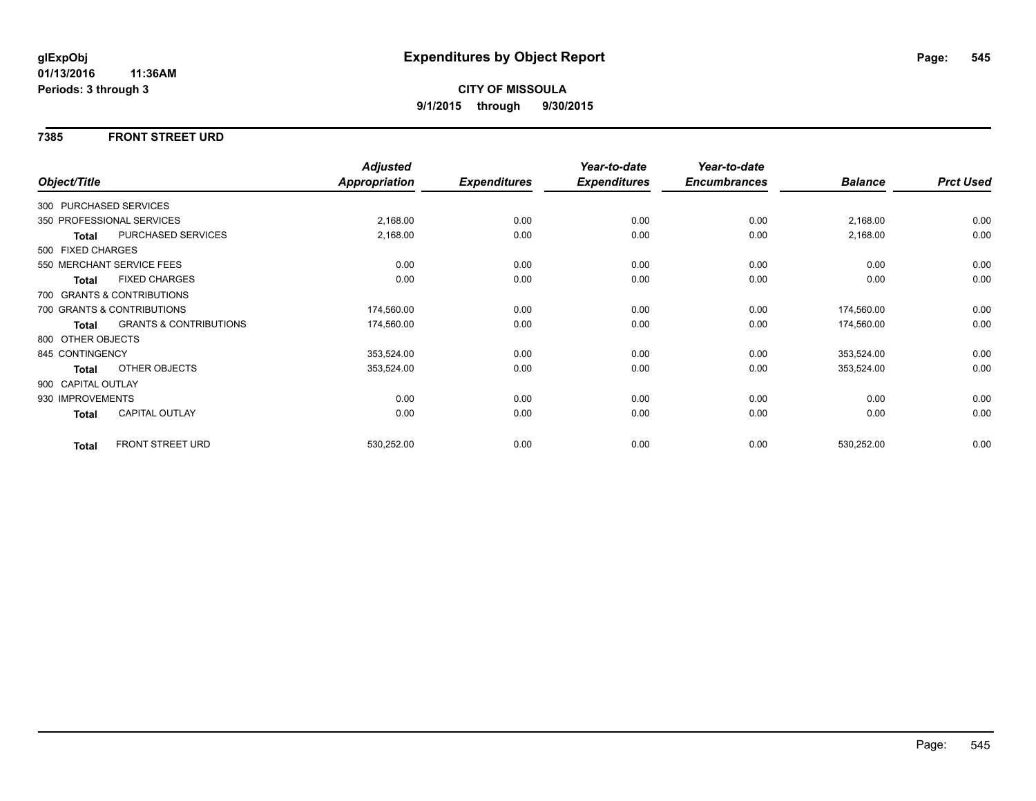**glExpObj** **Expenditures by Object Report**
**01/13/2016 11:36AM**
**Periods: 3 through 3**

**CITY OF MISSOULA**
**9/1/2015 through 9/30/2015**

## 7385 FRONT STREET URD

| Object/Title | | Adjusted Appropriation | Expenditures | Year-to-date Expenditures | Year-to-date Encumbrances | Balance | Prct Used |
|---|---|---|---|---|---|---|---|
| 300 PURCHASED SERVICES | | | | | | | |
| 350 PROFESSIONAL SERVICES | | 2,168.00 | 0.00 | 0.00 | 0.00 | 2,168.00 | 0.00 |
| **Total** | PURCHASED SERVICES | 2,168.00 | 0.00 | 0.00 | 0.00 | 2,168.00 | 0.00 |
| 500 FIXED CHARGES | | | | | | | |
| 550 MERCHANT SERVICE FEES | | 0.00 | 0.00 | 0.00 | 0.00 | 0.00 | 0.00 |
| **Total** | FIXED CHARGES | 0.00 | 0.00 | 0.00 | 0.00 | 0.00 | 0.00 |
| 700 GRANTS & CONTRIBUTIONS | | | | | | | |
| 700 GRANTS & CONTRIBUTIONS | | 174,560.00 | 0.00 | 0.00 | 0.00 | 174,560.00 | 0.00 |
| **Total** | GRANTS & CONTRIBUTIONS | 174,560.00 | 0.00 | 0.00 | 0.00 | 174,560.00 | 0.00 |
| 800 OTHER OBJECTS | | | | | | | |
| 845 CONTINGENCY | | 353,524.00 | 0.00 | 0.00 | 0.00 | 353,524.00 | 0.00 |
| **Total** | OTHER OBJECTS | 353,524.00 | 0.00 | 0.00 | 0.00 | 353,524.00 | 0.00 |
| 900 CAPITAL OUTLAY | | | | | | | |
| 930 IMPROVEMENTS | | 0.00 | 0.00 | 0.00 | 0.00 | 0.00 | 0.00 |
| **Total** | CAPITAL OUTLAY | 0.00 | 0.00 | 0.00 | 0.00 | 0.00 | 0.00 |
| **Total** | FRONT STREET URD | 530,252.00 | 0.00 | 0.00 | 0.00 | 530,252.00 | 0.00 |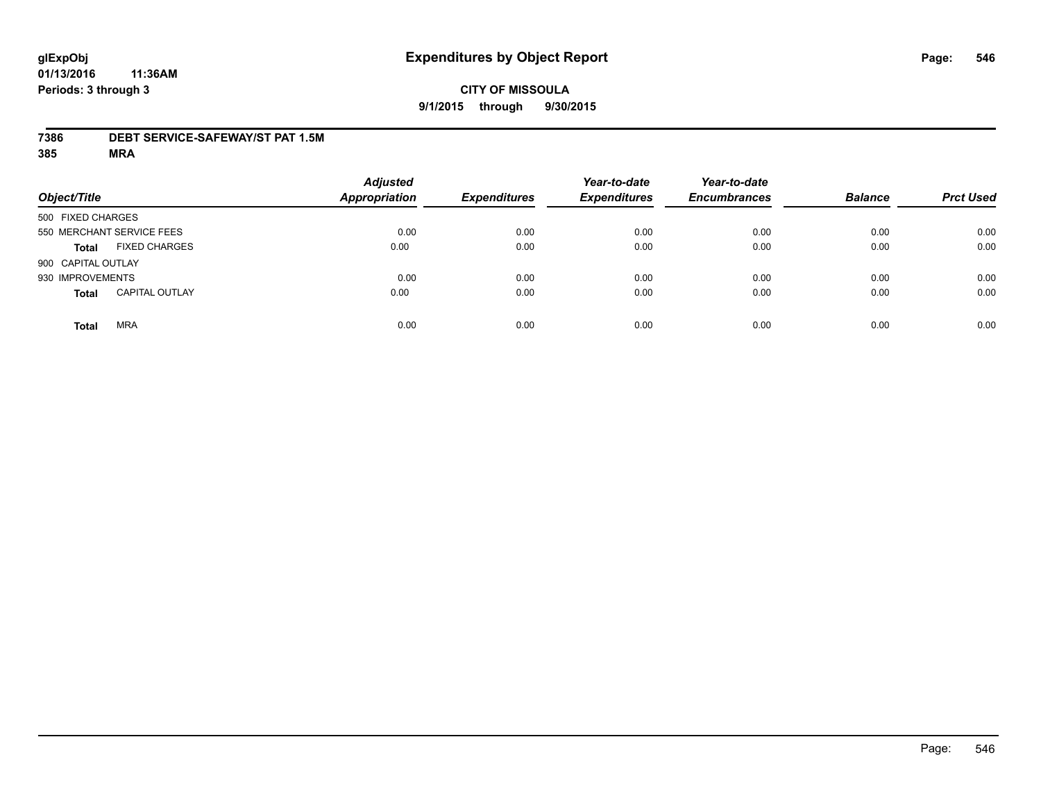# Expenditures by Object Report

glExpObj
01/13/2016 11:36AM
Periods: 3 through 3

**CITY OF MISSOULA**
**9/1/2015 through 9/30/2015**

## 7386 DEBT SERVICE-SAFEWAY/ST PAT 1.5M
## 385 MRA

| Object/Title | | Adjusted Appropriation | Expenditures | Year-to-date Expenditures | Year-to-date Encumbrances | Balance | Prct Used |
|---|---|---|---|---|---|---|---|
| 500 FIXED CHARGES | | | | | | | |
| 550 MERCHANT SERVICE FEES | | 0.00 | 0.00 | 0.00 | 0.00 | 0.00 | 0.00 |
| **Total** | FIXED CHARGES | 0.00 | 0.00 | 0.00 | 0.00 | 0.00 | 0.00 |
| 900 CAPITAL OUTLAY | | | | | | | |
| 930 IMPROVEMENTS | | 0.00 | 0.00 | 0.00 | 0.00 | 0.00 | 0.00 |
| **Total** | CAPITAL OUTLAY | 0.00 | 0.00 | 0.00 | 0.00 | 0.00 | 0.00 |
| **Total** | MRA | 0.00 | 0.00 | 0.00 | 0.00 | 0.00 | 0.00 |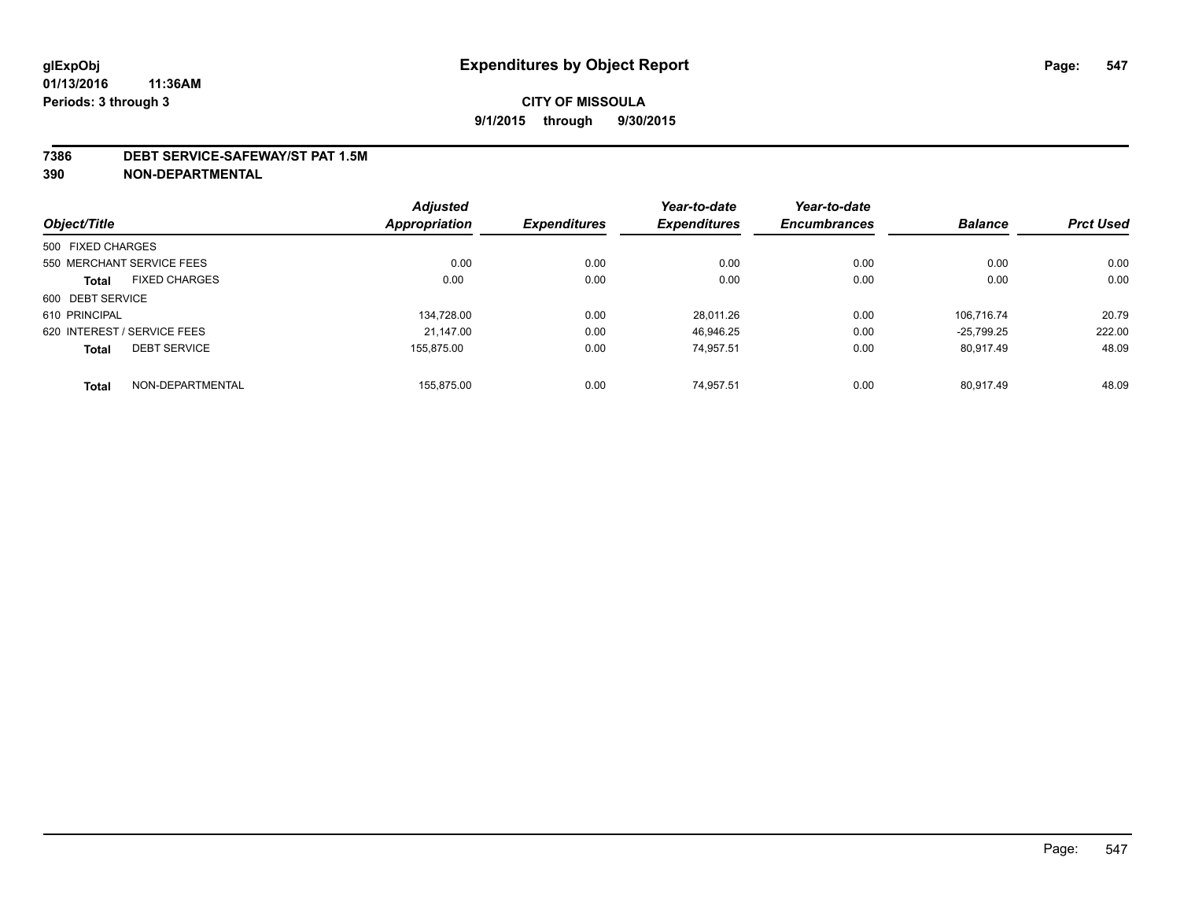**glExpObj** **Expenditures by Object Report**
**01/13/2016 11:36AM**
**Periods: 3 through 3**

**CITY OF MISSOULA**
**9/1/2015 through 9/30/2015**

## 7386 DEBT SERVICE-SAFEWAY/ST PAT 1.5M
## 390 NON-DEPARTMENTAL

| Object/Title | | Adjusted Appropriation | Expenditures | Year-to-date Expenditures | Year-to-date Encumbrances | Balance | Prct Used |
|---|---|---|---|---|---|---|---|
| 500 FIXED CHARGES | | | | | | | |
| 550 MERCHANT SERVICE FEES | | 0.00 | 0.00 | 0.00 | 0.00 | 0.00 | 0.00 |
| **Total** | FIXED CHARGES | 0.00 | 0.00 | 0.00 | 0.00 | 0.00 | 0.00 |
| 600 DEBT SERVICE | | | | | | | |
| 610 PRINCIPAL | | 134,728.00 | 0.00 | 28,011.26 | 0.00 | 106,716.74 | 20.79 |
| 620 INTEREST / SERVICE FEES | | 21,147.00 | 0.00 | 46,946.25 | 0.00 | -25,799.25 | 222.00 |
| **Total** | DEBT SERVICE | 155,875.00 | 0.00 | 74,957.51 | 0.00 | 80,917.49 | 48.09 |
| **Total** | NON-DEPARTMENTAL | 155,875.00 | 0.00 | 74,957.51 | 0.00 | 80,917.49 | 48.09 |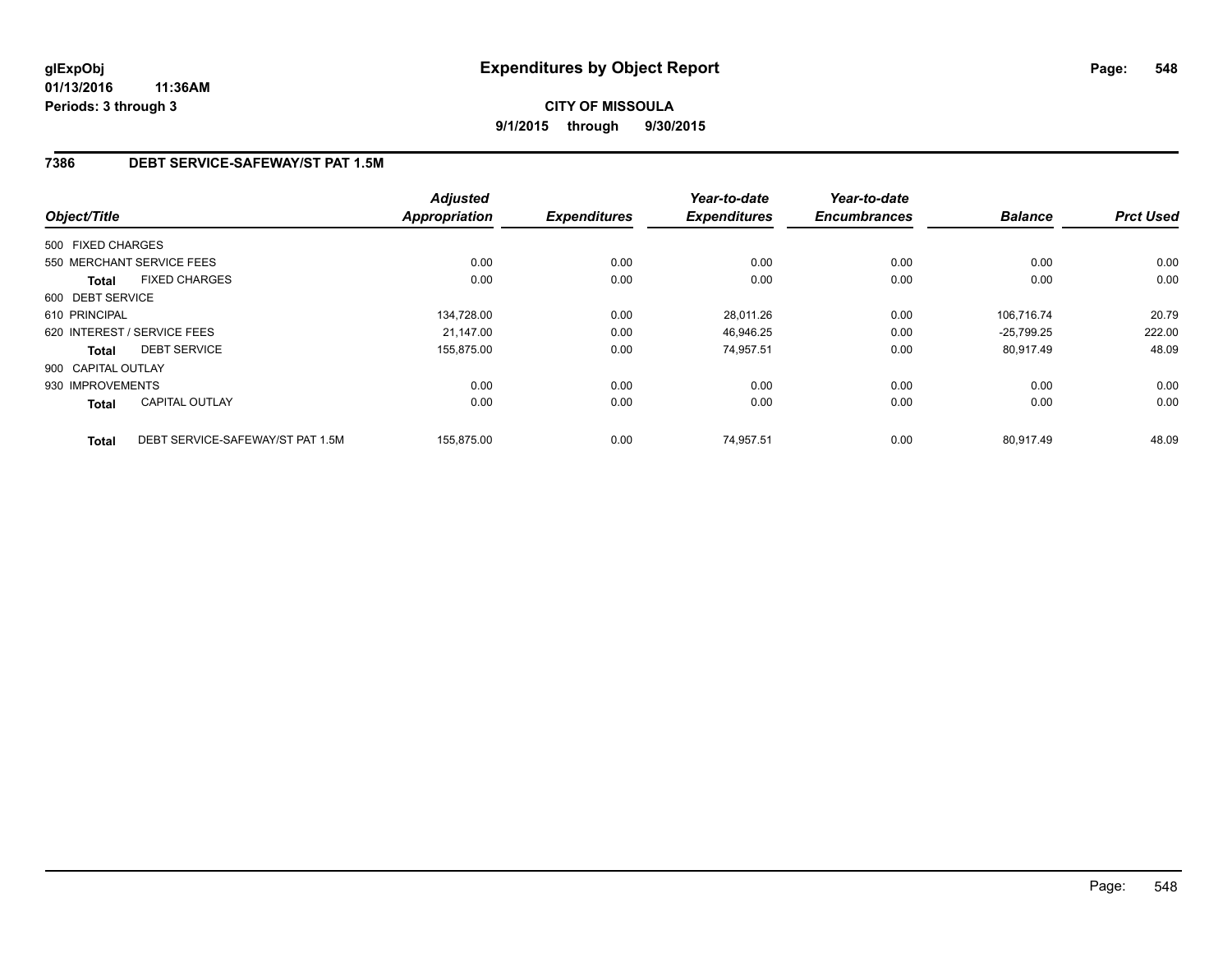# Expenditures by Object Report

glExpObj
01/13/2016 11:36AM
Periods: 3 through 3

**CITY OF MISSOULA**
**9/1/2015 through 9/30/2015**

## 7386 DEBT SERVICE-SAFEWAY/ST PAT 1.5M

| Object/Title | | Adjusted Appropriation | Expenditures | Year-to-date Expenditures | Year-to-date Encumbrances | Balance | Prct Used |
|---|---|---|---|---|---|---|---|
| 500 FIXED CHARGES | | | | | | | |
| 550 MERCHANT SERVICE FEES | | 0.00 | 0.00 | 0.00 | 0.00 | 0.00 | 0.00 |
| **Total** | FIXED CHARGES | 0.00 | 0.00 | 0.00 | 0.00 | 0.00 | 0.00 |
| 600 DEBT SERVICE | | | | | | | |
| 610 PRINCIPAL | | 134,728.00 | 0.00 | 28,011.26 | 0.00 | 106,716.74 | 20.79 |
| 620 INTEREST / SERVICE FEES | | 21,147.00 | 0.00 | 46,946.25 | 0.00 | -25,799.25 | 222.00 |
| **Total** | DEBT SERVICE | 155,875.00 | 0.00 | 74,957.51 | 0.00 | 80,917.49 | 48.09 |
| 900 CAPITAL OUTLAY | | | | | | | |
| 930 IMPROVEMENTS | | 0.00 | 0.00 | 0.00 | 0.00 | 0.00 | 0.00 |
| **Total** | CAPITAL OUTLAY | 0.00 | 0.00 | 0.00 | 0.00 | 0.00 | 0.00 |
| **Total** | DEBT SERVICE-SAFEWAY/ST PAT 1.5M | 155,875.00 | 0.00 | 74,957.51 | 0.00 | 80,917.49 | 48.09 |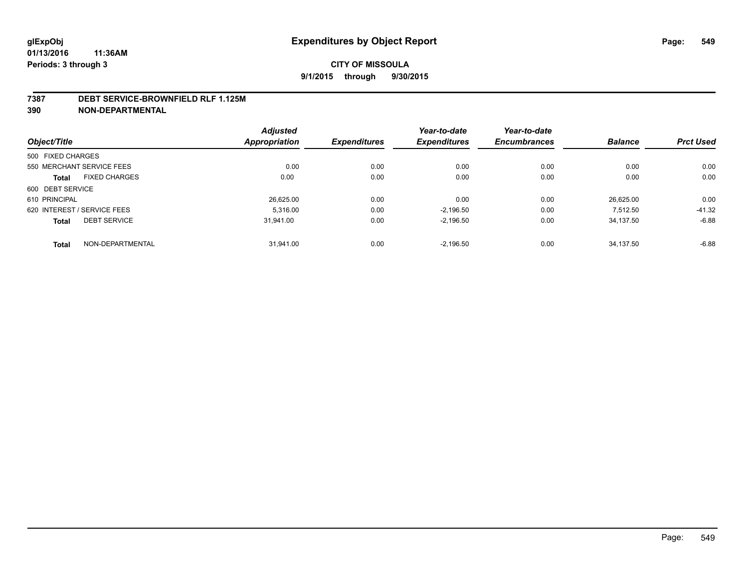# Expenditures by Object Report

glExpObj
01/13/2016 11:36AM
Periods: 3 through 3

**CITY OF MISSOULA**
**9/1/2015 through 9/30/2015**

**7387 DEBT SERVICE-BROWNFIELD RLF 1.125M**
**390 NON-DEPARTMENTAL**

| Object/Title | Adjusted Appropriation | Expenditures | Year-to-date Expenditures | Year-to-date Encumbrances | Balance | Prct Used |
|---|---|---|---|---|---|---|
| 500 FIXED CHARGES | | | | | | |
| 550 MERCHANT SERVICE FEES | 0.00 | 0.00 | 0.00 | 0.00 | 0.00 | 0.00 |
| **Total** FIXED CHARGES | 0.00 | 0.00 | 0.00 | 0.00 | 0.00 | 0.00 |
| 600 DEBT SERVICE | | | | | | |
| 610 PRINCIPAL | 26,625.00 | 0.00 | 0.00 | 0.00 | 26,625.00 | 0.00 |
| 620 INTEREST / SERVICE FEES | 5,316.00 | 0.00 | -2,196.50 | 0.00 | 7,512.50 | -41.32 |
| **Total** DEBT SERVICE | 31,941.00 | 0.00 | -2,196.50 | 0.00 | 34,137.50 | -6.88 |
| **Total** NON-DEPARTMENTAL | 31,941.00 | 0.00 | -2,196.50 | 0.00 | 34,137.50 | -6.88 |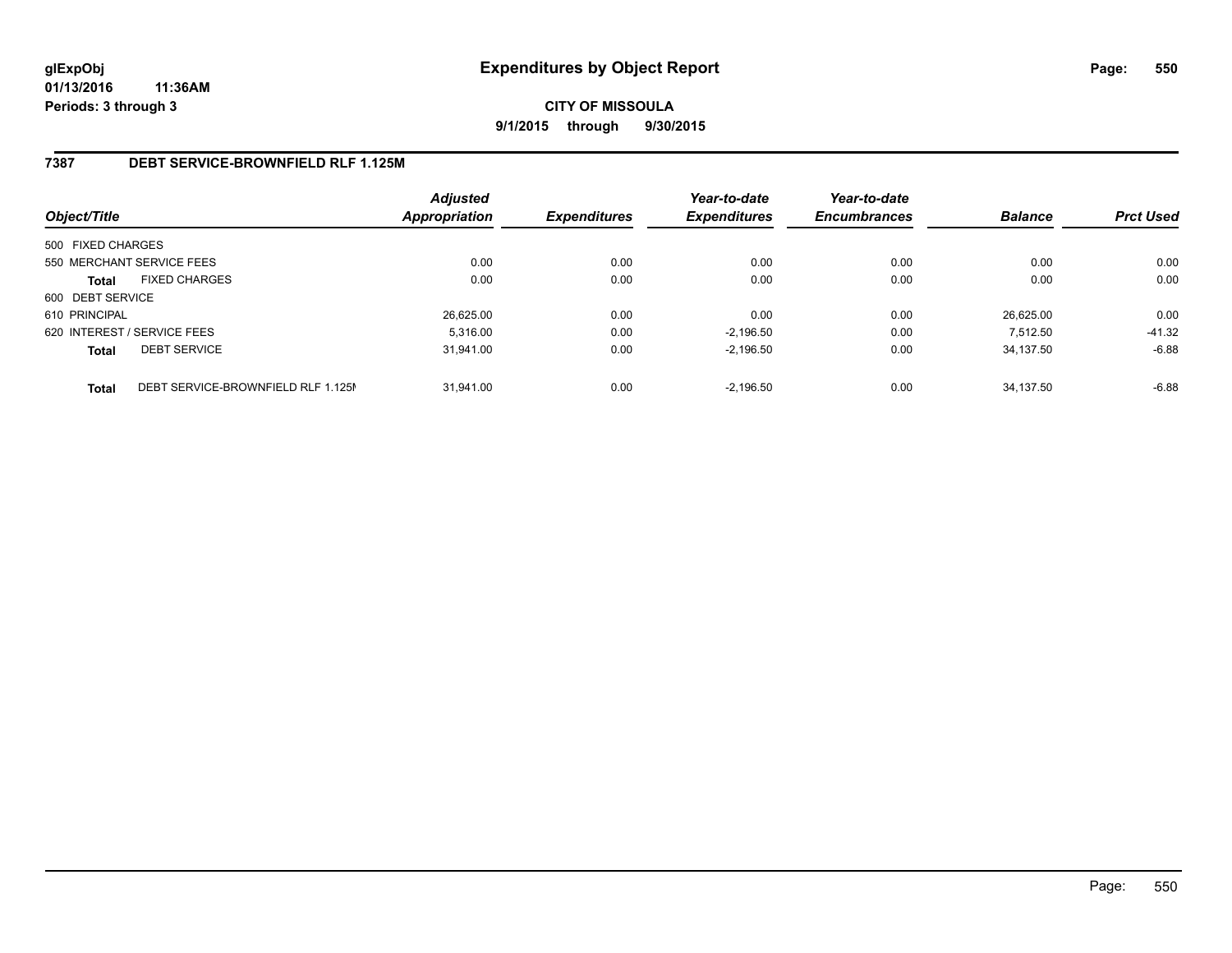# Expenditures by Object Report

glExpObj
01/13/2016 11:36AM
Periods: 3 through 3

**CITY OF MISSOULA**
**9/1/2015 through 9/30/2015**

## 7387 DEBT SERVICE-BROWNFIELD RLF 1.125M

| Object/Title | | *Adjusted Appropriation* | *Expenditures* | *Year-to-date Expenditures* | *Year-to-date Encumbrances* | *Balance* | *Prct Used* |
|---|---|---|---|---|---|---|---|
| 500 FIXED CHARGES | | | | | | | |
| 550 MERCHANT SERVICE FEES | | 0.00 | 0.00 | 0.00 | 0.00 | 0.00 | 0.00 |
| **Total** | FIXED CHARGES | 0.00 | 0.00 | 0.00 | 0.00 | 0.00 | 0.00 |
| 600 DEBT SERVICE | | | | | | | |
| 610 PRINCIPAL | | 26,625.00 | 0.00 | 0.00 | 0.00 | 26,625.00 | 0.00 |
| 620 INTEREST / SERVICE FEES | | 5,316.00 | 0.00 | -2,196.50 | 0.00 | 7,512.50 | -41.32 |
| **Total** | DEBT SERVICE | 31,941.00 | 0.00 | -2,196.50 | 0.00 | 34,137.50 | -6.88 |
| **Total** | DEBT SERVICE-BROWNFIELD RLF 1.125M | 31,941.00 | 0.00 | -2,196.50 | 0.00 | 34,137.50 | -6.88 |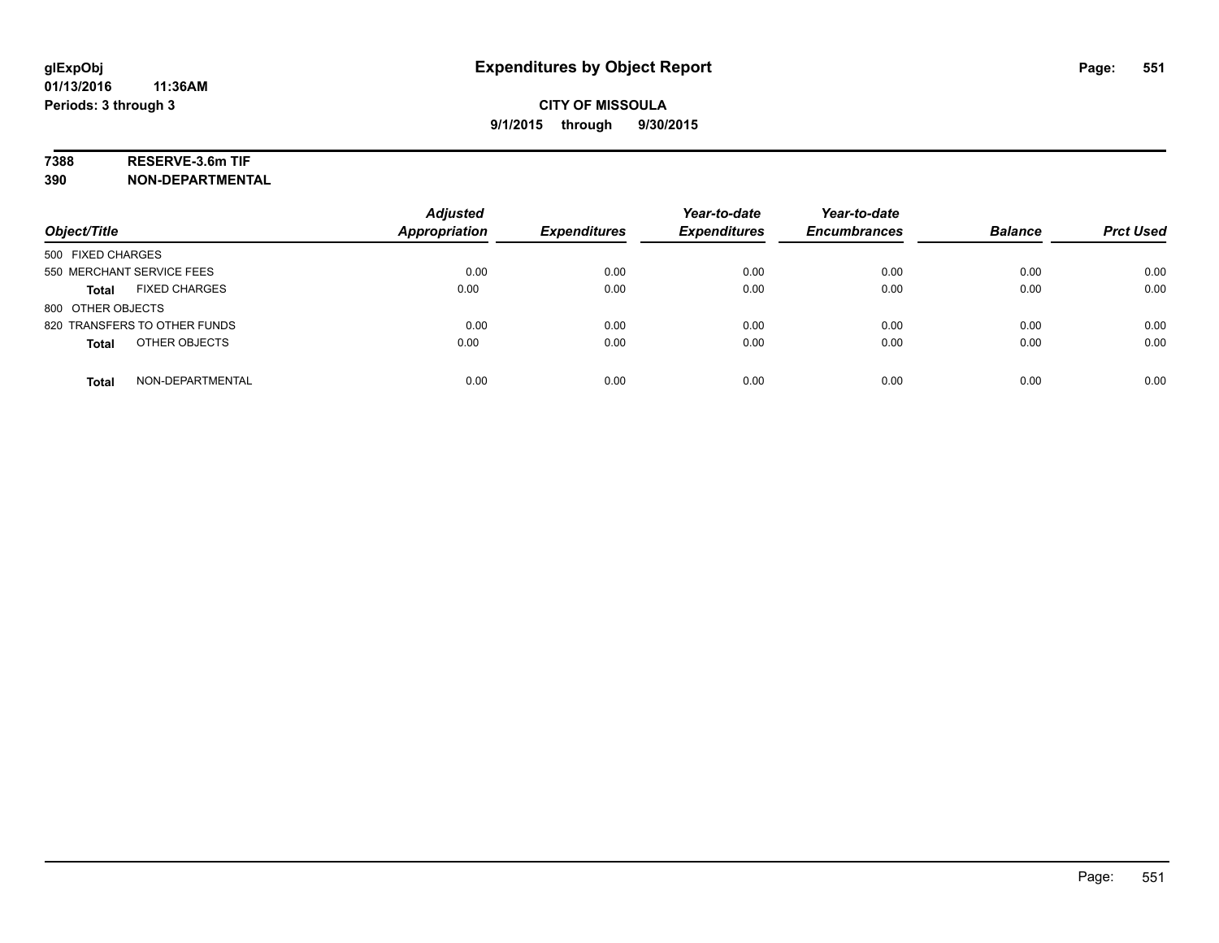# Expenditures by Object Report

glExpObj
01/13/2016 11:36AM
Periods: 3 through 3

**CITY OF MISSOULA**
**9/1/2015 through 9/30/2015**

**7388 RESERVE-3.6m TIF**
**390 NON-DEPARTMENTAL**

| Object/Title | Adjusted Appropriation | Expenditures | Year-to-date Expenditures | Year-to-date Encumbrances | Balance | Prct Used |
|---|---|---|---|---|---|---|
| 500 FIXED CHARGES | | | | | | |
| 550 MERCHANT SERVICE FEES | 0.00 | 0.00 | 0.00 | 0.00 | 0.00 | 0.00 |
| **Total** FIXED CHARGES | 0.00 | 0.00 | 0.00 | 0.00 | 0.00 | 0.00 |
| 800 OTHER OBJECTS | | | | | | |
| 820 TRANSFERS TO OTHER FUNDS | 0.00 | 0.00 | 0.00 | 0.00 | 0.00 | 0.00 |
| **Total** OTHER OBJECTS | 0.00 | 0.00 | 0.00 | 0.00 | 0.00 | 0.00 |
| **Total** NON-DEPARTMENTAL | 0.00 | 0.00 | 0.00 | 0.00 | 0.00 | 0.00 |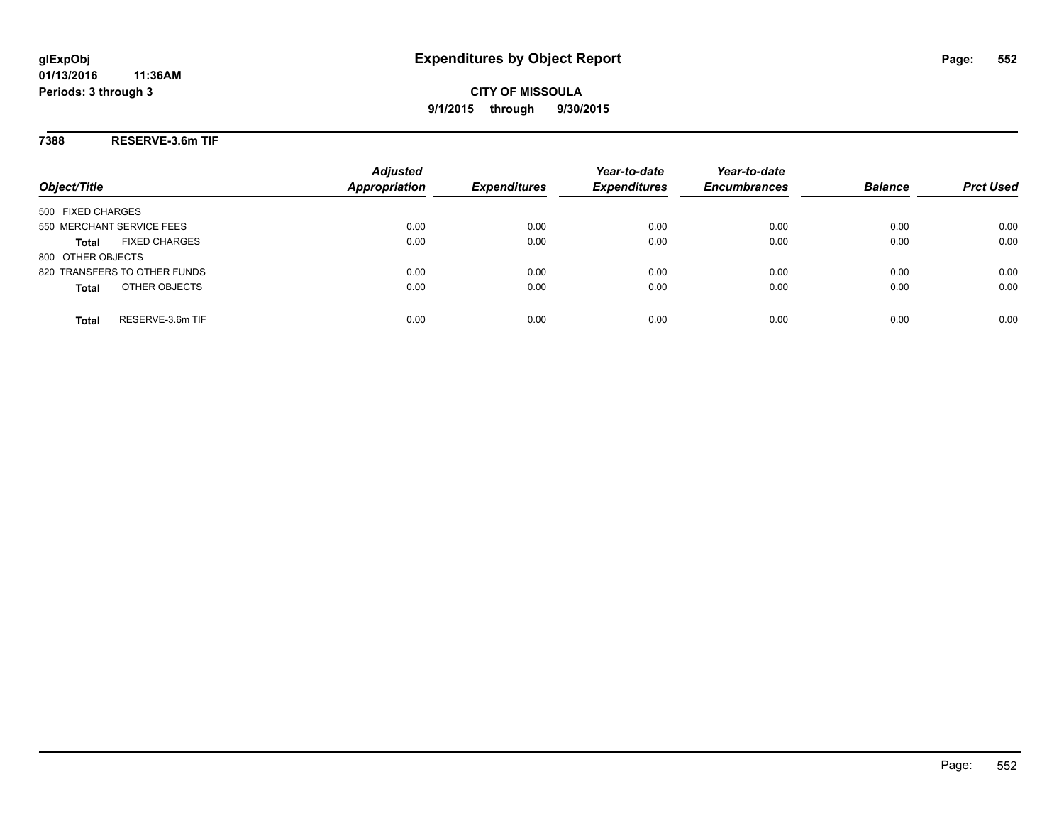**glExpObj**
**01/13/2016 11:36AM**
**Periods: 3 through 3**

# Expenditures by Object Report

**CITY OF MISSOULA**
**9/1/2015 through 9/30/2015**

**7388 RESERVE-3.6m TIF**

| Object/Title | Adjusted Appropriation | Expenditures | Year-to-date Expenditures | Year-to-date Encumbrances | Balance | Prct Used |
|---|---|---|---|---|---|---|
| 500 FIXED CHARGES | | | | | | |
| 550 MERCHANT SERVICE FEES | 0.00 | 0.00 | 0.00 | 0.00 | 0.00 | 0.00 |
| **Total** FIXED CHARGES | 0.00 | 0.00 | 0.00 | 0.00 | 0.00 | 0.00 |
| 800 OTHER OBJECTS | | | | | | |
| 820 TRANSFERS TO OTHER FUNDS | 0.00 | 0.00 | 0.00 | 0.00 | 0.00 | 0.00 |
| **Total** OTHER OBJECTS | 0.00 | 0.00 | 0.00 | 0.00 | 0.00 | 0.00 |
| **Total** RESERVE-3.6m TIF | 0.00 | 0.00 | 0.00 | 0.00 | 0.00 | 0.00 |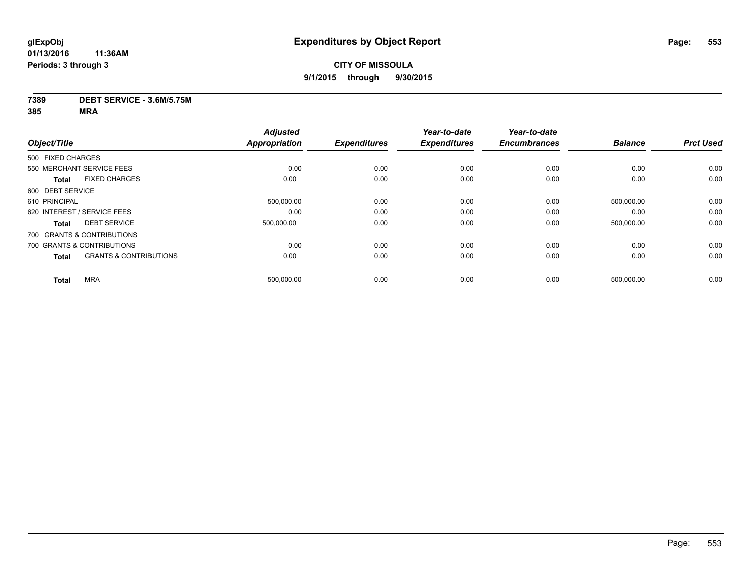# Expenditures by Object Report

glExpObj
01/13/2016 11:36AM
Periods: 3 through 3

**CITY OF MISSOULA**
**9/1/2015 through 9/30/2015**

**7389 DEBT SERVICE - 3.6M/5.75M**
**385 MRA**

| Object/Title | | Adjusted Appropriation | Expenditures | Year-to-date Expenditures | Year-to-date Encumbrances | Balance | Prct Used |
|---|---|---|---|---|---|---|---|
| 500 FIXED CHARGES | | | | | | | |
| 550 MERCHANT SERVICE FEES | | 0.00 | 0.00 | 0.00 | 0.00 | 0.00 | 0.00 |
| **Total** | FIXED CHARGES | 0.00 | 0.00 | 0.00 | 0.00 | 0.00 | 0.00 |
| 600 DEBT SERVICE | | | | | | | |
| 610 PRINCIPAL | | 500,000.00 | 0.00 | 0.00 | 0.00 | 500,000.00 | 0.00 |
| 620 INTEREST / SERVICE FEES | | 0.00 | 0.00 | 0.00 | 0.00 | 0.00 | 0.00 |
| **Total** | DEBT SERVICE | 500,000.00 | 0.00 | 0.00 | 0.00 | 500,000.00 | 0.00 |
| 700 GRANTS & CONTRIBUTIONS | | | | | | | |
| 700 GRANTS & CONTRIBUTIONS | | 0.00 | 0.00 | 0.00 | 0.00 | 0.00 | 0.00 |
| **Total** | GRANTS & CONTRIBUTIONS | 0.00 | 0.00 | 0.00 | 0.00 | 0.00 | 0.00 |
| **Total** | MRA | 500,000.00 | 0.00 | 0.00 | 0.00 | 500,000.00 | 0.00 |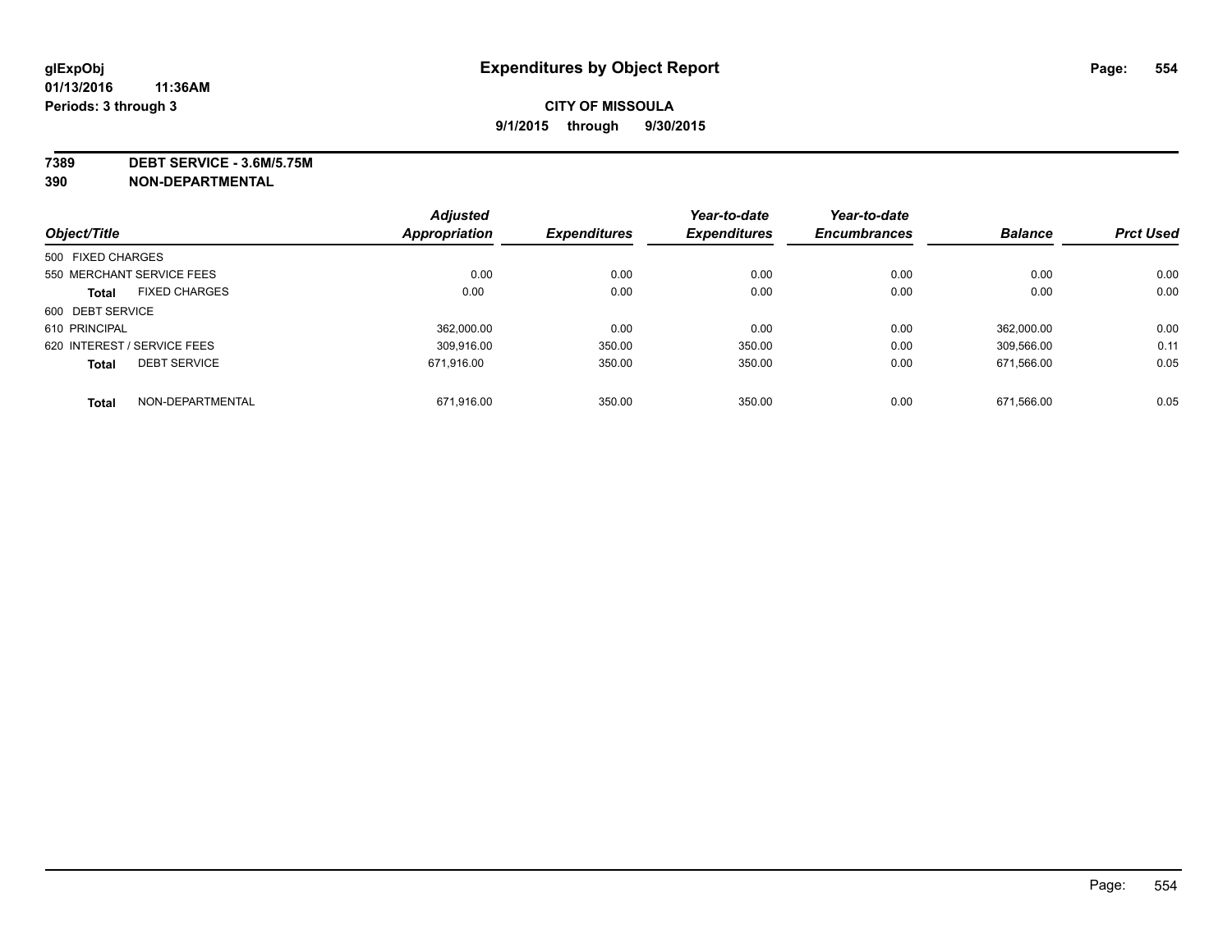**glExpObj**
**01/13/2016 11:36AM**
**Periods: 3 through 3**

# Expenditures by Object Report

**CITY OF MISSOULA**
**9/1/2015 through 9/30/2015**

**7389 DEBT SERVICE - 3.6M/5.75M**
**390 NON-DEPARTMENTAL**

| Object/Title | Adjusted Appropriation | Expenditures | Year-to-date Expenditures | Year-to-date Encumbrances | Balance | Prct Used |
|---|---|---|---|---|---|---|
| 500 FIXED CHARGES | | | | | | |
| 550 MERCHANT SERVICE FEES | 0.00 | 0.00 | 0.00 | 0.00 | 0.00 | 0.00 |
| **Total** FIXED CHARGES | 0.00 | 0.00 | 0.00 | 0.00 | 0.00 | 0.00 |
| 600 DEBT SERVICE | | | | | | |
| 610 PRINCIPAL | 362,000.00 | 0.00 | 0.00 | 0.00 | 362,000.00 | 0.00 |
| 620 INTEREST / SERVICE FEES | 309,916.00 | 350.00 | 350.00 | 0.00 | 309,566.00 | 0.11 |
| **Total** DEBT SERVICE | 671,916.00 | 350.00 | 350.00 | 0.00 | 671,566.00 | 0.05 |
| **Total** NON-DEPARTMENTAL | 671,916.00 | 350.00 | 350.00 | 0.00 | 671,566.00 | 0.05 |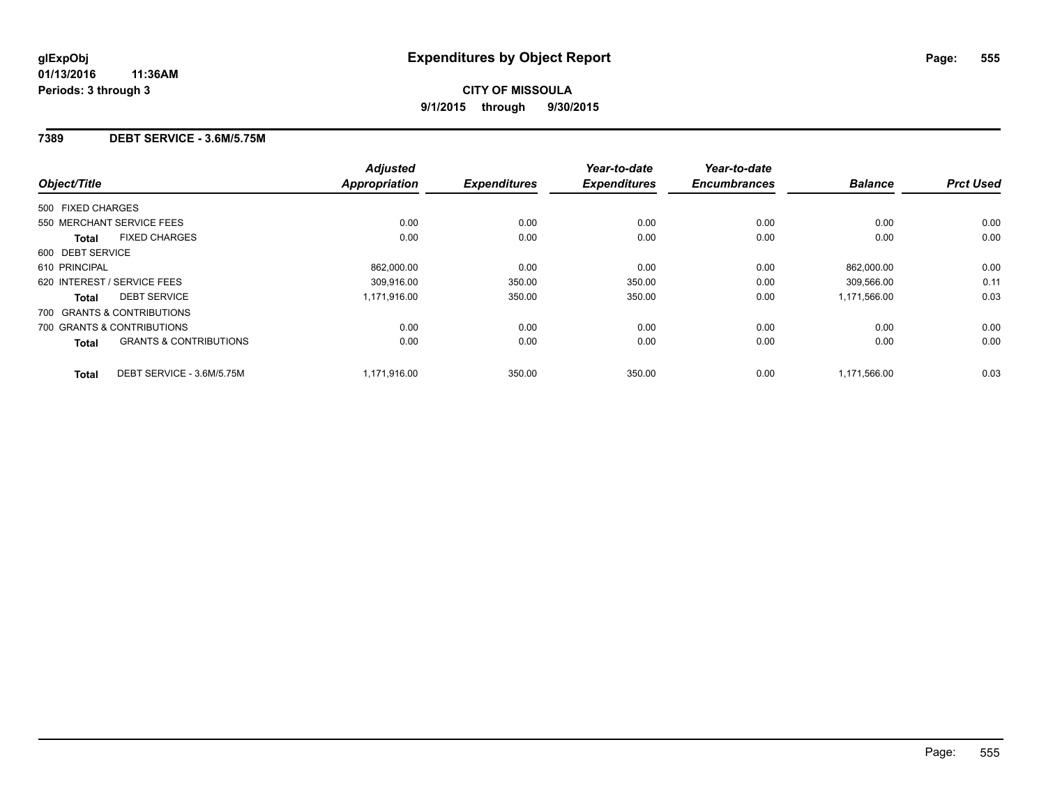# Expenditures by Object Report

glExpObj
01/13/2016 11:36AM
Periods: 3 through 3

**CITY OF MISSOULA**
**9/1/2015 through 9/30/2015**

## 7389 DEBT SERVICE - 3.6M/5.75M

| Object/Title | Adjusted Appropriation | Expenditures | Year-to-date Expenditures | Year-to-date Encumbrances | Balance | Prct Used |
|---|---|---|---|---|---|---|
| 500 FIXED CHARGES | | | | | | |
| 550 MERCHANT SERVICE FEES | 0.00 | 0.00 | 0.00 | 0.00 | 0.00 | 0.00 |
| **Total** FIXED CHARGES | 0.00 | 0.00 | 0.00 | 0.00 | 0.00 | 0.00 |
| 600 DEBT SERVICE | | | | | | |
| 610 PRINCIPAL | 862,000.00 | 0.00 | 0.00 | 0.00 | 862,000.00 | 0.00 |
| 620 INTEREST / SERVICE FEES | 309,916.00 | 350.00 | 350.00 | 0.00 | 309,566.00 | 0.11 |
| **Total** DEBT SERVICE | 1,171,916.00 | 350.00 | 350.00 | 0.00 | 1,171,566.00 | 0.03 |
| 700 GRANTS & CONTRIBUTIONS | | | | | | |
| 700 GRANTS & CONTRIBUTIONS | 0.00 | 0.00 | 0.00 | 0.00 | 0.00 | 0.00 |
| **Total** GRANTS & CONTRIBUTIONS | 0.00 | 0.00 | 0.00 | 0.00 | 0.00 | 0.00 |
| **Total** DEBT SERVICE - 3.6M/5.75M | 1,171,916.00 | 350.00 | 350.00 | 0.00 | 1,171,566.00 | 0.03 |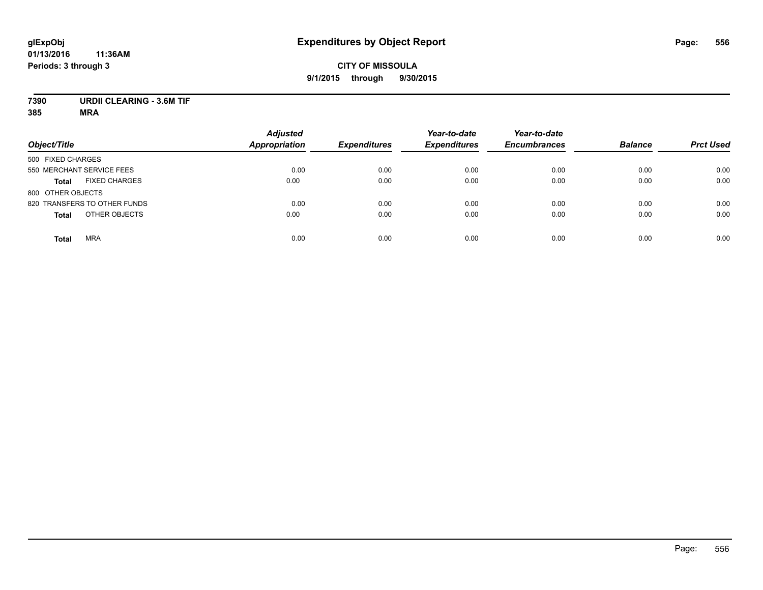**CITY OF MISSOULA**

**9/1/2015 through 9/30/2015**

**7390 URDII CLEARING - 3.6M TIF**

**385 MRA**

| Object/Title | | Adjusted Appropriation | Expenditures | Year-to-date Expenditures | Year-to-date Encumbrances | Balance | Prct Used |
|---|---|---|---|---|---|---|---|
| 500 FIXED CHARGES | | | | | | | |
| 550 MERCHANT SERVICE FEES | | 0.00 | 0.00 | 0.00 | 0.00 | 0.00 | 0.00 |
| **Total** | FIXED CHARGES | 0.00 | 0.00 | 0.00 | 0.00 | 0.00 | 0.00 |
| 800 OTHER OBJECTS | | | | | | | |
| 820 TRANSFERS TO OTHER FUNDS | | 0.00 | 0.00 | 0.00 | 0.00 | 0.00 | 0.00 |
| **Total** | OTHER OBJECTS | 0.00 | 0.00 | 0.00 | 0.00 | 0.00 | 0.00 |
| **Total** | MRA | 0.00 | 0.00 | 0.00 | 0.00 | 0.00 | 0.00 |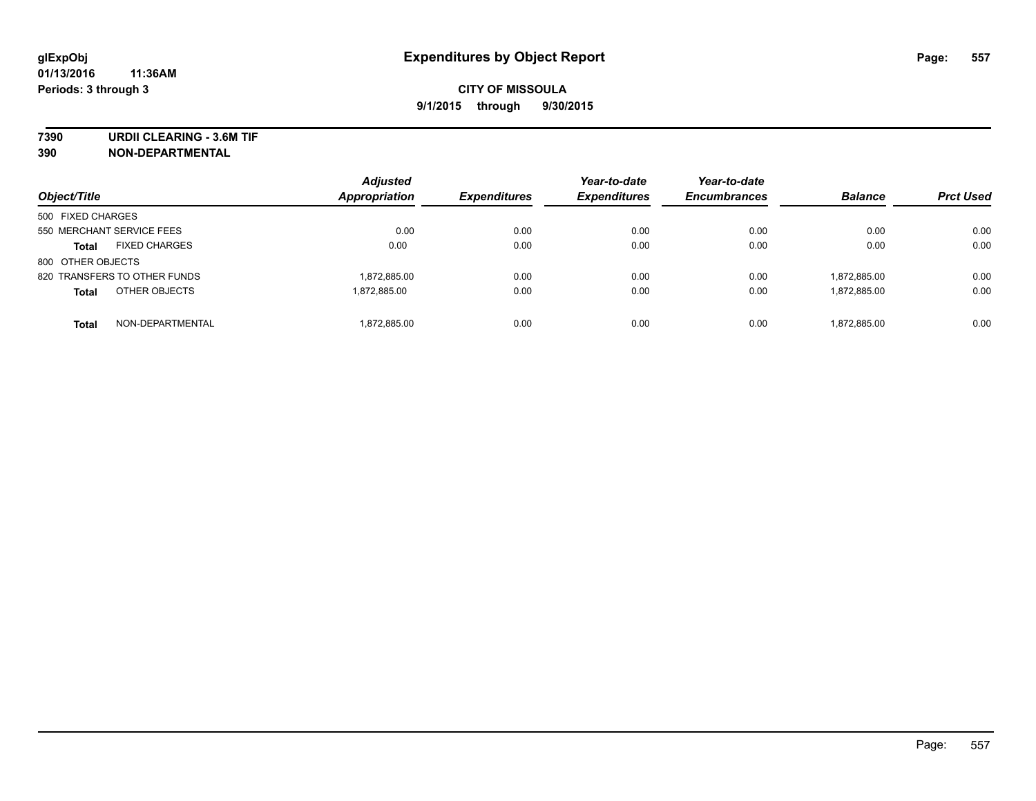**glExpObj**
**01/13/2016 11:36AM**
**Periods: 3 through 3**

# Expenditures by Object Report

**CITY OF MISSOULA**
**9/1/2015 through 9/30/2015**

**7390 URDII CLEARING - 3.6M TIF**
**390 NON-DEPARTMENTAL**

| Object/Title | Adjusted Appropriation | Expenditures | Year-to-date Expenditures | Year-to-date Encumbrances | Balance | Prct Used |
|---|---|---|---|---|---|---|
| 500 FIXED CHARGES | | | | | | |
| 550 MERCHANT SERVICE FEES | 0.00 | 0.00 | 0.00 | 0.00 | 0.00 | 0.00 |
| **Total** FIXED CHARGES | 0.00 | 0.00 | 0.00 | 0.00 | 0.00 | 0.00 |
| 800 OTHER OBJECTS | | | | | | |
| 820 TRANSFERS TO OTHER FUNDS | 1,872,885.00 | 0.00 | 0.00 | 0.00 | 1,872,885.00 | 0.00 |
| **Total** OTHER OBJECTS | 1,872,885.00 | 0.00 | 0.00 | 0.00 | 1,872,885.00 | 0.00 |
| **Total** NON-DEPARTMENTAL | 1,872,885.00 | 0.00 | 0.00 | 0.00 | 1,872,885.00 | 0.00 |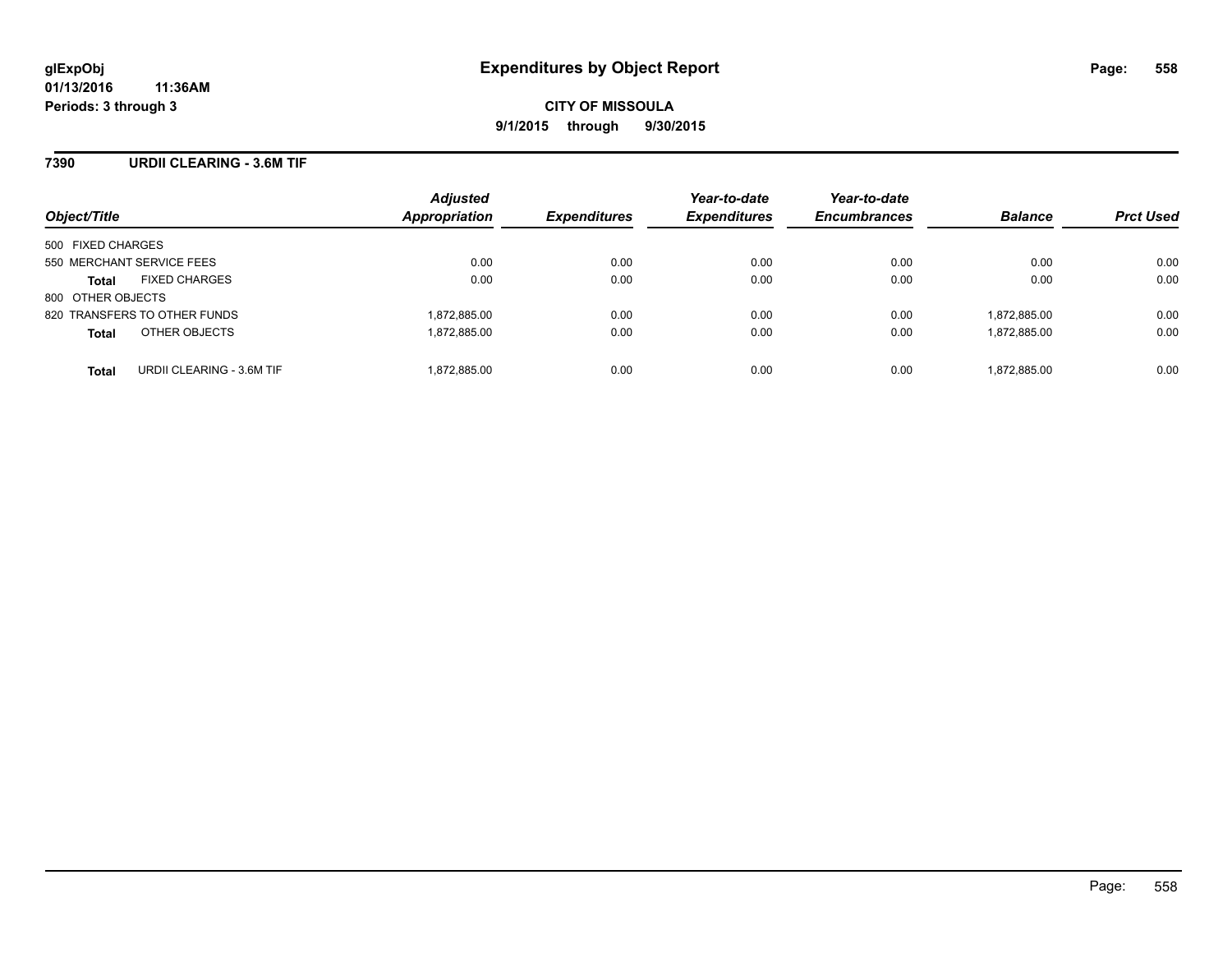**glExpObj**
**01/13/2016 11:36AM**
**Periods: 3 through 3**

# Expenditures by Object Report

**CITY OF MISSOULA**
**9/1/2015 through 9/30/2015**

## 7390 URDII CLEARING - 3.6M TIF

| Object/Title | Adjusted Appropriation | Expenditures | Year-to-date Expenditures | Year-to-date Encumbrances | Balance | Prct Used |
|---|---|---|---|---|---|---|
| 500 FIXED CHARGES | | | | | | |
| 550 MERCHANT SERVICE FEES | 0.00 | 0.00 | 0.00 | 0.00 | 0.00 | 0.00 |
| **Total** FIXED CHARGES | 0.00 | 0.00 | 0.00 | 0.00 | 0.00 | 0.00 |
| 800 OTHER OBJECTS | | | | | | |
| 820 TRANSFERS TO OTHER FUNDS | 1,872,885.00 | 0.00 | 0.00 | 0.00 | 1,872,885.00 | 0.00 |
| **Total** OTHER OBJECTS | 1,872,885.00 | 0.00 | 0.00 | 0.00 | 1,872,885.00 | 0.00 |
| **Total** URDII CLEARING - 3.6M TIF | 1,872,885.00 | 0.00 | 0.00 | 0.00 | 1,872,885.00 | 0.00 |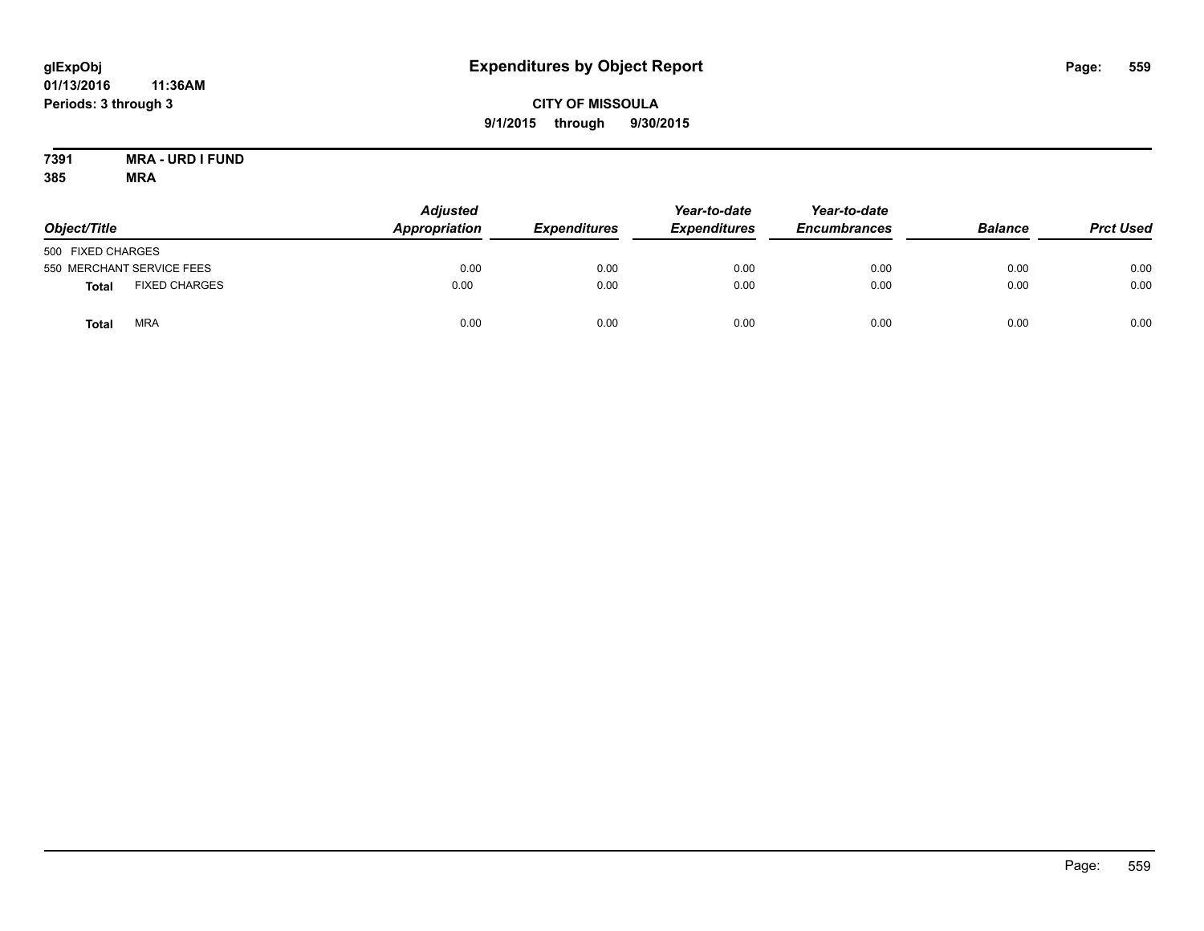# Expenditures by Object Report

glExpObj
01/13/2016 11:36AM
Periods: 3 through 3

**CITY OF MISSOULA**
**9/1/2015 through 9/30/2015**

**7391 MRA - URD I FUND**
**385 MRA**

| Object/Title | | Adjusted Appropriation | Expenditures | Year-to-date Expenditures | Year-to-date Encumbrances | Balance | Prct Used |
|---|---|---|---|---|---|---|---|
| 500 FIXED CHARGES | | | | | | | |
| 550 MERCHANT SERVICE FEES | | 0.00 | 0.00 | 0.00 | 0.00 | 0.00 | 0.00 |
| **Total** | FIXED CHARGES | 0.00 | 0.00 | 0.00 | 0.00 | 0.00 | 0.00 |
| **Total** | MRA | 0.00 | 0.00 | 0.00 | 0.00 | 0.00 | 0.00 |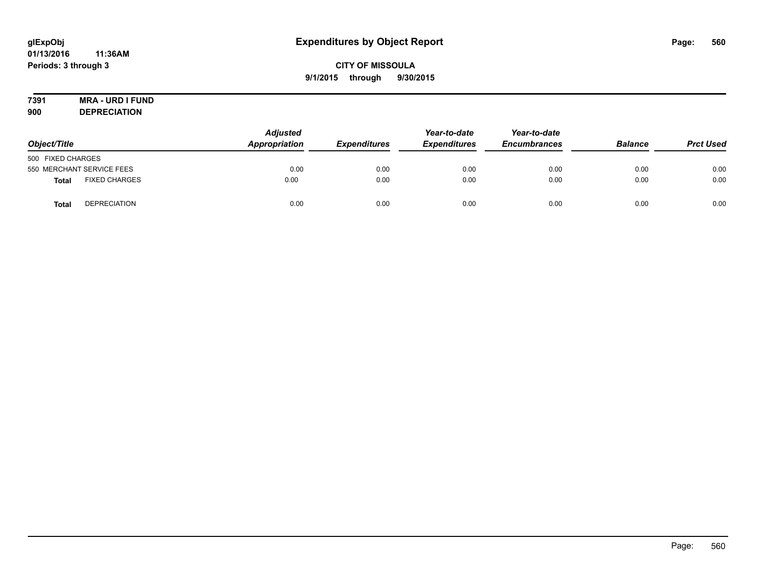# Expenditures by Object Report

glExpObj
01/13/2016 11:36AM
Periods: 3 through 3

**CITY OF MISSOULA**
**9/1/2015 through 9/30/2015**

**7391 MRA - URD I FUND**
**900 DEPRECIATION**

| Object/Title | Adjusted Appropriation | Expenditures | Year-to-date Expenditures | Year-to-date Encumbrances | Balance | Prct Used |
|---|---|---|---|---|---|---|
| 500 FIXED CHARGES | | | | | | |
| 550 MERCHANT SERVICE FEES | 0.00 | 0.00 | 0.00 | 0.00 | 0.00 | 0.00 |
| **Total** FIXED CHARGES | 0.00 | 0.00 | 0.00 | 0.00 | 0.00 | 0.00 |
| **Total** DEPRECIATION | 0.00 | 0.00 | 0.00 | 0.00 | 0.00 | 0.00 |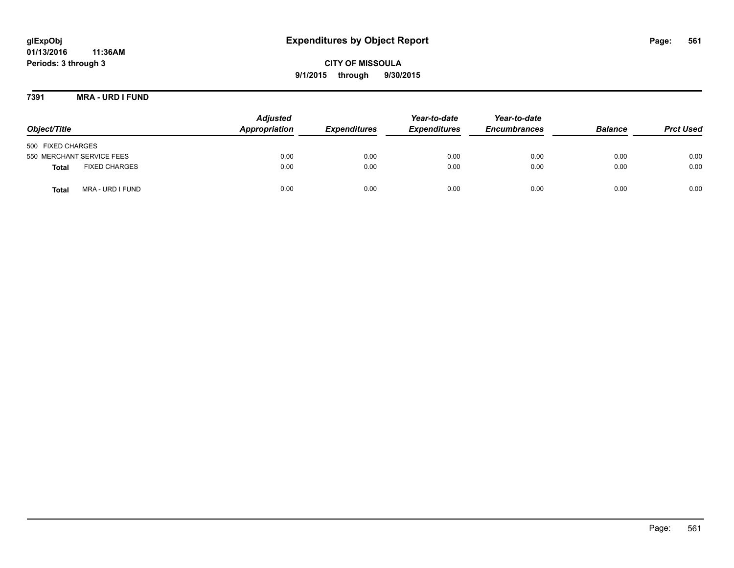# Expenditures by Object Report

glExpObj
01/13/2016 11:36AM
Periods: 3 through 3

**CITY OF MISSOULA**
**9/1/2015 through 9/30/2015**

## 7391 MRA - URD I FUND

| Object/Title | Adjusted Appropriation | Expenditures | Year-to-date Expenditures | Year-to-date Encumbrances | Balance | Prct Used |
|---|---|---|---|---|---|---|
| 500 FIXED CHARGES | | | | | | |
| 550 MERCHANT SERVICE FEES | 0.00 | 0.00 | 0.00 | 0.00 | 0.00 | 0.00 |
| **Total** FIXED CHARGES | 0.00 | 0.00 | 0.00 | 0.00 | 0.00 | 0.00 |
| **Total** MRA - URD I FUND | 0.00 | 0.00 | 0.00 | 0.00 | 0.00 | 0.00 |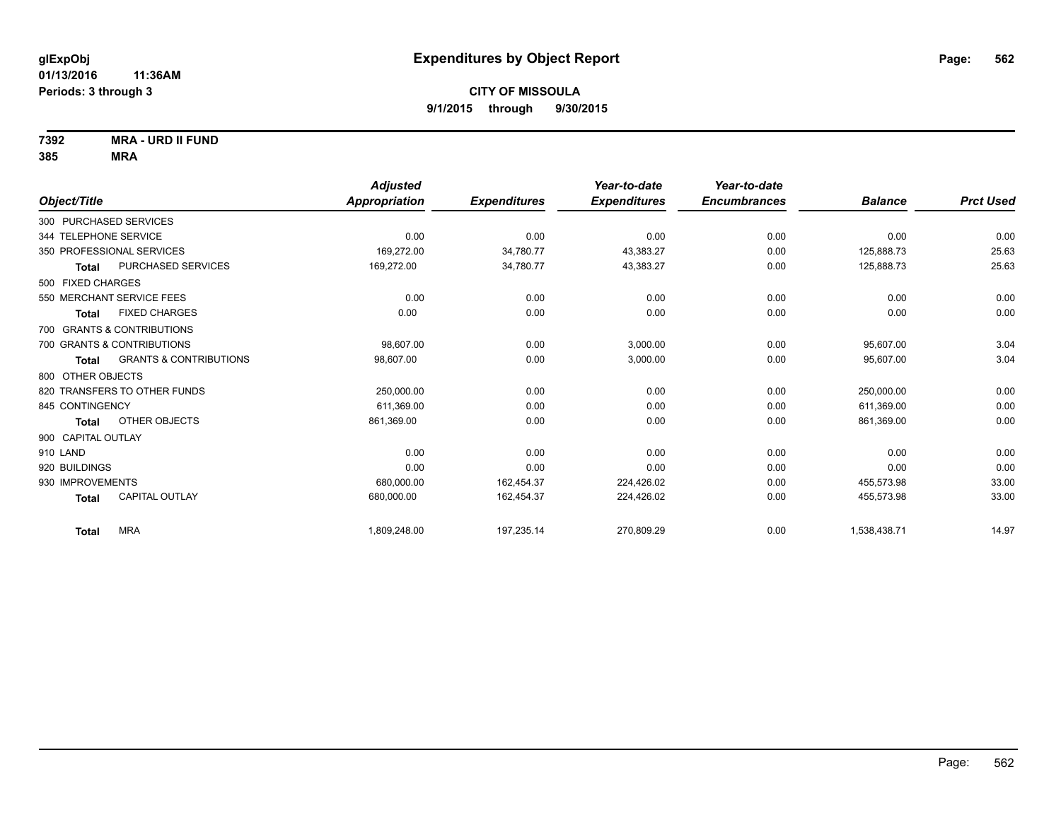**glExpObj** 01/13/2016 11:36AM
**Periods: 3 through 3**

# Expenditures by Object Report

**CITY OF MISSOULA**
**9/1/2015 through 9/30/2015**

**7392 MRA - URD II FUND**
**385 MRA**

| Object/Title | | Adjusted Appropriation | Expenditures | Year-to-date Expenditures | Year-to-date Encumbrances | Balance | Prct Used |
|---|---|---|---|---|---|---|---|
| 300 PURCHASED SERVICES | | | | | | | |
| 344 TELEPHONE SERVICE | | 0.00 | 0.00 | 0.00 | 0.00 | 0.00 | 0.00 |
| 350 PROFESSIONAL SERVICES | | 169,272.00 | 34,780.77 | 43,383.27 | 0.00 | 125,888.73 | 25.63 |
| **Total** | PURCHASED SERVICES | 169,272.00 | 34,780.77 | 43,383.27 | 0.00 | 125,888.73 | 25.63 |
| 500 FIXED CHARGES | | | | | | | |
| 550 MERCHANT SERVICE FEES | | 0.00 | 0.00 | 0.00 | 0.00 | 0.00 | 0.00 |
| **Total** | FIXED CHARGES | 0.00 | 0.00 | 0.00 | 0.00 | 0.00 | 0.00 |
| 700 GRANTS & CONTRIBUTIONS | | | | | | | |
| 700 GRANTS & CONTRIBUTIONS | | 98,607.00 | 0.00 | 3,000.00 | 0.00 | 95,607.00 | 3.04 |
| **Total** | GRANTS & CONTRIBUTIONS | 98,607.00 | 0.00 | 3,000.00 | 0.00 | 95,607.00 | 3.04 |
| 800 OTHER OBJECTS | | | | | | | |
| 820 TRANSFERS TO OTHER FUNDS | | 250,000.00 | 0.00 | 0.00 | 0.00 | 250,000.00 | 0.00 |
| 845 CONTINGENCY | | 611,369.00 | 0.00 | 0.00 | 0.00 | 611,369.00 | 0.00 |
| **Total** | OTHER OBJECTS | 861,369.00 | 0.00 | 0.00 | 0.00 | 861,369.00 | 0.00 |
| 900 CAPITAL OUTLAY | | | | | | | |
| 910 LAND | | 0.00 | 0.00 | 0.00 | 0.00 | 0.00 | 0.00 |
| 920 BUILDINGS | | 0.00 | 0.00 | 0.00 | 0.00 | 0.00 | 0.00 |
| 930 IMPROVEMENTS | | 680,000.00 | 162,454.37 | 224,426.02 | 0.00 | 455,573.98 | 33.00 |
| **Total** | CAPITAL OUTLAY | 680,000.00 | 162,454.37 | 224,426.02 | 0.00 | 455,573.98 | 33.00 |
| **Total** | MRA | 1,809,248.00 | 197,235.14 | 270,809.29 | 0.00 | 1,538,438.71 | 14.97 |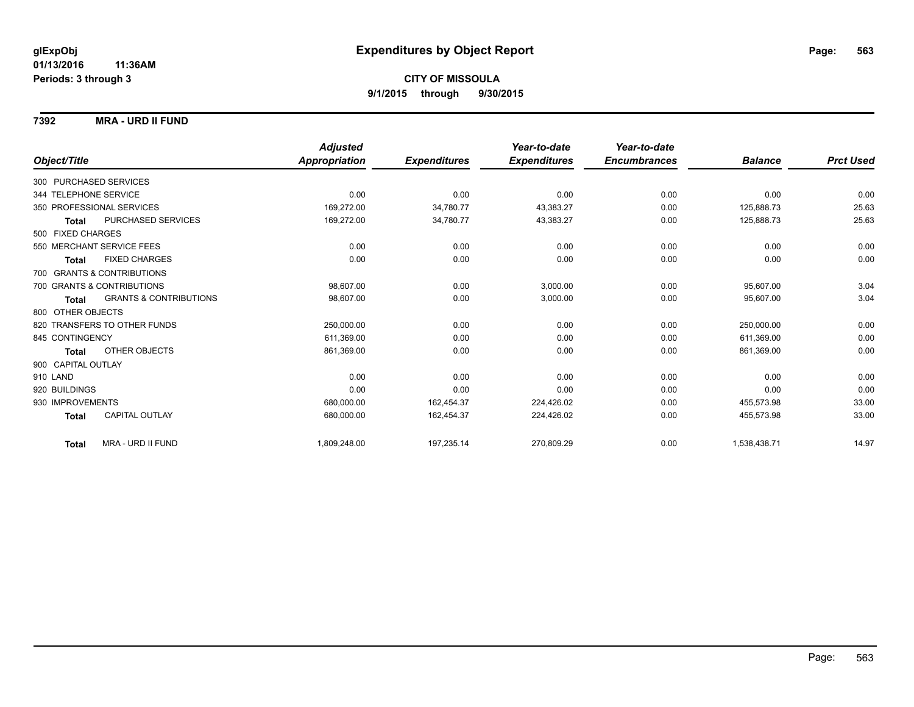# Expenditures by Object Report

glExpObj
01/13/2016 11:36AM
Periods: 3 through 3

**CITY OF MISSOULA**
**9/1/2015 through 9/30/2015**

## 7392 MRA - URD II FUND

| Object/Title | | Adjusted Appropriation | Expenditures | Year-to-date Expenditures | Year-to-date Encumbrances | Balance | Prct Used |
|---|---|---|---|---|---|---|---|
| 300 PURCHASED SERVICES | | | | | | | |
| 344 TELEPHONE SERVICE | | 0.00 | 0.00 | 0.00 | 0.00 | 0.00 | 0.00 |
| 350 PROFESSIONAL SERVICES | | 169,272.00 | 34,780.77 | 43,383.27 | 0.00 | 125,888.73 | 25.63 |
| **Total** | PURCHASED SERVICES | 169,272.00 | 34,780.77 | 43,383.27 | 0.00 | 125,888.73 | 25.63 |
| 500 FIXED CHARGES | | | | | | | |
| 550 MERCHANT SERVICE FEES | | 0.00 | 0.00 | 0.00 | 0.00 | 0.00 | 0.00 |
| **Total** | FIXED CHARGES | 0.00 | 0.00 | 0.00 | 0.00 | 0.00 | 0.00 |
| 700 GRANTS & CONTRIBUTIONS | | | | | | | |
| 700 GRANTS & CONTRIBUTIONS | | 98,607.00 | 0.00 | 3,000.00 | 0.00 | 95,607.00 | 3.04 |
| **Total** | GRANTS & CONTRIBUTIONS | 98,607.00 | 0.00 | 3,000.00 | 0.00 | 95,607.00 | 3.04 |
| 800 OTHER OBJECTS | | | | | | | |
| 820 TRANSFERS TO OTHER FUNDS | | 250,000.00 | 0.00 | 0.00 | 0.00 | 250,000.00 | 0.00 |
| 845 CONTINGENCY | | 611,369.00 | 0.00 | 0.00 | 0.00 | 611,369.00 | 0.00 |
| **Total** | OTHER OBJECTS | 861,369.00 | 0.00 | 0.00 | 0.00 | 861,369.00 | 0.00 |
| 900 CAPITAL OUTLAY | | | | | | | |
| 910 LAND | | 0.00 | 0.00 | 0.00 | 0.00 | 0.00 | 0.00 |
| 920 BUILDINGS | | 0.00 | 0.00 | 0.00 | 0.00 | 0.00 | 0.00 |
| 930 IMPROVEMENTS | | 680,000.00 | 162,454.37 | 224,426.02 | 0.00 | 455,573.98 | 33.00 |
| **Total** | CAPITAL OUTLAY | 680,000.00 | 162,454.37 | 224,426.02 | 0.00 | 455,573.98 | 33.00 |
| **Total** | MRA - URD II FUND | 1,809,248.00 | 197,235.14 | 270,809.29 | 0.00 | 1,538,438.71 | 14.97 |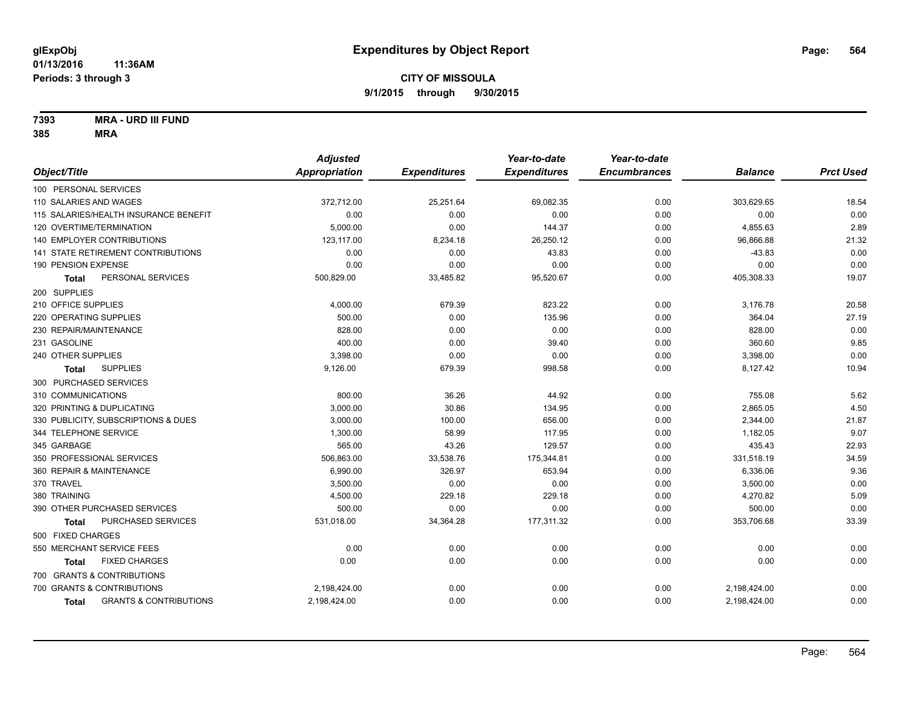**glExpObj** 
**01/13/2016 11:36AM** 
**Periods: 3 through 3**

# Expenditures by Object Report

**CITY OF MISSOULA** 
**9/1/2015 through 9/30/2015**

**7393 MRA - URD III FUND** 
**385 MRA**

| Object/Title | Adjusted Appropriation | Expenditures | Year-to-date Expenditures | Year-to-date Encumbrances | Balance | Prct Used |
|---|---|---|---|---|---|---|
| 100 PERSONAL SERVICES | | | | | | |
| 110 SALARIES AND WAGES | 372,712.00 | 25,251.64 | 69,082.35 | 0.00 | 303,629.65 | 18.54 |
| 115 SALARIES/HEALTH INSURANCE BENEFIT | 0.00 | 0.00 | 0.00 | 0.00 | 0.00 | 0.00 |
| 120 OVERTIME/TERMINATION | 5,000.00 | 0.00 | 144.37 | 0.00 | 4,855.63 | 2.89 |
| 140 EMPLOYER CONTRIBUTIONS | 123,117.00 | 8,234.18 | 26,250.12 | 0.00 | 96,866.88 | 21.32 |
| 141 STATE RETIREMENT CONTRIBUTIONS | 0.00 | 0.00 | 43.83 | 0.00 | -43.83 | 0.00 |
| 190 PENSION EXPENSE | 0.00 | 0.00 | 0.00 | 0.00 | 0.00 | 0.00 |
| **Total** PERSONAL SERVICES | 500,829.00 | 33,485.82 | 95,520.67 | 0.00 | 405,308.33 | 19.07 |
| 200 SUPPLIES | | | | | | |
| 210 OFFICE SUPPLIES | 4,000.00 | 679.39 | 823.22 | 0.00 | 3,176.78 | 20.58 |
| 220 OPERATING SUPPLIES | 500.00 | 0.00 | 135.96 | 0.00 | 364.04 | 27.19 |
| 230 REPAIR/MAINTENANCE | 828.00 | 0.00 | 0.00 | 0.00 | 828.00 | 0.00 |
| 231 GASOLINE | 400.00 | 0.00 | 39.40 | 0.00 | 360.60 | 9.85 |
| 240 OTHER SUPPLIES | 3,398.00 | 0.00 | 0.00 | 0.00 | 3,398.00 | 0.00 |
| **Total** SUPPLIES | 9,126.00 | 679.39 | 998.58 | 0.00 | 8,127.42 | 10.94 |
| 300 PURCHASED SERVICES | | | | | | |
| 310 COMMUNICATIONS | 800.00 | 36.26 | 44.92 | 0.00 | 755.08 | 5.62 |
| 320 PRINTING & DUPLICATING | 3,000.00 | 30.86 | 134.95 | 0.00 | 2,865.05 | 4.50 |
| 330 PUBLICITY, SUBSCRIPTIONS & DUES | 3,000.00 | 100.00 | 656.00 | 0.00 | 2,344.00 | 21.87 |
| 344 TELEPHONE SERVICE | 1,300.00 | 58.99 | 117.95 | 0.00 | 1,182.05 | 9.07 |
| 345 GARBAGE | 565.00 | 43.26 | 129.57 | 0.00 | 435.43 | 22.93 |
| 350 PROFESSIONAL SERVICES | 506,863.00 | 33,538.76 | 175,344.81 | 0.00 | 331,518.19 | 34.59 |
| 360 REPAIR & MAINTENANCE | 6,990.00 | 326.97 | 653.94 | 0.00 | 6,336.06 | 9.36 |
| 370 TRAVEL | 3,500.00 | 0.00 | 0.00 | 0.00 | 3,500.00 | 0.00 |
| 380 TRAINING | 4,500.00 | 229.18 | 229.18 | 0.00 | 4,270.82 | 5.09 |
| 390 OTHER PURCHASED SERVICES | 500.00 | 0.00 | 0.00 | 0.00 | 500.00 | 0.00 |
| **Total** PURCHASED SERVICES | 531,018.00 | 34,364.28 | 177,311.32 | 0.00 | 353,706.68 | 33.39 |
| 500 FIXED CHARGES | | | | | | |
| 550 MERCHANT SERVICE FEES | 0.00 | 0.00 | 0.00 | 0.00 | 0.00 | 0.00 |
| **Total** FIXED CHARGES | 0.00 | 0.00 | 0.00 | 0.00 | 0.00 | 0.00 |
| 700 GRANTS & CONTRIBUTIONS | | | | | | |
| 700 GRANTS & CONTRIBUTIONS | 2,198,424.00 | 0.00 | 0.00 | 0.00 | 2,198,424.00 | 0.00 |
| **Total** GRANTS & CONTRIBUTIONS | 2,198,424.00 | 0.00 | 0.00 | 0.00 | 2,198,424.00 | 0.00 |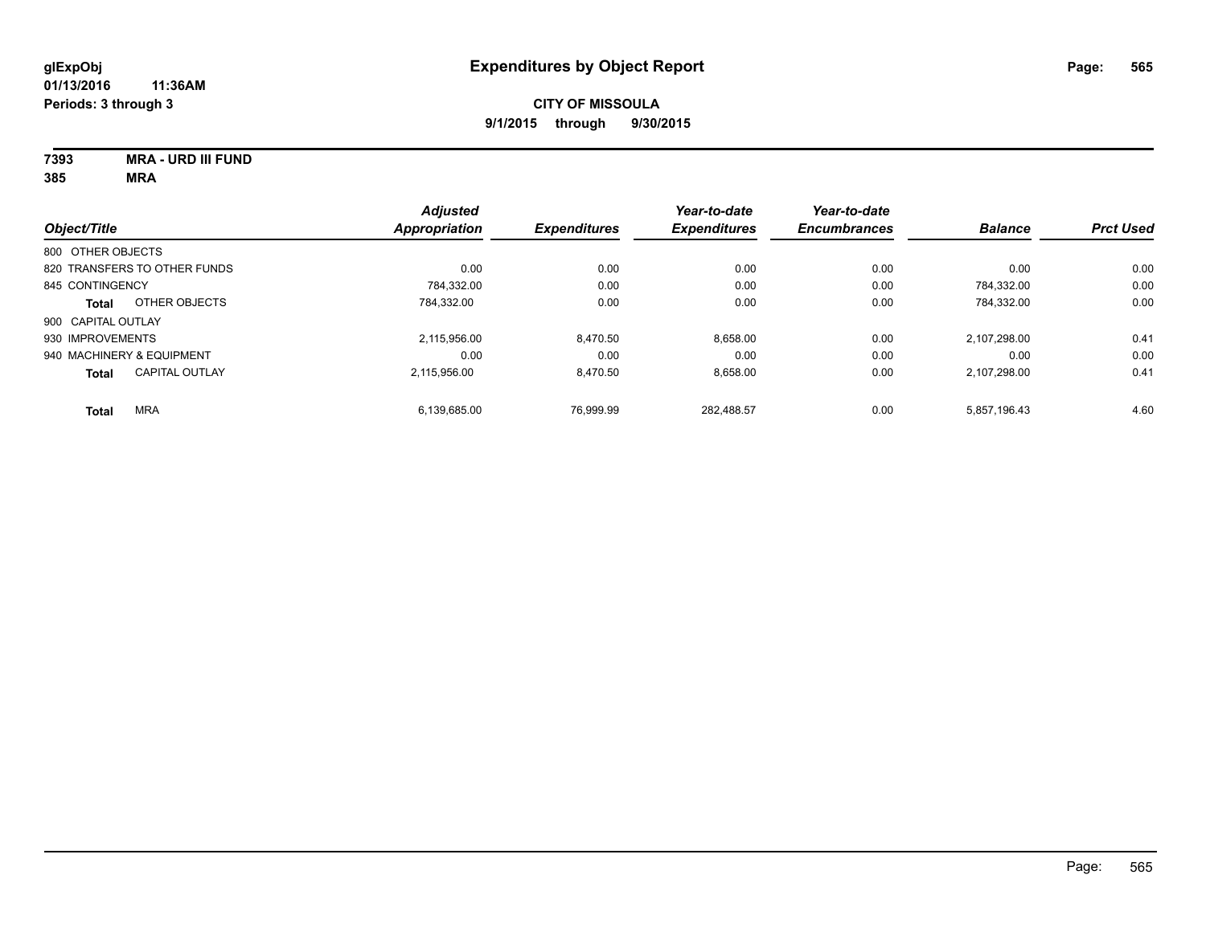# Expenditures by Object Report

glExpObj
01/13/2016 11:36AM
Periods: 3 through 3

**CITY OF MISSOULA**
**9/1/2015 through 9/30/2015**

**7393 MRA - URD III FUND**
**385 MRA**

| Object/Title | Adjusted Appropriation | Expenditures | Year-to-date Expenditures | Year-to-date Encumbrances | Balance | Prct Used |
|---|---|---|---|---|---|---|
| 800 OTHER OBJECTS | | | | | | |
| 820 TRANSFERS TO OTHER FUNDS | 0.00 | 0.00 | 0.00 | 0.00 | 0.00 | 0.00 |
| 845 CONTINGENCY | 784,332.00 | 0.00 | 0.00 | 0.00 | 784,332.00 | 0.00 |
| **Total** OTHER OBJECTS | 784,332.00 | 0.00 | 0.00 | 0.00 | 784,332.00 | 0.00 |
| 900 CAPITAL OUTLAY | | | | | | |
| 930 IMPROVEMENTS | 2,115,956.00 | 8,470.50 | 8,658.00 | 0.00 | 2,107,298.00 | 0.41 |
| 940 MACHINERY & EQUIPMENT | 0.00 | 0.00 | 0.00 | 0.00 | 0.00 | 0.00 |
| **Total** CAPITAL OUTLAY | 2,115,956.00 | 8,470.50 | 8,658.00 | 0.00 | 2,107,298.00 | 0.41 |
| **Total** MRA | 6,139,685.00 | 76,999.99 | 282,488.57 | 0.00 | 5,857,196.43 | 4.60 |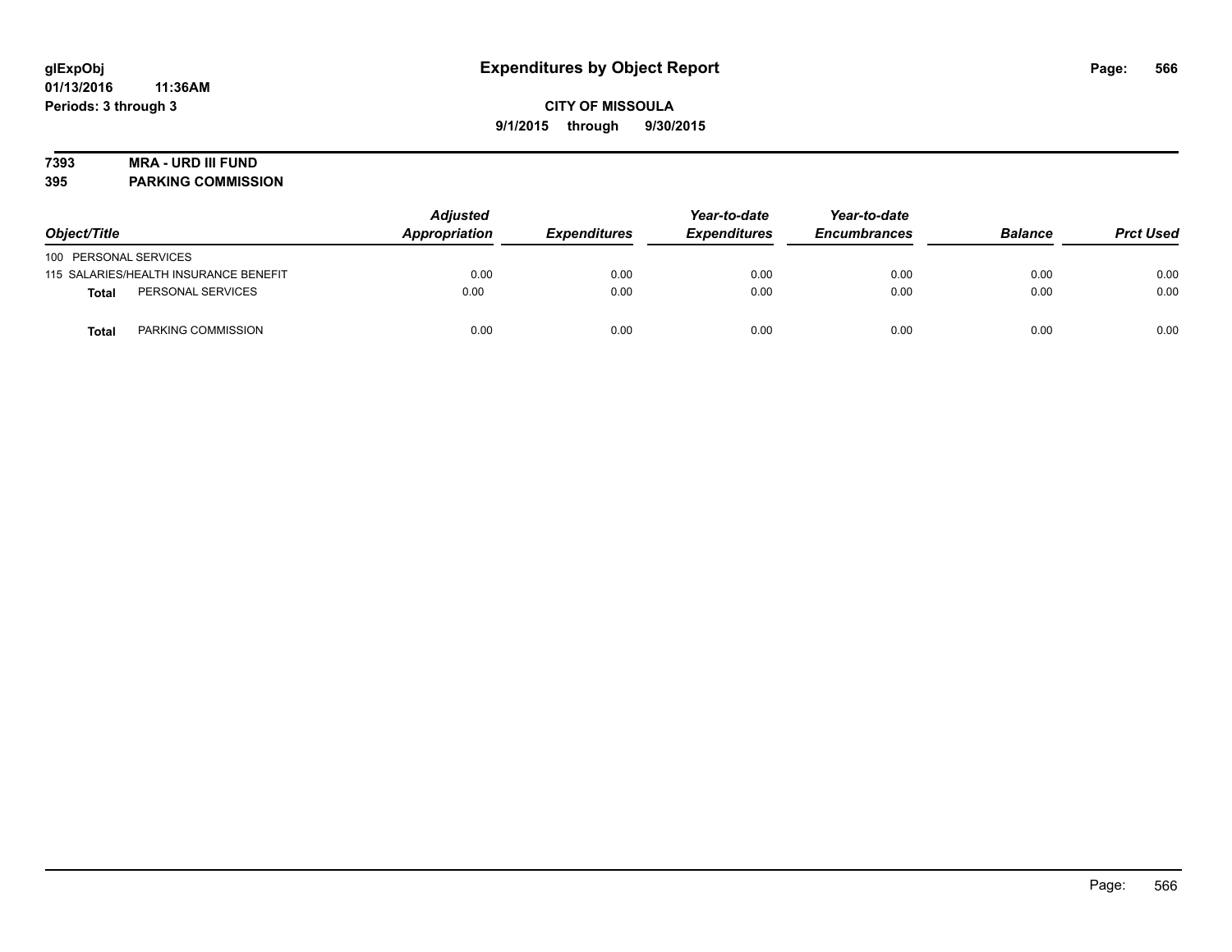**glExpObj**
**01/13/2016 11:36AM**
**Periods: 3 through 3**

# Expenditures by Object Report

**CITY OF MISSOULA**
**9/1/2015 through 9/30/2015**

**7393 MRA - URD III FUND**
**395 PARKING COMMISSION**

| Object/Title | | Adjusted Appropriation | Expenditures | Year-to-date Expenditures | Year-to-date Encumbrances | Balance | Prct Used |
|---|---|---|---|---|---|---|---|
| 100 PERSONAL SERVICES | | | | | | | |
| 115 SALARIES/HEALTH INSURANCE BENEFIT | | 0.00 | 0.00 | 0.00 | 0.00 | 0.00 | 0.00 |
| **Total** | PERSONAL SERVICES | 0.00 | 0.00 | 0.00 | 0.00 | 0.00 | 0.00 |
| **Total** | PARKING COMMISSION | 0.00 | 0.00 | 0.00 | 0.00 | 0.00 | 0.00 |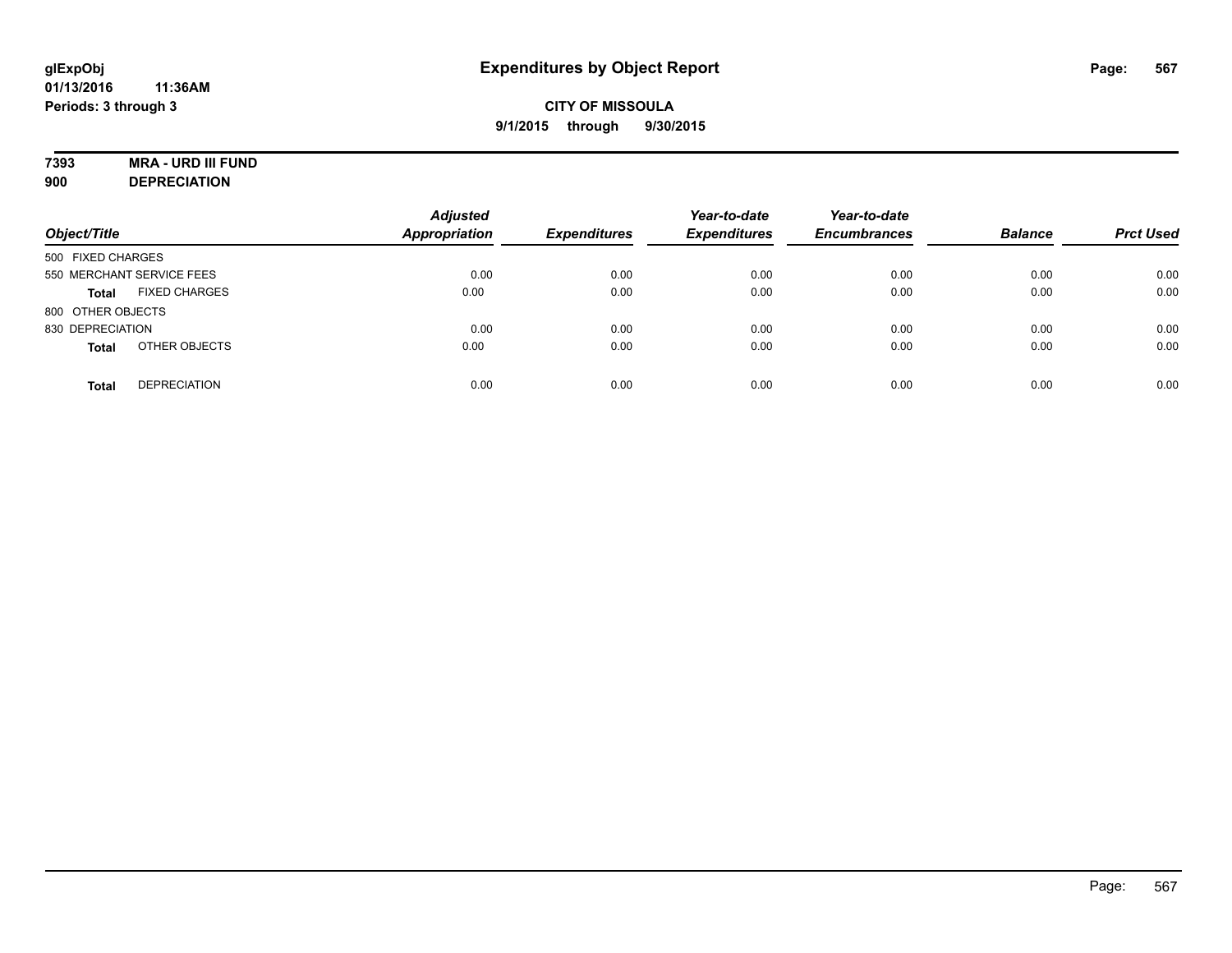**glExpObj**
**01/13/2016 11:36AM**
**Periods: 3 through 3**

# Expenditures by Object Report

**CITY OF MISSOULA**
**9/1/2015 through 9/30/2015**

**7393 MRA - URD III FUND**
**900 DEPRECIATION**

| Object/Title | | Adjusted Appropriation | Expenditures | Year-to-date Expenditures | Year-to-date Encumbrances | Balance | Prct Used |
|---|---|---|---|---|---|---|---|
| 500 FIXED CHARGES | | | | | | | |
| 550 MERCHANT SERVICE FEES | | 0.00 | 0.00 | 0.00 | 0.00 | 0.00 | 0.00 |
| **Total** | FIXED CHARGES | 0.00 | 0.00 | 0.00 | 0.00 | 0.00 | 0.00 |
| 800 OTHER OBJECTS | | | | | | | |
| 830 DEPRECIATION | | 0.00 | 0.00 | 0.00 | 0.00 | 0.00 | 0.00 |
| **Total** | OTHER OBJECTS | 0.00 | 0.00 | 0.00 | 0.00 | 0.00 | 0.00 |
| **Total** | DEPRECIATION | 0.00 | 0.00 | 0.00 | 0.00 | 0.00 | 0.00 |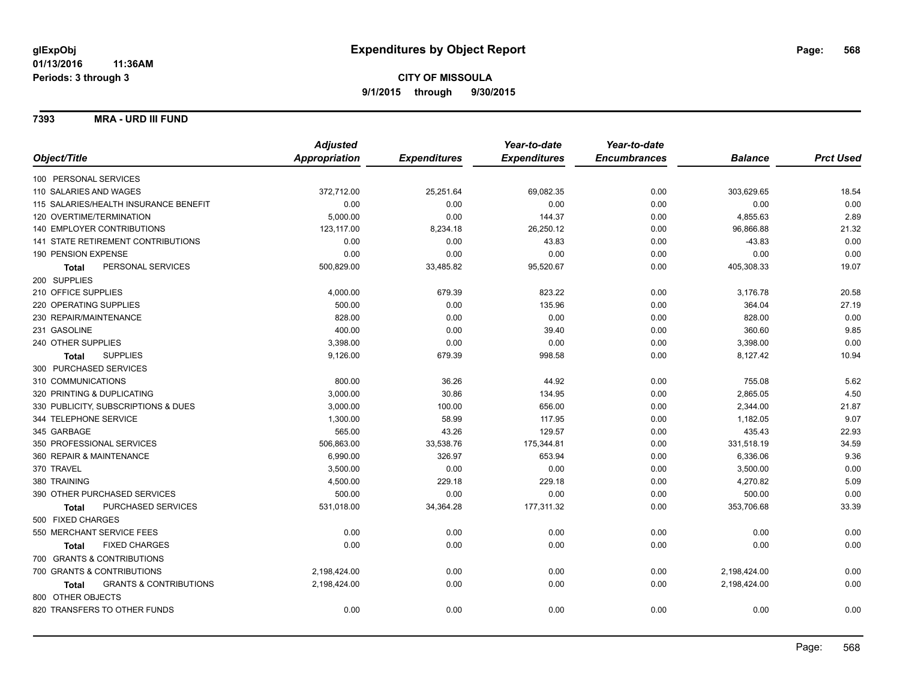glExpObj
01/13/2016 11:36AM
Periods: 3 through 3

# Expenditures by Object Report

**CITY OF MISSOULA**
**9/1/2015 through 9/30/2015**

**7393 MRA - URD III FUND**

| Object/Title | Adjusted Appropriation | Expenditures | Year-to-date Expenditures | Year-to-date Encumbrances | Balance | Prct Used |
|---|---|---|---|---|---|---|
| 100 PERSONAL SERVICES | | | | | | |
| 110 SALARIES AND WAGES | 372,712.00 | 25,251.64 | 69,082.35 | 0.00 | 303,629.65 | 18.54 |
| 115 SALARIES/HEALTH INSURANCE BENEFIT | 0.00 | 0.00 | 0.00 | 0.00 | 0.00 | 0.00 |
| 120 OVERTIME/TERMINATION | 5,000.00 | 0.00 | 144.37 | 0.00 | 4,855.63 | 2.89 |
| 140 EMPLOYER CONTRIBUTIONS | 123,117.00 | 8,234.18 | 26,250.12 | 0.00 | 96,866.88 | 21.32 |
| 141 STATE RETIREMENT CONTRIBUTIONS | 0.00 | 0.00 | 43.83 | 0.00 | -43.83 | 0.00 |
| 190 PENSION EXPENSE | 0.00 | 0.00 | 0.00 | 0.00 | 0.00 | 0.00 |
| **Total** PERSONAL SERVICES | 500,829.00 | 33,485.82 | 95,520.67 | 0.00 | 405,308.33 | 19.07 |
| 200 SUPPLIES | | | | | | |
| 210 OFFICE SUPPLIES | 4,000.00 | 679.39 | 823.22 | 0.00 | 3,176.78 | 20.58 |
| 220 OPERATING SUPPLIES | 500.00 | 0.00 | 135.96 | 0.00 | 364.04 | 27.19 |
| 230 REPAIR/MAINTENANCE | 828.00 | 0.00 | 0.00 | 0.00 | 828.00 | 0.00 |
| 231 GASOLINE | 400.00 | 0.00 | 39.40 | 0.00 | 360.60 | 9.85 |
| 240 OTHER SUPPLIES | 3,398.00 | 0.00 | 0.00 | 0.00 | 3,398.00 | 0.00 |
| **Total** SUPPLIES | 9,126.00 | 679.39 | 998.58 | 0.00 | 8,127.42 | 10.94 |
| 300 PURCHASED SERVICES | | | | | | |
| 310 COMMUNICATIONS | 800.00 | 36.26 | 44.92 | 0.00 | 755.08 | 5.62 |
| 320 PRINTING & DUPLICATING | 3,000.00 | 30.86 | 134.95 | 0.00 | 2,865.05 | 4.50 |
| 330 PUBLICITY, SUBSCRIPTIONS & DUES | 3,000.00 | 100.00 | 656.00 | 0.00 | 2,344.00 | 21.87 |
| 344 TELEPHONE SERVICE | 1,300.00 | 58.99 | 117.95 | 0.00 | 1,182.05 | 9.07 |
| 345 GARBAGE | 565.00 | 43.26 | 129.57 | 0.00 | 435.43 | 22.93 |
| 350 PROFESSIONAL SERVICES | 506,863.00 | 33,538.76 | 175,344.81 | 0.00 | 331,518.19 | 34.59 |
| 360 REPAIR & MAINTENANCE | 6,990.00 | 326.97 | 653.94 | 0.00 | 6,336.06 | 9.36 |
| 370 TRAVEL | 3,500.00 | 0.00 | 0.00 | 0.00 | 3,500.00 | 0.00 |
| 380 TRAINING | 4,500.00 | 229.18 | 229.18 | 0.00 | 4,270.82 | 5.09 |
| 390 OTHER PURCHASED SERVICES | 500.00 | 0.00 | 0.00 | 0.00 | 500.00 | 0.00 |
| **Total** PURCHASED SERVICES | 531,018.00 | 34,364.28 | 177,311.32 | 0.00 | 353,706.68 | 33.39 |
| 500 FIXED CHARGES | | | | | | |
| 550 MERCHANT SERVICE FEES | 0.00 | 0.00 | 0.00 | 0.00 | 0.00 | 0.00 |
| **Total** FIXED CHARGES | 0.00 | 0.00 | 0.00 | 0.00 | 0.00 | 0.00 |
| 700 GRANTS & CONTRIBUTIONS | | | | | | |
| 700 GRANTS & CONTRIBUTIONS | 2,198,424.00 | 0.00 | 0.00 | 0.00 | 2,198,424.00 | 0.00 |
| **Total** GRANTS & CONTRIBUTIONS | 2,198,424.00 | 0.00 | 0.00 | 0.00 | 2,198,424.00 | 0.00 |
| 800 OTHER OBJECTS | | | | | | |
| 820 TRANSFERS TO OTHER FUNDS | 0.00 | 0.00 | 0.00 | 0.00 | 0.00 | 0.00 |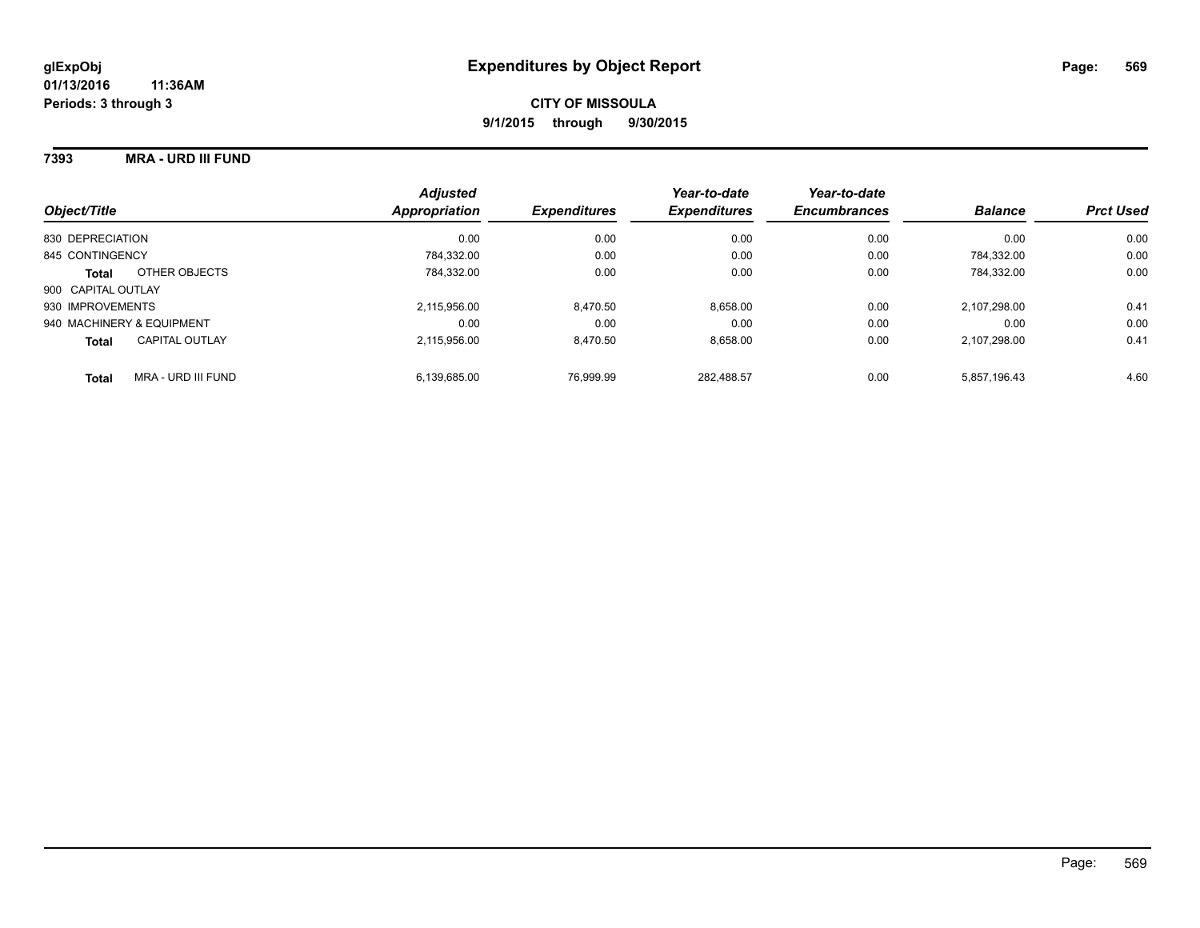# Expenditures by Object Report

glExpObj
01/13/2016 11:36AM
Periods: 3 through 3

**CITY OF MISSOULA**
**9/1/2015 through 9/30/2015**

**7393 MRA - URD III FUND**

| Object/Title | | Adjusted Appropriation | Expenditures | Year-to-date Expenditures | Year-to-date Encumbrances | Balance | Prct Used |
|---|---|---|---|---|---|---|---|
| 830 DEPRECIATION | | 0.00 | 0.00 | 0.00 | 0.00 | 0.00 | 0.00 |
| 845 CONTINGENCY | | 784,332.00 | 0.00 | 0.00 | 0.00 | 784,332.00 | 0.00 |
| **Total** | OTHER OBJECTS | 784,332.00 | 0.00 | 0.00 | 0.00 | 784,332.00 | 0.00 |
| 900 CAPITAL OUTLAY | | | | | | | |
| 930 IMPROVEMENTS | | 2,115,956.00 | 8,470.50 | 8,658.00 | 0.00 | 2,107,298.00 | 0.41 |
| 940 MACHINERY & EQUIPMENT | | 0.00 | 0.00 | 0.00 | 0.00 | 0.00 | 0.00 |
| **Total** | CAPITAL OUTLAY | 2,115,956.00 | 8,470.50 | 8,658.00 | 0.00 | 2,107,298.00 | 0.41 |
| **Total** | MRA - URD III FUND | 6,139,685.00 | 76,999.99 | 282,488.57 | 0.00 | 5,857,196.43 | 4.60 |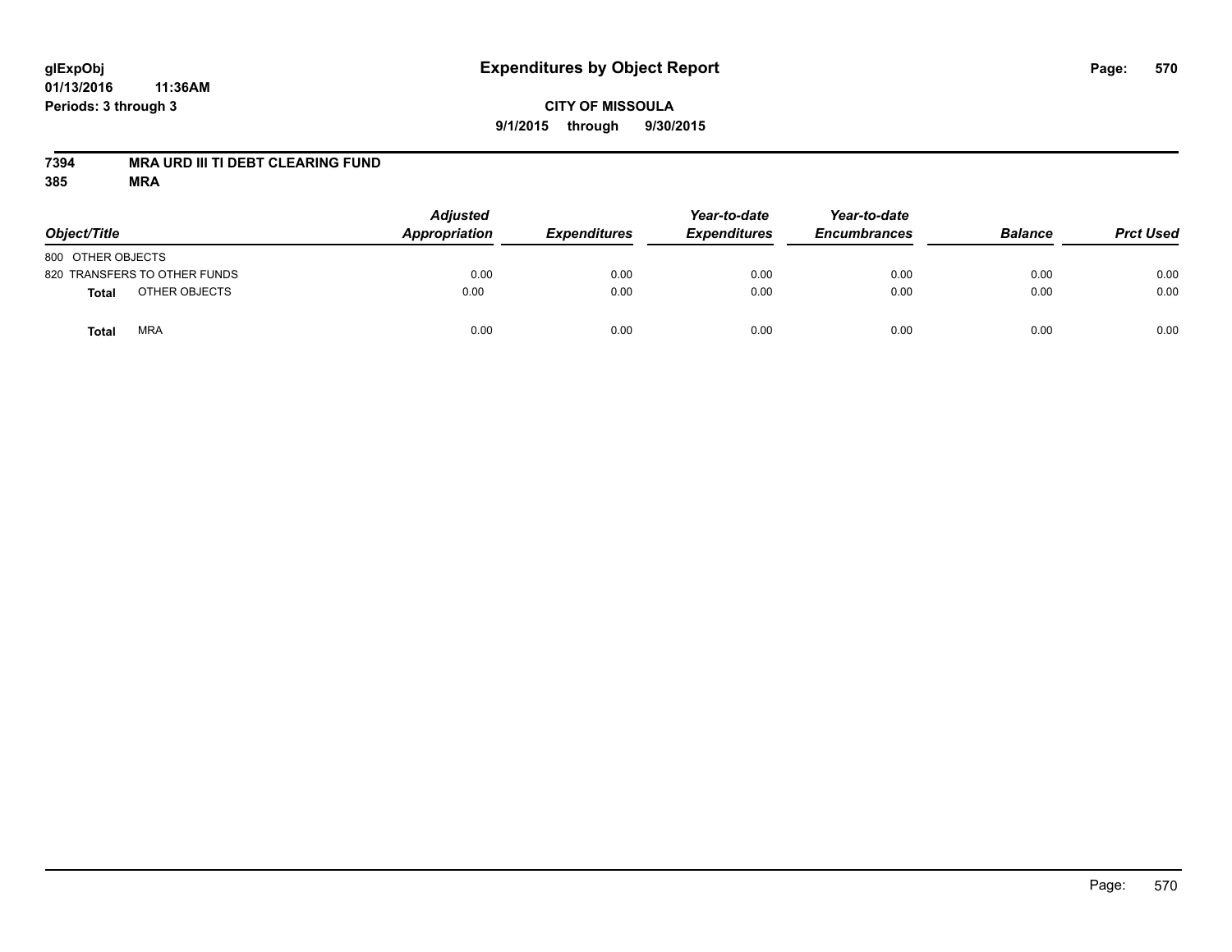# Expenditures by Object Report

glExpObj
01/13/2016 11:36AM
Periods: 3 through 3

**CITY OF MISSOULA**
**9/1/2015 through 9/30/2015**

## 7394 MRA URD III TI DEBT CLEARING FUND
## 385 MRA

| Object/Title | | Adjusted Appropriation | Expenditures | Year-to-date Expenditures | Year-to-date Encumbrances | Balance | Prct Used |
|---|---|---|---|---|---|---|---|
| 800 OTHER OBJECTS | | | | | | | |
| 820 TRANSFERS TO OTHER FUNDS | | 0.00 | 0.00 | 0.00 | 0.00 | 0.00 | 0.00 |
| **Total** | OTHER OBJECTS | 0.00 | 0.00 | 0.00 | 0.00 | 0.00 | 0.00 |
| **Total** | MRA | 0.00 | 0.00 | 0.00 | 0.00 | 0.00 | 0.00 |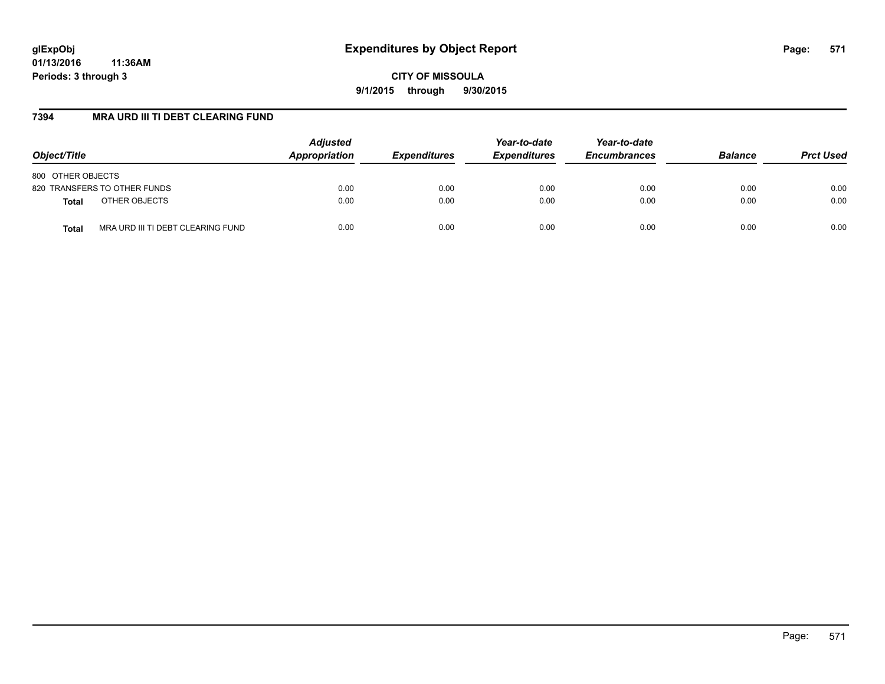**glExpObj**
**01/13/2016 11:36AM**
**Periods: 3 through 3**

# Expenditures by Object Report

**CITY OF MISSOULA**
**9/1/2015 through 9/30/2015**

## 7394 MRA URD III TI DEBT CLEARING FUND

| Object/Title | | Adjusted Appropriation | Expenditures | Year-to-date Expenditures | Year-to-date Encumbrances | Balance | Prct Used |
|---|---|---|---|---|---|---|---|
| 800 OTHER OBJECTS | | | | | | | |
| 820 TRANSFERS TO OTHER FUNDS | | 0.00 | 0.00 | 0.00 | 0.00 | 0.00 | 0.00 |
| **Total** | OTHER OBJECTS | 0.00 | 0.00 | 0.00 | 0.00 | 0.00 | 0.00 |
| **Total** | MRA URD III TI DEBT CLEARING FUND | 0.00 | 0.00 | 0.00 | 0.00 | 0.00 | 0.00 |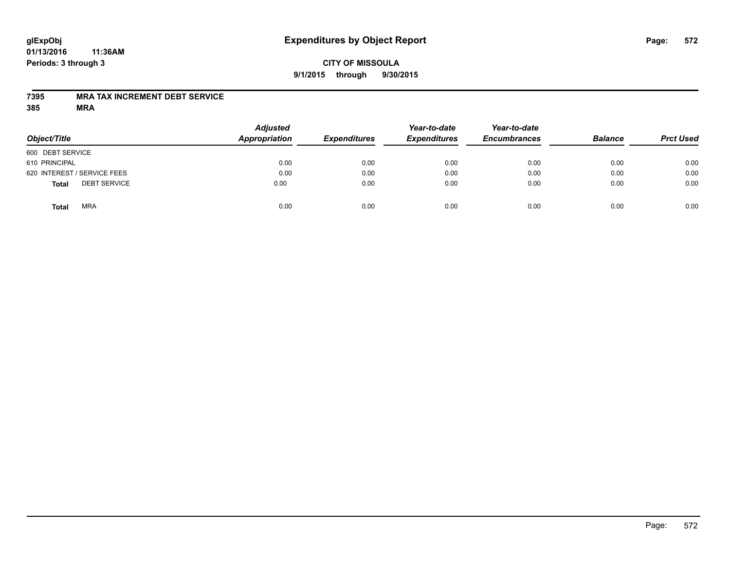glExpObj
01/13/2016 11:36AM
Periods: 3 through 3

# Expenditures by Object Report

**CITY OF MISSOULA**
**9/1/2015 through 9/30/2015**

**7395 MRA TAX INCREMENT DEBT SERVICE**
**385 MRA**

| Object/Title | Adjusted Appropriation | Expenditures | Year-to-date Expenditures | Year-to-date Encumbrances | Balance | Prct Used |
|---|---|---|---|---|---|---|
| 600 DEBT SERVICE | | | | | | |
| 610 PRINCIPAL | 0.00 | 0.00 | 0.00 | 0.00 | 0.00 | 0.00 |
| 620 INTEREST / SERVICE FEES | 0.00 | 0.00 | 0.00 | 0.00 | 0.00 | 0.00 |
| **Total** DEBT SERVICE | 0.00 | 0.00 | 0.00 | 0.00 | 0.00 | 0.00 |
| **Total** MRA | 0.00 | 0.00 | 0.00 | 0.00 | 0.00 | 0.00 |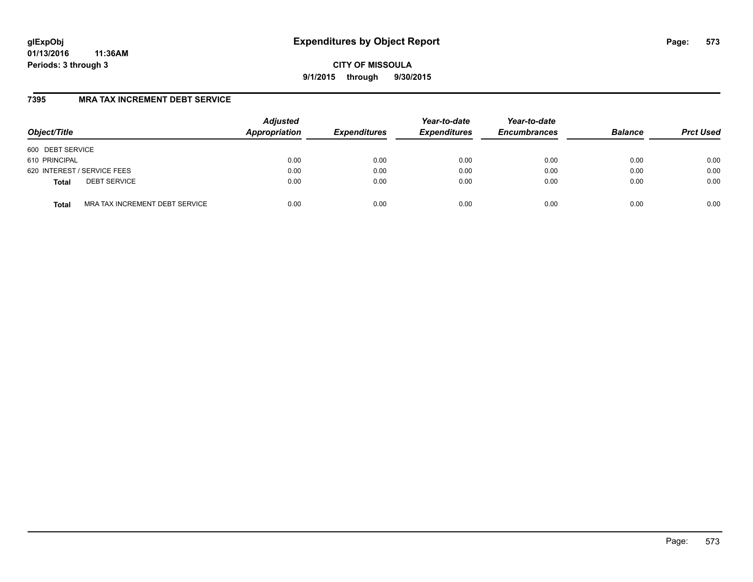# Expenditures by Object Report

glExpObj
01/13/2016 11:36AM
Periods: 3 through 3

**CITY OF MISSOULA**
**9/1/2015 through 9/30/2015**

## 7395 MRA TAX INCREMENT DEBT SERVICE

| Object/Title | | Adjusted Appropriation | Expenditures | Year-to-date Expenditures | Year-to-date Encumbrances | Balance | Prct Used |
|---|---|---|---|---|---|---|---|
| 600 DEBT SERVICE | | | | | | | |
| 610 PRINCIPAL | | 0.00 | 0.00 | 0.00 | 0.00 | 0.00 | 0.00 |
| 620 INTEREST / SERVICE FEES | | 0.00 | 0.00 | 0.00 | 0.00 | 0.00 | 0.00 |
| **Total** | DEBT SERVICE | 0.00 | 0.00 | 0.00 | 0.00 | 0.00 | 0.00 |
| **Total** | MRA TAX INCREMENT DEBT SERVICE | 0.00 | 0.00 | 0.00 | 0.00 | 0.00 | 0.00 |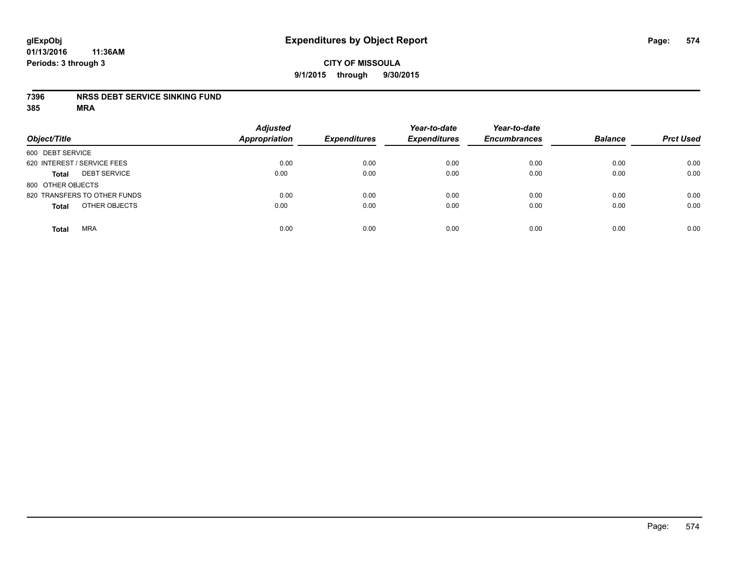# Expenditures by Object Report

glExpObj
01/13/2016 11:36AM
Periods: 3 through 3

**CITY OF MISSOULA**
**9/1/2015 through 9/30/2015**

**7396 NRSS DEBT SERVICE SINKING FUND**
**385 MRA**

| Object/Title | Adjusted Appropriation | Expenditures | Year-to-date Expenditures | Year-to-date Encumbrances | Balance | Prct Used |
|---|---|---|---|---|---|---|
| 600 DEBT SERVICE | | | | | | |
| 620 INTEREST / SERVICE FEES | 0.00 | 0.00 | 0.00 | 0.00 | 0.00 | 0.00 |
| **Total** DEBT SERVICE | 0.00 | 0.00 | 0.00 | 0.00 | 0.00 | 0.00 |
| 800 OTHER OBJECTS | | | | | | |
| 820 TRANSFERS TO OTHER FUNDS | 0.00 | 0.00 | 0.00 | 0.00 | 0.00 | 0.00 |
| **Total** OTHER OBJECTS | 0.00 | 0.00 | 0.00 | 0.00 | 0.00 | 0.00 |
| **Total** MRA | 0.00 | 0.00 | 0.00 | 0.00 | 0.00 | 0.00 |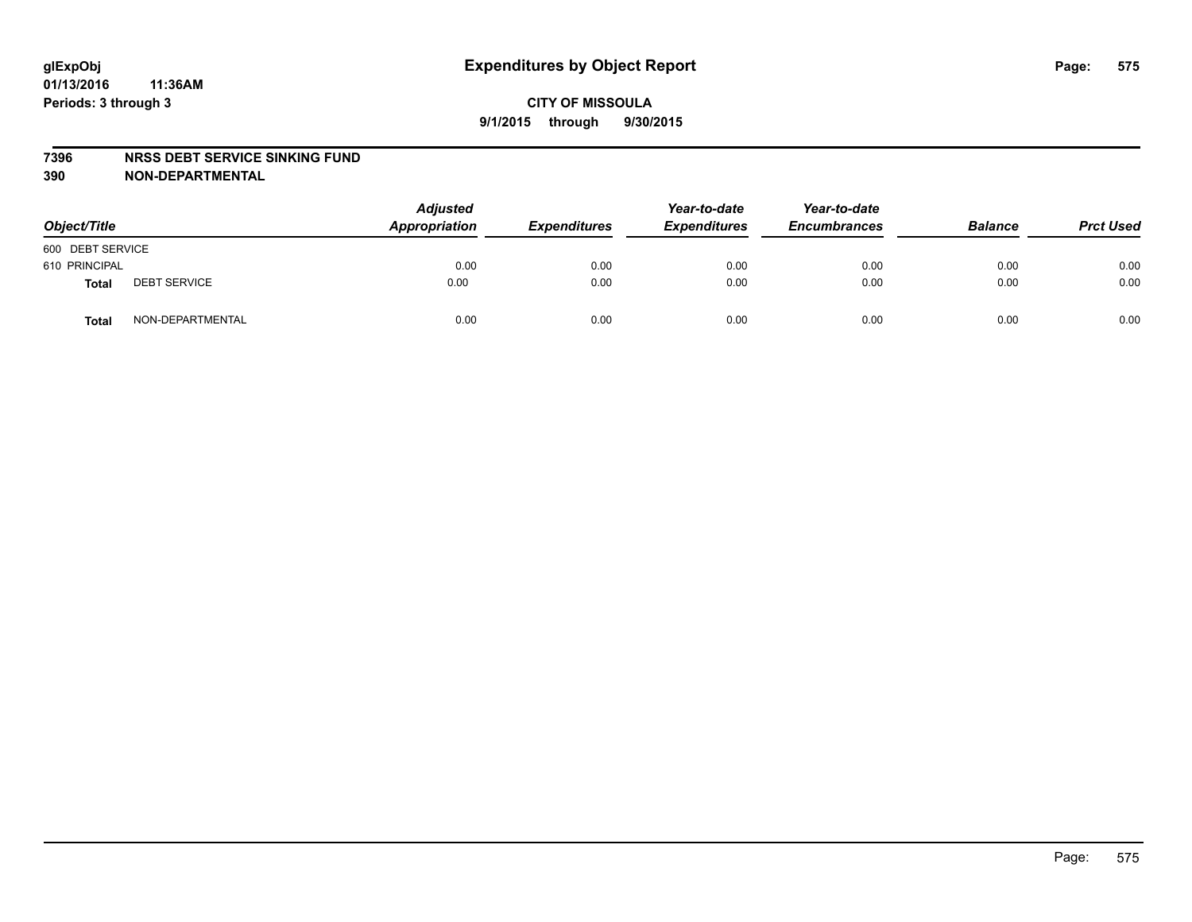# Expenditures by Object Report

glExpObj
01/13/2016 11:36AM
Periods: 3 through 3

**CITY OF MISSOULA**
**9/1/2015 through 9/30/2015**

**7396 NRSS DEBT SERVICE SINKING FUND**
**390 NON-DEPARTMENTAL**

| Object/Title | | Adjusted Appropriation | Expenditures | Year-to-date Expenditures | Year-to-date Encumbrances | Balance | Prct Used |
|---|---|---|---|---|---|---|---|
| 600 DEBT SERVICE | | | | | | | |
| 610 PRINCIPAL | | 0.00 | 0.00 | 0.00 | 0.00 | 0.00 | 0.00 |
| **Total** | DEBT SERVICE | 0.00 | 0.00 | 0.00 | 0.00 | 0.00 | 0.00 |
| **Total** | NON-DEPARTMENTAL | 0.00 | 0.00 | 0.00 | 0.00 | 0.00 | 0.00 |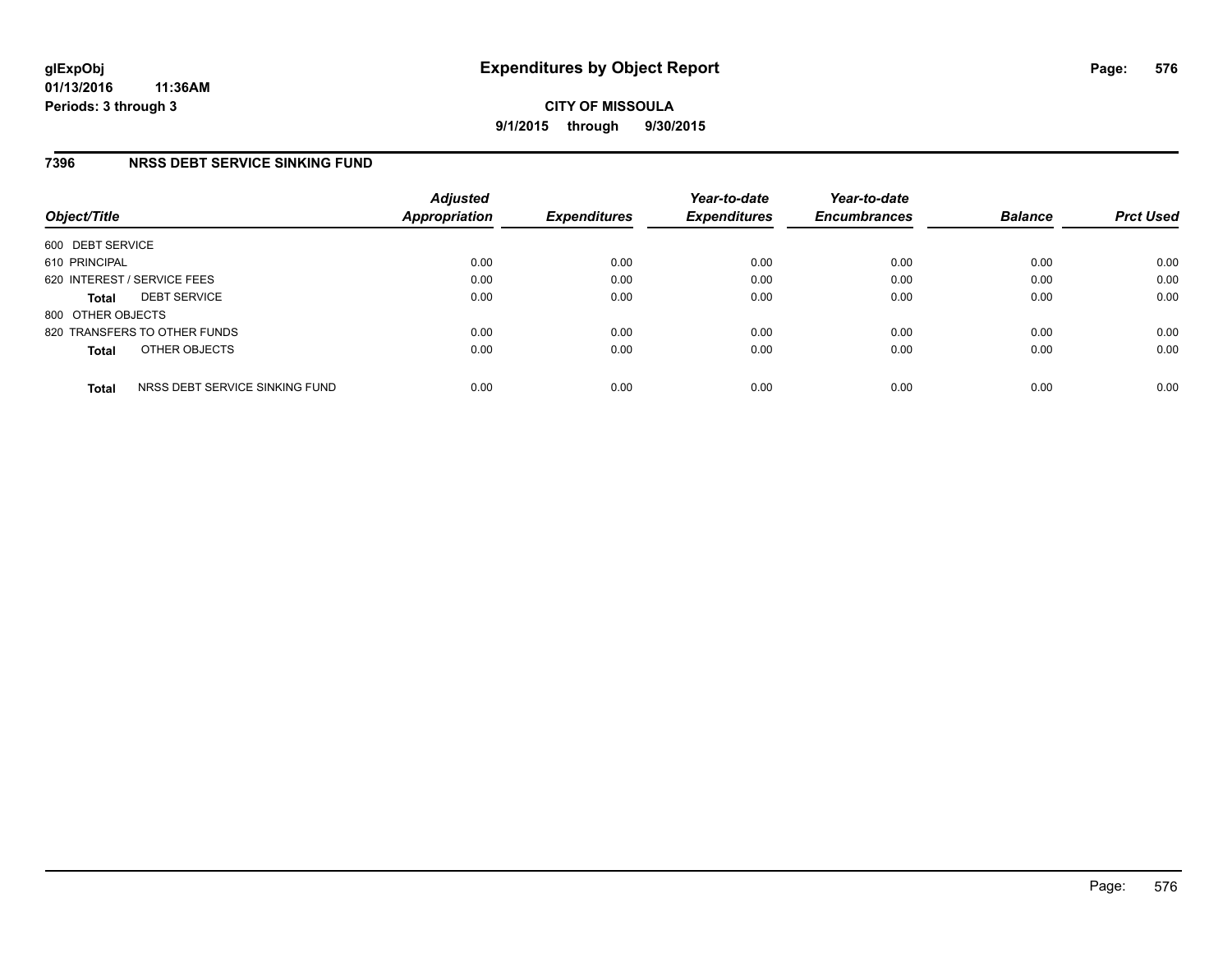**glExpObj** **Expenditures by Object Report**
**01/13/2016 11:36AM**
**Periods: 3 through 3**

**CITY OF MISSOULA**
**9/1/2015 through 9/30/2015**

## 7396 NRSS DEBT SERVICE SINKING FUND

| Object/Title | Adjusted Appropriation | Expenditures | Year-to-date Expenditures | Year-to-date Encumbrances | Balance | Prct Used |
|---|---|---|---|---|---|---|
| 600 DEBT SERVICE | | | | | | |
| 610 PRINCIPAL | 0.00 | 0.00 | 0.00 | 0.00 | 0.00 | 0.00 |
| 620 INTEREST / SERVICE FEES | 0.00 | 0.00 | 0.00 | 0.00 | 0.00 | 0.00 |
| **Total** DEBT SERVICE | 0.00 | 0.00 | 0.00 | 0.00 | 0.00 | 0.00 |
| 800 OTHER OBJECTS | | | | | | |
| 820 TRANSFERS TO OTHER FUNDS | 0.00 | 0.00 | 0.00 | 0.00 | 0.00 | 0.00 |
| **Total** OTHER OBJECTS | 0.00 | 0.00 | 0.00 | 0.00 | 0.00 | 0.00 |
| **Total** NRSS DEBT SERVICE SINKING FUND | 0.00 | 0.00 | 0.00 | 0.00 | 0.00 | 0.00 |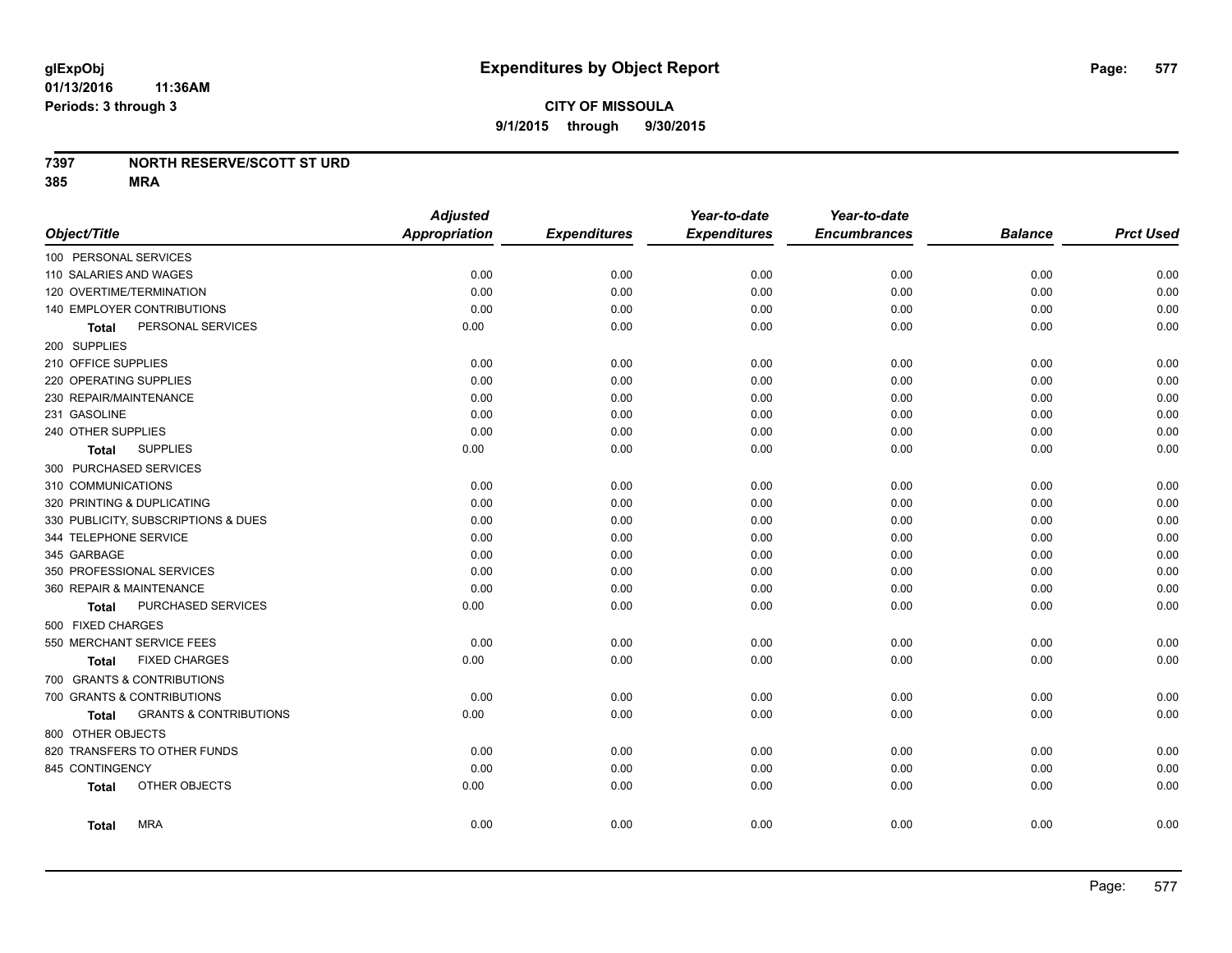glExpObj
01/13/2016 11:36AM
Periods: 3 through 3

# Expenditures by Object Report

**CITY OF MISSOULA**
**9/1/2015 through 9/30/2015**

**7397 NORTH RESERVE/SCOTT ST URD**
**385 MRA**

| Object/Title | Adjusted Appropriation | Expenditures | Year-to-date Expenditures | Year-to-date Encumbrances | Balance | Prct Used |
|---|---|---|---|---|---|---|
| 100 PERSONAL SERVICES | | | | | | |
| 110 SALARIES AND WAGES | 0.00 | 0.00 | 0.00 | 0.00 | 0.00 | 0.00 |
| 120 OVERTIME/TERMINATION | 0.00 | 0.00 | 0.00 | 0.00 | 0.00 | 0.00 |
| 140 EMPLOYER CONTRIBUTIONS | 0.00 | 0.00 | 0.00 | 0.00 | 0.00 | 0.00 |
| **Total** PERSONAL SERVICES | 0.00 | 0.00 | 0.00 | 0.00 | 0.00 | 0.00 |
| 200 SUPPLIES | | | | | | |
| 210 OFFICE SUPPLIES | 0.00 | 0.00 | 0.00 | 0.00 | 0.00 | 0.00 |
| 220 OPERATING SUPPLIES | 0.00 | 0.00 | 0.00 | 0.00 | 0.00 | 0.00 |
| 230 REPAIR/MAINTENANCE | 0.00 | 0.00 | 0.00 | 0.00 | 0.00 | 0.00 |
| 231 GASOLINE | 0.00 | 0.00 | 0.00 | 0.00 | 0.00 | 0.00 |
| 240 OTHER SUPPLIES | 0.00 | 0.00 | 0.00 | 0.00 | 0.00 | 0.00 |
| **Total** SUPPLIES | 0.00 | 0.00 | 0.00 | 0.00 | 0.00 | 0.00 |
| 300 PURCHASED SERVICES | | | | | | |
| 310 COMMUNICATIONS | 0.00 | 0.00 | 0.00 | 0.00 | 0.00 | 0.00 |
| 320 PRINTING & DUPLICATING | 0.00 | 0.00 | 0.00 | 0.00 | 0.00 | 0.00 |
| 330 PUBLICITY, SUBSCRIPTIONS & DUES | 0.00 | 0.00 | 0.00 | 0.00 | 0.00 | 0.00 |
| 344 TELEPHONE SERVICE | 0.00 | 0.00 | 0.00 | 0.00 | 0.00 | 0.00 |
| 345 GARBAGE | 0.00 | 0.00 | 0.00 | 0.00 | 0.00 | 0.00 |
| 350 PROFESSIONAL SERVICES | 0.00 | 0.00 | 0.00 | 0.00 | 0.00 | 0.00 |
| 360 REPAIR & MAINTENANCE | 0.00 | 0.00 | 0.00 | 0.00 | 0.00 | 0.00 |
| **Total** PURCHASED SERVICES | 0.00 | 0.00 | 0.00 | 0.00 | 0.00 | 0.00 |
| 500 FIXED CHARGES | | | | | | |
| 550 MERCHANT SERVICE FEES | 0.00 | 0.00 | 0.00 | 0.00 | 0.00 | 0.00 |
| **Total** FIXED CHARGES | 0.00 | 0.00 | 0.00 | 0.00 | 0.00 | 0.00 |
| 700 GRANTS & CONTRIBUTIONS | | | | | | |
| 700 GRANTS & CONTRIBUTIONS | 0.00 | 0.00 | 0.00 | 0.00 | 0.00 | 0.00 |
| **Total** GRANTS & CONTRIBUTIONS | 0.00 | 0.00 | 0.00 | 0.00 | 0.00 | 0.00 |
| 800 OTHER OBJECTS | | | | | | |
| 820 TRANSFERS TO OTHER FUNDS | 0.00 | 0.00 | 0.00 | 0.00 | 0.00 | 0.00 |
| 845 CONTINGENCY | 0.00 | 0.00 | 0.00 | 0.00 | 0.00 | 0.00 |
| **Total** OTHER OBJECTS | 0.00 | 0.00 | 0.00 | 0.00 | 0.00 | 0.00 |
| **Total** MRA | 0.00 | 0.00 | 0.00 | 0.00 | 0.00 | 0.00 |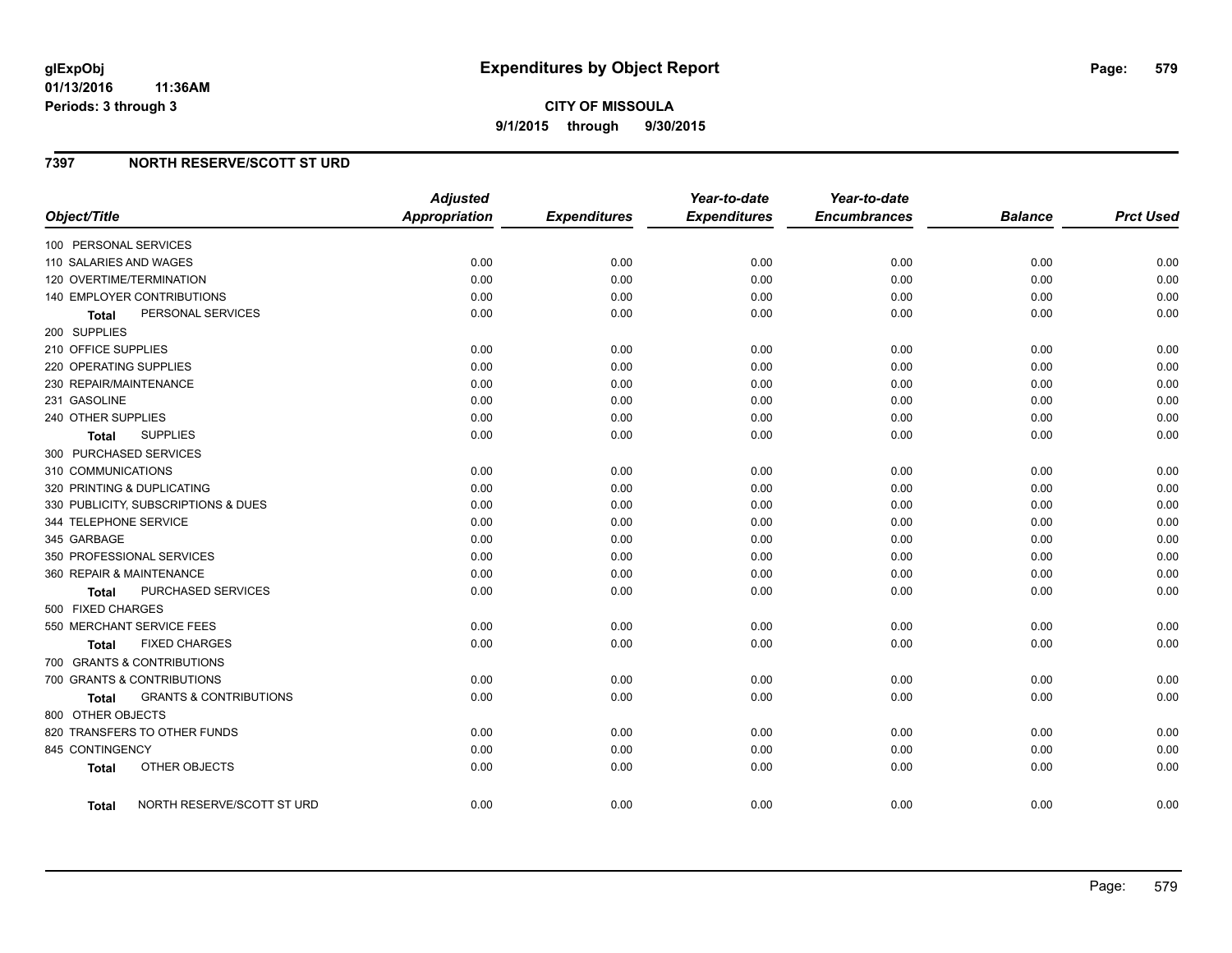# Expenditures by Object Report

glExpObj
01/13/2016 11:36AM
Periods: 3 through 3

**CITY OF MISSOULA**
**9/1/2015 through 9/30/2015**

## 7397 NORTH RESERVE/SCOTT ST URD

| Object/Title | Adjusted Appropriation | Expenditures | Year-to-date Expenditures | Year-to-date Encumbrances | Balance | Prct Used |
|---|---|---|---|---|---|---|
| 100 PERSONAL SERVICES | | | | | | |
| 110 SALARIES AND WAGES | 0.00 | 0.00 | 0.00 | 0.00 | 0.00 | 0.00 |
| 120 OVERTIME/TERMINATION | 0.00 | 0.00 | 0.00 | 0.00 | 0.00 | 0.00 |
| 140 EMPLOYER CONTRIBUTIONS | 0.00 | 0.00 | 0.00 | 0.00 | 0.00 | 0.00 |
| **Total** PERSONAL SERVICES | 0.00 | 0.00 | 0.00 | 0.00 | 0.00 | 0.00 |
| 200 SUPPLIES | | | | | | |
| 210 OFFICE SUPPLIES | 0.00 | 0.00 | 0.00 | 0.00 | 0.00 | 0.00 |
| 220 OPERATING SUPPLIES | 0.00 | 0.00 | 0.00 | 0.00 | 0.00 | 0.00 |
| 230 REPAIR/MAINTENANCE | 0.00 | 0.00 | 0.00 | 0.00 | 0.00 | 0.00 |
| 231 GASOLINE | 0.00 | 0.00 | 0.00 | 0.00 | 0.00 | 0.00 |
| 240 OTHER SUPPLIES | 0.00 | 0.00 | 0.00 | 0.00 | 0.00 | 0.00 |
| **Total** SUPPLIES | 0.00 | 0.00 | 0.00 | 0.00 | 0.00 | 0.00 |
| 300 PURCHASED SERVICES | | | | | | |
| 310 COMMUNICATIONS | 0.00 | 0.00 | 0.00 | 0.00 | 0.00 | 0.00 |
| 320 PRINTING & DUPLICATING | 0.00 | 0.00 | 0.00 | 0.00 | 0.00 | 0.00 |
| 330 PUBLICITY, SUBSCRIPTIONS & DUES | 0.00 | 0.00 | 0.00 | 0.00 | 0.00 | 0.00 |
| 344 TELEPHONE SERVICE | 0.00 | 0.00 | 0.00 | 0.00 | 0.00 | 0.00 |
| 345 GARBAGE | 0.00 | 0.00 | 0.00 | 0.00 | 0.00 | 0.00 |
| 350 PROFESSIONAL SERVICES | 0.00 | 0.00 | 0.00 | 0.00 | 0.00 | 0.00 |
| 360 REPAIR & MAINTENANCE | 0.00 | 0.00 | 0.00 | 0.00 | 0.00 | 0.00 |
| **Total** PURCHASED SERVICES | 0.00 | 0.00 | 0.00 | 0.00 | 0.00 | 0.00 |
| 500 FIXED CHARGES | | | | | | |
| 550 MERCHANT SERVICE FEES | 0.00 | 0.00 | 0.00 | 0.00 | 0.00 | 0.00 |
| **Total** FIXED CHARGES | 0.00 | 0.00 | 0.00 | 0.00 | 0.00 | 0.00 |
| 700 GRANTS & CONTRIBUTIONS | | | | | | |
| 700 GRANTS & CONTRIBUTIONS | 0.00 | 0.00 | 0.00 | 0.00 | 0.00 | 0.00 |
| **Total** GRANTS & CONTRIBUTIONS | 0.00 | 0.00 | 0.00 | 0.00 | 0.00 | 0.00 |
| 800 OTHER OBJECTS | | | | | | |
| 820 TRANSFERS TO OTHER FUNDS | 0.00 | 0.00 | 0.00 | 0.00 | 0.00 | 0.00 |
| 845 CONTINGENCY | 0.00 | 0.00 | 0.00 | 0.00 | 0.00 | 0.00 |
| **Total** OTHER OBJECTS | 0.00 | 0.00 | 0.00 | 0.00 | 0.00 | 0.00 |
| **Total** NORTH RESERVE/SCOTT ST URD | 0.00 | 0.00 | 0.00 | 0.00 | 0.00 | 0.00 |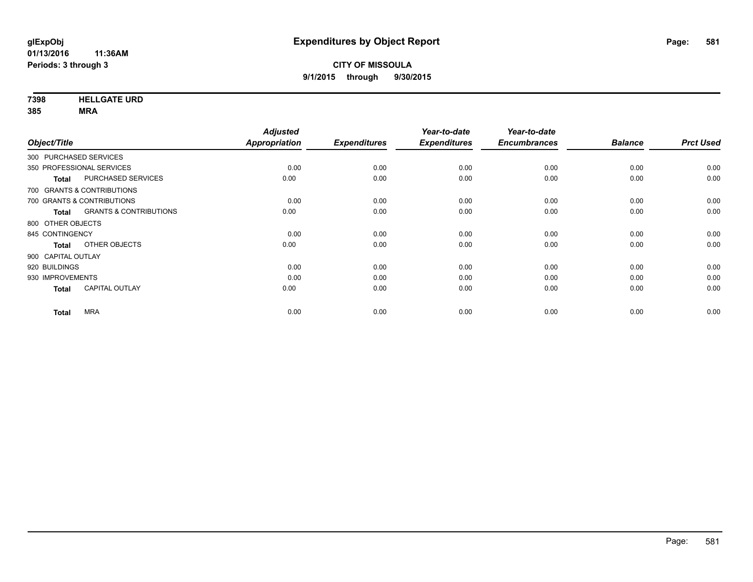**glExpObj**
**01/13/2016 11:36AM**
**Periods: 3 through 3**

# Expenditures by Object Report

**CITY OF MISSOULA**
**9/1/2015 through 9/30/2015**

**7398 HELLGATE URD**
**385 MRA**

| Object/Title | | *Adjusted Appropriation* | *Expenditures* | *Year-to-date Expenditures* | *Year-to-date Encumbrances* | *Balance* | *Prct Used* |
|---|---|---|---|---|---|---|---|
| 300 PURCHASED SERVICES | | | | | | | |
| 350 PROFESSIONAL SERVICES | | 0.00 | 0.00 | 0.00 | 0.00 | 0.00 | 0.00 |
| **Total** | PURCHASED SERVICES | 0.00 | 0.00 | 0.00 | 0.00 | 0.00 | 0.00 |
| 700 GRANTS & CONTRIBUTIONS | | | | | | | |
| 700 GRANTS & CONTRIBUTIONS | | 0.00 | 0.00 | 0.00 | 0.00 | 0.00 | 0.00 |
| **Total** | GRANTS & CONTRIBUTIONS | 0.00 | 0.00 | 0.00 | 0.00 | 0.00 | 0.00 |
| 800 OTHER OBJECTS | | | | | | | |
| 845 CONTINGENCY | | 0.00 | 0.00 | 0.00 | 0.00 | 0.00 | 0.00 |
| **Total** | OTHER OBJECTS | 0.00 | 0.00 | 0.00 | 0.00 | 0.00 | 0.00 |
| 900 CAPITAL OUTLAY | | | | | | | |
| 920 BUILDINGS | | 0.00 | 0.00 | 0.00 | 0.00 | 0.00 | 0.00 |
| 930 IMPROVEMENTS | | 0.00 | 0.00 | 0.00 | 0.00 | 0.00 | 0.00 |
| **Total** | CAPITAL OUTLAY | 0.00 | 0.00 | 0.00 | 0.00 | 0.00 | 0.00 |
| **Total** | MRA | 0.00 | 0.00 | 0.00 | 0.00 | 0.00 | 0.00 |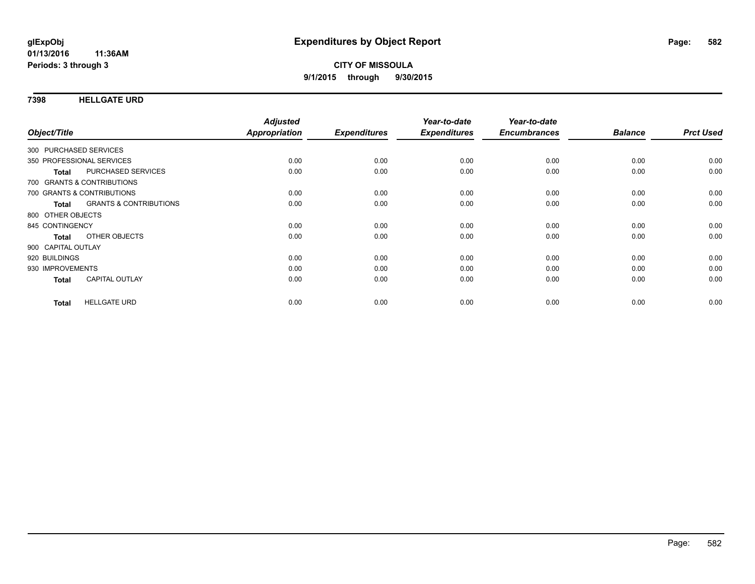**CITY OF MISSOULA**

**9/1/2015 through 9/30/2015**

## 7398 HELLGATE URD

| Object/Title | Adjusted Appropriation | Expenditures | Year-to-date Expenditures | Year-to-date Encumbrances | Balance | Prct Used |
|---|---|---|---|---|---|---|
| 300 PURCHASED SERVICES | | | | | | |
| 350 PROFESSIONAL SERVICES | 0.00 | 0.00 | 0.00 | 0.00 | 0.00 | 0.00 |
| **Total** PURCHASED SERVICES | 0.00 | 0.00 | 0.00 | 0.00 | 0.00 | 0.00 |
| 700 GRANTS & CONTRIBUTIONS | | | | | | |
| 700 GRANTS & CONTRIBUTIONS | 0.00 | 0.00 | 0.00 | 0.00 | 0.00 | 0.00 |
| **Total** GRANTS & CONTRIBUTIONS | 0.00 | 0.00 | 0.00 | 0.00 | 0.00 | 0.00 |
| 800 OTHER OBJECTS | | | | | | |
| 845 CONTINGENCY | 0.00 | 0.00 | 0.00 | 0.00 | 0.00 | 0.00 |
| **Total** OTHER OBJECTS | 0.00 | 0.00 | 0.00 | 0.00 | 0.00 | 0.00 |
| 900 CAPITAL OUTLAY | | | | | | |
| 920 BUILDINGS | 0.00 | 0.00 | 0.00 | 0.00 | 0.00 | 0.00 |
| 930 IMPROVEMENTS | 0.00 | 0.00 | 0.00 | 0.00 | 0.00 | 0.00 |
| **Total** CAPITAL OUTLAY | 0.00 | 0.00 | 0.00 | 0.00 | 0.00 | 0.00 |
| **Total** HELLGATE URD | 0.00 | 0.00 | 0.00 | 0.00 | 0.00 | 0.00 |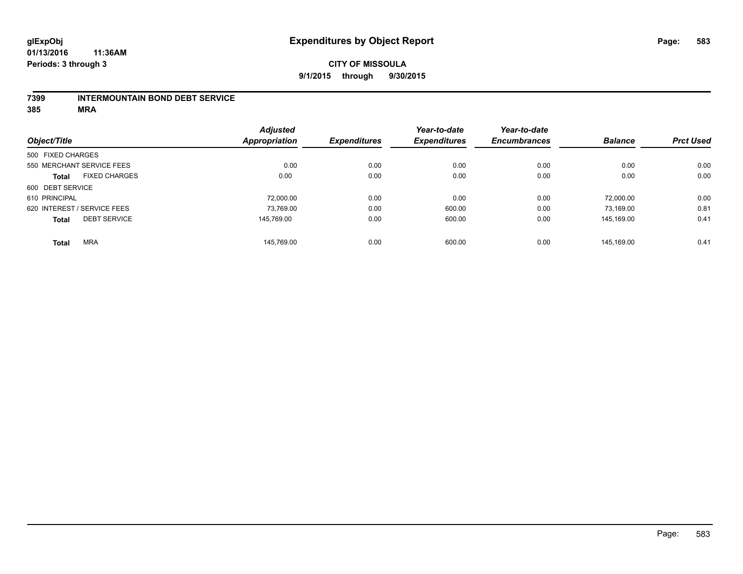glExpObj
01/13/2016 11:36AM
Periods: 3 through 3

# Expenditures by Object Report

**CITY OF MISSOULA**
**9/1/2015 through 9/30/2015**

**7399 INTERMOUNTAIN BOND DEBT SERVICE**
**385 MRA**

| Object/Title | Adjusted Appropriation | Expenditures | Year-to-date Expenditures | Year-to-date Encumbrances | Balance | Prct Used |
|---|---|---|---|---|---|---|
| 500 FIXED CHARGES | | | | | | |
| 550 MERCHANT SERVICE FEES | 0.00 | 0.00 | 0.00 | 0.00 | 0.00 | 0.00 |
| **Total** FIXED CHARGES | 0.00 | 0.00 | 0.00 | 0.00 | 0.00 | 0.00 |
| 600 DEBT SERVICE | | | | | | |
| 610 PRINCIPAL | 72,000.00 | 0.00 | 0.00 | 0.00 | 72,000.00 | 0.00 |
| 620 INTEREST / SERVICE FEES | 73,769.00 | 0.00 | 600.00 | 0.00 | 73,169.00 | 0.81 |
| **Total** DEBT SERVICE | 145,769.00 | 0.00 | 600.00 | 0.00 | 145,169.00 | 0.41 |
| **Total** MRA | 145,769.00 | 0.00 | 600.00 | 0.00 | 145,169.00 | 0.41 |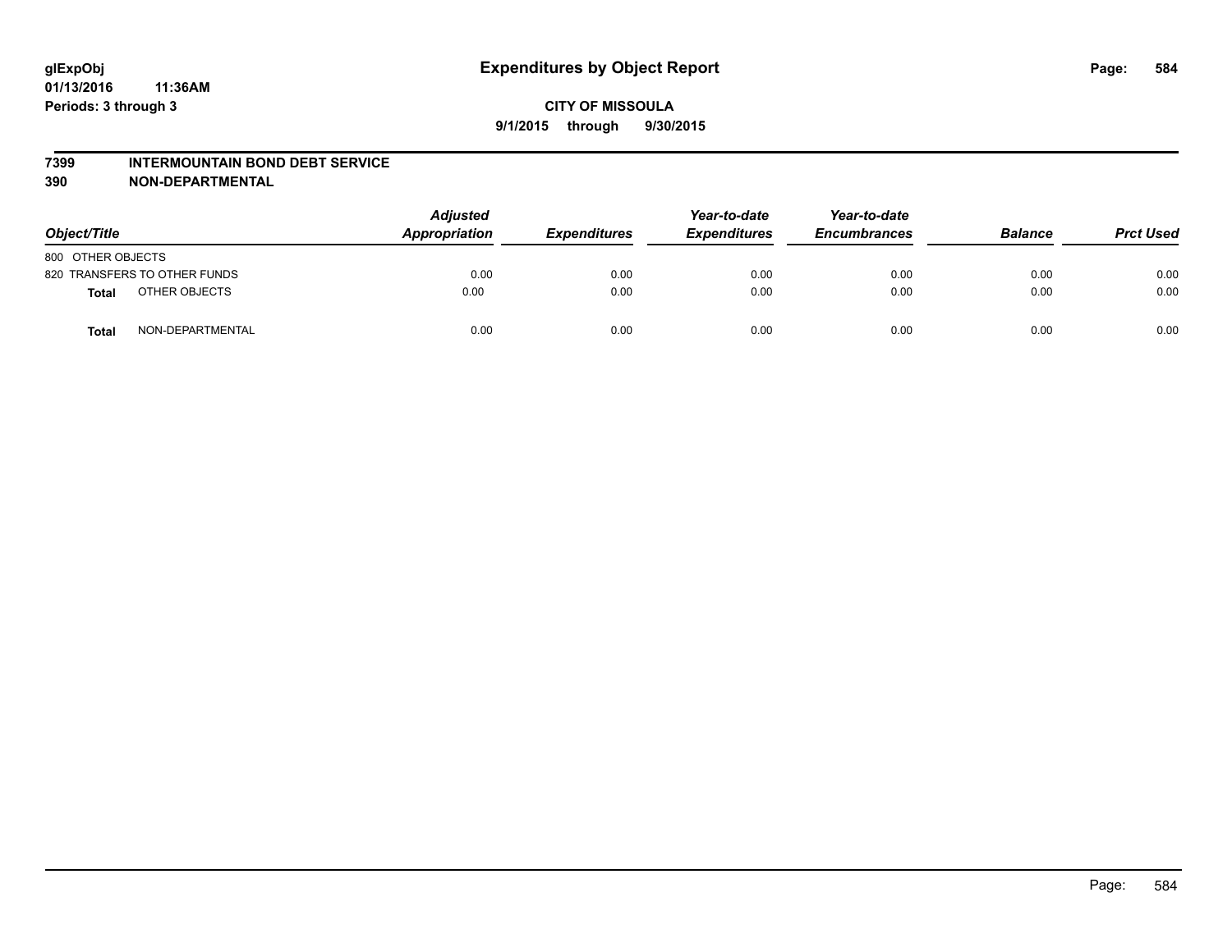# Expenditures by Object Report

glExpObj
01/13/2016 11:36AM
Periods: 3 through 3

**CITY OF MISSOULA**
**9/1/2015 through 9/30/2015**

**7399 INTERMOUNTAIN BOND DEBT SERVICE**
**390 NON-DEPARTMENTAL**

| Object/Title | Adjusted Appropriation | Expenditures | Year-to-date Expenditures | Year-to-date Encumbrances | Balance | Prct Used |
|---|---|---|---|---|---|---|
| 800 OTHER OBJECTS | | | | | | |
| 820 TRANSFERS TO OTHER FUNDS | 0.00 | 0.00 | 0.00 | 0.00 | 0.00 | 0.00 |
| **Total** OTHER OBJECTS | 0.00 | 0.00 | 0.00 | 0.00 | 0.00 | 0.00 |
| **Total** NON-DEPARTMENTAL | 0.00 | 0.00 | 0.00 | 0.00 | 0.00 | 0.00 |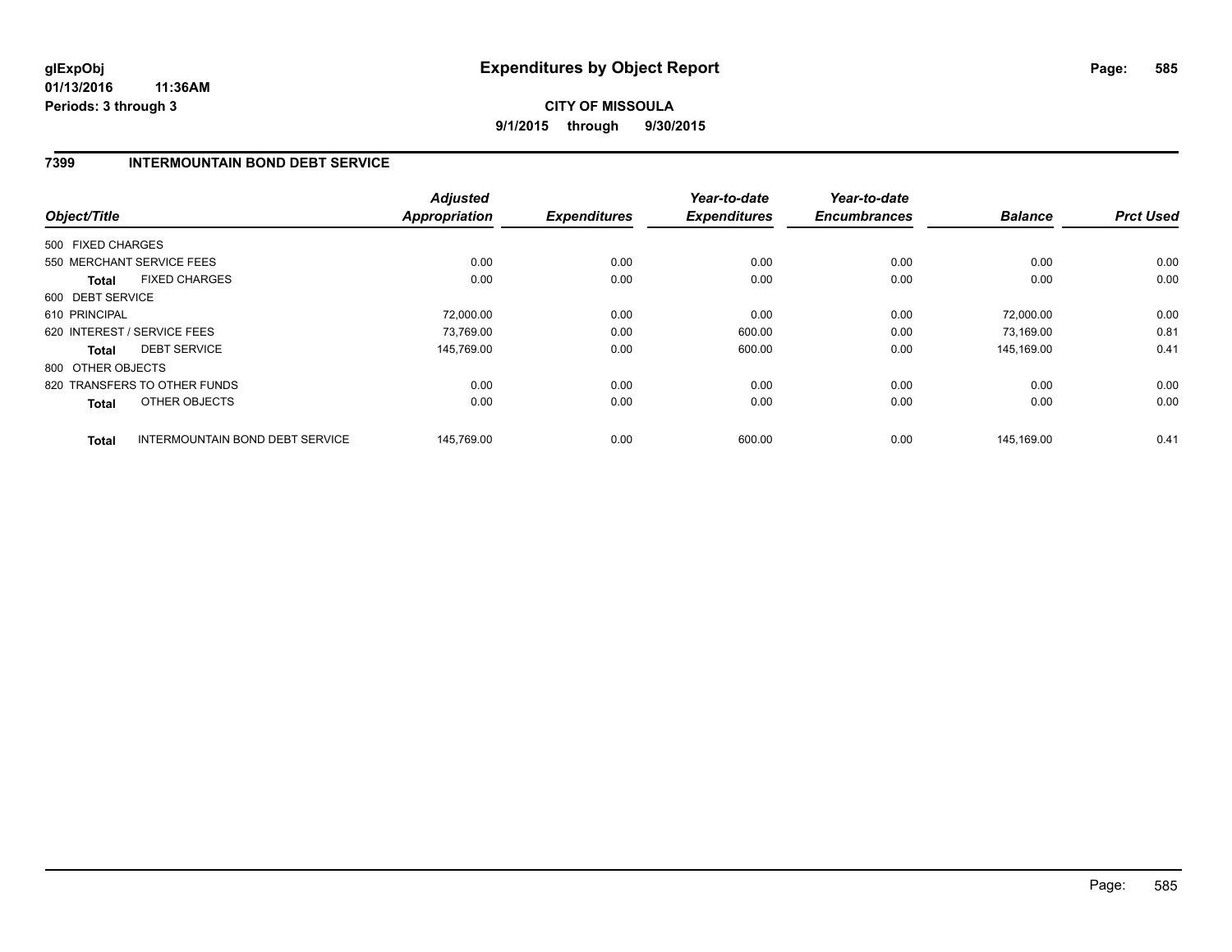# Expenditures by Object Report

glExpObj
01/13/2016 11:36AM
Periods: 3 through 3

**CITY OF MISSOULA**
**9/1/2015 through 9/30/2015**

## 7399 INTERMOUNTAIN BOND DEBT SERVICE

| Object/Title | | Adjusted Appropriation | Expenditures | Year-to-date Expenditures | Year-to-date Encumbrances | Balance | Prct Used |
|---|---|---|---|---|---|---|---|
| 500 FIXED CHARGES | | | | | | | |
| 550 MERCHANT SERVICE FEES | | 0.00 | 0.00 | 0.00 | 0.00 | 0.00 | 0.00 |
| **Total** | FIXED CHARGES | 0.00 | 0.00 | 0.00 | 0.00 | 0.00 | 0.00 |
| 600 DEBT SERVICE | | | | | | | |
| 610 PRINCIPAL | | 72,000.00 | 0.00 | 0.00 | 0.00 | 72,000.00 | 0.00 |
| 620 INTEREST / SERVICE FEES | | 73,769.00 | 0.00 | 600.00 | 0.00 | 73,169.00 | 0.81 |
| **Total** | DEBT SERVICE | 145,769.00 | 0.00 | 600.00 | 0.00 | 145,169.00 | 0.41 |
| 800 OTHER OBJECTS | | | | | | | |
| 820 TRANSFERS TO OTHER FUNDS | | 0.00 | 0.00 | 0.00 | 0.00 | 0.00 | 0.00 |
| **Total** | OTHER OBJECTS | 0.00 | 0.00 | 0.00 | 0.00 | 0.00 | 0.00 |
| **Total** | INTERMOUNTAIN BOND DEBT SERVICE | 145,769.00 | 0.00 | 600.00 | 0.00 | 145,169.00 | 0.41 |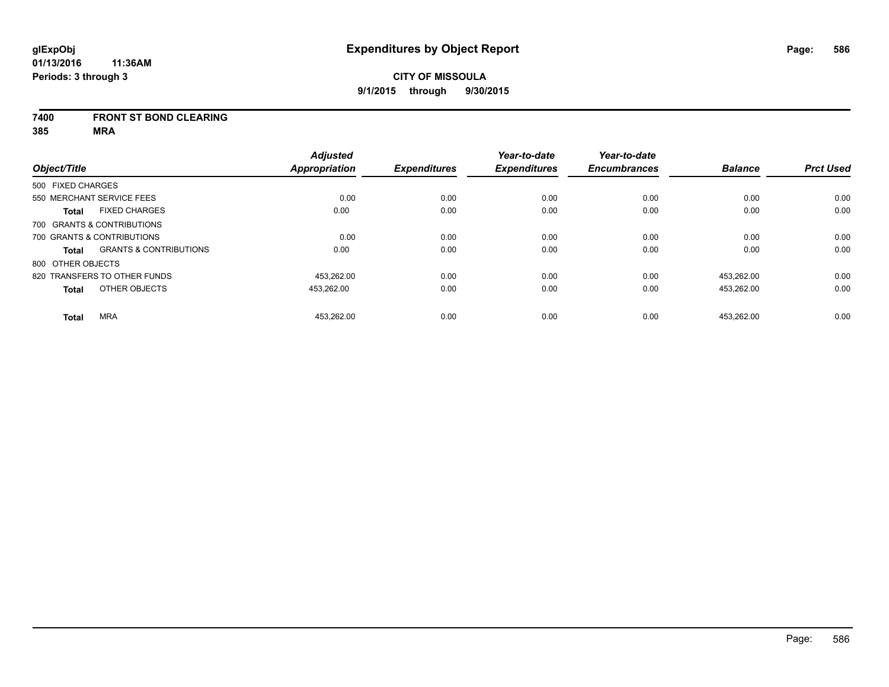**glExpObj** **Expenditures by Object Report**

**01/13/2016 11:36AM**

**Periods: 3 through 3**

**CITY OF MISSOULA**

**9/1/2015 through 9/30/2015**

**7400 FRONT ST BOND CLEARING**

**385 MRA**

| Object/Title | Adjusted Appropriation | Expenditures | Year-to-date Expenditures | Year-to-date Encumbrances | Balance | Prct Used |
|---|---|---|---|---|---|---|
| 500 FIXED CHARGES | | | | | | |
| 550 MERCHANT SERVICE FEES | 0.00 | 0.00 | 0.00 | 0.00 | 0.00 | 0.00 |
| **Total** FIXED CHARGES | 0.00 | 0.00 | 0.00 | 0.00 | 0.00 | 0.00 |
| 700 GRANTS & CONTRIBUTIONS | | | | | | |
| 700 GRANTS & CONTRIBUTIONS | 0.00 | 0.00 | 0.00 | 0.00 | 0.00 | 0.00 |
| **Total** GRANTS & CONTRIBUTIONS | 0.00 | 0.00 | 0.00 | 0.00 | 0.00 | 0.00 |
| 800 OTHER OBJECTS | | | | | | |
| 820 TRANSFERS TO OTHER FUNDS | 453,262.00 | 0.00 | 0.00 | 0.00 | 453,262.00 | 0.00 |
| **Total** OTHER OBJECTS | 453,262.00 | 0.00 | 0.00 | 0.00 | 453,262.00 | 0.00 |
| **Total** MRA | 453,262.00 | 0.00 | 0.00 | 0.00 | 453,262.00 | 0.00 |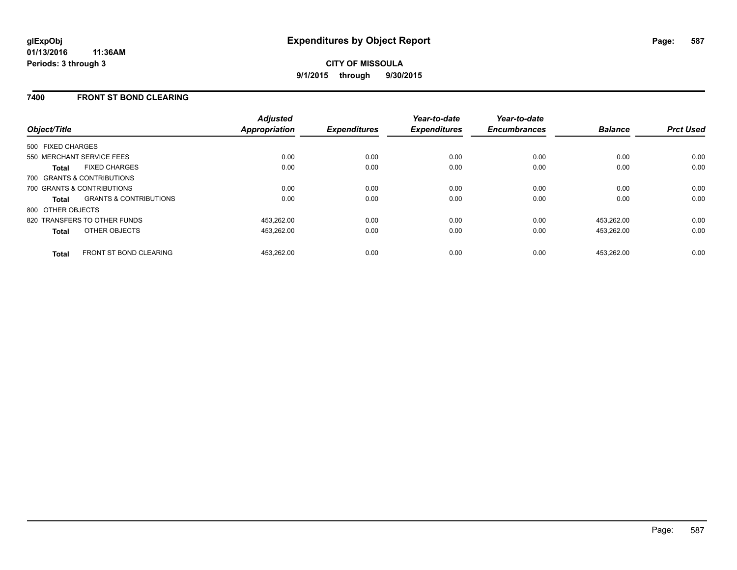# Expenditures by Object Report

glExpObj
01/13/2016 11:36AM
Periods: 3 through 3

**CITY OF MISSOULA**
**9/1/2015 through 9/30/2015**

## 7400 FRONT ST BOND CLEARING

| Object/Title | | Adjusted Appropriation | Expenditures | Year-to-date Expenditures | Year-to-date Encumbrances | Balance | Prct Used |
|---|---|---|---|---|---|---|---|
| 500 FIXED CHARGES | | | | | | | |
| 550 MERCHANT SERVICE FEES | | 0.00 | 0.00 | 0.00 | 0.00 | 0.00 | 0.00 |
| **Total** | FIXED CHARGES | 0.00 | 0.00 | 0.00 | 0.00 | 0.00 | 0.00 |
| 700 GRANTS & CONTRIBUTIONS | | | | | | | |
| 700 GRANTS & CONTRIBUTIONS | | 0.00 | 0.00 | 0.00 | 0.00 | 0.00 | 0.00 |
| **Total** | GRANTS & CONTRIBUTIONS | 0.00 | 0.00 | 0.00 | 0.00 | 0.00 | 0.00 |
| 800 OTHER OBJECTS | | | | | | | |
| 820 TRANSFERS TO OTHER FUNDS | | 453,262.00 | 0.00 | 0.00 | 0.00 | 453,262.00 | 0.00 |
| **Total** | OTHER OBJECTS | 453,262.00 | 0.00 | 0.00 | 0.00 | 453,262.00 | 0.00 |
| **Total** | FRONT ST BOND CLEARING | 453,262.00 | 0.00 | 0.00 | 0.00 | 453,262.00 | 0.00 |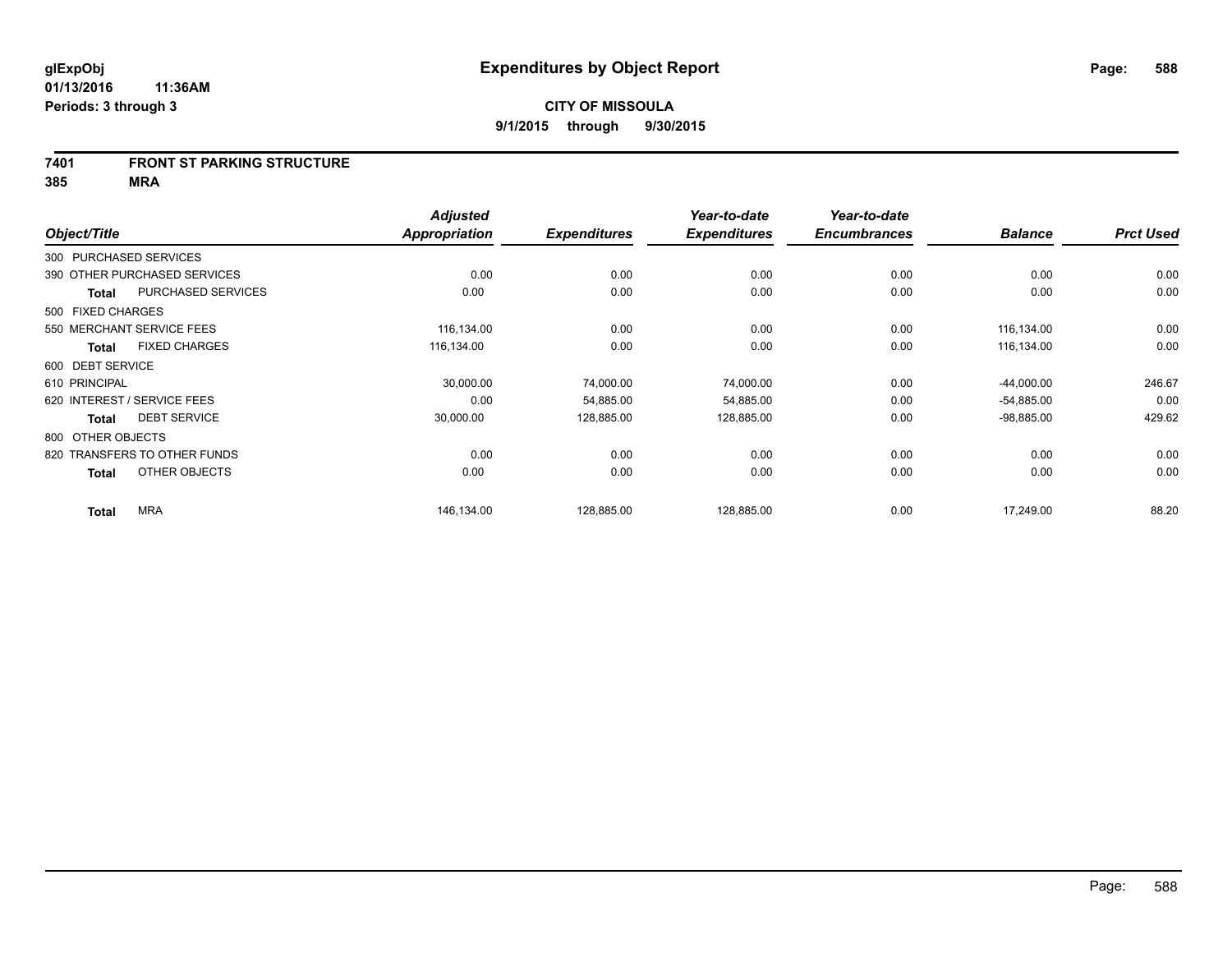**glExpObj**
**01/13/2016 11:36AM**
**Periods: 3 through 3**

# Expenditures by Object Report

**CITY OF MISSOULA**
**9/1/2015 through 9/30/2015**

## 7401 FRONT ST PARKING STRUCTURE
## 385 MRA

| Object/Title | | Adjusted Appropriation | Expenditures | Year-to-date Expenditures | Year-to-date Encumbrances | Balance | Prct Used |
|---|---|---|---|---|---|---|---|
| 300 PURCHASED SERVICES | | | | | | | |
| 390 OTHER PURCHASED SERVICES | | 0.00 | 0.00 | 0.00 | 0.00 | 0.00 | 0.00 |
| **Total** | PURCHASED SERVICES | 0.00 | 0.00 | 0.00 | 0.00 | 0.00 | 0.00 |
| 500 FIXED CHARGES | | | | | | | |
| 550 MERCHANT SERVICE FEES | | 116,134.00 | 0.00 | 0.00 | 0.00 | 116,134.00 | 0.00 |
| **Total** | FIXED CHARGES | 116,134.00 | 0.00 | 0.00 | 0.00 | 116,134.00 | 0.00 |
| 600 DEBT SERVICE | | | | | | | |
| 610 PRINCIPAL | | 30,000.00 | 74,000.00 | 74,000.00 | 0.00 | -44,000.00 | 246.67 |
| 620 INTEREST / SERVICE FEES | | 0.00 | 54,885.00 | 54,885.00 | 0.00 | -54,885.00 | 0.00 |
| **Total** | DEBT SERVICE | 30,000.00 | 128,885.00 | 128,885.00 | 0.00 | -98,885.00 | 429.62 |
| 800 OTHER OBJECTS | | | | | | | |
| 820 TRANSFERS TO OTHER FUNDS | | 0.00 | 0.00 | 0.00 | 0.00 | 0.00 | 0.00 |
| **Total** | OTHER OBJECTS | 0.00 | 0.00 | 0.00 | 0.00 | 0.00 | 0.00 |
| **Total** | MRA | 146,134.00 | 128,885.00 | 128,885.00 | 0.00 | 17,249.00 | 88.20 |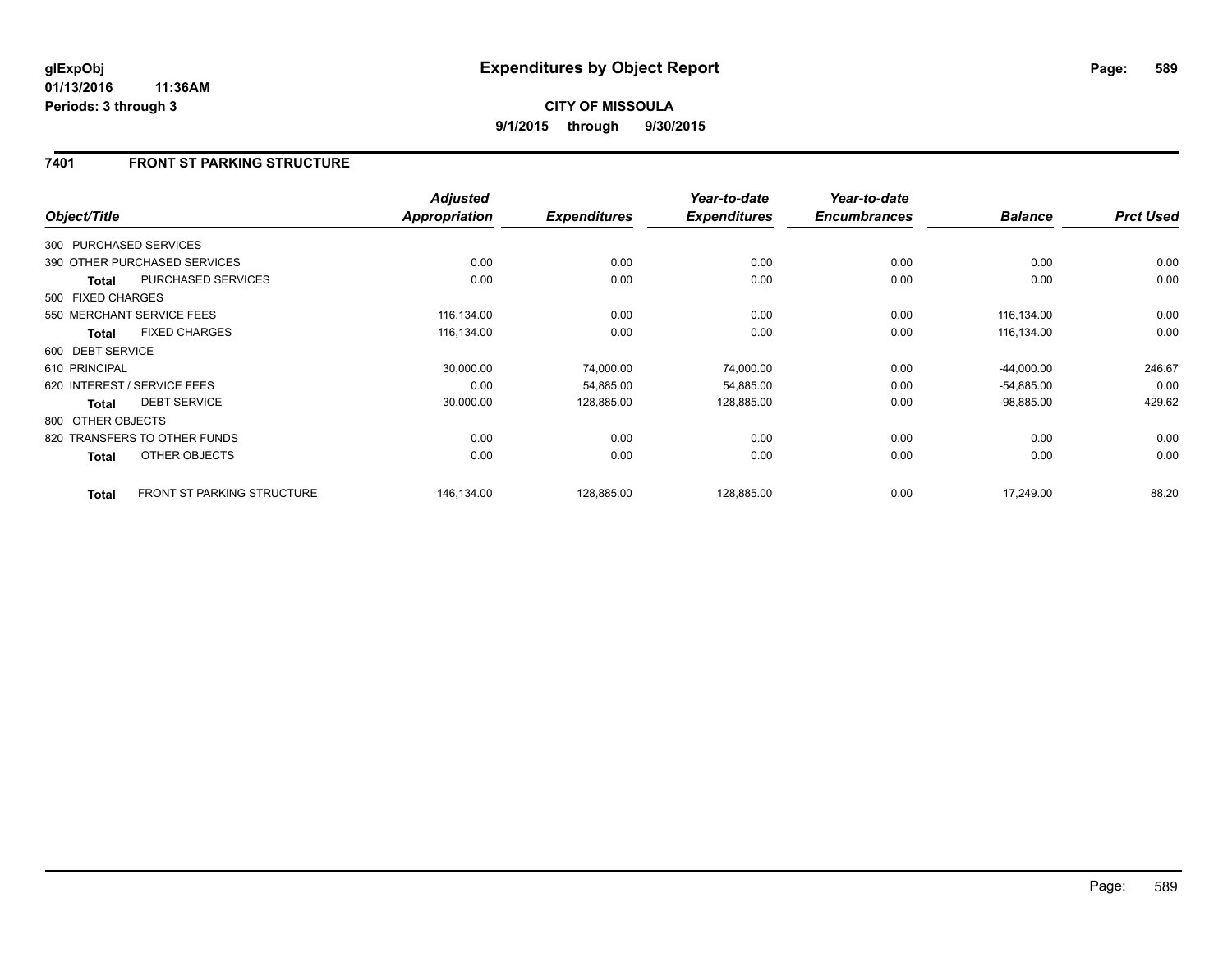**glExpObj** **Expenditures by Object Report**

**01/13/2016 11:36AM**

**Periods: 3 through 3**

**CITY OF MISSOULA**

**9/1/2015 through 9/30/2015**

## 7401 FRONT ST PARKING STRUCTURE

| Object/Title | | Adjusted Appropriation | Expenditures | Year-to-date Expenditures | Year-to-date Encumbrances | Balance | Prct Used |
|---|---|---|---|---|---|---|---|
| 300 PURCHASED SERVICES | | | | | | | |
| 390 OTHER PURCHASED SERVICES | | 0.00 | 0.00 | 0.00 | 0.00 | 0.00 | 0.00 |
| **Total** | PURCHASED SERVICES | 0.00 | 0.00 | 0.00 | 0.00 | 0.00 | 0.00 |
| 500 FIXED CHARGES | | | | | | | |
| 550 MERCHANT SERVICE FEES | | 116,134.00 | 0.00 | 0.00 | 0.00 | 116,134.00 | 0.00 |
| **Total** | FIXED CHARGES | 116,134.00 | 0.00 | 0.00 | 0.00 | 116,134.00 | 0.00 |
| 600 DEBT SERVICE | | | | | | | |
| 610 PRINCIPAL | | 30,000.00 | 74,000.00 | 74,000.00 | 0.00 | -44,000.00 | 246.67 |
| 620 INTEREST / SERVICE FEES | | 0.00 | 54,885.00 | 54,885.00 | 0.00 | -54,885.00 | 0.00 |
| **Total** | DEBT SERVICE | 30,000.00 | 128,885.00 | 128,885.00 | 0.00 | -98,885.00 | 429.62 |
| 800 OTHER OBJECTS | | | | | | | |
| 820 TRANSFERS TO OTHER FUNDS | | 0.00 | 0.00 | 0.00 | 0.00 | 0.00 | 0.00 |
| **Total** | OTHER OBJECTS | 0.00 | 0.00 | 0.00 | 0.00 | 0.00 | 0.00 |
| **Total** | FRONT ST PARKING STRUCTURE | 146,134.00 | 128,885.00 | 128,885.00 | 0.00 | 17,249.00 | 88.20 |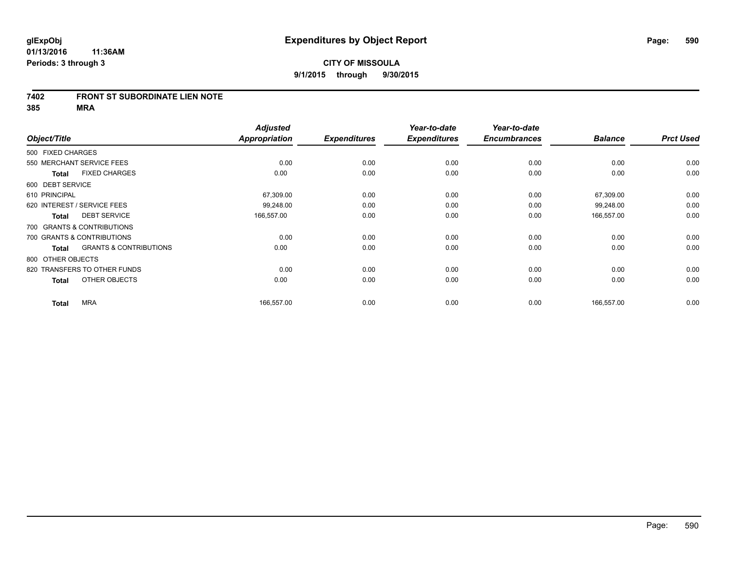**glExpObj**
**01/13/2016 11:36AM**
**Periods: 3 through 3**

# Expenditures by Object Report

**CITY OF MISSOULA**
**9/1/2015 through 9/30/2015**

## 7402 FRONT ST SUBORDINATE LIEN NOTE
## 385 MRA

| Object/Title | Adjusted Appropriation | Expenditures | Year-to-date Expenditures | Year-to-date Encumbrances | Balance | Prct Used |
|---|---|---|---|---|---|---|
| 500 FIXED CHARGES | | | | | | |
| 550 MERCHANT SERVICE FEES | 0.00 | 0.00 | 0.00 | 0.00 | 0.00 | 0.00 |
| **Total** FIXED CHARGES | 0.00 | 0.00 | 0.00 | 0.00 | 0.00 | 0.00 |
| 600 DEBT SERVICE | | | | | | |
| 610 PRINCIPAL | 67,309.00 | 0.00 | 0.00 | 0.00 | 67,309.00 | 0.00 |
| 620 INTEREST / SERVICE FEES | 99,248.00 | 0.00 | 0.00 | 0.00 | 99,248.00 | 0.00 |
| **Total** DEBT SERVICE | 166,557.00 | 0.00 | 0.00 | 0.00 | 166,557.00 | 0.00 |
| 700 GRANTS & CONTRIBUTIONS | | | | | | |
| 700 GRANTS & CONTRIBUTIONS | 0.00 | 0.00 | 0.00 | 0.00 | 0.00 | 0.00 |
| **Total** GRANTS & CONTRIBUTIONS | 0.00 | 0.00 | 0.00 | 0.00 | 0.00 | 0.00 |
| 800 OTHER OBJECTS | | | | | | |
| 820 TRANSFERS TO OTHER FUNDS | 0.00 | 0.00 | 0.00 | 0.00 | 0.00 | 0.00 |
| **Total** OTHER OBJECTS | 0.00 | 0.00 | 0.00 | 0.00 | 0.00 | 0.00 |
| **Total** MRA | 166,557.00 | 0.00 | 0.00 | 0.00 | 166,557.00 | 0.00 |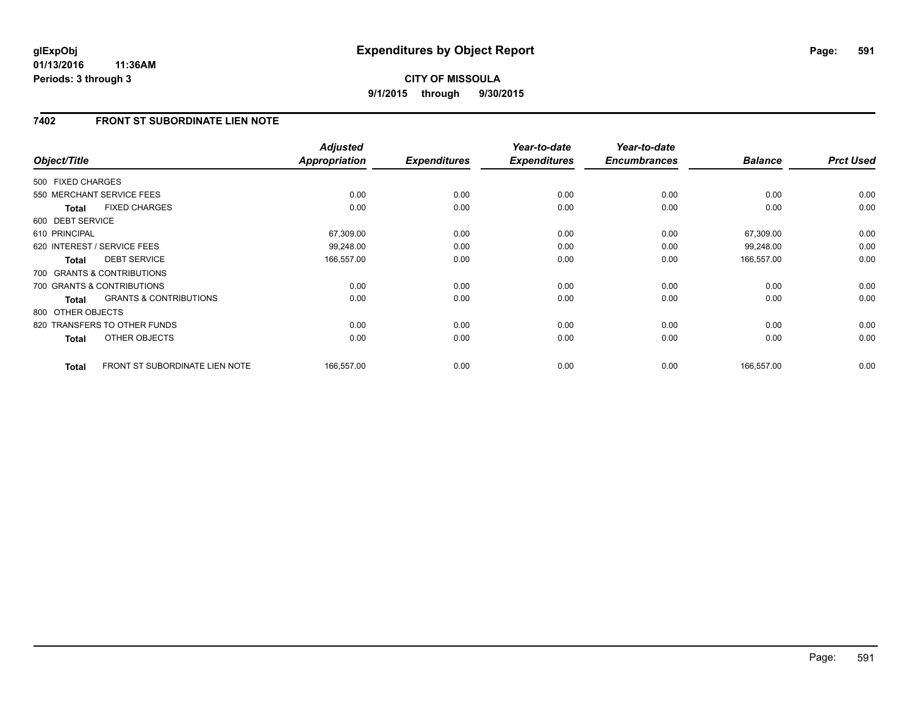**glExpObj**
**01/13/2016 11:36AM**
**Periods: 3 through 3**

# Expenditures by Object Report

**CITY OF MISSOULA**
**9/1/2015 through 9/30/2015**

## 7402 FRONT ST SUBORDINATE LIEN NOTE

| Object/Title | | Adjusted Appropriation | Expenditures | Year-to-date Expenditures | Year-to-date Encumbrances | Balance | Prct Used |
|---|---|---|---|---|---|---|---|
| 500 FIXED CHARGES | | | | | | | |
| 550 MERCHANT SERVICE FEES | | 0.00 | 0.00 | 0.00 | 0.00 | 0.00 | 0.00 |
| **Total** | FIXED CHARGES | 0.00 | 0.00 | 0.00 | 0.00 | 0.00 | 0.00 |
| 600 DEBT SERVICE | | | | | | | |
| 610 PRINCIPAL | | 67,309.00 | 0.00 | 0.00 | 0.00 | 67,309.00 | 0.00 |
| 620 INTEREST / SERVICE FEES | | 99,248.00 | 0.00 | 0.00 | 0.00 | 99,248.00 | 0.00 |
| **Total** | DEBT SERVICE | 166,557.00 | 0.00 | 0.00 | 0.00 | 166,557.00 | 0.00 |
| 700 GRANTS & CONTRIBUTIONS | | | | | | | |
| 700 GRANTS & CONTRIBUTIONS | | 0.00 | 0.00 | 0.00 | 0.00 | 0.00 | 0.00 |
| **Total** | GRANTS & CONTRIBUTIONS | 0.00 | 0.00 | 0.00 | 0.00 | 0.00 | 0.00 |
| 800 OTHER OBJECTS | | | | | | | |
| 820 TRANSFERS TO OTHER FUNDS | | 0.00 | 0.00 | 0.00 | 0.00 | 0.00 | 0.00 |
| **Total** | OTHER OBJECTS | 0.00 | 0.00 | 0.00 | 0.00 | 0.00 | 0.00 |
| **Total** | FRONT ST SUBORDINATE LIEN NOTE | 166,557.00 | 0.00 | 0.00 | 0.00 | 166,557.00 | 0.00 |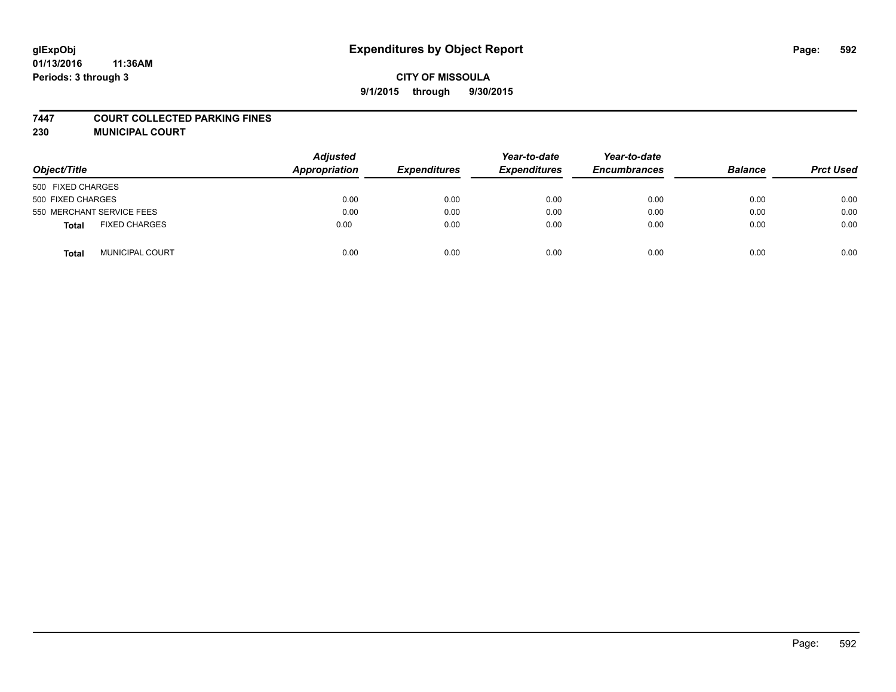glExpObj
01/13/2016 11:36AM
Periods: 3 through 3

# Expenditures by Object Report

**CITY OF MISSOULA**
**9/1/2015 through 9/30/2015**

**7447 COURT COLLECTED PARKING FINES**
**230 MUNICIPAL COURT**

| Object/Title | Adjusted Appropriation | Expenditures | Year-to-date Expenditures | Year-to-date Encumbrances | Balance | Prct Used |
|---|---|---|---|---|---|---|
| 500 FIXED CHARGES | | | | | | |
| 500 FIXED CHARGES | 0.00 | 0.00 | 0.00 | 0.00 | 0.00 | 0.00 |
| 550 MERCHANT SERVICE FEES | 0.00 | 0.00 | 0.00 | 0.00 | 0.00 | 0.00 |
| **Total** FIXED CHARGES | 0.00 | 0.00 | 0.00 | 0.00 | 0.00 | 0.00 |
| **Total** MUNICIPAL COURT | 0.00 | 0.00 | 0.00 | 0.00 | 0.00 | 0.00 |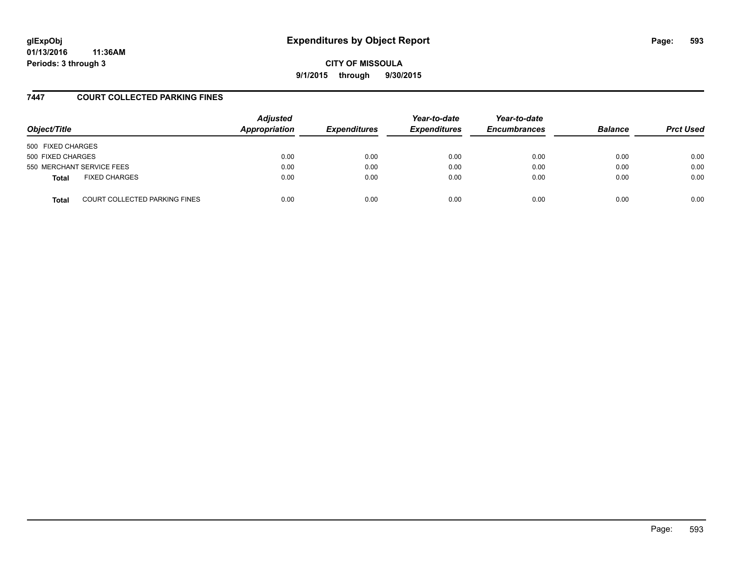# Expenditures by Object Report

glExpObj
01/13/2016 11:36AM
Periods: 3 through 3

**CITY OF MISSOULA**

**9/1/2015 through 9/30/2015**

## 7447 COURT COLLECTED PARKING FINES

| Object/Title | | Adjusted Appropriation | Expenditures | Year-to-date Expenditures | Year-to-date Encumbrances | Balance | Prct Used |
|---|---|---|---|---|---|---|---|
| 500 FIXED CHARGES | | | | | | | |
| 500 FIXED CHARGES | | 0.00 | 0.00 | 0.00 | 0.00 | 0.00 | 0.00 |
| 550 MERCHANT SERVICE FEES | | 0.00 | 0.00 | 0.00 | 0.00 | 0.00 | 0.00 |
| **Total** | FIXED CHARGES | 0.00 | 0.00 | 0.00 | 0.00 | 0.00 | 0.00 |
| **Total** | COURT COLLECTED PARKING FINES | 0.00 | 0.00 | 0.00 | 0.00 | 0.00 | 0.00 |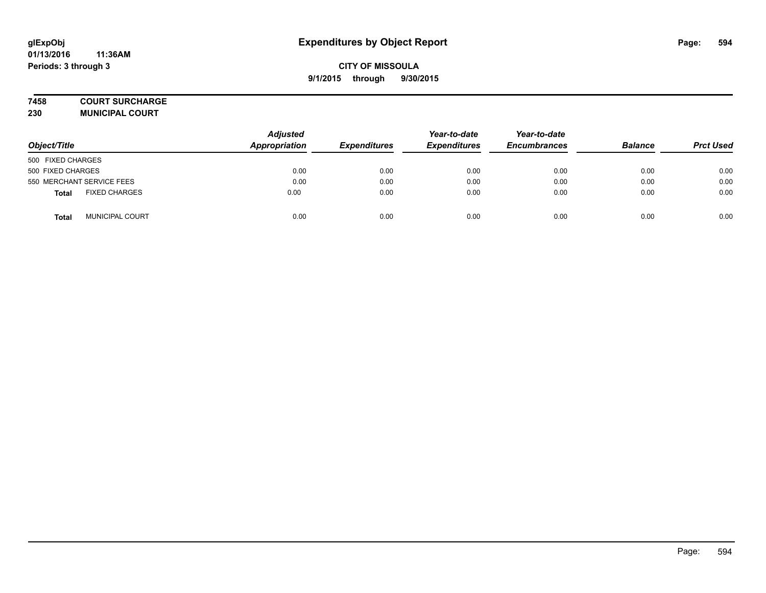# Expenditures by Object Report

glExpObj
01/13/2016 11:36AM
Periods: 3 through 3

**CITY OF MISSOULA**
**9/1/2015 through 9/30/2015**

**7458 COURT SURCHARGE**
**230 MUNICIPAL COURT**

| Object/Title | Adjusted Appropriation | Expenditures | Year-to-date Expenditures | Year-to-date Encumbrances | Balance | Prct Used |
|---|---|---|---|---|---|---|
| 500 FIXED CHARGES | | | | | | |
| 500 FIXED CHARGES | 0.00 | 0.00 | 0.00 | 0.00 | 0.00 | 0.00 |
| 550 MERCHANT SERVICE FEES | 0.00 | 0.00 | 0.00 | 0.00 | 0.00 | 0.00 |
| **Total** FIXED CHARGES | 0.00 | 0.00 | 0.00 | 0.00 | 0.00 | 0.00 |
| **Total** MUNICIPAL COURT | 0.00 | 0.00 | 0.00 | 0.00 | 0.00 | 0.00 |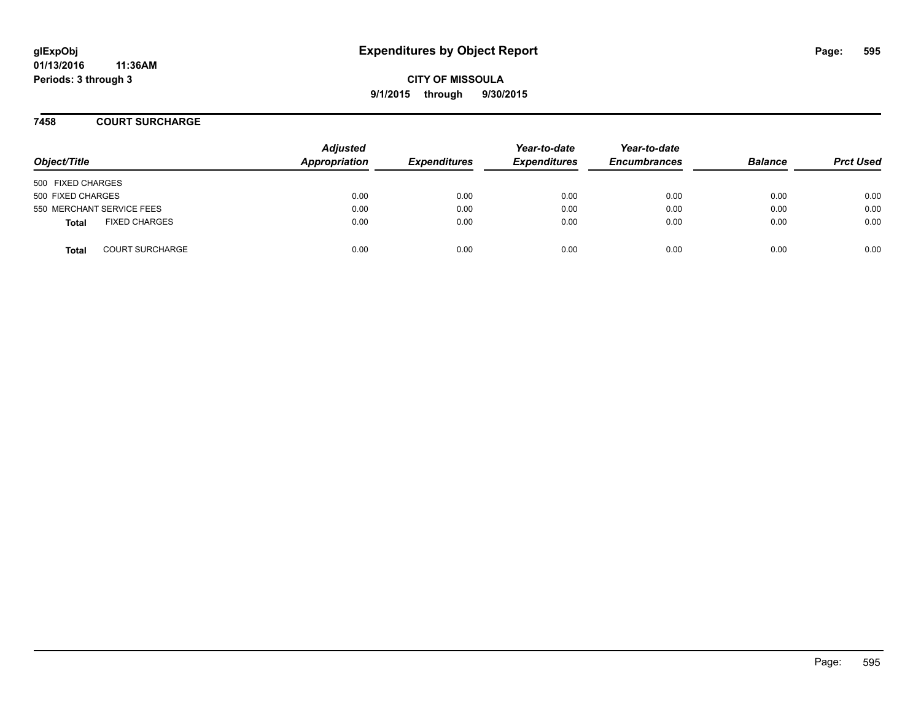**glExpObj** **Expenditures by Object Report**

**01/13/2016 11:36AM**

**Periods: 3 through 3**

**CITY OF MISSOULA**

**9/1/2015 through 9/30/2015**

## 7458 COURT SURCHARGE

| Object/Title | Adjusted Appropriation | Expenditures | Year-to-date Expenditures | Year-to-date Encumbrances | Balance | Prct Used |
|---|---|---|---|---|---|---|
| 500 FIXED CHARGES | | | | | | |
| 500 FIXED CHARGES | 0.00 | 0.00 | 0.00 | 0.00 | 0.00 | 0.00 |
| 550 MERCHANT SERVICE FEES | 0.00 | 0.00 | 0.00 | 0.00 | 0.00 | 0.00 |
| **Total** FIXED CHARGES | 0.00 | 0.00 | 0.00 | 0.00 | 0.00 | 0.00 |
| **Total** COURT SURCHARGE | 0.00 | 0.00 | 0.00 | 0.00 | 0.00 | 0.00 |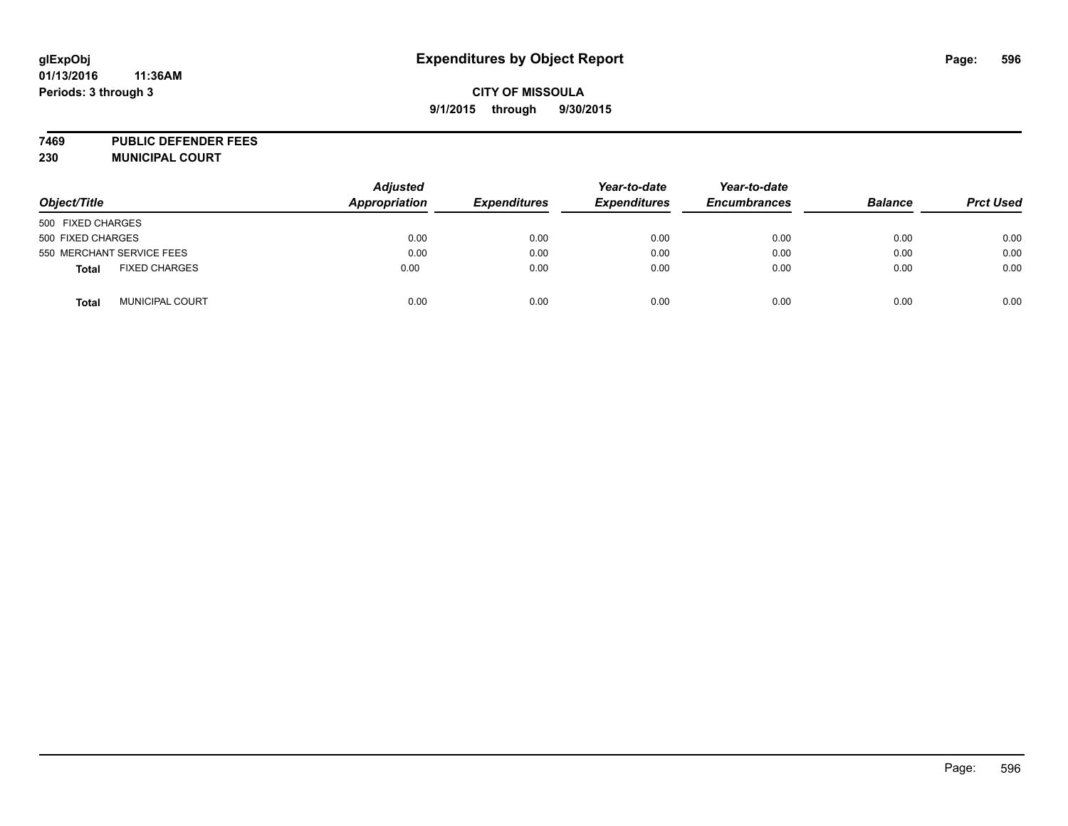# Expenditures by Object Report

**glExpObj**
**01/13/2016 11:36AM**
**Periods: 3 through 3**

**CITY OF MISSOULA**
**9/1/2015 through 9/30/2015**

**7469 PUBLIC DEFENDER FEES**
**230 MUNICIPAL COURT**

| Object/Title | | Adjusted Appropriation | Expenditures | Year-to-date Expenditures | Year-to-date Encumbrances | Balance | Prct Used |
|---|---|---|---|---|---|---|---|
| 500 FIXED CHARGES | | | | | | | |
| 500 FIXED CHARGES | | 0.00 | 0.00 | 0.00 | 0.00 | 0.00 | 0.00 |
| 550 MERCHANT SERVICE FEES | | 0.00 | 0.00 | 0.00 | 0.00 | 0.00 | 0.00 |
| **Total** | FIXED CHARGES | 0.00 | 0.00 | 0.00 | 0.00 | 0.00 | 0.00 |
| **Total** | MUNICIPAL COURT | 0.00 | 0.00 | 0.00 | 0.00 | 0.00 | 0.00 |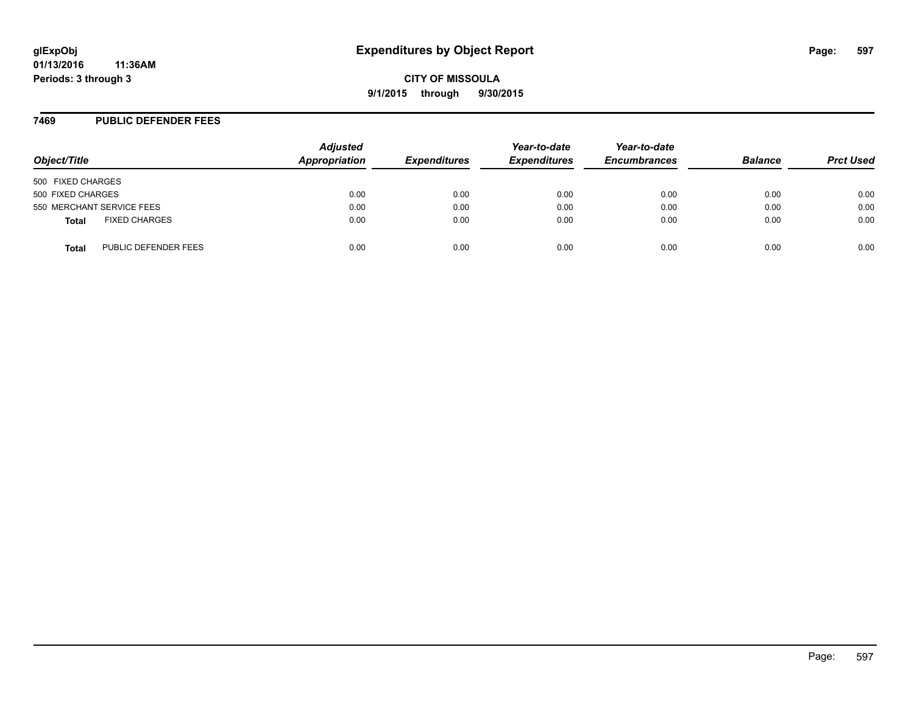**glExpObj** **Expenditures by Object Report**

**01/13/2016 11:36AM**

**Periods: 3 through 3**

**CITY OF MISSOULA**

**9/1/2015 through 9/30/2015**

## 7469 PUBLIC DEFENDER FEES

| Object/Title | | Adjusted Appropriation | Expenditures | Year-to-date Expenditures | Year-to-date Encumbrances | Balance | Prct Used |
|---|---|---|---|---|---|---|---|
| 500 FIXED CHARGES | | | | | | | |
| 500 FIXED CHARGES | | 0.00 | 0.00 | 0.00 | 0.00 | 0.00 | 0.00 |
| 550 MERCHANT SERVICE FEES | | 0.00 | 0.00 | 0.00 | 0.00 | 0.00 | 0.00 |
| **Total** | FIXED CHARGES | 0.00 | 0.00 | 0.00 | 0.00 | 0.00 | 0.00 |
| **Total** | PUBLIC DEFENDER FEES | 0.00 | 0.00 | 0.00 | 0.00 | 0.00 | 0.00 |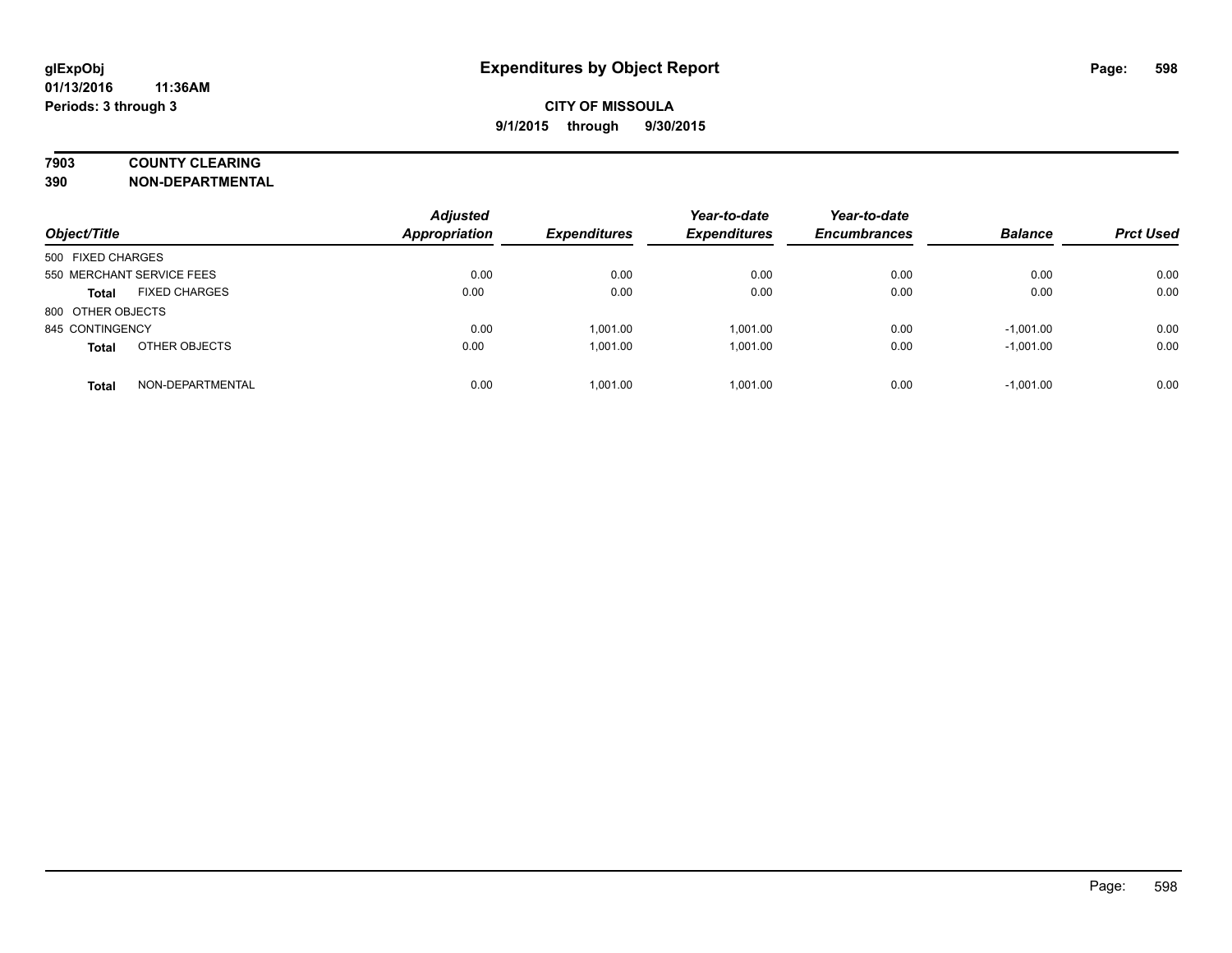**glExpObj**
**01/13/2016 11:36AM**
**Periods: 3 through 3**

# Expenditures by Object Report

**CITY OF MISSOULA**
**9/1/2015 through 9/30/2015**

**7903 COUNTY CLEARING**
**390 NON-DEPARTMENTAL**

| Object/Title | Adjusted Appropriation | Expenditures | Year-to-date Expenditures | Year-to-date Encumbrances | Balance | Prct Used |
|---|---|---|---|---|---|---|
| 500 FIXED CHARGES | | | | | | |
| 550 MERCHANT SERVICE FEES | 0.00 | 0.00 | 0.00 | 0.00 | 0.00 | 0.00 |
| **Total** FIXED CHARGES | 0.00 | 0.00 | 0.00 | 0.00 | 0.00 | 0.00 |
| 800 OTHER OBJECTS | | | | | | |
| 845 CONTINGENCY | 0.00 | 1,001.00 | 1,001.00 | 0.00 | -1,001.00 | 0.00 |
| **Total** OTHER OBJECTS | 0.00 | 1,001.00 | 1,001.00 | 0.00 | -1,001.00 | 0.00 |
| **Total** NON-DEPARTMENTAL | 0.00 | 1,001.00 | 1,001.00 | 0.00 | -1,001.00 | 0.00 |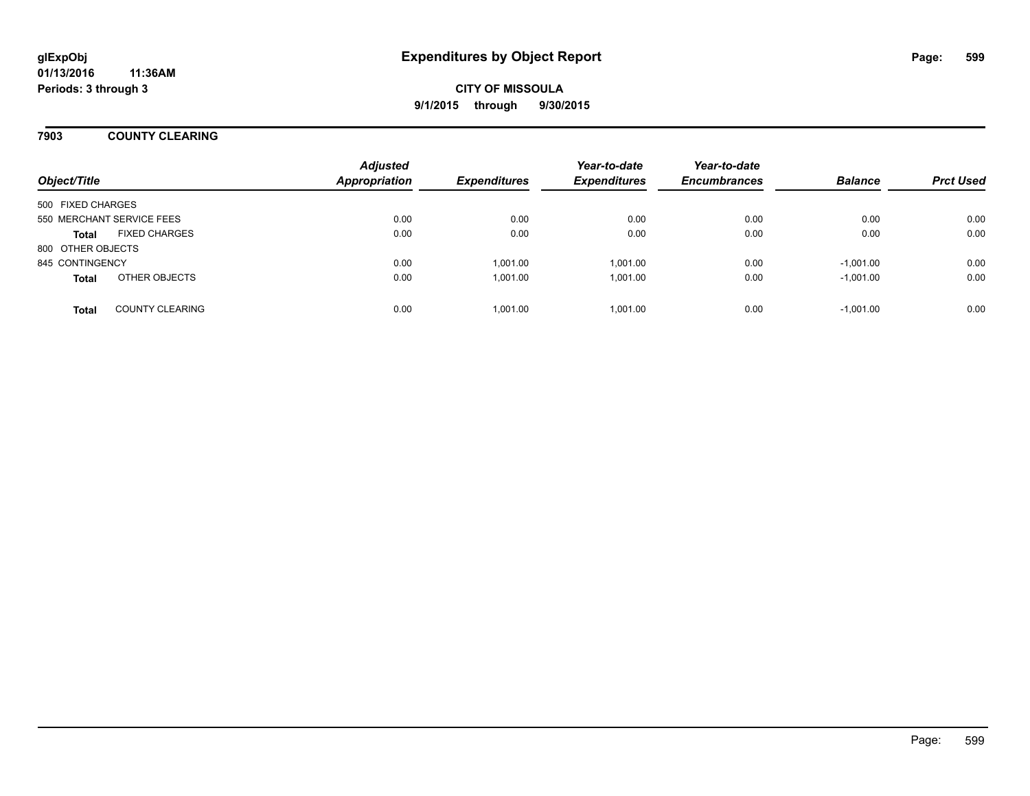# Expenditures by Object Report

glExpObj
01/13/2016 11:36AM
Periods: 3 through 3

**CITY OF MISSOULA**
**9/1/2015 through 9/30/2015**

## 7903 COUNTY CLEARING

| Object/Title | | Adjusted Appropriation | Expenditures | Year-to-date Expenditures | Year-to-date Encumbrances | Balance | Prct Used |
|---|---|---|---|---|---|---|---|
| 500 FIXED CHARGES | | | | | | | |
| 550 MERCHANT SERVICE FEES | | 0.00 | 0.00 | 0.00 | 0.00 | 0.00 | 0.00 |
| **Total** | FIXED CHARGES | 0.00 | 0.00 | 0.00 | 0.00 | 0.00 | 0.00 |
| 800 OTHER OBJECTS | | | | | | | |
| 845 CONTINGENCY | | 0.00 | 1,001.00 | 1,001.00 | 0.00 | -1,001.00 | 0.00 |
| **Total** | OTHER OBJECTS | 0.00 | 1,001.00 | 1,001.00 | 0.00 | -1,001.00 | 0.00 |
| **Total** | COUNTY CLEARING | 0.00 | 1,001.00 | 1,001.00 | 0.00 | -1,001.00 | 0.00 |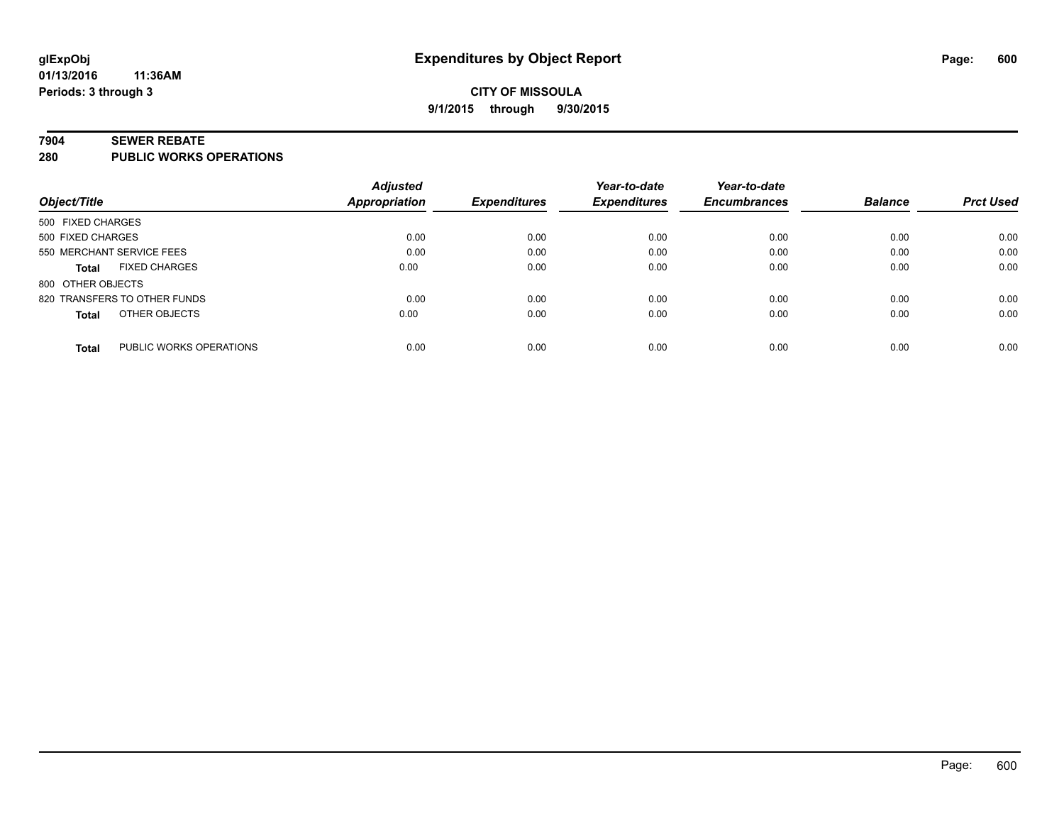**glExpObj**
**01/13/2016 11:36AM**
**Periods: 3 through 3**

# Expenditures by Object Report

**CITY OF MISSOULA**
**9/1/2015 through 9/30/2015**

## 7904 SEWER REBATE
## 280 PUBLIC WORKS OPERATIONS

| Object/Title | Adjusted Appropriation | Expenditures | Year-to-date Expenditures | Year-to-date Encumbrances | Balance | Prct Used |
|---|---|---|---|---|---|---|
| 500 FIXED CHARGES | | | | | | |
| 500 FIXED CHARGES | 0.00 | 0.00 | 0.00 | 0.00 | 0.00 | 0.00 |
| 550 MERCHANT SERVICE FEES | 0.00 | 0.00 | 0.00 | 0.00 | 0.00 | 0.00 |
| **Total** FIXED CHARGES | 0.00 | 0.00 | 0.00 | 0.00 | 0.00 | 0.00 |
| 800 OTHER OBJECTS | | | | | | |
| 820 TRANSFERS TO OTHER FUNDS | 0.00 | 0.00 | 0.00 | 0.00 | 0.00 | 0.00 |
| **Total** OTHER OBJECTS | 0.00 | 0.00 | 0.00 | 0.00 | 0.00 | 0.00 |
| **Total** PUBLIC WORKS OPERATIONS | 0.00 | 0.00 | 0.00 | 0.00 | 0.00 | 0.00 |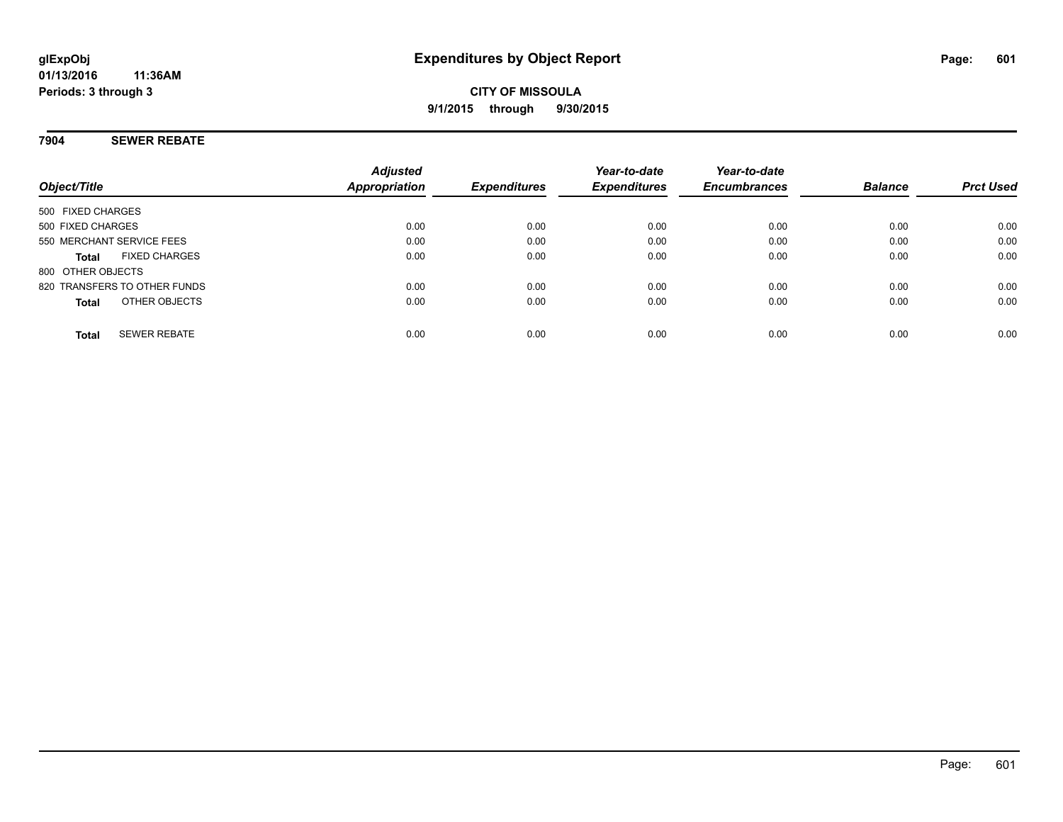**glExpObj**
**01/13/2016 11:36AM**
**Periods: 3 through 3**

# Expenditures by Object Report

**CITY OF MISSOULA**
**9/1/2015 through 9/30/2015**

## 7904 SEWER REBATE

| Object/Title | Adjusted Appropriation | Expenditures | Year-to-date Expenditures | Year-to-date Encumbrances | Balance | Prct Used |
|---|---|---|---|---|---|---|
| 500 FIXED CHARGES | | | | | | |
| 500 FIXED CHARGES | 0.00 | 0.00 | 0.00 | 0.00 | 0.00 | 0.00 |
| 550 MERCHANT SERVICE FEES | 0.00 | 0.00 | 0.00 | 0.00 | 0.00 | 0.00 |
| **Total** FIXED CHARGES | 0.00 | 0.00 | 0.00 | 0.00 | 0.00 | 0.00 |
| 800 OTHER OBJECTS | | | | | | |
| 820 TRANSFERS TO OTHER FUNDS | 0.00 | 0.00 | 0.00 | 0.00 | 0.00 | 0.00 |
| **Total** OTHER OBJECTS | 0.00 | 0.00 | 0.00 | 0.00 | 0.00 | 0.00 |
| **Total** SEWER REBATE | 0.00 | 0.00 | 0.00 | 0.00 | 0.00 | 0.00 |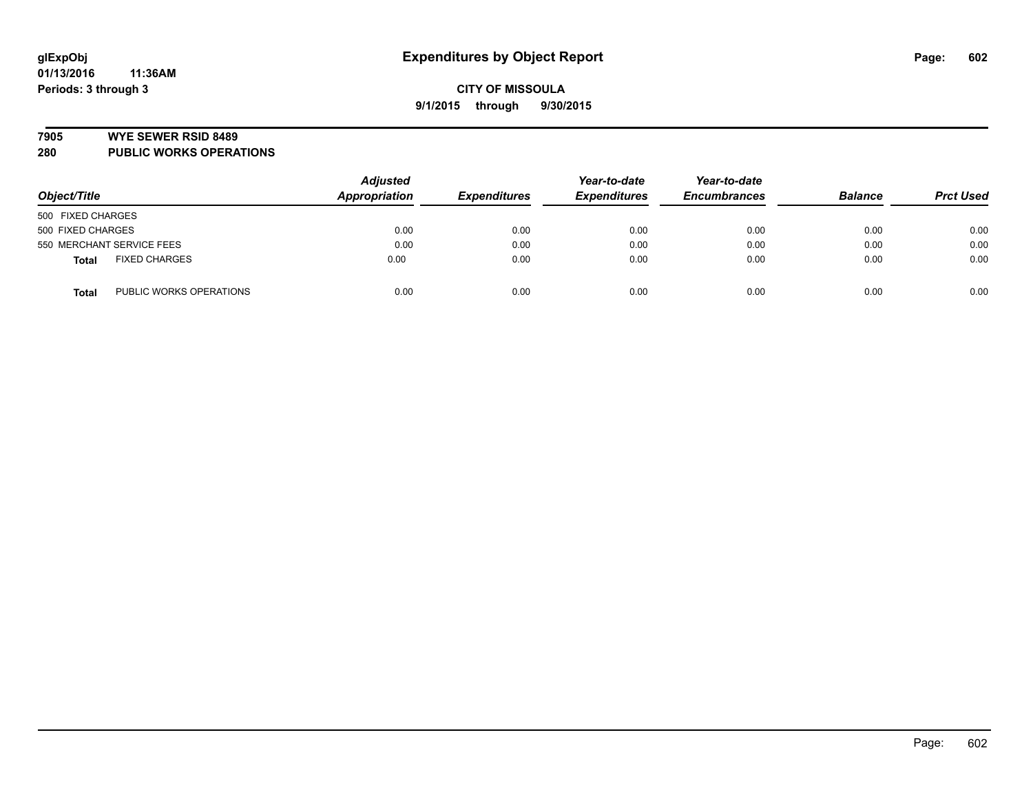**glExpObj** **Expenditures by Object Report**
**01/13/2016 11:36AM**
**Periods: 3 through 3**

**CITY OF MISSOULA**
**9/1/2015 through 9/30/2015**

**7905 WYE SEWER RSID 8489**
**280 PUBLIC WORKS OPERATIONS**

| Object/Title | | *Adjusted Appropriation* | *Expenditures* | *Year-to-date Expenditures* | *Year-to-date Encumbrances* | *Balance* | *Prct Used* |
|---|---|---|---|---|---|---|---|
| 500 FIXED CHARGES | | | | | | | |
| 500 FIXED CHARGES | | 0.00 | 0.00 | 0.00 | 0.00 | 0.00 | 0.00 |
| 550 MERCHANT SERVICE FEES | | 0.00 | 0.00 | 0.00 | 0.00 | 0.00 | 0.00 |
| **Total** | FIXED CHARGES | 0.00 | 0.00 | 0.00 | 0.00 | 0.00 | 0.00 |
| **Total** | PUBLIC WORKS OPERATIONS | 0.00 | 0.00 | 0.00 | 0.00 | 0.00 | 0.00 |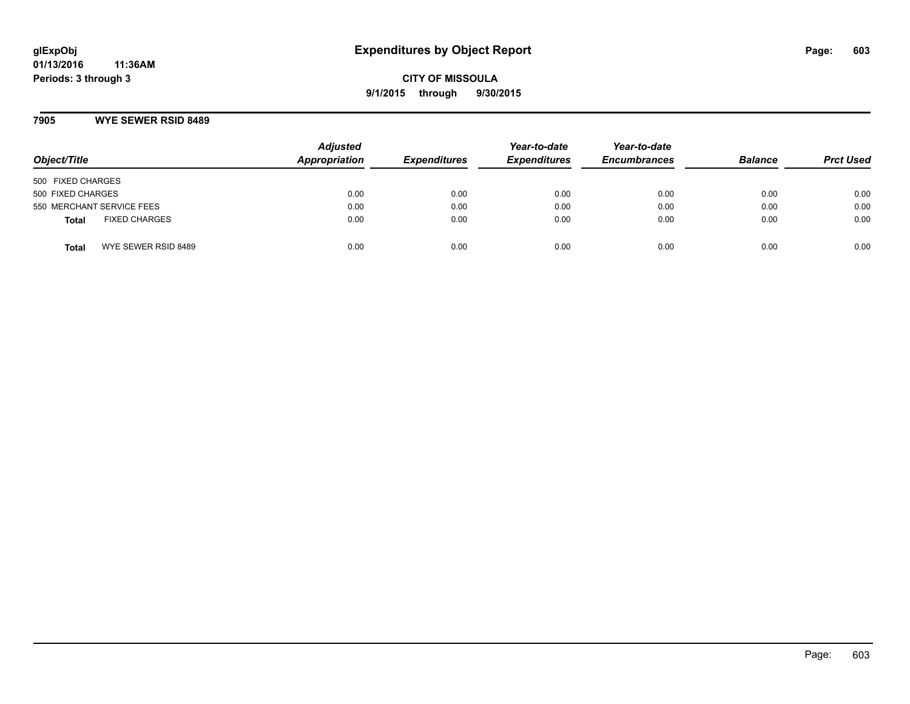# Expenditures by Object Report

glExpObj
01/13/2016 11:36AM
Periods: 3 through 3

**CITY OF MISSOULA**
**9/1/2015 through 9/30/2015**

## 7905 WYE SEWER RSID 8489

| Object/Title | Adjusted Appropriation | Expenditures | Year-to-date Expenditures | Year-to-date Encumbrances | Balance | Prct Used |
|---|---|---|---|---|---|---|
| 500 FIXED CHARGES | | | | | | |
| 500 FIXED CHARGES | 0.00 | 0.00 | 0.00 | 0.00 | 0.00 | 0.00 |
| 550 MERCHANT SERVICE FEES | 0.00 | 0.00 | 0.00 | 0.00 | 0.00 | 0.00 |
| **Total** FIXED CHARGES | 0.00 | 0.00 | 0.00 | 0.00 | 0.00 | 0.00 |
| **Total** WYE SEWER RSID 8489 | 0.00 | 0.00 | 0.00 | 0.00 | 0.00 | 0.00 |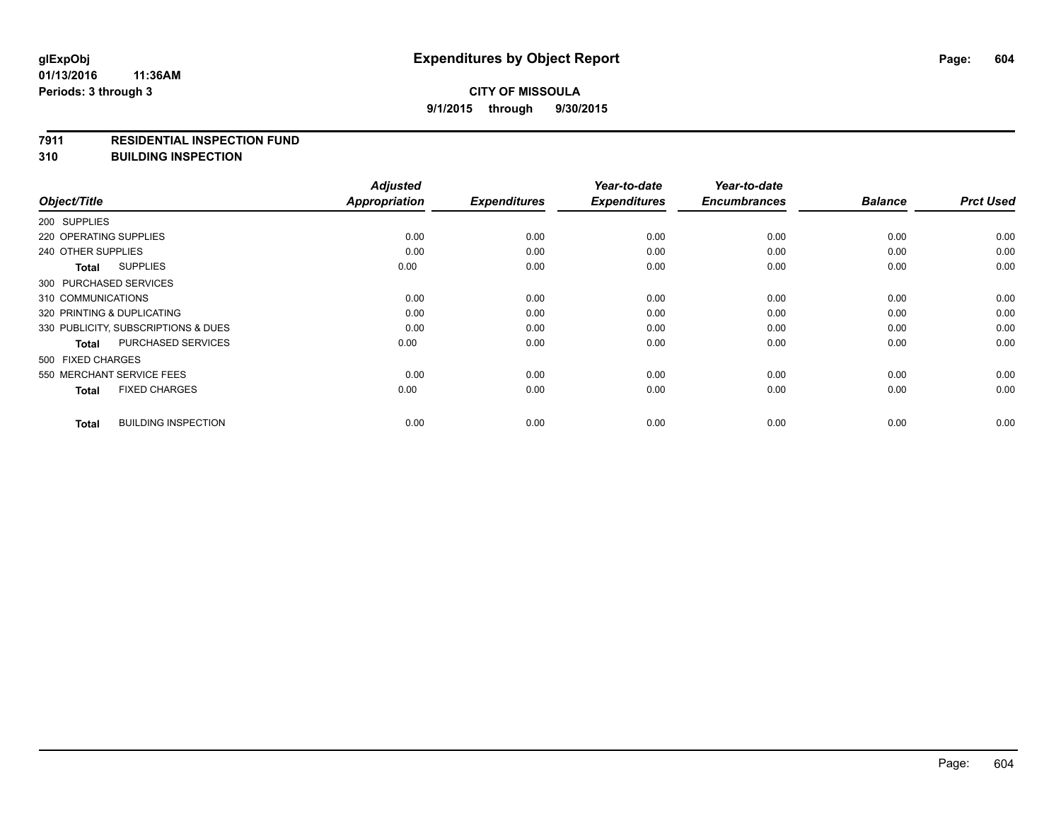**glExpObj**
**01/13/2016 11:36AM**
**Periods: 3 through 3**

# Expenditures by Object Report

**CITY OF MISSOULA**
**9/1/2015 through 9/30/2015**

**7911 RESIDENTIAL INSPECTION FUND**
**310 BUILDING INSPECTION**

| Object/Title | Adjusted Appropriation | Expenditures | Year-to-date Expenditures | Year-to-date Encumbrances | Balance | Prct Used |
|---|---|---|---|---|---|---|
| 200 SUPPLIES | | | | | | |
| 220 OPERATING SUPPLIES | 0.00 | 0.00 | 0.00 | 0.00 | 0.00 | 0.00 |
| 240 OTHER SUPPLIES | 0.00 | 0.00 | 0.00 | 0.00 | 0.00 | 0.00 |
| **Total** SUPPLIES | 0.00 | 0.00 | 0.00 | 0.00 | 0.00 | 0.00 |
| 300 PURCHASED SERVICES | | | | | | |
| 310 COMMUNICATIONS | 0.00 | 0.00 | 0.00 | 0.00 | 0.00 | 0.00 |
| 320 PRINTING & DUPLICATING | 0.00 | 0.00 | 0.00 | 0.00 | 0.00 | 0.00 |
| 330 PUBLICITY, SUBSCRIPTIONS & DUES | 0.00 | 0.00 | 0.00 | 0.00 | 0.00 | 0.00 |
| **Total** PURCHASED SERVICES | 0.00 | 0.00 | 0.00 | 0.00 | 0.00 | 0.00 |
| 500 FIXED CHARGES | | | | | | |
| 550 MERCHANT SERVICE FEES | 0.00 | 0.00 | 0.00 | 0.00 | 0.00 | 0.00 |
| **Total** FIXED CHARGES | 0.00 | 0.00 | 0.00 | 0.00 | 0.00 | 0.00 |
| **Total** BUILDING INSPECTION | 0.00 | 0.00 | 0.00 | 0.00 | 0.00 | 0.00 |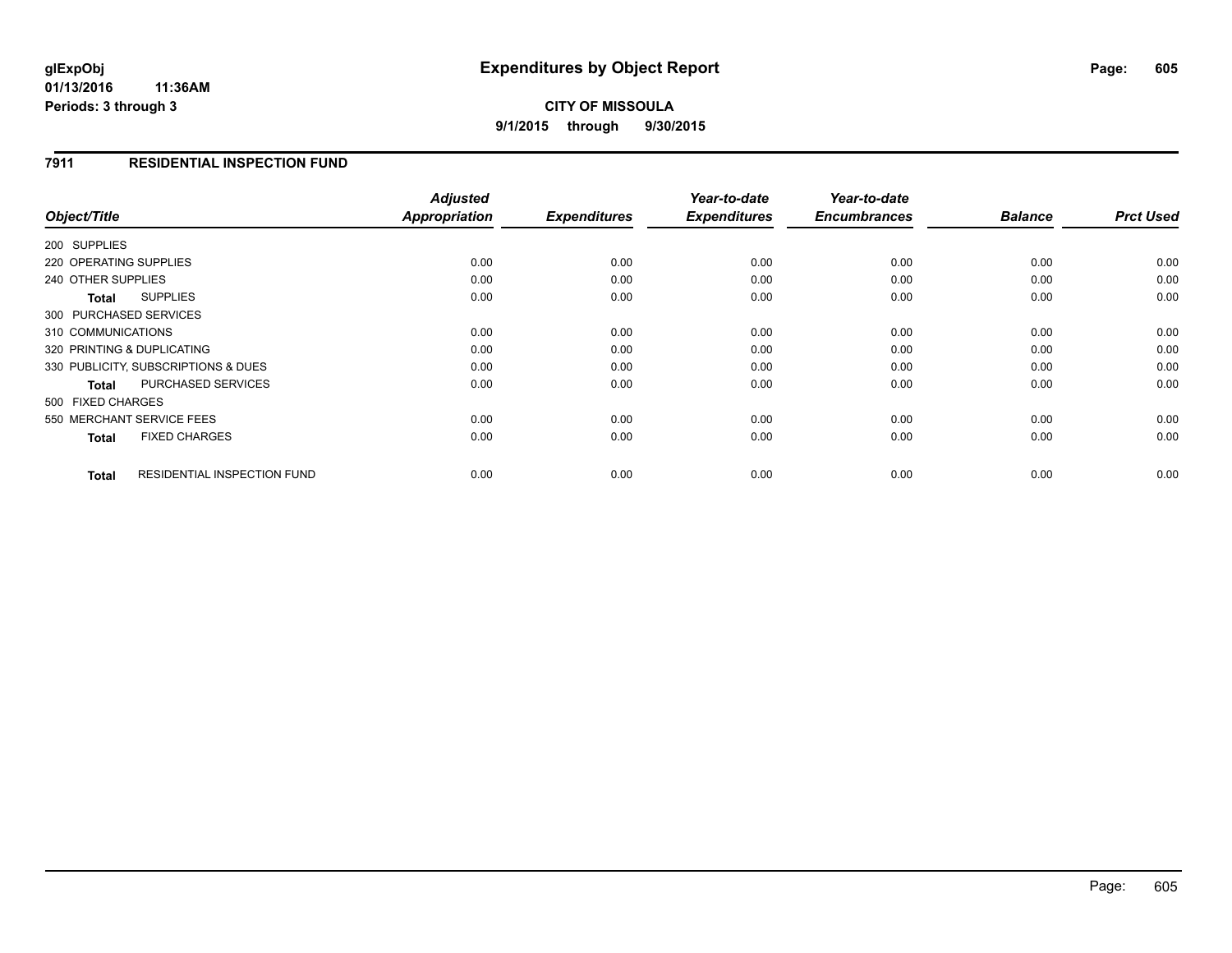**glExpObj** **Expenditures by Object Report**
**01/13/2016 11:36AM**
**Periods: 3 through 3**

**CITY OF MISSOULA**
**9/1/2015 through 9/30/2015**

## 7911 RESIDENTIAL INSPECTION FUND

| Object/Title | Adjusted Appropriation | Expenditures | Year-to-date Expenditures | Year-to-date Encumbrances | Balance | Prct Used |
|---|---|---|---|---|---|---|
| 200 SUPPLIES | | | | | | |
| 220 OPERATING SUPPLIES | 0.00 | 0.00 | 0.00 | 0.00 | 0.00 | 0.00 |
| 240 OTHER SUPPLIES | 0.00 | 0.00 | 0.00 | 0.00 | 0.00 | 0.00 |
| **Total** SUPPLIES | 0.00 | 0.00 | 0.00 | 0.00 | 0.00 | 0.00 |
| 300 PURCHASED SERVICES | | | | | | |
| 310 COMMUNICATIONS | 0.00 | 0.00 | 0.00 | 0.00 | 0.00 | 0.00 |
| 320 PRINTING & DUPLICATING | 0.00 | 0.00 | 0.00 | 0.00 | 0.00 | 0.00 |
| 330 PUBLICITY, SUBSCRIPTIONS & DUES | 0.00 | 0.00 | 0.00 | 0.00 | 0.00 | 0.00 |
| **Total** PURCHASED SERVICES | 0.00 | 0.00 | 0.00 | 0.00 | 0.00 | 0.00 |
| 500 FIXED CHARGES | | | | | | |
| 550 MERCHANT SERVICE FEES | 0.00 | 0.00 | 0.00 | 0.00 | 0.00 | 0.00 |
| **Total** FIXED CHARGES | 0.00 | 0.00 | 0.00 | 0.00 | 0.00 | 0.00 |
| **Total** RESIDENTIAL INSPECTION FUND | 0.00 | 0.00 | 0.00 | 0.00 | 0.00 | 0.00 |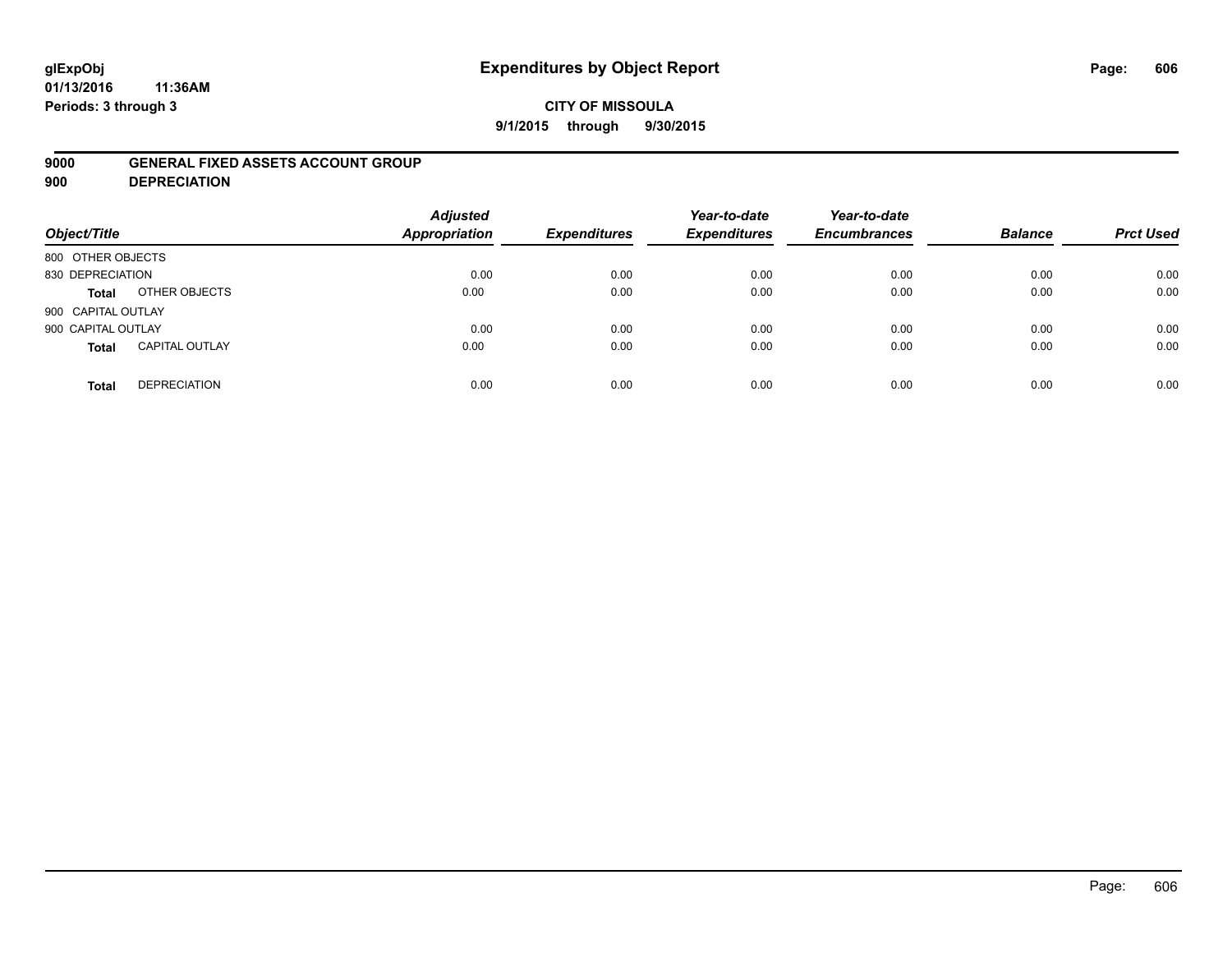**glExpObj**
**01/13/2016 11:36AM**
**Periods: 3 through 3**

# Expenditures by Object Report

**CITY OF MISSOULA**
**9/1/2015 through 9/30/2015**

**9000 GENERAL FIXED ASSETS ACCOUNT GROUP**
**900 DEPRECIATION**

| Object/Title | | Adjusted Appropriation | Expenditures | Year-to-date Expenditures | Year-to-date Encumbrances | Balance | Prct Used |
|---|---|---|---|---|---|---|---|
| 800 OTHER OBJECTS | | | | | | | |
| 830 DEPRECIATION | | 0.00 | 0.00 | 0.00 | 0.00 | 0.00 | 0.00 |
| **Total** | OTHER OBJECTS | 0.00 | 0.00 | 0.00 | 0.00 | 0.00 | 0.00 |
| 900 CAPITAL OUTLAY | | | | | | | |
| 900 CAPITAL OUTLAY | | 0.00 | 0.00 | 0.00 | 0.00 | 0.00 | 0.00 |
| **Total** | CAPITAL OUTLAY | 0.00 | 0.00 | 0.00 | 0.00 | 0.00 | 0.00 |
| **Total** | DEPRECIATION | 0.00 | 0.00 | 0.00 | 0.00 | 0.00 | 0.00 |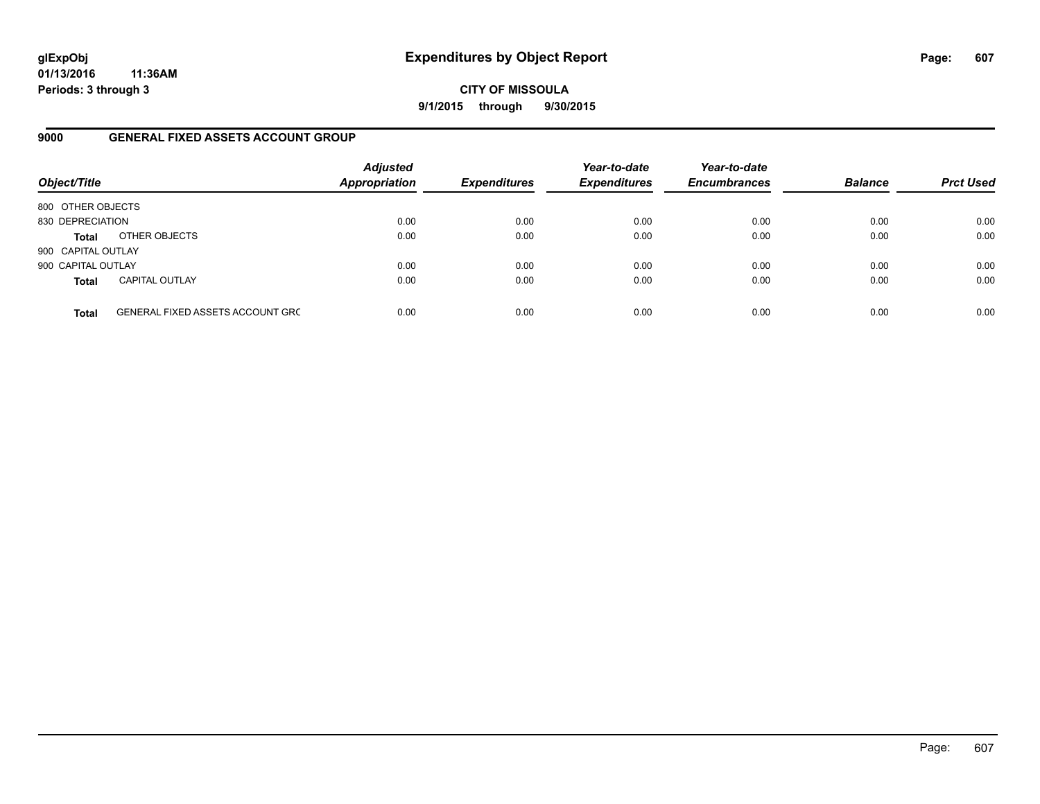**glExpObj**
**01/13/2016 11:36AM**
**Periods: 3 through 3**

# Expenditures by Object Report

**CITY OF MISSOULA**
**9/1/2015 through 9/30/2015**

## 9000 GENERAL FIXED ASSETS ACCOUNT GROUP

| Object/Title | | Adjusted Appropriation | Expenditures | Year-to-date Expenditures | Year-to-date Encumbrances | Balance | Prct Used |
|---|---|---|---|---|---|---|---|
| 800 OTHER OBJECTS | | | | | | | |
| 830 DEPRECIATION | | 0.00 | 0.00 | 0.00 | 0.00 | 0.00 | 0.00 |
| **Total** | OTHER OBJECTS | 0.00 | 0.00 | 0.00 | 0.00 | 0.00 | 0.00 |
| 900 CAPITAL OUTLAY | | | | | | | |
| 900 CAPITAL OUTLAY | | 0.00 | 0.00 | 0.00 | 0.00 | 0.00 | 0.00 |
| **Total** | CAPITAL OUTLAY | 0.00 | 0.00 | 0.00 | 0.00 | 0.00 | 0.00 |
| **Total** | GENERAL FIXED ASSETS ACCOUNT GRC | 0.00 | 0.00 | 0.00 | 0.00 | 0.00 | 0.00 |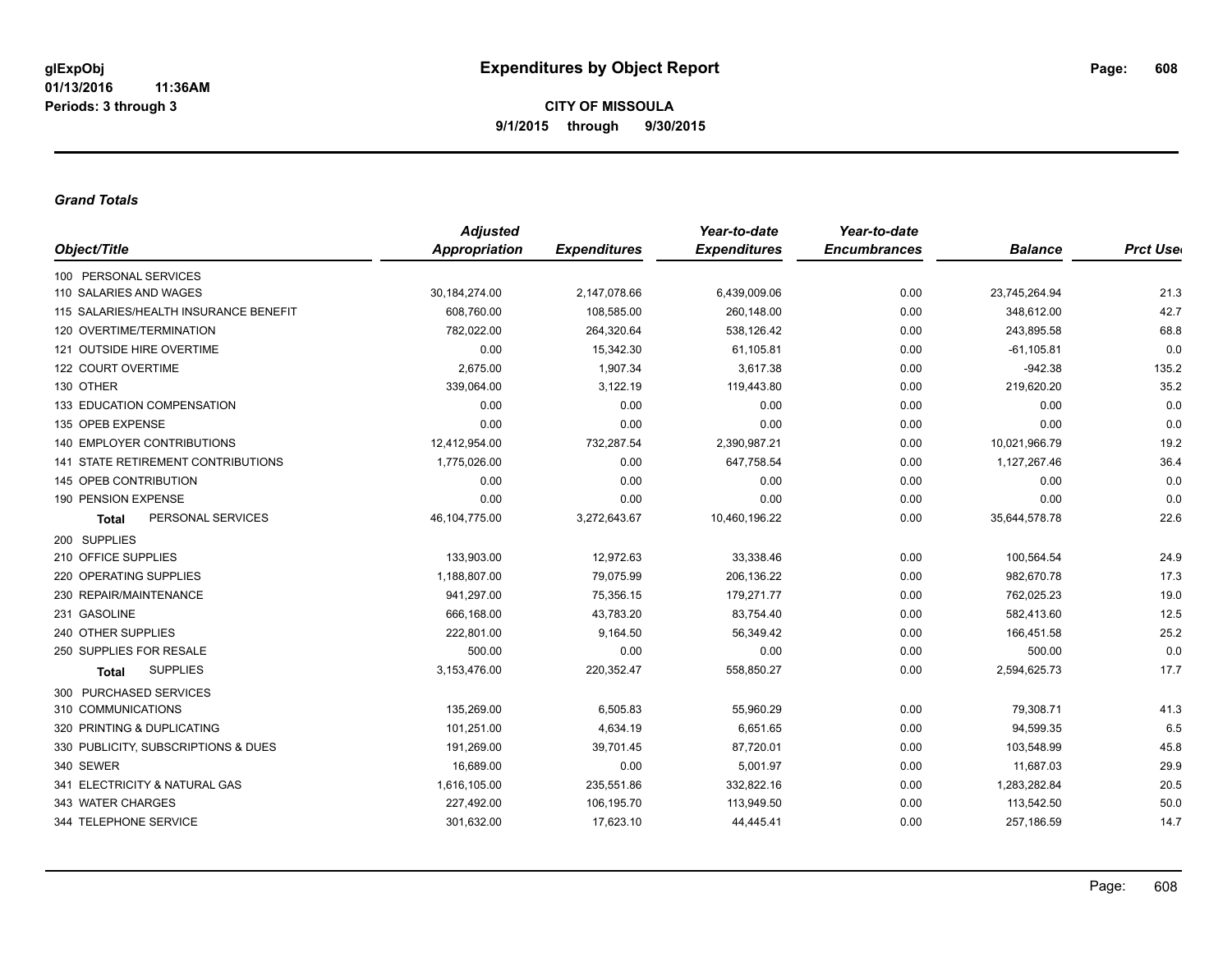# Expenditures by Object Report

glExpObj
01/13/2016 11:36AM
Periods: 3 through 3

**CITY OF MISSOULA**
**9/1/2015 through 9/30/2015**

***Grand Totals***

| Object/Title | Adjusted Appropriation | Expenditures | Year-to-date Expenditures | Year-to-date Encumbrances | Balance | Prct Used |
|---|---|---|---|---|---|---|
| 100 PERSONAL SERVICES | | | | | | |
| 110 SALARIES AND WAGES | 30,184,274.00 | 2,147,078.66 | 6,439,009.06 | 0.00 | 23,745,264.94 | 21.3 |
| 115 SALARIES/HEALTH INSURANCE BENEFIT | 608,760.00 | 108,585.00 | 260,148.00 | 0.00 | 348,612.00 | 42.7 |
| 120 OVERTIME/TERMINATION | 782,022.00 | 264,320.64 | 538,126.42 | 0.00 | 243,895.58 | 68.8 |
| 121 OUTSIDE HIRE OVERTIME | 0.00 | 15,342.30 | 61,105.81 | 0.00 | -61,105.81 | 0.0 |
| 122 COURT OVERTIME | 2,675.00 | 1,907.34 | 3,617.38 | 0.00 | -942.38 | 135.2 |
| 130 OTHER | 339,064.00 | 3,122.19 | 119,443.80 | 0.00 | 219,620.20 | 35.2 |
| 133 EDUCATION COMPENSATION | 0.00 | 0.00 | 0.00 | 0.00 | 0.00 | 0.0 |
| 135 OPEB EXPENSE | 0.00 | 0.00 | 0.00 | 0.00 | 0.00 | 0.0 |
| 140 EMPLOYER CONTRIBUTIONS | 12,412,954.00 | 732,287.54 | 2,390,987.21 | 0.00 | 10,021,966.79 | 19.2 |
| 141 STATE RETIREMENT CONTRIBUTIONS | 1,775,026.00 | 0.00 | 647,758.54 | 0.00 | 1,127,267.46 | 36.4 |
| 145 OPEB CONTRIBUTION | 0.00 | 0.00 | 0.00 | 0.00 | 0.00 | 0.0 |
| 190 PENSION EXPENSE | 0.00 | 0.00 | 0.00 | 0.00 | 0.00 | 0.0 |
| **Total** PERSONAL SERVICES | 46,104,775.00 | 3,272,643.67 | 10,460,196.22 | 0.00 | 35,644,578.78 | 22.6 |
| 200 SUPPLIES | | | | | | |
| 210 OFFICE SUPPLIES | 133,903.00 | 12,972.63 | 33,338.46 | 0.00 | 100,564.54 | 24.9 |
| 220 OPERATING SUPPLIES | 1,188,807.00 | 79,075.99 | 206,136.22 | 0.00 | 982,670.78 | 17.3 |
| 230 REPAIR/MAINTENANCE | 941,297.00 | 75,356.15 | 179,271.77 | 0.00 | 762,025.23 | 19.0 |
| 231 GASOLINE | 666,168.00 | 43,783.20 | 83,754.40 | 0.00 | 582,413.60 | 12.5 |
| 240 OTHER SUPPLIES | 222,801.00 | 9,164.50 | 56,349.42 | 0.00 | 166,451.58 | 25.2 |
| 250 SUPPLIES FOR RESALE | 500.00 | 0.00 | 0.00 | 0.00 | 500.00 | 0.0 |
| **Total** SUPPLIES | 3,153,476.00 | 220,352.47 | 558,850.27 | 0.00 | 2,594,625.73 | 17.7 |
| 300 PURCHASED SERVICES | | | | | | |
| 310 COMMUNICATIONS | 135,269.00 | 6,505.83 | 55,960.29 | 0.00 | 79,308.71 | 41.3 |
| 320 PRINTING & DUPLICATING | 101,251.00 | 4,634.19 | 6,651.65 | 0.00 | 94,599.35 | 6.5 |
| 330 PUBLICITY, SUBSCRIPTIONS & DUES | 191,269.00 | 39,701.45 | 87,720.01 | 0.00 | 103,548.99 | 45.8 |
| 340 SEWER | 16,689.00 | 0.00 | 5,001.97 | 0.00 | 11,687.03 | 29.9 |
| 341 ELECTRICITY & NATURAL GAS | 1,616,105.00 | 235,551.86 | 332,822.16 | 0.00 | 1,283,282.84 | 20.5 |
| 343 WATER CHARGES | 227,492.00 | 106,195.70 | 113,949.50 | 0.00 | 113,542.50 | 50.0 |
| 344 TELEPHONE SERVICE | 301,632.00 | 17,623.10 | 44,445.41 | 0.00 | 257,186.59 | 14.7 |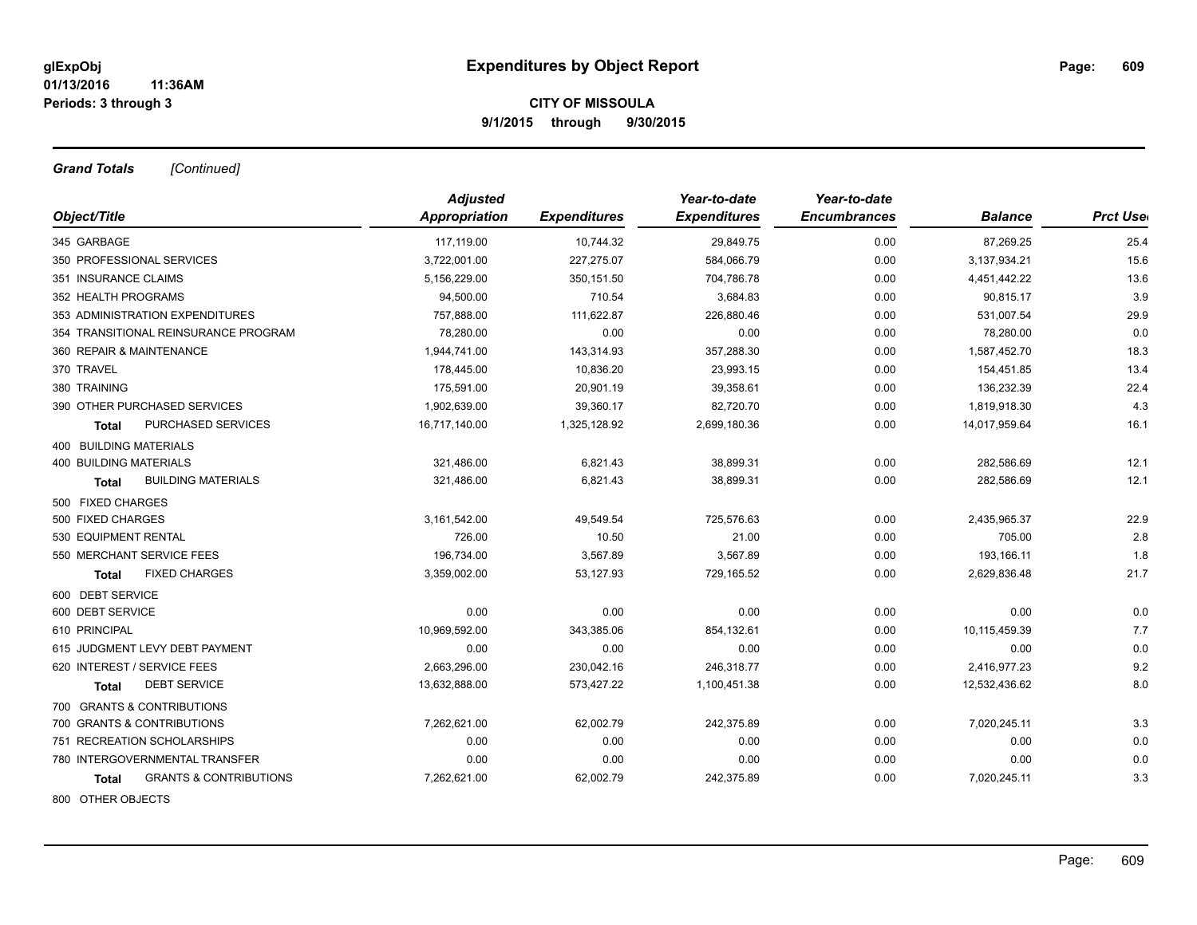**CITY OF MISSOULA**

**9/1/2015 through 9/30/2015**

***Grand Totals*** *[Continued]*

| Object/Title | Adjusted Appropriation | Expenditures | Year-to-date Expenditures | Year-to-date Encumbrances | Balance | Prct Used |
|---|---|---|---|---|---|---|
| 345 GARBAGE | 117,119.00 | 10,744.32 | 29,849.75 | 0.00 | 87,269.25 | 25.4 |
| 350 PROFESSIONAL SERVICES | 3,722,001.00 | 227,275.07 | 584,066.79 | 0.00 | 3,137,934.21 | 15.6 |
| 351 INSURANCE CLAIMS | 5,156,229.00 | 350,151.50 | 704,786.78 | 0.00 | 4,451,442.22 | 13.6 |
| 352 HEALTH PROGRAMS | 94,500.00 | 710.54 | 3,684.83 | 0.00 | 90,815.17 | 3.9 |
| 353 ADMINISTRATION EXPENDITURES | 757,888.00 | 111,622.87 | 226,880.46 | 0.00 | 531,007.54 | 29.9 |
| 354 TRANSITIONAL REINSURANCE PROGRAM | 78,280.00 | 0.00 | 0.00 | 0.00 | 78,280.00 | 0.0 |
| 360 REPAIR & MAINTENANCE | 1,944,741.00 | 143,314.93 | 357,288.30 | 0.00 | 1,587,452.70 | 18.3 |
| 370 TRAVEL | 178,445.00 | 10,836.20 | 23,993.15 | 0.00 | 154,451.85 | 13.4 |
| 380 TRAINING | 175,591.00 | 20,901.19 | 39,358.61 | 0.00 | 136,232.39 | 22.4 |
| 390 OTHER PURCHASED SERVICES | 1,902,639.00 | 39,360.17 | 82,720.70 | 0.00 | 1,819,918.30 | 4.3 |
| **Total** PURCHASED SERVICES | 16,717,140.00 | 1,325,128.92 | 2,699,180.36 | 0.00 | 14,017,959.64 | 16.1 |
| 400 BUILDING MATERIALS | | | | | | |
| 400 BUILDING MATERIALS | 321,486.00 | 6,821.43 | 38,899.31 | 0.00 | 282,586.69 | 12.1 |
| **Total** BUILDING MATERIALS | 321,486.00 | 6,821.43 | 38,899.31 | 0.00 | 282,586.69 | 12.1 |
| 500 FIXED CHARGES | | | | | | |
| 500 FIXED CHARGES | 3,161,542.00 | 49,549.54 | 725,576.63 | 0.00 | 2,435,965.37 | 22.9 |
| 530 EQUIPMENT RENTAL | 726.00 | 10.50 | 21.00 | 0.00 | 705.00 | 2.8 |
| 550 MERCHANT SERVICE FEES | 196,734.00 | 3,567.89 | 3,567.89 | 0.00 | 193,166.11 | 1.8 |
| **Total** FIXED CHARGES | 3,359,002.00 | 53,127.93 | 729,165.52 | 0.00 | 2,629,836.48 | 21.7 |
| 600 DEBT SERVICE | | | | | | |
| 600 DEBT SERVICE | 0.00 | 0.00 | 0.00 | 0.00 | 0.00 | 0.0 |
| 610 PRINCIPAL | 10,969,592.00 | 343,385.06 | 854,132.61 | 0.00 | 10,115,459.39 | 7.7 |
| 615 JUDGMENT LEVY DEBT PAYMENT | 0.00 | 0.00 | 0.00 | 0.00 | 0.00 | 0.0 |
| 620 INTEREST / SERVICE FEES | 2,663,296.00 | 230,042.16 | 246,318.77 | 0.00 | 2,416,977.23 | 9.2 |
| **Total** DEBT SERVICE | 13,632,888.00 | 573,427.22 | 1,100,451.38 | 0.00 | 12,532,436.62 | 8.0 |
| 700 GRANTS & CONTRIBUTIONS | | | | | | |
| 700 GRANTS & CONTRIBUTIONS | 7,262,621.00 | 62,002.79 | 242,375.89 | 0.00 | 7,020,245.11 | 3.3 |
| 751 RECREATION SCHOLARSHIPS | 0.00 | 0.00 | 0.00 | 0.00 | 0.00 | 0.0 |
| 780 INTERGOVERNMENTAL TRANSFER | 0.00 | 0.00 | 0.00 | 0.00 | 0.00 | 0.0 |
| **Total** GRANTS & CONTRIBUTIONS | 7,262,621.00 | 62,002.79 | 242,375.89 | 0.00 | 7,020,245.11 | 3.3 |
| 800 OTHER OBJECTS | | | | | | |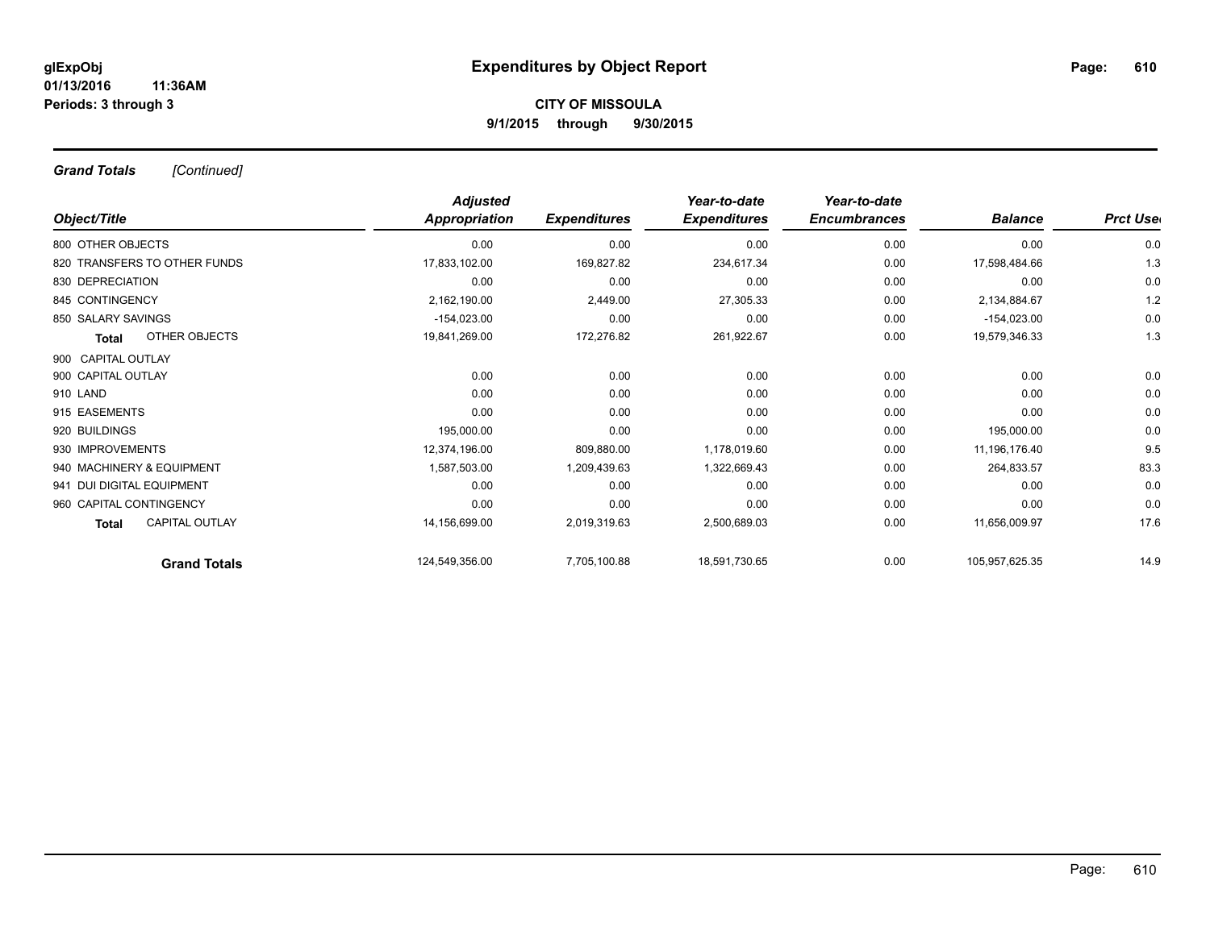**CITY OF MISSOULA**

**9/1/2015 through 9/30/2015**

***Grand Totals*** *[Continued]*

| Object/Title | | *Adjusted Appropriation* | *Expenditures* | *Year-to-date Expenditures* | *Year-to-date Encumbrances* | *Balance* | *Prct Used* |
|---|---|---|---|---|---|---|---|
| 800 OTHER OBJECTS | | 0.00 | 0.00 | 0.00 | 0.00 | 0.00 | 0.0 |
| 820 TRANSFERS TO OTHER FUNDS | | 17,833,102.00 | 169,827.82 | 234,617.34 | 0.00 | 17,598,484.66 | 1.3 |
| 830 DEPRECIATION | | 0.00 | 0.00 | 0.00 | 0.00 | 0.00 | 0.0 |
| 845 CONTINGENCY | | 2,162,190.00 | 2,449.00 | 27,305.33 | 0.00 | 2,134,884.67 | 1.2 |
| 850 SALARY SAVINGS | | -154,023.00 | 0.00 | 0.00 | 0.00 | -154,023.00 | 0.0 |
| **Total** | OTHER OBJECTS | 19,841,269.00 | 172,276.82 | 261,922.67 | 0.00 | 19,579,346.33 | 1.3 |
| 900 CAPITAL OUTLAY | | | | | | | |
| 900 CAPITAL OUTLAY | | 0.00 | 0.00 | 0.00 | 0.00 | 0.00 | 0.0 |
| 910 LAND | | 0.00 | 0.00 | 0.00 | 0.00 | 0.00 | 0.0 |
| 915 EASEMENTS | | 0.00 | 0.00 | 0.00 | 0.00 | 0.00 | 0.0 |
| 920 BUILDINGS | | 195,000.00 | 0.00 | 0.00 | 0.00 | 195,000.00 | 0.0 |
| 930 IMPROVEMENTS | | 12,374,196.00 | 809,880.00 | 1,178,019.60 | 0.00 | 11,196,176.40 | 9.5 |
| 940 MACHINERY & EQUIPMENT | | 1,587,503.00 | 1,209,439.63 | 1,322,669.43 | 0.00 | 264,833.57 | 83.3 |
| 941 DUI DIGITAL EQUIPMENT | | 0.00 | 0.00 | 0.00 | 0.00 | 0.00 | 0.0 |
| 960 CAPITAL CONTINGENCY | | 0.00 | 0.00 | 0.00 | 0.00 | 0.00 | 0.0 |
| **Total** | CAPITAL OUTLAY | 14,156,699.00 | 2,019,319.63 | 2,500,689.03 | 0.00 | 11,656,009.97 | 17.6 |
| **Grand Totals** | | 124,549,356.00 | 7,705,100.88 | 18,591,730.65 | 0.00 | 105,957,625.35 | 14.9 |